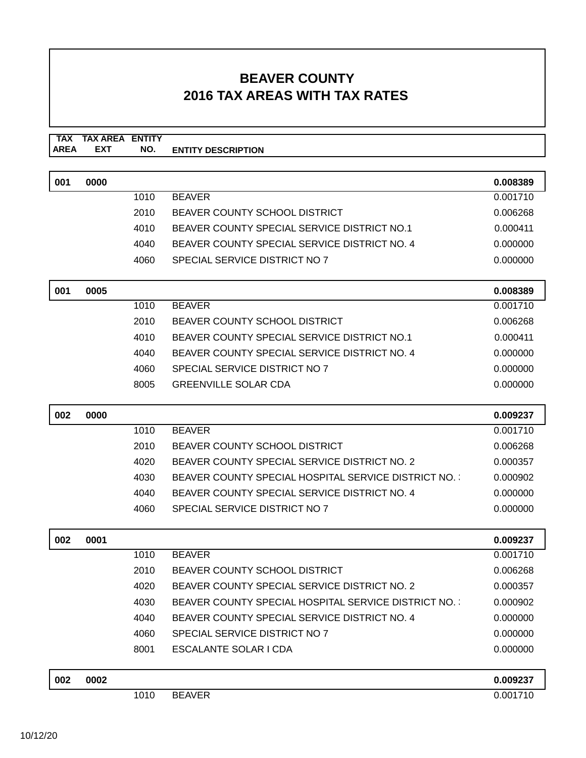# BEAVER COUNTY
# 2016 TAX AREAS WITH TAX RATES

| TAX AREA | TAX AREA EXT | ENTITY NO. | ENTITY DESCRIPTION | |
|---|---|---|---|---|
| **001** | **0000** | | | **0.008389** |
| | | 1010 | BEAVER | 0.001710 |
| | | 2010 | BEAVER COUNTY SCHOOL DISTRICT | 0.006268 |
| | | 4010 | BEAVER COUNTY SPECIAL SERVICE DISTRICT NO.1 | 0.000411 |
| | | 4040 | BEAVER COUNTY SPECIAL SERVICE DISTRICT NO. 4 | 0.000000 |
| | | 4060 | SPECIAL SERVICE DISTRICT NO 7 | 0.000000 |
| **001** | **0005** | | | **0.008389** |
| | | 1010 | BEAVER | 0.001710 |
| | | 2010 | BEAVER COUNTY SCHOOL DISTRICT | 0.006268 |
| | | 4010 | BEAVER COUNTY SPECIAL SERVICE DISTRICT NO.1 | 0.000411 |
| | | 4040 | BEAVER COUNTY SPECIAL SERVICE DISTRICT NO. 4 | 0.000000 |
| | | 4060 | SPECIAL SERVICE DISTRICT NO 7 | 0.000000 |
| | | 8005 | GREENVILLE SOLAR CDA | 0.000000 |
| **002** | **0000** | | | **0.009237** |
| | | 1010 | BEAVER | 0.001710 |
| | | 2010 | BEAVER COUNTY SCHOOL DISTRICT | 0.006268 |
| | | 4020 | BEAVER COUNTY SPECIAL SERVICE DISTRICT NO. 2 | 0.000357 |
| | | 4030 | BEAVER COUNTY SPECIAL HOSPITAL SERVICE DISTRICT NO. : | 0.000902 |
| | | 4040 | BEAVER COUNTY SPECIAL SERVICE DISTRICT NO. 4 | 0.000000 |
| | | 4060 | SPECIAL SERVICE DISTRICT NO 7 | 0.000000 |
| **002** | **0001** | | | **0.009237** |
| | | 1010 | BEAVER | 0.001710 |
| | | 2010 | BEAVER COUNTY SCHOOL DISTRICT | 0.006268 |
| | | 4020 | BEAVER COUNTY SPECIAL SERVICE DISTRICT NO. 2 | 0.000357 |
| | | 4030 | BEAVER COUNTY SPECIAL HOSPITAL SERVICE DISTRICT NO. : | 0.000902 |
| | | 4040 | BEAVER COUNTY SPECIAL SERVICE DISTRICT NO. 4 | 0.000000 |
| | | 4060 | SPECIAL SERVICE DISTRICT NO 7 | 0.000000 |
| | | 8001 | ESCALANTE SOLAR I CDA | 0.000000 |
| **002** | **0002** | | | **0.009237** |
| | | 1010 | BEAVER | 0.001710 |

10/12/20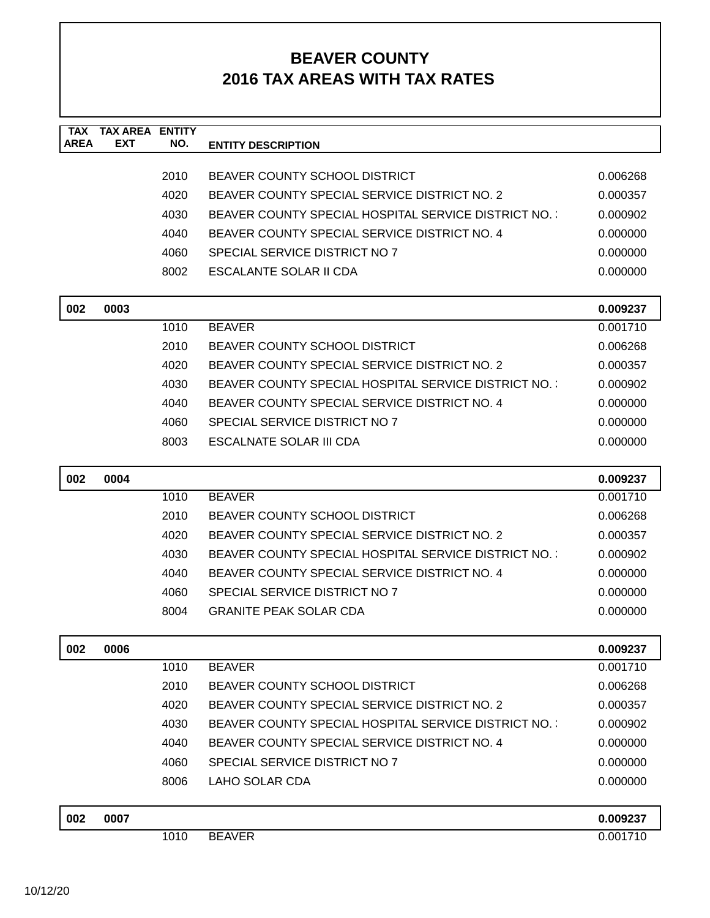# BEAVER COUNTY
# 2016 TAX AREAS WITH TAX RATES

| TAX AREA | TAX AREA EXT | ENTITY NO. | ENTITY DESCRIPTION | |
|---|---|---|---|---|
| | | 2010 | BEAVER COUNTY SCHOOL DISTRICT | 0.006268 |
| | | 4020 | BEAVER COUNTY SPECIAL SERVICE DISTRICT NO. 2 | 0.000357 |
| | | 4030 | BEAVER COUNTY SPECIAL HOSPITAL SERVICE DISTRICT NO. : | 0.000902 |
| | | 4040 | BEAVER COUNTY SPECIAL SERVICE DISTRICT NO. 4 | 0.000000 |
| | | 4060 | SPECIAL SERVICE DISTRICT NO 7 | 0.000000 |
| | | 8002 | ESCALANTE SOLAR II CDA | 0.000000 |
| **002** | **0003** | | | **0.009237** |
| | | 1010 | BEAVER | 0.001710 |
| | | 2010 | BEAVER COUNTY SCHOOL DISTRICT | 0.006268 |
| | | 4020 | BEAVER COUNTY SPECIAL SERVICE DISTRICT NO. 2 | 0.000357 |
| | | 4030 | BEAVER COUNTY SPECIAL HOSPITAL SERVICE DISTRICT NO. : | 0.000902 |
| | | 4040 | BEAVER COUNTY SPECIAL SERVICE DISTRICT NO. 4 | 0.000000 |
| | | 4060 | SPECIAL SERVICE DISTRICT NO 7 | 0.000000 |
| | | 8003 | ESCALNATE SOLAR III CDA | 0.000000 |
| **002** | **0004** | | | **0.009237** |
| | | 1010 | BEAVER | 0.001710 |
| | | 2010 | BEAVER COUNTY SCHOOL DISTRICT | 0.006268 |
| | | 4020 | BEAVER COUNTY SPECIAL SERVICE DISTRICT NO. 2 | 0.000357 |
| | | 4030 | BEAVER COUNTY SPECIAL HOSPITAL SERVICE DISTRICT NO. : | 0.000902 |
| | | 4040 | BEAVER COUNTY SPECIAL SERVICE DISTRICT NO. 4 | 0.000000 |
| | | 4060 | SPECIAL SERVICE DISTRICT NO 7 | 0.000000 |
| | | 8004 | GRANITE PEAK SOLAR CDA | 0.000000 |
| **002** | **0006** | | | **0.009237** |
| | | 1010 | BEAVER | 0.001710 |
| | | 2010 | BEAVER COUNTY SCHOOL DISTRICT | 0.006268 |
| | | 4020 | BEAVER COUNTY SPECIAL SERVICE DISTRICT NO. 2 | 0.000357 |
| | | 4030 | BEAVER COUNTY SPECIAL HOSPITAL SERVICE DISTRICT NO. : | 0.000902 |
| | | 4040 | BEAVER COUNTY SPECIAL SERVICE DISTRICT NO. 4 | 0.000000 |
| | | 4060 | SPECIAL SERVICE DISTRICT NO 7 | 0.000000 |
| | | 8006 | LAHO SOLAR CDA | 0.000000 |
| **002** | **0007** | | | **0.009237** |
| | | 1010 | BEAVER | 0.001710 |

10/12/20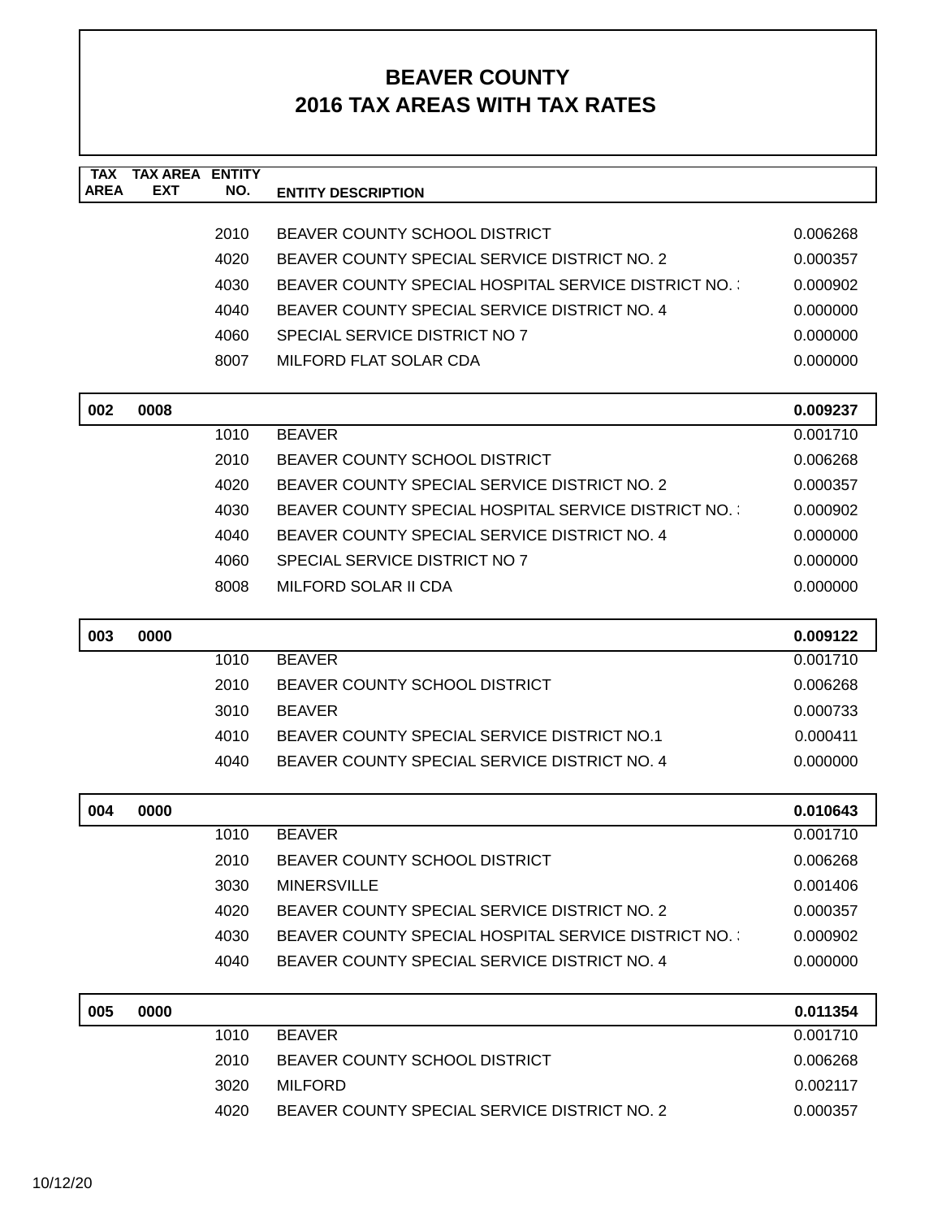# BEAVER COUNTY
# 2016 TAX AREAS WITH TAX RATES

| TAX AREA | TAX AREA EXT | ENTITY NO. | ENTITY DESCRIPTION | |
|---|---|---|---|---|
| | | 2010 | BEAVER COUNTY SCHOOL DISTRICT | 0.006268 |
| | | 4020 | BEAVER COUNTY SPECIAL SERVICE DISTRICT NO. 2 | 0.000357 |
| | | 4030 | BEAVER COUNTY SPECIAL HOSPITAL SERVICE DISTRICT NO. : | 0.000902 |
| | | 4040 | BEAVER COUNTY SPECIAL SERVICE DISTRICT NO. 4 | 0.000000 |
| | | 4060 | SPECIAL SERVICE DISTRICT NO 7 | 0.000000 |
| | | 8007 | MILFORD FLAT SOLAR CDA | 0.000000 |
| **002** | **0008** | | | **0.009237** |
| | | 1010 | BEAVER | 0.001710 |
| | | 2010 | BEAVER COUNTY SCHOOL DISTRICT | 0.006268 |
| | | 4020 | BEAVER COUNTY SPECIAL SERVICE DISTRICT NO. 2 | 0.000357 |
| | | 4030 | BEAVER COUNTY SPECIAL HOSPITAL SERVICE DISTRICT NO. : | 0.000902 |
| | | 4040 | BEAVER COUNTY SPECIAL SERVICE DISTRICT NO. 4 | 0.000000 |
| | | 4060 | SPECIAL SERVICE DISTRICT NO 7 | 0.000000 |
| | | 8008 | MILFORD SOLAR II CDA | 0.000000 |
| **003** | **0000** | | | **0.009122** |
| | | 1010 | BEAVER | 0.001710 |
| | | 2010 | BEAVER COUNTY SCHOOL DISTRICT | 0.006268 |
| | | 3010 | BEAVER | 0.000733 |
| | | 4010 | BEAVER COUNTY SPECIAL SERVICE DISTRICT NO.1 | 0.000411 |
| | | 4040 | BEAVER COUNTY SPECIAL SERVICE DISTRICT NO. 4 | 0.000000 |
| **004** | **0000** | | | **0.010643** |
| | | 1010 | BEAVER | 0.001710 |
| | | 2010 | BEAVER COUNTY SCHOOL DISTRICT | 0.006268 |
| | | 3030 | MINERSVILLE | 0.001406 |
| | | 4020 | BEAVER COUNTY SPECIAL SERVICE DISTRICT NO. 2 | 0.000357 |
| | | 4030 | BEAVER COUNTY SPECIAL HOSPITAL SERVICE DISTRICT NO. : | 0.000902 |
| | | 4040 | BEAVER COUNTY SPECIAL SERVICE DISTRICT NO. 4 | 0.000000 |
| **005** | **0000** | | | **0.011354** |
| | | 1010 | BEAVER | 0.001710 |
| | | 2010 | BEAVER COUNTY SCHOOL DISTRICT | 0.006268 |
| | | 3020 | MILFORD | 0.002117 |
| | | 4020 | BEAVER COUNTY SPECIAL SERVICE DISTRICT NO. 2 | 0.000357 |

10/12/20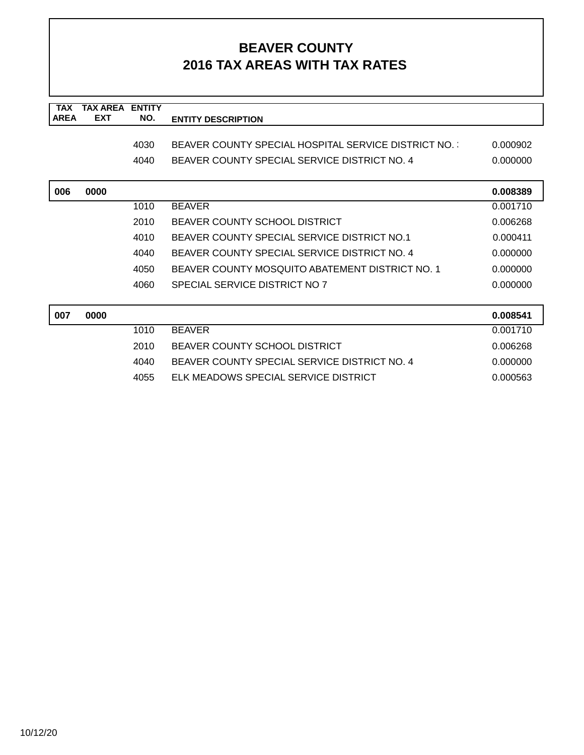# BEAVER COUNTY
## 2016 TAX AREAS WITH TAX RATES

| TAX AREA | TAX AREA EXT | ENTITY NO. | ENTITY DESCRIPTION | |
|---|---|---|---|---|
| | | 4030 | BEAVER COUNTY SPECIAL HOSPITAL SERVICE DISTRICT NO. : | 0.000902 |
| | | 4040 | BEAVER COUNTY SPECIAL SERVICE DISTRICT NO. 4 | 0.000000 |
| **006** | **0000** | | | **0.008389** |
| | | 1010 | BEAVER | 0.001710 |
| | | 2010 | BEAVER COUNTY SCHOOL DISTRICT | 0.006268 |
| | | 4010 | BEAVER COUNTY SPECIAL SERVICE DISTRICT NO.1 | 0.000411 |
| | | 4040 | BEAVER COUNTY SPECIAL SERVICE DISTRICT NO. 4 | 0.000000 |
| | | 4050 | BEAVER COUNTY MOSQUITO ABATEMENT DISTRICT NO. 1 | 0.000000 |
| | | 4060 | SPECIAL SERVICE DISTRICT NO 7 | 0.000000 |
| **007** | **0000** | | | **0.008541** |
| | | 1010 | BEAVER | 0.001710 |
| | | 2010 | BEAVER COUNTY SCHOOL DISTRICT | 0.006268 |
| | | 4040 | BEAVER COUNTY SPECIAL SERVICE DISTRICT NO. 4 | 0.000000 |
| | | 4055 | ELK MEADOWS SPECIAL SERVICE DISTRICT | 0.000563 |

10/12/20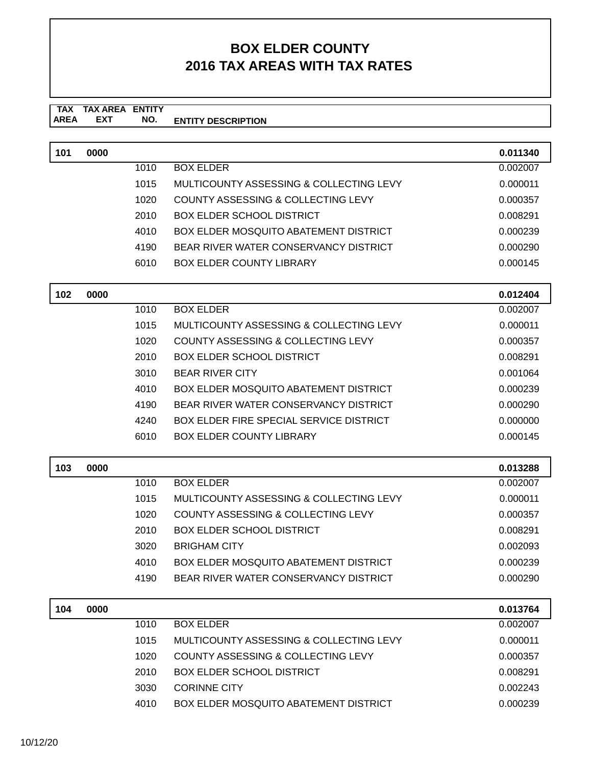# BOX ELDER COUNTY
## 2016 TAX AREAS WITH TAX RATES

| TAX AREA | TAX AREA EXT | ENTITY NO. | ENTITY DESCRIPTION | |
|---|---|---|---|---|
| **101** | **0000** | | | **0.011340** |
| | | 1010 | BOX ELDER | 0.002007 |
| | | 1015 | MULTICOUNTY ASSESSING & COLLECTING LEVY | 0.000011 |
| | | 1020 | COUNTY ASSESSING & COLLECTING LEVY | 0.000357 |
| | | 2010 | BOX ELDER SCHOOL DISTRICT | 0.008291 |
| | | 4010 | BOX ELDER MOSQUITO ABATEMENT DISTRICT | 0.000239 |
| | | 4190 | BEAR RIVER WATER CONSERVANCY DISTRICT | 0.000290 |
| | | 6010 | BOX ELDER COUNTY LIBRARY | 0.000145 |
| **102** | **0000** | | | **0.012404** |
| | | 1010 | BOX ELDER | 0.002007 |
| | | 1015 | MULTICOUNTY ASSESSING & COLLECTING LEVY | 0.000011 |
| | | 1020 | COUNTY ASSESSING & COLLECTING LEVY | 0.000357 |
| | | 2010 | BOX ELDER SCHOOL DISTRICT | 0.008291 |
| | | 3010 | BEAR RIVER CITY | 0.001064 |
| | | 4010 | BOX ELDER MOSQUITO ABATEMENT DISTRICT | 0.000239 |
| | | 4190 | BEAR RIVER WATER CONSERVANCY DISTRICT | 0.000290 |
| | | 4240 | BOX ELDER FIRE SPECIAL SERVICE DISTRICT | 0.000000 |
| | | 6010 | BOX ELDER COUNTY LIBRARY | 0.000145 |
| **103** | **0000** | | | **0.013288** |
| | | 1010 | BOX ELDER | 0.002007 |
| | | 1015 | MULTICOUNTY ASSESSING & COLLECTING LEVY | 0.000011 |
| | | 1020 | COUNTY ASSESSING & COLLECTING LEVY | 0.000357 |
| | | 2010 | BOX ELDER SCHOOL DISTRICT | 0.008291 |
| | | 3020 | BRIGHAM CITY | 0.002093 |
| | | 4010 | BOX ELDER MOSQUITO ABATEMENT DISTRICT | 0.000239 |
| | | 4190 | BEAR RIVER WATER CONSERVANCY DISTRICT | 0.000290 |
| **104** | **0000** | | | **0.013764** |
| | | 1010 | BOX ELDER | 0.002007 |
| | | 1015 | MULTICOUNTY ASSESSING & COLLECTING LEVY | 0.000011 |
| | | 1020 | COUNTY ASSESSING & COLLECTING LEVY | 0.000357 |
| | | 2010 | BOX ELDER SCHOOL DISTRICT | 0.008291 |
| | | 3030 | CORINNE CITY | 0.002243 |
| | | 4010 | BOX ELDER MOSQUITO ABATEMENT DISTRICT | 0.000239 |

10/12/20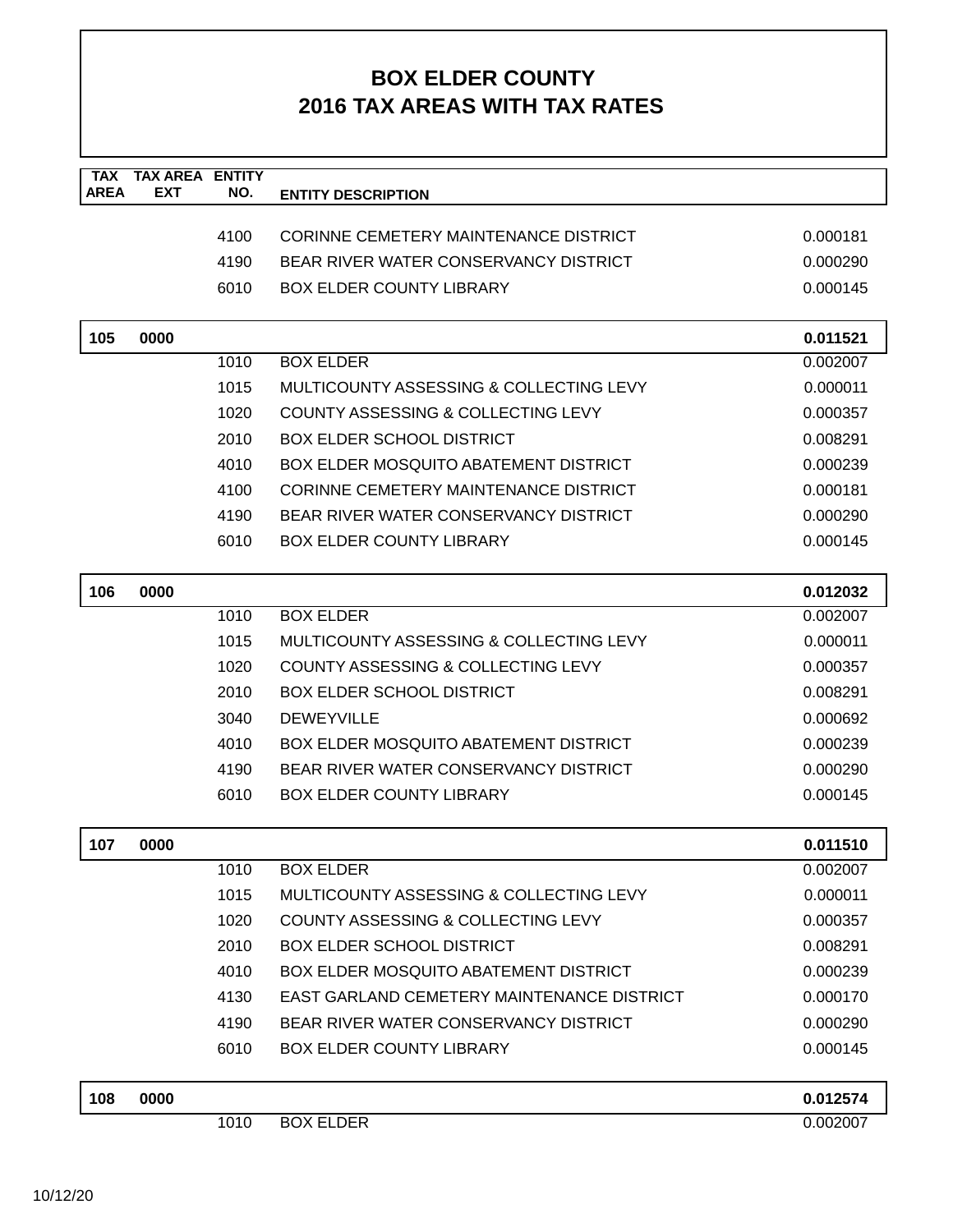# BOX ELDER COUNTY
# 2016 TAX AREAS WITH TAX RATES

| TAX AREA | TAX AREA EXT | ENTITY NO. | ENTITY DESCRIPTION | |
|---|---|---|---|---|
| | | 4100 | CORINNE CEMETERY MAINTENANCE DISTRICT | 0.000181 |
| | | 4190 | BEAR RIVER WATER CONSERVANCY DISTRICT | 0.000290 |
| | | 6010 | BOX ELDER COUNTY LIBRARY | 0.000145 |
| **105** | **0000** | | | **0.011521** |
| | | 1010 | BOX ELDER | 0.002007 |
| | | 1015 | MULTICOUNTY ASSESSING & COLLECTING LEVY | 0.000011 |
| | | 1020 | COUNTY ASSESSING & COLLECTING LEVY | 0.000357 |
| | | 2010 | BOX ELDER SCHOOL DISTRICT | 0.008291 |
| | | 4010 | BOX ELDER MOSQUITO ABATEMENT DISTRICT | 0.000239 |
| | | 4100 | CORINNE CEMETERY MAINTENANCE DISTRICT | 0.000181 |
| | | 4190 | BEAR RIVER WATER CONSERVANCY DISTRICT | 0.000290 |
| | | 6010 | BOX ELDER COUNTY LIBRARY | 0.000145 |
| **106** | **0000** | | | **0.012032** |
| | | 1010 | BOX ELDER | 0.002007 |
| | | 1015 | MULTICOUNTY ASSESSING & COLLECTING LEVY | 0.000011 |
| | | 1020 | COUNTY ASSESSING & COLLECTING LEVY | 0.000357 |
| | | 2010 | BOX ELDER SCHOOL DISTRICT | 0.008291 |
| | | 3040 | DEWEYVILLE | 0.000692 |
| | | 4010 | BOX ELDER MOSQUITO ABATEMENT DISTRICT | 0.000239 |
| | | 4190 | BEAR RIVER WATER CONSERVANCY DISTRICT | 0.000290 |
| | | 6010 | BOX ELDER COUNTY LIBRARY | 0.000145 |
| **107** | **0000** | | | **0.011510** |
| | | 1010 | BOX ELDER | 0.002007 |
| | | 1015 | MULTICOUNTY ASSESSING & COLLECTING LEVY | 0.000011 |
| | | 1020 | COUNTY ASSESSING & COLLECTING LEVY | 0.000357 |
| | | 2010 | BOX ELDER SCHOOL DISTRICT | 0.008291 |
| | | 4010 | BOX ELDER MOSQUITO ABATEMENT DISTRICT | 0.000239 |
| | | 4130 | EAST GARLAND CEMETERY MAINTENANCE DISTRICT | 0.000170 |
| | | 4190 | BEAR RIVER WATER CONSERVANCY DISTRICT | 0.000290 |
| | | 6010 | BOX ELDER COUNTY LIBRARY | 0.000145 |
| **108** | **0000** | | | **0.012574** |
| | | 1010 | BOX ELDER | 0.002007 |

10/12/20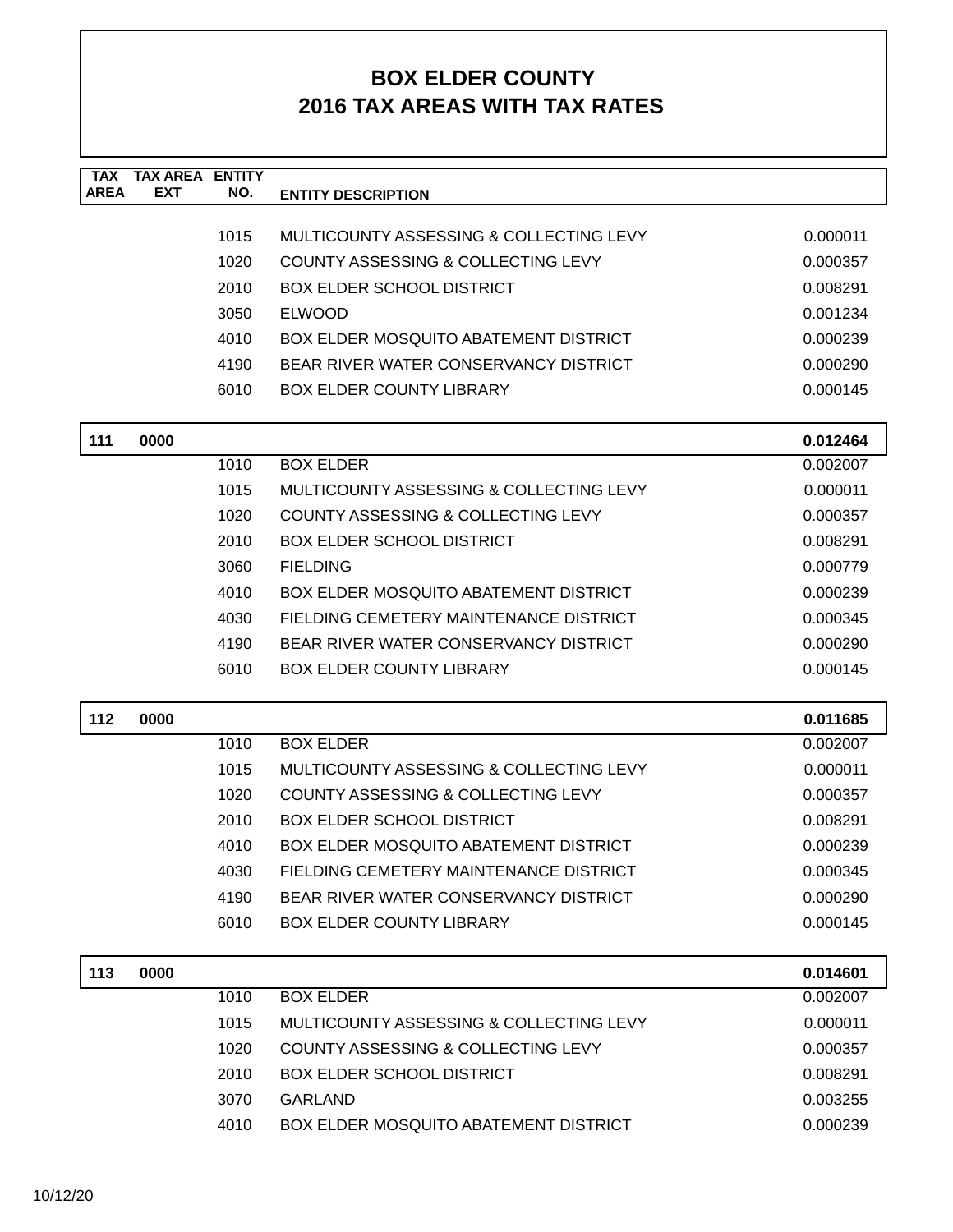# BOX ELDER COUNTY
# 2016 TAX AREAS WITH TAX RATES

| TAX AREA | TAX AREA EXT | ENTITY NO. | ENTITY DESCRIPTION | |
|---|---|---|---|---|
| | | 1015 | MULTICOUNTY ASSESSING & COLLECTING LEVY | 0.000011 |
| | | 1020 | COUNTY ASSESSING & COLLECTING LEVY | 0.000357 |
| | | 2010 | BOX ELDER SCHOOL DISTRICT | 0.008291 |
| | | 3050 | ELWOOD | 0.001234 |
| | | 4010 | BOX ELDER MOSQUITO ABATEMENT DISTRICT | 0.000239 |
| | | 4190 | BEAR RIVER WATER CONSERVANCY DISTRICT | 0.000290 |
| | | 6010 | BOX ELDER COUNTY LIBRARY | 0.000145 |
| **111** | **0000** | | | **0.012464** |
| | | 1010 | BOX ELDER | 0.002007 |
| | | 1015 | MULTICOUNTY ASSESSING & COLLECTING LEVY | 0.000011 |
| | | 1020 | COUNTY ASSESSING & COLLECTING LEVY | 0.000357 |
| | | 2010 | BOX ELDER SCHOOL DISTRICT | 0.008291 |
| | | 3060 | FIELDING | 0.000779 |
| | | 4010 | BOX ELDER MOSQUITO ABATEMENT DISTRICT | 0.000239 |
| | | 4030 | FIELDING CEMETERY MAINTENANCE DISTRICT | 0.000345 |
| | | 4190 | BEAR RIVER WATER CONSERVANCY DISTRICT | 0.000290 |
| | | 6010 | BOX ELDER COUNTY LIBRARY | 0.000145 |
| **112** | **0000** | | | **0.011685** |
| | | 1010 | BOX ELDER | 0.002007 |
| | | 1015 | MULTICOUNTY ASSESSING & COLLECTING LEVY | 0.000011 |
| | | 1020 | COUNTY ASSESSING & COLLECTING LEVY | 0.000357 |
| | | 2010 | BOX ELDER SCHOOL DISTRICT | 0.008291 |
| | | 4010 | BOX ELDER MOSQUITO ABATEMENT DISTRICT | 0.000239 |
| | | 4030 | FIELDING CEMETERY MAINTENANCE DISTRICT | 0.000345 |
| | | 4190 | BEAR RIVER WATER CONSERVANCY DISTRICT | 0.000290 |
| | | 6010 | BOX ELDER COUNTY LIBRARY | 0.000145 |
| **113** | **0000** | | | **0.014601** |
| | | 1010 | BOX ELDER | 0.002007 |
| | | 1015 | MULTICOUNTY ASSESSING & COLLECTING LEVY | 0.000011 |
| | | 1020 | COUNTY ASSESSING & COLLECTING LEVY | 0.000357 |
| | | 2010 | BOX ELDER SCHOOL DISTRICT | 0.008291 |
| | | 3070 | GARLAND | 0.003255 |
| | | 4010 | BOX ELDER MOSQUITO ABATEMENT DISTRICT | 0.000239 |

10/12/20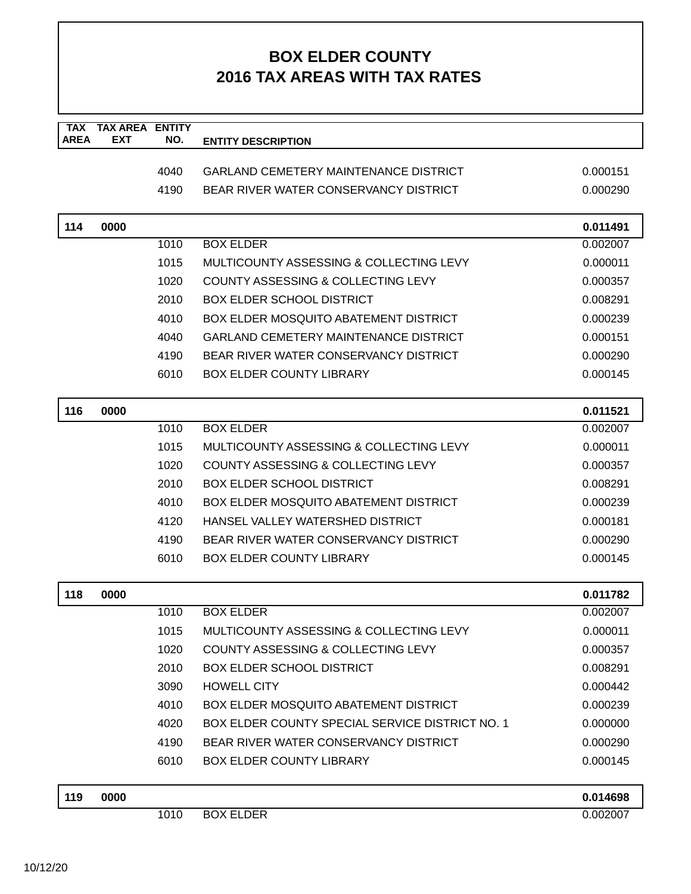# BOX ELDER COUNTY
# 2016 TAX AREAS WITH TAX RATES

| TAX AREA | TAX AREA EXT | ENTITY NO. | ENTITY DESCRIPTION | |
|---|---|---|---|---|
| | | 4040 | GARLAND CEMETERY MAINTENANCE DISTRICT | 0.000151 |
| | | 4190 | BEAR RIVER WATER CONSERVANCY DISTRICT | 0.000290 |
| **114** | **0000** | | | **0.011491** |
| | | 1010 | BOX ELDER | 0.002007 |
| | | 1015 | MULTICOUNTY ASSESSING & COLLECTING LEVY | 0.000011 |
| | | 1020 | COUNTY ASSESSING & COLLECTING LEVY | 0.000357 |
| | | 2010 | BOX ELDER SCHOOL DISTRICT | 0.008291 |
| | | 4010 | BOX ELDER MOSQUITO ABATEMENT DISTRICT | 0.000239 |
| | | 4040 | GARLAND CEMETERY MAINTENANCE DISTRICT | 0.000151 |
| | | 4190 | BEAR RIVER WATER CONSERVANCY DISTRICT | 0.000290 |
| | | 6010 | BOX ELDER COUNTY LIBRARY | 0.000145 |
| **116** | **0000** | | | **0.011521** |
| | | 1010 | BOX ELDER | 0.002007 |
| | | 1015 | MULTICOUNTY ASSESSING & COLLECTING LEVY | 0.000011 |
| | | 1020 | COUNTY ASSESSING & COLLECTING LEVY | 0.000357 |
| | | 2010 | BOX ELDER SCHOOL DISTRICT | 0.008291 |
| | | 4010 | BOX ELDER MOSQUITO ABATEMENT DISTRICT | 0.000239 |
| | | 4120 | HANSEL VALLEY WATERSHED DISTRICT | 0.000181 |
| | | 4190 | BEAR RIVER WATER CONSERVANCY DISTRICT | 0.000290 |
| | | 6010 | BOX ELDER COUNTY LIBRARY | 0.000145 |
| **118** | **0000** | | | **0.011782** |
| | | 1010 | BOX ELDER | 0.002007 |
| | | 1015 | MULTICOUNTY ASSESSING & COLLECTING LEVY | 0.000011 |
| | | 1020 | COUNTY ASSESSING & COLLECTING LEVY | 0.000357 |
| | | 2010 | BOX ELDER SCHOOL DISTRICT | 0.008291 |
| | | 3090 | HOWELL CITY | 0.000442 |
| | | 4010 | BOX ELDER MOSQUITO ABATEMENT DISTRICT | 0.000239 |
| | | 4020 | BOX ELDER COUNTY SPECIAL SERVICE DISTRICT NO. 1 | 0.000000 |
| | | 4190 | BEAR RIVER WATER CONSERVANCY DISTRICT | 0.000290 |
| | | 6010 | BOX ELDER COUNTY LIBRARY | 0.000145 |
| **119** | **0000** | | | **0.014698** |
| | | 1010 | BOX ELDER | 0.002007 |

10/12/20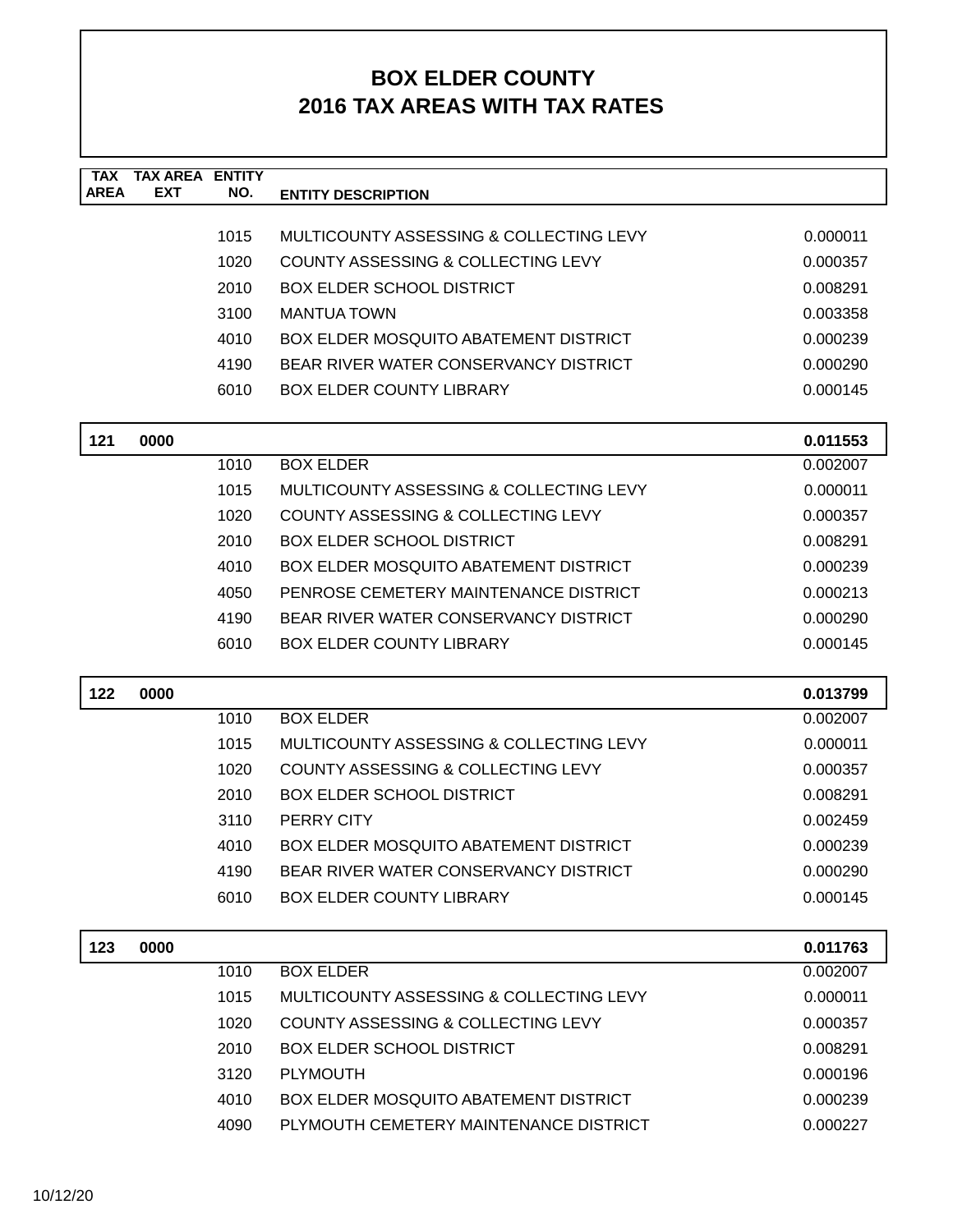# BOX ELDER COUNTY
# 2016 TAX AREAS WITH TAX RATES

| TAX AREA | TAX AREA EXT | ENTITY NO. | ENTITY DESCRIPTION | |
|---|---|---|---|---|
| | | 1015 | MULTICOUNTY ASSESSING & COLLECTING LEVY | 0.000011 |
| | | 1020 | COUNTY ASSESSING & COLLECTING LEVY | 0.000357 |
| | | 2010 | BOX ELDER SCHOOL DISTRICT | 0.008291 |
| | | 3100 | MANTUA TOWN | 0.003358 |
| | | 4010 | BOX ELDER MOSQUITO ABATEMENT DISTRICT | 0.000239 |
| | | 4190 | BEAR RIVER WATER CONSERVANCY DISTRICT | 0.000290 |
| | | 6010 | BOX ELDER COUNTY LIBRARY | 0.000145 |
| **121** | **0000** | | | **0.011553** |
| | | 1010 | BOX ELDER | 0.002007 |
| | | 1015 | MULTICOUNTY ASSESSING & COLLECTING LEVY | 0.000011 |
| | | 1020 | COUNTY ASSESSING & COLLECTING LEVY | 0.000357 |
| | | 2010 | BOX ELDER SCHOOL DISTRICT | 0.008291 |
| | | 4010 | BOX ELDER MOSQUITO ABATEMENT DISTRICT | 0.000239 |
| | | 4050 | PENROSE CEMETERY MAINTENANCE DISTRICT | 0.000213 |
| | | 4190 | BEAR RIVER WATER CONSERVANCY DISTRICT | 0.000290 |
| | | 6010 | BOX ELDER COUNTY LIBRARY | 0.000145 |
| **122** | **0000** | | | **0.013799** |
| | | 1010 | BOX ELDER | 0.002007 |
| | | 1015 | MULTICOUNTY ASSESSING & COLLECTING LEVY | 0.000011 |
| | | 1020 | COUNTY ASSESSING & COLLECTING LEVY | 0.000357 |
| | | 2010 | BOX ELDER SCHOOL DISTRICT | 0.008291 |
| | | 3110 | PERRY CITY | 0.002459 |
| | | 4010 | BOX ELDER MOSQUITO ABATEMENT DISTRICT | 0.000239 |
| | | 4190 | BEAR RIVER WATER CONSERVANCY DISTRICT | 0.000290 |
| | | 6010 | BOX ELDER COUNTY LIBRARY | 0.000145 |
| **123** | **0000** | | | **0.011763** |
| | | 1010 | BOX ELDER | 0.002007 |
| | | 1015 | MULTICOUNTY ASSESSING & COLLECTING LEVY | 0.000011 |
| | | 1020 | COUNTY ASSESSING & COLLECTING LEVY | 0.000357 |
| | | 2010 | BOX ELDER SCHOOL DISTRICT | 0.008291 |
| | | 3120 | PLYMOUTH | 0.000196 |
| | | 4010 | BOX ELDER MOSQUITO ABATEMENT DISTRICT | 0.000239 |
| | | 4090 | PLYMOUTH CEMETERY MAINTENANCE DISTRICT | 0.000227 |

10/12/20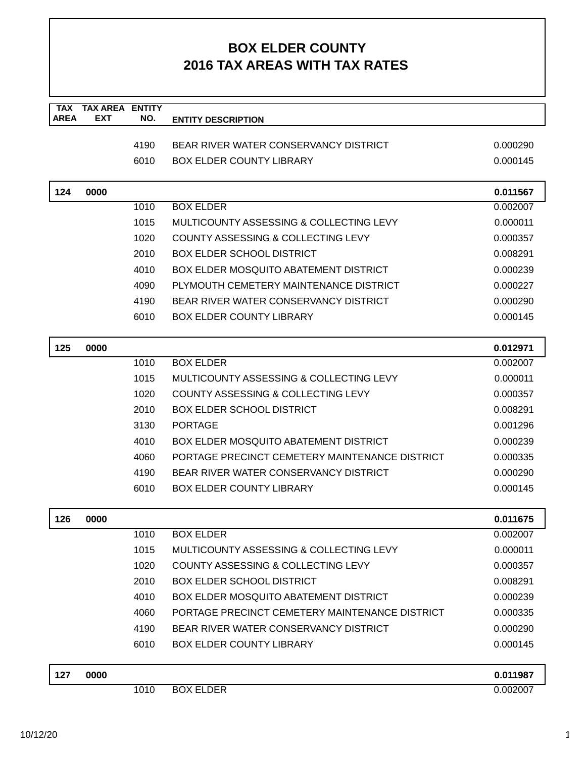# BOX ELDER COUNTY
# 2016 TAX AREAS WITH TAX RATES

| TAX AREA | TAX AREA EXT | ENTITY NO. | ENTITY DESCRIPTION | |
|---|---|---|---|---|
| | | 4190 | BEAR RIVER WATER CONSERVANCY DISTRICT | 0.000290 |
| | | 6010 | BOX ELDER COUNTY LIBRARY | 0.000145 |
| **124** | **0000** | | | **0.011567** |
| | | 1010 | BOX ELDER | 0.002007 |
| | | 1015 | MULTICOUNTY ASSESSING & COLLECTING LEVY | 0.000011 |
| | | 1020 | COUNTY ASSESSING & COLLECTING LEVY | 0.000357 |
| | | 2010 | BOX ELDER SCHOOL DISTRICT | 0.008291 |
| | | 4010 | BOX ELDER MOSQUITO ABATEMENT DISTRICT | 0.000239 |
| | | 4090 | PLYMOUTH CEMETERY MAINTENANCE DISTRICT | 0.000227 |
| | | 4190 | BEAR RIVER WATER CONSERVANCY DISTRICT | 0.000290 |
| | | 6010 | BOX ELDER COUNTY LIBRARY | 0.000145 |
| **125** | **0000** | | | **0.012971** |
| | | 1010 | BOX ELDER | 0.002007 |
| | | 1015 | MULTICOUNTY ASSESSING & COLLECTING LEVY | 0.000011 |
| | | 1020 | COUNTY ASSESSING & COLLECTING LEVY | 0.000357 |
| | | 2010 | BOX ELDER SCHOOL DISTRICT | 0.008291 |
| | | 3130 | PORTAGE | 0.001296 |
| | | 4010 | BOX ELDER MOSQUITO ABATEMENT DISTRICT | 0.000239 |
| | | 4060 | PORTAGE PRECINCT CEMETERY MAINTENANCE DISTRICT | 0.000335 |
| | | 4190 | BEAR RIVER WATER CONSERVANCY DISTRICT | 0.000290 |
| | | 6010 | BOX ELDER COUNTY LIBRARY | 0.000145 |
| **126** | **0000** | | | **0.011675** |
| | | 1010 | BOX ELDER | 0.002007 |
| | | 1015 | MULTICOUNTY ASSESSING & COLLECTING LEVY | 0.000011 |
| | | 1020 | COUNTY ASSESSING & COLLECTING LEVY | 0.000357 |
| | | 2010 | BOX ELDER SCHOOL DISTRICT | 0.008291 |
| | | 4010 | BOX ELDER MOSQUITO ABATEMENT DISTRICT | 0.000239 |
| | | 4060 | PORTAGE PRECINCT CEMETERY MAINTENANCE DISTRICT | 0.000335 |
| | | 4190 | BEAR RIVER WATER CONSERVANCY DISTRICT | 0.000290 |
| | | 6010 | BOX ELDER COUNTY LIBRARY | 0.000145 |
| **127** | **0000** | | | **0.011987** |
| | | 1010 | BOX ELDER | 0.002007 |

10/12/20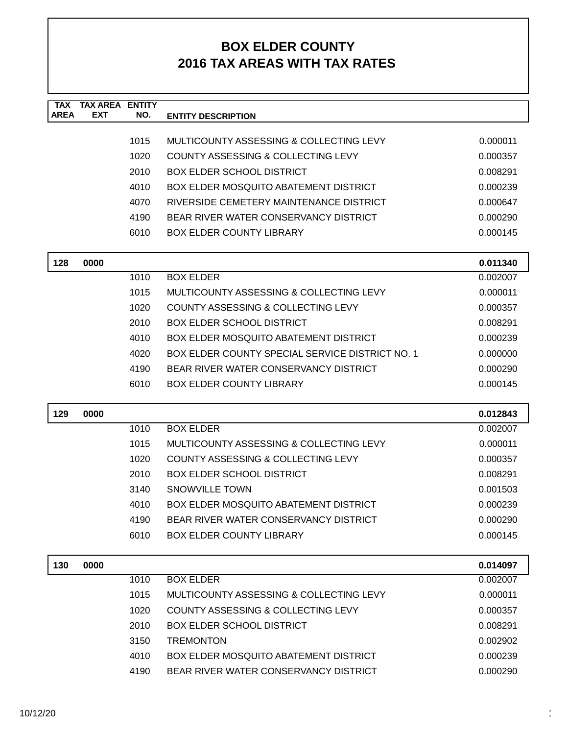# BOX ELDER COUNTY
# 2016 TAX AREAS WITH TAX RATES

| TAX AREA | TAX AREA EXT | ENTITY NO. | ENTITY DESCRIPTION | |
|---|---|---|---|---|
| | | 1015 | MULTICOUNTY ASSESSING & COLLECTING LEVY | 0.000011 |
| | | 1020 | COUNTY ASSESSING & COLLECTING LEVY | 0.000357 |
| | | 2010 | BOX ELDER SCHOOL DISTRICT | 0.008291 |
| | | 4010 | BOX ELDER MOSQUITO ABATEMENT DISTRICT | 0.000239 |
| | | 4070 | RIVERSIDE CEMETERY MAINTENANCE DISTRICT | 0.000647 |
| | | 4190 | BEAR RIVER WATER CONSERVANCY DISTRICT | 0.000290 |
| | | 6010 | BOX ELDER COUNTY LIBRARY | 0.000145 |
| **128** | **0000** | | | **0.011340** |
| | | 1010 | BOX ELDER | 0.002007 |
| | | 1015 | MULTICOUNTY ASSESSING & COLLECTING LEVY | 0.000011 |
| | | 1020 | COUNTY ASSESSING & COLLECTING LEVY | 0.000357 |
| | | 2010 | BOX ELDER SCHOOL DISTRICT | 0.008291 |
| | | 4010 | BOX ELDER MOSQUITO ABATEMENT DISTRICT | 0.000239 |
| | | 4020 | BOX ELDER COUNTY SPECIAL SERVICE DISTRICT NO. 1 | 0.000000 |
| | | 4190 | BEAR RIVER WATER CONSERVANCY DISTRICT | 0.000290 |
| | | 6010 | BOX ELDER COUNTY LIBRARY | 0.000145 |
| **129** | **0000** | | | **0.012843** |
| | | 1010 | BOX ELDER | 0.002007 |
| | | 1015 | MULTICOUNTY ASSESSING & COLLECTING LEVY | 0.000011 |
| | | 1020 | COUNTY ASSESSING & COLLECTING LEVY | 0.000357 |
| | | 2010 | BOX ELDER SCHOOL DISTRICT | 0.008291 |
| | | 3140 | SNOWVILLE TOWN | 0.001503 |
| | | 4010 | BOX ELDER MOSQUITO ABATEMENT DISTRICT | 0.000239 |
| | | 4190 | BEAR RIVER WATER CONSERVANCY DISTRICT | 0.000290 |
| | | 6010 | BOX ELDER COUNTY LIBRARY | 0.000145 |
| **130** | **0000** | | | **0.014097** |
| | | 1010 | BOX ELDER | 0.002007 |
| | | 1015 | MULTICOUNTY ASSESSING & COLLECTING LEVY | 0.000011 |
| | | 1020 | COUNTY ASSESSING & COLLECTING LEVY | 0.000357 |
| | | 2010 | BOX ELDER SCHOOL DISTRICT | 0.008291 |
| | | 3150 | TREMONTON | 0.002902 |
| | | 4010 | BOX ELDER MOSQUITO ABATEMENT DISTRICT | 0.000239 |
| | | 4190 | BEAR RIVER WATER CONSERVANCY DISTRICT | 0.000290 |

10/12/20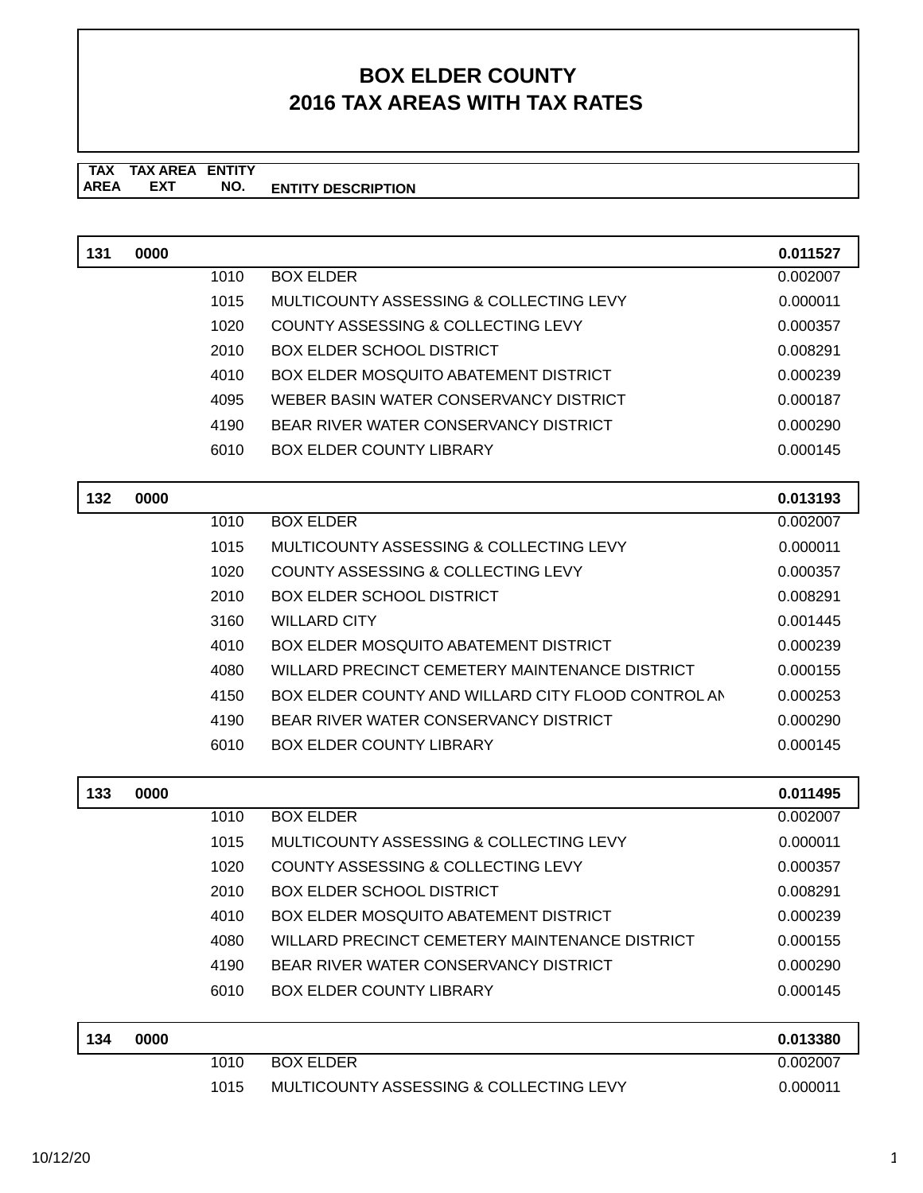# BOX ELDER COUNTY
# 2016 TAX AREAS WITH TAX RATES

| TAX AREA | TAX AREA EXT | ENTITY NO. | ENTITY DESCRIPTION | |
|---|---|---|---|---|
| **131** | **0000** | | | **0.011527** |
| | | 1010 | BOX ELDER | 0.002007 |
| | | 1015 | MULTICOUNTY ASSESSING & COLLECTING LEVY | 0.000011 |
| | | 1020 | COUNTY ASSESSING & COLLECTING LEVY | 0.000357 |
| | | 2010 | BOX ELDER SCHOOL DISTRICT | 0.008291 |
| | | 4010 | BOX ELDER MOSQUITO ABATEMENT DISTRICT | 0.000239 |
| | | 4095 | WEBER BASIN WATER CONSERVANCY DISTRICT | 0.000187 |
| | | 4190 | BEAR RIVER WATER CONSERVANCY DISTRICT | 0.000290 |
| | | 6010 | BOX ELDER COUNTY LIBRARY | 0.000145 |
| **132** | **0000** | | | **0.013193** |
| | | 1010 | BOX ELDER | 0.002007 |
| | | 1015 | MULTICOUNTY ASSESSING & COLLECTING LEVY | 0.000011 |
| | | 1020 | COUNTY ASSESSING & COLLECTING LEVY | 0.000357 |
| | | 2010 | BOX ELDER SCHOOL DISTRICT | 0.008291 |
| | | 3160 | WILLARD CITY | 0.001445 |
| | | 4010 | BOX ELDER MOSQUITO ABATEMENT DISTRICT | 0.000239 |
| | | 4080 | WILLARD PRECINCT CEMETERY MAINTENANCE DISTRICT | 0.000155 |
| | | 4150 | BOX ELDER COUNTY AND WILLARD CITY FLOOD CONTROL AN | 0.000253 |
| | | 4190 | BEAR RIVER WATER CONSERVANCY DISTRICT | 0.000290 |
| | | 6010 | BOX ELDER COUNTY LIBRARY | 0.000145 |
| **133** | **0000** | | | **0.011495** |
| | | 1010 | BOX ELDER | 0.002007 |
| | | 1015 | MULTICOUNTY ASSESSING & COLLECTING LEVY | 0.000011 |
| | | 1020 | COUNTY ASSESSING & COLLECTING LEVY | 0.000357 |
| | | 2010 | BOX ELDER SCHOOL DISTRICT | 0.008291 |
| | | 4010 | BOX ELDER MOSQUITO ABATEMENT DISTRICT | 0.000239 |
| | | 4080 | WILLARD PRECINCT CEMETERY MAINTENANCE DISTRICT | 0.000155 |
| | | 4190 | BEAR RIVER WATER CONSERVANCY DISTRICT | 0.000290 |
| | | 6010 | BOX ELDER COUNTY LIBRARY | 0.000145 |
| **134** | **0000** | | | **0.013380** |
| | | 1010 | BOX ELDER | 0.002007 |
| | | 1015 | MULTICOUNTY ASSESSING & COLLECTING LEVY | 0.000011 |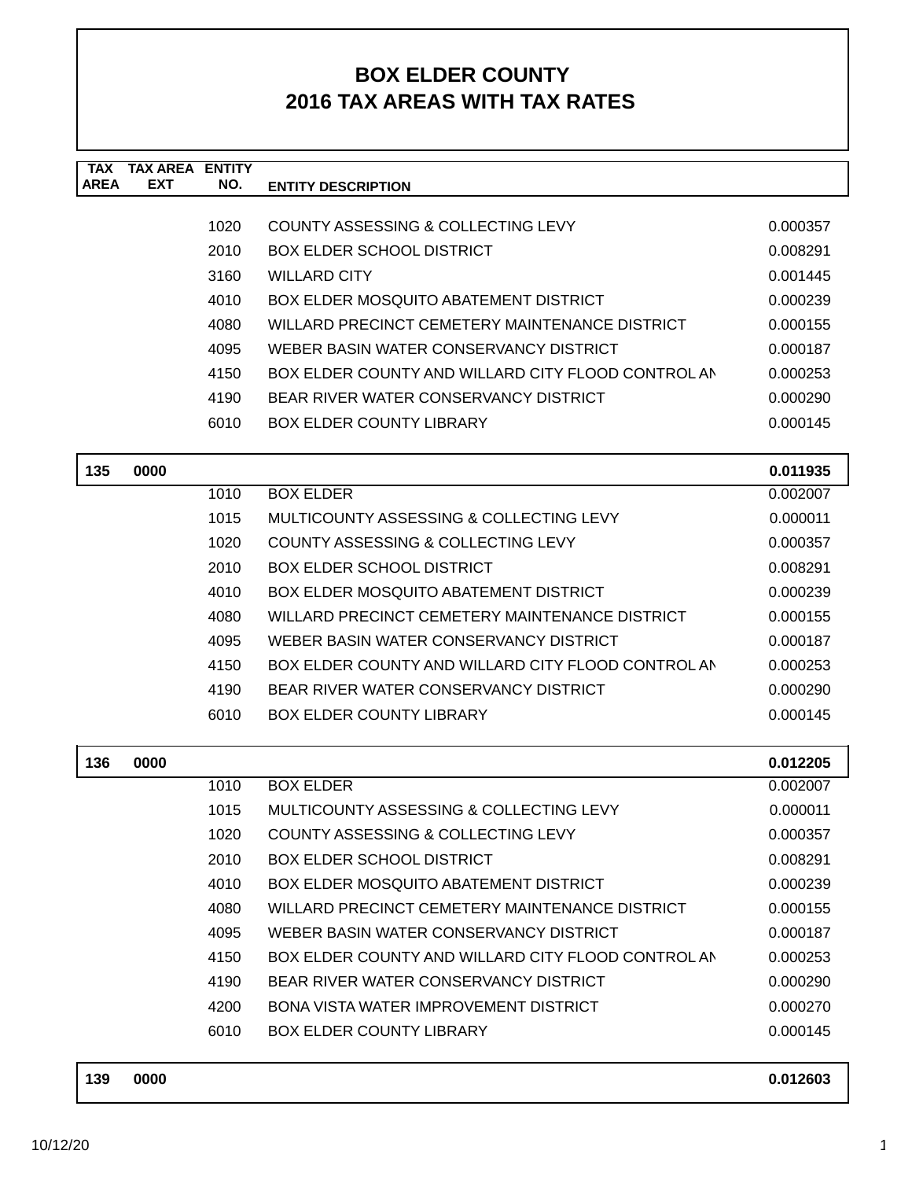# BOX ELDER COUNTY
# 2016 TAX AREAS WITH TAX RATES

| TAX AREA | TAX AREA EXT | ENTITY NO. | ENTITY DESCRIPTION | |
|---|---|---|---|---|
| | | 1020 | COUNTY ASSESSING & COLLECTING LEVY | 0.000357 |
| | | 2010 | BOX ELDER SCHOOL DISTRICT | 0.008291 |
| | | 3160 | WILLARD CITY | 0.001445 |
| | | 4010 | BOX ELDER MOSQUITO ABATEMENT DISTRICT | 0.000239 |
| | | 4080 | WILLARD PRECINCT CEMETERY MAINTENANCE DISTRICT | 0.000155 |
| | | 4095 | WEBER BASIN WATER CONSERVANCY DISTRICT | 0.000187 |
| | | 4150 | BOX ELDER COUNTY AND WILLARD CITY FLOOD CONTROL AN | 0.000253 |
| | | 4190 | BEAR RIVER WATER CONSERVANCY DISTRICT | 0.000290 |
| | | 6010 | BOX ELDER COUNTY LIBRARY | 0.000145 |
| **135** | **0000** | | | **0.011935** |
| | | 1010 | BOX ELDER | 0.002007 |
| | | 1015 | MULTICOUNTY ASSESSING & COLLECTING LEVY | 0.000011 |
| | | 1020 | COUNTY ASSESSING & COLLECTING LEVY | 0.000357 |
| | | 2010 | BOX ELDER SCHOOL DISTRICT | 0.008291 |
| | | 4010 | BOX ELDER MOSQUITO ABATEMENT DISTRICT | 0.000239 |
| | | 4080 | WILLARD PRECINCT CEMETERY MAINTENANCE DISTRICT | 0.000155 |
| | | 4095 | WEBER BASIN WATER CONSERVANCY DISTRICT | 0.000187 |
| | | 4150 | BOX ELDER COUNTY AND WILLARD CITY FLOOD CONTROL AN | 0.000253 |
| | | 4190 | BEAR RIVER WATER CONSERVANCY DISTRICT | 0.000290 |
| | | 6010 | BOX ELDER COUNTY LIBRARY | 0.000145 |
| **136** | **0000** | | | **0.012205** |
| | | 1010 | BOX ELDER | 0.002007 |
| | | 1015 | MULTICOUNTY ASSESSING & COLLECTING LEVY | 0.000011 |
| | | 1020 | COUNTY ASSESSING & COLLECTING LEVY | 0.000357 |
| | | 2010 | BOX ELDER SCHOOL DISTRICT | 0.008291 |
| | | 4010 | BOX ELDER MOSQUITO ABATEMENT DISTRICT | 0.000239 |
| | | 4080 | WILLARD PRECINCT CEMETERY MAINTENANCE DISTRICT | 0.000155 |
| | | 4095 | WEBER BASIN WATER CONSERVANCY DISTRICT | 0.000187 |
| | | 4150 | BOX ELDER COUNTY AND WILLARD CITY FLOOD CONTROL AN | 0.000253 |
| | | 4190 | BEAR RIVER WATER CONSERVANCY DISTRICT | 0.000290 |
| | | 4200 | BONA VISTA WATER IMPROVEMENT DISTRICT | 0.000270 |
| | | 6010 | BOX ELDER COUNTY LIBRARY | 0.000145 |
| **139** | **0000** | | | **0.012603** |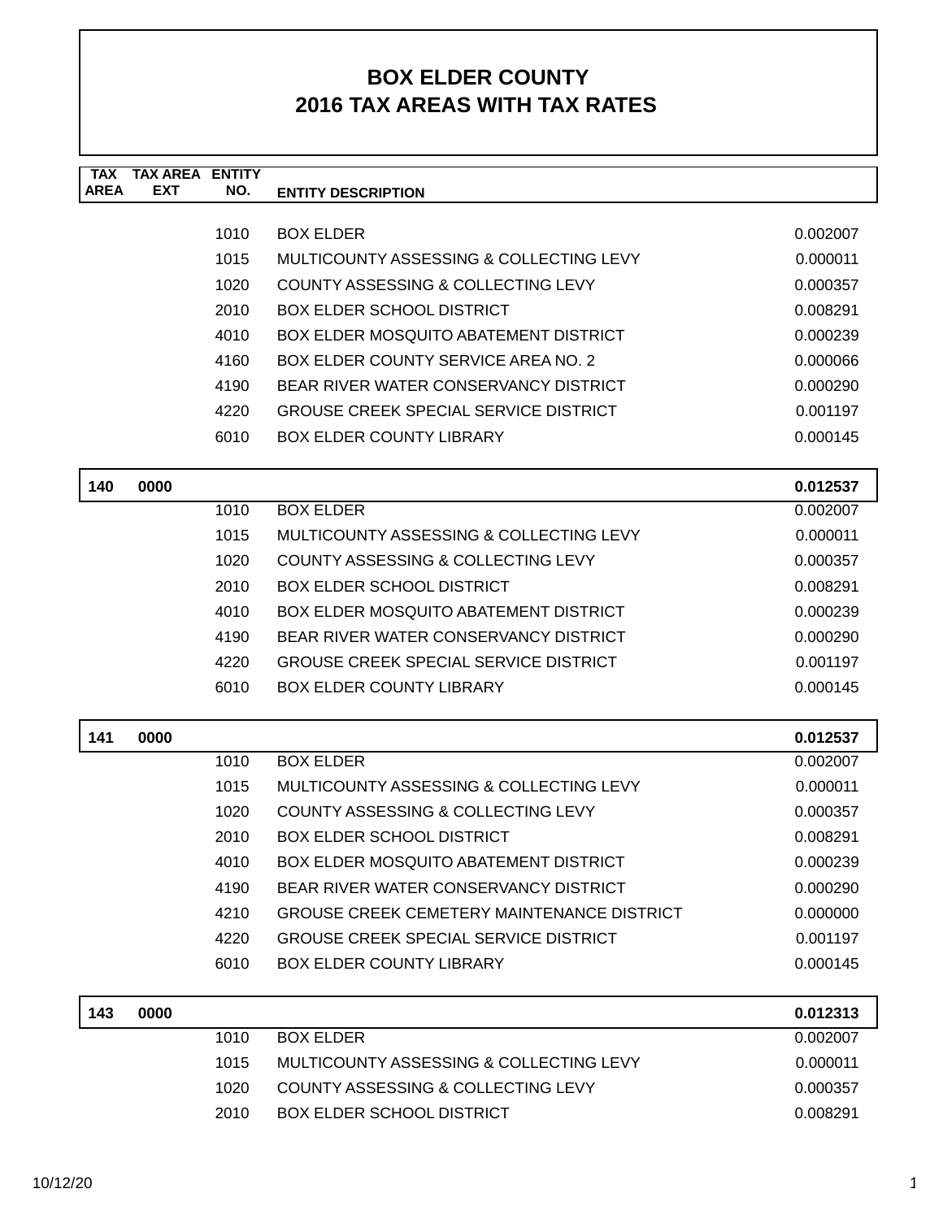# BOX ELDER COUNTY
# 2016 TAX AREAS WITH TAX RATES

| TAX AREA | TAX AREA EXT | ENTITY NO. | ENTITY DESCRIPTION | |
|---|---|---|---|---|
| | | 1010 | BOX ELDER | 0.002007 |
| | | 1015 | MULTICOUNTY ASSESSING & COLLECTING LEVY | 0.000011 |
| | | 1020 | COUNTY ASSESSING & COLLECTING LEVY | 0.000357 |
| | | 2010 | BOX ELDER SCHOOL DISTRICT | 0.008291 |
| | | 4010 | BOX ELDER MOSQUITO ABATEMENT DISTRICT | 0.000239 |
| | | 4160 | BOX ELDER COUNTY SERVICE AREA NO. 2 | 0.000066 |
| | | 4190 | BEAR RIVER WATER CONSERVANCY DISTRICT | 0.000290 |
| | | 4220 | GROUSE CREEK SPECIAL SERVICE DISTRICT | 0.001197 |
| | | 6010 | BOX ELDER COUNTY LIBRARY | 0.000145 |
| **140** | **0000** | | | **0.012537** |
| | | 1010 | BOX ELDER | 0.002007 |
| | | 1015 | MULTICOUNTY ASSESSING & COLLECTING LEVY | 0.000011 |
| | | 1020 | COUNTY ASSESSING & COLLECTING LEVY | 0.000357 |
| | | 2010 | BOX ELDER SCHOOL DISTRICT | 0.008291 |
| | | 4010 | BOX ELDER MOSQUITO ABATEMENT DISTRICT | 0.000239 |
| | | 4190 | BEAR RIVER WATER CONSERVANCY DISTRICT | 0.000290 |
| | | 4220 | GROUSE CREEK SPECIAL SERVICE DISTRICT | 0.001197 |
| | | 6010 | BOX ELDER COUNTY LIBRARY | 0.000145 |
| **141** | **0000** | | | **0.012537** |
| | | 1010 | BOX ELDER | 0.002007 |
| | | 1015 | MULTICOUNTY ASSESSING & COLLECTING LEVY | 0.000011 |
| | | 1020 | COUNTY ASSESSING & COLLECTING LEVY | 0.000357 |
| | | 2010 | BOX ELDER SCHOOL DISTRICT | 0.008291 |
| | | 4010 | BOX ELDER MOSQUITO ABATEMENT DISTRICT | 0.000239 |
| | | 4190 | BEAR RIVER WATER CONSERVANCY DISTRICT | 0.000290 |
| | | 4210 | GROUSE CREEK CEMETERY MAINTENANCE DISTRICT | 0.000000 |
| | | 4220 | GROUSE CREEK SPECIAL SERVICE DISTRICT | 0.001197 |
| | | 6010 | BOX ELDER COUNTY LIBRARY | 0.000145 |
| **143** | **0000** | | | **0.012313** |
| | | 1010 | BOX ELDER | 0.002007 |
| | | 1015 | MULTICOUNTY ASSESSING & COLLECTING LEVY | 0.000011 |
| | | 1020 | COUNTY ASSESSING & COLLECTING LEVY | 0.000357 |
| | | 2010 | BOX ELDER SCHOOL DISTRICT | 0.008291 |

10/12/20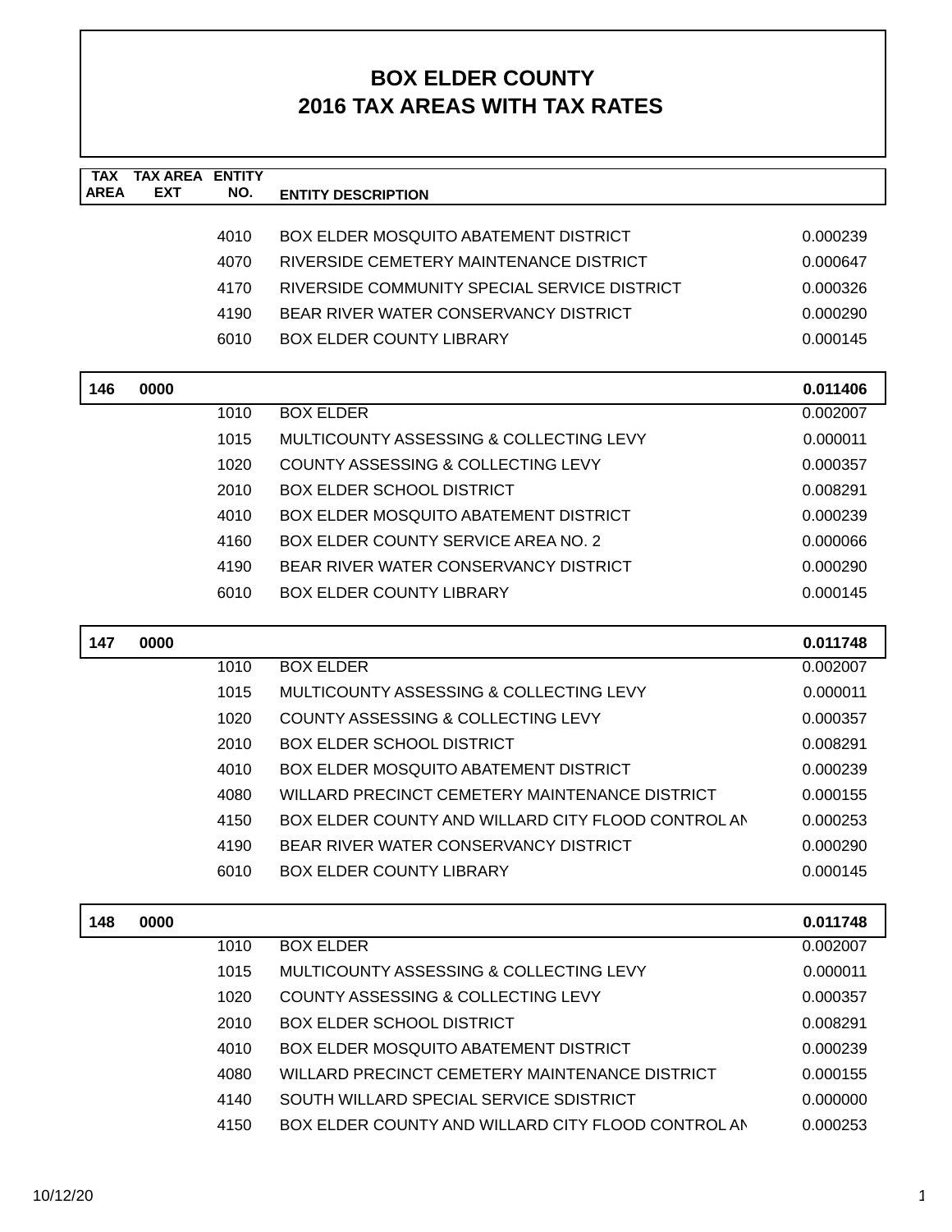# BOX ELDER COUNTY
# 2016 TAX AREAS WITH TAX RATES

| TAX AREA | TAX AREA EXT | ENTITY NO. | ENTITY DESCRIPTION | |
|---|---|---|---|---|
| | | 4010 | BOX ELDER MOSQUITO ABATEMENT DISTRICT | 0.000239 |
| | | 4070 | RIVERSIDE CEMETERY MAINTENANCE DISTRICT | 0.000647 |
| | | 4170 | RIVERSIDE COMMUNITY SPECIAL SERVICE DISTRICT | 0.000326 |
| | | 4190 | BEAR RIVER WATER CONSERVANCY DISTRICT | 0.000290 |
| | | 6010 | BOX ELDER COUNTY LIBRARY | 0.000145 |
| **146** | **0000** | | | **0.011406** |
| | | 1010 | BOX ELDER | 0.002007 |
| | | 1015 | MULTICOUNTY ASSESSING & COLLECTING LEVY | 0.000011 |
| | | 1020 | COUNTY ASSESSING & COLLECTING LEVY | 0.000357 |
| | | 2010 | BOX ELDER SCHOOL DISTRICT | 0.008291 |
| | | 4010 | BOX ELDER MOSQUITO ABATEMENT DISTRICT | 0.000239 |
| | | 4160 | BOX ELDER COUNTY SERVICE AREA NO. 2 | 0.000066 |
| | | 4190 | BEAR RIVER WATER CONSERVANCY DISTRICT | 0.000290 |
| | | 6010 | BOX ELDER COUNTY LIBRARY | 0.000145 |
| **147** | **0000** | | | **0.011748** |
| | | 1010 | BOX ELDER | 0.002007 |
| | | 1015 | MULTICOUNTY ASSESSING & COLLECTING LEVY | 0.000011 |
| | | 1020 | COUNTY ASSESSING & COLLECTING LEVY | 0.000357 |
| | | 2010 | BOX ELDER SCHOOL DISTRICT | 0.008291 |
| | | 4010 | BOX ELDER MOSQUITO ABATEMENT DISTRICT | 0.000239 |
| | | 4080 | WILLARD PRECINCT CEMETERY MAINTENANCE DISTRICT | 0.000155 |
| | | 4150 | BOX ELDER COUNTY AND WILLARD CITY FLOOD CONTROL AN | 0.000253 |
| | | 4190 | BEAR RIVER WATER CONSERVANCY DISTRICT | 0.000290 |
| | | 6010 | BOX ELDER COUNTY LIBRARY | 0.000145 |
| **148** | **0000** | | | **0.011748** |
| | | 1010 | BOX ELDER | 0.002007 |
| | | 1015 | MULTICOUNTY ASSESSING & COLLECTING LEVY | 0.000011 |
| | | 1020 | COUNTY ASSESSING & COLLECTING LEVY | 0.000357 |
| | | 2010 | BOX ELDER SCHOOL DISTRICT | 0.008291 |
| | | 4010 | BOX ELDER MOSQUITO ABATEMENT DISTRICT | 0.000239 |
| | | 4080 | WILLARD PRECINCT CEMETERY MAINTENANCE DISTRICT | 0.000155 |
| | | 4140 | SOUTH WILLARD SPECIAL SERVICE SDISTRICT | 0.000000 |
| | | 4150 | BOX ELDER COUNTY AND WILLARD CITY FLOOD CONTROL AN | 0.000253 |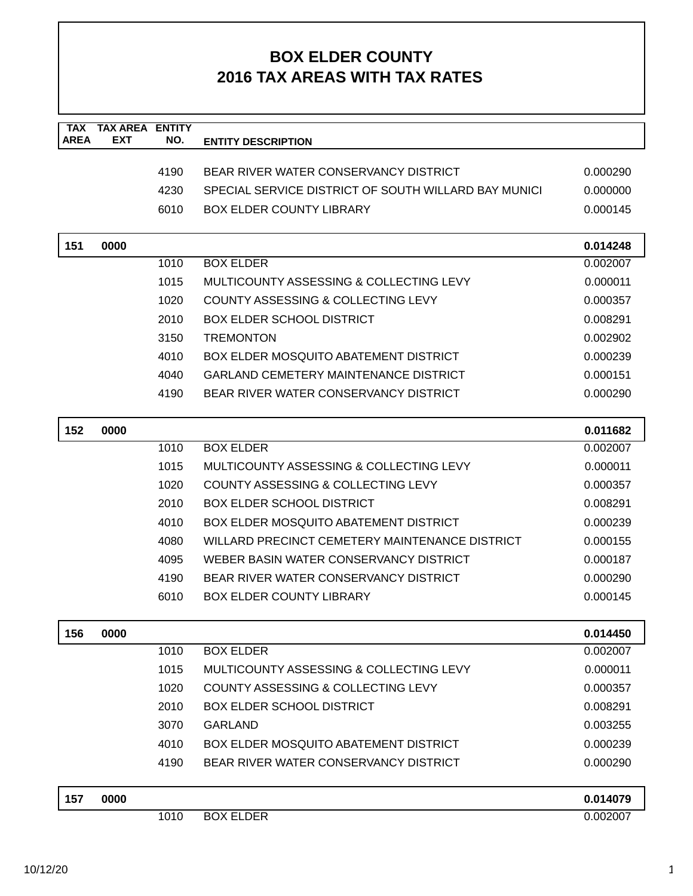# BOX ELDER COUNTY
# 2016 TAX AREAS WITH TAX RATES

| TAX AREA | TAX AREA EXT | ENTITY NO. | ENTITY DESCRIPTION | |
|---|---|---|---|---|
| | | 4190 | BEAR RIVER WATER CONSERVANCY DISTRICT | 0.000290 |
| | | 4230 | SPECIAL SERVICE DISTRICT OF SOUTH WILLARD BAY MUNICI | 0.000000 |
| | | 6010 | BOX ELDER COUNTY LIBRARY | 0.000145 |
| **151** | **0000** | | | **0.014248** |
| | | 1010 | BOX ELDER | 0.002007 |
| | | 1015 | MULTICOUNTY ASSESSING & COLLECTING LEVY | 0.000011 |
| | | 1020 | COUNTY ASSESSING & COLLECTING LEVY | 0.000357 |
| | | 2010 | BOX ELDER SCHOOL DISTRICT | 0.008291 |
| | | 3150 | TREMONTON | 0.002902 |
| | | 4010 | BOX ELDER MOSQUITO ABATEMENT DISTRICT | 0.000239 |
| | | 4040 | GARLAND CEMETERY MAINTENANCE DISTRICT | 0.000151 |
| | | 4190 | BEAR RIVER WATER CONSERVANCY DISTRICT | 0.000290 |
| **152** | **0000** | | | **0.011682** |
| | | 1010 | BOX ELDER | 0.002007 |
| | | 1015 | MULTICOUNTY ASSESSING & COLLECTING LEVY | 0.000011 |
| | | 1020 | COUNTY ASSESSING & COLLECTING LEVY | 0.000357 |
| | | 2010 | BOX ELDER SCHOOL DISTRICT | 0.008291 |
| | | 4010 | BOX ELDER MOSQUITO ABATEMENT DISTRICT | 0.000239 |
| | | 4080 | WILLARD PRECINCT CEMETERY MAINTENANCE DISTRICT | 0.000155 |
| | | 4095 | WEBER BASIN WATER CONSERVANCY DISTRICT | 0.000187 |
| | | 4190 | BEAR RIVER WATER CONSERVANCY DISTRICT | 0.000290 |
| | | 6010 | BOX ELDER COUNTY LIBRARY | 0.000145 |
| **156** | **0000** | | | **0.014450** |
| | | 1010 | BOX ELDER | 0.002007 |
| | | 1015 | MULTICOUNTY ASSESSING & COLLECTING LEVY | 0.000011 |
| | | 1020 | COUNTY ASSESSING & COLLECTING LEVY | 0.000357 |
| | | 2010 | BOX ELDER SCHOOL DISTRICT | 0.008291 |
| | | 3070 | GARLAND | 0.003255 |
| | | 4010 | BOX ELDER MOSQUITO ABATEMENT DISTRICT | 0.000239 |
| | | 4190 | BEAR RIVER WATER CONSERVANCY DISTRICT | 0.000290 |
| **157** | **0000** | | | **0.014079** |
| | | 1010 | BOX ELDER | 0.002007 |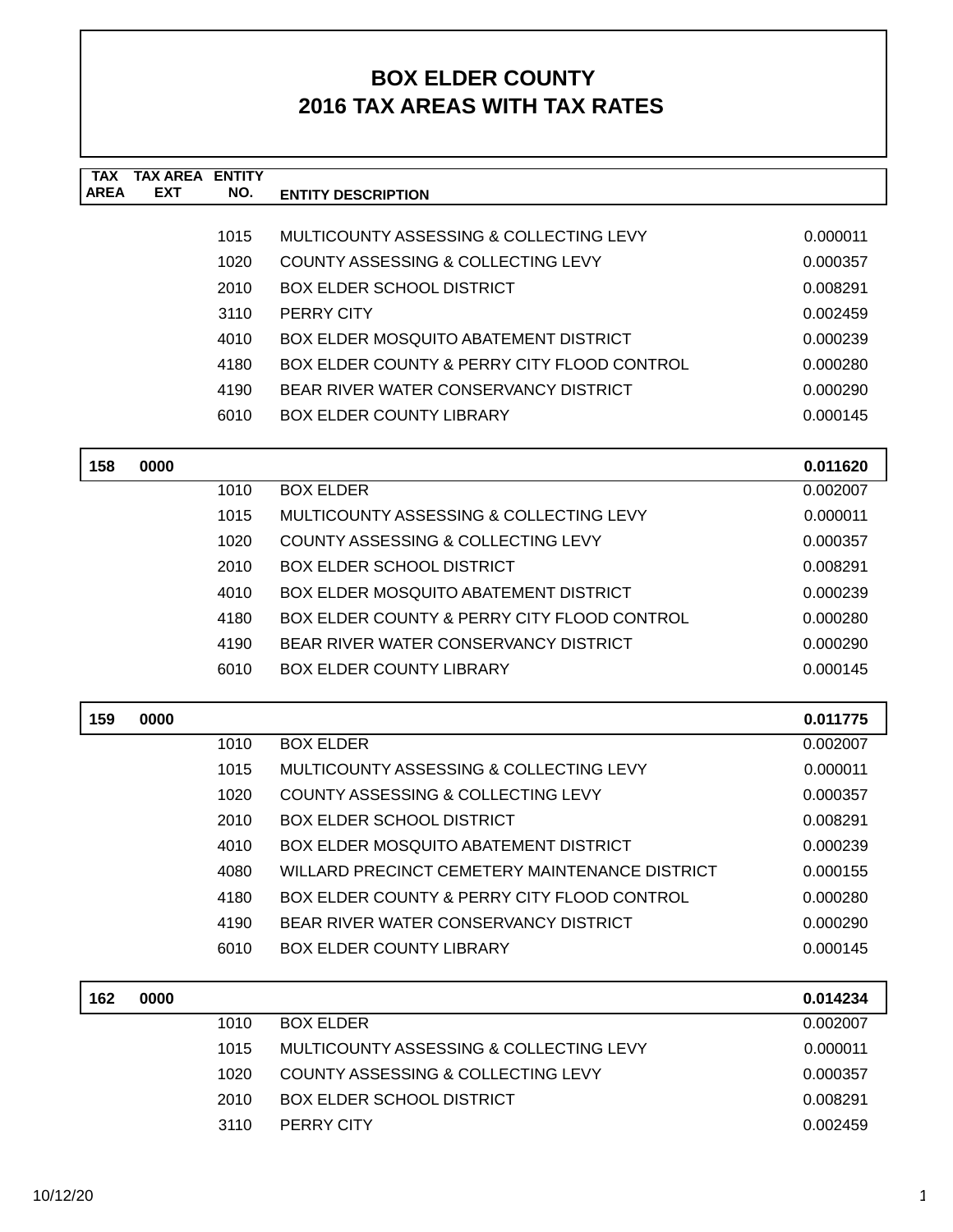# BOX ELDER COUNTY
# 2016 TAX AREAS WITH TAX RATES

| TAX AREA | TAX AREA EXT | ENTITY NO. | ENTITY DESCRIPTION | |
|---|---|---|---|---|
| | | 1015 | MULTICOUNTY ASSESSING & COLLECTING LEVY | 0.000011 |
| | | 1020 | COUNTY ASSESSING & COLLECTING LEVY | 0.000357 |
| | | 2010 | BOX ELDER SCHOOL DISTRICT | 0.008291 |
| | | 3110 | PERRY CITY | 0.002459 |
| | | 4010 | BOX ELDER MOSQUITO ABATEMENT DISTRICT | 0.000239 |
| | | 4180 | BOX ELDER COUNTY & PERRY CITY FLOOD CONTROL | 0.000280 |
| | | 4190 | BEAR RIVER WATER CONSERVANCY DISTRICT | 0.000290 |
| | | 6010 | BOX ELDER COUNTY LIBRARY | 0.000145 |
| **158** | **0000** | | | **0.011620** |
| | | 1010 | BOX ELDER | 0.002007 |
| | | 1015 | MULTICOUNTY ASSESSING & COLLECTING LEVY | 0.000011 |
| | | 1020 | COUNTY ASSESSING & COLLECTING LEVY | 0.000357 |
| | | 2010 | BOX ELDER SCHOOL DISTRICT | 0.008291 |
| | | 4010 | BOX ELDER MOSQUITO ABATEMENT DISTRICT | 0.000239 |
| | | 4180 | BOX ELDER COUNTY & PERRY CITY FLOOD CONTROL | 0.000280 |
| | | 4190 | BEAR RIVER WATER CONSERVANCY DISTRICT | 0.000290 |
| | | 6010 | BOX ELDER COUNTY LIBRARY | 0.000145 |
| **159** | **0000** | | | **0.011775** |
| | | 1010 | BOX ELDER | 0.002007 |
| | | 1015 | MULTICOUNTY ASSESSING & COLLECTING LEVY | 0.000011 |
| | | 1020 | COUNTY ASSESSING & COLLECTING LEVY | 0.000357 |
| | | 2010 | BOX ELDER SCHOOL DISTRICT | 0.008291 |
| | | 4010 | BOX ELDER MOSQUITO ABATEMENT DISTRICT | 0.000239 |
| | | 4080 | WILLARD PRECINCT CEMETERY MAINTENANCE DISTRICT | 0.000155 |
| | | 4180 | BOX ELDER COUNTY & PERRY CITY FLOOD CONTROL | 0.000280 |
| | | 4190 | BEAR RIVER WATER CONSERVANCY DISTRICT | 0.000290 |
| | | 6010 | BOX ELDER COUNTY LIBRARY | 0.000145 |
| **162** | **0000** | | | **0.014234** |
| | | 1010 | BOX ELDER | 0.002007 |
| | | 1015 | MULTICOUNTY ASSESSING & COLLECTING LEVY | 0.000011 |
| | | 1020 | COUNTY ASSESSING & COLLECTING LEVY | 0.000357 |
| | | 2010 | BOX ELDER SCHOOL DISTRICT | 0.008291 |
| | | 3110 | PERRY CITY | 0.002459 |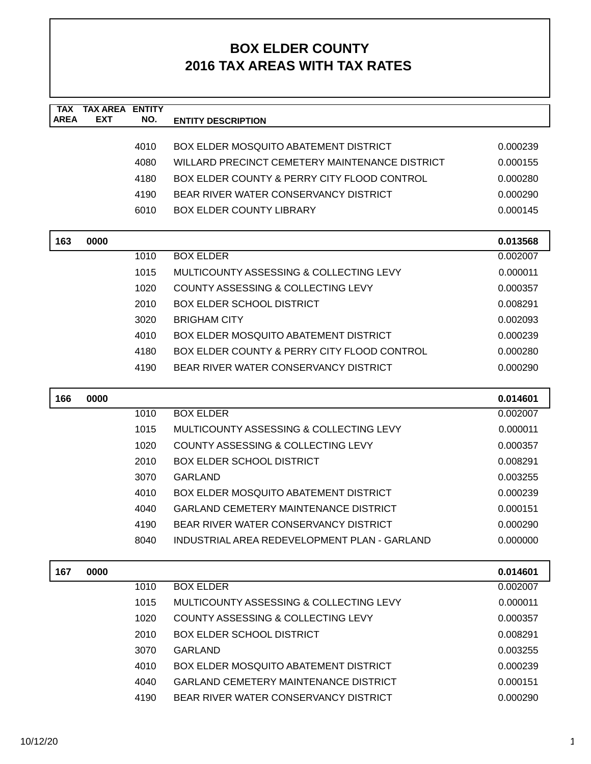# BOX ELDER COUNTY
# 2016 TAX AREAS WITH TAX RATES

| TAX AREA | TAX AREA EXT | ENTITY NO. | ENTITY DESCRIPTION | |
|---|---|---|---|---|
| | | 4010 | BOX ELDER MOSQUITO ABATEMENT DISTRICT | 0.000239 |
| | | 4080 | WILLARD PRECINCT CEMETERY MAINTENANCE DISTRICT | 0.000155 |
| | | 4180 | BOX ELDER COUNTY & PERRY CITY FLOOD CONTROL | 0.000280 |
| | | 4190 | BEAR RIVER WATER CONSERVANCY DISTRICT | 0.000290 |
| | | 6010 | BOX ELDER COUNTY LIBRARY | 0.000145 |
| **163** | **0000** | | | **0.013568** |
| | | 1010 | BOX ELDER | 0.002007 |
| | | 1015 | MULTICOUNTY ASSESSING & COLLECTING LEVY | 0.000011 |
| | | 1020 | COUNTY ASSESSING & COLLECTING LEVY | 0.000357 |
| | | 2010 | BOX ELDER SCHOOL DISTRICT | 0.008291 |
| | | 3020 | BRIGHAM CITY | 0.002093 |
| | | 4010 | BOX ELDER MOSQUITO ABATEMENT DISTRICT | 0.000239 |
| | | 4180 | BOX ELDER COUNTY & PERRY CITY FLOOD CONTROL | 0.000280 |
| | | 4190 | BEAR RIVER WATER CONSERVANCY DISTRICT | 0.000290 |
| **166** | **0000** | | | **0.014601** |
| | | 1010 | BOX ELDER | 0.002007 |
| | | 1015 | MULTICOUNTY ASSESSING & COLLECTING LEVY | 0.000011 |
| | | 1020 | COUNTY ASSESSING & COLLECTING LEVY | 0.000357 |
| | | 2010 | BOX ELDER SCHOOL DISTRICT | 0.008291 |
| | | 3070 | GARLAND | 0.003255 |
| | | 4010 | BOX ELDER MOSQUITO ABATEMENT DISTRICT | 0.000239 |
| | | 4040 | GARLAND CEMETERY MAINTENANCE DISTRICT | 0.000151 |
| | | 4190 | BEAR RIVER WATER CONSERVANCY DISTRICT | 0.000290 |
| | | 8040 | INDUSTRIAL AREA REDEVELOPMENT PLAN - GARLAND | 0.000000 |
| **167** | **0000** | | | **0.014601** |
| | | 1010 | BOX ELDER | 0.002007 |
| | | 1015 | MULTICOUNTY ASSESSING & COLLECTING LEVY | 0.000011 |
| | | 1020 | COUNTY ASSESSING & COLLECTING LEVY | 0.000357 |
| | | 2010 | BOX ELDER SCHOOL DISTRICT | 0.008291 |
| | | 3070 | GARLAND | 0.003255 |
| | | 4010 | BOX ELDER MOSQUITO ABATEMENT DISTRICT | 0.000239 |
| | | 4040 | GARLAND CEMETERY MAINTENANCE DISTRICT | 0.000151 |
| | | 4190 | BEAR RIVER WATER CONSERVANCY DISTRICT | 0.000290 |

10/12/20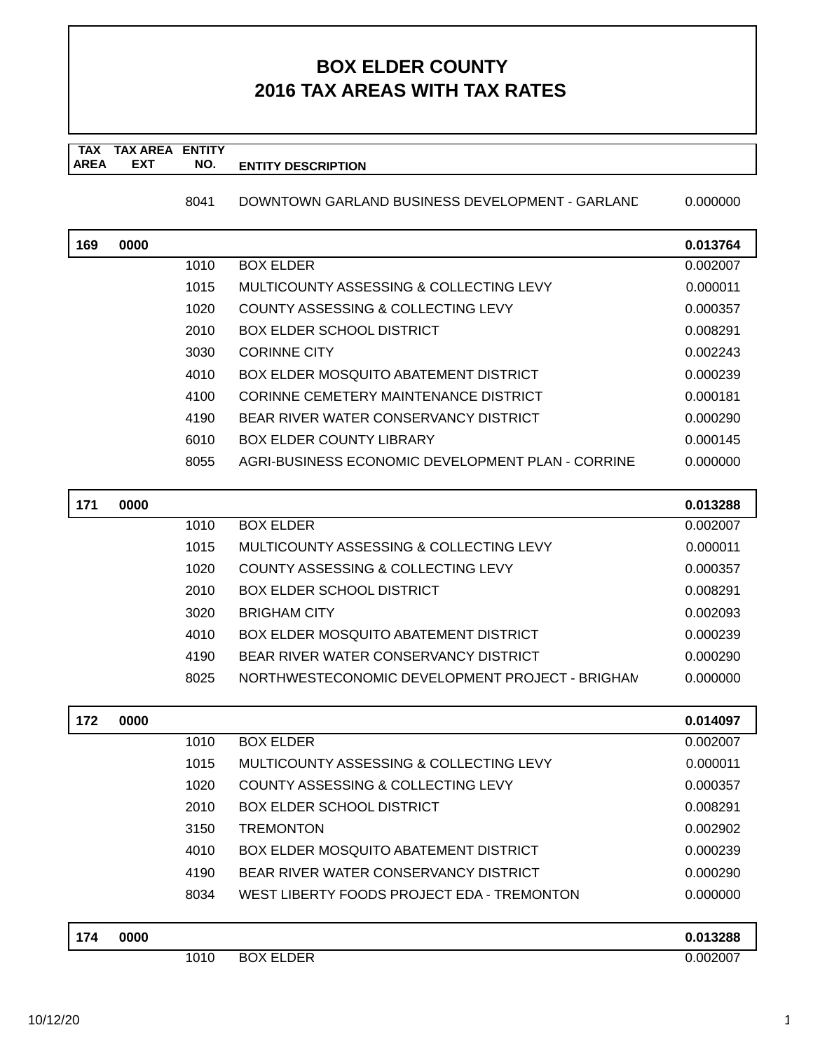# BOX ELDER COUNTY
# 2016 TAX AREAS WITH TAX RATES

| TAX AREA | TAX AREA EXT | ENTITY NO. | ENTITY DESCRIPTION | |
|---|---|---|---|---|
| | | 8041 | DOWNTOWN GARLAND BUSINESS DEVELOPMENT - GARLANE | 0.000000 |
| **169** | **0000** | | | **0.013764** |
| | | 1010 | BOX ELDER | 0.002007 |
| | | 1015 | MULTICOUNTY ASSESSING & COLLECTING LEVY | 0.000011 |
| | | 1020 | COUNTY ASSESSING & COLLECTING LEVY | 0.000357 |
| | | 2010 | BOX ELDER SCHOOL DISTRICT | 0.008291 |
| | | 3030 | CORINNE CITY | 0.002243 |
| | | 4010 | BOX ELDER MOSQUITO ABATEMENT DISTRICT | 0.000239 |
| | | 4100 | CORINNE CEMETERY MAINTENANCE DISTRICT | 0.000181 |
| | | 4190 | BEAR RIVER WATER CONSERVANCY DISTRICT | 0.000290 |
| | | 6010 | BOX ELDER COUNTY LIBRARY | 0.000145 |
| | | 8055 | AGRI-BUSINESS ECONOMIC DEVELOPMENT PLAN - CORRINE | 0.000000 |
| **171** | **0000** | | | **0.013288** |
| | | 1010 | BOX ELDER | 0.002007 |
| | | 1015 | MULTICOUNTY ASSESSING & COLLECTING LEVY | 0.000011 |
| | | 1020 | COUNTY ASSESSING & COLLECTING LEVY | 0.000357 |
| | | 2010 | BOX ELDER SCHOOL DISTRICT | 0.008291 |
| | | 3020 | BRIGHAM CITY | 0.002093 |
| | | 4010 | BOX ELDER MOSQUITO ABATEMENT DISTRICT | 0.000239 |
| | | 4190 | BEAR RIVER WATER CONSERVANCY DISTRICT | 0.000290 |
| | | 8025 | NORTHWESTECONOMIC DEVELOPMENT PROJECT - BRIGHAM | 0.000000 |
| **172** | **0000** | | | **0.014097** |
| | | 1010 | BOX ELDER | 0.002007 |
| | | 1015 | MULTICOUNTY ASSESSING & COLLECTING LEVY | 0.000011 |
| | | 1020 | COUNTY ASSESSING & COLLECTING LEVY | 0.000357 |
| | | 2010 | BOX ELDER SCHOOL DISTRICT | 0.008291 |
| | | 3150 | TREMONTON | 0.002902 |
| | | 4010 | BOX ELDER MOSQUITO ABATEMENT DISTRICT | 0.000239 |
| | | 4190 | BEAR RIVER WATER CONSERVANCY DISTRICT | 0.000290 |
| | | 8034 | WEST LIBERTY FOODS PROJECT EDA - TREMONTON | 0.000000 |
| **174** | **0000** | | | **0.013288** |
| | | 1010 | BOX ELDER | 0.002007 |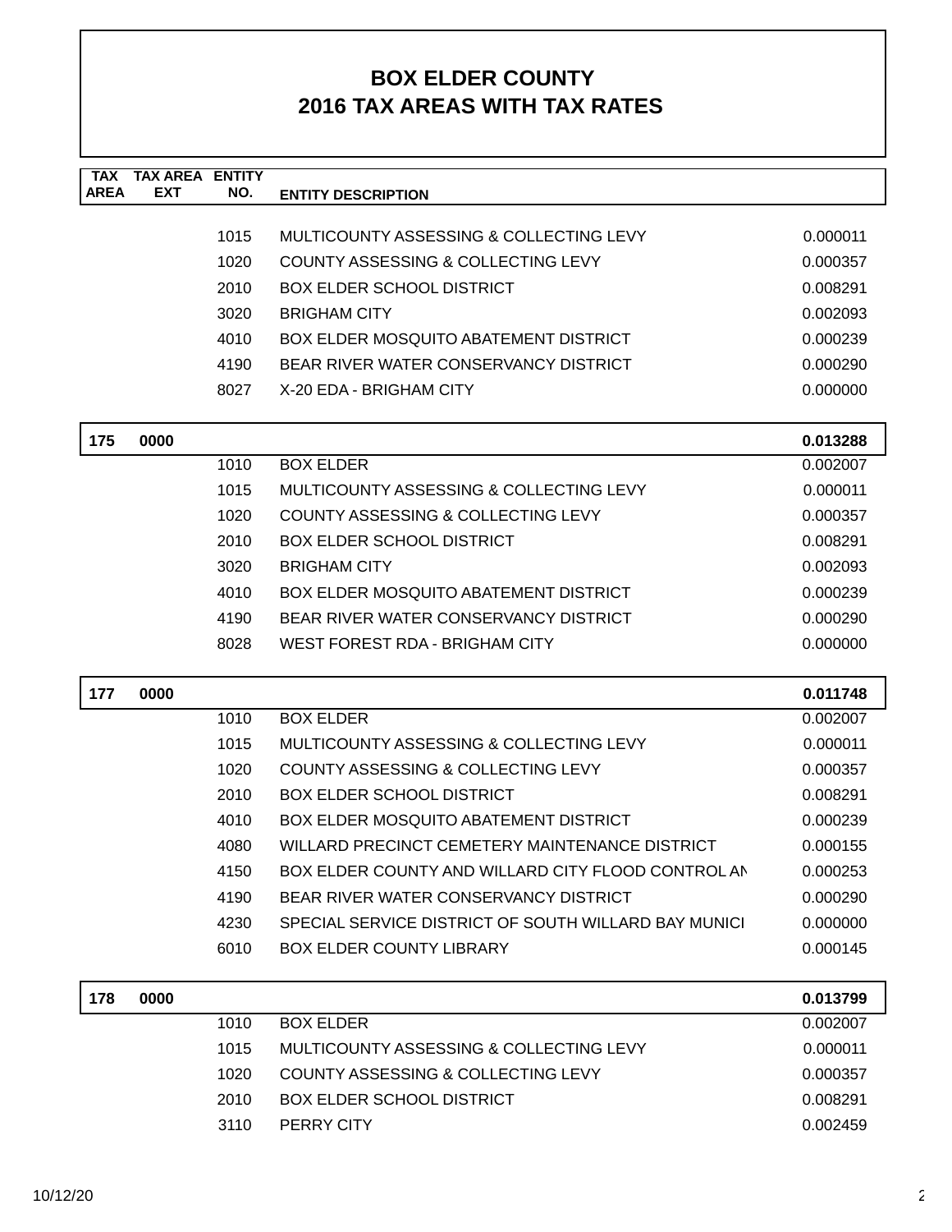# BOX ELDER COUNTY
# 2016 TAX AREAS WITH TAX RATES

| TAX AREA | TAX AREA EXT | ENTITY NO. | ENTITY DESCRIPTION | |
|---|---|---|---|---|
| | | 1015 | MULTICOUNTY ASSESSING & COLLECTING LEVY | 0.000011 |
| | | 1020 | COUNTY ASSESSING & COLLECTING LEVY | 0.000357 |
| | | 2010 | BOX ELDER SCHOOL DISTRICT | 0.008291 |
| | | 3020 | BRIGHAM CITY | 0.002093 |
| | | 4010 | BOX ELDER MOSQUITO ABATEMENT DISTRICT | 0.000239 |
| | | 4190 | BEAR RIVER WATER CONSERVANCY DISTRICT | 0.000290 |
| | | 8027 | X-20 EDA - BRIGHAM CITY | 0.000000 |
| **175** | **0000** | | | **0.013288** |
| | | 1010 | BOX ELDER | 0.002007 |
| | | 1015 | MULTICOUNTY ASSESSING & COLLECTING LEVY | 0.000011 |
| | | 1020 | COUNTY ASSESSING & COLLECTING LEVY | 0.000357 |
| | | 2010 | BOX ELDER SCHOOL DISTRICT | 0.008291 |
| | | 3020 | BRIGHAM CITY | 0.002093 |
| | | 4010 | BOX ELDER MOSQUITO ABATEMENT DISTRICT | 0.000239 |
| | | 4190 | BEAR RIVER WATER CONSERVANCY DISTRICT | 0.000290 |
| | | 8028 | WEST FOREST RDA - BRIGHAM CITY | 0.000000 |
| **177** | **0000** | | | **0.011748** |
| | | 1010 | BOX ELDER | 0.002007 |
| | | 1015 | MULTICOUNTY ASSESSING & COLLECTING LEVY | 0.000011 |
| | | 1020 | COUNTY ASSESSING & COLLECTING LEVY | 0.000357 |
| | | 2010 | BOX ELDER SCHOOL DISTRICT | 0.008291 |
| | | 4010 | BOX ELDER MOSQUITO ABATEMENT DISTRICT | 0.000239 |
| | | 4080 | WILLARD PRECINCT CEMETERY MAINTENANCE DISTRICT | 0.000155 |
| | | 4150 | BOX ELDER COUNTY AND WILLARD CITY FLOOD CONTROL AN | 0.000253 |
| | | 4190 | BEAR RIVER WATER CONSERVANCY DISTRICT | 0.000290 |
| | | 4230 | SPECIAL SERVICE DISTRICT OF SOUTH WILLARD BAY MUNICI | 0.000000 |
| | | 6010 | BOX ELDER COUNTY LIBRARY | 0.000145 |
| **178** | **0000** | | | **0.013799** |
| | | 1010 | BOX ELDER | 0.002007 |
| | | 1015 | MULTICOUNTY ASSESSING & COLLECTING LEVY | 0.000011 |
| | | 1020 | COUNTY ASSESSING & COLLECTING LEVY | 0.000357 |
| | | 2010 | BOX ELDER SCHOOL DISTRICT | 0.008291 |
| | | 3110 | PERRY CITY | 0.002459 |

10/12/20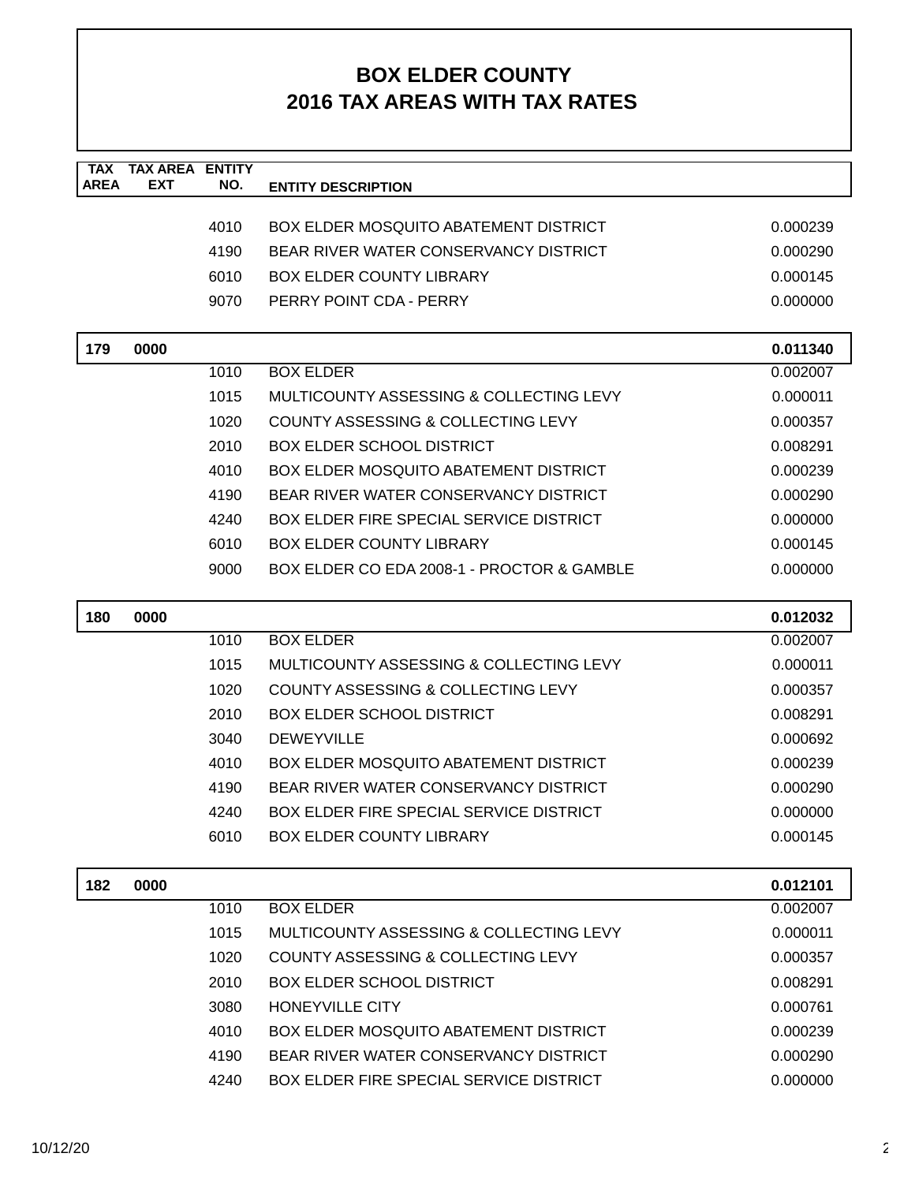# BOX ELDER COUNTY
## 2016 TAX AREAS WITH TAX RATES

| TAX AREA | TAX AREA EXT | ENTITY NO. | ENTITY DESCRIPTION | |
|---|---|---|---|---|
| | | 4010 | BOX ELDER MOSQUITO ABATEMENT DISTRICT | 0.000239 |
| | | 4190 | BEAR RIVER WATER CONSERVANCY DISTRICT | 0.000290 |
| | | 6010 | BOX ELDER COUNTY LIBRARY | 0.000145 |
| | | 9070 | PERRY POINT CDA - PERRY | 0.000000 |
| **179** | **0000** | | | **0.011340** |
| | | 1010 | BOX ELDER | 0.002007 |
| | | 1015 | MULTICOUNTY ASSESSING & COLLECTING LEVY | 0.000011 |
| | | 1020 | COUNTY ASSESSING & COLLECTING LEVY | 0.000357 |
| | | 2010 | BOX ELDER SCHOOL DISTRICT | 0.008291 |
| | | 4010 | BOX ELDER MOSQUITO ABATEMENT DISTRICT | 0.000239 |
| | | 4190 | BEAR RIVER WATER CONSERVANCY DISTRICT | 0.000290 |
| | | 4240 | BOX ELDER FIRE SPECIAL SERVICE DISTRICT | 0.000000 |
| | | 6010 | BOX ELDER COUNTY LIBRARY | 0.000145 |
| | | 9000 | BOX ELDER CO EDA 2008-1 - PROCTOR & GAMBLE | 0.000000 |
| **180** | **0000** | | | **0.012032** |
| | | 1010 | BOX ELDER | 0.002007 |
| | | 1015 | MULTICOUNTY ASSESSING & COLLECTING LEVY | 0.000011 |
| | | 1020 | COUNTY ASSESSING & COLLECTING LEVY | 0.000357 |
| | | 2010 | BOX ELDER SCHOOL DISTRICT | 0.008291 |
| | | 3040 | DEWEYVILLE | 0.000692 |
| | | 4010 | BOX ELDER MOSQUITO ABATEMENT DISTRICT | 0.000239 |
| | | 4190 | BEAR RIVER WATER CONSERVANCY DISTRICT | 0.000290 |
| | | 4240 | BOX ELDER FIRE SPECIAL SERVICE DISTRICT | 0.000000 |
| | | 6010 | BOX ELDER COUNTY LIBRARY | 0.000145 |
| **182** | **0000** | | | **0.012101** |
| | | 1010 | BOX ELDER | 0.002007 |
| | | 1015 | MULTICOUNTY ASSESSING & COLLECTING LEVY | 0.000011 |
| | | 1020 | COUNTY ASSESSING & COLLECTING LEVY | 0.000357 |
| | | 2010 | BOX ELDER SCHOOL DISTRICT | 0.008291 |
| | | 3080 | HONEYVILLE CITY | 0.000761 |
| | | 4010 | BOX ELDER MOSQUITO ABATEMENT DISTRICT | 0.000239 |
| | | 4190 | BEAR RIVER WATER CONSERVANCY DISTRICT | 0.000290 |
| | | 4240 | BOX ELDER FIRE SPECIAL SERVICE DISTRICT | 0.000000 |

10/12/20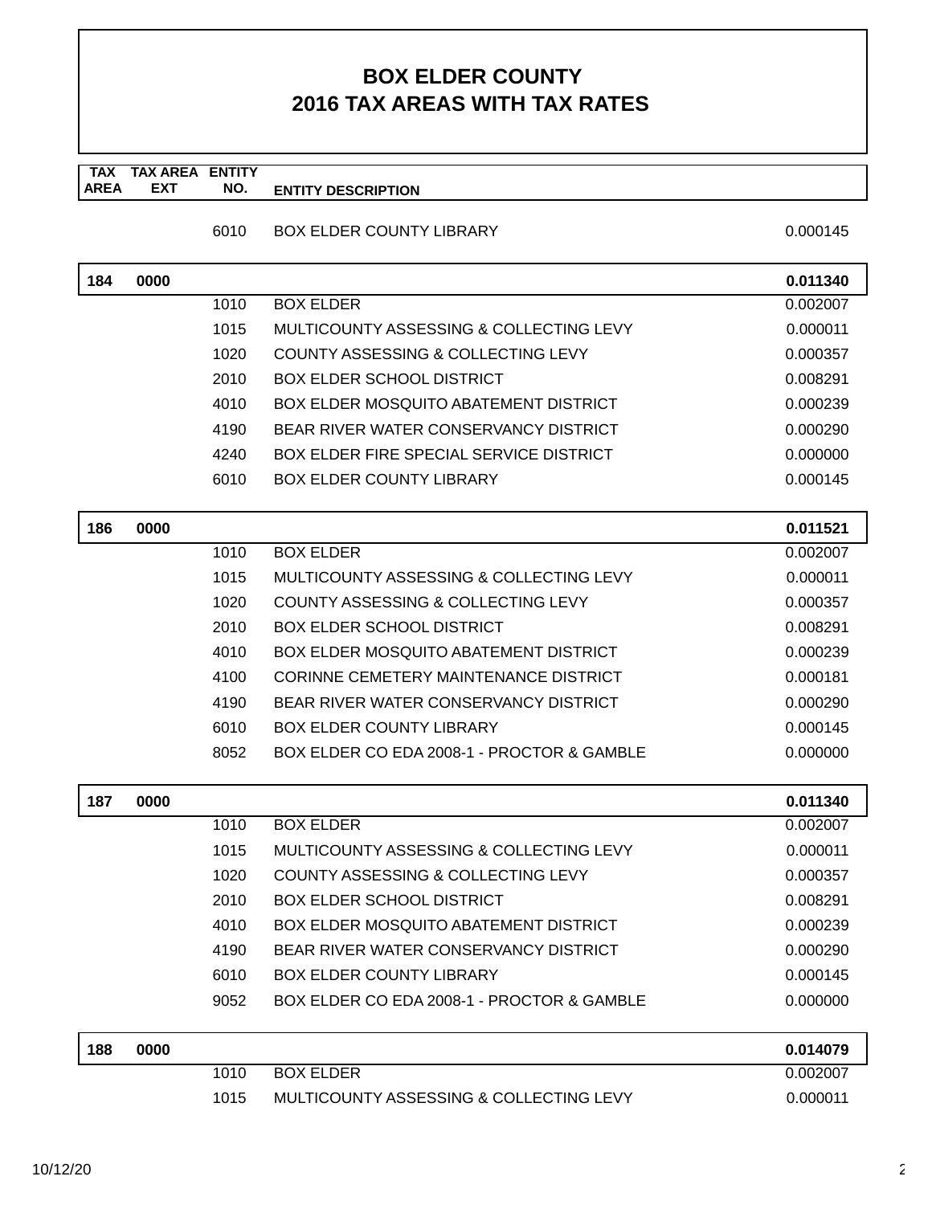# BOX ELDER COUNTY
# 2016 TAX AREAS WITH TAX RATES

| TAX AREA | TAX AREA EXT | ENTITY NO. | ENTITY DESCRIPTION | |
|---|---|---|---|---|
| | | 6010 | BOX ELDER COUNTY LIBRARY | 0.000145 |
| **184** | **0000** | | | **0.011340** |
| | | 1010 | BOX ELDER | 0.002007 |
| | | 1015 | MULTICOUNTY ASSESSING & COLLECTING LEVY | 0.000011 |
| | | 1020 | COUNTY ASSESSING & COLLECTING LEVY | 0.000357 |
| | | 2010 | BOX ELDER SCHOOL DISTRICT | 0.008291 |
| | | 4010 | BOX ELDER MOSQUITO ABATEMENT DISTRICT | 0.000239 |
| | | 4190 | BEAR RIVER WATER CONSERVANCY DISTRICT | 0.000290 |
| | | 4240 | BOX ELDER FIRE SPECIAL SERVICE DISTRICT | 0.000000 |
| | | 6010 | BOX ELDER COUNTY LIBRARY | 0.000145 |
| **186** | **0000** | | | **0.011521** |
| | | 1010 | BOX ELDER | 0.002007 |
| | | 1015 | MULTICOUNTY ASSESSING & COLLECTING LEVY | 0.000011 |
| | | 1020 | COUNTY ASSESSING & COLLECTING LEVY | 0.000357 |
| | | 2010 | BOX ELDER SCHOOL DISTRICT | 0.008291 |
| | | 4010 | BOX ELDER MOSQUITO ABATEMENT DISTRICT | 0.000239 |
| | | 4100 | CORINNE CEMETERY MAINTENANCE DISTRICT | 0.000181 |
| | | 4190 | BEAR RIVER WATER CONSERVANCY DISTRICT | 0.000290 |
| | | 6010 | BOX ELDER COUNTY LIBRARY | 0.000145 |
| | | 8052 | BOX ELDER CO EDA 2008-1 - PROCTOR & GAMBLE | 0.000000 |
| **187** | **0000** | | | **0.011340** |
| | | 1010 | BOX ELDER | 0.002007 |
| | | 1015 | MULTICOUNTY ASSESSING & COLLECTING LEVY | 0.000011 |
| | | 1020 | COUNTY ASSESSING & COLLECTING LEVY | 0.000357 |
| | | 2010 | BOX ELDER SCHOOL DISTRICT | 0.008291 |
| | | 4010 | BOX ELDER MOSQUITO ABATEMENT DISTRICT | 0.000239 |
| | | 4190 | BEAR RIVER WATER CONSERVANCY DISTRICT | 0.000290 |
| | | 6010 | BOX ELDER COUNTY LIBRARY | 0.000145 |
| | | 9052 | BOX ELDER CO EDA 2008-1 - PROCTOR & GAMBLE | 0.000000 |
| **188** | **0000** | | | **0.014079** |
| | | 1010 | BOX ELDER | 0.002007 |
| | | 1015 | MULTICOUNTY ASSESSING & COLLECTING LEVY | 0.000011 |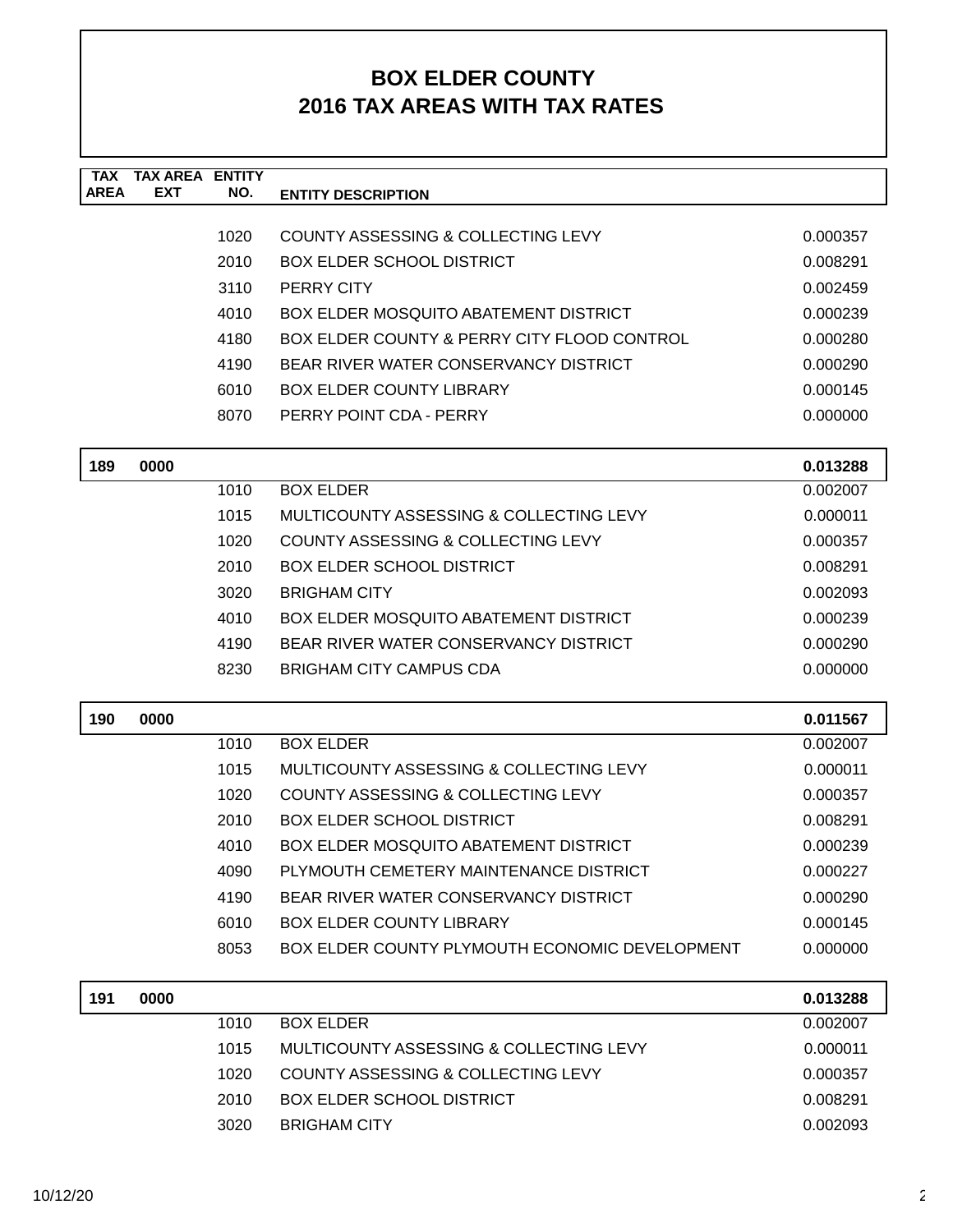# BOX ELDER COUNTY
# 2016 TAX AREAS WITH TAX RATES

| TAX AREA | TAX AREA EXT | ENTITY NO. | ENTITY DESCRIPTION | |
|---|---|---|---|---|
| | | 1020 | COUNTY ASSESSING & COLLECTING LEVY | 0.000357 |
| | | 2010 | BOX ELDER SCHOOL DISTRICT | 0.008291 |
| | | 3110 | PERRY CITY | 0.002459 |
| | | 4010 | BOX ELDER MOSQUITO ABATEMENT DISTRICT | 0.000239 |
| | | 4180 | BOX ELDER COUNTY & PERRY CITY FLOOD CONTROL | 0.000280 |
| | | 4190 | BEAR RIVER WATER CONSERVANCY DISTRICT | 0.000290 |
| | | 6010 | BOX ELDER COUNTY LIBRARY | 0.000145 |
| | | 8070 | PERRY POINT CDA - PERRY | 0.000000 |
| **189** | **0000** | | | **0.013288** |
| | | 1010 | BOX ELDER | 0.002007 |
| | | 1015 | MULTICOUNTY ASSESSING & COLLECTING LEVY | 0.000011 |
| | | 1020 | COUNTY ASSESSING & COLLECTING LEVY | 0.000357 |
| | | 2010 | BOX ELDER SCHOOL DISTRICT | 0.008291 |
| | | 3020 | BRIGHAM CITY | 0.002093 |
| | | 4010 | BOX ELDER MOSQUITO ABATEMENT DISTRICT | 0.000239 |
| | | 4190 | BEAR RIVER WATER CONSERVANCY DISTRICT | 0.000290 |
| | | 8230 | BRIGHAM CITY CAMPUS CDA | 0.000000 |
| **190** | **0000** | | | **0.011567** |
| | | 1010 | BOX ELDER | 0.002007 |
| | | 1015 | MULTICOUNTY ASSESSING & COLLECTING LEVY | 0.000011 |
| | | 1020 | COUNTY ASSESSING & COLLECTING LEVY | 0.000357 |
| | | 2010 | BOX ELDER SCHOOL DISTRICT | 0.008291 |
| | | 4010 | BOX ELDER MOSQUITO ABATEMENT DISTRICT | 0.000239 |
| | | 4090 | PLYMOUTH CEMETERY MAINTENANCE DISTRICT | 0.000227 |
| | | 4190 | BEAR RIVER WATER CONSERVANCY DISTRICT | 0.000290 |
| | | 6010 | BOX ELDER COUNTY LIBRARY | 0.000145 |
| | | 8053 | BOX ELDER COUNTY PLYMOUTH ECONOMIC DEVELOPMENT | 0.000000 |
| **191** | **0000** | | | **0.013288** |
| | | 1010 | BOX ELDER | 0.002007 |
| | | 1015 | MULTICOUNTY ASSESSING & COLLECTING LEVY | 0.000011 |
| | | 1020 | COUNTY ASSESSING & COLLECTING LEVY | 0.000357 |
| | | 2010 | BOX ELDER SCHOOL DISTRICT | 0.008291 |
| | | 3020 | BRIGHAM CITY | 0.002093 |

10/12/20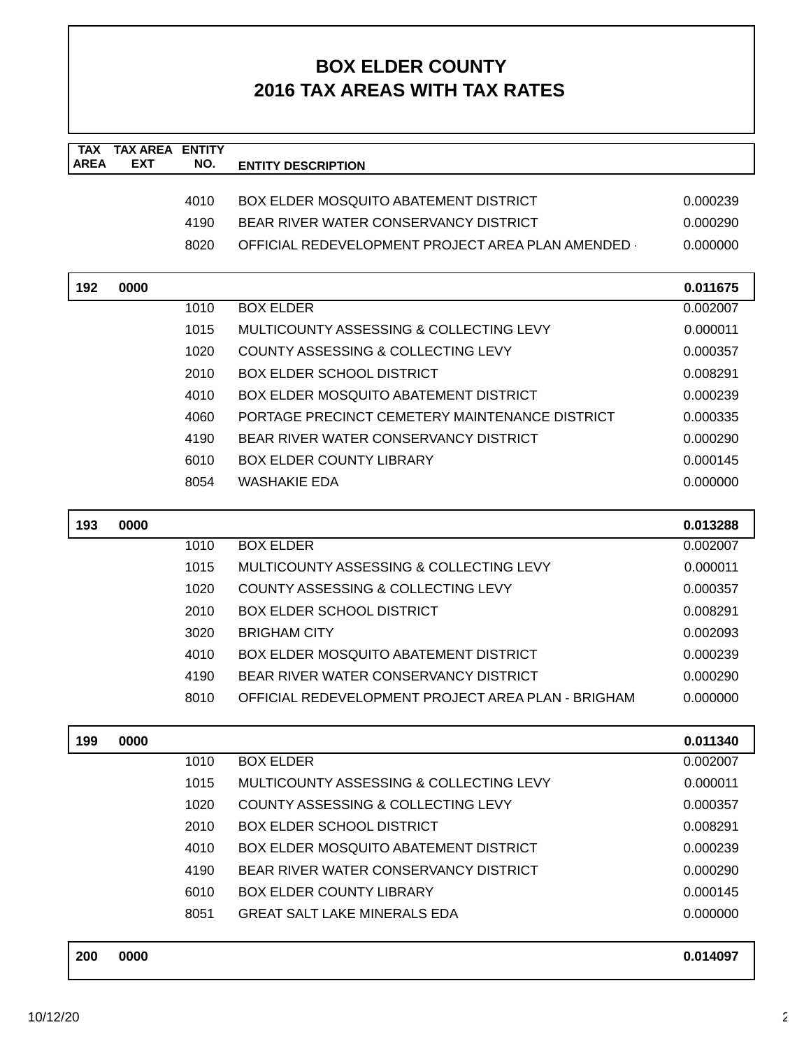# BOX ELDER COUNTY
# 2016 TAX AREAS WITH TAX RATES

| TAX AREA | TAX AREA EXT | ENTITY NO. | ENTITY DESCRIPTION | |
|---|---|---|---|---|
| | | 4010 | BOX ELDER MOSQUITO ABATEMENT DISTRICT | 0.000239 |
| | | 4190 | BEAR RIVER WATER CONSERVANCY DISTRICT | 0.000290 |
| | | 8020 | OFFICIAL REDEVELOPMENT PROJECT AREA PLAN AMENDED · | 0.000000 |
| **192** | **0000** | | | **0.011675** |
| | | 1010 | BOX ELDER | 0.002007 |
| | | 1015 | MULTICOUNTY ASSESSING & COLLECTING LEVY | 0.000011 |
| | | 1020 | COUNTY ASSESSING & COLLECTING LEVY | 0.000357 |
| | | 2010 | BOX ELDER SCHOOL DISTRICT | 0.008291 |
| | | 4010 | BOX ELDER MOSQUITO ABATEMENT DISTRICT | 0.000239 |
| | | 4060 | PORTAGE PRECINCT CEMETERY MAINTENANCE DISTRICT | 0.000335 |
| | | 4190 | BEAR RIVER WATER CONSERVANCY DISTRICT | 0.000290 |
| | | 6010 | BOX ELDER COUNTY LIBRARY | 0.000145 |
| | | 8054 | WASHAKIE EDA | 0.000000 |
| **193** | **0000** | | | **0.013288** |
| | | 1010 | BOX ELDER | 0.002007 |
| | | 1015 | MULTICOUNTY ASSESSING & COLLECTING LEVY | 0.000011 |
| | | 1020 | COUNTY ASSESSING & COLLECTING LEVY | 0.000357 |
| | | 2010 | BOX ELDER SCHOOL DISTRICT | 0.008291 |
| | | 3020 | BRIGHAM CITY | 0.002093 |
| | | 4010 | BOX ELDER MOSQUITO ABATEMENT DISTRICT | 0.000239 |
| | | 4190 | BEAR RIVER WATER CONSERVANCY DISTRICT | 0.000290 |
| | | 8010 | OFFICIAL REDEVELOPMENT PROJECT AREA PLAN - BRIGHAM | 0.000000 |
| **199** | **0000** | | | **0.011340** |
| | | 1010 | BOX ELDER | 0.002007 |
| | | 1015 | MULTICOUNTY ASSESSING & COLLECTING LEVY | 0.000011 |
| | | 1020 | COUNTY ASSESSING & COLLECTING LEVY | 0.000357 |
| | | 2010 | BOX ELDER SCHOOL DISTRICT | 0.008291 |
| | | 4010 | BOX ELDER MOSQUITO ABATEMENT DISTRICT | 0.000239 |
| | | 4190 | BEAR RIVER WATER CONSERVANCY DISTRICT | 0.000290 |
| | | 6010 | BOX ELDER COUNTY LIBRARY | 0.000145 |
| | | 8051 | GREAT SALT LAKE MINERALS EDA | 0.000000 |
| **200** | **0000** | | | **0.014097** |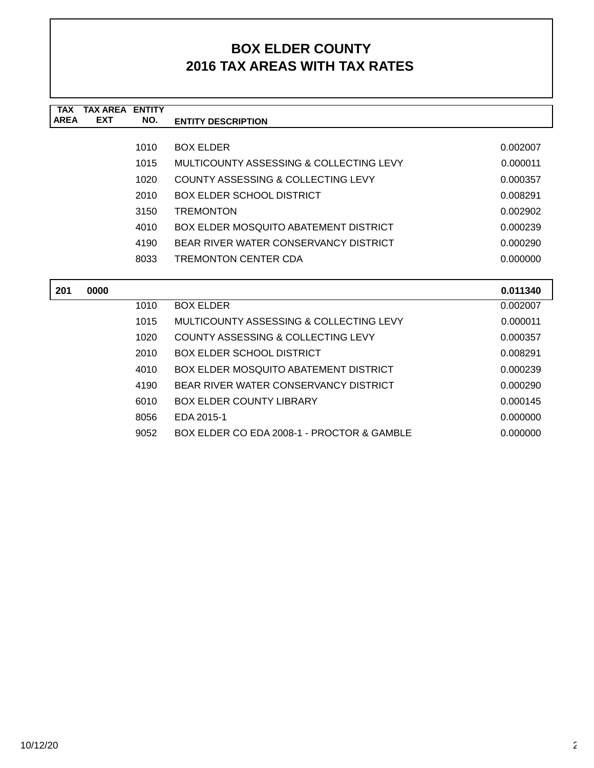# BOX ELDER COUNTY
# 2016 TAX AREAS WITH TAX RATES

| TAX AREA | TAX AREA EXT | ENTITY NO. | ENTITY DESCRIPTION | |
|---|---|---|---|---|
| | | 1010 | BOX ELDER | 0.002007 |
| | | 1015 | MULTICOUNTY ASSESSING & COLLECTING LEVY | 0.000011 |
| | | 1020 | COUNTY ASSESSING & COLLECTING LEVY | 0.000357 |
| | | 2010 | BOX ELDER SCHOOL DISTRICT | 0.008291 |
| | | 3150 | TREMONTON | 0.002902 |
| | | 4010 | BOX ELDER MOSQUITO ABATEMENT DISTRICT | 0.000239 |
| | | 4190 | BEAR RIVER WATER CONSERVANCY DISTRICT | 0.000290 |
| | | 8033 | TREMONTON CENTER CDA | 0.000000 |
| **201** | **0000** | | | **0.011340** |
| | | 1010 | BOX ELDER | 0.002007 |
| | | 1015 | MULTICOUNTY ASSESSING & COLLECTING LEVY | 0.000011 |
| | | 1020 | COUNTY ASSESSING & COLLECTING LEVY | 0.000357 |
| | | 2010 | BOX ELDER SCHOOL DISTRICT | 0.008291 |
| | | 4010 | BOX ELDER MOSQUITO ABATEMENT DISTRICT | 0.000239 |
| | | 4190 | BEAR RIVER WATER CONSERVANCY DISTRICT | 0.000290 |
| | | 6010 | BOX ELDER COUNTY LIBRARY | 0.000145 |
| | | 8056 | EDA 2015-1 | 0.000000 |
| | | 9052 | BOX ELDER CO EDA 2008-1 - PROCTOR & GAMBLE | 0.000000 |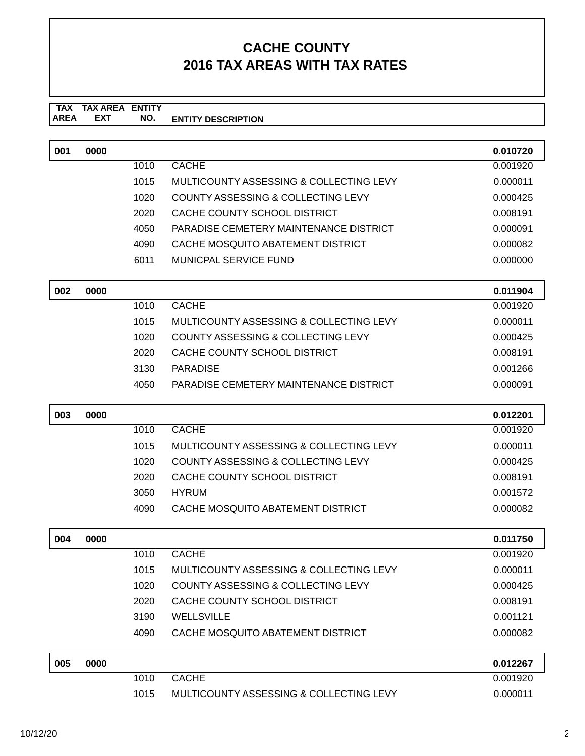# CACHE COUNTY
# 2016 TAX AREAS WITH TAX RATES

| TAX AREA | TAX AREA EXT | ENTITY NO. | ENTITY DESCRIPTION | |
|---|---|---|---|---|
| **001** | **0000** | | | **0.010720** |
| | | 1010 | CACHE | 0.001920 |
| | | 1015 | MULTICOUNTY ASSESSING & COLLECTING LEVY | 0.000011 |
| | | 1020 | COUNTY ASSESSING & COLLECTING LEVY | 0.000425 |
| | | 2020 | CACHE COUNTY SCHOOL DISTRICT | 0.008191 |
| | | 4050 | PARADISE CEMETERY MAINTENANCE DISTRICT | 0.000091 |
| | | 4090 | CACHE MOSQUITO ABATEMENT DISTRICT | 0.000082 |
| | | 6011 | MUNICPAL SERVICE FUND | 0.000000 |
| **002** | **0000** | | | **0.011904** |
| | | 1010 | CACHE | 0.001920 |
| | | 1015 | MULTICOUNTY ASSESSING & COLLECTING LEVY | 0.000011 |
| | | 1020 | COUNTY ASSESSING & COLLECTING LEVY | 0.000425 |
| | | 2020 | CACHE COUNTY SCHOOL DISTRICT | 0.008191 |
| | | 3130 | PARADISE | 0.001266 |
| | | 4050 | PARADISE CEMETERY MAINTENANCE DISTRICT | 0.000091 |
| **003** | **0000** | | | **0.012201** |
| | | 1010 | CACHE | 0.001920 |
| | | 1015 | MULTICOUNTY ASSESSING & COLLECTING LEVY | 0.000011 |
| | | 1020 | COUNTY ASSESSING & COLLECTING LEVY | 0.000425 |
| | | 2020 | CACHE COUNTY SCHOOL DISTRICT | 0.008191 |
| | | 3050 | HYRUM | 0.001572 |
| | | 4090 | CACHE MOSQUITO ABATEMENT DISTRICT | 0.000082 |
| **004** | **0000** | | | **0.011750** |
| | | 1010 | CACHE | 0.001920 |
| | | 1015 | MULTICOUNTY ASSESSING & COLLECTING LEVY | 0.000011 |
| | | 1020 | COUNTY ASSESSING & COLLECTING LEVY | 0.000425 |
| | | 2020 | CACHE COUNTY SCHOOL DISTRICT | 0.008191 |
| | | 3190 | WELLSVILLE | 0.001121 |
| | | 4090 | CACHE MOSQUITO ABATEMENT DISTRICT | 0.000082 |
| **005** | **0000** | | | **0.012267** |
| | | 1010 | CACHE | 0.001920 |
| | | 1015 | MULTICOUNTY ASSESSING & COLLECTING LEVY | 0.000011 |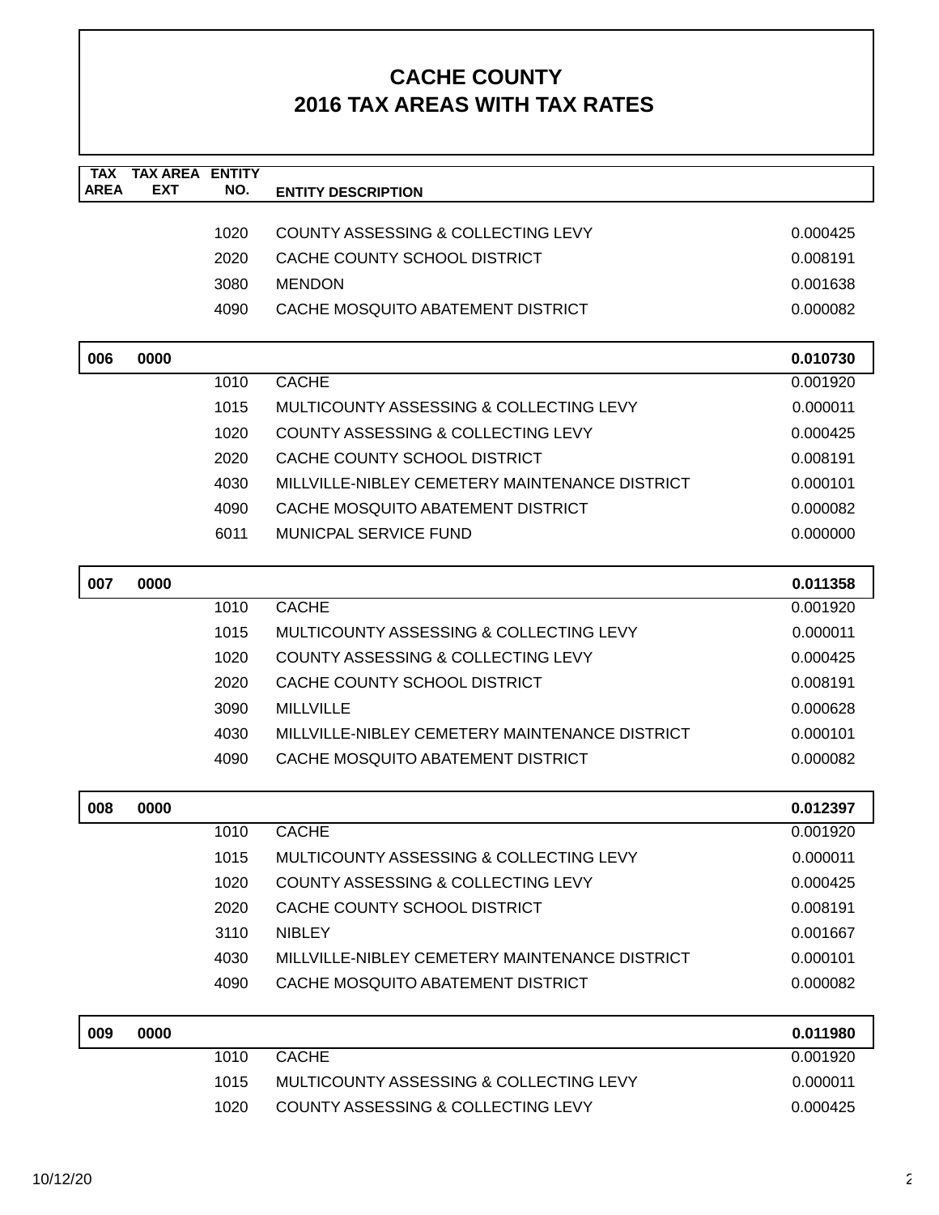# CACHE COUNTY
# 2016 TAX AREAS WITH TAX RATES

| TAX AREA | TAX AREA EXT | ENTITY NO. | ENTITY DESCRIPTION | |
|---|---|---|---|---|
| | | 1020 | COUNTY ASSESSING & COLLECTING LEVY | 0.000425 |
| | | 2020 | CACHE COUNTY SCHOOL DISTRICT | 0.008191 |
| | | 3080 | MENDON | 0.001638 |
| | | 4090 | CACHE MOSQUITO ABATEMENT DISTRICT | 0.000082 |
| **006** | **0000** | | | **0.010730** |
| | | 1010 | CACHE | 0.001920 |
| | | 1015 | MULTICOUNTY ASSESSING & COLLECTING LEVY | 0.000011 |
| | | 1020 | COUNTY ASSESSING & COLLECTING LEVY | 0.000425 |
| | | 2020 | CACHE COUNTY SCHOOL DISTRICT | 0.008191 |
| | | 4030 | MILLVILLE-NIBLEY CEMETERY MAINTENANCE DISTRICT | 0.000101 |
| | | 4090 | CACHE MOSQUITO ABATEMENT DISTRICT | 0.000082 |
| | | 6011 | MUNICPAL SERVICE FUND | 0.000000 |
| **007** | **0000** | | | **0.011358** |
| | | 1010 | CACHE | 0.001920 |
| | | 1015 | MULTICOUNTY ASSESSING & COLLECTING LEVY | 0.000011 |
| | | 1020 | COUNTY ASSESSING & COLLECTING LEVY | 0.000425 |
| | | 2020 | CACHE COUNTY SCHOOL DISTRICT | 0.008191 |
| | | 3090 | MILLVILLE | 0.000628 |
| | | 4030 | MILLVILLE-NIBLEY CEMETERY MAINTENANCE DISTRICT | 0.000101 |
| | | 4090 | CACHE MOSQUITO ABATEMENT DISTRICT | 0.000082 |
| **008** | **0000** | | | **0.012397** |
| | | 1010 | CACHE | 0.001920 |
| | | 1015 | MULTICOUNTY ASSESSING & COLLECTING LEVY | 0.000011 |
| | | 1020 | COUNTY ASSESSING & COLLECTING LEVY | 0.000425 |
| | | 2020 | CACHE COUNTY SCHOOL DISTRICT | 0.008191 |
| | | 3110 | NIBLEY | 0.001667 |
| | | 4030 | MILLVILLE-NIBLEY CEMETERY MAINTENANCE DISTRICT | 0.000101 |
| | | 4090 | CACHE MOSQUITO ABATEMENT DISTRICT | 0.000082 |
| **009** | **0000** | | | **0.011980** |
| | | 1010 | CACHE | 0.001920 |
| | | 1015 | MULTICOUNTY ASSESSING & COLLECTING LEVY | 0.000011 |
| | | 1020 | COUNTY ASSESSING & COLLECTING LEVY | 0.000425 |

10/12/20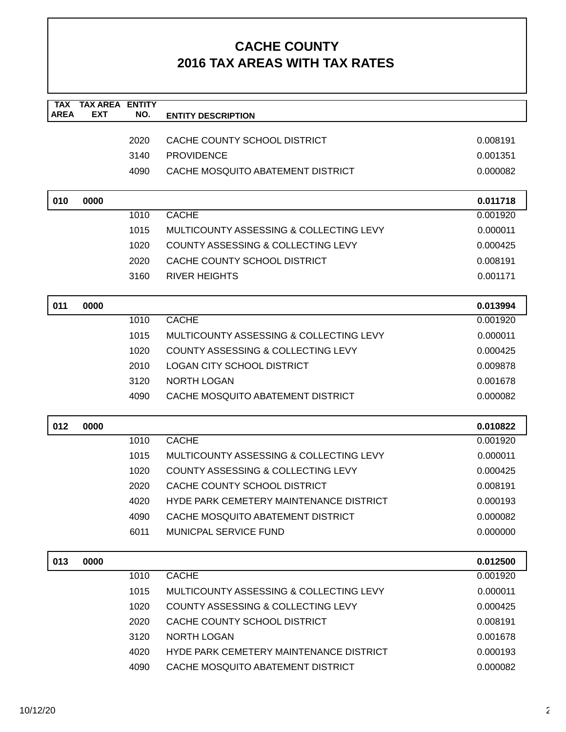# CACHE COUNTY
# 2016 TAX AREAS WITH TAX RATES

| TAX AREA | TAX AREA EXT | ENTITY NO. | ENTITY DESCRIPTION | |
|---|---|---|---|---|
| | | 2020 | CACHE COUNTY SCHOOL DISTRICT | 0.008191 |
| | | 3140 | PROVIDENCE | 0.001351 |
| | | 4090 | CACHE MOSQUITO ABATEMENT DISTRICT | 0.000082 |
| **010** | **0000** | | | **0.011718** |
| | | 1010 | CACHE | 0.001920 |
| | | 1015 | MULTICOUNTY ASSESSING & COLLECTING LEVY | 0.000011 |
| | | 1020 | COUNTY ASSESSING & COLLECTING LEVY | 0.000425 |
| | | 2020 | CACHE COUNTY SCHOOL DISTRICT | 0.008191 |
| | | 3160 | RIVER HEIGHTS | 0.001171 |
| **011** | **0000** | | | **0.013994** |
| | | 1010 | CACHE | 0.001920 |
| | | 1015 | MULTICOUNTY ASSESSING & COLLECTING LEVY | 0.000011 |
| | | 1020 | COUNTY ASSESSING & COLLECTING LEVY | 0.000425 |
| | | 2010 | LOGAN CITY SCHOOL DISTRICT | 0.009878 |
| | | 3120 | NORTH LOGAN | 0.001678 |
| | | 4090 | CACHE MOSQUITO ABATEMENT DISTRICT | 0.000082 |
| **012** | **0000** | | | **0.010822** |
| | | 1010 | CACHE | 0.001920 |
| | | 1015 | MULTICOUNTY ASSESSING & COLLECTING LEVY | 0.000011 |
| | | 1020 | COUNTY ASSESSING & COLLECTING LEVY | 0.000425 |
| | | 2020 | CACHE COUNTY SCHOOL DISTRICT | 0.008191 |
| | | 4020 | HYDE PARK CEMETERY MAINTENANCE DISTRICT | 0.000193 |
| | | 4090 | CACHE MOSQUITO ABATEMENT DISTRICT | 0.000082 |
| | | 6011 | MUNICPAL SERVICE FUND | 0.000000 |
| **013** | **0000** | | | **0.012500** |
| | | 1010 | CACHE | 0.001920 |
| | | 1015 | MULTICOUNTY ASSESSING & COLLECTING LEVY | 0.000011 |
| | | 1020 | COUNTY ASSESSING & COLLECTING LEVY | 0.000425 |
| | | 2020 | CACHE COUNTY SCHOOL DISTRICT | 0.008191 |
| | | 3120 | NORTH LOGAN | 0.001678 |
| | | 4020 | HYDE PARK CEMETERY MAINTENANCE DISTRICT | 0.000193 |
| | | 4090 | CACHE MOSQUITO ABATEMENT DISTRICT | 0.000082 |

10/12/20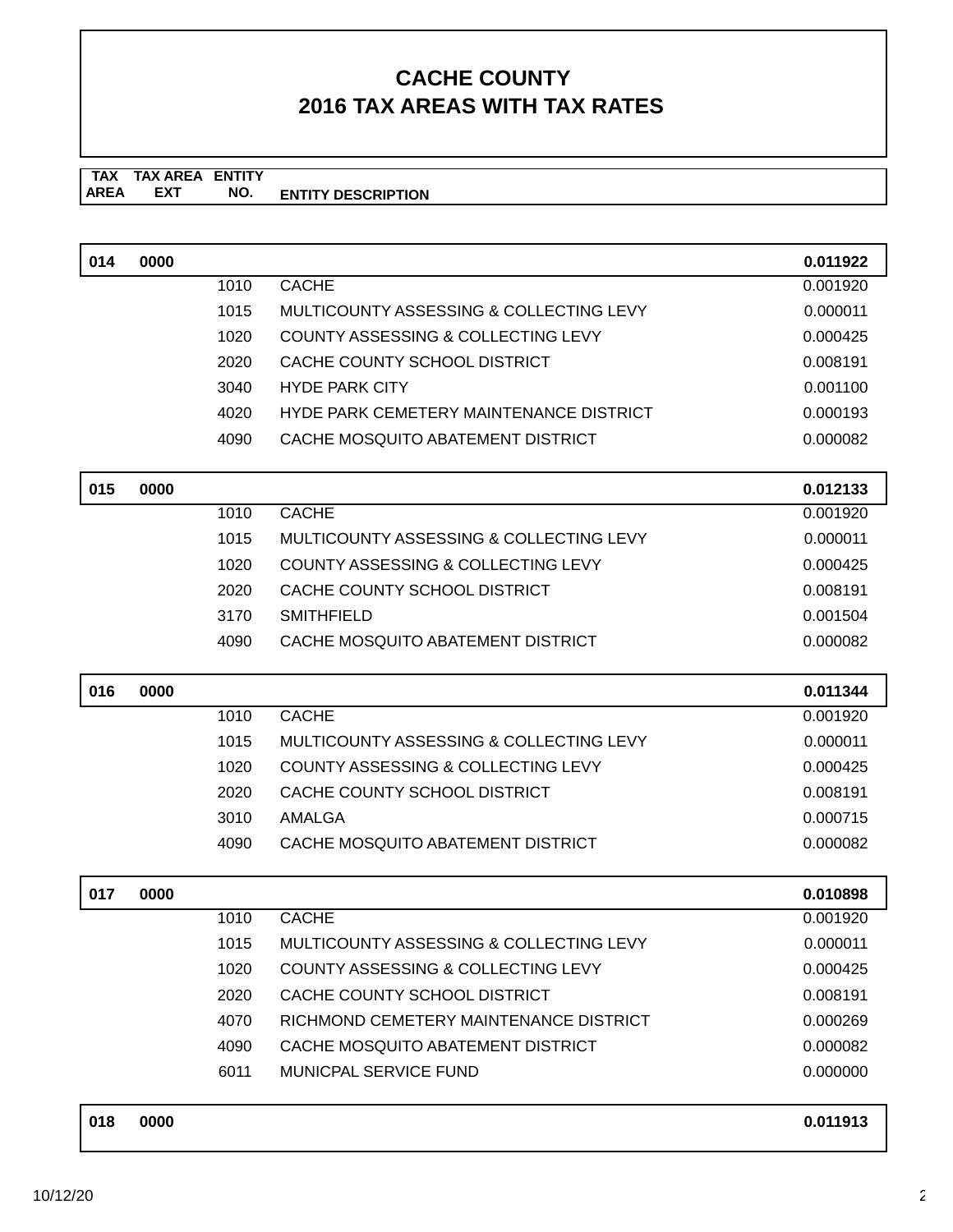# CACHE COUNTY
# 2016 TAX AREAS WITH TAX RATES

| TAX AREA | TAX AREA EXT | ENTITY NO. | ENTITY DESCRIPTION | |
|---|---|---|---|---|
| **014** | **0000** | | | **0.011922** |
| | | 1010 | CACHE | 0.001920 |
| | | 1015 | MULTICOUNTY ASSESSING & COLLECTING LEVY | 0.000011 |
| | | 1020 | COUNTY ASSESSING & COLLECTING LEVY | 0.000425 |
| | | 2020 | CACHE COUNTY SCHOOL DISTRICT | 0.008191 |
| | | 3040 | HYDE PARK CITY | 0.001100 |
| | | 4020 | HYDE PARK CEMETERY MAINTENANCE DISTRICT | 0.000193 |
| | | 4090 | CACHE MOSQUITO ABATEMENT DISTRICT | 0.000082 |
| **015** | **0000** | | | **0.012133** |
| | | 1010 | CACHE | 0.001920 |
| | | 1015 | MULTICOUNTY ASSESSING & COLLECTING LEVY | 0.000011 |
| | | 1020 | COUNTY ASSESSING & COLLECTING LEVY | 0.000425 |
| | | 2020 | CACHE COUNTY SCHOOL DISTRICT | 0.008191 |
| | | 3170 | SMITHFIELD | 0.001504 |
| | | 4090 | CACHE MOSQUITO ABATEMENT DISTRICT | 0.000082 |
| **016** | **0000** | | | **0.011344** |
| | | 1010 | CACHE | 0.001920 |
| | | 1015 | MULTICOUNTY ASSESSING & COLLECTING LEVY | 0.000011 |
| | | 1020 | COUNTY ASSESSING & COLLECTING LEVY | 0.000425 |
| | | 2020 | CACHE COUNTY SCHOOL DISTRICT | 0.008191 |
| | | 3010 | AMALGA | 0.000715 |
| | | 4090 | CACHE MOSQUITO ABATEMENT DISTRICT | 0.000082 |
| **017** | **0000** | | | **0.010898** |
| | | 1010 | CACHE | 0.001920 |
| | | 1015 | MULTICOUNTY ASSESSING & COLLECTING LEVY | 0.000011 |
| | | 1020 | COUNTY ASSESSING & COLLECTING LEVY | 0.000425 |
| | | 2020 | CACHE COUNTY SCHOOL DISTRICT | 0.008191 |
| | | 4070 | RICHMOND CEMETERY MAINTENANCE DISTRICT | 0.000269 |
| | | 4090 | CACHE MOSQUITO ABATEMENT DISTRICT | 0.000082 |
| | | 6011 | MUNICPAL SERVICE FUND | 0.000000 |
| **018** | **0000** | | | **0.011913** |

10/12/20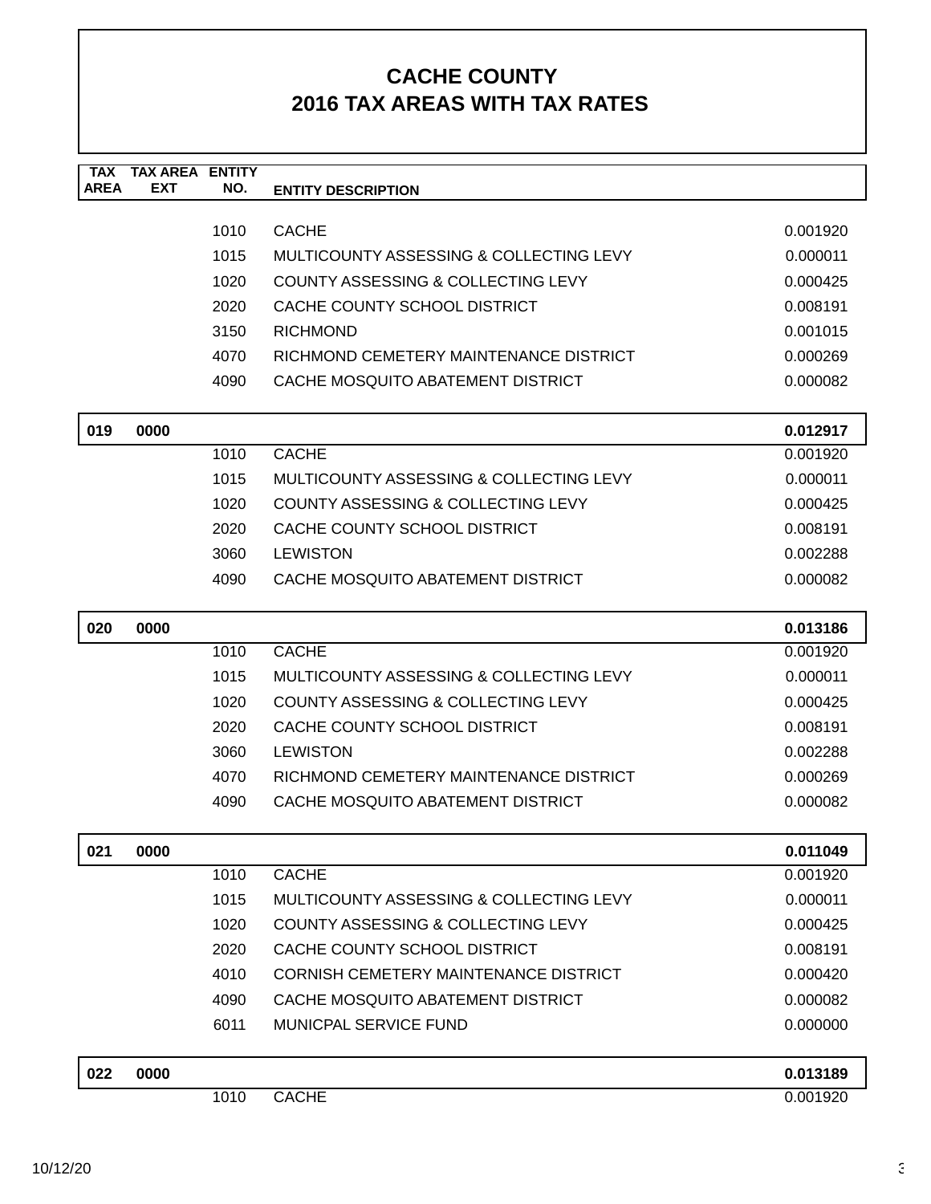# CACHE COUNTY
# 2016 TAX AREAS WITH TAX RATES

| TAX AREA | TAX AREA EXT | ENTITY NO. | ENTITY DESCRIPTION | |
|---|---|---|---|---|
| | | 1010 | CACHE | 0.001920 |
| | | 1015 | MULTICOUNTY ASSESSING & COLLECTING LEVY | 0.000011 |
| | | 1020 | COUNTY ASSESSING & COLLECTING LEVY | 0.000425 |
| | | 2020 | CACHE COUNTY SCHOOL DISTRICT | 0.008191 |
| | | 3150 | RICHMOND | 0.001015 |
| | | 4070 | RICHMOND CEMETERY MAINTENANCE DISTRICT | 0.000269 |
| | | 4090 | CACHE MOSQUITO ABATEMENT DISTRICT | 0.000082 |
| **019** | **0000** | | | **0.012917** |
| | | 1010 | CACHE | 0.001920 |
| | | 1015 | MULTICOUNTY ASSESSING & COLLECTING LEVY | 0.000011 |
| | | 1020 | COUNTY ASSESSING & COLLECTING LEVY | 0.000425 |
| | | 2020 | CACHE COUNTY SCHOOL DISTRICT | 0.008191 |
| | | 3060 | LEWISTON | 0.002288 |
| | | 4090 | CACHE MOSQUITO ABATEMENT DISTRICT | 0.000082 |
| **020** | **0000** | | | **0.013186** |
| | | 1010 | CACHE | 0.001920 |
| | | 1015 | MULTICOUNTY ASSESSING & COLLECTING LEVY | 0.000011 |
| | | 1020 | COUNTY ASSESSING & COLLECTING LEVY | 0.000425 |
| | | 2020 | CACHE COUNTY SCHOOL DISTRICT | 0.008191 |
| | | 3060 | LEWISTON | 0.002288 |
| | | 4070 | RICHMOND CEMETERY MAINTENANCE DISTRICT | 0.000269 |
| | | 4090 | CACHE MOSQUITO ABATEMENT DISTRICT | 0.000082 |
| **021** | **0000** | | | **0.011049** |
| | | 1010 | CACHE | 0.001920 |
| | | 1015 | MULTICOUNTY ASSESSING & COLLECTING LEVY | 0.000011 |
| | | 1020 | COUNTY ASSESSING & COLLECTING LEVY | 0.000425 |
| | | 2020 | CACHE COUNTY SCHOOL DISTRICT | 0.008191 |
| | | 4010 | CORNISH CEMETERY MAINTENANCE DISTRICT | 0.000420 |
| | | 4090 | CACHE MOSQUITO ABATEMENT DISTRICT | 0.000082 |
| | | 6011 | MUNICPAL SERVICE FUND | 0.000000 |
| **022** | **0000** | | | **0.013189** |
| | | 1010 | CACHE | 0.001920 |

10/12/20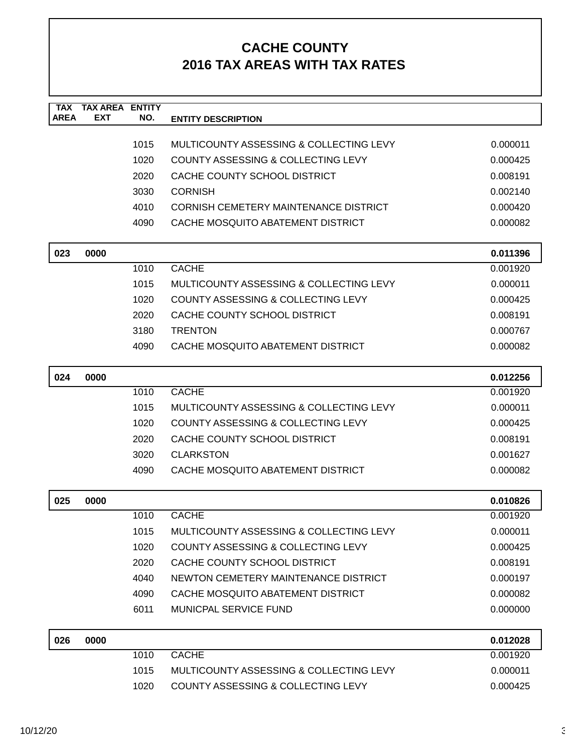# CACHE COUNTY
# 2016 TAX AREAS WITH TAX RATES

| TAX AREA | TAX AREA EXT | ENTITY NO. | ENTITY DESCRIPTION | |
|---|---|---|---|---|
| | | 1015 | MULTICOUNTY ASSESSING & COLLECTING LEVY | 0.000011 |
| | | 1020 | COUNTY ASSESSING & COLLECTING LEVY | 0.000425 |
| | | 2020 | CACHE COUNTY SCHOOL DISTRICT | 0.008191 |
| | | 3030 | CORNISH | 0.002140 |
| | | 4010 | CORNISH CEMETERY MAINTENANCE DISTRICT | 0.000420 |
| | | 4090 | CACHE MOSQUITO ABATEMENT DISTRICT | 0.000082 |
| **023** | **0000** | | | **0.011396** |
| | | 1010 | CACHE | 0.001920 |
| | | 1015 | MULTICOUNTY ASSESSING & COLLECTING LEVY | 0.000011 |
| | | 1020 | COUNTY ASSESSING & COLLECTING LEVY | 0.000425 |
| | | 2020 | CACHE COUNTY SCHOOL DISTRICT | 0.008191 |
| | | 3180 | TRENTON | 0.000767 |
| | | 4090 | CACHE MOSQUITO ABATEMENT DISTRICT | 0.000082 |
| **024** | **0000** | | | **0.012256** |
| | | 1010 | CACHE | 0.001920 |
| | | 1015 | MULTICOUNTY ASSESSING & COLLECTING LEVY | 0.000011 |
| | | 1020 | COUNTY ASSESSING & COLLECTING LEVY | 0.000425 |
| | | 2020 | CACHE COUNTY SCHOOL DISTRICT | 0.008191 |
| | | 3020 | CLARKSTON | 0.001627 |
| | | 4090 | CACHE MOSQUITO ABATEMENT DISTRICT | 0.000082 |
| **025** | **0000** | | | **0.010826** |
| | | 1010 | CACHE | 0.001920 |
| | | 1015 | MULTICOUNTY ASSESSING & COLLECTING LEVY | 0.000011 |
| | | 1020 | COUNTY ASSESSING & COLLECTING LEVY | 0.000425 |
| | | 2020 | CACHE COUNTY SCHOOL DISTRICT | 0.008191 |
| | | 4040 | NEWTON CEMETERY MAINTENANCE DISTRICT | 0.000197 |
| | | 4090 | CACHE MOSQUITO ABATEMENT DISTRICT | 0.000082 |
| | | 6011 | MUNICPAL SERVICE FUND | 0.000000 |
| **026** | **0000** | | | **0.012028** |
| | | 1010 | CACHE | 0.001920 |
| | | 1015 | MULTICOUNTY ASSESSING & COLLECTING LEVY | 0.000011 |
| | | 1020 | COUNTY ASSESSING & COLLECTING LEVY | 0.000425 |

10/12/20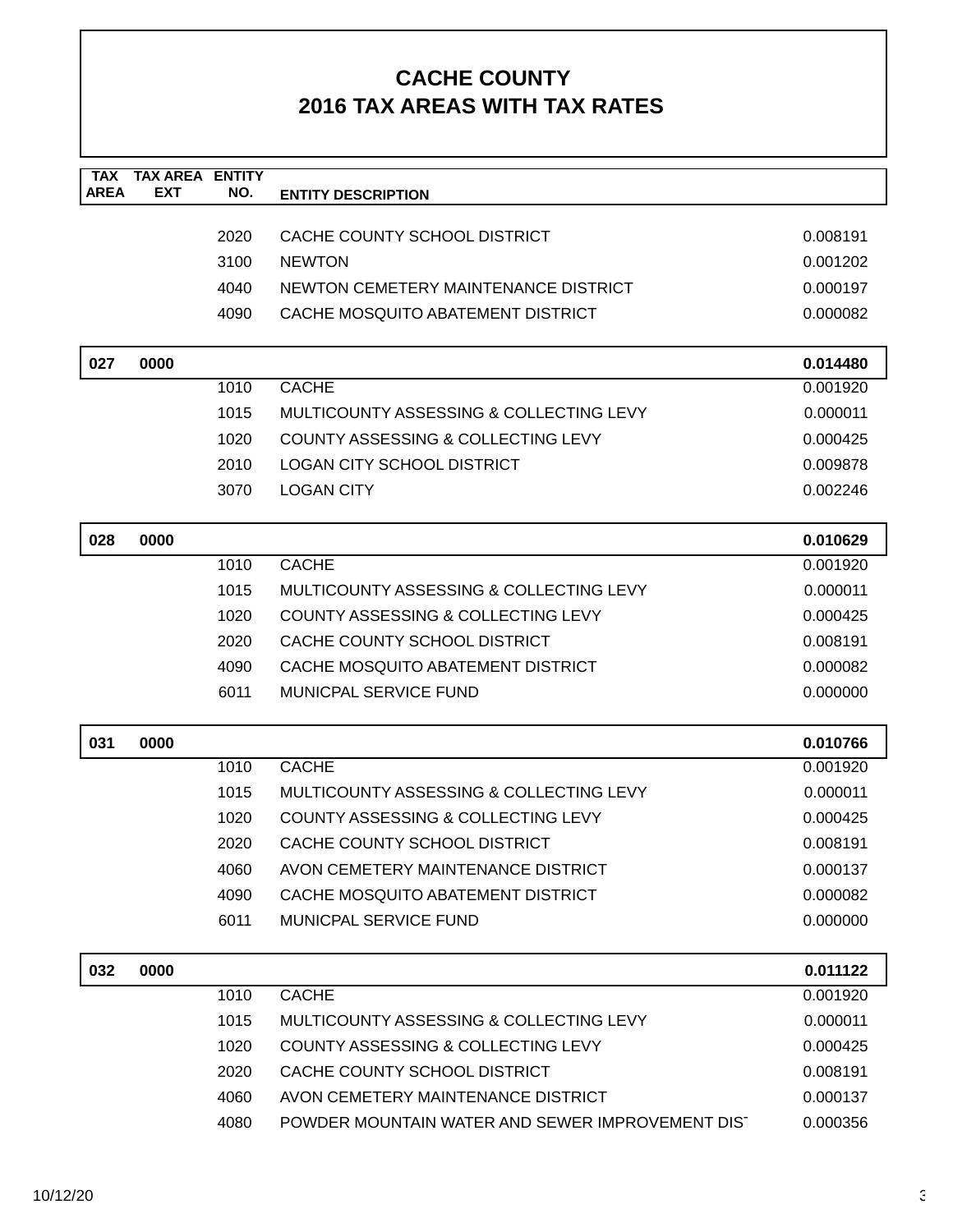# CACHE COUNTY
## 2016 TAX AREAS WITH TAX RATES

| TAX AREA | TAX AREA EXT | ENTITY NO. | ENTITY DESCRIPTION | |
|---|---|---|---|---|
| | | 2020 | CACHE COUNTY SCHOOL DISTRICT | 0.008191 |
| | | 3100 | NEWTON | 0.001202 |
| | | 4040 | NEWTON CEMETERY MAINTENANCE DISTRICT | 0.000197 |
| | | 4090 | CACHE MOSQUITO ABATEMENT DISTRICT | 0.000082 |
| **027** | **0000** | | | **0.014480** |
| | | 1010 | CACHE | 0.001920 |
| | | 1015 | MULTICOUNTY ASSESSING & COLLECTING LEVY | 0.000011 |
| | | 1020 | COUNTY ASSESSING & COLLECTING LEVY | 0.000425 |
| | | 2010 | LOGAN CITY SCHOOL DISTRICT | 0.009878 |
| | | 3070 | LOGAN CITY | 0.002246 |
| **028** | **0000** | | | **0.010629** |
| | | 1010 | CACHE | 0.001920 |
| | | 1015 | MULTICOUNTY ASSESSING & COLLECTING LEVY | 0.000011 |
| | | 1020 | COUNTY ASSESSING & COLLECTING LEVY | 0.000425 |
| | | 2020 | CACHE COUNTY SCHOOL DISTRICT | 0.008191 |
| | | 4090 | CACHE MOSQUITO ABATEMENT DISTRICT | 0.000082 |
| | | 6011 | MUNICPAL SERVICE FUND | 0.000000 |
| **031** | **0000** | | | **0.010766** |
| | | 1010 | CACHE | 0.001920 |
| | | 1015 | MULTICOUNTY ASSESSING & COLLECTING LEVY | 0.000011 |
| | | 1020 | COUNTY ASSESSING & COLLECTING LEVY | 0.000425 |
| | | 2020 | CACHE COUNTY SCHOOL DISTRICT | 0.008191 |
| | | 4060 | AVON CEMETERY MAINTENANCE DISTRICT | 0.000137 |
| | | 4090 | CACHE MOSQUITO ABATEMENT DISTRICT | 0.000082 |
| | | 6011 | MUNICPAL SERVICE FUND | 0.000000 |
| **032** | **0000** | | | **0.011122** |
| | | 1010 | CACHE | 0.001920 |
| | | 1015 | MULTICOUNTY ASSESSING & COLLECTING LEVY | 0.000011 |
| | | 1020 | COUNTY ASSESSING & COLLECTING LEVY | 0.000425 |
| | | 2020 | CACHE COUNTY SCHOOL DISTRICT | 0.008191 |
| | | 4060 | AVON CEMETERY MAINTENANCE DISTRICT | 0.000137 |
| | | 4080 | POWDER MOUNTAIN WATER AND SEWER IMPROVEMENT DIST | 0.000356 |

10/12/20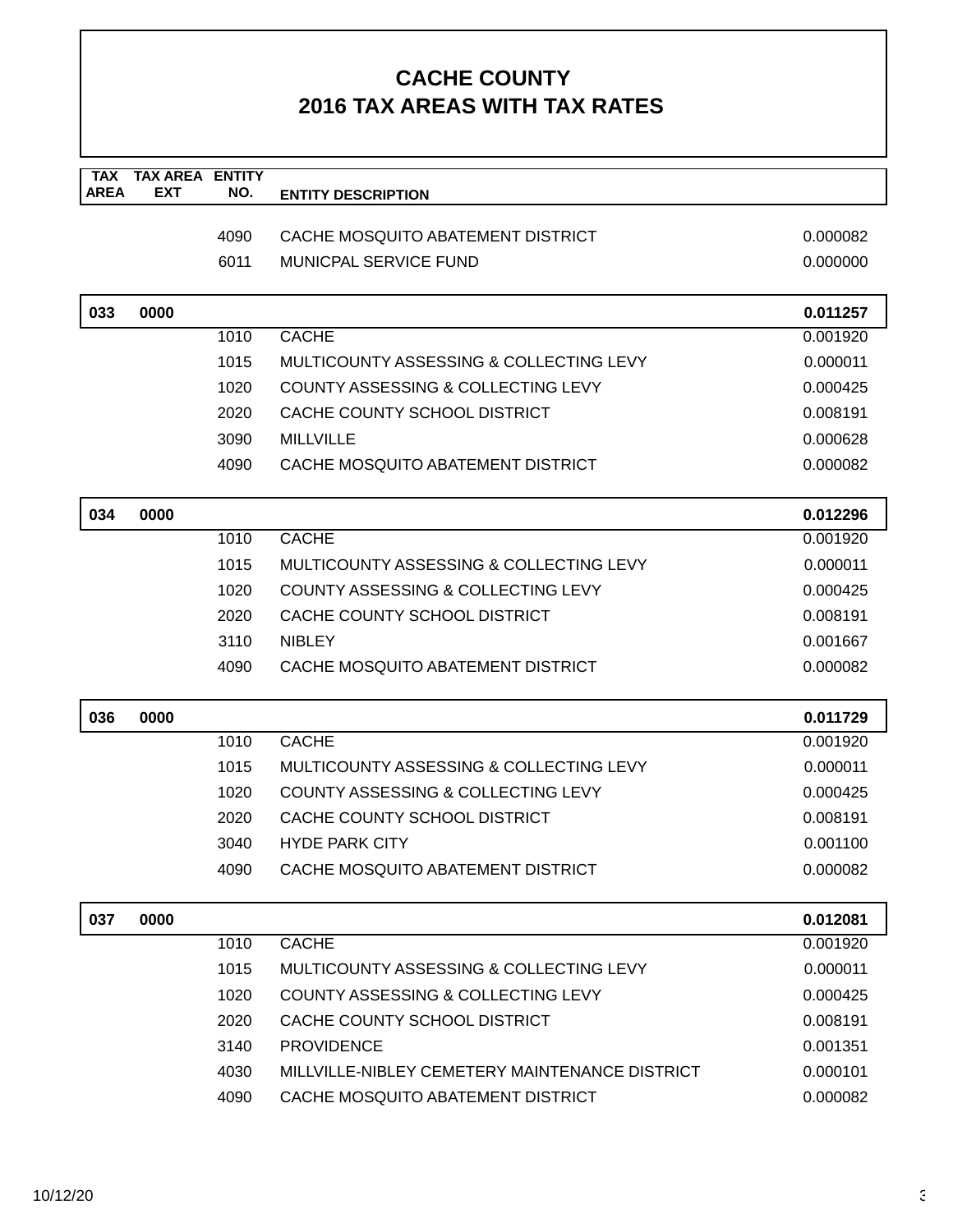# CACHE COUNTY
## 2016 TAX AREAS WITH TAX RATES

| TAX AREA | TAX AREA EXT | ENTITY NO. | ENTITY DESCRIPTION | |
|---|---|---|---|---|
| | | 4090 | CACHE MOSQUITO ABATEMENT DISTRICT | 0.000082 |
| | | 6011 | MUNICPAL SERVICE FUND | 0.000000 |
| **033** | **0000** | | | **0.011257** |
| | | 1010 | CACHE | 0.001920 |
| | | 1015 | MULTICOUNTY ASSESSING & COLLECTING LEVY | 0.000011 |
| | | 1020 | COUNTY ASSESSING & COLLECTING LEVY | 0.000425 |
| | | 2020 | CACHE COUNTY SCHOOL DISTRICT | 0.008191 |
| | | 3090 | MILLVILLE | 0.000628 |
| | | 4090 | CACHE MOSQUITO ABATEMENT DISTRICT | 0.000082 |
| **034** | **0000** | | | **0.012296** |
| | | 1010 | CACHE | 0.001920 |
| | | 1015 | MULTICOUNTY ASSESSING & COLLECTING LEVY | 0.000011 |
| | | 1020 | COUNTY ASSESSING & COLLECTING LEVY | 0.000425 |
| | | 2020 | CACHE COUNTY SCHOOL DISTRICT | 0.008191 |
| | | 3110 | NIBLEY | 0.001667 |
| | | 4090 | CACHE MOSQUITO ABATEMENT DISTRICT | 0.000082 |
| **036** | **0000** | | | **0.011729** |
| | | 1010 | CACHE | 0.001920 |
| | | 1015 | MULTICOUNTY ASSESSING & COLLECTING LEVY | 0.000011 |
| | | 1020 | COUNTY ASSESSING & COLLECTING LEVY | 0.000425 |
| | | 2020 | CACHE COUNTY SCHOOL DISTRICT | 0.008191 |
| | | 3040 | HYDE PARK CITY | 0.001100 |
| | | 4090 | CACHE MOSQUITO ABATEMENT DISTRICT | 0.000082 |
| **037** | **0000** | | | **0.012081** |
| | | 1010 | CACHE | 0.001920 |
| | | 1015 | MULTICOUNTY ASSESSING & COLLECTING LEVY | 0.000011 |
| | | 1020 | COUNTY ASSESSING & COLLECTING LEVY | 0.000425 |
| | | 2020 | CACHE COUNTY SCHOOL DISTRICT | 0.008191 |
| | | 3140 | PROVIDENCE | 0.001351 |
| | | 4030 | MILLVILLE-NIBLEY CEMETERY MAINTENANCE DISTRICT | 0.000101 |
| | | 4090 | CACHE MOSQUITO ABATEMENT DISTRICT | 0.000082 |

10/12/20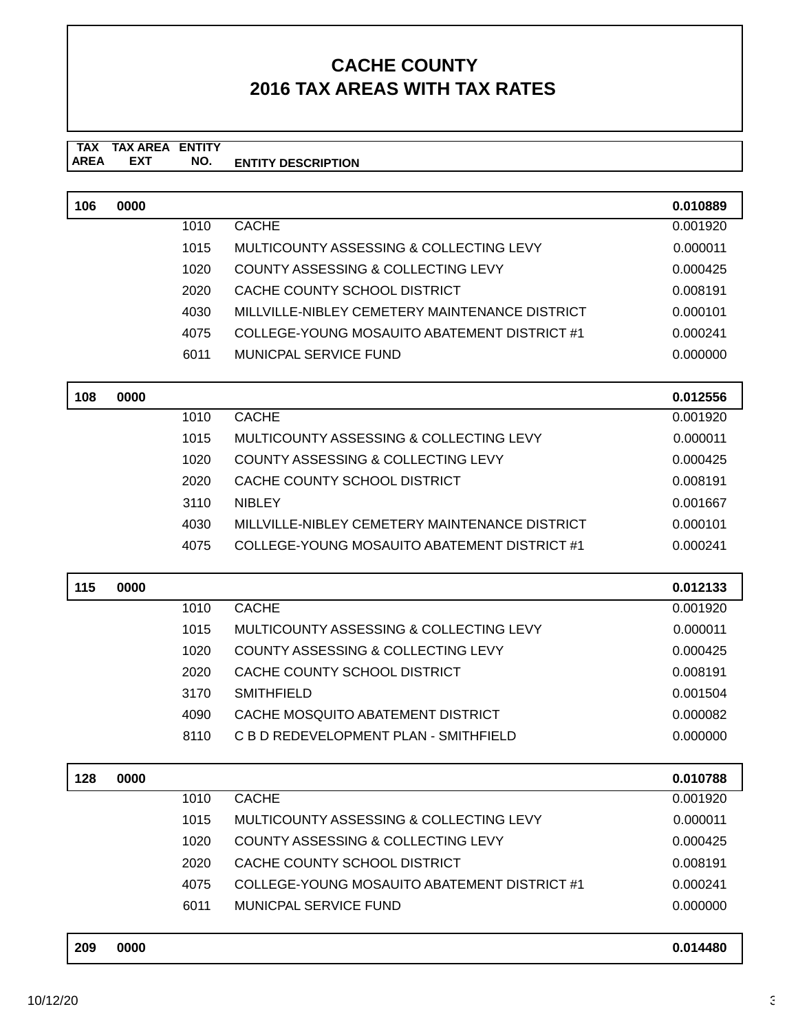# CACHE COUNTY
# 2016 TAX AREAS WITH TAX RATES

| TAX AREA | TAX AREA EXT | ENTITY NO. | ENTITY DESCRIPTION | |
|---|---|---|---|---|
| **106** | **0000** | | | **0.010889** |
| | | 1010 | CACHE | 0.001920 |
| | | 1015 | MULTICOUNTY ASSESSING & COLLECTING LEVY | 0.000011 |
| | | 1020 | COUNTY ASSESSING & COLLECTING LEVY | 0.000425 |
| | | 2020 | CACHE COUNTY SCHOOL DISTRICT | 0.008191 |
| | | 4030 | MILLVILLE-NIBLEY CEMETERY MAINTENANCE DISTRICT | 0.000101 |
| | | 4075 | COLLEGE-YOUNG MOSAUITO ABATEMENT DISTRICT #1 | 0.000241 |
| | | 6011 | MUNICPAL SERVICE FUND | 0.000000 |
| **108** | **0000** | | | **0.012556** |
| | | 1010 | CACHE | 0.001920 |
| | | 1015 | MULTICOUNTY ASSESSING & COLLECTING LEVY | 0.000011 |
| | | 1020 | COUNTY ASSESSING & COLLECTING LEVY | 0.000425 |
| | | 2020 | CACHE COUNTY SCHOOL DISTRICT | 0.008191 |
| | | 3110 | NIBLEY | 0.001667 |
| | | 4030 | MILLVILLE-NIBLEY CEMETERY MAINTENANCE DISTRICT | 0.000101 |
| | | 4075 | COLLEGE-YOUNG MOSAUITO ABATEMENT DISTRICT #1 | 0.000241 |
| **115** | **0000** | | | **0.012133** |
| | | 1010 | CACHE | 0.001920 |
| | | 1015 | MULTICOUNTY ASSESSING & COLLECTING LEVY | 0.000011 |
| | | 1020 | COUNTY ASSESSING & COLLECTING LEVY | 0.000425 |
| | | 2020 | CACHE COUNTY SCHOOL DISTRICT | 0.008191 |
| | | 3170 | SMITHFIELD | 0.001504 |
| | | 4090 | CACHE MOSQUITO ABATEMENT DISTRICT | 0.000082 |
| | | 8110 | C B D REDEVELOPMENT PLAN - SMITHFIELD | 0.000000 |
| **128** | **0000** | | | **0.010788** |
| | | 1010 | CACHE | 0.001920 |
| | | 1015 | MULTICOUNTY ASSESSING & COLLECTING LEVY | 0.000011 |
| | | 1020 | COUNTY ASSESSING & COLLECTING LEVY | 0.000425 |
| | | 2020 | CACHE COUNTY SCHOOL DISTRICT | 0.008191 |
| | | 4075 | COLLEGE-YOUNG MOSAUITO ABATEMENT DISTRICT #1 | 0.000241 |
| | | 6011 | MUNICPAL SERVICE FUND | 0.000000 |
| **209** | **0000** | | | **0.014480** |

10/12/20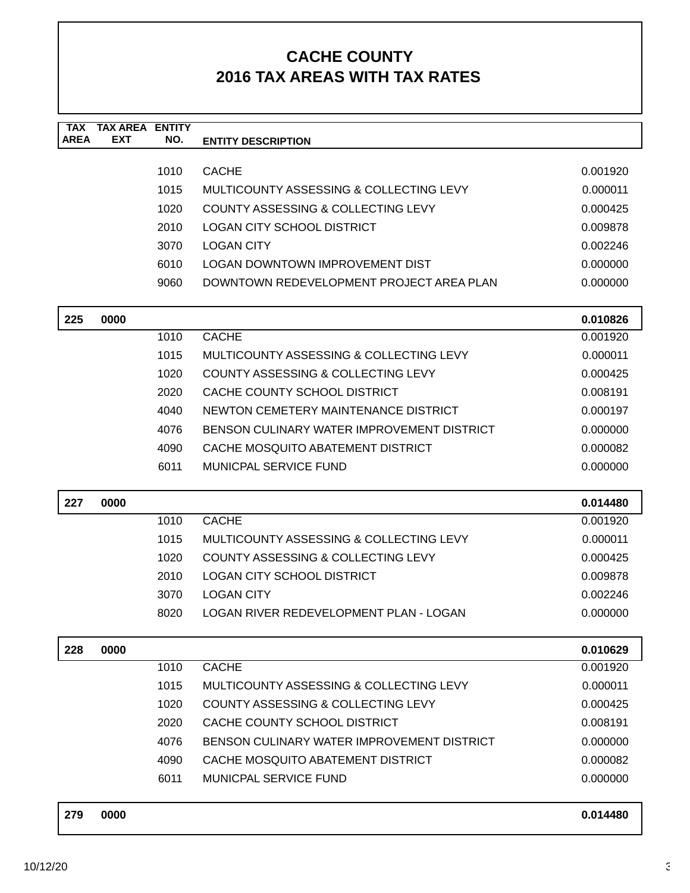# CACHE COUNTY
# 2016 TAX AREAS WITH TAX RATES

| TAX AREA | TAX AREA EXT | ENTITY NO. | ENTITY DESCRIPTION | |
|---|---|---|---|---|
| | | 1010 | CACHE | 0.001920 |
| | | 1015 | MULTICOUNTY ASSESSING & COLLECTING LEVY | 0.000011 |
| | | 1020 | COUNTY ASSESSING & COLLECTING LEVY | 0.000425 |
| | | 2010 | LOGAN CITY SCHOOL DISTRICT | 0.009878 |
| | | 3070 | LOGAN CITY | 0.002246 |
| | | 6010 | LOGAN DOWNTOWN IMPROVEMENT DIST | 0.000000 |
| | | 9060 | DOWNTOWN REDEVELOPMENT PROJECT AREA PLAN | 0.000000 |
| **225** | **0000** | | | **0.010826** |
| | | 1010 | CACHE | 0.001920 |
| | | 1015 | MULTICOUNTY ASSESSING & COLLECTING LEVY | 0.000011 |
| | | 1020 | COUNTY ASSESSING & COLLECTING LEVY | 0.000425 |
| | | 2020 | CACHE COUNTY SCHOOL DISTRICT | 0.008191 |
| | | 4040 | NEWTON CEMETERY MAINTENANCE DISTRICT | 0.000197 |
| | | 4076 | BENSON CULINARY WATER IMPROVEMENT DISTRICT | 0.000000 |
| | | 4090 | CACHE MOSQUITO ABATEMENT DISTRICT | 0.000082 |
| | | 6011 | MUNICPAL SERVICE FUND | 0.000000 |
| **227** | **0000** | | | **0.014480** |
| | | 1010 | CACHE | 0.001920 |
| | | 1015 | MULTICOUNTY ASSESSING & COLLECTING LEVY | 0.000011 |
| | | 1020 | COUNTY ASSESSING & COLLECTING LEVY | 0.000425 |
| | | 2010 | LOGAN CITY SCHOOL DISTRICT | 0.009878 |
| | | 3070 | LOGAN CITY | 0.002246 |
| | | 8020 | LOGAN RIVER REDEVELOPMENT PLAN - LOGAN | 0.000000 |
| **228** | **0000** | | | **0.010629** |
| | | 1010 | CACHE | 0.001920 |
| | | 1015 | MULTICOUNTY ASSESSING & COLLECTING LEVY | 0.000011 |
| | | 1020 | COUNTY ASSESSING & COLLECTING LEVY | 0.000425 |
| | | 2020 | CACHE COUNTY SCHOOL DISTRICT | 0.008191 |
| | | 4076 | BENSON CULINARY WATER IMPROVEMENT DISTRICT | 0.000000 |
| | | 4090 | CACHE MOSQUITO ABATEMENT DISTRICT | 0.000082 |
| | | 6011 | MUNICPAL SERVICE FUND | 0.000000 |
| **279** | **0000** | | | **0.014480** |

10/12/20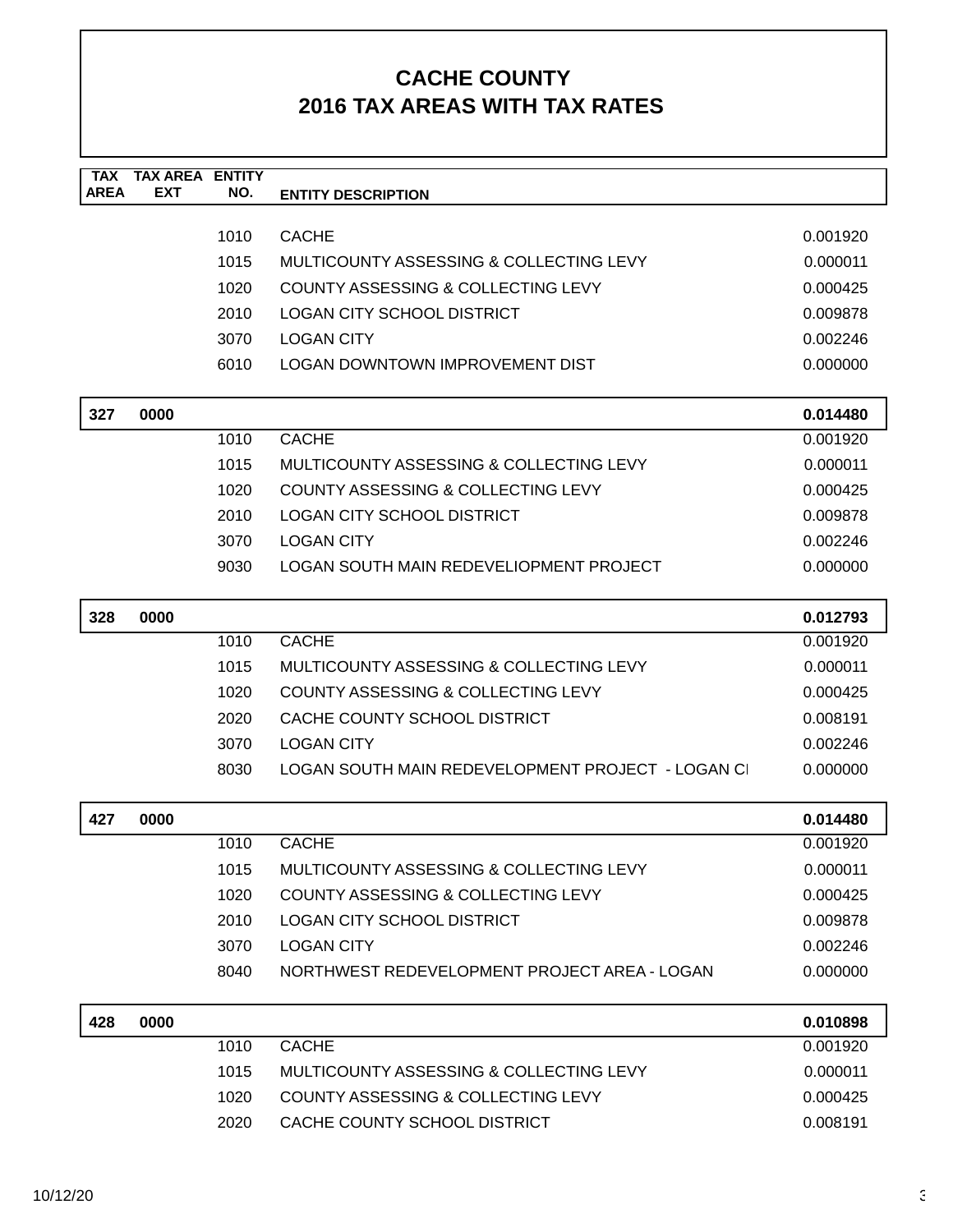# CACHE COUNTY
# 2016 TAX AREAS WITH TAX RATES

| TAX AREA | TAX AREA EXT | ENTITY NO. | ENTITY DESCRIPTION | |
|---|---|---|---|---|
| | | 1010 | CACHE | 0.001920 |
| | | 1015 | MULTICOUNTY ASSESSING & COLLECTING LEVY | 0.000011 |
| | | 1020 | COUNTY ASSESSING & COLLECTING LEVY | 0.000425 |
| | | 2010 | LOGAN CITY SCHOOL DISTRICT | 0.009878 |
| | | 3070 | LOGAN CITY | 0.002246 |
| | | 6010 | LOGAN DOWNTOWN IMPROVEMENT DIST | 0.000000 |
| **327** | **0000** | | | **0.014480** |
| | | 1010 | CACHE | 0.001920 |
| | | 1015 | MULTICOUNTY ASSESSING & COLLECTING LEVY | 0.000011 |
| | | 1020 | COUNTY ASSESSING & COLLECTING LEVY | 0.000425 |
| | | 2010 | LOGAN CITY SCHOOL DISTRICT | 0.009878 |
| | | 3070 | LOGAN CITY | 0.002246 |
| | | 9030 | LOGAN SOUTH MAIN REDEVELIOPMENT PROJECT | 0.000000 |
| **328** | **0000** | | | **0.012793** |
| | | 1010 | CACHE | 0.001920 |
| | | 1015 | MULTICOUNTY ASSESSING & COLLECTING LEVY | 0.000011 |
| | | 1020 | COUNTY ASSESSING & COLLECTING LEVY | 0.000425 |
| | | 2020 | CACHE COUNTY SCHOOL DISTRICT | 0.008191 |
| | | 3070 | LOGAN CITY | 0.002246 |
| | | 8030 | LOGAN SOUTH MAIN REDEVELOPMENT PROJECT - LOGAN CI | 0.000000 |
| **427** | **0000** | | | **0.014480** |
| | | 1010 | CACHE | 0.001920 |
| | | 1015 | MULTICOUNTY ASSESSING & COLLECTING LEVY | 0.000011 |
| | | 1020 | COUNTY ASSESSING & COLLECTING LEVY | 0.000425 |
| | | 2010 | LOGAN CITY SCHOOL DISTRICT | 0.009878 |
| | | 3070 | LOGAN CITY | 0.002246 |
| | | 8040 | NORTHWEST REDEVELOPMENT PROJECT AREA - LOGAN | 0.000000 |
| **428** | **0000** | | | **0.010898** |
| | | 1010 | CACHE | 0.001920 |
| | | 1015 | MULTICOUNTY ASSESSING & COLLECTING LEVY | 0.000011 |
| | | 1020 | COUNTY ASSESSING & COLLECTING LEVY | 0.000425 |
| | | 2020 | CACHE COUNTY SCHOOL DISTRICT | 0.008191 |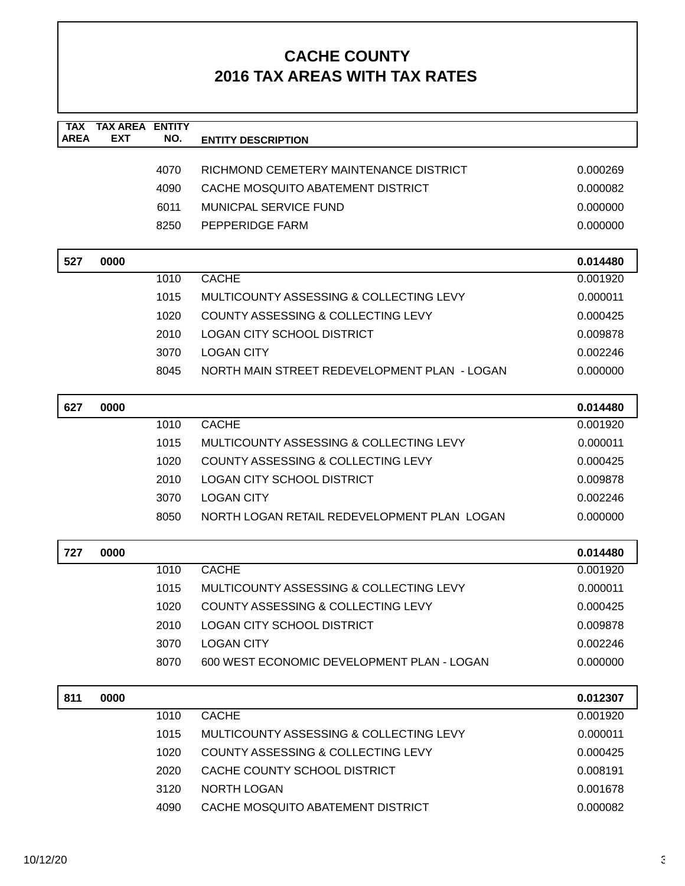# CACHE COUNTY
# 2016 TAX AREAS WITH TAX RATES

| TAX AREA | TAX AREA EXT | ENTITY NO. | ENTITY DESCRIPTION | |
|---|---|---|---|---|
| | | 4070 | RICHMOND CEMETERY MAINTENANCE DISTRICT | 0.000269 |
| | | 4090 | CACHE MOSQUITO ABATEMENT DISTRICT | 0.000082 |
| | | 6011 | MUNICPAL SERVICE FUND | 0.000000 |
| | | 8250 | PEPPERIDGE FARM | 0.000000 |
| **527** | **0000** | | | **0.014480** |
| | | 1010 | CACHE | 0.001920 |
| | | 1015 | MULTICOUNTY ASSESSING & COLLECTING LEVY | 0.000011 |
| | | 1020 | COUNTY ASSESSING & COLLECTING LEVY | 0.000425 |
| | | 2010 | LOGAN CITY SCHOOL DISTRICT | 0.009878 |
| | | 3070 | LOGAN CITY | 0.002246 |
| | | 8045 | NORTH MAIN STREET REDEVELOPMENT PLAN - LOGAN | 0.000000 |
| **627** | **0000** | | | **0.014480** |
| | | 1010 | CACHE | 0.001920 |
| | | 1015 | MULTICOUNTY ASSESSING & COLLECTING LEVY | 0.000011 |
| | | 1020 | COUNTY ASSESSING & COLLECTING LEVY | 0.000425 |
| | | 2010 | LOGAN CITY SCHOOL DISTRICT | 0.009878 |
| | | 3070 | LOGAN CITY | 0.002246 |
| | | 8050 | NORTH LOGAN RETAIL REDEVELOPMENT PLAN LOGAN | 0.000000 |
| **727** | **0000** | | | **0.014480** |
| | | 1010 | CACHE | 0.001920 |
| | | 1015 | MULTICOUNTY ASSESSING & COLLECTING LEVY | 0.000011 |
| | | 1020 | COUNTY ASSESSING & COLLECTING LEVY | 0.000425 |
| | | 2010 | LOGAN CITY SCHOOL DISTRICT | 0.009878 |
| | | 3070 | LOGAN CITY | 0.002246 |
| | | 8070 | 600 WEST ECONOMIC DEVELOPMENT PLAN - LOGAN | 0.000000 |
| **811** | **0000** | | | **0.012307** |
| | | 1010 | CACHE | 0.001920 |
| | | 1015 | MULTICOUNTY ASSESSING & COLLECTING LEVY | 0.000011 |
| | | 1020 | COUNTY ASSESSING & COLLECTING LEVY | 0.000425 |
| | | 2020 | CACHE COUNTY SCHOOL DISTRICT | 0.008191 |
| | | 3120 | NORTH LOGAN | 0.001678 |
| | | 4090 | CACHE MOSQUITO ABATEMENT DISTRICT | 0.000082 |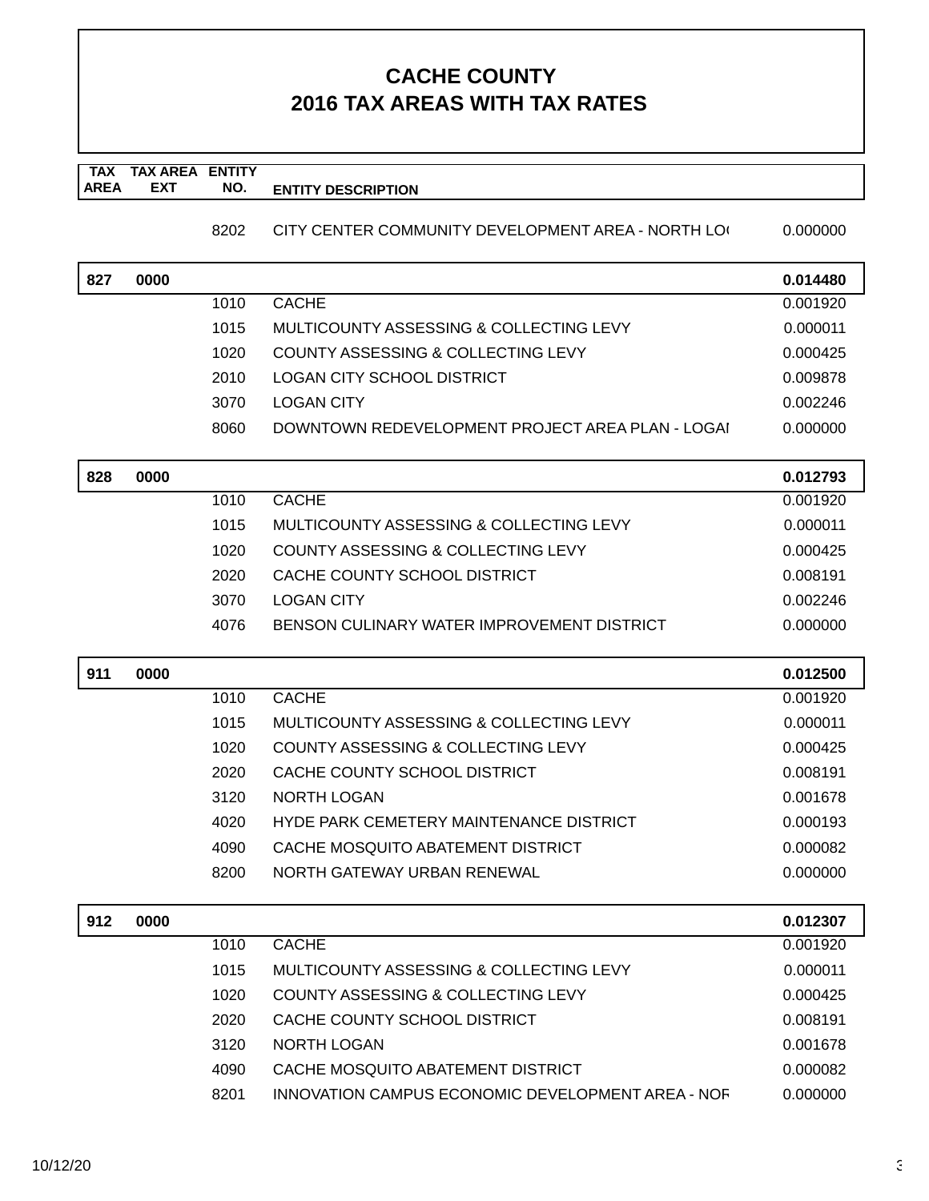# CACHE COUNTY
# 2016 TAX AREAS WITH TAX RATES

| TAX AREA | TAX AREA EXT | ENTITY NO. | ENTITY DESCRIPTION | |
|---|---|---|---|---|
| | | 8202 | CITY CENTER COMMUNITY DEVELOPMENT AREA - NORTH LO( | 0.000000 |
| **827** | **0000** | | | **0.014480** |
| | | 1010 | CACHE | 0.001920 |
| | | 1015 | MULTICOUNTY ASSESSING & COLLECTING LEVY | 0.000011 |
| | | 1020 | COUNTY ASSESSING & COLLECTING LEVY | 0.000425 |
| | | 2010 | LOGAN CITY SCHOOL DISTRICT | 0.009878 |
| | | 3070 | LOGAN CITY | 0.002246 |
| | | 8060 | DOWNTOWN REDEVELOPMENT PROJECT AREA PLAN - LOGAI | 0.000000 |
| **828** | **0000** | | | **0.012793** |
| | | 1010 | CACHE | 0.001920 |
| | | 1015 | MULTICOUNTY ASSESSING & COLLECTING LEVY | 0.000011 |
| | | 1020 | COUNTY ASSESSING & COLLECTING LEVY | 0.000425 |
| | | 2020 | CACHE COUNTY SCHOOL DISTRICT | 0.008191 |
| | | 3070 | LOGAN CITY | 0.002246 |
| | | 4076 | BENSON CULINARY WATER IMPROVEMENT DISTRICT | 0.000000 |
| **911** | **0000** | | | **0.012500** |
| | | 1010 | CACHE | 0.001920 |
| | | 1015 | MULTICOUNTY ASSESSING & COLLECTING LEVY | 0.000011 |
| | | 1020 | COUNTY ASSESSING & COLLECTING LEVY | 0.000425 |
| | | 2020 | CACHE COUNTY SCHOOL DISTRICT | 0.008191 |
| | | 3120 | NORTH LOGAN | 0.001678 |
| | | 4020 | HYDE PARK CEMETERY MAINTENANCE DISTRICT | 0.000193 |
| | | 4090 | CACHE MOSQUITO ABATEMENT DISTRICT | 0.000082 |
| | | 8200 | NORTH GATEWAY URBAN RENEWAL | 0.000000 |
| **912** | **0000** | | | **0.012307** |
| | | 1010 | CACHE | 0.001920 |
| | | 1015 | MULTICOUNTY ASSESSING & COLLECTING LEVY | 0.000011 |
| | | 1020 | COUNTY ASSESSING & COLLECTING LEVY | 0.000425 |
| | | 2020 | CACHE COUNTY SCHOOL DISTRICT | 0.008191 |
| | | 3120 | NORTH LOGAN | 0.001678 |
| | | 4090 | CACHE MOSQUITO ABATEMENT DISTRICT | 0.000082 |
| | | 8201 | INNOVATION CAMPUS ECONOMIC DEVELOPMENT AREA - NOF | 0.000000 |

10/12/20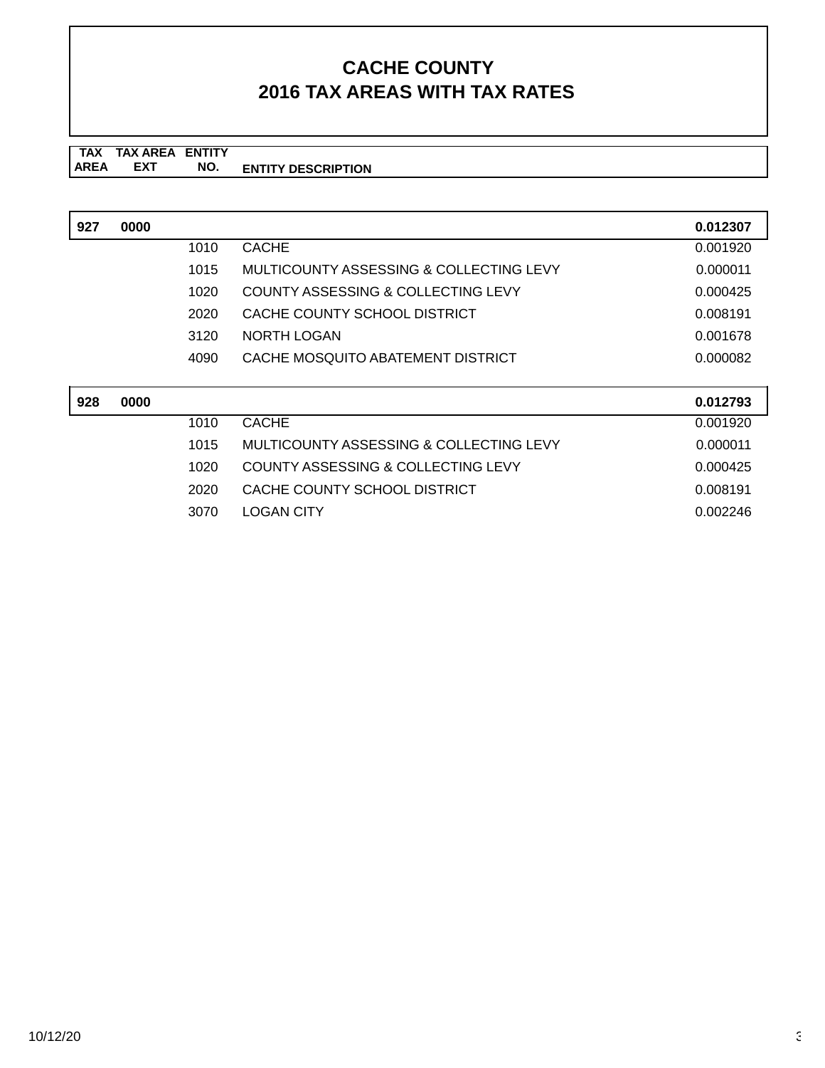# CACHE COUNTY
## 2016 TAX AREAS WITH TAX RATES

| TAX AREA | TAX AREA EXT | ENTITY NO. | ENTITY DESCRIPTION | |
|---|---|---|---|---|
| **927** | **0000** | | | **0.012307** |
| | | 1010 | CACHE | 0.001920 |
| | | 1015 | MULTICOUNTY ASSESSING & COLLECTING LEVY | 0.000011 |
| | | 1020 | COUNTY ASSESSING & COLLECTING LEVY | 0.000425 |
| | | 2020 | CACHE COUNTY SCHOOL DISTRICT | 0.008191 |
| | | 3120 | NORTH LOGAN | 0.001678 |
| | | 4090 | CACHE MOSQUITO ABATEMENT DISTRICT | 0.000082 |
| **928** | **0000** | | | **0.012793** |
| | | 1010 | CACHE | 0.001920 |
| | | 1015 | MULTICOUNTY ASSESSING & COLLECTING LEVY | 0.000011 |
| | | 1020 | COUNTY ASSESSING & COLLECTING LEVY | 0.000425 |
| | | 2020 | CACHE COUNTY SCHOOL DISTRICT | 0.008191 |
| | | 3070 | LOGAN CITY | 0.002246 |

10/12/20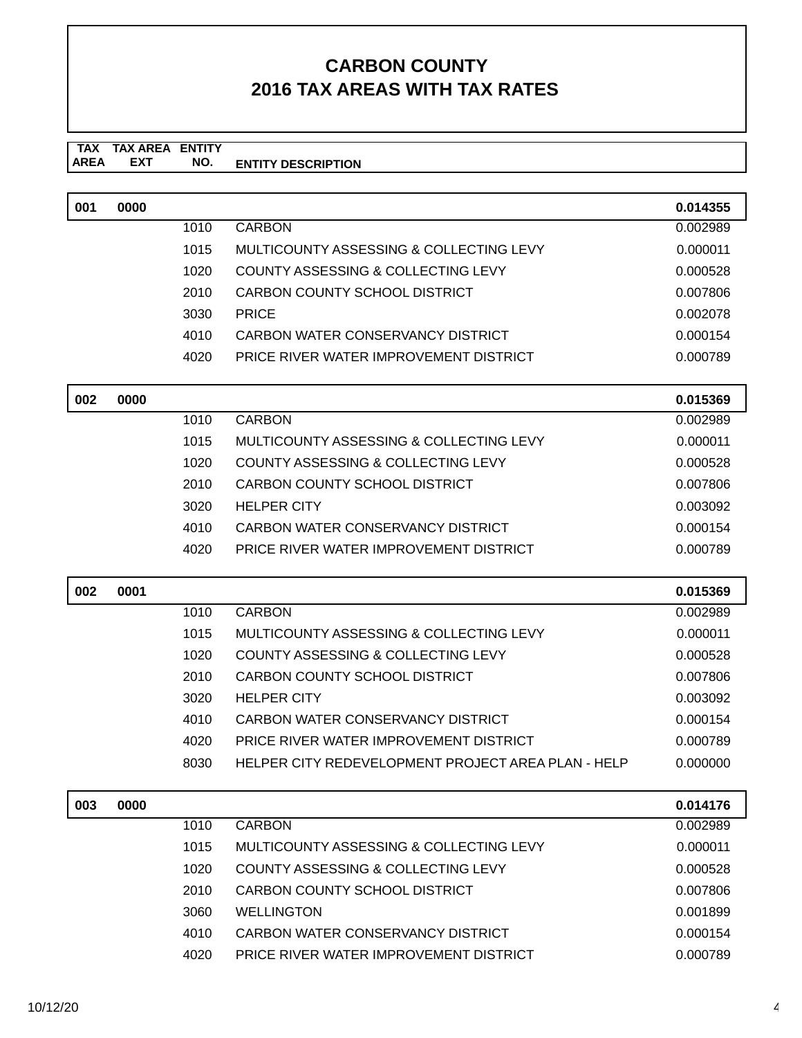# CARBON COUNTY
# 2016 TAX AREAS WITH TAX RATES

| TAX AREA | TAX AREA EXT | ENTITY NO. | ENTITY DESCRIPTION | |
|---|---|---|---|---|
| **001** | **0000** | | | **0.014355** |
| | | 1010 | CARBON | 0.002989 |
| | | 1015 | MULTICOUNTY ASSESSING & COLLECTING LEVY | 0.000011 |
| | | 1020 | COUNTY ASSESSING & COLLECTING LEVY | 0.000528 |
| | | 2010 | CARBON COUNTY SCHOOL DISTRICT | 0.007806 |
| | | 3030 | PRICE | 0.002078 |
| | | 4010 | CARBON WATER CONSERVANCY DISTRICT | 0.000154 |
| | | 4020 | PRICE RIVER WATER IMPROVEMENT DISTRICT | 0.000789 |
| **002** | **0000** | | | **0.015369** |
| | | 1010 | CARBON | 0.002989 |
| | | 1015 | MULTICOUNTY ASSESSING & COLLECTING LEVY | 0.000011 |
| | | 1020 | COUNTY ASSESSING & COLLECTING LEVY | 0.000528 |
| | | 2010 | CARBON COUNTY SCHOOL DISTRICT | 0.007806 |
| | | 3020 | HELPER CITY | 0.003092 |
| | | 4010 | CARBON WATER CONSERVANCY DISTRICT | 0.000154 |
| | | 4020 | PRICE RIVER WATER IMPROVEMENT DISTRICT | 0.000789 |
| **002** | **0001** | | | **0.015369** |
| | | 1010 | CARBON | 0.002989 |
| | | 1015 | MULTICOUNTY ASSESSING & COLLECTING LEVY | 0.000011 |
| | | 1020 | COUNTY ASSESSING & COLLECTING LEVY | 0.000528 |
| | | 2010 | CARBON COUNTY SCHOOL DISTRICT | 0.007806 |
| | | 3020 | HELPER CITY | 0.003092 |
| | | 4010 | CARBON WATER CONSERVANCY DISTRICT | 0.000154 |
| | | 4020 | PRICE RIVER WATER IMPROVEMENT DISTRICT | 0.000789 |
| | | 8030 | HELPER CITY REDEVELOPMENT PROJECT AREA PLAN - HELP | 0.000000 |
| **003** | **0000** | | | **0.014176** |
| | | 1010 | CARBON | 0.002989 |
| | | 1015 | MULTICOUNTY ASSESSING & COLLECTING LEVY | 0.000011 |
| | | 1020 | COUNTY ASSESSING & COLLECTING LEVY | 0.000528 |
| | | 2010 | CARBON COUNTY SCHOOL DISTRICT | 0.007806 |
| | | 3060 | WELLINGTON | 0.001899 |
| | | 4010 | CARBON WATER CONSERVANCY DISTRICT | 0.000154 |
| | | 4020 | PRICE RIVER WATER IMPROVEMENT DISTRICT | 0.000789 |

10/12/20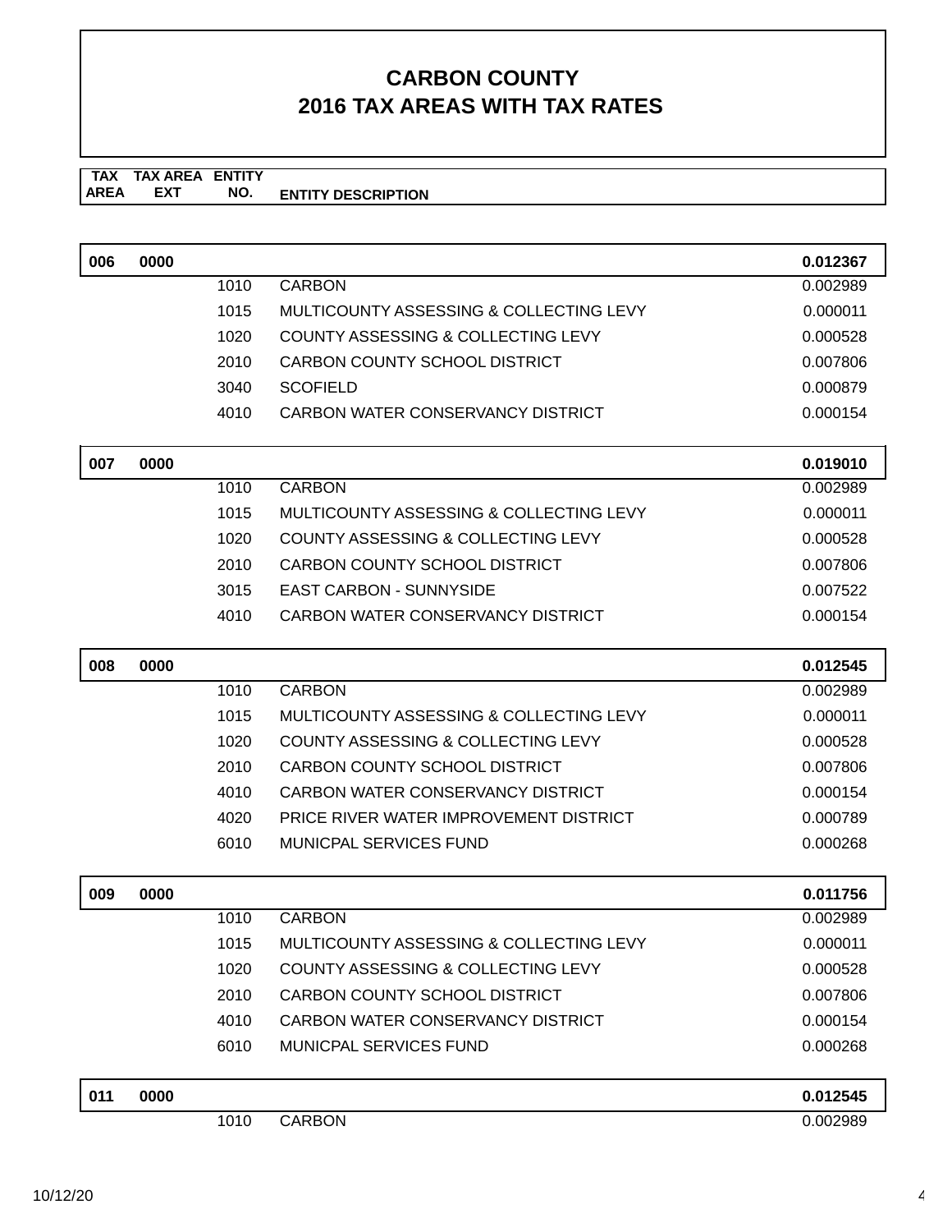# CARBON COUNTY
# 2016 TAX AREAS WITH TAX RATES

| TAX AREA | TAX AREA EXT | ENTITY NO. | ENTITY DESCRIPTION | |
|---|---|---|---|---|
| **006** | **0000** | | | **0.012367** |
| | | 1010 | CARBON | 0.002989 |
| | | 1015 | MULTICOUNTY ASSESSING & COLLECTING LEVY | 0.000011 |
| | | 1020 | COUNTY ASSESSING & COLLECTING LEVY | 0.000528 |
| | | 2010 | CARBON COUNTY SCHOOL DISTRICT | 0.007806 |
| | | 3040 | SCOFIELD | 0.000879 |
| | | 4010 | CARBON WATER CONSERVANCY DISTRICT | 0.000154 |
| **007** | **0000** | | | **0.019010** |
| | | 1010 | CARBON | 0.002989 |
| | | 1015 | MULTICOUNTY ASSESSING & COLLECTING LEVY | 0.000011 |
| | | 1020 | COUNTY ASSESSING & COLLECTING LEVY | 0.000528 |
| | | 2010 | CARBON COUNTY SCHOOL DISTRICT | 0.007806 |
| | | 3015 | EAST CARBON - SUNNYSIDE | 0.007522 |
| | | 4010 | CARBON WATER CONSERVANCY DISTRICT | 0.000154 |
| **008** | **0000** | | | **0.012545** |
| | | 1010 | CARBON | 0.002989 |
| | | 1015 | MULTICOUNTY ASSESSING & COLLECTING LEVY | 0.000011 |
| | | 1020 | COUNTY ASSESSING & COLLECTING LEVY | 0.000528 |
| | | 2010 | CARBON COUNTY SCHOOL DISTRICT | 0.007806 |
| | | 4010 | CARBON WATER CONSERVANCY DISTRICT | 0.000154 |
| | | 4020 | PRICE RIVER WATER IMPROVEMENT DISTRICT | 0.000789 |
| | | 6010 | MUNICPAL SERVICES FUND | 0.000268 |
| **009** | **0000** | | | **0.011756** |
| | | 1010 | CARBON | 0.002989 |
| | | 1015 | MULTICOUNTY ASSESSING & COLLECTING LEVY | 0.000011 |
| | | 1020 | COUNTY ASSESSING & COLLECTING LEVY | 0.000528 |
| | | 2010 | CARBON COUNTY SCHOOL DISTRICT | 0.007806 |
| | | 4010 | CARBON WATER CONSERVANCY DISTRICT | 0.000154 |
| | | 6010 | MUNICPAL SERVICES FUND | 0.000268 |
| **011** | **0000** | | | **0.012545** |
| | | 1010 | CARBON | 0.002989 |

10/12/20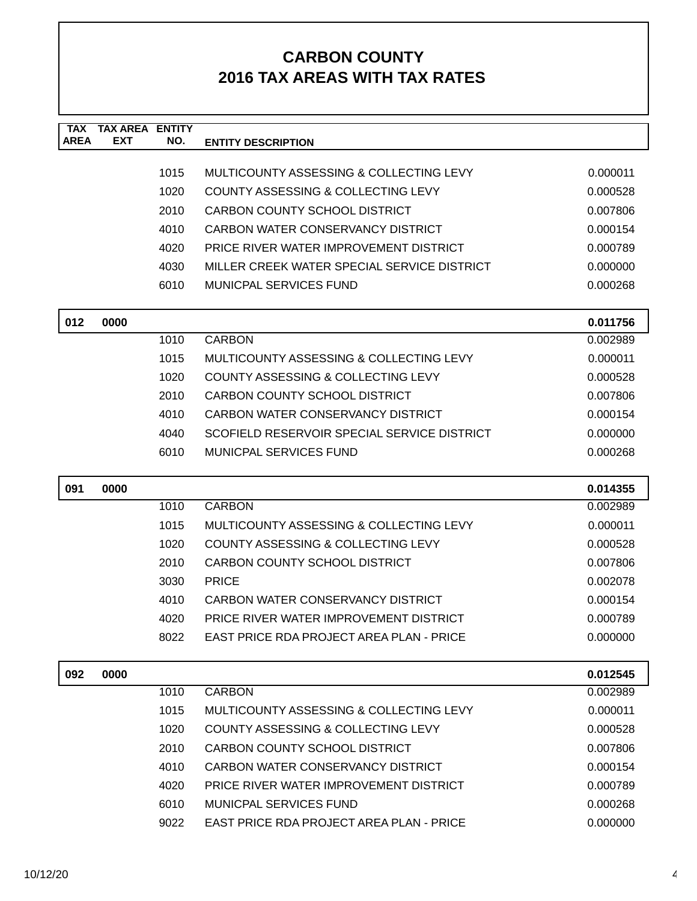# CARBON COUNTY
# 2016 TAX AREAS WITH TAX RATES

| TAX AREA | TAX AREA EXT | ENTITY NO. | ENTITY DESCRIPTION | |
|---|---|---|---|---|
| | | 1015 | MULTICOUNTY ASSESSING & COLLECTING LEVY | 0.000011 |
| | | 1020 | COUNTY ASSESSING & COLLECTING LEVY | 0.000528 |
| | | 2010 | CARBON COUNTY SCHOOL DISTRICT | 0.007806 |
| | | 4010 | CARBON WATER CONSERVANCY DISTRICT | 0.000154 |
| | | 4020 | PRICE RIVER WATER IMPROVEMENT DISTRICT | 0.000789 |
| | | 4030 | MILLER CREEK WATER SPECIAL SERVICE DISTRICT | 0.000000 |
| | | 6010 | MUNICPAL SERVICES FUND | 0.000268 |
| **012** | **0000** | | | **0.011756** |
| | | 1010 | CARBON | 0.002989 |
| | | 1015 | MULTICOUNTY ASSESSING & COLLECTING LEVY | 0.000011 |
| | | 1020 | COUNTY ASSESSING & COLLECTING LEVY | 0.000528 |
| | | 2010 | CARBON COUNTY SCHOOL DISTRICT | 0.007806 |
| | | 4010 | CARBON WATER CONSERVANCY DISTRICT | 0.000154 |
| | | 4040 | SCOFIELD RESERVOIR SPECIAL SERVICE DISTRICT | 0.000000 |
| | | 6010 | MUNICPAL SERVICES FUND | 0.000268 |
| **091** | **0000** | | | **0.014355** |
| | | 1010 | CARBON | 0.002989 |
| | | 1015 | MULTICOUNTY ASSESSING & COLLECTING LEVY | 0.000011 |
| | | 1020 | COUNTY ASSESSING & COLLECTING LEVY | 0.000528 |
| | | 2010 | CARBON COUNTY SCHOOL DISTRICT | 0.007806 |
| | | 3030 | PRICE | 0.002078 |
| | | 4010 | CARBON WATER CONSERVANCY DISTRICT | 0.000154 |
| | | 4020 | PRICE RIVER WATER IMPROVEMENT DISTRICT | 0.000789 |
| | | 8022 | EAST PRICE RDA PROJECT AREA PLAN - PRICE | 0.000000 |
| **092** | **0000** | | | **0.012545** |
| | | 1010 | CARBON | 0.002989 |
| | | 1015 | MULTICOUNTY ASSESSING & COLLECTING LEVY | 0.000011 |
| | | 1020 | COUNTY ASSESSING & COLLECTING LEVY | 0.000528 |
| | | 2010 | CARBON COUNTY SCHOOL DISTRICT | 0.007806 |
| | | 4010 | CARBON WATER CONSERVANCY DISTRICT | 0.000154 |
| | | 4020 | PRICE RIVER WATER IMPROVEMENT DISTRICT | 0.000789 |
| | | 6010 | MUNICPAL SERVICES FUND | 0.000268 |
| | | 9022 | EAST PRICE RDA PROJECT AREA PLAN - PRICE | 0.000000 |

10/12/20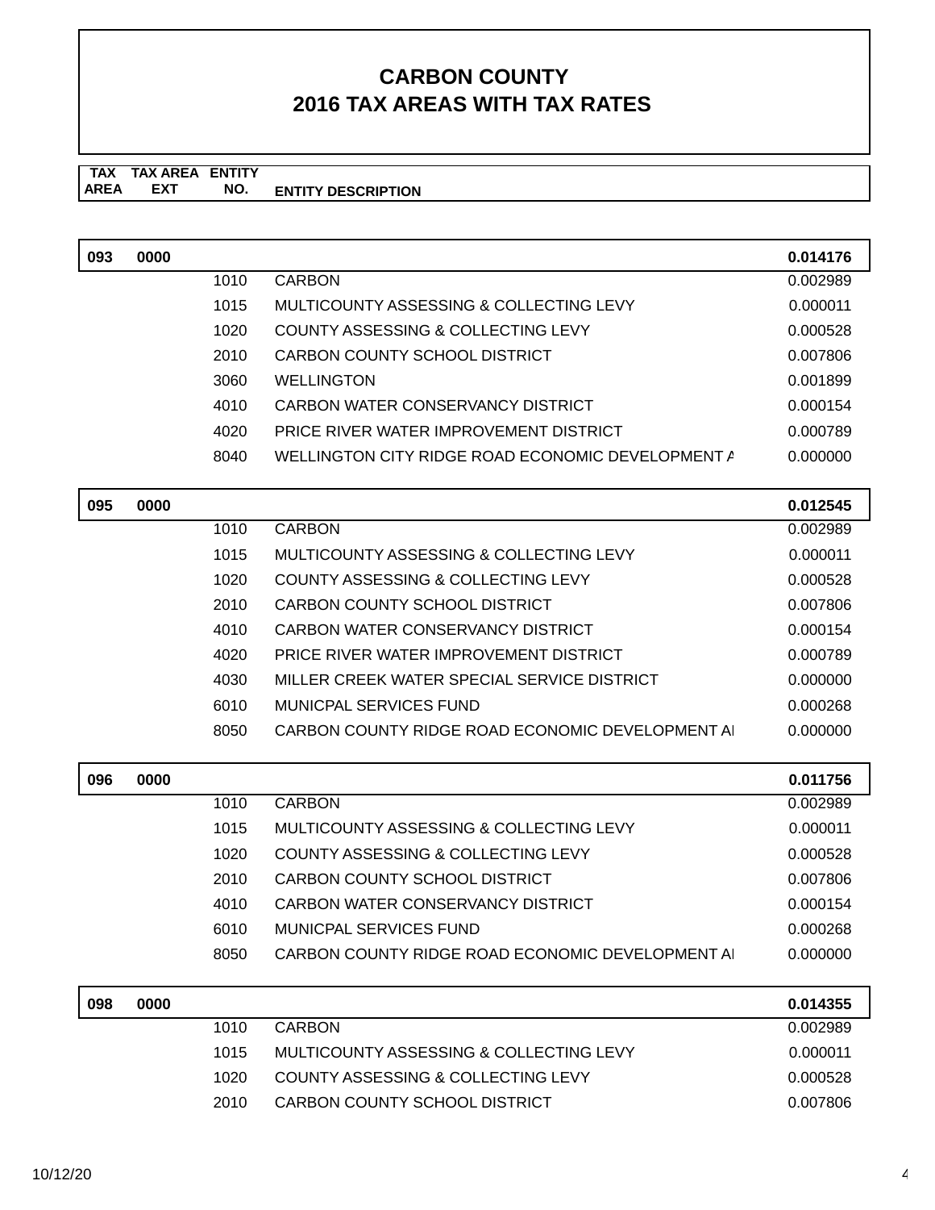# CARBON COUNTY
## 2016 TAX AREAS WITH TAX RATES

| TAX AREA | TAX AREA EXT | ENTITY NO. | ENTITY DESCRIPTION | |
|---|---|---|---|---|
| **093** | **0000** | | | **0.014176** |
| | | 1010 | CARBON | 0.002989 |
| | | 1015 | MULTICOUNTY ASSESSING & COLLECTING LEVY | 0.000011 |
| | | 1020 | COUNTY ASSESSING & COLLECTING LEVY | 0.000528 |
| | | 2010 | CARBON COUNTY SCHOOL DISTRICT | 0.007806 |
| | | 3060 | WELLINGTON | 0.001899 |
| | | 4010 | CARBON WATER CONSERVANCY DISTRICT | 0.000154 |
| | | 4020 | PRICE RIVER WATER IMPROVEMENT DISTRICT | 0.000789 |
| | | 8040 | WELLINGTON CITY RIDGE ROAD ECONOMIC DEVELOPMENT A | 0.000000 |
| **095** | **0000** | | | **0.012545** |
| | | 1010 | CARBON | 0.002989 |
| | | 1015 | MULTICOUNTY ASSESSING & COLLECTING LEVY | 0.000011 |
| | | 1020 | COUNTY ASSESSING & COLLECTING LEVY | 0.000528 |
| | | 2010 | CARBON COUNTY SCHOOL DISTRICT | 0.007806 |
| | | 4010 | CARBON WATER CONSERVANCY DISTRICT | 0.000154 |
| | | 4020 | PRICE RIVER WATER IMPROVEMENT DISTRICT | 0.000789 |
| | | 4030 | MILLER CREEK WATER SPECIAL SERVICE DISTRICT | 0.000000 |
| | | 6010 | MUNICPAL SERVICES FUND | 0.000268 |
| | | 8050 | CARBON COUNTY RIDGE ROAD ECONOMIC DEVELOPMENT AI | 0.000000 |
| **096** | **0000** | | | **0.011756** |
| | | 1010 | CARBON | 0.002989 |
| | | 1015 | MULTICOUNTY ASSESSING & COLLECTING LEVY | 0.000011 |
| | | 1020 | COUNTY ASSESSING & COLLECTING LEVY | 0.000528 |
| | | 2010 | CARBON COUNTY SCHOOL DISTRICT | 0.007806 |
| | | 4010 | CARBON WATER CONSERVANCY DISTRICT | 0.000154 |
| | | 6010 | MUNICPAL SERVICES FUND | 0.000268 |
| | | 8050 | CARBON COUNTY RIDGE ROAD ECONOMIC DEVELOPMENT AI | 0.000000 |
| **098** | **0000** | | | **0.014355** |
| | | 1010 | CARBON | 0.002989 |
| | | 1015 | MULTICOUNTY ASSESSING & COLLECTING LEVY | 0.000011 |
| | | 1020 | COUNTY ASSESSING & COLLECTING LEVY | 0.000528 |
| | | 2010 | CARBON COUNTY SCHOOL DISTRICT | 0.007806 |

10/12/20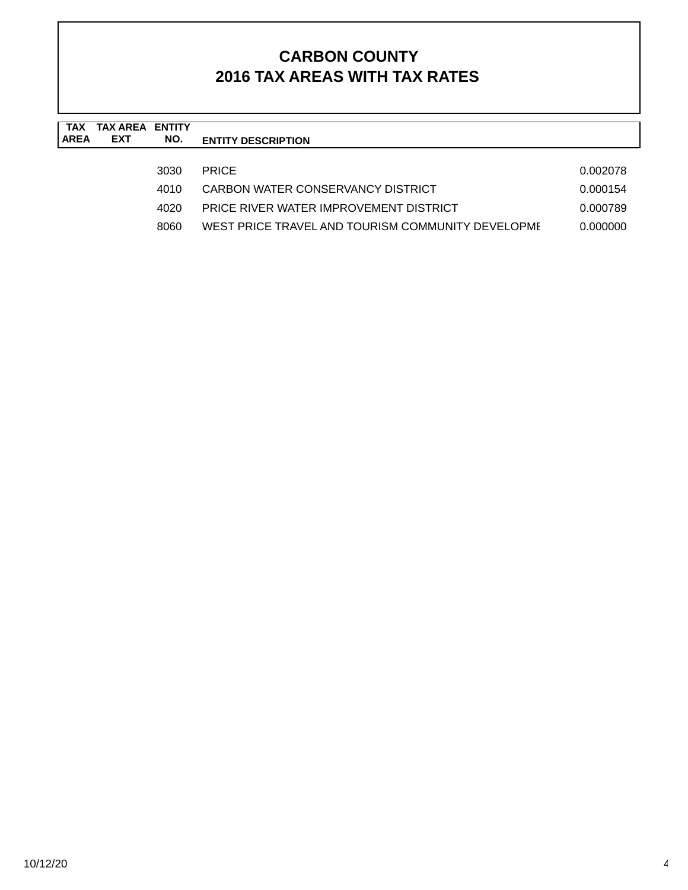# CARBON COUNTY
## 2016 TAX AREAS WITH TAX RATES

| TAX AREA | TAX AREA EXT | ENTITY NO. | ENTITY DESCRIPTION | |
|---|---|---|---|---|
| | | 3030 | PRICE | 0.002078 |
| | | 4010 | CARBON WATER CONSERVANCY DISTRICT | 0.000154 |
| | | 4020 | PRICE RIVER WATER IMPROVEMENT DISTRICT | 0.000789 |
| | | 8060 | WEST PRICE TRAVEL AND TOURISM COMMUNITY DEVELOPME | 0.000000 |

10/12/20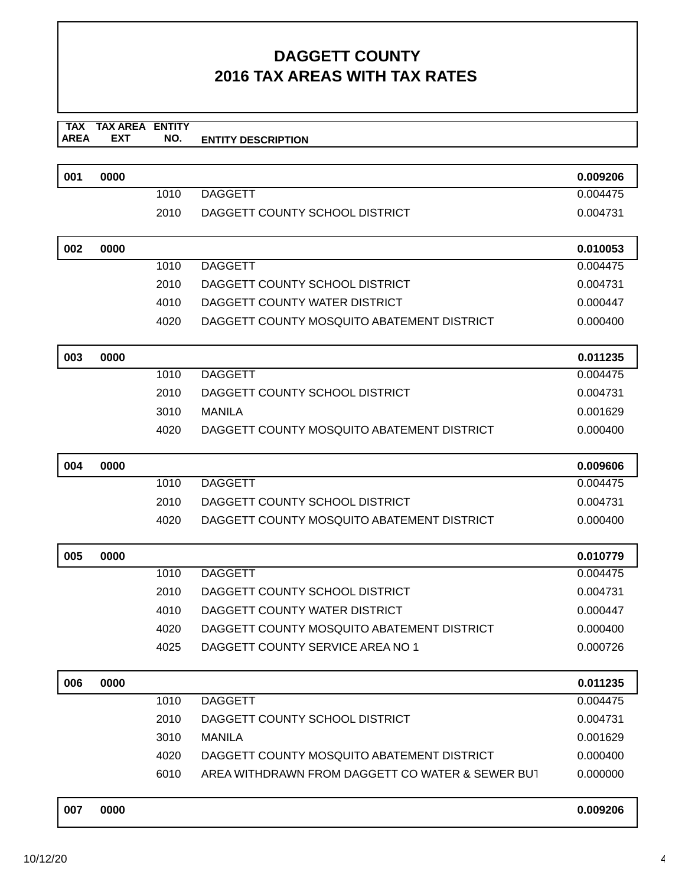# DAGGETT COUNTY
# 2016 TAX AREAS WITH TAX RATES

| TAX AREA | TAX AREA EXT | ENTITY NO. | ENTITY DESCRIPTION | |
|---|---|---|---|---|
| **001** | **0000** | | | **0.009206** |
| | | 1010 | DAGGETT | 0.004475 |
| | | 2010 | DAGGETT COUNTY SCHOOL DISTRICT | 0.004731 |
| **002** | **0000** | | | **0.010053** |
| | | 1010 | DAGGETT | 0.004475 |
| | | 2010 | DAGGETT COUNTY SCHOOL DISTRICT | 0.004731 |
| | | 4010 | DAGGETT COUNTY WATER DISTRICT | 0.000447 |
| | | 4020 | DAGGETT COUNTY MOSQUITO ABATEMENT DISTRICT | 0.000400 |
| **003** | **0000** | | | **0.011235** |
| | | 1010 | DAGGETT | 0.004475 |
| | | 2010 | DAGGETT COUNTY SCHOOL DISTRICT | 0.004731 |
| | | 3010 | MANILA | 0.001629 |
| | | 4020 | DAGGETT COUNTY MOSQUITO ABATEMENT DISTRICT | 0.000400 |
| **004** | **0000** | | | **0.009606** |
| | | 1010 | DAGGETT | 0.004475 |
| | | 2010 | DAGGETT COUNTY SCHOOL DISTRICT | 0.004731 |
| | | 4020 | DAGGETT COUNTY MOSQUITO ABATEMENT DISTRICT | 0.000400 |
| **005** | **0000** | | | **0.010779** |
| | | 1010 | DAGGETT | 0.004475 |
| | | 2010 | DAGGETT COUNTY SCHOOL DISTRICT | 0.004731 |
| | | 4010 | DAGGETT COUNTY WATER DISTRICT | 0.000447 |
| | | 4020 | DAGGETT COUNTY MOSQUITO ABATEMENT DISTRICT | 0.000400 |
| | | 4025 | DAGGETT COUNTY SERVICE AREA NO 1 | 0.000726 |
| **006** | **0000** | | | **0.011235** |
| | | 1010 | DAGGETT | 0.004475 |
| | | 2010 | DAGGETT COUNTY SCHOOL DISTRICT | 0.004731 |
| | | 3010 | MANILA | 0.001629 |
| | | 4020 | DAGGETT COUNTY MOSQUITO ABATEMENT DISTRICT | 0.000400 |
| | | 6010 | AREA WITHDRAWN FROM DAGGETT CO WATER & SEWER BUT | 0.000000 |
| **007** | **0000** | | | **0.009206** |

10/12/20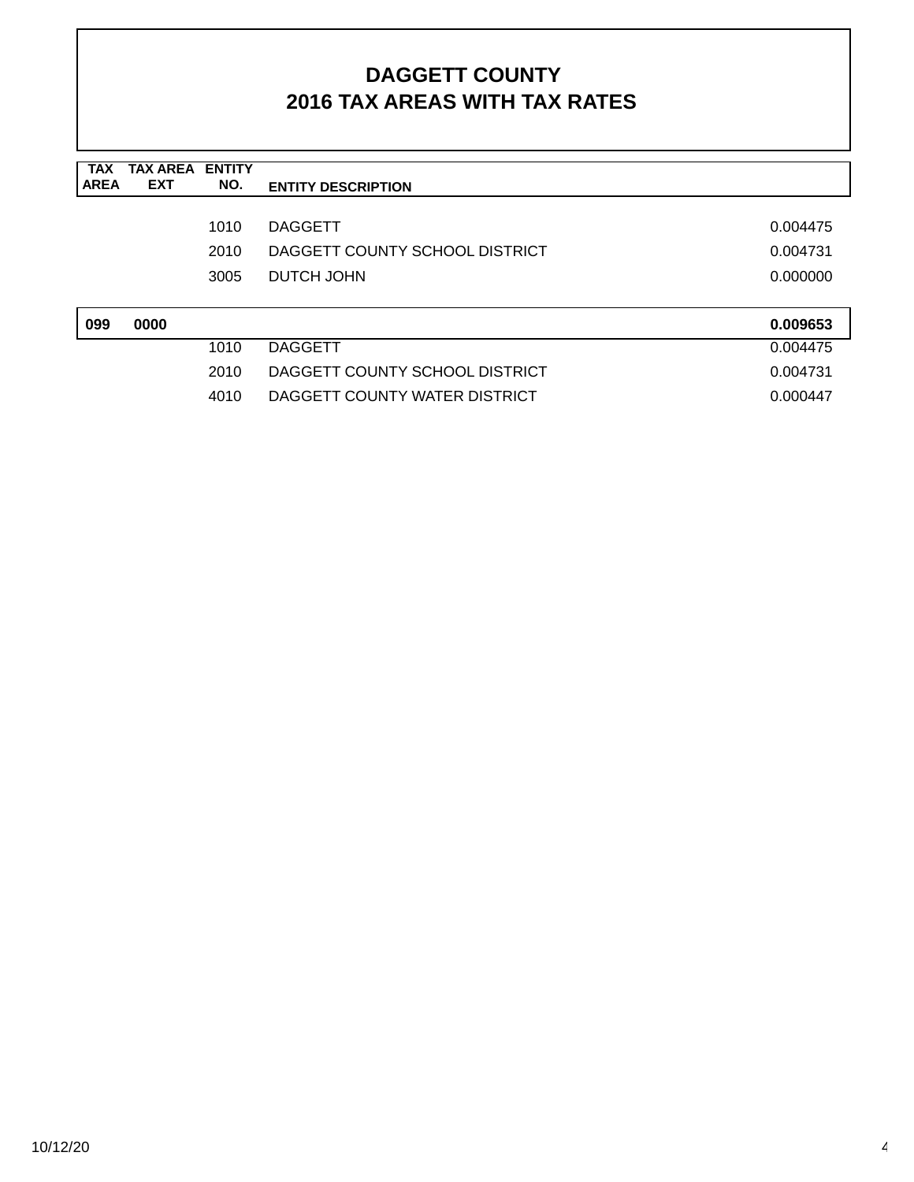# DAGGETT COUNTY
## 2016 TAX AREAS WITH TAX RATES

| TAX AREA | TAX AREA EXT | ENTITY NO. | ENTITY DESCRIPTION | |
|---|---|---|---|---|
| | | 1010 | DAGGETT | 0.004475 |
| | | 2010 | DAGGETT COUNTY SCHOOL DISTRICT | 0.004731 |
| | | 3005 | DUTCH JOHN | 0.000000 |
| **099** | **0000** | | | **0.009653** |
| | | 1010 | DAGGETT | 0.004475 |
| | | 2010 | DAGGETT COUNTY SCHOOL DISTRICT | 0.004731 |
| | | 4010 | DAGGETT COUNTY WATER DISTRICT | 0.000447 |

10/12/20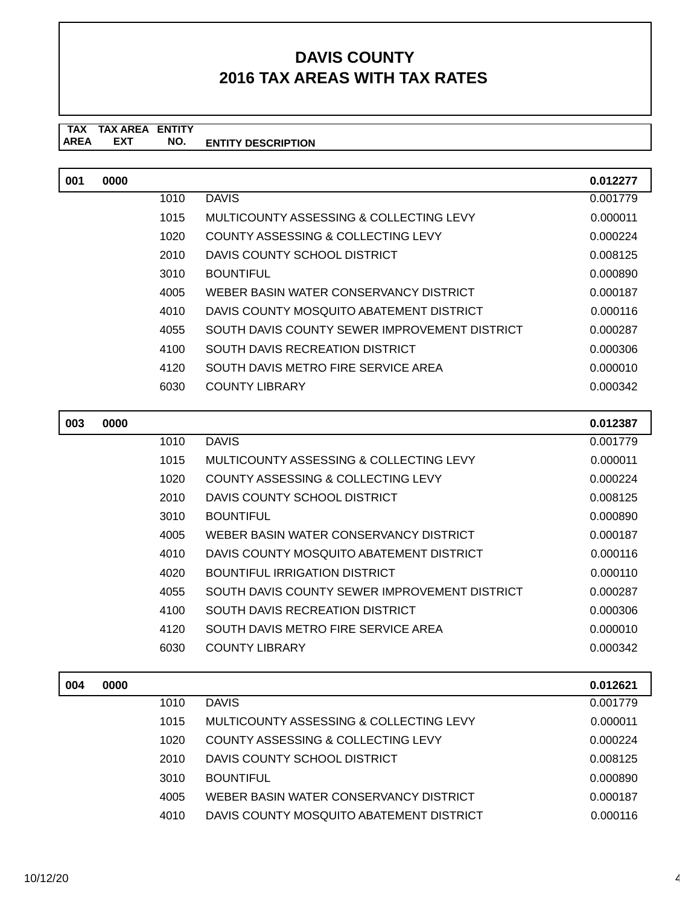# DAVIS COUNTY
# 2016 TAX AREAS WITH TAX RATES

| TAX AREA | TAX AREA EXT | ENTITY NO. | ENTITY DESCRIPTION | |
|---|---|---|---|---|
| **001** | **0000** | | | **0.012277** |
| | | 1010 | DAVIS | 0.001779 |
| | | 1015 | MULTICOUNTY ASSESSING & COLLECTING LEVY | 0.000011 |
| | | 1020 | COUNTY ASSESSING & COLLECTING LEVY | 0.000224 |
| | | 2010 | DAVIS COUNTY SCHOOL DISTRICT | 0.008125 |
| | | 3010 | BOUNTIFUL | 0.000890 |
| | | 4005 | WEBER BASIN WATER CONSERVANCY DISTRICT | 0.000187 |
| | | 4010 | DAVIS COUNTY MOSQUITO ABATEMENT DISTRICT | 0.000116 |
| | | 4055 | SOUTH DAVIS COUNTY SEWER IMPROVEMENT DISTRICT | 0.000287 |
| | | 4100 | SOUTH DAVIS RECREATION DISTRICT | 0.000306 |
| | | 4120 | SOUTH DAVIS METRO FIRE SERVICE AREA | 0.000010 |
| | | 6030 | COUNTY LIBRARY | 0.000342 |
| **003** | **0000** | | | **0.012387** |
| | | 1010 | DAVIS | 0.001779 |
| | | 1015 | MULTICOUNTY ASSESSING & COLLECTING LEVY | 0.000011 |
| | | 1020 | COUNTY ASSESSING & COLLECTING LEVY | 0.000224 |
| | | 2010 | DAVIS COUNTY SCHOOL DISTRICT | 0.008125 |
| | | 3010 | BOUNTIFUL | 0.000890 |
| | | 4005 | WEBER BASIN WATER CONSERVANCY DISTRICT | 0.000187 |
| | | 4010 | DAVIS COUNTY MOSQUITO ABATEMENT DISTRICT | 0.000116 |
| | | 4020 | BOUNTIFUL IRRIGATION DISTRICT | 0.000110 |
| | | 4055 | SOUTH DAVIS COUNTY SEWER IMPROVEMENT DISTRICT | 0.000287 |
| | | 4100 | SOUTH DAVIS RECREATION DISTRICT | 0.000306 |
| | | 4120 | SOUTH DAVIS METRO FIRE SERVICE AREA | 0.000010 |
| | | 6030 | COUNTY LIBRARY | 0.000342 |
| **004** | **0000** | | | **0.012621** |
| | | 1010 | DAVIS | 0.001779 |
| | | 1015 | MULTICOUNTY ASSESSING & COLLECTING LEVY | 0.000011 |
| | | 1020 | COUNTY ASSESSING & COLLECTING LEVY | 0.000224 |
| | | 2010 | DAVIS COUNTY SCHOOL DISTRICT | 0.008125 |
| | | 3010 | BOUNTIFUL | 0.000890 |
| | | 4005 | WEBER BASIN WATER CONSERVANCY DISTRICT | 0.000187 |
| | | 4010 | DAVIS COUNTY MOSQUITO ABATEMENT DISTRICT | 0.000116 |

10/12/20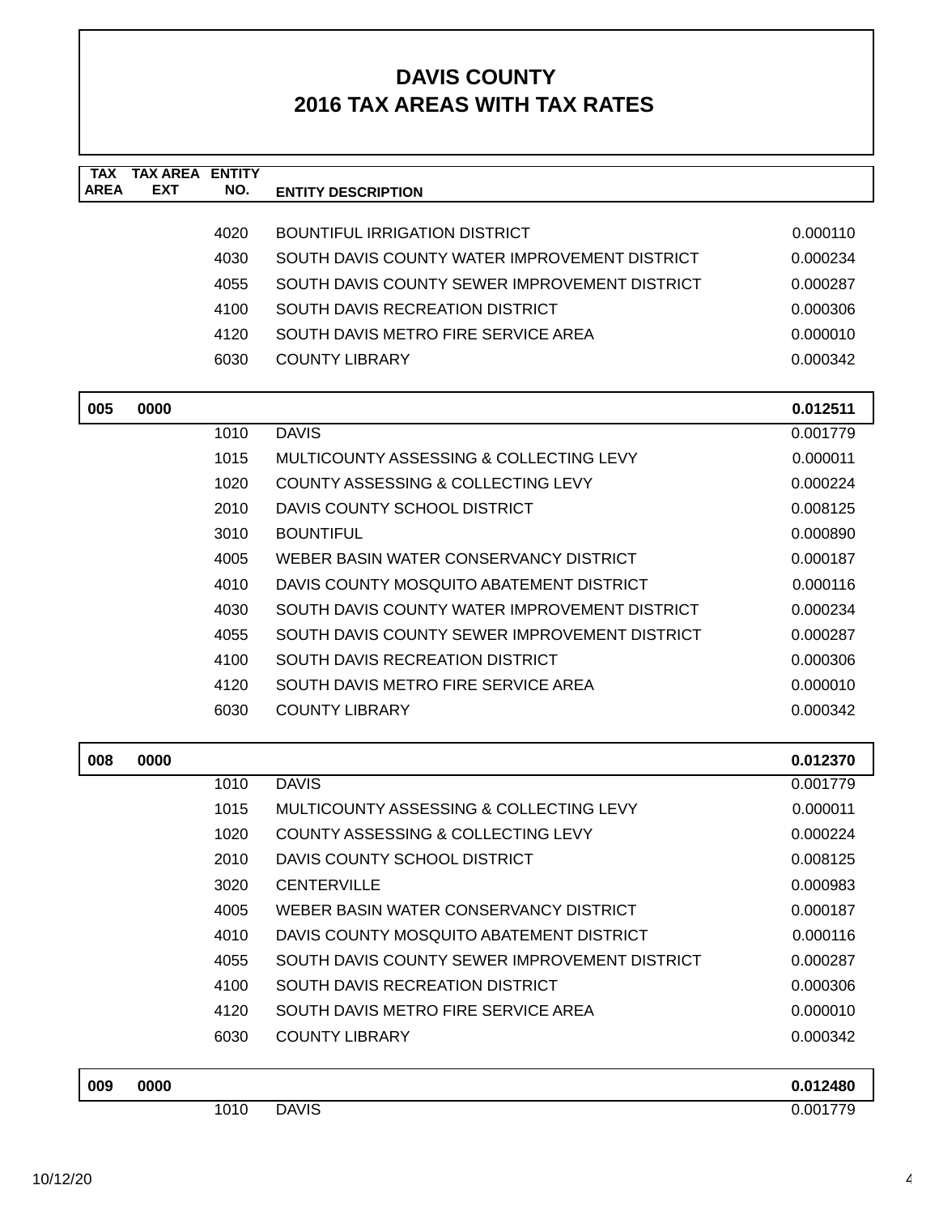# DAVIS COUNTY
# 2016 TAX AREAS WITH TAX RATES

| TAX AREA | TAX AREA EXT | ENTITY NO. | ENTITY DESCRIPTION | |
|---|---|---|---|---|
| | | 4020 | BOUNTIFUL IRRIGATION DISTRICT | 0.000110 |
| | | 4030 | SOUTH DAVIS COUNTY WATER IMPROVEMENT DISTRICT | 0.000234 |
| | | 4055 | SOUTH DAVIS COUNTY SEWER IMPROVEMENT DISTRICT | 0.000287 |
| | | 4100 | SOUTH DAVIS RECREATION DISTRICT | 0.000306 |
| | | 4120 | SOUTH DAVIS METRO FIRE SERVICE AREA | 0.000010 |
| | | 6030 | COUNTY LIBRARY | 0.000342 |
| **005** | **0000** | | | **0.012511** |
| | | 1010 | DAVIS | 0.001779 |
| | | 1015 | MULTICOUNTY ASSESSING & COLLECTING LEVY | 0.000011 |
| | | 1020 | COUNTY ASSESSING & COLLECTING LEVY | 0.000224 |
| | | 2010 | DAVIS COUNTY SCHOOL DISTRICT | 0.008125 |
| | | 3010 | BOUNTIFUL | 0.000890 |
| | | 4005 | WEBER BASIN WATER CONSERVANCY DISTRICT | 0.000187 |
| | | 4010 | DAVIS COUNTY MOSQUITO ABATEMENT DISTRICT | 0.000116 |
| | | 4030 | SOUTH DAVIS COUNTY WATER IMPROVEMENT DISTRICT | 0.000234 |
| | | 4055 | SOUTH DAVIS COUNTY SEWER IMPROVEMENT DISTRICT | 0.000287 |
| | | 4100 | SOUTH DAVIS RECREATION DISTRICT | 0.000306 |
| | | 4120 | SOUTH DAVIS METRO FIRE SERVICE AREA | 0.000010 |
| | | 6030 | COUNTY LIBRARY | 0.000342 |
| **008** | **0000** | | | **0.012370** |
| | | 1010 | DAVIS | 0.001779 |
| | | 1015 | MULTICOUNTY ASSESSING & COLLECTING LEVY | 0.000011 |
| | | 1020 | COUNTY ASSESSING & COLLECTING LEVY | 0.000224 |
| | | 2010 | DAVIS COUNTY SCHOOL DISTRICT | 0.008125 |
| | | 3020 | CENTERVILLE | 0.000983 |
| | | 4005 | WEBER BASIN WATER CONSERVANCY DISTRICT | 0.000187 |
| | | 4010 | DAVIS COUNTY MOSQUITO ABATEMENT DISTRICT | 0.000116 |
| | | 4055 | SOUTH DAVIS COUNTY SEWER IMPROVEMENT DISTRICT | 0.000287 |
| | | 4100 | SOUTH DAVIS RECREATION DISTRICT | 0.000306 |
| | | 4120 | SOUTH DAVIS METRO FIRE SERVICE AREA | 0.000010 |
| | | 6030 | COUNTY LIBRARY | 0.000342 |
| **009** | **0000** | | | **0.012480** |
| | | 1010 | DAVIS | 0.001779 |

10/12/20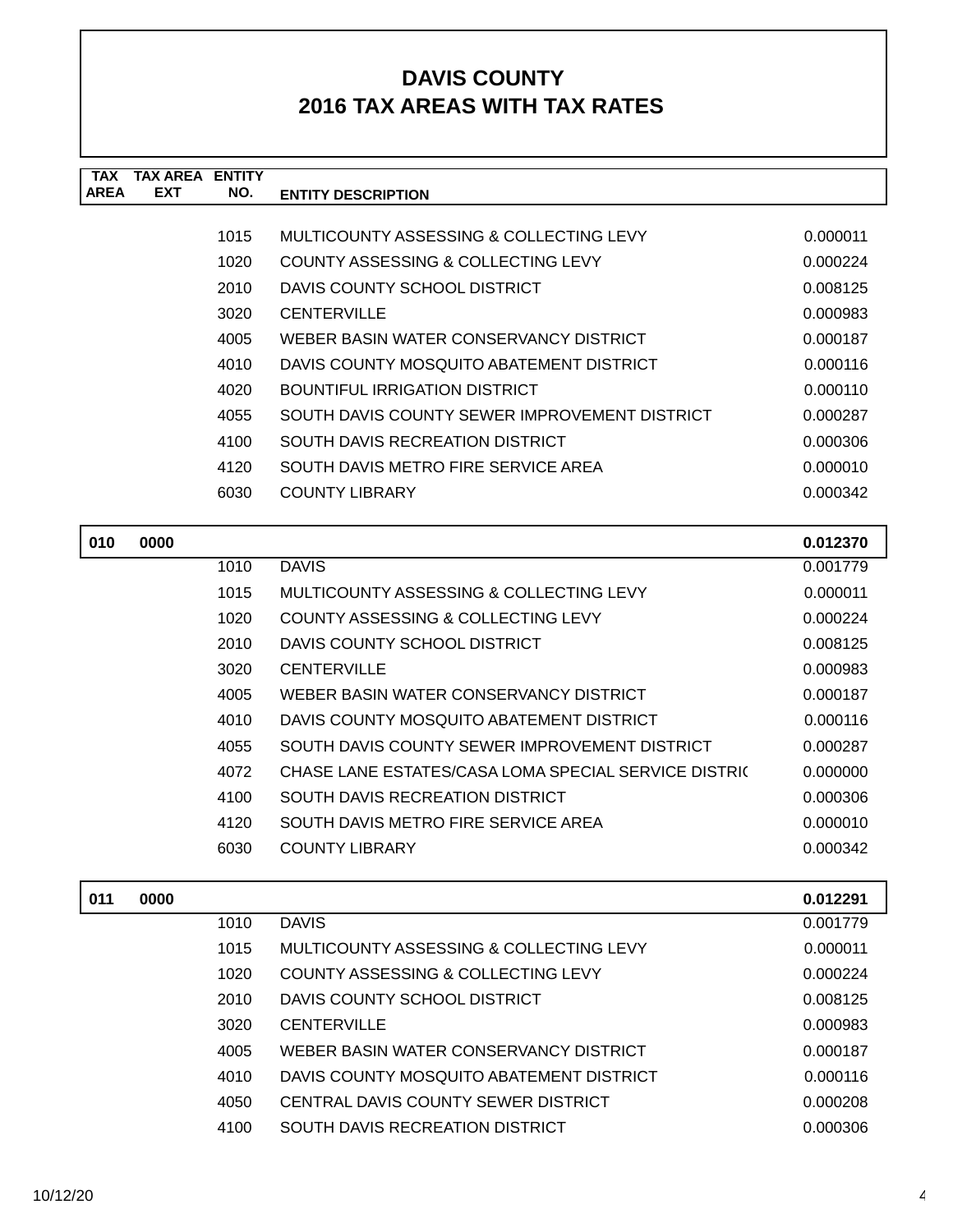# DAVIS COUNTY
# 2016 TAX AREAS WITH TAX RATES

| TAX AREA | TAX AREA EXT | ENTITY NO. | ENTITY DESCRIPTION | |
|---|---|---|---|---|
| | | 1015 | MULTICOUNTY ASSESSING & COLLECTING LEVY | 0.000011 |
| | | 1020 | COUNTY ASSESSING & COLLECTING LEVY | 0.000224 |
| | | 2010 | DAVIS COUNTY SCHOOL DISTRICT | 0.008125 |
| | | 3020 | CENTERVILLE | 0.000983 |
| | | 4005 | WEBER BASIN WATER CONSERVANCY DISTRICT | 0.000187 |
| | | 4010 | DAVIS COUNTY MOSQUITO ABATEMENT DISTRICT | 0.000116 |
| | | 4020 | BOUNTIFUL IRRIGATION DISTRICT | 0.000110 |
| | | 4055 | SOUTH DAVIS COUNTY SEWER IMPROVEMENT DISTRICT | 0.000287 |
| | | 4100 | SOUTH DAVIS RECREATION DISTRICT | 0.000306 |
| | | 4120 | SOUTH DAVIS METRO FIRE SERVICE AREA | 0.000010 |
| | | 6030 | COUNTY LIBRARY | 0.000342 |
| **010** | **0000** | | | **0.012370** |
| | | 1010 | DAVIS | 0.001779 |
| | | 1015 | MULTICOUNTY ASSESSING & COLLECTING LEVY | 0.000011 |
| | | 1020 | COUNTY ASSESSING & COLLECTING LEVY | 0.000224 |
| | | 2010 | DAVIS COUNTY SCHOOL DISTRICT | 0.008125 |
| | | 3020 | CENTERVILLE | 0.000983 |
| | | 4005 | WEBER BASIN WATER CONSERVANCY DISTRICT | 0.000187 |
| | | 4010 | DAVIS COUNTY MOSQUITO ABATEMENT DISTRICT | 0.000116 |
| | | 4055 | SOUTH DAVIS COUNTY SEWER IMPROVEMENT DISTRICT | 0.000287 |
| | | 4072 | CHASE LANE ESTATES/CASA LOMA SPECIAL SERVICE DISTRIC | 0.000000 |
| | | 4100 | SOUTH DAVIS RECREATION DISTRICT | 0.000306 |
| | | 4120 | SOUTH DAVIS METRO FIRE SERVICE AREA | 0.000010 |
| | | 6030 | COUNTY LIBRARY | 0.000342 |
| **011** | **0000** | | | **0.012291** |
| | | 1010 | DAVIS | 0.001779 |
| | | 1015 | MULTICOUNTY ASSESSING & COLLECTING LEVY | 0.000011 |
| | | 1020 | COUNTY ASSESSING & COLLECTING LEVY | 0.000224 |
| | | 2010 | DAVIS COUNTY SCHOOL DISTRICT | 0.008125 |
| | | 3020 | CENTERVILLE | 0.000983 |
| | | 4005 | WEBER BASIN WATER CONSERVANCY DISTRICT | 0.000187 |
| | | 4010 | DAVIS COUNTY MOSQUITO ABATEMENT DISTRICT | 0.000116 |
| | | 4050 | CENTRAL DAVIS COUNTY SEWER DISTRICT | 0.000208 |
| | | 4100 | SOUTH DAVIS RECREATION DISTRICT | 0.000306 |

10/12/20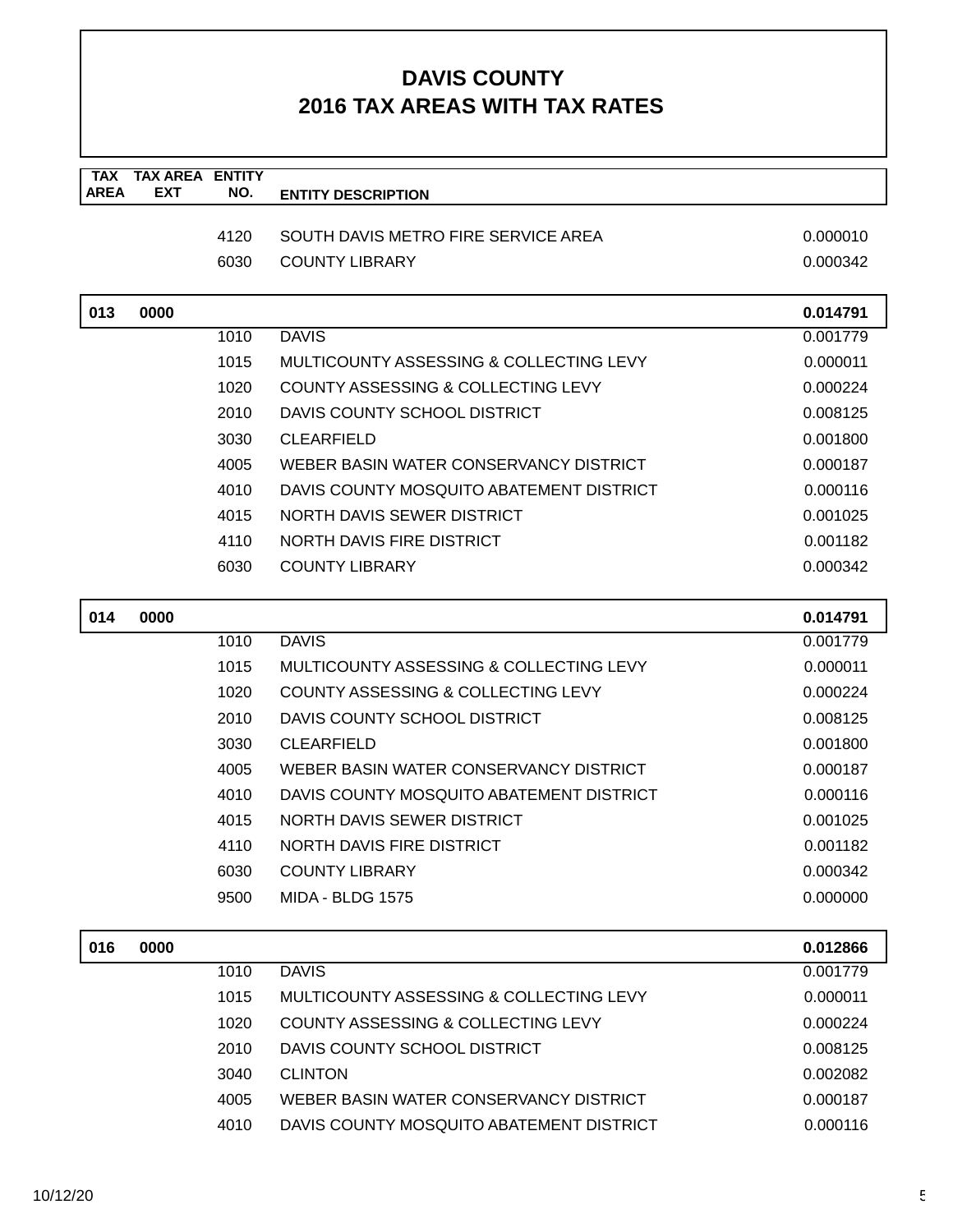# DAVIS COUNTY
# 2016 TAX AREAS WITH TAX RATES

| TAX AREA | TAX AREA EXT | ENTITY NO. | ENTITY DESCRIPTION | |
|---|---|---|---|---|
| | | 4120 | SOUTH DAVIS METRO FIRE SERVICE AREA | 0.000010 |
| | | 6030 | COUNTY LIBRARY | 0.000342 |
| **013** | **0000** | | | **0.014791** |
| | | 1010 | DAVIS | 0.001779 |
| | | 1015 | MULTICOUNTY ASSESSING & COLLECTING LEVY | 0.000011 |
| | | 1020 | COUNTY ASSESSING & COLLECTING LEVY | 0.000224 |
| | | 2010 | DAVIS COUNTY SCHOOL DISTRICT | 0.008125 |
| | | 3030 | CLEARFIELD | 0.001800 |
| | | 4005 | WEBER BASIN WATER CONSERVANCY DISTRICT | 0.000187 |
| | | 4010 | DAVIS COUNTY MOSQUITO ABATEMENT DISTRICT | 0.000116 |
| | | 4015 | NORTH DAVIS SEWER DISTRICT | 0.001025 |
| | | 4110 | NORTH DAVIS FIRE DISTRICT | 0.001182 |
| | | 6030 | COUNTY LIBRARY | 0.000342 |
| **014** | **0000** | | | **0.014791** |
| | | 1010 | DAVIS | 0.001779 |
| | | 1015 | MULTICOUNTY ASSESSING & COLLECTING LEVY | 0.000011 |
| | | 1020 | COUNTY ASSESSING & COLLECTING LEVY | 0.000224 |
| | | 2010 | DAVIS COUNTY SCHOOL DISTRICT | 0.008125 |
| | | 3030 | CLEARFIELD | 0.001800 |
| | | 4005 | WEBER BASIN WATER CONSERVANCY DISTRICT | 0.000187 |
| | | 4010 | DAVIS COUNTY MOSQUITO ABATEMENT DISTRICT | 0.000116 |
| | | 4015 | NORTH DAVIS SEWER DISTRICT | 0.001025 |
| | | 4110 | NORTH DAVIS FIRE DISTRICT | 0.001182 |
| | | 6030 | COUNTY LIBRARY | 0.000342 |
| | | 9500 | MIDA - BLDG 1575 | 0.000000 |
| **016** | **0000** | | | **0.012866** |
| | | 1010 | DAVIS | 0.001779 |
| | | 1015 | MULTICOUNTY ASSESSING & COLLECTING LEVY | 0.000011 |
| | | 1020 | COUNTY ASSESSING & COLLECTING LEVY | 0.000224 |
| | | 2010 | DAVIS COUNTY SCHOOL DISTRICT | 0.008125 |
| | | 3040 | CLINTON | 0.002082 |
| | | 4005 | WEBER BASIN WATER CONSERVANCY DISTRICT | 0.000187 |
| | | 4010 | DAVIS COUNTY MOSQUITO ABATEMENT DISTRICT | 0.000116 |

10/12/20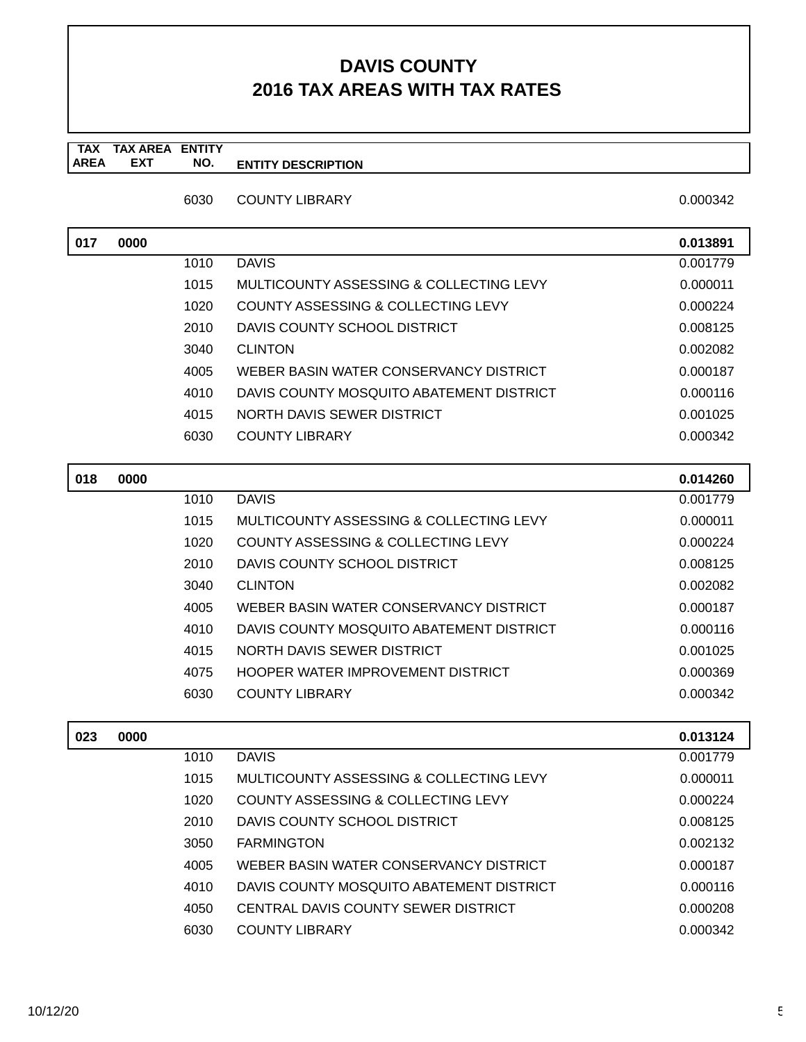# DAVIS COUNTY
# 2016 TAX AREAS WITH TAX RATES

| TAX AREA | TAX AREA EXT | ENTITY NO. | ENTITY DESCRIPTION | |
|---|---|---|---|---|
| | | 6030 | COUNTY LIBRARY | 0.000342 |
| **017** | **0000** | | | **0.013891** |
| | | 1010 | DAVIS | 0.001779 |
| | | 1015 | MULTICOUNTY ASSESSING & COLLECTING LEVY | 0.000011 |
| | | 1020 | COUNTY ASSESSING & COLLECTING LEVY | 0.000224 |
| | | 2010 | DAVIS COUNTY SCHOOL DISTRICT | 0.008125 |
| | | 3040 | CLINTON | 0.002082 |
| | | 4005 | WEBER BASIN WATER CONSERVANCY DISTRICT | 0.000187 |
| | | 4010 | DAVIS COUNTY MOSQUITO ABATEMENT DISTRICT | 0.000116 |
| | | 4015 | NORTH DAVIS SEWER DISTRICT | 0.001025 |
| | | 6030 | COUNTY LIBRARY | 0.000342 |
| **018** | **0000** | | | **0.014260** |
| | | 1010 | DAVIS | 0.001779 |
| | | 1015 | MULTICOUNTY ASSESSING & COLLECTING LEVY | 0.000011 |
| | | 1020 | COUNTY ASSESSING & COLLECTING LEVY | 0.000224 |
| | | 2010 | DAVIS COUNTY SCHOOL DISTRICT | 0.008125 |
| | | 3040 | CLINTON | 0.002082 |
| | | 4005 | WEBER BASIN WATER CONSERVANCY DISTRICT | 0.000187 |
| | | 4010 | DAVIS COUNTY MOSQUITO ABATEMENT DISTRICT | 0.000116 |
| | | 4015 | NORTH DAVIS SEWER DISTRICT | 0.001025 |
| | | 4075 | HOOPER WATER IMPROVEMENT DISTRICT | 0.000369 |
| | | 6030 | COUNTY LIBRARY | 0.000342 |
| **023** | **0000** | | | **0.013124** |
| | | 1010 | DAVIS | 0.001779 |
| | | 1015 | MULTICOUNTY ASSESSING & COLLECTING LEVY | 0.000011 |
| | | 1020 | COUNTY ASSESSING & COLLECTING LEVY | 0.000224 |
| | | 2010 | DAVIS COUNTY SCHOOL DISTRICT | 0.008125 |
| | | 3050 | FARMINGTON | 0.002132 |
| | | 4005 | WEBER BASIN WATER CONSERVANCY DISTRICT | 0.000187 |
| | | 4010 | DAVIS COUNTY MOSQUITO ABATEMENT DISTRICT | 0.000116 |
| | | 4050 | CENTRAL DAVIS COUNTY SEWER DISTRICT | 0.000208 |
| | | 6030 | COUNTY LIBRARY | 0.000342 |

10/12/20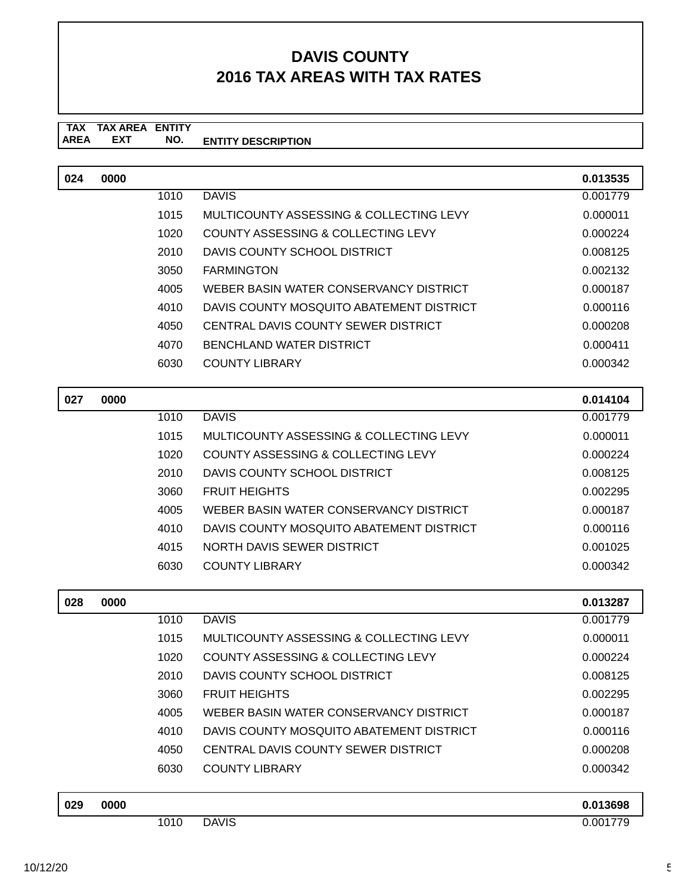# DAVIS COUNTY
# 2016 TAX AREAS WITH TAX RATES

| TAX AREA | TAX AREA EXT | ENTITY NO. | ENTITY DESCRIPTION | |
|---|---|---|---|---|
| **024** | **0000** | | | **0.013535** |
| | | 1010 | DAVIS | 0.001779 |
| | | 1015 | MULTICOUNTY ASSESSING & COLLECTING LEVY | 0.000011 |
| | | 1020 | COUNTY ASSESSING & COLLECTING LEVY | 0.000224 |
| | | 2010 | DAVIS COUNTY SCHOOL DISTRICT | 0.008125 |
| | | 3050 | FARMINGTON | 0.002132 |
| | | 4005 | WEBER BASIN WATER CONSERVANCY DISTRICT | 0.000187 |
| | | 4010 | DAVIS COUNTY MOSQUITO ABATEMENT DISTRICT | 0.000116 |
| | | 4050 | CENTRAL DAVIS COUNTY SEWER DISTRICT | 0.000208 |
| | | 4070 | BENCHLAND WATER DISTRICT | 0.000411 |
| | | 6030 | COUNTY LIBRARY | 0.000342 |
| **027** | **0000** | | | **0.014104** |
| | | 1010 | DAVIS | 0.001779 |
| | | 1015 | MULTICOUNTY ASSESSING & COLLECTING LEVY | 0.000011 |
| | | 1020 | COUNTY ASSESSING & COLLECTING LEVY | 0.000224 |
| | | 2010 | DAVIS COUNTY SCHOOL DISTRICT | 0.008125 |
| | | 3060 | FRUIT HEIGHTS | 0.002295 |
| | | 4005 | WEBER BASIN WATER CONSERVANCY DISTRICT | 0.000187 |
| | | 4010 | DAVIS COUNTY MOSQUITO ABATEMENT DISTRICT | 0.000116 |
| | | 4015 | NORTH DAVIS SEWER DISTRICT | 0.001025 |
| | | 6030 | COUNTY LIBRARY | 0.000342 |
| **028** | **0000** | | | **0.013287** |
| | | 1010 | DAVIS | 0.001779 |
| | | 1015 | MULTICOUNTY ASSESSING & COLLECTING LEVY | 0.000011 |
| | | 1020 | COUNTY ASSESSING & COLLECTING LEVY | 0.000224 |
| | | 2010 | DAVIS COUNTY SCHOOL DISTRICT | 0.008125 |
| | | 3060 | FRUIT HEIGHTS | 0.002295 |
| | | 4005 | WEBER BASIN WATER CONSERVANCY DISTRICT | 0.000187 |
| | | 4010 | DAVIS COUNTY MOSQUITO ABATEMENT DISTRICT | 0.000116 |
| | | 4050 | CENTRAL DAVIS COUNTY SEWER DISTRICT | 0.000208 |
| | | 6030 | COUNTY LIBRARY | 0.000342 |
| **029** | **0000** | | | **0.013698** |
| | | 1010 | DAVIS | 0.001779 |

10/12/20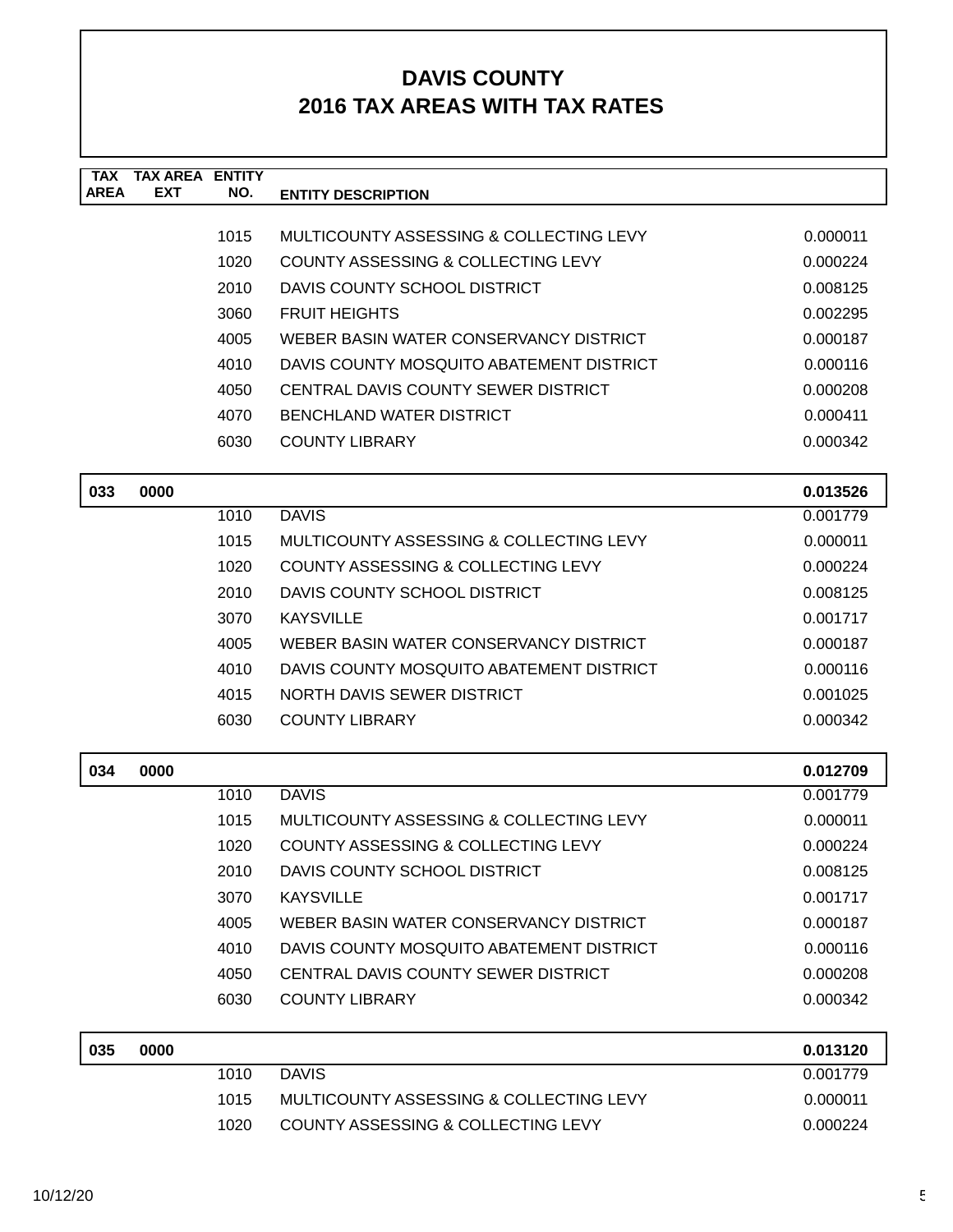# DAVIS COUNTY
# 2016 TAX AREAS WITH TAX RATES

| TAX AREA | TAX AREA EXT | ENTITY NO. | ENTITY DESCRIPTION | |
|---|---|---|---|---|
| | | 1015 | MULTICOUNTY ASSESSING & COLLECTING LEVY | 0.000011 |
| | | 1020 | COUNTY ASSESSING & COLLECTING LEVY | 0.000224 |
| | | 2010 | DAVIS COUNTY SCHOOL DISTRICT | 0.008125 |
| | | 3060 | FRUIT HEIGHTS | 0.002295 |
| | | 4005 | WEBER BASIN WATER CONSERVANCY DISTRICT | 0.000187 |
| | | 4010 | DAVIS COUNTY MOSQUITO ABATEMENT DISTRICT | 0.000116 |
| | | 4050 | CENTRAL DAVIS COUNTY SEWER DISTRICT | 0.000208 |
| | | 4070 | BENCHLAND WATER DISTRICT | 0.000411 |
| | | 6030 | COUNTY LIBRARY | 0.000342 |
| **033** | **0000** | | | **0.013526** |
| | | 1010 | DAVIS | 0.001779 |
| | | 1015 | MULTICOUNTY ASSESSING & COLLECTING LEVY | 0.000011 |
| | | 1020 | COUNTY ASSESSING & COLLECTING LEVY | 0.000224 |
| | | 2010 | DAVIS COUNTY SCHOOL DISTRICT | 0.008125 |
| | | 3070 | KAYSVILLE | 0.001717 |
| | | 4005 | WEBER BASIN WATER CONSERVANCY DISTRICT | 0.000187 |
| | | 4010 | DAVIS COUNTY MOSQUITO ABATEMENT DISTRICT | 0.000116 |
| | | 4015 | NORTH DAVIS SEWER DISTRICT | 0.001025 |
| | | 6030 | COUNTY LIBRARY | 0.000342 |
| **034** | **0000** | | | **0.012709** |
| | | 1010 | DAVIS | 0.001779 |
| | | 1015 | MULTICOUNTY ASSESSING & COLLECTING LEVY | 0.000011 |
| | | 1020 | COUNTY ASSESSING & COLLECTING LEVY | 0.000224 |
| | | 2010 | DAVIS COUNTY SCHOOL DISTRICT | 0.008125 |
| | | 3070 | KAYSVILLE | 0.001717 |
| | | 4005 | WEBER BASIN WATER CONSERVANCY DISTRICT | 0.000187 |
| | | 4010 | DAVIS COUNTY MOSQUITO ABATEMENT DISTRICT | 0.000116 |
| | | 4050 | CENTRAL DAVIS COUNTY SEWER DISTRICT | 0.000208 |
| | | 6030 | COUNTY LIBRARY | 0.000342 |
| **035** | **0000** | | | **0.013120** |
| | | 1010 | DAVIS | 0.001779 |
| | | 1015 | MULTICOUNTY ASSESSING & COLLECTING LEVY | 0.000011 |
| | | 1020 | COUNTY ASSESSING & COLLECTING LEVY | 0.000224 |

10/12/20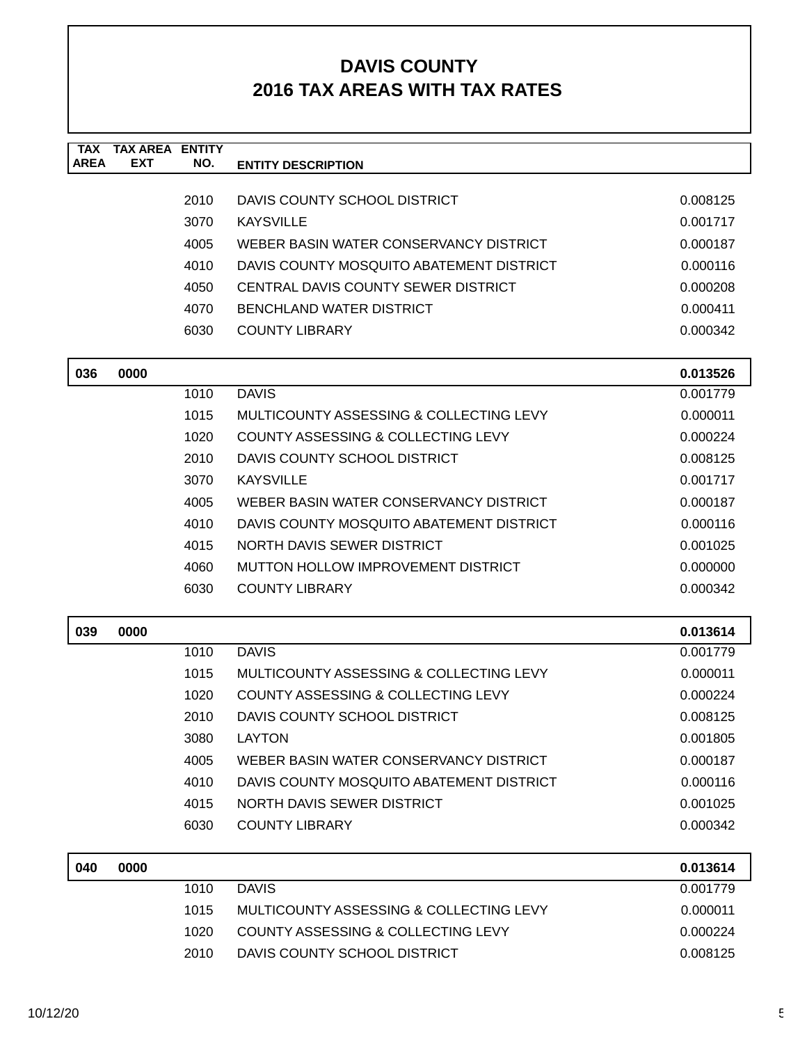# DAVIS COUNTY
# 2016 TAX AREAS WITH TAX RATES

| TAX AREA | TAX AREA EXT | ENTITY NO. | ENTITY DESCRIPTION | |
|---|---|---|---|---|
| | | 2010 | DAVIS COUNTY SCHOOL DISTRICT | 0.008125 |
| | | 3070 | KAYSVILLE | 0.001717 |
| | | 4005 | WEBER BASIN WATER CONSERVANCY DISTRICT | 0.000187 |
| | | 4010 | DAVIS COUNTY MOSQUITO ABATEMENT DISTRICT | 0.000116 |
| | | 4050 | CENTRAL DAVIS COUNTY SEWER DISTRICT | 0.000208 |
| | | 4070 | BENCHLAND WATER DISTRICT | 0.000411 |
| | | 6030 | COUNTY LIBRARY | 0.000342 |
| **036** | **0000** | | | **0.013526** |
| | | 1010 | DAVIS | 0.001779 |
| | | 1015 | MULTICOUNTY ASSESSING & COLLECTING LEVY | 0.000011 |
| | | 1020 | COUNTY ASSESSING & COLLECTING LEVY | 0.000224 |
| | | 2010 | DAVIS COUNTY SCHOOL DISTRICT | 0.008125 |
| | | 3070 | KAYSVILLE | 0.001717 |
| | | 4005 | WEBER BASIN WATER CONSERVANCY DISTRICT | 0.000187 |
| | | 4010 | DAVIS COUNTY MOSQUITO ABATEMENT DISTRICT | 0.000116 |
| | | 4015 | NORTH DAVIS SEWER DISTRICT | 0.001025 |
| | | 4060 | MUTTON HOLLOW IMPROVEMENT DISTRICT | 0.000000 |
| | | 6030 | COUNTY LIBRARY | 0.000342 |
| **039** | **0000** | | | **0.013614** |
| | | 1010 | DAVIS | 0.001779 |
| | | 1015 | MULTICOUNTY ASSESSING & COLLECTING LEVY | 0.000011 |
| | | 1020 | COUNTY ASSESSING & COLLECTING LEVY | 0.000224 |
| | | 2010 | DAVIS COUNTY SCHOOL DISTRICT | 0.008125 |
| | | 3080 | LAYTON | 0.001805 |
| | | 4005 | WEBER BASIN WATER CONSERVANCY DISTRICT | 0.000187 |
| | | 4010 | DAVIS COUNTY MOSQUITO ABATEMENT DISTRICT | 0.000116 |
| | | 4015 | NORTH DAVIS SEWER DISTRICT | 0.001025 |
| | | 6030 | COUNTY LIBRARY | 0.000342 |
| **040** | **0000** | | | **0.013614** |
| | | 1010 | DAVIS | 0.001779 |
| | | 1015 | MULTICOUNTY ASSESSING & COLLECTING LEVY | 0.000011 |
| | | 1020 | COUNTY ASSESSING & COLLECTING LEVY | 0.000224 |
| | | 2010 | DAVIS COUNTY SCHOOL DISTRICT | 0.008125 |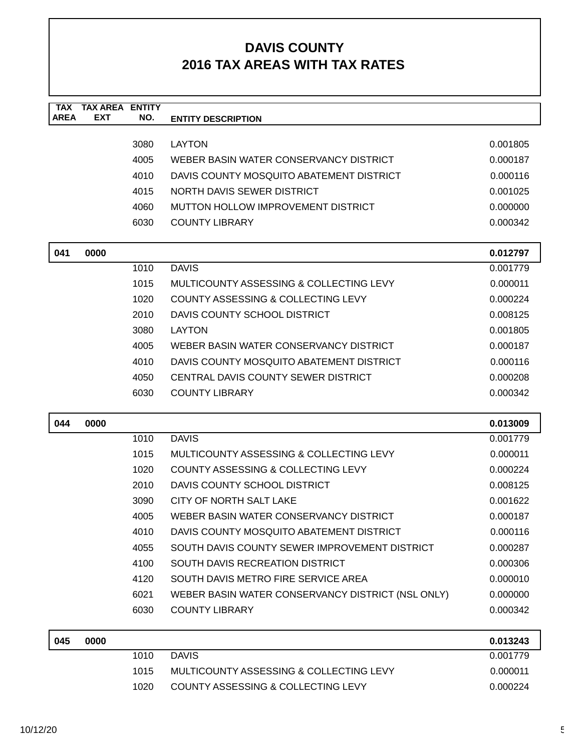# DAVIS COUNTY
# 2016 TAX AREAS WITH TAX RATES

| TAX AREA | TAX AREA EXT | ENTITY NO. | ENTITY DESCRIPTION | |
|---|---|---|---|---|
| | | 3080 | LAYTON | 0.001805 |
| | | 4005 | WEBER BASIN WATER CONSERVANCY DISTRICT | 0.000187 |
| | | 4010 | DAVIS COUNTY MOSQUITO ABATEMENT DISTRICT | 0.000116 |
| | | 4015 | NORTH DAVIS SEWER DISTRICT | 0.001025 |
| | | 4060 | MUTTON HOLLOW IMPROVEMENT DISTRICT | 0.000000 |
| | | 6030 | COUNTY LIBRARY | 0.000342 |
| **041** | **0000** | | | **0.012797** |
| | | 1010 | DAVIS | 0.001779 |
| | | 1015 | MULTICOUNTY ASSESSING & COLLECTING LEVY | 0.000011 |
| | | 1020 | COUNTY ASSESSING & COLLECTING LEVY | 0.000224 |
| | | 2010 | DAVIS COUNTY SCHOOL DISTRICT | 0.008125 |
| | | 3080 | LAYTON | 0.001805 |
| | | 4005 | WEBER BASIN WATER CONSERVANCY DISTRICT | 0.000187 |
| | | 4010 | DAVIS COUNTY MOSQUITO ABATEMENT DISTRICT | 0.000116 |
| | | 4050 | CENTRAL DAVIS COUNTY SEWER DISTRICT | 0.000208 |
| | | 6030 | COUNTY LIBRARY | 0.000342 |
| **044** | **0000** | | | **0.013009** |
| | | 1010 | DAVIS | 0.001779 |
| | | 1015 | MULTICOUNTY ASSESSING & COLLECTING LEVY | 0.000011 |
| | | 1020 | COUNTY ASSESSING & COLLECTING LEVY | 0.000224 |
| | | 2010 | DAVIS COUNTY SCHOOL DISTRICT | 0.008125 |
| | | 3090 | CITY OF NORTH SALT LAKE | 0.001622 |
| | | 4005 | WEBER BASIN WATER CONSERVANCY DISTRICT | 0.000187 |
| | | 4010 | DAVIS COUNTY MOSQUITO ABATEMENT DISTRICT | 0.000116 |
| | | 4055 | SOUTH DAVIS COUNTY SEWER IMPROVEMENT DISTRICT | 0.000287 |
| | | 4100 | SOUTH DAVIS RECREATION DISTRICT | 0.000306 |
| | | 4120 | SOUTH DAVIS METRO FIRE SERVICE AREA | 0.000010 |
| | | 6021 | WEBER BASIN WATER CONSERVANCY DISTRICT (NSL ONLY) | 0.000000 |
| | | 6030 | COUNTY LIBRARY | 0.000342 |
| **045** | **0000** | | | **0.013243** |
| | | 1010 | DAVIS | 0.001779 |
| | | 1015 | MULTICOUNTY ASSESSING & COLLECTING LEVY | 0.000011 |
| | | 1020 | COUNTY ASSESSING & COLLECTING LEVY | 0.000224 |

10/12/20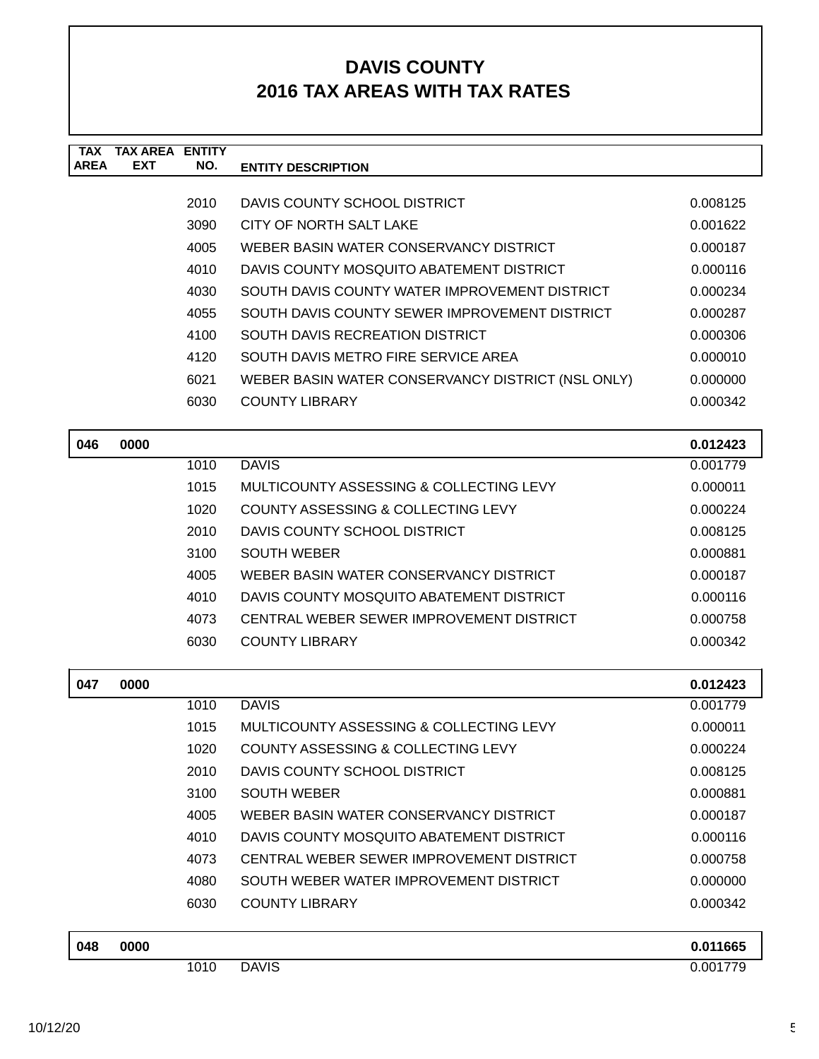# DAVIS COUNTY
# 2016 TAX AREAS WITH TAX RATES

| TAX AREA | TAX AREA EXT | ENTITY NO. | ENTITY DESCRIPTION | |
|---|---|---|---|---|
| | | 2010 | DAVIS COUNTY SCHOOL DISTRICT | 0.008125 |
| | | 3090 | CITY OF NORTH SALT LAKE | 0.001622 |
| | | 4005 | WEBER BASIN WATER CONSERVANCY DISTRICT | 0.000187 |
| | | 4010 | DAVIS COUNTY MOSQUITO ABATEMENT DISTRICT | 0.000116 |
| | | 4030 | SOUTH DAVIS COUNTY WATER IMPROVEMENT DISTRICT | 0.000234 |
| | | 4055 | SOUTH DAVIS COUNTY SEWER IMPROVEMENT DISTRICT | 0.000287 |
| | | 4100 | SOUTH DAVIS RECREATION DISTRICT | 0.000306 |
| | | 4120 | SOUTH DAVIS METRO FIRE SERVICE AREA | 0.000010 |
| | | 6021 | WEBER BASIN WATER CONSERVANCY DISTRICT (NSL ONLY) | 0.000000 |
| | | 6030 | COUNTY LIBRARY | 0.000342 |
| **046** | **0000** | | | **0.012423** |
| | | 1010 | DAVIS | 0.001779 |
| | | 1015 | MULTICOUNTY ASSESSING & COLLECTING LEVY | 0.000011 |
| | | 1020 | COUNTY ASSESSING & COLLECTING LEVY | 0.000224 |
| | | 2010 | DAVIS COUNTY SCHOOL DISTRICT | 0.008125 |
| | | 3100 | SOUTH WEBER | 0.000881 |
| | | 4005 | WEBER BASIN WATER CONSERVANCY DISTRICT | 0.000187 |
| | | 4010 | DAVIS COUNTY MOSQUITO ABATEMENT DISTRICT | 0.000116 |
| | | 4073 | CENTRAL WEBER SEWER IMPROVEMENT DISTRICT | 0.000758 |
| | | 6030 | COUNTY LIBRARY | 0.000342 |
| **047** | **0000** | | | **0.012423** |
| | | 1010 | DAVIS | 0.001779 |
| | | 1015 | MULTICOUNTY ASSESSING & COLLECTING LEVY | 0.000011 |
| | | 1020 | COUNTY ASSESSING & COLLECTING LEVY | 0.000224 |
| | | 2010 | DAVIS COUNTY SCHOOL DISTRICT | 0.008125 |
| | | 3100 | SOUTH WEBER | 0.000881 |
| | | 4005 | WEBER BASIN WATER CONSERVANCY DISTRICT | 0.000187 |
| | | 4010 | DAVIS COUNTY MOSQUITO ABATEMENT DISTRICT | 0.000116 |
| | | 4073 | CENTRAL WEBER SEWER IMPROVEMENT DISTRICT | 0.000758 |
| | | 4080 | SOUTH WEBER WATER IMPROVEMENT DISTRICT | 0.000000 |
| | | 6030 | COUNTY LIBRARY | 0.000342 |
| **048** | **0000** | | | **0.011665** |
| | | 1010 | DAVIS | 0.001779 |

10/12/20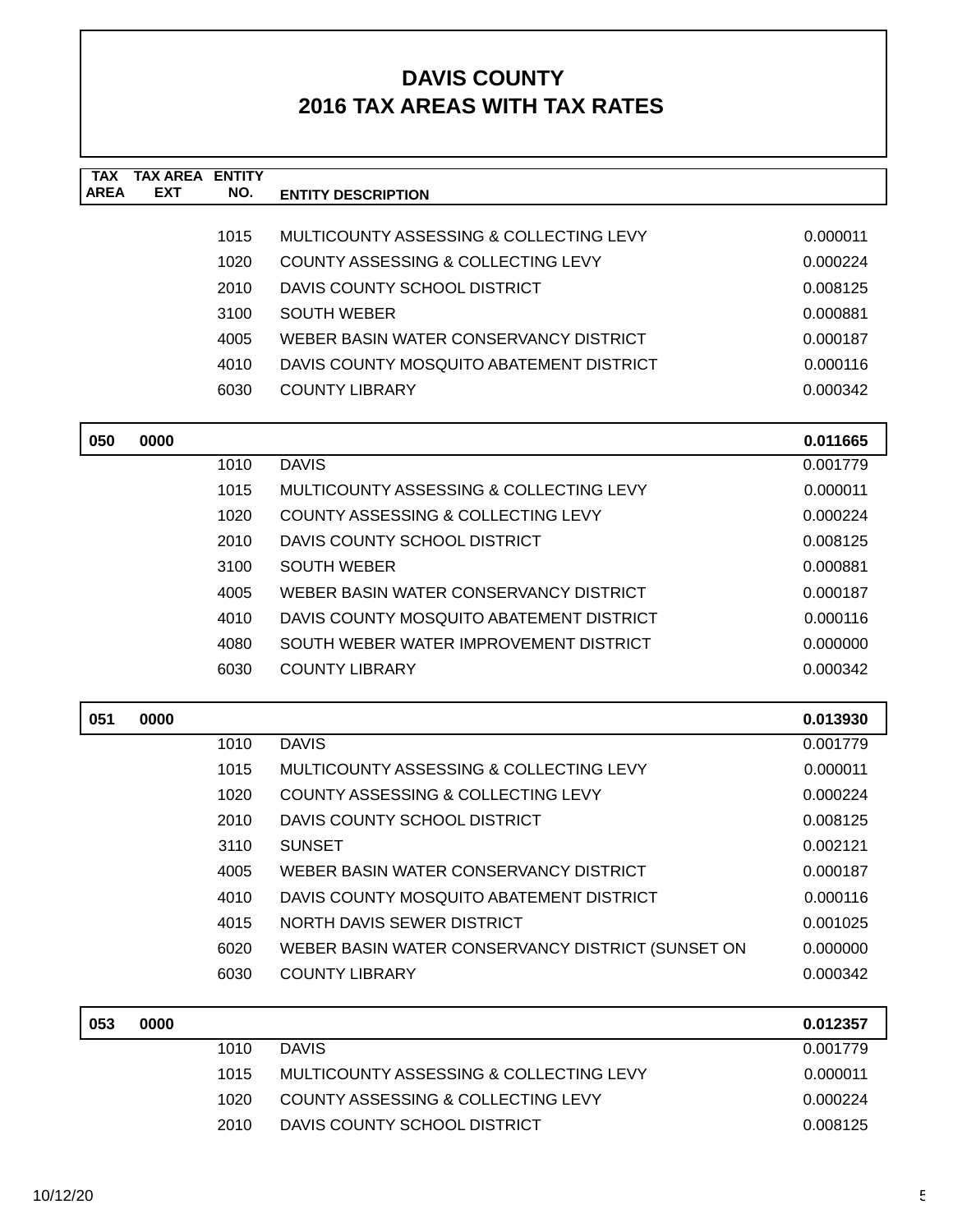# DAVIS COUNTY
# 2016 TAX AREAS WITH TAX RATES

| TAX AREA | TAX AREA EXT | ENTITY NO. | ENTITY DESCRIPTION | |
|---|---|---|---|---|
| | | 1015 | MULTICOUNTY ASSESSING & COLLECTING LEVY | 0.000011 |
| | | 1020 | COUNTY ASSESSING & COLLECTING LEVY | 0.000224 |
| | | 2010 | DAVIS COUNTY SCHOOL DISTRICT | 0.008125 |
| | | 3100 | SOUTH WEBER | 0.000881 |
| | | 4005 | WEBER BASIN WATER CONSERVANCY DISTRICT | 0.000187 |
| | | 4010 | DAVIS COUNTY MOSQUITO ABATEMENT DISTRICT | 0.000116 |
| | | 6030 | COUNTY LIBRARY | 0.000342 |
| **050** | **0000** | | | **0.011665** |
| | | 1010 | DAVIS | 0.001779 |
| | | 1015 | MULTICOUNTY ASSESSING & COLLECTING LEVY | 0.000011 |
| | | 1020 | COUNTY ASSESSING & COLLECTING LEVY | 0.000224 |
| | | 2010 | DAVIS COUNTY SCHOOL DISTRICT | 0.008125 |
| | | 3100 | SOUTH WEBER | 0.000881 |
| | | 4005 | WEBER BASIN WATER CONSERVANCY DISTRICT | 0.000187 |
| | | 4010 | DAVIS COUNTY MOSQUITO ABATEMENT DISTRICT | 0.000116 |
| | | 4080 | SOUTH WEBER WATER IMPROVEMENT DISTRICT | 0.000000 |
| | | 6030 | COUNTY LIBRARY | 0.000342 |
| **051** | **0000** | | | **0.013930** |
| | | 1010 | DAVIS | 0.001779 |
| | | 1015 | MULTICOUNTY ASSESSING & COLLECTING LEVY | 0.000011 |
| | | 1020 | COUNTY ASSESSING & COLLECTING LEVY | 0.000224 |
| | | 2010 | DAVIS COUNTY SCHOOL DISTRICT | 0.008125 |
| | | 3110 | SUNSET | 0.002121 |
| | | 4005 | WEBER BASIN WATER CONSERVANCY DISTRICT | 0.000187 |
| | | 4010 | DAVIS COUNTY MOSQUITO ABATEMENT DISTRICT | 0.000116 |
| | | 4015 | NORTH DAVIS SEWER DISTRICT | 0.001025 |
| | | 6020 | WEBER BASIN WATER CONSERVANCY DISTRICT (SUNSET ON | 0.000000 |
| | | 6030 | COUNTY LIBRARY | 0.000342 |
| **053** | **0000** | | | **0.012357** |
| | | 1010 | DAVIS | 0.001779 |
| | | 1015 | MULTICOUNTY ASSESSING & COLLECTING LEVY | 0.000011 |
| | | 1020 | COUNTY ASSESSING & COLLECTING LEVY | 0.000224 |
| | | 2010 | DAVIS COUNTY SCHOOL DISTRICT | 0.008125 |

10/12/20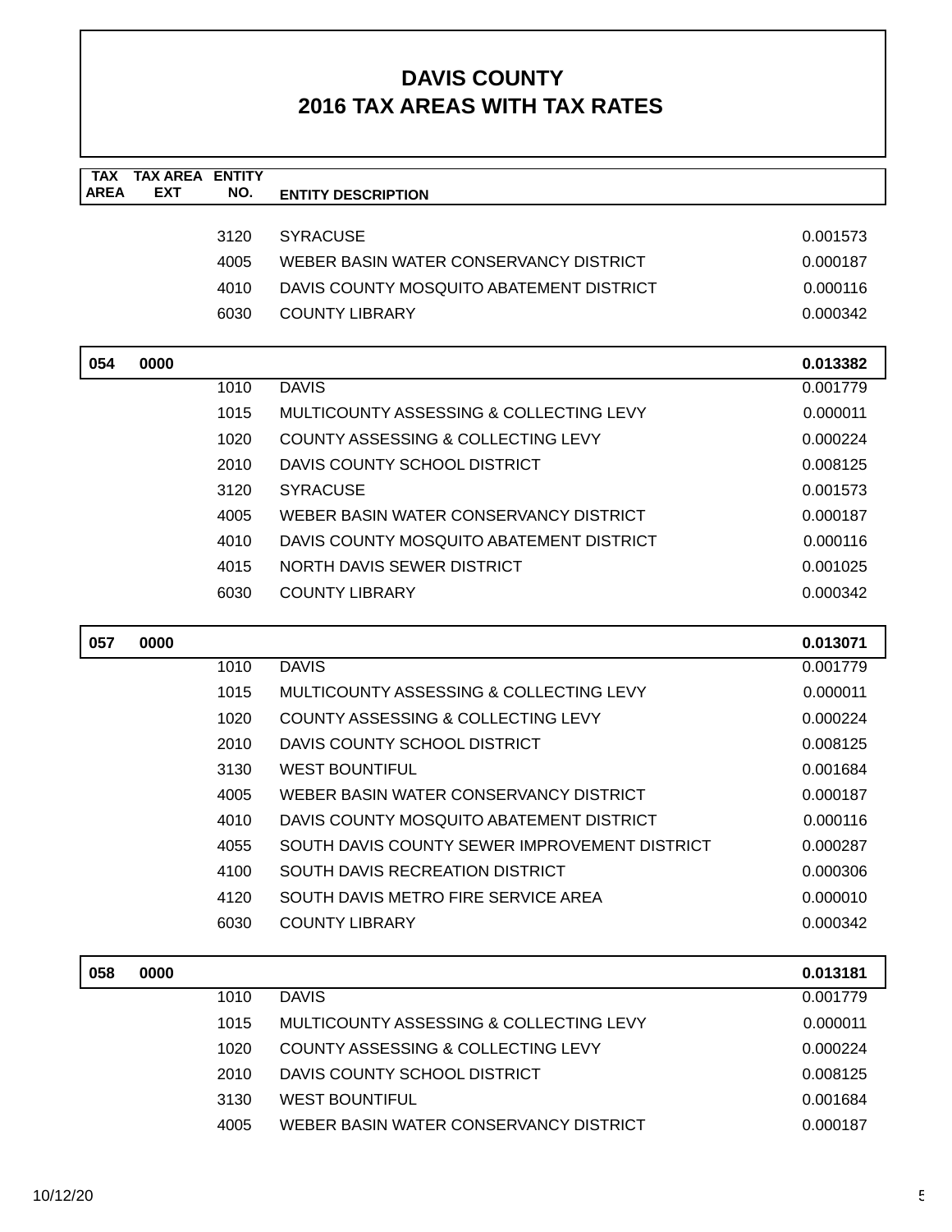# DAVIS COUNTY
# 2016 TAX AREAS WITH TAX RATES

| TAX AREA | TAX AREA EXT | ENTITY NO. | ENTITY DESCRIPTION | |
|---|---|---|---|---|
| | | 3120 | SYRACUSE | 0.001573 |
| | | 4005 | WEBER BASIN WATER CONSERVANCY DISTRICT | 0.000187 |
| | | 4010 | DAVIS COUNTY MOSQUITO ABATEMENT DISTRICT | 0.000116 |
| | | 6030 | COUNTY LIBRARY | 0.000342 |
| **054** | **0000** | | | **0.013382** |
| | | 1010 | DAVIS | 0.001779 |
| | | 1015 | MULTICOUNTY ASSESSING & COLLECTING LEVY | 0.000011 |
| | | 1020 | COUNTY ASSESSING & COLLECTING LEVY | 0.000224 |
| | | 2010 | DAVIS COUNTY SCHOOL DISTRICT | 0.008125 |
| | | 3120 | SYRACUSE | 0.001573 |
| | | 4005 | WEBER BASIN WATER CONSERVANCY DISTRICT | 0.000187 |
| | | 4010 | DAVIS COUNTY MOSQUITO ABATEMENT DISTRICT | 0.000116 |
| | | 4015 | NORTH DAVIS SEWER DISTRICT | 0.001025 |
| | | 6030 | COUNTY LIBRARY | 0.000342 |
| **057** | **0000** | | | **0.013071** |
| | | 1010 | DAVIS | 0.001779 |
| | | 1015 | MULTICOUNTY ASSESSING & COLLECTING LEVY | 0.000011 |
| | | 1020 | COUNTY ASSESSING & COLLECTING LEVY | 0.000224 |
| | | 2010 | DAVIS COUNTY SCHOOL DISTRICT | 0.008125 |
| | | 3130 | WEST BOUNTIFUL | 0.001684 |
| | | 4005 | WEBER BASIN WATER CONSERVANCY DISTRICT | 0.000187 |
| | | 4010 | DAVIS COUNTY MOSQUITO ABATEMENT DISTRICT | 0.000116 |
| | | 4055 | SOUTH DAVIS COUNTY SEWER IMPROVEMENT DISTRICT | 0.000287 |
| | | 4100 | SOUTH DAVIS RECREATION DISTRICT | 0.000306 |
| | | 4120 | SOUTH DAVIS METRO FIRE SERVICE AREA | 0.000010 |
| | | 6030 | COUNTY LIBRARY | 0.000342 |
| **058** | **0000** | | | **0.013181** |
| | | 1010 | DAVIS | 0.001779 |
| | | 1015 | MULTICOUNTY ASSESSING & COLLECTING LEVY | 0.000011 |
| | | 1020 | COUNTY ASSESSING & COLLECTING LEVY | 0.000224 |
| | | 2010 | DAVIS COUNTY SCHOOL DISTRICT | 0.008125 |
| | | 3130 | WEST BOUNTIFUL | 0.001684 |
| | | 4005 | WEBER BASIN WATER CONSERVANCY DISTRICT | 0.000187 |

10/12/20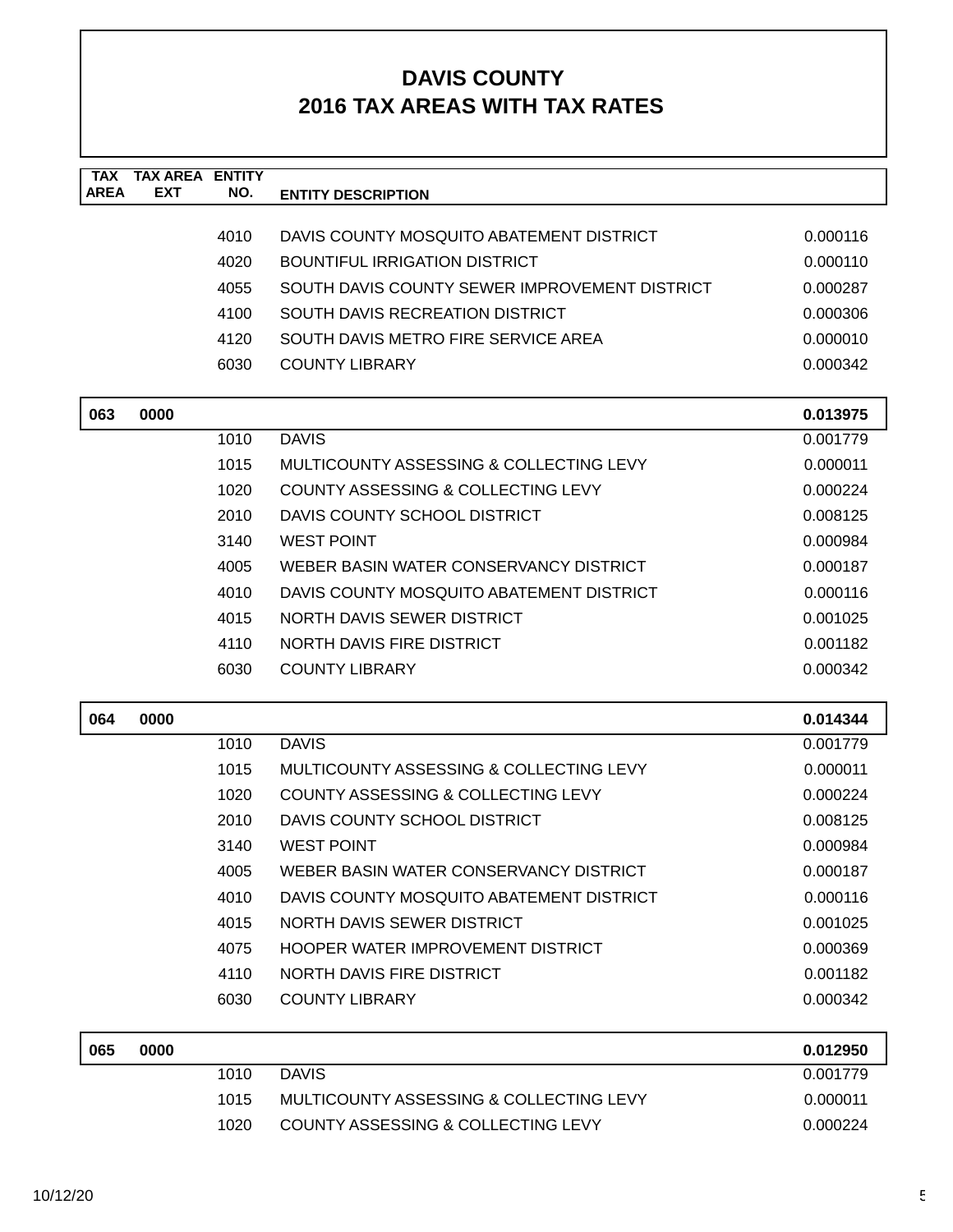# DAVIS COUNTY
# 2016 TAX AREAS WITH TAX RATES

| TAX AREA | TAX AREA EXT | ENTITY NO. | ENTITY DESCRIPTION | |
|---|---|---|---|---|
| | | 4010 | DAVIS COUNTY MOSQUITO ABATEMENT DISTRICT | 0.000116 |
| | | 4020 | BOUNTIFUL IRRIGATION DISTRICT | 0.000110 |
| | | 4055 | SOUTH DAVIS COUNTY SEWER IMPROVEMENT DISTRICT | 0.000287 |
| | | 4100 | SOUTH DAVIS RECREATION DISTRICT | 0.000306 |
| | | 4120 | SOUTH DAVIS METRO FIRE SERVICE AREA | 0.000010 |
| | | 6030 | COUNTY LIBRARY | 0.000342 |
| **063** | **0000** | | | **0.013975** |
| | | 1010 | DAVIS | 0.001779 |
| | | 1015 | MULTICOUNTY ASSESSING & COLLECTING LEVY | 0.000011 |
| | | 1020 | COUNTY ASSESSING & COLLECTING LEVY | 0.000224 |
| | | 2010 | DAVIS COUNTY SCHOOL DISTRICT | 0.008125 |
| | | 3140 | WEST POINT | 0.000984 |
| | | 4005 | WEBER BASIN WATER CONSERVANCY DISTRICT | 0.000187 |
| | | 4010 | DAVIS COUNTY MOSQUITO ABATEMENT DISTRICT | 0.000116 |
| | | 4015 | NORTH DAVIS SEWER DISTRICT | 0.001025 |
| | | 4110 | NORTH DAVIS FIRE DISTRICT | 0.001182 |
| | | 6030 | COUNTY LIBRARY | 0.000342 |
| **064** | **0000** | | | **0.014344** |
| | | 1010 | DAVIS | 0.001779 |
| | | 1015 | MULTICOUNTY ASSESSING & COLLECTING LEVY | 0.000011 |
| | | 1020 | COUNTY ASSESSING & COLLECTING LEVY | 0.000224 |
| | | 2010 | DAVIS COUNTY SCHOOL DISTRICT | 0.008125 |
| | | 3140 | WEST POINT | 0.000984 |
| | | 4005 | WEBER BASIN WATER CONSERVANCY DISTRICT | 0.000187 |
| | | 4010 | DAVIS COUNTY MOSQUITO ABATEMENT DISTRICT | 0.000116 |
| | | 4015 | NORTH DAVIS SEWER DISTRICT | 0.001025 |
| | | 4075 | HOOPER WATER IMPROVEMENT DISTRICT | 0.000369 |
| | | 4110 | NORTH DAVIS FIRE DISTRICT | 0.001182 |
| | | 6030 | COUNTY LIBRARY | 0.000342 |
| **065** | **0000** | | | **0.012950** |
| | | 1010 | DAVIS | 0.001779 |
| | | 1015 | MULTICOUNTY ASSESSING & COLLECTING LEVY | 0.000011 |
| | | 1020 | COUNTY ASSESSING & COLLECTING LEVY | 0.000224 |

10/12/20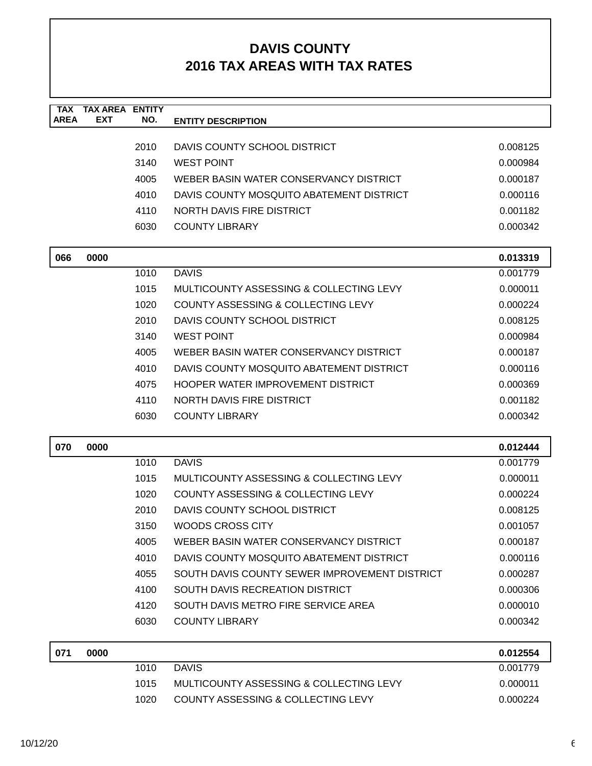# DAVIS COUNTY
# 2016 TAX AREAS WITH TAX RATES

| TAX AREA | TAX AREA EXT | ENTITY NO. | ENTITY DESCRIPTION | |
|---|---|---|---|---|
| | | 2010 | DAVIS COUNTY SCHOOL DISTRICT | 0.008125 |
| | | 3140 | WEST POINT | 0.000984 |
| | | 4005 | WEBER BASIN WATER CONSERVANCY DISTRICT | 0.000187 |
| | | 4010 | DAVIS COUNTY MOSQUITO ABATEMENT DISTRICT | 0.000116 |
| | | 4110 | NORTH DAVIS FIRE DISTRICT | 0.001182 |
| | | 6030 | COUNTY LIBRARY | 0.000342 |
| **066** | **0000** | | | **0.013319** |
| | | 1010 | DAVIS | 0.001779 |
| | | 1015 | MULTICOUNTY ASSESSING & COLLECTING LEVY | 0.000011 |
| | | 1020 | COUNTY ASSESSING & COLLECTING LEVY | 0.000224 |
| | | 2010 | DAVIS COUNTY SCHOOL DISTRICT | 0.008125 |
| | | 3140 | WEST POINT | 0.000984 |
| | | 4005 | WEBER BASIN WATER CONSERVANCY DISTRICT | 0.000187 |
| | | 4010 | DAVIS COUNTY MOSQUITO ABATEMENT DISTRICT | 0.000116 |
| | | 4075 | HOOPER WATER IMPROVEMENT DISTRICT | 0.000369 |
| | | 4110 | NORTH DAVIS FIRE DISTRICT | 0.001182 |
| | | 6030 | COUNTY LIBRARY | 0.000342 |
| **070** | **0000** | | | **0.012444** |
| | | 1010 | DAVIS | 0.001779 |
| | | 1015 | MULTICOUNTY ASSESSING & COLLECTING LEVY | 0.000011 |
| | | 1020 | COUNTY ASSESSING & COLLECTING LEVY | 0.000224 |
| | | 2010 | DAVIS COUNTY SCHOOL DISTRICT | 0.008125 |
| | | 3150 | WOODS CROSS CITY | 0.001057 |
| | | 4005 | WEBER BASIN WATER CONSERVANCY DISTRICT | 0.000187 |
| | | 4010 | DAVIS COUNTY MOSQUITO ABATEMENT DISTRICT | 0.000116 |
| | | 4055 | SOUTH DAVIS COUNTY SEWER IMPROVEMENT DISTRICT | 0.000287 |
| | | 4100 | SOUTH DAVIS RECREATION DISTRICT | 0.000306 |
| | | 4120 | SOUTH DAVIS METRO FIRE SERVICE AREA | 0.000010 |
| | | 6030 | COUNTY LIBRARY | 0.000342 |
| **071** | **0000** | | | **0.012554** |
| | | 1010 | DAVIS | 0.001779 |
| | | 1015 | MULTICOUNTY ASSESSING & COLLECTING LEVY | 0.000011 |
| | | 1020 | COUNTY ASSESSING & COLLECTING LEVY | 0.000224 |

10/12/20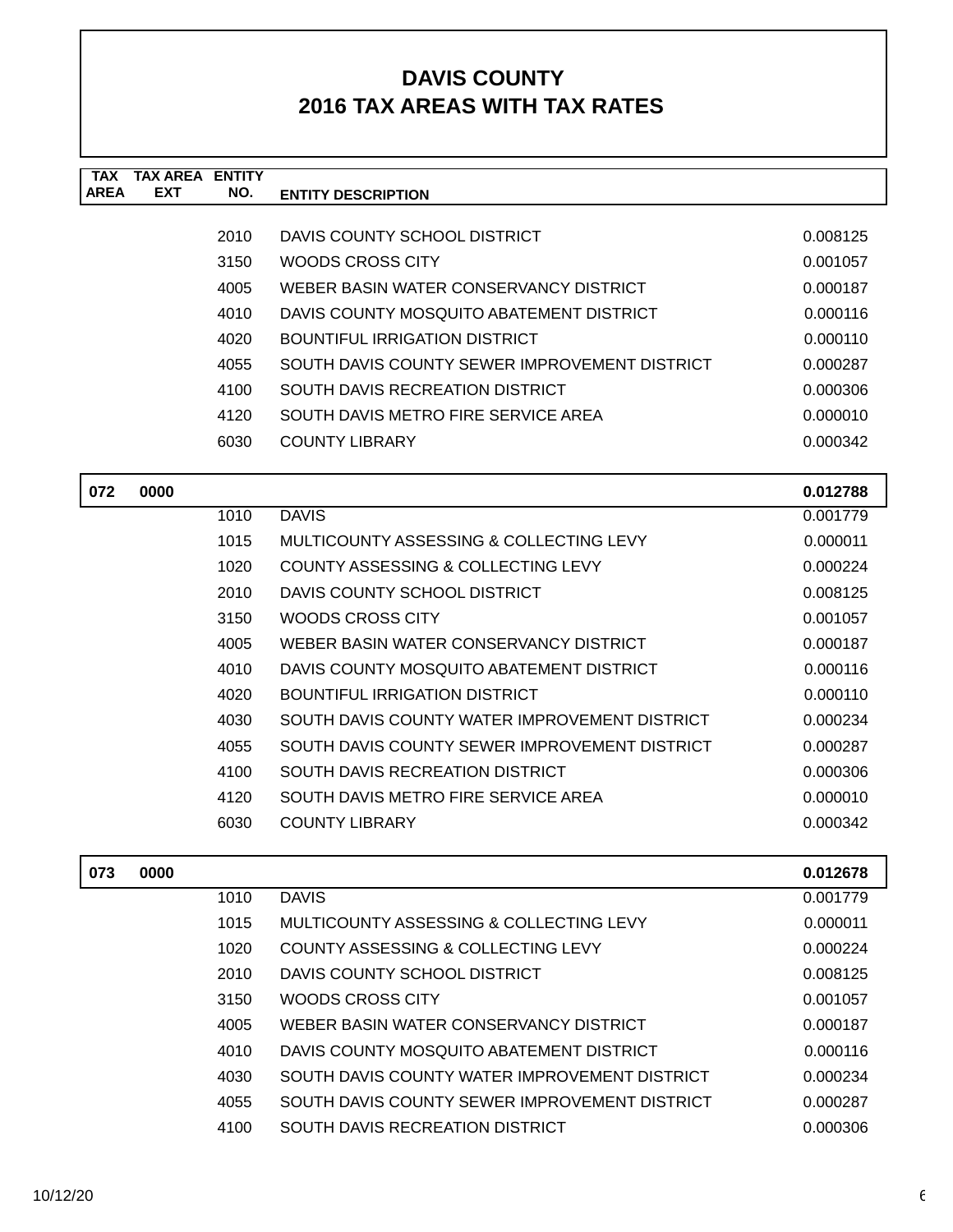# DAVIS COUNTY
# 2016 TAX AREAS WITH TAX RATES

| TAX AREA | TAX AREA EXT | ENTITY NO. | ENTITY DESCRIPTION | |
|---|---|---|---|---|
| | | 2010 | DAVIS COUNTY SCHOOL DISTRICT | 0.008125 |
| | | 3150 | WOODS CROSS CITY | 0.001057 |
| | | 4005 | WEBER BASIN WATER CONSERVANCY DISTRICT | 0.000187 |
| | | 4010 | DAVIS COUNTY MOSQUITO ABATEMENT DISTRICT | 0.000116 |
| | | 4020 | BOUNTIFUL IRRIGATION DISTRICT | 0.000110 |
| | | 4055 | SOUTH DAVIS COUNTY SEWER IMPROVEMENT DISTRICT | 0.000287 |
| | | 4100 | SOUTH DAVIS RECREATION DISTRICT | 0.000306 |
| | | 4120 | SOUTH DAVIS METRO FIRE SERVICE AREA | 0.000010 |
| | | 6030 | COUNTY LIBRARY | 0.000342 |
| **072** | **0000** | | | **0.012788** |
| | | 1010 | DAVIS | 0.001779 |
| | | 1015 | MULTICOUNTY ASSESSING & COLLECTING LEVY | 0.000011 |
| | | 1020 | COUNTY ASSESSING & COLLECTING LEVY | 0.000224 |
| | | 2010 | DAVIS COUNTY SCHOOL DISTRICT | 0.008125 |
| | | 3150 | WOODS CROSS CITY | 0.001057 |
| | | 4005 | WEBER BASIN WATER CONSERVANCY DISTRICT | 0.000187 |
| | | 4010 | DAVIS COUNTY MOSQUITO ABATEMENT DISTRICT | 0.000116 |
| | | 4020 | BOUNTIFUL IRRIGATION DISTRICT | 0.000110 |
| | | 4030 | SOUTH DAVIS COUNTY WATER IMPROVEMENT DISTRICT | 0.000234 |
| | | 4055 | SOUTH DAVIS COUNTY SEWER IMPROVEMENT DISTRICT | 0.000287 |
| | | 4100 | SOUTH DAVIS RECREATION DISTRICT | 0.000306 |
| | | 4120 | SOUTH DAVIS METRO FIRE SERVICE AREA | 0.000010 |
| | | 6030 | COUNTY LIBRARY | 0.000342 |
| **073** | **0000** | | | **0.012678** |
| | | 1010 | DAVIS | 0.001779 |
| | | 1015 | MULTICOUNTY ASSESSING & COLLECTING LEVY | 0.000011 |
| | | 1020 | COUNTY ASSESSING & COLLECTING LEVY | 0.000224 |
| | | 2010 | DAVIS COUNTY SCHOOL DISTRICT | 0.008125 |
| | | 3150 | WOODS CROSS CITY | 0.001057 |
| | | 4005 | WEBER BASIN WATER CONSERVANCY DISTRICT | 0.000187 |
| | | 4010 | DAVIS COUNTY MOSQUITO ABATEMENT DISTRICT | 0.000116 |
| | | 4030 | SOUTH DAVIS COUNTY WATER IMPROVEMENT DISTRICT | 0.000234 |
| | | 4055 | SOUTH DAVIS COUNTY SEWER IMPROVEMENT DISTRICT | 0.000287 |
| | | 4100 | SOUTH DAVIS RECREATION DISTRICT | 0.000306 |

10/12/20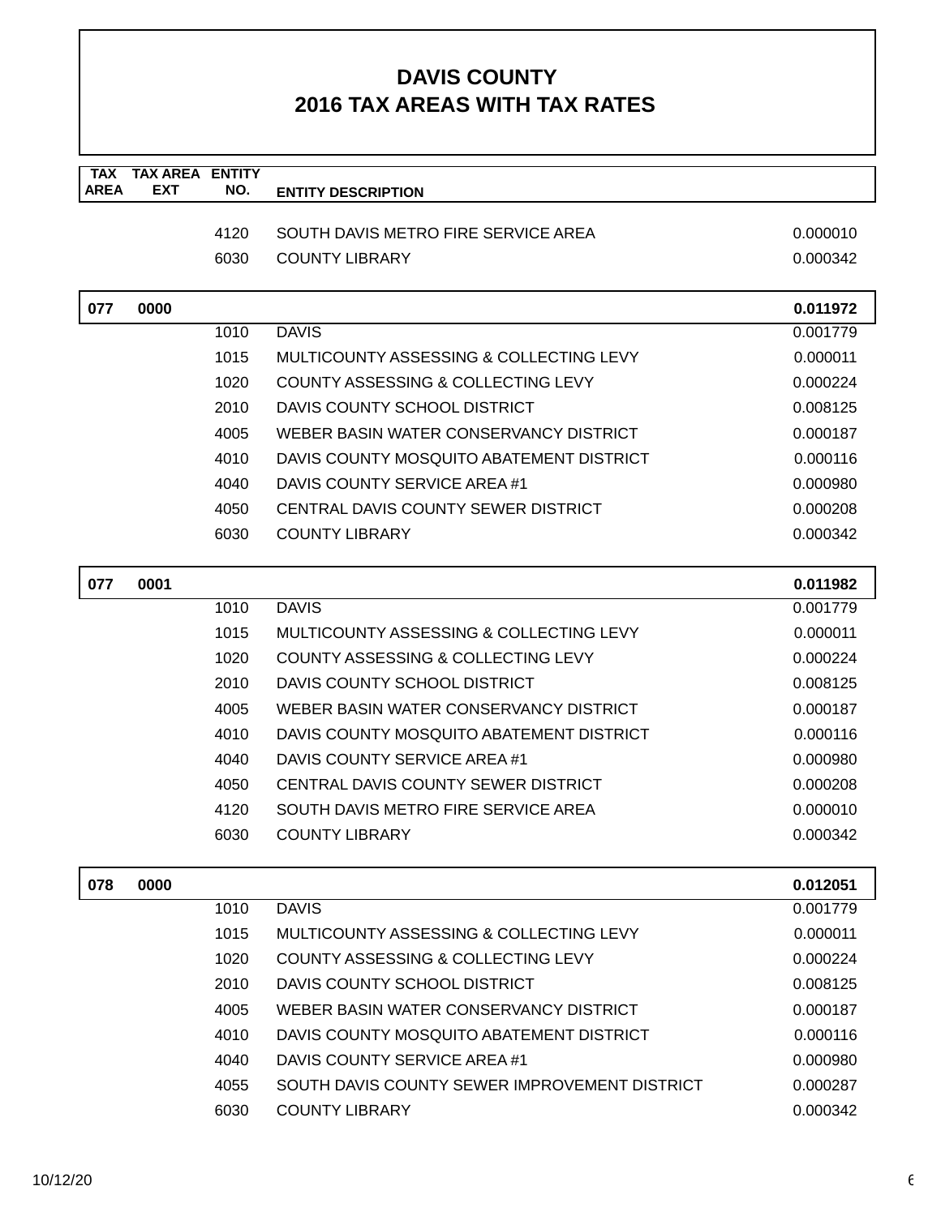# DAVIS COUNTY
# 2016 TAX AREAS WITH TAX RATES

| TAX AREA | TAX AREA EXT | ENTITY NO. | ENTITY DESCRIPTION | |
|---|---|---|---|---|
| | | 4120 | SOUTH DAVIS METRO FIRE SERVICE AREA | 0.000010 |
| | | 6030 | COUNTY LIBRARY | 0.000342 |
| **077** | **0000** | | | **0.011972** |
| | | 1010 | DAVIS | 0.001779 |
| | | 1015 | MULTICOUNTY ASSESSING & COLLECTING LEVY | 0.000011 |
| | | 1020 | COUNTY ASSESSING & COLLECTING LEVY | 0.000224 |
| | | 2010 | DAVIS COUNTY SCHOOL DISTRICT | 0.008125 |
| | | 4005 | WEBER BASIN WATER CONSERVANCY DISTRICT | 0.000187 |
| | | 4010 | DAVIS COUNTY MOSQUITO ABATEMENT DISTRICT | 0.000116 |
| | | 4040 | DAVIS COUNTY SERVICE AREA #1 | 0.000980 |
| | | 4050 | CENTRAL DAVIS COUNTY SEWER DISTRICT | 0.000208 |
| | | 6030 | COUNTY LIBRARY | 0.000342 |
| **077** | **0001** | | | **0.011982** |
| | | 1010 | DAVIS | 0.001779 |
| | | 1015 | MULTICOUNTY ASSESSING & COLLECTING LEVY | 0.000011 |
| | | 1020 | COUNTY ASSESSING & COLLECTING LEVY | 0.000224 |
| | | 2010 | DAVIS COUNTY SCHOOL DISTRICT | 0.008125 |
| | | 4005 | WEBER BASIN WATER CONSERVANCY DISTRICT | 0.000187 |
| | | 4010 | DAVIS COUNTY MOSQUITO ABATEMENT DISTRICT | 0.000116 |
| | | 4040 | DAVIS COUNTY SERVICE AREA #1 | 0.000980 |
| | | 4050 | CENTRAL DAVIS COUNTY SEWER DISTRICT | 0.000208 |
| | | 4120 | SOUTH DAVIS METRO FIRE SERVICE AREA | 0.000010 |
| | | 6030 | COUNTY LIBRARY | 0.000342 |
| **078** | **0000** | | | **0.012051** |
| | | 1010 | DAVIS | 0.001779 |
| | | 1015 | MULTICOUNTY ASSESSING & COLLECTING LEVY | 0.000011 |
| | | 1020 | COUNTY ASSESSING & COLLECTING LEVY | 0.000224 |
| | | 2010 | DAVIS COUNTY SCHOOL DISTRICT | 0.008125 |
| | | 4005 | WEBER BASIN WATER CONSERVANCY DISTRICT | 0.000187 |
| | | 4010 | DAVIS COUNTY MOSQUITO ABATEMENT DISTRICT | 0.000116 |
| | | 4040 | DAVIS COUNTY SERVICE AREA #1 | 0.000980 |
| | | 4055 | SOUTH DAVIS COUNTY SEWER IMPROVEMENT DISTRICT | 0.000287 |
| | | 6030 | COUNTY LIBRARY | 0.000342 |

10/12/20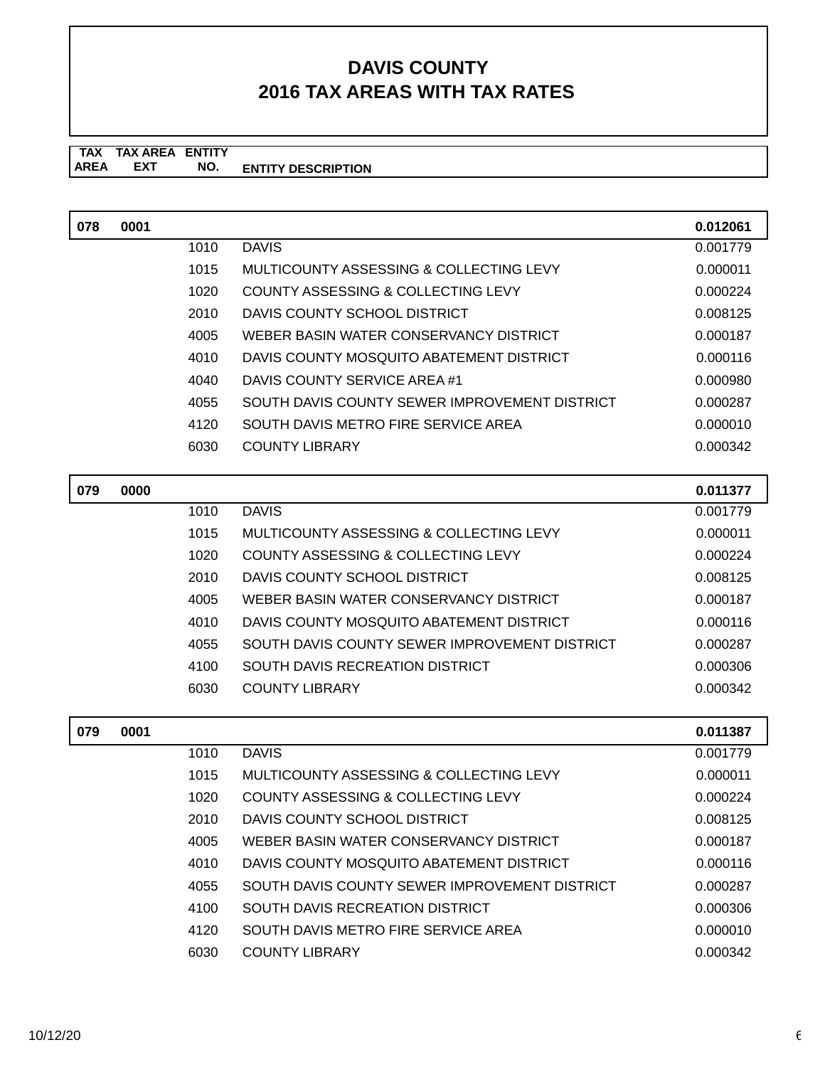# DAVIS COUNTY
# 2016 TAX AREAS WITH TAX RATES

| TAX AREA | TAX AREA EXT | ENTITY NO. | ENTITY DESCRIPTION | |
|---|---|---|---|---|
| **078** | **0001** | | | **0.012061** |
| | | 1010 | DAVIS | 0.001779 |
| | | 1015 | MULTICOUNTY ASSESSING & COLLECTING LEVY | 0.000011 |
| | | 1020 | COUNTY ASSESSING & COLLECTING LEVY | 0.000224 |
| | | 2010 | DAVIS COUNTY SCHOOL DISTRICT | 0.008125 |
| | | 4005 | WEBER BASIN WATER CONSERVANCY DISTRICT | 0.000187 |
| | | 4010 | DAVIS COUNTY MOSQUITO ABATEMENT DISTRICT | 0.000116 |
| | | 4040 | DAVIS COUNTY SERVICE AREA #1 | 0.000980 |
| | | 4055 | SOUTH DAVIS COUNTY SEWER IMPROVEMENT DISTRICT | 0.000287 |
| | | 4120 | SOUTH DAVIS METRO FIRE SERVICE AREA | 0.000010 |
| | | 6030 | COUNTY LIBRARY | 0.000342 |
| **079** | **0000** | | | **0.011377** |
| | | 1010 | DAVIS | 0.001779 |
| | | 1015 | MULTICOUNTY ASSESSING & COLLECTING LEVY | 0.000011 |
| | | 1020 | COUNTY ASSESSING & COLLECTING LEVY | 0.000224 |
| | | 2010 | DAVIS COUNTY SCHOOL DISTRICT | 0.008125 |
| | | 4005 | WEBER BASIN WATER CONSERVANCY DISTRICT | 0.000187 |
| | | 4010 | DAVIS COUNTY MOSQUITO ABATEMENT DISTRICT | 0.000116 |
| | | 4055 | SOUTH DAVIS COUNTY SEWER IMPROVEMENT DISTRICT | 0.000287 |
| | | 4100 | SOUTH DAVIS RECREATION DISTRICT | 0.000306 |
| | | 6030 | COUNTY LIBRARY | 0.000342 |
| **079** | **0001** | | | **0.011387** |
| | | 1010 | DAVIS | 0.001779 |
| | | 1015 | MULTICOUNTY ASSESSING & COLLECTING LEVY | 0.000011 |
| | | 1020 | COUNTY ASSESSING & COLLECTING LEVY | 0.000224 |
| | | 2010 | DAVIS COUNTY SCHOOL DISTRICT | 0.008125 |
| | | 4005 | WEBER BASIN WATER CONSERVANCY DISTRICT | 0.000187 |
| | | 4010 | DAVIS COUNTY MOSQUITO ABATEMENT DISTRICT | 0.000116 |
| | | 4055 | SOUTH DAVIS COUNTY SEWER IMPROVEMENT DISTRICT | 0.000287 |
| | | 4100 | SOUTH DAVIS RECREATION DISTRICT | 0.000306 |
| | | 4120 | SOUTH DAVIS METRO FIRE SERVICE AREA | 0.000010 |
| | | 6030 | COUNTY LIBRARY | 0.000342 |

10/12/20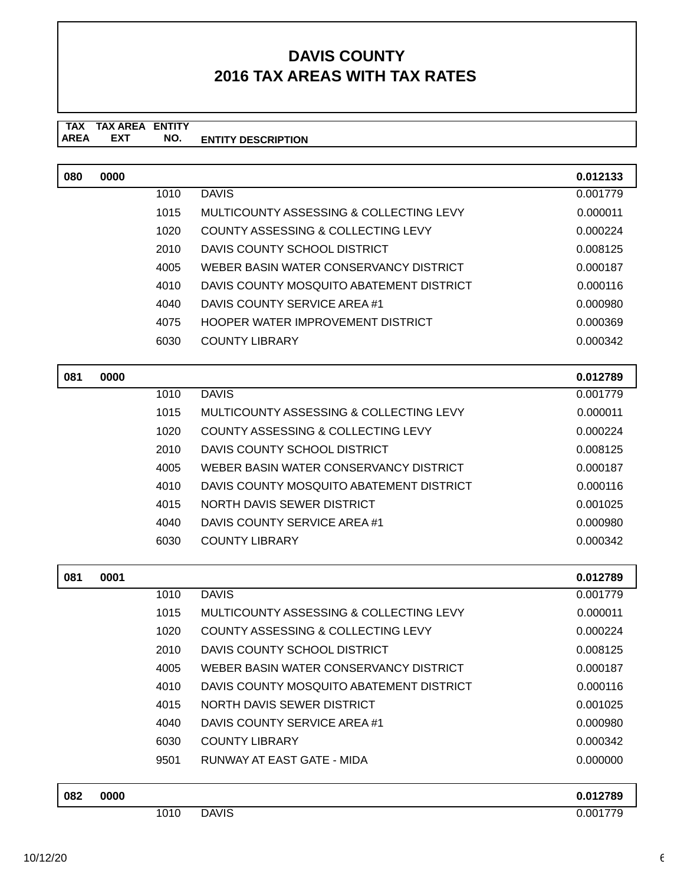# DAVIS COUNTY
# 2016 TAX AREAS WITH TAX RATES

| TAX AREA | TAX AREA EXT | ENTITY NO. | ENTITY DESCRIPTION | |
|---|---|---|---|---|
| **080** | **0000** | | | **0.012133** |
| | | 1010 | DAVIS | 0.001779 |
| | | 1015 | MULTICOUNTY ASSESSING & COLLECTING LEVY | 0.000011 |
| | | 1020 | COUNTY ASSESSING & COLLECTING LEVY | 0.000224 |
| | | 2010 | DAVIS COUNTY SCHOOL DISTRICT | 0.008125 |
| | | 4005 | WEBER BASIN WATER CONSERVANCY DISTRICT | 0.000187 |
| | | 4010 | DAVIS COUNTY MOSQUITO ABATEMENT DISTRICT | 0.000116 |
| | | 4040 | DAVIS COUNTY SERVICE AREA #1 | 0.000980 |
| | | 4075 | HOOPER WATER IMPROVEMENT DISTRICT | 0.000369 |
| | | 6030 | COUNTY LIBRARY | 0.000342 |
| **081** | **0000** | | | **0.012789** |
| | | 1010 | DAVIS | 0.001779 |
| | | 1015 | MULTICOUNTY ASSESSING & COLLECTING LEVY | 0.000011 |
| | | 1020 | COUNTY ASSESSING & COLLECTING LEVY | 0.000224 |
| | | 2010 | DAVIS COUNTY SCHOOL DISTRICT | 0.008125 |
| | | 4005 | WEBER BASIN WATER CONSERVANCY DISTRICT | 0.000187 |
| | | 4010 | DAVIS COUNTY MOSQUITO ABATEMENT DISTRICT | 0.000116 |
| | | 4015 | NORTH DAVIS SEWER DISTRICT | 0.001025 |
| | | 4040 | DAVIS COUNTY SERVICE AREA #1 | 0.000980 |
| | | 6030 | COUNTY LIBRARY | 0.000342 |
| **081** | **0001** | | | **0.012789** |
| | | 1010 | DAVIS | 0.001779 |
| | | 1015 | MULTICOUNTY ASSESSING & COLLECTING LEVY | 0.000011 |
| | | 1020 | COUNTY ASSESSING & COLLECTING LEVY | 0.000224 |
| | | 2010 | DAVIS COUNTY SCHOOL DISTRICT | 0.008125 |
| | | 4005 | WEBER BASIN WATER CONSERVANCY DISTRICT | 0.000187 |
| | | 4010 | DAVIS COUNTY MOSQUITO ABATEMENT DISTRICT | 0.000116 |
| | | 4015 | NORTH DAVIS SEWER DISTRICT | 0.001025 |
| | | 4040 | DAVIS COUNTY SERVICE AREA #1 | 0.000980 |
| | | 6030 | COUNTY LIBRARY | 0.000342 |
| | | 9501 | RUNWAY AT EAST GATE - MIDA | 0.000000 |
| **082** | **0000** | | | **0.012789** |
| | | 1010 | DAVIS | 0.001779 |

10/12/20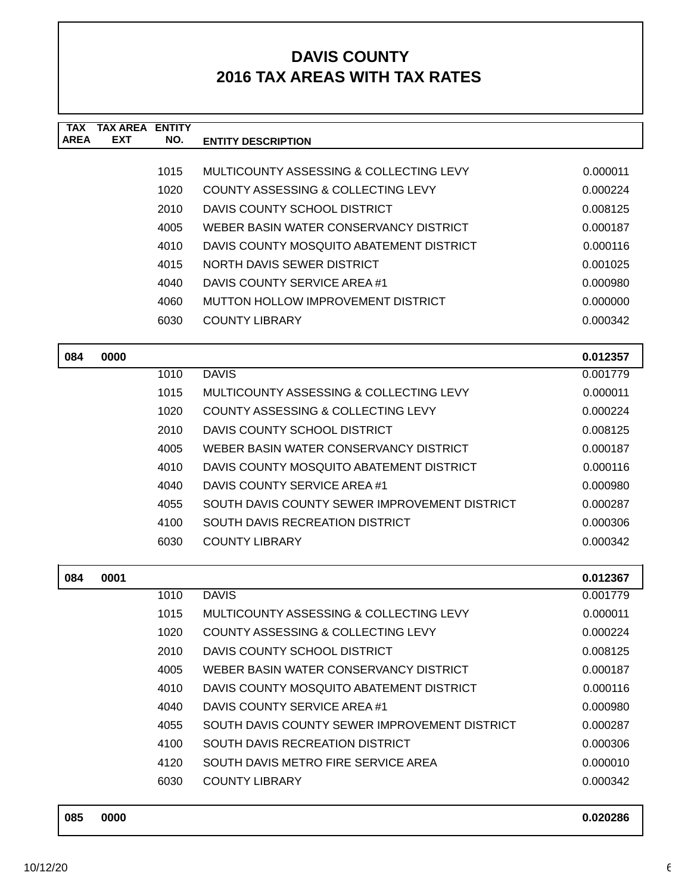# DAVIS COUNTY
# 2016 TAX AREAS WITH TAX RATES

| TAX AREA | TAX AREA EXT | ENTITY NO. | ENTITY DESCRIPTION | |
|---|---|---|---|---|
| | | 1015 | MULTICOUNTY ASSESSING & COLLECTING LEVY | 0.000011 |
| | | 1020 | COUNTY ASSESSING & COLLECTING LEVY | 0.000224 |
| | | 2010 | DAVIS COUNTY SCHOOL DISTRICT | 0.008125 |
| | | 4005 | WEBER BASIN WATER CONSERVANCY DISTRICT | 0.000187 |
| | | 4010 | DAVIS COUNTY MOSQUITO ABATEMENT DISTRICT | 0.000116 |
| | | 4015 | NORTH DAVIS SEWER DISTRICT | 0.001025 |
| | | 4040 | DAVIS COUNTY SERVICE AREA #1 | 0.000980 |
| | | 4060 | MUTTON HOLLOW IMPROVEMENT DISTRICT | 0.000000 |
| | | 6030 | COUNTY LIBRARY | 0.000342 |
| **084** | **0000** | | | **0.012357** |
| | | 1010 | DAVIS | 0.001779 |
| | | 1015 | MULTICOUNTY ASSESSING & COLLECTING LEVY | 0.000011 |
| | | 1020 | COUNTY ASSESSING & COLLECTING LEVY | 0.000224 |
| | | 2010 | DAVIS COUNTY SCHOOL DISTRICT | 0.008125 |
| | | 4005 | WEBER BASIN WATER CONSERVANCY DISTRICT | 0.000187 |
| | | 4010 | DAVIS COUNTY MOSQUITO ABATEMENT DISTRICT | 0.000116 |
| | | 4040 | DAVIS COUNTY SERVICE AREA #1 | 0.000980 |
| | | 4055 | SOUTH DAVIS COUNTY SEWER IMPROVEMENT DISTRICT | 0.000287 |
| | | 4100 | SOUTH DAVIS RECREATION DISTRICT | 0.000306 |
| | | 6030 | COUNTY LIBRARY | 0.000342 |
| **084** | **0001** | | | **0.012367** |
| | | 1010 | DAVIS | 0.001779 |
| | | 1015 | MULTICOUNTY ASSESSING & COLLECTING LEVY | 0.000011 |
| | | 1020 | COUNTY ASSESSING & COLLECTING LEVY | 0.000224 |
| | | 2010 | DAVIS COUNTY SCHOOL DISTRICT | 0.008125 |
| | | 4005 | WEBER BASIN WATER CONSERVANCY DISTRICT | 0.000187 |
| | | 4010 | DAVIS COUNTY MOSQUITO ABATEMENT DISTRICT | 0.000116 |
| | | 4040 | DAVIS COUNTY SERVICE AREA #1 | 0.000980 |
| | | 4055 | SOUTH DAVIS COUNTY SEWER IMPROVEMENT DISTRICT | 0.000287 |
| | | 4100 | SOUTH DAVIS RECREATION DISTRICT | 0.000306 |
| | | 4120 | SOUTH DAVIS METRO FIRE SERVICE AREA | 0.000010 |
| | | 6030 | COUNTY LIBRARY | 0.000342 |
| **085** | **0000** | | | **0.020286** |

10/12/20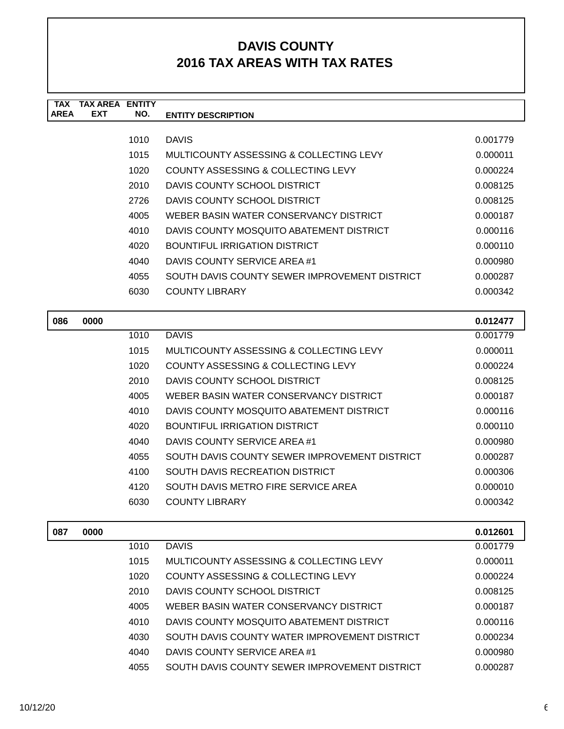# DAVIS COUNTY
# 2016 TAX AREAS WITH TAX RATES

| TAX AREA | TAX AREA EXT | ENTITY NO. | ENTITY DESCRIPTION | |
|---|---|---|---|---|
| | | 1010 | DAVIS | 0.001779 |
| | | 1015 | MULTICOUNTY ASSESSING & COLLECTING LEVY | 0.000011 |
| | | 1020 | COUNTY ASSESSING & COLLECTING LEVY | 0.000224 |
| | | 2010 | DAVIS COUNTY SCHOOL DISTRICT | 0.008125 |
| | | 2726 | DAVIS COUNTY SCHOOL DISTRICT | 0.008125 |
| | | 4005 | WEBER BASIN WATER CONSERVANCY DISTRICT | 0.000187 |
| | | 4010 | DAVIS COUNTY MOSQUITO ABATEMENT DISTRICT | 0.000116 |
| | | 4020 | BOUNTIFUL IRRIGATION DISTRICT | 0.000110 |
| | | 4040 | DAVIS COUNTY SERVICE AREA #1 | 0.000980 |
| | | 4055 | SOUTH DAVIS COUNTY SEWER IMPROVEMENT DISTRICT | 0.000287 |
| | | 6030 | COUNTY LIBRARY | 0.000342 |
| **086** | **0000** | | | **0.012477** |
| | | 1010 | DAVIS | 0.001779 |
| | | 1015 | MULTICOUNTY ASSESSING & COLLECTING LEVY | 0.000011 |
| | | 1020 | COUNTY ASSESSING & COLLECTING LEVY | 0.000224 |
| | | 2010 | DAVIS COUNTY SCHOOL DISTRICT | 0.008125 |
| | | 4005 | WEBER BASIN WATER CONSERVANCY DISTRICT | 0.000187 |
| | | 4010 | DAVIS COUNTY MOSQUITO ABATEMENT DISTRICT | 0.000116 |
| | | 4020 | BOUNTIFUL IRRIGATION DISTRICT | 0.000110 |
| | | 4040 | DAVIS COUNTY SERVICE AREA #1 | 0.000980 |
| | | 4055 | SOUTH DAVIS COUNTY SEWER IMPROVEMENT DISTRICT | 0.000287 |
| | | 4100 | SOUTH DAVIS RECREATION DISTRICT | 0.000306 |
| | | 4120 | SOUTH DAVIS METRO FIRE SERVICE AREA | 0.000010 |
| | | 6030 | COUNTY LIBRARY | 0.000342 |
| **087** | **0000** | | | **0.012601** |
| | | 1010 | DAVIS | 0.001779 |
| | | 1015 | MULTICOUNTY ASSESSING & COLLECTING LEVY | 0.000011 |
| | | 1020 | COUNTY ASSESSING & COLLECTING LEVY | 0.000224 |
| | | 2010 | DAVIS COUNTY SCHOOL DISTRICT | 0.008125 |
| | | 4005 | WEBER BASIN WATER CONSERVANCY DISTRICT | 0.000187 |
| | | 4010 | DAVIS COUNTY MOSQUITO ABATEMENT DISTRICT | 0.000116 |
| | | 4030 | SOUTH DAVIS COUNTY WATER IMPROVEMENT DISTRICT | 0.000234 |
| | | 4040 | DAVIS COUNTY SERVICE AREA #1 | 0.000980 |
| | | 4055 | SOUTH DAVIS COUNTY SEWER IMPROVEMENT DISTRICT | 0.000287 |

10/12/20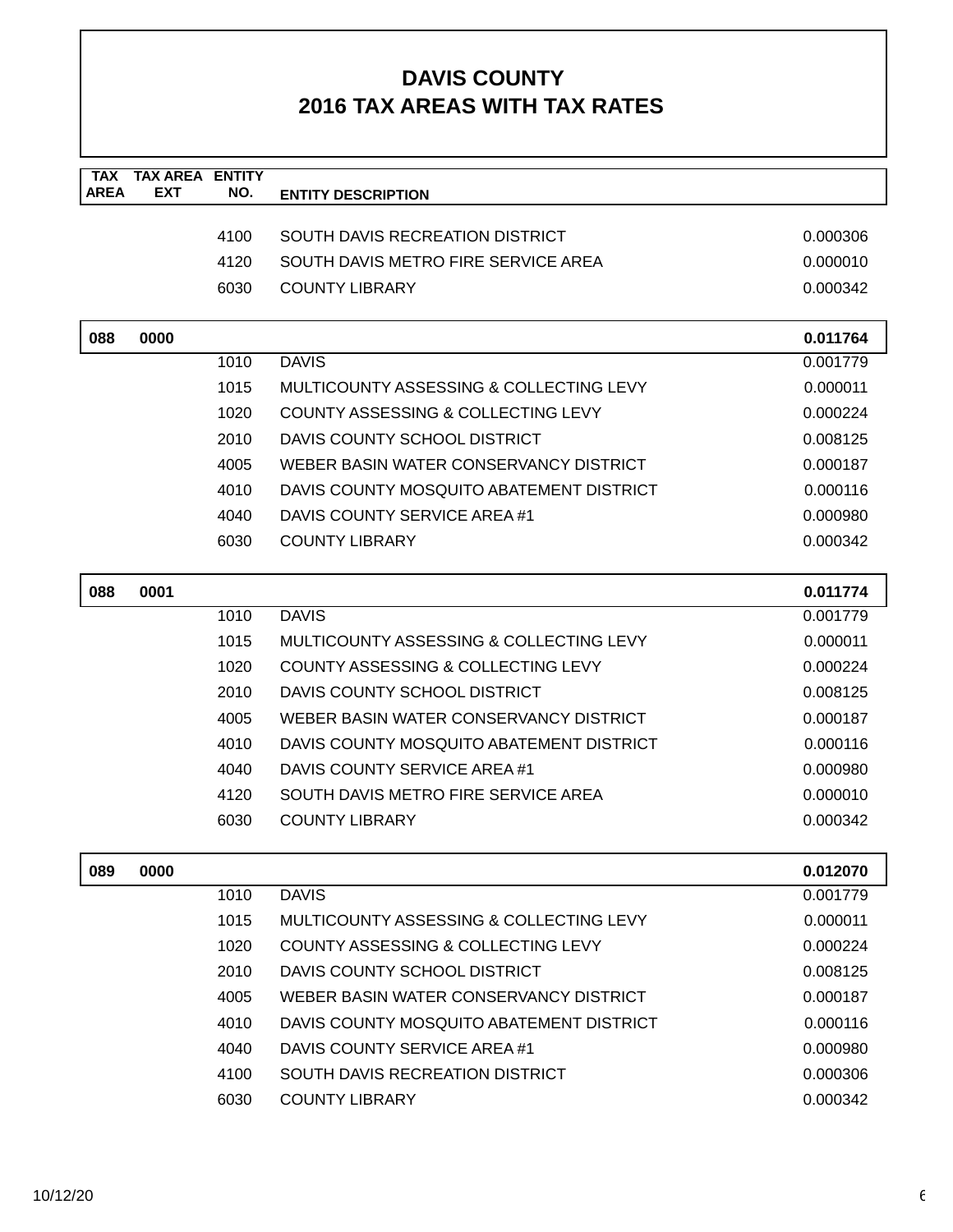# DAVIS COUNTY
# 2016 TAX AREAS WITH TAX RATES

| TAX AREA | TAX AREA EXT | ENTITY NO. | ENTITY DESCRIPTION | |
|---|---|---|---|---|
| | | 4100 | SOUTH DAVIS RECREATION DISTRICT | 0.000306 |
| | | 4120 | SOUTH DAVIS METRO FIRE SERVICE AREA | 0.000010 |
| | | 6030 | COUNTY LIBRARY | 0.000342 |
| **088** | **0000** | | | **0.011764** |
| | | 1010 | DAVIS | 0.001779 |
| | | 1015 | MULTICOUNTY ASSESSING & COLLECTING LEVY | 0.000011 |
| | | 1020 | COUNTY ASSESSING & COLLECTING LEVY | 0.000224 |
| | | 2010 | DAVIS COUNTY SCHOOL DISTRICT | 0.008125 |
| | | 4005 | WEBER BASIN WATER CONSERVANCY DISTRICT | 0.000187 |
| | | 4010 | DAVIS COUNTY MOSQUITO ABATEMENT DISTRICT | 0.000116 |
| | | 4040 | DAVIS COUNTY SERVICE AREA #1 | 0.000980 |
| | | 6030 | COUNTY LIBRARY | 0.000342 |
| **088** | **0001** | | | **0.011774** |
| | | 1010 | DAVIS | 0.001779 |
| | | 1015 | MULTICOUNTY ASSESSING & COLLECTING LEVY | 0.000011 |
| | | 1020 | COUNTY ASSESSING & COLLECTING LEVY | 0.000224 |
| | | 2010 | DAVIS COUNTY SCHOOL DISTRICT | 0.008125 |
| | | 4005 | WEBER BASIN WATER CONSERVANCY DISTRICT | 0.000187 |
| | | 4010 | DAVIS COUNTY MOSQUITO ABATEMENT DISTRICT | 0.000116 |
| | | 4040 | DAVIS COUNTY SERVICE AREA #1 | 0.000980 |
| | | 4120 | SOUTH DAVIS METRO FIRE SERVICE AREA | 0.000010 |
| | | 6030 | COUNTY LIBRARY | 0.000342 |
| **089** | **0000** | | | **0.012070** |
| | | 1010 | DAVIS | 0.001779 |
| | | 1015 | MULTICOUNTY ASSESSING & COLLECTING LEVY | 0.000011 |
| | | 1020 | COUNTY ASSESSING & COLLECTING LEVY | 0.000224 |
| | | 2010 | DAVIS COUNTY SCHOOL DISTRICT | 0.008125 |
| | | 4005 | WEBER BASIN WATER CONSERVANCY DISTRICT | 0.000187 |
| | | 4010 | DAVIS COUNTY MOSQUITO ABATEMENT DISTRICT | 0.000116 |
| | | 4040 | DAVIS COUNTY SERVICE AREA #1 | 0.000980 |
| | | 4100 | SOUTH DAVIS RECREATION DISTRICT | 0.000306 |
| | | 6030 | COUNTY LIBRARY | 0.000342 |

10/12/20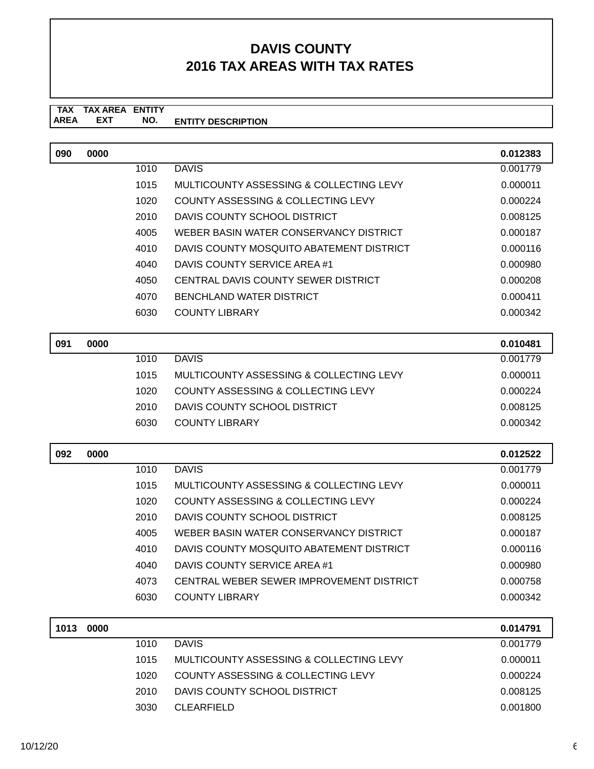# DAVIS COUNTY
# 2016 TAX AREAS WITH TAX RATES

| TAX AREA | TAX AREA EXT | ENTITY NO. | ENTITY DESCRIPTION | |
|---|---|---|---|---|
| **090** | **0000** | | | **0.012383** |
| | | 1010 | DAVIS | 0.001779 |
| | | 1015 | MULTICOUNTY ASSESSING & COLLECTING LEVY | 0.000011 |
| | | 1020 | COUNTY ASSESSING & COLLECTING LEVY | 0.000224 |
| | | 2010 | DAVIS COUNTY SCHOOL DISTRICT | 0.008125 |
| | | 4005 | WEBER BASIN WATER CONSERVANCY DISTRICT | 0.000187 |
| | | 4010 | DAVIS COUNTY MOSQUITO ABATEMENT DISTRICT | 0.000116 |
| | | 4040 | DAVIS COUNTY SERVICE AREA #1 | 0.000980 |
| | | 4050 | CENTRAL DAVIS COUNTY SEWER DISTRICT | 0.000208 |
| | | 4070 | BENCHLAND WATER DISTRICT | 0.000411 |
| | | 6030 | COUNTY LIBRARY | 0.000342 |
| **091** | **0000** | | | **0.010481** |
| | | 1010 | DAVIS | 0.001779 |
| | | 1015 | MULTICOUNTY ASSESSING & COLLECTING LEVY | 0.000011 |
| | | 1020 | COUNTY ASSESSING & COLLECTING LEVY | 0.000224 |
| | | 2010 | DAVIS COUNTY SCHOOL DISTRICT | 0.008125 |
| | | 6030 | COUNTY LIBRARY | 0.000342 |
| **092** | **0000** | | | **0.012522** |
| | | 1010 | DAVIS | 0.001779 |
| | | 1015 | MULTICOUNTY ASSESSING & COLLECTING LEVY | 0.000011 |
| | | 1020 | COUNTY ASSESSING & COLLECTING LEVY | 0.000224 |
| | | 2010 | DAVIS COUNTY SCHOOL DISTRICT | 0.008125 |
| | | 4005 | WEBER BASIN WATER CONSERVANCY DISTRICT | 0.000187 |
| | | 4010 | DAVIS COUNTY MOSQUITO ABATEMENT DISTRICT | 0.000116 |
| | | 4040 | DAVIS COUNTY SERVICE AREA #1 | 0.000980 |
| | | 4073 | CENTRAL WEBER SEWER IMPROVEMENT DISTRICT | 0.000758 |
| | | 6030 | COUNTY LIBRARY | 0.000342 |
| **1013** | **0000** | | | **0.014791** |
| | | 1010 | DAVIS | 0.001779 |
| | | 1015 | MULTICOUNTY ASSESSING & COLLECTING LEVY | 0.000011 |
| | | 1020 | COUNTY ASSESSING & COLLECTING LEVY | 0.000224 |
| | | 2010 | DAVIS COUNTY SCHOOL DISTRICT | 0.008125 |
| | | 3030 | CLEARFIELD | 0.001800 |

10/12/20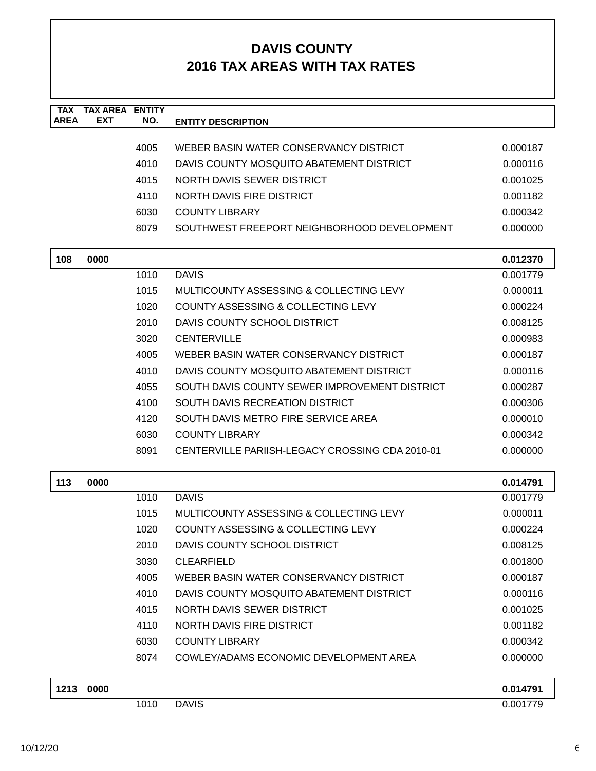# DAVIS COUNTY
# 2016 TAX AREAS WITH TAX RATES

| TAX AREA | TAX AREA EXT | ENTITY NO. | ENTITY DESCRIPTION | |
|---|---|---|---|---|
| | | 4005 | WEBER BASIN WATER CONSERVANCY DISTRICT | 0.000187 |
| | | 4010 | DAVIS COUNTY MOSQUITO ABATEMENT DISTRICT | 0.000116 |
| | | 4015 | NORTH DAVIS SEWER DISTRICT | 0.001025 |
| | | 4110 | NORTH DAVIS FIRE DISTRICT | 0.001182 |
| | | 6030 | COUNTY LIBRARY | 0.000342 |
| | | 8079 | SOUTHWEST FREEPORT NEIGHBORHOOD DEVELOPMENT | 0.000000 |
| **108** | **0000** | | | **0.012370** |
| | | 1010 | DAVIS | 0.001779 |
| | | 1015 | MULTICOUNTY ASSESSING & COLLECTING LEVY | 0.000011 |
| | | 1020 | COUNTY ASSESSING & COLLECTING LEVY | 0.000224 |
| | | 2010 | DAVIS COUNTY SCHOOL DISTRICT | 0.008125 |
| | | 3020 | CENTERVILLE | 0.000983 |
| | | 4005 | WEBER BASIN WATER CONSERVANCY DISTRICT | 0.000187 |
| | | 4010 | DAVIS COUNTY MOSQUITO ABATEMENT DISTRICT | 0.000116 |
| | | 4055 | SOUTH DAVIS COUNTY SEWER IMPROVEMENT DISTRICT | 0.000287 |
| | | 4100 | SOUTH DAVIS RECREATION DISTRICT | 0.000306 |
| | | 4120 | SOUTH DAVIS METRO FIRE SERVICE AREA | 0.000010 |
| | | 6030 | COUNTY LIBRARY | 0.000342 |
| | | 8091 | CENTERVILLE PARIISH-LEGACY CROSSING CDA 2010-01 | 0.000000 |
| **113** | **0000** | | | **0.014791** |
| | | 1010 | DAVIS | 0.001779 |
| | | 1015 | MULTICOUNTY ASSESSING & COLLECTING LEVY | 0.000011 |
| | | 1020 | COUNTY ASSESSING & COLLECTING LEVY | 0.000224 |
| | | 2010 | DAVIS COUNTY SCHOOL DISTRICT | 0.008125 |
| | | 3030 | CLEARFIELD | 0.001800 |
| | | 4005 | WEBER BASIN WATER CONSERVANCY DISTRICT | 0.000187 |
| | | 4010 | DAVIS COUNTY MOSQUITO ABATEMENT DISTRICT | 0.000116 |
| | | 4015 | NORTH DAVIS SEWER DISTRICT | 0.001025 |
| | | 4110 | NORTH DAVIS FIRE DISTRICT | 0.001182 |
| | | 6030 | COUNTY LIBRARY | 0.000342 |
| | | 8074 | COWLEY/ADAMS ECONOMIC DEVELOPMENT AREA | 0.000000 |
| **1213** | **0000** | | | **0.014791** |
| | | 1010 | DAVIS | 0.001779 |

10/12/20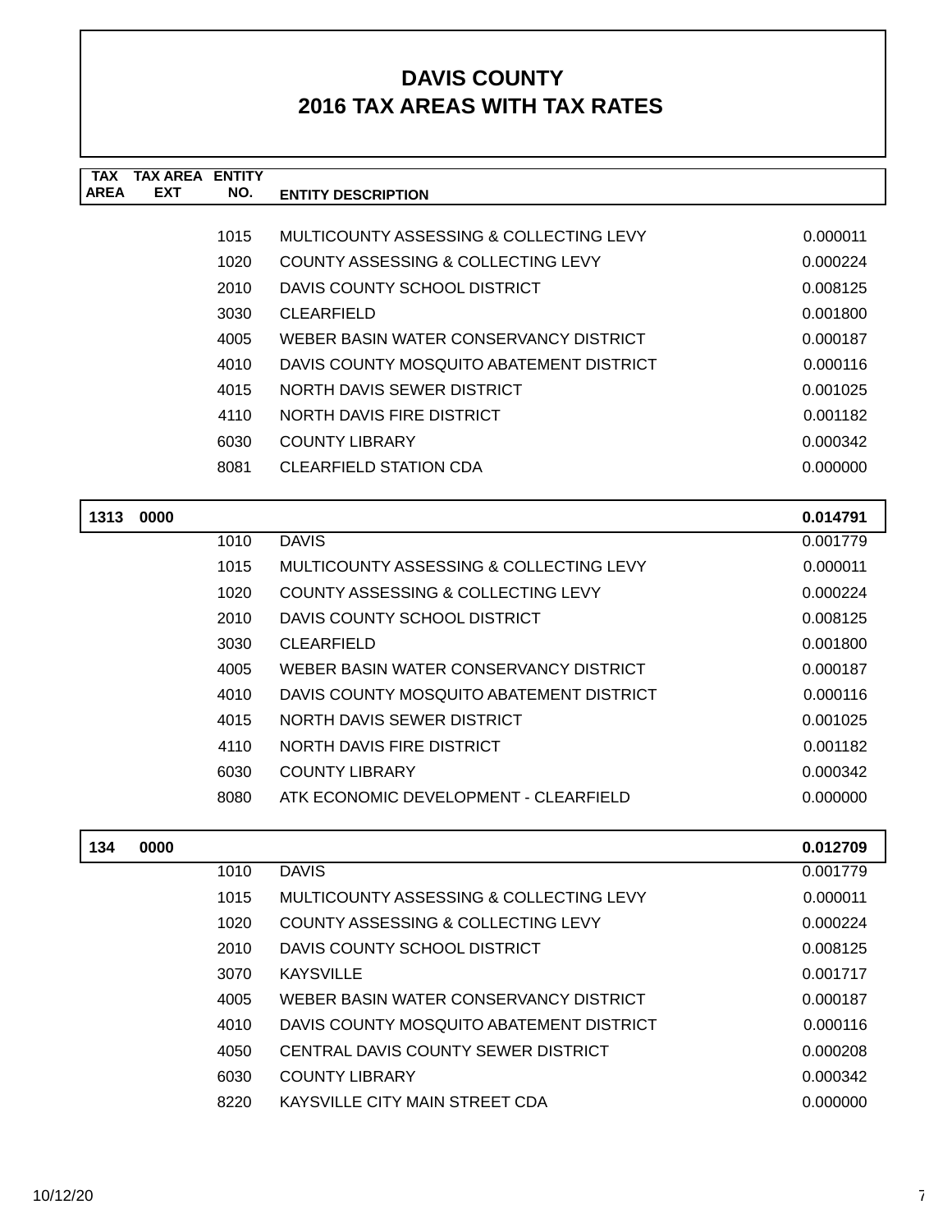# DAVIS COUNTY
# 2016 TAX AREAS WITH TAX RATES

| TAX AREA | TAX AREA EXT | ENTITY NO. | ENTITY DESCRIPTION | |
|---|---|---|---|---|
| | | 1015 | MULTICOUNTY ASSESSING & COLLECTING LEVY | 0.000011 |
| | | 1020 | COUNTY ASSESSING & COLLECTING LEVY | 0.000224 |
| | | 2010 | DAVIS COUNTY SCHOOL DISTRICT | 0.008125 |
| | | 3030 | CLEARFIELD | 0.001800 |
| | | 4005 | WEBER BASIN WATER CONSERVANCY DISTRICT | 0.000187 |
| | | 4010 | DAVIS COUNTY MOSQUITO ABATEMENT DISTRICT | 0.000116 |
| | | 4015 | NORTH DAVIS SEWER DISTRICT | 0.001025 |
| | | 4110 | NORTH DAVIS FIRE DISTRICT | 0.001182 |
| | | 6030 | COUNTY LIBRARY | 0.000342 |
| | | 8081 | CLEARFIELD STATION CDA | 0.000000 |
| **1313** | **0000** | | | **0.014791** |
| | | 1010 | DAVIS | 0.001779 |
| | | 1015 | MULTICOUNTY ASSESSING & COLLECTING LEVY | 0.000011 |
| | | 1020 | COUNTY ASSESSING & COLLECTING LEVY | 0.000224 |
| | | 2010 | DAVIS COUNTY SCHOOL DISTRICT | 0.008125 |
| | | 3030 | CLEARFIELD | 0.001800 |
| | | 4005 | WEBER BASIN WATER CONSERVANCY DISTRICT | 0.000187 |
| | | 4010 | DAVIS COUNTY MOSQUITO ABATEMENT DISTRICT | 0.000116 |
| | | 4015 | NORTH DAVIS SEWER DISTRICT | 0.001025 |
| | | 4110 | NORTH DAVIS FIRE DISTRICT | 0.001182 |
| | | 6030 | COUNTY LIBRARY | 0.000342 |
| | | 8080 | ATK ECONOMIC DEVELOPMENT - CLEARFIELD | 0.000000 |
| **134** | **0000** | | | **0.012709** |
| | | 1010 | DAVIS | 0.001779 |
| | | 1015 | MULTICOUNTY ASSESSING & COLLECTING LEVY | 0.000011 |
| | | 1020 | COUNTY ASSESSING & COLLECTING LEVY | 0.000224 |
| | | 2010 | DAVIS COUNTY SCHOOL DISTRICT | 0.008125 |
| | | 3070 | KAYSVILLE | 0.001717 |
| | | 4005 | WEBER BASIN WATER CONSERVANCY DISTRICT | 0.000187 |
| | | 4010 | DAVIS COUNTY MOSQUITO ABATEMENT DISTRICT | 0.000116 |
| | | 4050 | CENTRAL DAVIS COUNTY SEWER DISTRICT | 0.000208 |
| | | 6030 | COUNTY LIBRARY | 0.000342 |
| | | 8220 | KAYSVILLE CITY MAIN STREET CDA | 0.000000 |

10/12/20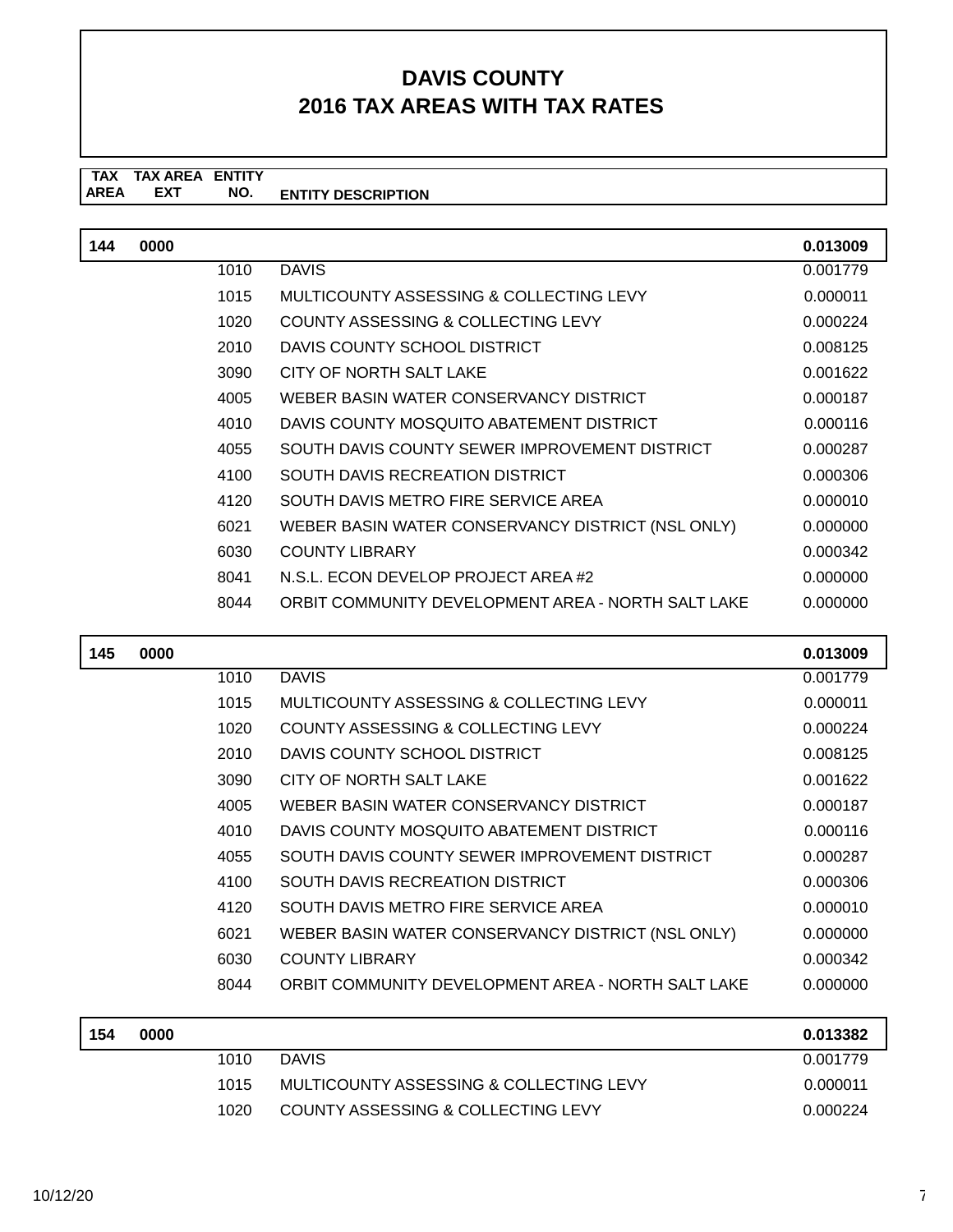# DAVIS COUNTY
# 2016 TAX AREAS WITH TAX RATES

| TAX AREA | TAX AREA EXT | ENTITY NO. | ENTITY DESCRIPTION | |
|---|---|---|---|---|
| **144** | **0000** | | | **0.013009** |
| | | 1010 | DAVIS | 0.001779 |
| | | 1015 | MULTICOUNTY ASSESSING & COLLECTING LEVY | 0.000011 |
| | | 1020 | COUNTY ASSESSING & COLLECTING LEVY | 0.000224 |
| | | 2010 | DAVIS COUNTY SCHOOL DISTRICT | 0.008125 |
| | | 3090 | CITY OF NORTH SALT LAKE | 0.001622 |
| | | 4005 | WEBER BASIN WATER CONSERVANCY DISTRICT | 0.000187 |
| | | 4010 | DAVIS COUNTY MOSQUITO ABATEMENT DISTRICT | 0.000116 |
| | | 4055 | SOUTH DAVIS COUNTY SEWER IMPROVEMENT DISTRICT | 0.000287 |
| | | 4100 | SOUTH DAVIS RECREATION DISTRICT | 0.000306 |
| | | 4120 | SOUTH DAVIS METRO FIRE SERVICE AREA | 0.000010 |
| | | 6021 | WEBER BASIN WATER CONSERVANCY DISTRICT (NSL ONLY) | 0.000000 |
| | | 6030 | COUNTY LIBRARY | 0.000342 |
| | | 8041 | N.S.L. ECON DEVELOP PROJECT AREA #2 | 0.000000 |
| | | 8044 | ORBIT COMMUNITY DEVELOPMENT AREA - NORTH SALT LAKE | 0.000000 |
| **145** | **0000** | | | **0.013009** |
| | | 1010 | DAVIS | 0.001779 |
| | | 1015 | MULTICOUNTY ASSESSING & COLLECTING LEVY | 0.000011 |
| | | 1020 | COUNTY ASSESSING & COLLECTING LEVY | 0.000224 |
| | | 2010 | DAVIS COUNTY SCHOOL DISTRICT | 0.008125 |
| | | 3090 | CITY OF NORTH SALT LAKE | 0.001622 |
| | | 4005 | WEBER BASIN WATER CONSERVANCY DISTRICT | 0.000187 |
| | | 4010 | DAVIS COUNTY MOSQUITO ABATEMENT DISTRICT | 0.000116 |
| | | 4055 | SOUTH DAVIS COUNTY SEWER IMPROVEMENT DISTRICT | 0.000287 |
| | | 4100 | SOUTH DAVIS RECREATION DISTRICT | 0.000306 |
| | | 4120 | SOUTH DAVIS METRO FIRE SERVICE AREA | 0.000010 |
| | | 6021 | WEBER BASIN WATER CONSERVANCY DISTRICT (NSL ONLY) | 0.000000 |
| | | 6030 | COUNTY LIBRARY | 0.000342 |
| | | 8044 | ORBIT COMMUNITY DEVELOPMENT AREA - NORTH SALT LAKE | 0.000000 |
| **154** | **0000** | | | **0.013382** |
| | | 1010 | DAVIS | 0.001779 |
| | | 1015 | MULTICOUNTY ASSESSING & COLLECTING LEVY | 0.000011 |
| | | 1020 | COUNTY ASSESSING & COLLECTING LEVY | 0.000224 |

10/12/20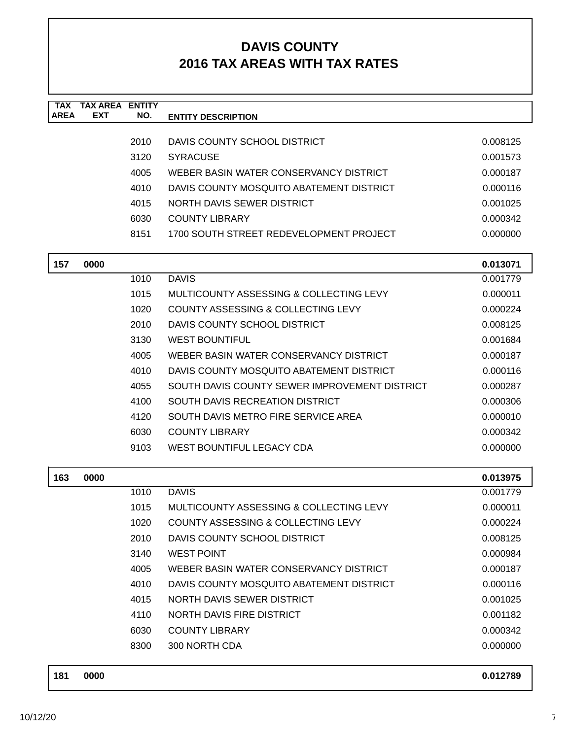# DAVIS COUNTY
# 2016 TAX AREAS WITH TAX RATES

| TAX AREA | TAX AREA EXT | ENTITY NO. | ENTITY DESCRIPTION | |
|---|---|---|---|---|
| | | 2010 | DAVIS COUNTY SCHOOL DISTRICT | 0.008125 |
| | | 3120 | SYRACUSE | 0.001573 |
| | | 4005 | WEBER BASIN WATER CONSERVANCY DISTRICT | 0.000187 |
| | | 4010 | DAVIS COUNTY MOSQUITO ABATEMENT DISTRICT | 0.000116 |
| | | 4015 | NORTH DAVIS SEWER DISTRICT | 0.001025 |
| | | 6030 | COUNTY LIBRARY | 0.000342 |
| | | 8151 | 1700 SOUTH STREET REDEVELOPMENT PROJECT | 0.000000 |
| **157** | **0000** | | | **0.013071** |
| | | 1010 | DAVIS | 0.001779 |
| | | 1015 | MULTICOUNTY ASSESSING & COLLECTING LEVY | 0.000011 |
| | | 1020 | COUNTY ASSESSING & COLLECTING LEVY | 0.000224 |
| | | 2010 | DAVIS COUNTY SCHOOL DISTRICT | 0.008125 |
| | | 3130 | WEST BOUNTIFUL | 0.001684 |
| | | 4005 | WEBER BASIN WATER CONSERVANCY DISTRICT | 0.000187 |
| | | 4010 | DAVIS COUNTY MOSQUITO ABATEMENT DISTRICT | 0.000116 |
| | | 4055 | SOUTH DAVIS COUNTY SEWER IMPROVEMENT DISTRICT | 0.000287 |
| | | 4100 | SOUTH DAVIS RECREATION DISTRICT | 0.000306 |
| | | 4120 | SOUTH DAVIS METRO FIRE SERVICE AREA | 0.000010 |
| | | 6030 | COUNTY LIBRARY | 0.000342 |
| | | 9103 | WEST BOUNTIFUL LEGACY CDA | 0.000000 |
| **163** | **0000** | | | **0.013975** |
| | | 1010 | DAVIS | 0.001779 |
| | | 1015 | MULTICOUNTY ASSESSING & COLLECTING LEVY | 0.000011 |
| | | 1020 | COUNTY ASSESSING & COLLECTING LEVY | 0.000224 |
| | | 2010 | DAVIS COUNTY SCHOOL DISTRICT | 0.008125 |
| | | 3140 | WEST POINT | 0.000984 |
| | | 4005 | WEBER BASIN WATER CONSERVANCY DISTRICT | 0.000187 |
| | | 4010 | DAVIS COUNTY MOSQUITO ABATEMENT DISTRICT | 0.000116 |
| | | 4015 | NORTH DAVIS SEWER DISTRICT | 0.001025 |
| | | 4110 | NORTH DAVIS FIRE DISTRICT | 0.001182 |
| | | 6030 | COUNTY LIBRARY | 0.000342 |
| | | 8300 | 300 NORTH CDA | 0.000000 |
| **181** | **0000** | | | **0.012789** |

10/12/20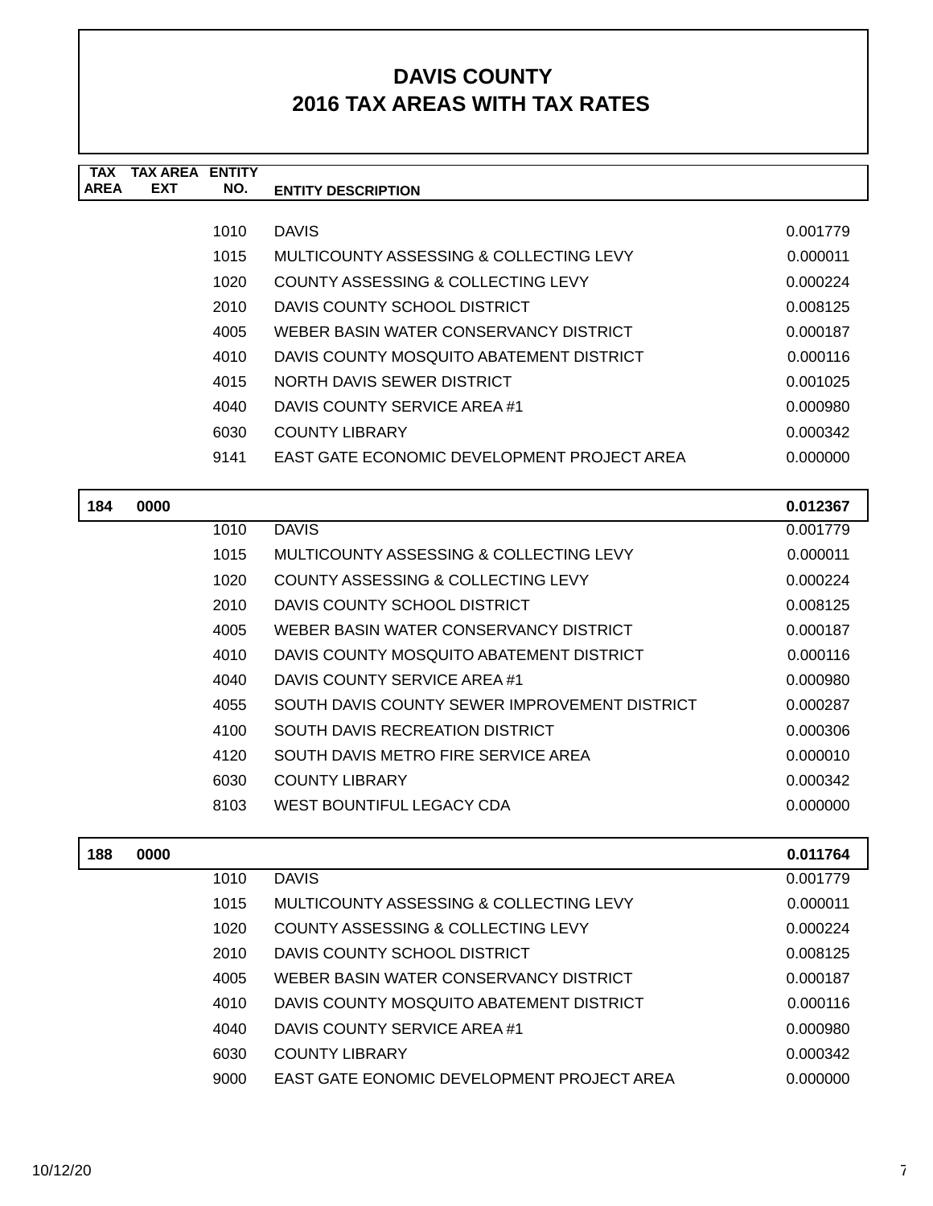# DAVIS COUNTY
# 2016 TAX AREAS WITH TAX RATES

| TAX AREA | TAX AREA EXT | ENTITY NO. | ENTITY DESCRIPTION | |
|---|---|---|---|---|
| | | 1010 | DAVIS | 0.001779 |
| | | 1015 | MULTICOUNTY ASSESSING & COLLECTING LEVY | 0.000011 |
| | | 1020 | COUNTY ASSESSING & COLLECTING LEVY | 0.000224 |
| | | 2010 | DAVIS COUNTY SCHOOL DISTRICT | 0.008125 |
| | | 4005 | WEBER BASIN WATER CONSERVANCY DISTRICT | 0.000187 |
| | | 4010 | DAVIS COUNTY MOSQUITO ABATEMENT DISTRICT | 0.000116 |
| | | 4015 | NORTH DAVIS SEWER DISTRICT | 0.001025 |
| | | 4040 | DAVIS COUNTY SERVICE AREA #1 | 0.000980 |
| | | 6030 | COUNTY LIBRARY | 0.000342 |
| | | 9141 | EAST GATE ECONOMIC DEVELOPMENT PROJECT AREA | 0.000000 |
| **184** | **0000** | | | **0.012367** |
| | | 1010 | DAVIS | 0.001779 |
| | | 1015 | MULTICOUNTY ASSESSING & COLLECTING LEVY | 0.000011 |
| | | 1020 | COUNTY ASSESSING & COLLECTING LEVY | 0.000224 |
| | | 2010 | DAVIS COUNTY SCHOOL DISTRICT | 0.008125 |
| | | 4005 | WEBER BASIN WATER CONSERVANCY DISTRICT | 0.000187 |
| | | 4010 | DAVIS COUNTY MOSQUITO ABATEMENT DISTRICT | 0.000116 |
| | | 4040 | DAVIS COUNTY SERVICE AREA #1 | 0.000980 |
| | | 4055 | SOUTH DAVIS COUNTY SEWER IMPROVEMENT DISTRICT | 0.000287 |
| | | 4100 | SOUTH DAVIS RECREATION DISTRICT | 0.000306 |
| | | 4120 | SOUTH DAVIS METRO FIRE SERVICE AREA | 0.000010 |
| | | 6030 | COUNTY LIBRARY | 0.000342 |
| | | 8103 | WEST BOUNTIFUL LEGACY CDA | 0.000000 |
| **188** | **0000** | | | **0.011764** |
| | | 1010 | DAVIS | 0.001779 |
| | | 1015 | MULTICOUNTY ASSESSING & COLLECTING LEVY | 0.000011 |
| | | 1020 | COUNTY ASSESSING & COLLECTING LEVY | 0.000224 |
| | | 2010 | DAVIS COUNTY SCHOOL DISTRICT | 0.008125 |
| | | 4005 | WEBER BASIN WATER CONSERVANCY DISTRICT | 0.000187 |
| | | 4010 | DAVIS COUNTY MOSQUITO ABATEMENT DISTRICT | 0.000116 |
| | | 4040 | DAVIS COUNTY SERVICE AREA #1 | 0.000980 |
| | | 6030 | COUNTY LIBRARY | 0.000342 |
| | | 9000 | EAST GATE EONOMIC DEVELOPMENT PROJECT AREA | 0.000000 |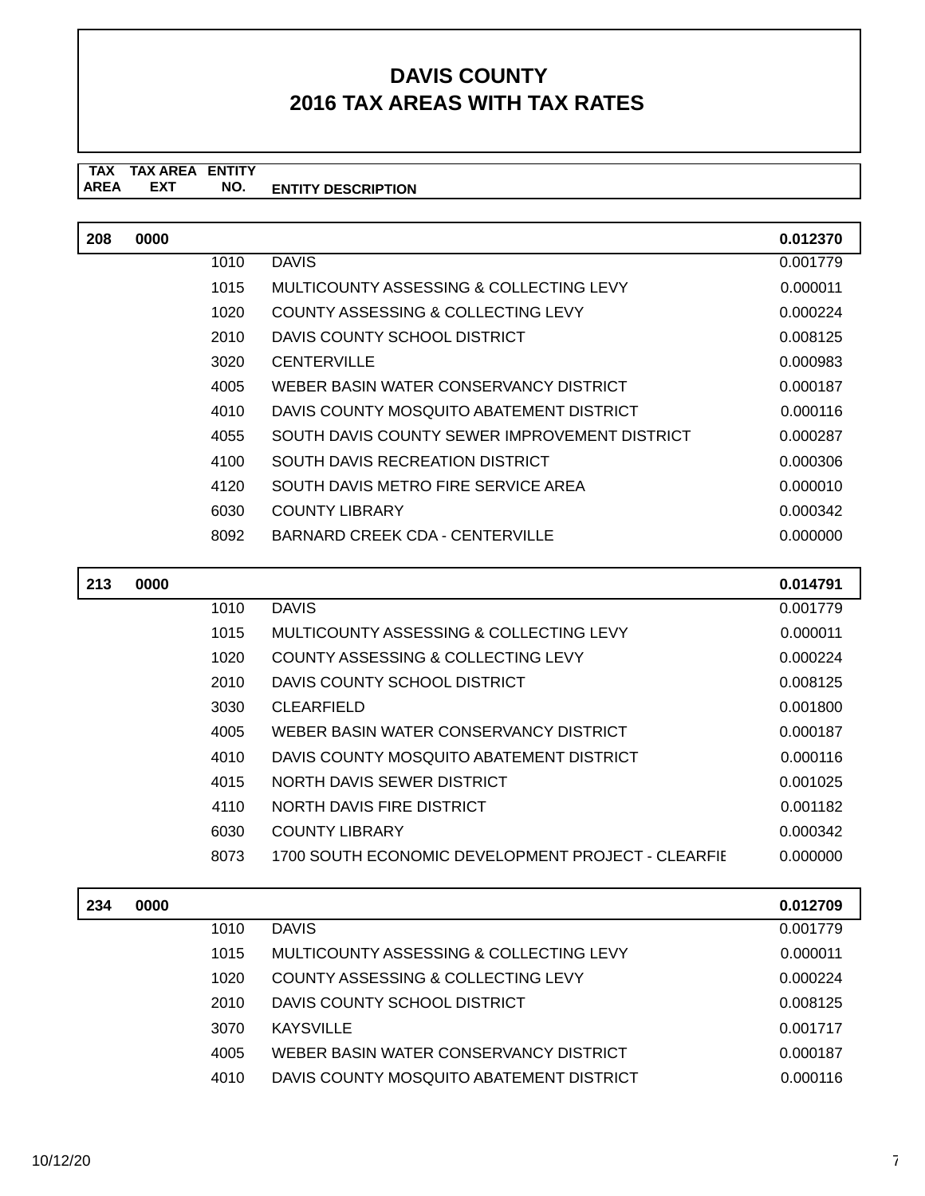# DAVIS COUNTY
# 2016 TAX AREAS WITH TAX RATES

| TAX AREA | TAX AREA EXT | ENTITY NO. | ENTITY DESCRIPTION | |
|---|---|---|---|---|
| **208** | **0000** | | | **0.012370** |
| | | 1010 | DAVIS | 0.001779 |
| | | 1015 | MULTICOUNTY ASSESSING & COLLECTING LEVY | 0.000011 |
| | | 1020 | COUNTY ASSESSING & COLLECTING LEVY | 0.000224 |
| | | 2010 | DAVIS COUNTY SCHOOL DISTRICT | 0.008125 |
| | | 3020 | CENTERVILLE | 0.000983 |
| | | 4005 | WEBER BASIN WATER CONSERVANCY DISTRICT | 0.000187 |
| | | 4010 | DAVIS COUNTY MOSQUITO ABATEMENT DISTRICT | 0.000116 |
| | | 4055 | SOUTH DAVIS COUNTY SEWER IMPROVEMENT DISTRICT | 0.000287 |
| | | 4100 | SOUTH DAVIS RECREATION DISTRICT | 0.000306 |
| | | 4120 | SOUTH DAVIS METRO FIRE SERVICE AREA | 0.000010 |
| | | 6030 | COUNTY LIBRARY | 0.000342 |
| | | 8092 | BARNARD CREEK CDA - CENTERVILLE | 0.000000 |
| **213** | **0000** | | | **0.014791** |
| | | 1010 | DAVIS | 0.001779 |
| | | 1015 | MULTICOUNTY ASSESSING & COLLECTING LEVY | 0.000011 |
| | | 1020 | COUNTY ASSESSING & COLLECTING LEVY | 0.000224 |
| | | 2010 | DAVIS COUNTY SCHOOL DISTRICT | 0.008125 |
| | | 3030 | CLEARFIELD | 0.001800 |
| | | 4005 | WEBER BASIN WATER CONSERVANCY DISTRICT | 0.000187 |
| | | 4010 | DAVIS COUNTY MOSQUITO ABATEMENT DISTRICT | 0.000116 |
| | | 4015 | NORTH DAVIS SEWER DISTRICT | 0.001025 |
| | | 4110 | NORTH DAVIS FIRE DISTRICT | 0.001182 |
| | | 6030 | COUNTY LIBRARY | 0.000342 |
| | | 8073 | 1700 SOUTH ECONOMIC DEVELOPMENT PROJECT - CLEARFIE | 0.000000 |
| **234** | **0000** | | | **0.012709** |
| | | 1010 | DAVIS | 0.001779 |
| | | 1015 | MULTICOUNTY ASSESSING & COLLECTING LEVY | 0.000011 |
| | | 1020 | COUNTY ASSESSING & COLLECTING LEVY | 0.000224 |
| | | 2010 | DAVIS COUNTY SCHOOL DISTRICT | 0.008125 |
| | | 3070 | KAYSVILLE | 0.001717 |
| | | 4005 | WEBER BASIN WATER CONSERVANCY DISTRICT | 0.000187 |
| | | 4010 | DAVIS COUNTY MOSQUITO ABATEMENT DISTRICT | 0.000116 |

10/12/20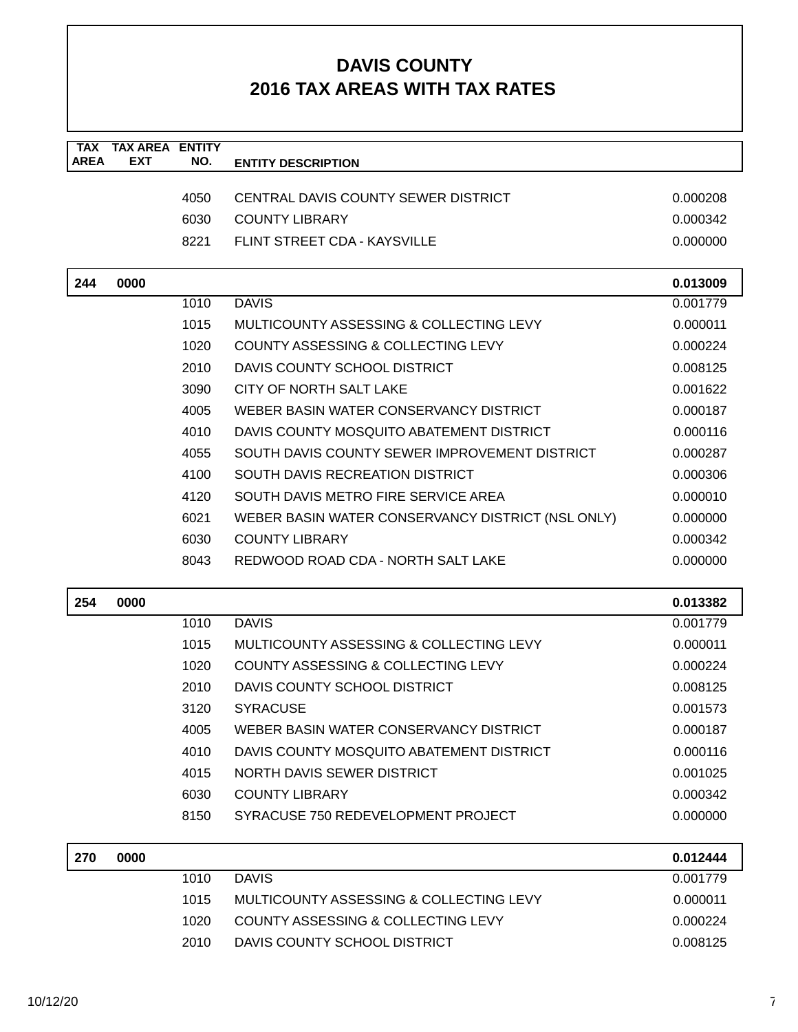# DAVIS COUNTY
# 2016 TAX AREAS WITH TAX RATES

| TAX AREA | TAX AREA EXT | ENTITY NO. | ENTITY DESCRIPTION | |
|---|---|---|---|---|
| | | 4050 | CENTRAL DAVIS COUNTY SEWER DISTRICT | 0.000208 |
| | | 6030 | COUNTY LIBRARY | 0.000342 |
| | | 8221 | FLINT STREET CDA - KAYSVILLE | 0.000000 |
| **244** | **0000** | | | **0.013009** |
| | | 1010 | DAVIS | 0.001779 |
| | | 1015 | MULTICOUNTY ASSESSING & COLLECTING LEVY | 0.000011 |
| | | 1020 | COUNTY ASSESSING & COLLECTING LEVY | 0.000224 |
| | | 2010 | DAVIS COUNTY SCHOOL DISTRICT | 0.008125 |
| | | 3090 | CITY OF NORTH SALT LAKE | 0.001622 |
| | | 4005 | WEBER BASIN WATER CONSERVANCY DISTRICT | 0.000187 |
| | | 4010 | DAVIS COUNTY MOSQUITO ABATEMENT DISTRICT | 0.000116 |
| | | 4055 | SOUTH DAVIS COUNTY SEWER IMPROVEMENT DISTRICT | 0.000287 |
| | | 4100 | SOUTH DAVIS RECREATION DISTRICT | 0.000306 |
| | | 4120 | SOUTH DAVIS METRO FIRE SERVICE AREA | 0.000010 |
| | | 6021 | WEBER BASIN WATER CONSERVANCY DISTRICT (NSL ONLY) | 0.000000 |
| | | 6030 | COUNTY LIBRARY | 0.000342 |
| | | 8043 | REDWOOD ROAD CDA - NORTH SALT LAKE | 0.000000 |
| **254** | **0000** | | | **0.013382** |
| | | 1010 | DAVIS | 0.001779 |
| | | 1015 | MULTICOUNTY ASSESSING & COLLECTING LEVY | 0.000011 |
| | | 1020 | COUNTY ASSESSING & COLLECTING LEVY | 0.000224 |
| | | 2010 | DAVIS COUNTY SCHOOL DISTRICT | 0.008125 |
| | | 3120 | SYRACUSE | 0.001573 |
| | | 4005 | WEBER BASIN WATER CONSERVANCY DISTRICT | 0.000187 |
| | | 4010 | DAVIS COUNTY MOSQUITO ABATEMENT DISTRICT | 0.000116 |
| | | 4015 | NORTH DAVIS SEWER DISTRICT | 0.001025 |
| | | 6030 | COUNTY LIBRARY | 0.000342 |
| | | 8150 | SYRACUSE 750 REDEVELOPMENT PROJECT | 0.000000 |
| **270** | **0000** | | | **0.012444** |
| | | 1010 | DAVIS | 0.001779 |
| | | 1015 | MULTICOUNTY ASSESSING & COLLECTING LEVY | 0.000011 |
| | | 1020 | COUNTY ASSESSING & COLLECTING LEVY | 0.000224 |
| | | 2010 | DAVIS COUNTY SCHOOL DISTRICT | 0.008125 |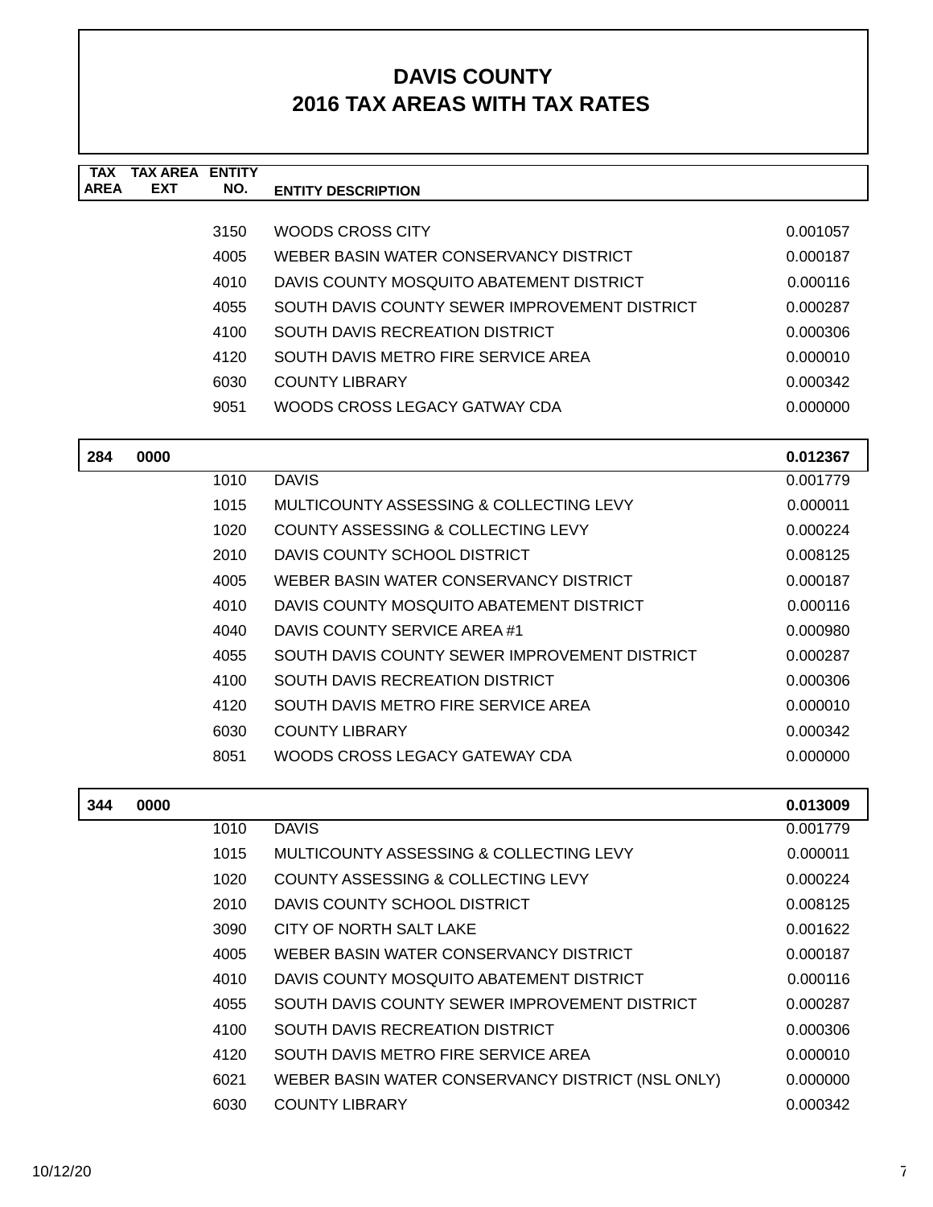# DAVIS COUNTY
# 2016 TAX AREAS WITH TAX RATES

| TAX AREA | TAX AREA EXT | ENTITY NO. | ENTITY DESCRIPTION | |
|---|---|---|---|---|
| | | 3150 | WOODS CROSS CITY | 0.001057 |
| | | 4005 | WEBER BASIN WATER CONSERVANCY DISTRICT | 0.000187 |
| | | 4010 | DAVIS COUNTY MOSQUITO ABATEMENT DISTRICT | 0.000116 |
| | | 4055 | SOUTH DAVIS COUNTY SEWER IMPROVEMENT DISTRICT | 0.000287 |
| | | 4100 | SOUTH DAVIS RECREATION DISTRICT | 0.000306 |
| | | 4120 | SOUTH DAVIS METRO FIRE SERVICE AREA | 0.000010 |
| | | 6030 | COUNTY LIBRARY | 0.000342 |
| | | 9051 | WOODS CROSS LEGACY GATWAY CDA | 0.000000 |
| **284** | **0000** | | | **0.012367** |
| | | 1010 | DAVIS | 0.001779 |
| | | 1015 | MULTICOUNTY ASSESSING & COLLECTING LEVY | 0.000011 |
| | | 1020 | COUNTY ASSESSING & COLLECTING LEVY | 0.000224 |
| | | 2010 | DAVIS COUNTY SCHOOL DISTRICT | 0.008125 |
| | | 4005 | WEBER BASIN WATER CONSERVANCY DISTRICT | 0.000187 |
| | | 4010 | DAVIS COUNTY MOSQUITO ABATEMENT DISTRICT | 0.000116 |
| | | 4040 | DAVIS COUNTY SERVICE AREA #1 | 0.000980 |
| | | 4055 | SOUTH DAVIS COUNTY SEWER IMPROVEMENT DISTRICT | 0.000287 |
| | | 4100 | SOUTH DAVIS RECREATION DISTRICT | 0.000306 |
| | | 4120 | SOUTH DAVIS METRO FIRE SERVICE AREA | 0.000010 |
| | | 6030 | COUNTY LIBRARY | 0.000342 |
| | | 8051 | WOODS CROSS LEGACY GATEWAY CDA | 0.000000 |
| **344** | **0000** | | | **0.013009** |
| | | 1010 | DAVIS | 0.001779 |
| | | 1015 | MULTICOUNTY ASSESSING & COLLECTING LEVY | 0.000011 |
| | | 1020 | COUNTY ASSESSING & COLLECTING LEVY | 0.000224 |
| | | 2010 | DAVIS COUNTY SCHOOL DISTRICT | 0.008125 |
| | | 3090 | CITY OF NORTH SALT LAKE | 0.001622 |
| | | 4005 | WEBER BASIN WATER CONSERVANCY DISTRICT | 0.000187 |
| | | 4010 | DAVIS COUNTY MOSQUITO ABATEMENT DISTRICT | 0.000116 |
| | | 4055 | SOUTH DAVIS COUNTY SEWER IMPROVEMENT DISTRICT | 0.000287 |
| | | 4100 | SOUTH DAVIS RECREATION DISTRICT | 0.000306 |
| | | 4120 | SOUTH DAVIS METRO FIRE SERVICE AREA | 0.000010 |
| | | 6021 | WEBER BASIN WATER CONSERVANCY DISTRICT (NSL ONLY) | 0.000000 |
| | | 6030 | COUNTY LIBRARY | 0.000342 |

10/12/20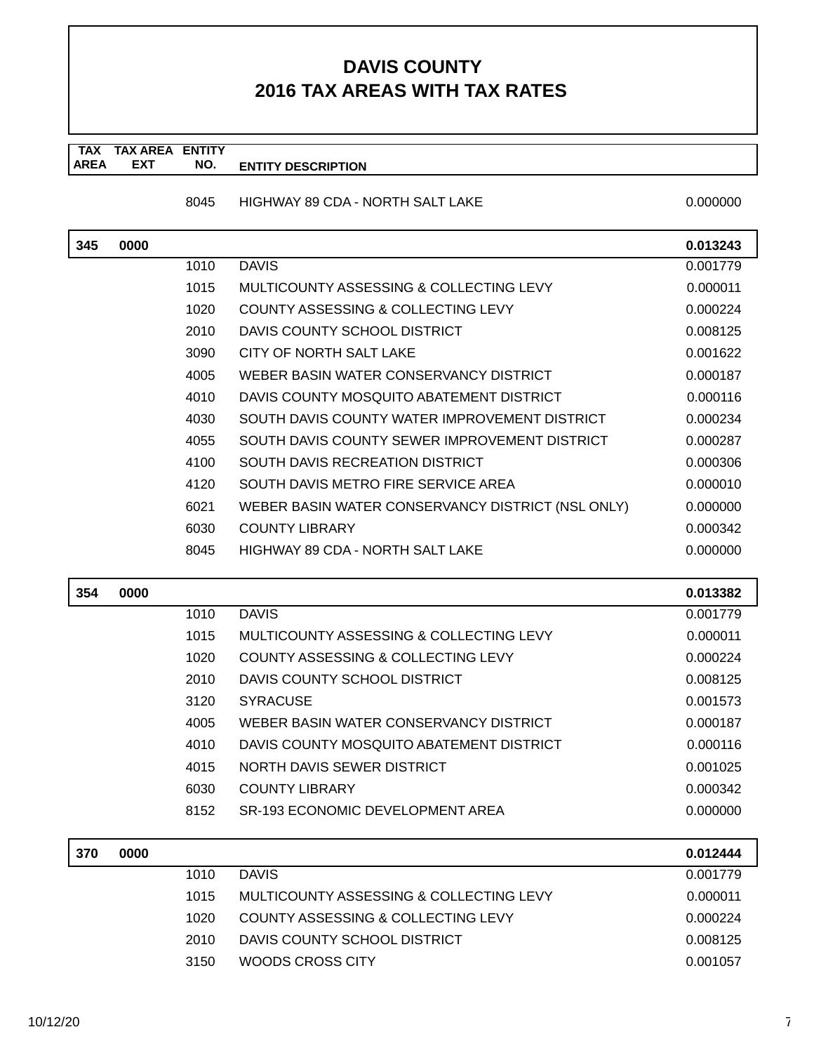# DAVIS COUNTY
# 2016 TAX AREAS WITH TAX RATES

| TAX AREA | TAX AREA EXT | ENTITY NO. | ENTITY DESCRIPTION | |
|---|---|---|---|---|
| | | 8045 | HIGHWAY 89 CDA - NORTH SALT LAKE | 0.000000 |
| **345** | **0000** | | | **0.013243** |
| | | 1010 | DAVIS | 0.001779 |
| | | 1015 | MULTICOUNTY ASSESSING & COLLECTING LEVY | 0.000011 |
| | | 1020 | COUNTY ASSESSING & COLLECTING LEVY | 0.000224 |
| | | 2010 | DAVIS COUNTY SCHOOL DISTRICT | 0.008125 |
| | | 3090 | CITY OF NORTH SALT LAKE | 0.001622 |
| | | 4005 | WEBER BASIN WATER CONSERVANCY DISTRICT | 0.000187 |
| | | 4010 | DAVIS COUNTY MOSQUITO ABATEMENT DISTRICT | 0.000116 |
| | | 4030 | SOUTH DAVIS COUNTY WATER IMPROVEMENT DISTRICT | 0.000234 |
| | | 4055 | SOUTH DAVIS COUNTY SEWER IMPROVEMENT DISTRICT | 0.000287 |
| | | 4100 | SOUTH DAVIS RECREATION DISTRICT | 0.000306 |
| | | 4120 | SOUTH DAVIS METRO FIRE SERVICE AREA | 0.000010 |
| | | 6021 | WEBER BASIN WATER CONSERVANCY DISTRICT (NSL ONLY) | 0.000000 |
| | | 6030 | COUNTY LIBRARY | 0.000342 |
| | | 8045 | HIGHWAY 89 CDA - NORTH SALT LAKE | 0.000000 |
| **354** | **0000** | | | **0.013382** |
| | | 1010 | DAVIS | 0.001779 |
| | | 1015 | MULTICOUNTY ASSESSING & COLLECTING LEVY | 0.000011 |
| | | 1020 | COUNTY ASSESSING & COLLECTING LEVY | 0.000224 |
| | | 2010 | DAVIS COUNTY SCHOOL DISTRICT | 0.008125 |
| | | 3120 | SYRACUSE | 0.001573 |
| | | 4005 | WEBER BASIN WATER CONSERVANCY DISTRICT | 0.000187 |
| | | 4010 | DAVIS COUNTY MOSQUITO ABATEMENT DISTRICT | 0.000116 |
| | | 4015 | NORTH DAVIS SEWER DISTRICT | 0.001025 |
| | | 6030 | COUNTY LIBRARY | 0.000342 |
| | | 8152 | SR-193 ECONOMIC DEVELOPMENT AREA | 0.000000 |
| **370** | **0000** | | | **0.012444** |
| | | 1010 | DAVIS | 0.001779 |
| | | 1015 | MULTICOUNTY ASSESSING & COLLECTING LEVY | 0.000011 |
| | | 1020 | COUNTY ASSESSING & COLLECTING LEVY | 0.000224 |
| | | 2010 | DAVIS COUNTY SCHOOL DISTRICT | 0.008125 |
| | | 3150 | WOODS CROSS CITY | 0.001057 |

10/12/20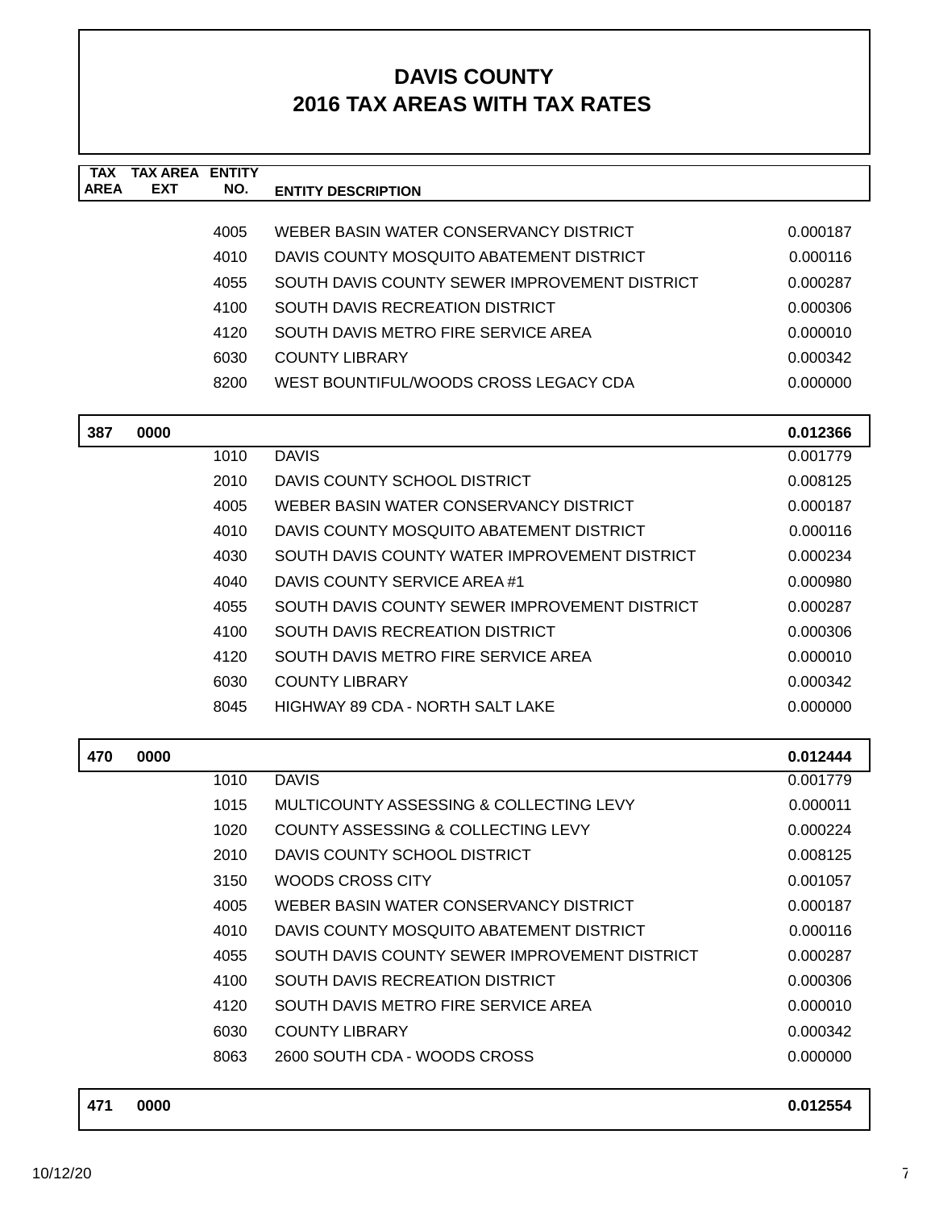# DAVIS COUNTY
# 2016 TAX AREAS WITH TAX RATES

| TAX AREA | TAX AREA EXT | ENTITY NO. | ENTITY DESCRIPTION | |
|---|---|---|---|---|
| | | 4005 | WEBER BASIN WATER CONSERVANCY DISTRICT | 0.000187 |
| | | 4010 | DAVIS COUNTY MOSQUITO ABATEMENT DISTRICT | 0.000116 |
| | | 4055 | SOUTH DAVIS COUNTY SEWER IMPROVEMENT DISTRICT | 0.000287 |
| | | 4100 | SOUTH DAVIS RECREATION DISTRICT | 0.000306 |
| | | 4120 | SOUTH DAVIS METRO FIRE SERVICE AREA | 0.000010 |
| | | 6030 | COUNTY LIBRARY | 0.000342 |
| | | 8200 | WEST BOUNTIFUL/WOODS CROSS LEGACY CDA | 0.000000 |
| **387** | **0000** | | | **0.012366** |
| | | 1010 | DAVIS | 0.001779 |
| | | 2010 | DAVIS COUNTY SCHOOL DISTRICT | 0.008125 |
| | | 4005 | WEBER BASIN WATER CONSERVANCY DISTRICT | 0.000187 |
| | | 4010 | DAVIS COUNTY MOSQUITO ABATEMENT DISTRICT | 0.000116 |
| | | 4030 | SOUTH DAVIS COUNTY WATER IMPROVEMENT DISTRICT | 0.000234 |
| | | 4040 | DAVIS COUNTY SERVICE AREA #1 | 0.000980 |
| | | 4055 | SOUTH DAVIS COUNTY SEWER IMPROVEMENT DISTRICT | 0.000287 |
| | | 4100 | SOUTH DAVIS RECREATION DISTRICT | 0.000306 |
| | | 4120 | SOUTH DAVIS METRO FIRE SERVICE AREA | 0.000010 |
| | | 6030 | COUNTY LIBRARY | 0.000342 |
| | | 8045 | HIGHWAY 89 CDA - NORTH SALT LAKE | 0.000000 |
| **470** | **0000** | | | **0.012444** |
| | | 1010 | DAVIS | 0.001779 |
| | | 1015 | MULTICOUNTY ASSESSING & COLLECTING LEVY | 0.000011 |
| | | 1020 | COUNTY ASSESSING & COLLECTING LEVY | 0.000224 |
| | | 2010 | DAVIS COUNTY SCHOOL DISTRICT | 0.008125 |
| | | 3150 | WOODS CROSS CITY | 0.001057 |
| | | 4005 | WEBER BASIN WATER CONSERVANCY DISTRICT | 0.000187 |
| | | 4010 | DAVIS COUNTY MOSQUITO ABATEMENT DISTRICT | 0.000116 |
| | | 4055 | SOUTH DAVIS COUNTY SEWER IMPROVEMENT DISTRICT | 0.000287 |
| | | 4100 | SOUTH DAVIS RECREATION DISTRICT | 0.000306 |
| | | 4120 | SOUTH DAVIS METRO FIRE SERVICE AREA | 0.000010 |
| | | 6030 | COUNTY LIBRARY | 0.000342 |
| | | 8063 | 2600 SOUTH CDA - WOODS CROSS | 0.000000 |
| **471** | **0000** | | | **0.012554** |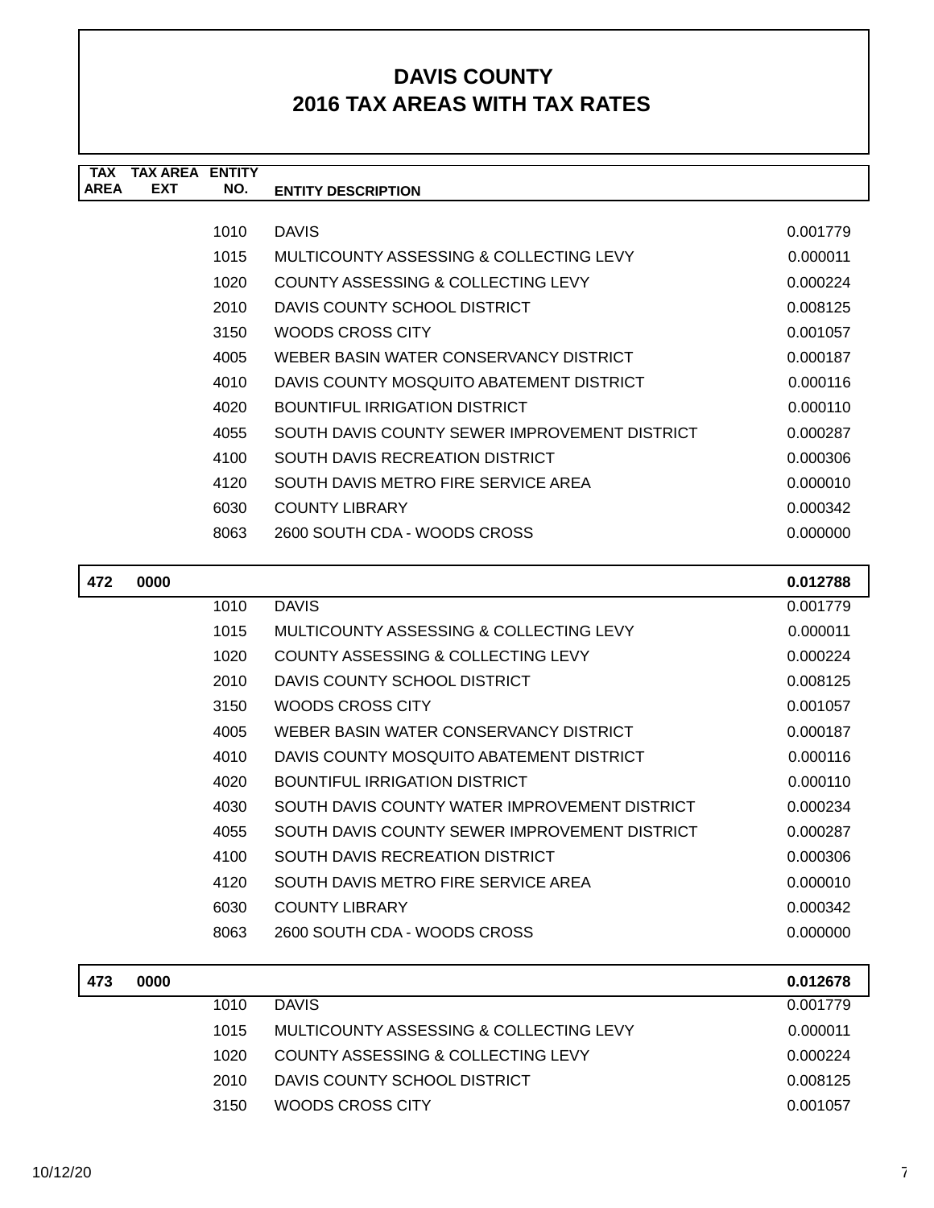# DAVIS COUNTY
# 2016 TAX AREAS WITH TAX RATES

| TAX AREA | TAX AREA EXT | ENTITY NO. | ENTITY DESCRIPTION | |
|---|---|---|---|---|
| | | 1010 | DAVIS | 0.001779 |
| | | 1015 | MULTICOUNTY ASSESSING & COLLECTING LEVY | 0.000011 |
| | | 1020 | COUNTY ASSESSING & COLLECTING LEVY | 0.000224 |
| | | 2010 | DAVIS COUNTY SCHOOL DISTRICT | 0.008125 |
| | | 3150 | WOODS CROSS CITY | 0.001057 |
| | | 4005 | WEBER BASIN WATER CONSERVANCY DISTRICT | 0.000187 |
| | | 4010 | DAVIS COUNTY MOSQUITO ABATEMENT DISTRICT | 0.000116 |
| | | 4020 | BOUNTIFUL IRRIGATION DISTRICT | 0.000110 |
| | | 4055 | SOUTH DAVIS COUNTY SEWER IMPROVEMENT DISTRICT | 0.000287 |
| | | 4100 | SOUTH DAVIS RECREATION DISTRICT | 0.000306 |
| | | 4120 | SOUTH DAVIS METRO FIRE SERVICE AREA | 0.000010 |
| | | 6030 | COUNTY LIBRARY | 0.000342 |
| | | 8063 | 2600 SOUTH CDA - WOODS CROSS | 0.000000 |
| **472** | **0000** | | | **0.012788** |
| | | 1010 | DAVIS | 0.001779 |
| | | 1015 | MULTICOUNTY ASSESSING & COLLECTING LEVY | 0.000011 |
| | | 1020 | COUNTY ASSESSING & COLLECTING LEVY | 0.000224 |
| | | 2010 | DAVIS COUNTY SCHOOL DISTRICT | 0.008125 |
| | | 3150 | WOODS CROSS CITY | 0.001057 |
| | | 4005 | WEBER BASIN WATER CONSERVANCY DISTRICT | 0.000187 |
| | | 4010 | DAVIS COUNTY MOSQUITO ABATEMENT DISTRICT | 0.000116 |
| | | 4020 | BOUNTIFUL IRRIGATION DISTRICT | 0.000110 |
| | | 4030 | SOUTH DAVIS COUNTY WATER IMPROVEMENT DISTRICT | 0.000234 |
| | | 4055 | SOUTH DAVIS COUNTY SEWER IMPROVEMENT DISTRICT | 0.000287 |
| | | 4100 | SOUTH DAVIS RECREATION DISTRICT | 0.000306 |
| | | 4120 | SOUTH DAVIS METRO FIRE SERVICE AREA | 0.000010 |
| | | 6030 | COUNTY LIBRARY | 0.000342 |
| | | 8063 | 2600 SOUTH CDA - WOODS CROSS | 0.000000 |
| **473** | **0000** | | | **0.012678** |
| | | 1010 | DAVIS | 0.001779 |
| | | 1015 | MULTICOUNTY ASSESSING & COLLECTING LEVY | 0.000011 |
| | | 1020 | COUNTY ASSESSING & COLLECTING LEVY | 0.000224 |
| | | 2010 | DAVIS COUNTY SCHOOL DISTRICT | 0.008125 |
| | | 3150 | WOODS CROSS CITY | 0.001057 |

10/12/20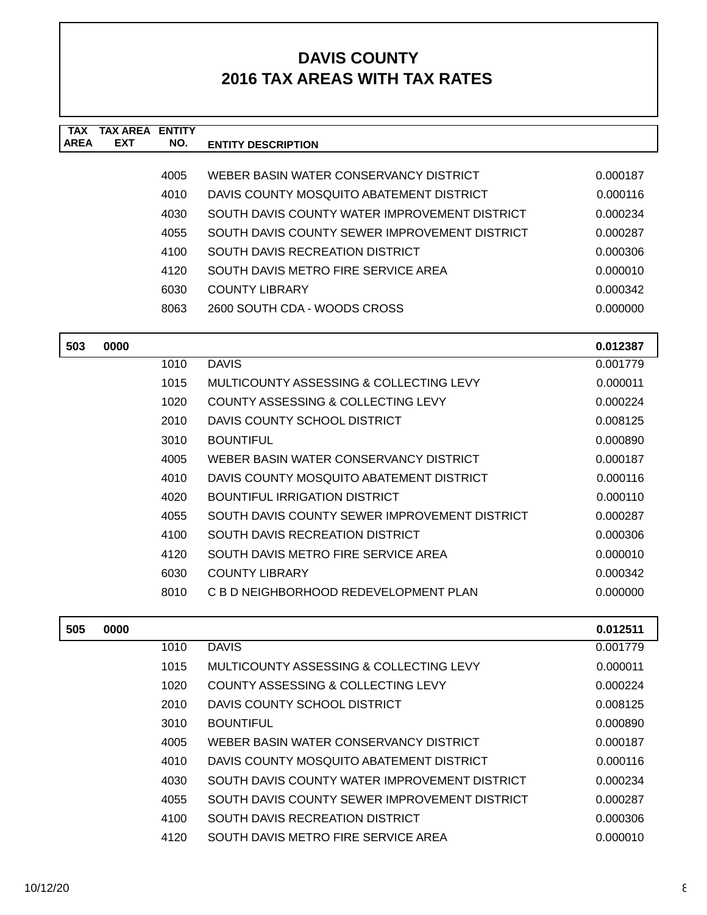# DAVIS COUNTY
# 2016 TAX AREAS WITH TAX RATES

| TAX AREA | TAX AREA EXT | ENTITY NO. | ENTITY DESCRIPTION | |
|---|---|---|---|---|
| | | 4005 | WEBER BASIN WATER CONSERVANCY DISTRICT | 0.000187 |
| | | 4010 | DAVIS COUNTY MOSQUITO ABATEMENT DISTRICT | 0.000116 |
| | | 4030 | SOUTH DAVIS COUNTY WATER IMPROVEMENT DISTRICT | 0.000234 |
| | | 4055 | SOUTH DAVIS COUNTY SEWER IMPROVEMENT DISTRICT | 0.000287 |
| | | 4100 | SOUTH DAVIS RECREATION DISTRICT | 0.000306 |
| | | 4120 | SOUTH DAVIS METRO FIRE SERVICE AREA | 0.000010 |
| | | 6030 | COUNTY LIBRARY | 0.000342 |
| | | 8063 | 2600 SOUTH CDA - WOODS CROSS | 0.000000 |
| **503** | **0000** | | | **0.012387** |
| | | 1010 | DAVIS | 0.001779 |
| | | 1015 | MULTICOUNTY ASSESSING & COLLECTING LEVY | 0.000011 |
| | | 1020 | COUNTY ASSESSING & COLLECTING LEVY | 0.000224 |
| | | 2010 | DAVIS COUNTY SCHOOL DISTRICT | 0.008125 |
| | | 3010 | BOUNTIFUL | 0.000890 |
| | | 4005 | WEBER BASIN WATER CONSERVANCY DISTRICT | 0.000187 |
| | | 4010 | DAVIS COUNTY MOSQUITO ABATEMENT DISTRICT | 0.000116 |
| | | 4020 | BOUNTIFUL IRRIGATION DISTRICT | 0.000110 |
| | | 4055 | SOUTH DAVIS COUNTY SEWER IMPROVEMENT DISTRICT | 0.000287 |
| | | 4100 | SOUTH DAVIS RECREATION DISTRICT | 0.000306 |
| | | 4120 | SOUTH DAVIS METRO FIRE SERVICE AREA | 0.000010 |
| | | 6030 | COUNTY LIBRARY | 0.000342 |
| | | 8010 | C B D NEIGHBORHOOD REDEVELOPMENT PLAN | 0.000000 |
| **505** | **0000** | | | **0.012511** |
| | | 1010 | DAVIS | 0.001779 |
| | | 1015 | MULTICOUNTY ASSESSING & COLLECTING LEVY | 0.000011 |
| | | 1020 | COUNTY ASSESSING & COLLECTING LEVY | 0.000224 |
| | | 2010 | DAVIS COUNTY SCHOOL DISTRICT | 0.008125 |
| | | 3010 | BOUNTIFUL | 0.000890 |
| | | 4005 | WEBER BASIN WATER CONSERVANCY DISTRICT | 0.000187 |
| | | 4010 | DAVIS COUNTY MOSQUITO ABATEMENT DISTRICT | 0.000116 |
| | | 4030 | SOUTH DAVIS COUNTY WATER IMPROVEMENT DISTRICT | 0.000234 |
| | | 4055 | SOUTH DAVIS COUNTY SEWER IMPROVEMENT DISTRICT | 0.000287 |
| | | 4100 | SOUTH DAVIS RECREATION DISTRICT | 0.000306 |
| | | 4120 | SOUTH DAVIS METRO FIRE SERVICE AREA | 0.000010 |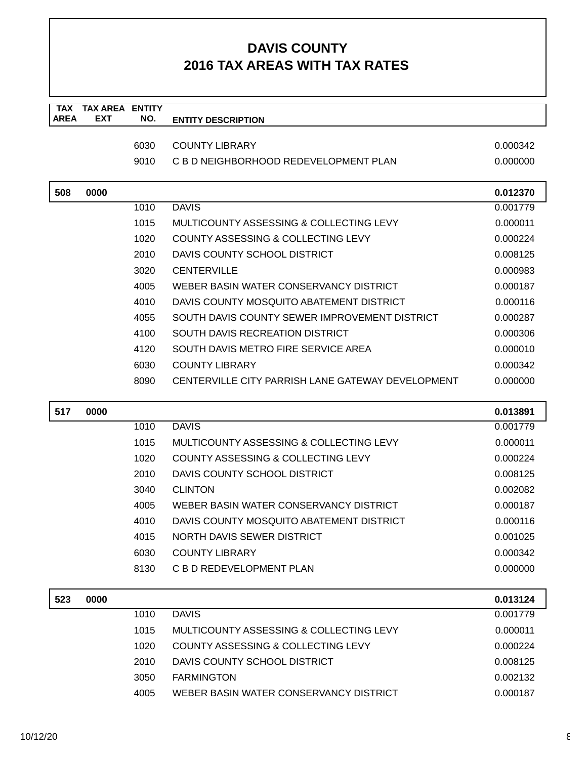# DAVIS COUNTY
# 2016 TAX AREAS WITH TAX RATES

| TAX AREA | TAX AREA EXT | ENTITY NO. | ENTITY DESCRIPTION | |
|---|---|---|---|---|
| | | 6030 | COUNTY LIBRARY | 0.000342 |
| | | 9010 | C B D NEIGHBORHOOD REDEVELOPMENT PLAN | 0.000000 |
| **508** | **0000** | | | **0.012370** |
| | | 1010 | DAVIS | 0.001779 |
| | | 1015 | MULTICOUNTY ASSESSING & COLLECTING LEVY | 0.000011 |
| | | 1020 | COUNTY ASSESSING & COLLECTING LEVY | 0.000224 |
| | | 2010 | DAVIS COUNTY SCHOOL DISTRICT | 0.008125 |
| | | 3020 | CENTERVILLE | 0.000983 |
| | | 4005 | WEBER BASIN WATER CONSERVANCY DISTRICT | 0.000187 |
| | | 4010 | DAVIS COUNTY MOSQUITO ABATEMENT DISTRICT | 0.000116 |
| | | 4055 | SOUTH DAVIS COUNTY SEWER IMPROVEMENT DISTRICT | 0.000287 |
| | | 4100 | SOUTH DAVIS RECREATION DISTRICT | 0.000306 |
| | | 4120 | SOUTH DAVIS METRO FIRE SERVICE AREA | 0.000010 |
| | | 6030 | COUNTY LIBRARY | 0.000342 |
| | | 8090 | CENTERVILLE CITY PARRISH LANE GATEWAY DEVELOPMENT | 0.000000 |
| **517** | **0000** | | | **0.013891** |
| | | 1010 | DAVIS | 0.001779 |
| | | 1015 | MULTICOUNTY ASSESSING & COLLECTING LEVY | 0.000011 |
| | | 1020 | COUNTY ASSESSING & COLLECTING LEVY | 0.000224 |
| | | 2010 | DAVIS COUNTY SCHOOL DISTRICT | 0.008125 |
| | | 3040 | CLINTON | 0.002082 |
| | | 4005 | WEBER BASIN WATER CONSERVANCY DISTRICT | 0.000187 |
| | | 4010 | DAVIS COUNTY MOSQUITO ABATEMENT DISTRICT | 0.000116 |
| | | 4015 | NORTH DAVIS SEWER DISTRICT | 0.001025 |
| | | 6030 | COUNTY LIBRARY | 0.000342 |
| | | 8130 | C B D REDEVELOPMENT PLAN | 0.000000 |
| **523** | **0000** | | | **0.013124** |
| | | 1010 | DAVIS | 0.001779 |
| | | 1015 | MULTICOUNTY ASSESSING & COLLECTING LEVY | 0.000011 |
| | | 1020 | COUNTY ASSESSING & COLLECTING LEVY | 0.000224 |
| | | 2010 | DAVIS COUNTY SCHOOL DISTRICT | 0.008125 |
| | | 3050 | FARMINGTON | 0.002132 |
| | | 4005 | WEBER BASIN WATER CONSERVANCY DISTRICT | 0.000187 |

10/12/20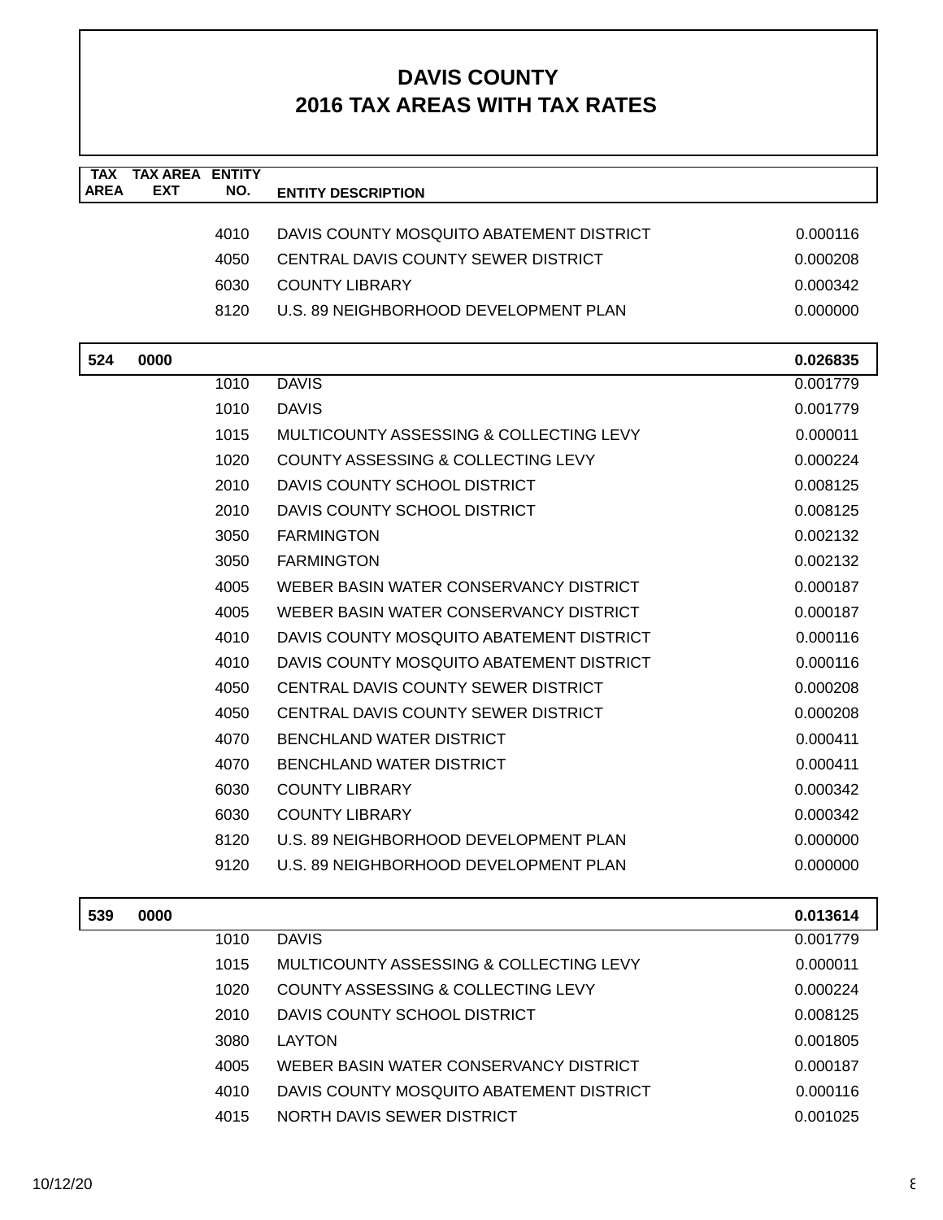# DAVIS COUNTY
## 2016 TAX AREAS WITH TAX RATES

| TAX AREA | TAX AREA EXT | ENTITY NO. | ENTITY DESCRIPTION | |
|---|---|---|---|---|
| | | 4010 | DAVIS COUNTY MOSQUITO ABATEMENT DISTRICT | 0.000116 |
| | | 4050 | CENTRAL DAVIS COUNTY SEWER DISTRICT | 0.000208 |
| | | 6030 | COUNTY LIBRARY | 0.000342 |
| | | 8120 | U.S. 89 NEIGHBORHOOD DEVELOPMENT PLAN | 0.000000 |
| **524** | **0000** | | | **0.026835** |
| | | 1010 | DAVIS | 0.001779 |
| | | 1010 | DAVIS | 0.001779 |
| | | 1015 | MULTICOUNTY ASSESSING & COLLECTING LEVY | 0.000011 |
| | | 1020 | COUNTY ASSESSING & COLLECTING LEVY | 0.000224 |
| | | 2010 | DAVIS COUNTY SCHOOL DISTRICT | 0.008125 |
| | | 2010 | DAVIS COUNTY SCHOOL DISTRICT | 0.008125 |
| | | 3050 | FARMINGTON | 0.002132 |
| | | 3050 | FARMINGTON | 0.002132 |
| | | 4005 | WEBER BASIN WATER CONSERVANCY DISTRICT | 0.000187 |
| | | 4005 | WEBER BASIN WATER CONSERVANCY DISTRICT | 0.000187 |
| | | 4010 | DAVIS COUNTY MOSQUITO ABATEMENT DISTRICT | 0.000116 |
| | | 4010 | DAVIS COUNTY MOSQUITO ABATEMENT DISTRICT | 0.000116 |
| | | 4050 | CENTRAL DAVIS COUNTY SEWER DISTRICT | 0.000208 |
| | | 4050 | CENTRAL DAVIS COUNTY SEWER DISTRICT | 0.000208 |
| | | 4070 | BENCHLAND WATER DISTRICT | 0.000411 |
| | | 4070 | BENCHLAND WATER DISTRICT | 0.000411 |
| | | 6030 | COUNTY LIBRARY | 0.000342 |
| | | 6030 | COUNTY LIBRARY | 0.000342 |
| | | 8120 | U.S. 89 NEIGHBORHOOD DEVELOPMENT PLAN | 0.000000 |
| | | 9120 | U.S. 89 NEIGHBORHOOD DEVELOPMENT PLAN | 0.000000 |
| **539** | **0000** | | | **0.013614** |
| | | 1010 | DAVIS | 0.001779 |
| | | 1015 | MULTICOUNTY ASSESSING & COLLECTING LEVY | 0.000011 |
| | | 1020 | COUNTY ASSESSING & COLLECTING LEVY | 0.000224 |
| | | 2010 | DAVIS COUNTY SCHOOL DISTRICT | 0.008125 |
| | | 3080 | LAYTON | 0.001805 |
| | | 4005 | WEBER BASIN WATER CONSERVANCY DISTRICT | 0.000187 |
| | | 4010 | DAVIS COUNTY MOSQUITO ABATEMENT DISTRICT | 0.000116 |
| | | 4015 | NORTH DAVIS SEWER DISTRICT | 0.001025 |

10/12/20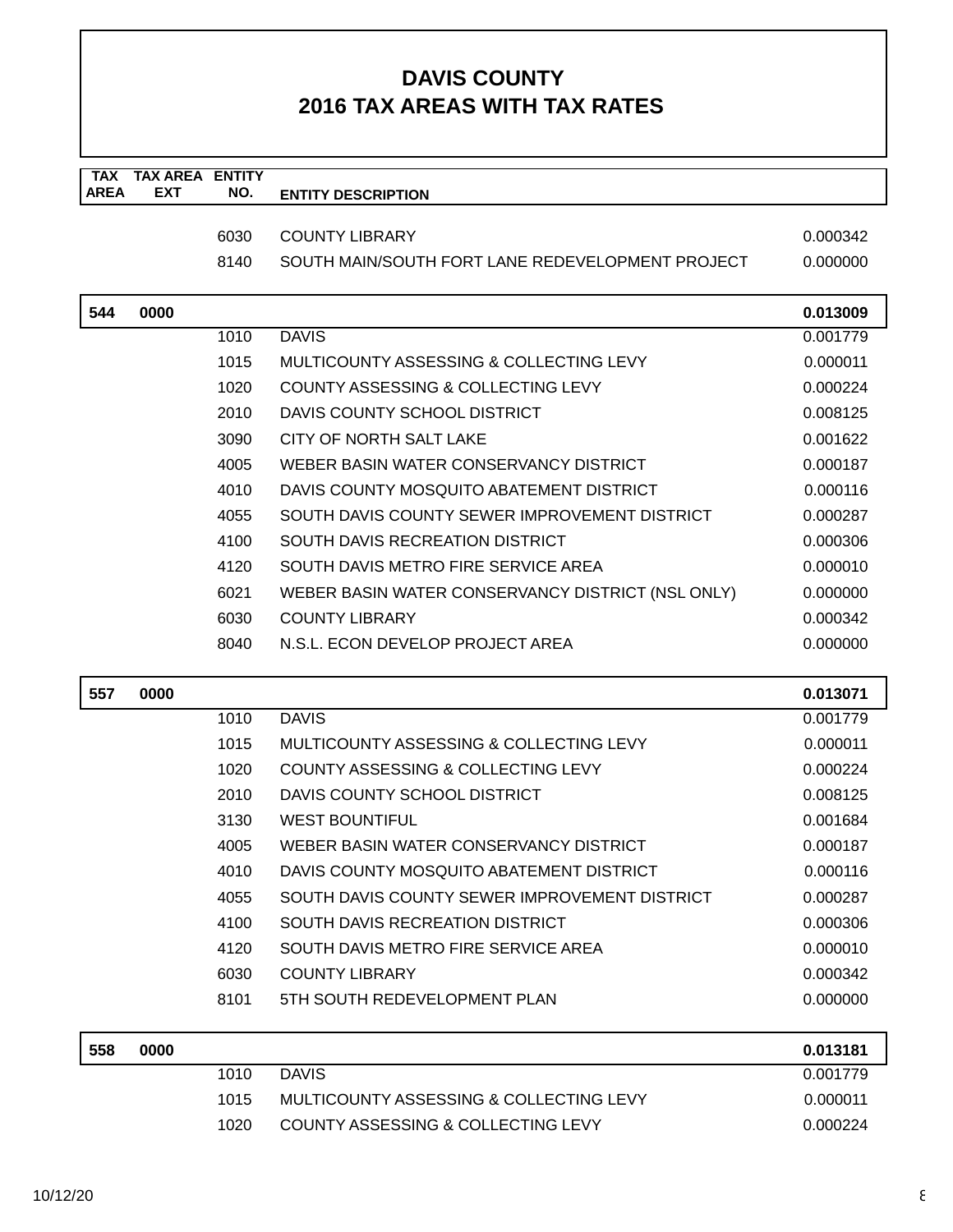# DAVIS COUNTY
# 2016 TAX AREAS WITH TAX RATES

| TAX AREA | TAX AREA EXT | ENTITY NO. | ENTITY DESCRIPTION | |
|---|---|---|---|---|
| | | 6030 | COUNTY LIBRARY | 0.000342 |
| | | 8140 | SOUTH MAIN/SOUTH FORT LANE REDEVELOPMENT PROJECT | 0.000000 |
| **544** | **0000** | | | **0.013009** |
| | | 1010 | DAVIS | 0.001779 |
| | | 1015 | MULTICOUNTY ASSESSING & COLLECTING LEVY | 0.000011 |
| | | 1020 | COUNTY ASSESSING & COLLECTING LEVY | 0.000224 |
| | | 2010 | DAVIS COUNTY SCHOOL DISTRICT | 0.008125 |
| | | 3090 | CITY OF NORTH SALT LAKE | 0.001622 |
| | | 4005 | WEBER BASIN WATER CONSERVANCY DISTRICT | 0.000187 |
| | | 4010 | DAVIS COUNTY MOSQUITO ABATEMENT DISTRICT | 0.000116 |
| | | 4055 | SOUTH DAVIS COUNTY SEWER IMPROVEMENT DISTRICT | 0.000287 |
| | | 4100 | SOUTH DAVIS RECREATION DISTRICT | 0.000306 |
| | | 4120 | SOUTH DAVIS METRO FIRE SERVICE AREA | 0.000010 |
| | | 6021 | WEBER BASIN WATER CONSERVANCY DISTRICT (NSL ONLY) | 0.000000 |
| | | 6030 | COUNTY LIBRARY | 0.000342 |
| | | 8040 | N.S.L. ECON DEVELOP PROJECT AREA | 0.000000 |
| **557** | **0000** | | | **0.013071** |
| | | 1010 | DAVIS | 0.001779 |
| | | 1015 | MULTICOUNTY ASSESSING & COLLECTING LEVY | 0.000011 |
| | | 1020 | COUNTY ASSESSING & COLLECTING LEVY | 0.000224 |
| | | 2010 | DAVIS COUNTY SCHOOL DISTRICT | 0.008125 |
| | | 3130 | WEST BOUNTIFUL | 0.001684 |
| | | 4005 | WEBER BASIN WATER CONSERVANCY DISTRICT | 0.000187 |
| | | 4010 | DAVIS COUNTY MOSQUITO ABATEMENT DISTRICT | 0.000116 |
| | | 4055 | SOUTH DAVIS COUNTY SEWER IMPROVEMENT DISTRICT | 0.000287 |
| | | 4100 | SOUTH DAVIS RECREATION DISTRICT | 0.000306 |
| | | 4120 | SOUTH DAVIS METRO FIRE SERVICE AREA | 0.000010 |
| | | 6030 | COUNTY LIBRARY | 0.000342 |
| | | 8101 | 5TH SOUTH REDEVELOPMENT PLAN | 0.000000 |
| **558** | **0000** | | | **0.013181** |
| | | 1010 | DAVIS | 0.001779 |
| | | 1015 | MULTICOUNTY ASSESSING & COLLECTING LEVY | 0.000011 |
| | | 1020 | COUNTY ASSESSING & COLLECTING LEVY | 0.000224 |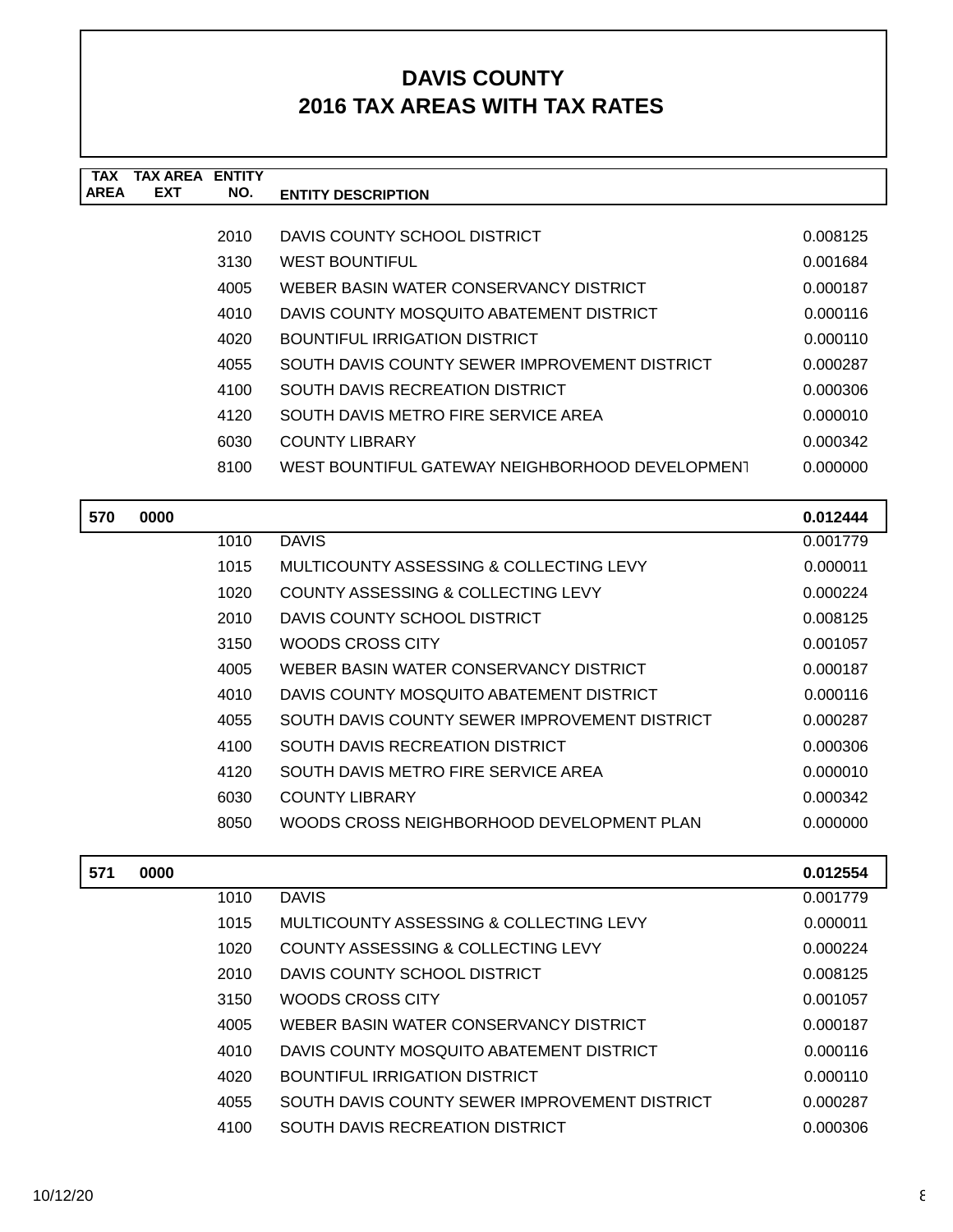# DAVIS COUNTY
# 2016 TAX AREAS WITH TAX RATES

| TAX AREA | TAX AREA EXT | ENTITY NO. | ENTITY DESCRIPTION | |
|---|---|---|---|---|
| | | 2010 | DAVIS COUNTY SCHOOL DISTRICT | 0.008125 |
| | | 3130 | WEST BOUNTIFUL | 0.001684 |
| | | 4005 | WEBER BASIN WATER CONSERVANCY DISTRICT | 0.000187 |
| | | 4010 | DAVIS COUNTY MOSQUITO ABATEMENT DISTRICT | 0.000116 |
| | | 4020 | BOUNTIFUL IRRIGATION DISTRICT | 0.000110 |
| | | 4055 | SOUTH DAVIS COUNTY SEWER IMPROVEMENT DISTRICT | 0.000287 |
| | | 4100 | SOUTH DAVIS RECREATION DISTRICT | 0.000306 |
| | | 4120 | SOUTH DAVIS METRO FIRE SERVICE AREA | 0.000010 |
| | | 6030 | COUNTY LIBRARY | 0.000342 |
| | | 8100 | WEST BOUNTIFUL GATEWAY NEIGHBORHOOD DEVELOPMENT | 0.000000 |
| **570** | **0000** | | | **0.012444** |
| | | 1010 | DAVIS | 0.001779 |
| | | 1015 | MULTICOUNTY ASSESSING & COLLECTING LEVY | 0.000011 |
| | | 1020 | COUNTY ASSESSING & COLLECTING LEVY | 0.000224 |
| | | 2010 | DAVIS COUNTY SCHOOL DISTRICT | 0.008125 |
| | | 3150 | WOODS CROSS CITY | 0.001057 |
| | | 4005 | WEBER BASIN WATER CONSERVANCY DISTRICT | 0.000187 |
| | | 4010 | DAVIS COUNTY MOSQUITO ABATEMENT DISTRICT | 0.000116 |
| | | 4055 | SOUTH DAVIS COUNTY SEWER IMPROVEMENT DISTRICT | 0.000287 |
| | | 4100 | SOUTH DAVIS RECREATION DISTRICT | 0.000306 |
| | | 4120 | SOUTH DAVIS METRO FIRE SERVICE AREA | 0.000010 |
| | | 6030 | COUNTY LIBRARY | 0.000342 |
| | | 8050 | WOODS CROSS NEIGHBORHOOD DEVELOPMENT PLAN | 0.000000 |
| **571** | **0000** | | | **0.012554** |
| | | 1010 | DAVIS | 0.001779 |
| | | 1015 | MULTICOUNTY ASSESSING & COLLECTING LEVY | 0.000011 |
| | | 1020 | COUNTY ASSESSING & COLLECTING LEVY | 0.000224 |
| | | 2010 | DAVIS COUNTY SCHOOL DISTRICT | 0.008125 |
| | | 3150 | WOODS CROSS CITY | 0.001057 |
| | | 4005 | WEBER BASIN WATER CONSERVANCY DISTRICT | 0.000187 |
| | | 4010 | DAVIS COUNTY MOSQUITO ABATEMENT DISTRICT | 0.000116 |
| | | 4020 | BOUNTIFUL IRRIGATION DISTRICT | 0.000110 |
| | | 4055 | SOUTH DAVIS COUNTY SEWER IMPROVEMENT DISTRICT | 0.000287 |
| | | 4100 | SOUTH DAVIS RECREATION DISTRICT | 0.000306 |

10/12/20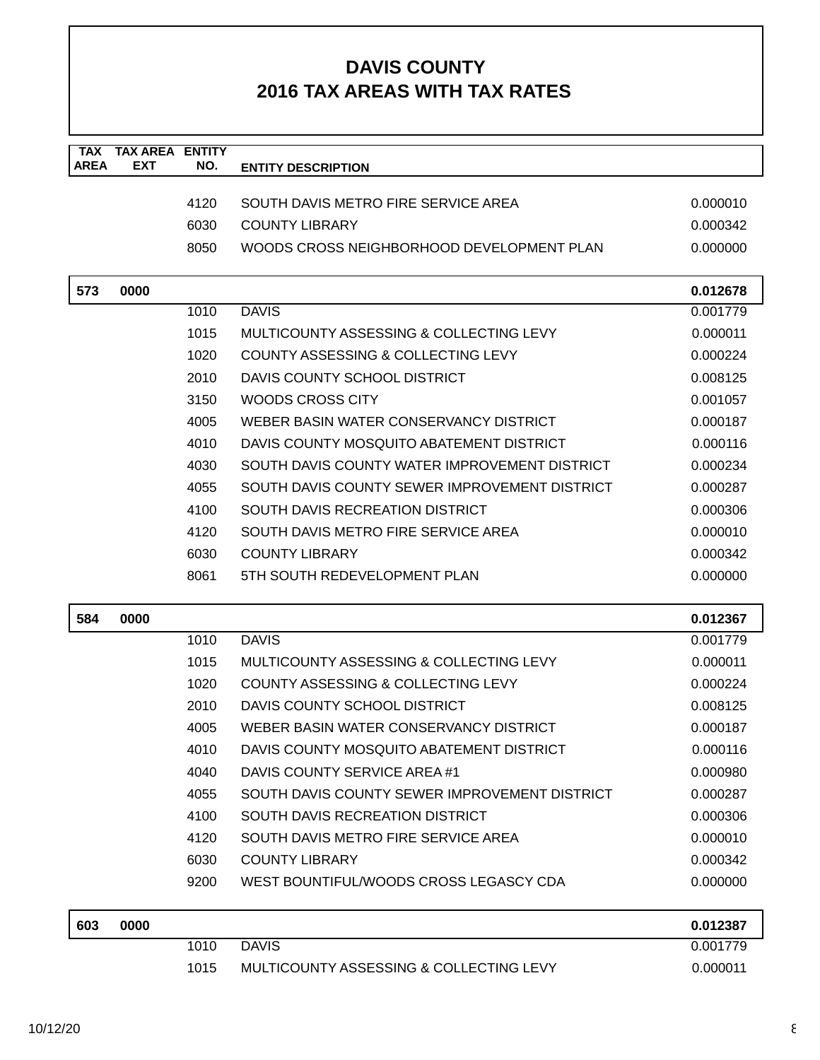# DAVIS COUNTY
# 2016 TAX AREAS WITH TAX RATES

| TAX AREA | TAX AREA EXT | ENTITY NO. | ENTITY DESCRIPTION | |
|---|---|---|---|---|
| | | 4120 | SOUTH DAVIS METRO FIRE SERVICE AREA | 0.000010 |
| | | 6030 | COUNTY LIBRARY | 0.000342 |
| | | 8050 | WOODS CROSS NEIGHBORHOOD DEVELOPMENT PLAN | 0.000000 |
| **573** | **0000** | | | **0.012678** |
| | | 1010 | DAVIS | 0.001779 |
| | | 1015 | MULTICOUNTY ASSESSING & COLLECTING LEVY | 0.000011 |
| | | 1020 | COUNTY ASSESSING & COLLECTING LEVY | 0.000224 |
| | | 2010 | DAVIS COUNTY SCHOOL DISTRICT | 0.008125 |
| | | 3150 | WOODS CROSS CITY | 0.001057 |
| | | 4005 | WEBER BASIN WATER CONSERVANCY DISTRICT | 0.000187 |
| | | 4010 | DAVIS COUNTY MOSQUITO ABATEMENT DISTRICT | 0.000116 |
| | | 4030 | SOUTH DAVIS COUNTY WATER IMPROVEMENT DISTRICT | 0.000234 |
| | | 4055 | SOUTH DAVIS COUNTY SEWER IMPROVEMENT DISTRICT | 0.000287 |
| | | 4100 | SOUTH DAVIS RECREATION DISTRICT | 0.000306 |
| | | 4120 | SOUTH DAVIS METRO FIRE SERVICE AREA | 0.000010 |
| | | 6030 | COUNTY LIBRARY | 0.000342 |
| | | 8061 | 5TH SOUTH REDEVELOPMENT PLAN | 0.000000 |
| **584** | **0000** | | | **0.012367** |
| | | 1010 | DAVIS | 0.001779 |
| | | 1015 | MULTICOUNTY ASSESSING & COLLECTING LEVY | 0.000011 |
| | | 1020 | COUNTY ASSESSING & COLLECTING LEVY | 0.000224 |
| | | 2010 | DAVIS COUNTY SCHOOL DISTRICT | 0.008125 |
| | | 4005 | WEBER BASIN WATER CONSERVANCY DISTRICT | 0.000187 |
| | | 4010 | DAVIS COUNTY MOSQUITO ABATEMENT DISTRICT | 0.000116 |
| | | 4040 | DAVIS COUNTY SERVICE AREA #1 | 0.000980 |
| | | 4055 | SOUTH DAVIS COUNTY SEWER IMPROVEMENT DISTRICT | 0.000287 |
| | | 4100 | SOUTH DAVIS RECREATION DISTRICT | 0.000306 |
| | | 4120 | SOUTH DAVIS METRO FIRE SERVICE AREA | 0.000010 |
| | | 6030 | COUNTY LIBRARY | 0.000342 |
| | | 9200 | WEST BOUNTIFUL/WOODS CROSS LEGASCY CDA | 0.000000 |
| **603** | **0000** | | | **0.012387** |
| | | 1010 | DAVIS | 0.001779 |
| | | 1015 | MULTICOUNTY ASSESSING & COLLECTING LEVY | 0.000011 |

10/12/20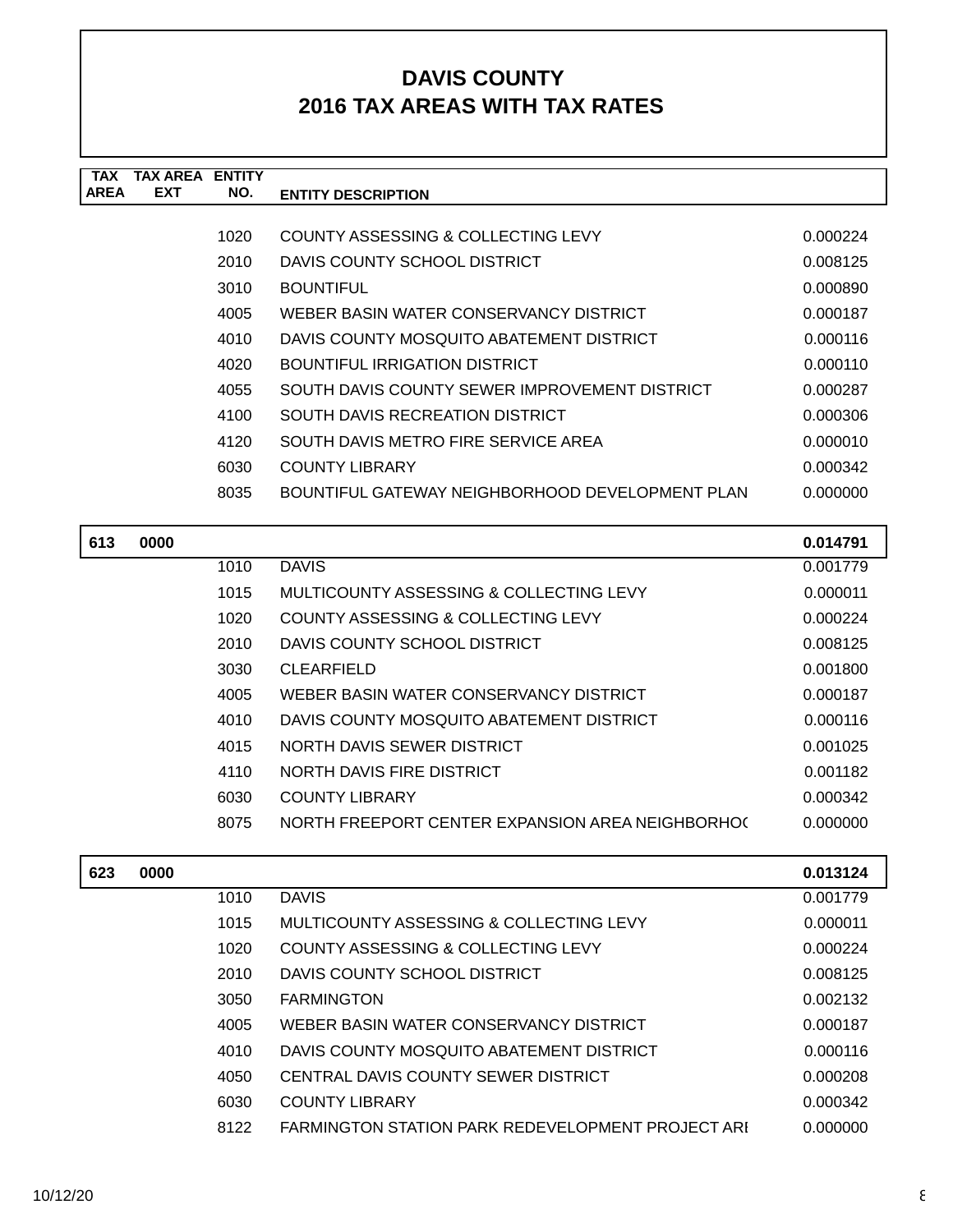# DAVIS COUNTY
# 2016 TAX AREAS WITH TAX RATES

| TAX AREA | TAX AREA EXT | ENTITY NO. | ENTITY DESCRIPTION | |
|---|---|---|---|---|
| | | 1020 | COUNTY ASSESSING & COLLECTING LEVY | 0.000224 |
| | | 2010 | DAVIS COUNTY SCHOOL DISTRICT | 0.008125 |
| | | 3010 | BOUNTIFUL | 0.000890 |
| | | 4005 | WEBER BASIN WATER CONSERVANCY DISTRICT | 0.000187 |
| | | 4010 | DAVIS COUNTY MOSQUITO ABATEMENT DISTRICT | 0.000116 |
| | | 4020 | BOUNTIFUL IRRIGATION DISTRICT | 0.000110 |
| | | 4055 | SOUTH DAVIS COUNTY SEWER IMPROVEMENT DISTRICT | 0.000287 |
| | | 4100 | SOUTH DAVIS RECREATION DISTRICT | 0.000306 |
| | | 4120 | SOUTH DAVIS METRO FIRE SERVICE AREA | 0.000010 |
| | | 6030 | COUNTY LIBRARY | 0.000342 |
| | | 8035 | BOUNTIFUL GATEWAY NEIGHBORHOOD DEVELOPMENT PLAN | 0.000000 |
| **613** | **0000** | | | **0.014791** |
| | | 1010 | DAVIS | 0.001779 |
| | | 1015 | MULTICOUNTY ASSESSING & COLLECTING LEVY | 0.000011 |
| | | 1020 | COUNTY ASSESSING & COLLECTING LEVY | 0.000224 |
| | | 2010 | DAVIS COUNTY SCHOOL DISTRICT | 0.008125 |
| | | 3030 | CLEARFIELD | 0.001800 |
| | | 4005 | WEBER BASIN WATER CONSERVANCY DISTRICT | 0.000187 |
| | | 4010 | DAVIS COUNTY MOSQUITO ABATEMENT DISTRICT | 0.000116 |
| | | 4015 | NORTH DAVIS SEWER DISTRICT | 0.001025 |
| | | 4110 | NORTH DAVIS FIRE DISTRICT | 0.001182 |
| | | 6030 | COUNTY LIBRARY | 0.000342 |
| | | 8075 | NORTH FREEPORT CENTER EXPANSION AREA NEIGHBORHO( | 0.000000 |
| **623** | **0000** | | | **0.013124** |
| | | 1010 | DAVIS | 0.001779 |
| | | 1015 | MULTICOUNTY ASSESSING & COLLECTING LEVY | 0.000011 |
| | | 1020 | COUNTY ASSESSING & COLLECTING LEVY | 0.000224 |
| | | 2010 | DAVIS COUNTY SCHOOL DISTRICT | 0.008125 |
| | | 3050 | FARMINGTON | 0.002132 |
| | | 4005 | WEBER BASIN WATER CONSERVANCY DISTRICT | 0.000187 |
| | | 4010 | DAVIS COUNTY MOSQUITO ABATEMENT DISTRICT | 0.000116 |
| | | 4050 | CENTRAL DAVIS COUNTY SEWER DISTRICT | 0.000208 |
| | | 6030 | COUNTY LIBRARY | 0.000342 |
| | | 8122 | FARMINGTON STATION PARK REDEVELOPMENT PROJECT ARI | 0.000000 |

10/12/20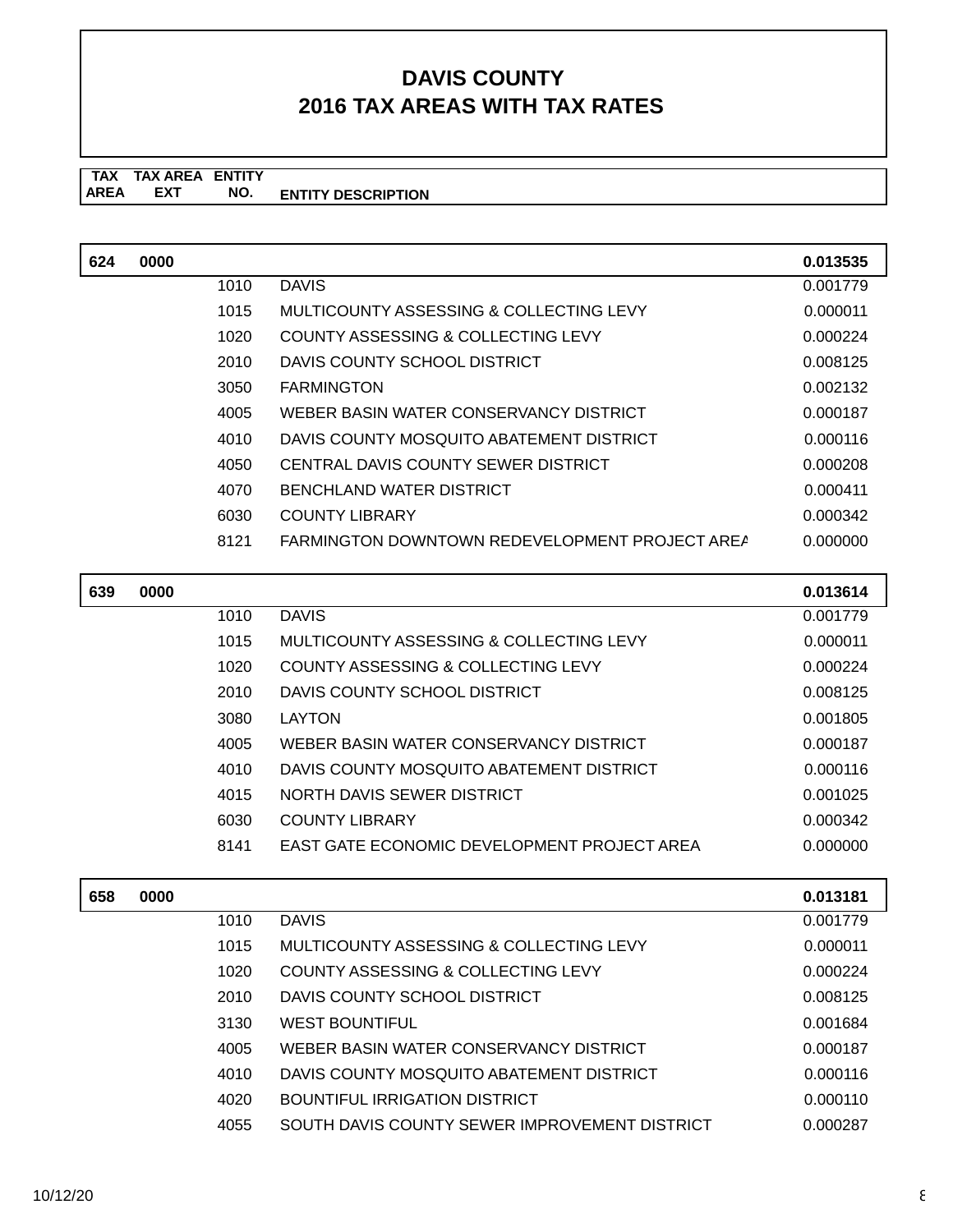# DAVIS COUNTY
# 2016 TAX AREAS WITH TAX RATES

| TAX AREA | TAX AREA EXT | ENTITY NO. | ENTITY DESCRIPTION | |
|---|---|---|---|---|
| **624** | **0000** | | | **0.013535** |
| | | 1010 | DAVIS | 0.001779 |
| | | 1015 | MULTICOUNTY ASSESSING & COLLECTING LEVY | 0.000011 |
| | | 1020 | COUNTY ASSESSING & COLLECTING LEVY | 0.000224 |
| | | 2010 | DAVIS COUNTY SCHOOL DISTRICT | 0.008125 |
| | | 3050 | FARMINGTON | 0.002132 |
| | | 4005 | WEBER BASIN WATER CONSERVANCY DISTRICT | 0.000187 |
| | | 4010 | DAVIS COUNTY MOSQUITO ABATEMENT DISTRICT | 0.000116 |
| | | 4050 | CENTRAL DAVIS COUNTY SEWER DISTRICT | 0.000208 |
| | | 4070 | BENCHLAND WATER DISTRICT | 0.000411 |
| | | 6030 | COUNTY LIBRARY | 0.000342 |
| | | 8121 | FARMINGTON DOWNTOWN REDEVELOPMENT PROJECT AREA | 0.000000 |
| **639** | **0000** | | | **0.013614** |
| | | 1010 | DAVIS | 0.001779 |
| | | 1015 | MULTICOUNTY ASSESSING & COLLECTING LEVY | 0.000011 |
| | | 1020 | COUNTY ASSESSING & COLLECTING LEVY | 0.000224 |
| | | 2010 | DAVIS COUNTY SCHOOL DISTRICT | 0.008125 |
| | | 3080 | LAYTON | 0.001805 |
| | | 4005 | WEBER BASIN WATER CONSERVANCY DISTRICT | 0.000187 |
| | | 4010 | DAVIS COUNTY MOSQUITO ABATEMENT DISTRICT | 0.000116 |
| | | 4015 | NORTH DAVIS SEWER DISTRICT | 0.001025 |
| | | 6030 | COUNTY LIBRARY | 0.000342 |
| | | 8141 | EAST GATE ECONOMIC DEVELOPMENT PROJECT AREA | 0.000000 |
| **658** | **0000** | | | **0.013181** |
| | | 1010 | DAVIS | 0.001779 |
| | | 1015 | MULTICOUNTY ASSESSING & COLLECTING LEVY | 0.000011 |
| | | 1020 | COUNTY ASSESSING & COLLECTING LEVY | 0.000224 |
| | | 2010 | DAVIS COUNTY SCHOOL DISTRICT | 0.008125 |
| | | 3130 | WEST BOUNTIFUL | 0.001684 |
| | | 4005 | WEBER BASIN WATER CONSERVANCY DISTRICT | 0.000187 |
| | | 4010 | DAVIS COUNTY MOSQUITO ABATEMENT DISTRICT | 0.000116 |
| | | 4020 | BOUNTIFUL IRRIGATION DISTRICT | 0.000110 |
| | | 4055 | SOUTH DAVIS COUNTY SEWER IMPROVEMENT DISTRICT | 0.000287 |

10/12/20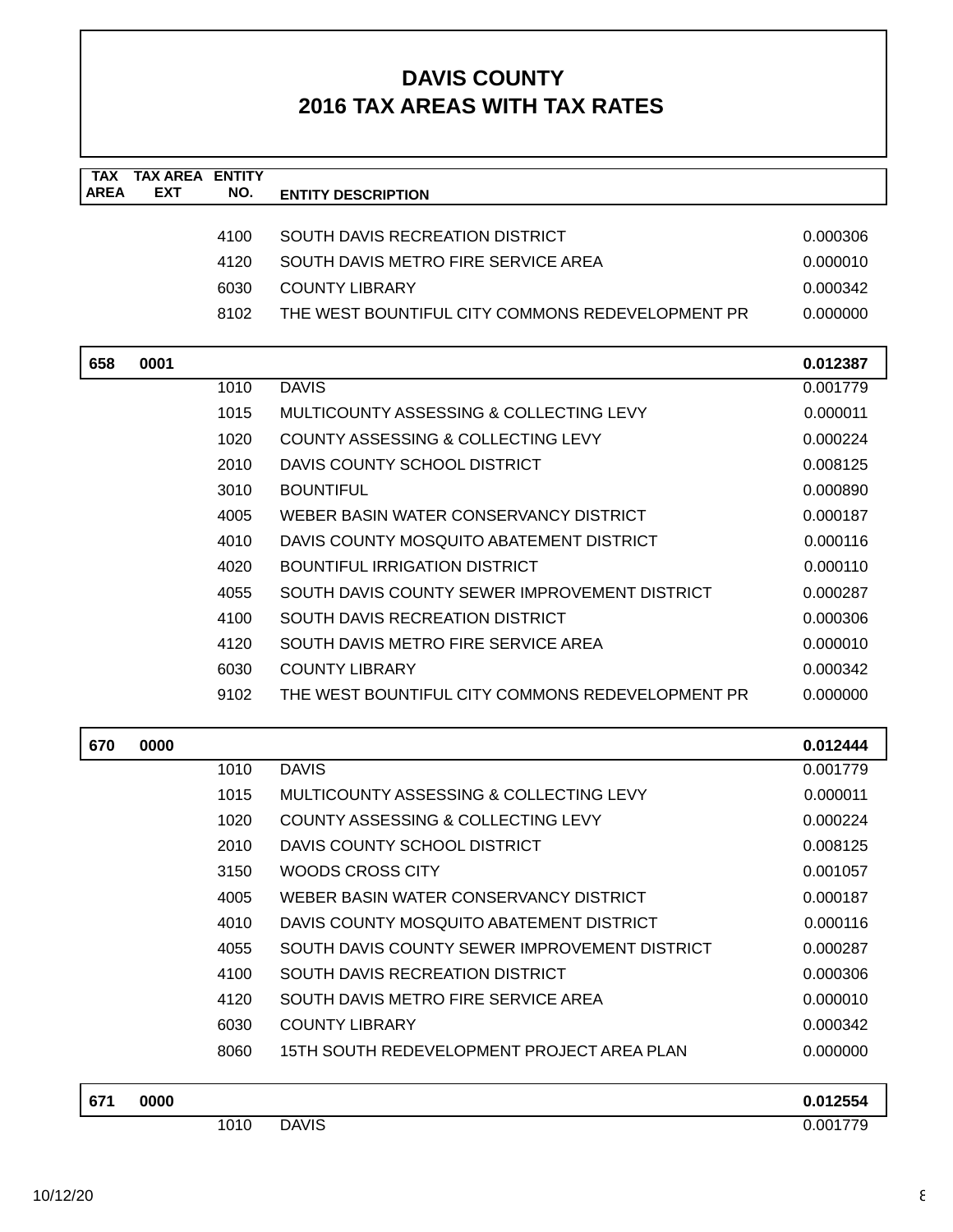# DAVIS COUNTY
# 2016 TAX AREAS WITH TAX RATES

| TAX AREA | TAX AREA EXT | ENTITY NO. | ENTITY DESCRIPTION | |
|---|---|---|---|---|
| | | 4100 | SOUTH DAVIS RECREATION DISTRICT | 0.000306 |
| | | 4120 | SOUTH DAVIS METRO FIRE SERVICE AREA | 0.000010 |
| | | 6030 | COUNTY LIBRARY | 0.000342 |
| | | 8102 | THE WEST BOUNTIFUL CITY COMMONS REDEVELOPMENT PR | 0.000000 |
| **658** | **0001** | | | **0.012387** |
| | | 1010 | DAVIS | 0.001779 |
| | | 1015 | MULTICOUNTY ASSESSING & COLLECTING LEVY | 0.000011 |
| | | 1020 | COUNTY ASSESSING & COLLECTING LEVY | 0.000224 |
| | | 2010 | DAVIS COUNTY SCHOOL DISTRICT | 0.008125 |
| | | 3010 | BOUNTIFUL | 0.000890 |
| | | 4005 | WEBER BASIN WATER CONSERVANCY DISTRICT | 0.000187 |
| | | 4010 | DAVIS COUNTY MOSQUITO ABATEMENT DISTRICT | 0.000116 |
| | | 4020 | BOUNTIFUL IRRIGATION DISTRICT | 0.000110 |
| | | 4055 | SOUTH DAVIS COUNTY SEWER IMPROVEMENT DISTRICT | 0.000287 |
| | | 4100 | SOUTH DAVIS RECREATION DISTRICT | 0.000306 |
| | | 4120 | SOUTH DAVIS METRO FIRE SERVICE AREA | 0.000010 |
| | | 6030 | COUNTY LIBRARY | 0.000342 |
| | | 9102 | THE WEST BOUNTIFUL CITY COMMONS REDEVELOPMENT PR | 0.000000 |
| **670** | **0000** | | | **0.012444** |
| | | 1010 | DAVIS | 0.001779 |
| | | 1015 | MULTICOUNTY ASSESSING & COLLECTING LEVY | 0.000011 |
| | | 1020 | COUNTY ASSESSING & COLLECTING LEVY | 0.000224 |
| | | 2010 | DAVIS COUNTY SCHOOL DISTRICT | 0.008125 |
| | | 3150 | WOODS CROSS CITY | 0.001057 |
| | | 4005 | WEBER BASIN WATER CONSERVANCY DISTRICT | 0.000187 |
| | | 4010 | DAVIS COUNTY MOSQUITO ABATEMENT DISTRICT | 0.000116 |
| | | 4055 | SOUTH DAVIS COUNTY SEWER IMPROVEMENT DISTRICT | 0.000287 |
| | | 4100 | SOUTH DAVIS RECREATION DISTRICT | 0.000306 |
| | | 4120 | SOUTH DAVIS METRO FIRE SERVICE AREA | 0.000010 |
| | | 6030 | COUNTY LIBRARY | 0.000342 |
| | | 8060 | 15TH SOUTH REDEVELOPMENT PROJECT AREA PLAN | 0.000000 |
| **671** | **0000** | | | **0.012554** |
| | | 1010 | DAVIS | 0.001779 |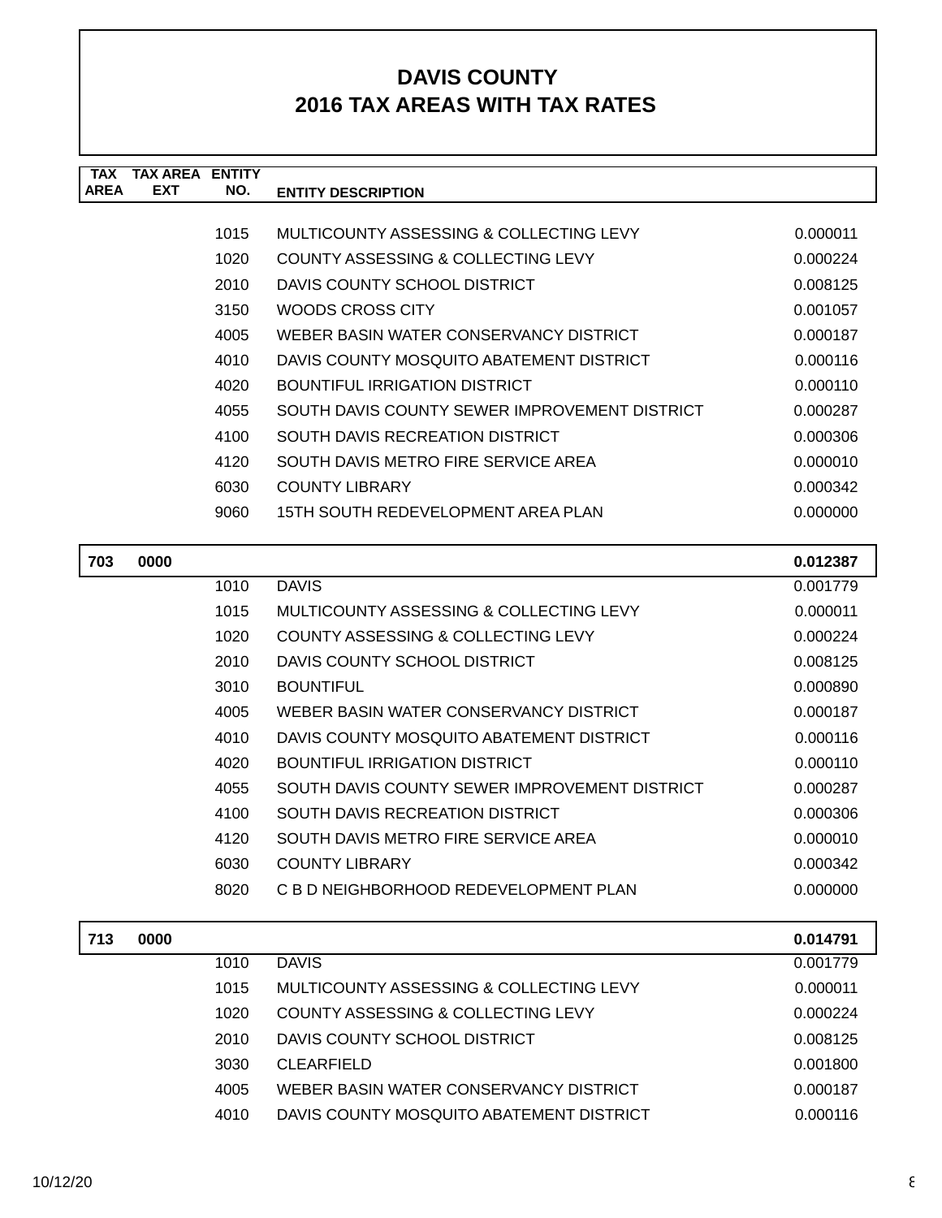# DAVIS COUNTY
# 2016 TAX AREAS WITH TAX RATES

| TAX AREA | TAX AREA EXT | ENTITY NO. | ENTITY DESCRIPTION | |
|---|---|---|---|---|
| | | 1015 | MULTICOUNTY ASSESSING & COLLECTING LEVY | 0.000011 |
| | | 1020 | COUNTY ASSESSING & COLLECTING LEVY | 0.000224 |
| | | 2010 | DAVIS COUNTY SCHOOL DISTRICT | 0.008125 |
| | | 3150 | WOODS CROSS CITY | 0.001057 |
| | | 4005 | WEBER BASIN WATER CONSERVANCY DISTRICT | 0.000187 |
| | | 4010 | DAVIS COUNTY MOSQUITO ABATEMENT DISTRICT | 0.000116 |
| | | 4020 | BOUNTIFUL IRRIGATION DISTRICT | 0.000110 |
| | | 4055 | SOUTH DAVIS COUNTY SEWER IMPROVEMENT DISTRICT | 0.000287 |
| | | 4100 | SOUTH DAVIS RECREATION DISTRICT | 0.000306 |
| | | 4120 | SOUTH DAVIS METRO FIRE SERVICE AREA | 0.000010 |
| | | 6030 | COUNTY LIBRARY | 0.000342 |
| | | 9060 | 15TH SOUTH REDEVELOPMENT AREA PLAN | 0.000000 |
| **703** | **0000** | | | **0.012387** |
| | | 1010 | DAVIS | 0.001779 |
| | | 1015 | MULTICOUNTY ASSESSING & COLLECTING LEVY | 0.000011 |
| | | 1020 | COUNTY ASSESSING & COLLECTING LEVY | 0.000224 |
| | | 2010 | DAVIS COUNTY SCHOOL DISTRICT | 0.008125 |
| | | 3010 | BOUNTIFUL | 0.000890 |
| | | 4005 | WEBER BASIN WATER CONSERVANCY DISTRICT | 0.000187 |
| | | 4010 | DAVIS COUNTY MOSQUITO ABATEMENT DISTRICT | 0.000116 |
| | | 4020 | BOUNTIFUL IRRIGATION DISTRICT | 0.000110 |
| | | 4055 | SOUTH DAVIS COUNTY SEWER IMPROVEMENT DISTRICT | 0.000287 |
| | | 4100 | SOUTH DAVIS RECREATION DISTRICT | 0.000306 |
| | | 4120 | SOUTH DAVIS METRO FIRE SERVICE AREA | 0.000010 |
| | | 6030 | COUNTY LIBRARY | 0.000342 |
| | | 8020 | C B D NEIGHBORHOOD REDEVELOPMENT PLAN | 0.000000 |
| **713** | **0000** | | | **0.014791** |
| | | 1010 | DAVIS | 0.001779 |
| | | 1015 | MULTICOUNTY ASSESSING & COLLECTING LEVY | 0.000011 |
| | | 1020 | COUNTY ASSESSING & COLLECTING LEVY | 0.000224 |
| | | 2010 | DAVIS COUNTY SCHOOL DISTRICT | 0.008125 |
| | | 3030 | CLEARFIELD | 0.001800 |
| | | 4005 | WEBER BASIN WATER CONSERVANCY DISTRICT | 0.000187 |
| | | 4010 | DAVIS COUNTY MOSQUITO ABATEMENT DISTRICT | 0.000116 |

10/12/20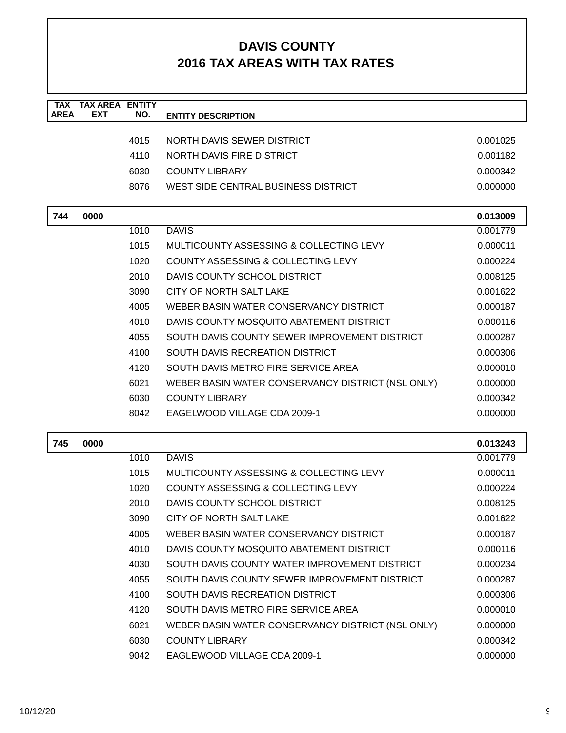# DAVIS COUNTY
# 2016 TAX AREAS WITH TAX RATES

| TAX AREA | TAX AREA EXT | ENTITY NO. | ENTITY DESCRIPTION | |
|---|---|---|---|---|
| | | 4015 | NORTH DAVIS SEWER DISTRICT | 0.001025 |
| | | 4110 | NORTH DAVIS FIRE DISTRICT | 0.001182 |
| | | 6030 | COUNTY LIBRARY | 0.000342 |
| | | 8076 | WEST SIDE CENTRAL BUSINESS DISTRICT | 0.000000 |
| **744** | **0000** | | | **0.013009** |
| | | 1010 | DAVIS | 0.001779 |
| | | 1015 | MULTICOUNTY ASSESSING & COLLECTING LEVY | 0.000011 |
| | | 1020 | COUNTY ASSESSING & COLLECTING LEVY | 0.000224 |
| | | 2010 | DAVIS COUNTY SCHOOL DISTRICT | 0.008125 |
| | | 3090 | CITY OF NORTH SALT LAKE | 0.001622 |
| | | 4005 | WEBER BASIN WATER CONSERVANCY DISTRICT | 0.000187 |
| | | 4010 | DAVIS COUNTY MOSQUITO ABATEMENT DISTRICT | 0.000116 |
| | | 4055 | SOUTH DAVIS COUNTY SEWER IMPROVEMENT DISTRICT | 0.000287 |
| | | 4100 | SOUTH DAVIS RECREATION DISTRICT | 0.000306 |
| | | 4120 | SOUTH DAVIS METRO FIRE SERVICE AREA | 0.000010 |
| | | 6021 | WEBER BASIN WATER CONSERVANCY DISTRICT (NSL ONLY) | 0.000000 |
| | | 6030 | COUNTY LIBRARY | 0.000342 |
| | | 8042 | EAGELWOOD VILLAGE CDA 2009-1 | 0.000000 |
| **745** | **0000** | | | **0.013243** |
| | | 1010 | DAVIS | 0.001779 |
| | | 1015 | MULTICOUNTY ASSESSING & COLLECTING LEVY | 0.000011 |
| | | 1020 | COUNTY ASSESSING & COLLECTING LEVY | 0.000224 |
| | | 2010 | DAVIS COUNTY SCHOOL DISTRICT | 0.008125 |
| | | 3090 | CITY OF NORTH SALT LAKE | 0.001622 |
| | | 4005 | WEBER BASIN WATER CONSERVANCY DISTRICT | 0.000187 |
| | | 4010 | DAVIS COUNTY MOSQUITO ABATEMENT DISTRICT | 0.000116 |
| | | 4030 | SOUTH DAVIS COUNTY WATER IMPROVEMENT DISTRICT | 0.000234 |
| | | 4055 | SOUTH DAVIS COUNTY SEWER IMPROVEMENT DISTRICT | 0.000287 |
| | | 4100 | SOUTH DAVIS RECREATION DISTRICT | 0.000306 |
| | | 4120 | SOUTH DAVIS METRO FIRE SERVICE AREA | 0.000010 |
| | | 6021 | WEBER BASIN WATER CONSERVANCY DISTRICT (NSL ONLY) | 0.000000 |
| | | 6030 | COUNTY LIBRARY | 0.000342 |
| | | 9042 | EAGLEWOOD VILLAGE CDA 2009-1 | 0.000000 |

10/12/20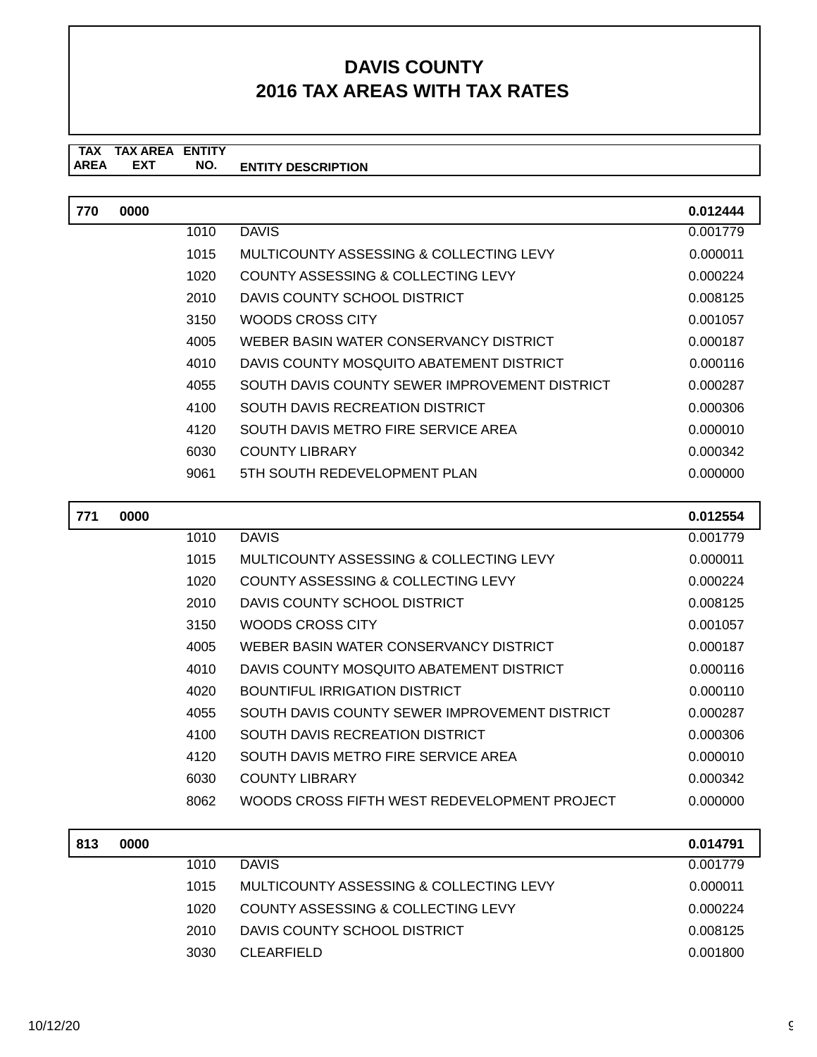# DAVIS COUNTY
# 2016 TAX AREAS WITH TAX RATES

| TAX AREA | TAX AREA EXT | ENTITY NO. | ENTITY DESCRIPTION | |
|---|---|---|---|---|
| **770** | **0000** | | | **0.012444** |
| | | 1010 | DAVIS | 0.001779 |
| | | 1015 | MULTICOUNTY ASSESSING & COLLECTING LEVY | 0.000011 |
| | | 1020 | COUNTY ASSESSING & COLLECTING LEVY | 0.000224 |
| | | 2010 | DAVIS COUNTY SCHOOL DISTRICT | 0.008125 |
| | | 3150 | WOODS CROSS CITY | 0.001057 |
| | | 4005 | WEBER BASIN WATER CONSERVANCY DISTRICT | 0.000187 |
| | | 4010 | DAVIS COUNTY MOSQUITO ABATEMENT DISTRICT | 0.000116 |
| | | 4055 | SOUTH DAVIS COUNTY SEWER IMPROVEMENT DISTRICT | 0.000287 |
| | | 4100 | SOUTH DAVIS RECREATION DISTRICT | 0.000306 |
| | | 4120 | SOUTH DAVIS METRO FIRE SERVICE AREA | 0.000010 |
| | | 6030 | COUNTY LIBRARY | 0.000342 |
| | | 9061 | 5TH SOUTH REDEVELOPMENT PLAN | 0.000000 |
| **771** | **0000** | | | **0.012554** |
| | | 1010 | DAVIS | 0.001779 |
| | | 1015 | MULTICOUNTY ASSESSING & COLLECTING LEVY | 0.000011 |
| | | 1020 | COUNTY ASSESSING & COLLECTING LEVY | 0.000224 |
| | | 2010 | DAVIS COUNTY SCHOOL DISTRICT | 0.008125 |
| | | 3150 | WOODS CROSS CITY | 0.001057 |
| | | 4005 | WEBER BASIN WATER CONSERVANCY DISTRICT | 0.000187 |
| | | 4010 | DAVIS COUNTY MOSQUITO ABATEMENT DISTRICT | 0.000116 |
| | | 4020 | BOUNTIFUL IRRIGATION DISTRICT | 0.000110 |
| | | 4055 | SOUTH DAVIS COUNTY SEWER IMPROVEMENT DISTRICT | 0.000287 |
| | | 4100 | SOUTH DAVIS RECREATION DISTRICT | 0.000306 |
| | | 4120 | SOUTH DAVIS METRO FIRE SERVICE AREA | 0.000010 |
| | | 6030 | COUNTY LIBRARY | 0.000342 |
| | | 8062 | WOODS CROSS FIFTH WEST REDEVELOPMENT PROJECT | 0.000000 |
| **813** | **0000** | | | **0.014791** |
| | | 1010 | DAVIS | 0.001779 |
| | | 1015 | MULTICOUNTY ASSESSING & COLLECTING LEVY | 0.000011 |
| | | 1020 | COUNTY ASSESSING & COLLECTING LEVY | 0.000224 |
| | | 2010 | DAVIS COUNTY SCHOOL DISTRICT | 0.008125 |
| | | 3030 | CLEARFIELD | 0.001800 |

10/12/20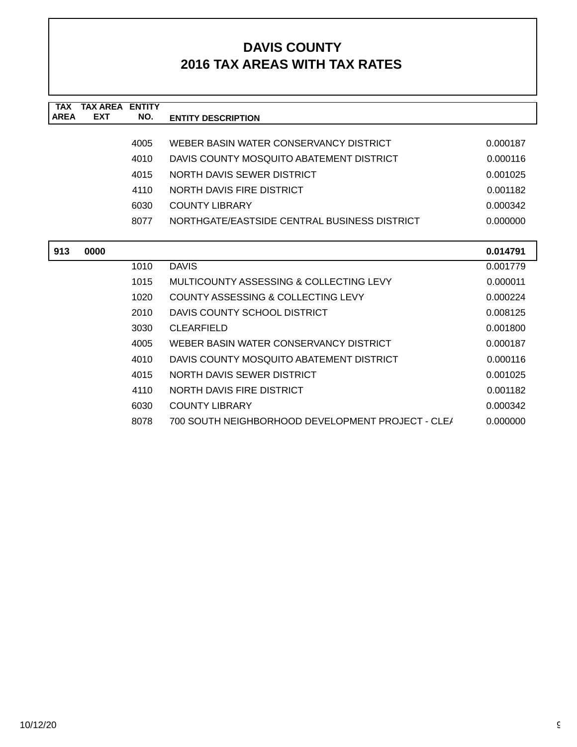# DAVIS COUNTY
# 2016 TAX AREAS WITH TAX RATES

| TAX AREA | TAX AREA EXT | ENTITY NO. | ENTITY DESCRIPTION | |
|---|---|---|---|---|
| | | 4005 | WEBER BASIN WATER CONSERVANCY DISTRICT | 0.000187 |
| | | 4010 | DAVIS COUNTY MOSQUITO ABATEMENT DISTRICT | 0.000116 |
| | | 4015 | NORTH DAVIS SEWER DISTRICT | 0.001025 |
| | | 4110 | NORTH DAVIS FIRE DISTRICT | 0.001182 |
| | | 6030 | COUNTY LIBRARY | 0.000342 |
| | | 8077 | NORTHGATE/EASTSIDE CENTRAL BUSINESS DISTRICT | 0.000000 |
| **913** | **0000** | | | **0.014791** |
| | | 1010 | DAVIS | 0.001779 |
| | | 1015 | MULTICOUNTY ASSESSING & COLLECTING LEVY | 0.000011 |
| | | 1020 | COUNTY ASSESSING & COLLECTING LEVY | 0.000224 |
| | | 2010 | DAVIS COUNTY SCHOOL DISTRICT | 0.008125 |
| | | 3030 | CLEARFIELD | 0.001800 |
| | | 4005 | WEBER BASIN WATER CONSERVANCY DISTRICT | 0.000187 |
| | | 4010 | DAVIS COUNTY MOSQUITO ABATEMENT DISTRICT | 0.000116 |
| | | 4015 | NORTH DAVIS SEWER DISTRICT | 0.001025 |
| | | 4110 | NORTH DAVIS FIRE DISTRICT | 0.001182 |
| | | 6030 | COUNTY LIBRARY | 0.000342 |
| | | 8078 | 700 SOUTH NEIGHBORHOOD DEVELOPMENT PROJECT - CLEA | 0.000000 |

10/12/20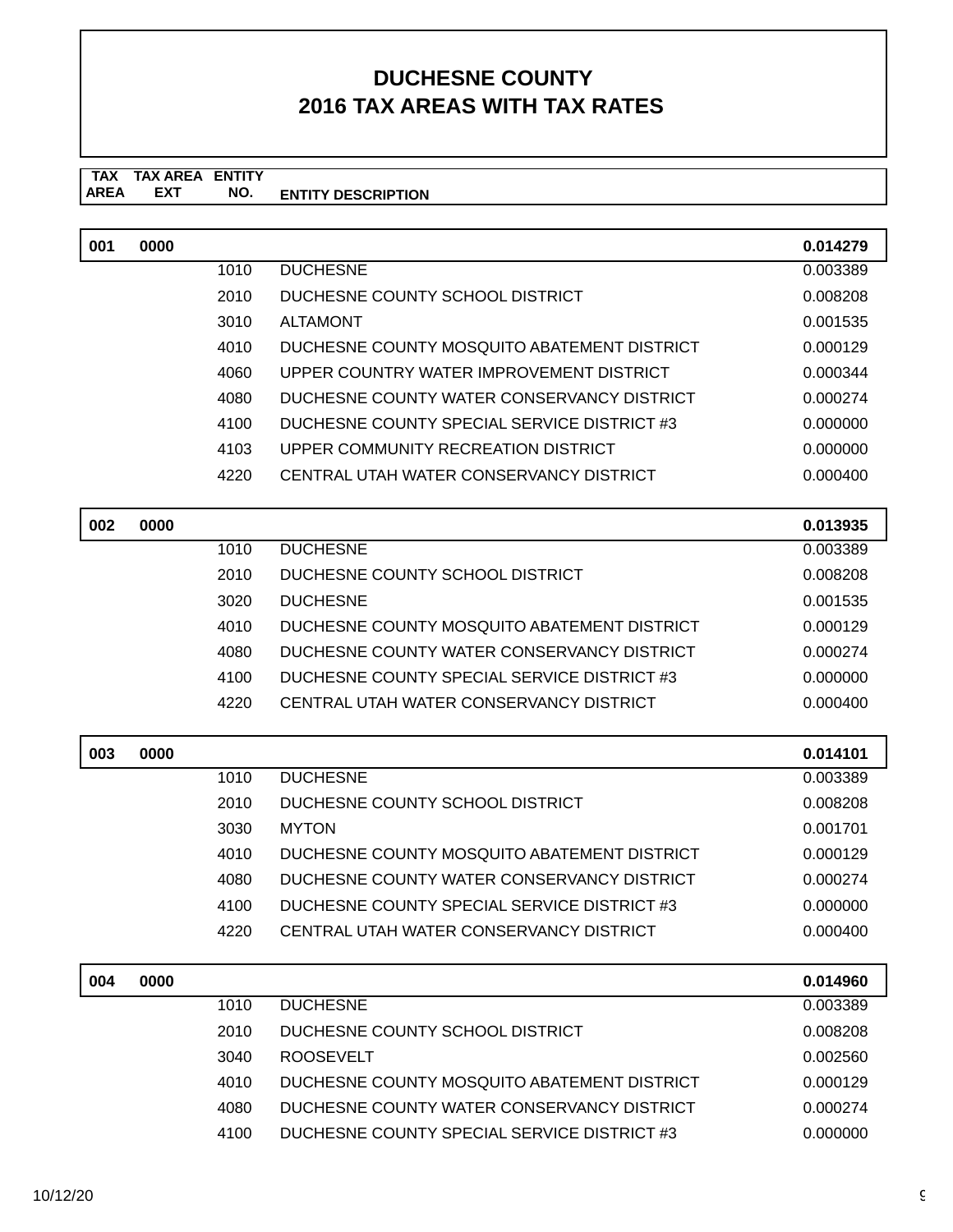# DUCHESNE COUNTY
# 2016 TAX AREAS WITH TAX RATES

| TAX AREA | TAX AREA EXT | ENTITY NO. | ENTITY DESCRIPTION | |
|---|---|---|---|---|
| **001** | **0000** | | | **0.014279** |
| | | 1010 | DUCHESNE | 0.003389 |
| | | 2010 | DUCHESNE COUNTY SCHOOL DISTRICT | 0.008208 |
| | | 3010 | ALTAMONT | 0.001535 |
| | | 4010 | DUCHESNE COUNTY MOSQUITO ABATEMENT DISTRICT | 0.000129 |
| | | 4060 | UPPER COUNTRY WATER IMPROVEMENT DISTRICT | 0.000344 |
| | | 4080 | DUCHESNE COUNTY WATER CONSERVANCY DISTRICT | 0.000274 |
| | | 4100 | DUCHESNE COUNTY SPECIAL SERVICE DISTRICT #3 | 0.000000 |
| | | 4103 | UPPER COMMUNITY RECREATION DISTRICT | 0.000000 |
| | | 4220 | CENTRAL UTAH WATER CONSERVANCY DISTRICT | 0.000400 |
| **002** | **0000** | | | **0.013935** |
| | | 1010 | DUCHESNE | 0.003389 |
| | | 2010 | DUCHESNE COUNTY SCHOOL DISTRICT | 0.008208 |
| | | 3020 | DUCHESNE | 0.001535 |
| | | 4010 | DUCHESNE COUNTY MOSQUITO ABATEMENT DISTRICT | 0.000129 |
| | | 4080 | DUCHESNE COUNTY WATER CONSERVANCY DISTRICT | 0.000274 |
| | | 4100 | DUCHESNE COUNTY SPECIAL SERVICE DISTRICT #3 | 0.000000 |
| | | 4220 | CENTRAL UTAH WATER CONSERVANCY DISTRICT | 0.000400 |
| **003** | **0000** | | | **0.014101** |
| | | 1010 | DUCHESNE | 0.003389 |
| | | 2010 | DUCHESNE COUNTY SCHOOL DISTRICT | 0.008208 |
| | | 3030 | MYTON | 0.001701 |
| | | 4010 | DUCHESNE COUNTY MOSQUITO ABATEMENT DISTRICT | 0.000129 |
| | | 4080 | DUCHESNE COUNTY WATER CONSERVANCY DISTRICT | 0.000274 |
| | | 4100 | DUCHESNE COUNTY SPECIAL SERVICE DISTRICT #3 | 0.000000 |
| | | 4220 | CENTRAL UTAH WATER CONSERVANCY DISTRICT | 0.000400 |
| **004** | **0000** | | | **0.014960** |
| | | 1010 | DUCHESNE | 0.003389 |
| | | 2010 | DUCHESNE COUNTY SCHOOL DISTRICT | 0.008208 |
| | | 3040 | ROOSEVELT | 0.002560 |
| | | 4010 | DUCHESNE COUNTY MOSQUITO ABATEMENT DISTRICT | 0.000129 |
| | | 4080 | DUCHESNE COUNTY WATER CONSERVANCY DISTRICT | 0.000274 |
| | | 4100 | DUCHESNE COUNTY SPECIAL SERVICE DISTRICT #3 | 0.000000 |

10/12/20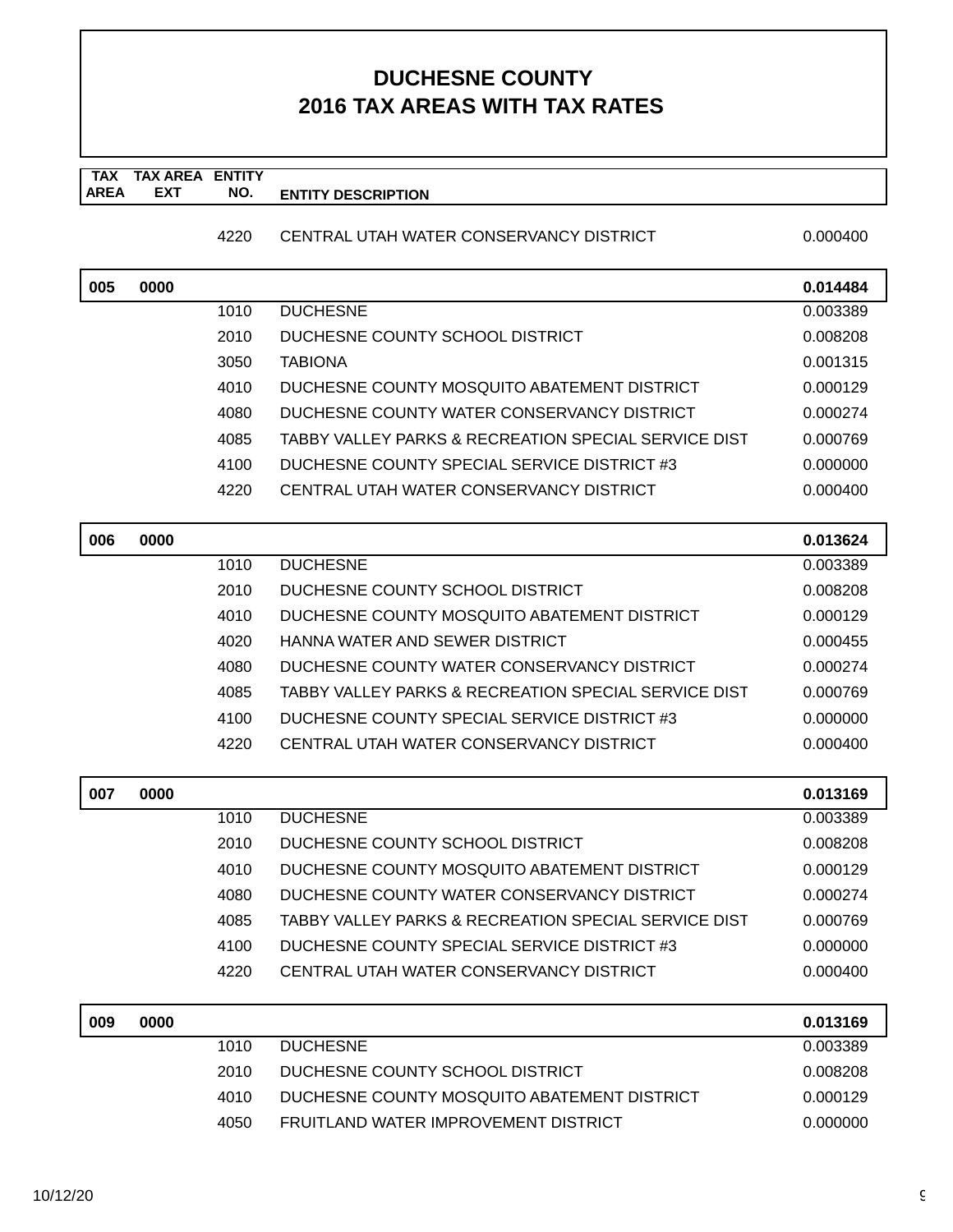# DUCHESNE COUNTY
# 2016 TAX AREAS WITH TAX RATES

| TAX AREA | TAX AREA EXT | ENTITY NO. | ENTITY DESCRIPTION | |
|---|---|---|---|---|
| | | 4220 | CENTRAL UTAH WATER CONSERVANCY DISTRICT | 0.000400 |
| **005** | **0000** | | | **0.014484** |
| | | 1010 | DUCHESNE | 0.003389 |
| | | 2010 | DUCHESNE COUNTY SCHOOL DISTRICT | 0.008208 |
| | | 3050 | TABIONA | 0.001315 |
| | | 4010 | DUCHESNE COUNTY MOSQUITO ABATEMENT DISTRICT | 0.000129 |
| | | 4080 | DUCHESNE COUNTY WATER CONSERVANCY DISTRICT | 0.000274 |
| | | 4085 | TABBY VALLEY PARKS & RECREATION SPECIAL SERVICE DIST | 0.000769 |
| | | 4100 | DUCHESNE COUNTY SPECIAL SERVICE DISTRICT #3 | 0.000000 |
| | | 4220 | CENTRAL UTAH WATER CONSERVANCY DISTRICT | 0.000400 |
| **006** | **0000** | | | **0.013624** |
| | | 1010 | DUCHESNE | 0.003389 |
| | | 2010 | DUCHESNE COUNTY SCHOOL DISTRICT | 0.008208 |
| | | 4010 | DUCHESNE COUNTY MOSQUITO ABATEMENT DISTRICT | 0.000129 |
| | | 4020 | HANNA WATER AND SEWER DISTRICT | 0.000455 |
| | | 4080 | DUCHESNE COUNTY WATER CONSERVANCY DISTRICT | 0.000274 |
| | | 4085 | TABBY VALLEY PARKS & RECREATION SPECIAL SERVICE DIST | 0.000769 |
| | | 4100 | DUCHESNE COUNTY SPECIAL SERVICE DISTRICT #3 | 0.000000 |
| | | 4220 | CENTRAL UTAH WATER CONSERVANCY DISTRICT | 0.000400 |
| **007** | **0000** | | | **0.013169** |
| | | 1010 | DUCHESNE | 0.003389 |
| | | 2010 | DUCHESNE COUNTY SCHOOL DISTRICT | 0.008208 |
| | | 4010 | DUCHESNE COUNTY MOSQUITO ABATEMENT DISTRICT | 0.000129 |
| | | 4080 | DUCHESNE COUNTY WATER CONSERVANCY DISTRICT | 0.000274 |
| | | 4085 | TABBY VALLEY PARKS & RECREATION SPECIAL SERVICE DIST | 0.000769 |
| | | 4100 | DUCHESNE COUNTY SPECIAL SERVICE DISTRICT #3 | 0.000000 |
| | | 4220 | CENTRAL UTAH WATER CONSERVANCY DISTRICT | 0.000400 |
| **009** | **0000** | | | **0.013169** |
| | | 1010 | DUCHESNE | 0.003389 |
| | | 2010 | DUCHESNE COUNTY SCHOOL DISTRICT | 0.008208 |
| | | 4010 | DUCHESNE COUNTY MOSQUITO ABATEMENT DISTRICT | 0.000129 |
| | | 4050 | FRUITLAND WATER IMPROVEMENT DISTRICT | 0.000000 |

10/12/20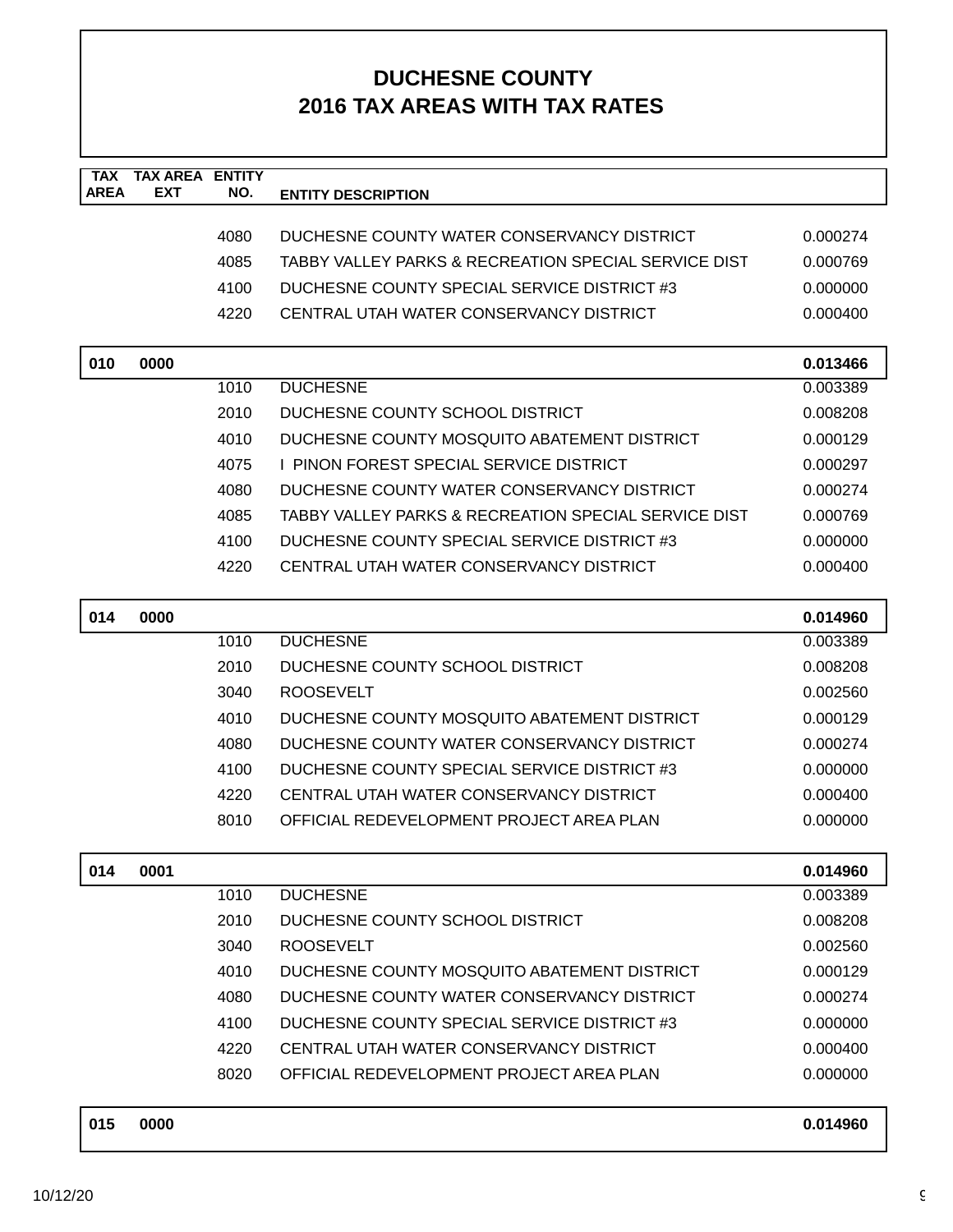# DUCHESNE COUNTY
# 2016 TAX AREAS WITH TAX RATES

| TAX AREA | TAX AREA EXT | ENTITY NO. | ENTITY DESCRIPTION | |
|---|---|---|---|---|
| | | 4080 | DUCHESNE COUNTY WATER CONSERVANCY DISTRICT | 0.000274 |
| | | 4085 | TABBY VALLEY PARKS & RECREATION SPECIAL SERVICE DIST | 0.000769 |
| | | 4100 | DUCHESNE COUNTY SPECIAL SERVICE DISTRICT #3 | 0.000000 |
| | | 4220 | CENTRAL UTAH WATER CONSERVANCY DISTRICT | 0.000400 |
| **010** | **0000** | | | **0.013466** |
| | | 1010 | DUCHESNE | 0.003389 |
| | | 2010 | DUCHESNE COUNTY SCHOOL DISTRICT | 0.008208 |
| | | 4010 | DUCHESNE COUNTY MOSQUITO ABATEMENT DISTRICT | 0.000129 |
| | | 4075 | I PINON FOREST SPECIAL SERVICE DISTRICT | 0.000297 |
| | | 4080 | DUCHESNE COUNTY WATER CONSERVANCY DISTRICT | 0.000274 |
| | | 4085 | TABBY VALLEY PARKS & RECREATION SPECIAL SERVICE DIST | 0.000769 |
| | | 4100 | DUCHESNE COUNTY SPECIAL SERVICE DISTRICT #3 | 0.000000 |
| | | 4220 | CENTRAL UTAH WATER CONSERVANCY DISTRICT | 0.000400 |
| **014** | **0000** | | | **0.014960** |
| | | 1010 | DUCHESNE | 0.003389 |
| | | 2010 | DUCHESNE COUNTY SCHOOL DISTRICT | 0.008208 |
| | | 3040 | ROOSEVELT | 0.002560 |
| | | 4010 | DUCHESNE COUNTY MOSQUITO ABATEMENT DISTRICT | 0.000129 |
| | | 4080 | DUCHESNE COUNTY WATER CONSERVANCY DISTRICT | 0.000274 |
| | | 4100 | DUCHESNE COUNTY SPECIAL SERVICE DISTRICT #3 | 0.000000 |
| | | 4220 | CENTRAL UTAH WATER CONSERVANCY DISTRICT | 0.000400 |
| | | 8010 | OFFICIAL REDEVELOPMENT PROJECT AREA PLAN | 0.000000 |
| **014** | **0001** | | | **0.014960** |
| | | 1010 | DUCHESNE | 0.003389 |
| | | 2010 | DUCHESNE COUNTY SCHOOL DISTRICT | 0.008208 |
| | | 3040 | ROOSEVELT | 0.002560 |
| | | 4010 | DUCHESNE COUNTY MOSQUITO ABATEMENT DISTRICT | 0.000129 |
| | | 4080 | DUCHESNE COUNTY WATER CONSERVANCY DISTRICT | 0.000274 |
| | | 4100 | DUCHESNE COUNTY SPECIAL SERVICE DISTRICT #3 | 0.000000 |
| | | 4220 | CENTRAL UTAH WATER CONSERVANCY DISTRICT | 0.000400 |
| | | 8020 | OFFICIAL REDEVELOPMENT PROJECT AREA PLAN | 0.000000 |
| **015** | **0000** | | | **0.014960** |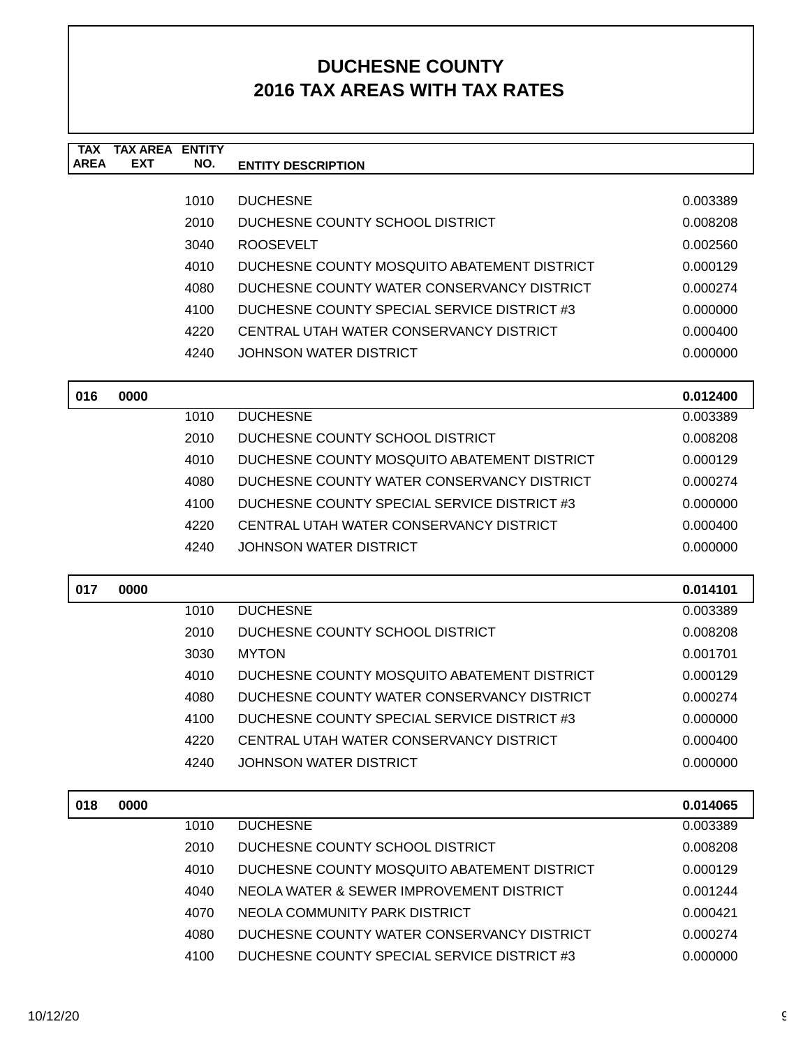# DUCHESNE COUNTY
# 2016 TAX AREAS WITH TAX RATES

| TAX AREA | TAX AREA EXT | ENTITY NO. | ENTITY DESCRIPTION | |
|---|---|---|---|---|
| | | 1010 | DUCHESNE | 0.003389 |
| | | 2010 | DUCHESNE COUNTY SCHOOL DISTRICT | 0.008208 |
| | | 3040 | ROOSEVELT | 0.002560 |
| | | 4010 | DUCHESNE COUNTY MOSQUITO ABATEMENT DISTRICT | 0.000129 |
| | | 4080 | DUCHESNE COUNTY WATER CONSERVANCY DISTRICT | 0.000274 |
| | | 4100 | DUCHESNE COUNTY SPECIAL SERVICE DISTRICT #3 | 0.000000 |
| | | 4220 | CENTRAL UTAH WATER CONSERVANCY DISTRICT | 0.000400 |
| | | 4240 | JOHNSON WATER DISTRICT | 0.000000 |
| **016** | **0000** | | | **0.012400** |
| | | 1010 | DUCHESNE | 0.003389 |
| | | 2010 | DUCHESNE COUNTY SCHOOL DISTRICT | 0.008208 |
| | | 4010 | DUCHESNE COUNTY MOSQUITO ABATEMENT DISTRICT | 0.000129 |
| | | 4080 | DUCHESNE COUNTY WATER CONSERVANCY DISTRICT | 0.000274 |
| | | 4100 | DUCHESNE COUNTY SPECIAL SERVICE DISTRICT #3 | 0.000000 |
| | | 4220 | CENTRAL UTAH WATER CONSERVANCY DISTRICT | 0.000400 |
| | | 4240 | JOHNSON WATER DISTRICT | 0.000000 |
| **017** | **0000** | | | **0.014101** |
| | | 1010 | DUCHESNE | 0.003389 |
| | | 2010 | DUCHESNE COUNTY SCHOOL DISTRICT | 0.008208 |
| | | 3030 | MYTON | 0.001701 |
| | | 4010 | DUCHESNE COUNTY MOSQUITO ABATEMENT DISTRICT | 0.000129 |
| | | 4080 | DUCHESNE COUNTY WATER CONSERVANCY DISTRICT | 0.000274 |
| | | 4100 | DUCHESNE COUNTY SPECIAL SERVICE DISTRICT #3 | 0.000000 |
| | | 4220 | CENTRAL UTAH WATER CONSERVANCY DISTRICT | 0.000400 |
| | | 4240 | JOHNSON WATER DISTRICT | 0.000000 |
| **018** | **0000** | | | **0.014065** |
| | | 1010 | DUCHESNE | 0.003389 |
| | | 2010 | DUCHESNE COUNTY SCHOOL DISTRICT | 0.008208 |
| | | 4010 | DUCHESNE COUNTY MOSQUITO ABATEMENT DISTRICT | 0.000129 |
| | | 4040 | NEOLA WATER & SEWER IMPROVEMENT DISTRICT | 0.001244 |
| | | 4070 | NEOLA COMMUNITY PARK DISTRICT | 0.000421 |
| | | 4080 | DUCHESNE COUNTY WATER CONSERVANCY DISTRICT | 0.000274 |
| | | 4100 | DUCHESNE COUNTY SPECIAL SERVICE DISTRICT #3 | 0.000000 |

10/12/20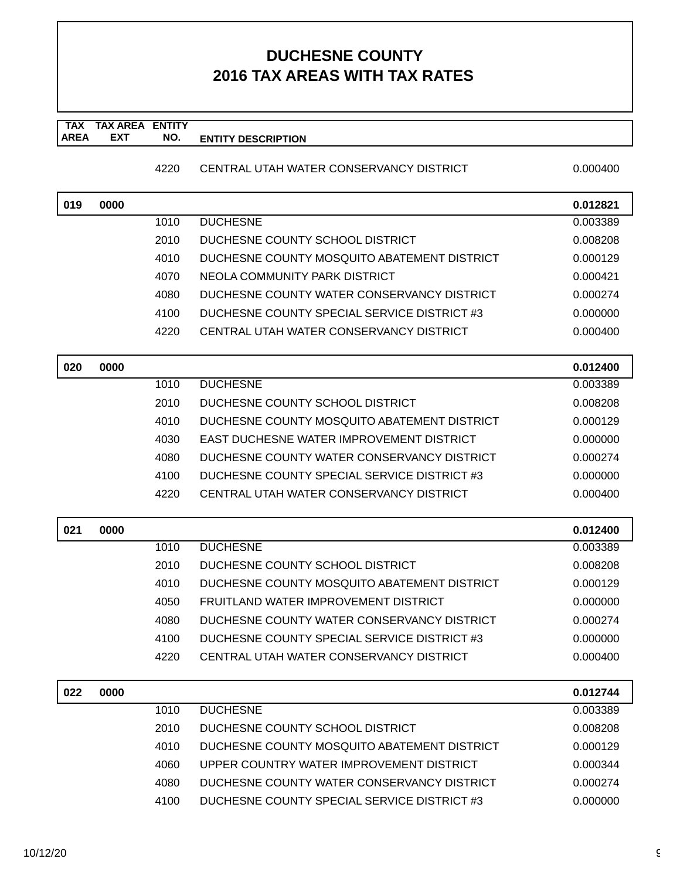# DUCHESNE COUNTY
# 2016 TAX AREAS WITH TAX RATES

| TAX AREA | TAX AREA EXT | ENTITY NO. | ENTITY DESCRIPTION | |
|---|---|---|---|---|
| | | 4220 | CENTRAL UTAH WATER CONSERVANCY DISTRICT | 0.000400 |
| **019** | **0000** | | | **0.012821** |
| | | 1010 | DUCHESNE | 0.003389 |
| | | 2010 | DUCHESNE COUNTY SCHOOL DISTRICT | 0.008208 |
| | | 4010 | DUCHESNE COUNTY MOSQUITO ABATEMENT DISTRICT | 0.000129 |
| | | 4070 | NEOLA COMMUNITY PARK DISTRICT | 0.000421 |
| | | 4080 | DUCHESNE COUNTY WATER CONSERVANCY DISTRICT | 0.000274 |
| | | 4100 | DUCHESNE COUNTY SPECIAL SERVICE DISTRICT #3 | 0.000000 |
| | | 4220 | CENTRAL UTAH WATER CONSERVANCY DISTRICT | 0.000400 |
| **020** | **0000** | | | **0.012400** |
| | | 1010 | DUCHESNE | 0.003389 |
| | | 2010 | DUCHESNE COUNTY SCHOOL DISTRICT | 0.008208 |
| | | 4010 | DUCHESNE COUNTY MOSQUITO ABATEMENT DISTRICT | 0.000129 |
| | | 4030 | EAST DUCHESNE WATER IMPROVEMENT DISTRICT | 0.000000 |
| | | 4080 | DUCHESNE COUNTY WATER CONSERVANCY DISTRICT | 0.000274 |
| | | 4100 | DUCHESNE COUNTY SPECIAL SERVICE DISTRICT #3 | 0.000000 |
| | | 4220 | CENTRAL UTAH WATER CONSERVANCY DISTRICT | 0.000400 |
| **021** | **0000** | | | **0.012400** |
| | | 1010 | DUCHESNE | 0.003389 |
| | | 2010 | DUCHESNE COUNTY SCHOOL DISTRICT | 0.008208 |
| | | 4010 | DUCHESNE COUNTY MOSQUITO ABATEMENT DISTRICT | 0.000129 |
| | | 4050 | FRUITLAND WATER IMPROVEMENT DISTRICT | 0.000000 |
| | | 4080 | DUCHESNE COUNTY WATER CONSERVANCY DISTRICT | 0.000274 |
| | | 4100 | DUCHESNE COUNTY SPECIAL SERVICE DISTRICT #3 | 0.000000 |
| | | 4220 | CENTRAL UTAH WATER CONSERVANCY DISTRICT | 0.000400 |
| **022** | **0000** | | | **0.012744** |
| | | 1010 | DUCHESNE | 0.003389 |
| | | 2010 | DUCHESNE COUNTY SCHOOL DISTRICT | 0.008208 |
| | | 4010 | DUCHESNE COUNTY MOSQUITO ABATEMENT DISTRICT | 0.000129 |
| | | 4060 | UPPER COUNTRY WATER IMPROVEMENT DISTRICT | 0.000344 |
| | | 4080 | DUCHESNE COUNTY WATER CONSERVANCY DISTRICT | 0.000274 |
| | | 4100 | DUCHESNE COUNTY SPECIAL SERVICE DISTRICT #3 | 0.000000 |

10/12/20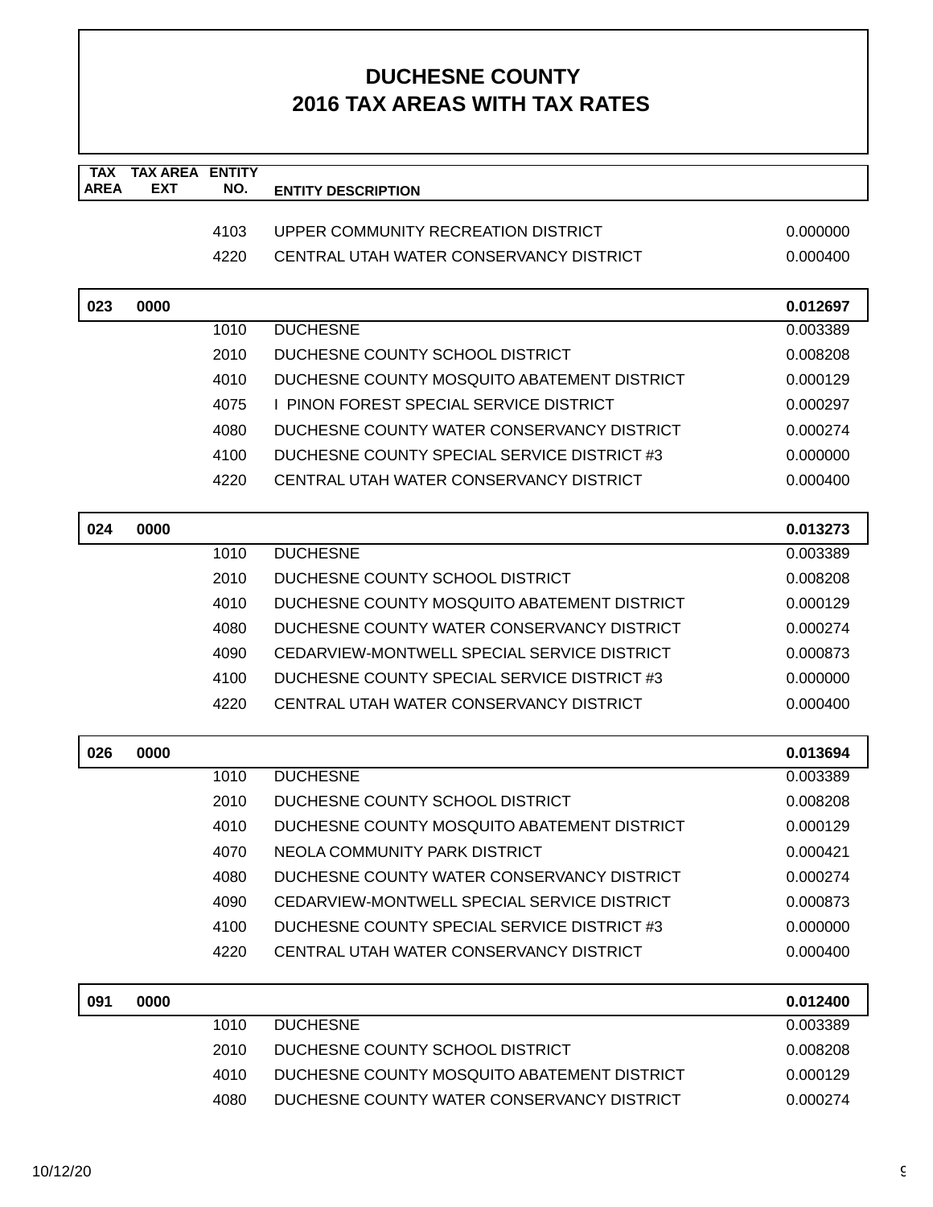# DUCHESNE COUNTY
# 2016 TAX AREAS WITH TAX RATES

| TAX AREA | TAX AREA EXT | ENTITY NO. | ENTITY DESCRIPTION | |
|---|---|---|---|---|
| | | 4103 | UPPER COMMUNITY RECREATION DISTRICT | 0.000000 |
| | | 4220 | CENTRAL UTAH WATER CONSERVANCY DISTRICT | 0.000400 |
| **023** | **0000** | | | **0.012697** |
| | | 1010 | DUCHESNE | 0.003389 |
| | | 2010 | DUCHESNE COUNTY SCHOOL DISTRICT | 0.008208 |
| | | 4010 | DUCHESNE COUNTY MOSQUITO ABATEMENT DISTRICT | 0.000129 |
| | | 4075 | I PINON FOREST SPECIAL SERVICE DISTRICT | 0.000297 |
| | | 4080 | DUCHESNE COUNTY WATER CONSERVANCY DISTRICT | 0.000274 |
| | | 4100 | DUCHESNE COUNTY SPECIAL SERVICE DISTRICT #3 | 0.000000 |
| | | 4220 | CENTRAL UTAH WATER CONSERVANCY DISTRICT | 0.000400 |
| **024** | **0000** | | | **0.013273** |
| | | 1010 | DUCHESNE | 0.003389 |
| | | 2010 | DUCHESNE COUNTY SCHOOL DISTRICT | 0.008208 |
| | | 4010 | DUCHESNE COUNTY MOSQUITO ABATEMENT DISTRICT | 0.000129 |
| | | 4080 | DUCHESNE COUNTY WATER CONSERVANCY DISTRICT | 0.000274 |
| | | 4090 | CEDARVIEW-MONTWELL SPECIAL SERVICE DISTRICT | 0.000873 |
| | | 4100 | DUCHESNE COUNTY SPECIAL SERVICE DISTRICT #3 | 0.000000 |
| | | 4220 | CENTRAL UTAH WATER CONSERVANCY DISTRICT | 0.000400 |
| **026** | **0000** | | | **0.013694** |
| | | 1010 | DUCHESNE | 0.003389 |
| | | 2010 | DUCHESNE COUNTY SCHOOL DISTRICT | 0.008208 |
| | | 4010 | DUCHESNE COUNTY MOSQUITO ABATEMENT DISTRICT | 0.000129 |
| | | 4070 | NEOLA COMMUNITY PARK DISTRICT | 0.000421 |
| | | 4080 | DUCHESNE COUNTY WATER CONSERVANCY DISTRICT | 0.000274 |
| | | 4090 | CEDARVIEW-MONTWELL SPECIAL SERVICE DISTRICT | 0.000873 |
| | | 4100 | DUCHESNE COUNTY SPECIAL SERVICE DISTRICT #3 | 0.000000 |
| | | 4220 | CENTRAL UTAH WATER CONSERVANCY DISTRICT | 0.000400 |
| **091** | **0000** | | | **0.012400** |
| | | 1010 | DUCHESNE | 0.003389 |
| | | 2010 | DUCHESNE COUNTY SCHOOL DISTRICT | 0.008208 |
| | | 4010 | DUCHESNE COUNTY MOSQUITO ABATEMENT DISTRICT | 0.000129 |
| | | 4080 | DUCHESNE COUNTY WATER CONSERVANCY DISTRICT | 0.000274 |

10/12/20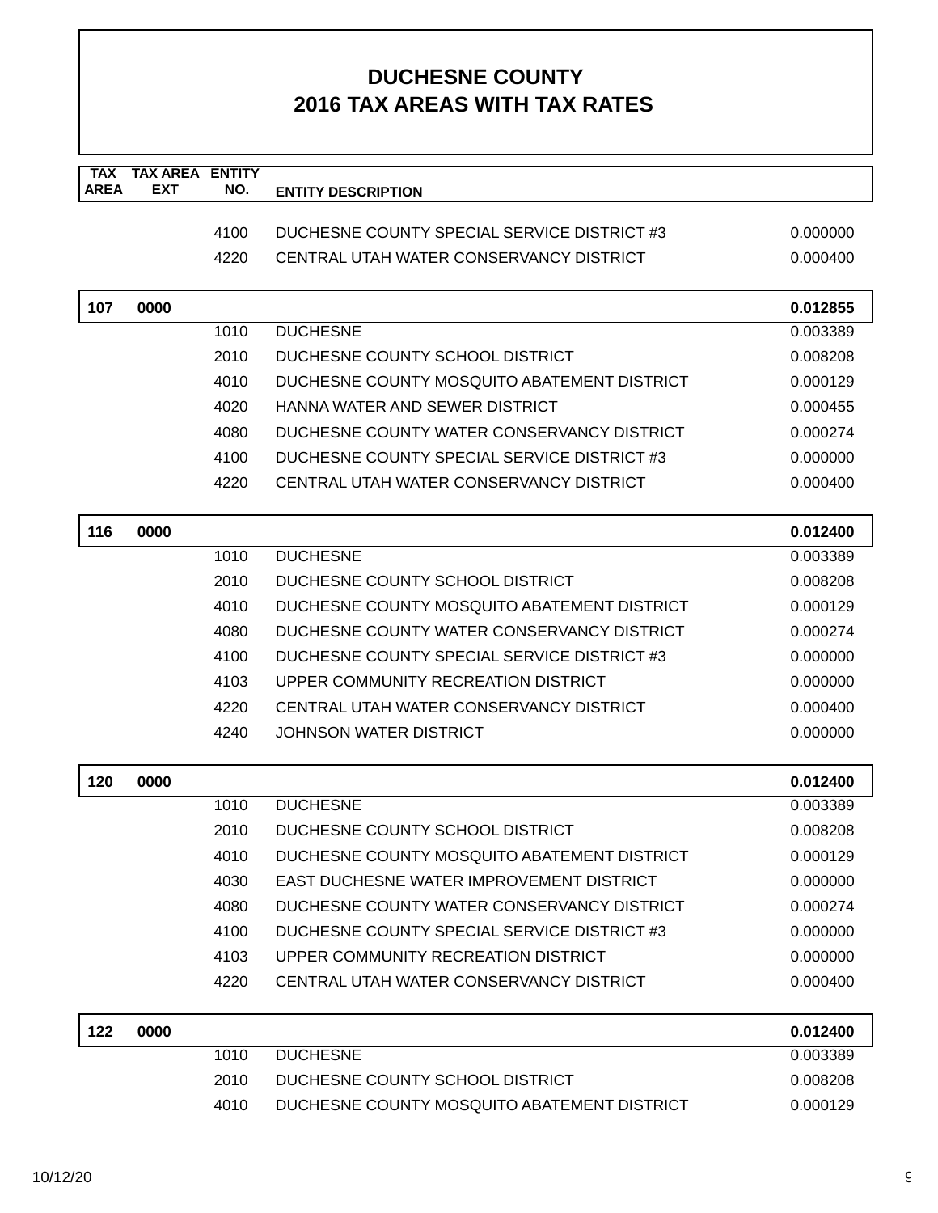# DUCHESNE COUNTY
## 2016 TAX AREAS WITH TAX RATES

| TAX AREA | TAX AREA EXT | ENTITY NO. | ENTITY DESCRIPTION | |
|---|---|---|---|---|
| | | 4100 | DUCHESNE COUNTY SPECIAL SERVICE DISTRICT #3 | 0.000000 |
| | | 4220 | CENTRAL UTAH WATER CONSERVANCY DISTRICT | 0.000400 |
| **107** | **0000** | | | **0.012855** |
| | | 1010 | DUCHESNE | 0.003389 |
| | | 2010 | DUCHESNE COUNTY SCHOOL DISTRICT | 0.008208 |
| | | 4010 | DUCHESNE COUNTY MOSQUITO ABATEMENT DISTRICT | 0.000129 |
| | | 4020 | HANNA WATER AND SEWER DISTRICT | 0.000455 |
| | | 4080 | DUCHESNE COUNTY WATER CONSERVANCY DISTRICT | 0.000274 |
| | | 4100 | DUCHESNE COUNTY SPECIAL SERVICE DISTRICT #3 | 0.000000 |
| | | 4220 | CENTRAL UTAH WATER CONSERVANCY DISTRICT | 0.000400 |
| **116** | **0000** | | | **0.012400** |
| | | 1010 | DUCHESNE | 0.003389 |
| | | 2010 | DUCHESNE COUNTY SCHOOL DISTRICT | 0.008208 |
| | | 4010 | DUCHESNE COUNTY MOSQUITO ABATEMENT DISTRICT | 0.000129 |
| | | 4080 | DUCHESNE COUNTY WATER CONSERVANCY DISTRICT | 0.000274 |
| | | 4100 | DUCHESNE COUNTY SPECIAL SERVICE DISTRICT #3 | 0.000000 |
| | | 4103 | UPPER COMMUNITY RECREATION DISTRICT | 0.000000 |
| | | 4220 | CENTRAL UTAH WATER CONSERVANCY DISTRICT | 0.000400 |
| | | 4240 | JOHNSON WATER DISTRICT | 0.000000 |
| **120** | **0000** | | | **0.012400** |
| | | 1010 | DUCHESNE | 0.003389 |
| | | 2010 | DUCHESNE COUNTY SCHOOL DISTRICT | 0.008208 |
| | | 4010 | DUCHESNE COUNTY MOSQUITO ABATEMENT DISTRICT | 0.000129 |
| | | 4030 | EAST DUCHESNE WATER IMPROVEMENT DISTRICT | 0.000000 |
| | | 4080 | DUCHESNE COUNTY WATER CONSERVANCY DISTRICT | 0.000274 |
| | | 4100 | DUCHESNE COUNTY SPECIAL SERVICE DISTRICT #3 | 0.000000 |
| | | 4103 | UPPER COMMUNITY RECREATION DISTRICT | 0.000000 |
| | | 4220 | CENTRAL UTAH WATER CONSERVANCY DISTRICT | 0.000400 |
| **122** | **0000** | | | **0.012400** |
| | | 1010 | DUCHESNE | 0.003389 |
| | | 2010 | DUCHESNE COUNTY SCHOOL DISTRICT | 0.008208 |
| | | 4010 | DUCHESNE COUNTY MOSQUITO ABATEMENT DISTRICT | 0.000129 |

10/12/20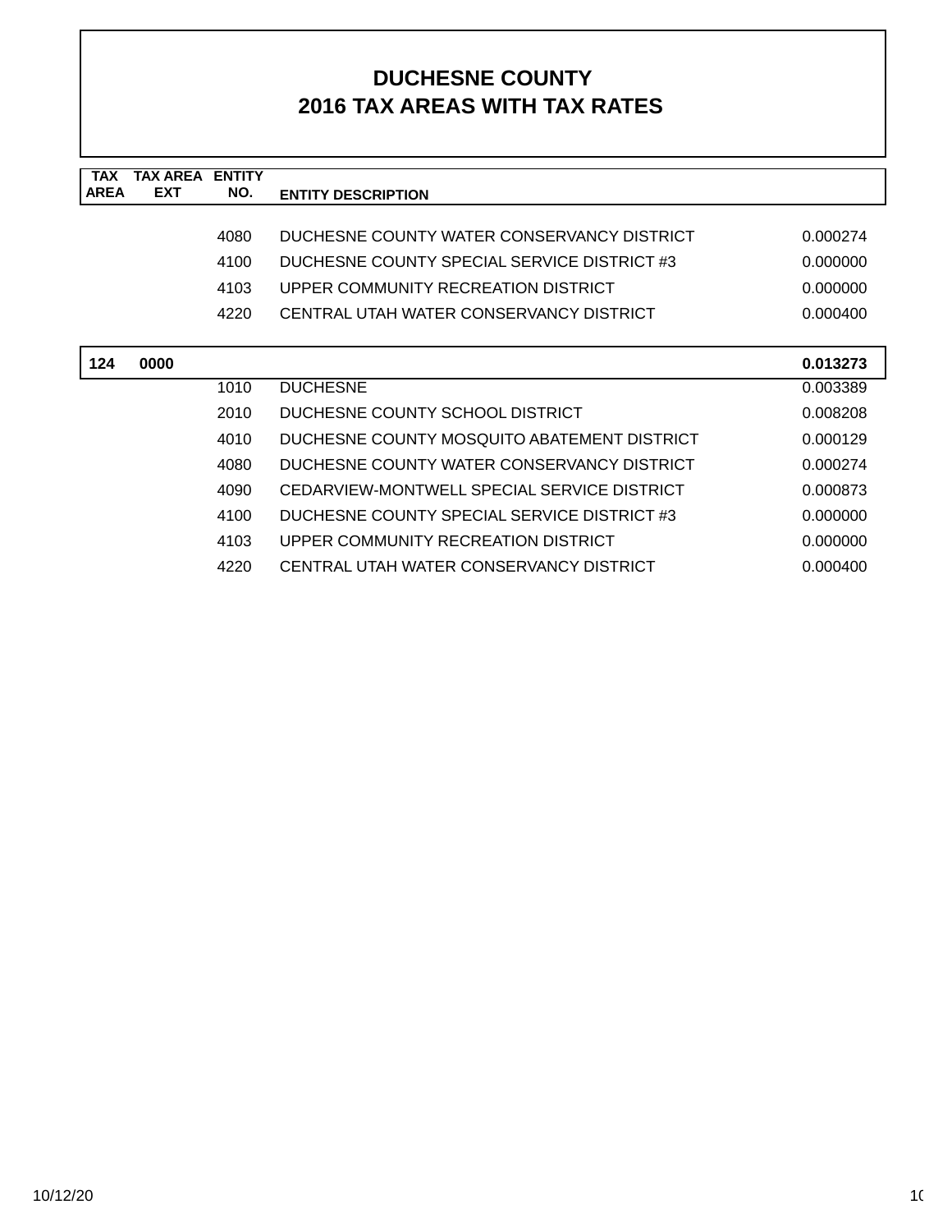# DUCHESNE COUNTY
# 2016 TAX AREAS WITH TAX RATES

| TAX AREA | TAX AREA EXT | ENTITY NO. | ENTITY DESCRIPTION | |
|---|---|---|---|---|
| | | 4080 | DUCHESNE COUNTY WATER CONSERVANCY DISTRICT | 0.000274 |
| | | 4100 | DUCHESNE COUNTY SPECIAL SERVICE DISTRICT #3 | 0.000000 |
| | | 4103 | UPPER COMMUNITY RECREATION DISTRICT | 0.000000 |
| | | 4220 | CENTRAL UTAH WATER CONSERVANCY DISTRICT | 0.000400 |
| **124** | **0000** | | | **0.013273** |
| | | 1010 | DUCHESNE | 0.003389 |
| | | 2010 | DUCHESNE COUNTY SCHOOL DISTRICT | 0.008208 |
| | | 4010 | DUCHESNE COUNTY MOSQUITO ABATEMENT DISTRICT | 0.000129 |
| | | 4080 | DUCHESNE COUNTY WATER CONSERVANCY DISTRICT | 0.000274 |
| | | 4090 | CEDARVIEW-MONTWELL SPECIAL SERVICE DISTRICT | 0.000873 |
| | | 4100 | DUCHESNE COUNTY SPECIAL SERVICE DISTRICT #3 | 0.000000 |
| | | 4103 | UPPER COMMUNITY RECREATION DISTRICT | 0.000000 |
| | | 4220 | CENTRAL UTAH WATER CONSERVANCY DISTRICT | 0.000400 |

10/12/20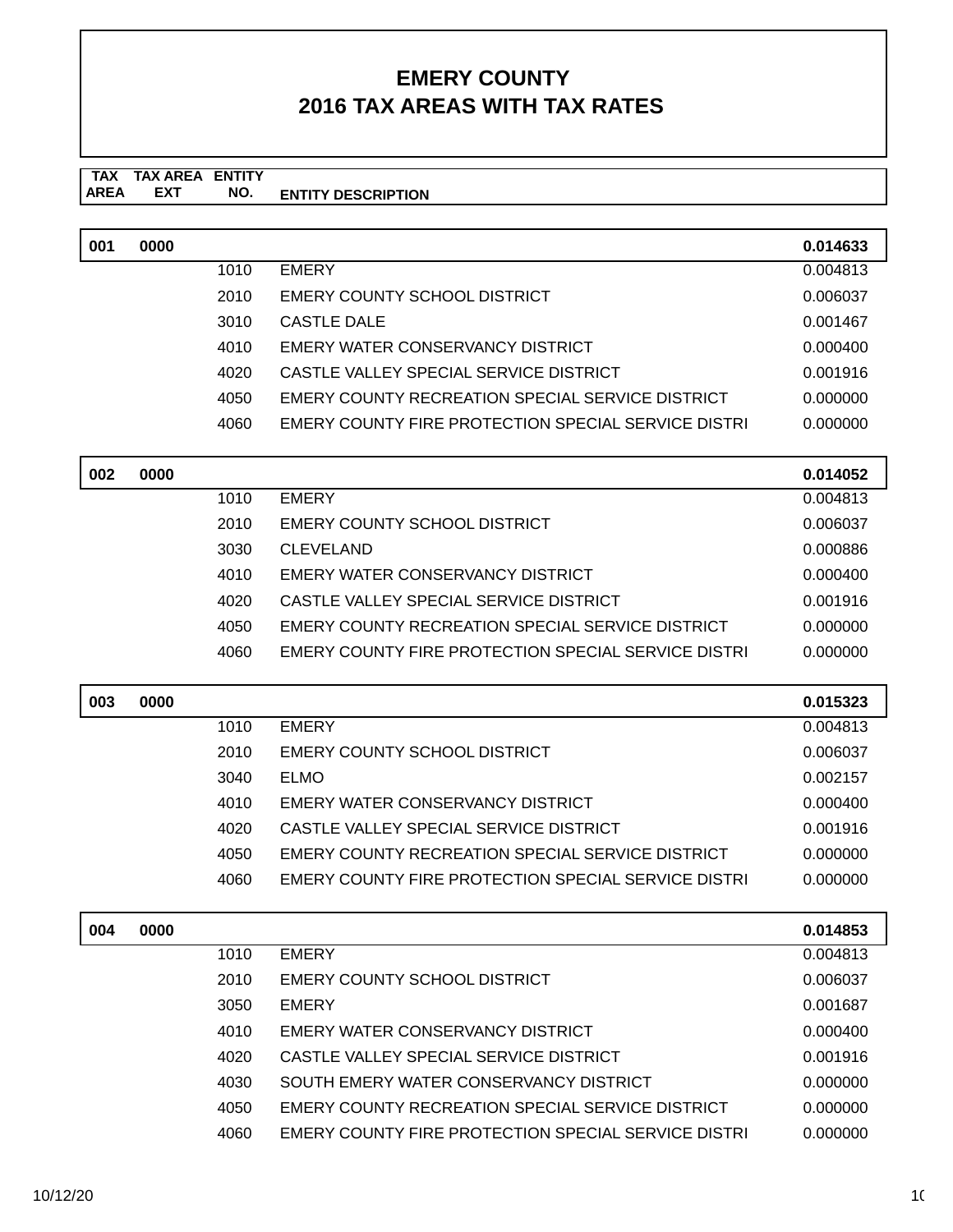# EMERY COUNTY
# 2016 TAX AREAS WITH TAX RATES

| TAX AREA | TAX AREA EXT | ENTITY NO. | ENTITY DESCRIPTION | |
|---|---|---|---|---|
| **001** | **0000** | | | **0.014633** |
| | | 1010 | EMERY | 0.004813 |
| | | 2010 | EMERY COUNTY SCHOOL DISTRICT | 0.006037 |
| | | 3010 | CASTLE DALE | 0.001467 |
| | | 4010 | EMERY WATER CONSERVANCY DISTRICT | 0.000400 |
| | | 4020 | CASTLE VALLEY SPECIAL SERVICE DISTRICT | 0.001916 |
| | | 4050 | EMERY COUNTY RECREATION SPECIAL SERVICE DISTRICT | 0.000000 |
| | | 4060 | EMERY COUNTY FIRE PROTECTION SPECIAL SERVICE DISTRI | 0.000000 |
| **002** | **0000** | | | **0.014052** |
| | | 1010 | EMERY | 0.004813 |
| | | 2010 | EMERY COUNTY SCHOOL DISTRICT | 0.006037 |
| | | 3030 | CLEVELAND | 0.000886 |
| | | 4010 | EMERY WATER CONSERVANCY DISTRICT | 0.000400 |
| | | 4020 | CASTLE VALLEY SPECIAL SERVICE DISTRICT | 0.001916 |
| | | 4050 | EMERY COUNTY RECREATION SPECIAL SERVICE DISTRICT | 0.000000 |
| | | 4060 | EMERY COUNTY FIRE PROTECTION SPECIAL SERVICE DISTRI | 0.000000 |
| **003** | **0000** | | | **0.015323** |
| | | 1010 | EMERY | 0.004813 |
| | | 2010 | EMERY COUNTY SCHOOL DISTRICT | 0.006037 |
| | | 3040 | ELMO | 0.002157 |
| | | 4010 | EMERY WATER CONSERVANCY DISTRICT | 0.000400 |
| | | 4020 | CASTLE VALLEY SPECIAL SERVICE DISTRICT | 0.001916 |
| | | 4050 | EMERY COUNTY RECREATION SPECIAL SERVICE DISTRICT | 0.000000 |
| | | 4060 | EMERY COUNTY FIRE PROTECTION SPECIAL SERVICE DISTRI | 0.000000 |
| **004** | **0000** | | | **0.014853** |
| | | 1010 | EMERY | 0.004813 |
| | | 2010 | EMERY COUNTY SCHOOL DISTRICT | 0.006037 |
| | | 3050 | EMERY | 0.001687 |
| | | 4010 | EMERY WATER CONSERVANCY DISTRICT | 0.000400 |
| | | 4020 | CASTLE VALLEY SPECIAL SERVICE DISTRICT | 0.001916 |
| | | 4030 | SOUTH EMERY WATER CONSERVANCY DISTRICT | 0.000000 |
| | | 4050 | EMERY COUNTY RECREATION SPECIAL SERVICE DISTRICT | 0.000000 |
| | | 4060 | EMERY COUNTY FIRE PROTECTION SPECIAL SERVICE DISTRI | 0.000000 |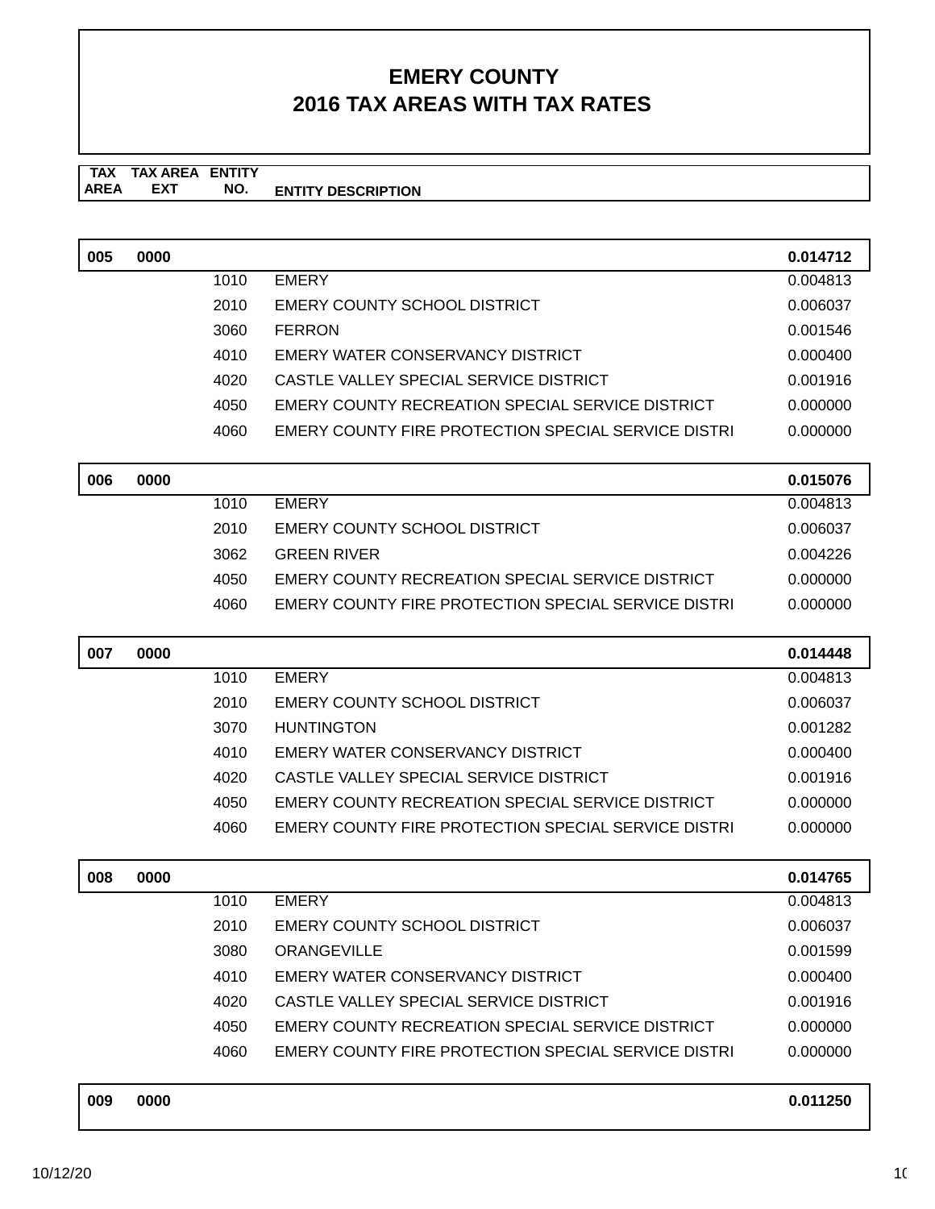# EMERY COUNTY
# 2016 TAX AREAS WITH TAX RATES

| TAX AREA | TAX AREA EXT | ENTITY NO. | ENTITY DESCRIPTION | |
|---|---|---|---|---|
| **005** | **0000** | | | **0.014712** |
| | | 1010 | EMERY | 0.004813 |
| | | 2010 | EMERY COUNTY SCHOOL DISTRICT | 0.006037 |
| | | 3060 | FERRON | 0.001546 |
| | | 4010 | EMERY WATER CONSERVANCY DISTRICT | 0.000400 |
| | | 4020 | CASTLE VALLEY SPECIAL SERVICE DISTRICT | 0.001916 |
| | | 4050 | EMERY COUNTY RECREATION SPECIAL SERVICE DISTRICT | 0.000000 |
| | | 4060 | EMERY COUNTY FIRE PROTECTION SPECIAL SERVICE DISTRI | 0.000000 |
| **006** | **0000** | | | **0.015076** |
| | | 1010 | EMERY | 0.004813 |
| | | 2010 | EMERY COUNTY SCHOOL DISTRICT | 0.006037 |
| | | 3062 | GREEN RIVER | 0.004226 |
| | | 4050 | EMERY COUNTY RECREATION SPECIAL SERVICE DISTRICT | 0.000000 |
| | | 4060 | EMERY COUNTY FIRE PROTECTION SPECIAL SERVICE DISTRI | 0.000000 |
| **007** | **0000** | | | **0.014448** |
| | | 1010 | EMERY | 0.004813 |
| | | 2010 | EMERY COUNTY SCHOOL DISTRICT | 0.006037 |
| | | 3070 | HUNTINGTON | 0.001282 |
| | | 4010 | EMERY WATER CONSERVANCY DISTRICT | 0.000400 |
| | | 4020 | CASTLE VALLEY SPECIAL SERVICE DISTRICT | 0.001916 |
| | | 4050 | EMERY COUNTY RECREATION SPECIAL SERVICE DISTRICT | 0.000000 |
| | | 4060 | EMERY COUNTY FIRE PROTECTION SPECIAL SERVICE DISTRI | 0.000000 |
| **008** | **0000** | | | **0.014765** |
| | | 1010 | EMERY | 0.004813 |
| | | 2010 | EMERY COUNTY SCHOOL DISTRICT | 0.006037 |
| | | 3080 | ORANGEVILLE | 0.001599 |
| | | 4010 | EMERY WATER CONSERVANCY DISTRICT | 0.000400 |
| | | 4020 | CASTLE VALLEY SPECIAL SERVICE DISTRICT | 0.001916 |
| | | 4050 | EMERY COUNTY RECREATION SPECIAL SERVICE DISTRICT | 0.000000 |
| | | 4060 | EMERY COUNTY FIRE PROTECTION SPECIAL SERVICE DISTRI | 0.000000 |
| **009** | **0000** | | | **0.011250** |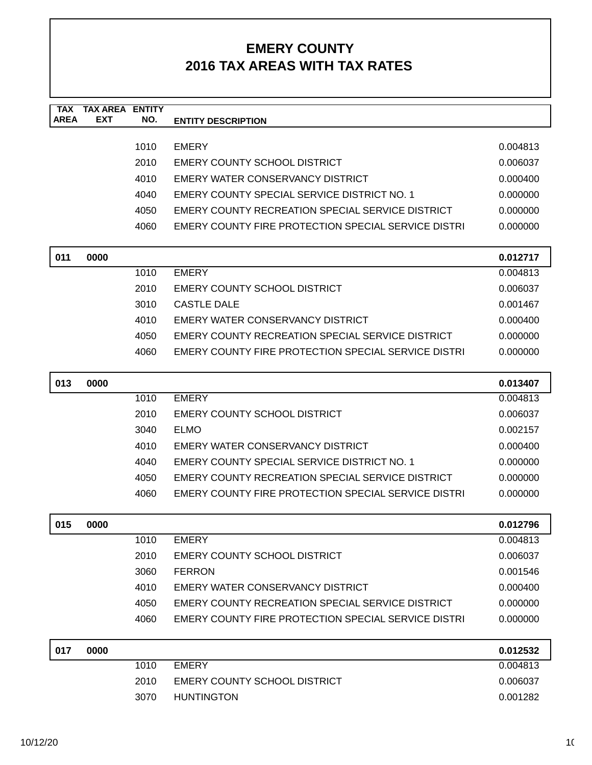# EMERY COUNTY
# 2016 TAX AREAS WITH TAX RATES

| TAX AREA | TAX AREA EXT | ENTITY NO. | ENTITY DESCRIPTION | |
|---|---|---|---|---|
| | | 1010 | EMERY | 0.004813 |
| | | 2010 | EMERY COUNTY SCHOOL DISTRICT | 0.006037 |
| | | 4010 | EMERY WATER CONSERVANCY DISTRICT | 0.000400 |
| | | 4040 | EMERY COUNTY SPECIAL SERVICE DISTRICT NO. 1 | 0.000000 |
| | | 4050 | EMERY COUNTY RECREATION SPECIAL SERVICE DISTRICT | 0.000000 |
| | | 4060 | EMERY COUNTY FIRE PROTECTION SPECIAL SERVICE DISTRI | 0.000000 |
| **011** | **0000** | | | **0.012717** |
| | | 1010 | EMERY | 0.004813 |
| | | 2010 | EMERY COUNTY SCHOOL DISTRICT | 0.006037 |
| | | 3010 | CASTLE DALE | 0.001467 |
| | | 4010 | EMERY WATER CONSERVANCY DISTRICT | 0.000400 |
| | | 4050 | EMERY COUNTY RECREATION SPECIAL SERVICE DISTRICT | 0.000000 |
| | | 4060 | EMERY COUNTY FIRE PROTECTION SPECIAL SERVICE DISTRI | 0.000000 |
| **013** | **0000** | | | **0.013407** |
| | | 1010 | EMERY | 0.004813 |
| | | 2010 | EMERY COUNTY SCHOOL DISTRICT | 0.006037 |
| | | 3040 | ELMO | 0.002157 |
| | | 4010 | EMERY WATER CONSERVANCY DISTRICT | 0.000400 |
| | | 4040 | EMERY COUNTY SPECIAL SERVICE DISTRICT NO. 1 | 0.000000 |
| | | 4050 | EMERY COUNTY RECREATION SPECIAL SERVICE DISTRICT | 0.000000 |
| | | 4060 | EMERY COUNTY FIRE PROTECTION SPECIAL SERVICE DISTRI | 0.000000 |
| **015** | **0000** | | | **0.012796** |
| | | 1010 | EMERY | 0.004813 |
| | | 2010 | EMERY COUNTY SCHOOL DISTRICT | 0.006037 |
| | | 3060 | FERRON | 0.001546 |
| | | 4010 | EMERY WATER CONSERVANCY DISTRICT | 0.000400 |
| | | 4050 | EMERY COUNTY RECREATION SPECIAL SERVICE DISTRICT | 0.000000 |
| | | 4060 | EMERY COUNTY FIRE PROTECTION SPECIAL SERVICE DISTRI | 0.000000 |
| **017** | **0000** | | | **0.012532** |
| | | 1010 | EMERY | 0.004813 |
| | | 2010 | EMERY COUNTY SCHOOL DISTRICT | 0.006037 |
| | | 3070 | HUNTINGTON | 0.001282 |

10/12/20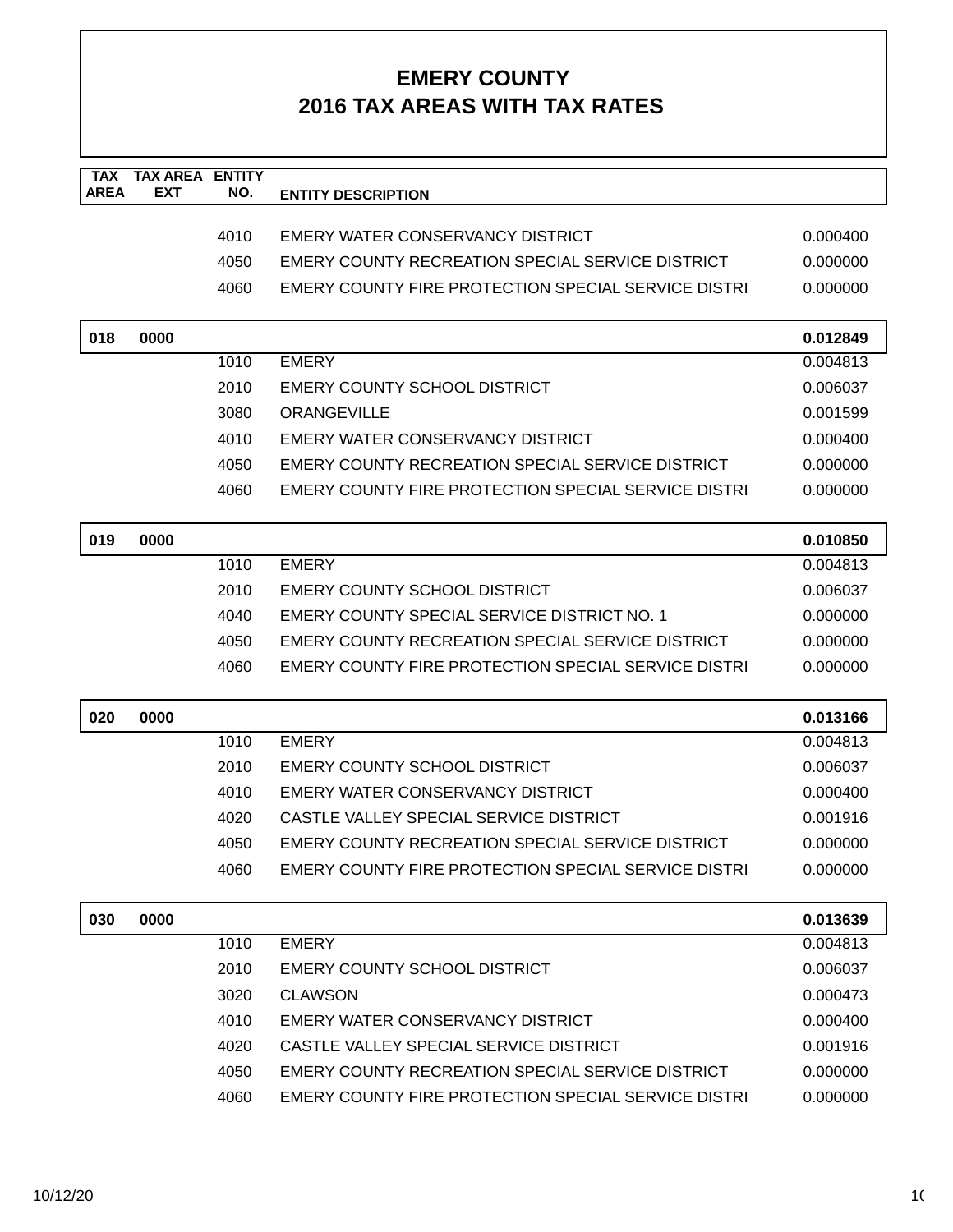# EMERY COUNTY
# 2016 TAX AREAS WITH TAX RATES

| TAX AREA | TAX AREA EXT | ENTITY NO. | ENTITY DESCRIPTION | |
|---|---|---|---|---|
| | | 4010 | EMERY WATER CONSERVANCY DISTRICT | 0.000400 |
| | | 4050 | EMERY COUNTY RECREATION SPECIAL SERVICE DISTRICT | 0.000000 |
| | | 4060 | EMERY COUNTY FIRE PROTECTION SPECIAL SERVICE DISTRI | 0.000000 |
| **018** | **0000** | | | **0.012849** |
| | | 1010 | EMERY | 0.004813 |
| | | 2010 | EMERY COUNTY SCHOOL DISTRICT | 0.006037 |
| | | 3080 | ORANGEVILLE | 0.001599 |
| | | 4010 | EMERY WATER CONSERVANCY DISTRICT | 0.000400 |
| | | 4050 | EMERY COUNTY RECREATION SPECIAL SERVICE DISTRICT | 0.000000 |
| | | 4060 | EMERY COUNTY FIRE PROTECTION SPECIAL SERVICE DISTRI | 0.000000 |
| **019** | **0000** | | | **0.010850** |
| | | 1010 | EMERY | 0.004813 |
| | | 2010 | EMERY COUNTY SCHOOL DISTRICT | 0.006037 |
| | | 4040 | EMERY COUNTY SPECIAL SERVICE DISTRICT NO. 1 | 0.000000 |
| | | 4050 | EMERY COUNTY RECREATION SPECIAL SERVICE DISTRICT | 0.000000 |
| | | 4060 | EMERY COUNTY FIRE PROTECTION SPECIAL SERVICE DISTRI | 0.000000 |
| **020** | **0000** | | | **0.013166** |
| | | 1010 | EMERY | 0.004813 |
| | | 2010 | EMERY COUNTY SCHOOL DISTRICT | 0.006037 |
| | | 4010 | EMERY WATER CONSERVANCY DISTRICT | 0.000400 |
| | | 4020 | CASTLE VALLEY SPECIAL SERVICE DISTRICT | 0.001916 |
| | | 4050 | EMERY COUNTY RECREATION SPECIAL SERVICE DISTRICT | 0.000000 |
| | | 4060 | EMERY COUNTY FIRE PROTECTION SPECIAL SERVICE DISTRI | 0.000000 |
| **030** | **0000** | | | **0.013639** |
| | | 1010 | EMERY | 0.004813 |
| | | 2010 | EMERY COUNTY SCHOOL DISTRICT | 0.006037 |
| | | 3020 | CLAWSON | 0.000473 |
| | | 4010 | EMERY WATER CONSERVANCY DISTRICT | 0.000400 |
| | | 4020 | CASTLE VALLEY SPECIAL SERVICE DISTRICT | 0.001916 |
| | | 4050 | EMERY COUNTY RECREATION SPECIAL SERVICE DISTRICT | 0.000000 |
| | | 4060 | EMERY COUNTY FIRE PROTECTION SPECIAL SERVICE DISTRI | 0.000000 |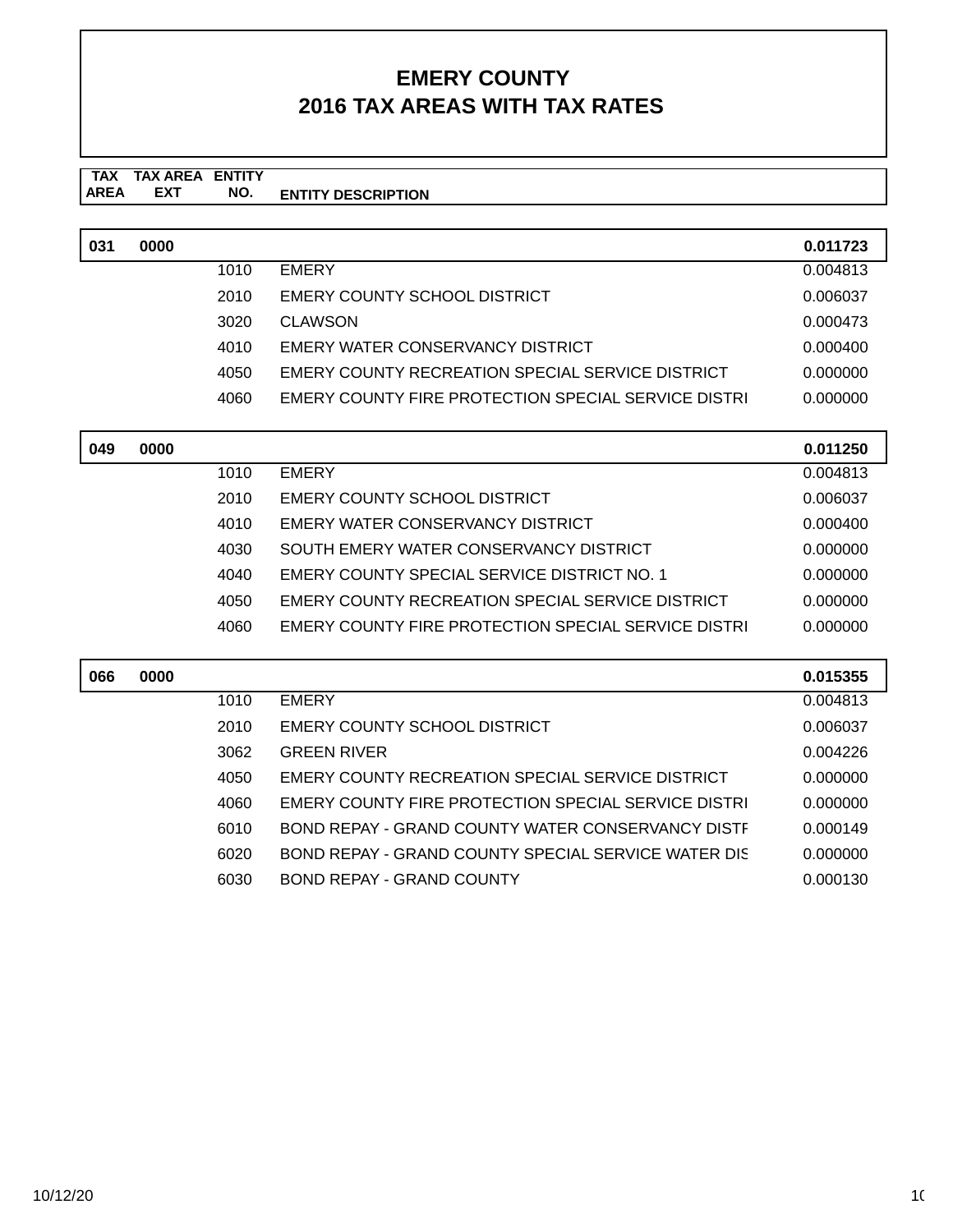# EMERY COUNTY
# 2016 TAX AREAS WITH TAX RATES

| TAX AREA | TAX AREA EXT | ENTITY NO. | ENTITY DESCRIPTION | |
|---|---|---|---|---|
| **031** | **0000** | | | **0.011723** |
| | | 1010 | EMERY | 0.004813 |
| | | 2010 | EMERY COUNTY SCHOOL DISTRICT | 0.006037 |
| | | 3020 | CLAWSON | 0.000473 |
| | | 4010 | EMERY WATER CONSERVANCY DISTRICT | 0.000400 |
| | | 4050 | EMERY COUNTY RECREATION SPECIAL SERVICE DISTRICT | 0.000000 |
| | | 4060 | EMERY COUNTY FIRE PROTECTION SPECIAL SERVICE DISTRI | 0.000000 |
| **049** | **0000** | | | **0.011250** |
| | | 1010 | EMERY | 0.004813 |
| | | 2010 | EMERY COUNTY SCHOOL DISTRICT | 0.006037 |
| | | 4010 | EMERY WATER CONSERVANCY DISTRICT | 0.000400 |
| | | 4030 | SOUTH EMERY WATER CONSERVANCY DISTRICT | 0.000000 |
| | | 4040 | EMERY COUNTY SPECIAL SERVICE DISTRICT NO. 1 | 0.000000 |
| | | 4050 | EMERY COUNTY RECREATION SPECIAL SERVICE DISTRICT | 0.000000 |
| | | 4060 | EMERY COUNTY FIRE PROTECTION SPECIAL SERVICE DISTRI | 0.000000 |
| **066** | **0000** | | | **0.015355** |
| | | 1010 | EMERY | 0.004813 |
| | | 2010 | EMERY COUNTY SCHOOL DISTRICT | 0.006037 |
| | | 3062 | GREEN RIVER | 0.004226 |
| | | 4050 | EMERY COUNTY RECREATION SPECIAL SERVICE DISTRICT | 0.000000 |
| | | 4060 | EMERY COUNTY FIRE PROTECTION SPECIAL SERVICE DISTRI | 0.000000 |
| | | 6010 | BOND REPAY - GRAND COUNTY WATER CONSERVANCY DISTF | 0.000149 |
| | | 6020 | BOND REPAY - GRAND COUNTY SPECIAL SERVICE WATER DIS | 0.000000 |
| | | 6030 | BOND REPAY - GRAND COUNTY | 0.000130 |

10/12/20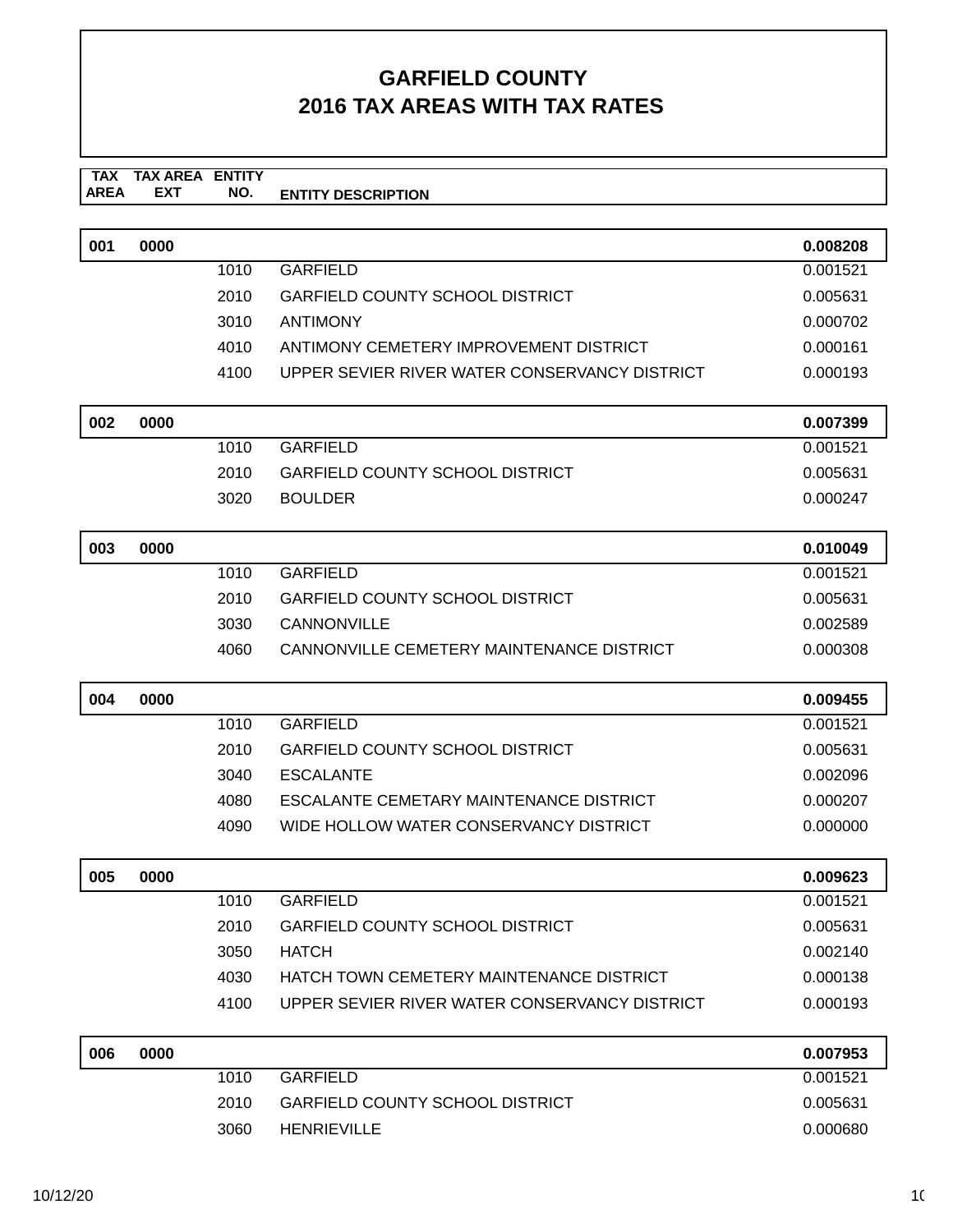# GARFIELD COUNTY
# 2016 TAX AREAS WITH TAX RATES

| TAX AREA | TAX AREA EXT | ENTITY NO. | ENTITY DESCRIPTION | |
|---|---|---|---|---|
| **001** | **0000** | | | **0.008208** |
| | | 1010 | GARFIELD | 0.001521 |
| | | 2010 | GARFIELD COUNTY SCHOOL DISTRICT | 0.005631 |
| | | 3010 | ANTIMONY | 0.000702 |
| | | 4010 | ANTIMONY CEMETERY IMPROVEMENT DISTRICT | 0.000161 |
| | | 4100 | UPPER SEVIER RIVER WATER CONSERVANCY DISTRICT | 0.000193 |
| **002** | **0000** | | | **0.007399** |
| | | 1010 | GARFIELD | 0.001521 |
| | | 2010 | GARFIELD COUNTY SCHOOL DISTRICT | 0.005631 |
| | | 3020 | BOULDER | 0.000247 |
| **003** | **0000** | | | **0.010049** |
| | | 1010 | GARFIELD | 0.001521 |
| | | 2010 | GARFIELD COUNTY SCHOOL DISTRICT | 0.005631 |
| | | 3030 | CANNONVILLE | 0.002589 |
| | | 4060 | CANNONVILLE CEMETERY MAINTENANCE DISTRICT | 0.000308 |
| **004** | **0000** | | | **0.009455** |
| | | 1010 | GARFIELD | 0.001521 |
| | | 2010 | GARFIELD COUNTY SCHOOL DISTRICT | 0.005631 |
| | | 3040 | ESCALANTE | 0.002096 |
| | | 4080 | ESCALANTE CEMETARY MAINTENANCE DISTRICT | 0.000207 |
| | | 4090 | WIDE HOLLOW WATER CONSERVANCY DISTRICT | 0.000000 |
| **005** | **0000** | | | **0.009623** |
| | | 1010 | GARFIELD | 0.001521 |
| | | 2010 | GARFIELD COUNTY SCHOOL DISTRICT | 0.005631 |
| | | 3050 | HATCH | 0.002140 |
| | | 4030 | HATCH TOWN CEMETERY MAINTENANCE DISTRICT | 0.000138 |
| | | 4100 | UPPER SEVIER RIVER WATER CONSERVANCY DISTRICT | 0.000193 |
| **006** | **0000** | | | **0.007953** |
| | | 1010 | GARFIELD | 0.001521 |
| | | 2010 | GARFIELD COUNTY SCHOOL DISTRICT | 0.005631 |
| | | 3060 | HENRIEVILLE | 0.000680 |

10/12/20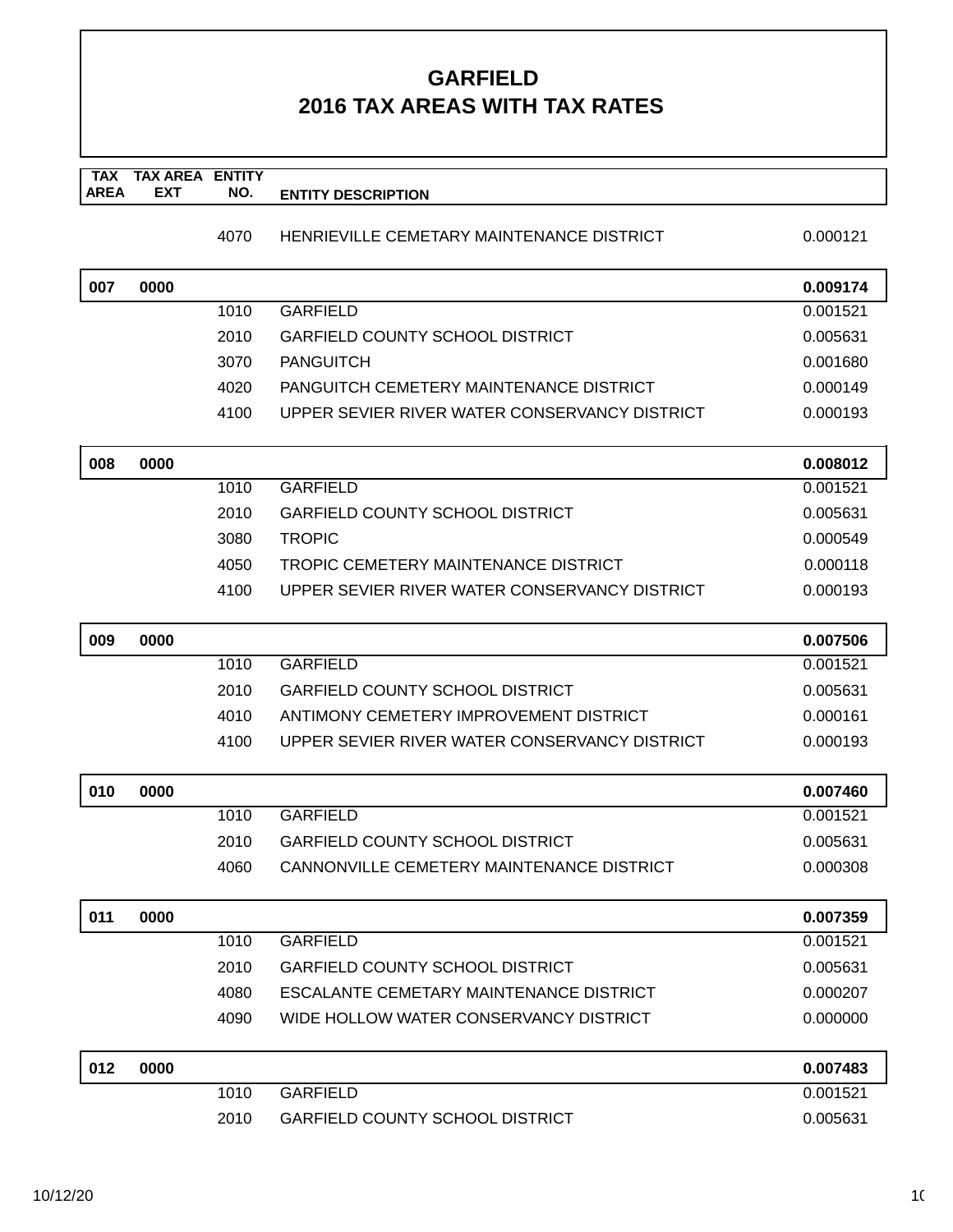# GARFIELD
# 2016 TAX AREAS WITH TAX RATES

| TAX AREA | TAX AREA EXT | ENTITY NO. | ENTITY DESCRIPTION | |
|---|---|---|---|---|
| | | 4070 | HENRIEVILLE CEMETARY MAINTENANCE DISTRICT | 0.000121 |
| **007** | **0000** | | | **0.009174** |
| | | 1010 | GARFIELD | 0.001521 |
| | | 2010 | GARFIELD COUNTY SCHOOL DISTRICT | 0.005631 |
| | | 3070 | PANGUITCH | 0.001680 |
| | | 4020 | PANGUITCH CEMETERY MAINTENANCE DISTRICT | 0.000149 |
| | | 4100 | UPPER SEVIER RIVER WATER CONSERVANCY DISTRICT | 0.000193 |
| **008** | **0000** | | | **0.008012** |
| | | 1010 | GARFIELD | 0.001521 |
| | | 2010 | GARFIELD COUNTY SCHOOL DISTRICT | 0.005631 |
| | | 3080 | TROPIC | 0.000549 |
| | | 4050 | TROPIC CEMETERY MAINTENANCE DISTRICT | 0.000118 |
| | | 4100 | UPPER SEVIER RIVER WATER CONSERVANCY DISTRICT | 0.000193 |
| **009** | **0000** | | | **0.007506** |
| | | 1010 | GARFIELD | 0.001521 |
| | | 2010 | GARFIELD COUNTY SCHOOL DISTRICT | 0.005631 |
| | | 4010 | ANTIMONY CEMETERY IMPROVEMENT DISTRICT | 0.000161 |
| | | 4100 | UPPER SEVIER RIVER WATER CONSERVANCY DISTRICT | 0.000193 |
| **010** | **0000** | | | **0.007460** |
| | | 1010 | GARFIELD | 0.001521 |
| | | 2010 | GARFIELD COUNTY SCHOOL DISTRICT | 0.005631 |
| | | 4060 | CANNONVILLE CEMETERY MAINTENANCE DISTRICT | 0.000308 |
| **011** | **0000** | | | **0.007359** |
| | | 1010 | GARFIELD | 0.001521 |
| | | 2010 | GARFIELD COUNTY SCHOOL DISTRICT | 0.005631 |
| | | 4080 | ESCALANTE CEMETARY MAINTENANCE DISTRICT | 0.000207 |
| | | 4090 | WIDE HOLLOW WATER CONSERVANCY DISTRICT | 0.000000 |
| **012** | **0000** | | | **0.007483** |
| | | 1010 | GARFIELD | 0.001521 |
| | | 2010 | GARFIELD COUNTY SCHOOL DISTRICT | 0.005631 |

10/12/20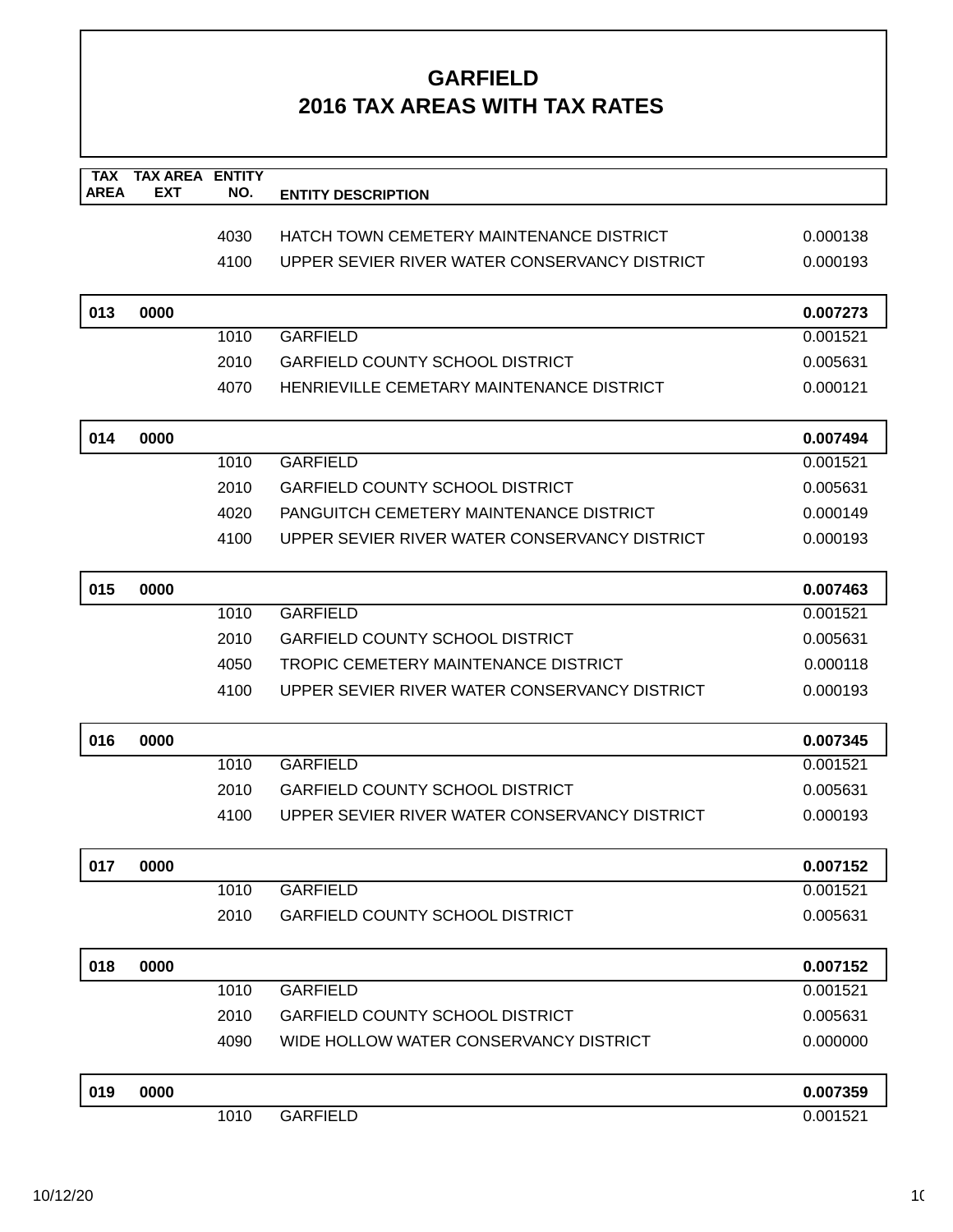# GARFIELD
## 2016 TAX AREAS WITH TAX RATES

| TAX AREA | TAX AREA EXT | ENTITY NO. | ENTITY DESCRIPTION | |
|---|---|---|---|---|
| | | 4030 | HATCH TOWN CEMETERY MAINTENANCE DISTRICT | 0.000138 |
| | | 4100 | UPPER SEVIER RIVER WATER CONSERVANCY DISTRICT | 0.000193 |
| **013** | **0000** | | | **0.007273** |
| | | 1010 | GARFIELD | 0.001521 |
| | | 2010 | GARFIELD COUNTY SCHOOL DISTRICT | 0.005631 |
| | | 4070 | HENRIEVILLE CEMETARY MAINTENANCE DISTRICT | 0.000121 |
| **014** | **0000** | | | **0.007494** |
| | | 1010 | GARFIELD | 0.001521 |
| | | 2010 | GARFIELD COUNTY SCHOOL DISTRICT | 0.005631 |
| | | 4020 | PANGUITCH CEMETERY MAINTENANCE DISTRICT | 0.000149 |
| | | 4100 | UPPER SEVIER RIVER WATER CONSERVANCY DISTRICT | 0.000193 |
| **015** | **0000** | | | **0.007463** |
| | | 1010 | GARFIELD | 0.001521 |
| | | 2010 | GARFIELD COUNTY SCHOOL DISTRICT | 0.005631 |
| | | 4050 | TROPIC CEMETERY MAINTENANCE DISTRICT | 0.000118 |
| | | 4100 | UPPER SEVIER RIVER WATER CONSERVANCY DISTRICT | 0.000193 |
| **016** | **0000** | | | **0.007345** |
| | | 1010 | GARFIELD | 0.001521 |
| | | 2010 | GARFIELD COUNTY SCHOOL DISTRICT | 0.005631 |
| | | 4100 | UPPER SEVIER RIVER WATER CONSERVANCY DISTRICT | 0.000193 |
| **017** | **0000** | | | **0.007152** |
| | | 1010 | GARFIELD | 0.001521 |
| | | 2010 | GARFIELD COUNTY SCHOOL DISTRICT | 0.005631 |
| **018** | **0000** | | | **0.007152** |
| | | 1010 | GARFIELD | 0.001521 |
| | | 2010 | GARFIELD COUNTY SCHOOL DISTRICT | 0.005631 |
| | | 4090 | WIDE HOLLOW WATER CONSERVANCY DISTRICT | 0.000000 |
| **019** | **0000** | | | **0.007359** |
| | | 1010 | GARFIELD | 0.001521 |

10/12/20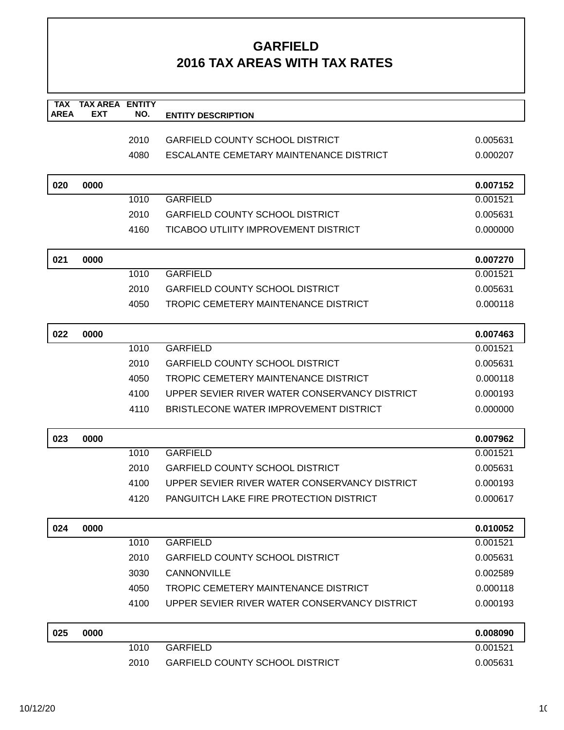# GARFIELD
# 2016 TAX AREAS WITH TAX RATES

| TAX AREA | TAX AREA EXT | ENTITY NO. | ENTITY DESCRIPTION | |
|---|---|---|---|---|
| | | 2010 | GARFIELD COUNTY SCHOOL DISTRICT | 0.005631 |
| | | 4080 | ESCALANTE CEMETARY MAINTENANCE DISTRICT | 0.000207 |
| **020** | **0000** | | | **0.007152** |
| | | 1010 | GARFIELD | 0.001521 |
| | | 2010 | GARFIELD COUNTY SCHOOL DISTRICT | 0.005631 |
| | | 4160 | TICABOO UTLIITY IMPROVEMENT DISTRICT | 0.000000 |
| **021** | **0000** | | | **0.007270** |
| | | 1010 | GARFIELD | 0.001521 |
| | | 2010 | GARFIELD COUNTY SCHOOL DISTRICT | 0.005631 |
| | | 4050 | TROPIC CEMETERY MAINTENANCE DISTRICT | 0.000118 |
| **022** | **0000** | | | **0.007463** |
| | | 1010 | GARFIELD | 0.001521 |
| | | 2010 | GARFIELD COUNTY SCHOOL DISTRICT | 0.005631 |
| | | 4050 | TROPIC CEMETERY MAINTENANCE DISTRICT | 0.000118 |
| | | 4100 | UPPER SEVIER RIVER WATER CONSERVANCY DISTRICT | 0.000193 |
| | | 4110 | BRISTLECONE WATER IMPROVEMENT DISTRICT | 0.000000 |
| **023** | **0000** | | | **0.007962** |
| | | 1010 | GARFIELD | 0.001521 |
| | | 2010 | GARFIELD COUNTY SCHOOL DISTRICT | 0.005631 |
| | | 4100 | UPPER SEVIER RIVER WATER CONSERVANCY DISTRICT | 0.000193 |
| | | 4120 | PANGUITCH LAKE FIRE PROTECTION DISTRICT | 0.000617 |
| **024** | **0000** | | | **0.010052** |
| | | 1010 | GARFIELD | 0.001521 |
| | | 2010 | GARFIELD COUNTY SCHOOL DISTRICT | 0.005631 |
| | | 3030 | CANNONVILLE | 0.002589 |
| | | 4050 | TROPIC CEMETERY MAINTENANCE DISTRICT | 0.000118 |
| | | 4100 | UPPER SEVIER RIVER WATER CONSERVANCY DISTRICT | 0.000193 |
| **025** | **0000** | | | **0.008090** |
| | | 1010 | GARFIELD | 0.001521 |
| | | 2010 | GARFIELD COUNTY SCHOOL DISTRICT | 0.005631 |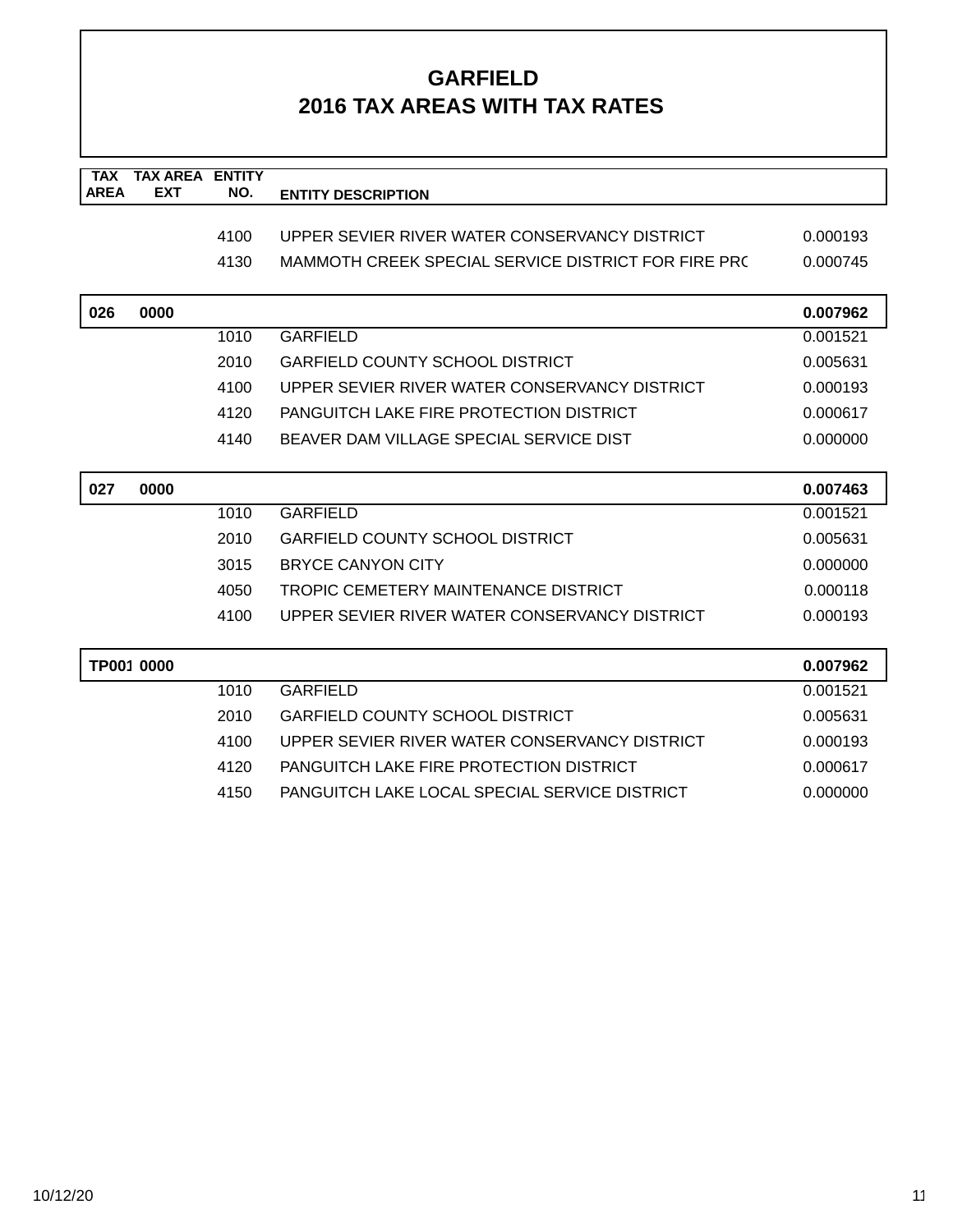# GARFIELD
## 2016 TAX AREAS WITH TAX RATES

| TAX AREA | TAX AREA EXT | ENTITY NO. | ENTITY DESCRIPTION | |
|---|---|---|---|---|
| | | 4100 | UPPER SEVIER RIVER WATER CONSERVANCY DISTRICT | 0.000193 |
| | | 4130 | MAMMOTH CREEK SPECIAL SERVICE DISTRICT FOR FIRE PRC | 0.000745 |
| **026** | **0000** | | | **0.007962** |
| | | 1010 | GARFIELD | 0.001521 |
| | | 2010 | GARFIELD COUNTY SCHOOL DISTRICT | 0.005631 |
| | | 4100 | UPPER SEVIER RIVER WATER CONSERVANCY DISTRICT | 0.000193 |
| | | 4120 | PANGUITCH LAKE FIRE PROTECTION DISTRICT | 0.000617 |
| | | 4140 | BEAVER DAM VILLAGE SPECIAL SERVICE DIST | 0.000000 |
| **027** | **0000** | | | **0.007463** |
| | | 1010 | GARFIELD | 0.001521 |
| | | 2010 | GARFIELD COUNTY SCHOOL DISTRICT | 0.005631 |
| | | 3015 | BRYCE CANYON CITY | 0.000000 |
| | | 4050 | TROPIC CEMETERY MAINTENANCE DISTRICT | 0.000118 |
| | | 4100 | UPPER SEVIER RIVER WATER CONSERVANCY DISTRICT | 0.000193 |
| **TP001** | **0000** | | | **0.007962** |
| | | 1010 | GARFIELD | 0.001521 |
| | | 2010 | GARFIELD COUNTY SCHOOL DISTRICT | 0.005631 |
| | | 4100 | UPPER SEVIER RIVER WATER CONSERVANCY DISTRICT | 0.000193 |
| | | 4120 | PANGUITCH LAKE FIRE PROTECTION DISTRICT | 0.000617 |
| | | 4150 | PANGUITCH LAKE LOCAL SPECIAL SERVICE DISTRICT | 0.000000 |

10/12/20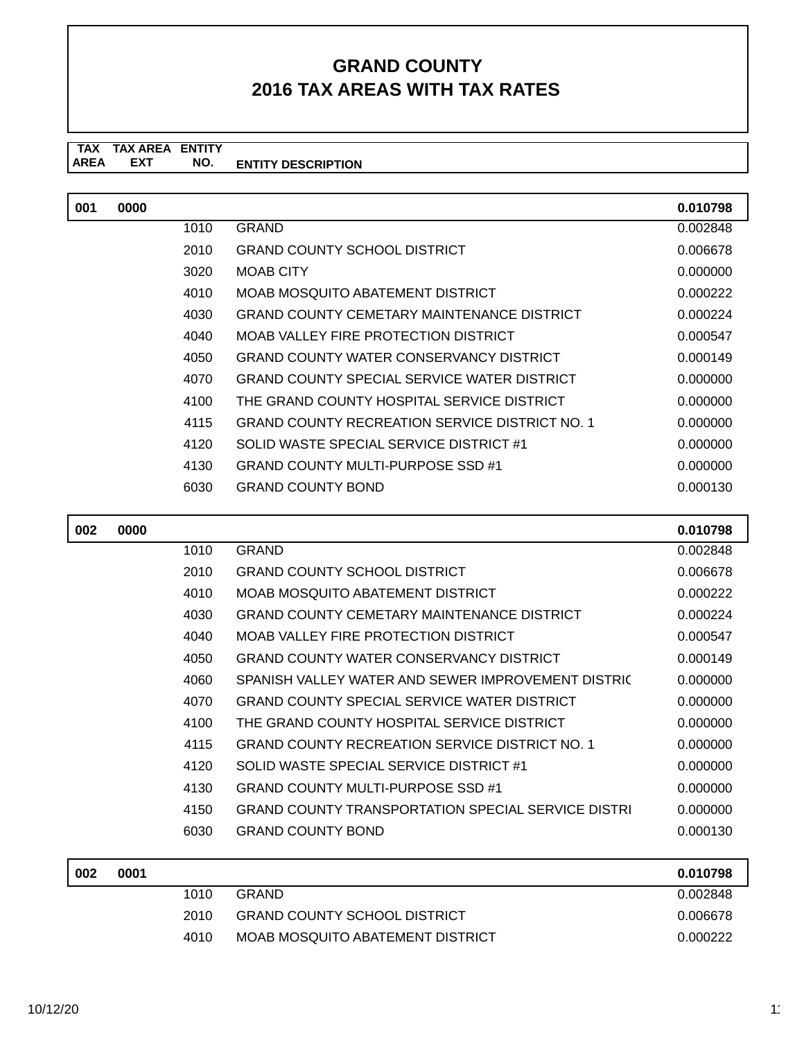# GRAND COUNTY
# 2016 TAX AREAS WITH TAX RATES

| TAX AREA | TAX AREA EXT | ENTITY NO. | ENTITY DESCRIPTION | |
|---|---|---|---|---|
| **001** | **0000** | | | **0.010798** |
| | | 1010 | GRAND | 0.002848 |
| | | 2010 | GRAND COUNTY SCHOOL DISTRICT | 0.006678 |
| | | 3020 | MOAB CITY | 0.000000 |
| | | 4010 | MOAB MOSQUITO ABATEMENT DISTRICT | 0.000222 |
| | | 4030 | GRAND COUNTY CEMETARY MAINTENANCE DISTRICT | 0.000224 |
| | | 4040 | MOAB VALLEY FIRE PROTECTION DISTRICT | 0.000547 |
| | | 4050 | GRAND COUNTY WATER CONSERVANCY DISTRICT | 0.000149 |
| | | 4070 | GRAND COUNTY SPECIAL SERVICE WATER DISTRICT | 0.000000 |
| | | 4100 | THE GRAND COUNTY HOSPITAL SERVICE DISTRICT | 0.000000 |
| | | 4115 | GRAND COUNTY RECREATION SERVICE DISTRICT NO. 1 | 0.000000 |
| | | 4120 | SOLID WASTE SPECIAL SERVICE DISTRICT #1 | 0.000000 |
| | | 4130 | GRAND COUNTY MULTI-PURPOSE SSD #1 | 0.000000 |
| | | 6030 | GRAND COUNTY BOND | 0.000130 |
| **002** | **0000** | | | **0.010798** |
| | | 1010 | GRAND | 0.002848 |
| | | 2010 | GRAND COUNTY SCHOOL DISTRICT | 0.006678 |
| | | 4010 | MOAB MOSQUITO ABATEMENT DISTRICT | 0.000222 |
| | | 4030 | GRAND COUNTY CEMETARY MAINTENANCE DISTRICT | 0.000224 |
| | | 4040 | MOAB VALLEY FIRE PROTECTION DISTRICT | 0.000547 |
| | | 4050 | GRAND COUNTY WATER CONSERVANCY DISTRICT | 0.000149 |
| | | 4060 | SPANISH VALLEY WATER AND SEWER IMPROVEMENT DISTRIC | 0.000000 |
| | | 4070 | GRAND COUNTY SPECIAL SERVICE WATER DISTRICT | 0.000000 |
| | | 4100 | THE GRAND COUNTY HOSPITAL SERVICE DISTRICT | 0.000000 |
| | | 4115 | GRAND COUNTY RECREATION SERVICE DISTRICT NO. 1 | 0.000000 |
| | | 4120 | SOLID WASTE SPECIAL SERVICE DISTRICT #1 | 0.000000 |
| | | 4130 | GRAND COUNTY MULTI-PURPOSE SSD #1 | 0.000000 |
| | | 4150 | GRAND COUNTY TRANSPORTATION SPECIAL SERVICE DISTRI | 0.000000 |
| | | 6030 | GRAND COUNTY BOND | 0.000130 |
| **002** | **0001** | | | **0.010798** |
| | | 1010 | GRAND | 0.002848 |
| | | 2010 | GRAND COUNTY SCHOOL DISTRICT | 0.006678 |
| | | 4010 | MOAB MOSQUITO ABATEMENT DISTRICT | 0.000222 |

10/12/20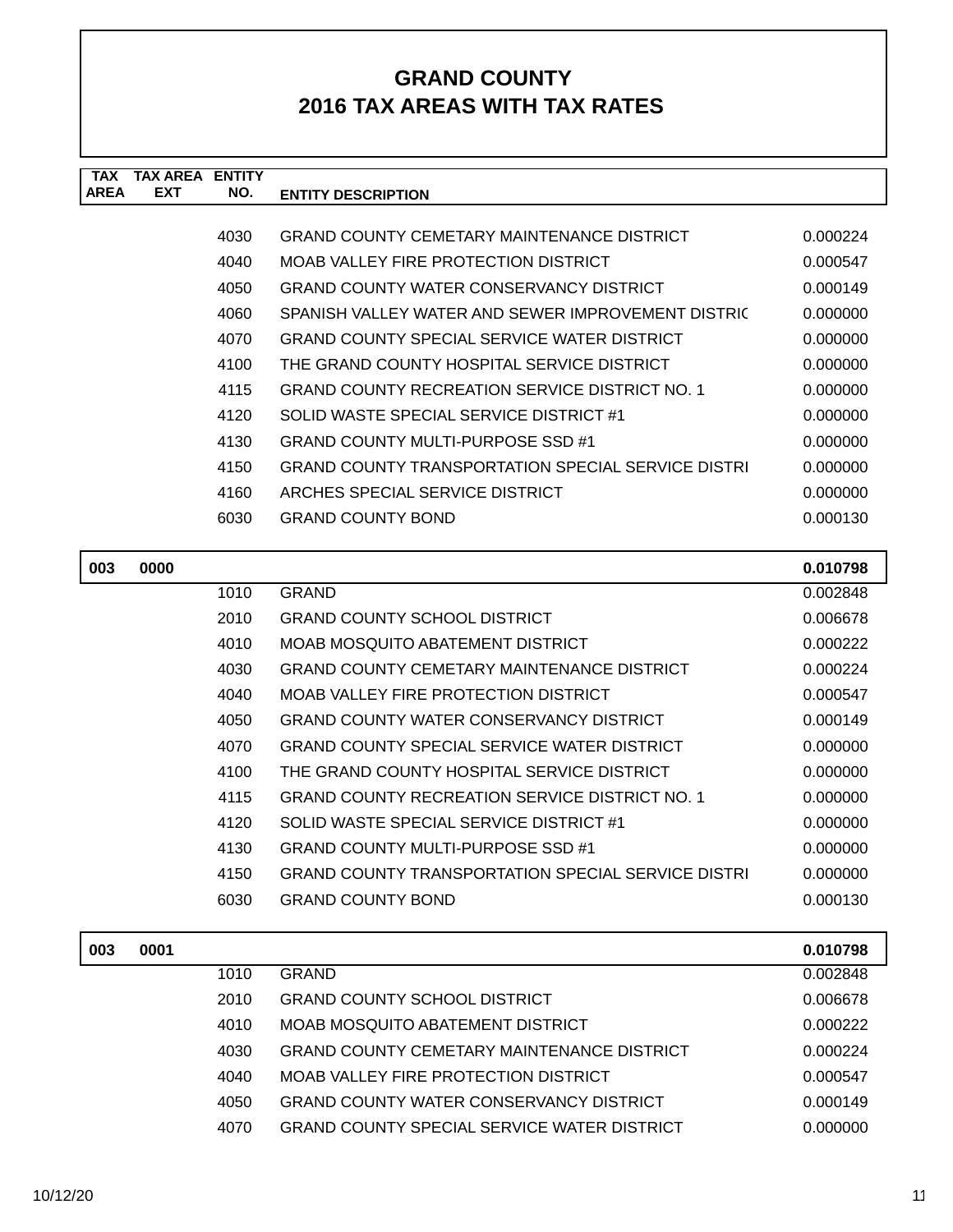# GRAND COUNTY
## 2016 TAX AREAS WITH TAX RATES

| TAX AREA | TAX AREA EXT | ENTITY NO. | ENTITY DESCRIPTION | |
|---|---|---|---|---|
| | | 4030 | GRAND COUNTY CEMETARY MAINTENANCE DISTRICT | 0.000224 |
| | | 4040 | MOAB VALLEY FIRE PROTECTION DISTRICT | 0.000547 |
| | | 4050 | GRAND COUNTY WATER CONSERVANCY DISTRICT | 0.000149 |
| | | 4060 | SPANISH VALLEY WATER AND SEWER IMPROVEMENT DISTRIC | 0.000000 |
| | | 4070 | GRAND COUNTY SPECIAL SERVICE WATER DISTRICT | 0.000000 |
| | | 4100 | THE GRAND COUNTY HOSPITAL SERVICE DISTRICT | 0.000000 |
| | | 4115 | GRAND COUNTY RECREATION SERVICE DISTRICT NO. 1 | 0.000000 |
| | | 4120 | SOLID WASTE SPECIAL SERVICE DISTRICT #1 | 0.000000 |
| | | 4130 | GRAND COUNTY MULTI-PURPOSE SSD #1 | 0.000000 |
| | | 4150 | GRAND COUNTY TRANSPORTATION SPECIAL SERVICE DISTRI | 0.000000 |
| | | 4160 | ARCHES SPECIAL SERVICE DISTRICT | 0.000000 |
| | | 6030 | GRAND COUNTY BOND | 0.000130 |
| **003** | **0000** | | | **0.010798** |
| | | 1010 | GRAND | 0.002848 |
| | | 2010 | GRAND COUNTY SCHOOL DISTRICT | 0.006678 |
| | | 4010 | MOAB MOSQUITO ABATEMENT DISTRICT | 0.000222 |
| | | 4030 | GRAND COUNTY CEMETARY MAINTENANCE DISTRICT | 0.000224 |
| | | 4040 | MOAB VALLEY FIRE PROTECTION DISTRICT | 0.000547 |
| | | 4050 | GRAND COUNTY WATER CONSERVANCY DISTRICT | 0.000149 |
| | | 4070 | GRAND COUNTY SPECIAL SERVICE WATER DISTRICT | 0.000000 |
| | | 4100 | THE GRAND COUNTY HOSPITAL SERVICE DISTRICT | 0.000000 |
| | | 4115 | GRAND COUNTY RECREATION SERVICE DISTRICT NO. 1 | 0.000000 |
| | | 4120 | SOLID WASTE SPECIAL SERVICE DISTRICT #1 | 0.000000 |
| | | 4130 | GRAND COUNTY MULTI-PURPOSE SSD #1 | 0.000000 |
| | | 4150 | GRAND COUNTY TRANSPORTATION SPECIAL SERVICE DISTRI | 0.000000 |
| | | 6030 | GRAND COUNTY BOND | 0.000130 |
| **003** | **0001** | | | **0.010798** |
| | | 1010 | GRAND | 0.002848 |
| | | 2010 | GRAND COUNTY SCHOOL DISTRICT | 0.006678 |
| | | 4010 | MOAB MOSQUITO ABATEMENT DISTRICT | 0.000222 |
| | | 4030 | GRAND COUNTY CEMETARY MAINTENANCE DISTRICT | 0.000224 |
| | | 4040 | MOAB VALLEY FIRE PROTECTION DISTRICT | 0.000547 |
| | | 4050 | GRAND COUNTY WATER CONSERVANCY DISTRICT | 0.000149 |
| | | 4070 | GRAND COUNTY SPECIAL SERVICE WATER DISTRICT | 0.000000 |

10/12/20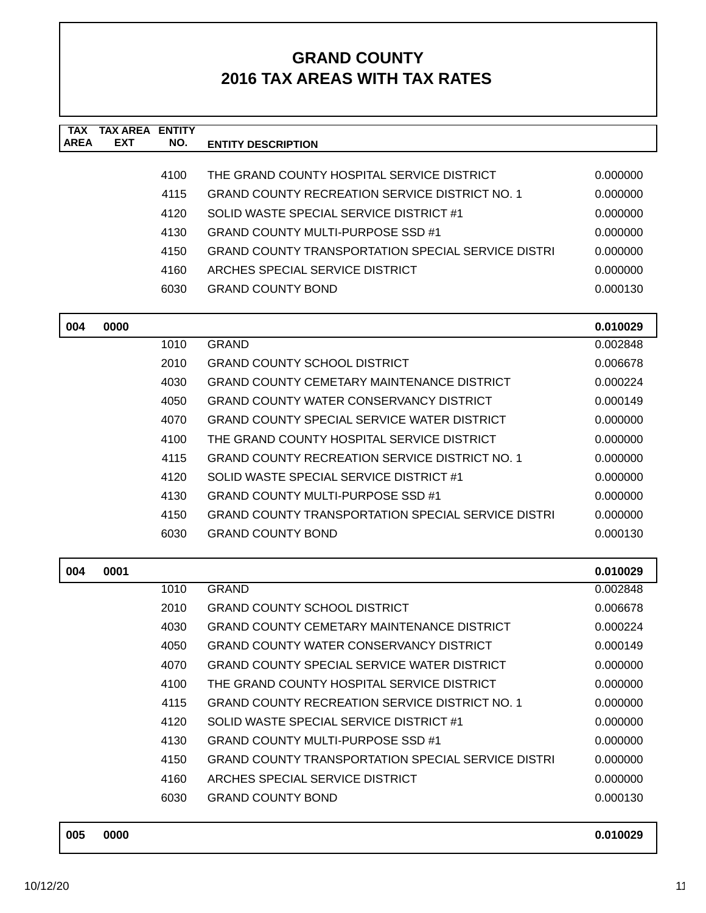# GRAND COUNTY
## 2016 TAX AREAS WITH TAX RATES

| TAX AREA | TAX AREA EXT | ENTITY NO. | ENTITY DESCRIPTION | |
|---|---|---|---|---|
| | | 4100 | THE GRAND COUNTY HOSPITAL SERVICE DISTRICT | 0.000000 |
| | | 4115 | GRAND COUNTY RECREATION SERVICE DISTRICT NO. 1 | 0.000000 |
| | | 4120 | SOLID WASTE SPECIAL SERVICE DISTRICT #1 | 0.000000 |
| | | 4130 | GRAND COUNTY MULTI-PURPOSE SSD #1 | 0.000000 |
| | | 4150 | GRAND COUNTY TRANSPORTATION SPECIAL SERVICE DISTRI | 0.000000 |
| | | 4160 | ARCHES SPECIAL SERVICE DISTRICT | 0.000000 |
| | | 6030 | GRAND COUNTY BOND | 0.000130 |
| **004** | **0000** | | | **0.010029** |
| | | 1010 | GRAND | 0.002848 |
| | | 2010 | GRAND COUNTY SCHOOL DISTRICT | 0.006678 |
| | | 4030 | GRAND COUNTY CEMETARY MAINTENANCE DISTRICT | 0.000224 |
| | | 4050 | GRAND COUNTY WATER CONSERVANCY DISTRICT | 0.000149 |
| | | 4070 | GRAND COUNTY SPECIAL SERVICE WATER DISTRICT | 0.000000 |
| | | 4100 | THE GRAND COUNTY HOSPITAL SERVICE DISTRICT | 0.000000 |
| | | 4115 | GRAND COUNTY RECREATION SERVICE DISTRICT NO. 1 | 0.000000 |
| | | 4120 | SOLID WASTE SPECIAL SERVICE DISTRICT #1 | 0.000000 |
| | | 4130 | GRAND COUNTY MULTI-PURPOSE SSD #1 | 0.000000 |
| | | 4150 | GRAND COUNTY TRANSPORTATION SPECIAL SERVICE DISTRI | 0.000000 |
| | | 6030 | GRAND COUNTY BOND | 0.000130 |
| **004** | **0001** | | | **0.010029** |
| | | 1010 | GRAND | 0.002848 |
| | | 2010 | GRAND COUNTY SCHOOL DISTRICT | 0.006678 |
| | | 4030 | GRAND COUNTY CEMETARY MAINTENANCE DISTRICT | 0.000224 |
| | | 4050 | GRAND COUNTY WATER CONSERVANCY DISTRICT | 0.000149 |
| | | 4070 | GRAND COUNTY SPECIAL SERVICE WATER DISTRICT | 0.000000 |
| | | 4100 | THE GRAND COUNTY HOSPITAL SERVICE DISTRICT | 0.000000 |
| | | 4115 | GRAND COUNTY RECREATION SERVICE DISTRICT NO. 1 | 0.000000 |
| | | 4120 | SOLID WASTE SPECIAL SERVICE DISTRICT #1 | 0.000000 |
| | | 4130 | GRAND COUNTY MULTI-PURPOSE SSD #1 | 0.000000 |
| | | 4150 | GRAND COUNTY TRANSPORTATION SPECIAL SERVICE DISTRI | 0.000000 |
| | | 4160 | ARCHES SPECIAL SERVICE DISTRICT | 0.000000 |
| | | 6030 | GRAND COUNTY BOND | 0.000130 |
| **005** | **0000** | | | **0.010029** |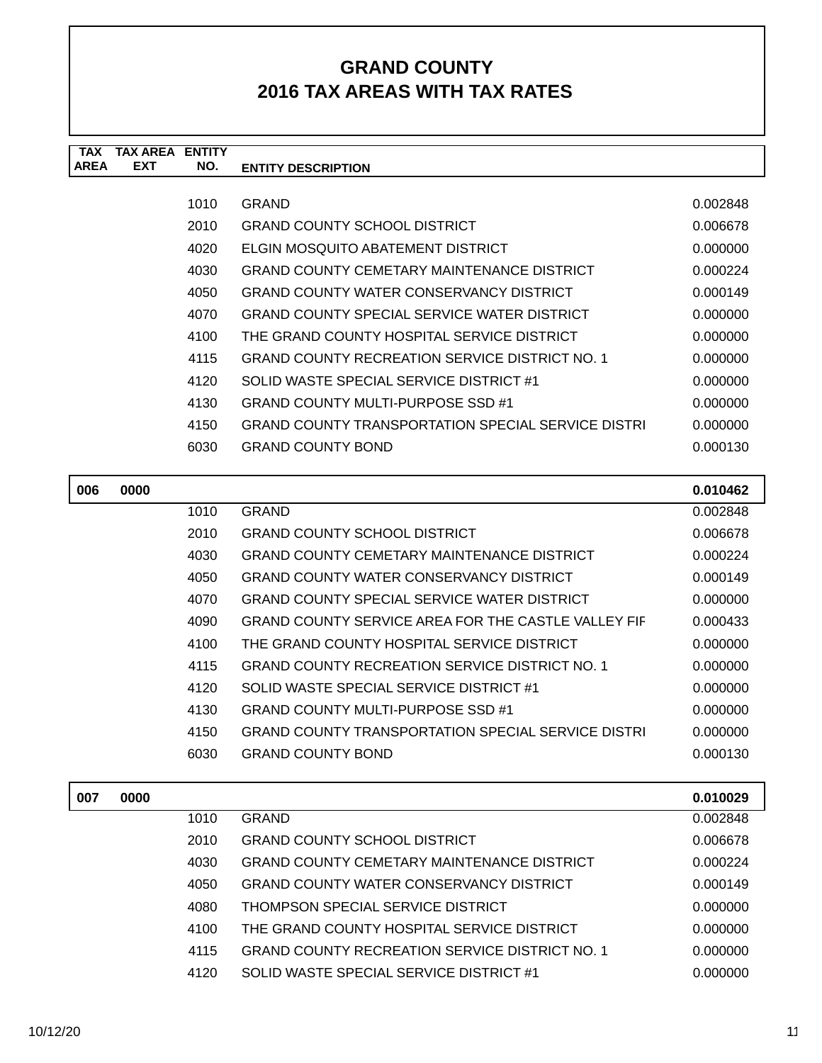# GRAND COUNTY
# 2016 TAX AREAS WITH TAX RATES

| TAX AREA | TAX AREA EXT | ENTITY NO. | ENTITY DESCRIPTION | |
|---|---|---|---|---|
| | | 1010 | GRAND | 0.002848 |
| | | 2010 | GRAND COUNTY SCHOOL DISTRICT | 0.006678 |
| | | 4020 | ELGIN MOSQUITO ABATEMENT DISTRICT | 0.000000 |
| | | 4030 | GRAND COUNTY CEMETARY MAINTENANCE DISTRICT | 0.000224 |
| | | 4050 | GRAND COUNTY WATER CONSERVANCY DISTRICT | 0.000149 |
| | | 4070 | GRAND COUNTY SPECIAL SERVICE WATER DISTRICT | 0.000000 |
| | | 4100 | THE GRAND COUNTY HOSPITAL SERVICE DISTRICT | 0.000000 |
| | | 4115 | GRAND COUNTY RECREATION SERVICE DISTRICT NO. 1 | 0.000000 |
| | | 4120 | SOLID WASTE SPECIAL SERVICE DISTRICT #1 | 0.000000 |
| | | 4130 | GRAND COUNTY MULTI-PURPOSE SSD #1 | 0.000000 |
| | | 4150 | GRAND COUNTY TRANSPORTATION SPECIAL SERVICE DISTRI | 0.000000 |
| | | 6030 | GRAND COUNTY BOND | 0.000130 |
| **006** | **0000** | | | **0.010462** |
| | | 1010 | GRAND | 0.002848 |
| | | 2010 | GRAND COUNTY SCHOOL DISTRICT | 0.006678 |
| | | 4030 | GRAND COUNTY CEMETARY MAINTENANCE DISTRICT | 0.000224 |
| | | 4050 | GRAND COUNTY WATER CONSERVANCY DISTRICT | 0.000149 |
| | | 4070 | GRAND COUNTY SPECIAL SERVICE WATER DISTRICT | 0.000000 |
| | | 4090 | GRAND COUNTY SERVICE AREA FOR THE CASTLE VALLEY FIF | 0.000433 |
| | | 4100 | THE GRAND COUNTY HOSPITAL SERVICE DISTRICT | 0.000000 |
| | | 4115 | GRAND COUNTY RECREATION SERVICE DISTRICT NO. 1 | 0.000000 |
| | | 4120 | SOLID WASTE SPECIAL SERVICE DISTRICT #1 | 0.000000 |
| | | 4130 | GRAND COUNTY MULTI-PURPOSE SSD #1 | 0.000000 |
| | | 4150 | GRAND COUNTY TRANSPORTATION SPECIAL SERVICE DISTRI | 0.000000 |
| | | 6030 | GRAND COUNTY BOND | 0.000130 |
| **007** | **0000** | | | **0.010029** |
| | | 1010 | GRAND | 0.002848 |
| | | 2010 | GRAND COUNTY SCHOOL DISTRICT | 0.006678 |
| | | 4030 | GRAND COUNTY CEMETARY MAINTENANCE DISTRICT | 0.000224 |
| | | 4050 | GRAND COUNTY WATER CONSERVANCY DISTRICT | 0.000149 |
| | | 4080 | THOMPSON SPECIAL SERVICE DISTRICT | 0.000000 |
| | | 4100 | THE GRAND COUNTY HOSPITAL SERVICE DISTRICT | 0.000000 |
| | | 4115 | GRAND COUNTY RECREATION SERVICE DISTRICT NO. 1 | 0.000000 |
| | | 4120 | SOLID WASTE SPECIAL SERVICE DISTRICT #1 | 0.000000 |

10/12/20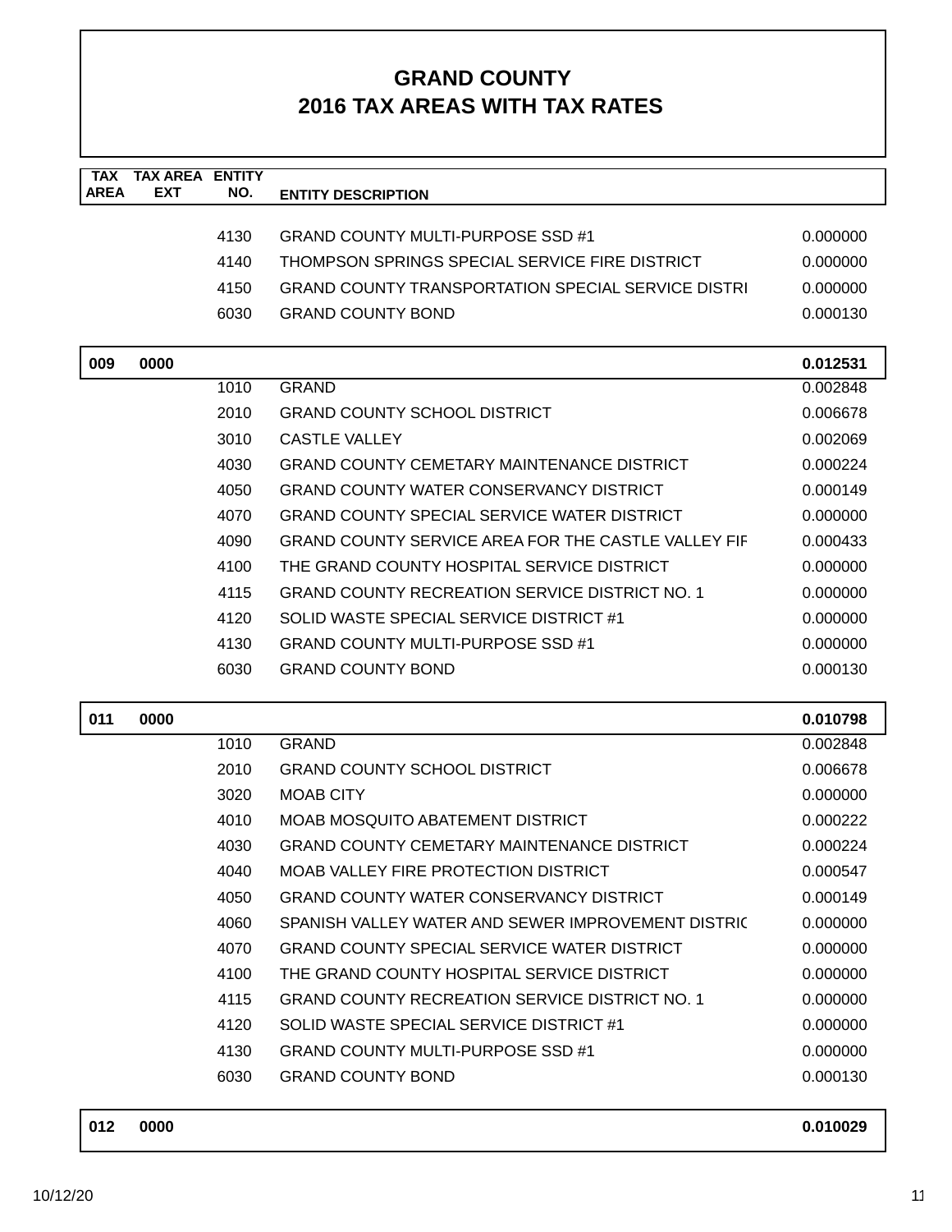# GRAND COUNTY
# 2016 TAX AREAS WITH TAX RATES

| TAX AREA | TAX AREA EXT | ENTITY NO. | ENTITY DESCRIPTION | |
|---|---|---|---|---|
| | | 4130 | GRAND COUNTY MULTI-PURPOSE SSD #1 | 0.000000 |
| | | 4140 | THOMPSON SPRINGS SPECIAL SERVICE FIRE DISTRICT | 0.000000 |
| | | 4150 | GRAND COUNTY TRANSPORTATION SPECIAL SERVICE DISTRI | 0.000000 |
| | | 6030 | GRAND COUNTY BOND | 0.000130 |
| **009** | **0000** | | | **0.012531** |
| | | 1010 | GRAND | 0.002848 |
| | | 2010 | GRAND COUNTY SCHOOL DISTRICT | 0.006678 |
| | | 3010 | CASTLE VALLEY | 0.002069 |
| | | 4030 | GRAND COUNTY CEMETARY MAINTENANCE DISTRICT | 0.000224 |
| | | 4050 | GRAND COUNTY WATER CONSERVANCY DISTRICT | 0.000149 |
| | | 4070 | GRAND COUNTY SPECIAL SERVICE WATER DISTRICT | 0.000000 |
| | | 4090 | GRAND COUNTY SERVICE AREA FOR THE CASTLE VALLEY FIF | 0.000433 |
| | | 4100 | THE GRAND COUNTY HOSPITAL SERVICE DISTRICT | 0.000000 |
| | | 4115 | GRAND COUNTY RECREATION SERVICE DISTRICT NO. 1 | 0.000000 |
| | | 4120 | SOLID WASTE SPECIAL SERVICE DISTRICT #1 | 0.000000 |
| | | 4130 | GRAND COUNTY MULTI-PURPOSE SSD #1 | 0.000000 |
| | | 6030 | GRAND COUNTY BOND | 0.000130 |
| **011** | **0000** | | | **0.010798** |
| | | 1010 | GRAND | 0.002848 |
| | | 2010 | GRAND COUNTY SCHOOL DISTRICT | 0.006678 |
| | | 3020 | MOAB CITY | 0.000000 |
| | | 4010 | MOAB MOSQUITO ABATEMENT DISTRICT | 0.000222 |
| | | 4030 | GRAND COUNTY CEMETARY MAINTENANCE DISTRICT | 0.000224 |
| | | 4040 | MOAB VALLEY FIRE PROTECTION DISTRICT | 0.000547 |
| | | 4050 | GRAND COUNTY WATER CONSERVANCY DISTRICT | 0.000149 |
| | | 4060 | SPANISH VALLEY WATER AND SEWER IMPROVEMENT DISTRIC | 0.000000 |
| | | 4070 | GRAND COUNTY SPECIAL SERVICE WATER DISTRICT | 0.000000 |
| | | 4100 | THE GRAND COUNTY HOSPITAL SERVICE DISTRICT | 0.000000 |
| | | 4115 | GRAND COUNTY RECREATION SERVICE DISTRICT NO. 1 | 0.000000 |
| | | 4120 | SOLID WASTE SPECIAL SERVICE DISTRICT #1 | 0.000000 |
| | | 4130 | GRAND COUNTY MULTI-PURPOSE SSD #1 | 0.000000 |
| | | 6030 | GRAND COUNTY BOND | 0.000130 |
| **012** | **0000** | | | **0.010029** |

10/12/20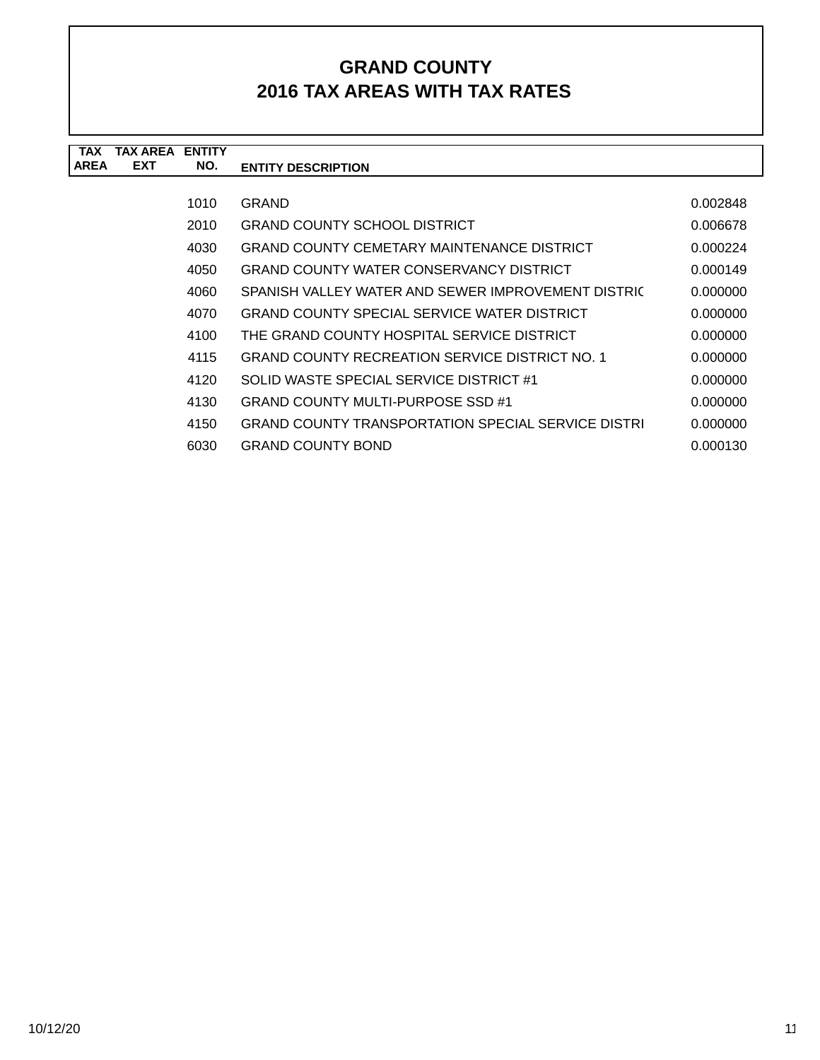# GRAND COUNTY
## 2016 TAX AREAS WITH TAX RATES

| TAX AREA | TAX AREA EXT | ENTITY NO. | ENTITY DESCRIPTION | |
|---|---|---|---|---|
| | | 1010 | GRAND | 0.002848 |
| | | 2010 | GRAND COUNTY SCHOOL DISTRICT | 0.006678 |
| | | 4030 | GRAND COUNTY CEMETARY MAINTENANCE DISTRICT | 0.000224 |
| | | 4050 | GRAND COUNTY WATER CONSERVANCY DISTRICT | 0.000149 |
| | | 4060 | SPANISH VALLEY WATER AND SEWER IMPROVEMENT DISTRIC | 0.000000 |
| | | 4070 | GRAND COUNTY SPECIAL SERVICE WATER DISTRICT | 0.000000 |
| | | 4100 | THE GRAND COUNTY HOSPITAL SERVICE DISTRICT | 0.000000 |
| | | 4115 | GRAND COUNTY RECREATION SERVICE DISTRICT NO. 1 | 0.000000 |
| | | 4120 | SOLID WASTE SPECIAL SERVICE DISTRICT #1 | 0.000000 |
| | | 4130 | GRAND COUNTY MULTI-PURPOSE SSD #1 | 0.000000 |
| | | 4150 | GRAND COUNTY TRANSPORTATION SPECIAL SERVICE DISTRI | 0.000000 |
| | | 6030 | GRAND COUNTY BOND | 0.000130 |

10/12/20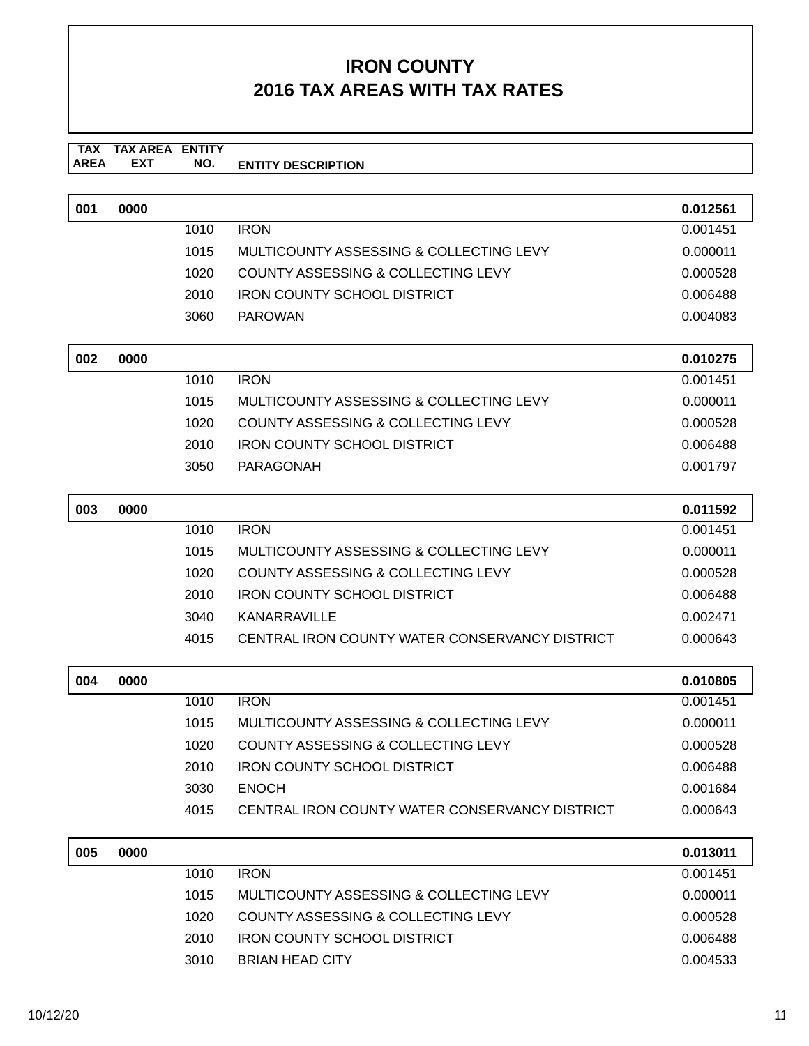# IRON COUNTY
# 2016 TAX AREAS WITH TAX RATES

| TAX AREA | TAX AREA EXT | ENTITY NO. | ENTITY DESCRIPTION | |
|---|---|---|---|---|
| **001** | **0000** | | | **0.012561** |
| | | 1010 | IRON | 0.001451 |
| | | 1015 | MULTICOUNTY ASSESSING & COLLECTING LEVY | 0.000011 |
| | | 1020 | COUNTY ASSESSING & COLLECTING LEVY | 0.000528 |
| | | 2010 | IRON COUNTY SCHOOL DISTRICT | 0.006488 |
| | | 3060 | PAROWAN | 0.004083 |
| **002** | **0000** | | | **0.010275** |
| | | 1010 | IRON | 0.001451 |
| | | 1015 | MULTICOUNTY ASSESSING & COLLECTING LEVY | 0.000011 |
| | | 1020 | COUNTY ASSESSING & COLLECTING LEVY | 0.000528 |
| | | 2010 | IRON COUNTY SCHOOL DISTRICT | 0.006488 |
| | | 3050 | PARAGONAH | 0.001797 |
| **003** | **0000** | | | **0.011592** |
| | | 1010 | IRON | 0.001451 |
| | | 1015 | MULTICOUNTY ASSESSING & COLLECTING LEVY | 0.000011 |
| | | 1020 | COUNTY ASSESSING & COLLECTING LEVY | 0.000528 |
| | | 2010 | IRON COUNTY SCHOOL DISTRICT | 0.006488 |
| | | 3040 | KANARRAVILLE | 0.002471 |
| | | 4015 | CENTRAL IRON COUNTY WATER CONSERVANCY DISTRICT | 0.000643 |
| **004** | **0000** | | | **0.010805** |
| | | 1010 | IRON | 0.001451 |
| | | 1015 | MULTICOUNTY ASSESSING & COLLECTING LEVY | 0.000011 |
| | | 1020 | COUNTY ASSESSING & COLLECTING LEVY | 0.000528 |
| | | 2010 | IRON COUNTY SCHOOL DISTRICT | 0.006488 |
| | | 3030 | ENOCH | 0.001684 |
| | | 4015 | CENTRAL IRON COUNTY WATER CONSERVANCY DISTRICT | 0.000643 |
| **005** | **0000** | | | **0.013011** |
| | | 1010 | IRON | 0.001451 |
| | | 1015 | MULTICOUNTY ASSESSING & COLLECTING LEVY | 0.000011 |
| | | 1020 | COUNTY ASSESSING & COLLECTING LEVY | 0.000528 |
| | | 2010 | IRON COUNTY SCHOOL DISTRICT | 0.006488 |
| | | 3010 | BRIAN HEAD CITY | 0.004533 |

10/12/20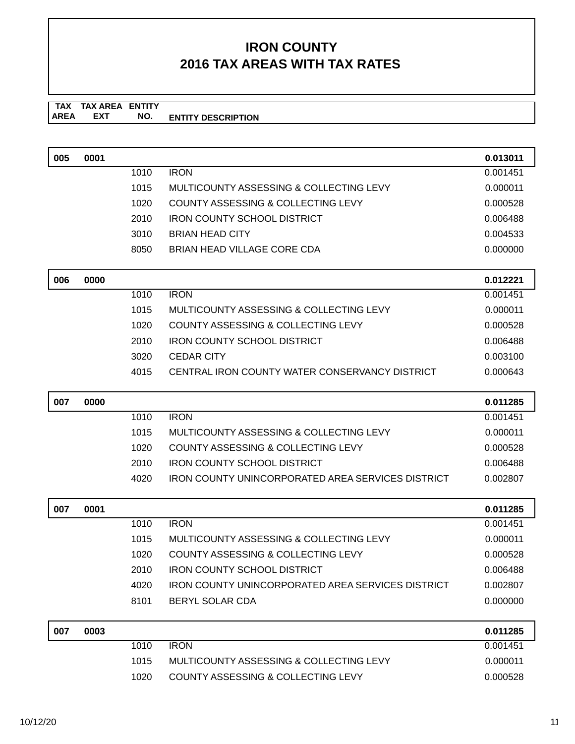# IRON COUNTY
# 2016 TAX AREAS WITH TAX RATES

| TAX AREA | TAX AREA EXT | ENTITY NO. | ENTITY DESCRIPTION | |
|---|---|---|---|---|
| **005** | **0001** | | | **0.013011** |
| | | 1010 | IRON | 0.001451 |
| | | 1015 | MULTICOUNTY ASSESSING & COLLECTING LEVY | 0.000011 |
| | | 1020 | COUNTY ASSESSING & COLLECTING LEVY | 0.000528 |
| | | 2010 | IRON COUNTY SCHOOL DISTRICT | 0.006488 |
| | | 3010 | BRIAN HEAD CITY | 0.004533 |
| | | 8050 | BRIAN HEAD VILLAGE CORE CDA | 0.000000 |
| **006** | **0000** | | | **0.012221** |
| | | 1010 | IRON | 0.001451 |
| | | 1015 | MULTICOUNTY ASSESSING & COLLECTING LEVY | 0.000011 |
| | | 1020 | COUNTY ASSESSING & COLLECTING LEVY | 0.000528 |
| | | 2010 | IRON COUNTY SCHOOL DISTRICT | 0.006488 |
| | | 3020 | CEDAR CITY | 0.003100 |
| | | 4015 | CENTRAL IRON COUNTY WATER CONSERVANCY DISTRICT | 0.000643 |
| **007** | **0000** | | | **0.011285** |
| | | 1010 | IRON | 0.001451 |
| | | 1015 | MULTICOUNTY ASSESSING & COLLECTING LEVY | 0.000011 |
| | | 1020 | COUNTY ASSESSING & COLLECTING LEVY | 0.000528 |
| | | 2010 | IRON COUNTY SCHOOL DISTRICT | 0.006488 |
| | | 4020 | IRON COUNTY UNINCORPORATED AREA SERVICES DISTRICT | 0.002807 |
| **007** | **0001** | | | **0.011285** |
| | | 1010 | IRON | 0.001451 |
| | | 1015 | MULTICOUNTY ASSESSING & COLLECTING LEVY | 0.000011 |
| | | 1020 | COUNTY ASSESSING & COLLECTING LEVY | 0.000528 |
| | | 2010 | IRON COUNTY SCHOOL DISTRICT | 0.006488 |
| | | 4020 | IRON COUNTY UNINCORPORATED AREA SERVICES DISTRICT | 0.002807 |
| | | 8101 | BERYL SOLAR CDA | 0.000000 |
| **007** | **0003** | | | **0.011285** |
| | | 1010 | IRON | 0.001451 |
| | | 1015 | MULTICOUNTY ASSESSING & COLLECTING LEVY | 0.000011 |
| | | 1020 | COUNTY ASSESSING & COLLECTING LEVY | 0.000528 |

10/12/20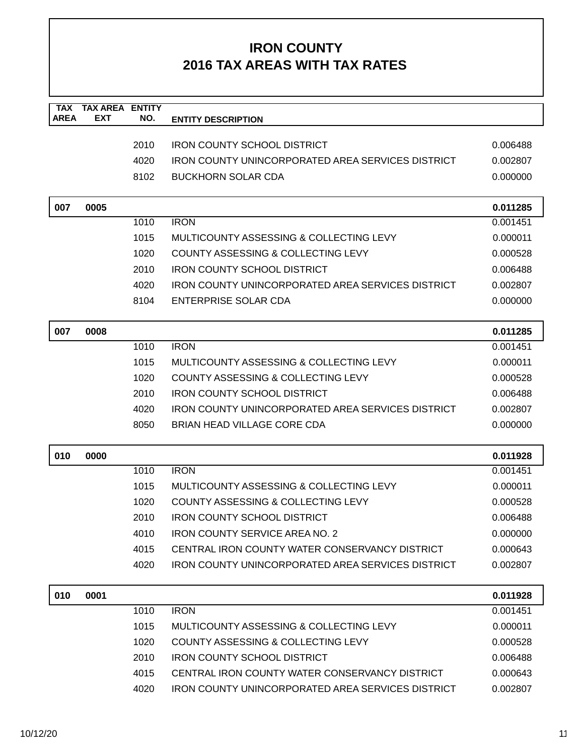# IRON COUNTY
# 2016 TAX AREAS WITH TAX RATES

| TAX AREA | TAX AREA EXT | ENTITY NO. | ENTITY DESCRIPTION | |
|---|---|---|---|---|
| | | 2010 | IRON COUNTY SCHOOL DISTRICT | 0.006488 |
| | | 4020 | IRON COUNTY UNINCORPORATED AREA SERVICES DISTRICT | 0.002807 |
| | | 8102 | BUCKHORN SOLAR CDA | 0.000000 |
| **007** | **0005** | | | **0.011285** |
| | | 1010 | IRON | 0.001451 |
| | | 1015 | MULTICOUNTY ASSESSING & COLLECTING LEVY | 0.000011 |
| | | 1020 | COUNTY ASSESSING & COLLECTING LEVY | 0.000528 |
| | | 2010 | IRON COUNTY SCHOOL DISTRICT | 0.006488 |
| | | 4020 | IRON COUNTY UNINCORPORATED AREA SERVICES DISTRICT | 0.002807 |
| | | 8104 | ENTERPRISE SOLAR CDA | 0.000000 |
| **007** | **0008** | | | **0.011285** |
| | | 1010 | IRON | 0.001451 |
| | | 1015 | MULTICOUNTY ASSESSING & COLLECTING LEVY | 0.000011 |
| | | 1020 | COUNTY ASSESSING & COLLECTING LEVY | 0.000528 |
| | | 2010 | IRON COUNTY SCHOOL DISTRICT | 0.006488 |
| | | 4020 | IRON COUNTY UNINCORPORATED AREA SERVICES DISTRICT | 0.002807 |
| | | 8050 | BRIAN HEAD VILLAGE CORE CDA | 0.000000 |
| **010** | **0000** | | | **0.011928** |
| | | 1010 | IRON | 0.001451 |
| | | 1015 | MULTICOUNTY ASSESSING & COLLECTING LEVY | 0.000011 |
| | | 1020 | COUNTY ASSESSING & COLLECTING LEVY | 0.000528 |
| | | 2010 | IRON COUNTY SCHOOL DISTRICT | 0.006488 |
| | | 4010 | IRON COUNTY SERVICE AREA NO. 2 | 0.000000 |
| | | 4015 | CENTRAL IRON COUNTY WATER CONSERVANCY DISTRICT | 0.000643 |
| | | 4020 | IRON COUNTY UNINCORPORATED AREA SERVICES DISTRICT | 0.002807 |
| **010** | **0001** | | | **0.011928** |
| | | 1010 | IRON | 0.001451 |
| | | 1015 | MULTICOUNTY ASSESSING & COLLECTING LEVY | 0.000011 |
| | | 1020 | COUNTY ASSESSING & COLLECTING LEVY | 0.000528 |
| | | 2010 | IRON COUNTY SCHOOL DISTRICT | 0.006488 |
| | | 4015 | CENTRAL IRON COUNTY WATER CONSERVANCY DISTRICT | 0.000643 |
| | | 4020 | IRON COUNTY UNINCORPORATED AREA SERVICES DISTRICT | 0.002807 |

10/12/20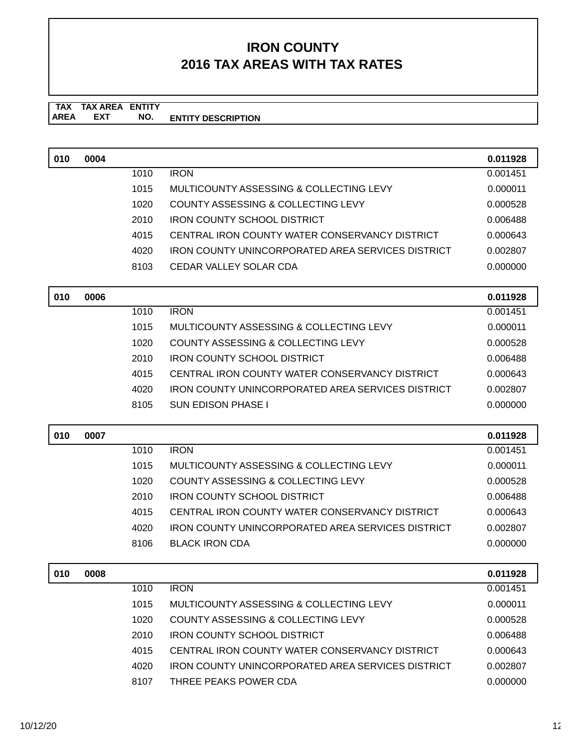# IRON COUNTY
# 2016 TAX AREAS WITH TAX RATES

| TAX AREA | TAX AREA EXT | ENTITY NO. | ENTITY DESCRIPTION | |
|---|---|---|---|---|
| **010** | **0004** | | | **0.011928** |
| | | 1010 | IRON | 0.001451 |
| | | 1015 | MULTICOUNTY ASSESSING & COLLECTING LEVY | 0.000011 |
| | | 1020 | COUNTY ASSESSING & COLLECTING LEVY | 0.000528 |
| | | 2010 | IRON COUNTY SCHOOL DISTRICT | 0.006488 |
| | | 4015 | CENTRAL IRON COUNTY WATER CONSERVANCY DISTRICT | 0.000643 |
| | | 4020 | IRON COUNTY UNINCORPORATED AREA SERVICES DISTRICT | 0.002807 |
| | | 8103 | CEDAR VALLEY SOLAR CDA | 0.000000 |
| **010** | **0006** | | | **0.011928** |
| | | 1010 | IRON | 0.001451 |
| | | 1015 | MULTICOUNTY ASSESSING & COLLECTING LEVY | 0.000011 |
| | | 1020 | COUNTY ASSESSING & COLLECTING LEVY | 0.000528 |
| | | 2010 | IRON COUNTY SCHOOL DISTRICT | 0.006488 |
| | | 4015 | CENTRAL IRON COUNTY WATER CONSERVANCY DISTRICT | 0.000643 |
| | | 4020 | IRON COUNTY UNINCORPORATED AREA SERVICES DISTRICT | 0.002807 |
| | | 8105 | SUN EDISON PHASE I | 0.000000 |
| **010** | **0007** | | | **0.011928** |
| | | 1010 | IRON | 0.001451 |
| | | 1015 | MULTICOUNTY ASSESSING & COLLECTING LEVY | 0.000011 |
| | | 1020 | COUNTY ASSESSING & COLLECTING LEVY | 0.000528 |
| | | 2010 | IRON COUNTY SCHOOL DISTRICT | 0.006488 |
| | | 4015 | CENTRAL IRON COUNTY WATER CONSERVANCY DISTRICT | 0.000643 |
| | | 4020 | IRON COUNTY UNINCORPORATED AREA SERVICES DISTRICT | 0.002807 |
| | | 8106 | BLACK IRON CDA | 0.000000 |
| **010** | **0008** | | | **0.011928** |
| | | 1010 | IRON | 0.001451 |
| | | 1015 | MULTICOUNTY ASSESSING & COLLECTING LEVY | 0.000011 |
| | | 1020 | COUNTY ASSESSING & COLLECTING LEVY | 0.000528 |
| | | 2010 | IRON COUNTY SCHOOL DISTRICT | 0.006488 |
| | | 4015 | CENTRAL IRON COUNTY WATER CONSERVANCY DISTRICT | 0.000643 |
| | | 4020 | IRON COUNTY UNINCORPORATED AREA SERVICES DISTRICT | 0.002807 |
| | | 8107 | THREE PEAKS POWER CDA | 0.000000 |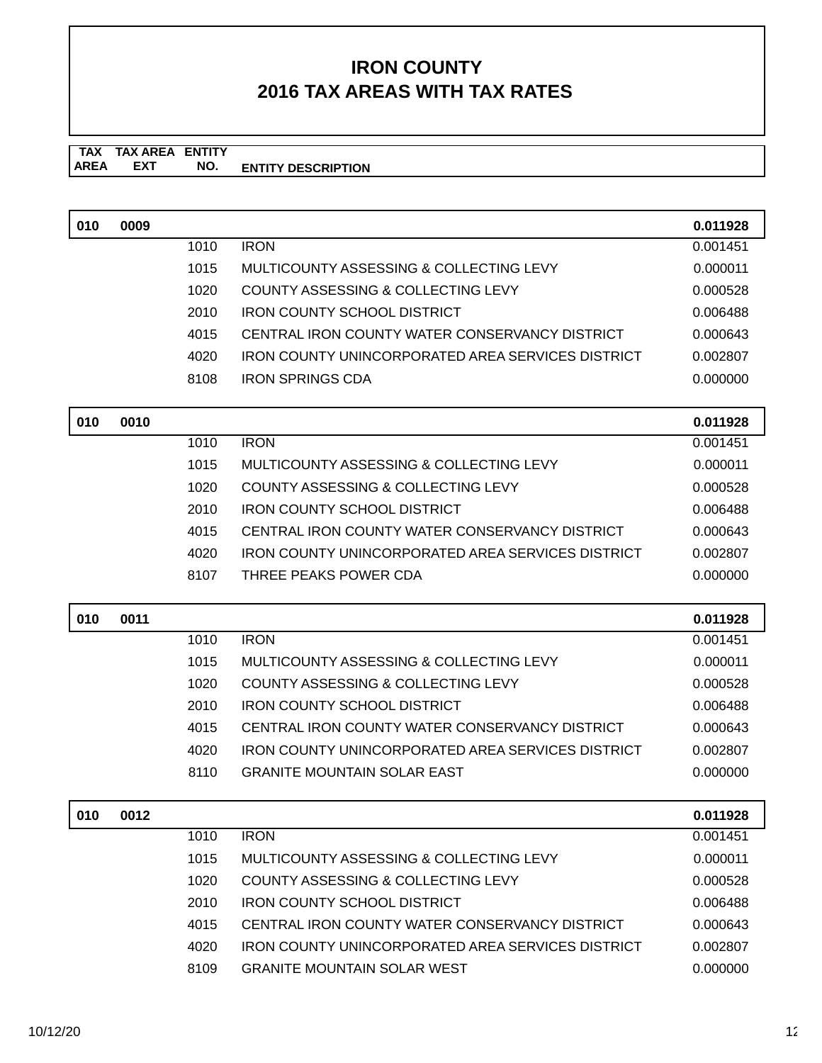# IRON COUNTY
# 2016 TAX AREAS WITH TAX RATES

| TAX AREA | TAX AREA EXT | ENTITY NO. | ENTITY DESCRIPTION | |
|---|---|---|---|---|
| **010** | **0009** | | | **0.011928** |
| | | 1010 | IRON | 0.001451 |
| | | 1015 | MULTICOUNTY ASSESSING & COLLECTING LEVY | 0.000011 |
| | | 1020 | COUNTY ASSESSING & COLLECTING LEVY | 0.000528 |
| | | 2010 | IRON COUNTY SCHOOL DISTRICT | 0.006488 |
| | | 4015 | CENTRAL IRON COUNTY WATER CONSERVANCY DISTRICT | 0.000643 |
| | | 4020 | IRON COUNTY UNINCORPORATED AREA SERVICES DISTRICT | 0.002807 |
| | | 8108 | IRON SPRINGS CDA | 0.000000 |
| **010** | **0010** | | | **0.011928** |
| | | 1010 | IRON | 0.001451 |
| | | 1015 | MULTICOUNTY ASSESSING & COLLECTING LEVY | 0.000011 |
| | | 1020 | COUNTY ASSESSING & COLLECTING LEVY | 0.000528 |
| | | 2010 | IRON COUNTY SCHOOL DISTRICT | 0.006488 |
| | | 4015 | CENTRAL IRON COUNTY WATER CONSERVANCY DISTRICT | 0.000643 |
| | | 4020 | IRON COUNTY UNINCORPORATED AREA SERVICES DISTRICT | 0.002807 |
| | | 8107 | THREE PEAKS POWER CDA | 0.000000 |
| **010** | **0011** | | | **0.011928** |
| | | 1010 | IRON | 0.001451 |
| | | 1015 | MULTICOUNTY ASSESSING & COLLECTING LEVY | 0.000011 |
| | | 1020 | COUNTY ASSESSING & COLLECTING LEVY | 0.000528 |
| | | 2010 | IRON COUNTY SCHOOL DISTRICT | 0.006488 |
| | | 4015 | CENTRAL IRON COUNTY WATER CONSERVANCY DISTRICT | 0.000643 |
| | | 4020 | IRON COUNTY UNINCORPORATED AREA SERVICES DISTRICT | 0.002807 |
| | | 8110 | GRANITE MOUNTAIN SOLAR EAST | 0.000000 |
| **010** | **0012** | | | **0.011928** |
| | | 1010 | IRON | 0.001451 |
| | | 1015 | MULTICOUNTY ASSESSING & COLLECTING LEVY | 0.000011 |
| | | 1020 | COUNTY ASSESSING & COLLECTING LEVY | 0.000528 |
| | | 2010 | IRON COUNTY SCHOOL DISTRICT | 0.006488 |
| | | 4015 | CENTRAL IRON COUNTY WATER CONSERVANCY DISTRICT | 0.000643 |
| | | 4020 | IRON COUNTY UNINCORPORATED AREA SERVICES DISTRICT | 0.002807 |
| | | 8109 | GRANITE MOUNTAIN SOLAR WEST | 0.000000 |

10/12/20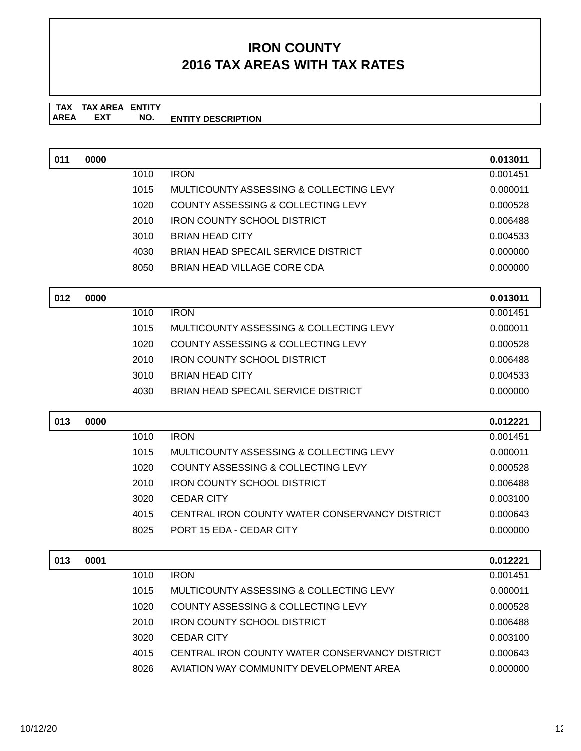# IRON COUNTY
# 2016 TAX AREAS WITH TAX RATES

| TAX AREA | TAX AREA EXT | ENTITY NO. | ENTITY DESCRIPTION | |
|---|---|---|---|---|
| **011** | **0000** | | | **0.013011** |
| | | 1010 | IRON | 0.001451 |
| | | 1015 | MULTICOUNTY ASSESSING & COLLECTING LEVY | 0.000011 |
| | | 1020 | COUNTY ASSESSING & COLLECTING LEVY | 0.000528 |
| | | 2010 | IRON COUNTY SCHOOL DISTRICT | 0.006488 |
| | | 3010 | BRIAN HEAD CITY | 0.004533 |
| | | 4030 | BRIAN HEAD SPECAIL SERVICE DISTRICT | 0.000000 |
| | | 8050 | BRIAN HEAD VILLAGE CORE CDA | 0.000000 |
| **012** | **0000** | | | **0.013011** |
| | | 1010 | IRON | 0.001451 |
| | | 1015 | MULTICOUNTY ASSESSING & COLLECTING LEVY | 0.000011 |
| | | 1020 | COUNTY ASSESSING & COLLECTING LEVY | 0.000528 |
| | | 2010 | IRON COUNTY SCHOOL DISTRICT | 0.006488 |
| | | 3010 | BRIAN HEAD CITY | 0.004533 |
| | | 4030 | BRIAN HEAD SPECAIL SERVICE DISTRICT | 0.000000 |
| **013** | **0000** | | | **0.012221** |
| | | 1010 | IRON | 0.001451 |
| | | 1015 | MULTICOUNTY ASSESSING & COLLECTING LEVY | 0.000011 |
| | | 1020 | COUNTY ASSESSING & COLLECTING LEVY | 0.000528 |
| | | 2010 | IRON COUNTY SCHOOL DISTRICT | 0.006488 |
| | | 3020 | CEDAR CITY | 0.003100 |
| | | 4015 | CENTRAL IRON COUNTY WATER CONSERVANCY DISTRICT | 0.000643 |
| | | 8025 | PORT 15 EDA - CEDAR CITY | 0.000000 |
| **013** | **0001** | | | **0.012221** |
| | | 1010 | IRON | 0.001451 |
| | | 1015 | MULTICOUNTY ASSESSING & COLLECTING LEVY | 0.000011 |
| | | 1020 | COUNTY ASSESSING & COLLECTING LEVY | 0.000528 |
| | | 2010 | IRON COUNTY SCHOOL DISTRICT | 0.006488 |
| | | 3020 | CEDAR CITY | 0.003100 |
| | | 4015 | CENTRAL IRON COUNTY WATER CONSERVANCY DISTRICT | 0.000643 |
| | | 8026 | AVIATION WAY COMMUNITY DEVELOPMENT AREA | 0.000000 |

10/12/20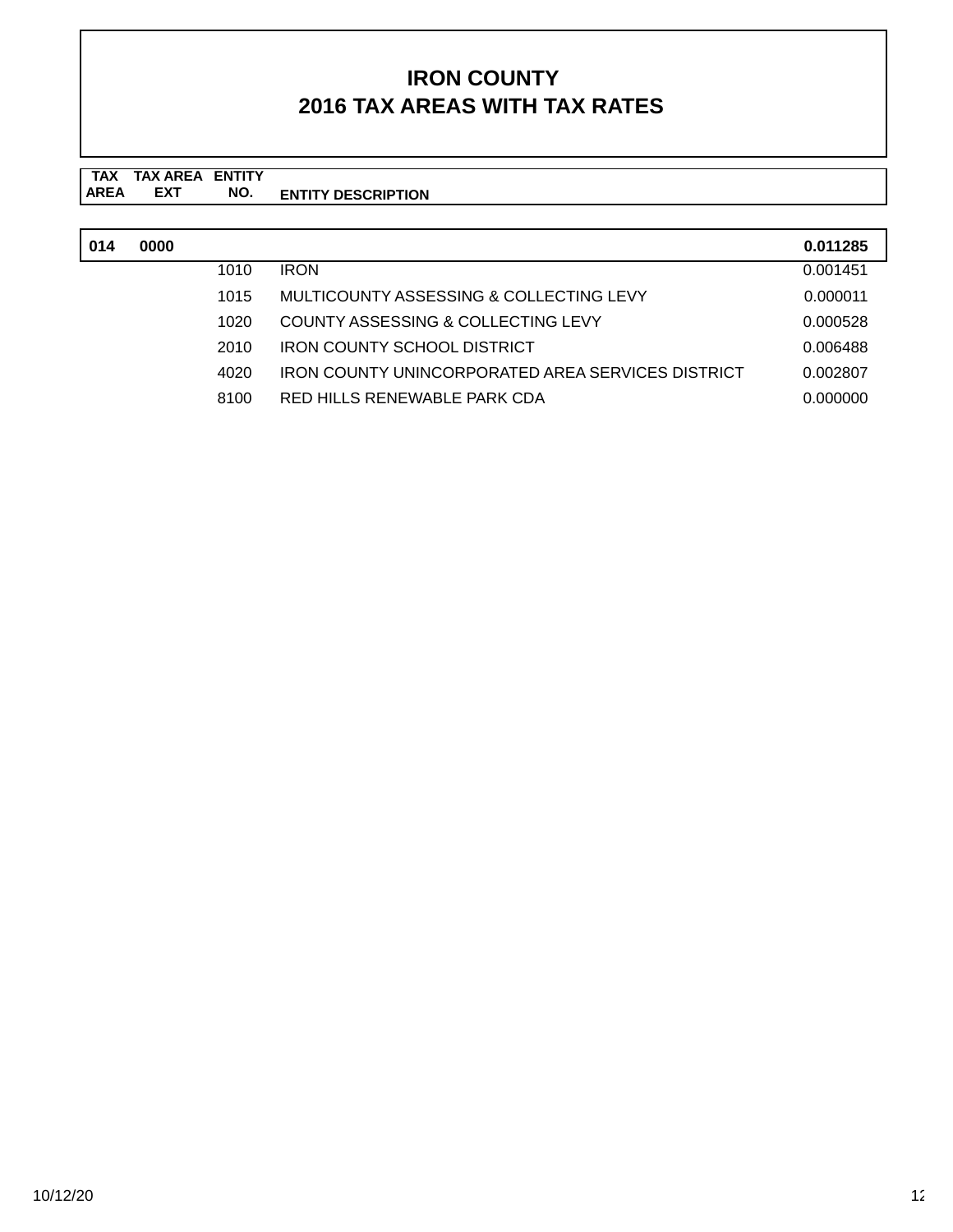# IRON COUNTY
# 2016 TAX AREAS WITH TAX RATES

| TAX AREA | TAX AREA EXT | ENTITY NO. | ENTITY DESCRIPTION | |
|---|---|---|---|---|
| **014** | **0000** | | | **0.011285** |
| | | 1010 | IRON | 0.001451 |
| | | 1015 | MULTICOUNTY ASSESSING & COLLECTING LEVY | 0.000011 |
| | | 1020 | COUNTY ASSESSING & COLLECTING LEVY | 0.000528 |
| | | 2010 | IRON COUNTY SCHOOL DISTRICT | 0.006488 |
| | | 4020 | IRON COUNTY UNINCORPORATED AREA SERVICES DISTRICT | 0.002807 |
| | | 8100 | RED HILLS RENEWABLE PARK CDA | 0.000000 |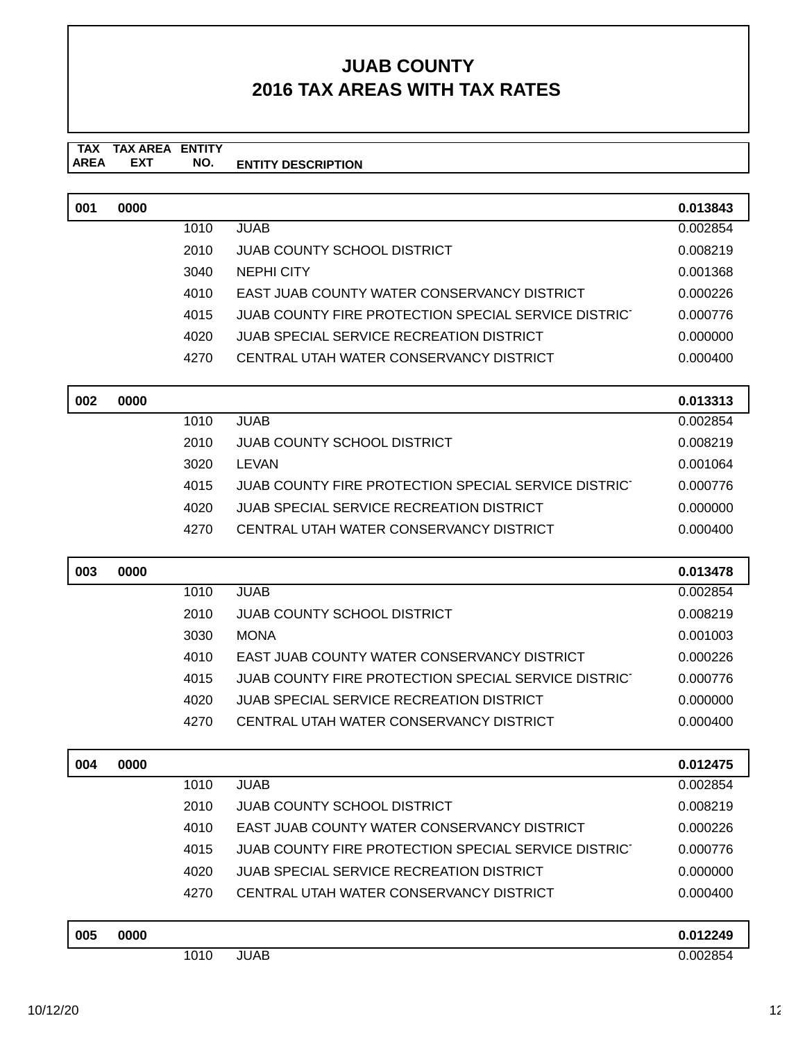# JUAB COUNTY
# 2016 TAX AREAS WITH TAX RATES

| TAX AREA | TAX AREA EXT | ENTITY NO. | ENTITY DESCRIPTION | |
|---|---|---|---|---|
| **001** | **0000** | | | **0.013843** |
| | | 1010 | JUAB | 0.002854 |
| | | 2010 | JUAB COUNTY SCHOOL DISTRICT | 0.008219 |
| | | 3040 | NEPHI CITY | 0.001368 |
| | | 4010 | EAST JUAB COUNTY WATER CONSERVANCY DISTRICT | 0.000226 |
| | | 4015 | JUAB COUNTY FIRE PROTECTION SPECIAL SERVICE DISTRICT | 0.000776 |
| | | 4020 | JUAB SPECIAL SERVICE RECREATION DISTRICT | 0.000000 |
| | | 4270 | CENTRAL UTAH WATER CONSERVANCY DISTRICT | 0.000400 |
| **002** | **0000** | | | **0.013313** |
| | | 1010 | JUAB | 0.002854 |
| | | 2010 | JUAB COUNTY SCHOOL DISTRICT | 0.008219 |
| | | 3020 | LEVAN | 0.001064 |
| | | 4015 | JUAB COUNTY FIRE PROTECTION SPECIAL SERVICE DISTRICT | 0.000776 |
| | | 4020 | JUAB SPECIAL SERVICE RECREATION DISTRICT | 0.000000 |
| | | 4270 | CENTRAL UTAH WATER CONSERVANCY DISTRICT | 0.000400 |
| **003** | **0000** | | | **0.013478** |
| | | 1010 | JUAB | 0.002854 |
| | | 2010 | JUAB COUNTY SCHOOL DISTRICT | 0.008219 |
| | | 3030 | MONA | 0.001003 |
| | | 4010 | EAST JUAB COUNTY WATER CONSERVANCY DISTRICT | 0.000226 |
| | | 4015 | JUAB COUNTY FIRE PROTECTION SPECIAL SERVICE DISTRICT | 0.000776 |
| | | 4020 | JUAB SPECIAL SERVICE RECREATION DISTRICT | 0.000000 |
| | | 4270 | CENTRAL UTAH WATER CONSERVANCY DISTRICT | 0.000400 |
| **004** | **0000** | | | **0.012475** |
| | | 1010 | JUAB | 0.002854 |
| | | 2010 | JUAB COUNTY SCHOOL DISTRICT | 0.008219 |
| | | 4010 | EAST JUAB COUNTY WATER CONSERVANCY DISTRICT | 0.000226 |
| | | 4015 | JUAB COUNTY FIRE PROTECTION SPECIAL SERVICE DISTRICT | 0.000776 |
| | | 4020 | JUAB SPECIAL SERVICE RECREATION DISTRICT | 0.000000 |
| | | 4270 | CENTRAL UTAH WATER CONSERVANCY DISTRICT | 0.000400 |
| **005** | **0000** | | | **0.012249** |
| | | 1010 | JUAB | 0.002854 |

10/12/20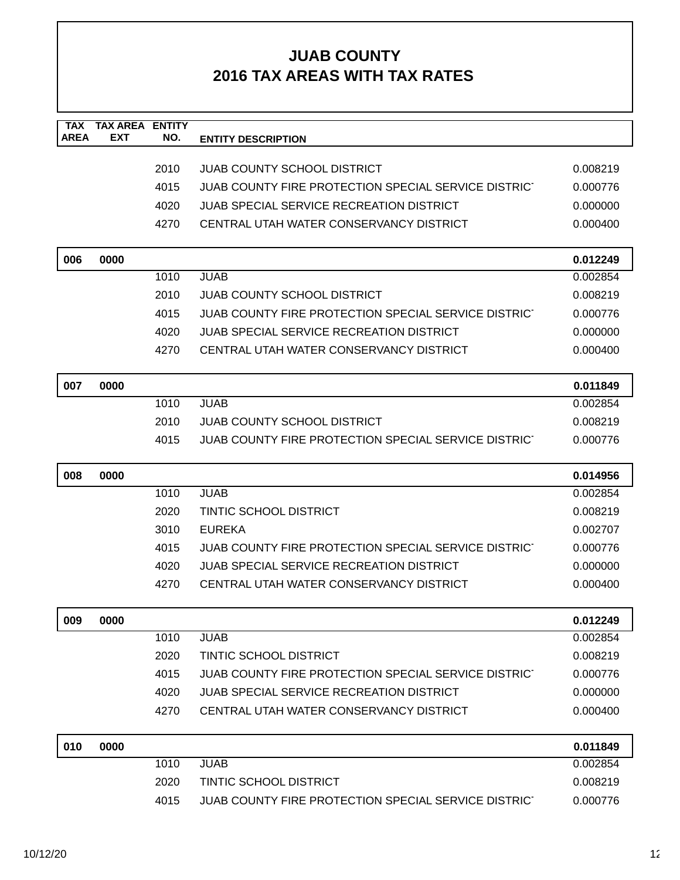# JUAB COUNTY
# 2016 TAX AREAS WITH TAX RATES

| TAX AREA | TAX AREA EXT | ENTITY NO. | ENTITY DESCRIPTION | |
|---|---|---|---|---|
| | | 2010 | JUAB COUNTY SCHOOL DISTRICT | 0.008219 |
| | | 4015 | JUAB COUNTY FIRE PROTECTION SPECIAL SERVICE DISTRICT | 0.000776 |
| | | 4020 | JUAB SPECIAL SERVICE RECREATION DISTRICT | 0.000000 |
| | | 4270 | CENTRAL UTAH WATER CONSERVANCY DISTRICT | 0.000400 |
| **006** | **0000** | | | **0.012249** |
| | | 1010 | JUAB | 0.002854 |
| | | 2010 | JUAB COUNTY SCHOOL DISTRICT | 0.008219 |
| | | 4015 | JUAB COUNTY FIRE PROTECTION SPECIAL SERVICE DISTRICT | 0.000776 |
| | | 4020 | JUAB SPECIAL SERVICE RECREATION DISTRICT | 0.000000 |
| | | 4270 | CENTRAL UTAH WATER CONSERVANCY DISTRICT | 0.000400 |
| **007** | **0000** | | | **0.011849** |
| | | 1010 | JUAB | 0.002854 |
| | | 2010 | JUAB COUNTY SCHOOL DISTRICT | 0.008219 |
| | | 4015 | JUAB COUNTY FIRE PROTECTION SPECIAL SERVICE DISTRICT | 0.000776 |
| **008** | **0000** | | | **0.014956** |
| | | 1010 | JUAB | 0.002854 |
| | | 2020 | TINTIC SCHOOL DISTRICT | 0.008219 |
| | | 3010 | EUREKA | 0.002707 |
| | | 4015 | JUAB COUNTY FIRE PROTECTION SPECIAL SERVICE DISTRICT | 0.000776 |
| | | 4020 | JUAB SPECIAL SERVICE RECREATION DISTRICT | 0.000000 |
| | | 4270 | CENTRAL UTAH WATER CONSERVANCY DISTRICT | 0.000400 |
| **009** | **0000** | | | **0.012249** |
| | | 1010 | JUAB | 0.002854 |
| | | 2020 | TINTIC SCHOOL DISTRICT | 0.008219 |
| | | 4015 | JUAB COUNTY FIRE PROTECTION SPECIAL SERVICE DISTRICT | 0.000776 |
| | | 4020 | JUAB SPECIAL SERVICE RECREATION DISTRICT | 0.000000 |
| | | 4270 | CENTRAL UTAH WATER CONSERVANCY DISTRICT | 0.000400 |
| **010** | **0000** | | | **0.011849** |
| | | 1010 | JUAB | 0.002854 |
| | | 2020 | TINTIC SCHOOL DISTRICT | 0.008219 |
| | | 4015 | JUAB COUNTY FIRE PROTECTION SPECIAL SERVICE DISTRICT | 0.000776 |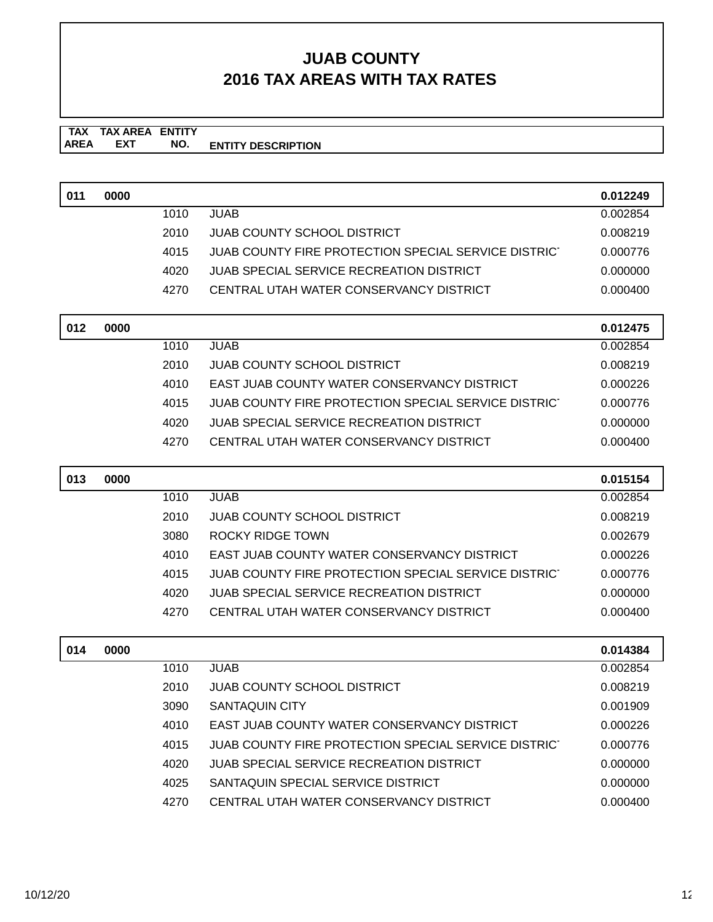# JUAB COUNTY
# 2016 TAX AREAS WITH TAX RATES

| TAX AREA | TAX AREA EXT | ENTITY NO. | ENTITY DESCRIPTION | |
|---|---|---|---|---|
| **011** | **0000** | | | **0.012249** |
| | | 1010 | JUAB | 0.002854 |
| | | 2010 | JUAB COUNTY SCHOOL DISTRICT | 0.008219 |
| | | 4015 | JUAB COUNTY FIRE PROTECTION SPECIAL SERVICE DISTRICT | 0.000776 |
| | | 4020 | JUAB SPECIAL SERVICE RECREATION DISTRICT | 0.000000 |
| | | 4270 | CENTRAL UTAH WATER CONSERVANCY DISTRICT | 0.000400 |
| **012** | **0000** | | | **0.012475** |
| | | 1010 | JUAB | 0.002854 |
| | | 2010 | JUAB COUNTY SCHOOL DISTRICT | 0.008219 |
| | | 4010 | EAST JUAB COUNTY WATER CONSERVANCY DISTRICT | 0.000226 |
| | | 4015 | JUAB COUNTY FIRE PROTECTION SPECIAL SERVICE DISTRICT | 0.000776 |
| | | 4020 | JUAB SPECIAL SERVICE RECREATION DISTRICT | 0.000000 |
| | | 4270 | CENTRAL UTAH WATER CONSERVANCY DISTRICT | 0.000400 |
| **013** | **0000** | | | **0.015154** |
| | | 1010 | JUAB | 0.002854 |
| | | 2010 | JUAB COUNTY SCHOOL DISTRICT | 0.008219 |
| | | 3080 | ROCKY RIDGE TOWN | 0.002679 |
| | | 4010 | EAST JUAB COUNTY WATER CONSERVANCY DISTRICT | 0.000226 |
| | | 4015 | JUAB COUNTY FIRE PROTECTION SPECIAL SERVICE DISTRICT | 0.000776 |
| | | 4020 | JUAB SPECIAL SERVICE RECREATION DISTRICT | 0.000000 |
| | | 4270 | CENTRAL UTAH WATER CONSERVANCY DISTRICT | 0.000400 |
| **014** | **0000** | | | **0.014384** |
| | | 1010 | JUAB | 0.002854 |
| | | 2010 | JUAB COUNTY SCHOOL DISTRICT | 0.008219 |
| | | 3090 | SANTAQUIN CITY | 0.001909 |
| | | 4010 | EAST JUAB COUNTY WATER CONSERVANCY DISTRICT | 0.000226 |
| | | 4015 | JUAB COUNTY FIRE PROTECTION SPECIAL SERVICE DISTRICT | 0.000776 |
| | | 4020 | JUAB SPECIAL SERVICE RECREATION DISTRICT | 0.000000 |
| | | 4025 | SANTAQUIN SPECIAL SERVICE DISTRICT | 0.000000 |
| | | 4270 | CENTRAL UTAH WATER CONSERVANCY DISTRICT | 0.000400 |

10/12/20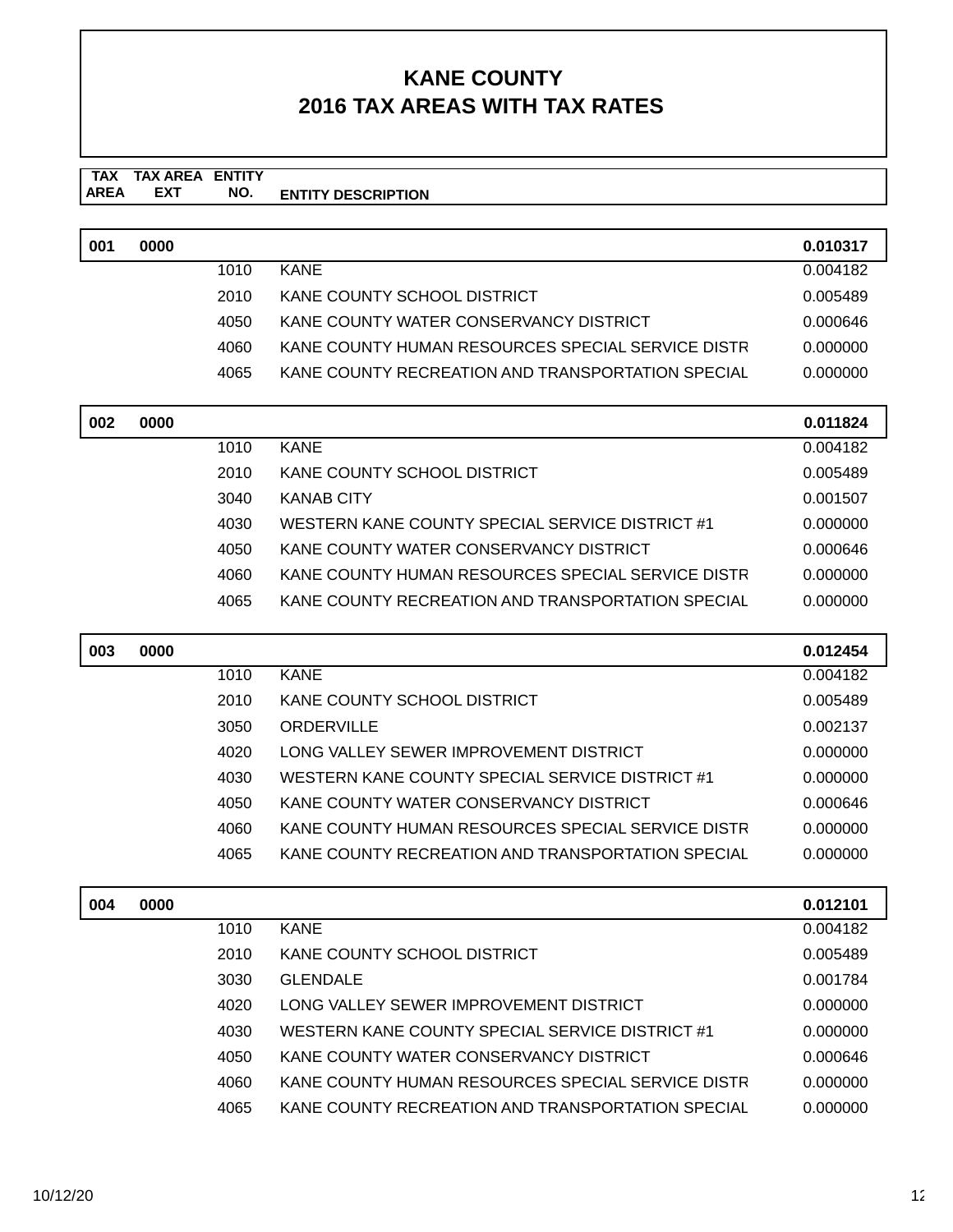# KANE COUNTY
# 2016 TAX AREAS WITH TAX RATES

| TAX AREA | TAX AREA EXT | ENTITY NO. | ENTITY DESCRIPTION | |
|---|---|---|---|---|
| **001** | **0000** | | | **0.010317** |
| | | 1010 | KANE | 0.004182 |
| | | 2010 | KANE COUNTY SCHOOL DISTRICT | 0.005489 |
| | | 4050 | KANE COUNTY WATER CONSERVANCY DISTRICT | 0.000646 |
| | | 4060 | KANE COUNTY HUMAN RESOURCES SPECIAL SERVICE DISTR | 0.000000 |
| | | 4065 | KANE COUNTY RECREATION AND TRANSPORTATION SPECIAL | 0.000000 |
| **002** | **0000** | | | **0.011824** |
| | | 1010 | KANE | 0.004182 |
| | | 2010 | KANE COUNTY SCHOOL DISTRICT | 0.005489 |
| | | 3040 | KANAB CITY | 0.001507 |
| | | 4030 | WESTERN KANE COUNTY SPECIAL SERVICE DISTRICT #1 | 0.000000 |
| | | 4050 | KANE COUNTY WATER CONSERVANCY DISTRICT | 0.000646 |
| | | 4060 | KANE COUNTY HUMAN RESOURCES SPECIAL SERVICE DISTR | 0.000000 |
| | | 4065 | KANE COUNTY RECREATION AND TRANSPORTATION SPECIAL | 0.000000 |
| **003** | **0000** | | | **0.012454** |
| | | 1010 | KANE | 0.004182 |
| | | 2010 | KANE COUNTY SCHOOL DISTRICT | 0.005489 |
| | | 3050 | ORDERVILLE | 0.002137 |
| | | 4020 | LONG VALLEY SEWER IMPROVEMENT DISTRICT | 0.000000 |
| | | 4030 | WESTERN KANE COUNTY SPECIAL SERVICE DISTRICT #1 | 0.000000 |
| | | 4050 | KANE COUNTY WATER CONSERVANCY DISTRICT | 0.000646 |
| | | 4060 | KANE COUNTY HUMAN RESOURCES SPECIAL SERVICE DISTR | 0.000000 |
| | | 4065 | KANE COUNTY RECREATION AND TRANSPORTATION SPECIAL | 0.000000 |
| **004** | **0000** | | | **0.012101** |
| | | 1010 | KANE | 0.004182 |
| | | 2010 | KANE COUNTY SCHOOL DISTRICT | 0.005489 |
| | | 3030 | GLENDALE | 0.001784 |
| | | 4020 | LONG VALLEY SEWER IMPROVEMENT DISTRICT | 0.000000 |
| | | 4030 | WESTERN KANE COUNTY SPECIAL SERVICE DISTRICT #1 | 0.000000 |
| | | 4050 | KANE COUNTY WATER CONSERVANCY DISTRICT | 0.000646 |
| | | 4060 | KANE COUNTY HUMAN RESOURCES SPECIAL SERVICE DISTR | 0.000000 |
| | | 4065 | KANE COUNTY RECREATION AND TRANSPORTATION SPECIAL | 0.000000 |

10/12/20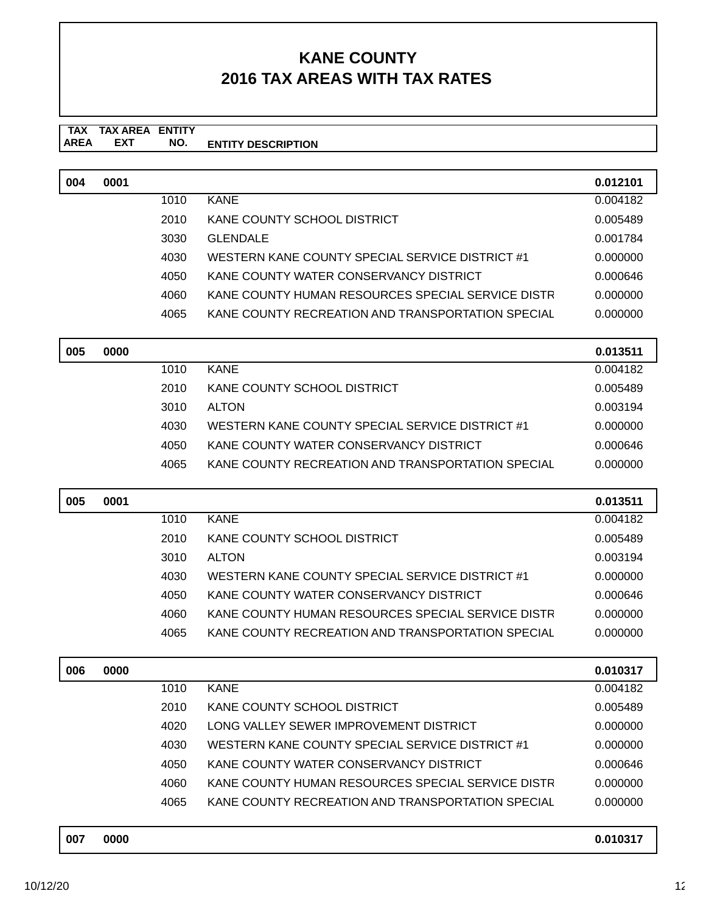# KANE COUNTY
# 2016 TAX AREAS WITH TAX RATES

| TAX AREA | TAX AREA EXT | ENTITY NO. | ENTITY DESCRIPTION | |
|---|---|---|---|---|
| **004** | **0001** | | | **0.012101** |
| | | 1010 | KANE | 0.004182 |
| | | 2010 | KANE COUNTY SCHOOL DISTRICT | 0.005489 |
| | | 3030 | GLENDALE | 0.001784 |
| | | 4030 | WESTERN KANE COUNTY SPECIAL SERVICE DISTRICT #1 | 0.000000 |
| | | 4050 | KANE COUNTY WATER CONSERVANCY DISTRICT | 0.000646 |
| | | 4060 | KANE COUNTY HUMAN RESOURCES SPECIAL SERVICE DISTR | 0.000000 |
| | | 4065 | KANE COUNTY RECREATION AND TRANSPORTATION SPECIAL | 0.000000 |
| **005** | **0000** | | | **0.013511** |
| | | 1010 | KANE | 0.004182 |
| | | 2010 | KANE COUNTY SCHOOL DISTRICT | 0.005489 |
| | | 3010 | ALTON | 0.003194 |
| | | 4030 | WESTERN KANE COUNTY SPECIAL SERVICE DISTRICT #1 | 0.000000 |
| | | 4050 | KANE COUNTY WATER CONSERVANCY DISTRICT | 0.000646 |
| | | 4065 | KANE COUNTY RECREATION AND TRANSPORTATION SPECIAL | 0.000000 |
| **005** | **0001** | | | **0.013511** |
| | | 1010 | KANE | 0.004182 |
| | | 2010 | KANE COUNTY SCHOOL DISTRICT | 0.005489 |
| | | 3010 | ALTON | 0.003194 |
| | | 4030 | WESTERN KANE COUNTY SPECIAL SERVICE DISTRICT #1 | 0.000000 |
| | | 4050 | KANE COUNTY WATER CONSERVANCY DISTRICT | 0.000646 |
| | | 4060 | KANE COUNTY HUMAN RESOURCES SPECIAL SERVICE DISTR | 0.000000 |
| | | 4065 | KANE COUNTY RECREATION AND TRANSPORTATION SPECIAL | 0.000000 |
| **006** | **0000** | | | **0.010317** |
| | | 1010 | KANE | 0.004182 |
| | | 2010 | KANE COUNTY SCHOOL DISTRICT | 0.005489 |
| | | 4020 | LONG VALLEY SEWER IMPROVEMENT DISTRICT | 0.000000 |
| | | 4030 | WESTERN KANE COUNTY SPECIAL SERVICE DISTRICT #1 | 0.000000 |
| | | 4050 | KANE COUNTY WATER CONSERVANCY DISTRICT | 0.000646 |
| | | 4060 | KANE COUNTY HUMAN RESOURCES SPECIAL SERVICE DISTR | 0.000000 |
| | | 4065 | KANE COUNTY RECREATION AND TRANSPORTATION SPECIAL | 0.000000 |
| **007** | **0000** | | | **0.010317** |

10/12/20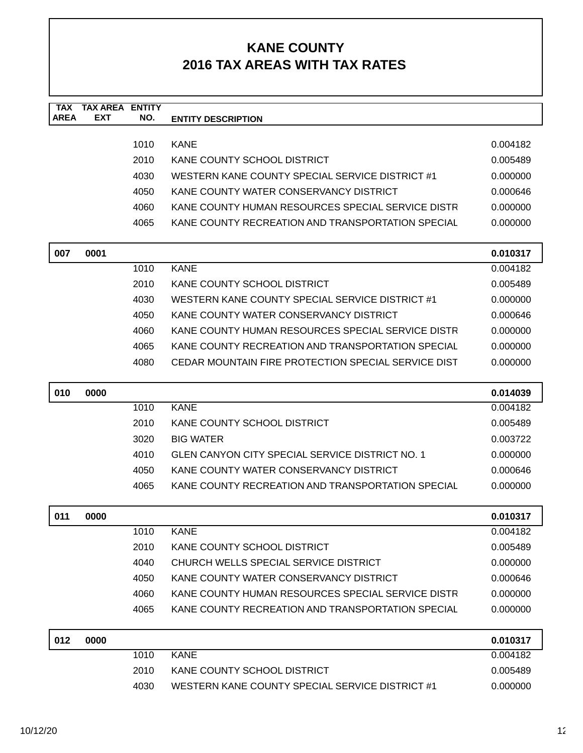# KANE COUNTY
# 2016 TAX AREAS WITH TAX RATES

| TAX AREA | TAX AREA EXT | ENTITY NO. | ENTITY DESCRIPTION | |
|---|---|---|---|---|
| | | 1010 | KANE | 0.004182 |
| | | 2010 | KANE COUNTY SCHOOL DISTRICT | 0.005489 |
| | | 4030 | WESTERN KANE COUNTY SPECIAL SERVICE DISTRICT #1 | 0.000000 |
| | | 4050 | KANE COUNTY WATER CONSERVANCY DISTRICT | 0.000646 |
| | | 4060 | KANE COUNTY HUMAN RESOURCES SPECIAL SERVICE DISTR | 0.000000 |
| | | 4065 | KANE COUNTY RECREATION AND TRANSPORTATION SPECIAL | 0.000000 |
| **007** | **0001** | | | **0.010317** |
| | | 1010 | KANE | 0.004182 |
| | | 2010 | KANE COUNTY SCHOOL DISTRICT | 0.005489 |
| | | 4030 | WESTERN KANE COUNTY SPECIAL SERVICE DISTRICT #1 | 0.000000 |
| | | 4050 | KANE COUNTY WATER CONSERVANCY DISTRICT | 0.000646 |
| | | 4060 | KANE COUNTY HUMAN RESOURCES SPECIAL SERVICE DISTR | 0.000000 |
| | | 4065 | KANE COUNTY RECREATION AND TRANSPORTATION SPECIAL | 0.000000 |
| | | 4080 | CEDAR MOUNTAIN FIRE PROTECTION SPECIAL SERVICE DIST | 0.000000 |
| **010** | **0000** | | | **0.014039** |
| | | 1010 | KANE | 0.004182 |
| | | 2010 | KANE COUNTY SCHOOL DISTRICT | 0.005489 |
| | | 3020 | BIG WATER | 0.003722 |
| | | 4010 | GLEN CANYON CITY SPECIAL SERVICE DISTRICT NO. 1 | 0.000000 |
| | | 4050 | KANE COUNTY WATER CONSERVANCY DISTRICT | 0.000646 |
| | | 4065 | KANE COUNTY RECREATION AND TRANSPORTATION SPECIAL | 0.000000 |
| **011** | **0000** | | | **0.010317** |
| | | 1010 | KANE | 0.004182 |
| | | 2010 | KANE COUNTY SCHOOL DISTRICT | 0.005489 |
| | | 4040 | CHURCH WELLS SPECIAL SERVICE DISTRICT | 0.000000 |
| | | 4050 | KANE COUNTY WATER CONSERVANCY DISTRICT | 0.000646 |
| | | 4060 | KANE COUNTY HUMAN RESOURCES SPECIAL SERVICE DISTR | 0.000000 |
| | | 4065 | KANE COUNTY RECREATION AND TRANSPORTATION SPECIAL | 0.000000 |
| **012** | **0000** | | | **0.010317** |
| | | 1010 | KANE | 0.004182 |
| | | 2010 | KANE COUNTY SCHOOL DISTRICT | 0.005489 |
| | | 4030 | WESTERN KANE COUNTY SPECIAL SERVICE DISTRICT #1 | 0.000000 |

10/12/20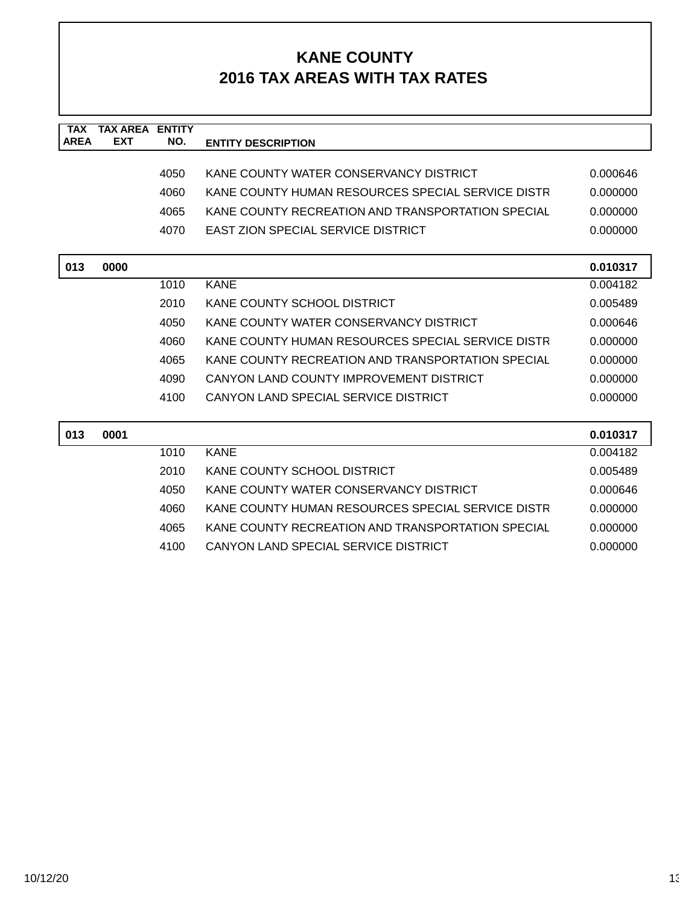# KANE COUNTY
# 2016 TAX AREAS WITH TAX RATES

| TAX AREA | TAX AREA EXT | ENTITY NO. | ENTITY DESCRIPTION | |
|---|---|---|---|---|
| | | 4050 | KANE COUNTY WATER CONSERVANCY DISTRICT | 0.000646 |
| | | 4060 | KANE COUNTY HUMAN RESOURCES SPECIAL SERVICE DISTR | 0.000000 |
| | | 4065 | KANE COUNTY RECREATION AND TRANSPORTATION SPECIAL | 0.000000 |
| | | 4070 | EAST ZION SPECIAL SERVICE DISTRICT | 0.000000 |
| **013** | **0000** | | | **0.010317** |
| | | 1010 | KANE | 0.004182 |
| | | 2010 | KANE COUNTY SCHOOL DISTRICT | 0.005489 |
| | | 4050 | KANE COUNTY WATER CONSERVANCY DISTRICT | 0.000646 |
| | | 4060 | KANE COUNTY HUMAN RESOURCES SPECIAL SERVICE DISTR | 0.000000 |
| | | 4065 | KANE COUNTY RECREATION AND TRANSPORTATION SPECIAL | 0.000000 |
| | | 4090 | CANYON LAND COUNTY IMPROVEMENT DISTRICT | 0.000000 |
| | | 4100 | CANYON LAND SPECIAL SERVICE DISTRICT | 0.000000 |
| **013** | **0001** | | | **0.010317** |
| | | 1010 | KANE | 0.004182 |
| | | 2010 | KANE COUNTY SCHOOL DISTRICT | 0.005489 |
| | | 4050 | KANE COUNTY WATER CONSERVANCY DISTRICT | 0.000646 |
| | | 4060 | KANE COUNTY HUMAN RESOURCES SPECIAL SERVICE DISTR | 0.000000 |
| | | 4065 | KANE COUNTY RECREATION AND TRANSPORTATION SPECIAL | 0.000000 |
| | | 4100 | CANYON LAND SPECIAL SERVICE DISTRICT | 0.000000 |

10/12/20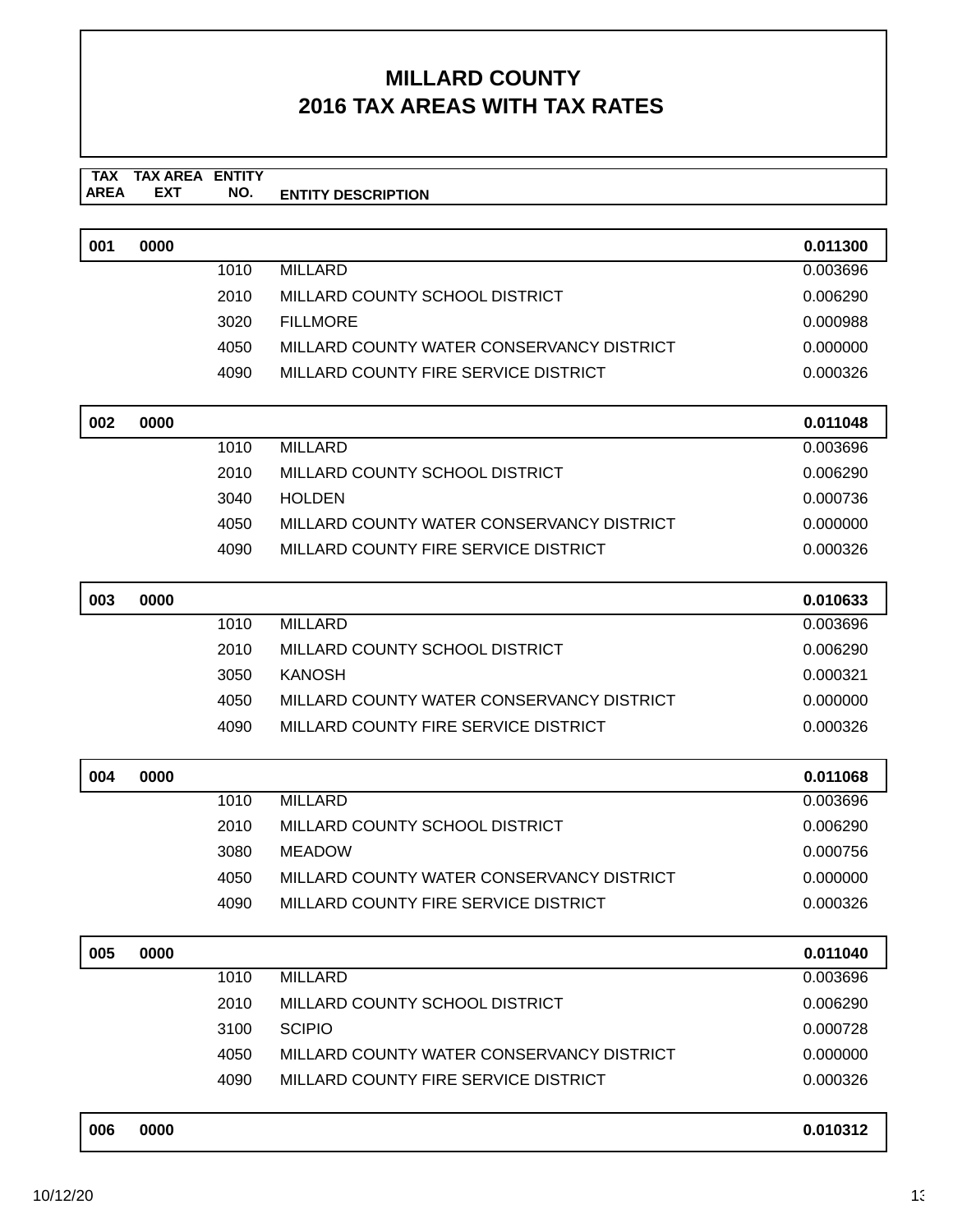# MILLARD COUNTY
# 2016 TAX AREAS WITH TAX RATES

| TAX AREA | TAX AREA EXT | ENTITY NO. | ENTITY DESCRIPTION | |
|---|---|---|---|---|
| **001** | **0000** | | | **0.011300** |
| | | 1010 | MILLARD | 0.003696 |
| | | 2010 | MILLARD COUNTY SCHOOL DISTRICT | 0.006290 |
| | | 3020 | FILLMORE | 0.000988 |
| | | 4050 | MILLARD COUNTY WATER CONSERVANCY DISTRICT | 0.000000 |
| | | 4090 | MILLARD COUNTY FIRE SERVICE DISTRICT | 0.000326 |
| **002** | **0000** | | | **0.011048** |
| | | 1010 | MILLARD | 0.003696 |
| | | 2010 | MILLARD COUNTY SCHOOL DISTRICT | 0.006290 |
| | | 3040 | HOLDEN | 0.000736 |
| | | 4050 | MILLARD COUNTY WATER CONSERVANCY DISTRICT | 0.000000 |
| | | 4090 | MILLARD COUNTY FIRE SERVICE DISTRICT | 0.000326 |
| **003** | **0000** | | | **0.010633** |
| | | 1010 | MILLARD | 0.003696 |
| | | 2010 | MILLARD COUNTY SCHOOL DISTRICT | 0.006290 |
| | | 3050 | KANOSH | 0.000321 |
| | | 4050 | MILLARD COUNTY WATER CONSERVANCY DISTRICT | 0.000000 |
| | | 4090 | MILLARD COUNTY FIRE SERVICE DISTRICT | 0.000326 |
| **004** | **0000** | | | **0.011068** |
| | | 1010 | MILLARD | 0.003696 |
| | | 2010 | MILLARD COUNTY SCHOOL DISTRICT | 0.006290 |
| | | 3080 | MEADOW | 0.000756 |
| | | 4050 | MILLARD COUNTY WATER CONSERVANCY DISTRICT | 0.000000 |
| | | 4090 | MILLARD COUNTY FIRE SERVICE DISTRICT | 0.000326 |
| **005** | **0000** | | | **0.011040** |
| | | 1010 | MILLARD | 0.003696 |
| | | 2010 | MILLARD COUNTY SCHOOL DISTRICT | 0.006290 |
| | | 3100 | SCIPIO | 0.000728 |
| | | 4050 | MILLARD COUNTY WATER CONSERVANCY DISTRICT | 0.000000 |
| | | 4090 | MILLARD COUNTY FIRE SERVICE DISTRICT | 0.000326 |
| **006** | **0000** | | | **0.010312** |

10/12/20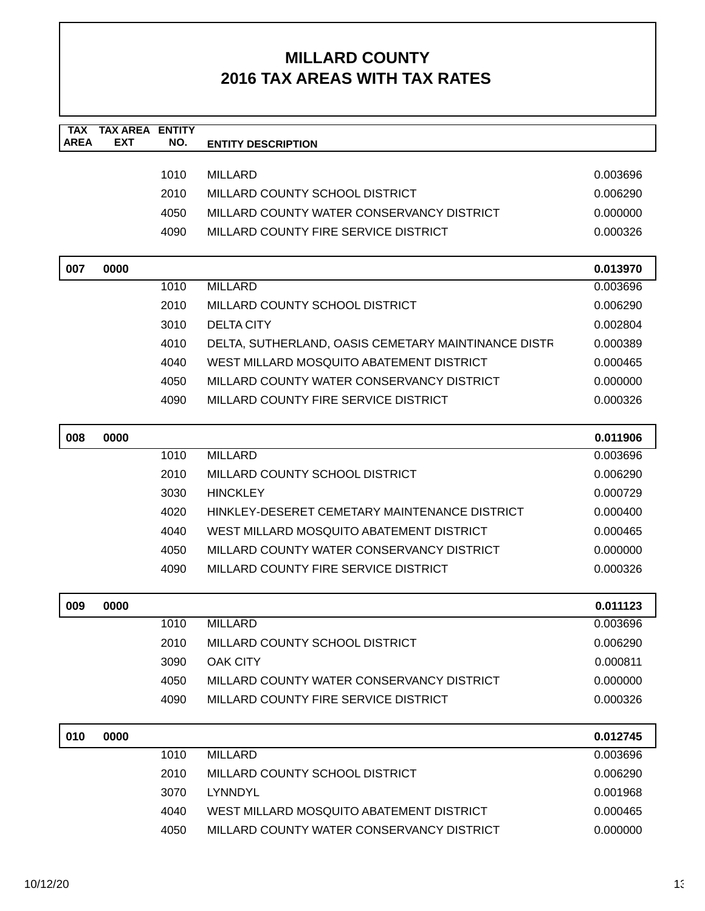# MILLARD COUNTY
# 2016 TAX AREAS WITH TAX RATES

| TAX AREA | TAX AREA EXT | ENTITY NO. | ENTITY DESCRIPTION | |
|---|---|---|---|---|
| | | 1010 | MILLARD | 0.003696 |
| | | 2010 | MILLARD COUNTY SCHOOL DISTRICT | 0.006290 |
| | | 4050 | MILLARD COUNTY WATER CONSERVANCY DISTRICT | 0.000000 |
| | | 4090 | MILLARD COUNTY FIRE SERVICE DISTRICT | 0.000326 |
| **007** | **0000** | | | **0.013970** |
| | | 1010 | MILLARD | 0.003696 |
| | | 2010 | MILLARD COUNTY SCHOOL DISTRICT | 0.006290 |
| | | 3010 | DELTA CITY | 0.002804 |
| | | 4010 | DELTA, SUTHERLAND, OASIS CEMETARY MAINTINANCE DISTR | 0.000389 |
| | | 4040 | WEST MILLARD MOSQUITO ABATEMENT DISTRICT | 0.000465 |
| | | 4050 | MILLARD COUNTY WATER CONSERVANCY DISTRICT | 0.000000 |
| | | 4090 | MILLARD COUNTY FIRE SERVICE DISTRICT | 0.000326 |
| **008** | **0000** | | | **0.011906** |
| | | 1010 | MILLARD | 0.003696 |
| | | 2010 | MILLARD COUNTY SCHOOL DISTRICT | 0.006290 |
| | | 3030 | HINCKLEY | 0.000729 |
| | | 4020 | HINKLEY-DESERET CEMETARY MAINTENANCE DISTRICT | 0.000400 |
| | | 4040 | WEST MILLARD MOSQUITO ABATEMENT DISTRICT | 0.000465 |
| | | 4050 | MILLARD COUNTY WATER CONSERVANCY DISTRICT | 0.000000 |
| | | 4090 | MILLARD COUNTY FIRE SERVICE DISTRICT | 0.000326 |
| **009** | **0000** | | | **0.011123** |
| | | 1010 | MILLARD | 0.003696 |
| | | 2010 | MILLARD COUNTY SCHOOL DISTRICT | 0.006290 |
| | | 3090 | OAK CITY | 0.000811 |
| | | 4050 | MILLARD COUNTY WATER CONSERVANCY DISTRICT | 0.000000 |
| | | 4090 | MILLARD COUNTY FIRE SERVICE DISTRICT | 0.000326 |
| **010** | **0000** | | | **0.012745** |
| | | 1010 | MILLARD | 0.003696 |
| | | 2010 | MILLARD COUNTY SCHOOL DISTRICT | 0.006290 |
| | | 3070 | LYNNDYL | 0.001968 |
| | | 4040 | WEST MILLARD MOSQUITO ABATEMENT DISTRICT | 0.000465 |
| | | 4050 | MILLARD COUNTY WATER CONSERVANCY DISTRICT | 0.000000 |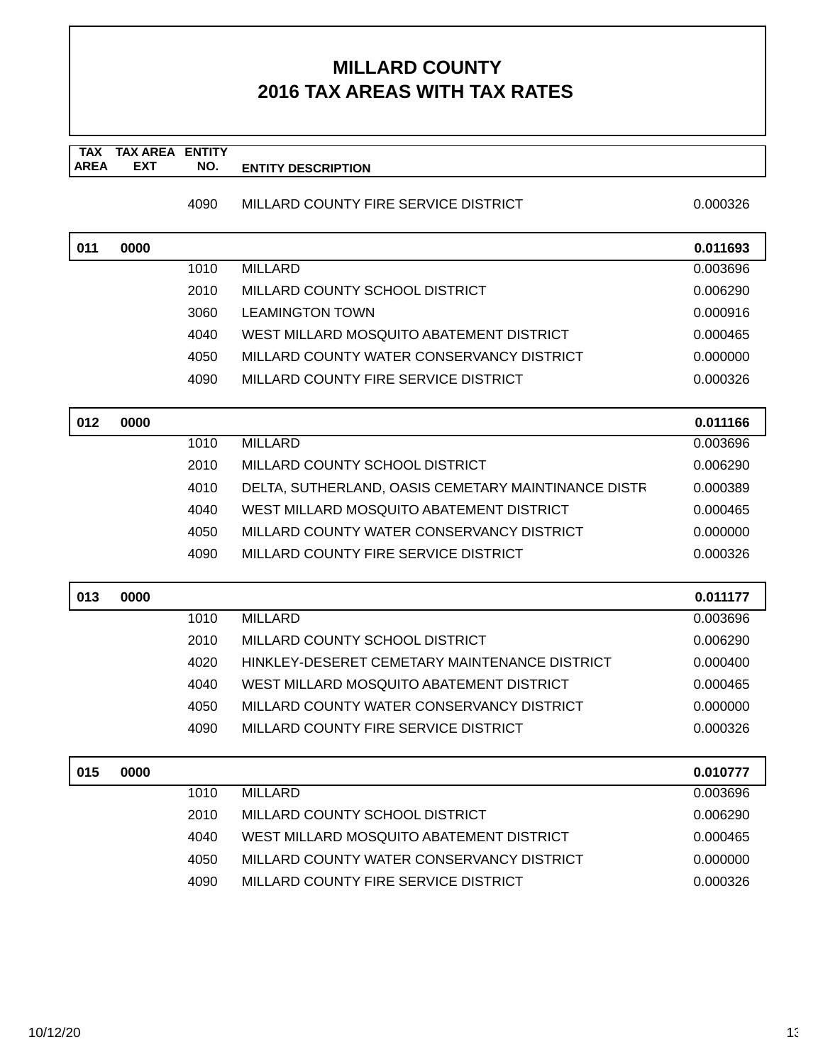# MILLARD COUNTY
# 2016 TAX AREAS WITH TAX RATES

| TAX AREA | TAX AREA EXT | ENTITY NO. | ENTITY DESCRIPTION | |
|---|---|---|---|---|
| | | 4090 | MILLARD COUNTY FIRE SERVICE DISTRICT | 0.000326 |
| **011** | **0000** | | | **0.011693** |
| | | 1010 | MILLARD | 0.003696 |
| | | 2010 | MILLARD COUNTY SCHOOL DISTRICT | 0.006290 |
| | | 3060 | LEAMINGTON TOWN | 0.000916 |
| | | 4040 | WEST MILLARD MOSQUITO ABATEMENT DISTRICT | 0.000465 |
| | | 4050 | MILLARD COUNTY WATER CONSERVANCY DISTRICT | 0.000000 |
| | | 4090 | MILLARD COUNTY FIRE SERVICE DISTRICT | 0.000326 |
| **012** | **0000** | | | **0.011166** |
| | | 1010 | MILLARD | 0.003696 |
| | | 2010 | MILLARD COUNTY SCHOOL DISTRICT | 0.006290 |
| | | 4010 | DELTA, SUTHERLAND, OASIS CEMETARY MAINTINANCE DISTR | 0.000389 |
| | | 4040 | WEST MILLARD MOSQUITO ABATEMENT DISTRICT | 0.000465 |
| | | 4050 | MILLARD COUNTY WATER CONSERVANCY DISTRICT | 0.000000 |
| | | 4090 | MILLARD COUNTY FIRE SERVICE DISTRICT | 0.000326 |
| **013** | **0000** | | | **0.011177** |
| | | 1010 | MILLARD | 0.003696 |
| | | 2010 | MILLARD COUNTY SCHOOL DISTRICT | 0.006290 |
| | | 4020 | HINKLEY-DESERET CEMETARY MAINTENANCE DISTRICT | 0.000400 |
| | | 4040 | WEST MILLARD MOSQUITO ABATEMENT DISTRICT | 0.000465 |
| | | 4050 | MILLARD COUNTY WATER CONSERVANCY DISTRICT | 0.000000 |
| | | 4090 | MILLARD COUNTY FIRE SERVICE DISTRICT | 0.000326 |
| **015** | **0000** | | | **0.010777** |
| | | 1010 | MILLARD | 0.003696 |
| | | 2010 | MILLARD COUNTY SCHOOL DISTRICT | 0.006290 |
| | | 4040 | WEST MILLARD MOSQUITO ABATEMENT DISTRICT | 0.000465 |
| | | 4050 | MILLARD COUNTY WATER CONSERVANCY DISTRICT | 0.000000 |
| | | 4090 | MILLARD COUNTY FIRE SERVICE DISTRICT | 0.000326 |

10/12/20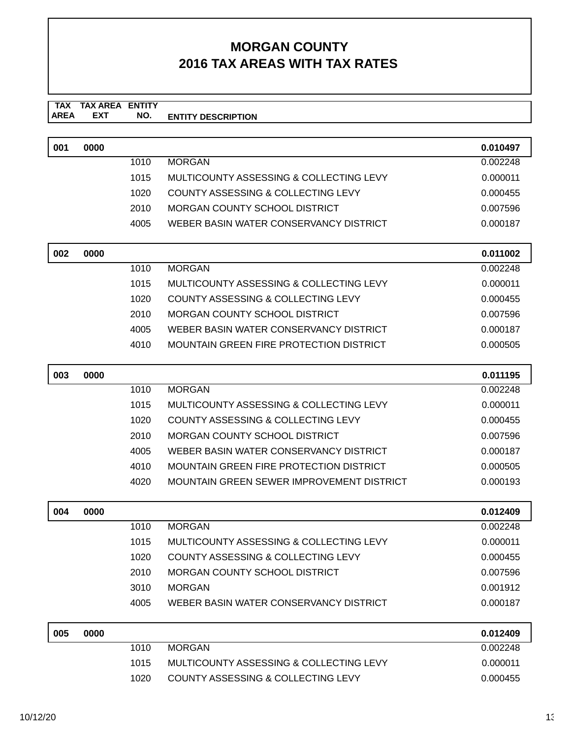# MORGAN COUNTY
# 2016 TAX AREAS WITH TAX RATES

| TAX AREA | TAX AREA EXT | ENTITY NO. | ENTITY DESCRIPTION | |
|---|---|---|---|---|
| **001** | **0000** | | | **0.010497** |
| | | 1010 | MORGAN | 0.002248 |
| | | 1015 | MULTICOUNTY ASSESSING & COLLECTING LEVY | 0.000011 |
| | | 1020 | COUNTY ASSESSING & COLLECTING LEVY | 0.000455 |
| | | 2010 | MORGAN COUNTY SCHOOL DISTRICT | 0.007596 |
| | | 4005 | WEBER BASIN WATER CONSERVANCY DISTRICT | 0.000187 |
| **002** | **0000** | | | **0.011002** |
| | | 1010 | MORGAN | 0.002248 |
| | | 1015 | MULTICOUNTY ASSESSING & COLLECTING LEVY | 0.000011 |
| | | 1020 | COUNTY ASSESSING & COLLECTING LEVY | 0.000455 |
| | | 2010 | MORGAN COUNTY SCHOOL DISTRICT | 0.007596 |
| | | 4005 | WEBER BASIN WATER CONSERVANCY DISTRICT | 0.000187 |
| | | 4010 | MOUNTAIN GREEN FIRE PROTECTION DISTRICT | 0.000505 |
| **003** | **0000** | | | **0.011195** |
| | | 1010 | MORGAN | 0.002248 |
| | | 1015 | MULTICOUNTY ASSESSING & COLLECTING LEVY | 0.000011 |
| | | 1020 | COUNTY ASSESSING & COLLECTING LEVY | 0.000455 |
| | | 2010 | MORGAN COUNTY SCHOOL DISTRICT | 0.007596 |
| | | 4005 | WEBER BASIN WATER CONSERVANCY DISTRICT | 0.000187 |
| | | 4010 | MOUNTAIN GREEN FIRE PROTECTION DISTRICT | 0.000505 |
| | | 4020 | MOUNTAIN GREEN SEWER IMPROVEMENT DISTRICT | 0.000193 |
| **004** | **0000** | | | **0.012409** |
| | | 1010 | MORGAN | 0.002248 |
| | | 1015 | MULTICOUNTY ASSESSING & COLLECTING LEVY | 0.000011 |
| | | 1020 | COUNTY ASSESSING & COLLECTING LEVY | 0.000455 |
| | | 2010 | MORGAN COUNTY SCHOOL DISTRICT | 0.007596 |
| | | 3010 | MORGAN | 0.001912 |
| | | 4005 | WEBER BASIN WATER CONSERVANCY DISTRICT | 0.000187 |
| **005** | **0000** | | | **0.012409** |
| | | 1010 | MORGAN | 0.002248 |
| | | 1015 | MULTICOUNTY ASSESSING & COLLECTING LEVY | 0.000011 |
| | | 1020 | COUNTY ASSESSING & COLLECTING LEVY | 0.000455 |

10/12/20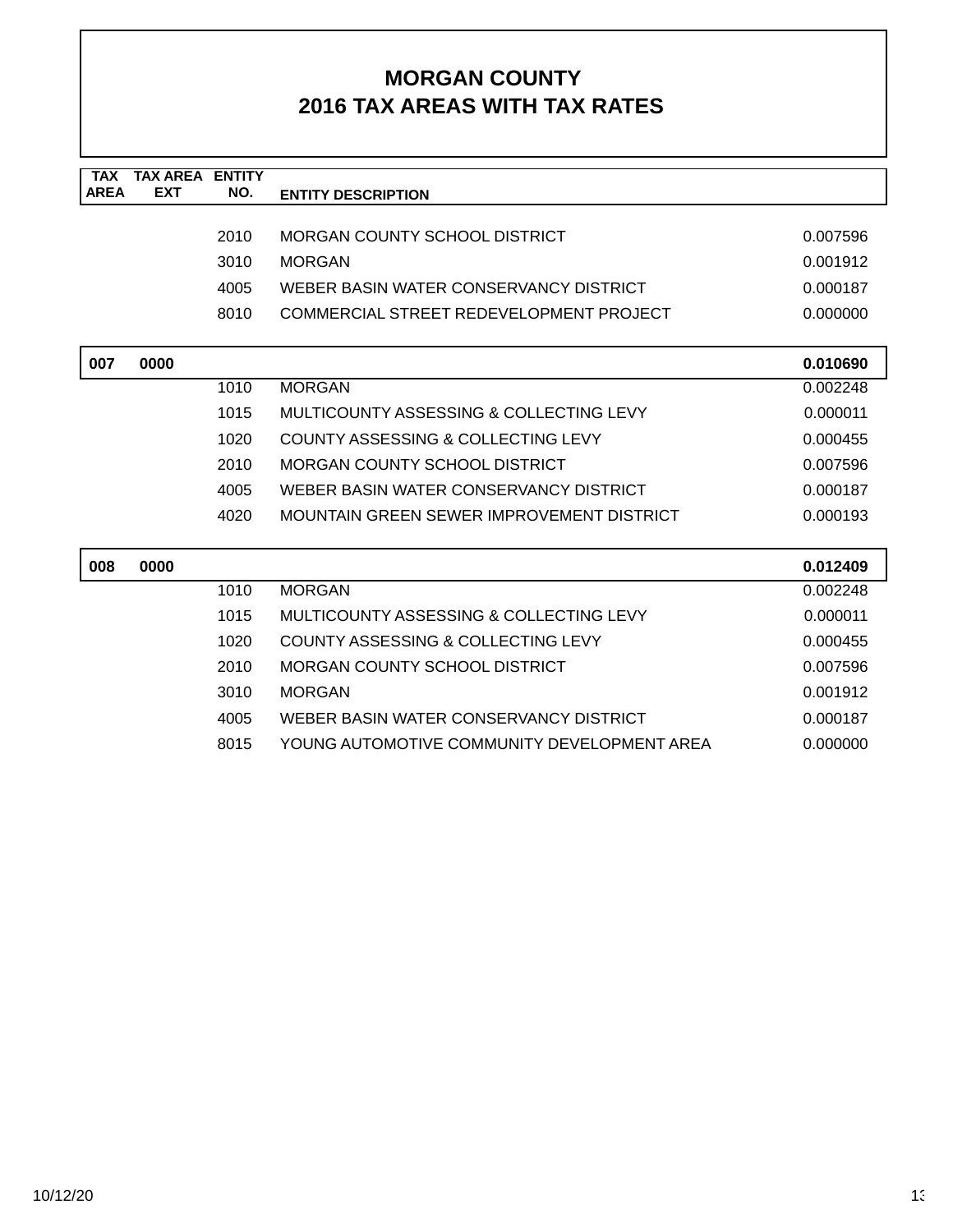# MORGAN COUNTY
## 2016 TAX AREAS WITH TAX RATES

| TAX AREA | TAX AREA EXT | ENTITY NO. | ENTITY DESCRIPTION | |
|---|---|---|---|---|
| | | 2010 | MORGAN COUNTY SCHOOL DISTRICT | 0.007596 |
| | | 3010 | MORGAN | 0.001912 |
| | | 4005 | WEBER BASIN WATER CONSERVANCY DISTRICT | 0.000187 |
| | | 8010 | COMMERCIAL STREET REDEVELOPMENT PROJECT | 0.000000 |
| **007** | **0000** | | | **0.010690** |
| | | 1010 | MORGAN | 0.002248 |
| | | 1015 | MULTICOUNTY ASSESSING & COLLECTING LEVY | 0.000011 |
| | | 1020 | COUNTY ASSESSING & COLLECTING LEVY | 0.000455 |
| | | 2010 | MORGAN COUNTY SCHOOL DISTRICT | 0.007596 |
| | | 4005 | WEBER BASIN WATER CONSERVANCY DISTRICT | 0.000187 |
| | | 4020 | MOUNTAIN GREEN SEWER IMPROVEMENT DISTRICT | 0.000193 |
| **008** | **0000** | | | **0.012409** |
| | | 1010 | MORGAN | 0.002248 |
| | | 1015 | MULTICOUNTY ASSESSING & COLLECTING LEVY | 0.000011 |
| | | 1020 | COUNTY ASSESSING & COLLECTING LEVY | 0.000455 |
| | | 2010 | MORGAN COUNTY SCHOOL DISTRICT | 0.007596 |
| | | 3010 | MORGAN | 0.001912 |
| | | 4005 | WEBER BASIN WATER CONSERVANCY DISTRICT | 0.000187 |
| | | 8015 | YOUNG AUTOMOTIVE COMMUNITY DEVELOPMENT AREA | 0.000000 |

10/12/20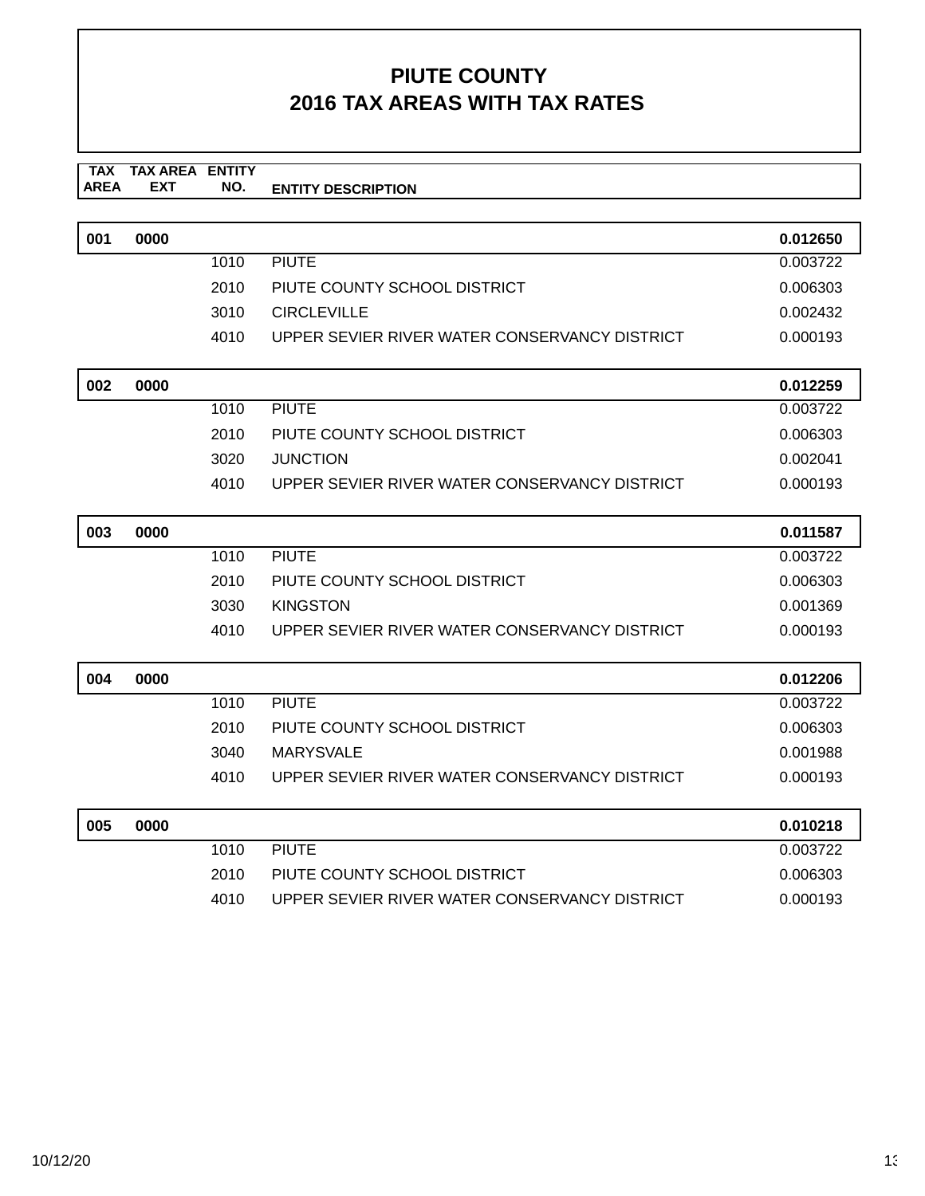# PIUTE COUNTY
## 2016 TAX AREAS WITH TAX RATES

| TAX AREA | TAX AREA EXT | ENTITY NO. | ENTITY DESCRIPTION | |
|---|---|---|---|---|
| **001** | **0000** | | | **0.012650** |
| | | 1010 | PIUTE | 0.003722 |
| | | 2010 | PIUTE COUNTY SCHOOL DISTRICT | 0.006303 |
| | | 3010 | CIRCLEVILLE | 0.002432 |
| | | 4010 | UPPER SEVIER RIVER WATER CONSERVANCY DISTRICT | 0.000193 |
| **002** | **0000** | | | **0.012259** |
| | | 1010 | PIUTE | 0.003722 |
| | | 2010 | PIUTE COUNTY SCHOOL DISTRICT | 0.006303 |
| | | 3020 | JUNCTION | 0.002041 |
| | | 4010 | UPPER SEVIER RIVER WATER CONSERVANCY DISTRICT | 0.000193 |
| **003** | **0000** | | | **0.011587** |
| | | 1010 | PIUTE | 0.003722 |
| | | 2010 | PIUTE COUNTY SCHOOL DISTRICT | 0.006303 |
| | | 3030 | KINGSTON | 0.001369 |
| | | 4010 | UPPER SEVIER RIVER WATER CONSERVANCY DISTRICT | 0.000193 |
| **004** | **0000** | | | **0.012206** |
| | | 1010 | PIUTE | 0.003722 |
| | | 2010 | PIUTE COUNTY SCHOOL DISTRICT | 0.006303 |
| | | 3040 | MARYSVALE | 0.001988 |
| | | 4010 | UPPER SEVIER RIVER WATER CONSERVANCY DISTRICT | 0.000193 |
| **005** | **0000** | | | **0.010218** |
| | | 1010 | PIUTE | 0.003722 |
| | | 2010 | PIUTE COUNTY SCHOOL DISTRICT | 0.006303 |
| | | 4010 | UPPER SEVIER RIVER WATER CONSERVANCY DISTRICT | 0.000193 |

10/12/20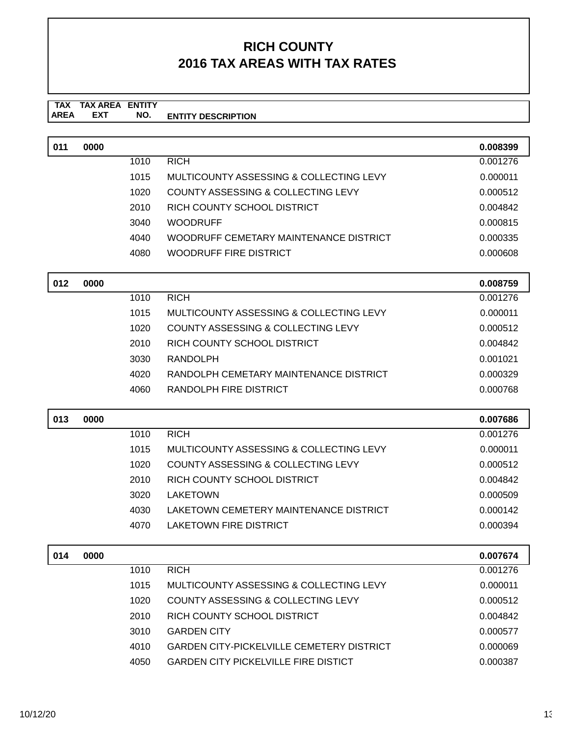# RICH COUNTY
# 2016 TAX AREAS WITH TAX RATES

| TAX AREA | TAX AREA EXT | ENTITY NO. | ENTITY DESCRIPTION | |
|---|---|---|---|---|
| **011** | **0000** | | | **0.008399** |
| | | 1010 | RICH | 0.001276 |
| | | 1015 | MULTICOUNTY ASSESSING & COLLECTING LEVY | 0.000011 |
| | | 1020 | COUNTY ASSESSING & COLLECTING LEVY | 0.000512 |
| | | 2010 | RICH COUNTY SCHOOL DISTRICT | 0.004842 |
| | | 3040 | WOODRUFF | 0.000815 |
| | | 4040 | WOODRUFF CEMETARY MAINTENANCE DISTRICT | 0.000335 |
| | | 4080 | WOODRUFF FIRE DISTRICT | 0.000608 |
| **012** | **0000** | | | **0.008759** |
| | | 1010 | RICH | 0.001276 |
| | | 1015 | MULTICOUNTY ASSESSING & COLLECTING LEVY | 0.000011 |
| | | 1020 | COUNTY ASSESSING & COLLECTING LEVY | 0.000512 |
| | | 2010 | RICH COUNTY SCHOOL DISTRICT | 0.004842 |
| | | 3030 | RANDOLPH | 0.001021 |
| | | 4020 | RANDOLPH CEMETARY MAINTENANCE DISTRICT | 0.000329 |
| | | 4060 | RANDOLPH FIRE DISTRICT | 0.000768 |
| **013** | **0000** | | | **0.007686** |
| | | 1010 | RICH | 0.001276 |
| | | 1015 | MULTICOUNTY ASSESSING & COLLECTING LEVY | 0.000011 |
| | | 1020 | COUNTY ASSESSING & COLLECTING LEVY | 0.000512 |
| | | 2010 | RICH COUNTY SCHOOL DISTRICT | 0.004842 |
| | | 3020 | LAKETOWN | 0.000509 |
| | | 4030 | LAKETOWN CEMETERY MAINTENANCE DISTRICT | 0.000142 |
| | | 4070 | LAKETOWN FIRE DISTRICT | 0.000394 |
| **014** | **0000** | | | **0.007674** |
| | | 1010 | RICH | 0.001276 |
| | | 1015 | MULTICOUNTY ASSESSING & COLLECTING LEVY | 0.000011 |
| | | 1020 | COUNTY ASSESSING & COLLECTING LEVY | 0.000512 |
| | | 2010 | RICH COUNTY SCHOOL DISTRICT | 0.004842 |
| | | 3010 | GARDEN CITY | 0.000577 |
| | | 4010 | GARDEN CITY-PICKELVILLE CEMETERY DISTRICT | 0.000069 |
| | | 4050 | GARDEN CITY PICKELVILLE FIRE DISTICT | 0.000387 |

10/12/20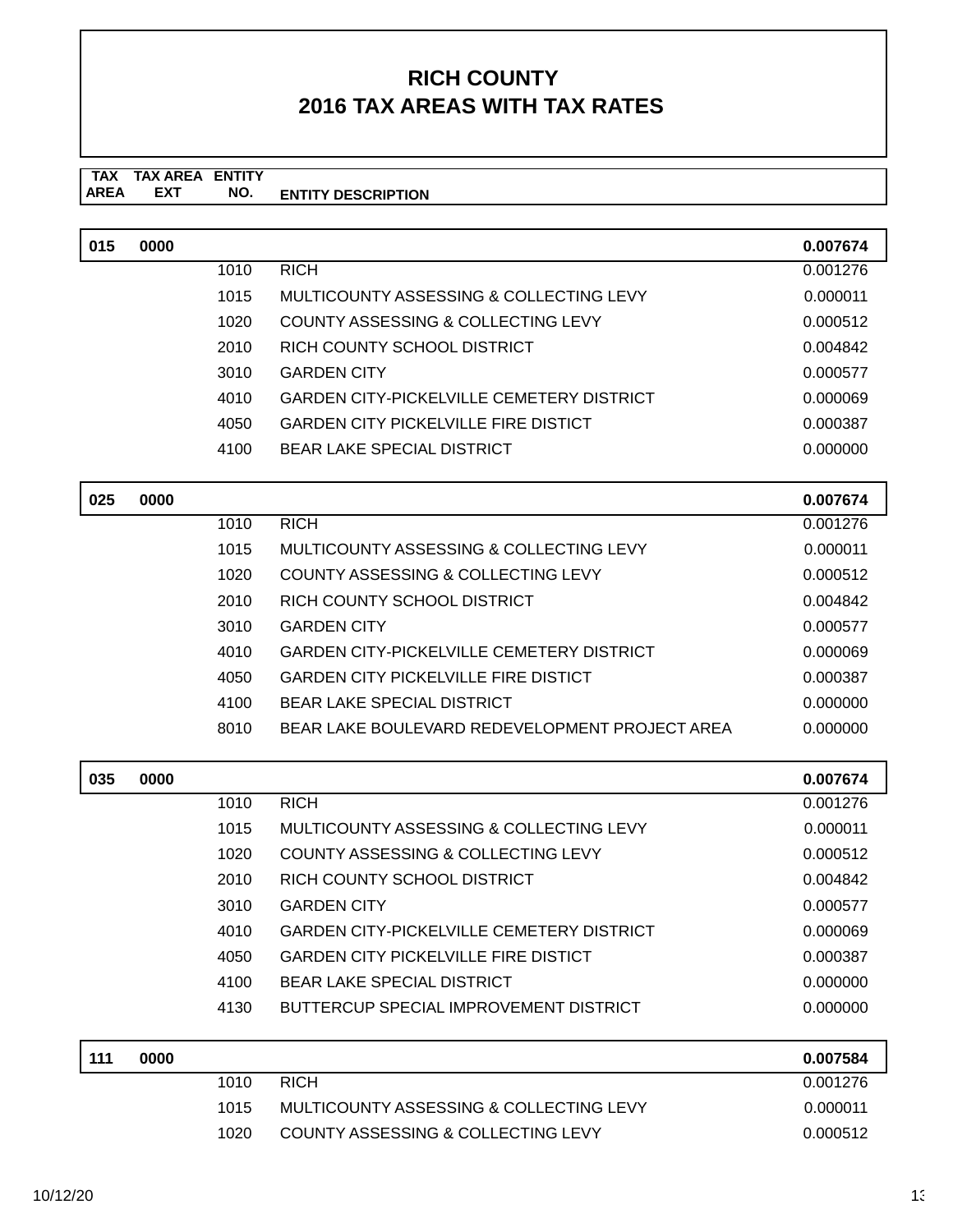# RICH COUNTY
## 2016 TAX AREAS WITH TAX RATES

| TAX AREA | TAX AREA EXT | ENTITY NO. | ENTITY DESCRIPTION | |
|---|---|---|---|---|
| **015** | **0000** | | | **0.007674** |
| | | 1010 | RICH | 0.001276 |
| | | 1015 | MULTICOUNTY ASSESSING & COLLECTING LEVY | 0.000011 |
| | | 1020 | COUNTY ASSESSING & COLLECTING LEVY | 0.000512 |
| | | 2010 | RICH COUNTY SCHOOL DISTRICT | 0.004842 |
| | | 3010 | GARDEN CITY | 0.000577 |
| | | 4010 | GARDEN CITY-PICKELVILLE CEMETERY DISTRICT | 0.000069 |
| | | 4050 | GARDEN CITY PICKELVILLE FIRE DISTICT | 0.000387 |
| | | 4100 | BEAR LAKE SPECIAL DISTRICT | 0.000000 |
| **025** | **0000** | | | **0.007674** |
| | | 1010 | RICH | 0.001276 |
| | | 1015 | MULTICOUNTY ASSESSING & COLLECTING LEVY | 0.000011 |
| | | 1020 | COUNTY ASSESSING & COLLECTING LEVY | 0.000512 |
| | | 2010 | RICH COUNTY SCHOOL DISTRICT | 0.004842 |
| | | 3010 | GARDEN CITY | 0.000577 |
| | | 4010 | GARDEN CITY-PICKELVILLE CEMETERY DISTRICT | 0.000069 |
| | | 4050 | GARDEN CITY PICKELVILLE FIRE DISTICT | 0.000387 |
| | | 4100 | BEAR LAKE SPECIAL DISTRICT | 0.000000 |
| | | 8010 | BEAR LAKE BOULEVARD REDEVELOPMENT PROJECT AREA | 0.000000 |
| **035** | **0000** | | | **0.007674** |
| | | 1010 | RICH | 0.001276 |
| | | 1015 | MULTICOUNTY ASSESSING & COLLECTING LEVY | 0.000011 |
| | | 1020 | COUNTY ASSESSING & COLLECTING LEVY | 0.000512 |
| | | 2010 | RICH COUNTY SCHOOL DISTRICT | 0.004842 |
| | | 3010 | GARDEN CITY | 0.000577 |
| | | 4010 | GARDEN CITY-PICKELVILLE CEMETERY DISTRICT | 0.000069 |
| | | 4050 | GARDEN CITY PICKELVILLE FIRE DISTICT | 0.000387 |
| | | 4100 | BEAR LAKE SPECIAL DISTRICT | 0.000000 |
| | | 4130 | BUTTERCUP SPECIAL IMPROVEMENT DISTRICT | 0.000000 |
| **111** | **0000** | | | **0.007584** |
| | | 1010 | RICH | 0.001276 |
| | | 1015 | MULTICOUNTY ASSESSING & COLLECTING LEVY | 0.000011 |
| | | 1020 | COUNTY ASSESSING & COLLECTING LEVY | 0.000512 |

10/12/20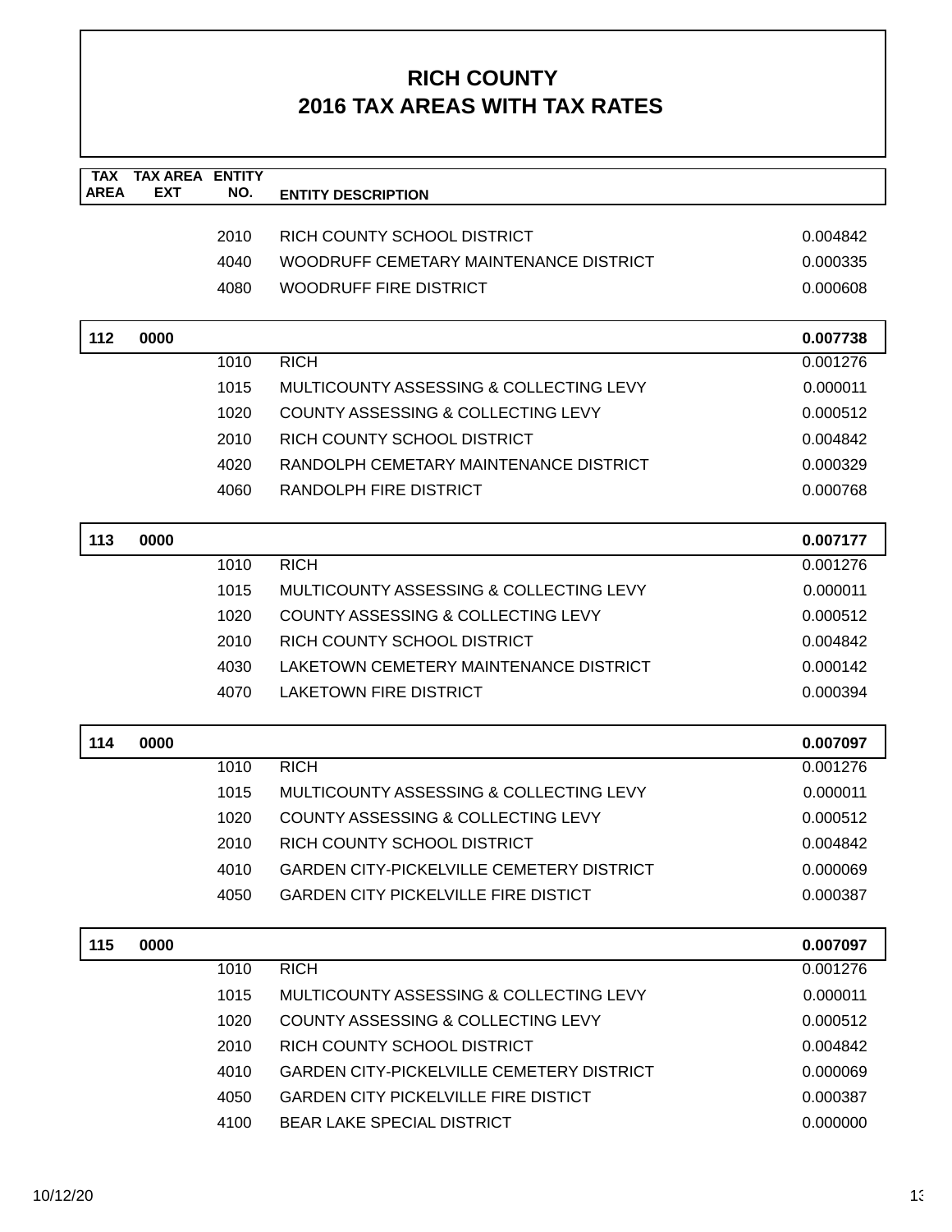# RICH COUNTY
# 2016 TAX AREAS WITH TAX RATES

| TAX AREA | TAX AREA EXT | ENTITY NO. | ENTITY DESCRIPTION | |
|---|---|---|---|---|
| | | 2010 | RICH COUNTY SCHOOL DISTRICT | 0.004842 |
| | | 4040 | WOODRUFF CEMETARY MAINTENANCE DISTRICT | 0.000335 |
| | | 4080 | WOODRUFF FIRE DISTRICT | 0.000608 |
| **112** | **0000** | | | **0.007738** |
| | | 1010 | RICH | 0.001276 |
| | | 1015 | MULTICOUNTY ASSESSING & COLLECTING LEVY | 0.000011 |
| | | 1020 | COUNTY ASSESSING & COLLECTING LEVY | 0.000512 |
| | | 2010 | RICH COUNTY SCHOOL DISTRICT | 0.004842 |
| | | 4020 | RANDOLPH CEMETARY MAINTENANCE DISTRICT | 0.000329 |
| | | 4060 | RANDOLPH FIRE DISTRICT | 0.000768 |
| **113** | **0000** | | | **0.007177** |
| | | 1010 | RICH | 0.001276 |
| | | 1015 | MULTICOUNTY ASSESSING & COLLECTING LEVY | 0.000011 |
| | | 1020 | COUNTY ASSESSING & COLLECTING LEVY | 0.000512 |
| | | 2010 | RICH COUNTY SCHOOL DISTRICT | 0.004842 |
| | | 4030 | LAKETOWN CEMETERY MAINTENANCE DISTRICT | 0.000142 |
| | | 4070 | LAKETOWN FIRE DISTRICT | 0.000394 |
| **114** | **0000** | | | **0.007097** |
| | | 1010 | RICH | 0.001276 |
| | | 1015 | MULTICOUNTY ASSESSING & COLLECTING LEVY | 0.000011 |
| | | 1020 | COUNTY ASSESSING & COLLECTING LEVY | 0.000512 |
| | | 2010 | RICH COUNTY SCHOOL DISTRICT | 0.004842 |
| | | 4010 | GARDEN CITY-PICKELVILLE CEMETERY DISTRICT | 0.000069 |
| | | 4050 | GARDEN CITY PICKELVILLE FIRE DISTICT | 0.000387 |
| **115** | **0000** | | | **0.007097** |
| | | 1010 | RICH | 0.001276 |
| | | 1015 | MULTICOUNTY ASSESSING & COLLECTING LEVY | 0.000011 |
| | | 1020 | COUNTY ASSESSING & COLLECTING LEVY | 0.000512 |
| | | 2010 | RICH COUNTY SCHOOL DISTRICT | 0.004842 |
| | | 4010 | GARDEN CITY-PICKELVILLE CEMETERY DISTRICT | 0.000069 |
| | | 4050 | GARDEN CITY PICKELVILLE FIRE DISTICT | 0.000387 |
| | | 4100 | BEAR LAKE SPECIAL DISTRICT | 0.000000 |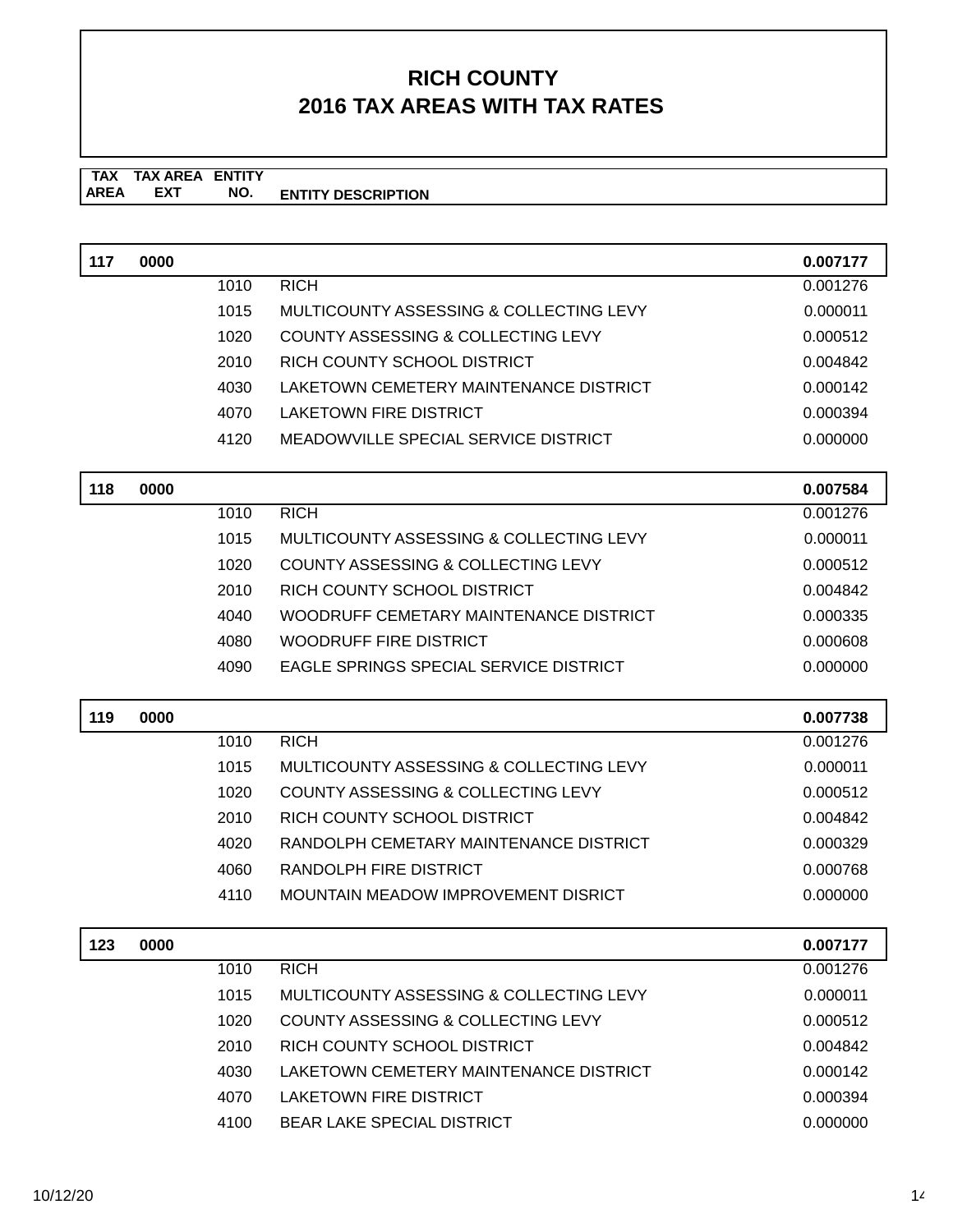# RICH COUNTY
# 2016 TAX AREAS WITH TAX RATES

| TAX AREA | TAX AREA EXT | ENTITY NO. | ENTITY DESCRIPTION | |
|---|---|---|---|---|
| **117** | **0000** | | | **0.007177** |
| | | 1010 | RICH | 0.001276 |
| | | 1015 | MULTICOUNTY ASSESSING & COLLECTING LEVY | 0.000011 |
| | | 1020 | COUNTY ASSESSING & COLLECTING LEVY | 0.000512 |
| | | 2010 | RICH COUNTY SCHOOL DISTRICT | 0.004842 |
| | | 4030 | LAKETOWN CEMETERY MAINTENANCE DISTRICT | 0.000142 |
| | | 4070 | LAKETOWN FIRE DISTRICT | 0.000394 |
| | | 4120 | MEADOWVILLE SPECIAL SERVICE DISTRICT | 0.000000 |
| **118** | **0000** | | | **0.007584** |
| | | 1010 | RICH | 0.001276 |
| | | 1015 | MULTICOUNTY ASSESSING & COLLECTING LEVY | 0.000011 |
| | | 1020 | COUNTY ASSESSING & COLLECTING LEVY | 0.000512 |
| | | 2010 | RICH COUNTY SCHOOL DISTRICT | 0.004842 |
| | | 4040 | WOODRUFF CEMETARY MAINTENANCE DISTRICT | 0.000335 |
| | | 4080 | WOODRUFF FIRE DISTRICT | 0.000608 |
| | | 4090 | EAGLE SPRINGS SPECIAL SERVICE DISTRICT | 0.000000 |
| **119** | **0000** | | | **0.007738** |
| | | 1010 | RICH | 0.001276 |
| | | 1015 | MULTICOUNTY ASSESSING & COLLECTING LEVY | 0.000011 |
| | | 1020 | COUNTY ASSESSING & COLLECTING LEVY | 0.000512 |
| | | 2010 | RICH COUNTY SCHOOL DISTRICT | 0.004842 |
| | | 4020 | RANDOLPH CEMETARY MAINTENANCE DISTRICT | 0.000329 |
| | | 4060 | RANDOLPH FIRE DISTRICT | 0.000768 |
| | | 4110 | MOUNTAIN MEADOW IMPROVEMENT DISRICT | 0.000000 |
| **123** | **0000** | | | **0.007177** |
| | | 1010 | RICH | 0.001276 |
| | | 1015 | MULTICOUNTY ASSESSING & COLLECTING LEVY | 0.000011 |
| | | 1020 | COUNTY ASSESSING & COLLECTING LEVY | 0.000512 |
| | | 2010 | RICH COUNTY SCHOOL DISTRICT | 0.004842 |
| | | 4030 | LAKETOWN CEMETERY MAINTENANCE DISTRICT | 0.000142 |
| | | 4070 | LAKETOWN FIRE DISTRICT | 0.000394 |
| | | 4100 | BEAR LAKE SPECIAL DISTRICT | 0.000000 |

10/12/20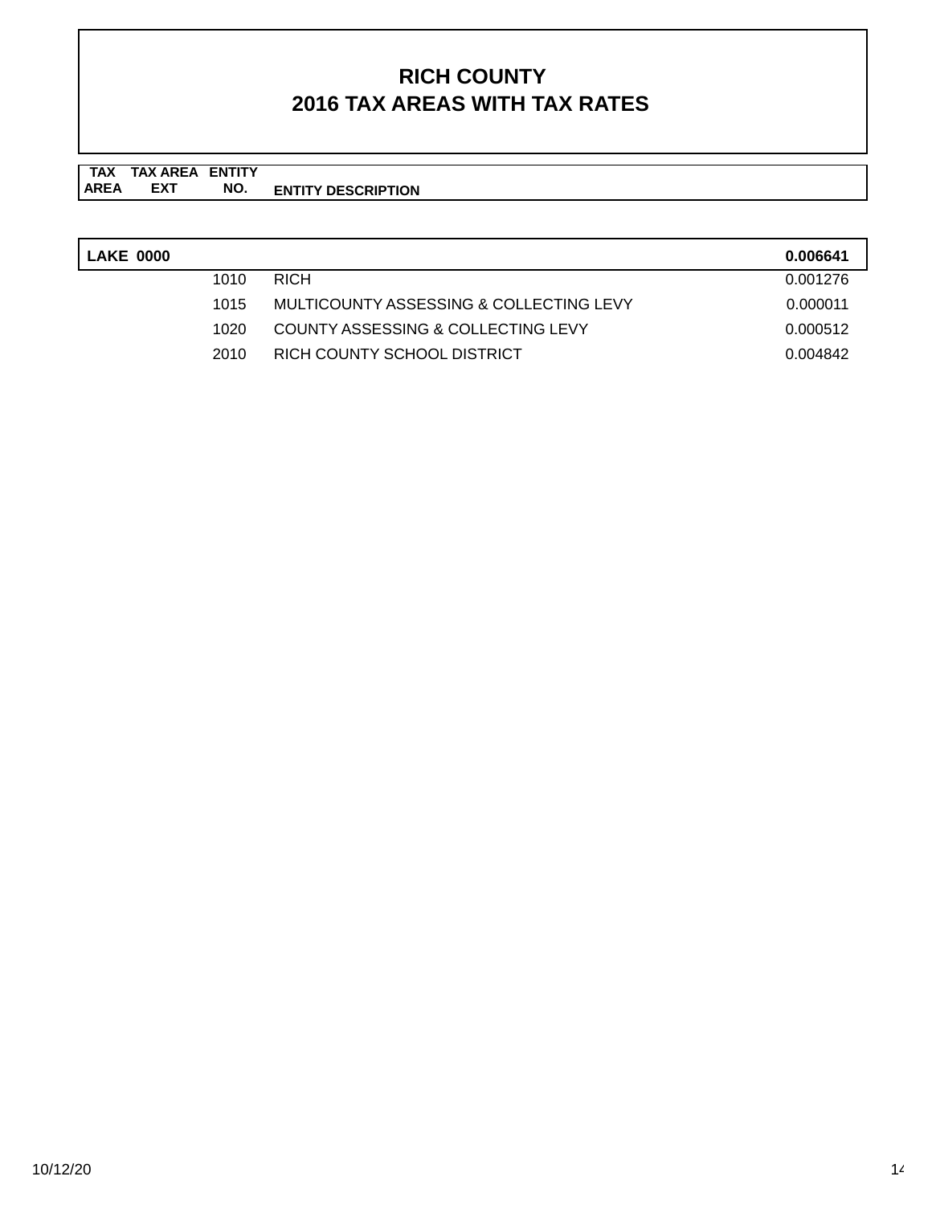# RICH COUNTY
# 2016 TAX AREAS WITH TAX RATES

| TAX AREA | TAX AREA EXT | ENTITY NO. | ENTITY DESCRIPTION | |
|---|---|---|---|---|
| **LAKE** | **0000** | | | **0.006641** |
| | | 1010 | RICH | 0.001276 |
| | | 1015 | MULTICOUNTY ASSESSING & COLLECTING LEVY | 0.000011 |
| | | 1020 | COUNTY ASSESSING & COLLECTING LEVY | 0.000512 |
| | | 2010 | RICH COUNTY SCHOOL DISTRICT | 0.004842 |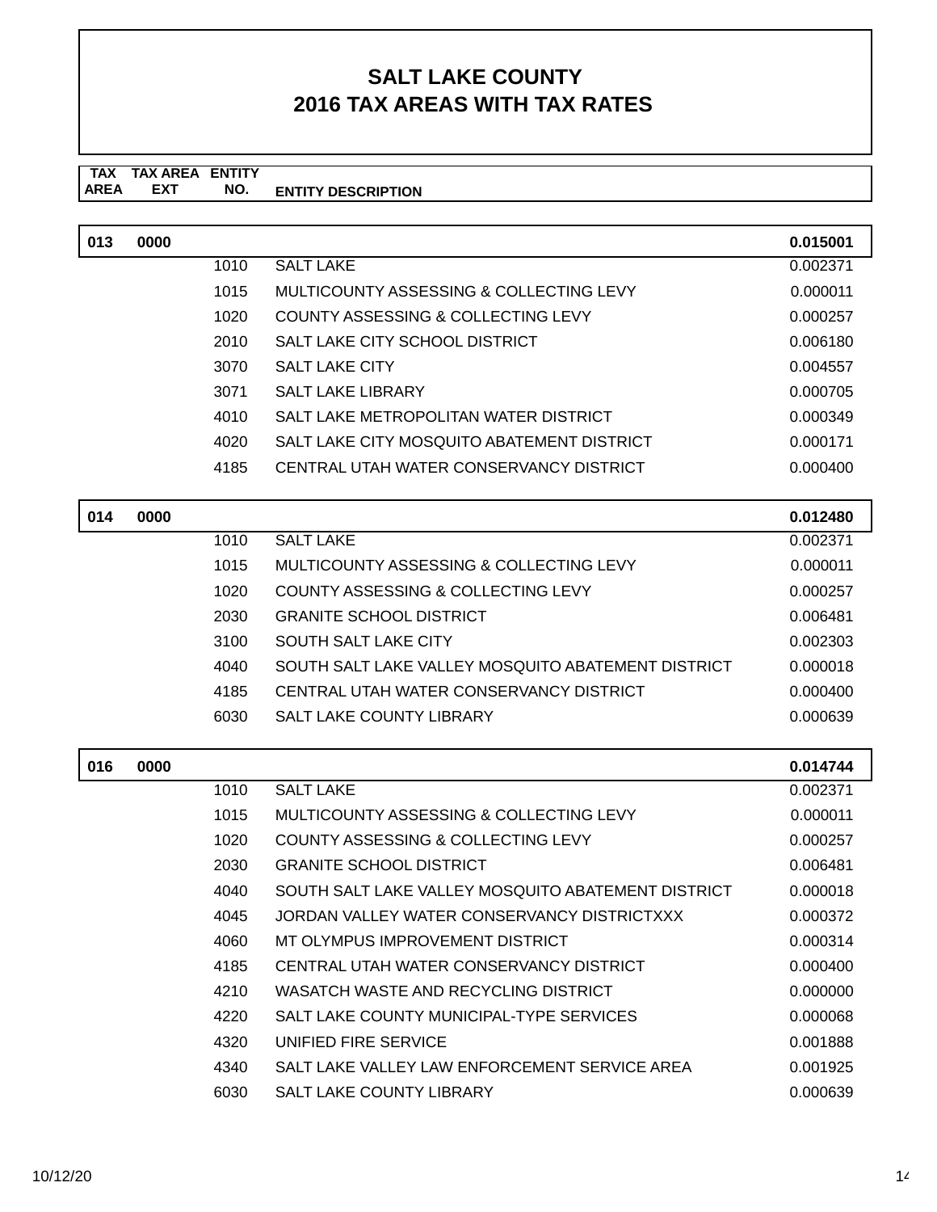# SALT LAKE COUNTY
# 2016 TAX AREAS WITH TAX RATES

| TAX AREA | TAX AREA EXT | ENTITY NO. | ENTITY DESCRIPTION | |
|---|---|---|---|---|
| **013** | **0000** | | | **0.015001** |
| | | 1010 | SALT LAKE | 0.002371 |
| | | 1015 | MULTICOUNTY ASSESSING & COLLECTING LEVY | 0.000011 |
| | | 1020 | COUNTY ASSESSING & COLLECTING LEVY | 0.000257 |
| | | 2010 | SALT LAKE CITY SCHOOL DISTRICT | 0.006180 |
| | | 3070 | SALT LAKE CITY | 0.004557 |
| | | 3071 | SALT LAKE LIBRARY | 0.000705 |
| | | 4010 | SALT LAKE METROPOLITAN WATER DISTRICT | 0.000349 |
| | | 4020 | SALT LAKE CITY MOSQUITO ABATEMENT DISTRICT | 0.000171 |
| | | 4185 | CENTRAL UTAH WATER CONSERVANCY DISTRICT | 0.000400 |
| **014** | **0000** | | | **0.012480** |
| | | 1010 | SALT LAKE | 0.002371 |
| | | 1015 | MULTICOUNTY ASSESSING & COLLECTING LEVY | 0.000011 |
| | | 1020 | COUNTY ASSESSING & COLLECTING LEVY | 0.000257 |
| | | 2030 | GRANITE SCHOOL DISTRICT | 0.006481 |
| | | 3100 | SOUTH SALT LAKE CITY | 0.002303 |
| | | 4040 | SOUTH SALT LAKE VALLEY MOSQUITO ABATEMENT DISTRICT | 0.000018 |
| | | 4185 | CENTRAL UTAH WATER CONSERVANCY DISTRICT | 0.000400 |
| | | 6030 | SALT LAKE COUNTY LIBRARY | 0.000639 |
| **016** | **0000** | | | **0.014744** |
| | | 1010 | SALT LAKE | 0.002371 |
| | | 1015 | MULTICOUNTY ASSESSING & COLLECTING LEVY | 0.000011 |
| | | 1020 | COUNTY ASSESSING & COLLECTING LEVY | 0.000257 |
| | | 2030 | GRANITE SCHOOL DISTRICT | 0.006481 |
| | | 4040 | SOUTH SALT LAKE VALLEY MOSQUITO ABATEMENT DISTRICT | 0.000018 |
| | | 4045 | JORDAN VALLEY WATER CONSERVANCY DISTRICTXXX | 0.000372 |
| | | 4060 | MT OLYMPUS IMPROVEMENT DISTRICT | 0.000314 |
| | | 4185 | CENTRAL UTAH WATER CONSERVANCY DISTRICT | 0.000400 |
| | | 4210 | WASATCH WASTE AND RECYCLING DISTRICT | 0.000000 |
| | | 4220 | SALT LAKE COUNTY MUNICIPAL-TYPE SERVICES | 0.000068 |
| | | 4320 | UNIFIED FIRE SERVICE | 0.001888 |
| | | 4340 | SALT LAKE VALLEY LAW ENFORCEMENT SERVICE AREA | 0.001925 |
| | | 6030 | SALT LAKE COUNTY LIBRARY | 0.000639 |

10/12/20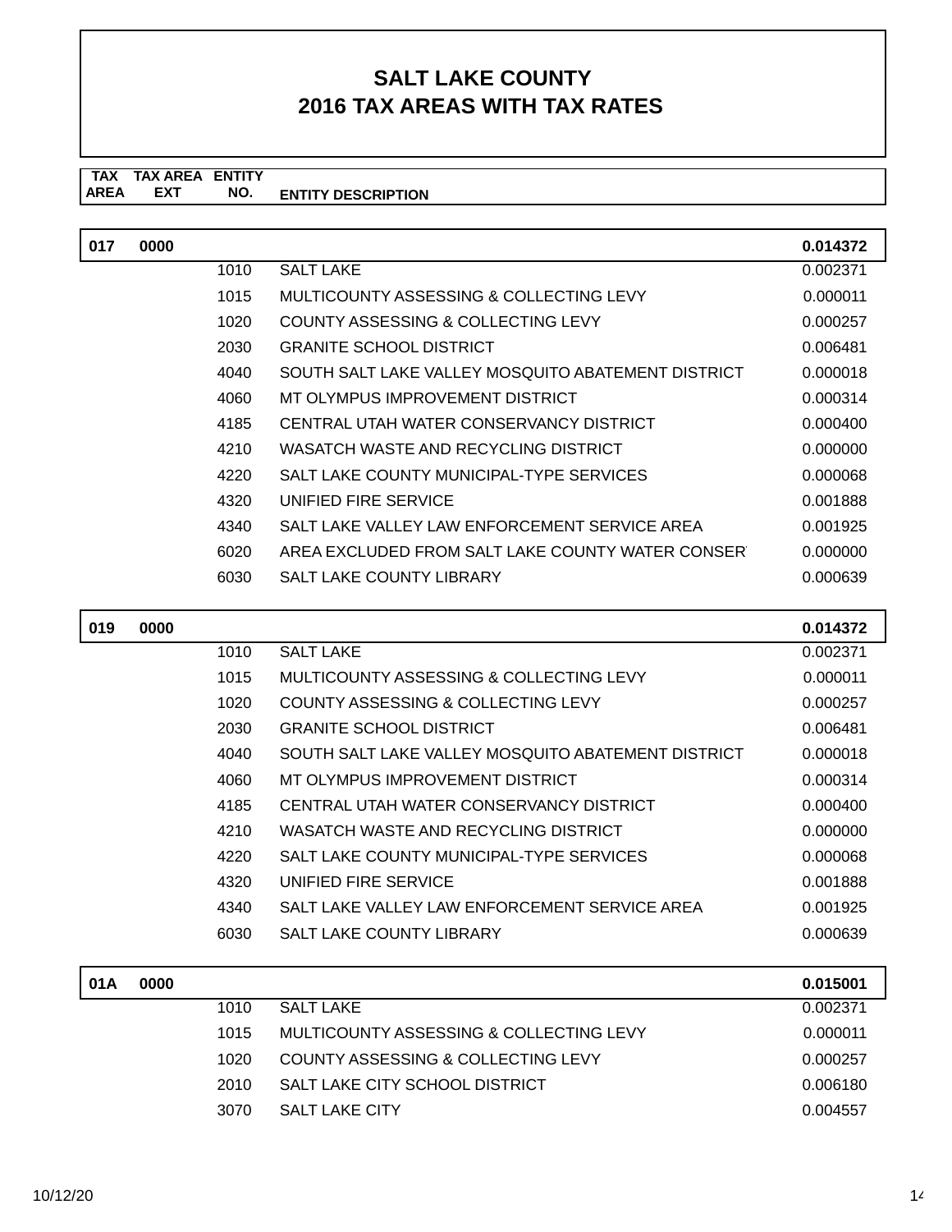# SALT LAKE COUNTY
# 2016 TAX AREAS WITH TAX RATES

| TAX AREA | TAX AREA EXT | ENTITY NO. | ENTITY DESCRIPTION | |
|---|---|---|---|---|
| **017** | **0000** | | | **0.014372** |
| | | 1010 | SALT LAKE | 0.002371 |
| | | 1015 | MULTICOUNTY ASSESSING & COLLECTING LEVY | 0.000011 |
| | | 1020 | COUNTY ASSESSING & COLLECTING LEVY | 0.000257 |
| | | 2030 | GRANITE SCHOOL DISTRICT | 0.006481 |
| | | 4040 | SOUTH SALT LAKE VALLEY MOSQUITO ABATEMENT DISTRICT | 0.000018 |
| | | 4060 | MT OLYMPUS IMPROVEMENT DISTRICT | 0.000314 |
| | | 4185 | CENTRAL UTAH WATER CONSERVANCY DISTRICT | 0.000400 |
| | | 4210 | WASATCH WASTE AND RECYCLING DISTRICT | 0.000000 |
| | | 4220 | SALT LAKE COUNTY MUNICIPAL-TYPE SERVICES | 0.000068 |
| | | 4320 | UNIFIED FIRE SERVICE | 0.001888 |
| | | 4340 | SALT LAKE VALLEY LAW ENFORCEMENT SERVICE AREA | 0.001925 |
| | | 6020 | AREA EXCLUDED FROM SALT LAKE COUNTY WATER CONSER | 0.000000 |
| | | 6030 | SALT LAKE COUNTY LIBRARY | 0.000639 |
| **019** | **0000** | | | **0.014372** |
| | | 1010 | SALT LAKE | 0.002371 |
| | | 1015 | MULTICOUNTY ASSESSING & COLLECTING LEVY | 0.000011 |
| | | 1020 | COUNTY ASSESSING & COLLECTING LEVY | 0.000257 |
| | | 2030 | GRANITE SCHOOL DISTRICT | 0.006481 |
| | | 4040 | SOUTH SALT LAKE VALLEY MOSQUITO ABATEMENT DISTRICT | 0.000018 |
| | | 4060 | MT OLYMPUS IMPROVEMENT DISTRICT | 0.000314 |
| | | 4185 | CENTRAL UTAH WATER CONSERVANCY DISTRICT | 0.000400 |
| | | 4210 | WASATCH WASTE AND RECYCLING DISTRICT | 0.000000 |
| | | 4220 | SALT LAKE COUNTY MUNICIPAL-TYPE SERVICES | 0.000068 |
| | | 4320 | UNIFIED FIRE SERVICE | 0.001888 |
| | | 4340 | SALT LAKE VALLEY LAW ENFORCEMENT SERVICE AREA | 0.001925 |
| | | 6030 | SALT LAKE COUNTY LIBRARY | 0.000639 |
| **01A** | **0000** | | | **0.015001** |
| | | 1010 | SALT LAKE | 0.002371 |
| | | 1015 | MULTICOUNTY ASSESSING & COLLECTING LEVY | 0.000011 |
| | | 1020 | COUNTY ASSESSING & COLLECTING LEVY | 0.000257 |
| | | 2010 | SALT LAKE CITY SCHOOL DISTRICT | 0.006180 |
| | | 3070 | SALT LAKE CITY | 0.004557 |

10/12/20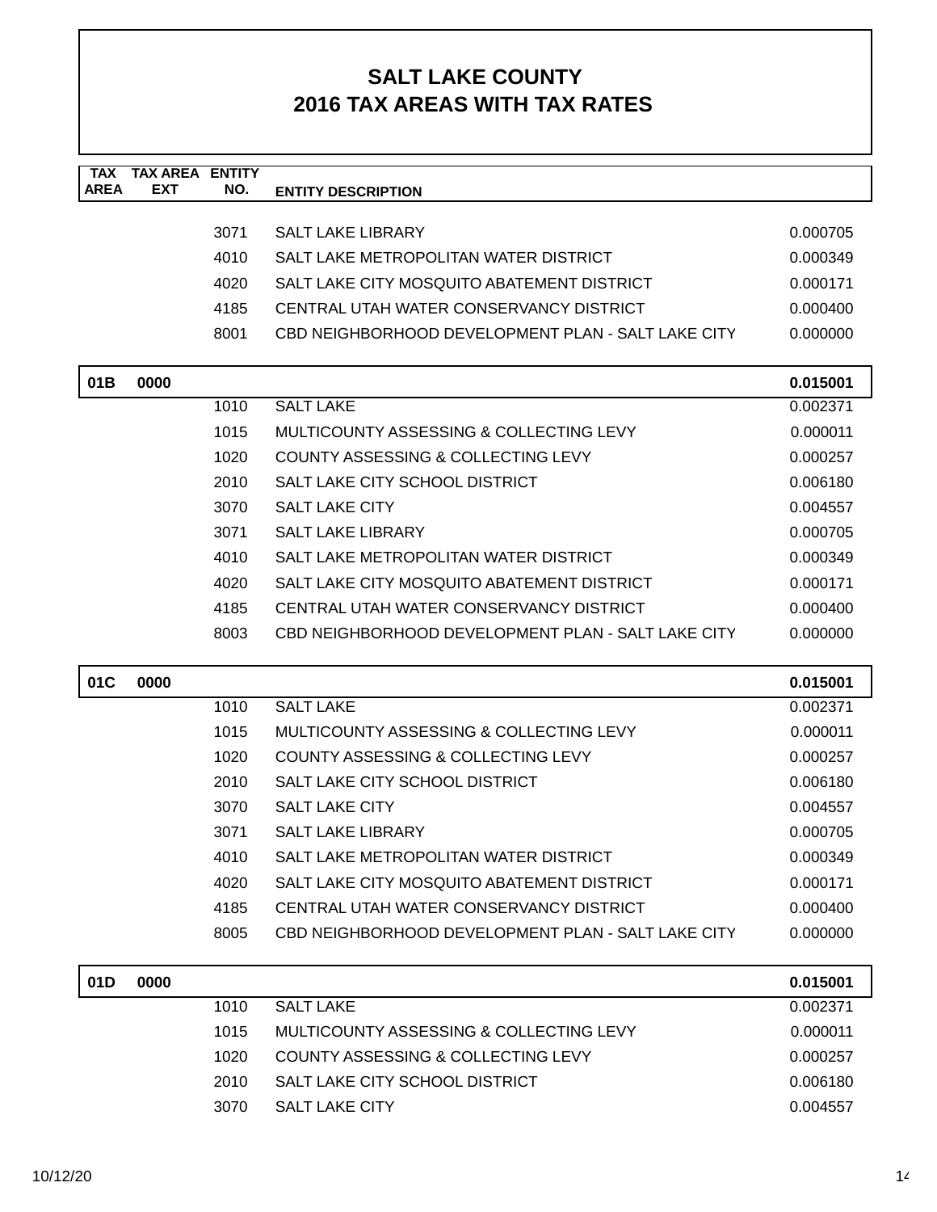# SALT LAKE COUNTY
# 2016 TAX AREAS WITH TAX RATES

| TAX AREA | TAX AREA EXT | ENTITY NO. | ENTITY DESCRIPTION | |
|---|---|---|---|---|
| | | 3071 | SALT LAKE LIBRARY | 0.000705 |
| | | 4010 | SALT LAKE METROPOLITAN WATER DISTRICT | 0.000349 |
| | | 4020 | SALT LAKE CITY MOSQUITO ABATEMENT DISTRICT | 0.000171 |
| | | 4185 | CENTRAL UTAH WATER CONSERVANCY DISTRICT | 0.000400 |
| | | 8001 | CBD NEIGHBORHOOD DEVELOPMENT PLAN - SALT LAKE CITY | 0.000000 |
| **01B** | **0000** | | | **0.015001** |
| | | 1010 | SALT LAKE | 0.002371 |
| | | 1015 | MULTICOUNTY ASSESSING & COLLECTING LEVY | 0.000011 |
| | | 1020 | COUNTY ASSESSING & COLLECTING LEVY | 0.000257 |
| | | 2010 | SALT LAKE CITY SCHOOL DISTRICT | 0.006180 |
| | | 3070 | SALT LAKE CITY | 0.004557 |
| | | 3071 | SALT LAKE LIBRARY | 0.000705 |
| | | 4010 | SALT LAKE METROPOLITAN WATER DISTRICT | 0.000349 |
| | | 4020 | SALT LAKE CITY MOSQUITO ABATEMENT DISTRICT | 0.000171 |
| | | 4185 | CENTRAL UTAH WATER CONSERVANCY DISTRICT | 0.000400 |
| | | 8003 | CBD NEIGHBORHOOD DEVELOPMENT PLAN - SALT LAKE CITY | 0.000000 |
| **01C** | **0000** | | | **0.015001** |
| | | 1010 | SALT LAKE | 0.002371 |
| | | 1015 | MULTICOUNTY ASSESSING & COLLECTING LEVY | 0.000011 |
| | | 1020 | COUNTY ASSESSING & COLLECTING LEVY | 0.000257 |
| | | 2010 | SALT LAKE CITY SCHOOL DISTRICT | 0.006180 |
| | | 3070 | SALT LAKE CITY | 0.004557 |
| | | 3071 | SALT LAKE LIBRARY | 0.000705 |
| | | 4010 | SALT LAKE METROPOLITAN WATER DISTRICT | 0.000349 |
| | | 4020 | SALT LAKE CITY MOSQUITO ABATEMENT DISTRICT | 0.000171 |
| | | 4185 | CENTRAL UTAH WATER CONSERVANCY DISTRICT | 0.000400 |
| | | 8005 | CBD NEIGHBORHOOD DEVELOPMENT PLAN - SALT LAKE CITY | 0.000000 |
| **01D** | **0000** | | | **0.015001** |
| | | 1010 | SALT LAKE | 0.002371 |
| | | 1015 | MULTICOUNTY ASSESSING & COLLECTING LEVY | 0.000011 |
| | | 1020 | COUNTY ASSESSING & COLLECTING LEVY | 0.000257 |
| | | 2010 | SALT LAKE CITY SCHOOL DISTRICT | 0.006180 |
| | | 3070 | SALT LAKE CITY | 0.004557 |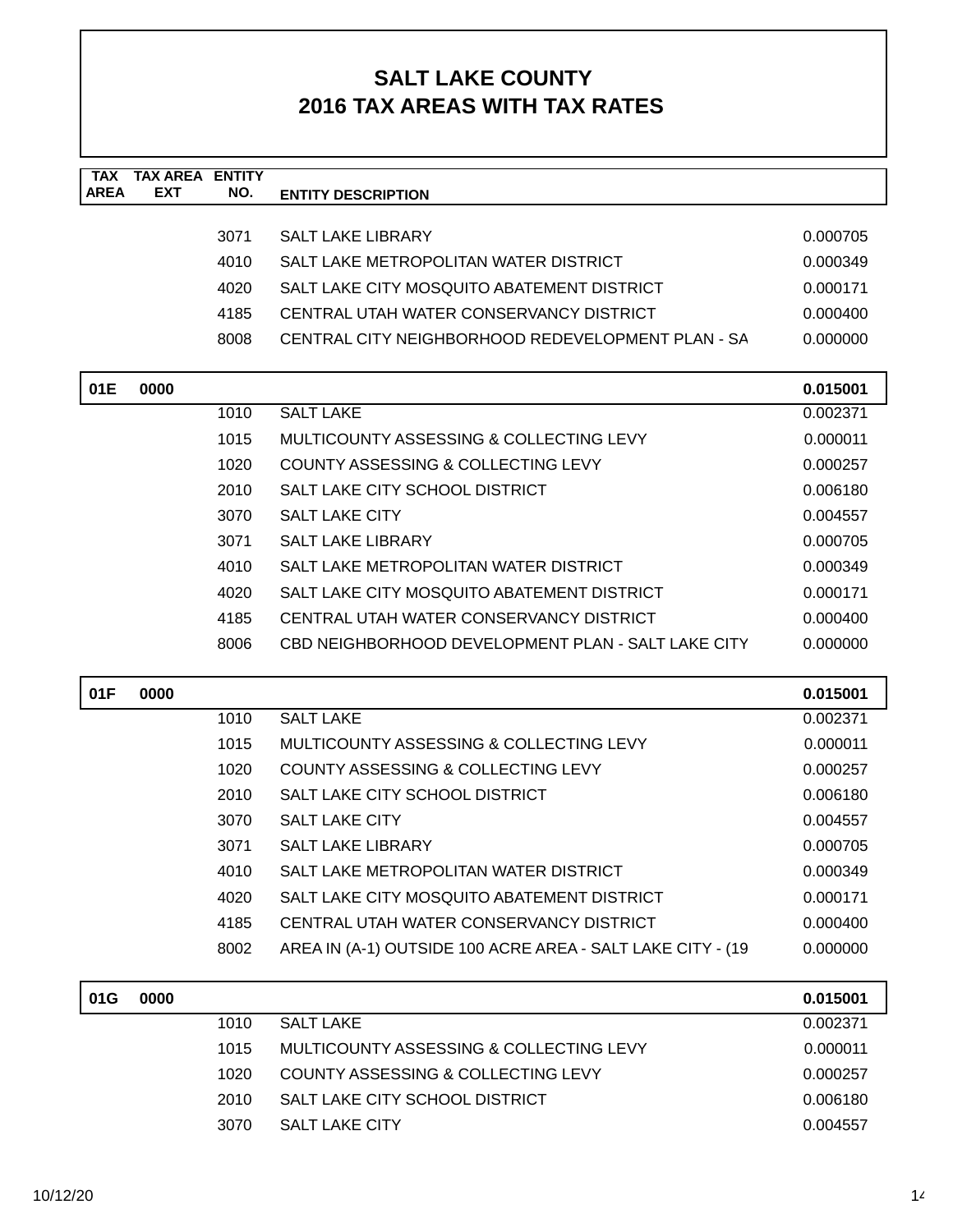# SALT LAKE COUNTY
# 2016 TAX AREAS WITH TAX RATES

| TAX AREA | TAX AREA EXT | ENTITY NO. | ENTITY DESCRIPTION | |
|---|---|---|---|---|
| | | 3071 | SALT LAKE LIBRARY | 0.000705 |
| | | 4010 | SALT LAKE METROPOLITAN WATER DISTRICT | 0.000349 |
| | | 4020 | SALT LAKE CITY MOSQUITO ABATEMENT DISTRICT | 0.000171 |
| | | 4185 | CENTRAL UTAH WATER CONSERVANCY DISTRICT | 0.000400 |
| | | 8008 | CENTRAL CITY NEIGHBORHOOD REDEVELOPMENT PLAN - SA | 0.000000 |
| **01E** | **0000** | | | **0.015001** |
| | | 1010 | SALT LAKE | 0.002371 |
| | | 1015 | MULTICOUNTY ASSESSING & COLLECTING LEVY | 0.000011 |
| | | 1020 | COUNTY ASSESSING & COLLECTING LEVY | 0.000257 |
| | | 2010 | SALT LAKE CITY SCHOOL DISTRICT | 0.006180 |
| | | 3070 | SALT LAKE CITY | 0.004557 |
| | | 3071 | SALT LAKE LIBRARY | 0.000705 |
| | | 4010 | SALT LAKE METROPOLITAN WATER DISTRICT | 0.000349 |
| | | 4020 | SALT LAKE CITY MOSQUITO ABATEMENT DISTRICT | 0.000171 |
| | | 4185 | CENTRAL UTAH WATER CONSERVANCY DISTRICT | 0.000400 |
| | | 8006 | CBD NEIGHBORHOOD DEVELOPMENT PLAN - SALT LAKE CITY | 0.000000 |
| **01F** | **0000** | | | **0.015001** |
| | | 1010 | SALT LAKE | 0.002371 |
| | | 1015 | MULTICOUNTY ASSESSING & COLLECTING LEVY | 0.000011 |
| | | 1020 | COUNTY ASSESSING & COLLECTING LEVY | 0.000257 |
| | | 2010 | SALT LAKE CITY SCHOOL DISTRICT | 0.006180 |
| | | 3070 | SALT LAKE CITY | 0.004557 |
| | | 3071 | SALT LAKE LIBRARY | 0.000705 |
| | | 4010 | SALT LAKE METROPOLITAN WATER DISTRICT | 0.000349 |
| | | 4020 | SALT LAKE CITY MOSQUITO ABATEMENT DISTRICT | 0.000171 |
| | | 4185 | CENTRAL UTAH WATER CONSERVANCY DISTRICT | 0.000400 |
| | | 8002 | AREA IN (A-1) OUTSIDE 100 ACRE AREA - SALT LAKE CITY - (19 | 0.000000 |
| **01G** | **0000** | | | **0.015001** |
| | | 1010 | SALT LAKE | 0.002371 |
| | | 1015 | MULTICOUNTY ASSESSING & COLLECTING LEVY | 0.000011 |
| | | 1020 | COUNTY ASSESSING & COLLECTING LEVY | 0.000257 |
| | | 2010 | SALT LAKE CITY SCHOOL DISTRICT | 0.006180 |
| | | 3070 | SALT LAKE CITY | 0.004557 |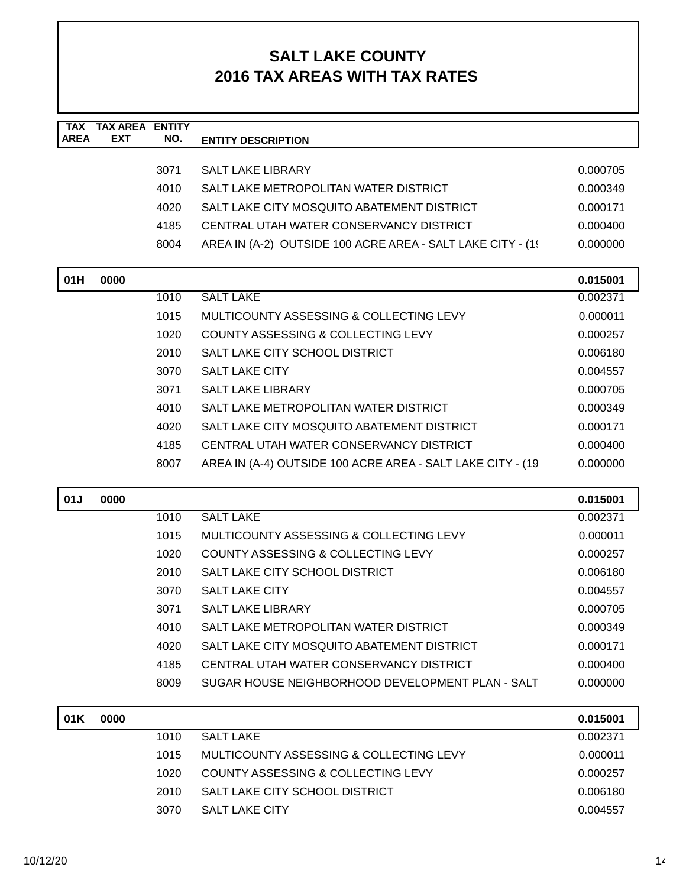# SALT LAKE COUNTY
# 2016 TAX AREAS WITH TAX RATES

| TAX AREA | TAX AREA EXT | ENTITY NO. | ENTITY DESCRIPTION | |
|---|---|---|---|---|
| | | 3071 | SALT LAKE LIBRARY | 0.000705 |
| | | 4010 | SALT LAKE METROPOLITAN WATER DISTRICT | 0.000349 |
| | | 4020 | SALT LAKE CITY MOSQUITO ABATEMENT DISTRICT | 0.000171 |
| | | 4185 | CENTRAL UTAH WATER CONSERVANCY DISTRICT | 0.000400 |
| | | 8004 | AREA IN (A-2) OUTSIDE 100 ACRE AREA - SALT LAKE CITY - (19 | 0.000000 |
| **01H** | **0000** | | | **0.015001** |
| | | 1010 | SALT LAKE | 0.002371 |
| | | 1015 | MULTICOUNTY ASSESSING & COLLECTING LEVY | 0.000011 |
| | | 1020 | COUNTY ASSESSING & COLLECTING LEVY | 0.000257 |
| | | 2010 | SALT LAKE CITY SCHOOL DISTRICT | 0.006180 |
| | | 3070 | SALT LAKE CITY | 0.004557 |
| | | 3071 | SALT LAKE LIBRARY | 0.000705 |
| | | 4010 | SALT LAKE METROPOLITAN WATER DISTRICT | 0.000349 |
| | | 4020 | SALT LAKE CITY MOSQUITO ABATEMENT DISTRICT | 0.000171 |
| | | 4185 | CENTRAL UTAH WATER CONSERVANCY DISTRICT | 0.000400 |
| | | 8007 | AREA IN (A-4) OUTSIDE 100 ACRE AREA - SALT LAKE CITY - (19 | 0.000000 |
| **01J** | **0000** | | | **0.015001** |
| | | 1010 | SALT LAKE | 0.002371 |
| | | 1015 | MULTICOUNTY ASSESSING & COLLECTING LEVY | 0.000011 |
| | | 1020 | COUNTY ASSESSING & COLLECTING LEVY | 0.000257 |
| | | 2010 | SALT LAKE CITY SCHOOL DISTRICT | 0.006180 |
| | | 3070 | SALT LAKE CITY | 0.004557 |
| | | 3071 | SALT LAKE LIBRARY | 0.000705 |
| | | 4010 | SALT LAKE METROPOLITAN WATER DISTRICT | 0.000349 |
| | | 4020 | SALT LAKE CITY MOSQUITO ABATEMENT DISTRICT | 0.000171 |
| | | 4185 | CENTRAL UTAH WATER CONSERVANCY DISTRICT | 0.000400 |
| | | 8009 | SUGAR HOUSE NEIGHBORHOOD DEVELOPMENT PLAN - SALT | 0.000000 |
| **01K** | **0000** | | | **0.015001** |
| | | 1010 | SALT LAKE | 0.002371 |
| | | 1015 | MULTICOUNTY ASSESSING & COLLECTING LEVY | 0.000011 |
| | | 1020 | COUNTY ASSESSING & COLLECTING LEVY | 0.000257 |
| | | 2010 | SALT LAKE CITY SCHOOL DISTRICT | 0.006180 |
| | | 3070 | SALT LAKE CITY | 0.004557 |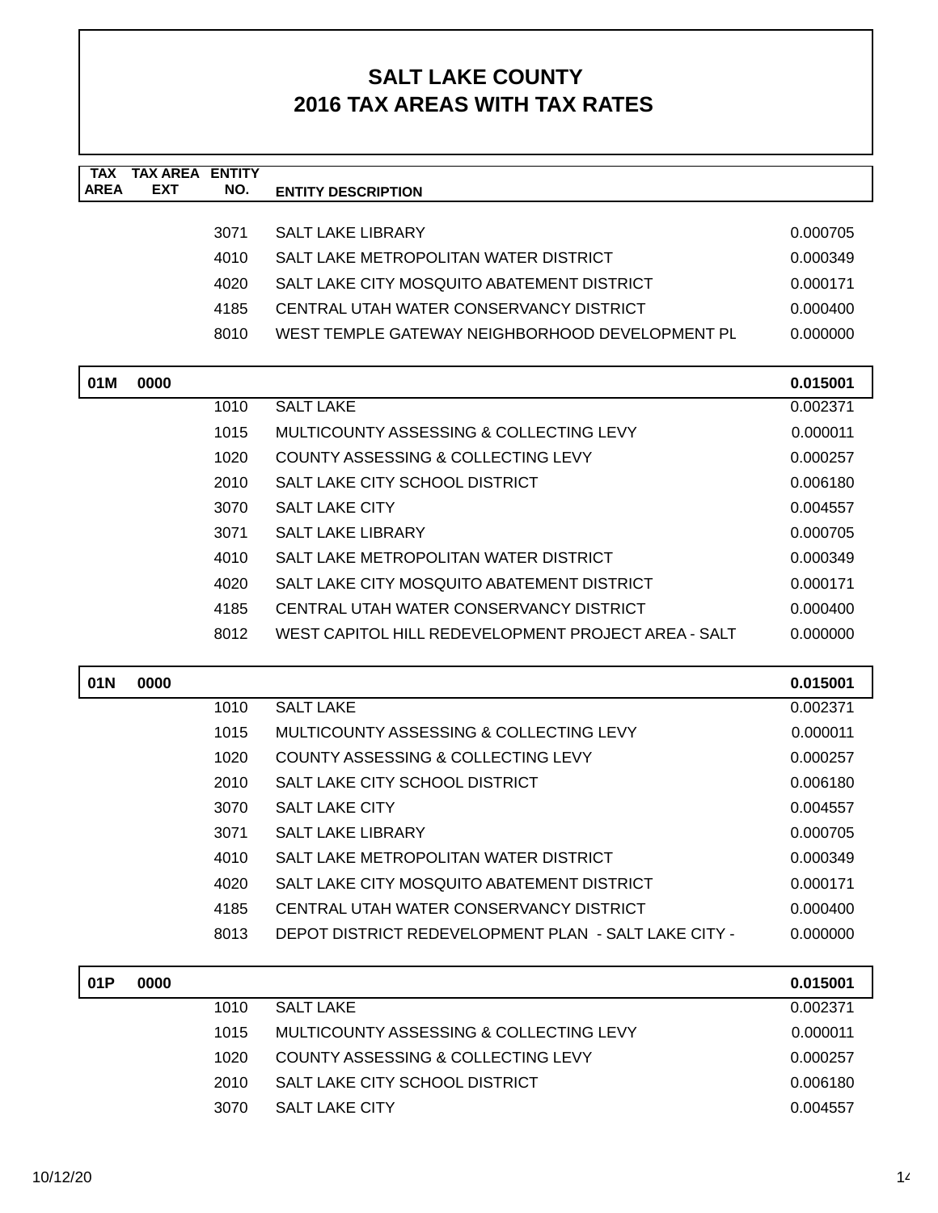# SALT LAKE COUNTY
# 2016 TAX AREAS WITH TAX RATES

| TAX AREA | TAX AREA EXT | ENTITY NO. | ENTITY DESCRIPTION | |
|---|---|---|---|---|
| | | 3071 | SALT LAKE LIBRARY | 0.000705 |
| | | 4010 | SALT LAKE METROPOLITAN WATER DISTRICT | 0.000349 |
| | | 4020 | SALT LAKE CITY MOSQUITO ABATEMENT DISTRICT | 0.000171 |
| | | 4185 | CENTRAL UTAH WATER CONSERVANCY DISTRICT | 0.000400 |
| | | 8010 | WEST TEMPLE GATEWAY NEIGHBORHOOD DEVELOPMENT PL | 0.000000 |
| **01M** | **0000** | | | **0.015001** |
| | | 1010 | SALT LAKE | 0.002371 |
| | | 1015 | MULTICOUNTY ASSESSING & COLLECTING LEVY | 0.000011 |
| | | 1020 | COUNTY ASSESSING & COLLECTING LEVY | 0.000257 |
| | | 2010 | SALT LAKE CITY SCHOOL DISTRICT | 0.006180 |
| | | 3070 | SALT LAKE CITY | 0.004557 |
| | | 3071 | SALT LAKE LIBRARY | 0.000705 |
| | | 4010 | SALT LAKE METROPOLITAN WATER DISTRICT | 0.000349 |
| | | 4020 | SALT LAKE CITY MOSQUITO ABATEMENT DISTRICT | 0.000171 |
| | | 4185 | CENTRAL UTAH WATER CONSERVANCY DISTRICT | 0.000400 |
| | | 8012 | WEST CAPITOL HILL REDEVELOPMENT PROJECT AREA - SALT | 0.000000 |
| **01N** | **0000** | | | **0.015001** |
| | | 1010 | SALT LAKE | 0.002371 |
| | | 1015 | MULTICOUNTY ASSESSING & COLLECTING LEVY | 0.000011 |
| | | 1020 | COUNTY ASSESSING & COLLECTING LEVY | 0.000257 |
| | | 2010 | SALT LAKE CITY SCHOOL DISTRICT | 0.006180 |
| | | 3070 | SALT LAKE CITY | 0.004557 |
| | | 3071 | SALT LAKE LIBRARY | 0.000705 |
| | | 4010 | SALT LAKE METROPOLITAN WATER DISTRICT | 0.000349 |
| | | 4020 | SALT LAKE CITY MOSQUITO ABATEMENT DISTRICT | 0.000171 |
| | | 4185 | CENTRAL UTAH WATER CONSERVANCY DISTRICT | 0.000400 |
| | | 8013 | DEPOT DISTRICT REDEVELOPMENT PLAN - SALT LAKE CITY - | 0.000000 |
| **01P** | **0000** | | | **0.015001** |
| | | 1010 | SALT LAKE | 0.002371 |
| | | 1015 | MULTICOUNTY ASSESSING & COLLECTING LEVY | 0.000011 |
| | | 1020 | COUNTY ASSESSING & COLLECTING LEVY | 0.000257 |
| | | 2010 | SALT LAKE CITY SCHOOL DISTRICT | 0.006180 |
| | | 3070 | SALT LAKE CITY | 0.004557 |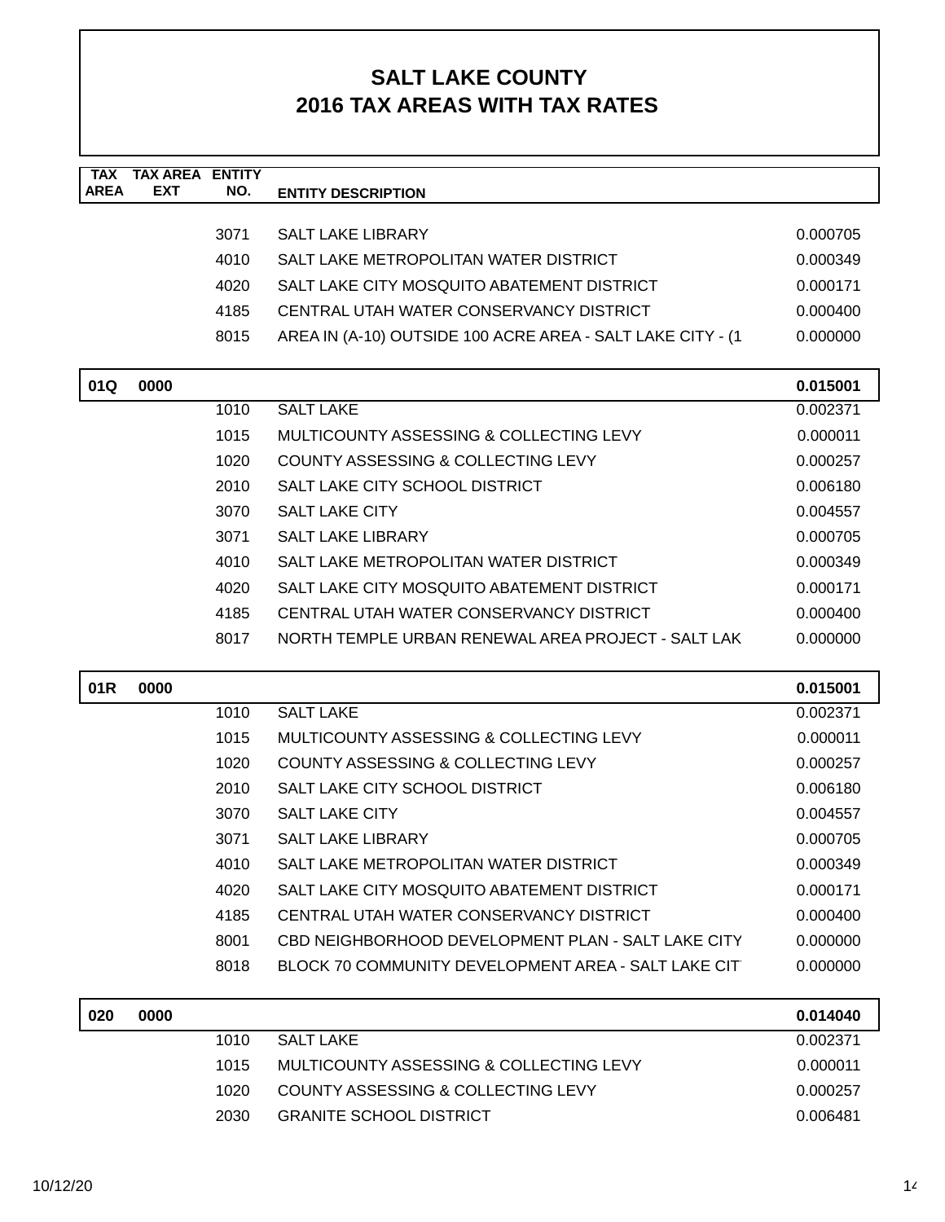# SALT LAKE COUNTY
# 2016 TAX AREAS WITH TAX RATES

| TAX AREA | TAX AREA EXT | ENTITY NO. | ENTITY DESCRIPTION | |
|---|---|---|---|---|
| | | 3071 | SALT LAKE LIBRARY | 0.000705 |
| | | 4010 | SALT LAKE METROPOLITAN WATER DISTRICT | 0.000349 |
| | | 4020 | SALT LAKE CITY MOSQUITO ABATEMENT DISTRICT | 0.000171 |
| | | 4185 | CENTRAL UTAH WATER CONSERVANCY DISTRICT | 0.000400 |
| | | 8015 | AREA IN (A-10) OUTSIDE 100 ACRE AREA - SALT LAKE CITY - (1 | 0.000000 |
| **01Q** | **0000** | | | **0.015001** |
| | | 1010 | SALT LAKE | 0.002371 |
| | | 1015 | MULTICOUNTY ASSESSING & COLLECTING LEVY | 0.000011 |
| | | 1020 | COUNTY ASSESSING & COLLECTING LEVY | 0.000257 |
| | | 2010 | SALT LAKE CITY SCHOOL DISTRICT | 0.006180 |
| | | 3070 | SALT LAKE CITY | 0.004557 |
| | | 3071 | SALT LAKE LIBRARY | 0.000705 |
| | | 4010 | SALT LAKE METROPOLITAN WATER DISTRICT | 0.000349 |
| | | 4020 | SALT LAKE CITY MOSQUITO ABATEMENT DISTRICT | 0.000171 |
| | | 4185 | CENTRAL UTAH WATER CONSERVANCY DISTRICT | 0.000400 |
| | | 8017 | NORTH TEMPLE URBAN RENEWAL AREA PROJECT - SALT LAK | 0.000000 |
| **01R** | **0000** | | | **0.015001** |
| | | 1010 | SALT LAKE | 0.002371 |
| | | 1015 | MULTICOUNTY ASSESSING & COLLECTING LEVY | 0.000011 |
| | | 1020 | COUNTY ASSESSING & COLLECTING LEVY | 0.000257 |
| | | 2010 | SALT LAKE CITY SCHOOL DISTRICT | 0.006180 |
| | | 3070 | SALT LAKE CITY | 0.004557 |
| | | 3071 | SALT LAKE LIBRARY | 0.000705 |
| | | 4010 | SALT LAKE METROPOLITAN WATER DISTRICT | 0.000349 |
| | | 4020 | SALT LAKE CITY MOSQUITO ABATEMENT DISTRICT | 0.000171 |
| | | 4185 | CENTRAL UTAH WATER CONSERVANCY DISTRICT | 0.000400 |
| | | 8001 | CBD NEIGHBORHOOD DEVELOPMENT PLAN - SALT LAKE CITY | 0.000000 |
| | | 8018 | BLOCK 70 COMMUNITY DEVELOPMENT AREA - SALT LAKE CIT | 0.000000 |
| **020** | **0000** | | | **0.014040** |
| | | 1010 | SALT LAKE | 0.002371 |
| | | 1015 | MULTICOUNTY ASSESSING & COLLECTING LEVY | 0.000011 |
| | | 1020 | COUNTY ASSESSING & COLLECTING LEVY | 0.000257 |
| | | 2030 | GRANITE SCHOOL DISTRICT | 0.006481 |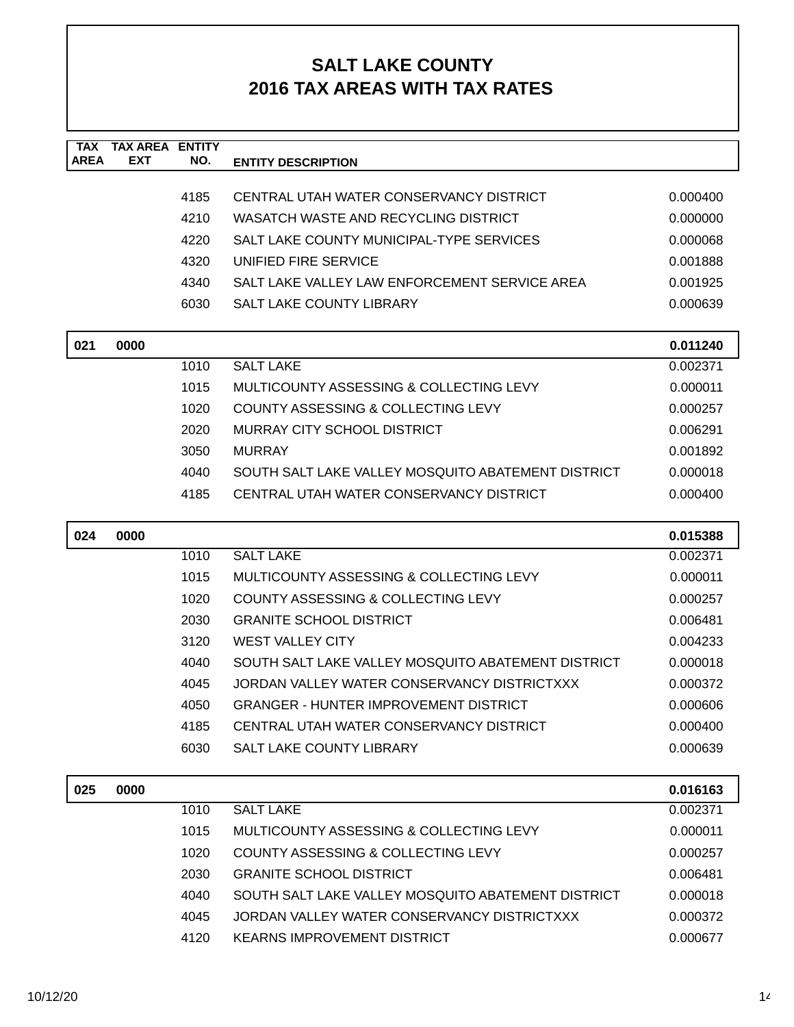# SALT LAKE COUNTY
# 2016 TAX AREAS WITH TAX RATES

| TAX AREA | TAX AREA EXT | ENTITY NO. | ENTITY DESCRIPTION | |
|---|---|---|---|---|
| | | 4185 | CENTRAL UTAH WATER CONSERVANCY DISTRICT | 0.000400 |
| | | 4210 | WASATCH WASTE AND RECYCLING DISTRICT | 0.000000 |
| | | 4220 | SALT LAKE COUNTY MUNICIPAL-TYPE SERVICES | 0.000068 |
| | | 4320 | UNIFIED FIRE SERVICE | 0.001888 |
| | | 4340 | SALT LAKE VALLEY LAW ENFORCEMENT SERVICE AREA | 0.001925 |
| | | 6030 | SALT LAKE COUNTY LIBRARY | 0.000639 |
| **021** | **0000** | | | **0.011240** |
| | | 1010 | SALT LAKE | 0.002371 |
| | | 1015 | MULTICOUNTY ASSESSING & COLLECTING LEVY | 0.000011 |
| | | 1020 | COUNTY ASSESSING & COLLECTING LEVY | 0.000257 |
| | | 2020 | MURRAY CITY SCHOOL DISTRICT | 0.006291 |
| | | 3050 | MURRAY | 0.001892 |
| | | 4040 | SOUTH SALT LAKE VALLEY MOSQUITO ABATEMENT DISTRICT | 0.000018 |
| | | 4185 | CENTRAL UTAH WATER CONSERVANCY DISTRICT | 0.000400 |
| **024** | **0000** | | | **0.015388** |
| | | 1010 | SALT LAKE | 0.002371 |
| | | 1015 | MULTICOUNTY ASSESSING & COLLECTING LEVY | 0.000011 |
| | | 1020 | COUNTY ASSESSING & COLLECTING LEVY | 0.000257 |
| | | 2030 | GRANITE SCHOOL DISTRICT | 0.006481 |
| | | 3120 | WEST VALLEY CITY | 0.004233 |
| | | 4040 | SOUTH SALT LAKE VALLEY MOSQUITO ABATEMENT DISTRICT | 0.000018 |
| | | 4045 | JORDAN VALLEY WATER CONSERVANCY DISTRICTXXX | 0.000372 |
| | | 4050 | GRANGER - HUNTER IMPROVEMENT DISTRICT | 0.000606 |
| | | 4185 | CENTRAL UTAH WATER CONSERVANCY DISTRICT | 0.000400 |
| | | 6030 | SALT LAKE COUNTY LIBRARY | 0.000639 |
| **025** | **0000** | | | **0.016163** |
| | | 1010 | SALT LAKE | 0.002371 |
| | | 1015 | MULTICOUNTY ASSESSING & COLLECTING LEVY | 0.000011 |
| | | 1020 | COUNTY ASSESSING & COLLECTING LEVY | 0.000257 |
| | | 2030 | GRANITE SCHOOL DISTRICT | 0.006481 |
| | | 4040 | SOUTH SALT LAKE VALLEY MOSQUITO ABATEMENT DISTRICT | 0.000018 |
| | | 4045 | JORDAN VALLEY WATER CONSERVANCY DISTRICTXXX | 0.000372 |
| | | 4120 | KEARNS IMPROVEMENT DISTRICT | 0.000677 |

10/12/20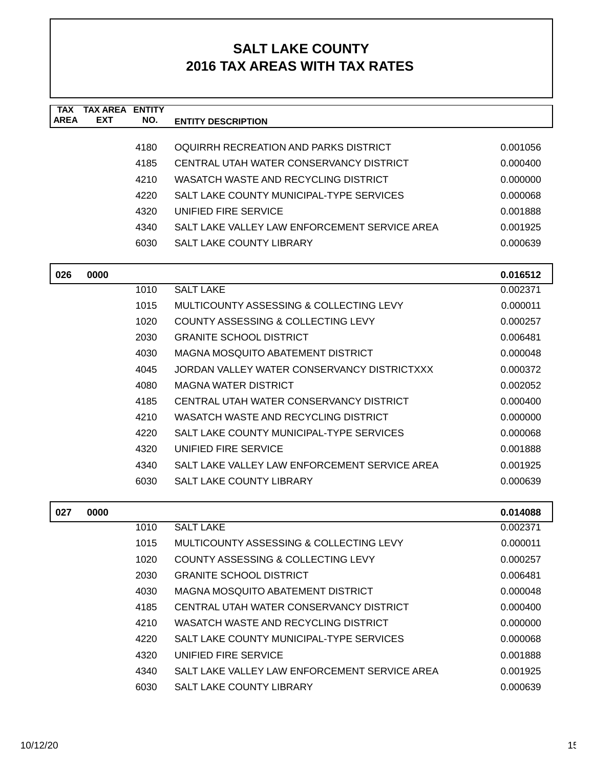# SALT LAKE COUNTY
# 2016 TAX AREAS WITH TAX RATES

| TAX AREA | TAX AREA EXT | ENTITY NO. | ENTITY DESCRIPTION | |
|---|---|---|---|---|
| | | 4180 | OQUIRRH RECREATION AND PARKS DISTRICT | 0.001056 |
| | | 4185 | CENTRAL UTAH WATER CONSERVANCY DISTRICT | 0.000400 |
| | | 4210 | WASATCH WASTE AND RECYCLING DISTRICT | 0.000000 |
| | | 4220 | SALT LAKE COUNTY MUNICIPAL-TYPE SERVICES | 0.000068 |
| | | 4320 | UNIFIED FIRE SERVICE | 0.001888 |
| | | 4340 | SALT LAKE VALLEY LAW ENFORCEMENT SERVICE AREA | 0.001925 |
| | | 6030 | SALT LAKE COUNTY LIBRARY | 0.000639 |
| **026** | **0000** | | | **0.016512** |
| | | 1010 | SALT LAKE | 0.002371 |
| | | 1015 | MULTICOUNTY ASSESSING & COLLECTING LEVY | 0.000011 |
| | | 1020 | COUNTY ASSESSING & COLLECTING LEVY | 0.000257 |
| | | 2030 | GRANITE SCHOOL DISTRICT | 0.006481 |
| | | 4030 | MAGNA MOSQUITO ABATEMENT DISTRICT | 0.000048 |
| | | 4045 | JORDAN VALLEY WATER CONSERVANCY DISTRICTXXX | 0.000372 |
| | | 4080 | MAGNA WATER DISTRICT | 0.002052 |
| | | 4185 | CENTRAL UTAH WATER CONSERVANCY DISTRICT | 0.000400 |
| | | 4210 | WASATCH WASTE AND RECYCLING DISTRICT | 0.000000 |
| | | 4220 | SALT LAKE COUNTY MUNICIPAL-TYPE SERVICES | 0.000068 |
| | | 4320 | UNIFIED FIRE SERVICE | 0.001888 |
| | | 4340 | SALT LAKE VALLEY LAW ENFORCEMENT SERVICE AREA | 0.001925 |
| | | 6030 | SALT LAKE COUNTY LIBRARY | 0.000639 |
| **027** | **0000** | | | **0.014088** |
| | | 1010 | SALT LAKE | 0.002371 |
| | | 1015 | MULTICOUNTY ASSESSING & COLLECTING LEVY | 0.000011 |
| | | 1020 | COUNTY ASSESSING & COLLECTING LEVY | 0.000257 |
| | | 2030 | GRANITE SCHOOL DISTRICT | 0.006481 |
| | | 4030 | MAGNA MOSQUITO ABATEMENT DISTRICT | 0.000048 |
| | | 4185 | CENTRAL UTAH WATER CONSERVANCY DISTRICT | 0.000400 |
| | | 4210 | WASATCH WASTE AND RECYCLING DISTRICT | 0.000000 |
| | | 4220 | SALT LAKE COUNTY MUNICIPAL-TYPE SERVICES | 0.000068 |
| | | 4320 | UNIFIED FIRE SERVICE | 0.001888 |
| | | 4340 | SALT LAKE VALLEY LAW ENFORCEMENT SERVICE AREA | 0.001925 |
| | | 6030 | SALT LAKE COUNTY LIBRARY | 0.000639 |

10/12/20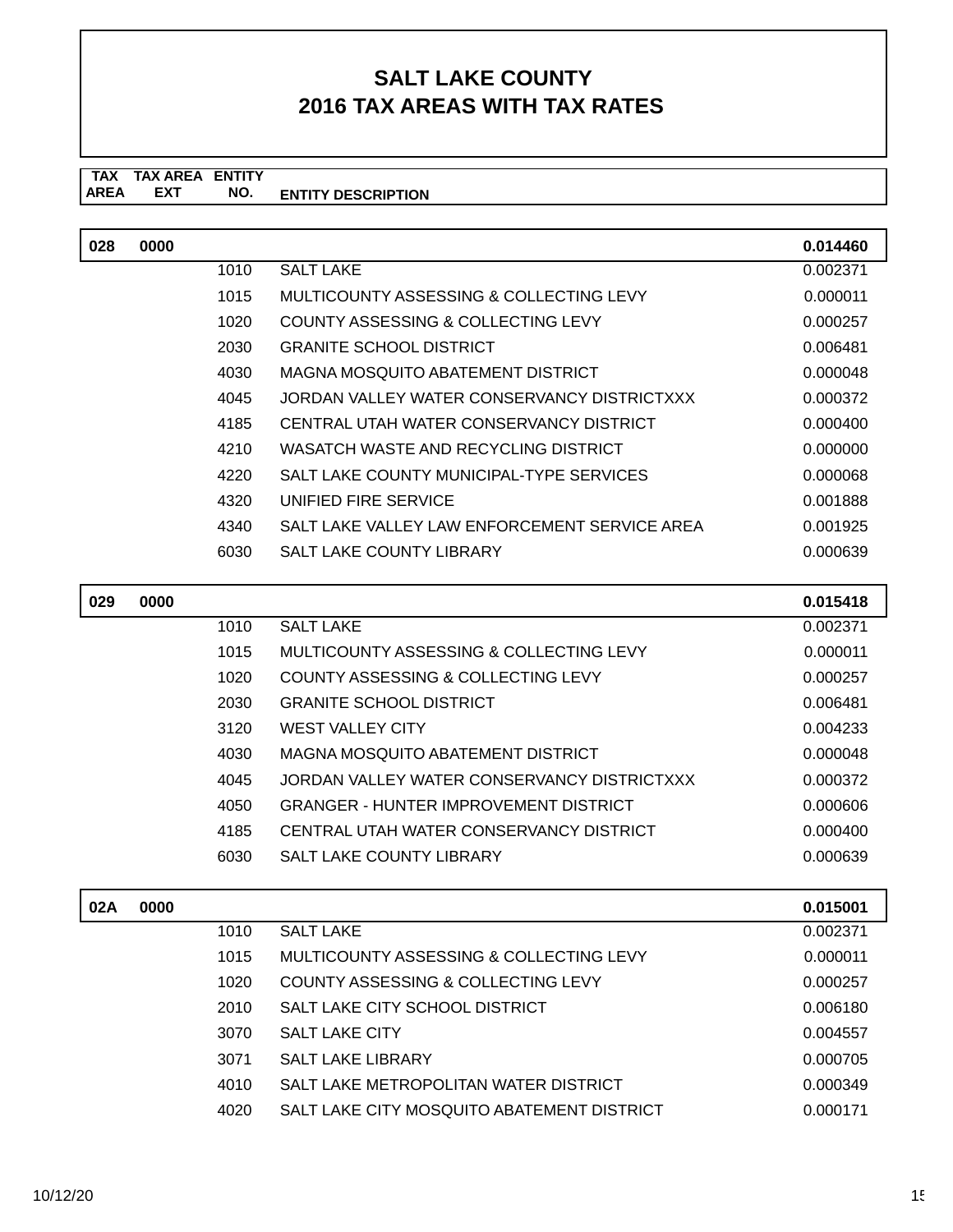# SALT LAKE COUNTY
# 2016 TAX AREAS WITH TAX RATES

| TAX AREA | TAX AREA EXT | ENTITY NO. | ENTITY DESCRIPTION | |
|---|---|---|---|---|
| **028** | **0000** | | | **0.014460** |
| | | 1010 | SALT LAKE | 0.002371 |
| | | 1015 | MULTICOUNTY ASSESSING & COLLECTING LEVY | 0.000011 |
| | | 1020 | COUNTY ASSESSING & COLLECTING LEVY | 0.000257 |
| | | 2030 | GRANITE SCHOOL DISTRICT | 0.006481 |
| | | 4030 | MAGNA MOSQUITO ABATEMENT DISTRICT | 0.000048 |
| | | 4045 | JORDAN VALLEY WATER CONSERVANCY DISTRICTXXX | 0.000372 |
| | | 4185 | CENTRAL UTAH WATER CONSERVANCY DISTRICT | 0.000400 |
| | | 4210 | WASATCH WASTE AND RECYCLING DISTRICT | 0.000000 |
| | | 4220 | SALT LAKE COUNTY MUNICIPAL-TYPE SERVICES | 0.000068 |
| | | 4320 | UNIFIED FIRE SERVICE | 0.001888 |
| | | 4340 | SALT LAKE VALLEY LAW ENFORCEMENT SERVICE AREA | 0.001925 |
| | | 6030 | SALT LAKE COUNTY LIBRARY | 0.000639 |
| **029** | **0000** | | | **0.015418** |
| | | 1010 | SALT LAKE | 0.002371 |
| | | 1015 | MULTICOUNTY ASSESSING & COLLECTING LEVY | 0.000011 |
| | | 1020 | COUNTY ASSESSING & COLLECTING LEVY | 0.000257 |
| | | 2030 | GRANITE SCHOOL DISTRICT | 0.006481 |
| | | 3120 | WEST VALLEY CITY | 0.004233 |
| | | 4030 | MAGNA MOSQUITO ABATEMENT DISTRICT | 0.000048 |
| | | 4045 | JORDAN VALLEY WATER CONSERVANCY DISTRICTXXX | 0.000372 |
| | | 4050 | GRANGER - HUNTER IMPROVEMENT DISTRICT | 0.000606 |
| | | 4185 | CENTRAL UTAH WATER CONSERVANCY DISTRICT | 0.000400 |
| | | 6030 | SALT LAKE COUNTY LIBRARY | 0.000639 |
| **02A** | **0000** | | | **0.015001** |
| | | 1010 | SALT LAKE | 0.002371 |
| | | 1015 | MULTICOUNTY ASSESSING & COLLECTING LEVY | 0.000011 |
| | | 1020 | COUNTY ASSESSING & COLLECTING LEVY | 0.000257 |
| | | 2010 | SALT LAKE CITY SCHOOL DISTRICT | 0.006180 |
| | | 3070 | SALT LAKE CITY | 0.004557 |
| | | 3071 | SALT LAKE LIBRARY | 0.000705 |
| | | 4010 | SALT LAKE METROPOLITAN WATER DISTRICT | 0.000349 |
| | | 4020 | SALT LAKE CITY MOSQUITO ABATEMENT DISTRICT | 0.000171 |

10/12/20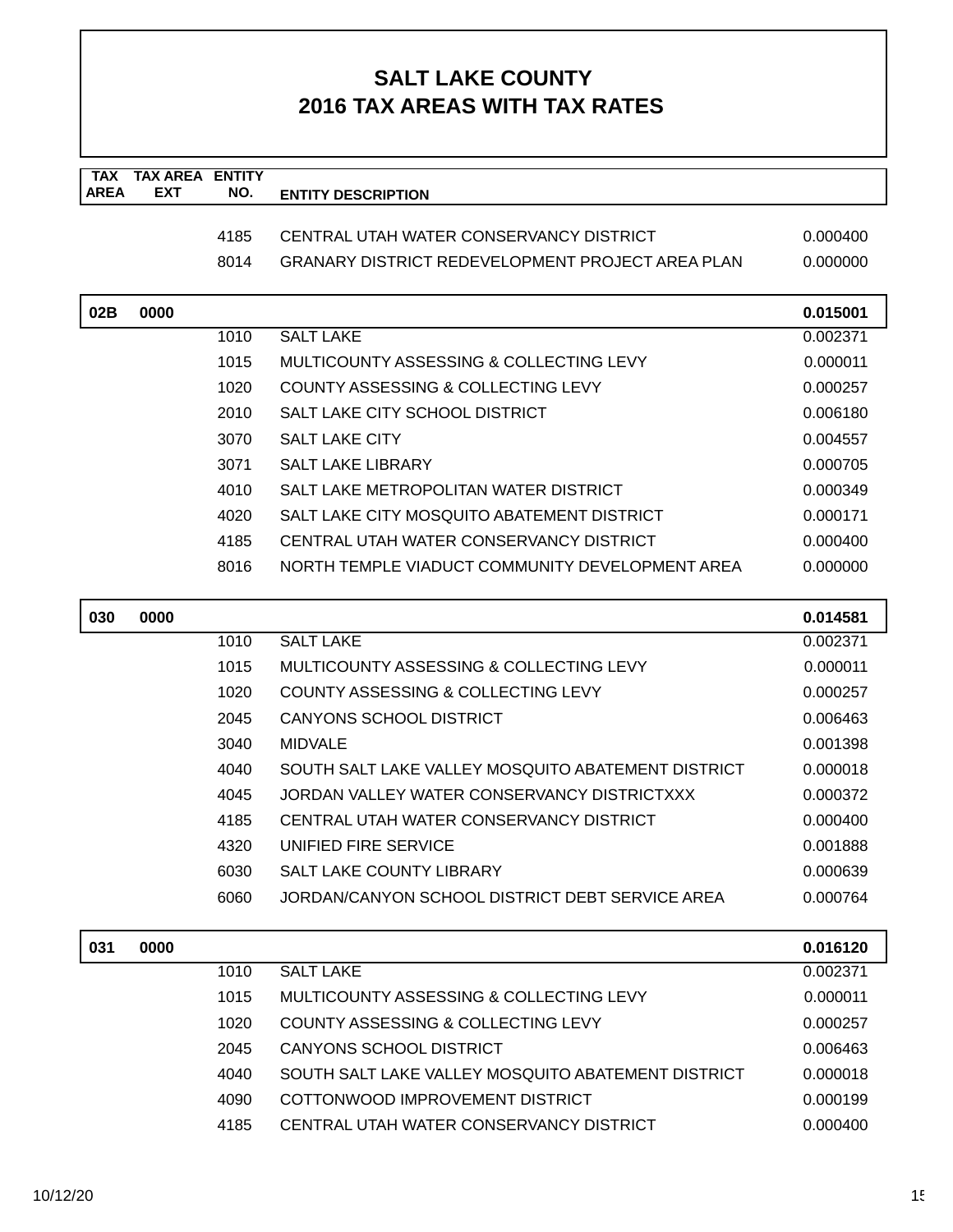# SALT LAKE COUNTY
# 2016 TAX AREAS WITH TAX RATES

| TAX AREA | TAX AREA EXT | ENTITY NO. | ENTITY DESCRIPTION | |
|---|---|---|---|---|
| | | 4185 | CENTRAL UTAH WATER CONSERVANCY DISTRICT | 0.000400 |
| | | 8014 | GRANARY DISTRICT REDEVELOPMENT PROJECT AREA PLAN | 0.000000 |
| **02B** | **0000** | | | **0.015001** |
| | | 1010 | SALT LAKE | 0.002371 |
| | | 1015 | MULTICOUNTY ASSESSING & COLLECTING LEVY | 0.000011 |
| | | 1020 | COUNTY ASSESSING & COLLECTING LEVY | 0.000257 |
| | | 2010 | SALT LAKE CITY SCHOOL DISTRICT | 0.006180 |
| | | 3070 | SALT LAKE CITY | 0.004557 |
| | | 3071 | SALT LAKE LIBRARY | 0.000705 |
| | | 4010 | SALT LAKE METROPOLITAN WATER DISTRICT | 0.000349 |
| | | 4020 | SALT LAKE CITY MOSQUITO ABATEMENT DISTRICT | 0.000171 |
| | | 4185 | CENTRAL UTAH WATER CONSERVANCY DISTRICT | 0.000400 |
| | | 8016 | NORTH TEMPLE VIADUCT COMMUNITY DEVELOPMENT AREA | 0.000000 |
| **030** | **0000** | | | **0.014581** |
| | | 1010 | SALT LAKE | 0.002371 |
| | | 1015 | MULTICOUNTY ASSESSING & COLLECTING LEVY | 0.000011 |
| | | 1020 | COUNTY ASSESSING & COLLECTING LEVY | 0.000257 |
| | | 2045 | CANYONS SCHOOL DISTRICT | 0.006463 |
| | | 3040 | MIDVALE | 0.001398 |
| | | 4040 | SOUTH SALT LAKE VALLEY MOSQUITO ABATEMENT DISTRICT | 0.000018 |
| | | 4045 | JORDAN VALLEY WATER CONSERVANCY DISTRICTXXX | 0.000372 |
| | | 4185 | CENTRAL UTAH WATER CONSERVANCY DISTRICT | 0.000400 |
| | | 4320 | UNIFIED FIRE SERVICE | 0.001888 |
| | | 6030 | SALT LAKE COUNTY LIBRARY | 0.000639 |
| | | 6060 | JORDAN/CANYON SCHOOL DISTRICT DEBT SERVICE AREA | 0.000764 |
| **031** | **0000** | | | **0.016120** |
| | | 1010 | SALT LAKE | 0.002371 |
| | | 1015 | MULTICOUNTY ASSESSING & COLLECTING LEVY | 0.000011 |
| | | 1020 | COUNTY ASSESSING & COLLECTING LEVY | 0.000257 |
| | | 2045 | CANYONS SCHOOL DISTRICT | 0.006463 |
| | | 4040 | SOUTH SALT LAKE VALLEY MOSQUITO ABATEMENT DISTRICT | 0.000018 |
| | | 4090 | COTTONWOOD IMPROVEMENT DISTRICT | 0.000199 |
| | | 4185 | CENTRAL UTAH WATER CONSERVANCY DISTRICT | 0.000400 |

10/12/20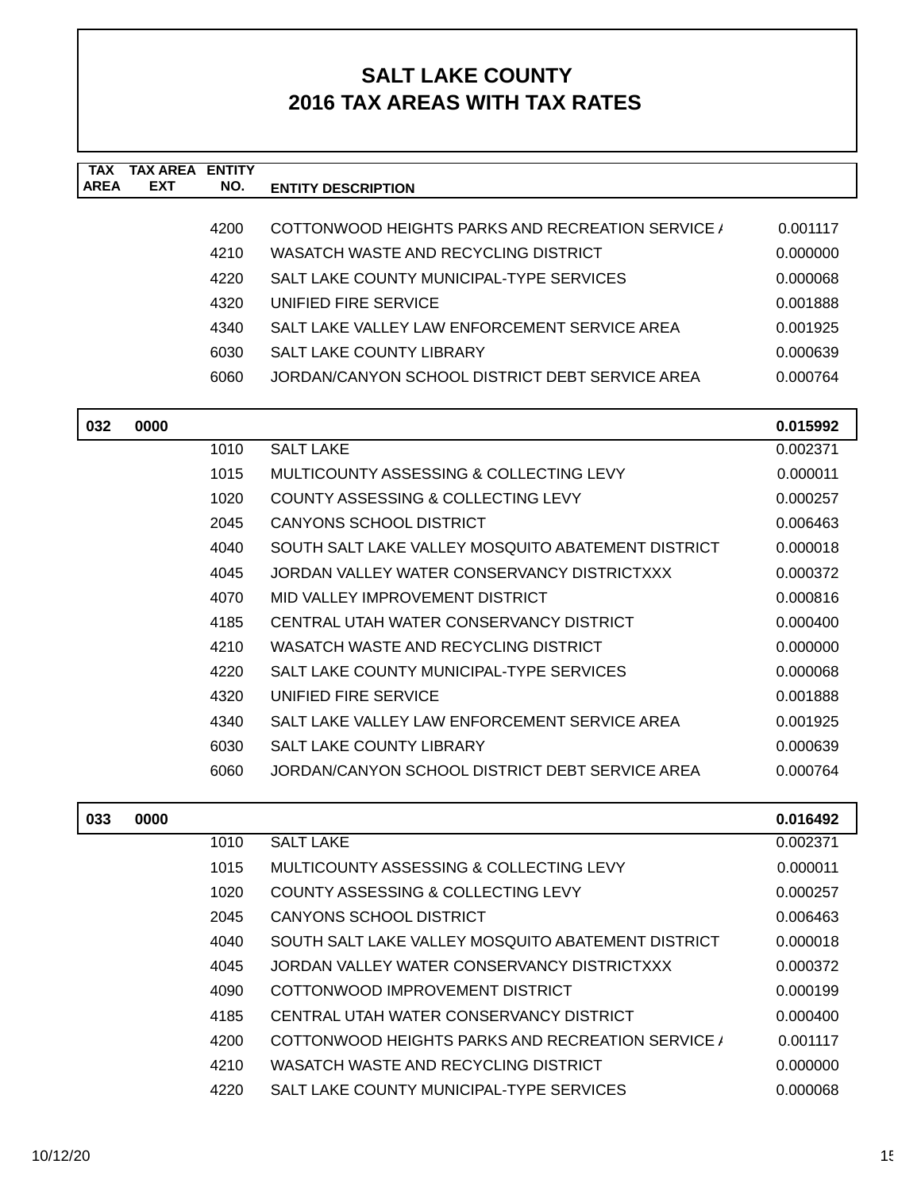# SALT LAKE COUNTY
# 2016 TAX AREAS WITH TAX RATES

| TAX AREA | TAX AREA EXT | ENTITY NO. | ENTITY DESCRIPTION | |
|---|---|---|---|---|
| | | 4200 | COTTONWOOD HEIGHTS PARKS AND RECREATION SERVICE / | 0.001117 |
| | | 4210 | WASATCH WASTE AND RECYCLING DISTRICT | 0.000000 |
| | | 4220 | SALT LAKE COUNTY MUNICIPAL-TYPE SERVICES | 0.000068 |
| | | 4320 | UNIFIED FIRE SERVICE | 0.001888 |
| | | 4340 | SALT LAKE VALLEY LAW ENFORCEMENT SERVICE AREA | 0.001925 |
| | | 6030 | SALT LAKE COUNTY LIBRARY | 0.000639 |
| | | 6060 | JORDAN/CANYON SCHOOL DISTRICT DEBT SERVICE AREA | 0.000764 |
| **032** | **0000** | | | **0.015992** |
| | | 1010 | SALT LAKE | 0.002371 |
| | | 1015 | MULTICOUNTY ASSESSING & COLLECTING LEVY | 0.000011 |
| | | 1020 | COUNTY ASSESSING & COLLECTING LEVY | 0.000257 |
| | | 2045 | CANYONS SCHOOL DISTRICT | 0.006463 |
| | | 4040 | SOUTH SALT LAKE VALLEY MOSQUITO ABATEMENT DISTRICT | 0.000018 |
| | | 4045 | JORDAN VALLEY WATER CONSERVANCY DISTRICTXXX | 0.000372 |
| | | 4070 | MID VALLEY IMPROVEMENT DISTRICT | 0.000816 |
| | | 4185 | CENTRAL UTAH WATER CONSERVANCY DISTRICT | 0.000400 |
| | | 4210 | WASATCH WASTE AND RECYCLING DISTRICT | 0.000000 |
| | | 4220 | SALT LAKE COUNTY MUNICIPAL-TYPE SERVICES | 0.000068 |
| | | 4320 | UNIFIED FIRE SERVICE | 0.001888 |
| | | 4340 | SALT LAKE VALLEY LAW ENFORCEMENT SERVICE AREA | 0.001925 |
| | | 6030 | SALT LAKE COUNTY LIBRARY | 0.000639 |
| | | 6060 | JORDAN/CANYON SCHOOL DISTRICT DEBT SERVICE AREA | 0.000764 |
| **033** | **0000** | | | **0.016492** |
| | | 1010 | SALT LAKE | 0.002371 |
| | | 1015 | MULTICOUNTY ASSESSING & COLLECTING LEVY | 0.000011 |
| | | 1020 | COUNTY ASSESSING & COLLECTING LEVY | 0.000257 |
| | | 2045 | CANYONS SCHOOL DISTRICT | 0.006463 |
| | | 4040 | SOUTH SALT LAKE VALLEY MOSQUITO ABATEMENT DISTRICT | 0.000018 |
| | | 4045 | JORDAN VALLEY WATER CONSERVANCY DISTRICTXXX | 0.000372 |
| | | 4090 | COTTONWOOD IMPROVEMENT DISTRICT | 0.000199 |
| | | 4185 | CENTRAL UTAH WATER CONSERVANCY DISTRICT | 0.000400 |
| | | 4200 | COTTONWOOD HEIGHTS PARKS AND RECREATION SERVICE / | 0.001117 |
| | | 4210 | WASATCH WASTE AND RECYCLING DISTRICT | 0.000000 |
| | | 4220 | SALT LAKE COUNTY MUNICIPAL-TYPE SERVICES | 0.000068 |

10/12/20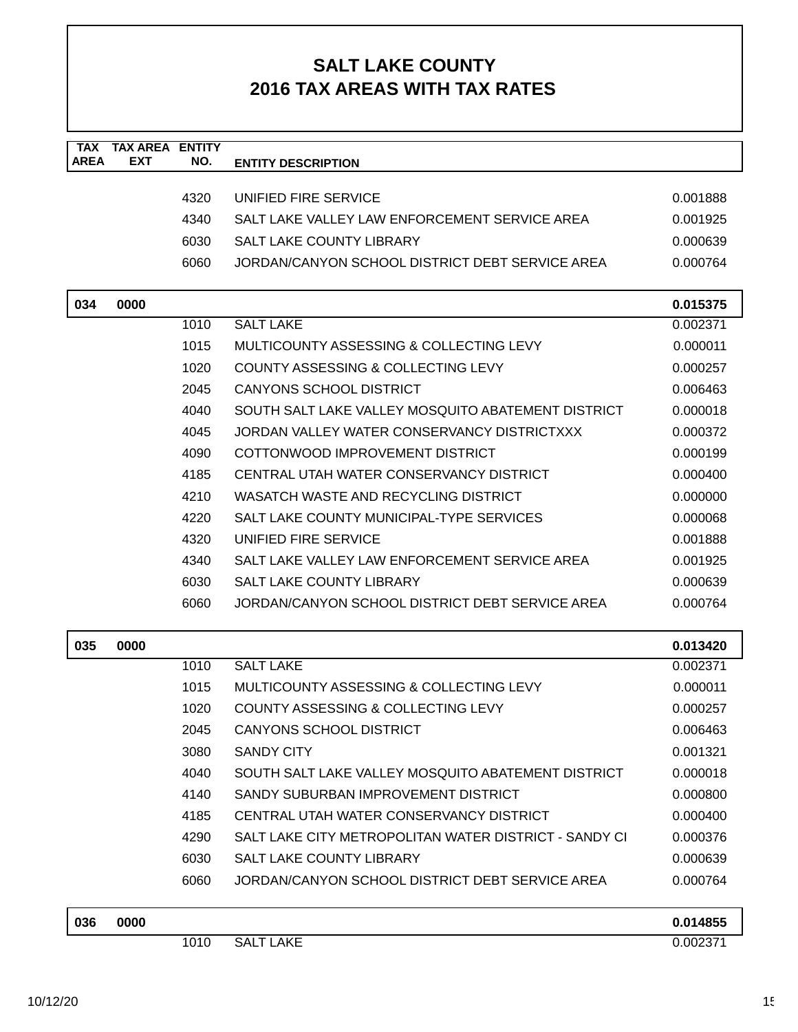# SALT LAKE COUNTY
# 2016 TAX AREAS WITH TAX RATES

| TAX AREA | TAX AREA EXT | ENTITY NO. | ENTITY DESCRIPTION | |
|---|---|---|---|---|
| | | 4320 | UNIFIED FIRE SERVICE | 0.001888 |
| | | 4340 | SALT LAKE VALLEY LAW ENFORCEMENT SERVICE AREA | 0.001925 |
| | | 6030 | SALT LAKE COUNTY LIBRARY | 0.000639 |
| | | 6060 | JORDAN/CANYON SCHOOL DISTRICT DEBT SERVICE AREA | 0.000764 |
| **034** | **0000** | | | **0.015375** |
| | | 1010 | SALT LAKE | 0.002371 |
| | | 1015 | MULTICOUNTY ASSESSING & COLLECTING LEVY | 0.000011 |
| | | 1020 | COUNTY ASSESSING & COLLECTING LEVY | 0.000257 |
| | | 2045 | CANYONS SCHOOL DISTRICT | 0.006463 |
| | | 4040 | SOUTH SALT LAKE VALLEY MOSQUITO ABATEMENT DISTRICT | 0.000018 |
| | | 4045 | JORDAN VALLEY WATER CONSERVANCY DISTRICTXXX | 0.000372 |
| | | 4090 | COTTONWOOD IMPROVEMENT DISTRICT | 0.000199 |
| | | 4185 | CENTRAL UTAH WATER CONSERVANCY DISTRICT | 0.000400 |
| | | 4210 | WASATCH WASTE AND RECYCLING DISTRICT | 0.000000 |
| | | 4220 | SALT LAKE COUNTY MUNICIPAL-TYPE SERVICES | 0.000068 |
| | | 4320 | UNIFIED FIRE SERVICE | 0.001888 |
| | | 4340 | SALT LAKE VALLEY LAW ENFORCEMENT SERVICE AREA | 0.001925 |
| | | 6030 | SALT LAKE COUNTY LIBRARY | 0.000639 |
| | | 6060 | JORDAN/CANYON SCHOOL DISTRICT DEBT SERVICE AREA | 0.000764 |
| **035** | **0000** | | | **0.013420** |
| | | 1010 | SALT LAKE | 0.002371 |
| | | 1015 | MULTICOUNTY ASSESSING & COLLECTING LEVY | 0.000011 |
| | | 1020 | COUNTY ASSESSING & COLLECTING LEVY | 0.000257 |
| | | 2045 | CANYONS SCHOOL DISTRICT | 0.006463 |
| | | 3080 | SANDY CITY | 0.001321 |
| | | 4040 | SOUTH SALT LAKE VALLEY MOSQUITO ABATEMENT DISTRICT | 0.000018 |
| | | 4140 | SANDY SUBURBAN IMPROVEMENT DISTRICT | 0.000800 |
| | | 4185 | CENTRAL UTAH WATER CONSERVANCY DISTRICT | 0.000400 |
| | | 4290 | SALT LAKE CITY METROPOLITAN WATER DISTRICT - SANDY CI | 0.000376 |
| | | 6030 | SALT LAKE COUNTY LIBRARY | 0.000639 |
| | | 6060 | JORDAN/CANYON SCHOOL DISTRICT DEBT SERVICE AREA | 0.000764 |
| **036** | **0000** | | | **0.014855** |
| | | 1010 | SALT LAKE | 0.002371 |

10/12/20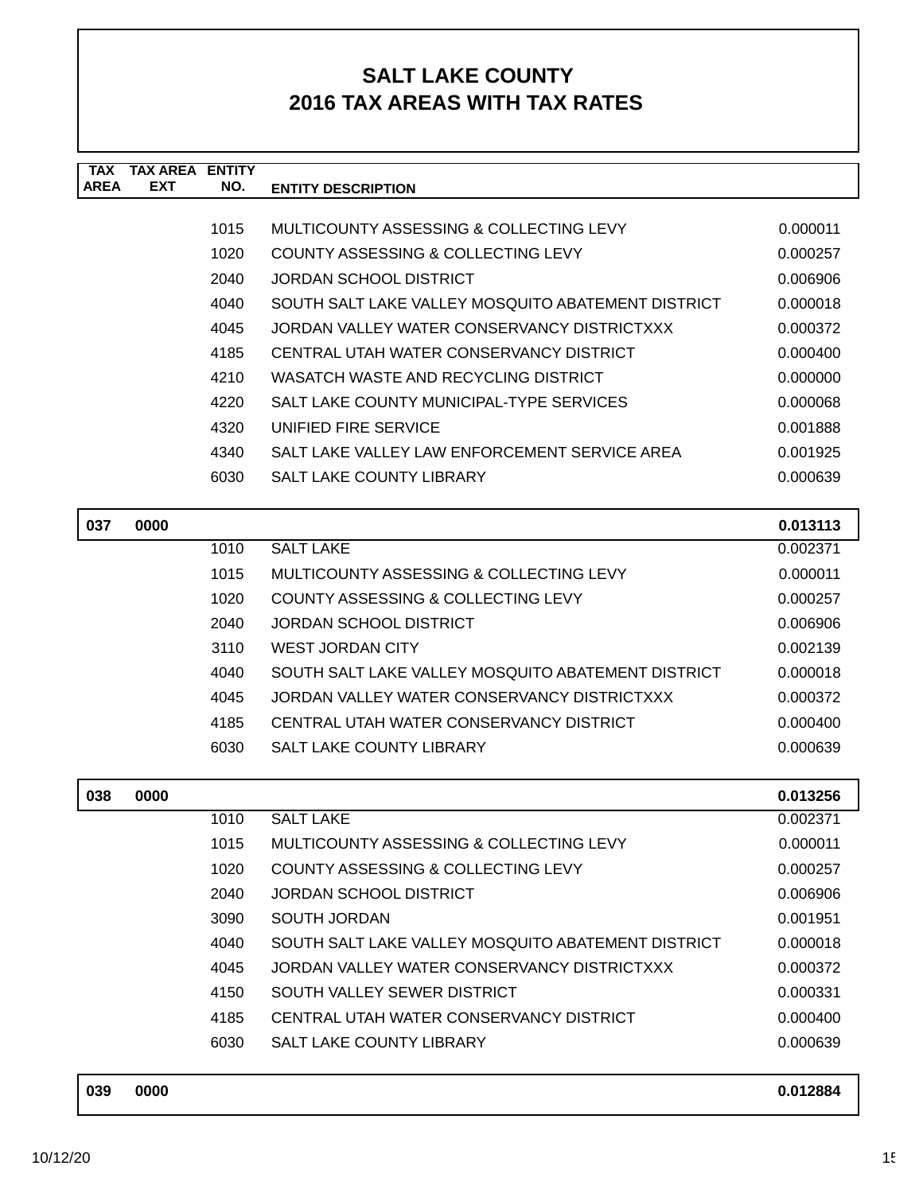# SALT LAKE COUNTY
# 2016 TAX AREAS WITH TAX RATES

| TAX AREA | TAX AREA EXT | ENTITY NO. | ENTITY DESCRIPTION | |
|---|---|---|---|---|
| | | 1015 | MULTICOUNTY ASSESSING & COLLECTING LEVY | 0.000011 |
| | | 1020 | COUNTY ASSESSING & COLLECTING LEVY | 0.000257 |
| | | 2040 | JORDAN SCHOOL DISTRICT | 0.006906 |
| | | 4040 | SOUTH SALT LAKE VALLEY MOSQUITO ABATEMENT DISTRICT | 0.000018 |
| | | 4045 | JORDAN VALLEY WATER CONSERVANCY DISTRICTXXX | 0.000372 |
| | | 4185 | CENTRAL UTAH WATER CONSERVANCY DISTRICT | 0.000400 |
| | | 4210 | WASATCH WASTE AND RECYCLING DISTRICT | 0.000000 |
| | | 4220 | SALT LAKE COUNTY MUNICIPAL-TYPE SERVICES | 0.000068 |
| | | 4320 | UNIFIED FIRE SERVICE | 0.001888 |
| | | 4340 | SALT LAKE VALLEY LAW ENFORCEMENT SERVICE AREA | 0.001925 |
| | | 6030 | SALT LAKE COUNTY LIBRARY | 0.000639 |
| **037** | **0000** | | | **0.013113** |
| | | 1010 | SALT LAKE | 0.002371 |
| | | 1015 | MULTICOUNTY ASSESSING & COLLECTING LEVY | 0.000011 |
| | | 1020 | COUNTY ASSESSING & COLLECTING LEVY | 0.000257 |
| | | 2040 | JORDAN SCHOOL DISTRICT | 0.006906 |
| | | 3110 | WEST JORDAN CITY | 0.002139 |
| | | 4040 | SOUTH SALT LAKE VALLEY MOSQUITO ABATEMENT DISTRICT | 0.000018 |
| | | 4045 | JORDAN VALLEY WATER CONSERVANCY DISTRICTXXX | 0.000372 |
| | | 4185 | CENTRAL UTAH WATER CONSERVANCY DISTRICT | 0.000400 |
| | | 6030 | SALT LAKE COUNTY LIBRARY | 0.000639 |
| **038** | **0000** | | | **0.013256** |
| | | 1010 | SALT LAKE | 0.002371 |
| | | 1015 | MULTICOUNTY ASSESSING & COLLECTING LEVY | 0.000011 |
| | | 1020 | COUNTY ASSESSING & COLLECTING LEVY | 0.000257 |
| | | 2040 | JORDAN SCHOOL DISTRICT | 0.006906 |
| | | 3090 | SOUTH JORDAN | 0.001951 |
| | | 4040 | SOUTH SALT LAKE VALLEY MOSQUITO ABATEMENT DISTRICT | 0.000018 |
| | | 4045 | JORDAN VALLEY WATER CONSERVANCY DISTRICTXXX | 0.000372 |
| | | 4150 | SOUTH VALLEY SEWER DISTRICT | 0.000331 |
| | | 4185 | CENTRAL UTAH WATER CONSERVANCY DISTRICT | 0.000400 |
| | | 6030 | SALT LAKE COUNTY LIBRARY | 0.000639 |
| **039** | **0000** | | | **0.012884** |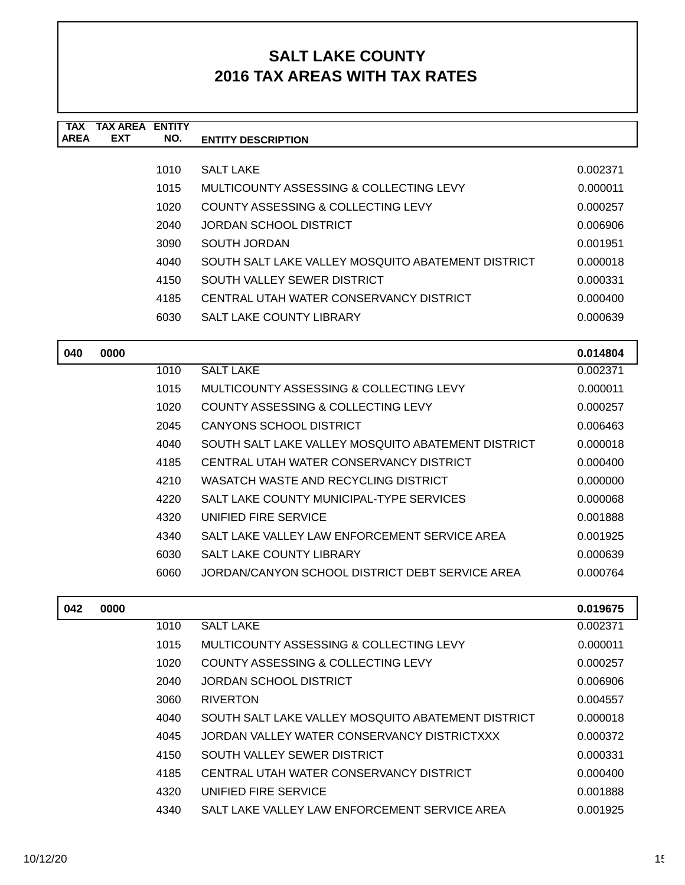# SALT LAKE COUNTY
# 2016 TAX AREAS WITH TAX RATES

| TAX AREA | TAX AREA EXT | ENTITY NO. | ENTITY DESCRIPTION | |
|---|---|---|---|---|
| | | 1010 | SALT LAKE | 0.002371 |
| | | 1015 | MULTICOUNTY ASSESSING & COLLECTING LEVY | 0.000011 |
| | | 1020 | COUNTY ASSESSING & COLLECTING LEVY | 0.000257 |
| | | 2040 | JORDAN SCHOOL DISTRICT | 0.006906 |
| | | 3090 | SOUTH JORDAN | 0.001951 |
| | | 4040 | SOUTH SALT LAKE VALLEY MOSQUITO ABATEMENT DISTRICT | 0.000018 |
| | | 4150 | SOUTH VALLEY SEWER DISTRICT | 0.000331 |
| | | 4185 | CENTRAL UTAH WATER CONSERVANCY DISTRICT | 0.000400 |
| | | 6030 | SALT LAKE COUNTY LIBRARY | 0.000639 |
| **040** | **0000** | | | **0.014804** |
| | | 1010 | SALT LAKE | 0.002371 |
| | | 1015 | MULTICOUNTY ASSESSING & COLLECTING LEVY | 0.000011 |
| | | 1020 | COUNTY ASSESSING & COLLECTING LEVY | 0.000257 |
| | | 2045 | CANYONS SCHOOL DISTRICT | 0.006463 |
| | | 4040 | SOUTH SALT LAKE VALLEY MOSQUITO ABATEMENT DISTRICT | 0.000018 |
| | | 4185 | CENTRAL UTAH WATER CONSERVANCY DISTRICT | 0.000400 |
| | | 4210 | WASATCH WASTE AND RECYCLING DISTRICT | 0.000000 |
| | | 4220 | SALT LAKE COUNTY MUNICIPAL-TYPE SERVICES | 0.000068 |
| | | 4320 | UNIFIED FIRE SERVICE | 0.001888 |
| | | 4340 | SALT LAKE VALLEY LAW ENFORCEMENT SERVICE AREA | 0.001925 |
| | | 6030 | SALT LAKE COUNTY LIBRARY | 0.000639 |
| | | 6060 | JORDAN/CANYON SCHOOL DISTRICT DEBT SERVICE AREA | 0.000764 |
| **042** | **0000** | | | **0.019675** |
| | | 1010 | SALT LAKE | 0.002371 |
| | | 1015 | MULTICOUNTY ASSESSING & COLLECTING LEVY | 0.000011 |
| | | 1020 | COUNTY ASSESSING & COLLECTING LEVY | 0.000257 |
| | | 2040 | JORDAN SCHOOL DISTRICT | 0.006906 |
| | | 3060 | RIVERTON | 0.004557 |
| | | 4040 | SOUTH SALT LAKE VALLEY MOSQUITO ABATEMENT DISTRICT | 0.000018 |
| | | 4045 | JORDAN VALLEY WATER CONSERVANCY DISTRICTXXX | 0.000372 |
| | | 4150 | SOUTH VALLEY SEWER DISTRICT | 0.000331 |
| | | 4185 | CENTRAL UTAH WATER CONSERVANCY DISTRICT | 0.000400 |
| | | 4320 | UNIFIED FIRE SERVICE | 0.001888 |
| | | 4340 | SALT LAKE VALLEY LAW ENFORCEMENT SERVICE AREA | 0.001925 |

10/12/20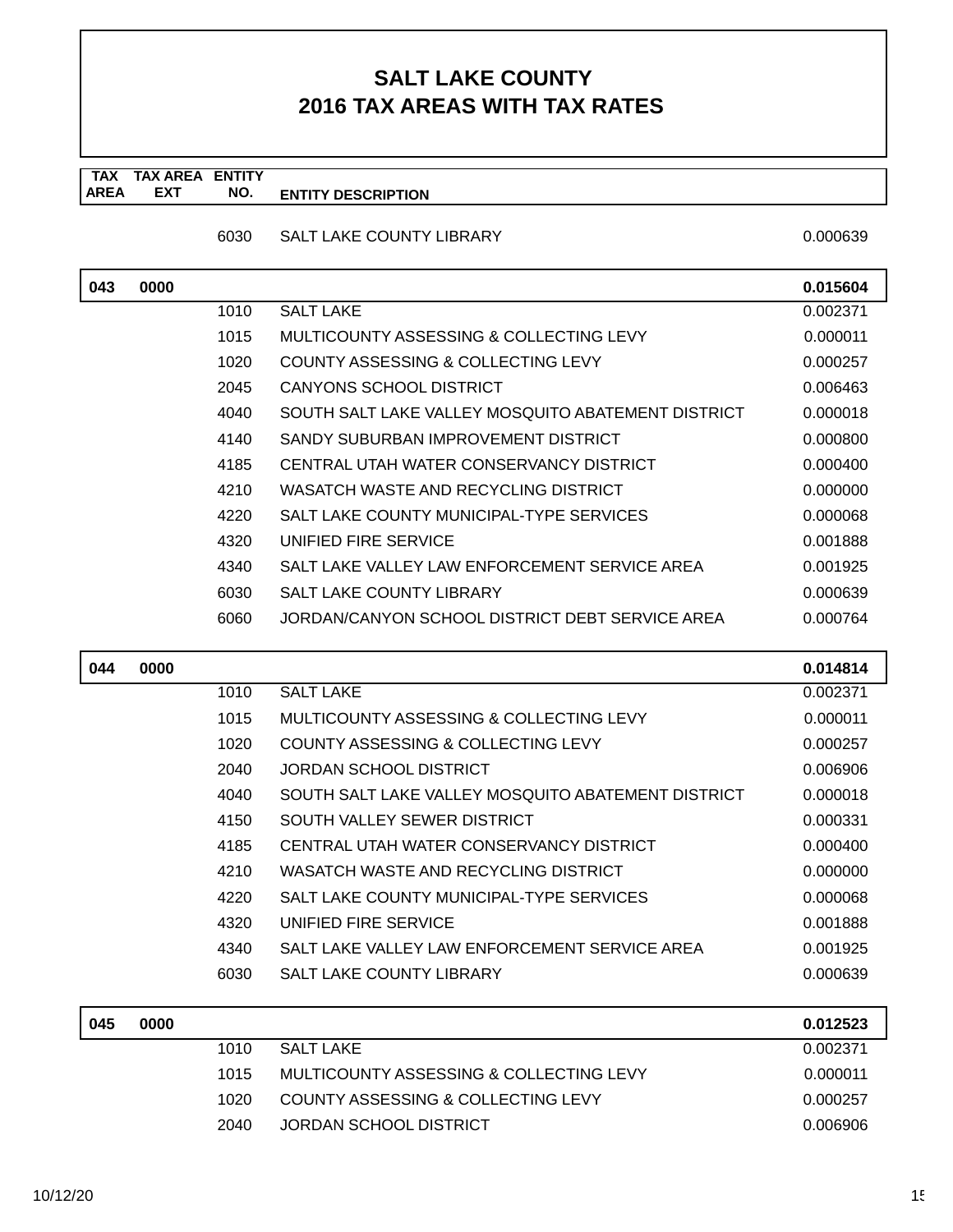# SALT LAKE COUNTY
# 2016 TAX AREAS WITH TAX RATES

| TAX AREA | TAX AREA EXT | ENTITY NO. | ENTITY DESCRIPTION | |
|---|---|---|---|---|
| | | 6030 | SALT LAKE COUNTY LIBRARY | 0.000639 |
| **043** | **0000** | | | **0.015604** |
| | | 1010 | SALT LAKE | 0.002371 |
| | | 1015 | MULTICOUNTY ASSESSING & COLLECTING LEVY | 0.000011 |
| | | 1020 | COUNTY ASSESSING & COLLECTING LEVY | 0.000257 |
| | | 2045 | CANYONS SCHOOL DISTRICT | 0.006463 |
| | | 4040 | SOUTH SALT LAKE VALLEY MOSQUITO ABATEMENT DISTRICT | 0.000018 |
| | | 4140 | SANDY SUBURBAN IMPROVEMENT DISTRICT | 0.000800 |
| | | 4185 | CENTRAL UTAH WATER CONSERVANCY DISTRICT | 0.000400 |
| | | 4210 | WASATCH WASTE AND RECYCLING DISTRICT | 0.000000 |
| | | 4220 | SALT LAKE COUNTY MUNICIPAL-TYPE SERVICES | 0.000068 |
| | | 4320 | UNIFIED FIRE SERVICE | 0.001888 |
| | | 4340 | SALT LAKE VALLEY LAW ENFORCEMENT SERVICE AREA | 0.001925 |
| | | 6030 | SALT LAKE COUNTY LIBRARY | 0.000639 |
| | | 6060 | JORDAN/CANYON SCHOOL DISTRICT DEBT SERVICE AREA | 0.000764 |
| **044** | **0000** | | | **0.014814** |
| | | 1010 | SALT LAKE | 0.002371 |
| | | 1015 | MULTICOUNTY ASSESSING & COLLECTING LEVY | 0.000011 |
| | | 1020 | COUNTY ASSESSING & COLLECTING LEVY | 0.000257 |
| | | 2040 | JORDAN SCHOOL DISTRICT | 0.006906 |
| | | 4040 | SOUTH SALT LAKE VALLEY MOSQUITO ABATEMENT DISTRICT | 0.000018 |
| | | 4150 | SOUTH VALLEY SEWER DISTRICT | 0.000331 |
| | | 4185 | CENTRAL UTAH WATER CONSERVANCY DISTRICT | 0.000400 |
| | | 4210 | WASATCH WASTE AND RECYCLING DISTRICT | 0.000000 |
| | | 4220 | SALT LAKE COUNTY MUNICIPAL-TYPE SERVICES | 0.000068 |
| | | 4320 | UNIFIED FIRE SERVICE | 0.001888 |
| | | 4340 | SALT LAKE VALLEY LAW ENFORCEMENT SERVICE AREA | 0.001925 |
| | | 6030 | SALT LAKE COUNTY LIBRARY | 0.000639 |
| **045** | **0000** | | | **0.012523** |
| | | 1010 | SALT LAKE | 0.002371 |
| | | 1015 | MULTICOUNTY ASSESSING & COLLECTING LEVY | 0.000011 |
| | | 1020 | COUNTY ASSESSING & COLLECTING LEVY | 0.000257 |
| | | 2040 | JORDAN SCHOOL DISTRICT | 0.006906 |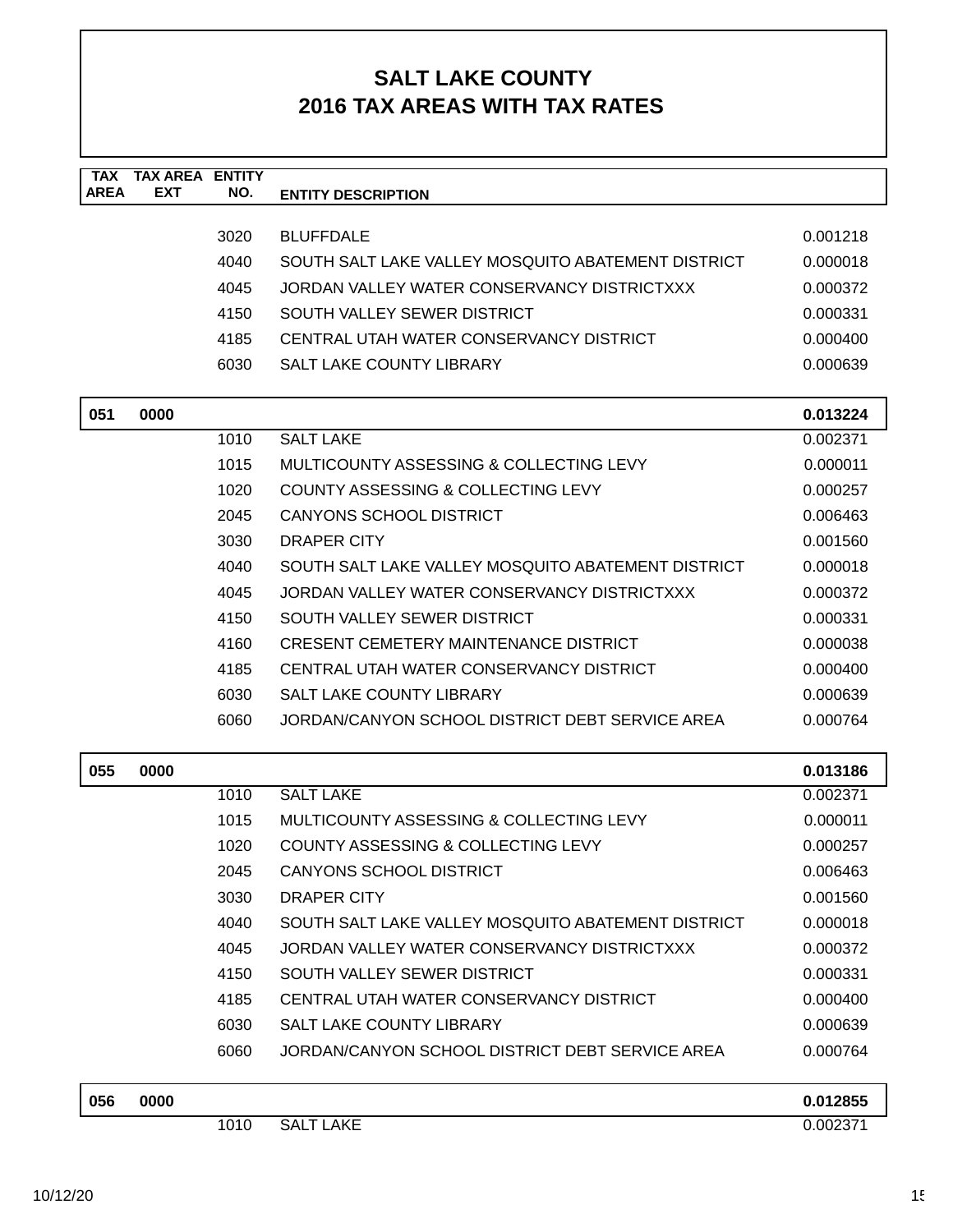# SALT LAKE COUNTY
# 2016 TAX AREAS WITH TAX RATES

| TAX AREA | TAX AREA EXT | ENTITY NO. | ENTITY DESCRIPTION | |
|---|---|---|---|---|
| | | 3020 | BLUFFDALE | 0.001218 |
| | | 4040 | SOUTH SALT LAKE VALLEY MOSQUITO ABATEMENT DISTRICT | 0.000018 |
| | | 4045 | JORDAN VALLEY WATER CONSERVANCY DISTRICTXXX | 0.000372 |
| | | 4150 | SOUTH VALLEY SEWER DISTRICT | 0.000331 |
| | | 4185 | CENTRAL UTAH WATER CONSERVANCY DISTRICT | 0.000400 |
| | | 6030 | SALT LAKE COUNTY LIBRARY | 0.000639 |
| **051** | **0000** | | | **0.013224** |
| | | 1010 | SALT LAKE | 0.002371 |
| | | 1015 | MULTICOUNTY ASSESSING & COLLECTING LEVY | 0.000011 |
| | | 1020 | COUNTY ASSESSING & COLLECTING LEVY | 0.000257 |
| | | 2045 | CANYONS SCHOOL DISTRICT | 0.006463 |
| | | 3030 | DRAPER CITY | 0.001560 |
| | | 4040 | SOUTH SALT LAKE VALLEY MOSQUITO ABATEMENT DISTRICT | 0.000018 |
| | | 4045 | JORDAN VALLEY WATER CONSERVANCY DISTRICTXXX | 0.000372 |
| | | 4150 | SOUTH VALLEY SEWER DISTRICT | 0.000331 |
| | | 4160 | CRESENT CEMETERY MAINTENANCE DISTRICT | 0.000038 |
| | | 4185 | CENTRAL UTAH WATER CONSERVANCY DISTRICT | 0.000400 |
| | | 6030 | SALT LAKE COUNTY LIBRARY | 0.000639 |
| | | 6060 | JORDAN/CANYON SCHOOL DISTRICT DEBT SERVICE AREA | 0.000764 |
| **055** | **0000** | | | **0.013186** |
| | | 1010 | SALT LAKE | 0.002371 |
| | | 1015 | MULTICOUNTY ASSESSING & COLLECTING LEVY | 0.000011 |
| | | 1020 | COUNTY ASSESSING & COLLECTING LEVY | 0.000257 |
| | | 2045 | CANYONS SCHOOL DISTRICT | 0.006463 |
| | | 3030 | DRAPER CITY | 0.001560 |
| | | 4040 | SOUTH SALT LAKE VALLEY MOSQUITO ABATEMENT DISTRICT | 0.000018 |
| | | 4045 | JORDAN VALLEY WATER CONSERVANCY DISTRICTXXX | 0.000372 |
| | | 4150 | SOUTH VALLEY SEWER DISTRICT | 0.000331 |
| | | 4185 | CENTRAL UTAH WATER CONSERVANCY DISTRICT | 0.000400 |
| | | 6030 | SALT LAKE COUNTY LIBRARY | 0.000639 |
| | | 6060 | JORDAN/CANYON SCHOOL DISTRICT DEBT SERVICE AREA | 0.000764 |
| **056** | **0000** | | | **0.012855** |
| | | 1010 | SALT LAKE | 0.002371 |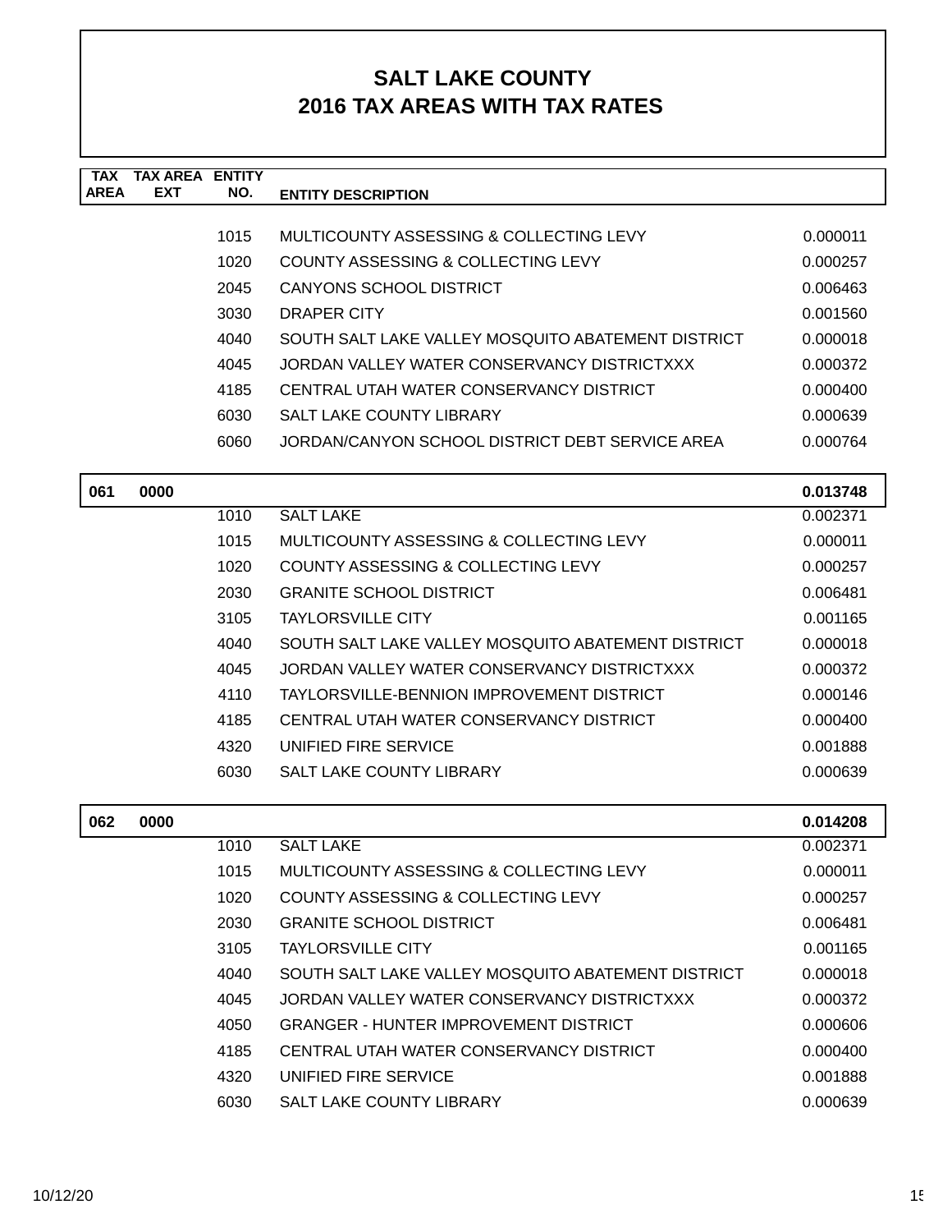# SALT LAKE COUNTY
# 2016 TAX AREAS WITH TAX RATES

| TAX AREA | TAX AREA EXT | ENTITY NO. | ENTITY DESCRIPTION | |
|---|---|---|---|---|
| | | 1015 | MULTICOUNTY ASSESSING & COLLECTING LEVY | 0.000011 |
| | | 1020 | COUNTY ASSESSING & COLLECTING LEVY | 0.000257 |
| | | 2045 | CANYONS SCHOOL DISTRICT | 0.006463 |
| | | 3030 | DRAPER CITY | 0.001560 |
| | | 4040 | SOUTH SALT LAKE VALLEY MOSQUITO ABATEMENT DISTRICT | 0.000018 |
| | | 4045 | JORDAN VALLEY WATER CONSERVANCY DISTRICTXXX | 0.000372 |
| | | 4185 | CENTRAL UTAH WATER CONSERVANCY DISTRICT | 0.000400 |
| | | 6030 | SALT LAKE COUNTY LIBRARY | 0.000639 |
| | | 6060 | JORDAN/CANYON SCHOOL DISTRICT DEBT SERVICE AREA | 0.000764 |
| **061** | **0000** | | | **0.013748** |
| | | 1010 | SALT LAKE | 0.002371 |
| | | 1015 | MULTICOUNTY ASSESSING & COLLECTING LEVY | 0.000011 |
| | | 1020 | COUNTY ASSESSING & COLLECTING LEVY | 0.000257 |
| | | 2030 | GRANITE SCHOOL DISTRICT | 0.006481 |
| | | 3105 | TAYLORSVILLE CITY | 0.001165 |
| | | 4040 | SOUTH SALT LAKE VALLEY MOSQUITO ABATEMENT DISTRICT | 0.000018 |
| | | 4045 | JORDAN VALLEY WATER CONSERVANCY DISTRICTXXX | 0.000372 |
| | | 4110 | TAYLORSVILLE-BENNION IMPROVEMENT DISTRICT | 0.000146 |
| | | 4185 | CENTRAL UTAH WATER CONSERVANCY DISTRICT | 0.000400 |
| | | 4320 | UNIFIED FIRE SERVICE | 0.001888 |
| | | 6030 | SALT LAKE COUNTY LIBRARY | 0.000639 |
| **062** | **0000** | | | **0.014208** |
| | | 1010 | SALT LAKE | 0.002371 |
| | | 1015 | MULTICOUNTY ASSESSING & COLLECTING LEVY | 0.000011 |
| | | 1020 | COUNTY ASSESSING & COLLECTING LEVY | 0.000257 |
| | | 2030 | GRANITE SCHOOL DISTRICT | 0.006481 |
| | | 3105 | TAYLORSVILLE CITY | 0.001165 |
| | | 4040 | SOUTH SALT LAKE VALLEY MOSQUITO ABATEMENT DISTRICT | 0.000018 |
| | | 4045 | JORDAN VALLEY WATER CONSERVANCY DISTRICTXXX | 0.000372 |
| | | 4050 | GRANGER - HUNTER IMPROVEMENT DISTRICT | 0.000606 |
| | | 4185 | CENTRAL UTAH WATER CONSERVANCY DISTRICT | 0.000400 |
| | | 4320 | UNIFIED FIRE SERVICE | 0.001888 |
| | | 6030 | SALT LAKE COUNTY LIBRARY | 0.000639 |

10/12/20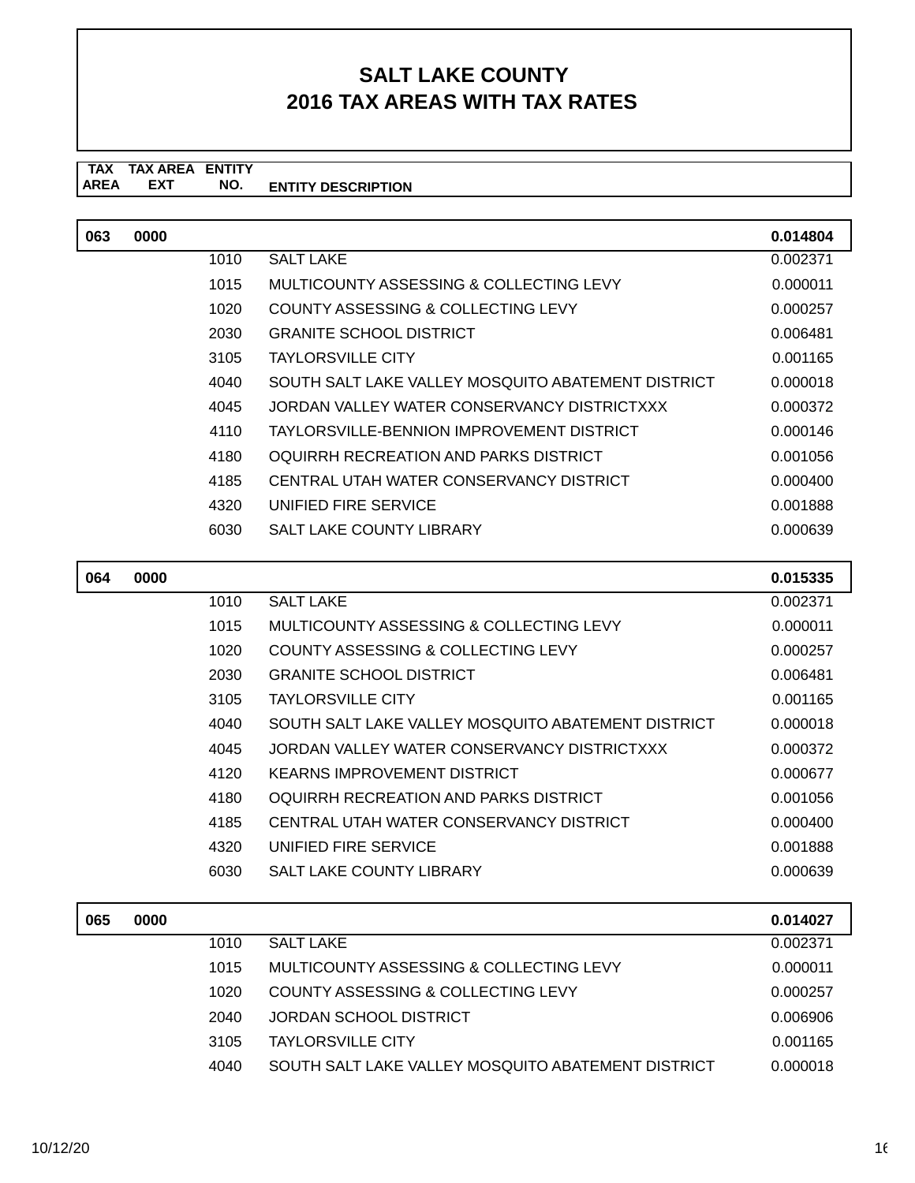# SALT LAKE COUNTY
# 2016 TAX AREAS WITH TAX RATES

| TAX AREA | TAX AREA EXT | ENTITY NO. | ENTITY DESCRIPTION | |
|---|---|---|---|---|
| **063** | **0000** | | | **0.014804** |
| | | 1010 | SALT LAKE | 0.002371 |
| | | 1015 | MULTICOUNTY ASSESSING & COLLECTING LEVY | 0.000011 |
| | | 1020 | COUNTY ASSESSING & COLLECTING LEVY | 0.000257 |
| | | 2030 | GRANITE SCHOOL DISTRICT | 0.006481 |
| | | 3105 | TAYLORSVILLE CITY | 0.001165 |
| | | 4040 | SOUTH SALT LAKE VALLEY MOSQUITO ABATEMENT DISTRICT | 0.000018 |
| | | 4045 | JORDAN VALLEY WATER CONSERVANCY DISTRICTXXX | 0.000372 |
| | | 4110 | TAYLORSVILLE-BENNION IMPROVEMENT DISTRICT | 0.000146 |
| | | 4180 | OQUIRRH RECREATION AND PARKS DISTRICT | 0.001056 |
| | | 4185 | CENTRAL UTAH WATER CONSERVANCY DISTRICT | 0.000400 |
| | | 4320 | UNIFIED FIRE SERVICE | 0.001888 |
| | | 6030 | SALT LAKE COUNTY LIBRARY | 0.000639 |
| **064** | **0000** | | | **0.015335** |
| | | 1010 | SALT LAKE | 0.002371 |
| | | 1015 | MULTICOUNTY ASSESSING & COLLECTING LEVY | 0.000011 |
| | | 1020 | COUNTY ASSESSING & COLLECTING LEVY | 0.000257 |
| | | 2030 | GRANITE SCHOOL DISTRICT | 0.006481 |
| | | 3105 | TAYLORSVILLE CITY | 0.001165 |
| | | 4040 | SOUTH SALT LAKE VALLEY MOSQUITO ABATEMENT DISTRICT | 0.000018 |
| | | 4045 | JORDAN VALLEY WATER CONSERVANCY DISTRICTXXX | 0.000372 |
| | | 4120 | KEARNS IMPROVEMENT DISTRICT | 0.000677 |
| | | 4180 | OQUIRRH RECREATION AND PARKS DISTRICT | 0.001056 |
| | | 4185 | CENTRAL UTAH WATER CONSERVANCY DISTRICT | 0.000400 |
| | | 4320 | UNIFIED FIRE SERVICE | 0.001888 |
| | | 6030 | SALT LAKE COUNTY LIBRARY | 0.000639 |
| **065** | **0000** | | | **0.014027** |
| | | 1010 | SALT LAKE | 0.002371 |
| | | 1015 | MULTICOUNTY ASSESSING & COLLECTING LEVY | 0.000011 |
| | | 1020 | COUNTY ASSESSING & COLLECTING LEVY | 0.000257 |
| | | 2040 | JORDAN SCHOOL DISTRICT | 0.006906 |
| | | 3105 | TAYLORSVILLE CITY | 0.001165 |
| | | 4040 | SOUTH SALT LAKE VALLEY MOSQUITO ABATEMENT DISTRICT | 0.000018 |

10/12/20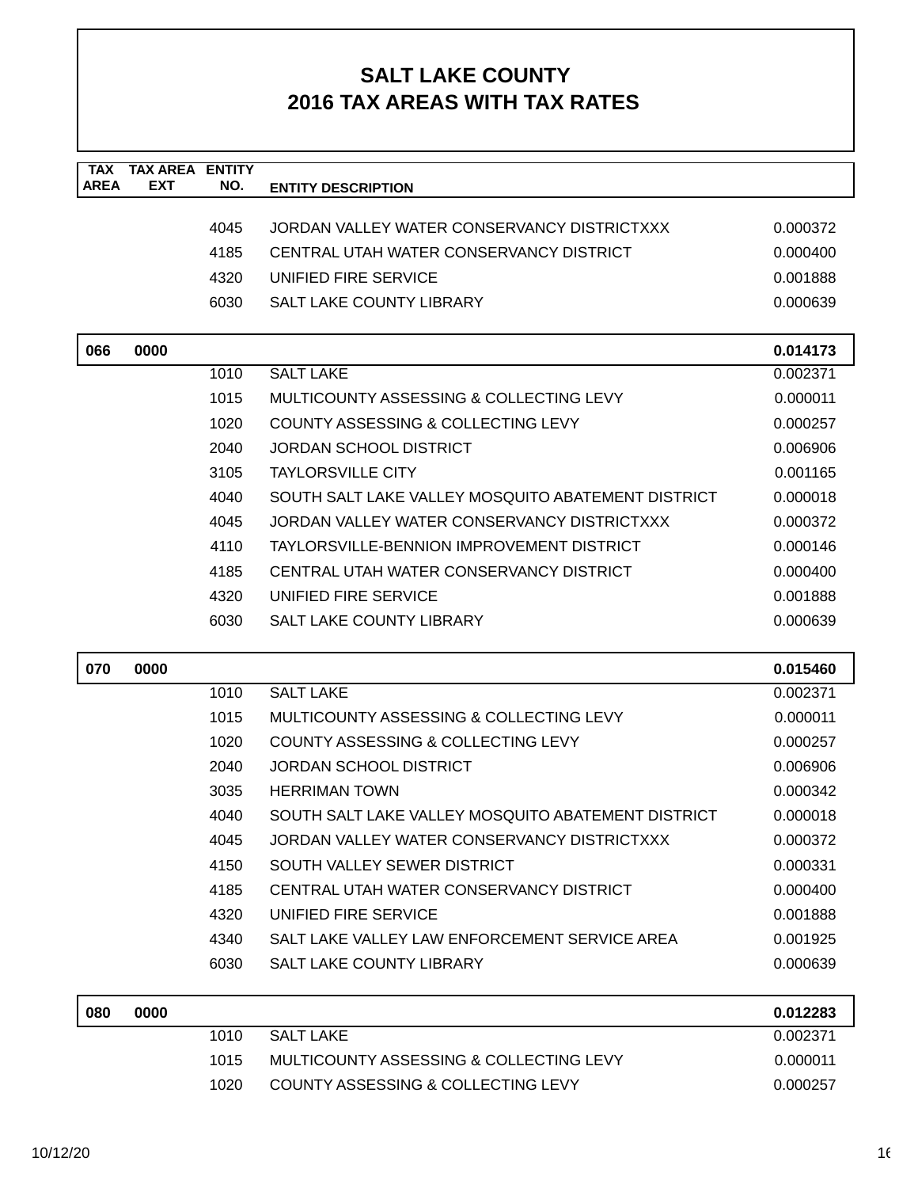# SALT LAKE COUNTY
# 2016 TAX AREAS WITH TAX RATES

| TAX AREA | TAX AREA EXT | ENTITY NO. | ENTITY DESCRIPTION | |
|---|---|---|---|---|
| | | 4045 | JORDAN VALLEY WATER CONSERVANCY DISTRICTXXX | 0.000372 |
| | | 4185 | CENTRAL UTAH WATER CONSERVANCY DISTRICT | 0.000400 |
| | | 4320 | UNIFIED FIRE SERVICE | 0.001888 |
| | | 6030 | SALT LAKE COUNTY LIBRARY | 0.000639 |
| **066** | **0000** | | | **0.014173** |
| | | 1010 | SALT LAKE | 0.002371 |
| | | 1015 | MULTICOUNTY ASSESSING & COLLECTING LEVY | 0.000011 |
| | | 1020 | COUNTY ASSESSING & COLLECTING LEVY | 0.000257 |
| | | 2040 | JORDAN SCHOOL DISTRICT | 0.006906 |
| | | 3105 | TAYLORSVILLE CITY | 0.001165 |
| | | 4040 | SOUTH SALT LAKE VALLEY MOSQUITO ABATEMENT DISTRICT | 0.000018 |
| | | 4045 | JORDAN VALLEY WATER CONSERVANCY DISTRICTXXX | 0.000372 |
| | | 4110 | TAYLORSVILLE-BENNION IMPROVEMENT DISTRICT | 0.000146 |
| | | 4185 | CENTRAL UTAH WATER CONSERVANCY DISTRICT | 0.000400 |
| | | 4320 | UNIFIED FIRE SERVICE | 0.001888 |
| | | 6030 | SALT LAKE COUNTY LIBRARY | 0.000639 |
| **070** | **0000** | | | **0.015460** |
| | | 1010 | SALT LAKE | 0.002371 |
| | | 1015 | MULTICOUNTY ASSESSING & COLLECTING LEVY | 0.000011 |
| | | 1020 | COUNTY ASSESSING & COLLECTING LEVY | 0.000257 |
| | | 2040 | JORDAN SCHOOL DISTRICT | 0.006906 |
| | | 3035 | HERRIMAN TOWN | 0.000342 |
| | | 4040 | SOUTH SALT LAKE VALLEY MOSQUITO ABATEMENT DISTRICT | 0.000018 |
| | | 4045 | JORDAN VALLEY WATER CONSERVANCY DISTRICTXXX | 0.000372 |
| | | 4150 | SOUTH VALLEY SEWER DISTRICT | 0.000331 |
| | | 4185 | CENTRAL UTAH WATER CONSERVANCY DISTRICT | 0.000400 |
| | | 4320 | UNIFIED FIRE SERVICE | 0.001888 |
| | | 4340 | SALT LAKE VALLEY LAW ENFORCEMENT SERVICE AREA | 0.001925 |
| | | 6030 | SALT LAKE COUNTY LIBRARY | 0.000639 |
| **080** | **0000** | | | **0.012283** |
| | | 1010 | SALT LAKE | 0.002371 |
| | | 1015 | MULTICOUNTY ASSESSING & COLLECTING LEVY | 0.000011 |
| | | 1020 | COUNTY ASSESSING & COLLECTING LEVY | 0.000257 |

10/12/20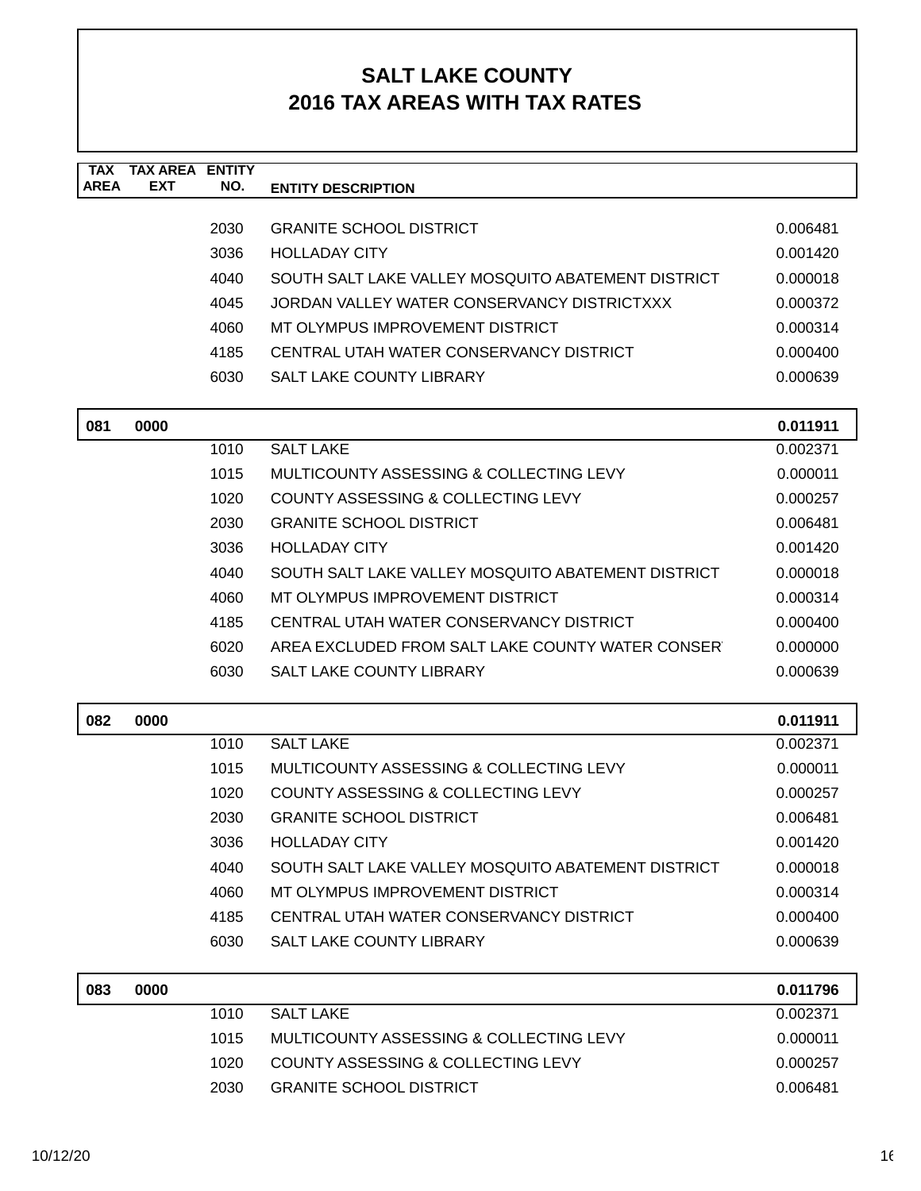# SALT LAKE COUNTY
# 2016 TAX AREAS WITH TAX RATES

| TAX AREA | TAX AREA EXT | ENTITY NO. | ENTITY DESCRIPTION | |
|---|---|---|---|---|
| | | 2030 | GRANITE SCHOOL DISTRICT | 0.006481 |
| | | 3036 | HOLLADAY CITY | 0.001420 |
| | | 4040 | SOUTH SALT LAKE VALLEY MOSQUITO ABATEMENT DISTRICT | 0.000018 |
| | | 4045 | JORDAN VALLEY WATER CONSERVANCY DISTRICTXXX | 0.000372 |
| | | 4060 | MT OLYMPUS IMPROVEMENT DISTRICT | 0.000314 |
| | | 4185 | CENTRAL UTAH WATER CONSERVANCY DISTRICT | 0.000400 |
| | | 6030 | SALT LAKE COUNTY LIBRARY | 0.000639 |
| **081** | **0000** | | | **0.011911** |
| | | 1010 | SALT LAKE | 0.002371 |
| | | 1015 | MULTICOUNTY ASSESSING & COLLECTING LEVY | 0.000011 |
| | | 1020 | COUNTY ASSESSING & COLLECTING LEVY | 0.000257 |
| | | 2030 | GRANITE SCHOOL DISTRICT | 0.006481 |
| | | 3036 | HOLLADAY CITY | 0.001420 |
| | | 4040 | SOUTH SALT LAKE VALLEY MOSQUITO ABATEMENT DISTRICT | 0.000018 |
| | | 4060 | MT OLYMPUS IMPROVEMENT DISTRICT | 0.000314 |
| | | 4185 | CENTRAL UTAH WATER CONSERVANCY DISTRICT | 0.000400 |
| | | 6020 | AREA EXCLUDED FROM SALT LAKE COUNTY WATER CONSER' | 0.000000 |
| | | 6030 | SALT LAKE COUNTY LIBRARY | 0.000639 |
| **082** | **0000** | | | **0.011911** |
| | | 1010 | SALT LAKE | 0.002371 |
| | | 1015 | MULTICOUNTY ASSESSING & COLLECTING LEVY | 0.000011 |
| | | 1020 | COUNTY ASSESSING & COLLECTING LEVY | 0.000257 |
| | | 2030 | GRANITE SCHOOL DISTRICT | 0.006481 |
| | | 3036 | HOLLADAY CITY | 0.001420 |
| | | 4040 | SOUTH SALT LAKE VALLEY MOSQUITO ABATEMENT DISTRICT | 0.000018 |
| | | 4060 | MT OLYMPUS IMPROVEMENT DISTRICT | 0.000314 |
| | | 4185 | CENTRAL UTAH WATER CONSERVANCY DISTRICT | 0.000400 |
| | | 6030 | SALT LAKE COUNTY LIBRARY | 0.000639 |
| **083** | **0000** | | | **0.011796** |
| | | 1010 | SALT LAKE | 0.002371 |
| | | 1015 | MULTICOUNTY ASSESSING & COLLECTING LEVY | 0.000011 |
| | | 1020 | COUNTY ASSESSING & COLLECTING LEVY | 0.000257 |
| | | 2030 | GRANITE SCHOOL DISTRICT | 0.006481 |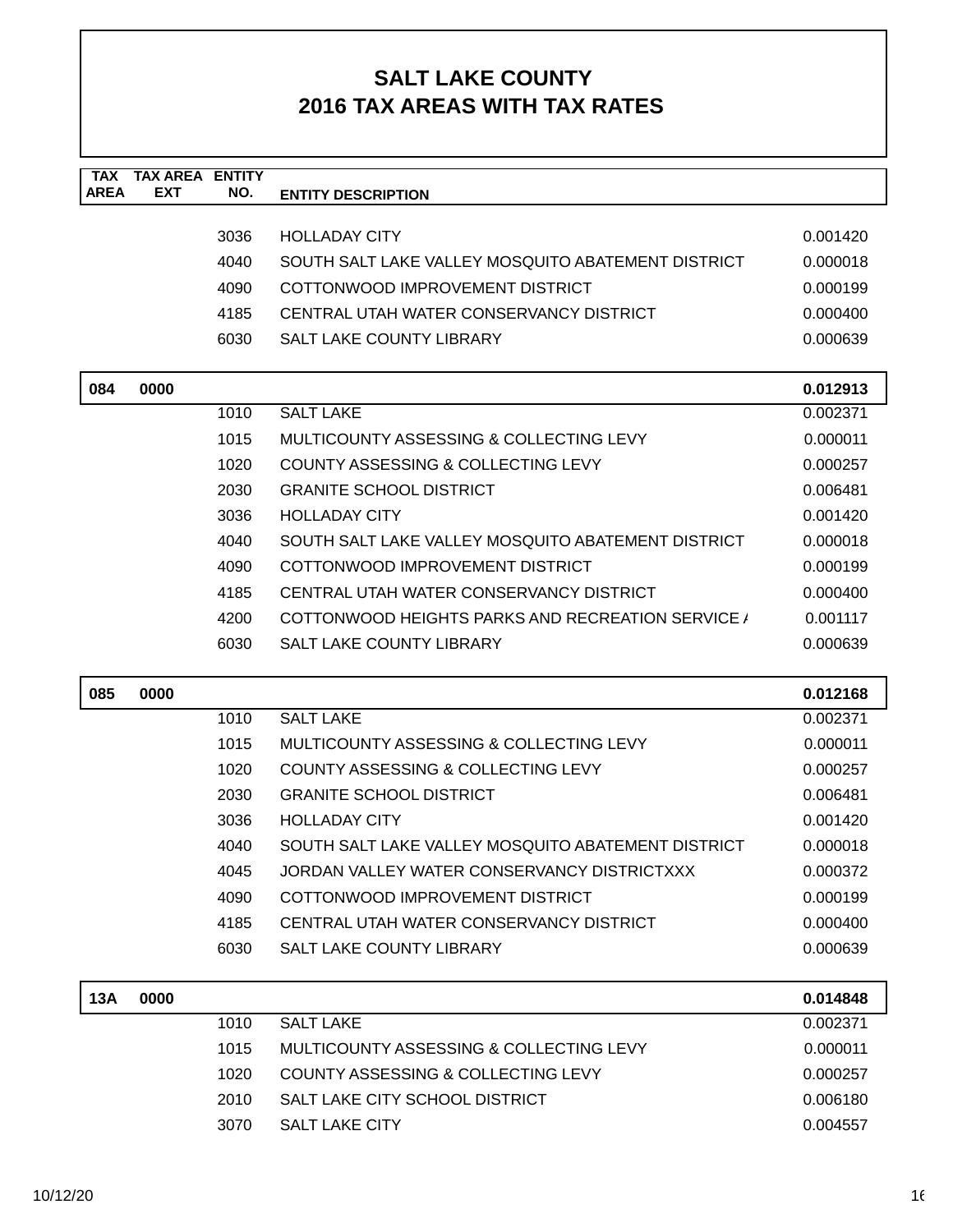# SALT LAKE COUNTY
# 2016 TAX AREAS WITH TAX RATES

| TAX AREA | TAX AREA EXT | ENTITY NO. | ENTITY DESCRIPTION | |
|---|---|---|---|---|
| | | 3036 | HOLLADAY CITY | 0.001420 |
| | | 4040 | SOUTH SALT LAKE VALLEY MOSQUITO ABATEMENT DISTRICT | 0.000018 |
| | | 4090 | COTTONWOOD IMPROVEMENT DISTRICT | 0.000199 |
| | | 4185 | CENTRAL UTAH WATER CONSERVANCY DISTRICT | 0.000400 |
| | | 6030 | SALT LAKE COUNTY LIBRARY | 0.000639 |
| **084** | **0000** | | | **0.012913** |
| | | 1010 | SALT LAKE | 0.002371 |
| | | 1015 | MULTICOUNTY ASSESSING & COLLECTING LEVY | 0.000011 |
| | | 1020 | COUNTY ASSESSING & COLLECTING LEVY | 0.000257 |
| | | 2030 | GRANITE SCHOOL DISTRICT | 0.006481 |
| | | 3036 | HOLLADAY CITY | 0.001420 |
| | | 4040 | SOUTH SALT LAKE VALLEY MOSQUITO ABATEMENT DISTRICT | 0.000018 |
| | | 4090 | COTTONWOOD IMPROVEMENT DISTRICT | 0.000199 |
| | | 4185 | CENTRAL UTAH WATER CONSERVANCY DISTRICT | 0.000400 |
| | | 4200 | COTTONWOOD HEIGHTS PARKS AND RECREATION SERVICE / | 0.001117 |
| | | 6030 | SALT LAKE COUNTY LIBRARY | 0.000639 |
| **085** | **0000** | | | **0.012168** |
| | | 1010 | SALT LAKE | 0.002371 |
| | | 1015 | MULTICOUNTY ASSESSING & COLLECTING LEVY | 0.000011 |
| | | 1020 | COUNTY ASSESSING & COLLECTING LEVY | 0.000257 |
| | | 2030 | GRANITE SCHOOL DISTRICT | 0.006481 |
| | | 3036 | HOLLADAY CITY | 0.001420 |
| | | 4040 | SOUTH SALT LAKE VALLEY MOSQUITO ABATEMENT DISTRICT | 0.000018 |
| | | 4045 | JORDAN VALLEY WATER CONSERVANCY DISTRICTXXX | 0.000372 |
| | | 4090 | COTTONWOOD IMPROVEMENT DISTRICT | 0.000199 |
| | | 4185 | CENTRAL UTAH WATER CONSERVANCY DISTRICT | 0.000400 |
| | | 6030 | SALT LAKE COUNTY LIBRARY | 0.000639 |
| **13A** | **0000** | | | **0.014848** |
| | | 1010 | SALT LAKE | 0.002371 |
| | | 1015 | MULTICOUNTY ASSESSING & COLLECTING LEVY | 0.000011 |
| | | 1020 | COUNTY ASSESSING & COLLECTING LEVY | 0.000257 |
| | | 2010 | SALT LAKE CITY SCHOOL DISTRICT | 0.006180 |
| | | 3070 | SALT LAKE CITY | 0.004557 |

10/12/20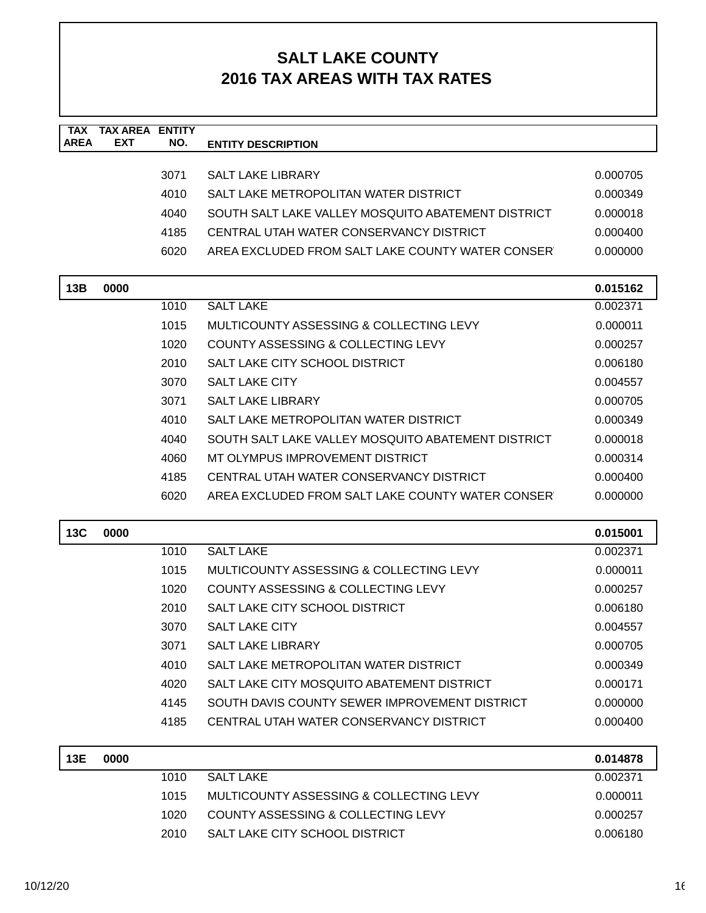# SALT LAKE COUNTY
# 2016 TAX AREAS WITH TAX RATES

| TAX AREA | TAX AREA EXT | ENTITY NO. | ENTITY DESCRIPTION | |
|---|---|---|---|---|
| | | 3071 | SALT LAKE LIBRARY | 0.000705 |
| | | 4010 | SALT LAKE METROPOLITAN WATER DISTRICT | 0.000349 |
| | | 4040 | SOUTH SALT LAKE VALLEY MOSQUITO ABATEMENT DISTRICT | 0.000018 |
| | | 4185 | CENTRAL UTAH WATER CONSERVANCY DISTRICT | 0.000400 |
| | | 6020 | AREA EXCLUDED FROM SALT LAKE COUNTY WATER CONSER | 0.000000 |
| **13B** | **0000** | | | **0.015162** |
| | | 1010 | SALT LAKE | 0.002371 |
| | | 1015 | MULTICOUNTY ASSESSING & COLLECTING LEVY | 0.000011 |
| | | 1020 | COUNTY ASSESSING & COLLECTING LEVY | 0.000257 |
| | | 2010 | SALT LAKE CITY SCHOOL DISTRICT | 0.006180 |
| | | 3070 | SALT LAKE CITY | 0.004557 |
| | | 3071 | SALT LAKE LIBRARY | 0.000705 |
| | | 4010 | SALT LAKE METROPOLITAN WATER DISTRICT | 0.000349 |
| | | 4040 | SOUTH SALT LAKE VALLEY MOSQUITO ABATEMENT DISTRICT | 0.000018 |
| | | 4060 | MT OLYMPUS IMPROVEMENT DISTRICT | 0.000314 |
| | | 4185 | CENTRAL UTAH WATER CONSERVANCY DISTRICT | 0.000400 |
| | | 6020 | AREA EXCLUDED FROM SALT LAKE COUNTY WATER CONSER | 0.000000 |
| **13C** | **0000** | | | **0.015001** |
| | | 1010 | SALT LAKE | 0.002371 |
| | | 1015 | MULTICOUNTY ASSESSING & COLLECTING LEVY | 0.000011 |
| | | 1020 | COUNTY ASSESSING & COLLECTING LEVY | 0.000257 |
| | | 2010 | SALT LAKE CITY SCHOOL DISTRICT | 0.006180 |
| | | 3070 | SALT LAKE CITY | 0.004557 |
| | | 3071 | SALT LAKE LIBRARY | 0.000705 |
| | | 4010 | SALT LAKE METROPOLITAN WATER DISTRICT | 0.000349 |
| | | 4020 | SALT LAKE CITY MOSQUITO ABATEMENT DISTRICT | 0.000171 |
| | | 4145 | SOUTH DAVIS COUNTY SEWER IMPROVEMENT DISTRICT | 0.000000 |
| | | 4185 | CENTRAL UTAH WATER CONSERVANCY DISTRICT | 0.000400 |
| **13E** | **0000** | | | **0.014878** |
| | | 1010 | SALT LAKE | 0.002371 |
| | | 1015 | MULTICOUNTY ASSESSING & COLLECTING LEVY | 0.000011 |
| | | 1020 | COUNTY ASSESSING & COLLECTING LEVY | 0.000257 |
| | | 2010 | SALT LAKE CITY SCHOOL DISTRICT | 0.006180 |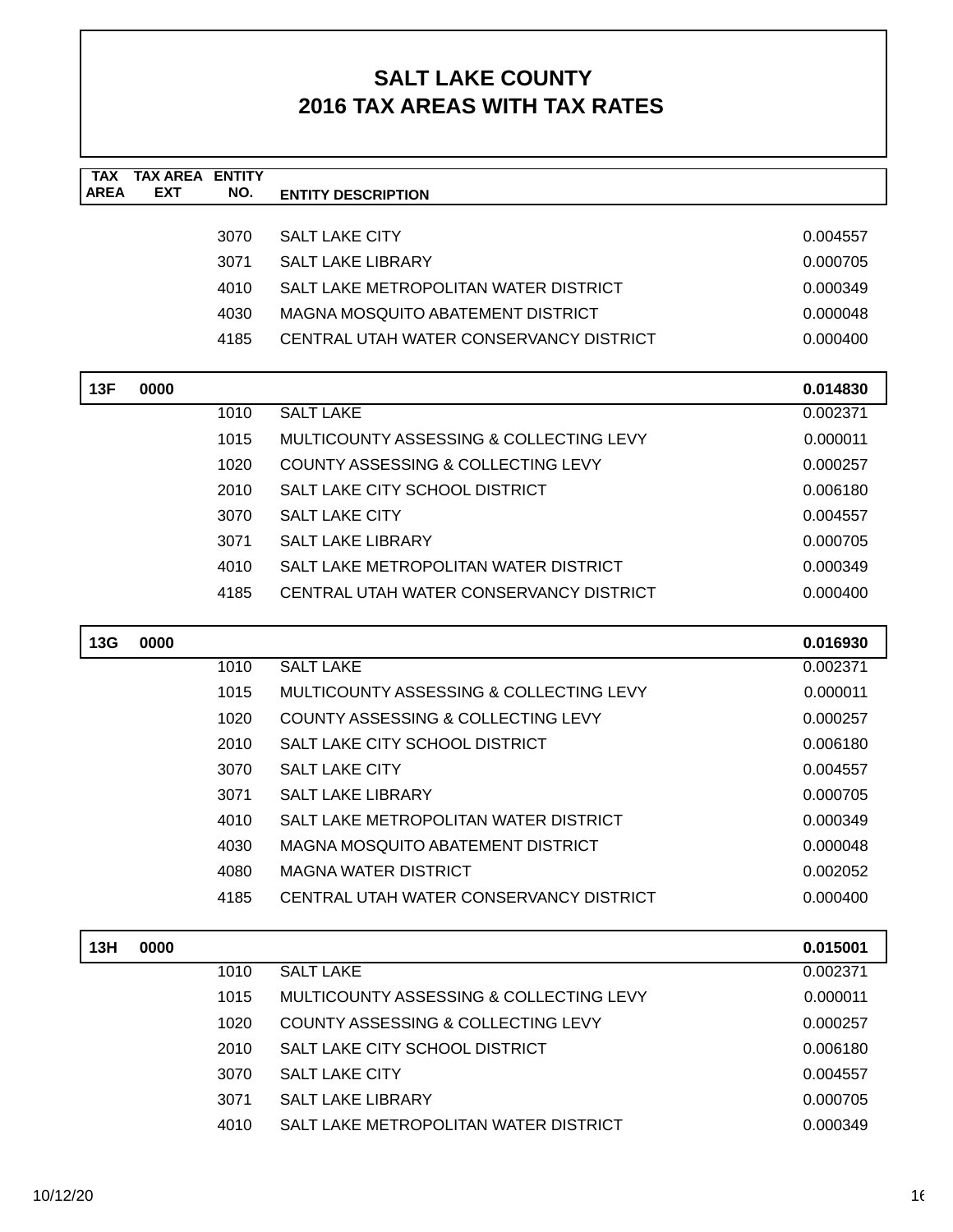# SALT LAKE COUNTY
# 2016 TAX AREAS WITH TAX RATES

| TAX AREA | TAX AREA EXT | ENTITY NO. | ENTITY DESCRIPTION | |
|---|---|---|---|---|
| | | 3070 | SALT LAKE CITY | 0.004557 |
| | | 3071 | SALT LAKE LIBRARY | 0.000705 |
| | | 4010 | SALT LAKE METROPOLITAN WATER DISTRICT | 0.000349 |
| | | 4030 | MAGNA MOSQUITO ABATEMENT DISTRICT | 0.000048 |
| | | 4185 | CENTRAL UTAH WATER CONSERVANCY DISTRICT | 0.000400 |
| **13F** | **0000** | | | **0.014830** |
| | | 1010 | SALT LAKE | 0.002371 |
| | | 1015 | MULTICOUNTY ASSESSING & COLLECTING LEVY | 0.000011 |
| | | 1020 | COUNTY ASSESSING & COLLECTING LEVY | 0.000257 |
| | | 2010 | SALT LAKE CITY SCHOOL DISTRICT | 0.006180 |
| | | 3070 | SALT LAKE CITY | 0.004557 |
| | | 3071 | SALT LAKE LIBRARY | 0.000705 |
| | | 4010 | SALT LAKE METROPOLITAN WATER DISTRICT | 0.000349 |
| | | 4185 | CENTRAL UTAH WATER CONSERVANCY DISTRICT | 0.000400 |
| **13G** | **0000** | | | **0.016930** |
| | | 1010 | SALT LAKE | 0.002371 |
| | | 1015 | MULTICOUNTY ASSESSING & COLLECTING LEVY | 0.000011 |
| | | 1020 | COUNTY ASSESSING & COLLECTING LEVY | 0.000257 |
| | | 2010 | SALT LAKE CITY SCHOOL DISTRICT | 0.006180 |
| | | 3070 | SALT LAKE CITY | 0.004557 |
| | | 3071 | SALT LAKE LIBRARY | 0.000705 |
| | | 4010 | SALT LAKE METROPOLITAN WATER DISTRICT | 0.000349 |
| | | 4030 | MAGNA MOSQUITO ABATEMENT DISTRICT | 0.000048 |
| | | 4080 | MAGNA WATER DISTRICT | 0.002052 |
| | | 4185 | CENTRAL UTAH WATER CONSERVANCY DISTRICT | 0.000400 |
| **13H** | **0000** | | | **0.015001** |
| | | 1010 | SALT LAKE | 0.002371 |
| | | 1015 | MULTICOUNTY ASSESSING & COLLECTING LEVY | 0.000011 |
| | | 1020 | COUNTY ASSESSING & COLLECTING LEVY | 0.000257 |
| | | 2010 | SALT LAKE CITY SCHOOL DISTRICT | 0.006180 |
| | | 3070 | SALT LAKE CITY | 0.004557 |
| | | 3071 | SALT LAKE LIBRARY | 0.000705 |
| | | 4010 | SALT LAKE METROPOLITAN WATER DISTRICT | 0.000349 |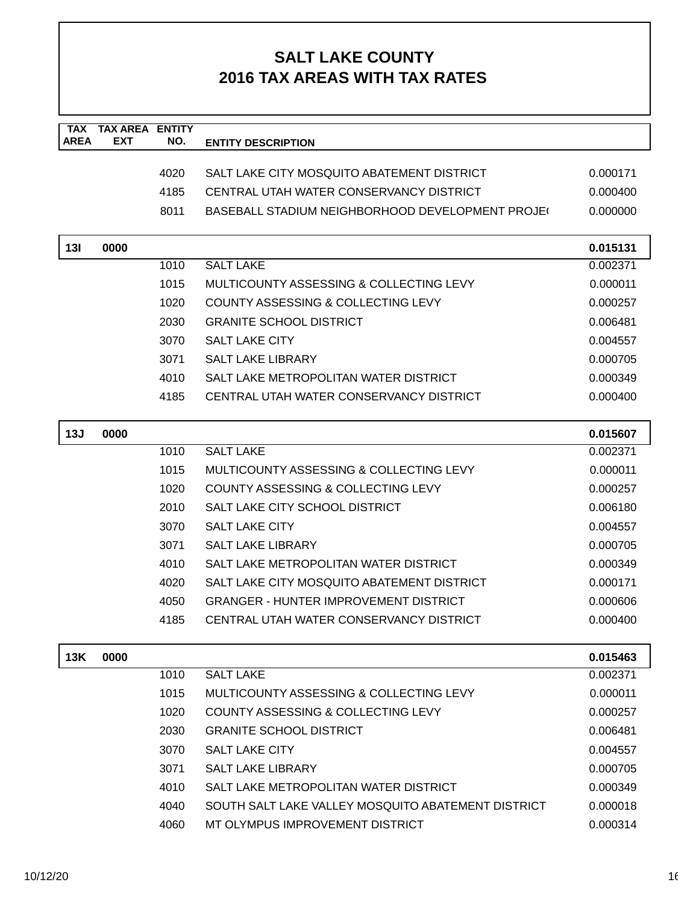# SALT LAKE COUNTY
# 2016 TAX AREAS WITH TAX RATES

| TAX AREA | TAX AREA EXT | ENTITY NO. | ENTITY DESCRIPTION | |
|---|---|---|---|---|
| | | 4020 | SALT LAKE CITY MOSQUITO ABATEMENT DISTRICT | 0.000171 |
| | | 4185 | CENTRAL UTAH WATER CONSERVANCY DISTRICT | 0.000400 |
| | | 8011 | BASEBALL STADIUM NEIGHBORHOOD DEVELOPMENT PROJE( | 0.000000 |
| **13I** | **0000** | | | **0.015131** |
| | | 1010 | SALT LAKE | 0.002371 |
| | | 1015 | MULTICOUNTY ASSESSING & COLLECTING LEVY | 0.000011 |
| | | 1020 | COUNTY ASSESSING & COLLECTING LEVY | 0.000257 |
| | | 2030 | GRANITE SCHOOL DISTRICT | 0.006481 |
| | | 3070 | SALT LAKE CITY | 0.004557 |
| | | 3071 | SALT LAKE LIBRARY | 0.000705 |
| | | 4010 | SALT LAKE METROPOLITAN WATER DISTRICT | 0.000349 |
| | | 4185 | CENTRAL UTAH WATER CONSERVANCY DISTRICT | 0.000400 |
| **13J** | **0000** | | | **0.015607** |
| | | 1010 | SALT LAKE | 0.002371 |
| | | 1015 | MULTICOUNTY ASSESSING & COLLECTING LEVY | 0.000011 |
| | | 1020 | COUNTY ASSESSING & COLLECTING LEVY | 0.000257 |
| | | 2010 | SALT LAKE CITY SCHOOL DISTRICT | 0.006180 |
| | | 3070 | SALT LAKE CITY | 0.004557 |
| | | 3071 | SALT LAKE LIBRARY | 0.000705 |
| | | 4010 | SALT LAKE METROPOLITAN WATER DISTRICT | 0.000349 |
| | | 4020 | SALT LAKE CITY MOSQUITO ABATEMENT DISTRICT | 0.000171 |
| | | 4050 | GRANGER - HUNTER IMPROVEMENT DISTRICT | 0.000606 |
| | | 4185 | CENTRAL UTAH WATER CONSERVANCY DISTRICT | 0.000400 |
| **13K** | **0000** | | | **0.015463** |
| | | 1010 | SALT LAKE | 0.002371 |
| | | 1015 | MULTICOUNTY ASSESSING & COLLECTING LEVY | 0.000011 |
| | | 1020 | COUNTY ASSESSING & COLLECTING LEVY | 0.000257 |
| | | 2030 | GRANITE SCHOOL DISTRICT | 0.006481 |
| | | 3070 | SALT LAKE CITY | 0.004557 |
| | | 3071 | SALT LAKE LIBRARY | 0.000705 |
| | | 4010 | SALT LAKE METROPOLITAN WATER DISTRICT | 0.000349 |
| | | 4040 | SOUTH SALT LAKE VALLEY MOSQUITO ABATEMENT DISTRICT | 0.000018 |
| | | 4060 | MT OLYMPUS IMPROVEMENT DISTRICT | 0.000314 |

10/12/20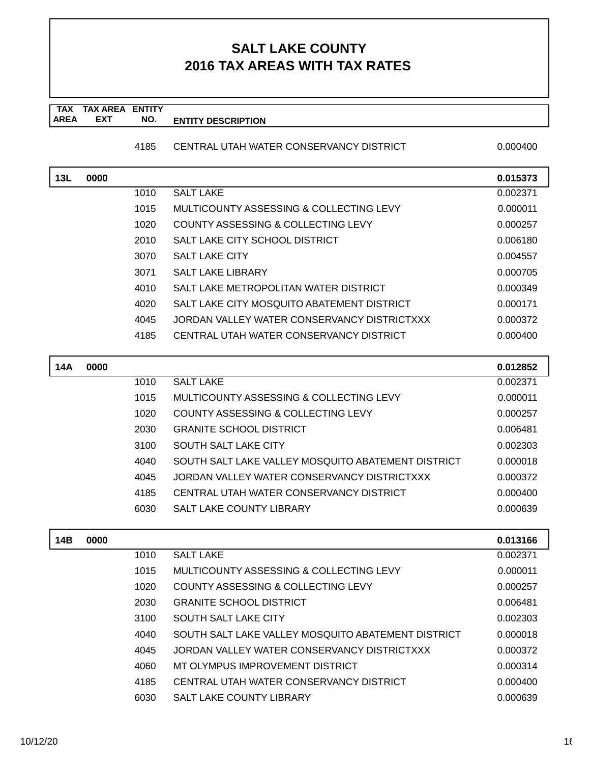# SALT LAKE COUNTY
# 2016 TAX AREAS WITH TAX RATES

| TAX AREA | TAX AREA EXT | ENTITY NO. | ENTITY DESCRIPTION | |
|---|---|---|---|---|
| | | 4185 | CENTRAL UTAH WATER CONSERVANCY DISTRICT | 0.000400 |
| **13L** | **0000** | | | **0.015373** |
| | | 1010 | SALT LAKE | 0.002371 |
| | | 1015 | MULTICOUNTY ASSESSING & COLLECTING LEVY | 0.000011 |
| | | 1020 | COUNTY ASSESSING & COLLECTING LEVY | 0.000257 |
| | | 2010 | SALT LAKE CITY SCHOOL DISTRICT | 0.006180 |
| | | 3070 | SALT LAKE CITY | 0.004557 |
| | | 3071 | SALT LAKE LIBRARY | 0.000705 |
| | | 4010 | SALT LAKE METROPOLITAN WATER DISTRICT | 0.000349 |
| | | 4020 | SALT LAKE CITY MOSQUITO ABATEMENT DISTRICT | 0.000171 |
| | | 4045 | JORDAN VALLEY WATER CONSERVANCY DISTRICTXXX | 0.000372 |
| | | 4185 | CENTRAL UTAH WATER CONSERVANCY DISTRICT | 0.000400 |
| **14A** | **0000** | | | **0.012852** |
| | | 1010 | SALT LAKE | 0.002371 |
| | | 1015 | MULTICOUNTY ASSESSING & COLLECTING LEVY | 0.000011 |
| | | 1020 | COUNTY ASSESSING & COLLECTING LEVY | 0.000257 |
| | | 2030 | GRANITE SCHOOL DISTRICT | 0.006481 |
| | | 3100 | SOUTH SALT LAKE CITY | 0.002303 |
| | | 4040 | SOUTH SALT LAKE VALLEY MOSQUITO ABATEMENT DISTRICT | 0.000018 |
| | | 4045 | JORDAN VALLEY WATER CONSERVANCY DISTRICTXXX | 0.000372 |
| | | 4185 | CENTRAL UTAH WATER CONSERVANCY DISTRICT | 0.000400 |
| | | 6030 | SALT LAKE COUNTY LIBRARY | 0.000639 |
| **14B** | **0000** | | | **0.013166** |
| | | 1010 | SALT LAKE | 0.002371 |
| | | 1015 | MULTICOUNTY ASSESSING & COLLECTING LEVY | 0.000011 |
| | | 1020 | COUNTY ASSESSING & COLLECTING LEVY | 0.000257 |
| | | 2030 | GRANITE SCHOOL DISTRICT | 0.006481 |
| | | 3100 | SOUTH SALT LAKE CITY | 0.002303 |
| | | 4040 | SOUTH SALT LAKE VALLEY MOSQUITO ABATEMENT DISTRICT | 0.000018 |
| | | 4045 | JORDAN VALLEY WATER CONSERVANCY DISTRICTXXX | 0.000372 |
| | | 4060 | MT OLYMPUS IMPROVEMENT DISTRICT | 0.000314 |
| | | 4185 | CENTRAL UTAH WATER CONSERVANCY DISTRICT | 0.000400 |
| | | 6030 | SALT LAKE COUNTY LIBRARY | 0.000639 |

10/12/20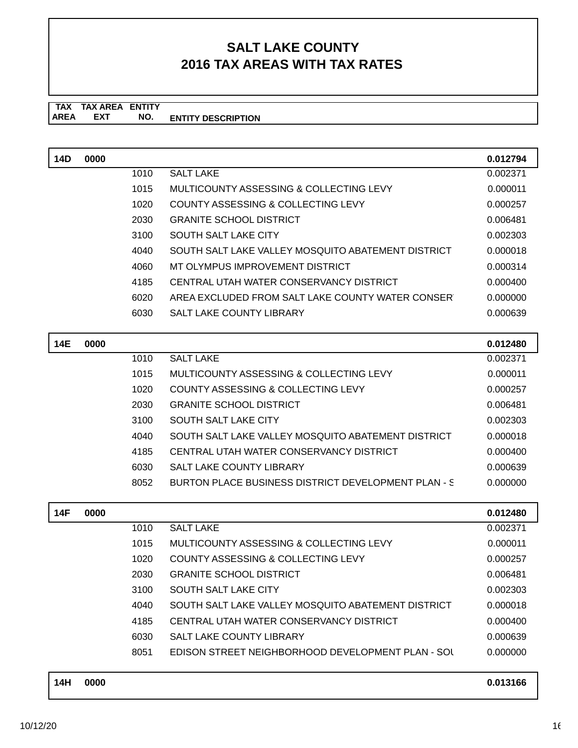# SALT LAKE COUNTY
# 2016 TAX AREAS WITH TAX RATES

| TAX AREA | TAX AREA EXT | ENTITY NO. | ENTITY DESCRIPTION | |
|---|---|---|---|---|
| **14D** | **0000** | | | **0.012794** |
| | | 1010 | SALT LAKE | 0.002371 |
| | | 1015 | MULTICOUNTY ASSESSING & COLLECTING LEVY | 0.000011 |
| | | 1020 | COUNTY ASSESSING & COLLECTING LEVY | 0.000257 |
| | | 2030 | GRANITE SCHOOL DISTRICT | 0.006481 |
| | | 3100 | SOUTH SALT LAKE CITY | 0.002303 |
| | | 4040 | SOUTH SALT LAKE VALLEY MOSQUITO ABATEMENT DISTRICT | 0.000018 |
| | | 4060 | MT OLYMPUS IMPROVEMENT DISTRICT | 0.000314 |
| | | 4185 | CENTRAL UTAH WATER CONSERVANCY DISTRICT | 0.000400 |
| | | 6020 | AREA EXCLUDED FROM SALT LAKE COUNTY WATER CONSER | 0.000000 |
| | | 6030 | SALT LAKE COUNTY LIBRARY | 0.000639 |
| **14E** | **0000** | | | **0.012480** |
| | | 1010 | SALT LAKE | 0.002371 |
| | | 1015 | MULTICOUNTY ASSESSING & COLLECTING LEVY | 0.000011 |
| | | 1020 | COUNTY ASSESSING & COLLECTING LEVY | 0.000257 |
| | | 2030 | GRANITE SCHOOL DISTRICT | 0.006481 |
| | | 3100 | SOUTH SALT LAKE CITY | 0.002303 |
| | | 4040 | SOUTH SALT LAKE VALLEY MOSQUITO ABATEMENT DISTRICT | 0.000018 |
| | | 4185 | CENTRAL UTAH WATER CONSERVANCY DISTRICT | 0.000400 |
| | | 6030 | SALT LAKE COUNTY LIBRARY | 0.000639 |
| | | 8052 | BURTON PLACE BUSINESS DISTRICT DEVELOPMENT PLAN - S | 0.000000 |
| **14F** | **0000** | | | **0.012480** |
| | | 1010 | SALT LAKE | 0.002371 |
| | | 1015 | MULTICOUNTY ASSESSING & COLLECTING LEVY | 0.000011 |
| | | 1020 | COUNTY ASSESSING & COLLECTING LEVY | 0.000257 |
| | | 2030 | GRANITE SCHOOL DISTRICT | 0.006481 |
| | | 3100 | SOUTH SALT LAKE CITY | 0.002303 |
| | | 4040 | SOUTH SALT LAKE VALLEY MOSQUITO ABATEMENT DISTRICT | 0.000018 |
| | | 4185 | CENTRAL UTAH WATER CONSERVANCY DISTRICT | 0.000400 |
| | | 6030 | SALT LAKE COUNTY LIBRARY | 0.000639 |
| | | 8051 | EDISON STREET NEIGHBORHOOD DEVELOPMENT PLAN - SOU | 0.000000 |
| **14H** | **0000** | | | **0.013166** |

10/12/20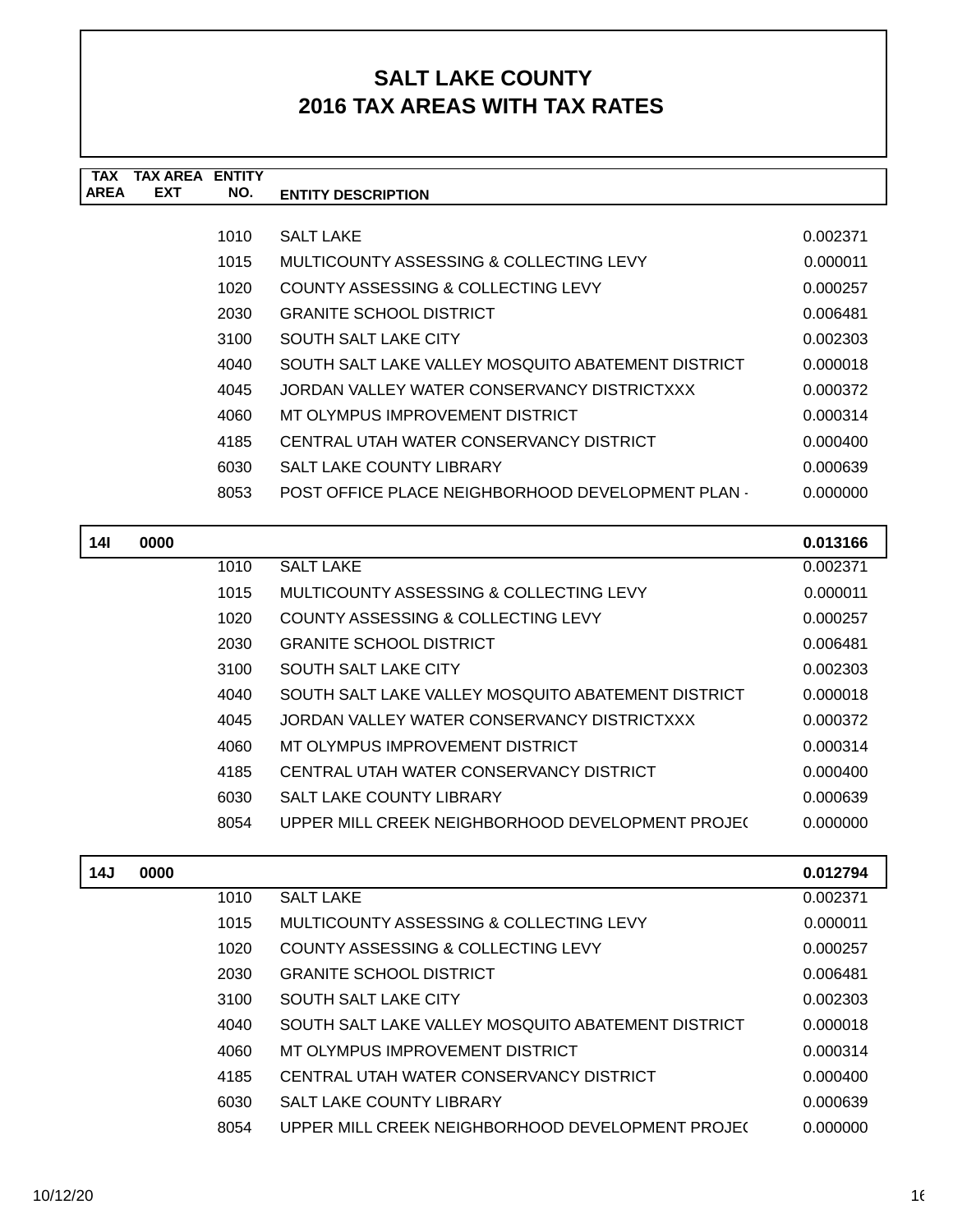# SALT LAKE COUNTY
# 2016 TAX AREAS WITH TAX RATES

| TAX AREA | TAX AREA EXT | ENTITY NO. | ENTITY DESCRIPTION | |
|---|---|---|---|---|
| | | 1010 | SALT LAKE | 0.002371 |
| | | 1015 | MULTICOUNTY ASSESSING & COLLECTING LEVY | 0.000011 |
| | | 1020 | COUNTY ASSESSING & COLLECTING LEVY | 0.000257 |
| | | 2030 | GRANITE SCHOOL DISTRICT | 0.006481 |
| | | 3100 | SOUTH SALT LAKE CITY | 0.002303 |
| | | 4040 | SOUTH SALT LAKE VALLEY MOSQUITO ABATEMENT DISTRICT | 0.000018 |
| | | 4045 | JORDAN VALLEY WATER CONSERVANCY DISTRICTXXX | 0.000372 |
| | | 4060 | MT OLYMPUS IMPROVEMENT DISTRICT | 0.000314 |
| | | 4185 | CENTRAL UTAH WATER CONSERVANCY DISTRICT | 0.000400 |
| | | 6030 | SALT LAKE COUNTY LIBRARY | 0.000639 |
| | | 8053 | POST OFFICE PLACE NEIGHBORHOOD DEVELOPMENT PLAN - | 0.000000 |
| **14I** | **0000** | | | **0.013166** |
| | | 1010 | SALT LAKE | 0.002371 |
| | | 1015 | MULTICOUNTY ASSESSING & COLLECTING LEVY | 0.000011 |
| | | 1020 | COUNTY ASSESSING & COLLECTING LEVY | 0.000257 |
| | | 2030 | GRANITE SCHOOL DISTRICT | 0.006481 |
| | | 3100 | SOUTH SALT LAKE CITY | 0.002303 |
| | | 4040 | SOUTH SALT LAKE VALLEY MOSQUITO ABATEMENT DISTRICT | 0.000018 |
| | | 4045 | JORDAN VALLEY WATER CONSERVANCY DISTRICTXXX | 0.000372 |
| | | 4060 | MT OLYMPUS IMPROVEMENT DISTRICT | 0.000314 |
| | | 4185 | CENTRAL UTAH WATER CONSERVANCY DISTRICT | 0.000400 |
| | | 6030 | SALT LAKE COUNTY LIBRARY | 0.000639 |
| | | 8054 | UPPER MILL CREEK NEIGHBORHOOD DEVELOPMENT PROJE( | 0.000000 |
| **14J** | **0000** | | | **0.012794** |
| | | 1010 | SALT LAKE | 0.002371 |
| | | 1015 | MULTICOUNTY ASSESSING & COLLECTING LEVY | 0.000011 |
| | | 1020 | COUNTY ASSESSING & COLLECTING LEVY | 0.000257 |
| | | 2030 | GRANITE SCHOOL DISTRICT | 0.006481 |
| | | 3100 | SOUTH SALT LAKE CITY | 0.002303 |
| | | 4040 | SOUTH SALT LAKE VALLEY MOSQUITO ABATEMENT DISTRICT | 0.000018 |
| | | 4060 | MT OLYMPUS IMPROVEMENT DISTRICT | 0.000314 |
| | | 4185 | CENTRAL UTAH WATER CONSERVANCY DISTRICT | 0.000400 |
| | | 6030 | SALT LAKE COUNTY LIBRARY | 0.000639 |
| | | 8054 | UPPER MILL CREEK NEIGHBORHOOD DEVELOPMENT PROJE( | 0.000000 |

10/12/20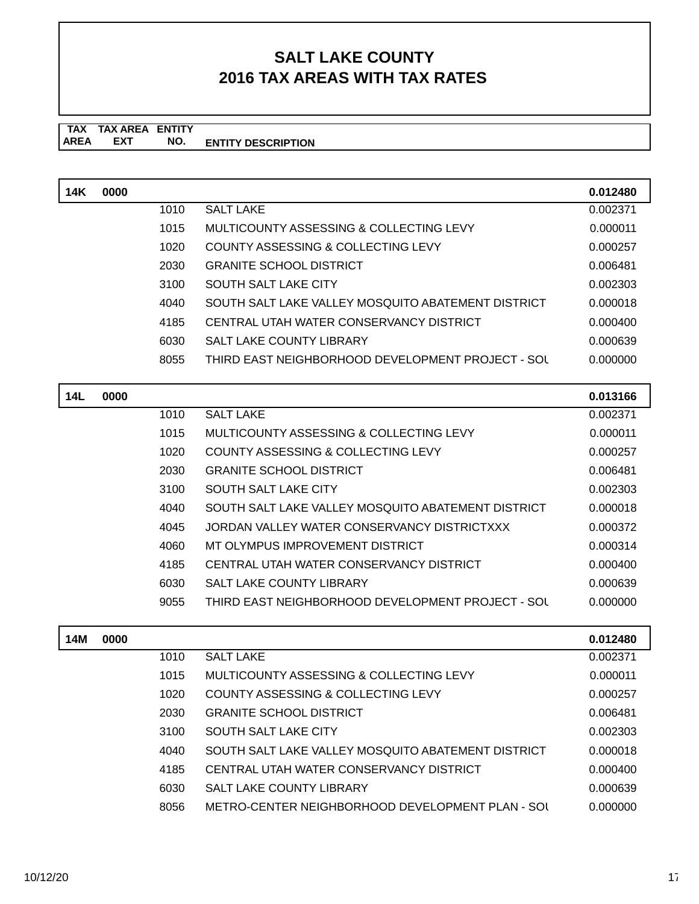# SALT LAKE COUNTY
# 2016 TAX AREAS WITH TAX RATES

| TAX AREA | TAX AREA EXT | ENTITY NO. | ENTITY DESCRIPTION | |
|---|---|---|---|---|
| **14K** | **0000** | | | **0.012480** |
| | | 1010 | SALT LAKE | 0.002371 |
| | | 1015 | MULTICOUNTY ASSESSING & COLLECTING LEVY | 0.000011 |
| | | 1020 | COUNTY ASSESSING & COLLECTING LEVY | 0.000257 |
| | | 2030 | GRANITE SCHOOL DISTRICT | 0.006481 |
| | | 3100 | SOUTH SALT LAKE CITY | 0.002303 |
| | | 4040 | SOUTH SALT LAKE VALLEY MOSQUITO ABATEMENT DISTRICT | 0.000018 |
| | | 4185 | CENTRAL UTAH WATER CONSERVANCY DISTRICT | 0.000400 |
| | | 6030 | SALT LAKE COUNTY LIBRARY | 0.000639 |
| | | 8055 | THIRD EAST NEIGHBORHOOD DEVELOPMENT PROJECT - SOU | 0.000000 |
| **14L** | **0000** | | | **0.013166** |
| | | 1010 | SALT LAKE | 0.002371 |
| | | 1015 | MULTICOUNTY ASSESSING & COLLECTING LEVY | 0.000011 |
| | | 1020 | COUNTY ASSESSING & COLLECTING LEVY | 0.000257 |
| | | 2030 | GRANITE SCHOOL DISTRICT | 0.006481 |
| | | 3100 | SOUTH SALT LAKE CITY | 0.002303 |
| | | 4040 | SOUTH SALT LAKE VALLEY MOSQUITO ABATEMENT DISTRICT | 0.000018 |
| | | 4045 | JORDAN VALLEY WATER CONSERVANCY DISTRICTXXX | 0.000372 |
| | | 4060 | MT OLYMPUS IMPROVEMENT DISTRICT | 0.000314 |
| | | 4185 | CENTRAL UTAH WATER CONSERVANCY DISTRICT | 0.000400 |
| | | 6030 | SALT LAKE COUNTY LIBRARY | 0.000639 |
| | | 9055 | THIRD EAST NEIGHBORHOOD DEVELOPMENT PROJECT - SOU | 0.000000 |
| **14M** | **0000** | | | **0.012480** |
| | | 1010 | SALT LAKE | 0.002371 |
| | | 1015 | MULTICOUNTY ASSESSING & COLLECTING LEVY | 0.000011 |
| | | 1020 | COUNTY ASSESSING & COLLECTING LEVY | 0.000257 |
| | | 2030 | GRANITE SCHOOL DISTRICT | 0.006481 |
| | | 3100 | SOUTH SALT LAKE CITY | 0.002303 |
| | | 4040 | SOUTH SALT LAKE VALLEY MOSQUITO ABATEMENT DISTRICT | 0.000018 |
| | | 4185 | CENTRAL UTAH WATER CONSERVANCY DISTRICT | 0.000400 |
| | | 6030 | SALT LAKE COUNTY LIBRARY | 0.000639 |
| | | 8056 | METRO-CENTER NEIGHBORHOOD DEVELOPMENT PLAN - SOU | 0.000000 |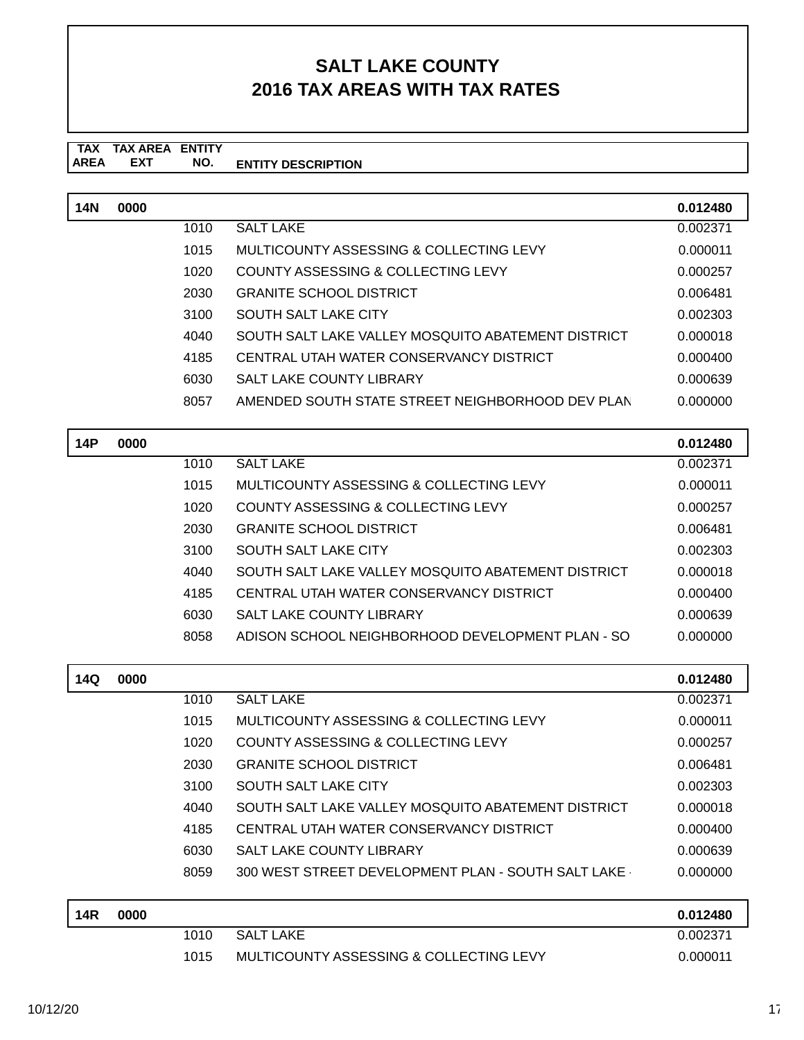# SALT LAKE COUNTY
# 2016 TAX AREAS WITH TAX RATES

| TAX AREA | TAX AREA EXT | ENTITY NO. | ENTITY DESCRIPTION | |
|---|---|---|---|---|
| **14N** | **0000** | | | **0.012480** |
| | | 1010 | SALT LAKE | 0.002371 |
| | | 1015 | MULTICOUNTY ASSESSING & COLLECTING LEVY | 0.000011 |
| | | 1020 | COUNTY ASSESSING & COLLECTING LEVY | 0.000257 |
| | | 2030 | GRANITE SCHOOL DISTRICT | 0.006481 |
| | | 3100 | SOUTH SALT LAKE CITY | 0.002303 |
| | | 4040 | SOUTH SALT LAKE VALLEY MOSQUITO ABATEMENT DISTRICT | 0.000018 |
| | | 4185 | CENTRAL UTAH WATER CONSERVANCY DISTRICT | 0.000400 |
| | | 6030 | SALT LAKE COUNTY LIBRARY | 0.000639 |
| | | 8057 | AMENDED SOUTH STATE STREET NEIGHBORHOOD DEV PLAN | 0.000000 |
| **14P** | **0000** | | | **0.012480** |
| | | 1010 | SALT LAKE | 0.002371 |
| | | 1015 | MULTICOUNTY ASSESSING & COLLECTING LEVY | 0.000011 |
| | | 1020 | COUNTY ASSESSING & COLLECTING LEVY | 0.000257 |
| | | 2030 | GRANITE SCHOOL DISTRICT | 0.006481 |
| | | 3100 | SOUTH SALT LAKE CITY | 0.002303 |
| | | 4040 | SOUTH SALT LAKE VALLEY MOSQUITO ABATEMENT DISTRICT | 0.000018 |
| | | 4185 | CENTRAL UTAH WATER CONSERVANCY DISTRICT | 0.000400 |
| | | 6030 | SALT LAKE COUNTY LIBRARY | 0.000639 |
| | | 8058 | ADISON SCHOOL NEIGHBORHOOD DEVELOPMENT PLAN - SO | 0.000000 |
| **14Q** | **0000** | | | **0.012480** |
| | | 1010 | SALT LAKE | 0.002371 |
| | | 1015 | MULTICOUNTY ASSESSING & COLLECTING LEVY | 0.000011 |
| | | 1020 | COUNTY ASSESSING & COLLECTING LEVY | 0.000257 |
| | | 2030 | GRANITE SCHOOL DISTRICT | 0.006481 |
| | | 3100 | SOUTH SALT LAKE CITY | 0.002303 |
| | | 4040 | SOUTH SALT LAKE VALLEY MOSQUITO ABATEMENT DISTRICT | 0.000018 |
| | | 4185 | CENTRAL UTAH WATER CONSERVANCY DISTRICT | 0.000400 |
| | | 6030 | SALT LAKE COUNTY LIBRARY | 0.000639 |
| | | 8059 | 300 WEST STREET DEVELOPMENT PLAN - SOUTH SALT LAKE - | 0.000000 |
| **14R** | **0000** | | | **0.012480** |
| | | 1010 | SALT LAKE | 0.002371 |
| | | 1015 | MULTICOUNTY ASSESSING & COLLECTING LEVY | 0.000011 |

10/12/20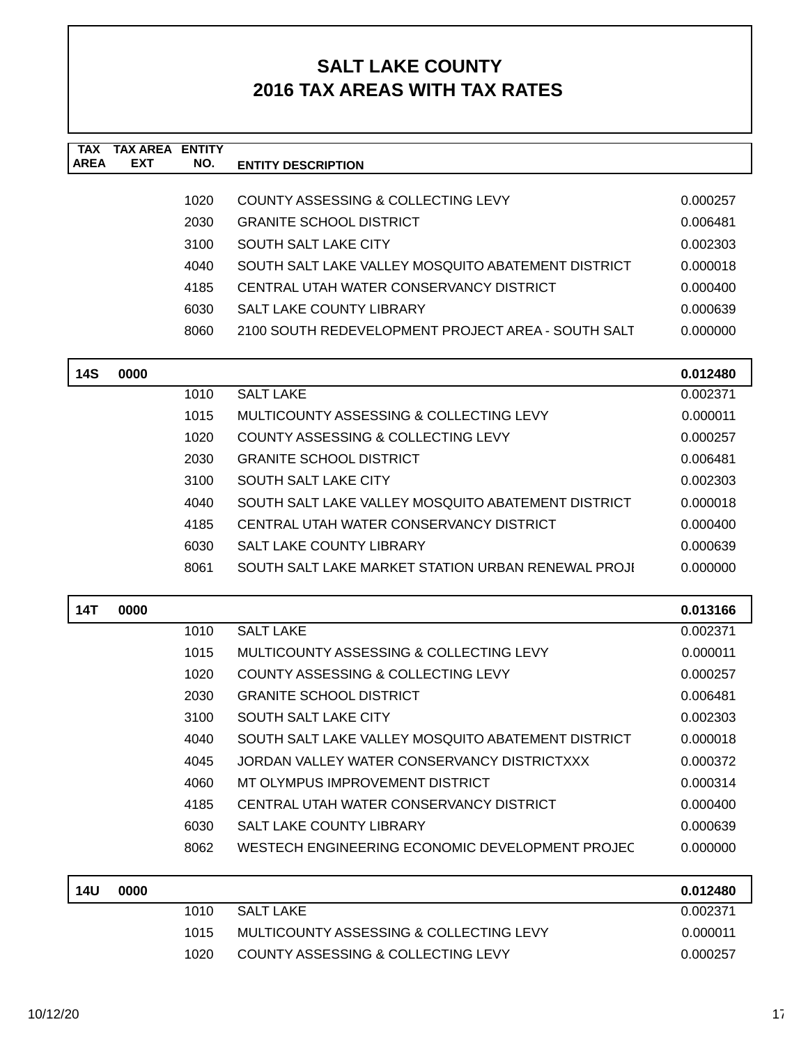# SALT LAKE COUNTY
# 2016 TAX AREAS WITH TAX RATES

| TAX AREA | TAX AREA EXT | ENTITY NO. | ENTITY DESCRIPTION | |
|---|---|---|---|---|
| | | 1020 | COUNTY ASSESSING & COLLECTING LEVY | 0.000257 |
| | | 2030 | GRANITE SCHOOL DISTRICT | 0.006481 |
| | | 3100 | SOUTH SALT LAKE CITY | 0.002303 |
| | | 4040 | SOUTH SALT LAKE VALLEY MOSQUITO ABATEMENT DISTRICT | 0.000018 |
| | | 4185 | CENTRAL UTAH WATER CONSERVANCY DISTRICT | 0.000400 |
| | | 6030 | SALT LAKE COUNTY LIBRARY | 0.000639 |
| | | 8060 | 2100 SOUTH REDEVELOPMENT PROJECT AREA - SOUTH SALT | 0.000000 |
| **14S** | **0000** | | | **0.012480** |
| | | 1010 | SALT LAKE | 0.002371 |
| | | 1015 | MULTICOUNTY ASSESSING & COLLECTING LEVY | 0.000011 |
| | | 1020 | COUNTY ASSESSING & COLLECTING LEVY | 0.000257 |
| | | 2030 | GRANITE SCHOOL DISTRICT | 0.006481 |
| | | 3100 | SOUTH SALT LAKE CITY | 0.002303 |
| | | 4040 | SOUTH SALT LAKE VALLEY MOSQUITO ABATEMENT DISTRICT | 0.000018 |
| | | 4185 | CENTRAL UTAH WATER CONSERVANCY DISTRICT | 0.000400 |
| | | 6030 | SALT LAKE COUNTY LIBRARY | 0.000639 |
| | | 8061 | SOUTH SALT LAKE MARKET STATION URBAN RENEWAL PROJI | 0.000000 |
| **14T** | **0000** | | | **0.013166** |
| | | 1010 | SALT LAKE | 0.002371 |
| | | 1015 | MULTICOUNTY ASSESSING & COLLECTING LEVY | 0.000011 |
| | | 1020 | COUNTY ASSESSING & COLLECTING LEVY | 0.000257 |
| | | 2030 | GRANITE SCHOOL DISTRICT | 0.006481 |
| | | 3100 | SOUTH SALT LAKE CITY | 0.002303 |
| | | 4040 | SOUTH SALT LAKE VALLEY MOSQUITO ABATEMENT DISTRICT | 0.000018 |
| | | 4045 | JORDAN VALLEY WATER CONSERVANCY DISTRICTXXX | 0.000372 |
| | | 4060 | MT OLYMPUS IMPROVEMENT DISTRICT | 0.000314 |
| | | 4185 | CENTRAL UTAH WATER CONSERVANCY DISTRICT | 0.000400 |
| | | 6030 | SALT LAKE COUNTY LIBRARY | 0.000639 |
| | | 8062 | WESTECH ENGINEERING ECONOMIC DEVELOPMENT PROJEC | 0.000000 |
| **14U** | **0000** | | | **0.012480** |
| | | 1010 | SALT LAKE | 0.002371 |
| | | 1015 | MULTICOUNTY ASSESSING & COLLECTING LEVY | 0.000011 |
| | | 1020 | COUNTY ASSESSING & COLLECTING LEVY | 0.000257 |

10/12/20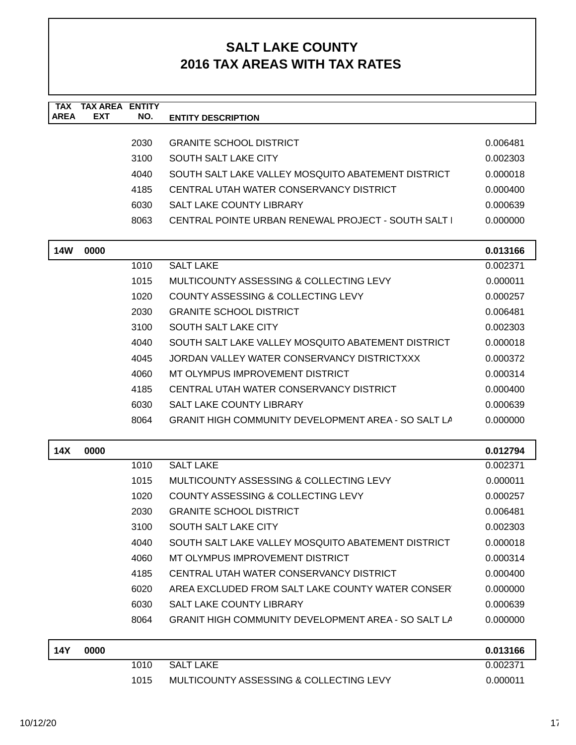# SALT LAKE COUNTY
# 2016 TAX AREAS WITH TAX RATES

| TAX AREA | TAX AREA EXT | ENTITY NO. | ENTITY DESCRIPTION | |
|---|---|---|---|---|
| | | 2030 | GRANITE SCHOOL DISTRICT | 0.006481 |
| | | 3100 | SOUTH SALT LAKE CITY | 0.002303 |
| | | 4040 | SOUTH SALT LAKE VALLEY MOSQUITO ABATEMENT DISTRICT | 0.000018 |
| | | 4185 | CENTRAL UTAH WATER CONSERVANCY DISTRICT | 0.000400 |
| | | 6030 | SALT LAKE COUNTY LIBRARY | 0.000639 |
| | | 8063 | CENTRAL POINTE URBAN RENEWAL PROJECT - SOUTH SALT L | 0.000000 |
| **14W** | **0000** | | | **0.013166** |
| | | 1010 | SALT LAKE | 0.002371 |
| | | 1015 | MULTICOUNTY ASSESSING & COLLECTING LEVY | 0.000011 |
| | | 1020 | COUNTY ASSESSING & COLLECTING LEVY | 0.000257 |
| | | 2030 | GRANITE SCHOOL DISTRICT | 0.006481 |
| | | 3100 | SOUTH SALT LAKE CITY | 0.002303 |
| | | 4040 | SOUTH SALT LAKE VALLEY MOSQUITO ABATEMENT DISTRICT | 0.000018 |
| | | 4045 | JORDAN VALLEY WATER CONSERVANCY DISTRICTXXX | 0.000372 |
| | | 4060 | MT OLYMPUS IMPROVEMENT DISTRICT | 0.000314 |
| | | 4185 | CENTRAL UTAH WATER CONSERVANCY DISTRICT | 0.000400 |
| | | 6030 | SALT LAKE COUNTY LIBRARY | 0.000639 |
| | | 8064 | GRANIT HIGH COMMUNITY DEVELOPMENT AREA - SO SALT LA | 0.000000 |
| **14X** | **0000** | | | **0.012794** |
| | | 1010 | SALT LAKE | 0.002371 |
| | | 1015 | MULTICOUNTY ASSESSING & COLLECTING LEVY | 0.000011 |
| | | 1020 | COUNTY ASSESSING & COLLECTING LEVY | 0.000257 |
| | | 2030 | GRANITE SCHOOL DISTRICT | 0.006481 |
| | | 3100 | SOUTH SALT LAKE CITY | 0.002303 |
| | | 4040 | SOUTH SALT LAKE VALLEY MOSQUITO ABATEMENT DISTRICT | 0.000018 |
| | | 4060 | MT OLYMPUS IMPROVEMENT DISTRICT | 0.000314 |
| | | 4185 | CENTRAL UTAH WATER CONSERVANCY DISTRICT | 0.000400 |
| | | 6020 | AREA EXCLUDED FROM SALT LAKE COUNTY WATER CONSER | 0.000000 |
| | | 6030 | SALT LAKE COUNTY LIBRARY | 0.000639 |
| | | 8064 | GRANIT HIGH COMMUNITY DEVELOPMENT AREA - SO SALT LA | 0.000000 |
| **14Y** | **0000** | | | **0.013166** |
| | | 1010 | SALT LAKE | 0.002371 |
| | | 1015 | MULTICOUNTY ASSESSING & COLLECTING LEVY | 0.000011 |

10/12/20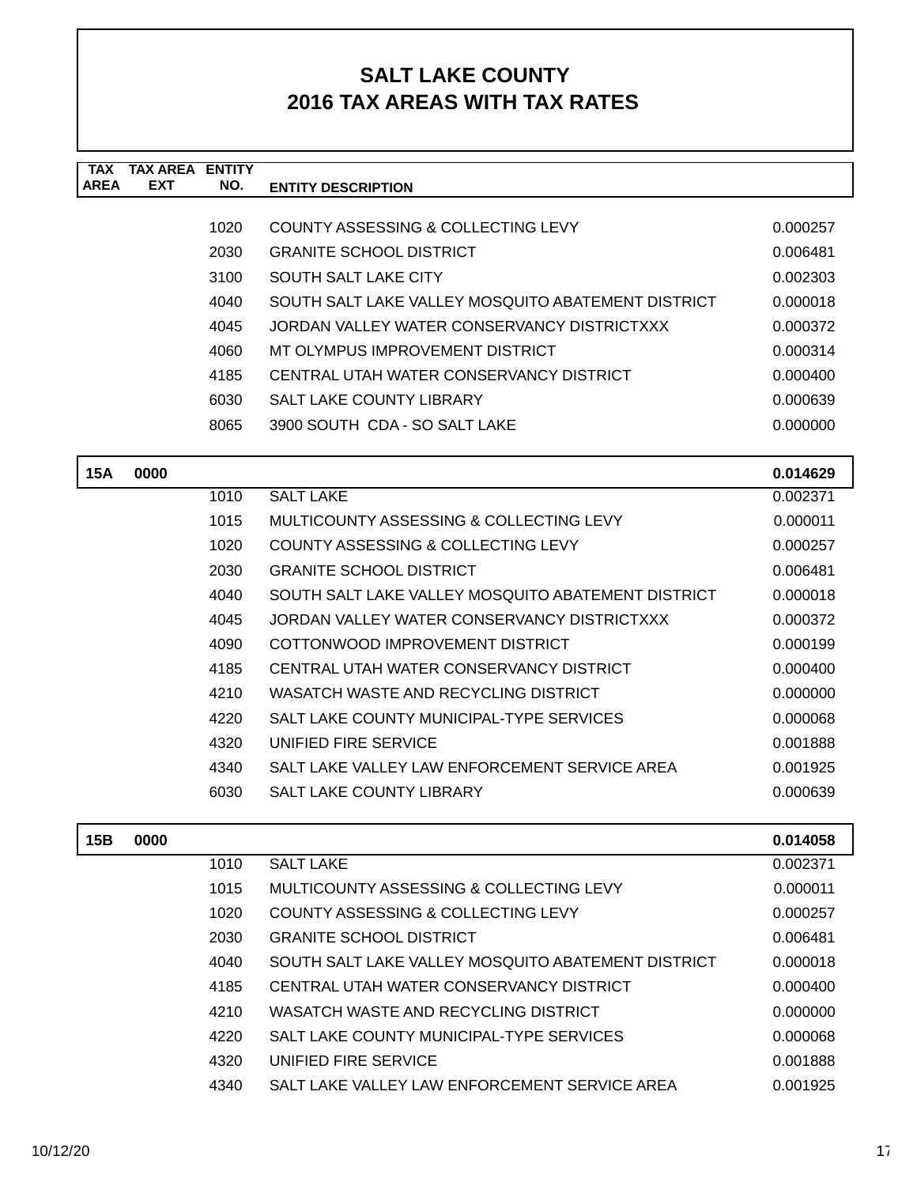# SALT LAKE COUNTY
# 2016 TAX AREAS WITH TAX RATES

| TAX AREA | TAX AREA EXT | ENTITY NO. | ENTITY DESCRIPTION | |
|---|---|---|---|---|
| | | 1020 | COUNTY ASSESSING & COLLECTING LEVY | 0.000257 |
| | | 2030 | GRANITE SCHOOL DISTRICT | 0.006481 |
| | | 3100 | SOUTH SALT LAKE CITY | 0.002303 |
| | | 4040 | SOUTH SALT LAKE VALLEY MOSQUITO ABATEMENT DISTRICT | 0.000018 |
| | | 4045 | JORDAN VALLEY WATER CONSERVANCY DISTRICTXXX | 0.000372 |
| | | 4060 | MT OLYMPUS IMPROVEMENT DISTRICT | 0.000314 |
| | | 4185 | CENTRAL UTAH WATER CONSERVANCY DISTRICT | 0.000400 |
| | | 6030 | SALT LAKE COUNTY LIBRARY | 0.000639 |
| | | 8065 | 3900 SOUTH CDA - SO SALT LAKE | 0.000000 |
| **15A** | **0000** | | | **0.014629** |
| | | 1010 | SALT LAKE | 0.002371 |
| | | 1015 | MULTICOUNTY ASSESSING & COLLECTING LEVY | 0.000011 |
| | | 1020 | COUNTY ASSESSING & COLLECTING LEVY | 0.000257 |
| | | 2030 | GRANITE SCHOOL DISTRICT | 0.006481 |
| | | 4040 | SOUTH SALT LAKE VALLEY MOSQUITO ABATEMENT DISTRICT | 0.000018 |
| | | 4045 | JORDAN VALLEY WATER CONSERVANCY DISTRICTXXX | 0.000372 |
| | | 4090 | COTTONWOOD IMPROVEMENT DISTRICT | 0.000199 |
| | | 4185 | CENTRAL UTAH WATER CONSERVANCY DISTRICT | 0.000400 |
| | | 4210 | WASATCH WASTE AND RECYCLING DISTRICT | 0.000000 |
| | | 4220 | SALT LAKE COUNTY MUNICIPAL-TYPE SERVICES | 0.000068 |
| | | 4320 | UNIFIED FIRE SERVICE | 0.001888 |
| | | 4340 | SALT LAKE VALLEY LAW ENFORCEMENT SERVICE AREA | 0.001925 |
| | | 6030 | SALT LAKE COUNTY LIBRARY | 0.000639 |
| **15B** | **0000** | | | **0.014058** |
| | | 1010 | SALT LAKE | 0.002371 |
| | | 1015 | MULTICOUNTY ASSESSING & COLLECTING LEVY | 0.000011 |
| | | 1020 | COUNTY ASSESSING & COLLECTING LEVY | 0.000257 |
| | | 2030 | GRANITE SCHOOL DISTRICT | 0.006481 |
| | | 4040 | SOUTH SALT LAKE VALLEY MOSQUITO ABATEMENT DISTRICT | 0.000018 |
| | | 4185 | CENTRAL UTAH WATER CONSERVANCY DISTRICT | 0.000400 |
| | | 4210 | WASATCH WASTE AND RECYCLING DISTRICT | 0.000000 |
| | | 4220 | SALT LAKE COUNTY MUNICIPAL-TYPE SERVICES | 0.000068 |
| | | 4320 | UNIFIED FIRE SERVICE | 0.001888 |
| | | 4340 | SALT LAKE VALLEY LAW ENFORCEMENT SERVICE AREA | 0.001925 |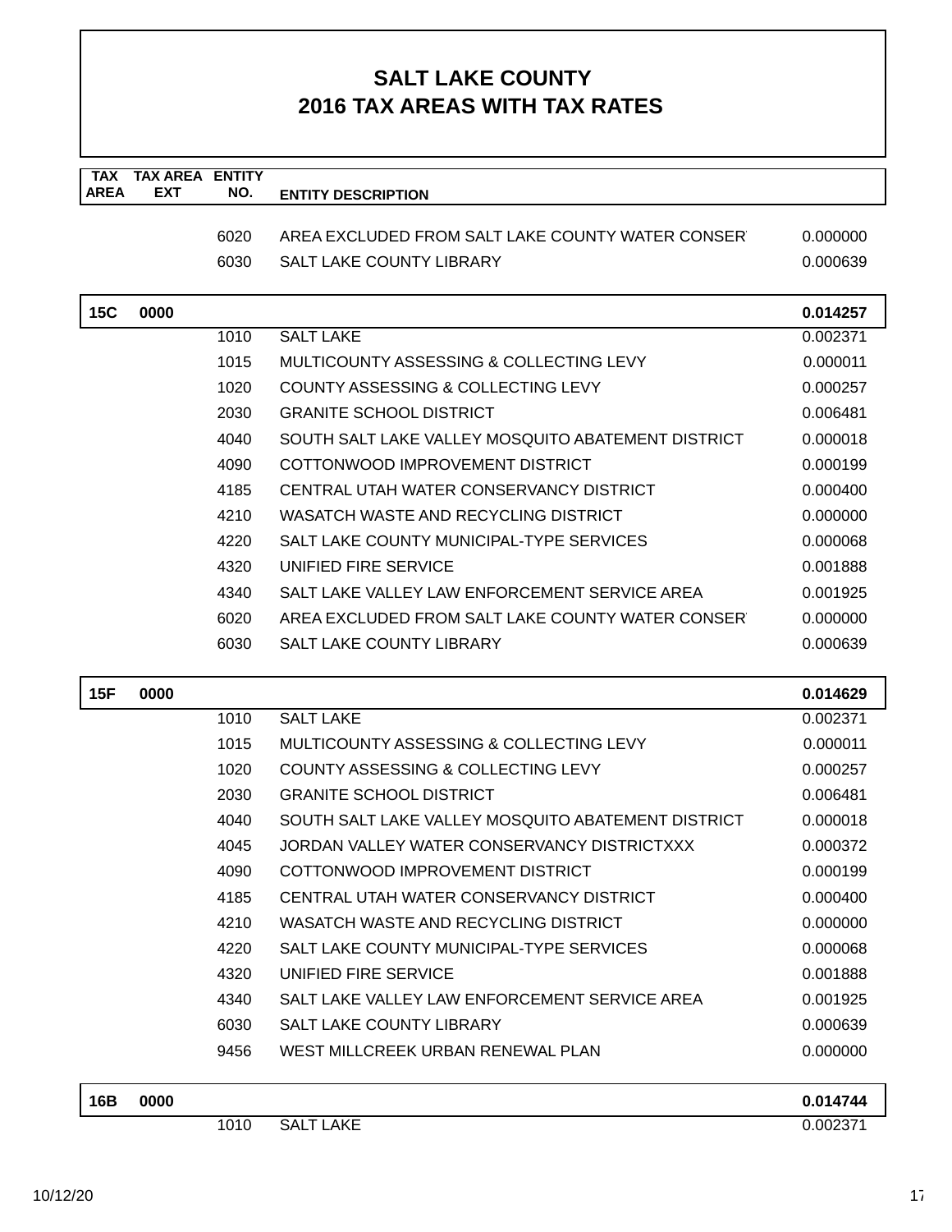# SALT LAKE COUNTY
## 2016 TAX AREAS WITH TAX RATES

| TAX AREA | TAX AREA EXT | ENTITY NO. | ENTITY DESCRIPTION | |
|---|---|---|---|---|
| | | 6020 | AREA EXCLUDED FROM SALT LAKE COUNTY WATER CONSER | 0.000000 |
| | | 6030 | SALT LAKE COUNTY LIBRARY | 0.000639 |
| **15C** | **0000** | | | **0.014257** |
| | | 1010 | SALT LAKE | 0.002371 |
| | | 1015 | MULTICOUNTY ASSESSING & COLLECTING LEVY | 0.000011 |
| | | 1020 | COUNTY ASSESSING & COLLECTING LEVY | 0.000257 |
| | | 2030 | GRANITE SCHOOL DISTRICT | 0.006481 |
| | | 4040 | SOUTH SALT LAKE VALLEY MOSQUITO ABATEMENT DISTRICT | 0.000018 |
| | | 4090 | COTTONWOOD IMPROVEMENT DISTRICT | 0.000199 |
| | | 4185 | CENTRAL UTAH WATER CONSERVANCY DISTRICT | 0.000400 |
| | | 4210 | WASATCH WASTE AND RECYCLING DISTRICT | 0.000000 |
| | | 4220 | SALT LAKE COUNTY MUNICIPAL-TYPE SERVICES | 0.000068 |
| | | 4320 | UNIFIED FIRE SERVICE | 0.001888 |
| | | 4340 | SALT LAKE VALLEY LAW ENFORCEMENT SERVICE AREA | 0.001925 |
| | | 6020 | AREA EXCLUDED FROM SALT LAKE COUNTY WATER CONSER | 0.000000 |
| | | 6030 | SALT LAKE COUNTY LIBRARY | 0.000639 |
| **15F** | **0000** | | | **0.014629** |
| | | 1010 | SALT LAKE | 0.002371 |
| | | 1015 | MULTICOUNTY ASSESSING & COLLECTING LEVY | 0.000011 |
| | | 1020 | COUNTY ASSESSING & COLLECTING LEVY | 0.000257 |
| | | 2030 | GRANITE SCHOOL DISTRICT | 0.006481 |
| | | 4040 | SOUTH SALT LAKE VALLEY MOSQUITO ABATEMENT DISTRICT | 0.000018 |
| | | 4045 | JORDAN VALLEY WATER CONSERVANCY DISTRICTXXX | 0.000372 |
| | | 4090 | COTTONWOOD IMPROVEMENT DISTRICT | 0.000199 |
| | | 4185 | CENTRAL UTAH WATER CONSERVANCY DISTRICT | 0.000400 |
| | | 4210 | WASATCH WASTE AND RECYCLING DISTRICT | 0.000000 |
| | | 4220 | SALT LAKE COUNTY MUNICIPAL-TYPE SERVICES | 0.000068 |
| | | 4320 | UNIFIED FIRE SERVICE | 0.001888 |
| | | 4340 | SALT LAKE VALLEY LAW ENFORCEMENT SERVICE AREA | 0.001925 |
| | | 6030 | SALT LAKE COUNTY LIBRARY | 0.000639 |
| | | 9456 | WEST MILLCREEK URBAN RENEWAL PLAN | 0.000000 |
| **16B** | **0000** | | | **0.014744** |
| | | 1010 | SALT LAKE | 0.002371 |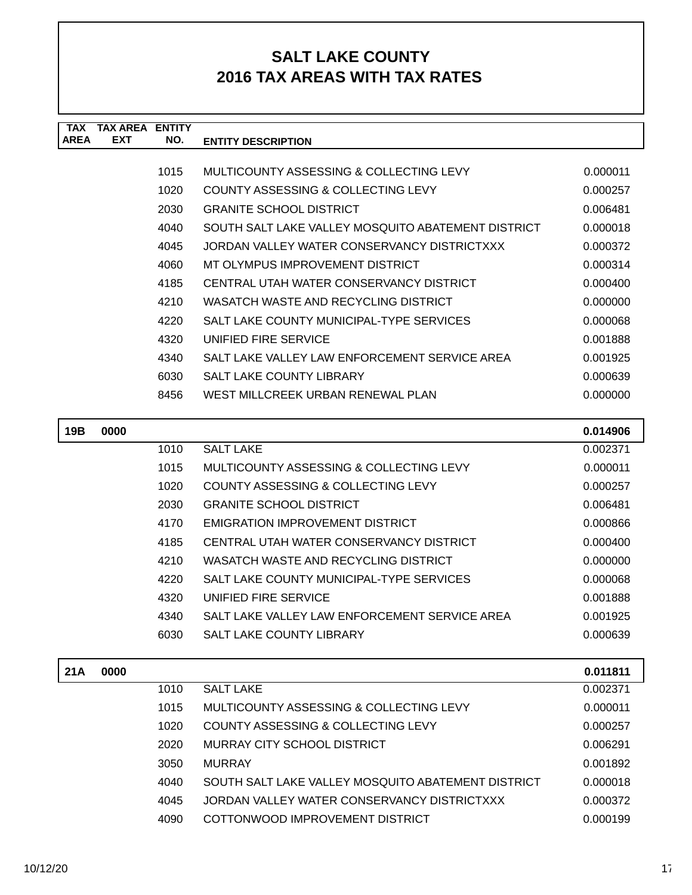# SALT LAKE COUNTY
# 2016 TAX AREAS WITH TAX RATES

| TAX AREA | TAX AREA EXT | ENTITY NO. | ENTITY DESCRIPTION | |
|---|---|---|---|---|
| | | 1015 | MULTICOUNTY ASSESSING & COLLECTING LEVY | 0.000011 |
| | | 1020 | COUNTY ASSESSING & COLLECTING LEVY | 0.000257 |
| | | 2030 | GRANITE SCHOOL DISTRICT | 0.006481 |
| | | 4040 | SOUTH SALT LAKE VALLEY MOSQUITO ABATEMENT DISTRICT | 0.000018 |
| | | 4045 | JORDAN VALLEY WATER CONSERVANCY DISTRICTXXX | 0.000372 |
| | | 4060 | MT OLYMPUS IMPROVEMENT DISTRICT | 0.000314 |
| | | 4185 | CENTRAL UTAH WATER CONSERVANCY DISTRICT | 0.000400 |
| | | 4210 | WASATCH WASTE AND RECYCLING DISTRICT | 0.000000 |
| | | 4220 | SALT LAKE COUNTY MUNICIPAL-TYPE SERVICES | 0.000068 |
| | | 4320 | UNIFIED FIRE SERVICE | 0.001888 |
| | | 4340 | SALT LAKE VALLEY LAW ENFORCEMENT SERVICE AREA | 0.001925 |
| | | 6030 | SALT LAKE COUNTY LIBRARY | 0.000639 |
| | | 8456 | WEST MILLCREEK URBAN RENEWAL PLAN | 0.000000 |
| **19B** | **0000** | | | **0.014906** |
| | | 1010 | SALT LAKE | 0.002371 |
| | | 1015 | MULTICOUNTY ASSESSING & COLLECTING LEVY | 0.000011 |
| | | 1020 | COUNTY ASSESSING & COLLECTING LEVY | 0.000257 |
| | | 2030 | GRANITE SCHOOL DISTRICT | 0.006481 |
| | | 4170 | EMIGRATION IMPROVEMENT DISTRICT | 0.000866 |
| | | 4185 | CENTRAL UTAH WATER CONSERVANCY DISTRICT | 0.000400 |
| | | 4210 | WASATCH WASTE AND RECYCLING DISTRICT | 0.000000 |
| | | 4220 | SALT LAKE COUNTY MUNICIPAL-TYPE SERVICES | 0.000068 |
| | | 4320 | UNIFIED FIRE SERVICE | 0.001888 |
| | | 4340 | SALT LAKE VALLEY LAW ENFORCEMENT SERVICE AREA | 0.001925 |
| | | 6030 | SALT LAKE COUNTY LIBRARY | 0.000639 |
| **21A** | **0000** | | | **0.011811** |
| | | 1010 | SALT LAKE | 0.002371 |
| | | 1015 | MULTICOUNTY ASSESSING & COLLECTING LEVY | 0.000011 |
| | | 1020 | COUNTY ASSESSING & COLLECTING LEVY | 0.000257 |
| | | 2020 | MURRAY CITY SCHOOL DISTRICT | 0.006291 |
| | | 3050 | MURRAY | 0.001892 |
| | | 4040 | SOUTH SALT LAKE VALLEY MOSQUITO ABATEMENT DISTRICT | 0.000018 |
| | | 4045 | JORDAN VALLEY WATER CONSERVANCY DISTRICTXXX | 0.000372 |
| | | 4090 | COTTONWOOD IMPROVEMENT DISTRICT | 0.000199 |

10/12/20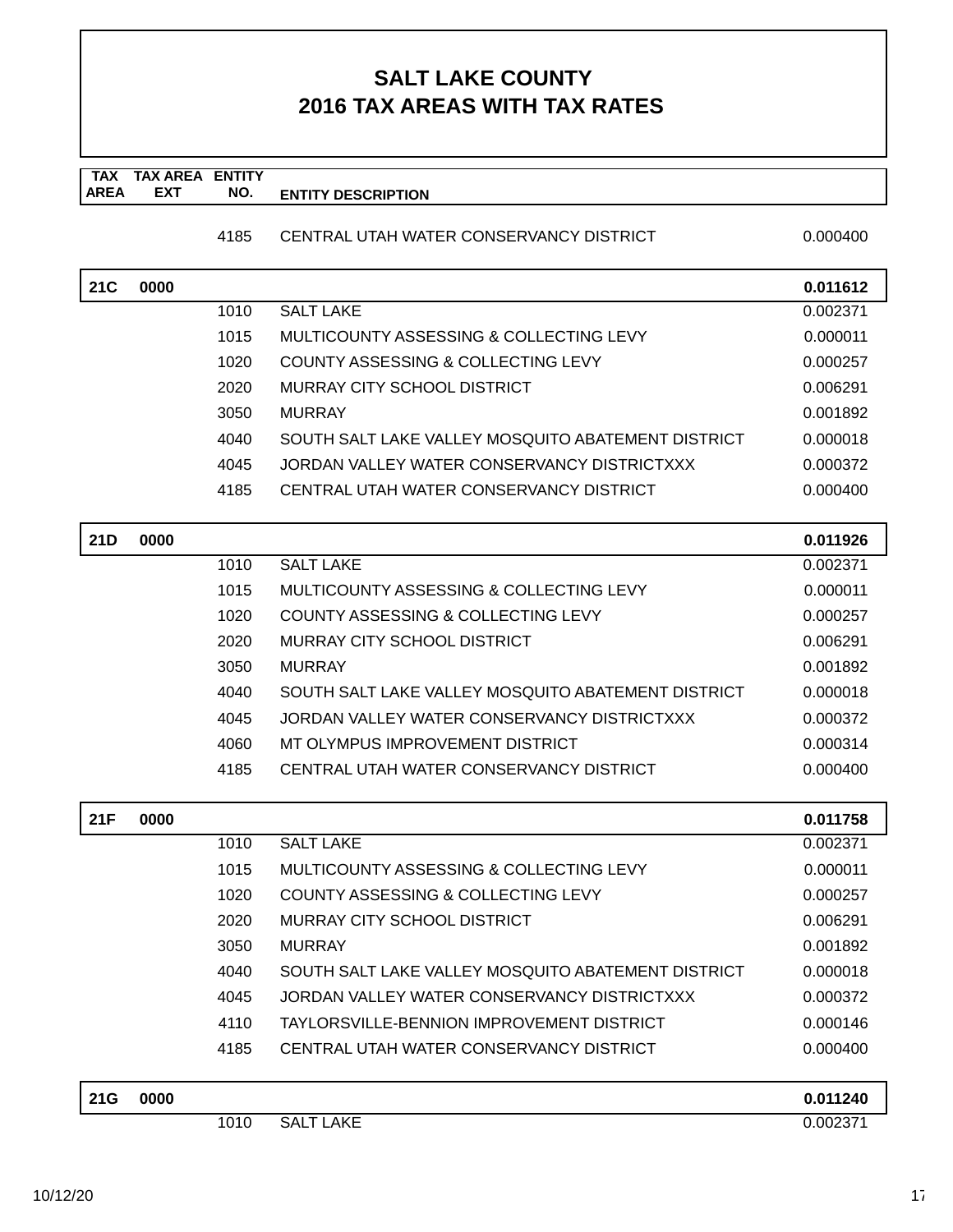# SALT LAKE COUNTY
# 2016 TAX AREAS WITH TAX RATES

| TAX AREA | TAX AREA EXT | ENTITY NO. | ENTITY DESCRIPTION | |
|---|---|---|---|---|
| | | 4185 | CENTRAL UTAH WATER CONSERVANCY DISTRICT | 0.000400 |
| **21C** | **0000** | | | **0.011612** |
| | | 1010 | SALT LAKE | 0.002371 |
| | | 1015 | MULTICOUNTY ASSESSING & COLLECTING LEVY | 0.000011 |
| | | 1020 | COUNTY ASSESSING & COLLECTING LEVY | 0.000257 |
| | | 2020 | MURRAY CITY SCHOOL DISTRICT | 0.006291 |
| | | 3050 | MURRAY | 0.001892 |
| | | 4040 | SOUTH SALT LAKE VALLEY MOSQUITO ABATEMENT DISTRICT | 0.000018 |
| | | 4045 | JORDAN VALLEY WATER CONSERVANCY DISTRICTXXX | 0.000372 |
| | | 4185 | CENTRAL UTAH WATER CONSERVANCY DISTRICT | 0.000400 |
| **21D** | **0000** | | | **0.011926** |
| | | 1010 | SALT LAKE | 0.002371 |
| | | 1015 | MULTICOUNTY ASSESSING & COLLECTING LEVY | 0.000011 |
| | | 1020 | COUNTY ASSESSING & COLLECTING LEVY | 0.000257 |
| | | 2020 | MURRAY CITY SCHOOL DISTRICT | 0.006291 |
| | | 3050 | MURRAY | 0.001892 |
| | | 4040 | SOUTH SALT LAKE VALLEY MOSQUITO ABATEMENT DISTRICT | 0.000018 |
| | | 4045 | JORDAN VALLEY WATER CONSERVANCY DISTRICTXXX | 0.000372 |
| | | 4060 | MT OLYMPUS IMPROVEMENT DISTRICT | 0.000314 |
| | | 4185 | CENTRAL UTAH WATER CONSERVANCY DISTRICT | 0.000400 |
| **21F** | **0000** | | | **0.011758** |
| | | 1010 | SALT LAKE | 0.002371 |
| | | 1015 | MULTICOUNTY ASSESSING & COLLECTING LEVY | 0.000011 |
| | | 1020 | COUNTY ASSESSING & COLLECTING LEVY | 0.000257 |
| | | 2020 | MURRAY CITY SCHOOL DISTRICT | 0.006291 |
| | | 3050 | MURRAY | 0.001892 |
| | | 4040 | SOUTH SALT LAKE VALLEY MOSQUITO ABATEMENT DISTRICT | 0.000018 |
| | | 4045 | JORDAN VALLEY WATER CONSERVANCY DISTRICTXXX | 0.000372 |
| | | 4110 | TAYLORSVILLE-BENNION IMPROVEMENT DISTRICT | 0.000146 |
| | | 4185 | CENTRAL UTAH WATER CONSERVANCY DISTRICT | 0.000400 |
| **21G** | **0000** | | | **0.011240** |
| | | 1010 | SALT LAKE | 0.002371 |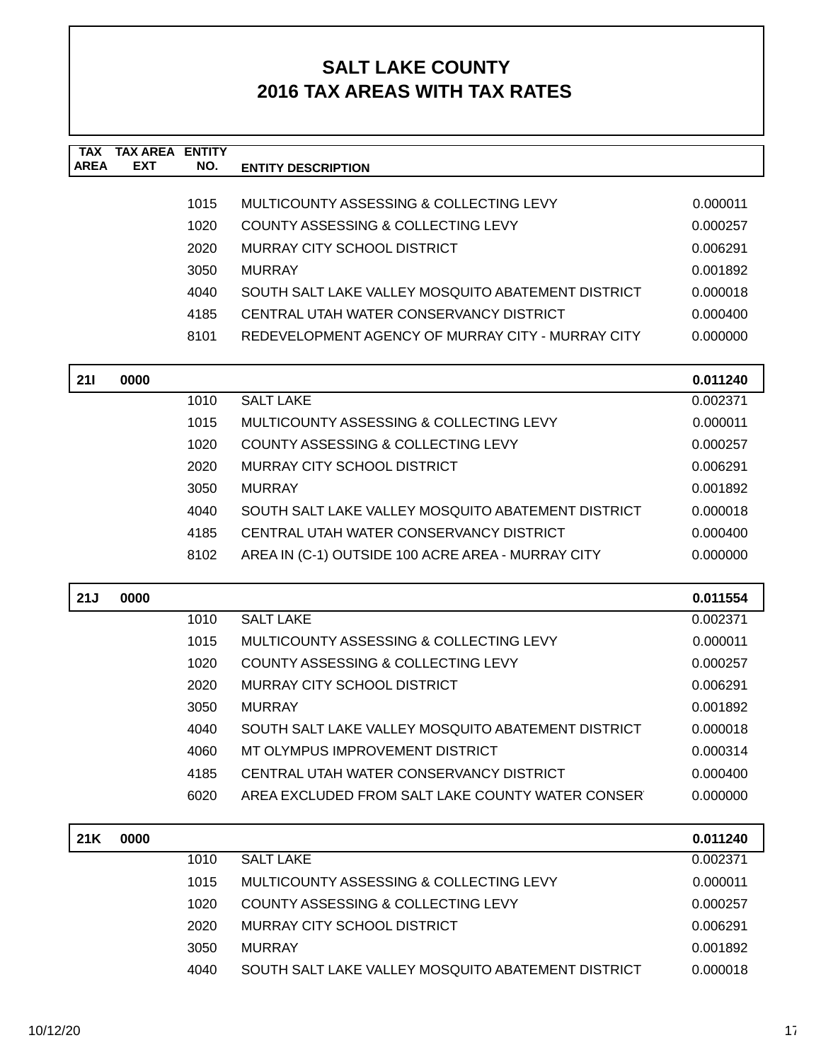# SALT LAKE COUNTY
# 2016 TAX AREAS WITH TAX RATES

| TAX AREA | TAX AREA EXT | ENTITY NO. | ENTITY DESCRIPTION | |
|---|---|---|---|---|
| | | 1015 | MULTICOUNTY ASSESSING & COLLECTING LEVY | 0.000011 |
| | | 1020 | COUNTY ASSESSING & COLLECTING LEVY | 0.000257 |
| | | 2020 | MURRAY CITY SCHOOL DISTRICT | 0.006291 |
| | | 3050 | MURRAY | 0.001892 |
| | | 4040 | SOUTH SALT LAKE VALLEY MOSQUITO ABATEMENT DISTRICT | 0.000018 |
| | | 4185 | CENTRAL UTAH WATER CONSERVANCY DISTRICT | 0.000400 |
| | | 8101 | REDEVELOPMENT AGENCY OF MURRAY CITY - MURRAY CITY | 0.000000 |
| **21I** | **0000** | | | **0.011240** |
| | | 1010 | SALT LAKE | 0.002371 |
| | | 1015 | MULTICOUNTY ASSESSING & COLLECTING LEVY | 0.000011 |
| | | 1020 | COUNTY ASSESSING & COLLECTING LEVY | 0.000257 |
| | | 2020 | MURRAY CITY SCHOOL DISTRICT | 0.006291 |
| | | 3050 | MURRAY | 0.001892 |
| | | 4040 | SOUTH SALT LAKE VALLEY MOSQUITO ABATEMENT DISTRICT | 0.000018 |
| | | 4185 | CENTRAL UTAH WATER CONSERVANCY DISTRICT | 0.000400 |
| | | 8102 | AREA IN (C-1) OUTSIDE 100 ACRE AREA - MURRAY CITY | 0.000000 |
| **21J** | **0000** | | | **0.011554** |
| | | 1010 | SALT LAKE | 0.002371 |
| | | 1015 | MULTICOUNTY ASSESSING & COLLECTING LEVY | 0.000011 |
| | | 1020 | COUNTY ASSESSING & COLLECTING LEVY | 0.000257 |
| | | 2020 | MURRAY CITY SCHOOL DISTRICT | 0.006291 |
| | | 3050 | MURRAY | 0.001892 |
| | | 4040 | SOUTH SALT LAKE VALLEY MOSQUITO ABATEMENT DISTRICT | 0.000018 |
| | | 4060 | MT OLYMPUS IMPROVEMENT DISTRICT | 0.000314 |
| | | 4185 | CENTRAL UTAH WATER CONSERVANCY DISTRICT | 0.000400 |
| | | 6020 | AREA EXCLUDED FROM SALT LAKE COUNTY WATER CONSER | 0.000000 |
| **21K** | **0000** | | | **0.011240** |
| | | 1010 | SALT LAKE | 0.002371 |
| | | 1015 | MULTICOUNTY ASSESSING & COLLECTING LEVY | 0.000011 |
| | | 1020 | COUNTY ASSESSING & COLLECTING LEVY | 0.000257 |
| | | 2020 | MURRAY CITY SCHOOL DISTRICT | 0.006291 |
| | | 3050 | MURRAY | 0.001892 |
| | | 4040 | SOUTH SALT LAKE VALLEY MOSQUITO ABATEMENT DISTRICT | 0.000018 |

10/12/20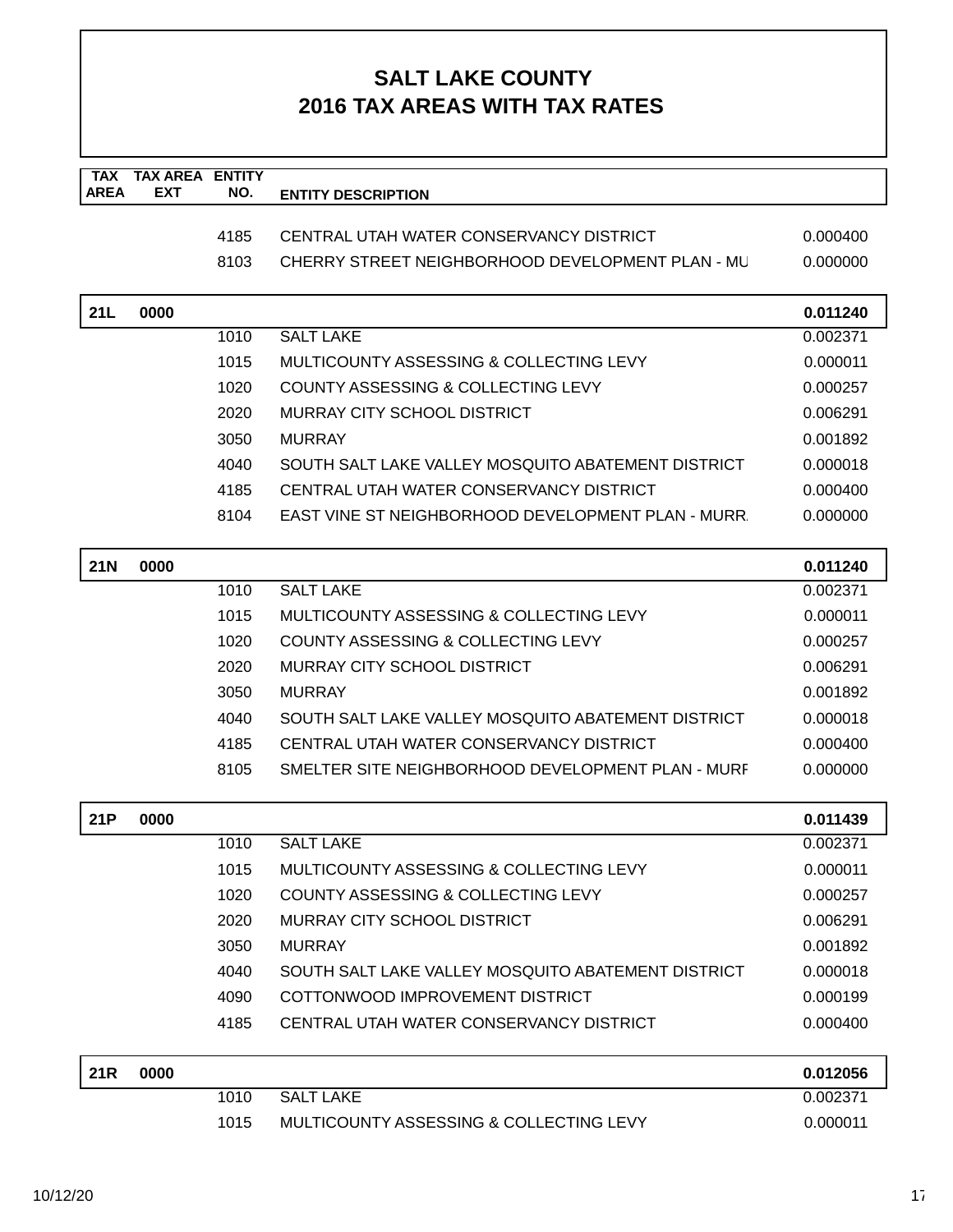# SALT LAKE COUNTY
# 2016 TAX AREAS WITH TAX RATES

| TAX AREA | TAX AREA EXT | ENTITY NO. | ENTITY DESCRIPTION | |
|---|---|---|---|---|
| | | 4185 | CENTRAL UTAH WATER CONSERVANCY DISTRICT | 0.000400 |
| | | 8103 | CHERRY STREET NEIGHBORHOOD DEVELOPMENT PLAN - MU | 0.000000 |
| **21L** | **0000** | | | **0.011240** |
| | | 1010 | SALT LAKE | 0.002371 |
| | | 1015 | MULTICOUNTY ASSESSING & COLLECTING LEVY | 0.000011 |
| | | 1020 | COUNTY ASSESSING & COLLECTING LEVY | 0.000257 |
| | | 2020 | MURRAY CITY SCHOOL DISTRICT | 0.006291 |
| | | 3050 | MURRAY | 0.001892 |
| | | 4040 | SOUTH SALT LAKE VALLEY MOSQUITO ABATEMENT DISTRICT | 0.000018 |
| | | 4185 | CENTRAL UTAH WATER CONSERVANCY DISTRICT | 0.000400 |
| | | 8104 | EAST VINE ST NEIGHBORHOOD DEVELOPMENT PLAN - MURR. | 0.000000 |
| **21N** | **0000** | | | **0.011240** |
| | | 1010 | SALT LAKE | 0.002371 |
| | | 1015 | MULTICOUNTY ASSESSING & COLLECTING LEVY | 0.000011 |
| | | 1020 | COUNTY ASSESSING & COLLECTING LEVY | 0.000257 |
| | | 2020 | MURRAY CITY SCHOOL DISTRICT | 0.006291 |
| | | 3050 | MURRAY | 0.001892 |
| | | 4040 | SOUTH SALT LAKE VALLEY MOSQUITO ABATEMENT DISTRICT | 0.000018 |
| | | 4185 | CENTRAL UTAH WATER CONSERVANCY DISTRICT | 0.000400 |
| | | 8105 | SMELTER SITE NEIGHBORHOOD DEVELOPMENT PLAN - MURF | 0.000000 |
| **21P** | **0000** | | | **0.011439** |
| | | 1010 | SALT LAKE | 0.002371 |
| | | 1015 | MULTICOUNTY ASSESSING & COLLECTING LEVY | 0.000011 |
| | | 1020 | COUNTY ASSESSING & COLLECTING LEVY | 0.000257 |
| | | 2020 | MURRAY CITY SCHOOL DISTRICT | 0.006291 |
| | | 3050 | MURRAY | 0.001892 |
| | | 4040 | SOUTH SALT LAKE VALLEY MOSQUITO ABATEMENT DISTRICT | 0.000018 |
| | | 4090 | COTTONWOOD IMPROVEMENT DISTRICT | 0.000199 |
| | | 4185 | CENTRAL UTAH WATER CONSERVANCY DISTRICT | 0.000400 |
| **21R** | **0000** | | | **0.012056** |
| | | 1010 | SALT LAKE | 0.002371 |
| | | 1015 | MULTICOUNTY ASSESSING & COLLECTING LEVY | 0.000011 |

10/12/20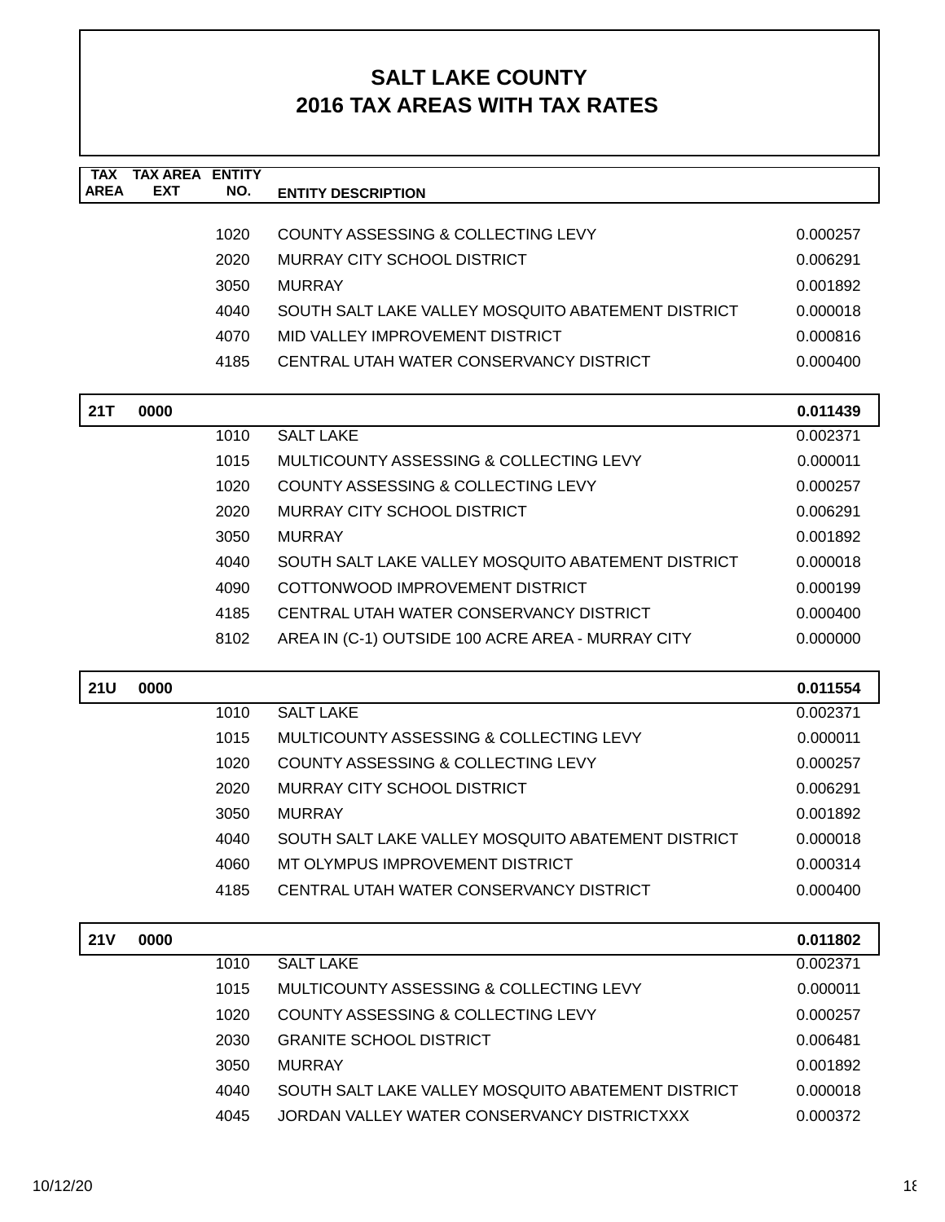# SALT LAKE COUNTY
# 2016 TAX AREAS WITH TAX RATES

| TAX AREA | TAX AREA EXT | ENTITY NO. | ENTITY DESCRIPTION | |
|---|---|---|---|---|
| | | 1020 | COUNTY ASSESSING & COLLECTING LEVY | 0.000257 |
| | | 2020 | MURRAY CITY SCHOOL DISTRICT | 0.006291 |
| | | 3050 | MURRAY | 0.001892 |
| | | 4040 | SOUTH SALT LAKE VALLEY MOSQUITO ABATEMENT DISTRICT | 0.000018 |
| | | 4070 | MID VALLEY IMPROVEMENT DISTRICT | 0.000816 |
| | | 4185 | CENTRAL UTAH WATER CONSERVANCY DISTRICT | 0.000400 |
| **21T** | **0000** | | | **0.011439** |
| | | 1010 | SALT LAKE | 0.002371 |
| | | 1015 | MULTICOUNTY ASSESSING & COLLECTING LEVY | 0.000011 |
| | | 1020 | COUNTY ASSESSING & COLLECTING LEVY | 0.000257 |
| | | 2020 | MURRAY CITY SCHOOL DISTRICT | 0.006291 |
| | | 3050 | MURRAY | 0.001892 |
| | | 4040 | SOUTH SALT LAKE VALLEY MOSQUITO ABATEMENT DISTRICT | 0.000018 |
| | | 4090 | COTTONWOOD IMPROVEMENT DISTRICT | 0.000199 |
| | | 4185 | CENTRAL UTAH WATER CONSERVANCY DISTRICT | 0.000400 |
| | | 8102 | AREA IN (C-1) OUTSIDE 100 ACRE AREA - MURRAY CITY | 0.000000 |
| **21U** | **0000** | | | **0.011554** |
| | | 1010 | SALT LAKE | 0.002371 |
| | | 1015 | MULTICOUNTY ASSESSING & COLLECTING LEVY | 0.000011 |
| | | 1020 | COUNTY ASSESSING & COLLECTING LEVY | 0.000257 |
| | | 2020 | MURRAY CITY SCHOOL DISTRICT | 0.006291 |
| | | 3050 | MURRAY | 0.001892 |
| | | 4040 | SOUTH SALT LAKE VALLEY MOSQUITO ABATEMENT DISTRICT | 0.000018 |
| | | 4060 | MT OLYMPUS IMPROVEMENT DISTRICT | 0.000314 |
| | | 4185 | CENTRAL UTAH WATER CONSERVANCY DISTRICT | 0.000400 |
| **21V** | **0000** | | | **0.011802** |
| | | 1010 | SALT LAKE | 0.002371 |
| | | 1015 | MULTICOUNTY ASSESSING & COLLECTING LEVY | 0.000011 |
| | | 1020 | COUNTY ASSESSING & COLLECTING LEVY | 0.000257 |
| | | 2030 | GRANITE SCHOOL DISTRICT | 0.006481 |
| | | 3050 | MURRAY | 0.001892 |
| | | 4040 | SOUTH SALT LAKE VALLEY MOSQUITO ABATEMENT DISTRICT | 0.000018 |
| | | 4045 | JORDAN VALLEY WATER CONSERVANCY DISTRICTXXX | 0.000372 |

10/12/20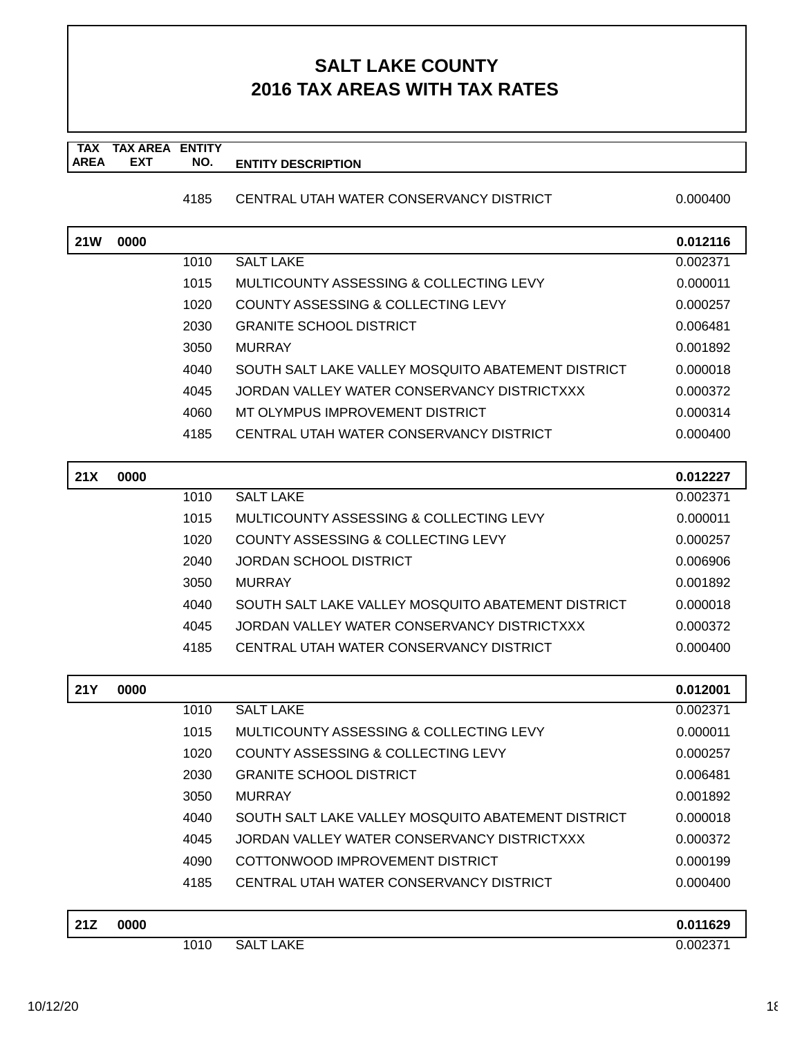# SALT LAKE COUNTY
# 2016 TAX AREAS WITH TAX RATES

| TAX AREA | TAX AREA EXT | ENTITY NO. | ENTITY DESCRIPTION | |
|---|---|---|---|---|
| | | 4185 | CENTRAL UTAH WATER CONSERVANCY DISTRICT | 0.000400 |
| **21W** | **0000** | | | **0.012116** |
| | | 1010 | SALT LAKE | 0.002371 |
| | | 1015 | MULTICOUNTY ASSESSING & COLLECTING LEVY | 0.000011 |
| | | 1020 | COUNTY ASSESSING & COLLECTING LEVY | 0.000257 |
| | | 2030 | GRANITE SCHOOL DISTRICT | 0.006481 |
| | | 3050 | MURRAY | 0.001892 |
| | | 4040 | SOUTH SALT LAKE VALLEY MOSQUITO ABATEMENT DISTRICT | 0.000018 |
| | | 4045 | JORDAN VALLEY WATER CONSERVANCY DISTRICTXXX | 0.000372 |
| | | 4060 | MT OLYMPUS IMPROVEMENT DISTRICT | 0.000314 |
| | | 4185 | CENTRAL UTAH WATER CONSERVANCY DISTRICT | 0.000400 |
| **21X** | **0000** | | | **0.012227** |
| | | 1010 | SALT LAKE | 0.002371 |
| | | 1015 | MULTICOUNTY ASSESSING & COLLECTING LEVY | 0.000011 |
| | | 1020 | COUNTY ASSESSING & COLLECTING LEVY | 0.000257 |
| | | 2040 | JORDAN SCHOOL DISTRICT | 0.006906 |
| | | 3050 | MURRAY | 0.001892 |
| | | 4040 | SOUTH SALT LAKE VALLEY MOSQUITO ABATEMENT DISTRICT | 0.000018 |
| | | 4045 | JORDAN VALLEY WATER CONSERVANCY DISTRICTXXX | 0.000372 |
| | | 4185 | CENTRAL UTAH WATER CONSERVANCY DISTRICT | 0.000400 |
| **21Y** | **0000** | | | **0.012001** |
| | | 1010 | SALT LAKE | 0.002371 |
| | | 1015 | MULTICOUNTY ASSESSING & COLLECTING LEVY | 0.000011 |
| | | 1020 | COUNTY ASSESSING & COLLECTING LEVY | 0.000257 |
| | | 2030 | GRANITE SCHOOL DISTRICT | 0.006481 |
| | | 3050 | MURRAY | 0.001892 |
| | | 4040 | SOUTH SALT LAKE VALLEY MOSQUITO ABATEMENT DISTRICT | 0.000018 |
| | | 4045 | JORDAN VALLEY WATER CONSERVANCY DISTRICTXXX | 0.000372 |
| | | 4090 | COTTONWOOD IMPROVEMENT DISTRICT | 0.000199 |
| | | 4185 | CENTRAL UTAH WATER CONSERVANCY DISTRICT | 0.000400 |
| **21Z** | **0000** | | | **0.011629** |
| | | 1010 | SALT LAKE | 0.002371 |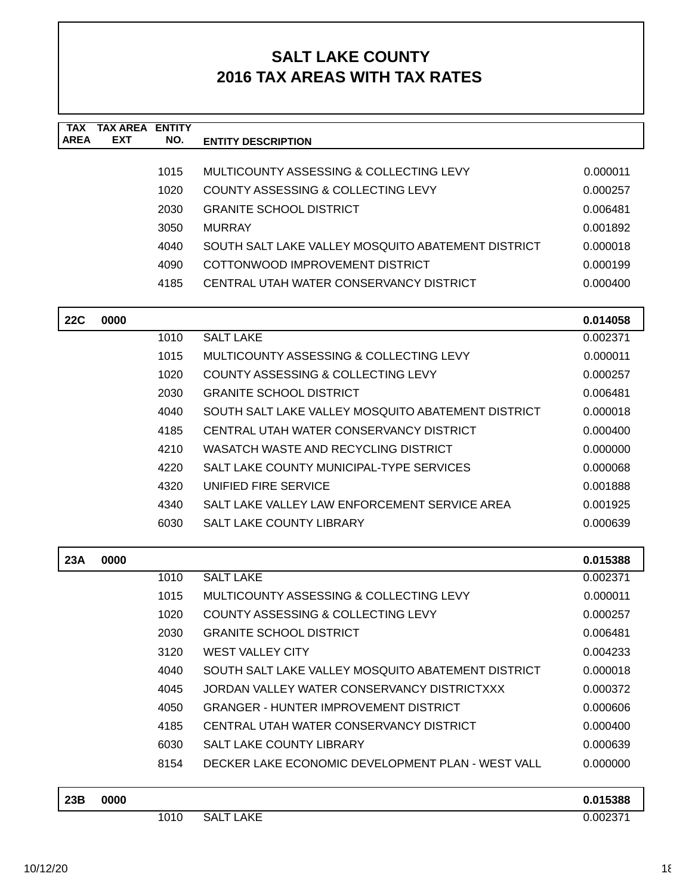# SALT LAKE COUNTY
# 2016 TAX AREAS WITH TAX RATES

| TAX AREA | TAX AREA EXT | ENTITY NO. | ENTITY DESCRIPTION | |
|---|---|---|---|---|
| | | 1015 | MULTICOUNTY ASSESSING & COLLECTING LEVY | 0.000011 |
| | | 1020 | COUNTY ASSESSING & COLLECTING LEVY | 0.000257 |
| | | 2030 | GRANITE SCHOOL DISTRICT | 0.006481 |
| | | 3050 | MURRAY | 0.001892 |
| | | 4040 | SOUTH SALT LAKE VALLEY MOSQUITO ABATEMENT DISTRICT | 0.000018 |
| | | 4090 | COTTONWOOD IMPROVEMENT DISTRICT | 0.000199 |
| | | 4185 | CENTRAL UTAH WATER CONSERVANCY DISTRICT | 0.000400 |
| **22C** | **0000** | | | **0.014058** |
| | | 1010 | SALT LAKE | 0.002371 |
| | | 1015 | MULTICOUNTY ASSESSING & COLLECTING LEVY | 0.000011 |
| | | 1020 | COUNTY ASSESSING & COLLECTING LEVY | 0.000257 |
| | | 2030 | GRANITE SCHOOL DISTRICT | 0.006481 |
| | | 4040 | SOUTH SALT LAKE VALLEY MOSQUITO ABATEMENT DISTRICT | 0.000018 |
| | | 4185 | CENTRAL UTAH WATER CONSERVANCY DISTRICT | 0.000400 |
| | | 4210 | WASATCH WASTE AND RECYCLING DISTRICT | 0.000000 |
| | | 4220 | SALT LAKE COUNTY MUNICIPAL-TYPE SERVICES | 0.000068 |
| | | 4320 | UNIFIED FIRE SERVICE | 0.001888 |
| | | 4340 | SALT LAKE VALLEY LAW ENFORCEMENT SERVICE AREA | 0.001925 |
| | | 6030 | SALT LAKE COUNTY LIBRARY | 0.000639 |
| **23A** | **0000** | | | **0.015388** |
| | | 1010 | SALT LAKE | 0.002371 |
| | | 1015 | MULTICOUNTY ASSESSING & COLLECTING LEVY | 0.000011 |
| | | 1020 | COUNTY ASSESSING & COLLECTING LEVY | 0.000257 |
| | | 2030 | GRANITE SCHOOL DISTRICT | 0.006481 |
| | | 3120 | WEST VALLEY CITY | 0.004233 |
| | | 4040 | SOUTH SALT LAKE VALLEY MOSQUITO ABATEMENT DISTRICT | 0.000018 |
| | | 4045 | JORDAN VALLEY WATER CONSERVANCY DISTRICTXXX | 0.000372 |
| | | 4050 | GRANGER - HUNTER IMPROVEMENT DISTRICT | 0.000606 |
| | | 4185 | CENTRAL UTAH WATER CONSERVANCY DISTRICT | 0.000400 |
| | | 6030 | SALT LAKE COUNTY LIBRARY | 0.000639 |
| | | 8154 | DECKER LAKE ECONOMIC DEVELOPMENT PLAN - WEST VALL | 0.000000 |
| **23B** | **0000** | | | **0.015388** |
| | | 1010 | SALT LAKE | 0.002371 |

10/12/20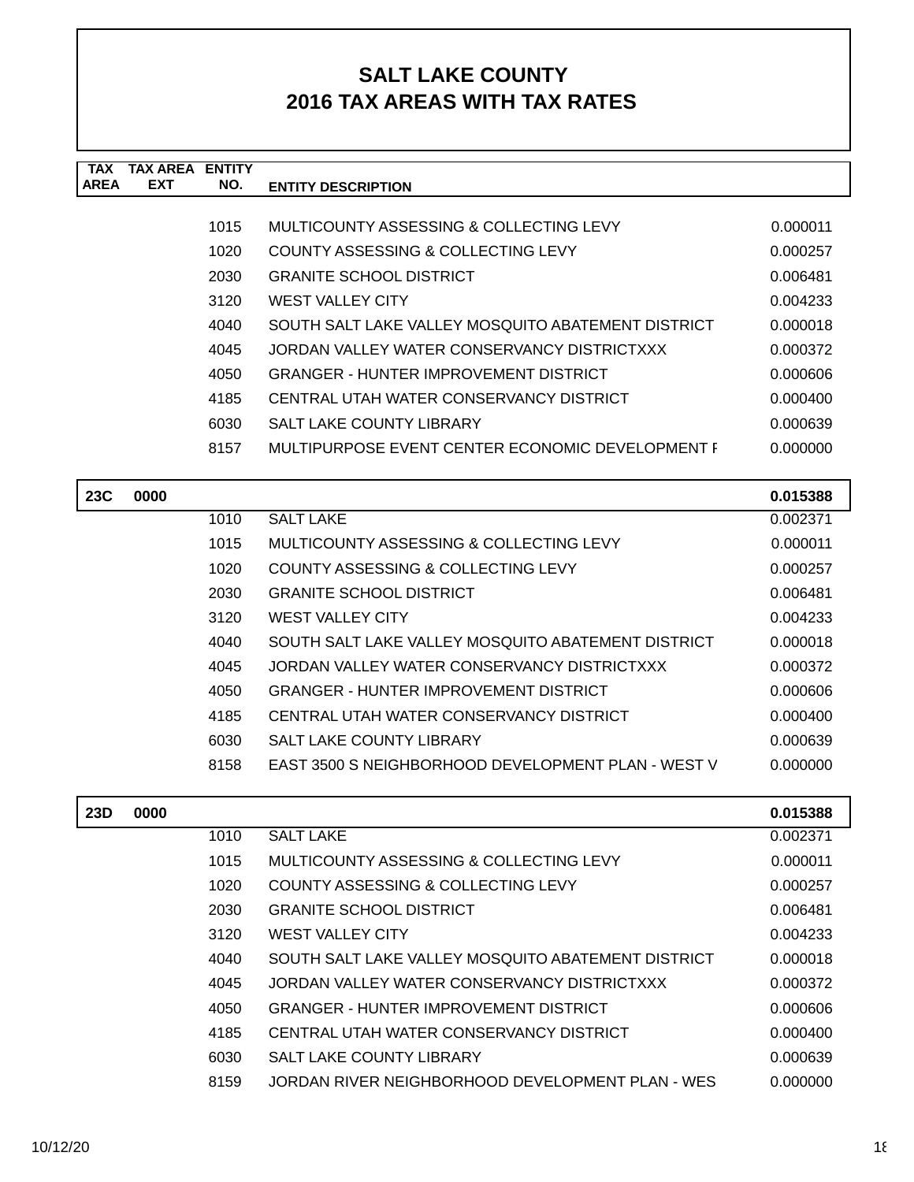# SALT LAKE COUNTY
# 2016 TAX AREAS WITH TAX RATES

| TAX AREA | TAX AREA EXT | ENTITY NO. | ENTITY DESCRIPTION | |
|---|---|---|---|---|
| | | 1015 | MULTICOUNTY ASSESSING & COLLECTING LEVY | 0.000011 |
| | | 1020 | COUNTY ASSESSING & COLLECTING LEVY | 0.000257 |
| | | 2030 | GRANITE SCHOOL DISTRICT | 0.006481 |
| | | 3120 | WEST VALLEY CITY | 0.004233 |
| | | 4040 | SOUTH SALT LAKE VALLEY MOSQUITO ABATEMENT DISTRICT | 0.000018 |
| | | 4045 | JORDAN VALLEY WATER CONSERVANCY DISTRICTXXX | 0.000372 |
| | | 4050 | GRANGER - HUNTER IMPROVEMENT DISTRICT | 0.000606 |
| | | 4185 | CENTRAL UTAH WATER CONSERVANCY DISTRICT | 0.000400 |
| | | 6030 | SALT LAKE COUNTY LIBRARY | 0.000639 |
| | | 8157 | MULTIPURPOSE EVENT CENTER ECONOMIC DEVELOPMENT F | 0.000000 |
| **23C** | **0000** | | | **0.015388** |
| | | 1010 | SALT LAKE | 0.002371 |
| | | 1015 | MULTICOUNTY ASSESSING & COLLECTING LEVY | 0.000011 |
| | | 1020 | COUNTY ASSESSING & COLLECTING LEVY | 0.000257 |
| | | 2030 | GRANITE SCHOOL DISTRICT | 0.006481 |
| | | 3120 | WEST VALLEY CITY | 0.004233 |
| | | 4040 | SOUTH SALT LAKE VALLEY MOSQUITO ABATEMENT DISTRICT | 0.000018 |
| | | 4045 | JORDAN VALLEY WATER CONSERVANCY DISTRICTXXX | 0.000372 |
| | | 4050 | GRANGER - HUNTER IMPROVEMENT DISTRICT | 0.000606 |
| | | 4185 | CENTRAL UTAH WATER CONSERVANCY DISTRICT | 0.000400 |
| | | 6030 | SALT LAKE COUNTY LIBRARY | 0.000639 |
| | | 8158 | EAST 3500 S NEIGHBORHOOD DEVELOPMENT PLAN - WEST V | 0.000000 |
| **23D** | **0000** | | | **0.015388** |
| | | 1010 | SALT LAKE | 0.002371 |
| | | 1015 | MULTICOUNTY ASSESSING & COLLECTING LEVY | 0.000011 |
| | | 1020 | COUNTY ASSESSING & COLLECTING LEVY | 0.000257 |
| | | 2030 | GRANITE SCHOOL DISTRICT | 0.006481 |
| | | 3120 | WEST VALLEY CITY | 0.004233 |
| | | 4040 | SOUTH SALT LAKE VALLEY MOSQUITO ABATEMENT DISTRICT | 0.000018 |
| | | 4045 | JORDAN VALLEY WATER CONSERVANCY DISTRICTXXX | 0.000372 |
| | | 4050 | GRANGER - HUNTER IMPROVEMENT DISTRICT | 0.000606 |
| | | 4185 | CENTRAL UTAH WATER CONSERVANCY DISTRICT | 0.000400 |
| | | 6030 | SALT LAKE COUNTY LIBRARY | 0.000639 |
| | | 8159 | JORDAN RIVER NEIGHBORHOOD DEVELOPMENT PLAN - WES | 0.000000 |

10/12/20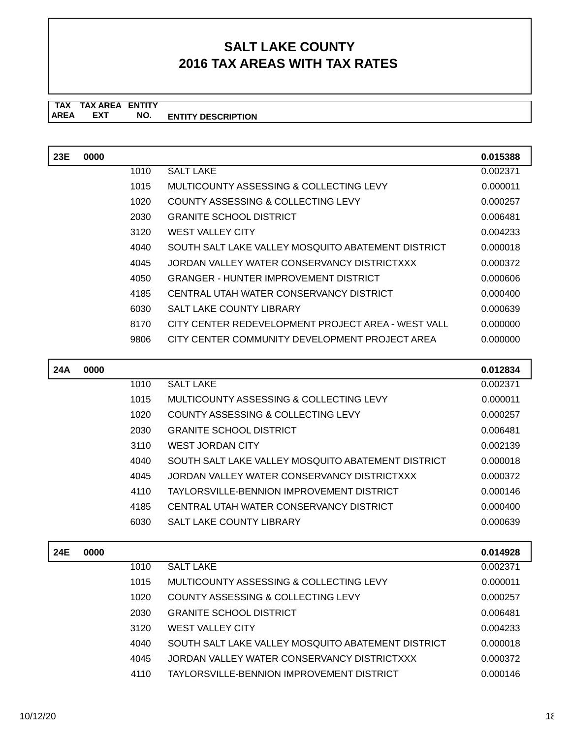# SALT LAKE COUNTY
# 2016 TAX AREAS WITH TAX RATES

| TAX AREA | TAX AREA EXT | ENTITY NO. | ENTITY DESCRIPTION | |
|---|---|---|---|---|
| **23E** | **0000** | | | **0.015388** |
| | | 1010 | SALT LAKE | 0.002371 |
| | | 1015 | MULTICOUNTY ASSESSING & COLLECTING LEVY | 0.000011 |
| | | 1020 | COUNTY ASSESSING & COLLECTING LEVY | 0.000257 |
| | | 2030 | GRANITE SCHOOL DISTRICT | 0.006481 |
| | | 3120 | WEST VALLEY CITY | 0.004233 |
| | | 4040 | SOUTH SALT LAKE VALLEY MOSQUITO ABATEMENT DISTRICT | 0.000018 |
| | | 4045 | JORDAN VALLEY WATER CONSERVANCY DISTRICTXXX | 0.000372 |
| | | 4050 | GRANGER - HUNTER IMPROVEMENT DISTRICT | 0.000606 |
| | | 4185 | CENTRAL UTAH WATER CONSERVANCY DISTRICT | 0.000400 |
| | | 6030 | SALT LAKE COUNTY LIBRARY | 0.000639 |
| | | 8170 | CITY CENTER REDEVELOPMENT PROJECT AREA - WEST VALL | 0.000000 |
| | | 9806 | CITY CENTER COMMUNITY DEVELOPMENT PROJECT AREA | 0.000000 |
| **24A** | **0000** | | | **0.012834** |
| | | 1010 | SALT LAKE | 0.002371 |
| | | 1015 | MULTICOUNTY ASSESSING & COLLECTING LEVY | 0.000011 |
| | | 1020 | COUNTY ASSESSING & COLLECTING LEVY | 0.000257 |
| | | 2030 | GRANITE SCHOOL DISTRICT | 0.006481 |
| | | 3110 | WEST JORDAN CITY | 0.002139 |
| | | 4040 | SOUTH SALT LAKE VALLEY MOSQUITO ABATEMENT DISTRICT | 0.000018 |
| | | 4045 | JORDAN VALLEY WATER CONSERVANCY DISTRICTXXX | 0.000372 |
| | | 4110 | TAYLORSVILLE-BENNION IMPROVEMENT DISTRICT | 0.000146 |
| | | 4185 | CENTRAL UTAH WATER CONSERVANCY DISTRICT | 0.000400 |
| | | 6030 | SALT LAKE COUNTY LIBRARY | 0.000639 |
| **24E** | **0000** | | | **0.014928** |
| | | 1010 | SALT LAKE | 0.002371 |
| | | 1015 | MULTICOUNTY ASSESSING & COLLECTING LEVY | 0.000011 |
| | | 1020 | COUNTY ASSESSING & COLLECTING LEVY | 0.000257 |
| | | 2030 | GRANITE SCHOOL DISTRICT | 0.006481 |
| | | 3120 | WEST VALLEY CITY | 0.004233 |
| | | 4040 | SOUTH SALT LAKE VALLEY MOSQUITO ABATEMENT DISTRICT | 0.000018 |
| | | 4045 | JORDAN VALLEY WATER CONSERVANCY DISTRICTXXX | 0.000372 |
| | | 4110 | TAYLORSVILLE-BENNION IMPROVEMENT DISTRICT | 0.000146 |

10/12/20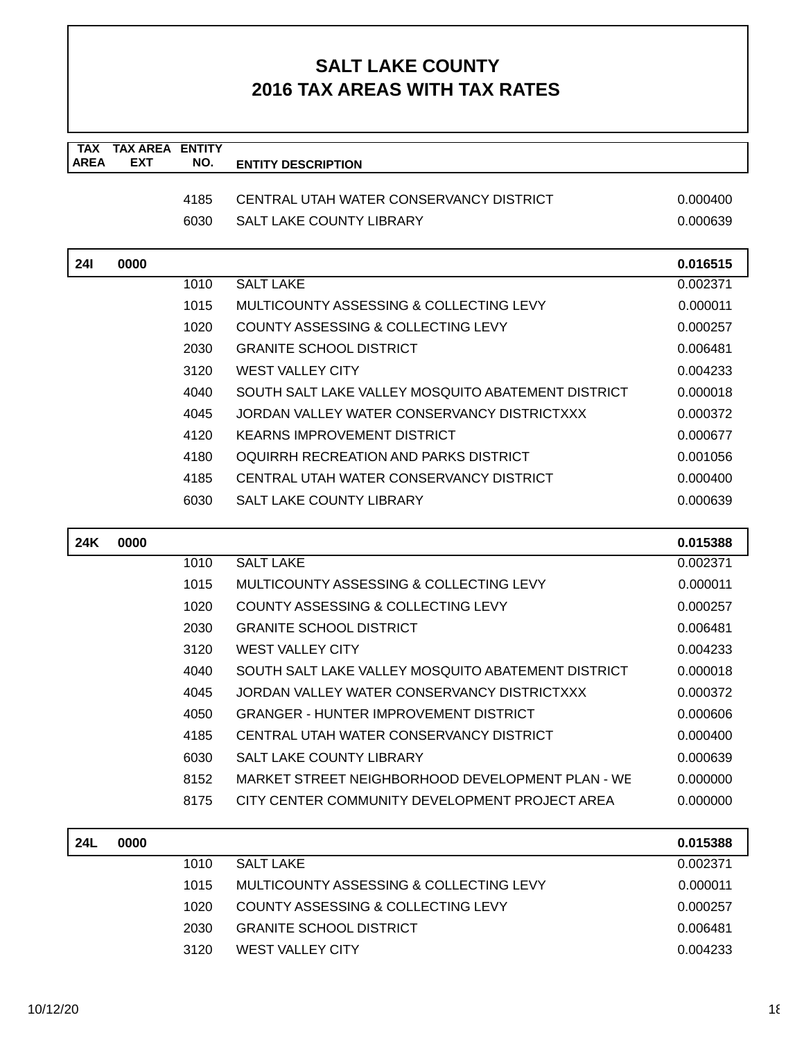# SALT LAKE COUNTY
# 2016 TAX AREAS WITH TAX RATES

| TAX AREA | TAX AREA EXT | ENTITY NO. | ENTITY DESCRIPTION | |
|---|---|---|---|---|
| | | 4185 | CENTRAL UTAH WATER CONSERVANCY DISTRICT | 0.000400 |
| | | 6030 | SALT LAKE COUNTY LIBRARY | 0.000639 |
| **24I** | **0000** | | | **0.016515** |
| | | 1010 | SALT LAKE | 0.002371 |
| | | 1015 | MULTICOUNTY ASSESSING & COLLECTING LEVY | 0.000011 |
| | | 1020 | COUNTY ASSESSING & COLLECTING LEVY | 0.000257 |
| | | 2030 | GRANITE SCHOOL DISTRICT | 0.006481 |
| | | 3120 | WEST VALLEY CITY | 0.004233 |
| | | 4040 | SOUTH SALT LAKE VALLEY MOSQUITO ABATEMENT DISTRICT | 0.000018 |
| | | 4045 | JORDAN VALLEY WATER CONSERVANCY DISTRICTXXX | 0.000372 |
| | | 4120 | KEARNS IMPROVEMENT DISTRICT | 0.000677 |
| | | 4180 | OQUIRRH RECREATION AND PARKS DISTRICT | 0.001056 |
| | | 4185 | CENTRAL UTAH WATER CONSERVANCY DISTRICT | 0.000400 |
| | | 6030 | SALT LAKE COUNTY LIBRARY | 0.000639 |
| **24K** | **0000** | | | **0.015388** |
| | | 1010 | SALT LAKE | 0.002371 |
| | | 1015 | MULTICOUNTY ASSESSING & COLLECTING LEVY | 0.000011 |
| | | 1020 | COUNTY ASSESSING & COLLECTING LEVY | 0.000257 |
| | | 2030 | GRANITE SCHOOL DISTRICT | 0.006481 |
| | | 3120 | WEST VALLEY CITY | 0.004233 |
| | | 4040 | SOUTH SALT LAKE VALLEY MOSQUITO ABATEMENT DISTRICT | 0.000018 |
| | | 4045 | JORDAN VALLEY WATER CONSERVANCY DISTRICTXXX | 0.000372 |
| | | 4050 | GRANGER - HUNTER IMPROVEMENT DISTRICT | 0.000606 |
| | | 4185 | CENTRAL UTAH WATER CONSERVANCY DISTRICT | 0.000400 |
| | | 6030 | SALT LAKE COUNTY LIBRARY | 0.000639 |
| | | 8152 | MARKET STREET NEIGHBORHOOD DEVELOPMENT PLAN - WE | 0.000000 |
| | | 8175 | CITY CENTER COMMUNITY DEVELOPMENT PROJECT AREA | 0.000000 |
| **24L** | **0000** | | | **0.015388** |
| | | 1010 | SALT LAKE | 0.002371 |
| | | 1015 | MULTICOUNTY ASSESSING & COLLECTING LEVY | 0.000011 |
| | | 1020 | COUNTY ASSESSING & COLLECTING LEVY | 0.000257 |
| | | 2030 | GRANITE SCHOOL DISTRICT | 0.006481 |
| | | 3120 | WEST VALLEY CITY | 0.004233 |

10/12/20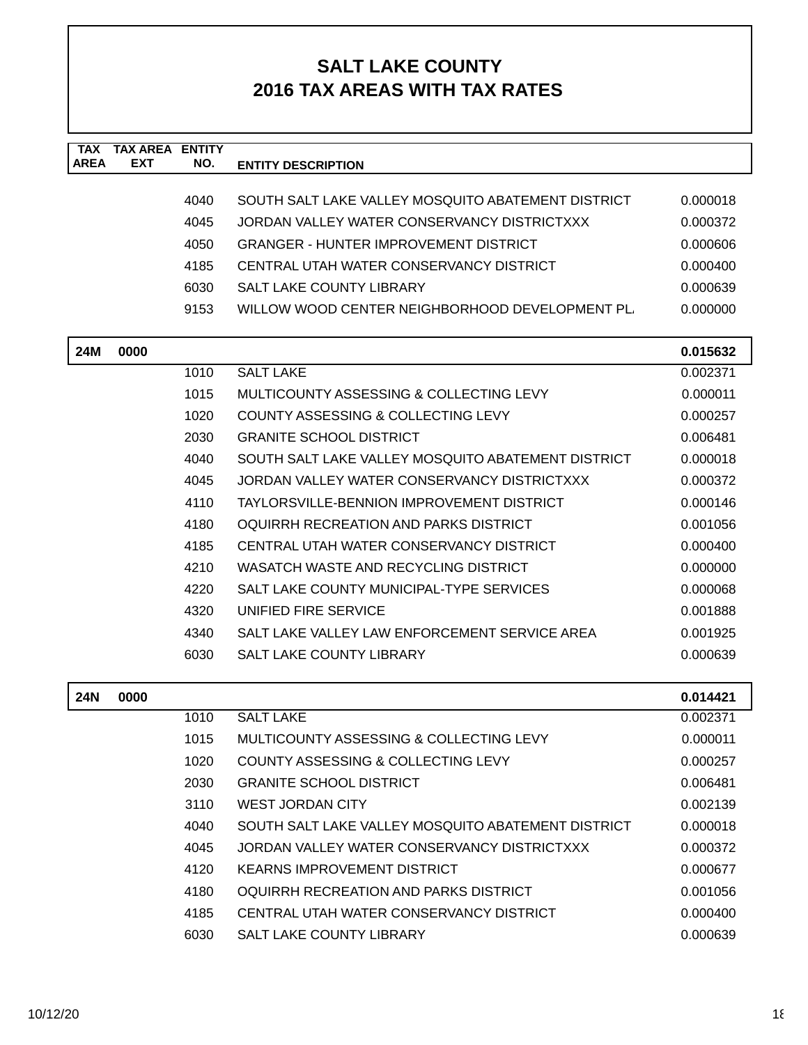# SALT LAKE COUNTY
# 2016 TAX AREAS WITH TAX RATES

| TAX AREA | TAX AREA EXT | ENTITY NO. | ENTITY DESCRIPTION | |
|---|---|---|---|---|
| | | 4040 | SOUTH SALT LAKE VALLEY MOSQUITO ABATEMENT DISTRICT | 0.000018 |
| | | 4045 | JORDAN VALLEY WATER CONSERVANCY DISTRICTXXX | 0.000372 |
| | | 4050 | GRANGER - HUNTER IMPROVEMENT DISTRICT | 0.000606 |
| | | 4185 | CENTRAL UTAH WATER CONSERVANCY DISTRICT | 0.000400 |
| | | 6030 | SALT LAKE COUNTY LIBRARY | 0.000639 |
| | | 9153 | WILLOW WOOD CENTER NEIGHBORHOOD DEVELOPMENT PL. | 0.000000 |
| **24M** | **0000** | | | **0.015632** |
| | | 1010 | SALT LAKE | 0.002371 |
| | | 1015 | MULTICOUNTY ASSESSING & COLLECTING LEVY | 0.000011 |
| | | 1020 | COUNTY ASSESSING & COLLECTING LEVY | 0.000257 |
| | | 2030 | GRANITE SCHOOL DISTRICT | 0.006481 |
| | | 4040 | SOUTH SALT LAKE VALLEY MOSQUITO ABATEMENT DISTRICT | 0.000018 |
| | | 4045 | JORDAN VALLEY WATER CONSERVANCY DISTRICTXXX | 0.000372 |
| | | 4110 | TAYLORSVILLE-BENNION IMPROVEMENT DISTRICT | 0.000146 |
| | | 4180 | OQUIRRH RECREATION AND PARKS DISTRICT | 0.001056 |
| | | 4185 | CENTRAL UTAH WATER CONSERVANCY DISTRICT | 0.000400 |
| | | 4210 | WASATCH WASTE AND RECYCLING DISTRICT | 0.000000 |
| | | 4220 | SALT LAKE COUNTY MUNICIPAL-TYPE SERVICES | 0.000068 |
| | | 4320 | UNIFIED FIRE SERVICE | 0.001888 |
| | | 4340 | SALT LAKE VALLEY LAW ENFORCEMENT SERVICE AREA | 0.001925 |
| | | 6030 | SALT LAKE COUNTY LIBRARY | 0.000639 |
| **24N** | **0000** | | | **0.014421** |
| | | 1010 | SALT LAKE | 0.002371 |
| | | 1015 | MULTICOUNTY ASSESSING & COLLECTING LEVY | 0.000011 |
| | | 1020 | COUNTY ASSESSING & COLLECTING LEVY | 0.000257 |
| | | 2030 | GRANITE SCHOOL DISTRICT | 0.006481 |
| | | 3110 | WEST JORDAN CITY | 0.002139 |
| | | 4040 | SOUTH SALT LAKE VALLEY MOSQUITO ABATEMENT DISTRICT | 0.000018 |
| | | 4045 | JORDAN VALLEY WATER CONSERVANCY DISTRICTXXX | 0.000372 |
| | | 4120 | KEARNS IMPROVEMENT DISTRICT | 0.000677 |
| | | 4180 | OQUIRRH RECREATION AND PARKS DISTRICT | 0.001056 |
| | | 4185 | CENTRAL UTAH WATER CONSERVANCY DISTRICT | 0.000400 |
| | | 6030 | SALT LAKE COUNTY LIBRARY | 0.000639 |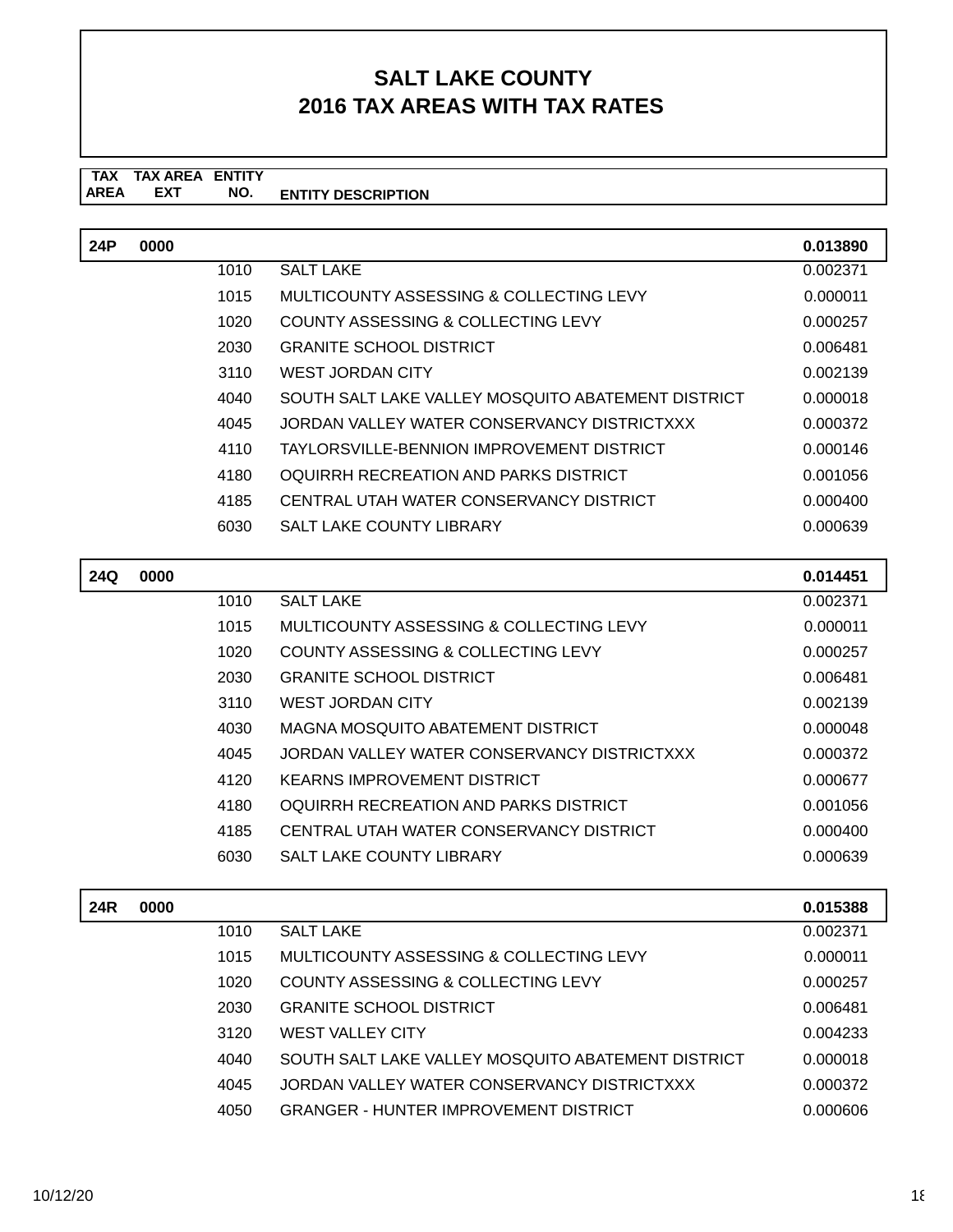# SALT LAKE COUNTY
# 2016 TAX AREAS WITH TAX RATES

| TAX AREA | TAX AREA EXT | ENTITY NO. | ENTITY DESCRIPTION | |
|---|---|---|---|---|
| **24P** | **0000** | | | **0.013890** |
| | | 1010 | SALT LAKE | 0.002371 |
| | | 1015 | MULTICOUNTY ASSESSING & COLLECTING LEVY | 0.000011 |
| | | 1020 | COUNTY ASSESSING & COLLECTING LEVY | 0.000257 |
| | | 2030 | GRANITE SCHOOL DISTRICT | 0.006481 |
| | | 3110 | WEST JORDAN CITY | 0.002139 |
| | | 4040 | SOUTH SALT LAKE VALLEY MOSQUITO ABATEMENT DISTRICT | 0.000018 |
| | | 4045 | JORDAN VALLEY WATER CONSERVANCY DISTRICTXXX | 0.000372 |
| | | 4110 | TAYLORSVILLE-BENNION IMPROVEMENT DISTRICT | 0.000146 |
| | | 4180 | OQUIRRH RECREATION AND PARKS DISTRICT | 0.001056 |
| | | 4185 | CENTRAL UTAH WATER CONSERVANCY DISTRICT | 0.000400 |
| | | 6030 | SALT LAKE COUNTY LIBRARY | 0.000639 |
| **24Q** | **0000** | | | **0.014451** |
| | | 1010 | SALT LAKE | 0.002371 |
| | | 1015 | MULTICOUNTY ASSESSING & COLLECTING LEVY | 0.000011 |
| | | 1020 | COUNTY ASSESSING & COLLECTING LEVY | 0.000257 |
| | | 2030 | GRANITE SCHOOL DISTRICT | 0.006481 |
| | | 3110 | WEST JORDAN CITY | 0.002139 |
| | | 4030 | MAGNA MOSQUITO ABATEMENT DISTRICT | 0.000048 |
| | | 4045 | JORDAN VALLEY WATER CONSERVANCY DISTRICTXXX | 0.000372 |
| | | 4120 | KEARNS IMPROVEMENT DISTRICT | 0.000677 |
| | | 4180 | OQUIRRH RECREATION AND PARKS DISTRICT | 0.001056 |
| | | 4185 | CENTRAL UTAH WATER CONSERVANCY DISTRICT | 0.000400 |
| | | 6030 | SALT LAKE COUNTY LIBRARY | 0.000639 |
| **24R** | **0000** | | | **0.015388** |
| | | 1010 | SALT LAKE | 0.002371 |
| | | 1015 | MULTICOUNTY ASSESSING & COLLECTING LEVY | 0.000011 |
| | | 1020 | COUNTY ASSESSING & COLLECTING LEVY | 0.000257 |
| | | 2030 | GRANITE SCHOOL DISTRICT | 0.006481 |
| | | 3120 | WEST VALLEY CITY | 0.004233 |
| | | 4040 | SOUTH SALT LAKE VALLEY MOSQUITO ABATEMENT DISTRICT | 0.000018 |
| | | 4045 | JORDAN VALLEY WATER CONSERVANCY DISTRICTXXX | 0.000372 |
| | | 4050 | GRANGER - HUNTER IMPROVEMENT DISTRICT | 0.000606 |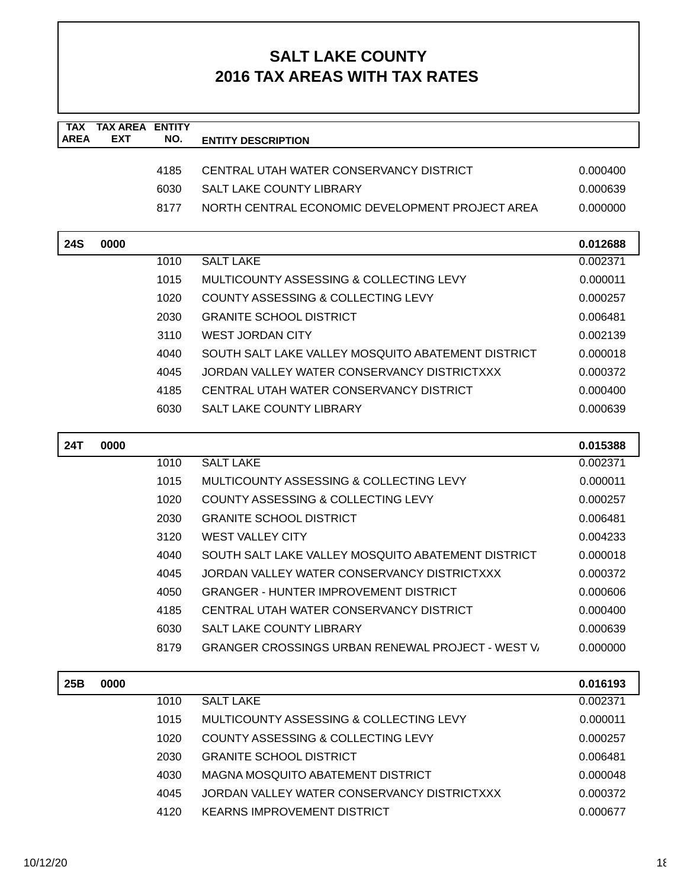# SALT LAKE COUNTY
# 2016 TAX AREAS WITH TAX RATES

| TAX AREA | TAX AREA EXT | ENTITY NO. | ENTITY DESCRIPTION | |
|---|---|---|---|---|
| | | 4185 | CENTRAL UTAH WATER CONSERVANCY DISTRICT | 0.000400 |
| | | 6030 | SALT LAKE COUNTY LIBRARY | 0.000639 |
| | | 8177 | NORTH CENTRAL ECONOMIC DEVELOPMENT PROJECT AREA | 0.000000 |
| **24S** | **0000** | | | **0.012688** |
| | | 1010 | SALT LAKE | 0.002371 |
| | | 1015 | MULTICOUNTY ASSESSING & COLLECTING LEVY | 0.000011 |
| | | 1020 | COUNTY ASSESSING & COLLECTING LEVY | 0.000257 |
| | | 2030 | GRANITE SCHOOL DISTRICT | 0.006481 |
| | | 3110 | WEST JORDAN CITY | 0.002139 |
| | | 4040 | SOUTH SALT LAKE VALLEY MOSQUITO ABATEMENT DISTRICT | 0.000018 |
| | | 4045 | JORDAN VALLEY WATER CONSERVANCY DISTRICTXXX | 0.000372 |
| | | 4185 | CENTRAL UTAH WATER CONSERVANCY DISTRICT | 0.000400 |
| | | 6030 | SALT LAKE COUNTY LIBRARY | 0.000639 |
| **24T** | **0000** | | | **0.015388** |
| | | 1010 | SALT LAKE | 0.002371 |
| | | 1015 | MULTICOUNTY ASSESSING & COLLECTING LEVY | 0.000011 |
| | | 1020 | COUNTY ASSESSING & COLLECTING LEVY | 0.000257 |
| | | 2030 | GRANITE SCHOOL DISTRICT | 0.006481 |
| | | 3120 | WEST VALLEY CITY | 0.004233 |
| | | 4040 | SOUTH SALT LAKE VALLEY MOSQUITO ABATEMENT DISTRICT | 0.000018 |
| | | 4045 | JORDAN VALLEY WATER CONSERVANCY DISTRICTXXX | 0.000372 |
| | | 4050 | GRANGER - HUNTER IMPROVEMENT DISTRICT | 0.000606 |
| | | 4185 | CENTRAL UTAH WATER CONSERVANCY DISTRICT | 0.000400 |
| | | 6030 | SALT LAKE COUNTY LIBRARY | 0.000639 |
| | | 8179 | GRANGER CROSSINGS URBAN RENEWAL PROJECT - WEST V/ | 0.000000 |
| **25B** | **0000** | | | **0.016193** |
| | | 1010 | SALT LAKE | 0.002371 |
| | | 1015 | MULTICOUNTY ASSESSING & COLLECTING LEVY | 0.000011 |
| | | 1020 | COUNTY ASSESSING & COLLECTING LEVY | 0.000257 |
| | | 2030 | GRANITE SCHOOL DISTRICT | 0.006481 |
| | | 4030 | MAGNA MOSQUITO ABATEMENT DISTRICT | 0.000048 |
| | | 4045 | JORDAN VALLEY WATER CONSERVANCY DISTRICTXXX | 0.000372 |
| | | 4120 | KEARNS IMPROVEMENT DISTRICT | 0.000677 |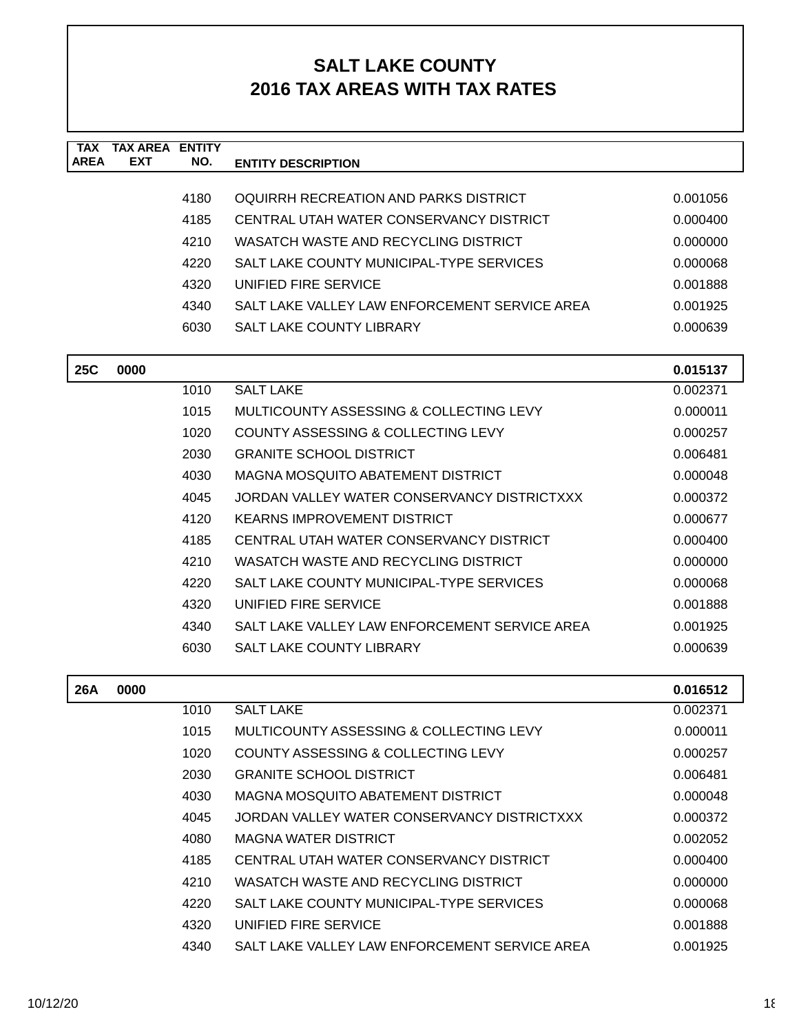# SALT LAKE COUNTY
# 2016 TAX AREAS WITH TAX RATES

| TAX AREA | TAX AREA EXT | ENTITY NO. | ENTITY DESCRIPTION | |
|---|---|---|---|---|
| | | 4180 | OQUIRRH RECREATION AND PARKS DISTRICT | 0.001056 |
| | | 4185 | CENTRAL UTAH WATER CONSERVANCY DISTRICT | 0.000400 |
| | | 4210 | WASATCH WASTE AND RECYCLING DISTRICT | 0.000000 |
| | | 4220 | SALT LAKE COUNTY MUNICIPAL-TYPE SERVICES | 0.000068 |
| | | 4320 | UNIFIED FIRE SERVICE | 0.001888 |
| | | 4340 | SALT LAKE VALLEY LAW ENFORCEMENT SERVICE AREA | 0.001925 |
| | | 6030 | SALT LAKE COUNTY LIBRARY | 0.000639 |
| **25C** | **0000** | | | **0.015137** |
| | | 1010 | SALT LAKE | 0.002371 |
| | | 1015 | MULTICOUNTY ASSESSING & COLLECTING LEVY | 0.000011 |
| | | 1020 | COUNTY ASSESSING & COLLECTING LEVY | 0.000257 |
| | | 2030 | GRANITE SCHOOL DISTRICT | 0.006481 |
| | | 4030 | MAGNA MOSQUITO ABATEMENT DISTRICT | 0.000048 |
| | | 4045 | JORDAN VALLEY WATER CONSERVANCY DISTRICTXXX | 0.000372 |
| | | 4120 | KEARNS IMPROVEMENT DISTRICT | 0.000677 |
| | | 4185 | CENTRAL UTAH WATER CONSERVANCY DISTRICT | 0.000400 |
| | | 4210 | WASATCH WASTE AND RECYCLING DISTRICT | 0.000000 |
| | | 4220 | SALT LAKE COUNTY MUNICIPAL-TYPE SERVICES | 0.000068 |
| | | 4320 | UNIFIED FIRE SERVICE | 0.001888 |
| | | 4340 | SALT LAKE VALLEY LAW ENFORCEMENT SERVICE AREA | 0.001925 |
| | | 6030 | SALT LAKE COUNTY LIBRARY | 0.000639 |
| **26A** | **0000** | | | **0.016512** |
| | | 1010 | SALT LAKE | 0.002371 |
| | | 1015 | MULTICOUNTY ASSESSING & COLLECTING LEVY | 0.000011 |
| | | 1020 | COUNTY ASSESSING & COLLECTING LEVY | 0.000257 |
| | | 2030 | GRANITE SCHOOL DISTRICT | 0.006481 |
| | | 4030 | MAGNA MOSQUITO ABATEMENT DISTRICT | 0.000048 |
| | | 4045 | JORDAN VALLEY WATER CONSERVANCY DISTRICTXXX | 0.000372 |
| | | 4080 | MAGNA WATER DISTRICT | 0.002052 |
| | | 4185 | CENTRAL UTAH WATER CONSERVANCY DISTRICT | 0.000400 |
| | | 4210 | WASATCH WASTE AND RECYCLING DISTRICT | 0.000000 |
| | | 4220 | SALT LAKE COUNTY MUNICIPAL-TYPE SERVICES | 0.000068 |
| | | 4320 | UNIFIED FIRE SERVICE | 0.001888 |
| | | 4340 | SALT LAKE VALLEY LAW ENFORCEMENT SERVICE AREA | 0.001925 |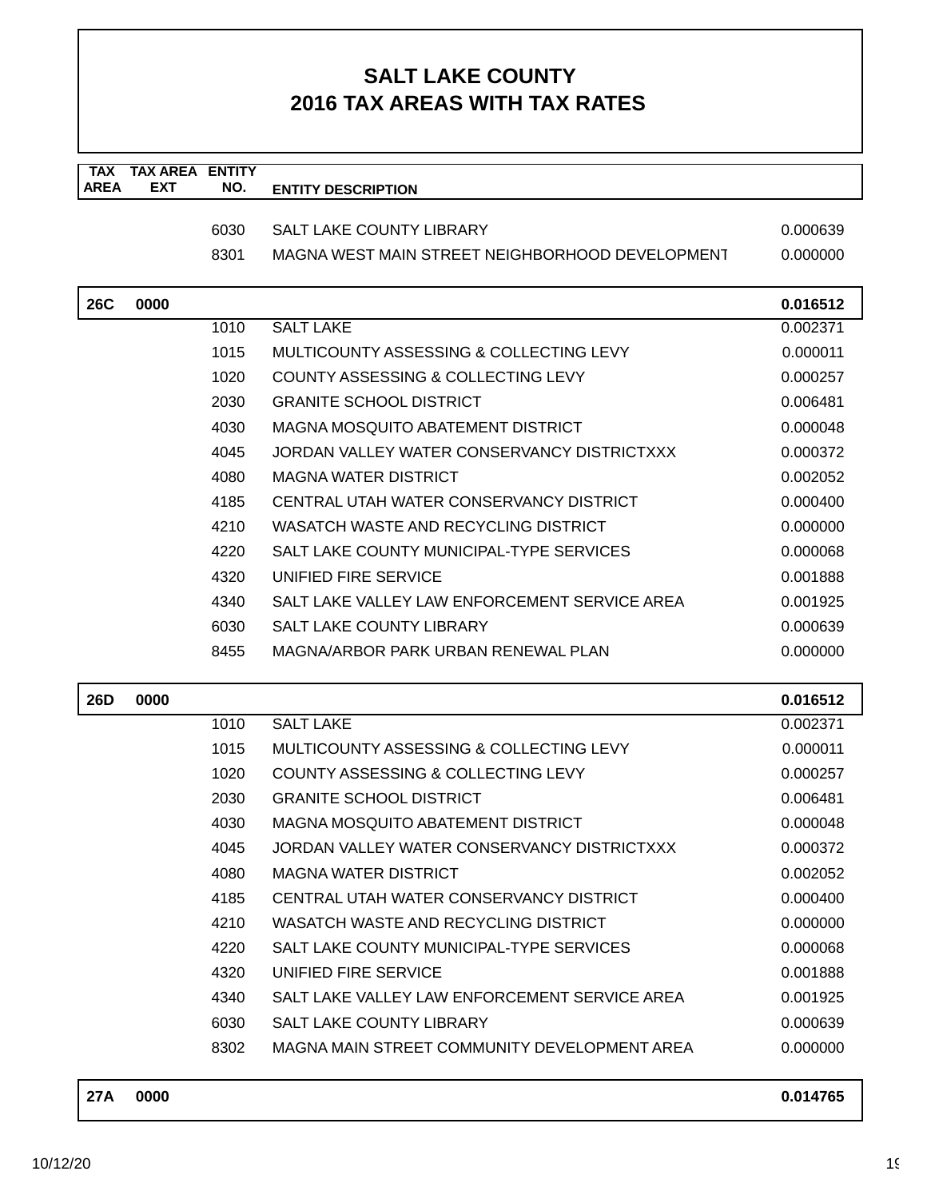# SALT LAKE COUNTY
## 2016 TAX AREAS WITH TAX RATES

| TAX AREA | TAX AREA EXT | ENTITY NO. | ENTITY DESCRIPTION | |
|---|---|---|---|---|
| | | 6030 | SALT LAKE COUNTY LIBRARY | 0.000639 |
| | | 8301 | MAGNA WEST MAIN STREET NEIGHBORHOOD DEVELOPMENT | 0.000000 |
| **26C** | **0000** | | | **0.016512** |
| | | 1010 | SALT LAKE | 0.002371 |
| | | 1015 | MULTICOUNTY ASSESSING & COLLECTING LEVY | 0.000011 |
| | | 1020 | COUNTY ASSESSING & COLLECTING LEVY | 0.000257 |
| | | 2030 | GRANITE SCHOOL DISTRICT | 0.006481 |
| | | 4030 | MAGNA MOSQUITO ABATEMENT DISTRICT | 0.000048 |
| | | 4045 | JORDAN VALLEY WATER CONSERVANCY DISTRICTXXX | 0.000372 |
| | | 4080 | MAGNA WATER DISTRICT | 0.002052 |
| | | 4185 | CENTRAL UTAH WATER CONSERVANCY DISTRICT | 0.000400 |
| | | 4210 | WASATCH WASTE AND RECYCLING DISTRICT | 0.000000 |
| | | 4220 | SALT LAKE COUNTY MUNICIPAL-TYPE SERVICES | 0.000068 |
| | | 4320 | UNIFIED FIRE SERVICE | 0.001888 |
| | | 4340 | SALT LAKE VALLEY LAW ENFORCEMENT SERVICE AREA | 0.001925 |
| | | 6030 | SALT LAKE COUNTY LIBRARY | 0.000639 |
| | | 8455 | MAGNA/ARBOR PARK URBAN RENEWAL PLAN | 0.000000 |
| **26D** | **0000** | | | **0.016512** |
| | | 1010 | SALT LAKE | 0.002371 |
| | | 1015 | MULTICOUNTY ASSESSING & COLLECTING LEVY | 0.000011 |
| | | 1020 | COUNTY ASSESSING & COLLECTING LEVY | 0.000257 |
| | | 2030 | GRANITE SCHOOL DISTRICT | 0.006481 |
| | | 4030 | MAGNA MOSQUITO ABATEMENT DISTRICT | 0.000048 |
| | | 4045 | JORDAN VALLEY WATER CONSERVANCY DISTRICTXXX | 0.000372 |
| | | 4080 | MAGNA WATER DISTRICT | 0.002052 |
| | | 4185 | CENTRAL UTAH WATER CONSERVANCY DISTRICT | 0.000400 |
| | | 4210 | WASATCH WASTE AND RECYCLING DISTRICT | 0.000000 |
| | | 4220 | SALT LAKE COUNTY MUNICIPAL-TYPE SERVICES | 0.000068 |
| | | 4320 | UNIFIED FIRE SERVICE | 0.001888 |
| | | 4340 | SALT LAKE VALLEY LAW ENFORCEMENT SERVICE AREA | 0.001925 |
| | | 6030 | SALT LAKE COUNTY LIBRARY | 0.000639 |
| | | 8302 | MAGNA MAIN STREET COMMUNITY DEVELOPMENT AREA | 0.000000 |
| **27A** | **0000** | | | **0.014765** |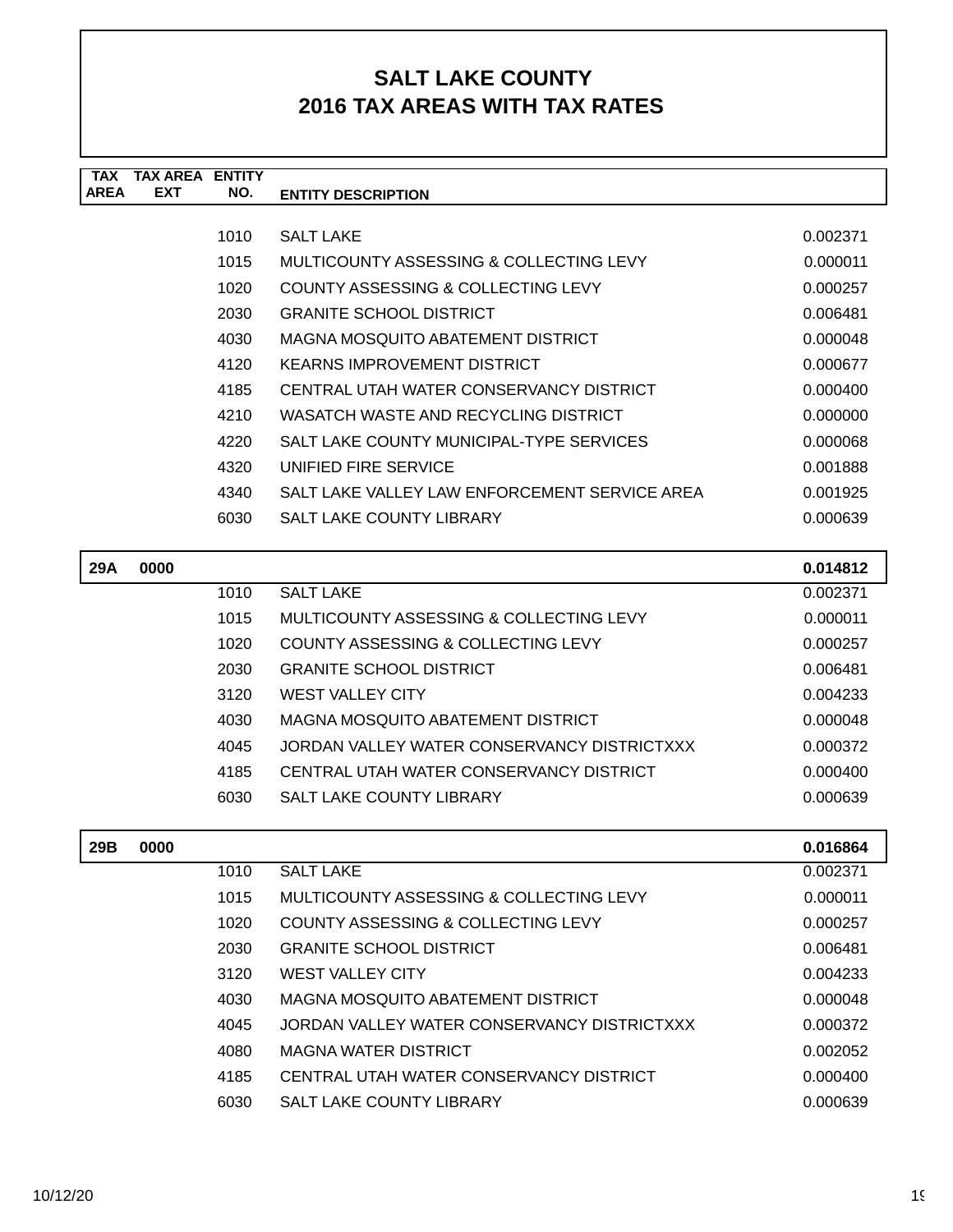# SALT LAKE COUNTY
# 2016 TAX AREAS WITH TAX RATES

| TAX AREA | TAX AREA EXT | ENTITY NO. | ENTITY DESCRIPTION | |
|---|---|---|---|---|
| | | 1010 | SALT LAKE | 0.002371 |
| | | 1015 | MULTICOUNTY ASSESSING & COLLECTING LEVY | 0.000011 |
| | | 1020 | COUNTY ASSESSING & COLLECTING LEVY | 0.000257 |
| | | 2030 | GRANITE SCHOOL DISTRICT | 0.006481 |
| | | 4030 | MAGNA MOSQUITO ABATEMENT DISTRICT | 0.000048 |
| | | 4120 | KEARNS IMPROVEMENT DISTRICT | 0.000677 |
| | | 4185 | CENTRAL UTAH WATER CONSERVANCY DISTRICT | 0.000400 |
| | | 4210 | WASATCH WASTE AND RECYCLING DISTRICT | 0.000000 |
| | | 4220 | SALT LAKE COUNTY MUNICIPAL-TYPE SERVICES | 0.000068 |
| | | 4320 | UNIFIED FIRE SERVICE | 0.001888 |
| | | 4340 | SALT LAKE VALLEY LAW ENFORCEMENT SERVICE AREA | 0.001925 |
| | | 6030 | SALT LAKE COUNTY LIBRARY | 0.000639 |
| **29A** | **0000** | | | **0.014812** |
| | | 1010 | SALT LAKE | 0.002371 |
| | | 1015 | MULTICOUNTY ASSESSING & COLLECTING LEVY | 0.000011 |
| | | 1020 | COUNTY ASSESSING & COLLECTING LEVY | 0.000257 |
| | | 2030 | GRANITE SCHOOL DISTRICT | 0.006481 |
| | | 3120 | WEST VALLEY CITY | 0.004233 |
| | | 4030 | MAGNA MOSQUITO ABATEMENT DISTRICT | 0.000048 |
| | | 4045 | JORDAN VALLEY WATER CONSERVANCY DISTRICTXXX | 0.000372 |
| | | 4185 | CENTRAL UTAH WATER CONSERVANCY DISTRICT | 0.000400 |
| | | 6030 | SALT LAKE COUNTY LIBRARY | 0.000639 |
| **29B** | **0000** | | | **0.016864** |
| | | 1010 | SALT LAKE | 0.002371 |
| | | 1015 | MULTICOUNTY ASSESSING & COLLECTING LEVY | 0.000011 |
| | | 1020 | COUNTY ASSESSING & COLLECTING LEVY | 0.000257 |
| | | 2030 | GRANITE SCHOOL DISTRICT | 0.006481 |
| | | 3120 | WEST VALLEY CITY | 0.004233 |
| | | 4030 | MAGNA MOSQUITO ABATEMENT DISTRICT | 0.000048 |
| | | 4045 | JORDAN VALLEY WATER CONSERVANCY DISTRICTXXX | 0.000372 |
| | | 4080 | MAGNA WATER DISTRICT | 0.002052 |
| | | 4185 | CENTRAL UTAH WATER CONSERVANCY DISTRICT | 0.000400 |
| | | 6030 | SALT LAKE COUNTY LIBRARY | 0.000639 |

10/12/20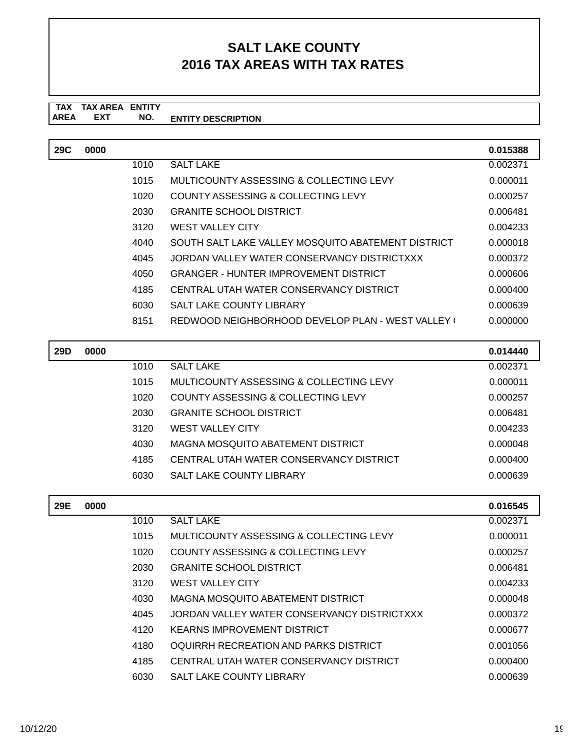# SALT LAKE COUNTY
# 2016 TAX AREAS WITH TAX RATES

| TAX AREA | TAX AREA EXT | ENTITY NO. | ENTITY DESCRIPTION | |
|---|---|---|---|---|
| **29C** | **0000** | | | **0.015388** |
| | | 1010 | SALT LAKE | 0.002371 |
| | | 1015 | MULTICOUNTY ASSESSING & COLLECTING LEVY | 0.000011 |
| | | 1020 | COUNTY ASSESSING & COLLECTING LEVY | 0.000257 |
| | | 2030 | GRANITE SCHOOL DISTRICT | 0.006481 |
| | | 3120 | WEST VALLEY CITY | 0.004233 |
| | | 4040 | SOUTH SALT LAKE VALLEY MOSQUITO ABATEMENT DISTRICT | 0.000018 |
| | | 4045 | JORDAN VALLEY WATER CONSERVANCY DISTRICTXXX | 0.000372 |
| | | 4050 | GRANGER - HUNTER IMPROVEMENT DISTRICT | 0.000606 |
| | | 4185 | CENTRAL UTAH WATER CONSERVANCY DISTRICT | 0.000400 |
| | | 6030 | SALT LAKE COUNTY LIBRARY | 0.000639 |
| | | 8151 | REDWOOD NEIGHBORHOOD DEVELOP PLAN - WEST VALLEY ( | 0.000000 |
| **29D** | **0000** | | | **0.014440** |
| | | 1010 | SALT LAKE | 0.002371 |
| | | 1015 | MULTICOUNTY ASSESSING & COLLECTING LEVY | 0.000011 |
| | | 1020 | COUNTY ASSESSING & COLLECTING LEVY | 0.000257 |
| | | 2030 | GRANITE SCHOOL DISTRICT | 0.006481 |
| | | 3120 | WEST VALLEY CITY | 0.004233 |
| | | 4030 | MAGNA MOSQUITO ABATEMENT DISTRICT | 0.000048 |
| | | 4185 | CENTRAL UTAH WATER CONSERVANCY DISTRICT | 0.000400 |
| | | 6030 | SALT LAKE COUNTY LIBRARY | 0.000639 |
| **29E** | **0000** | | | **0.016545** |
| | | 1010 | SALT LAKE | 0.002371 |
| | | 1015 | MULTICOUNTY ASSESSING & COLLECTING LEVY | 0.000011 |
| | | 1020 | COUNTY ASSESSING & COLLECTING LEVY | 0.000257 |
| | | 2030 | GRANITE SCHOOL DISTRICT | 0.006481 |
| | | 3120 | WEST VALLEY CITY | 0.004233 |
| | | 4030 | MAGNA MOSQUITO ABATEMENT DISTRICT | 0.000048 |
| | | 4045 | JORDAN VALLEY WATER CONSERVANCY DISTRICTXXX | 0.000372 |
| | | 4120 | KEARNS IMPROVEMENT DISTRICT | 0.000677 |
| | | 4180 | OQUIRRH RECREATION AND PARKS DISTRICT | 0.001056 |
| | | 4185 | CENTRAL UTAH WATER CONSERVANCY DISTRICT | 0.000400 |
| | | 6030 | SALT LAKE COUNTY LIBRARY | 0.000639 |

10/12/20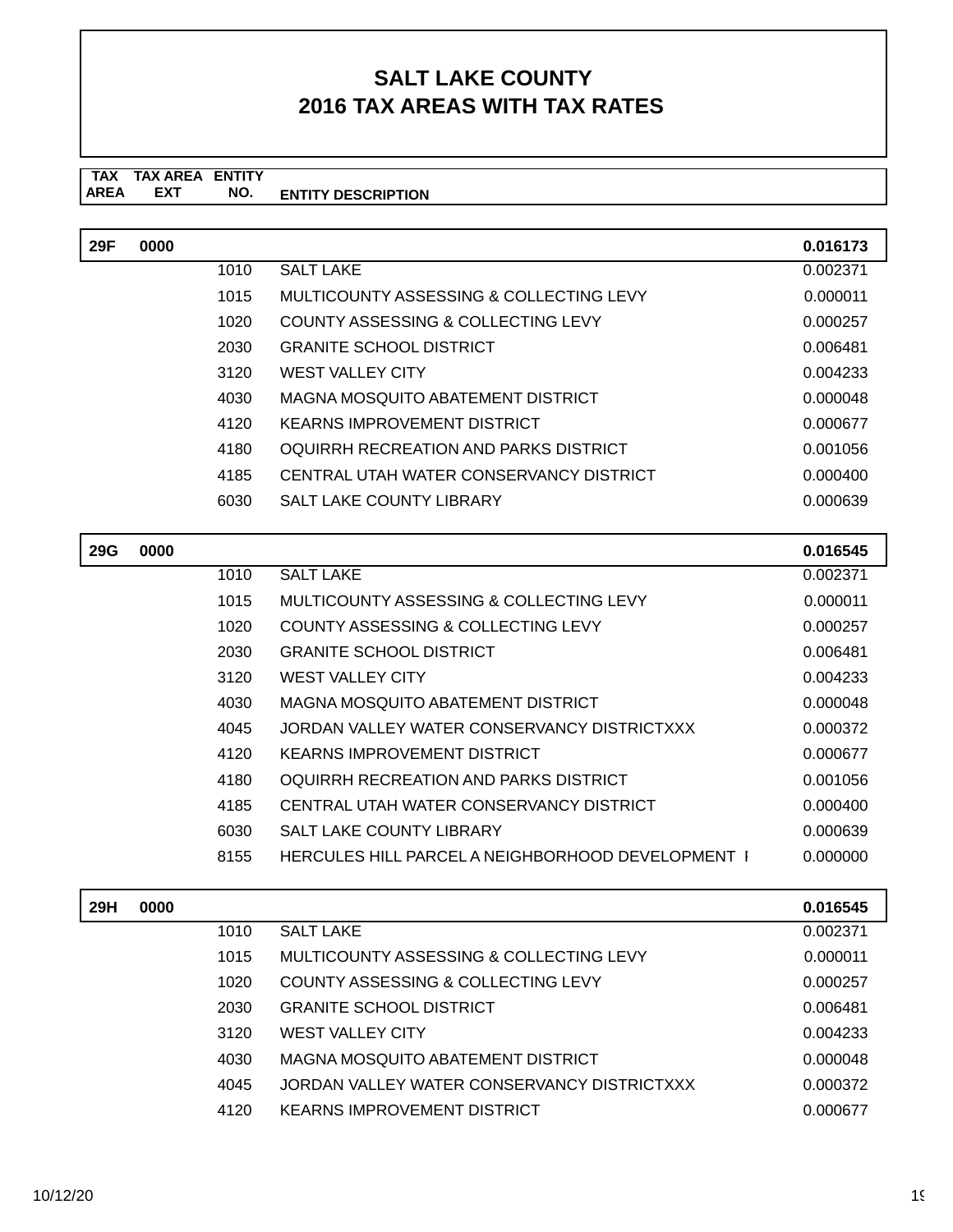# SALT LAKE COUNTY
# 2016 TAX AREAS WITH TAX RATES

| TAX AREA | TAX AREA EXT | ENTITY NO. | ENTITY DESCRIPTION | |
|---|---|---|---|---|
| **29F** | **0000** | | | **0.016173** |
| | | 1010 | SALT LAKE | 0.002371 |
| | | 1015 | MULTICOUNTY ASSESSING & COLLECTING LEVY | 0.000011 |
| | | 1020 | COUNTY ASSESSING & COLLECTING LEVY | 0.000257 |
| | | 2030 | GRANITE SCHOOL DISTRICT | 0.006481 |
| | | 3120 | WEST VALLEY CITY | 0.004233 |
| | | 4030 | MAGNA MOSQUITO ABATEMENT DISTRICT | 0.000048 |
| | | 4120 | KEARNS IMPROVEMENT DISTRICT | 0.000677 |
| | | 4180 | OQUIRRH RECREATION AND PARKS DISTRICT | 0.001056 |
| | | 4185 | CENTRAL UTAH WATER CONSERVANCY DISTRICT | 0.000400 |
| | | 6030 | SALT LAKE COUNTY LIBRARY | 0.000639 |
| **29G** | **0000** | | | **0.016545** |
| | | 1010 | SALT LAKE | 0.002371 |
| | | 1015 | MULTICOUNTY ASSESSING & COLLECTING LEVY | 0.000011 |
| | | 1020 | COUNTY ASSESSING & COLLECTING LEVY | 0.000257 |
| | | 2030 | GRANITE SCHOOL DISTRICT | 0.006481 |
| | | 3120 | WEST VALLEY CITY | 0.004233 |
| | | 4030 | MAGNA MOSQUITO ABATEMENT DISTRICT | 0.000048 |
| | | 4045 | JORDAN VALLEY WATER CONSERVANCY DISTRICTXXX | 0.000372 |
| | | 4120 | KEARNS IMPROVEMENT DISTRICT | 0.000677 |
| | | 4180 | OQUIRRH RECREATION AND PARKS DISTRICT | 0.001056 |
| | | 4185 | CENTRAL UTAH WATER CONSERVANCY DISTRICT | 0.000400 |
| | | 6030 | SALT LAKE COUNTY LIBRARY | 0.000639 |
| | | 8155 | HERCULES HILL PARCEL A NEIGHBORHOOD DEVELOPMENT I | 0.000000 |
| **29H** | **0000** | | | **0.016545** |
| | | 1010 | SALT LAKE | 0.002371 |
| | | 1015 | MULTICOUNTY ASSESSING & COLLECTING LEVY | 0.000011 |
| | | 1020 | COUNTY ASSESSING & COLLECTING LEVY | 0.000257 |
| | | 2030 | GRANITE SCHOOL DISTRICT | 0.006481 |
| | | 3120 | WEST VALLEY CITY | 0.004233 |
| | | 4030 | MAGNA MOSQUITO ABATEMENT DISTRICT | 0.000048 |
| | | 4045 | JORDAN VALLEY WATER CONSERVANCY DISTRICTXXX | 0.000372 |
| | | 4120 | KEARNS IMPROVEMENT DISTRICT | 0.000677 |

10/12/20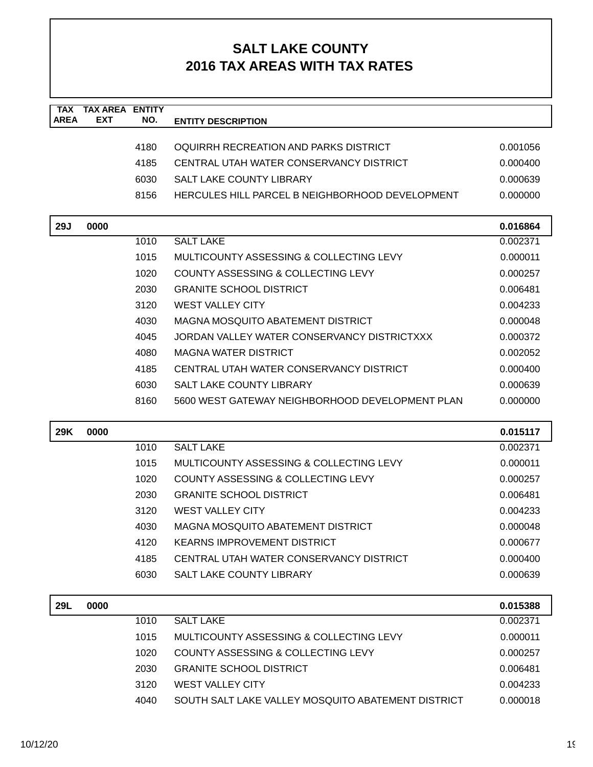# SALT LAKE COUNTY
# 2016 TAX AREAS WITH TAX RATES

| TAX AREA | TAX AREA EXT | ENTITY NO. | ENTITY DESCRIPTION | |
|---|---|---|---|---|
| | | 4180 | OQUIRRH RECREATION AND PARKS DISTRICT | 0.001056 |
| | | 4185 | CENTRAL UTAH WATER CONSERVANCY DISTRICT | 0.000400 |
| | | 6030 | SALT LAKE COUNTY LIBRARY | 0.000639 |
| | | 8156 | HERCULES HILL PARCEL B NEIGHBORHOOD DEVELOPMENT | 0.000000 |
| **29J** | **0000** | | | **0.016864** |
| | | 1010 | SALT LAKE | 0.002371 |
| | | 1015 | MULTICOUNTY ASSESSING & COLLECTING LEVY | 0.000011 |
| | | 1020 | COUNTY ASSESSING & COLLECTING LEVY | 0.000257 |
| | | 2030 | GRANITE SCHOOL DISTRICT | 0.006481 |
| | | 3120 | WEST VALLEY CITY | 0.004233 |
| | | 4030 | MAGNA MOSQUITO ABATEMENT DISTRICT | 0.000048 |
| | | 4045 | JORDAN VALLEY WATER CONSERVANCY DISTRICTXXX | 0.000372 |
| | | 4080 | MAGNA WATER DISTRICT | 0.002052 |
| | | 4185 | CENTRAL UTAH WATER CONSERVANCY DISTRICT | 0.000400 |
| | | 6030 | SALT LAKE COUNTY LIBRARY | 0.000639 |
| | | 8160 | 5600 WEST GATEWAY NEIGHBORHOOD DEVELOPMENT PLAN | 0.000000 |
| **29K** | **0000** | | | **0.015117** |
| | | 1010 | SALT LAKE | 0.002371 |
| | | 1015 | MULTICOUNTY ASSESSING & COLLECTING LEVY | 0.000011 |
| | | 1020 | COUNTY ASSESSING & COLLECTING LEVY | 0.000257 |
| | | 2030 | GRANITE SCHOOL DISTRICT | 0.006481 |
| | | 3120 | WEST VALLEY CITY | 0.004233 |
| | | 4030 | MAGNA MOSQUITO ABATEMENT DISTRICT | 0.000048 |
| | | 4120 | KEARNS IMPROVEMENT DISTRICT | 0.000677 |
| | | 4185 | CENTRAL UTAH WATER CONSERVANCY DISTRICT | 0.000400 |
| | | 6030 | SALT LAKE COUNTY LIBRARY | 0.000639 |
| **29L** | **0000** | | | **0.015388** |
| | | 1010 | SALT LAKE | 0.002371 |
| | | 1015 | MULTICOUNTY ASSESSING & COLLECTING LEVY | 0.000011 |
| | | 1020 | COUNTY ASSESSING & COLLECTING LEVY | 0.000257 |
| | | 2030 | GRANITE SCHOOL DISTRICT | 0.006481 |
| | | 3120 | WEST VALLEY CITY | 0.004233 |
| | | 4040 | SOUTH SALT LAKE VALLEY MOSQUITO ABATEMENT DISTRICT | 0.000018 |

10/12/20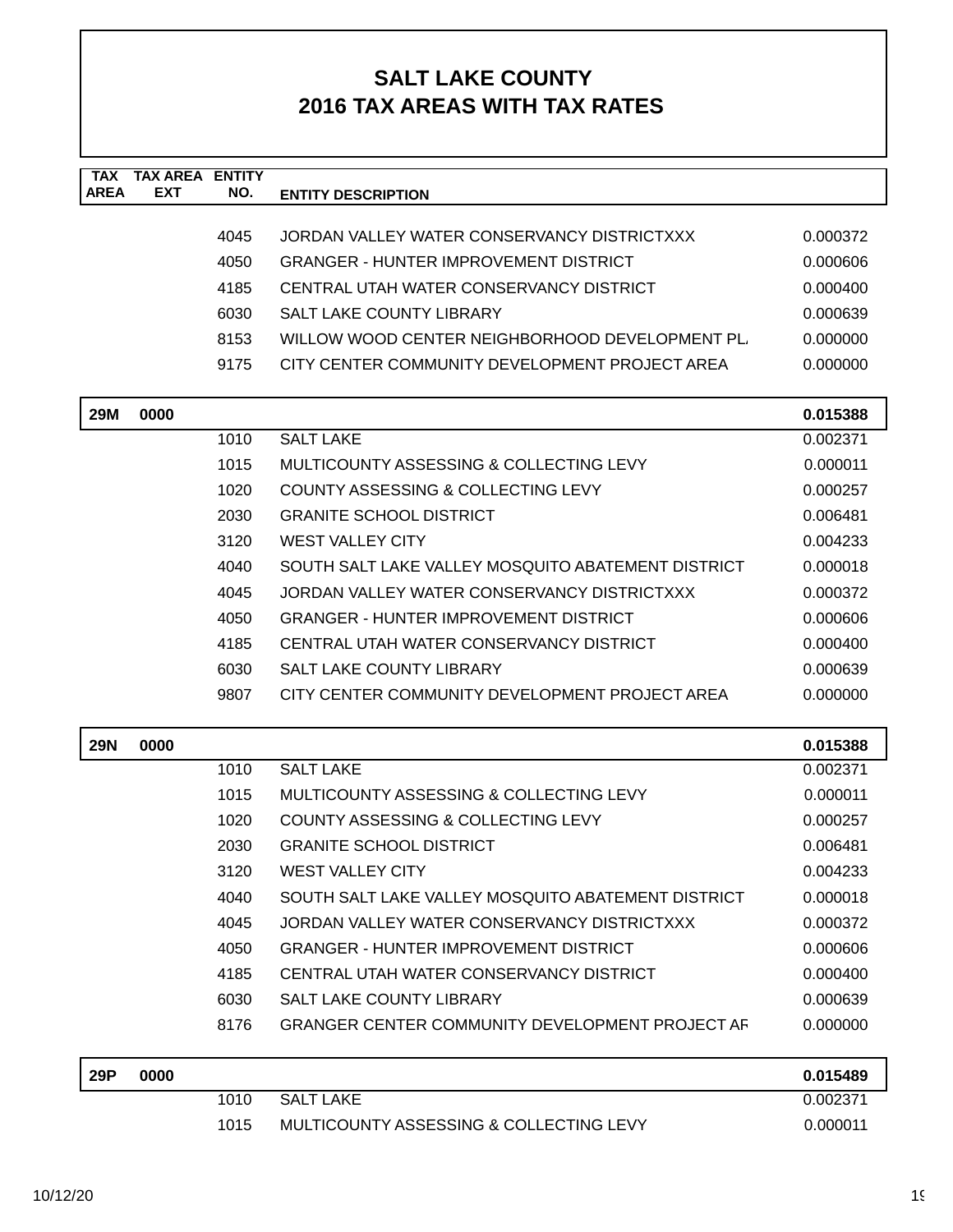# SALT LAKE COUNTY
# 2016 TAX AREAS WITH TAX RATES

| TAX AREA | TAX AREA EXT | ENTITY NO. | ENTITY DESCRIPTION | |
|---|---|---|---|---|
| | | 4045 | JORDAN VALLEY WATER CONSERVANCY DISTRICTXXX | 0.000372 |
| | | 4050 | GRANGER - HUNTER IMPROVEMENT DISTRICT | 0.000606 |
| | | 4185 | CENTRAL UTAH WATER CONSERVANCY DISTRICT | 0.000400 |
| | | 6030 | SALT LAKE COUNTY LIBRARY | 0.000639 |
| | | 8153 | WILLOW WOOD CENTER NEIGHBORHOOD DEVELOPMENT PL | 0.000000 |
| | | 9175 | CITY CENTER COMMUNITY DEVELOPMENT PROJECT AREA | 0.000000 |
| **29M** | **0000** | | | **0.015388** |
| | | 1010 | SALT LAKE | 0.002371 |
| | | 1015 | MULTICOUNTY ASSESSING & COLLECTING LEVY | 0.000011 |
| | | 1020 | COUNTY ASSESSING & COLLECTING LEVY | 0.000257 |
| | | 2030 | GRANITE SCHOOL DISTRICT | 0.006481 |
| | | 3120 | WEST VALLEY CITY | 0.004233 |
| | | 4040 | SOUTH SALT LAKE VALLEY MOSQUITO ABATEMENT DISTRICT | 0.000018 |
| | | 4045 | JORDAN VALLEY WATER CONSERVANCY DISTRICTXXX | 0.000372 |
| | | 4050 | GRANGER - HUNTER IMPROVEMENT DISTRICT | 0.000606 |
| | | 4185 | CENTRAL UTAH WATER CONSERVANCY DISTRICT | 0.000400 |
| | | 6030 | SALT LAKE COUNTY LIBRARY | 0.000639 |
| | | 9807 | CITY CENTER COMMUNITY DEVELOPMENT PROJECT AREA | 0.000000 |
| **29N** | **0000** | | | **0.015388** |
| | | 1010 | SALT LAKE | 0.002371 |
| | | 1015 | MULTICOUNTY ASSESSING & COLLECTING LEVY | 0.000011 |
| | | 1020 | COUNTY ASSESSING & COLLECTING LEVY | 0.000257 |
| | | 2030 | GRANITE SCHOOL DISTRICT | 0.006481 |
| | | 3120 | WEST VALLEY CITY | 0.004233 |
| | | 4040 | SOUTH SALT LAKE VALLEY MOSQUITO ABATEMENT DISTRICT | 0.000018 |
| | | 4045 | JORDAN VALLEY WATER CONSERVANCY DISTRICTXXX | 0.000372 |
| | | 4050 | GRANGER - HUNTER IMPROVEMENT DISTRICT | 0.000606 |
| | | 4185 | CENTRAL UTAH WATER CONSERVANCY DISTRICT | 0.000400 |
| | | 6030 | SALT LAKE COUNTY LIBRARY | 0.000639 |
| | | 8176 | GRANGER CENTER COMMUNITY DEVELOPMENT PROJECT AR | 0.000000 |
| **29P** | **0000** | | | **0.015489** |
| | | 1010 | SALT LAKE | 0.002371 |
| | | 1015 | MULTICOUNTY ASSESSING & COLLECTING LEVY | 0.000011 |

10/12/20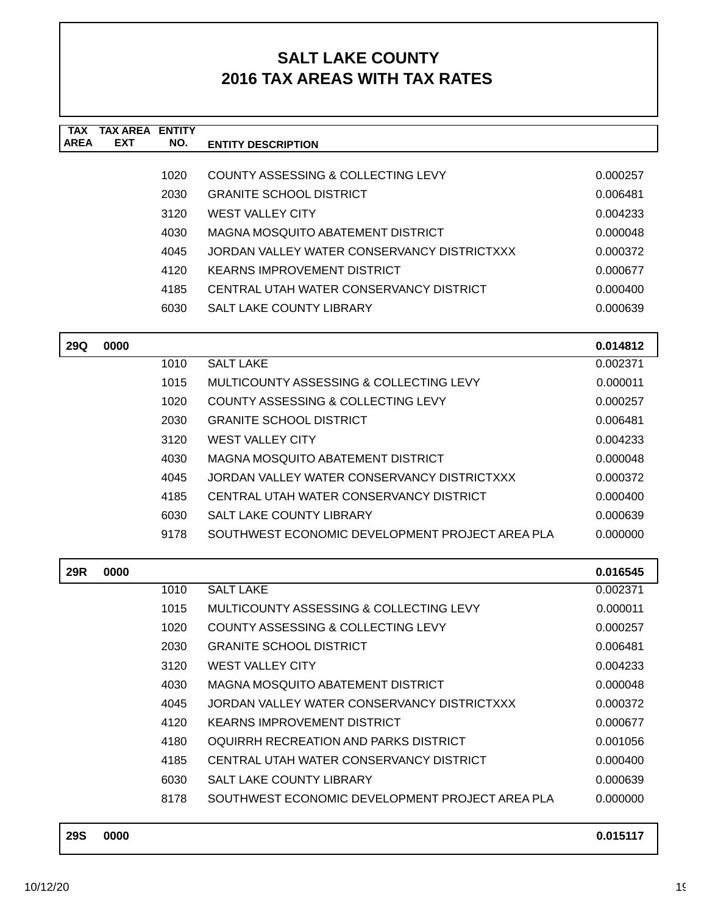# SALT LAKE COUNTY
# 2016 TAX AREAS WITH TAX RATES

| TAX AREA | TAX AREA EXT | ENTITY NO. | ENTITY DESCRIPTION | |
|---|---|---|---|---|
| | | 1020 | COUNTY ASSESSING & COLLECTING LEVY | 0.000257 |
| | | 2030 | GRANITE SCHOOL DISTRICT | 0.006481 |
| | | 3120 | WEST VALLEY CITY | 0.004233 |
| | | 4030 | MAGNA MOSQUITO ABATEMENT DISTRICT | 0.000048 |
| | | 4045 | JORDAN VALLEY WATER CONSERVANCY DISTRICTXXX | 0.000372 |
| | | 4120 | KEARNS IMPROVEMENT DISTRICT | 0.000677 |
| | | 4185 | CENTRAL UTAH WATER CONSERVANCY DISTRICT | 0.000400 |
| | | 6030 | SALT LAKE COUNTY LIBRARY | 0.000639 |
| **29Q** | **0000** | | | **0.014812** |
| | | 1010 | SALT LAKE | 0.002371 |
| | | 1015 | MULTICOUNTY ASSESSING & COLLECTING LEVY | 0.000011 |
| | | 1020 | COUNTY ASSESSING & COLLECTING LEVY | 0.000257 |
| | | 2030 | GRANITE SCHOOL DISTRICT | 0.006481 |
| | | 3120 | WEST VALLEY CITY | 0.004233 |
| | | 4030 | MAGNA MOSQUITO ABATEMENT DISTRICT | 0.000048 |
| | | 4045 | JORDAN VALLEY WATER CONSERVANCY DISTRICTXXX | 0.000372 |
| | | 4185 | CENTRAL UTAH WATER CONSERVANCY DISTRICT | 0.000400 |
| | | 6030 | SALT LAKE COUNTY LIBRARY | 0.000639 |
| | | 9178 | SOUTHWEST ECONOMIC DEVELOPMENT PROJECT AREA PLA | 0.000000 |
| **29R** | **0000** | | | **0.016545** |
| | | 1010 | SALT LAKE | 0.002371 |
| | | 1015 | MULTICOUNTY ASSESSING & COLLECTING LEVY | 0.000011 |
| | | 1020 | COUNTY ASSESSING & COLLECTING LEVY | 0.000257 |
| | | 2030 | GRANITE SCHOOL DISTRICT | 0.006481 |
| | | 3120 | WEST VALLEY CITY | 0.004233 |
| | | 4030 | MAGNA MOSQUITO ABATEMENT DISTRICT | 0.000048 |
| | | 4045 | JORDAN VALLEY WATER CONSERVANCY DISTRICTXXX | 0.000372 |
| | | 4120 | KEARNS IMPROVEMENT DISTRICT | 0.000677 |
| | | 4180 | OQUIRRH RECREATION AND PARKS DISTRICT | 0.001056 |
| | | 4185 | CENTRAL UTAH WATER CONSERVANCY DISTRICT | 0.000400 |
| | | 6030 | SALT LAKE COUNTY LIBRARY | 0.000639 |
| | | 8178 | SOUTHWEST ECONOMIC DEVELOPMENT PROJECT AREA PLA | 0.000000 |
| **29S** | **0000** | | | **0.015117** |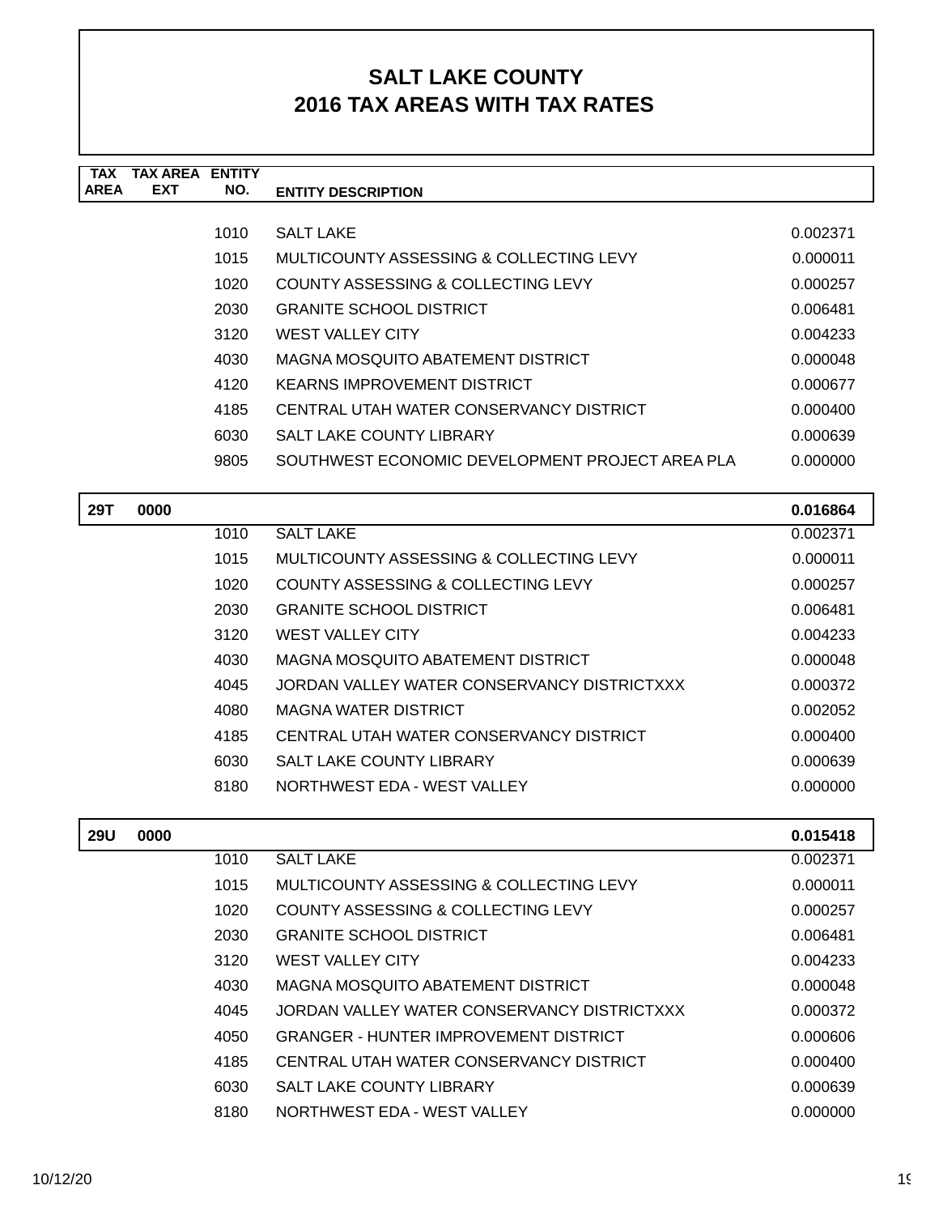# SALT LAKE COUNTY
# 2016 TAX AREAS WITH TAX RATES

| TAX AREA | TAX AREA EXT | ENTITY NO. | ENTITY DESCRIPTION | |
|---|---|---|---|---|
| | | 1010 | SALT LAKE | 0.002371 |
| | | 1015 | MULTICOUNTY ASSESSING & COLLECTING LEVY | 0.000011 |
| | | 1020 | COUNTY ASSESSING & COLLECTING LEVY | 0.000257 |
| | | 2030 | GRANITE SCHOOL DISTRICT | 0.006481 |
| | | 3120 | WEST VALLEY CITY | 0.004233 |
| | | 4030 | MAGNA MOSQUITO ABATEMENT DISTRICT | 0.000048 |
| | | 4120 | KEARNS IMPROVEMENT DISTRICT | 0.000677 |
| | | 4185 | CENTRAL UTAH WATER CONSERVANCY DISTRICT | 0.000400 |
| | | 6030 | SALT LAKE COUNTY LIBRARY | 0.000639 |
| | | 9805 | SOUTHWEST ECONOMIC DEVELOPMENT PROJECT AREA PLA | 0.000000 |
| **29T** | **0000** | | | **0.016864** |
| | | 1010 | SALT LAKE | 0.002371 |
| | | 1015 | MULTICOUNTY ASSESSING & COLLECTING LEVY | 0.000011 |
| | | 1020 | COUNTY ASSESSING & COLLECTING LEVY | 0.000257 |
| | | 2030 | GRANITE SCHOOL DISTRICT | 0.006481 |
| | | 3120 | WEST VALLEY CITY | 0.004233 |
| | | 4030 | MAGNA MOSQUITO ABATEMENT DISTRICT | 0.000048 |
| | | 4045 | JORDAN VALLEY WATER CONSERVANCY DISTRICTXXX | 0.000372 |
| | | 4080 | MAGNA WATER DISTRICT | 0.002052 |
| | | 4185 | CENTRAL UTAH WATER CONSERVANCY DISTRICT | 0.000400 |
| | | 6030 | SALT LAKE COUNTY LIBRARY | 0.000639 |
| | | 8180 | NORTHWEST EDA - WEST VALLEY | 0.000000 |
| **29U** | **0000** | | | **0.015418** |
| | | 1010 | SALT LAKE | 0.002371 |
| | | 1015 | MULTICOUNTY ASSESSING & COLLECTING LEVY | 0.000011 |
| | | 1020 | COUNTY ASSESSING & COLLECTING LEVY | 0.000257 |
| | | 2030 | GRANITE SCHOOL DISTRICT | 0.006481 |
| | | 3120 | WEST VALLEY CITY | 0.004233 |
| | | 4030 | MAGNA MOSQUITO ABATEMENT DISTRICT | 0.000048 |
| | | 4045 | JORDAN VALLEY WATER CONSERVANCY DISTRICTXXX | 0.000372 |
| | | 4050 | GRANGER - HUNTER IMPROVEMENT DISTRICT | 0.000606 |
| | | 4185 | CENTRAL UTAH WATER CONSERVANCY DISTRICT | 0.000400 |
| | | 6030 | SALT LAKE COUNTY LIBRARY | 0.000639 |
| | | 8180 | NORTHWEST EDA - WEST VALLEY | 0.000000 |

10/12/20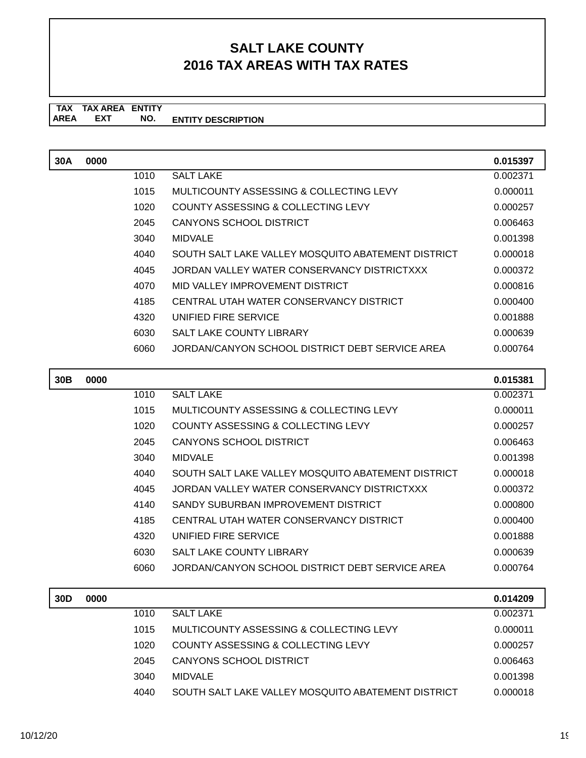# SALT LAKE COUNTY
# 2016 TAX AREAS WITH TAX RATES

| TAX AREA | TAX AREA EXT | ENTITY NO. | ENTITY DESCRIPTION | |
|---|---|---|---|---|
| **30A** | **0000** | | | **0.015397** |
| | | 1010 | SALT LAKE | 0.002371 |
| | | 1015 | MULTICOUNTY ASSESSING & COLLECTING LEVY | 0.000011 |
| | | 1020 | COUNTY ASSESSING & COLLECTING LEVY | 0.000257 |
| | | 2045 | CANYONS SCHOOL DISTRICT | 0.006463 |
| | | 3040 | MIDVALE | 0.001398 |
| | | 4040 | SOUTH SALT LAKE VALLEY MOSQUITO ABATEMENT DISTRICT | 0.000018 |
| | | 4045 | JORDAN VALLEY WATER CONSERVANCY DISTRICTXXX | 0.000372 |
| | | 4070 | MID VALLEY IMPROVEMENT DISTRICT | 0.000816 |
| | | 4185 | CENTRAL UTAH WATER CONSERVANCY DISTRICT | 0.000400 |
| | | 4320 | UNIFIED FIRE SERVICE | 0.001888 |
| | | 6030 | SALT LAKE COUNTY LIBRARY | 0.000639 |
| | | 6060 | JORDAN/CANYON SCHOOL DISTRICT DEBT SERVICE AREA | 0.000764 |
| **30B** | **0000** | | | **0.015381** |
| | | 1010 | SALT LAKE | 0.002371 |
| | | 1015 | MULTICOUNTY ASSESSING & COLLECTING LEVY | 0.000011 |
| | | 1020 | COUNTY ASSESSING & COLLECTING LEVY | 0.000257 |
| | | 2045 | CANYONS SCHOOL DISTRICT | 0.006463 |
| | | 3040 | MIDVALE | 0.001398 |
| | | 4040 | SOUTH SALT LAKE VALLEY MOSQUITO ABATEMENT DISTRICT | 0.000018 |
| | | 4045 | JORDAN VALLEY WATER CONSERVANCY DISTRICTXXX | 0.000372 |
| | | 4140 | SANDY SUBURBAN IMPROVEMENT DISTRICT | 0.000800 |
| | | 4185 | CENTRAL UTAH WATER CONSERVANCY DISTRICT | 0.000400 |
| | | 4320 | UNIFIED FIRE SERVICE | 0.001888 |
| | | 6030 | SALT LAKE COUNTY LIBRARY | 0.000639 |
| | | 6060 | JORDAN/CANYON SCHOOL DISTRICT DEBT SERVICE AREA | 0.000764 |
| **30D** | **0000** | | | **0.014209** |
| | | 1010 | SALT LAKE | 0.002371 |
| | | 1015 | MULTICOUNTY ASSESSING & COLLECTING LEVY | 0.000011 |
| | | 1020 | COUNTY ASSESSING & COLLECTING LEVY | 0.000257 |
| | | 2045 | CANYONS SCHOOL DISTRICT | 0.006463 |
| | | 3040 | MIDVALE | 0.001398 |
| | | 4040 | SOUTH SALT LAKE VALLEY MOSQUITO ABATEMENT DISTRICT | 0.000018 |

10/12/20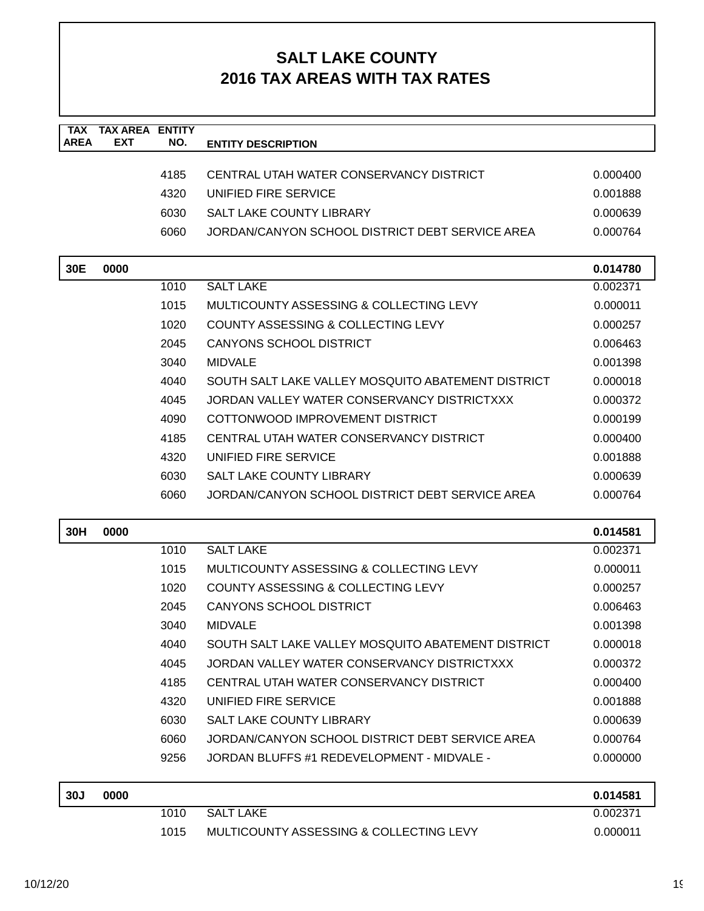# SALT LAKE COUNTY
## 2016 TAX AREAS WITH TAX RATES

| TAX AREA | TAX AREA EXT | ENTITY NO. | ENTITY DESCRIPTION | |
|---|---|---|---|---|
| | | 4185 | CENTRAL UTAH WATER CONSERVANCY DISTRICT | 0.000400 |
| | | 4320 | UNIFIED FIRE SERVICE | 0.001888 |
| | | 6030 | SALT LAKE COUNTY LIBRARY | 0.000639 |
| | | 6060 | JORDAN/CANYON SCHOOL DISTRICT DEBT SERVICE AREA | 0.000764 |
| **30E** | **0000** | | | **0.014780** |
| | | 1010 | SALT LAKE | 0.002371 |
| | | 1015 | MULTICOUNTY ASSESSING & COLLECTING LEVY | 0.000011 |
| | | 1020 | COUNTY ASSESSING & COLLECTING LEVY | 0.000257 |
| | | 2045 | CANYONS SCHOOL DISTRICT | 0.006463 |
| | | 3040 | MIDVALE | 0.001398 |
| | | 4040 | SOUTH SALT LAKE VALLEY MOSQUITO ABATEMENT DISTRICT | 0.000018 |
| | | 4045 | JORDAN VALLEY WATER CONSERVANCY DISTRICTXXX | 0.000372 |
| | | 4090 | COTTONWOOD IMPROVEMENT DISTRICT | 0.000199 |
| | | 4185 | CENTRAL UTAH WATER CONSERVANCY DISTRICT | 0.000400 |
| | | 4320 | UNIFIED FIRE SERVICE | 0.001888 |
| | | 6030 | SALT LAKE COUNTY LIBRARY | 0.000639 |
| | | 6060 | JORDAN/CANYON SCHOOL DISTRICT DEBT SERVICE AREA | 0.000764 |
| **30H** | **0000** | | | **0.014581** |
| | | 1010 | SALT LAKE | 0.002371 |
| | | 1015 | MULTICOUNTY ASSESSING & COLLECTING LEVY | 0.000011 |
| | | 1020 | COUNTY ASSESSING & COLLECTING LEVY | 0.000257 |
| | | 2045 | CANYONS SCHOOL DISTRICT | 0.006463 |
| | | 3040 | MIDVALE | 0.001398 |
| | | 4040 | SOUTH SALT LAKE VALLEY MOSQUITO ABATEMENT DISTRICT | 0.000018 |
| | | 4045 | JORDAN VALLEY WATER CONSERVANCY DISTRICTXXX | 0.000372 |
| | | 4185 | CENTRAL UTAH WATER CONSERVANCY DISTRICT | 0.000400 |
| | | 4320 | UNIFIED FIRE SERVICE | 0.001888 |
| | | 6030 | SALT LAKE COUNTY LIBRARY | 0.000639 |
| | | 6060 | JORDAN/CANYON SCHOOL DISTRICT DEBT SERVICE AREA | 0.000764 |
| | | 9256 | JORDAN BLUFFS #1 REDEVELOPMENT - MIDVALE - | 0.000000 |
| **30J** | **0000** | | | **0.014581** |
| | | 1010 | SALT LAKE | 0.002371 |
| | | 1015 | MULTICOUNTY ASSESSING & COLLECTING LEVY | 0.000011 |

10/12/20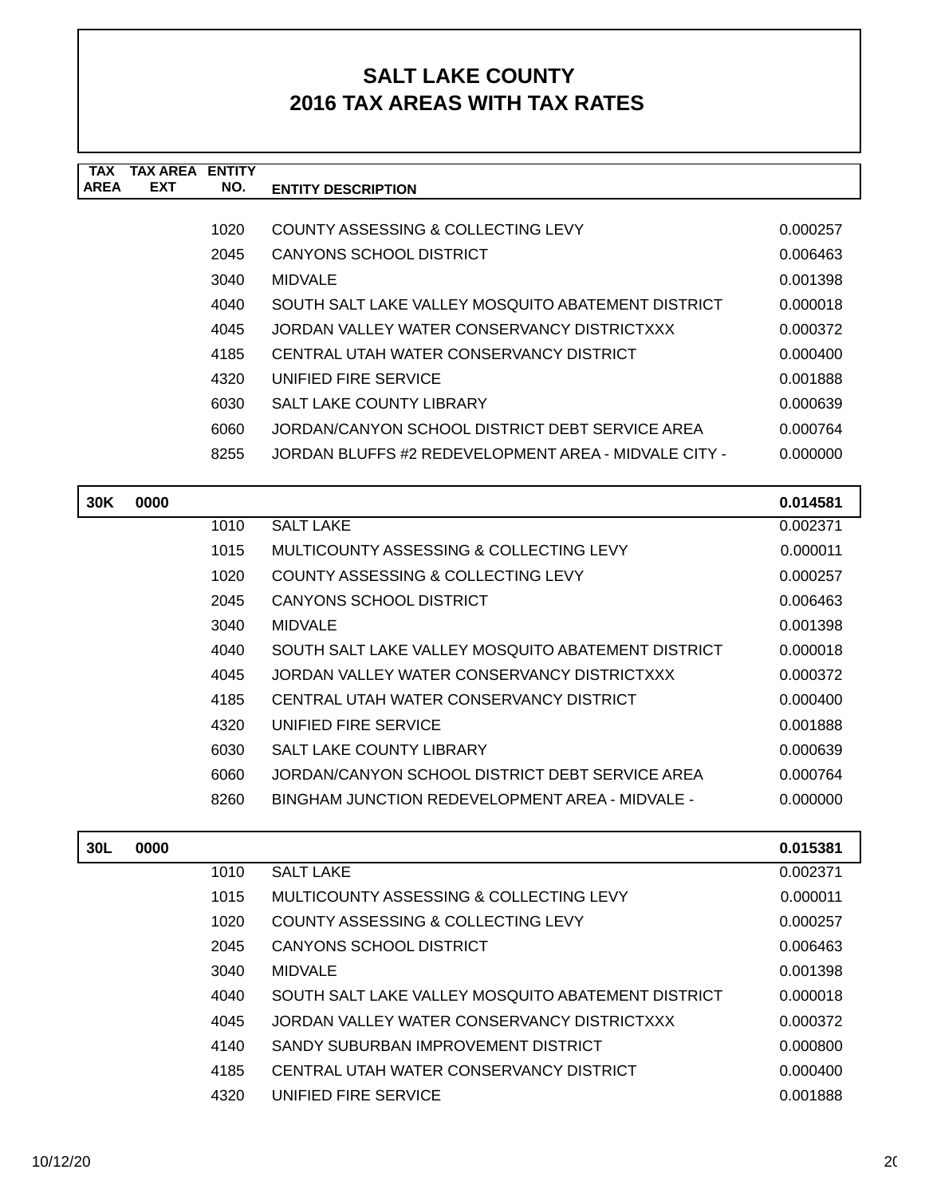# SALT LAKE COUNTY
# 2016 TAX AREAS WITH TAX RATES

| TAX AREA | TAX AREA EXT | ENTITY NO. | ENTITY DESCRIPTION | |
|---|---|---|---|---|
| | | 1020 | COUNTY ASSESSING & COLLECTING LEVY | 0.000257 |
| | | 2045 | CANYONS SCHOOL DISTRICT | 0.006463 |
| | | 3040 | MIDVALE | 0.001398 |
| | | 4040 | SOUTH SALT LAKE VALLEY MOSQUITO ABATEMENT DISTRICT | 0.000018 |
| | | 4045 | JORDAN VALLEY WATER CONSERVANCY DISTRICTXXX | 0.000372 |
| | | 4185 | CENTRAL UTAH WATER CONSERVANCY DISTRICT | 0.000400 |
| | | 4320 | UNIFIED FIRE SERVICE | 0.001888 |
| | | 6030 | SALT LAKE COUNTY LIBRARY | 0.000639 |
| | | 6060 | JORDAN/CANYON SCHOOL DISTRICT DEBT SERVICE AREA | 0.000764 |
| | | 8255 | JORDAN BLUFFS #2 REDEVELOPMENT AREA - MIDVALE CITY - | 0.000000 |
| **30K** | **0000** | | | **0.014581** |
| | | 1010 | SALT LAKE | 0.002371 |
| | | 1015 | MULTICOUNTY ASSESSING & COLLECTING LEVY | 0.000011 |
| | | 1020 | COUNTY ASSESSING & COLLECTING LEVY | 0.000257 |
| | | 2045 | CANYONS SCHOOL DISTRICT | 0.006463 |
| | | 3040 | MIDVALE | 0.001398 |
| | | 4040 | SOUTH SALT LAKE VALLEY MOSQUITO ABATEMENT DISTRICT | 0.000018 |
| | | 4045 | JORDAN VALLEY WATER CONSERVANCY DISTRICTXXX | 0.000372 |
| | | 4185 | CENTRAL UTAH WATER CONSERVANCY DISTRICT | 0.000400 |
| | | 4320 | UNIFIED FIRE SERVICE | 0.001888 |
| | | 6030 | SALT LAKE COUNTY LIBRARY | 0.000639 |
| | | 6060 | JORDAN/CANYON SCHOOL DISTRICT DEBT SERVICE AREA | 0.000764 |
| | | 8260 | BINGHAM JUNCTION REDEVELOPMENT AREA - MIDVALE - | 0.000000 |
| **30L** | **0000** | | | **0.015381** |
| | | 1010 | SALT LAKE | 0.002371 |
| | | 1015 | MULTICOUNTY ASSESSING & COLLECTING LEVY | 0.000011 |
| | | 1020 | COUNTY ASSESSING & COLLECTING LEVY | 0.000257 |
| | | 2045 | CANYONS SCHOOL DISTRICT | 0.006463 |
| | | 3040 | MIDVALE | 0.001398 |
| | | 4040 | SOUTH SALT LAKE VALLEY MOSQUITO ABATEMENT DISTRICT | 0.000018 |
| | | 4045 | JORDAN VALLEY WATER CONSERVANCY DISTRICTXXX | 0.000372 |
| | | 4140 | SANDY SUBURBAN IMPROVEMENT DISTRICT | 0.000800 |
| | | 4185 | CENTRAL UTAH WATER CONSERVANCY DISTRICT | 0.000400 |
| | | 4320 | UNIFIED FIRE SERVICE | 0.001888 |

10/12/20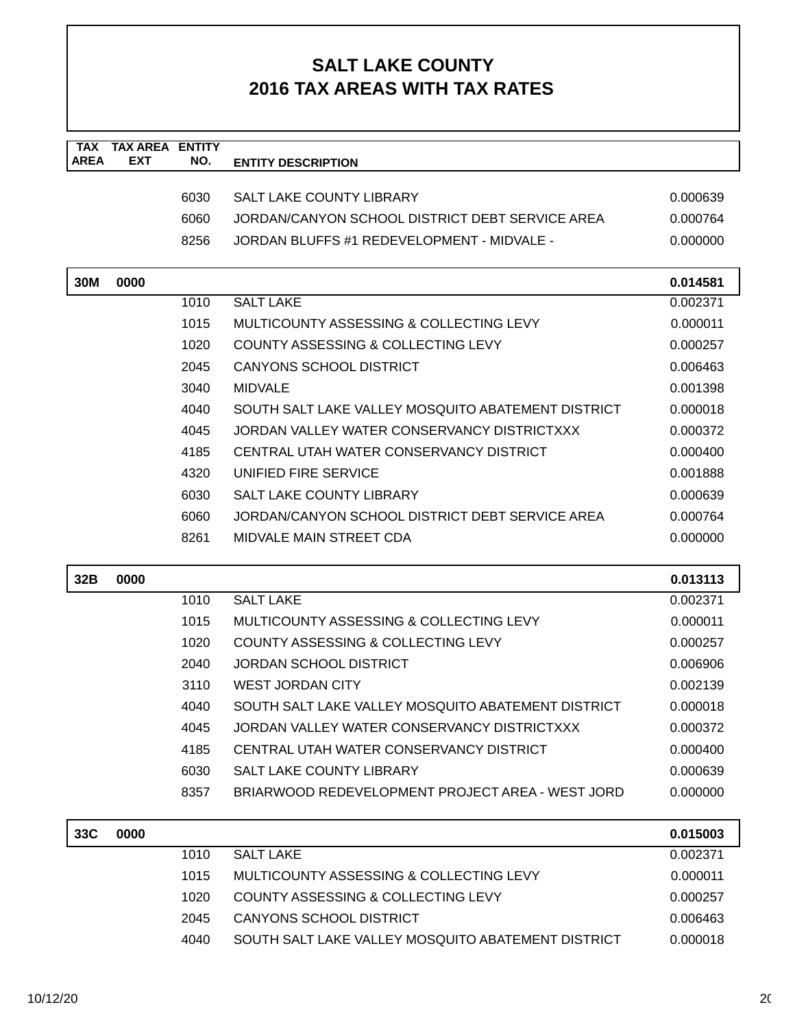# SALT LAKE COUNTY
# 2016 TAX AREAS WITH TAX RATES

| TAX AREA | TAX AREA EXT | ENTITY NO. | ENTITY DESCRIPTION | |
|---|---|---|---|---|
| | | 6030 | SALT LAKE COUNTY LIBRARY | 0.000639 |
| | | 6060 | JORDAN/CANYON SCHOOL DISTRICT DEBT SERVICE AREA | 0.000764 |
| | | 8256 | JORDAN BLUFFS #1 REDEVELOPMENT - MIDVALE - | 0.000000 |
| **30M** | **0000** | | | **0.014581** |
| | | 1010 | SALT LAKE | 0.002371 |
| | | 1015 | MULTICOUNTY ASSESSING & COLLECTING LEVY | 0.000011 |
| | | 1020 | COUNTY ASSESSING & COLLECTING LEVY | 0.000257 |
| | | 2045 | CANYONS SCHOOL DISTRICT | 0.006463 |
| | | 3040 | MIDVALE | 0.001398 |
| | | 4040 | SOUTH SALT LAKE VALLEY MOSQUITO ABATEMENT DISTRICT | 0.000018 |
| | | 4045 | JORDAN VALLEY WATER CONSERVANCY DISTRICTXXX | 0.000372 |
| | | 4185 | CENTRAL UTAH WATER CONSERVANCY DISTRICT | 0.000400 |
| | | 4320 | UNIFIED FIRE SERVICE | 0.001888 |
| | | 6030 | SALT LAKE COUNTY LIBRARY | 0.000639 |
| | | 6060 | JORDAN/CANYON SCHOOL DISTRICT DEBT SERVICE AREA | 0.000764 |
| | | 8261 | MIDVALE MAIN STREET CDA | 0.000000 |
| **32B** | **0000** | | | **0.013113** |
| | | 1010 | SALT LAKE | 0.002371 |
| | | 1015 | MULTICOUNTY ASSESSING & COLLECTING LEVY | 0.000011 |
| | | 1020 | COUNTY ASSESSING & COLLECTING LEVY | 0.000257 |
| | | 2040 | JORDAN SCHOOL DISTRICT | 0.006906 |
| | | 3110 | WEST JORDAN CITY | 0.002139 |
| | | 4040 | SOUTH SALT LAKE VALLEY MOSQUITO ABATEMENT DISTRICT | 0.000018 |
| | | 4045 | JORDAN VALLEY WATER CONSERVANCY DISTRICTXXX | 0.000372 |
| | | 4185 | CENTRAL UTAH WATER CONSERVANCY DISTRICT | 0.000400 |
| | | 6030 | SALT LAKE COUNTY LIBRARY | 0.000639 |
| | | 8357 | BRIARWOOD REDEVELOPMENT PROJECT AREA - WEST JORD | 0.000000 |
| **33C** | **0000** | | | **0.015003** |
| | | 1010 | SALT LAKE | 0.002371 |
| | | 1015 | MULTICOUNTY ASSESSING & COLLECTING LEVY | 0.000011 |
| | | 1020 | COUNTY ASSESSING & COLLECTING LEVY | 0.000257 |
| | | 2045 | CANYONS SCHOOL DISTRICT | 0.006463 |
| | | 4040 | SOUTH SALT LAKE VALLEY MOSQUITO ABATEMENT DISTRICT | 0.000018 |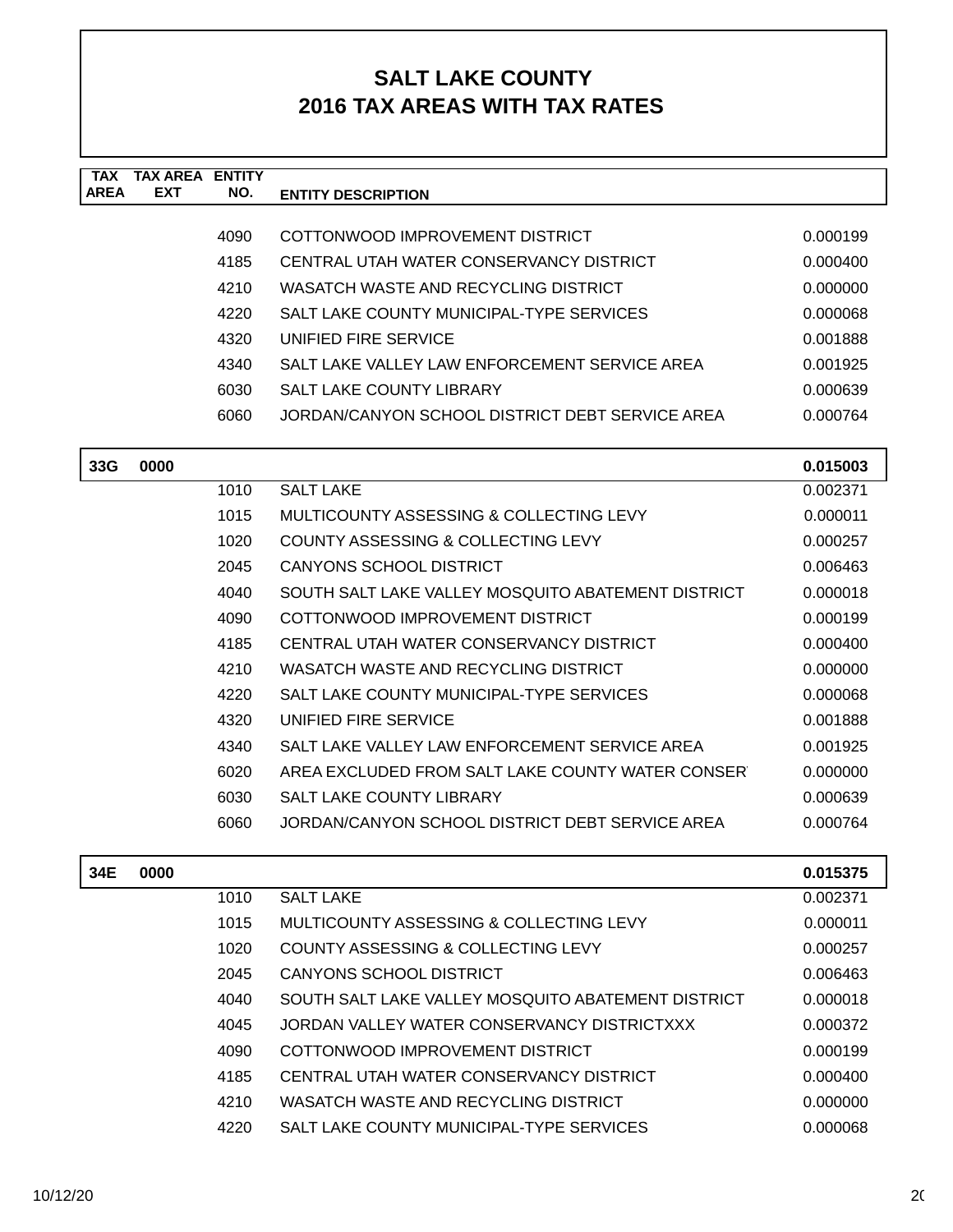# SALT LAKE COUNTY
# 2016 TAX AREAS WITH TAX RATES

| TAX AREA | TAX AREA EXT | ENTITY NO. | ENTITY DESCRIPTION | |
|---|---|---|---|---|
| | | 4090 | COTTONWOOD IMPROVEMENT DISTRICT | 0.000199 |
| | | 4185 | CENTRAL UTAH WATER CONSERVANCY DISTRICT | 0.000400 |
| | | 4210 | WASATCH WASTE AND RECYCLING DISTRICT | 0.000000 |
| | | 4220 | SALT LAKE COUNTY MUNICIPAL-TYPE SERVICES | 0.000068 |
| | | 4320 | UNIFIED FIRE SERVICE | 0.001888 |
| | | 4340 | SALT LAKE VALLEY LAW ENFORCEMENT SERVICE AREA | 0.001925 |
| | | 6030 | SALT LAKE COUNTY LIBRARY | 0.000639 |
| | | 6060 | JORDAN/CANYON SCHOOL DISTRICT DEBT SERVICE AREA | 0.000764 |
| **33G** | **0000** | | | **0.015003** |
| | | 1010 | SALT LAKE | 0.002371 |
| | | 1015 | MULTICOUNTY ASSESSING & COLLECTING LEVY | 0.000011 |
| | | 1020 | COUNTY ASSESSING & COLLECTING LEVY | 0.000257 |
| | | 2045 | CANYONS SCHOOL DISTRICT | 0.006463 |
| | | 4040 | SOUTH SALT LAKE VALLEY MOSQUITO ABATEMENT DISTRICT | 0.000018 |
| | | 4090 | COTTONWOOD IMPROVEMENT DISTRICT | 0.000199 |
| | | 4185 | CENTRAL UTAH WATER CONSERVANCY DISTRICT | 0.000400 |
| | | 4210 | WASATCH WASTE AND RECYCLING DISTRICT | 0.000000 |
| | | 4220 | SALT LAKE COUNTY MUNICIPAL-TYPE SERVICES | 0.000068 |
| | | 4320 | UNIFIED FIRE SERVICE | 0.001888 |
| | | 4340 | SALT LAKE VALLEY LAW ENFORCEMENT SERVICE AREA | 0.001925 |
| | | 6020 | AREA EXCLUDED FROM SALT LAKE COUNTY WATER CONSER | 0.000000 |
| | | 6030 | SALT LAKE COUNTY LIBRARY | 0.000639 |
| | | 6060 | JORDAN/CANYON SCHOOL DISTRICT DEBT SERVICE AREA | 0.000764 |
| **34E** | **0000** | | | **0.015375** |
| | | 1010 | SALT LAKE | 0.002371 |
| | | 1015 | MULTICOUNTY ASSESSING & COLLECTING LEVY | 0.000011 |
| | | 1020 | COUNTY ASSESSING & COLLECTING LEVY | 0.000257 |
| | | 2045 | CANYONS SCHOOL DISTRICT | 0.006463 |
| | | 4040 | SOUTH SALT LAKE VALLEY MOSQUITO ABATEMENT DISTRICT | 0.000018 |
| | | 4045 | JORDAN VALLEY WATER CONSERVANCY DISTRICTXXX | 0.000372 |
| | | 4090 | COTTONWOOD IMPROVEMENT DISTRICT | 0.000199 |
| | | 4185 | CENTRAL UTAH WATER CONSERVANCY DISTRICT | 0.000400 |
| | | 4210 | WASATCH WASTE AND RECYCLING DISTRICT | 0.000000 |
| | | 4220 | SALT LAKE COUNTY MUNICIPAL-TYPE SERVICES | 0.000068 |

10/12/20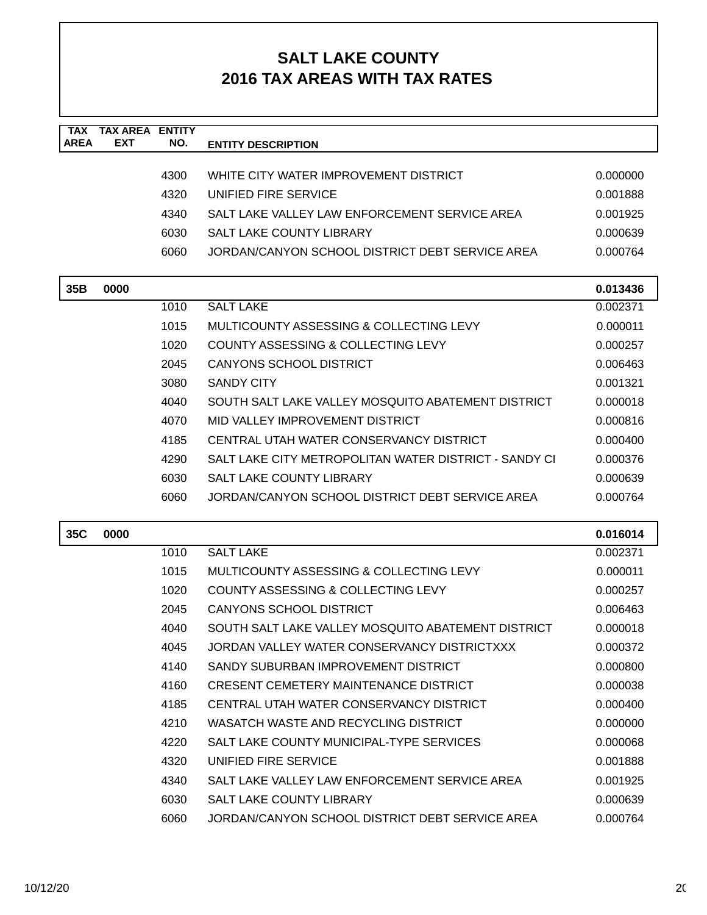# SALT LAKE COUNTY
# 2016 TAX AREAS WITH TAX RATES

| TAX AREA | TAX AREA EXT | ENTITY NO. | ENTITY DESCRIPTION | |
|---|---|---|---|---|
| | | 4300 | WHITE CITY WATER IMPROVEMENT DISTRICT | 0.000000 |
| | | 4320 | UNIFIED FIRE SERVICE | 0.001888 |
| | | 4340 | SALT LAKE VALLEY LAW ENFORCEMENT SERVICE AREA | 0.001925 |
| | | 6030 | SALT LAKE COUNTY LIBRARY | 0.000639 |
| | | 6060 | JORDAN/CANYON SCHOOL DISTRICT DEBT SERVICE AREA | 0.000764 |
| **35B** | **0000** | | | **0.013436** |
| | | 1010 | SALT LAKE | 0.002371 |
| | | 1015 | MULTICOUNTY ASSESSING & COLLECTING LEVY | 0.000011 |
| | | 1020 | COUNTY ASSESSING & COLLECTING LEVY | 0.000257 |
| | | 2045 | CANYONS SCHOOL DISTRICT | 0.006463 |
| | | 3080 | SANDY CITY | 0.001321 |
| | | 4040 | SOUTH SALT LAKE VALLEY MOSQUITO ABATEMENT DISTRICT | 0.000018 |
| | | 4070 | MID VALLEY IMPROVEMENT DISTRICT | 0.000816 |
| | | 4185 | CENTRAL UTAH WATER CONSERVANCY DISTRICT | 0.000400 |
| | | 4290 | SALT LAKE CITY METROPOLITAN WATER DISTRICT - SANDY CI | 0.000376 |
| | | 6030 | SALT LAKE COUNTY LIBRARY | 0.000639 |
| | | 6060 | JORDAN/CANYON SCHOOL DISTRICT DEBT SERVICE AREA | 0.000764 |
| **35C** | **0000** | | | **0.016014** |
| | | 1010 | SALT LAKE | 0.002371 |
| | | 1015 | MULTICOUNTY ASSESSING & COLLECTING LEVY | 0.000011 |
| | | 1020 | COUNTY ASSESSING & COLLECTING LEVY | 0.000257 |
| | | 2045 | CANYONS SCHOOL DISTRICT | 0.006463 |
| | | 4040 | SOUTH SALT LAKE VALLEY MOSQUITO ABATEMENT DISTRICT | 0.000018 |
| | | 4045 | JORDAN VALLEY WATER CONSERVANCY DISTRICTXXX | 0.000372 |
| | | 4140 | SANDY SUBURBAN IMPROVEMENT DISTRICT | 0.000800 |
| | | 4160 | CRESENT CEMETERY MAINTENANCE DISTRICT | 0.000038 |
| | | 4185 | CENTRAL UTAH WATER CONSERVANCY DISTRICT | 0.000400 |
| | | 4210 | WASATCH WASTE AND RECYCLING DISTRICT | 0.000000 |
| | | 4220 | SALT LAKE COUNTY MUNICIPAL-TYPE SERVICES | 0.000068 |
| | | 4320 | UNIFIED FIRE SERVICE | 0.001888 |
| | | 4340 | SALT LAKE VALLEY LAW ENFORCEMENT SERVICE AREA | 0.001925 |
| | | 6030 | SALT LAKE COUNTY LIBRARY | 0.000639 |
| | | 6060 | JORDAN/CANYON SCHOOL DISTRICT DEBT SERVICE AREA | 0.000764 |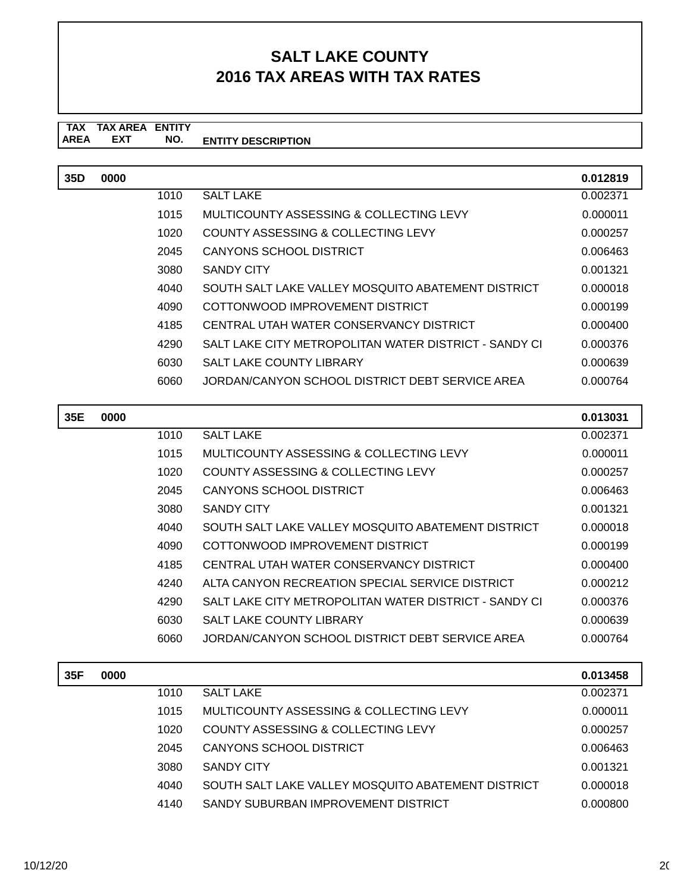# SALT LAKE COUNTY
# 2016 TAX AREAS WITH TAX RATES

| TAX AREA | TAX AREA EXT | ENTITY NO. | ENTITY DESCRIPTION | |
|---|---|---|---|---|
| **35D** | **0000** | | | **0.012819** |
| | | 1010 | SALT LAKE | 0.002371 |
| | | 1015 | MULTICOUNTY ASSESSING & COLLECTING LEVY | 0.000011 |
| | | 1020 | COUNTY ASSESSING & COLLECTING LEVY | 0.000257 |
| | | 2045 | CANYONS SCHOOL DISTRICT | 0.006463 |
| | | 3080 | SANDY CITY | 0.001321 |
| | | 4040 | SOUTH SALT LAKE VALLEY MOSQUITO ABATEMENT DISTRICT | 0.000018 |
| | | 4090 | COTTONWOOD IMPROVEMENT DISTRICT | 0.000199 |
| | | 4185 | CENTRAL UTAH WATER CONSERVANCY DISTRICT | 0.000400 |
| | | 4290 | SALT LAKE CITY METROPOLITAN WATER DISTRICT - SANDY CI | 0.000376 |
| | | 6030 | SALT LAKE COUNTY LIBRARY | 0.000639 |
| | | 6060 | JORDAN/CANYON SCHOOL DISTRICT DEBT SERVICE AREA | 0.000764 |
| **35E** | **0000** | | | **0.013031** |
| | | 1010 | SALT LAKE | 0.002371 |
| | | 1015 | MULTICOUNTY ASSESSING & COLLECTING LEVY | 0.000011 |
| | | 1020 | COUNTY ASSESSING & COLLECTING LEVY | 0.000257 |
| | | 2045 | CANYONS SCHOOL DISTRICT | 0.006463 |
| | | 3080 | SANDY CITY | 0.001321 |
| | | 4040 | SOUTH SALT LAKE VALLEY MOSQUITO ABATEMENT DISTRICT | 0.000018 |
| | | 4090 | COTTONWOOD IMPROVEMENT DISTRICT | 0.000199 |
| | | 4185 | CENTRAL UTAH WATER CONSERVANCY DISTRICT | 0.000400 |
| | | 4240 | ALTA CANYON RECREATION SPECIAL SERVICE DISTRICT | 0.000212 |
| | | 4290 | SALT LAKE CITY METROPOLITAN WATER DISTRICT - SANDY CI | 0.000376 |
| | | 6030 | SALT LAKE COUNTY LIBRARY | 0.000639 |
| | | 6060 | JORDAN/CANYON SCHOOL DISTRICT DEBT SERVICE AREA | 0.000764 |
| **35F** | **0000** | | | **0.013458** |
| | | 1010 | SALT LAKE | 0.002371 |
| | | 1015 | MULTICOUNTY ASSESSING & COLLECTING LEVY | 0.000011 |
| | | 1020 | COUNTY ASSESSING & COLLECTING LEVY | 0.000257 |
| | | 2045 | CANYONS SCHOOL DISTRICT | 0.006463 |
| | | 3080 | SANDY CITY | 0.001321 |
| | | 4040 | SOUTH SALT LAKE VALLEY MOSQUITO ABATEMENT DISTRICT | 0.000018 |
| | | 4140 | SANDY SUBURBAN IMPROVEMENT DISTRICT | 0.000800 |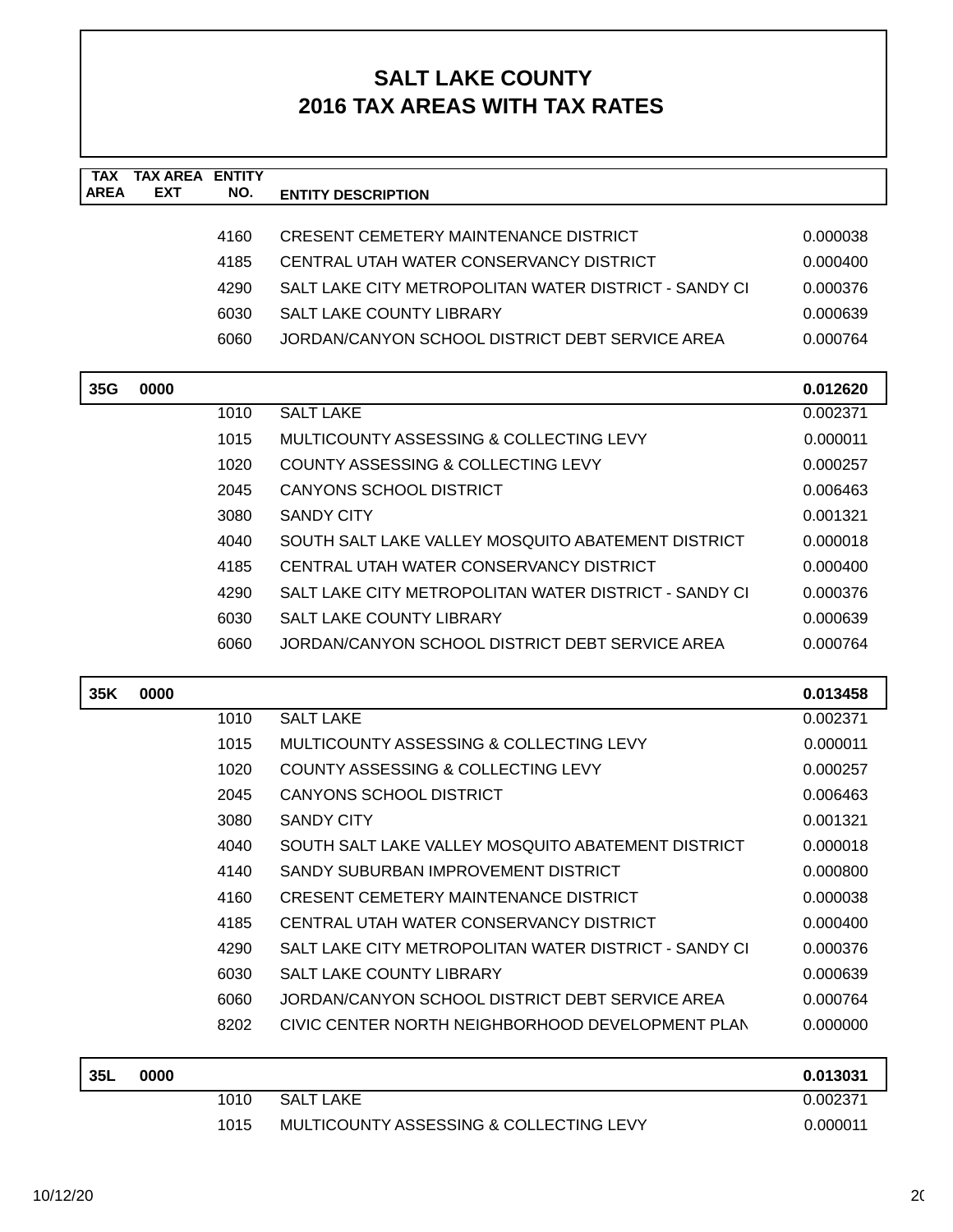# SALT LAKE COUNTY
# 2016 TAX AREAS WITH TAX RATES

| TAX AREA | TAX AREA EXT | ENTITY NO. | ENTITY DESCRIPTION | |
|---|---|---|---|---|
| | | 4160 | CRESENT CEMETERY MAINTENANCE DISTRICT | 0.000038 |
| | | 4185 | CENTRAL UTAH WATER CONSERVANCY DISTRICT | 0.000400 |
| | | 4290 | SALT LAKE CITY METROPOLITAN WATER DISTRICT - SANDY CI | 0.000376 |
| | | 6030 | SALT LAKE COUNTY LIBRARY | 0.000639 |
| | | 6060 | JORDAN/CANYON SCHOOL DISTRICT DEBT SERVICE AREA | 0.000764 |
| **35G** | **0000** | | | **0.012620** |
| | | 1010 | SALT LAKE | 0.002371 |
| | | 1015 | MULTICOUNTY ASSESSING & COLLECTING LEVY | 0.000011 |
| | | 1020 | COUNTY ASSESSING & COLLECTING LEVY | 0.000257 |
| | | 2045 | CANYONS SCHOOL DISTRICT | 0.006463 |
| | | 3080 | SANDY CITY | 0.001321 |
| | | 4040 | SOUTH SALT LAKE VALLEY MOSQUITO ABATEMENT DISTRICT | 0.000018 |
| | | 4185 | CENTRAL UTAH WATER CONSERVANCY DISTRICT | 0.000400 |
| | | 4290 | SALT LAKE CITY METROPOLITAN WATER DISTRICT - SANDY CI | 0.000376 |
| | | 6030 | SALT LAKE COUNTY LIBRARY | 0.000639 |
| | | 6060 | JORDAN/CANYON SCHOOL DISTRICT DEBT SERVICE AREA | 0.000764 |
| **35K** | **0000** | | | **0.013458** |
| | | 1010 | SALT LAKE | 0.002371 |
| | | 1015 | MULTICOUNTY ASSESSING & COLLECTING LEVY | 0.000011 |
| | | 1020 | COUNTY ASSESSING & COLLECTING LEVY | 0.000257 |
| | | 2045 | CANYONS SCHOOL DISTRICT | 0.006463 |
| | | 3080 | SANDY CITY | 0.001321 |
| | | 4040 | SOUTH SALT LAKE VALLEY MOSQUITO ABATEMENT DISTRICT | 0.000018 |
| | | 4140 | SANDY SUBURBAN IMPROVEMENT DISTRICT | 0.000800 |
| | | 4160 | CRESENT CEMETERY MAINTENANCE DISTRICT | 0.000038 |
| | | 4185 | CENTRAL UTAH WATER CONSERVANCY DISTRICT | 0.000400 |
| | | 4290 | SALT LAKE CITY METROPOLITAN WATER DISTRICT - SANDY CI | 0.000376 |
| | | 6030 | SALT LAKE COUNTY LIBRARY | 0.000639 |
| | | 6060 | JORDAN/CANYON SCHOOL DISTRICT DEBT SERVICE AREA | 0.000764 |
| | | 8202 | CIVIC CENTER NORTH NEIGHBORHOOD DEVELOPMENT PLAN | 0.000000 |
| **35L** | **0000** | | | **0.013031** |
| | | 1010 | SALT LAKE | 0.002371 |
| | | 1015 | MULTICOUNTY ASSESSING & COLLECTING LEVY | 0.000011 |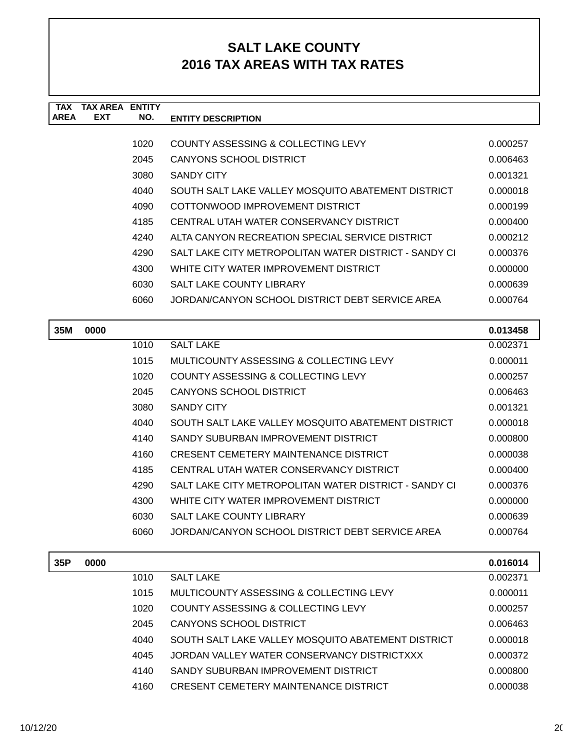# SALT LAKE COUNTY
# 2016 TAX AREAS WITH TAX RATES

| TAX AREA | TAX AREA EXT | ENTITY NO. | ENTITY DESCRIPTION | |
|---|---|---|---|---|
| | | 1020 | COUNTY ASSESSING & COLLECTING LEVY | 0.000257 |
| | | 2045 | CANYONS SCHOOL DISTRICT | 0.006463 |
| | | 3080 | SANDY CITY | 0.001321 |
| | | 4040 | SOUTH SALT LAKE VALLEY MOSQUITO ABATEMENT DISTRICT | 0.000018 |
| | | 4090 | COTTONWOOD IMPROVEMENT DISTRICT | 0.000199 |
| | | 4185 | CENTRAL UTAH WATER CONSERVANCY DISTRICT | 0.000400 |
| | | 4240 | ALTA CANYON RECREATION SPECIAL SERVICE DISTRICT | 0.000212 |
| | | 4290 | SALT LAKE CITY METROPOLITAN WATER DISTRICT - SANDY CI | 0.000376 |
| | | 4300 | WHITE CITY WATER IMPROVEMENT DISTRICT | 0.000000 |
| | | 6030 | SALT LAKE COUNTY LIBRARY | 0.000639 |
| | | 6060 | JORDAN/CANYON SCHOOL DISTRICT DEBT SERVICE AREA | 0.000764 |
| **35M** | **0000** | | | **0.013458** |
| | | 1010 | SALT LAKE | 0.002371 |
| | | 1015 | MULTICOUNTY ASSESSING & COLLECTING LEVY | 0.000011 |
| | | 1020 | COUNTY ASSESSING & COLLECTING LEVY | 0.000257 |
| | | 2045 | CANYONS SCHOOL DISTRICT | 0.006463 |
| | | 3080 | SANDY CITY | 0.001321 |
| | | 4040 | SOUTH SALT LAKE VALLEY MOSQUITO ABATEMENT DISTRICT | 0.000018 |
| | | 4140 | SANDY SUBURBAN IMPROVEMENT DISTRICT | 0.000800 |
| | | 4160 | CRESENT CEMETERY MAINTENANCE DISTRICT | 0.000038 |
| | | 4185 | CENTRAL UTAH WATER CONSERVANCY DISTRICT | 0.000400 |
| | | 4290 | SALT LAKE CITY METROPOLITAN WATER DISTRICT - SANDY CI | 0.000376 |
| | | 4300 | WHITE CITY WATER IMPROVEMENT DISTRICT | 0.000000 |
| | | 6030 | SALT LAKE COUNTY LIBRARY | 0.000639 |
| | | 6060 | JORDAN/CANYON SCHOOL DISTRICT DEBT SERVICE AREA | 0.000764 |
| **35P** | **0000** | | | **0.016014** |
| | | 1010 | SALT LAKE | 0.002371 |
| | | 1015 | MULTICOUNTY ASSESSING & COLLECTING LEVY | 0.000011 |
| | | 1020 | COUNTY ASSESSING & COLLECTING LEVY | 0.000257 |
| | | 2045 | CANYONS SCHOOL DISTRICT | 0.006463 |
| | | 4040 | SOUTH SALT LAKE VALLEY MOSQUITO ABATEMENT DISTRICT | 0.000018 |
| | | 4045 | JORDAN VALLEY WATER CONSERVANCY DISTRICTXXX | 0.000372 |
| | | 4140 | SANDY SUBURBAN IMPROVEMENT DISTRICT | 0.000800 |
| | | 4160 | CRESENT CEMETERY MAINTENANCE DISTRICT | 0.000038 |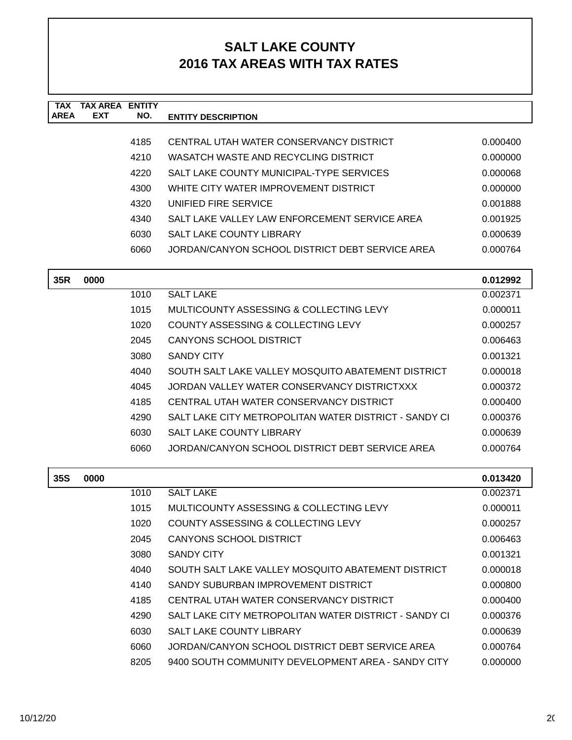# SALT LAKE COUNTY
# 2016 TAX AREAS WITH TAX RATES

| TAX AREA | TAX AREA EXT | ENTITY NO. | ENTITY DESCRIPTION | |
|---|---|---|---|---|
| | | 4185 | CENTRAL UTAH WATER CONSERVANCY DISTRICT | 0.000400 |
| | | 4210 | WASATCH WASTE AND RECYCLING DISTRICT | 0.000000 |
| | | 4220 | SALT LAKE COUNTY MUNICIPAL-TYPE SERVICES | 0.000068 |
| | | 4300 | WHITE CITY WATER IMPROVEMENT DISTRICT | 0.000000 |
| | | 4320 | UNIFIED FIRE SERVICE | 0.001888 |
| | | 4340 | SALT LAKE VALLEY LAW ENFORCEMENT SERVICE AREA | 0.001925 |
| | | 6030 | SALT LAKE COUNTY LIBRARY | 0.000639 |
| | | 6060 | JORDAN/CANYON SCHOOL DISTRICT DEBT SERVICE AREA | 0.000764 |
| **35R** | **0000** | | | **0.012992** |
| | | 1010 | SALT LAKE | 0.002371 |
| | | 1015 | MULTICOUNTY ASSESSING & COLLECTING LEVY | 0.000011 |
| | | 1020 | COUNTY ASSESSING & COLLECTING LEVY | 0.000257 |
| | | 2045 | CANYONS SCHOOL DISTRICT | 0.006463 |
| | | 3080 | SANDY CITY | 0.001321 |
| | | 4040 | SOUTH SALT LAKE VALLEY MOSQUITO ABATEMENT DISTRICT | 0.000018 |
| | | 4045 | JORDAN VALLEY WATER CONSERVANCY DISTRICTXXX | 0.000372 |
| | | 4185 | CENTRAL UTAH WATER CONSERVANCY DISTRICT | 0.000400 |
| | | 4290 | SALT LAKE CITY METROPOLITAN WATER DISTRICT - SANDY CI | 0.000376 |
| | | 6030 | SALT LAKE COUNTY LIBRARY | 0.000639 |
| | | 6060 | JORDAN/CANYON SCHOOL DISTRICT DEBT SERVICE AREA | 0.000764 |
| **35S** | **0000** | | | **0.013420** |
| | | 1010 | SALT LAKE | 0.002371 |
| | | 1015 | MULTICOUNTY ASSESSING & COLLECTING LEVY | 0.000011 |
| | | 1020 | COUNTY ASSESSING & COLLECTING LEVY | 0.000257 |
| | | 2045 | CANYONS SCHOOL DISTRICT | 0.006463 |
| | | 3080 | SANDY CITY | 0.001321 |
| | | 4040 | SOUTH SALT LAKE VALLEY MOSQUITO ABATEMENT DISTRICT | 0.000018 |
| | | 4140 | SANDY SUBURBAN IMPROVEMENT DISTRICT | 0.000800 |
| | | 4185 | CENTRAL UTAH WATER CONSERVANCY DISTRICT | 0.000400 |
| | | 4290 | SALT LAKE CITY METROPOLITAN WATER DISTRICT - SANDY CI | 0.000376 |
| | | 6030 | SALT LAKE COUNTY LIBRARY | 0.000639 |
| | | 6060 | JORDAN/CANYON SCHOOL DISTRICT DEBT SERVICE AREA | 0.000764 |
| | | 8205 | 9400 SOUTH COMMUNITY DEVELOPMENT AREA - SANDY CITY | 0.000000 |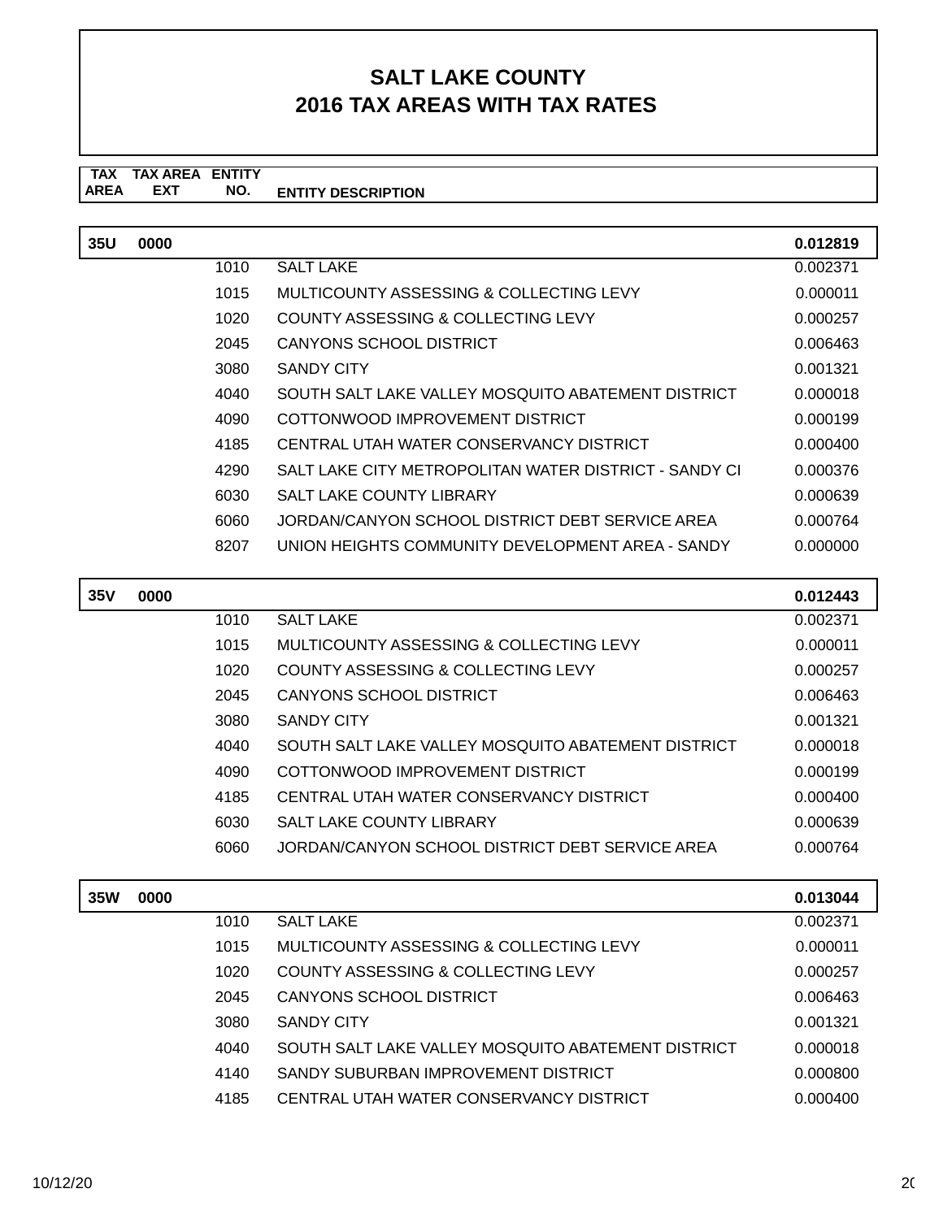# SALT LAKE COUNTY
# 2016 TAX AREAS WITH TAX RATES

| TAX AREA | TAX AREA EXT | ENTITY NO. | ENTITY DESCRIPTION | |
|---|---|---|---|---|
| **35U** | **0000** | | | **0.012819** |
| | | 1010 | SALT LAKE | 0.002371 |
| | | 1015 | MULTICOUNTY ASSESSING & COLLECTING LEVY | 0.000011 |
| | | 1020 | COUNTY ASSESSING & COLLECTING LEVY | 0.000257 |
| | | 2045 | CANYONS SCHOOL DISTRICT | 0.006463 |
| | | 3080 | SANDY CITY | 0.001321 |
| | | 4040 | SOUTH SALT LAKE VALLEY MOSQUITO ABATEMENT DISTRICT | 0.000018 |
| | | 4090 | COTTONWOOD IMPROVEMENT DISTRICT | 0.000199 |
| | | 4185 | CENTRAL UTAH WATER CONSERVANCY DISTRICT | 0.000400 |
| | | 4290 | SALT LAKE CITY METROPOLITAN WATER DISTRICT - SANDY CI | 0.000376 |
| | | 6030 | SALT LAKE COUNTY LIBRARY | 0.000639 |
| | | 6060 | JORDAN/CANYON SCHOOL DISTRICT DEBT SERVICE AREA | 0.000764 |
| | | 8207 | UNION HEIGHTS COMMUNITY DEVELOPMENT AREA - SANDY | 0.000000 |
| **35V** | **0000** | | | **0.012443** |
| | | 1010 | SALT LAKE | 0.002371 |
| | | 1015 | MULTICOUNTY ASSESSING & COLLECTING LEVY | 0.000011 |
| | | 1020 | COUNTY ASSESSING & COLLECTING LEVY | 0.000257 |
| | | 2045 | CANYONS SCHOOL DISTRICT | 0.006463 |
| | | 3080 | SANDY CITY | 0.001321 |
| | | 4040 | SOUTH SALT LAKE VALLEY MOSQUITO ABATEMENT DISTRICT | 0.000018 |
| | | 4090 | COTTONWOOD IMPROVEMENT DISTRICT | 0.000199 |
| | | 4185 | CENTRAL UTAH WATER CONSERVANCY DISTRICT | 0.000400 |
| | | 6030 | SALT LAKE COUNTY LIBRARY | 0.000639 |
| | | 6060 | JORDAN/CANYON SCHOOL DISTRICT DEBT SERVICE AREA | 0.000764 |
| **35W** | **0000** | | | **0.013044** |
| | | 1010 | SALT LAKE | 0.002371 |
| | | 1015 | MULTICOUNTY ASSESSING & COLLECTING LEVY | 0.000011 |
| | | 1020 | COUNTY ASSESSING & COLLECTING LEVY | 0.000257 |
| | | 2045 | CANYONS SCHOOL DISTRICT | 0.006463 |
| | | 3080 | SANDY CITY | 0.001321 |
| | | 4040 | SOUTH SALT LAKE VALLEY MOSQUITO ABATEMENT DISTRICT | 0.000018 |
| | | 4140 | SANDY SUBURBAN IMPROVEMENT DISTRICT | 0.000800 |
| | | 4185 | CENTRAL UTAH WATER CONSERVANCY DISTRICT | 0.000400 |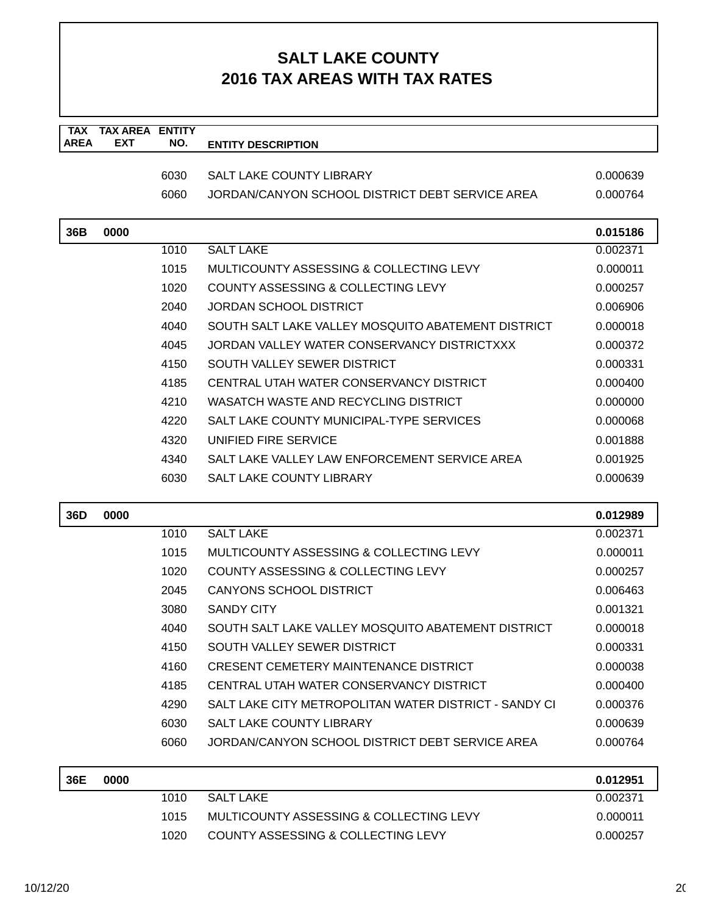# SALT LAKE COUNTY
# 2016 TAX AREAS WITH TAX RATES

| TAX AREA | TAX AREA EXT | ENTITY NO. | ENTITY DESCRIPTION | |
|---|---|---|---|---|
| | | 6030 | SALT LAKE COUNTY LIBRARY | 0.000639 |
| | | 6060 | JORDAN/CANYON SCHOOL DISTRICT DEBT SERVICE AREA | 0.000764 |
| **36B** | **0000** | | | **0.015186** |
| | | 1010 | SALT LAKE | 0.002371 |
| | | 1015 | MULTICOUNTY ASSESSING & COLLECTING LEVY | 0.000011 |
| | | 1020 | COUNTY ASSESSING & COLLECTING LEVY | 0.000257 |
| | | 2040 | JORDAN SCHOOL DISTRICT | 0.006906 |
| | | 4040 | SOUTH SALT LAKE VALLEY MOSQUITO ABATEMENT DISTRICT | 0.000018 |
| | | 4045 | JORDAN VALLEY WATER CONSERVANCY DISTRICTXXX | 0.000372 |
| | | 4150 | SOUTH VALLEY SEWER DISTRICT | 0.000331 |
| | | 4185 | CENTRAL UTAH WATER CONSERVANCY DISTRICT | 0.000400 |
| | | 4210 | WASATCH WASTE AND RECYCLING DISTRICT | 0.000000 |
| | | 4220 | SALT LAKE COUNTY MUNICIPAL-TYPE SERVICES | 0.000068 |
| | | 4320 | UNIFIED FIRE SERVICE | 0.001888 |
| | | 4340 | SALT LAKE VALLEY LAW ENFORCEMENT SERVICE AREA | 0.001925 |
| | | 6030 | SALT LAKE COUNTY LIBRARY | 0.000639 |
| **36D** | **0000** | | | **0.012989** |
| | | 1010 | SALT LAKE | 0.002371 |
| | | 1015 | MULTICOUNTY ASSESSING & COLLECTING LEVY | 0.000011 |
| | | 1020 | COUNTY ASSESSING & COLLECTING LEVY | 0.000257 |
| | | 2045 | CANYONS SCHOOL DISTRICT | 0.006463 |
| | | 3080 | SANDY CITY | 0.001321 |
| | | 4040 | SOUTH SALT LAKE VALLEY MOSQUITO ABATEMENT DISTRICT | 0.000018 |
| | | 4150 | SOUTH VALLEY SEWER DISTRICT | 0.000331 |
| | | 4160 | CRESENT CEMETERY MAINTENANCE DISTRICT | 0.000038 |
| | | 4185 | CENTRAL UTAH WATER CONSERVANCY DISTRICT | 0.000400 |
| | | 4290 | SALT LAKE CITY METROPOLITAN WATER DISTRICT - SANDY CI | 0.000376 |
| | | 6030 | SALT LAKE COUNTY LIBRARY | 0.000639 |
| | | 6060 | JORDAN/CANYON SCHOOL DISTRICT DEBT SERVICE AREA | 0.000764 |
| **36E** | **0000** | | | **0.012951** |
| | | 1010 | SALT LAKE | 0.002371 |
| | | 1015 | MULTICOUNTY ASSESSING & COLLECTING LEVY | 0.000011 |
| | | 1020 | COUNTY ASSESSING & COLLECTING LEVY | 0.000257 |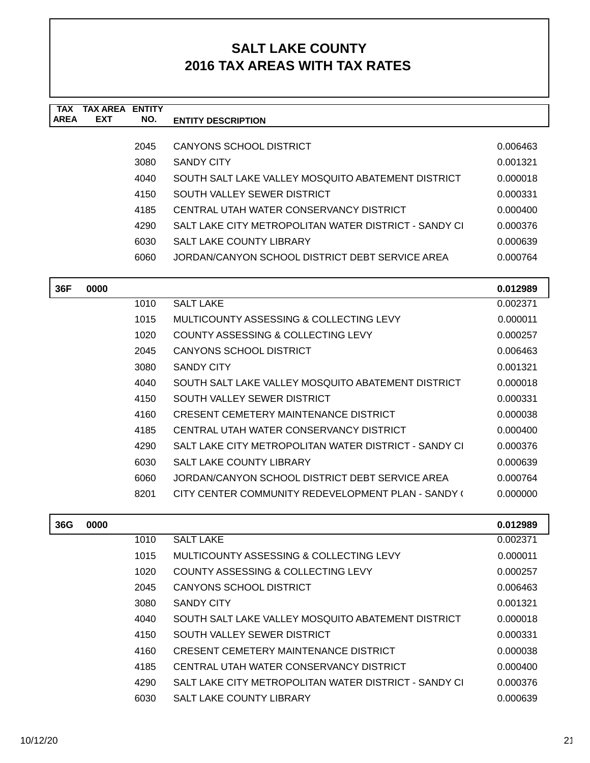# SALT LAKE COUNTY
# 2016 TAX AREAS WITH TAX RATES

| TAX AREA | TAX AREA EXT | ENTITY NO. | ENTITY DESCRIPTION | |
|---|---|---|---|---|
| | | 2045 | CANYONS SCHOOL DISTRICT | 0.006463 |
| | | 3080 | SANDY CITY | 0.001321 |
| | | 4040 | SOUTH SALT LAKE VALLEY MOSQUITO ABATEMENT DISTRICT | 0.000018 |
| | | 4150 | SOUTH VALLEY SEWER DISTRICT | 0.000331 |
| | | 4185 | CENTRAL UTAH WATER CONSERVANCY DISTRICT | 0.000400 |
| | | 4290 | SALT LAKE CITY METROPOLITAN WATER DISTRICT - SANDY CI | 0.000376 |
| | | 6030 | SALT LAKE COUNTY LIBRARY | 0.000639 |
| | | 6060 | JORDAN/CANYON SCHOOL DISTRICT DEBT SERVICE AREA | 0.000764 |
| **36F** | **0000** | | | **0.012989** |
| | | 1010 | SALT LAKE | 0.002371 |
| | | 1015 | MULTICOUNTY ASSESSING & COLLECTING LEVY | 0.000011 |
| | | 1020 | COUNTY ASSESSING & COLLECTING LEVY | 0.000257 |
| | | 2045 | CANYONS SCHOOL DISTRICT | 0.006463 |
| | | 3080 | SANDY CITY | 0.001321 |
| | | 4040 | SOUTH SALT LAKE VALLEY MOSQUITO ABATEMENT DISTRICT | 0.000018 |
| | | 4150 | SOUTH VALLEY SEWER DISTRICT | 0.000331 |
| | | 4160 | CRESENT CEMETERY MAINTENANCE DISTRICT | 0.000038 |
| | | 4185 | CENTRAL UTAH WATER CONSERVANCY DISTRICT | 0.000400 |
| | | 4290 | SALT LAKE CITY METROPOLITAN WATER DISTRICT - SANDY CI | 0.000376 |
| | | 6030 | SALT LAKE COUNTY LIBRARY | 0.000639 |
| | | 6060 | JORDAN/CANYON SCHOOL DISTRICT DEBT SERVICE AREA | 0.000764 |
| | | 8201 | CITY CENTER COMMUNITY REDEVELOPMENT PLAN - SANDY ( | 0.000000 |
| **36G** | **0000** | | | **0.012989** |
| | | 1010 | SALT LAKE | 0.002371 |
| | | 1015 | MULTICOUNTY ASSESSING & COLLECTING LEVY | 0.000011 |
| | | 1020 | COUNTY ASSESSING & COLLECTING LEVY | 0.000257 |
| | | 2045 | CANYONS SCHOOL DISTRICT | 0.006463 |
| | | 3080 | SANDY CITY | 0.001321 |
| | | 4040 | SOUTH SALT LAKE VALLEY MOSQUITO ABATEMENT DISTRICT | 0.000018 |
| | | 4150 | SOUTH VALLEY SEWER DISTRICT | 0.000331 |
| | | 4160 | CRESENT CEMETERY MAINTENANCE DISTRICT | 0.000038 |
| | | 4185 | CENTRAL UTAH WATER CONSERVANCY DISTRICT | 0.000400 |
| | | 4290 | SALT LAKE CITY METROPOLITAN WATER DISTRICT - SANDY CI | 0.000376 |
| | | 6030 | SALT LAKE COUNTY LIBRARY | 0.000639 |

10/12/20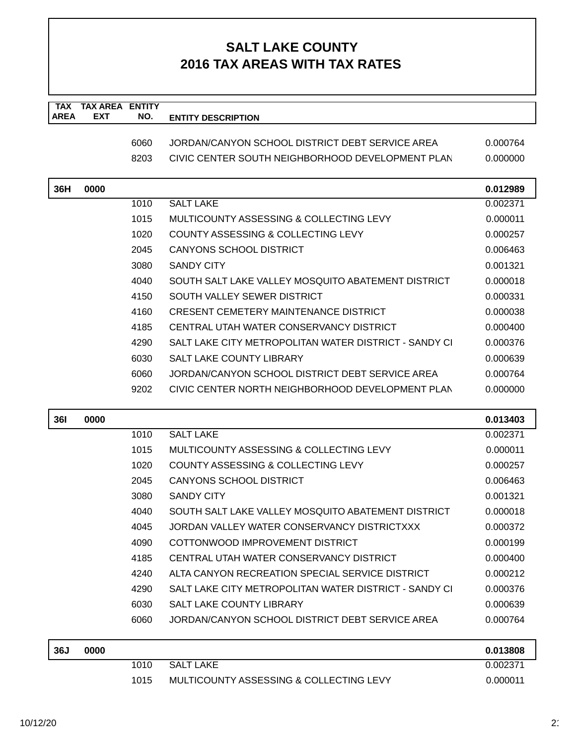# SALT LAKE COUNTY
# 2016 TAX AREAS WITH TAX RATES

| TAX AREA | TAX AREA EXT | ENTITY NO. | ENTITY DESCRIPTION | |
|---|---|---|---|---|
| | | 6060 | JORDAN/CANYON SCHOOL DISTRICT DEBT SERVICE AREA | 0.000764 |
| | | 8203 | CIVIC CENTER SOUTH NEIGHBORHOOD DEVELOPMENT PLAN | 0.000000 |
| **36H** | **0000** | | | **0.012989** |
| | | 1010 | SALT LAKE | 0.002371 |
| | | 1015 | MULTICOUNTY ASSESSING & COLLECTING LEVY | 0.000011 |
| | | 1020 | COUNTY ASSESSING & COLLECTING LEVY | 0.000257 |
| | | 2045 | CANYONS SCHOOL DISTRICT | 0.006463 |
| | | 3080 | SANDY CITY | 0.001321 |
| | | 4040 | SOUTH SALT LAKE VALLEY MOSQUITO ABATEMENT DISTRICT | 0.000018 |
| | | 4150 | SOUTH VALLEY SEWER DISTRICT | 0.000331 |
| | | 4160 | CRESENT CEMETERY MAINTENANCE DISTRICT | 0.000038 |
| | | 4185 | CENTRAL UTAH WATER CONSERVANCY DISTRICT | 0.000400 |
| | | 4290 | SALT LAKE CITY METROPOLITAN WATER DISTRICT - SANDY CI | 0.000376 |
| | | 6030 | SALT LAKE COUNTY LIBRARY | 0.000639 |
| | | 6060 | JORDAN/CANYON SCHOOL DISTRICT DEBT SERVICE AREA | 0.000764 |
| | | 9202 | CIVIC CENTER NORTH NEIGHBORHOOD DEVELOPMENT PLAN | 0.000000 |
| **36I** | **0000** | | | **0.013403** |
| | | 1010 | SALT LAKE | 0.002371 |
| | | 1015 | MULTICOUNTY ASSESSING & COLLECTING LEVY | 0.000011 |
| | | 1020 | COUNTY ASSESSING & COLLECTING LEVY | 0.000257 |
| | | 2045 | CANYONS SCHOOL DISTRICT | 0.006463 |
| | | 3080 | SANDY CITY | 0.001321 |
| | | 4040 | SOUTH SALT LAKE VALLEY MOSQUITO ABATEMENT DISTRICT | 0.000018 |
| | | 4045 | JORDAN VALLEY WATER CONSERVANCY DISTRICTXXX | 0.000372 |
| | | 4090 | COTTONWOOD IMPROVEMENT DISTRICT | 0.000199 |
| | | 4185 | CENTRAL UTAH WATER CONSERVANCY DISTRICT | 0.000400 |
| | | 4240 | ALTA CANYON RECREATION SPECIAL SERVICE DISTRICT | 0.000212 |
| | | 4290 | SALT LAKE CITY METROPOLITAN WATER DISTRICT - SANDY CI | 0.000376 |
| | | 6030 | SALT LAKE COUNTY LIBRARY | 0.000639 |
| | | 6060 | JORDAN/CANYON SCHOOL DISTRICT DEBT SERVICE AREA | 0.000764 |
| **36J** | **0000** | | | **0.013808** |
| | | 1010 | SALT LAKE | 0.002371 |
| | | 1015 | MULTICOUNTY ASSESSING & COLLECTING LEVY | 0.000011 |

10/12/20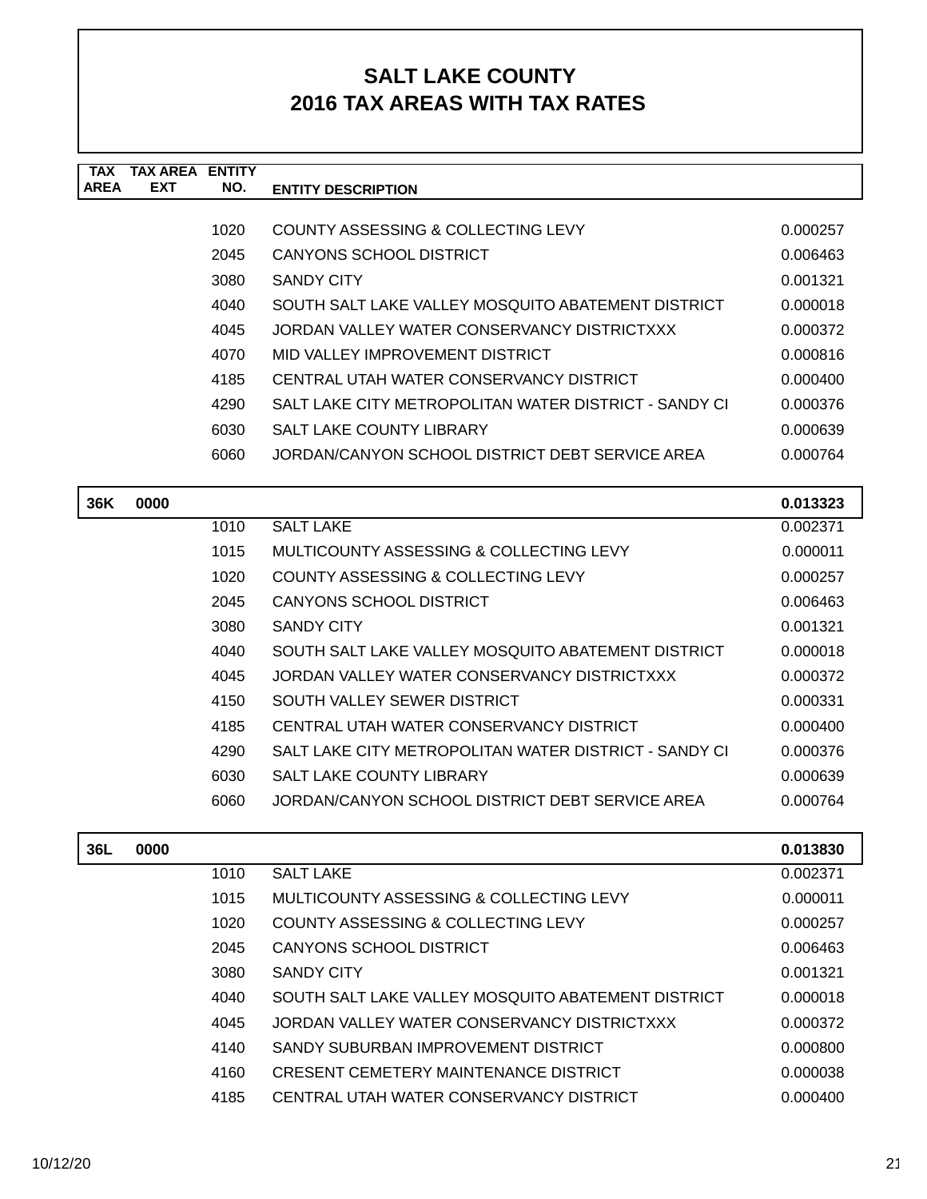# SALT LAKE COUNTY
# 2016 TAX AREAS WITH TAX RATES

| TAX AREA | TAX AREA EXT | ENTITY NO. | ENTITY DESCRIPTION | |
|---|---|---|---|---|
| | | 1020 | COUNTY ASSESSING & COLLECTING LEVY | 0.000257 |
| | | 2045 | CANYONS SCHOOL DISTRICT | 0.006463 |
| | | 3080 | SANDY CITY | 0.001321 |
| | | 4040 | SOUTH SALT LAKE VALLEY MOSQUITO ABATEMENT DISTRICT | 0.000018 |
| | | 4045 | JORDAN VALLEY WATER CONSERVANCY DISTRICTXXX | 0.000372 |
| | | 4070 | MID VALLEY IMPROVEMENT DISTRICT | 0.000816 |
| | | 4185 | CENTRAL UTAH WATER CONSERVANCY DISTRICT | 0.000400 |
| | | 4290 | SALT LAKE CITY METROPOLITAN WATER DISTRICT - SANDY CI | 0.000376 |
| | | 6030 | SALT LAKE COUNTY LIBRARY | 0.000639 |
| | | 6060 | JORDAN/CANYON SCHOOL DISTRICT DEBT SERVICE AREA | 0.000764 |
| **36K** | **0000** | | | **0.013323** |
| | | 1010 | SALT LAKE | 0.002371 |
| | | 1015 | MULTICOUNTY ASSESSING & COLLECTING LEVY | 0.000011 |
| | | 1020 | COUNTY ASSESSING & COLLECTING LEVY | 0.000257 |
| | | 2045 | CANYONS SCHOOL DISTRICT | 0.006463 |
| | | 3080 | SANDY CITY | 0.001321 |
| | | 4040 | SOUTH SALT LAKE VALLEY MOSQUITO ABATEMENT DISTRICT | 0.000018 |
| | | 4045 | JORDAN VALLEY WATER CONSERVANCY DISTRICTXXX | 0.000372 |
| | | 4150 | SOUTH VALLEY SEWER DISTRICT | 0.000331 |
| | | 4185 | CENTRAL UTAH WATER CONSERVANCY DISTRICT | 0.000400 |
| | | 4290 | SALT LAKE CITY METROPOLITAN WATER DISTRICT - SANDY CI | 0.000376 |
| | | 6030 | SALT LAKE COUNTY LIBRARY | 0.000639 |
| | | 6060 | JORDAN/CANYON SCHOOL DISTRICT DEBT SERVICE AREA | 0.000764 |
| **36L** | **0000** | | | **0.013830** |
| | | 1010 | SALT LAKE | 0.002371 |
| | | 1015 | MULTICOUNTY ASSESSING & COLLECTING LEVY | 0.000011 |
| | | 1020 | COUNTY ASSESSING & COLLECTING LEVY | 0.000257 |
| | | 2045 | CANYONS SCHOOL DISTRICT | 0.006463 |
| | | 3080 | SANDY CITY | 0.001321 |
| | | 4040 | SOUTH SALT LAKE VALLEY MOSQUITO ABATEMENT DISTRICT | 0.000018 |
| | | 4045 | JORDAN VALLEY WATER CONSERVANCY DISTRICTXXX | 0.000372 |
| | | 4140 | SANDY SUBURBAN IMPROVEMENT DISTRICT | 0.000800 |
| | | 4160 | CRESENT CEMETERY MAINTENANCE DISTRICT | 0.000038 |
| | | 4185 | CENTRAL UTAH WATER CONSERVANCY DISTRICT | 0.000400 |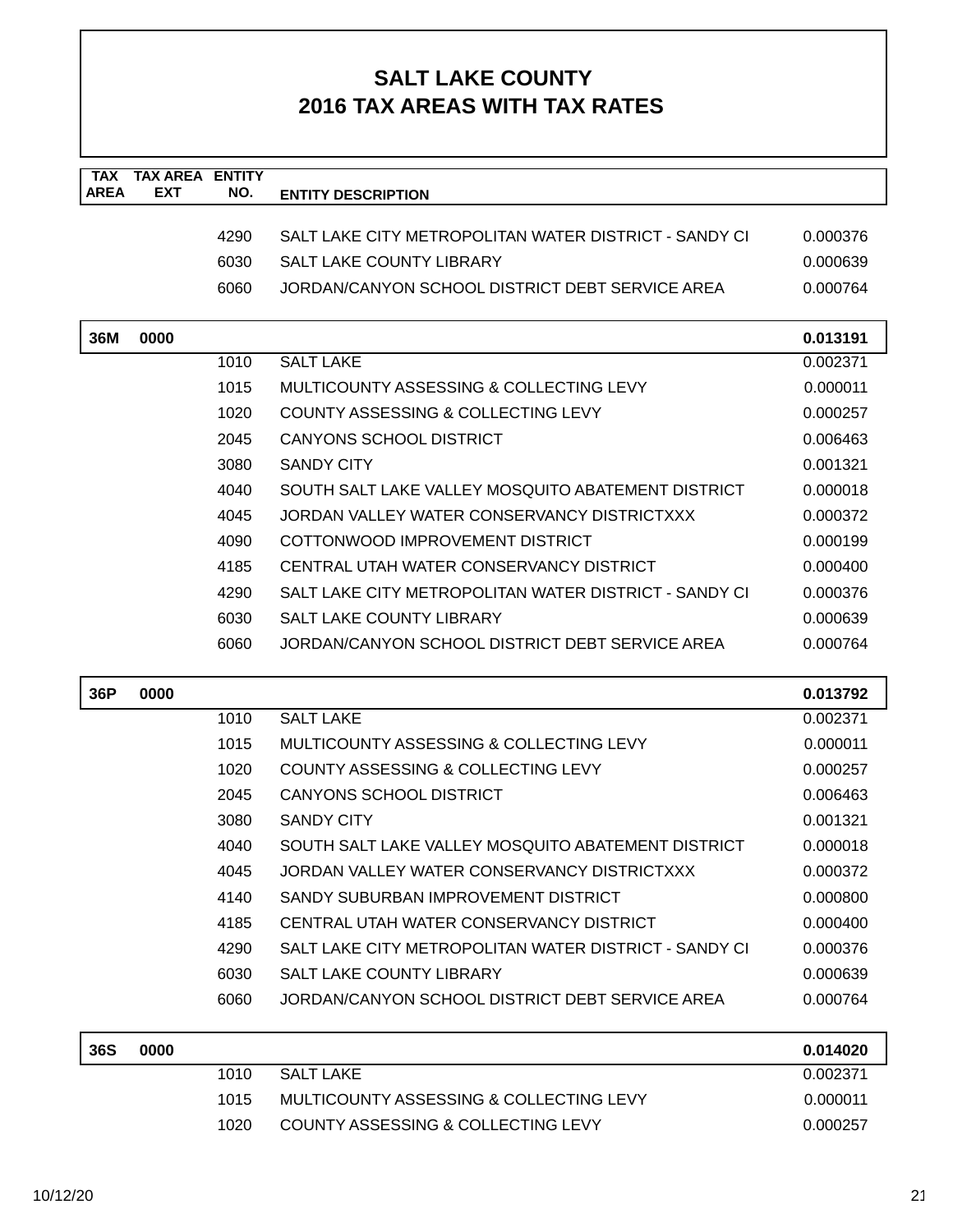# SALT LAKE COUNTY
# 2016 TAX AREAS WITH TAX RATES

| TAX AREA | TAX AREA EXT | ENTITY NO. | ENTITY DESCRIPTION | |
|---|---|---|---|---|
| | | 4290 | SALT LAKE CITY METROPOLITAN WATER DISTRICT - SANDY CI | 0.000376 |
| | | 6030 | SALT LAKE COUNTY LIBRARY | 0.000639 |
| | | 6060 | JORDAN/CANYON SCHOOL DISTRICT DEBT SERVICE AREA | 0.000764 |
| **36M** | **0000** | | | **0.013191** |
| | | 1010 | SALT LAKE | 0.002371 |
| | | 1015 | MULTICOUNTY ASSESSING & COLLECTING LEVY | 0.000011 |
| | | 1020 | COUNTY ASSESSING & COLLECTING LEVY | 0.000257 |
| | | 2045 | CANYONS SCHOOL DISTRICT | 0.006463 |
| | | 3080 | SANDY CITY | 0.001321 |
| | | 4040 | SOUTH SALT LAKE VALLEY MOSQUITO ABATEMENT DISTRICT | 0.000018 |
| | | 4045 | JORDAN VALLEY WATER CONSERVANCY DISTRICTXXX | 0.000372 |
| | | 4090 | COTTONWOOD IMPROVEMENT DISTRICT | 0.000199 |
| | | 4185 | CENTRAL UTAH WATER CONSERVANCY DISTRICT | 0.000400 |
| | | 4290 | SALT LAKE CITY METROPOLITAN WATER DISTRICT - SANDY CI | 0.000376 |
| | | 6030 | SALT LAKE COUNTY LIBRARY | 0.000639 |
| | | 6060 | JORDAN/CANYON SCHOOL DISTRICT DEBT SERVICE AREA | 0.000764 |
| **36P** | **0000** | | | **0.013792** |
| | | 1010 | SALT LAKE | 0.002371 |
| | | 1015 | MULTICOUNTY ASSESSING & COLLECTING LEVY | 0.000011 |
| | | 1020 | COUNTY ASSESSING & COLLECTING LEVY | 0.000257 |
| | | 2045 | CANYONS SCHOOL DISTRICT | 0.006463 |
| | | 3080 | SANDY CITY | 0.001321 |
| | | 4040 | SOUTH SALT LAKE VALLEY MOSQUITO ABATEMENT DISTRICT | 0.000018 |
| | | 4045 | JORDAN VALLEY WATER CONSERVANCY DISTRICTXXX | 0.000372 |
| | | 4140 | SANDY SUBURBAN IMPROVEMENT DISTRICT | 0.000800 |
| | | 4185 | CENTRAL UTAH WATER CONSERVANCY DISTRICT | 0.000400 |
| | | 4290 | SALT LAKE CITY METROPOLITAN WATER DISTRICT - SANDY CI | 0.000376 |
| | | 6030 | SALT LAKE COUNTY LIBRARY | 0.000639 |
| | | 6060 | JORDAN/CANYON SCHOOL DISTRICT DEBT SERVICE AREA | 0.000764 |
| **36S** | **0000** | | | **0.014020** |
| | | 1010 | SALT LAKE | 0.002371 |
| | | 1015 | MULTICOUNTY ASSESSING & COLLECTING LEVY | 0.000011 |
| | | 1020 | COUNTY ASSESSING & COLLECTING LEVY | 0.000257 |

10/12/20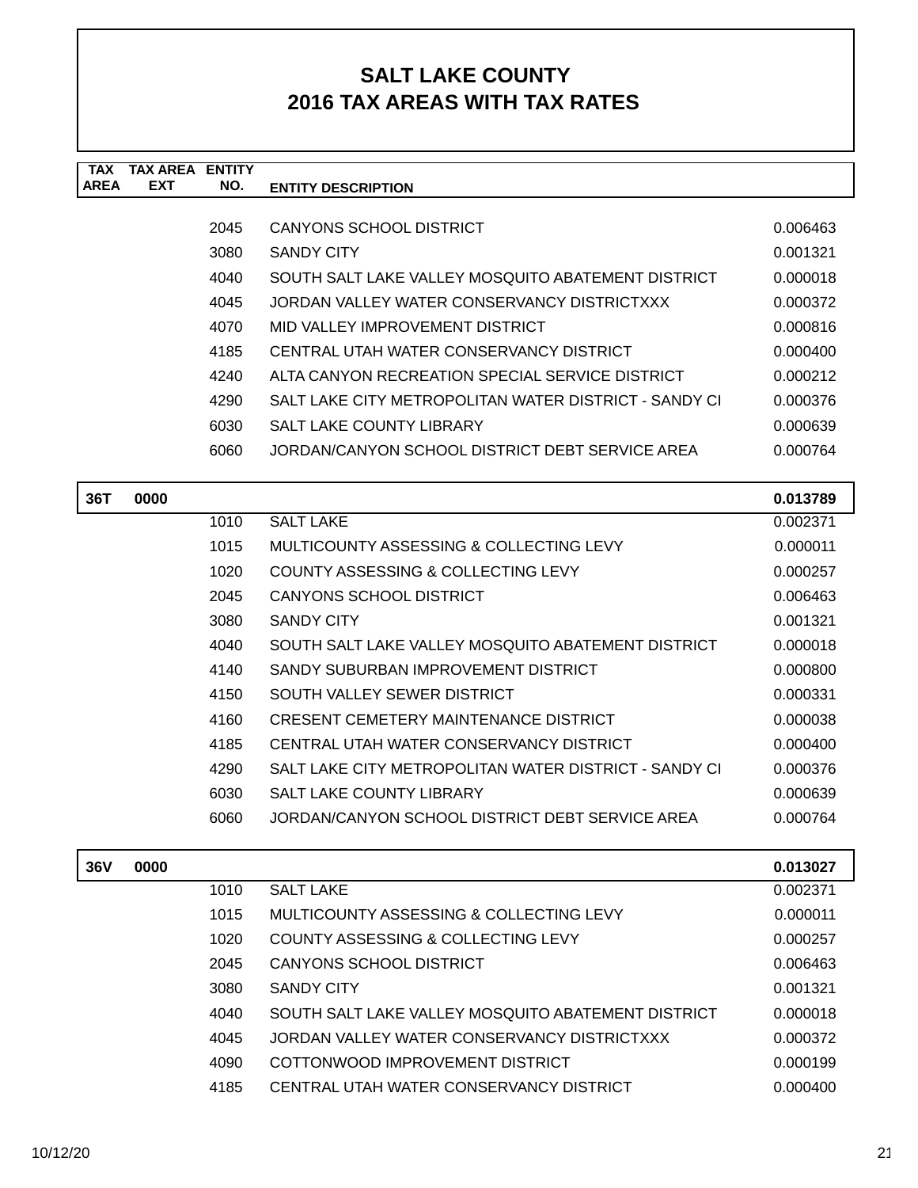# SALT LAKE COUNTY
# 2016 TAX AREAS WITH TAX RATES

| TAX AREA | TAX AREA EXT | ENTITY NO. | ENTITY DESCRIPTION | |
|---|---|---|---|---|
| | | 2045 | CANYONS SCHOOL DISTRICT | 0.006463 |
| | | 3080 | SANDY CITY | 0.001321 |
| | | 4040 | SOUTH SALT LAKE VALLEY MOSQUITO ABATEMENT DISTRICT | 0.000018 |
| | | 4045 | JORDAN VALLEY WATER CONSERVANCY DISTRICTXXX | 0.000372 |
| | | 4070 | MID VALLEY IMPROVEMENT DISTRICT | 0.000816 |
| | | 4185 | CENTRAL UTAH WATER CONSERVANCY DISTRICT | 0.000400 |
| | | 4240 | ALTA CANYON RECREATION SPECIAL SERVICE DISTRICT | 0.000212 |
| | | 4290 | SALT LAKE CITY METROPOLITAN WATER DISTRICT - SANDY CI | 0.000376 |
| | | 6030 | SALT LAKE COUNTY LIBRARY | 0.000639 |
| | | 6060 | JORDAN/CANYON SCHOOL DISTRICT DEBT SERVICE AREA | 0.000764 |
| **36T** | **0000** | | | **0.013789** |
| | | 1010 | SALT LAKE | 0.002371 |
| | | 1015 | MULTICOUNTY ASSESSING & COLLECTING LEVY | 0.000011 |
| | | 1020 | COUNTY ASSESSING & COLLECTING LEVY | 0.000257 |
| | | 2045 | CANYONS SCHOOL DISTRICT | 0.006463 |
| | | 3080 | SANDY CITY | 0.001321 |
| | | 4040 | SOUTH SALT LAKE VALLEY MOSQUITO ABATEMENT DISTRICT | 0.000018 |
| | | 4140 | SANDY SUBURBAN IMPROVEMENT DISTRICT | 0.000800 |
| | | 4150 | SOUTH VALLEY SEWER DISTRICT | 0.000331 |
| | | 4160 | CRESENT CEMETERY MAINTENANCE DISTRICT | 0.000038 |
| | | 4185 | CENTRAL UTAH WATER CONSERVANCY DISTRICT | 0.000400 |
| | | 4290 | SALT LAKE CITY METROPOLITAN WATER DISTRICT - SANDY CI | 0.000376 |
| | | 6030 | SALT LAKE COUNTY LIBRARY | 0.000639 |
| | | 6060 | JORDAN/CANYON SCHOOL DISTRICT DEBT SERVICE AREA | 0.000764 |
| **36V** | **0000** | | | **0.013027** |
| | | 1010 | SALT LAKE | 0.002371 |
| | | 1015 | MULTICOUNTY ASSESSING & COLLECTING LEVY | 0.000011 |
| | | 1020 | COUNTY ASSESSING & COLLECTING LEVY | 0.000257 |
| | | 2045 | CANYONS SCHOOL DISTRICT | 0.006463 |
| | | 3080 | SANDY CITY | 0.001321 |
| | | 4040 | SOUTH SALT LAKE VALLEY MOSQUITO ABATEMENT DISTRICT | 0.000018 |
| | | 4045 | JORDAN VALLEY WATER CONSERVANCY DISTRICTXXX | 0.000372 |
| | | 4090 | COTTONWOOD IMPROVEMENT DISTRICT | 0.000199 |
| | | 4185 | CENTRAL UTAH WATER CONSERVANCY DISTRICT | 0.000400 |

10/12/20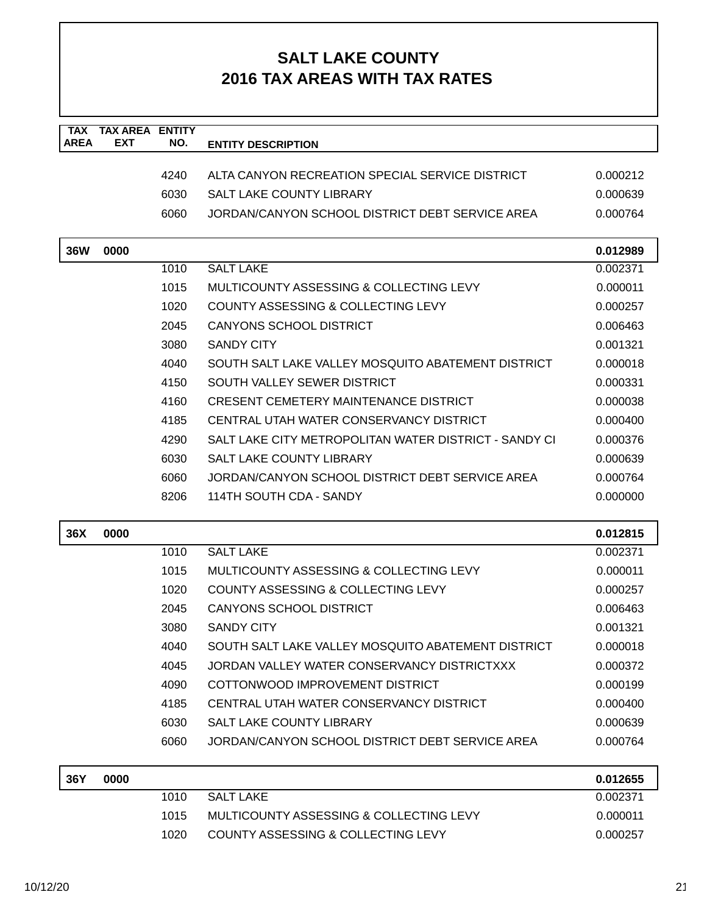# SALT LAKE COUNTY
# 2016 TAX AREAS WITH TAX RATES

| TAX AREA | TAX AREA EXT | ENTITY NO. | ENTITY DESCRIPTION | |
|---|---|---|---|---|
| | | 4240 | ALTA CANYON RECREATION SPECIAL SERVICE DISTRICT | 0.000212 |
| | | 6030 | SALT LAKE COUNTY LIBRARY | 0.000639 |
| | | 6060 | JORDAN/CANYON SCHOOL DISTRICT DEBT SERVICE AREA | 0.000764 |
| **36W** | **0000** | | | **0.012989** |
| | | 1010 | SALT LAKE | 0.002371 |
| | | 1015 | MULTICOUNTY ASSESSING & COLLECTING LEVY | 0.000011 |
| | | 1020 | COUNTY ASSESSING & COLLECTING LEVY | 0.000257 |
| | | 2045 | CANYONS SCHOOL DISTRICT | 0.006463 |
| | | 3080 | SANDY CITY | 0.001321 |
| | | 4040 | SOUTH SALT LAKE VALLEY MOSQUITO ABATEMENT DISTRICT | 0.000018 |
| | | 4150 | SOUTH VALLEY SEWER DISTRICT | 0.000331 |
| | | 4160 | CRESENT CEMETERY MAINTENANCE DISTRICT | 0.000038 |
| | | 4185 | CENTRAL UTAH WATER CONSERVANCY DISTRICT | 0.000400 |
| | | 4290 | SALT LAKE CITY METROPOLITAN WATER DISTRICT - SANDY CI | 0.000376 |
| | | 6030 | SALT LAKE COUNTY LIBRARY | 0.000639 |
| | | 6060 | JORDAN/CANYON SCHOOL DISTRICT DEBT SERVICE AREA | 0.000764 |
| | | 8206 | 114TH SOUTH CDA - SANDY | 0.000000 |
| **36X** | **0000** | | | **0.012815** |
| | | 1010 | SALT LAKE | 0.002371 |
| | | 1015 | MULTICOUNTY ASSESSING & COLLECTING LEVY | 0.000011 |
| | | 1020 | COUNTY ASSESSING & COLLECTING LEVY | 0.000257 |
| | | 2045 | CANYONS SCHOOL DISTRICT | 0.006463 |
| | | 3080 | SANDY CITY | 0.001321 |
| | | 4040 | SOUTH SALT LAKE VALLEY MOSQUITO ABATEMENT DISTRICT | 0.000018 |
| | | 4045 | JORDAN VALLEY WATER CONSERVANCY DISTRICTXXX | 0.000372 |
| | | 4090 | COTTONWOOD IMPROVEMENT DISTRICT | 0.000199 |
| | | 4185 | CENTRAL UTAH WATER CONSERVANCY DISTRICT | 0.000400 |
| | | 6030 | SALT LAKE COUNTY LIBRARY | 0.000639 |
| | | 6060 | JORDAN/CANYON SCHOOL DISTRICT DEBT SERVICE AREA | 0.000764 |
| **36Y** | **0000** | | | **0.012655** |
| | | 1010 | SALT LAKE | 0.002371 |
| | | 1015 | MULTICOUNTY ASSESSING & COLLECTING LEVY | 0.000011 |
| | | 1020 | COUNTY ASSESSING & COLLECTING LEVY | 0.000257 |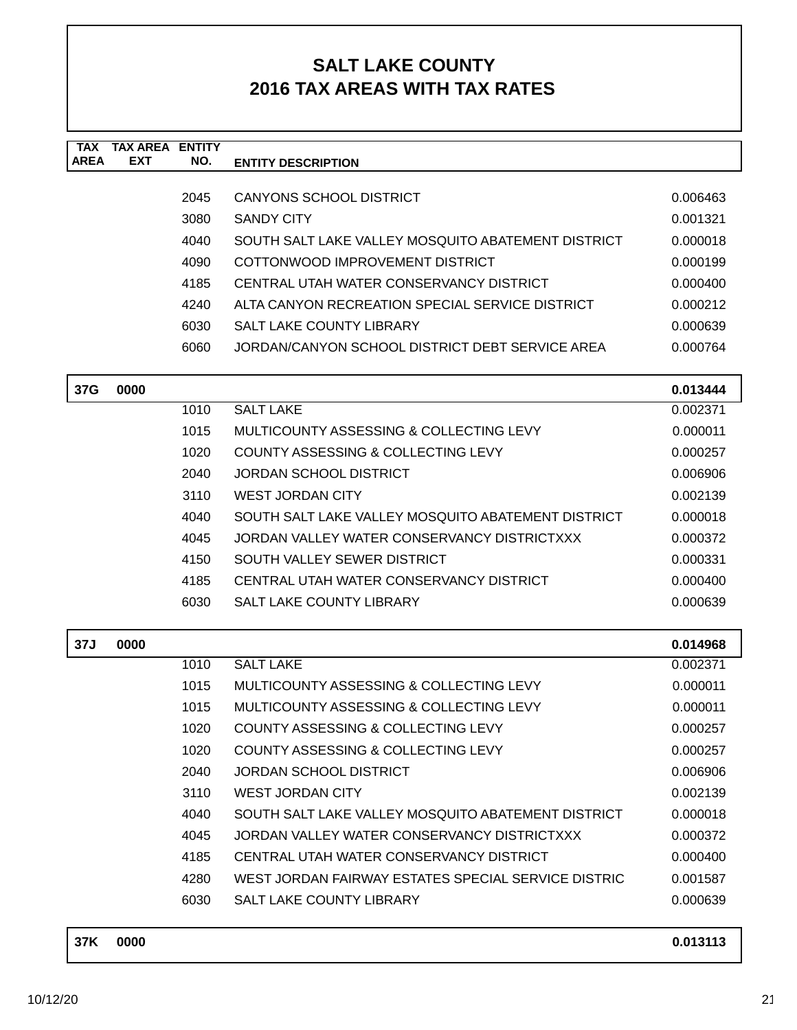# SALT LAKE COUNTY
# 2016 TAX AREAS WITH TAX RATES

| TAX AREA | TAX AREA EXT | ENTITY NO. | ENTITY DESCRIPTION | |
|---|---|---|---|---|
| | | 2045 | CANYONS SCHOOL DISTRICT | 0.006463 |
| | | 3080 | SANDY CITY | 0.001321 |
| | | 4040 | SOUTH SALT LAKE VALLEY MOSQUITO ABATEMENT DISTRICT | 0.000018 |
| | | 4090 | COTTONWOOD IMPROVEMENT DISTRICT | 0.000199 |
| | | 4185 | CENTRAL UTAH WATER CONSERVANCY DISTRICT | 0.000400 |
| | | 4240 | ALTA CANYON RECREATION SPECIAL SERVICE DISTRICT | 0.000212 |
| | | 6030 | SALT LAKE COUNTY LIBRARY | 0.000639 |
| | | 6060 | JORDAN/CANYON SCHOOL DISTRICT DEBT SERVICE AREA | 0.000764 |
| **37G** | **0000** | | | **0.013444** |
| | | 1010 | SALT LAKE | 0.002371 |
| | | 1015 | MULTICOUNTY ASSESSING & COLLECTING LEVY | 0.000011 |
| | | 1020 | COUNTY ASSESSING & COLLECTING LEVY | 0.000257 |
| | | 2040 | JORDAN SCHOOL DISTRICT | 0.006906 |
| | | 3110 | WEST JORDAN CITY | 0.002139 |
| | | 4040 | SOUTH SALT LAKE VALLEY MOSQUITO ABATEMENT DISTRICT | 0.000018 |
| | | 4045 | JORDAN VALLEY WATER CONSERVANCY DISTRICTXXX | 0.000372 |
| | | 4150 | SOUTH VALLEY SEWER DISTRICT | 0.000331 |
| | | 4185 | CENTRAL UTAH WATER CONSERVANCY DISTRICT | 0.000400 |
| | | 6030 | SALT LAKE COUNTY LIBRARY | 0.000639 |
| **37J** | **0000** | | | **0.014968** |
| | | 1010 | SALT LAKE | 0.002371 |
| | | 1015 | MULTICOUNTY ASSESSING & COLLECTING LEVY | 0.000011 |
| | | 1015 | MULTICOUNTY ASSESSING & COLLECTING LEVY | 0.000011 |
| | | 1020 | COUNTY ASSESSING & COLLECTING LEVY | 0.000257 |
| | | 1020 | COUNTY ASSESSING & COLLECTING LEVY | 0.000257 |
| | | 2040 | JORDAN SCHOOL DISTRICT | 0.006906 |
| | | 3110 | WEST JORDAN CITY | 0.002139 |
| | | 4040 | SOUTH SALT LAKE VALLEY MOSQUITO ABATEMENT DISTRICT | 0.000018 |
| | | 4045 | JORDAN VALLEY WATER CONSERVANCY DISTRICTXXX | 0.000372 |
| | | 4185 | CENTRAL UTAH WATER CONSERVANCY DISTRICT | 0.000400 |
| | | 4280 | WEST JORDAN FAIRWAY ESTATES SPECIAL SERVICE DISTRIC | 0.001587 |
| | | 6030 | SALT LAKE COUNTY LIBRARY | 0.000639 |
| **37K** | **0000** | | | **0.013113** |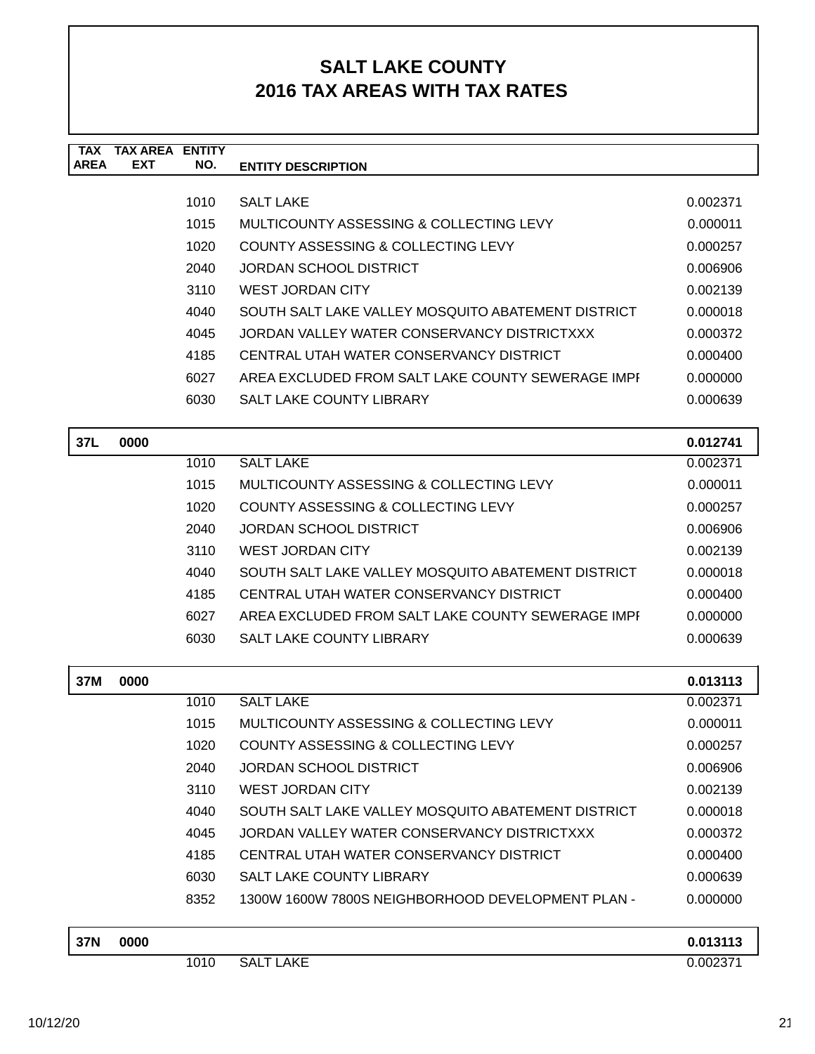# SALT LAKE COUNTY
# 2016 TAX AREAS WITH TAX RATES

| TAX AREA | TAX AREA EXT | ENTITY NO. | ENTITY DESCRIPTION | |
|---|---|---|---|---|
| | | 1010 | SALT LAKE | 0.002371 |
| | | 1015 | MULTICOUNTY ASSESSING & COLLECTING LEVY | 0.000011 |
| | | 1020 | COUNTY ASSESSING & COLLECTING LEVY | 0.000257 |
| | | 2040 | JORDAN SCHOOL DISTRICT | 0.006906 |
| | | 3110 | WEST JORDAN CITY | 0.002139 |
| | | 4040 | SOUTH SALT LAKE VALLEY MOSQUITO ABATEMENT DISTRICT | 0.000018 |
| | | 4045 | JORDAN VALLEY WATER CONSERVANCY DISTRICTXXX | 0.000372 |
| | | 4185 | CENTRAL UTAH WATER CONSERVANCY DISTRICT | 0.000400 |
| | | 6027 | AREA EXCLUDED FROM SALT LAKE COUNTY SEWERAGE IMPI | 0.000000 |
| | | 6030 | SALT LAKE COUNTY LIBRARY | 0.000639 |
| **37L** | **0000** | | | **0.012741** |
| | | 1010 | SALT LAKE | 0.002371 |
| | | 1015 | MULTICOUNTY ASSESSING & COLLECTING LEVY | 0.000011 |
| | | 1020 | COUNTY ASSESSING & COLLECTING LEVY | 0.000257 |
| | | 2040 | JORDAN SCHOOL DISTRICT | 0.006906 |
| | | 3110 | WEST JORDAN CITY | 0.002139 |
| | | 4040 | SOUTH SALT LAKE VALLEY MOSQUITO ABATEMENT DISTRICT | 0.000018 |
| | | 4185 | CENTRAL UTAH WATER CONSERVANCY DISTRICT | 0.000400 |
| | | 6027 | AREA EXCLUDED FROM SALT LAKE COUNTY SEWERAGE IMPI | 0.000000 |
| | | 6030 | SALT LAKE COUNTY LIBRARY | 0.000639 |
| **37M** | **0000** | | | **0.013113** |
| | | 1010 | SALT LAKE | 0.002371 |
| | | 1015 | MULTICOUNTY ASSESSING & COLLECTING LEVY | 0.000011 |
| | | 1020 | COUNTY ASSESSING & COLLECTING LEVY | 0.000257 |
| | | 2040 | JORDAN SCHOOL DISTRICT | 0.006906 |
| | | 3110 | WEST JORDAN CITY | 0.002139 |
| | | 4040 | SOUTH SALT LAKE VALLEY MOSQUITO ABATEMENT DISTRICT | 0.000018 |
| | | 4045 | JORDAN VALLEY WATER CONSERVANCY DISTRICTXXX | 0.000372 |
| | | 4185 | CENTRAL UTAH WATER CONSERVANCY DISTRICT | 0.000400 |
| | | 6030 | SALT LAKE COUNTY LIBRARY | 0.000639 |
| | | 8352 | 1300W 1600W 7800S NEIGHBORHOOD DEVELOPMENT PLAN - | 0.000000 |
| **37N** | **0000** | | | **0.013113** |
| | | 1010 | SALT LAKE | 0.002371 |

10/12/20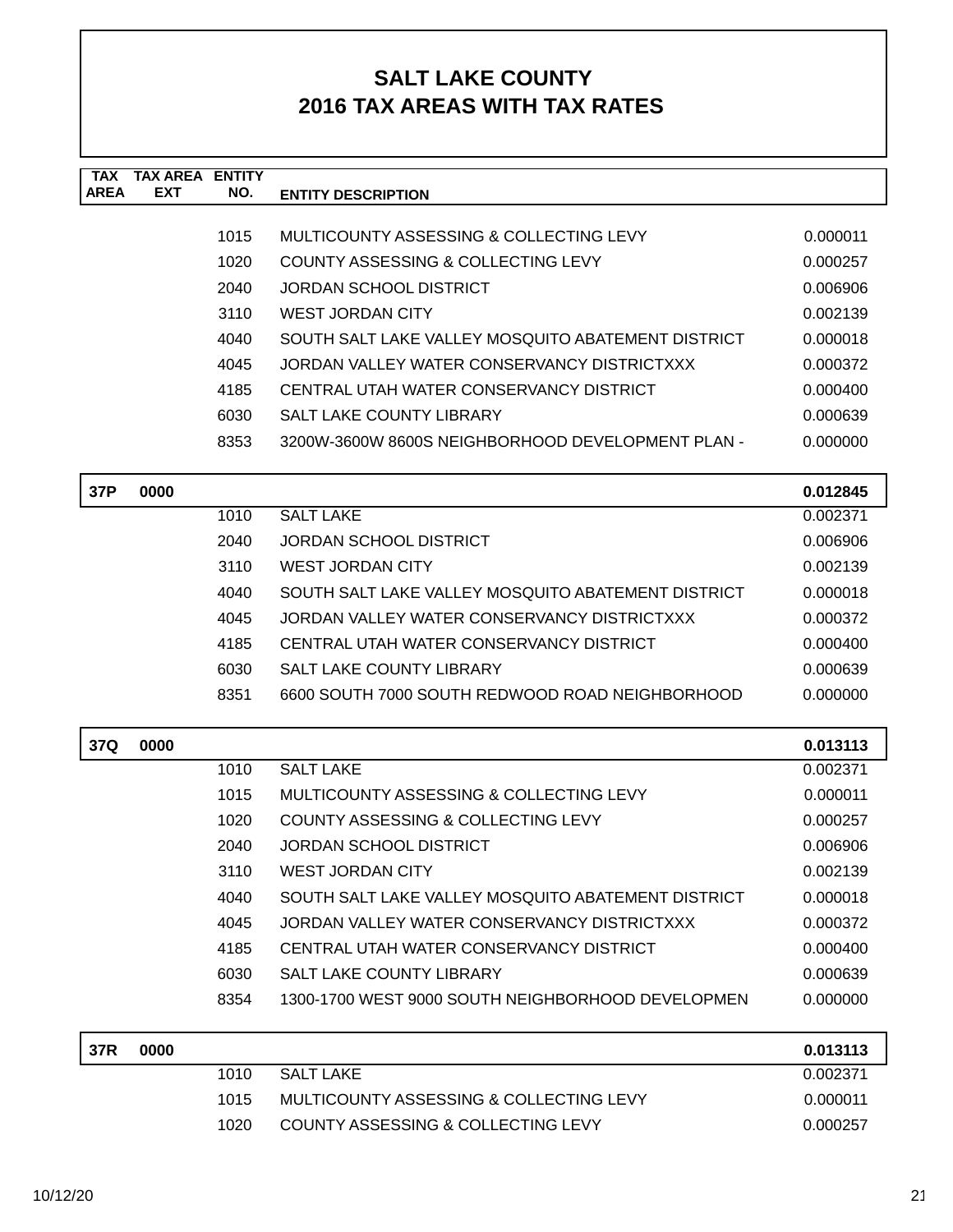# SALT LAKE COUNTY
# 2016 TAX AREAS WITH TAX RATES

| TAX AREA | TAX AREA EXT | ENTITY NO. | ENTITY DESCRIPTION | |
|---|---|---|---|---|
| | | 1015 | MULTICOUNTY ASSESSING & COLLECTING LEVY | 0.000011 |
| | | 1020 | COUNTY ASSESSING & COLLECTING LEVY | 0.000257 |
| | | 2040 | JORDAN SCHOOL DISTRICT | 0.006906 |
| | | 3110 | WEST JORDAN CITY | 0.002139 |
| | | 4040 | SOUTH SALT LAKE VALLEY MOSQUITO ABATEMENT DISTRICT | 0.000018 |
| | | 4045 | JORDAN VALLEY WATER CONSERVANCY DISTRICTXXX | 0.000372 |
| | | 4185 | CENTRAL UTAH WATER CONSERVANCY DISTRICT | 0.000400 |
| | | 6030 | SALT LAKE COUNTY LIBRARY | 0.000639 |
| | | 8353 | 3200W-3600W 8600S NEIGHBORHOOD DEVELOPMENT PLAN - | 0.000000 |
| **37P** | **0000** | | | **0.012845** |
| | | 1010 | SALT LAKE | 0.002371 |
| | | 2040 | JORDAN SCHOOL DISTRICT | 0.006906 |
| | | 3110 | WEST JORDAN CITY | 0.002139 |
| | | 4040 | SOUTH SALT LAKE VALLEY MOSQUITO ABATEMENT DISTRICT | 0.000018 |
| | | 4045 | JORDAN VALLEY WATER CONSERVANCY DISTRICTXXX | 0.000372 |
| | | 4185 | CENTRAL UTAH WATER CONSERVANCY DISTRICT | 0.000400 |
| | | 6030 | SALT LAKE COUNTY LIBRARY | 0.000639 |
| | | 8351 | 6600 SOUTH 7000 SOUTH REDWOOD ROAD NEIGHBORHOOD | 0.000000 |
| **37Q** | **0000** | | | **0.013113** |
| | | 1010 | SALT LAKE | 0.002371 |
| | | 1015 | MULTICOUNTY ASSESSING & COLLECTING LEVY | 0.000011 |
| | | 1020 | COUNTY ASSESSING & COLLECTING LEVY | 0.000257 |
| | | 2040 | JORDAN SCHOOL DISTRICT | 0.006906 |
| | | 3110 | WEST JORDAN CITY | 0.002139 |
| | | 4040 | SOUTH SALT LAKE VALLEY MOSQUITO ABATEMENT DISTRICT | 0.000018 |
| | | 4045 | JORDAN VALLEY WATER CONSERVANCY DISTRICTXXX | 0.000372 |
| | | 4185 | CENTRAL UTAH WATER CONSERVANCY DISTRICT | 0.000400 |
| | | 6030 | SALT LAKE COUNTY LIBRARY | 0.000639 |
| | | 8354 | 1300-1700 WEST 9000 SOUTH NEIGHBORHOOD DEVELOPMEN | 0.000000 |
| **37R** | **0000** | | | **0.013113** |
| | | 1010 | SALT LAKE | 0.002371 |
| | | 1015 | MULTICOUNTY ASSESSING & COLLECTING LEVY | 0.000011 |
| | | 1020 | COUNTY ASSESSING & COLLECTING LEVY | 0.000257 |

10/12/20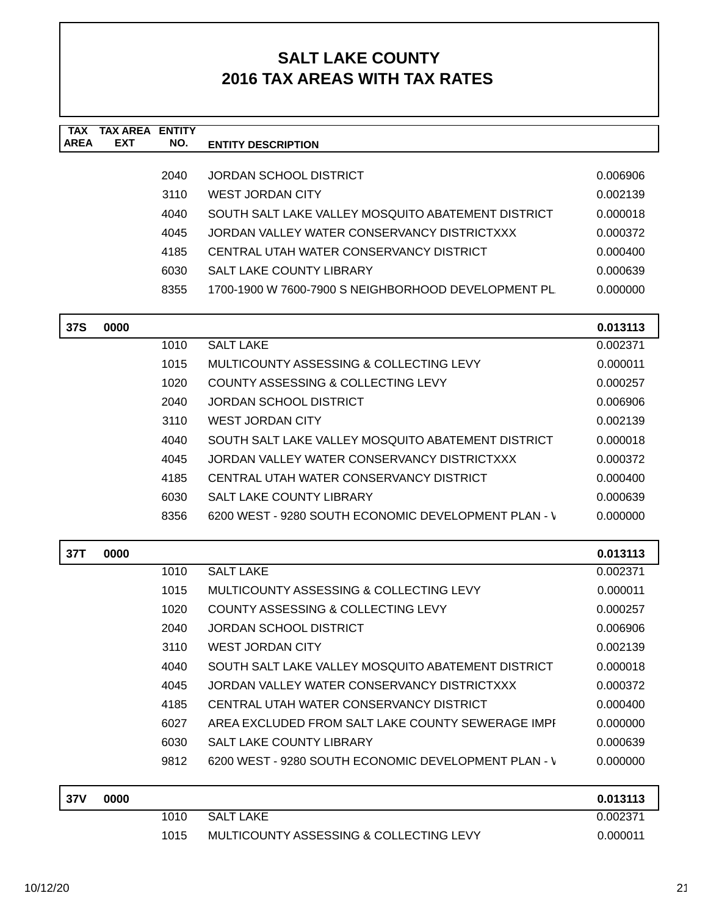# SALT LAKE COUNTY
# 2016 TAX AREAS WITH TAX RATES

| TAX AREA | TAX AREA EXT | ENTITY NO. | ENTITY DESCRIPTION | |
|---|---|---|---|---|
| | | 2040 | JORDAN SCHOOL DISTRICT | 0.006906 |
| | | 3110 | WEST JORDAN CITY | 0.002139 |
| | | 4040 | SOUTH SALT LAKE VALLEY MOSQUITO ABATEMENT DISTRICT | 0.000018 |
| | | 4045 | JORDAN VALLEY WATER CONSERVANCY DISTRICTXXX | 0.000372 |
| | | 4185 | CENTRAL UTAH WATER CONSERVANCY DISTRICT | 0.000400 |
| | | 6030 | SALT LAKE COUNTY LIBRARY | 0.000639 |
| | | 8355 | 1700-1900 W 7600-7900 S NEIGHBORHOOD DEVELOPMENT PL | 0.000000 |
| **37S** | **0000** | | | **0.013113** |
| | | 1010 | SALT LAKE | 0.002371 |
| | | 1015 | MULTICOUNTY ASSESSING & COLLECTING LEVY | 0.000011 |
| | | 1020 | COUNTY ASSESSING & COLLECTING LEVY | 0.000257 |
| | | 2040 | JORDAN SCHOOL DISTRICT | 0.006906 |
| | | 3110 | WEST JORDAN CITY | 0.002139 |
| | | 4040 | SOUTH SALT LAKE VALLEY MOSQUITO ABATEMENT DISTRICT | 0.000018 |
| | | 4045 | JORDAN VALLEY WATER CONSERVANCY DISTRICTXXX | 0.000372 |
| | | 4185 | CENTRAL UTAH WATER CONSERVANCY DISTRICT | 0.000400 |
| | | 6030 | SALT LAKE COUNTY LIBRARY | 0.000639 |
| | | 8356 | 6200 WEST - 9280 SOUTH ECONOMIC DEVELOPMENT PLAN - W | 0.000000 |
| **37T** | **0000** | | | **0.013113** |
| | | 1010 | SALT LAKE | 0.002371 |
| | | 1015 | MULTICOUNTY ASSESSING & COLLECTING LEVY | 0.000011 |
| | | 1020 | COUNTY ASSESSING & COLLECTING LEVY | 0.000257 |
| | | 2040 | JORDAN SCHOOL DISTRICT | 0.006906 |
| | | 3110 | WEST JORDAN CITY | 0.002139 |
| | | 4040 | SOUTH SALT LAKE VALLEY MOSQUITO ABATEMENT DISTRICT | 0.000018 |
| | | 4045 | JORDAN VALLEY WATER CONSERVANCY DISTRICTXXX | 0.000372 |
| | | 4185 | CENTRAL UTAH WATER CONSERVANCY DISTRICT | 0.000400 |
| | | 6027 | AREA EXCLUDED FROM SALT LAKE COUNTY SEWERAGE IMPI | 0.000000 |
| | | 6030 | SALT LAKE COUNTY LIBRARY | 0.000639 |
| | | 9812 | 6200 WEST - 9280 SOUTH ECONOMIC DEVELOPMENT PLAN - W | 0.000000 |
| **37V** | **0000** | | | **0.013113** |
| | | 1010 | SALT LAKE | 0.002371 |
| | | 1015 | MULTICOUNTY ASSESSING & COLLECTING LEVY | 0.000011 |

10/12/20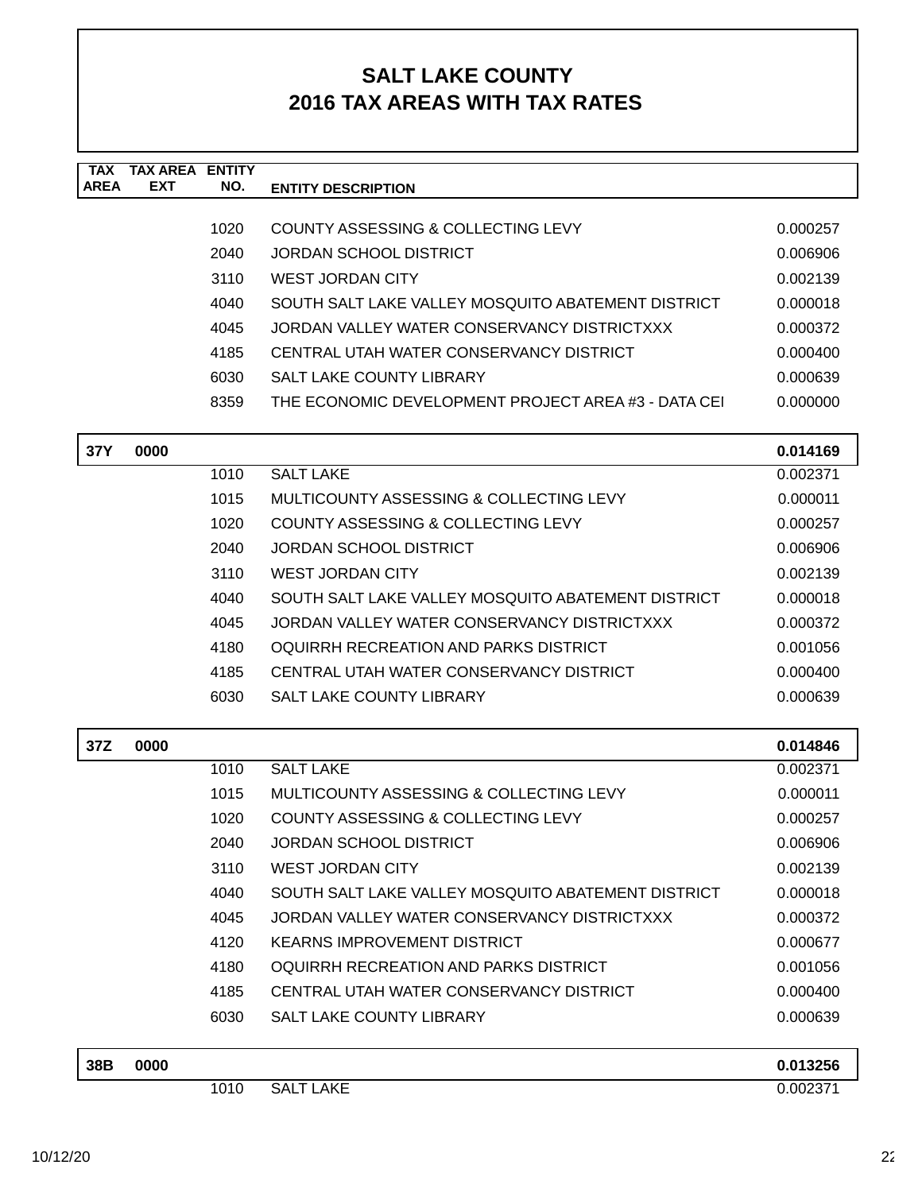# SALT LAKE COUNTY
# 2016 TAX AREAS WITH TAX RATES

| TAX AREA | TAX AREA EXT | ENTITY NO. | ENTITY DESCRIPTION | |
|---|---|---|---|---|
| | | 1020 | COUNTY ASSESSING & COLLECTING LEVY | 0.000257 |
| | | 2040 | JORDAN SCHOOL DISTRICT | 0.006906 |
| | | 3110 | WEST JORDAN CITY | 0.002139 |
| | | 4040 | SOUTH SALT LAKE VALLEY MOSQUITO ABATEMENT DISTRICT | 0.000018 |
| | | 4045 | JORDAN VALLEY WATER CONSERVANCY DISTRICTXXX | 0.000372 |
| | | 4185 | CENTRAL UTAH WATER CONSERVANCY DISTRICT | 0.000400 |
| | | 6030 | SALT LAKE COUNTY LIBRARY | 0.000639 |
| | | 8359 | THE ECONOMIC DEVELOPMENT PROJECT AREA #3 - DATA CEI | 0.000000 |
| **37Y** | **0000** | | | **0.014169** |
| | | 1010 | SALT LAKE | 0.002371 |
| | | 1015 | MULTICOUNTY ASSESSING & COLLECTING LEVY | 0.000011 |
| | | 1020 | COUNTY ASSESSING & COLLECTING LEVY | 0.000257 |
| | | 2040 | JORDAN SCHOOL DISTRICT | 0.006906 |
| | | 3110 | WEST JORDAN CITY | 0.002139 |
| | | 4040 | SOUTH SALT LAKE VALLEY MOSQUITO ABATEMENT DISTRICT | 0.000018 |
| | | 4045 | JORDAN VALLEY WATER CONSERVANCY DISTRICTXXX | 0.000372 |
| | | 4180 | OQUIRRH RECREATION AND PARKS DISTRICT | 0.001056 |
| | | 4185 | CENTRAL UTAH WATER CONSERVANCY DISTRICT | 0.000400 |
| | | 6030 | SALT LAKE COUNTY LIBRARY | 0.000639 |
| **37Z** | **0000** | | | **0.014846** |
| | | 1010 | SALT LAKE | 0.002371 |
| | | 1015 | MULTICOUNTY ASSESSING & COLLECTING LEVY | 0.000011 |
| | | 1020 | COUNTY ASSESSING & COLLECTING LEVY | 0.000257 |
| | | 2040 | JORDAN SCHOOL DISTRICT | 0.006906 |
| | | 3110 | WEST JORDAN CITY | 0.002139 |
| | | 4040 | SOUTH SALT LAKE VALLEY MOSQUITO ABATEMENT DISTRICT | 0.000018 |
| | | 4045 | JORDAN VALLEY WATER CONSERVANCY DISTRICTXXX | 0.000372 |
| | | 4120 | KEARNS IMPROVEMENT DISTRICT | 0.000677 |
| | | 4180 | OQUIRRH RECREATION AND PARKS DISTRICT | 0.001056 |
| | | 4185 | CENTRAL UTAH WATER CONSERVANCY DISTRICT | 0.000400 |
| | | 6030 | SALT LAKE COUNTY LIBRARY | 0.000639 |
| **38B** | **0000** | | | **0.013256** |
| | | 1010 | SALT LAKE | 0.002371 |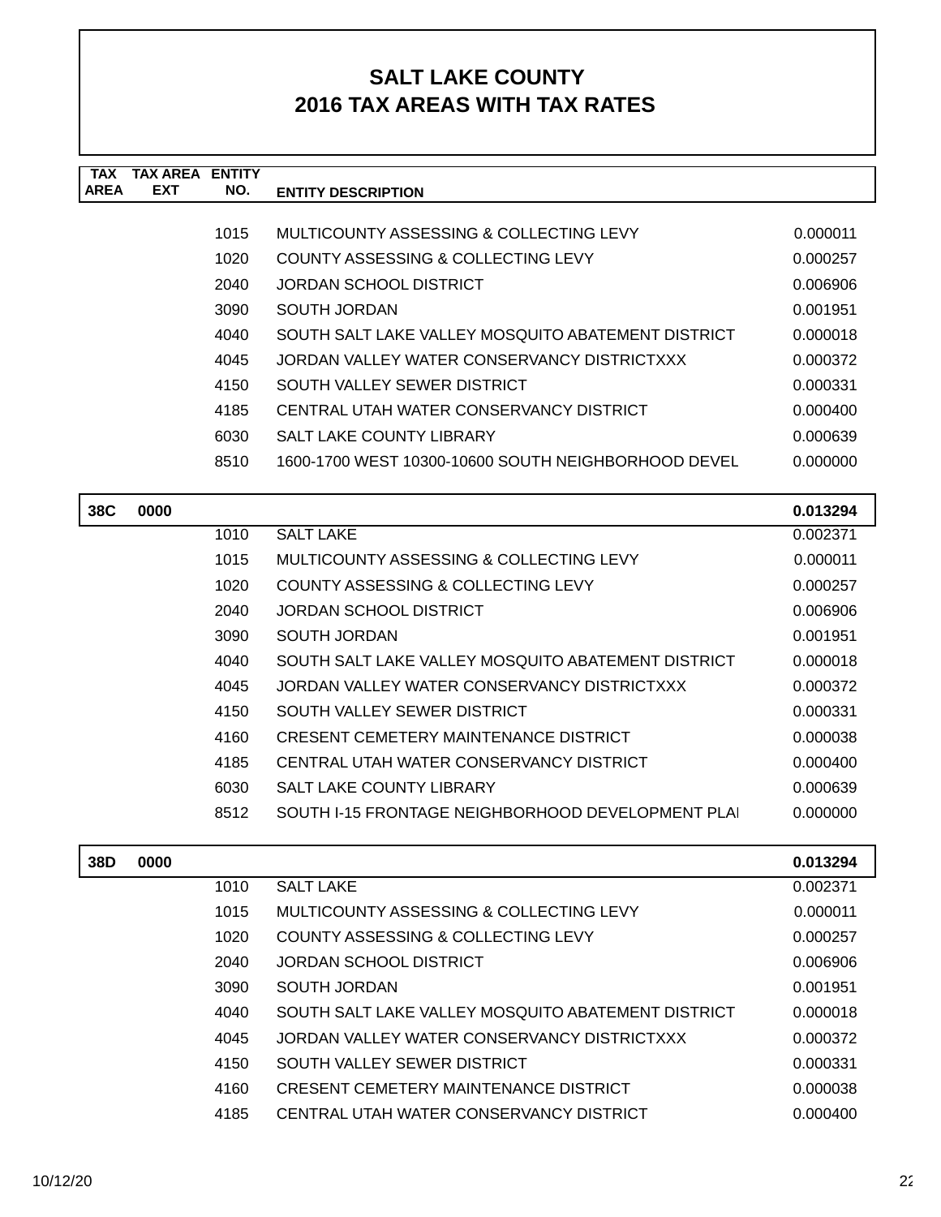# SALT LAKE COUNTY
# 2016 TAX AREAS WITH TAX RATES

| TAX AREA | TAX AREA EXT | ENTITY NO. | ENTITY DESCRIPTION | |
|---|---|---|---|---|
| | | 1015 | MULTICOUNTY ASSESSING & COLLECTING LEVY | 0.000011 |
| | | 1020 | COUNTY ASSESSING & COLLECTING LEVY | 0.000257 |
| | | 2040 | JORDAN SCHOOL DISTRICT | 0.006906 |
| | | 3090 | SOUTH JORDAN | 0.001951 |
| | | 4040 | SOUTH SALT LAKE VALLEY MOSQUITO ABATEMENT DISTRICT | 0.000018 |
| | | 4045 | JORDAN VALLEY WATER CONSERVANCY DISTRICTXXX | 0.000372 |
| | | 4150 | SOUTH VALLEY SEWER DISTRICT | 0.000331 |
| | | 4185 | CENTRAL UTAH WATER CONSERVANCY DISTRICT | 0.000400 |
| | | 6030 | SALT LAKE COUNTY LIBRARY | 0.000639 |
| | | 8510 | 1600-1700 WEST 10300-10600 SOUTH NEIGHBORHOOD DEVEL | 0.000000 |
| **38C** | **0000** | | | **0.013294** |
| | | 1010 | SALT LAKE | 0.002371 |
| | | 1015 | MULTICOUNTY ASSESSING & COLLECTING LEVY | 0.000011 |
| | | 1020 | COUNTY ASSESSING & COLLECTING LEVY | 0.000257 |
| | | 2040 | JORDAN SCHOOL DISTRICT | 0.006906 |
| | | 3090 | SOUTH JORDAN | 0.001951 |
| | | 4040 | SOUTH SALT LAKE VALLEY MOSQUITO ABATEMENT DISTRICT | 0.000018 |
| | | 4045 | JORDAN VALLEY WATER CONSERVANCY DISTRICTXXX | 0.000372 |
| | | 4150 | SOUTH VALLEY SEWER DISTRICT | 0.000331 |
| | | 4160 | CRESENT CEMETERY MAINTENANCE DISTRICT | 0.000038 |
| | | 4185 | CENTRAL UTAH WATER CONSERVANCY DISTRICT | 0.000400 |
| | | 6030 | SALT LAKE COUNTY LIBRARY | 0.000639 |
| | | 8512 | SOUTH I-15 FRONTAGE NEIGHBORHOOD DEVELOPMENT PLAI | 0.000000 |
| **38D** | **0000** | | | **0.013294** |
| | | 1010 | SALT LAKE | 0.002371 |
| | | 1015 | MULTICOUNTY ASSESSING & COLLECTING LEVY | 0.000011 |
| | | 1020 | COUNTY ASSESSING & COLLECTING LEVY | 0.000257 |
| | | 2040 | JORDAN SCHOOL DISTRICT | 0.006906 |
| | | 3090 | SOUTH JORDAN | 0.001951 |
| | | 4040 | SOUTH SALT LAKE VALLEY MOSQUITO ABATEMENT DISTRICT | 0.000018 |
| | | 4045 | JORDAN VALLEY WATER CONSERVANCY DISTRICTXXX | 0.000372 |
| | | 4150 | SOUTH VALLEY SEWER DISTRICT | 0.000331 |
| | | 4160 | CRESENT CEMETERY MAINTENANCE DISTRICT | 0.000038 |
| | | 4185 | CENTRAL UTAH WATER CONSERVANCY DISTRICT | 0.000400 |

10/12/20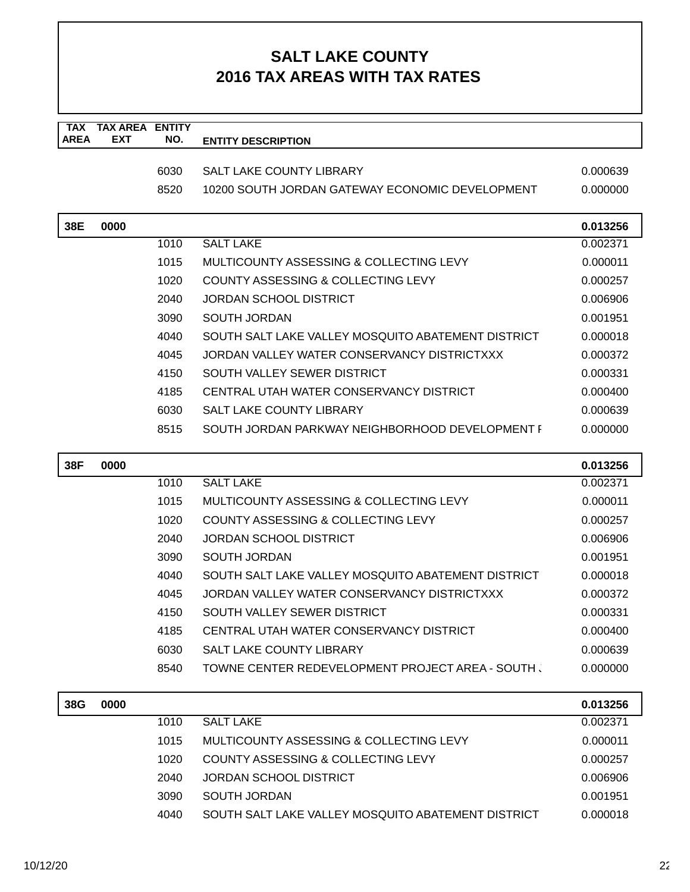# SALT LAKE COUNTY
# 2016 TAX AREAS WITH TAX RATES

| TAX AREA | TAX AREA EXT | ENTITY NO. | ENTITY DESCRIPTION | |
|---|---|---|---|---|
| | | 6030 | SALT LAKE COUNTY LIBRARY | 0.000639 |
| | | 8520 | 10200 SOUTH JORDAN GATEWAY ECONOMIC DEVELOPMENT | 0.000000 |
| **38E** | **0000** | | | **0.013256** |
| | | 1010 | SALT LAKE | 0.002371 |
| | | 1015 | MULTICOUNTY ASSESSING & COLLECTING LEVY | 0.000011 |
| | | 1020 | COUNTY ASSESSING & COLLECTING LEVY | 0.000257 |
| | | 2040 | JORDAN SCHOOL DISTRICT | 0.006906 |
| | | 3090 | SOUTH JORDAN | 0.001951 |
| | | 4040 | SOUTH SALT LAKE VALLEY MOSQUITO ABATEMENT DISTRICT | 0.000018 |
| | | 4045 | JORDAN VALLEY WATER CONSERVANCY DISTRICTXXX | 0.000372 |
| | | 4150 | SOUTH VALLEY SEWER DISTRICT | 0.000331 |
| | | 4185 | CENTRAL UTAH WATER CONSERVANCY DISTRICT | 0.000400 |
| | | 6030 | SALT LAKE COUNTY LIBRARY | 0.000639 |
| | | 8515 | SOUTH JORDAN PARKWAY NEIGHBORHOOD DEVELOPMENT I | 0.000000 |
| **38F** | **0000** | | | **0.013256** |
| | | 1010 | SALT LAKE | 0.002371 |
| | | 1015 | MULTICOUNTY ASSESSING & COLLECTING LEVY | 0.000011 |
| | | 1020 | COUNTY ASSESSING & COLLECTING LEVY | 0.000257 |
| | | 2040 | JORDAN SCHOOL DISTRICT | 0.006906 |
| | | 3090 | SOUTH JORDAN | 0.001951 |
| | | 4040 | SOUTH SALT LAKE VALLEY MOSQUITO ABATEMENT DISTRICT | 0.000018 |
| | | 4045 | JORDAN VALLEY WATER CONSERVANCY DISTRICTXXX | 0.000372 |
| | | 4150 | SOUTH VALLEY SEWER DISTRICT | 0.000331 |
| | | 4185 | CENTRAL UTAH WATER CONSERVANCY DISTRICT | 0.000400 |
| | | 6030 | SALT LAKE COUNTY LIBRARY | 0.000639 |
| | | 8540 | TOWNE CENTER REDEVELOPMENT PROJECT AREA - SOUTH J | 0.000000 |
| **38G** | **0000** | | | **0.013256** |
| | | 1010 | SALT LAKE | 0.002371 |
| | | 1015 | MULTICOUNTY ASSESSING & COLLECTING LEVY | 0.000011 |
| | | 1020 | COUNTY ASSESSING & COLLECTING LEVY | 0.000257 |
| | | 2040 | JORDAN SCHOOL DISTRICT | 0.006906 |
| | | 3090 | SOUTH JORDAN | 0.001951 |
| | | 4040 | SOUTH SALT LAKE VALLEY MOSQUITO ABATEMENT DISTRICT | 0.000018 |

10/12/20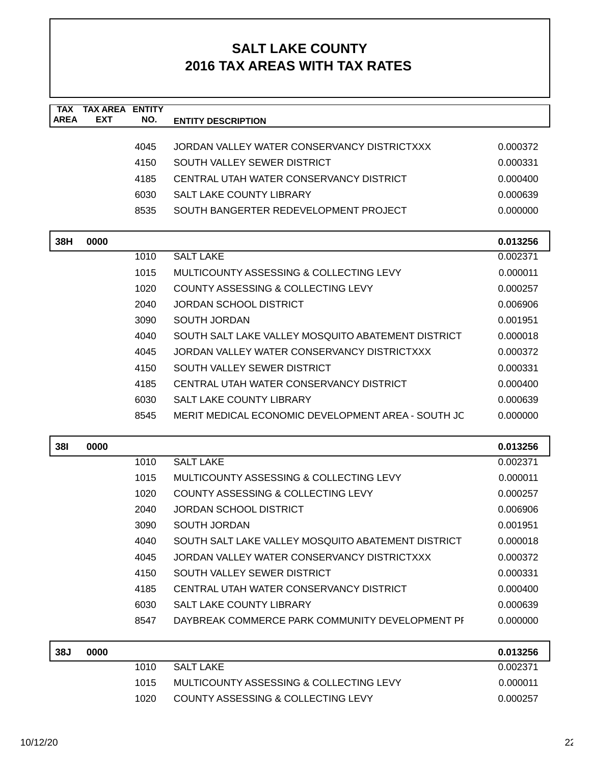# SALT LAKE COUNTY
# 2016 TAX AREAS WITH TAX RATES

| TAX AREA | TAX AREA EXT | ENTITY NO. | ENTITY DESCRIPTION | |
|---|---|---|---|---|
| | | 4045 | JORDAN VALLEY WATER CONSERVANCY DISTRICTXXX | 0.000372 |
| | | 4150 | SOUTH VALLEY SEWER DISTRICT | 0.000331 |
| | | 4185 | CENTRAL UTAH WATER CONSERVANCY DISTRICT | 0.000400 |
| | | 6030 | SALT LAKE COUNTY LIBRARY | 0.000639 |
| | | 8535 | SOUTH BANGERTER REDEVELOPMENT PROJECT | 0.000000 |
| **38H** | **0000** | | | **0.013256** |
| | | 1010 | SALT LAKE | 0.002371 |
| | | 1015 | MULTICOUNTY ASSESSING & COLLECTING LEVY | 0.000011 |
| | | 1020 | COUNTY ASSESSING & COLLECTING LEVY | 0.000257 |
| | | 2040 | JORDAN SCHOOL DISTRICT | 0.006906 |
| | | 3090 | SOUTH JORDAN | 0.001951 |
| | | 4040 | SOUTH SALT LAKE VALLEY MOSQUITO ABATEMENT DISTRICT | 0.000018 |
| | | 4045 | JORDAN VALLEY WATER CONSERVANCY DISTRICTXXX | 0.000372 |
| | | 4150 | SOUTH VALLEY SEWER DISTRICT | 0.000331 |
| | | 4185 | CENTRAL UTAH WATER CONSERVANCY DISTRICT | 0.000400 |
| | | 6030 | SALT LAKE COUNTY LIBRARY | 0.000639 |
| | | 8545 | MERIT MEDICAL ECONOMIC DEVELOPMENT AREA - SOUTH JC | 0.000000 |
| **38I** | **0000** | | | **0.013256** |
| | | 1010 | SALT LAKE | 0.002371 |
| | | 1015 | MULTICOUNTY ASSESSING & COLLECTING LEVY | 0.000011 |
| | | 1020 | COUNTY ASSESSING & COLLECTING LEVY | 0.000257 |
| | | 2040 | JORDAN SCHOOL DISTRICT | 0.006906 |
| | | 3090 | SOUTH JORDAN | 0.001951 |
| | | 4040 | SOUTH SALT LAKE VALLEY MOSQUITO ABATEMENT DISTRICT | 0.000018 |
| | | 4045 | JORDAN VALLEY WATER CONSERVANCY DISTRICTXXX | 0.000372 |
| | | 4150 | SOUTH VALLEY SEWER DISTRICT | 0.000331 |
| | | 4185 | CENTRAL UTAH WATER CONSERVANCY DISTRICT | 0.000400 |
| | | 6030 | SALT LAKE COUNTY LIBRARY | 0.000639 |
| | | 8547 | DAYBREAK COMMERCE PARK COMMUNITY DEVELOPMENT PI | 0.000000 |
| **38J** | **0000** | | | **0.013256** |
| | | 1010 | SALT LAKE | 0.002371 |
| | | 1015 | MULTICOUNTY ASSESSING & COLLECTING LEVY | 0.000011 |
| | | 1020 | COUNTY ASSESSING & COLLECTING LEVY | 0.000257 |

10/12/20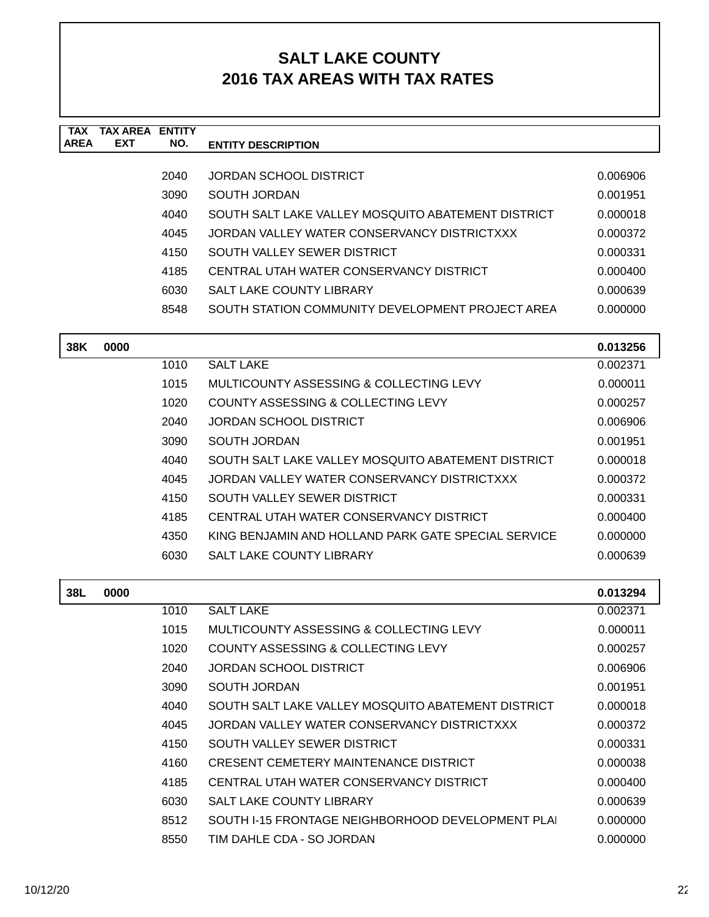# SALT LAKE COUNTY
# 2016 TAX AREAS WITH TAX RATES

| TAX AREA | TAX AREA EXT | ENTITY NO. | ENTITY DESCRIPTION | |
|---|---|---|---|---|
| | | 2040 | JORDAN SCHOOL DISTRICT | 0.006906 |
| | | 3090 | SOUTH JORDAN | 0.001951 |
| | | 4040 | SOUTH SALT LAKE VALLEY MOSQUITO ABATEMENT DISTRICT | 0.000018 |
| | | 4045 | JORDAN VALLEY WATER CONSERVANCY DISTRICTXXX | 0.000372 |
| | | 4150 | SOUTH VALLEY SEWER DISTRICT | 0.000331 |
| | | 4185 | CENTRAL UTAH WATER CONSERVANCY DISTRICT | 0.000400 |
| | | 6030 | SALT LAKE COUNTY LIBRARY | 0.000639 |
| | | 8548 | SOUTH STATION COMMUNITY DEVELOPMENT PROJECT AREA | 0.000000 |
| **38K** | **0000** | | | **0.013256** |
| | | 1010 | SALT LAKE | 0.002371 |
| | | 1015 | MULTICOUNTY ASSESSING & COLLECTING LEVY | 0.000011 |
| | | 1020 | COUNTY ASSESSING & COLLECTING LEVY | 0.000257 |
| | | 2040 | JORDAN SCHOOL DISTRICT | 0.006906 |
| | | 3090 | SOUTH JORDAN | 0.001951 |
| | | 4040 | SOUTH SALT LAKE VALLEY MOSQUITO ABATEMENT DISTRICT | 0.000018 |
| | | 4045 | JORDAN VALLEY WATER CONSERVANCY DISTRICTXXX | 0.000372 |
| | | 4150 | SOUTH VALLEY SEWER DISTRICT | 0.000331 |
| | | 4185 | CENTRAL UTAH WATER CONSERVANCY DISTRICT | 0.000400 |
| | | 4350 | KING BENJAMIN AND HOLLAND PARK GATE SPECIAL SERVICE | 0.000000 |
| | | 6030 | SALT LAKE COUNTY LIBRARY | 0.000639 |
| **38L** | **0000** | | | **0.013294** |
| | | 1010 | SALT LAKE | 0.002371 |
| | | 1015 | MULTICOUNTY ASSESSING & COLLECTING LEVY | 0.000011 |
| | | 1020 | COUNTY ASSESSING & COLLECTING LEVY | 0.000257 |
| | | 2040 | JORDAN SCHOOL DISTRICT | 0.006906 |
| | | 3090 | SOUTH JORDAN | 0.001951 |
| | | 4040 | SOUTH SALT LAKE VALLEY MOSQUITO ABATEMENT DISTRICT | 0.000018 |
| | | 4045 | JORDAN VALLEY WATER CONSERVANCY DISTRICTXXX | 0.000372 |
| | | 4150 | SOUTH VALLEY SEWER DISTRICT | 0.000331 |
| | | 4160 | CRESENT CEMETERY MAINTENANCE DISTRICT | 0.000038 |
| | | 4185 | CENTRAL UTAH WATER CONSERVANCY DISTRICT | 0.000400 |
| | | 6030 | SALT LAKE COUNTY LIBRARY | 0.000639 |
| | | 8512 | SOUTH I-15 FRONTAGE NEIGHBORHOOD DEVELOPMENT PLAI | 0.000000 |
| | | 8550 | TIM DAHLE CDA - SO JORDAN | 0.000000 |

10/12/20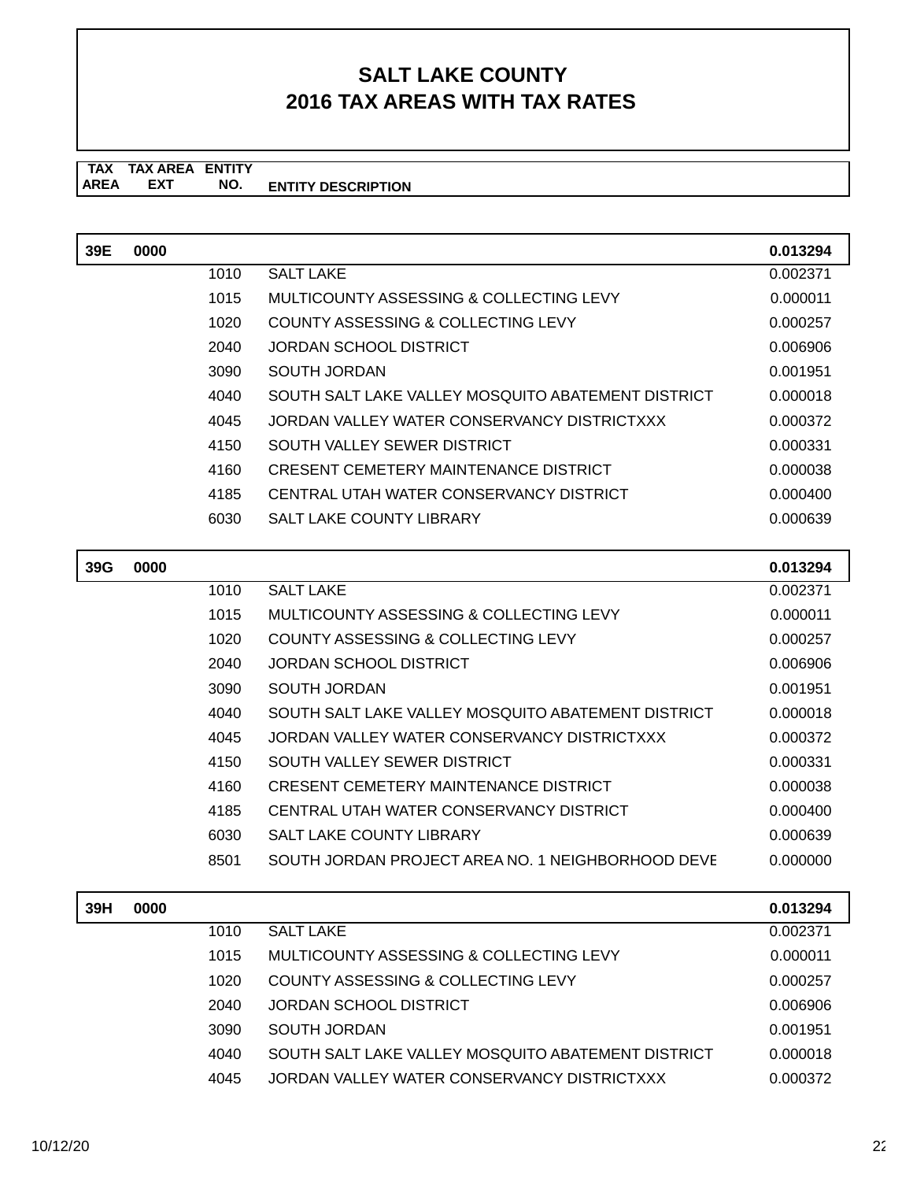# SALT LAKE COUNTY
# 2016 TAX AREAS WITH TAX RATES

| TAX AREA | TAX AREA EXT | ENTITY NO. | ENTITY DESCRIPTION | |
|---|---|---|---|---|
| **39E** | **0000** | | | **0.013294** |
| | | 1010 | SALT LAKE | 0.002371 |
| | | 1015 | MULTICOUNTY ASSESSING & COLLECTING LEVY | 0.000011 |
| | | 1020 | COUNTY ASSESSING & COLLECTING LEVY | 0.000257 |
| | | 2040 | JORDAN SCHOOL DISTRICT | 0.006906 |
| | | 3090 | SOUTH JORDAN | 0.001951 |
| | | 4040 | SOUTH SALT LAKE VALLEY MOSQUITO ABATEMENT DISTRICT | 0.000018 |
| | | 4045 | JORDAN VALLEY WATER CONSERVANCY DISTRICTXXX | 0.000372 |
| | | 4150 | SOUTH VALLEY SEWER DISTRICT | 0.000331 |
| | | 4160 | CRESENT CEMETERY MAINTENANCE DISTRICT | 0.000038 |
| | | 4185 | CENTRAL UTAH WATER CONSERVANCY DISTRICT | 0.000400 |
| | | 6030 | SALT LAKE COUNTY LIBRARY | 0.000639 |
| **39G** | **0000** | | | **0.013294** |
| | | 1010 | SALT LAKE | 0.002371 |
| | | 1015 | MULTICOUNTY ASSESSING & COLLECTING LEVY | 0.000011 |
| | | 1020 | COUNTY ASSESSING & COLLECTING LEVY | 0.000257 |
| | | 2040 | JORDAN SCHOOL DISTRICT | 0.006906 |
| | | 3090 | SOUTH JORDAN | 0.001951 |
| | | 4040 | SOUTH SALT LAKE VALLEY MOSQUITO ABATEMENT DISTRICT | 0.000018 |
| | | 4045 | JORDAN VALLEY WATER CONSERVANCY DISTRICTXXX | 0.000372 |
| | | 4150 | SOUTH VALLEY SEWER DISTRICT | 0.000331 |
| | | 4160 | CRESENT CEMETERY MAINTENANCE DISTRICT | 0.000038 |
| | | 4185 | CENTRAL UTAH WATER CONSERVANCY DISTRICT | 0.000400 |
| | | 6030 | SALT LAKE COUNTY LIBRARY | 0.000639 |
| | | 8501 | SOUTH JORDAN PROJECT AREA NO. 1 NEIGHBORHOOD DEVE | 0.000000 |
| **39H** | **0000** | | | **0.013294** |
| | | 1010 | SALT LAKE | 0.002371 |
| | | 1015 | MULTICOUNTY ASSESSING & COLLECTING LEVY | 0.000011 |
| | | 1020 | COUNTY ASSESSING & COLLECTING LEVY | 0.000257 |
| | | 2040 | JORDAN SCHOOL DISTRICT | 0.006906 |
| | | 3090 | SOUTH JORDAN | 0.001951 |
| | | 4040 | SOUTH SALT LAKE VALLEY MOSQUITO ABATEMENT DISTRICT | 0.000018 |
| | | 4045 | JORDAN VALLEY WATER CONSERVANCY DISTRICTXXX | 0.000372 |

10/12/20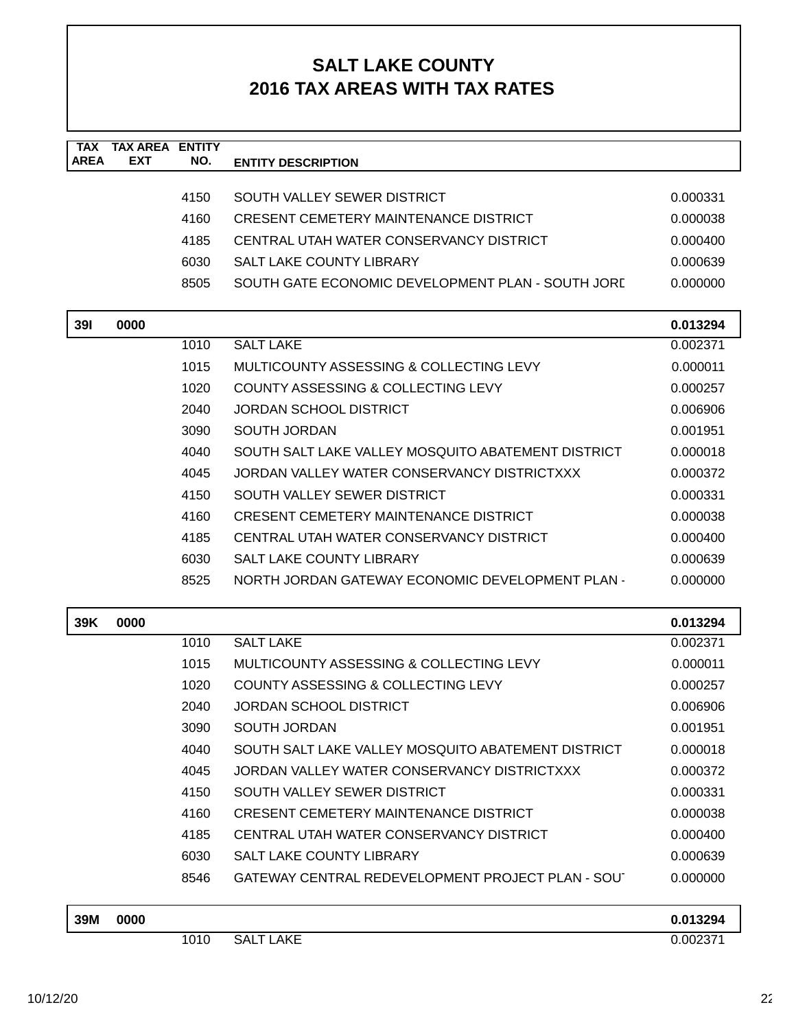# SALT LAKE COUNTY
# 2016 TAX AREAS WITH TAX RATES

| TAX AREA | TAX AREA EXT | ENTITY NO. | ENTITY DESCRIPTION | |
|---|---|---|---|---|
| | | 4150 | SOUTH VALLEY SEWER DISTRICT | 0.000331 |
| | | 4160 | CRESENT CEMETERY MAINTENANCE DISTRICT | 0.000038 |
| | | 4185 | CENTRAL UTAH WATER CONSERVANCY DISTRICT | 0.000400 |
| | | 6030 | SALT LAKE COUNTY LIBRARY | 0.000639 |
| | | 8505 | SOUTH GATE ECONOMIC DEVELOPMENT PLAN - SOUTH JORD | 0.000000 |
| **39I** | **0000** | | | **0.013294** |
| | | 1010 | SALT LAKE | 0.002371 |
| | | 1015 | MULTICOUNTY ASSESSING & COLLECTING LEVY | 0.000011 |
| | | 1020 | COUNTY ASSESSING & COLLECTING LEVY | 0.000257 |
| | | 2040 | JORDAN SCHOOL DISTRICT | 0.006906 |
| | | 3090 | SOUTH JORDAN | 0.001951 |
| | | 4040 | SOUTH SALT LAKE VALLEY MOSQUITO ABATEMENT DISTRICT | 0.000018 |
| | | 4045 | JORDAN VALLEY WATER CONSERVANCY DISTRICTXXX | 0.000372 |
| | | 4150 | SOUTH VALLEY SEWER DISTRICT | 0.000331 |
| | | 4160 | CRESENT CEMETERY MAINTENANCE DISTRICT | 0.000038 |
| | | 4185 | CENTRAL UTAH WATER CONSERVANCY DISTRICT | 0.000400 |
| | | 6030 | SALT LAKE COUNTY LIBRARY | 0.000639 |
| | | 8525 | NORTH JORDAN GATEWAY ECONOMIC DEVELOPMENT PLAN - | 0.000000 |
| **39K** | **0000** | | | **0.013294** |
| | | 1010 | SALT LAKE | 0.002371 |
| | | 1015 | MULTICOUNTY ASSESSING & COLLECTING LEVY | 0.000011 |
| | | 1020 | COUNTY ASSESSING & COLLECTING LEVY | 0.000257 |
| | | 2040 | JORDAN SCHOOL DISTRICT | 0.006906 |
| | | 3090 | SOUTH JORDAN | 0.001951 |
| | | 4040 | SOUTH SALT LAKE VALLEY MOSQUITO ABATEMENT DISTRICT | 0.000018 |
| | | 4045 | JORDAN VALLEY WATER CONSERVANCY DISTRICTXXX | 0.000372 |
| | | 4150 | SOUTH VALLEY SEWER DISTRICT | 0.000331 |
| | | 4160 | CRESENT CEMETERY MAINTENANCE DISTRICT | 0.000038 |
| | | 4185 | CENTRAL UTAH WATER CONSERVANCY DISTRICT | 0.000400 |
| | | 6030 | SALT LAKE COUNTY LIBRARY | 0.000639 |
| | | 8546 | GATEWAY CENTRAL REDEVELOPMENT PROJECT PLAN - SOUT | 0.000000 |
| **39M** | **0000** | | | **0.013294** |
| | | 1010 | SALT LAKE | 0.002371 |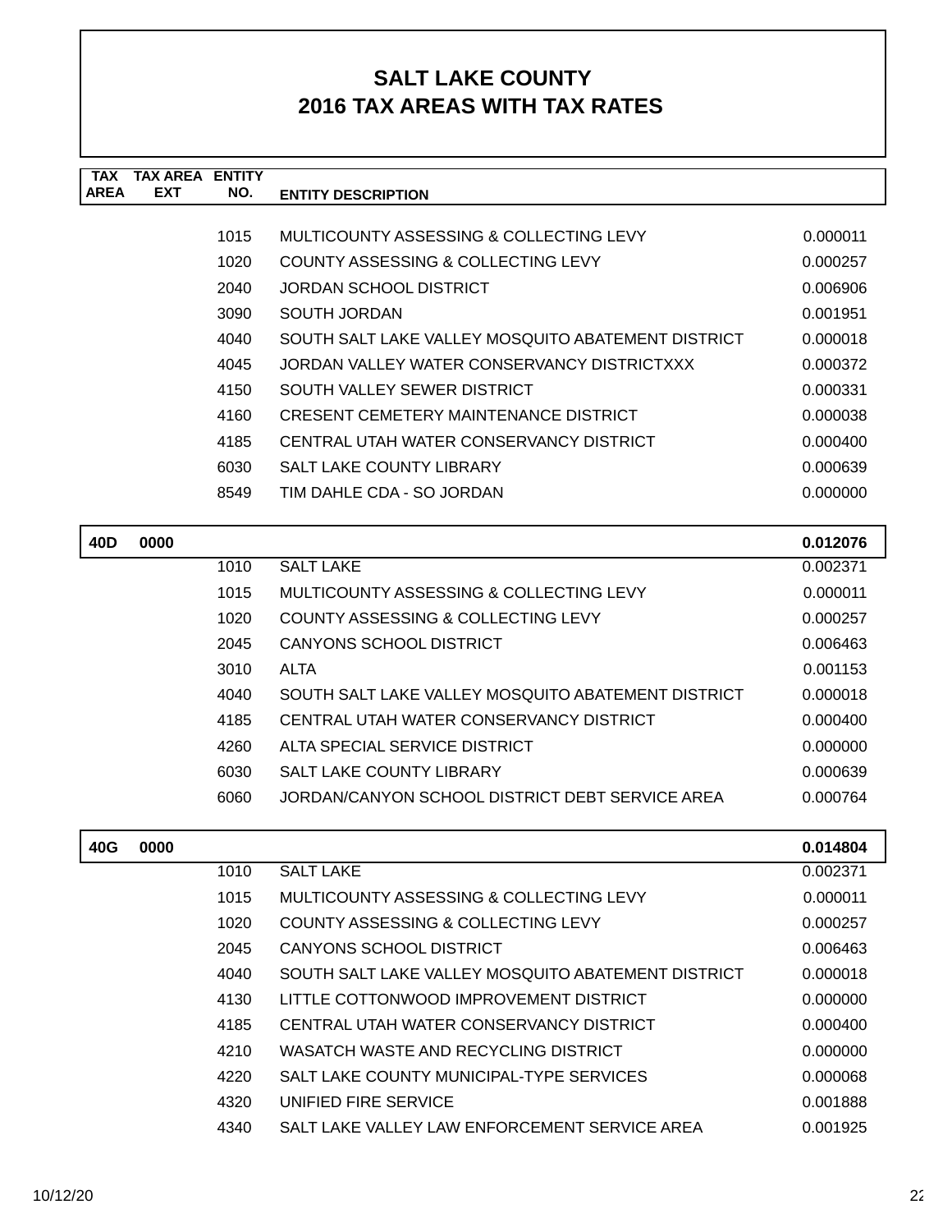# SALT LAKE COUNTY
# 2016 TAX AREAS WITH TAX RATES

| TAX AREA | TAX AREA EXT | ENTITY NO. | ENTITY DESCRIPTION | |
|---|---|---|---|---|
| | | 1015 | MULTICOUNTY ASSESSING & COLLECTING LEVY | 0.000011 |
| | | 1020 | COUNTY ASSESSING & COLLECTING LEVY | 0.000257 |
| | | 2040 | JORDAN SCHOOL DISTRICT | 0.006906 |
| | | 3090 | SOUTH JORDAN | 0.001951 |
| | | 4040 | SOUTH SALT LAKE VALLEY MOSQUITO ABATEMENT DISTRICT | 0.000018 |
| | | 4045 | JORDAN VALLEY WATER CONSERVANCY DISTRICTXXX | 0.000372 |
| | | 4150 | SOUTH VALLEY SEWER DISTRICT | 0.000331 |
| | | 4160 | CRESENT CEMETERY MAINTENANCE DISTRICT | 0.000038 |
| | | 4185 | CENTRAL UTAH WATER CONSERVANCY DISTRICT | 0.000400 |
| | | 6030 | SALT LAKE COUNTY LIBRARY | 0.000639 |
| | | 8549 | TIM DAHLE CDA - SO JORDAN | 0.000000 |
| **40D** | **0000** | | | **0.012076** |
| | | 1010 | SALT LAKE | 0.002371 |
| | | 1015 | MULTICOUNTY ASSESSING & COLLECTING LEVY | 0.000011 |
| | | 1020 | COUNTY ASSESSING & COLLECTING LEVY | 0.000257 |
| | | 2045 | CANYONS SCHOOL DISTRICT | 0.006463 |
| | | 3010 | ALTA | 0.001153 |
| | | 4040 | SOUTH SALT LAKE VALLEY MOSQUITO ABATEMENT DISTRICT | 0.000018 |
| | | 4185 | CENTRAL UTAH WATER CONSERVANCY DISTRICT | 0.000400 |
| | | 4260 | ALTA SPECIAL SERVICE DISTRICT | 0.000000 |
| | | 6030 | SALT LAKE COUNTY LIBRARY | 0.000639 |
| | | 6060 | JORDAN/CANYON SCHOOL DISTRICT DEBT SERVICE AREA | 0.000764 |
| **40G** | **0000** | | | **0.014804** |
| | | 1010 | SALT LAKE | 0.002371 |
| | | 1015 | MULTICOUNTY ASSESSING & COLLECTING LEVY | 0.000011 |
| | | 1020 | COUNTY ASSESSING & COLLECTING LEVY | 0.000257 |
| | | 2045 | CANYONS SCHOOL DISTRICT | 0.006463 |
| | | 4040 | SOUTH SALT LAKE VALLEY MOSQUITO ABATEMENT DISTRICT | 0.000018 |
| | | 4130 | LITTLE COTTONWOOD IMPROVEMENT DISTRICT | 0.000000 |
| | | 4185 | CENTRAL UTAH WATER CONSERVANCY DISTRICT | 0.000400 |
| | | 4210 | WASATCH WASTE AND RECYCLING DISTRICT | 0.000000 |
| | | 4220 | SALT LAKE COUNTY MUNICIPAL-TYPE SERVICES | 0.000068 |
| | | 4320 | UNIFIED FIRE SERVICE | 0.001888 |
| | | 4340 | SALT LAKE VALLEY LAW ENFORCEMENT SERVICE AREA | 0.001925 |

10/12/20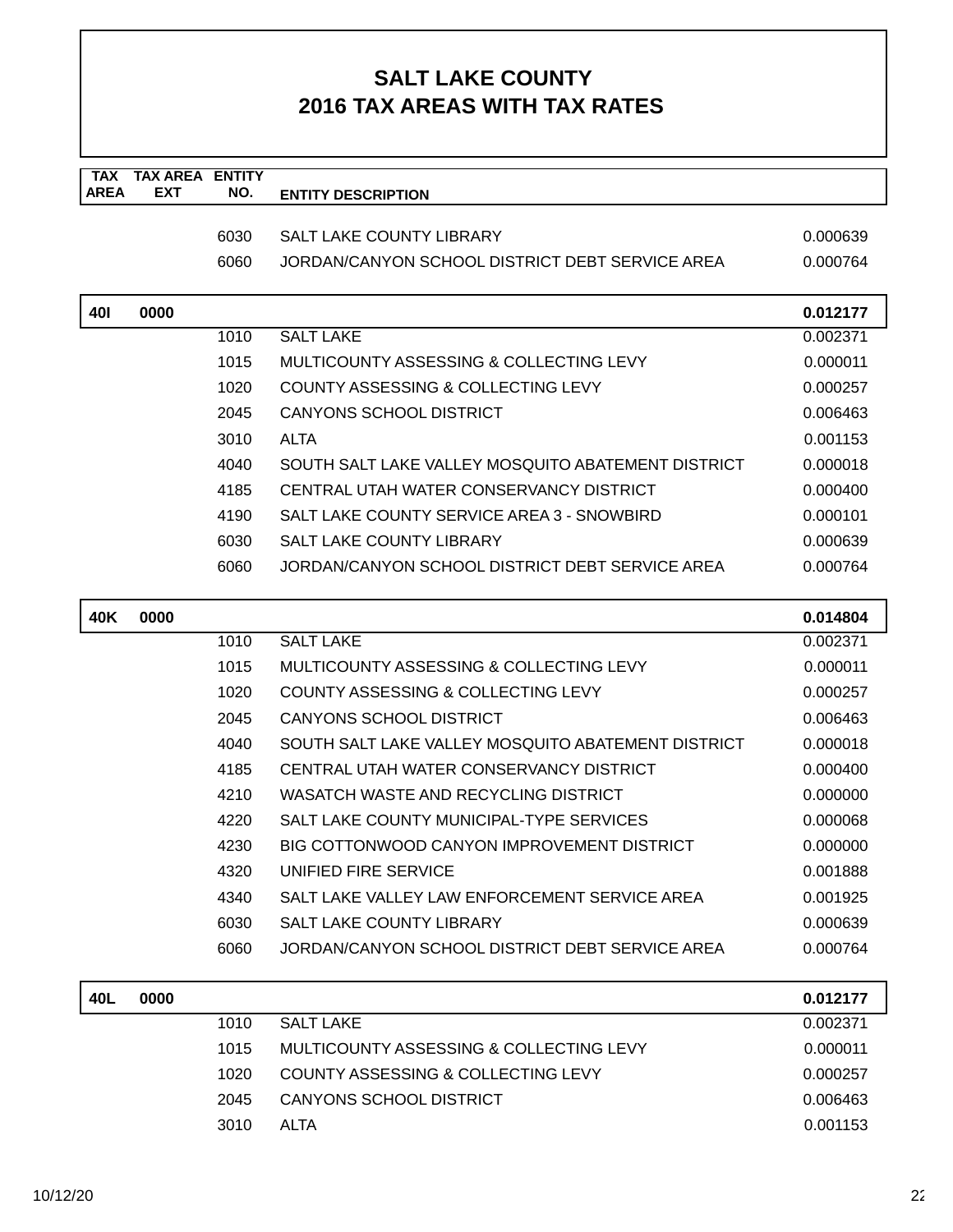# SALT LAKE COUNTY
# 2016 TAX AREAS WITH TAX RATES

| TAX AREA | TAX AREA EXT | ENTITY NO. | ENTITY DESCRIPTION | |
|---|---|---|---|---|
| | | 6030 | SALT LAKE COUNTY LIBRARY | 0.000639 |
| | | 6060 | JORDAN/CANYON SCHOOL DISTRICT DEBT SERVICE AREA | 0.000764 |
| **40I** | **0000** | | | **0.012177** |
| | | 1010 | SALT LAKE | 0.002371 |
| | | 1015 | MULTICOUNTY ASSESSING & COLLECTING LEVY | 0.000011 |
| | | 1020 | COUNTY ASSESSING & COLLECTING LEVY | 0.000257 |
| | | 2045 | CANYONS SCHOOL DISTRICT | 0.006463 |
| | | 3010 | ALTA | 0.001153 |
| | | 4040 | SOUTH SALT LAKE VALLEY MOSQUITO ABATEMENT DISTRICT | 0.000018 |
| | | 4185 | CENTRAL UTAH WATER CONSERVANCY DISTRICT | 0.000400 |
| | | 4190 | SALT LAKE COUNTY SERVICE AREA 3 - SNOWBIRD | 0.000101 |
| | | 6030 | SALT LAKE COUNTY LIBRARY | 0.000639 |
| | | 6060 | JORDAN/CANYON SCHOOL DISTRICT DEBT SERVICE AREA | 0.000764 |
| **40K** | **0000** | | | **0.014804** |
| | | 1010 | SALT LAKE | 0.002371 |
| | | 1015 | MULTICOUNTY ASSESSING & COLLECTING LEVY | 0.000011 |
| | | 1020 | COUNTY ASSESSING & COLLECTING LEVY | 0.000257 |
| | | 2045 | CANYONS SCHOOL DISTRICT | 0.006463 |
| | | 4040 | SOUTH SALT LAKE VALLEY MOSQUITO ABATEMENT DISTRICT | 0.000018 |
| | | 4185 | CENTRAL UTAH WATER CONSERVANCY DISTRICT | 0.000400 |
| | | 4210 | WASATCH WASTE AND RECYCLING DISTRICT | 0.000000 |
| | | 4220 | SALT LAKE COUNTY MUNICIPAL-TYPE SERVICES | 0.000068 |
| | | 4230 | BIG COTTONWOOD CANYON IMPROVEMENT DISTRICT | 0.000000 |
| | | 4320 | UNIFIED FIRE SERVICE | 0.001888 |
| | | 4340 | SALT LAKE VALLEY LAW ENFORCEMENT SERVICE AREA | 0.001925 |
| | | 6030 | SALT LAKE COUNTY LIBRARY | 0.000639 |
| | | 6060 | JORDAN/CANYON SCHOOL DISTRICT DEBT SERVICE AREA | 0.000764 |
| **40L** | **0000** | | | **0.012177** |
| | | 1010 | SALT LAKE | 0.002371 |
| | | 1015 | MULTICOUNTY ASSESSING & COLLECTING LEVY | 0.000011 |
| | | 1020 | COUNTY ASSESSING & COLLECTING LEVY | 0.000257 |
| | | 2045 | CANYONS SCHOOL DISTRICT | 0.006463 |
| | | 3010 | ALTA | 0.001153 |

10/12/20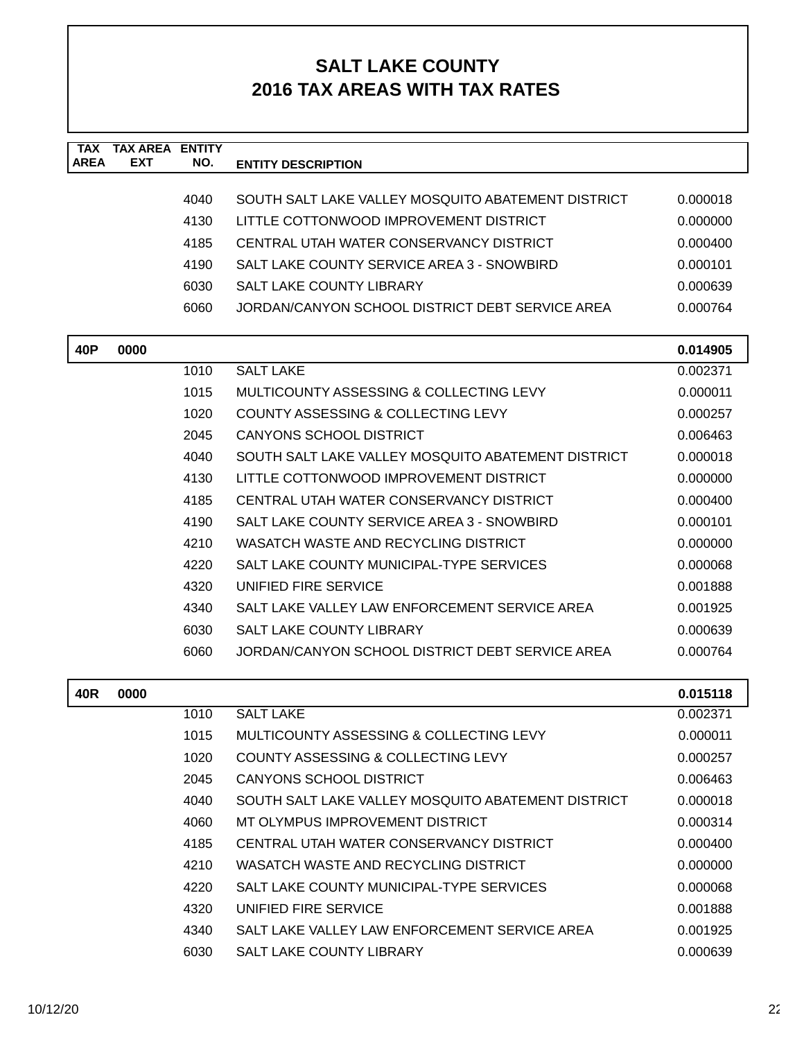# SALT LAKE COUNTY
# 2016 TAX AREAS WITH TAX RATES

| TAX AREA | TAX AREA EXT | ENTITY NO. | ENTITY DESCRIPTION | |
|---|---|---|---|---|
| | | 4040 | SOUTH SALT LAKE VALLEY MOSQUITO ABATEMENT DISTRICT | 0.000018 |
| | | 4130 | LITTLE COTTONWOOD IMPROVEMENT DISTRICT | 0.000000 |
| | | 4185 | CENTRAL UTAH WATER CONSERVANCY DISTRICT | 0.000400 |
| | | 4190 | SALT LAKE COUNTY SERVICE AREA 3 - SNOWBIRD | 0.000101 |
| | | 6030 | SALT LAKE COUNTY LIBRARY | 0.000639 |
| | | 6060 | JORDAN/CANYON SCHOOL DISTRICT DEBT SERVICE AREA | 0.000764 |
| **40P** | **0000** | | | **0.014905** |
| | | 1010 | SALT LAKE | 0.002371 |
| | | 1015 | MULTICOUNTY ASSESSING & COLLECTING LEVY | 0.000011 |
| | | 1020 | COUNTY ASSESSING & COLLECTING LEVY | 0.000257 |
| | | 2045 | CANYONS SCHOOL DISTRICT | 0.006463 |
| | | 4040 | SOUTH SALT LAKE VALLEY MOSQUITO ABATEMENT DISTRICT | 0.000018 |
| | | 4130 | LITTLE COTTONWOOD IMPROVEMENT DISTRICT | 0.000000 |
| | | 4185 | CENTRAL UTAH WATER CONSERVANCY DISTRICT | 0.000400 |
| | | 4190 | SALT LAKE COUNTY SERVICE AREA 3 - SNOWBIRD | 0.000101 |
| | | 4210 | WASATCH WASTE AND RECYCLING DISTRICT | 0.000000 |
| | | 4220 | SALT LAKE COUNTY MUNICIPAL-TYPE SERVICES | 0.000068 |
| | | 4320 | UNIFIED FIRE SERVICE | 0.001888 |
| | | 4340 | SALT LAKE VALLEY LAW ENFORCEMENT SERVICE AREA | 0.001925 |
| | | 6030 | SALT LAKE COUNTY LIBRARY | 0.000639 |
| | | 6060 | JORDAN/CANYON SCHOOL DISTRICT DEBT SERVICE AREA | 0.000764 |
| **40R** | **0000** | | | **0.015118** |
| | | 1010 | SALT LAKE | 0.002371 |
| | | 1015 | MULTICOUNTY ASSESSING & COLLECTING LEVY | 0.000011 |
| | | 1020 | COUNTY ASSESSING & COLLECTING LEVY | 0.000257 |
| | | 2045 | CANYONS SCHOOL DISTRICT | 0.006463 |
| | | 4040 | SOUTH SALT LAKE VALLEY MOSQUITO ABATEMENT DISTRICT | 0.000018 |
| | | 4060 | MT OLYMPUS IMPROVEMENT DISTRICT | 0.000314 |
| | | 4185 | CENTRAL UTAH WATER CONSERVANCY DISTRICT | 0.000400 |
| | | 4210 | WASATCH WASTE AND RECYCLING DISTRICT | 0.000000 |
| | | 4220 | SALT LAKE COUNTY MUNICIPAL-TYPE SERVICES | 0.000068 |
| | | 4320 | UNIFIED FIRE SERVICE | 0.001888 |
| | | 4340 | SALT LAKE VALLEY LAW ENFORCEMENT SERVICE AREA | 0.001925 |
| | | 6030 | SALT LAKE COUNTY LIBRARY | 0.000639 |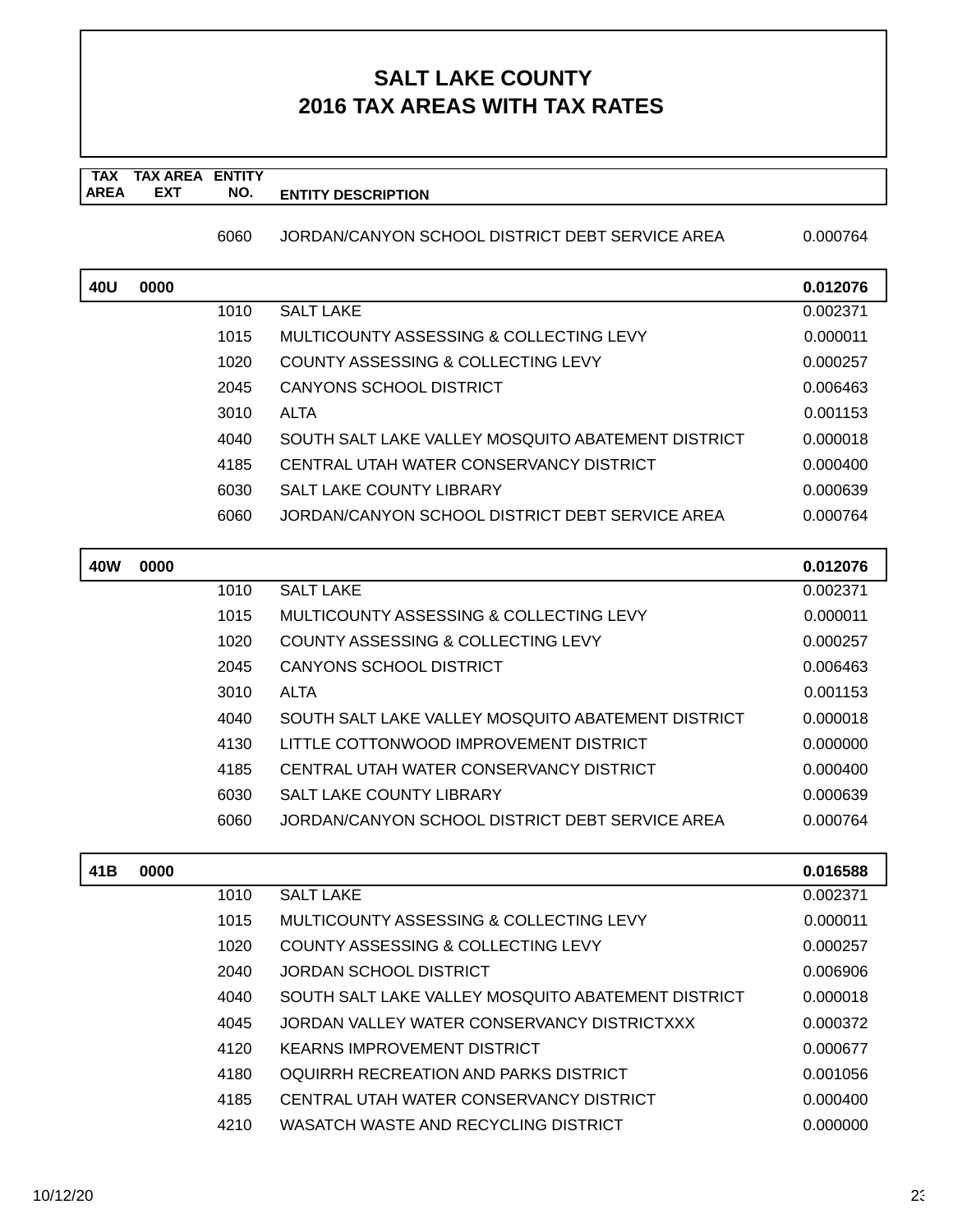# SALT LAKE COUNTY
# 2016 TAX AREAS WITH TAX RATES

| TAX AREA | TAX AREA EXT | ENTITY NO. | ENTITY DESCRIPTION | |
|---|---|---|---|---|
| | | 6060 | JORDAN/CANYON SCHOOL DISTRICT DEBT SERVICE AREA | 0.000764 |
| **40U** | **0000** | | | **0.012076** |
| | | 1010 | SALT LAKE | 0.002371 |
| | | 1015 | MULTICOUNTY ASSESSING & COLLECTING LEVY | 0.000011 |
| | | 1020 | COUNTY ASSESSING & COLLECTING LEVY | 0.000257 |
| | | 2045 | CANYONS SCHOOL DISTRICT | 0.006463 |
| | | 3010 | ALTA | 0.001153 |
| | | 4040 | SOUTH SALT LAKE VALLEY MOSQUITO ABATEMENT DISTRICT | 0.000018 |
| | | 4185 | CENTRAL UTAH WATER CONSERVANCY DISTRICT | 0.000400 |
| | | 6030 | SALT LAKE COUNTY LIBRARY | 0.000639 |
| | | 6060 | JORDAN/CANYON SCHOOL DISTRICT DEBT SERVICE AREA | 0.000764 |
| **40W** | **0000** | | | **0.012076** |
| | | 1010 | SALT LAKE | 0.002371 |
| | | 1015 | MULTICOUNTY ASSESSING & COLLECTING LEVY | 0.000011 |
| | | 1020 | COUNTY ASSESSING & COLLECTING LEVY | 0.000257 |
| | | 2045 | CANYONS SCHOOL DISTRICT | 0.006463 |
| | | 3010 | ALTA | 0.001153 |
| | | 4040 | SOUTH SALT LAKE VALLEY MOSQUITO ABATEMENT DISTRICT | 0.000018 |
| | | 4130 | LITTLE COTTONWOOD IMPROVEMENT DISTRICT | 0.000000 |
| | | 4185 | CENTRAL UTAH WATER CONSERVANCY DISTRICT | 0.000400 |
| | | 6030 | SALT LAKE COUNTY LIBRARY | 0.000639 |
| | | 6060 | JORDAN/CANYON SCHOOL DISTRICT DEBT SERVICE AREA | 0.000764 |
| **41B** | **0000** | | | **0.016588** |
| | | 1010 | SALT LAKE | 0.002371 |
| | | 1015 | MULTICOUNTY ASSESSING & COLLECTING LEVY | 0.000011 |
| | | 1020 | COUNTY ASSESSING & COLLECTING LEVY | 0.000257 |
| | | 2040 | JORDAN SCHOOL DISTRICT | 0.006906 |
| | | 4040 | SOUTH SALT LAKE VALLEY MOSQUITO ABATEMENT DISTRICT | 0.000018 |
| | | 4045 | JORDAN VALLEY WATER CONSERVANCY DISTRICTXXX | 0.000372 |
| | | 4120 | KEARNS IMPROVEMENT DISTRICT | 0.000677 |
| | | 4180 | OQUIRRH RECREATION AND PARKS DISTRICT | 0.001056 |
| | | 4185 | CENTRAL UTAH WATER CONSERVANCY DISTRICT | 0.000400 |
| | | 4210 | WASATCH WASTE AND RECYCLING DISTRICT | 0.000000 |

10/12/20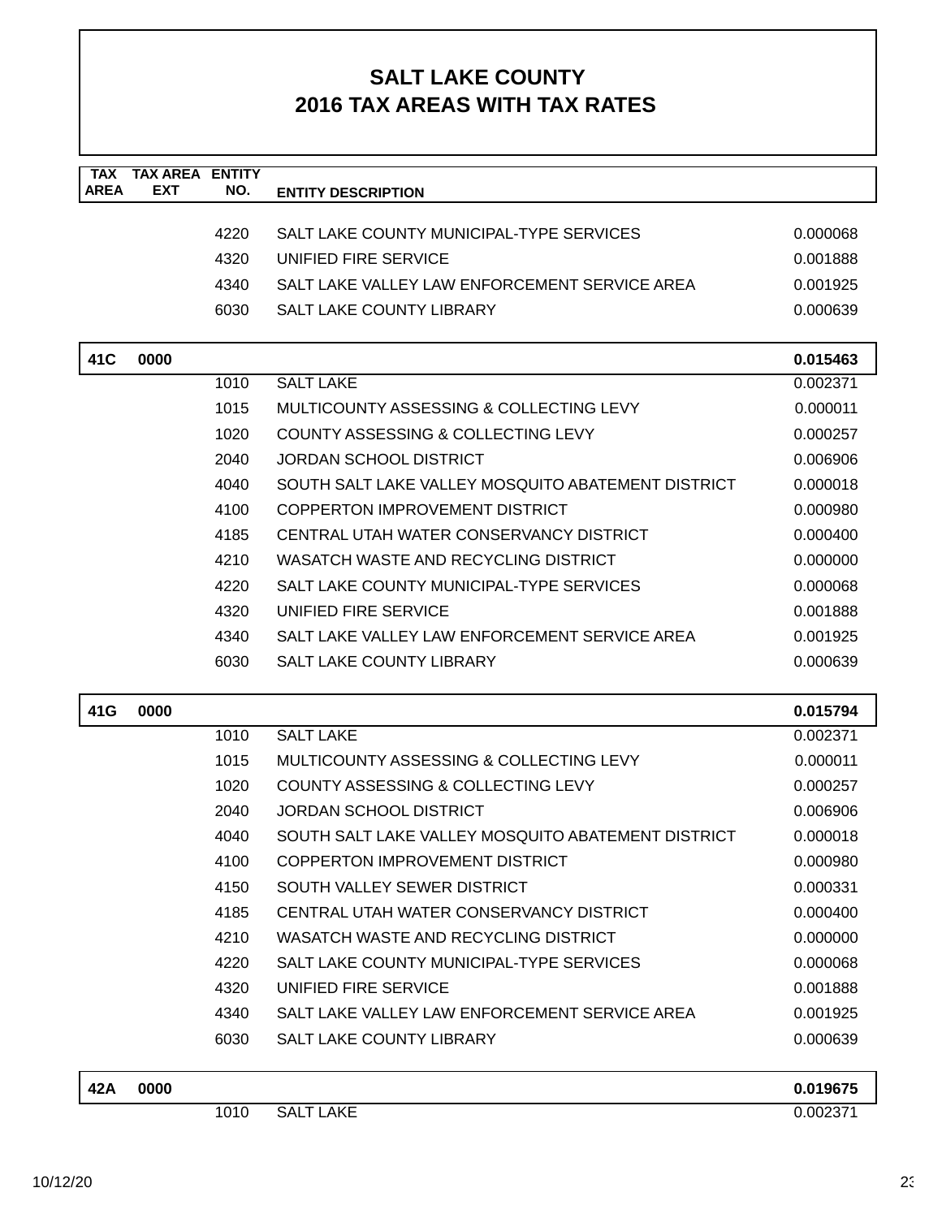# SALT LAKE COUNTY
# 2016 TAX AREAS WITH TAX RATES

| TAX AREA | TAX AREA EXT | ENTITY NO. | ENTITY DESCRIPTION | |
|---|---|---|---|---|
| | | 4220 | SALT LAKE COUNTY MUNICIPAL-TYPE SERVICES | 0.000068 |
| | | 4320 | UNIFIED FIRE SERVICE | 0.001888 |
| | | 4340 | SALT LAKE VALLEY LAW ENFORCEMENT SERVICE AREA | 0.001925 |
| | | 6030 | SALT LAKE COUNTY LIBRARY | 0.000639 |
| **41C** | **0000** | | | **0.015463** |
| | | 1010 | SALT LAKE | 0.002371 |
| | | 1015 | MULTICOUNTY ASSESSING & COLLECTING LEVY | 0.000011 |
| | | 1020 | COUNTY ASSESSING & COLLECTING LEVY | 0.000257 |
| | | 2040 | JORDAN SCHOOL DISTRICT | 0.006906 |
| | | 4040 | SOUTH SALT LAKE VALLEY MOSQUITO ABATEMENT DISTRICT | 0.000018 |
| | | 4100 | COPPERTON IMPROVEMENT DISTRICT | 0.000980 |
| | | 4185 | CENTRAL UTAH WATER CONSERVANCY DISTRICT | 0.000400 |
| | | 4210 | WASATCH WASTE AND RECYCLING DISTRICT | 0.000000 |
| | | 4220 | SALT LAKE COUNTY MUNICIPAL-TYPE SERVICES | 0.000068 |
| | | 4320 | UNIFIED FIRE SERVICE | 0.001888 |
| | | 4340 | SALT LAKE VALLEY LAW ENFORCEMENT SERVICE AREA | 0.001925 |
| | | 6030 | SALT LAKE COUNTY LIBRARY | 0.000639 |
| **41G** | **0000** | | | **0.015794** |
| | | 1010 | SALT LAKE | 0.002371 |
| | | 1015 | MULTICOUNTY ASSESSING & COLLECTING LEVY | 0.000011 |
| | | 1020 | COUNTY ASSESSING & COLLECTING LEVY | 0.000257 |
| | | 2040 | JORDAN SCHOOL DISTRICT | 0.006906 |
| | | 4040 | SOUTH SALT LAKE VALLEY MOSQUITO ABATEMENT DISTRICT | 0.000018 |
| | | 4100 | COPPERTON IMPROVEMENT DISTRICT | 0.000980 |
| | | 4150 | SOUTH VALLEY SEWER DISTRICT | 0.000331 |
| | | 4185 | CENTRAL UTAH WATER CONSERVANCY DISTRICT | 0.000400 |
| | | 4210 | WASATCH WASTE AND RECYCLING DISTRICT | 0.000000 |
| | | 4220 | SALT LAKE COUNTY MUNICIPAL-TYPE SERVICES | 0.000068 |
| | | 4320 | UNIFIED FIRE SERVICE | 0.001888 |
| | | 4340 | SALT LAKE VALLEY LAW ENFORCEMENT SERVICE AREA | 0.001925 |
| | | 6030 | SALT LAKE COUNTY LIBRARY | 0.000639 |
| **42A** | **0000** | | | **0.019675** |
| | | 1010 | SALT LAKE | 0.002371 |

10/12/20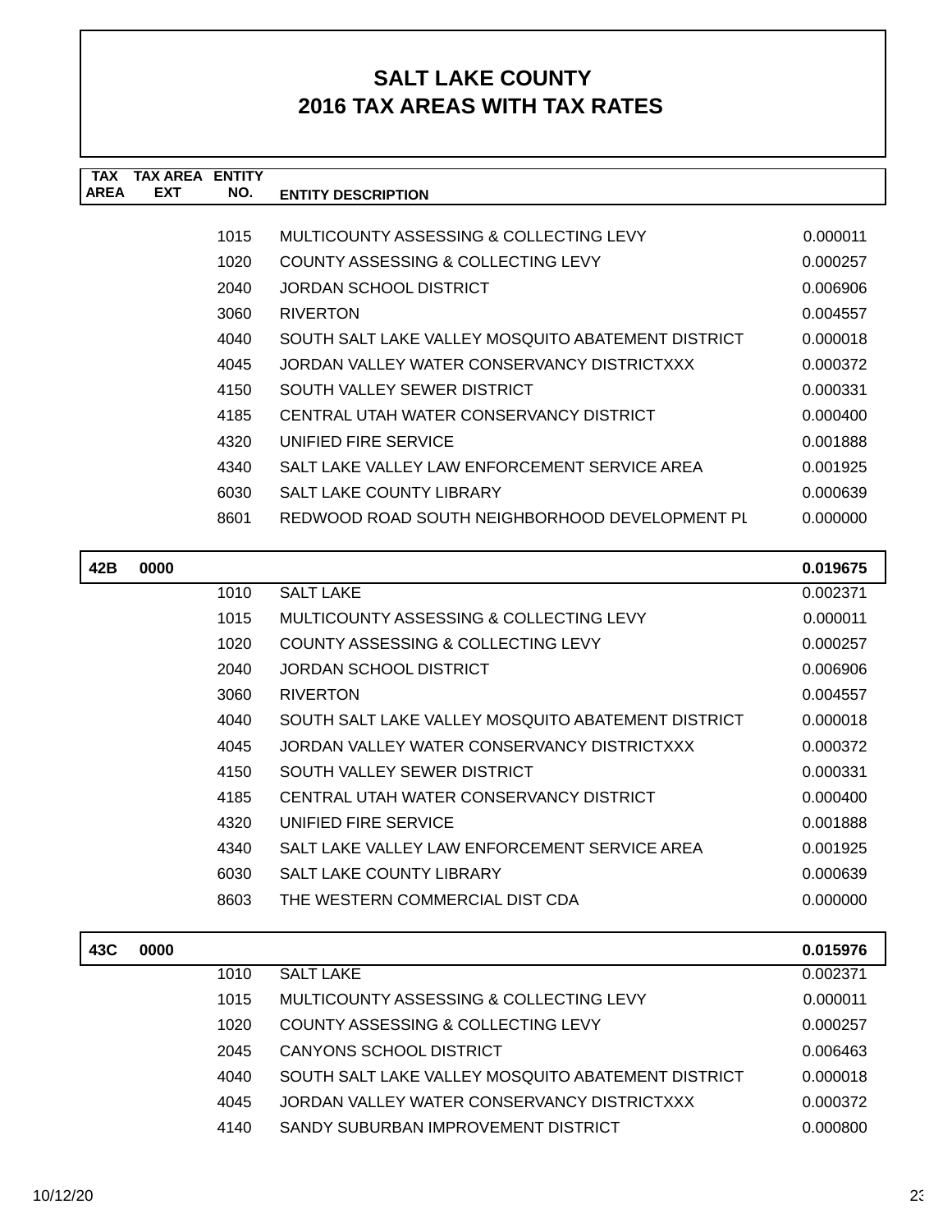# SALT LAKE COUNTY
# 2016 TAX AREAS WITH TAX RATES

| TAX AREA | TAX AREA EXT | ENTITY NO. | ENTITY DESCRIPTION | |
|---|---|---|---|---|
| | | 1015 | MULTICOUNTY ASSESSING & COLLECTING LEVY | 0.000011 |
| | | 1020 | COUNTY ASSESSING & COLLECTING LEVY | 0.000257 |
| | | 2040 | JORDAN SCHOOL DISTRICT | 0.006906 |
| | | 3060 | RIVERTON | 0.004557 |
| | | 4040 | SOUTH SALT LAKE VALLEY MOSQUITO ABATEMENT DISTRICT | 0.000018 |
| | | 4045 | JORDAN VALLEY WATER CONSERVANCY DISTRICTXXX | 0.000372 |
| | | 4150 | SOUTH VALLEY SEWER DISTRICT | 0.000331 |
| | | 4185 | CENTRAL UTAH WATER CONSERVANCY DISTRICT | 0.000400 |
| | | 4320 | UNIFIED FIRE SERVICE | 0.001888 |
| | | 4340 | SALT LAKE VALLEY LAW ENFORCEMENT SERVICE AREA | 0.001925 |
| | | 6030 | SALT LAKE COUNTY LIBRARY | 0.000639 |
| | | 8601 | REDWOOD ROAD SOUTH NEIGHBORHOOD DEVELOPMENT PL | 0.000000 |
| **42B** | **0000** | | | **0.019675** |
| | | 1010 | SALT LAKE | 0.002371 |
| | | 1015 | MULTICOUNTY ASSESSING & COLLECTING LEVY | 0.000011 |
| | | 1020 | COUNTY ASSESSING & COLLECTING LEVY | 0.000257 |
| | | 2040 | JORDAN SCHOOL DISTRICT | 0.006906 |
| | | 3060 | RIVERTON | 0.004557 |
| | | 4040 | SOUTH SALT LAKE VALLEY MOSQUITO ABATEMENT DISTRICT | 0.000018 |
| | | 4045 | JORDAN VALLEY WATER CONSERVANCY DISTRICTXXX | 0.000372 |
| | | 4150 | SOUTH VALLEY SEWER DISTRICT | 0.000331 |
| | | 4185 | CENTRAL UTAH WATER CONSERVANCY DISTRICT | 0.000400 |
| | | 4320 | UNIFIED FIRE SERVICE | 0.001888 |
| | | 4340 | SALT LAKE VALLEY LAW ENFORCEMENT SERVICE AREA | 0.001925 |
| | | 6030 | SALT LAKE COUNTY LIBRARY | 0.000639 |
| | | 8603 | THE WESTERN COMMERCIAL DIST CDA | 0.000000 |
| **43C** | **0000** | | | **0.015976** |
| | | 1010 | SALT LAKE | 0.002371 |
| | | 1015 | MULTICOUNTY ASSESSING & COLLECTING LEVY | 0.000011 |
| | | 1020 | COUNTY ASSESSING & COLLECTING LEVY | 0.000257 |
| | | 2045 | CANYONS SCHOOL DISTRICT | 0.006463 |
| | | 4040 | SOUTH SALT LAKE VALLEY MOSQUITO ABATEMENT DISTRICT | 0.000018 |
| | | 4045 | JORDAN VALLEY WATER CONSERVANCY DISTRICTXXX | 0.000372 |
| | | 4140 | SANDY SUBURBAN IMPROVEMENT DISTRICT | 0.000800 |

10/12/20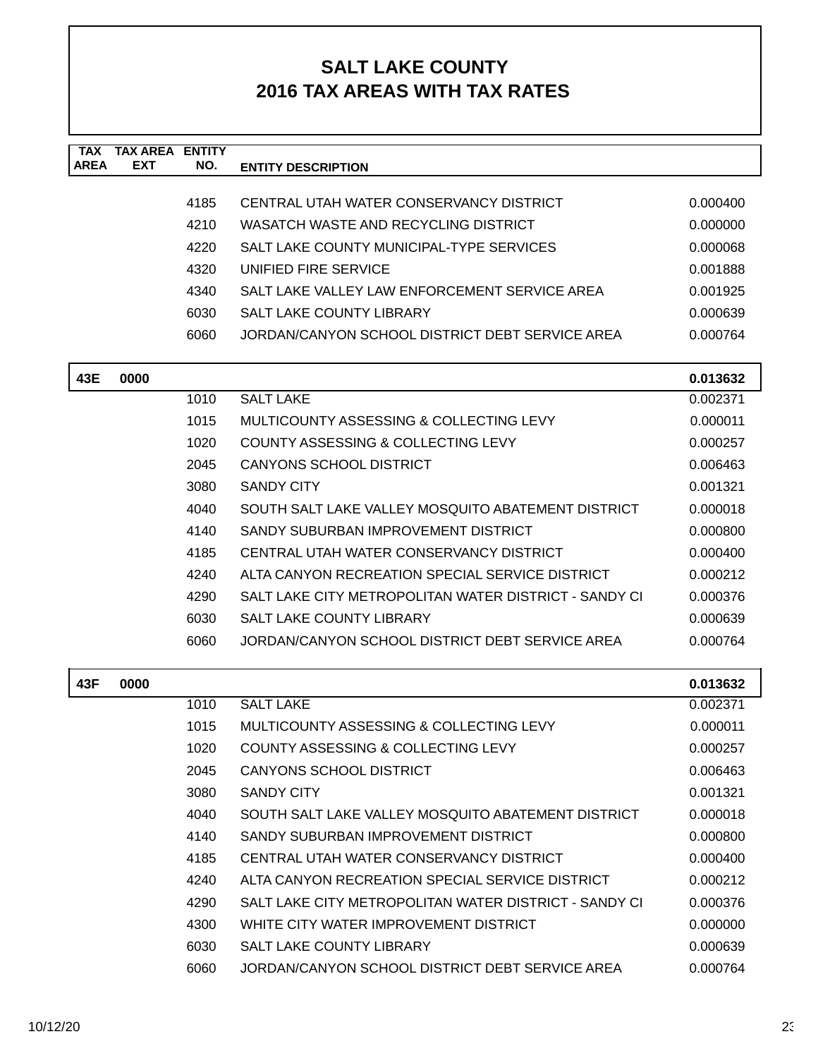# SALT LAKE COUNTY
# 2016 TAX AREAS WITH TAX RATES

| TAX AREA | TAX AREA EXT | ENTITY NO. | ENTITY DESCRIPTION | |
|---|---|---|---|---|
| | | 4185 | CENTRAL UTAH WATER CONSERVANCY DISTRICT | 0.000400 |
| | | 4210 | WASATCH WASTE AND RECYCLING DISTRICT | 0.000000 |
| | | 4220 | SALT LAKE COUNTY MUNICIPAL-TYPE SERVICES | 0.000068 |
| | | 4320 | UNIFIED FIRE SERVICE | 0.001888 |
| | | 4340 | SALT LAKE VALLEY LAW ENFORCEMENT SERVICE AREA | 0.001925 |
| | | 6030 | SALT LAKE COUNTY LIBRARY | 0.000639 |
| | | 6060 | JORDAN/CANYON SCHOOL DISTRICT DEBT SERVICE AREA | 0.000764 |
| **43E** | **0000** | | | **0.013632** |
| | | 1010 | SALT LAKE | 0.002371 |
| | | 1015 | MULTICOUNTY ASSESSING & COLLECTING LEVY | 0.000011 |
| | | 1020 | COUNTY ASSESSING & COLLECTING LEVY | 0.000257 |
| | | 2045 | CANYONS SCHOOL DISTRICT | 0.006463 |
| | | 3080 | SANDY CITY | 0.001321 |
| | | 4040 | SOUTH SALT LAKE VALLEY MOSQUITO ABATEMENT DISTRICT | 0.000018 |
| | | 4140 | SANDY SUBURBAN IMPROVEMENT DISTRICT | 0.000800 |
| | | 4185 | CENTRAL UTAH WATER CONSERVANCY DISTRICT | 0.000400 |
| | | 4240 | ALTA CANYON RECREATION SPECIAL SERVICE DISTRICT | 0.000212 |
| | | 4290 | SALT LAKE CITY METROPOLITAN WATER DISTRICT - SANDY CI | 0.000376 |
| | | 6030 | SALT LAKE COUNTY LIBRARY | 0.000639 |
| | | 6060 | JORDAN/CANYON SCHOOL DISTRICT DEBT SERVICE AREA | 0.000764 |
| **43F** | **0000** | | | **0.013632** |
| | | 1010 | SALT LAKE | 0.002371 |
| | | 1015 | MULTICOUNTY ASSESSING & COLLECTING LEVY | 0.000011 |
| | | 1020 | COUNTY ASSESSING & COLLECTING LEVY | 0.000257 |
| | | 2045 | CANYONS SCHOOL DISTRICT | 0.006463 |
| | | 3080 | SANDY CITY | 0.001321 |
| | | 4040 | SOUTH SALT LAKE VALLEY MOSQUITO ABATEMENT DISTRICT | 0.000018 |
| | | 4140 | SANDY SUBURBAN IMPROVEMENT DISTRICT | 0.000800 |
| | | 4185 | CENTRAL UTAH WATER CONSERVANCY DISTRICT | 0.000400 |
| | | 4240 | ALTA CANYON RECREATION SPECIAL SERVICE DISTRICT | 0.000212 |
| | | 4290 | SALT LAKE CITY METROPOLITAN WATER DISTRICT - SANDY CI | 0.000376 |
| | | 4300 | WHITE CITY WATER IMPROVEMENT DISTRICT | 0.000000 |
| | | 6030 | SALT LAKE COUNTY LIBRARY | 0.000639 |
| | | 6060 | JORDAN/CANYON SCHOOL DISTRICT DEBT SERVICE AREA | 0.000764 |

10/12/20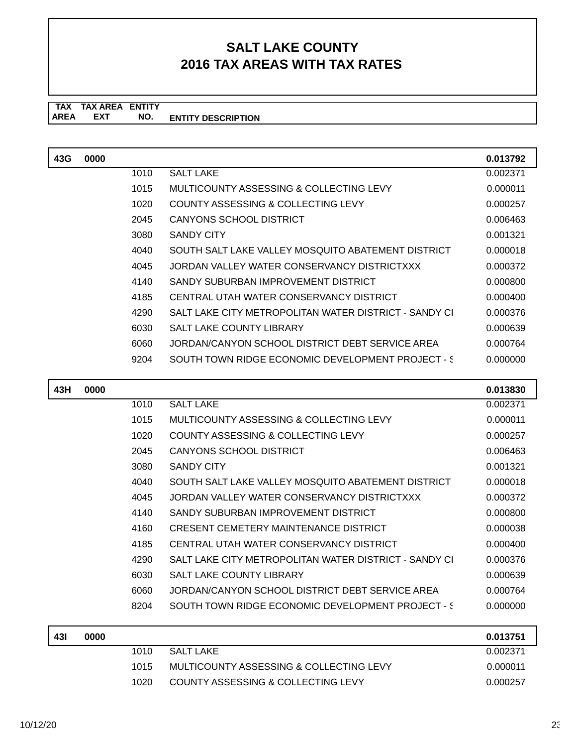# SALT LAKE COUNTY
# 2016 TAX AREAS WITH TAX RATES

| TAX AREA | TAX AREA EXT | ENTITY NO. | ENTITY DESCRIPTION | |
|---|---|---|---|---|
| **43G** | **0000** | | | **0.013792** |
| | | 1010 | SALT LAKE | 0.002371 |
| | | 1015 | MULTICOUNTY ASSESSING & COLLECTING LEVY | 0.000011 |
| | | 1020 | COUNTY ASSESSING & COLLECTING LEVY | 0.000257 |
| | | 2045 | CANYONS SCHOOL DISTRICT | 0.006463 |
| | | 3080 | SANDY CITY | 0.001321 |
| | | 4040 | SOUTH SALT LAKE VALLEY MOSQUITO ABATEMENT DISTRICT | 0.000018 |
| | | 4045 | JORDAN VALLEY WATER CONSERVANCY DISTRICTXXX | 0.000372 |
| | | 4140 | SANDY SUBURBAN IMPROVEMENT DISTRICT | 0.000800 |
| | | 4185 | CENTRAL UTAH WATER CONSERVANCY DISTRICT | 0.000400 |
| | | 4290 | SALT LAKE CITY METROPOLITAN WATER DISTRICT - SANDY CI | 0.000376 |
| | | 6030 | SALT LAKE COUNTY LIBRARY | 0.000639 |
| | | 6060 | JORDAN/CANYON SCHOOL DISTRICT DEBT SERVICE AREA | 0.000764 |
| | | 9204 | SOUTH TOWN RIDGE ECONOMIC DEVELOPMENT PROJECT - S | 0.000000 |
| **43H** | **0000** | | | **0.013830** |
| | | 1010 | SALT LAKE | 0.002371 |
| | | 1015 | MULTICOUNTY ASSESSING & COLLECTING LEVY | 0.000011 |
| | | 1020 | COUNTY ASSESSING & COLLECTING LEVY | 0.000257 |
| | | 2045 | CANYONS SCHOOL DISTRICT | 0.006463 |
| | | 3080 | SANDY CITY | 0.001321 |
| | | 4040 | SOUTH SALT LAKE VALLEY MOSQUITO ABATEMENT DISTRICT | 0.000018 |
| | | 4045 | JORDAN VALLEY WATER CONSERVANCY DISTRICTXXX | 0.000372 |
| | | 4140 | SANDY SUBURBAN IMPROVEMENT DISTRICT | 0.000800 |
| | | 4160 | CRESENT CEMETERY MAINTENANCE DISTRICT | 0.000038 |
| | | 4185 | CENTRAL UTAH WATER CONSERVANCY DISTRICT | 0.000400 |
| | | 4290 | SALT LAKE CITY METROPOLITAN WATER DISTRICT - SANDY CI | 0.000376 |
| | | 6030 | SALT LAKE COUNTY LIBRARY | 0.000639 |
| | | 6060 | JORDAN/CANYON SCHOOL DISTRICT DEBT SERVICE AREA | 0.000764 |
| | | 8204 | SOUTH TOWN RIDGE ECONOMIC DEVELOPMENT PROJECT - S | 0.000000 |
| **43I** | **0000** | | | **0.013751** |
| | | 1010 | SALT LAKE | 0.002371 |
| | | 1015 | MULTICOUNTY ASSESSING & COLLECTING LEVY | 0.000011 |
| | | 1020 | COUNTY ASSESSING & COLLECTING LEVY | 0.000257 |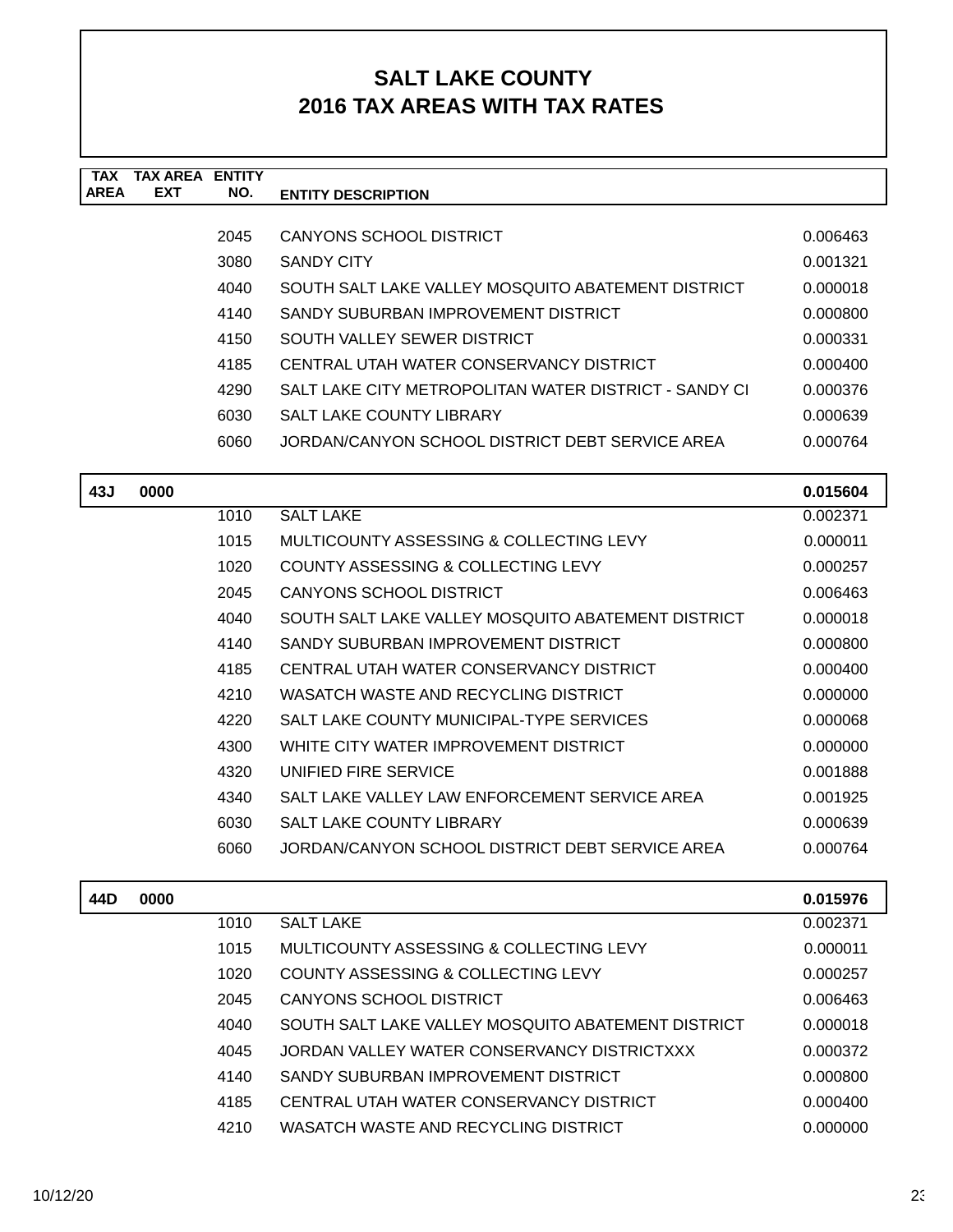# SALT LAKE COUNTY
# 2016 TAX AREAS WITH TAX RATES

| TAX AREA | TAX AREA EXT | ENTITY NO. | ENTITY DESCRIPTION | |
|---|---|---|---|---|
| | | 2045 | CANYONS SCHOOL DISTRICT | 0.006463 |
| | | 3080 | SANDY CITY | 0.001321 |
| | | 4040 | SOUTH SALT LAKE VALLEY MOSQUITO ABATEMENT DISTRICT | 0.000018 |
| | | 4140 | SANDY SUBURBAN IMPROVEMENT DISTRICT | 0.000800 |
| | | 4150 | SOUTH VALLEY SEWER DISTRICT | 0.000331 |
| | | 4185 | CENTRAL UTAH WATER CONSERVANCY DISTRICT | 0.000400 |
| | | 4290 | SALT LAKE CITY METROPOLITAN WATER DISTRICT - SANDY CI | 0.000376 |
| | | 6030 | SALT LAKE COUNTY LIBRARY | 0.000639 |
| | | 6060 | JORDAN/CANYON SCHOOL DISTRICT DEBT SERVICE AREA | 0.000764 |
| **43J** | **0000** | | | **0.015604** |
| | | 1010 | SALT LAKE | 0.002371 |
| | | 1015 | MULTICOUNTY ASSESSING & COLLECTING LEVY | 0.000011 |
| | | 1020 | COUNTY ASSESSING & COLLECTING LEVY | 0.000257 |
| | | 2045 | CANYONS SCHOOL DISTRICT | 0.006463 |
| | | 4040 | SOUTH SALT LAKE VALLEY MOSQUITO ABATEMENT DISTRICT | 0.000018 |
| | | 4140 | SANDY SUBURBAN IMPROVEMENT DISTRICT | 0.000800 |
| | | 4185 | CENTRAL UTAH WATER CONSERVANCY DISTRICT | 0.000400 |
| | | 4210 | WASATCH WASTE AND RECYCLING DISTRICT | 0.000000 |
| | | 4220 | SALT LAKE COUNTY MUNICIPAL-TYPE SERVICES | 0.000068 |
| | | 4300 | WHITE CITY WATER IMPROVEMENT DISTRICT | 0.000000 |
| | | 4320 | UNIFIED FIRE SERVICE | 0.001888 |
| | | 4340 | SALT LAKE VALLEY LAW ENFORCEMENT SERVICE AREA | 0.001925 |
| | | 6030 | SALT LAKE COUNTY LIBRARY | 0.000639 |
| | | 6060 | JORDAN/CANYON SCHOOL DISTRICT DEBT SERVICE AREA | 0.000764 |
| **44D** | **0000** | | | **0.015976** |
| | | 1010 | SALT LAKE | 0.002371 |
| | | 1015 | MULTICOUNTY ASSESSING & COLLECTING LEVY | 0.000011 |
| | | 1020 | COUNTY ASSESSING & COLLECTING LEVY | 0.000257 |
| | | 2045 | CANYONS SCHOOL DISTRICT | 0.006463 |
| | | 4040 | SOUTH SALT LAKE VALLEY MOSQUITO ABATEMENT DISTRICT | 0.000018 |
| | | 4045 | JORDAN VALLEY WATER CONSERVANCY DISTRICTXXX | 0.000372 |
| | | 4140 | SANDY SUBURBAN IMPROVEMENT DISTRICT | 0.000800 |
| | | 4185 | CENTRAL UTAH WATER CONSERVANCY DISTRICT | 0.000400 |
| | | 4210 | WASATCH WASTE AND RECYCLING DISTRICT | 0.000000 |

10/12/20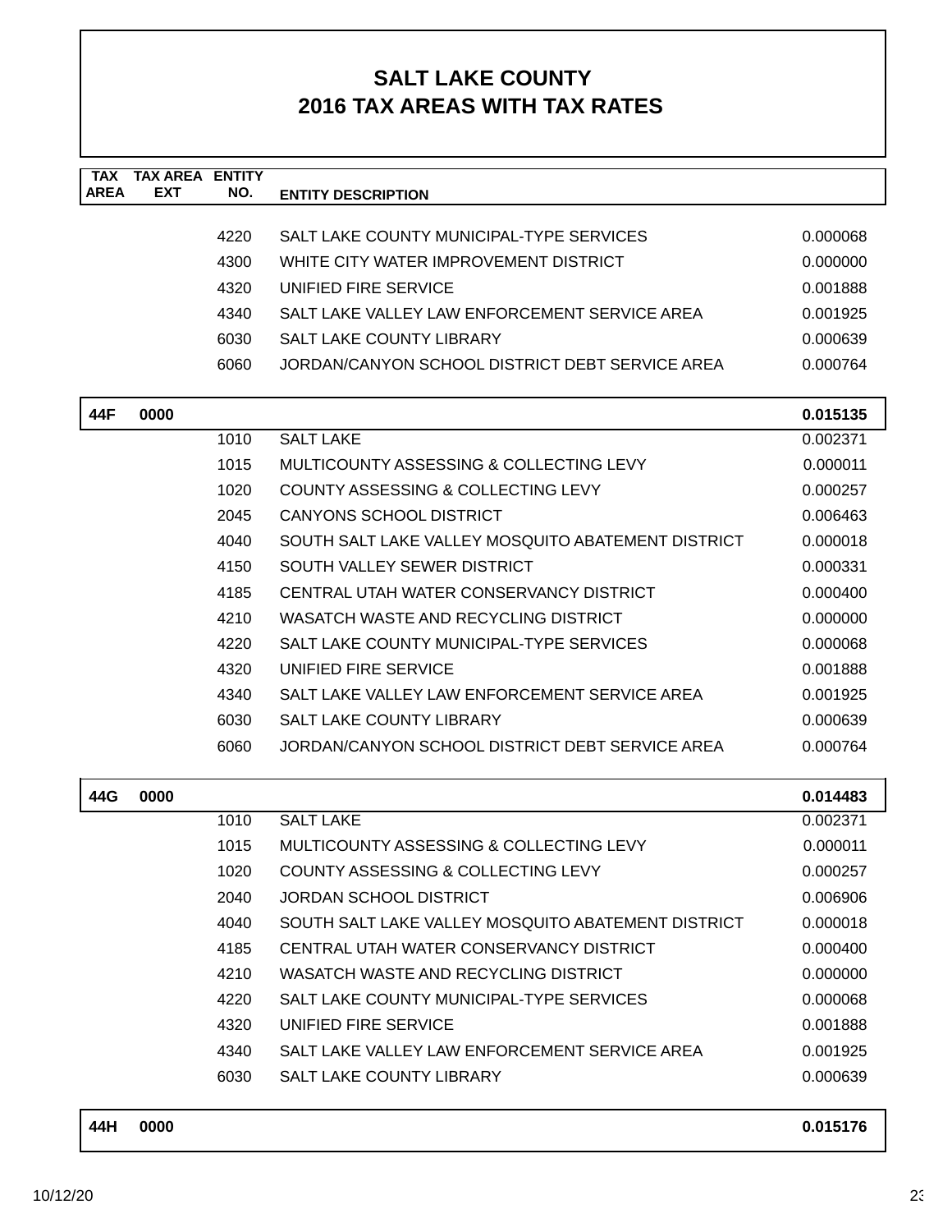# SALT LAKE COUNTY
# 2016 TAX AREAS WITH TAX RATES

| TAX AREA | TAX AREA EXT | ENTITY NO. | ENTITY DESCRIPTION | |
|---|---|---|---|---|
| | | 4220 | SALT LAKE COUNTY MUNICIPAL-TYPE SERVICES | 0.000068 |
| | | 4300 | WHITE CITY WATER IMPROVEMENT DISTRICT | 0.000000 |
| | | 4320 | UNIFIED FIRE SERVICE | 0.001888 |
| | | 4340 | SALT LAKE VALLEY LAW ENFORCEMENT SERVICE AREA | 0.001925 |
| | | 6030 | SALT LAKE COUNTY LIBRARY | 0.000639 |
| | | 6060 | JORDAN/CANYON SCHOOL DISTRICT DEBT SERVICE AREA | 0.000764 |
| **44F** | **0000** | | | **0.015135** |
| | | 1010 | SALT LAKE | 0.002371 |
| | | 1015 | MULTICOUNTY ASSESSING & COLLECTING LEVY | 0.000011 |
| | | 1020 | COUNTY ASSESSING & COLLECTING LEVY | 0.000257 |
| | | 2045 | CANYONS SCHOOL DISTRICT | 0.006463 |
| | | 4040 | SOUTH SALT LAKE VALLEY MOSQUITO ABATEMENT DISTRICT | 0.000018 |
| | | 4150 | SOUTH VALLEY SEWER DISTRICT | 0.000331 |
| | | 4185 | CENTRAL UTAH WATER CONSERVANCY DISTRICT | 0.000400 |
| | | 4210 | WASATCH WASTE AND RECYCLING DISTRICT | 0.000000 |
| | | 4220 | SALT LAKE COUNTY MUNICIPAL-TYPE SERVICES | 0.000068 |
| | | 4320 | UNIFIED FIRE SERVICE | 0.001888 |
| | | 4340 | SALT LAKE VALLEY LAW ENFORCEMENT SERVICE AREA | 0.001925 |
| | | 6030 | SALT LAKE COUNTY LIBRARY | 0.000639 |
| | | 6060 | JORDAN/CANYON SCHOOL DISTRICT DEBT SERVICE AREA | 0.000764 |
| **44G** | **0000** | | | **0.014483** |
| | | 1010 | SALT LAKE | 0.002371 |
| | | 1015 | MULTICOUNTY ASSESSING & COLLECTING LEVY | 0.000011 |
| | | 1020 | COUNTY ASSESSING & COLLECTING LEVY | 0.000257 |
| | | 2040 | JORDAN SCHOOL DISTRICT | 0.006906 |
| | | 4040 | SOUTH SALT LAKE VALLEY MOSQUITO ABATEMENT DISTRICT | 0.000018 |
| | | 4185 | CENTRAL UTAH WATER CONSERVANCY DISTRICT | 0.000400 |
| | | 4210 | WASATCH WASTE AND RECYCLING DISTRICT | 0.000000 |
| | | 4220 | SALT LAKE COUNTY MUNICIPAL-TYPE SERVICES | 0.000068 |
| | | 4320 | UNIFIED FIRE SERVICE | 0.001888 |
| | | 4340 | SALT LAKE VALLEY LAW ENFORCEMENT SERVICE AREA | 0.001925 |
| | | 6030 | SALT LAKE COUNTY LIBRARY | 0.000639 |
| **44H** | **0000** | | | **0.015176** |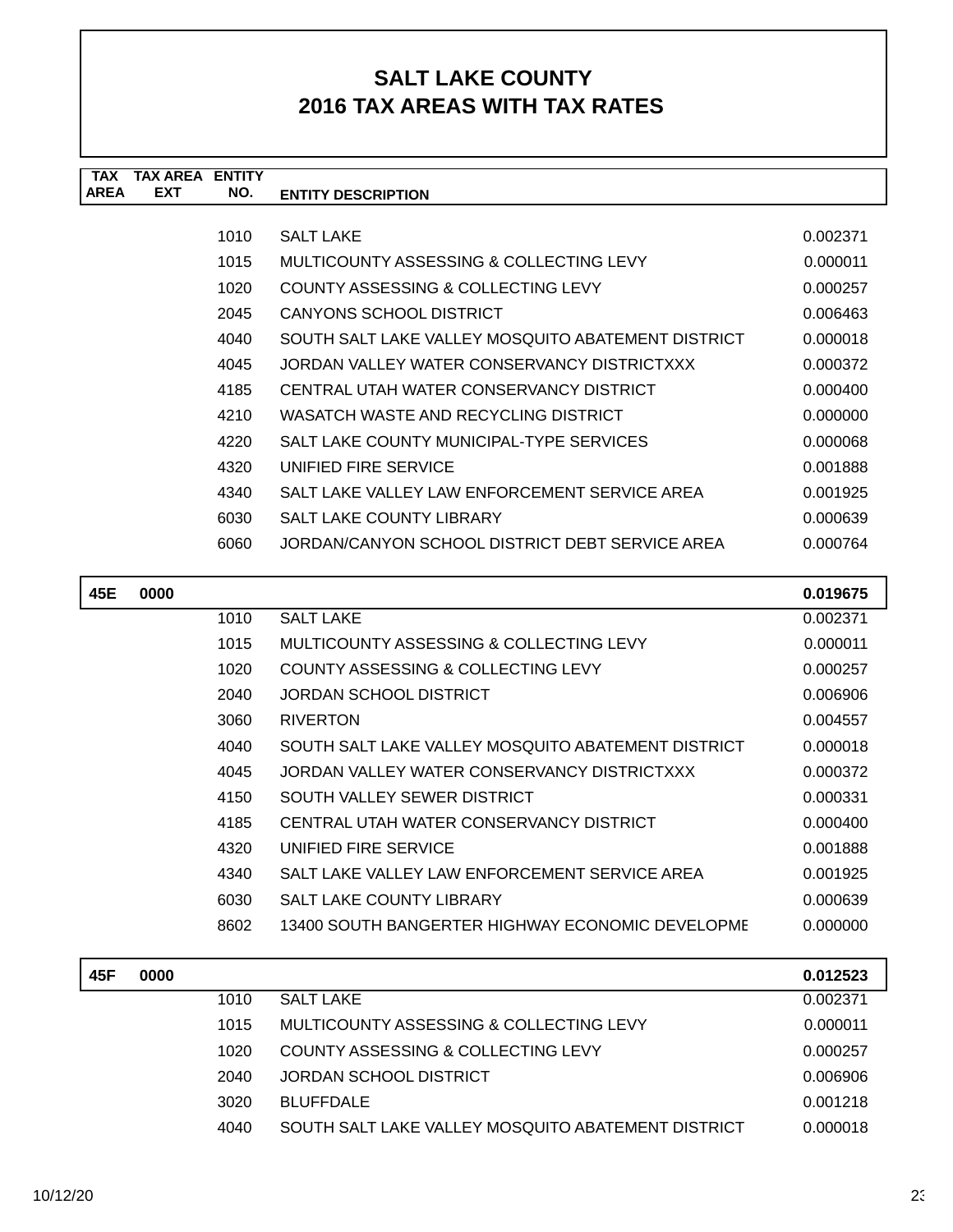# SALT LAKE COUNTY
# 2016 TAX AREAS WITH TAX RATES

| TAX AREA | TAX AREA EXT | ENTITY NO. | ENTITY DESCRIPTION | |
|---|---|---|---|---|
| | | 1010 | SALT LAKE | 0.002371 |
| | | 1015 | MULTICOUNTY ASSESSING & COLLECTING LEVY | 0.000011 |
| | | 1020 | COUNTY ASSESSING & COLLECTING LEVY | 0.000257 |
| | | 2045 | CANYONS SCHOOL DISTRICT | 0.006463 |
| | | 4040 | SOUTH SALT LAKE VALLEY MOSQUITO ABATEMENT DISTRICT | 0.000018 |
| | | 4045 | JORDAN VALLEY WATER CONSERVANCY DISTRICTXXX | 0.000372 |
| | | 4185 | CENTRAL UTAH WATER CONSERVANCY DISTRICT | 0.000400 |
| | | 4210 | WASATCH WASTE AND RECYCLING DISTRICT | 0.000000 |
| | | 4220 | SALT LAKE COUNTY MUNICIPAL-TYPE SERVICES | 0.000068 |
| | | 4320 | UNIFIED FIRE SERVICE | 0.001888 |
| | | 4340 | SALT LAKE VALLEY LAW ENFORCEMENT SERVICE AREA | 0.001925 |
| | | 6030 | SALT LAKE COUNTY LIBRARY | 0.000639 |
| | | 6060 | JORDAN/CANYON SCHOOL DISTRICT DEBT SERVICE AREA | 0.000764 |
| **45E** | **0000** | | | **0.019675** |
| | | 1010 | SALT LAKE | 0.002371 |
| | | 1015 | MULTICOUNTY ASSESSING & COLLECTING LEVY | 0.000011 |
| | | 1020 | COUNTY ASSESSING & COLLECTING LEVY | 0.000257 |
| | | 2040 | JORDAN SCHOOL DISTRICT | 0.006906 |
| | | 3060 | RIVERTON | 0.004557 |
| | | 4040 | SOUTH SALT LAKE VALLEY MOSQUITO ABATEMENT DISTRICT | 0.000018 |
| | | 4045 | JORDAN VALLEY WATER CONSERVANCY DISTRICTXXX | 0.000372 |
| | | 4150 | SOUTH VALLEY SEWER DISTRICT | 0.000331 |
| | | 4185 | CENTRAL UTAH WATER CONSERVANCY DISTRICT | 0.000400 |
| | | 4320 | UNIFIED FIRE SERVICE | 0.001888 |
| | | 4340 | SALT LAKE VALLEY LAW ENFORCEMENT SERVICE AREA | 0.001925 |
| | | 6030 | SALT LAKE COUNTY LIBRARY | 0.000639 |
| | | 8602 | 13400 SOUTH BANGERTER HIGHWAY ECONOMIC DEVELOPME | 0.000000 |
| **45F** | **0000** | | | **0.012523** |
| | | 1010 | SALT LAKE | 0.002371 |
| | | 1015 | MULTICOUNTY ASSESSING & COLLECTING LEVY | 0.000011 |
| | | 1020 | COUNTY ASSESSING & COLLECTING LEVY | 0.000257 |
| | | 2040 | JORDAN SCHOOL DISTRICT | 0.006906 |
| | | 3020 | BLUFFDALE | 0.001218 |
| | | 4040 | SOUTH SALT LAKE VALLEY MOSQUITO ABATEMENT DISTRICT | 0.000018 |

10/12/20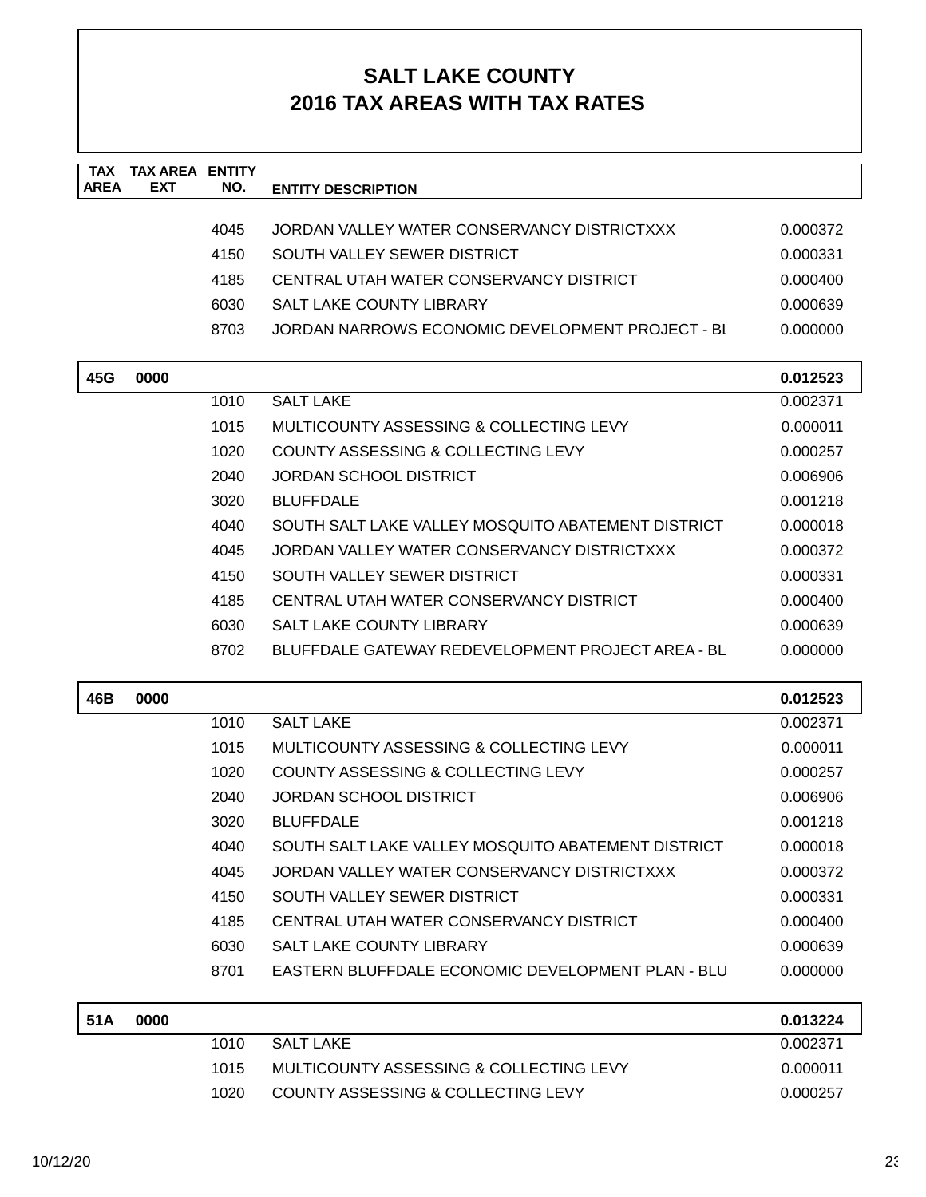# SALT LAKE COUNTY
# 2016 TAX AREAS WITH TAX RATES

| TAX AREA | TAX AREA EXT | ENTITY NO. | ENTITY DESCRIPTION | |
|---|---|---|---|---|
| | | 4045 | JORDAN VALLEY WATER CONSERVANCY DISTRICTXXX | 0.000372 |
| | | 4150 | SOUTH VALLEY SEWER DISTRICT | 0.000331 |
| | | 4185 | CENTRAL UTAH WATER CONSERVANCY DISTRICT | 0.000400 |
| | | 6030 | SALT LAKE COUNTY LIBRARY | 0.000639 |
| | | 8703 | JORDAN NARROWS ECONOMIC DEVELOPMENT PROJECT - BL | 0.000000 |
| **45G** | **0000** | | | **0.012523** |
| | | 1010 | SALT LAKE | 0.002371 |
| | | 1015 | MULTICOUNTY ASSESSING & COLLECTING LEVY | 0.000011 |
| | | 1020 | COUNTY ASSESSING & COLLECTING LEVY | 0.000257 |
| | | 2040 | JORDAN SCHOOL DISTRICT | 0.006906 |
| | | 3020 | BLUFFDALE | 0.001218 |
| | | 4040 | SOUTH SALT LAKE VALLEY MOSQUITO ABATEMENT DISTRICT | 0.000018 |
| | | 4045 | JORDAN VALLEY WATER CONSERVANCY DISTRICTXXX | 0.000372 |
| | | 4150 | SOUTH VALLEY SEWER DISTRICT | 0.000331 |
| | | 4185 | CENTRAL UTAH WATER CONSERVANCY DISTRICT | 0.000400 |
| | | 6030 | SALT LAKE COUNTY LIBRARY | 0.000639 |
| | | 8702 | BLUFFDALE GATEWAY REDEVELOPMENT PROJECT AREA - BL | 0.000000 |
| **46B** | **0000** | | | **0.012523** |
| | | 1010 | SALT LAKE | 0.002371 |
| | | 1015 | MULTICOUNTY ASSESSING & COLLECTING LEVY | 0.000011 |
| | | 1020 | COUNTY ASSESSING & COLLECTING LEVY | 0.000257 |
| | | 2040 | JORDAN SCHOOL DISTRICT | 0.006906 |
| | | 3020 | BLUFFDALE | 0.001218 |
| | | 4040 | SOUTH SALT LAKE VALLEY MOSQUITO ABATEMENT DISTRICT | 0.000018 |
| | | 4045 | JORDAN VALLEY WATER CONSERVANCY DISTRICTXXX | 0.000372 |
| | | 4150 | SOUTH VALLEY SEWER DISTRICT | 0.000331 |
| | | 4185 | CENTRAL UTAH WATER CONSERVANCY DISTRICT | 0.000400 |
| | | 6030 | SALT LAKE COUNTY LIBRARY | 0.000639 |
| | | 8701 | EASTERN BLUFFDALE ECONOMIC DEVELOPMENT PLAN - BLU | 0.000000 |
| **51A** | **0000** | | | **0.013224** |
| | | 1010 | SALT LAKE | 0.002371 |
| | | 1015 | MULTICOUNTY ASSESSING & COLLECTING LEVY | 0.000011 |
| | | 1020 | COUNTY ASSESSING & COLLECTING LEVY | 0.000257 |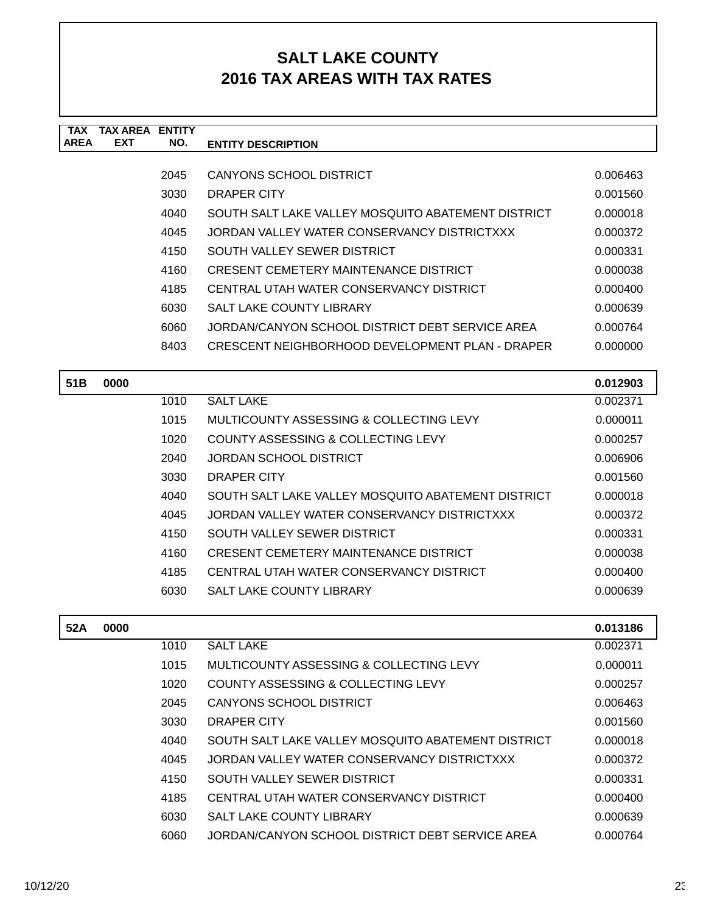# SALT LAKE COUNTY
# 2016 TAX AREAS WITH TAX RATES

| TAX AREA | TAX AREA EXT | ENTITY NO. | ENTITY DESCRIPTION | |
|---|---|---|---|---|
| | | 2045 | CANYONS SCHOOL DISTRICT | 0.006463 |
| | | 3030 | DRAPER CITY | 0.001560 |
| | | 4040 | SOUTH SALT LAKE VALLEY MOSQUITO ABATEMENT DISTRICT | 0.000018 |
| | | 4045 | JORDAN VALLEY WATER CONSERVANCY DISTRICTXXX | 0.000372 |
| | | 4150 | SOUTH VALLEY SEWER DISTRICT | 0.000331 |
| | | 4160 | CRESENT CEMETERY MAINTENANCE DISTRICT | 0.000038 |
| | | 4185 | CENTRAL UTAH WATER CONSERVANCY DISTRICT | 0.000400 |
| | | 6030 | SALT LAKE COUNTY LIBRARY | 0.000639 |
| | | 6060 | JORDAN/CANYON SCHOOL DISTRICT DEBT SERVICE AREA | 0.000764 |
| | | 8403 | CRESCENT NEIGHBORHOOD DEVELOPMENT PLAN - DRAPER | 0.000000 |
| **51B** | **0000** | | | **0.012903** |
| | | 1010 | SALT LAKE | 0.002371 |
| | | 1015 | MULTICOUNTY ASSESSING & COLLECTING LEVY | 0.000011 |
| | | 1020 | COUNTY ASSESSING & COLLECTING LEVY | 0.000257 |
| | | 2040 | JORDAN SCHOOL DISTRICT | 0.006906 |
| | | 3030 | DRAPER CITY | 0.001560 |
| | | 4040 | SOUTH SALT LAKE VALLEY MOSQUITO ABATEMENT DISTRICT | 0.000018 |
| | | 4045 | JORDAN VALLEY WATER CONSERVANCY DISTRICTXXX | 0.000372 |
| | | 4150 | SOUTH VALLEY SEWER DISTRICT | 0.000331 |
| | | 4160 | CRESENT CEMETERY MAINTENANCE DISTRICT | 0.000038 |
| | | 4185 | CENTRAL UTAH WATER CONSERVANCY DISTRICT | 0.000400 |
| | | 6030 | SALT LAKE COUNTY LIBRARY | 0.000639 |
| **52A** | **0000** | | | **0.013186** |
| | | 1010 | SALT LAKE | 0.002371 |
| | | 1015 | MULTICOUNTY ASSESSING & COLLECTING LEVY | 0.000011 |
| | | 1020 | COUNTY ASSESSING & COLLECTING LEVY | 0.000257 |
| | | 2045 | CANYONS SCHOOL DISTRICT | 0.006463 |
| | | 3030 | DRAPER CITY | 0.001560 |
| | | 4040 | SOUTH SALT LAKE VALLEY MOSQUITO ABATEMENT DISTRICT | 0.000018 |
| | | 4045 | JORDAN VALLEY WATER CONSERVANCY DISTRICTXXX | 0.000372 |
| | | 4150 | SOUTH VALLEY SEWER DISTRICT | 0.000331 |
| | | 4185 | CENTRAL UTAH WATER CONSERVANCY DISTRICT | 0.000400 |
| | | 6030 | SALT LAKE COUNTY LIBRARY | 0.000639 |
| | | 6060 | JORDAN/CANYON SCHOOL DISTRICT DEBT SERVICE AREA | 0.000764 |

10/12/20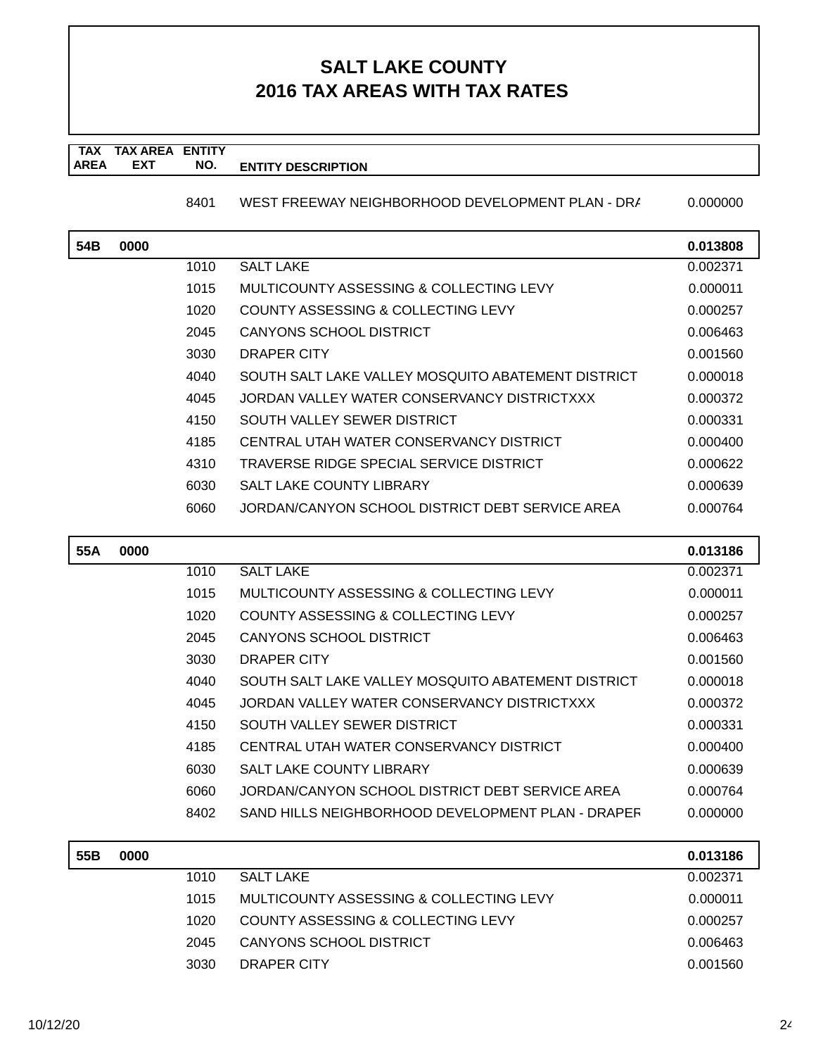# SALT LAKE COUNTY
# 2016 TAX AREAS WITH TAX RATES

| TAX AREA | TAX AREA EXT | ENTITY NO. | ENTITY DESCRIPTION | |
|---|---|---|---|---|
| | | 8401 | WEST FREEWAY NEIGHBORHOOD DEVELOPMENT PLAN - DRA | 0.000000 |
| **54B** | **0000** | | | **0.013808** |
| | | 1010 | SALT LAKE | 0.002371 |
| | | 1015 | MULTICOUNTY ASSESSING & COLLECTING LEVY | 0.000011 |
| | | 1020 | COUNTY ASSESSING & COLLECTING LEVY | 0.000257 |
| | | 2045 | CANYONS SCHOOL DISTRICT | 0.006463 |
| | | 3030 | DRAPER CITY | 0.001560 |
| | | 4040 | SOUTH SALT LAKE VALLEY MOSQUITO ABATEMENT DISTRICT | 0.000018 |
| | | 4045 | JORDAN VALLEY WATER CONSERVANCY DISTRICTXXX | 0.000372 |
| | | 4150 | SOUTH VALLEY SEWER DISTRICT | 0.000331 |
| | | 4185 | CENTRAL UTAH WATER CONSERVANCY DISTRICT | 0.000400 |
| | | 4310 | TRAVERSE RIDGE SPECIAL SERVICE DISTRICT | 0.000622 |
| | | 6030 | SALT LAKE COUNTY LIBRARY | 0.000639 |
| | | 6060 | JORDAN/CANYON SCHOOL DISTRICT DEBT SERVICE AREA | 0.000764 |
| **55A** | **0000** | | | **0.013186** |
| | | 1010 | SALT LAKE | 0.002371 |
| | | 1015 | MULTICOUNTY ASSESSING & COLLECTING LEVY | 0.000011 |
| | | 1020 | COUNTY ASSESSING & COLLECTING LEVY | 0.000257 |
| | | 2045 | CANYONS SCHOOL DISTRICT | 0.006463 |
| | | 3030 | DRAPER CITY | 0.001560 |
| | | 4040 | SOUTH SALT LAKE VALLEY MOSQUITO ABATEMENT DISTRICT | 0.000018 |
| | | 4045 | JORDAN VALLEY WATER CONSERVANCY DISTRICTXXX | 0.000372 |
| | | 4150 | SOUTH VALLEY SEWER DISTRICT | 0.000331 |
| | | 4185 | CENTRAL UTAH WATER CONSERVANCY DISTRICT | 0.000400 |
| | | 6030 | SALT LAKE COUNTY LIBRARY | 0.000639 |
| | | 6060 | JORDAN/CANYON SCHOOL DISTRICT DEBT SERVICE AREA | 0.000764 |
| | | 8402 | SAND HILLS NEIGHBORHOOD DEVELOPMENT PLAN - DRAPER | 0.000000 |
| **55B** | **0000** | | | **0.013186** |
| | | 1010 | SALT LAKE | 0.002371 |
| | | 1015 | MULTICOUNTY ASSESSING & COLLECTING LEVY | 0.000011 |
| | | 1020 | COUNTY ASSESSING & COLLECTING LEVY | 0.000257 |
| | | 2045 | CANYONS SCHOOL DISTRICT | 0.006463 |
| | | 3030 | DRAPER CITY | 0.001560 |

10/12/20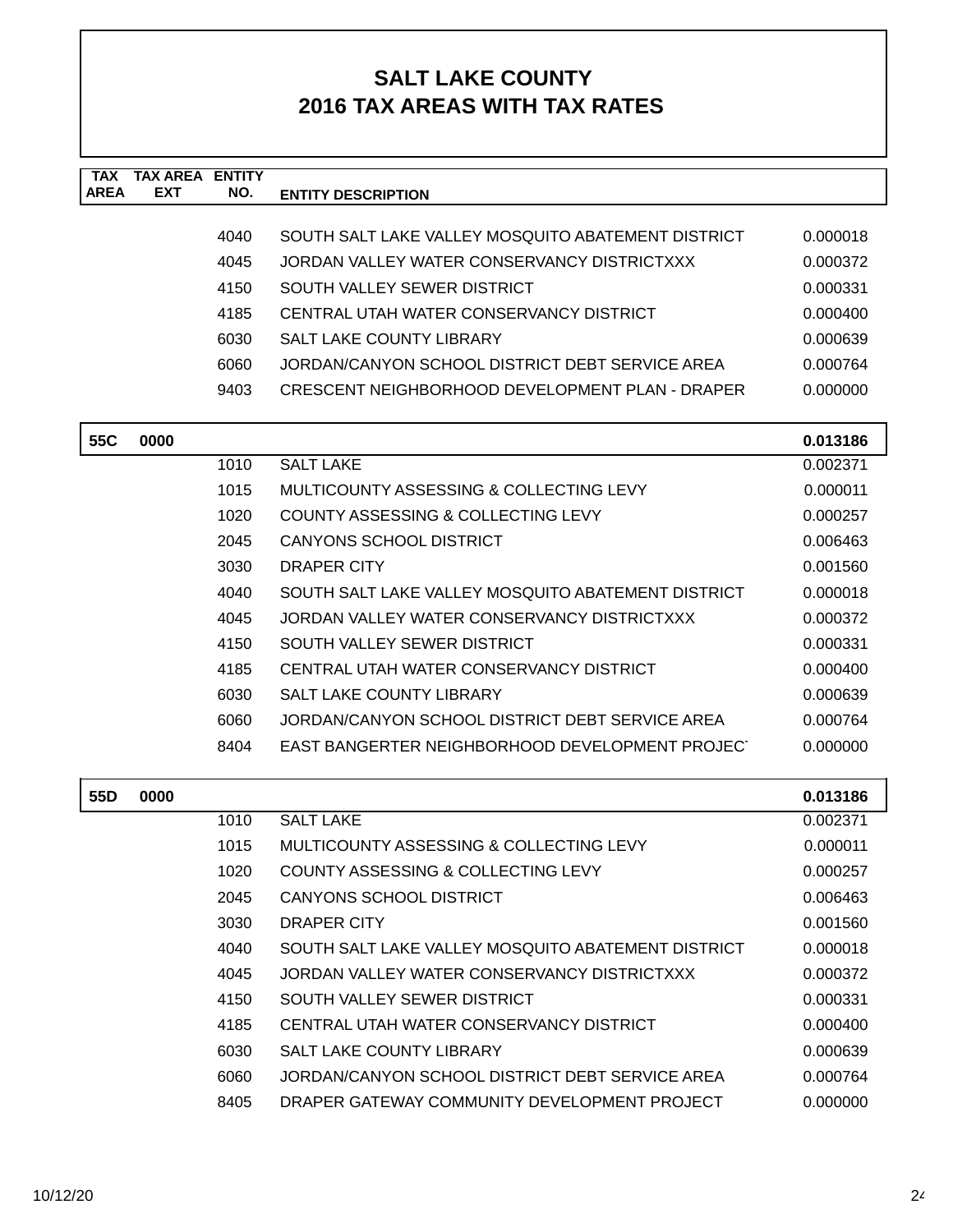# SALT LAKE COUNTY
## 2016 TAX AREAS WITH TAX RATES

| TAX AREA | TAX AREA EXT | ENTITY NO. | ENTITY DESCRIPTION | |
|---|---|---|---|---|
| | | 4040 | SOUTH SALT LAKE VALLEY MOSQUITO ABATEMENT DISTRICT | 0.000018 |
| | | 4045 | JORDAN VALLEY WATER CONSERVANCY DISTRICTXXX | 0.000372 |
| | | 4150 | SOUTH VALLEY SEWER DISTRICT | 0.000331 |
| | | 4185 | CENTRAL UTAH WATER CONSERVANCY DISTRICT | 0.000400 |
| | | 6030 | SALT LAKE COUNTY LIBRARY | 0.000639 |
| | | 6060 | JORDAN/CANYON SCHOOL DISTRICT DEBT SERVICE AREA | 0.000764 |
| | | 9403 | CRESCENT NEIGHBORHOOD DEVELOPMENT PLAN - DRAPER | 0.000000 |
| **55C** | **0000** | | | **0.013186** |
| | | 1010 | SALT LAKE | 0.002371 |
| | | 1015 | MULTICOUNTY ASSESSING & COLLECTING LEVY | 0.000011 |
| | | 1020 | COUNTY ASSESSING & COLLECTING LEVY | 0.000257 |
| | | 2045 | CANYONS SCHOOL DISTRICT | 0.006463 |
| | | 3030 | DRAPER CITY | 0.001560 |
| | | 4040 | SOUTH SALT LAKE VALLEY MOSQUITO ABATEMENT DISTRICT | 0.000018 |
| | | 4045 | JORDAN VALLEY WATER CONSERVANCY DISTRICTXXX | 0.000372 |
| | | 4150 | SOUTH VALLEY SEWER DISTRICT | 0.000331 |
| | | 4185 | CENTRAL UTAH WATER CONSERVANCY DISTRICT | 0.000400 |
| | | 6030 | SALT LAKE COUNTY LIBRARY | 0.000639 |
| | | 6060 | JORDAN/CANYON SCHOOL DISTRICT DEBT SERVICE AREA | 0.000764 |
| | | 8404 | EAST BANGERTER NEIGHBORHOOD DEVELOPMENT PROJECT | 0.000000 |
| **55D** | **0000** | | | **0.013186** |
| | | 1010 | SALT LAKE | 0.002371 |
| | | 1015 | MULTICOUNTY ASSESSING & COLLECTING LEVY | 0.000011 |
| | | 1020 | COUNTY ASSESSING & COLLECTING LEVY | 0.000257 |
| | | 2045 | CANYONS SCHOOL DISTRICT | 0.006463 |
| | | 3030 | DRAPER CITY | 0.001560 |
| | | 4040 | SOUTH SALT LAKE VALLEY MOSQUITO ABATEMENT DISTRICT | 0.000018 |
| | | 4045 | JORDAN VALLEY WATER CONSERVANCY DISTRICTXXX | 0.000372 |
| | | 4150 | SOUTH VALLEY SEWER DISTRICT | 0.000331 |
| | | 4185 | CENTRAL UTAH WATER CONSERVANCY DISTRICT | 0.000400 |
| | | 6030 | SALT LAKE COUNTY LIBRARY | 0.000639 |
| | | 6060 | JORDAN/CANYON SCHOOL DISTRICT DEBT SERVICE AREA | 0.000764 |
| | | 8405 | DRAPER GATEWAY COMMUNITY DEVELOPMENT PROJECT | 0.000000 |

10/12/20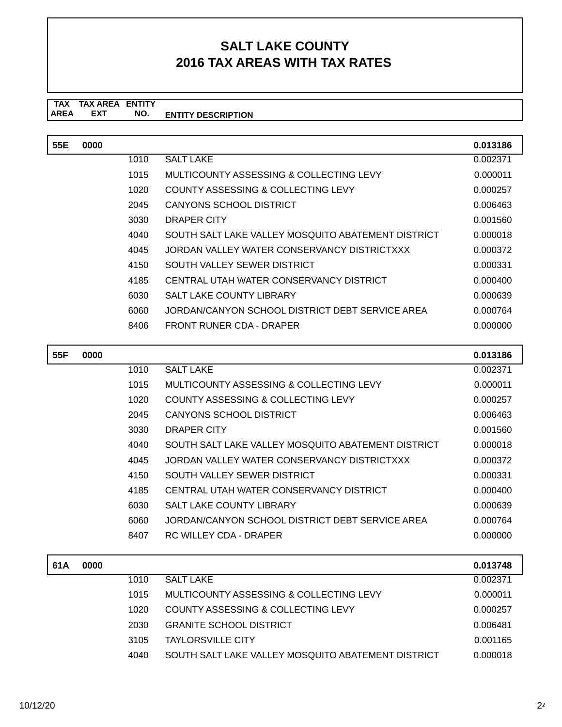# SALT LAKE COUNTY
# 2016 TAX AREAS WITH TAX RATES

| TAX AREA | TAX AREA EXT | ENTITY NO. | ENTITY DESCRIPTION | |
|---|---|---|---|---|
| **55E** | **0000** | | | **0.013186** |
| | | 1010 | SALT LAKE | 0.002371 |
| | | 1015 | MULTICOUNTY ASSESSING & COLLECTING LEVY | 0.000011 |
| | | 1020 | COUNTY ASSESSING & COLLECTING LEVY | 0.000257 |
| | | 2045 | CANYONS SCHOOL DISTRICT | 0.006463 |
| | | 3030 | DRAPER CITY | 0.001560 |
| | | 4040 | SOUTH SALT LAKE VALLEY MOSQUITO ABATEMENT DISTRICT | 0.000018 |
| | | 4045 | JORDAN VALLEY WATER CONSERVANCY DISTRICTXXX | 0.000372 |
| | | 4150 | SOUTH VALLEY SEWER DISTRICT | 0.000331 |
| | | 4185 | CENTRAL UTAH WATER CONSERVANCY DISTRICT | 0.000400 |
| | | 6030 | SALT LAKE COUNTY LIBRARY | 0.000639 |
| | | 6060 | JORDAN/CANYON SCHOOL DISTRICT DEBT SERVICE AREA | 0.000764 |
| | | 8406 | FRONT RUNER CDA - DRAPER | 0.000000 |
| **55F** | **0000** | | | **0.013186** |
| | | 1010 | SALT LAKE | 0.002371 |
| | | 1015 | MULTICOUNTY ASSESSING & COLLECTING LEVY | 0.000011 |
| | | 1020 | COUNTY ASSESSING & COLLECTING LEVY | 0.000257 |
| | | 2045 | CANYONS SCHOOL DISTRICT | 0.006463 |
| | | 3030 | DRAPER CITY | 0.001560 |
| | | 4040 | SOUTH SALT LAKE VALLEY MOSQUITO ABATEMENT DISTRICT | 0.000018 |
| | | 4045 | JORDAN VALLEY WATER CONSERVANCY DISTRICTXXX | 0.000372 |
| | | 4150 | SOUTH VALLEY SEWER DISTRICT | 0.000331 |
| | | 4185 | CENTRAL UTAH WATER CONSERVANCY DISTRICT | 0.000400 |
| | | 6030 | SALT LAKE COUNTY LIBRARY | 0.000639 |
| | | 6060 | JORDAN/CANYON SCHOOL DISTRICT DEBT SERVICE AREA | 0.000764 |
| | | 8407 | RC WILLEY CDA - DRAPER | 0.000000 |
| **61A** | **0000** | | | **0.013748** |
| | | 1010 | SALT LAKE | 0.002371 |
| | | 1015 | MULTICOUNTY ASSESSING & COLLECTING LEVY | 0.000011 |
| | | 1020 | COUNTY ASSESSING & COLLECTING LEVY | 0.000257 |
| | | 2030 | GRANITE SCHOOL DISTRICT | 0.006481 |
| | | 3105 | TAYLORSVILLE CITY | 0.001165 |
| | | 4040 | SOUTH SALT LAKE VALLEY MOSQUITO ABATEMENT DISTRICT | 0.000018 |

10/12/20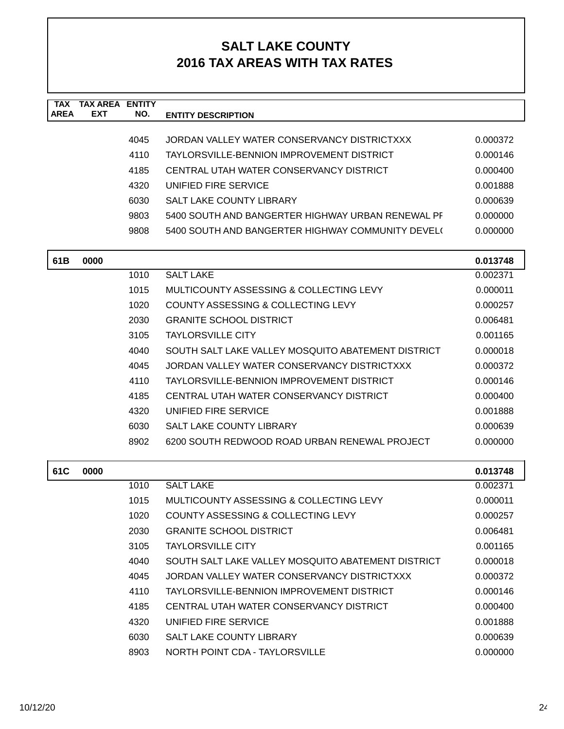# SALT LAKE COUNTY
# 2016 TAX AREAS WITH TAX RATES

| TAX AREA | TAX AREA EXT | ENTITY NO. | ENTITY DESCRIPTION | |
|---|---|---|---|---|
| | | 4045 | JORDAN VALLEY WATER CONSERVANCY DISTRICTXXX | 0.000372 |
| | | 4110 | TAYLORSVILLE-BENNION IMPROVEMENT DISTRICT | 0.000146 |
| | | 4185 | CENTRAL UTAH WATER CONSERVANCY DISTRICT | 0.000400 |
| | | 4320 | UNIFIED FIRE SERVICE | 0.001888 |
| | | 6030 | SALT LAKE COUNTY LIBRARY | 0.000639 |
| | | 9803 | 5400 SOUTH AND BANGERTER HIGHWAY URBAN RENEWAL PF | 0.000000 |
| | | 9808 | 5400 SOUTH AND BANGERTER HIGHWAY COMMUNITY DEVEL( | 0.000000 |
| **61B** | **0000** | | | **0.013748** |
| | | 1010 | SALT LAKE | 0.002371 |
| | | 1015 | MULTICOUNTY ASSESSING & COLLECTING LEVY | 0.000011 |
| | | 1020 | COUNTY ASSESSING & COLLECTING LEVY | 0.000257 |
| | | 2030 | GRANITE SCHOOL DISTRICT | 0.006481 |
| | | 3105 | TAYLORSVILLE CITY | 0.001165 |
| | | 4040 | SOUTH SALT LAKE VALLEY MOSQUITO ABATEMENT DISTRICT | 0.000018 |
| | | 4045 | JORDAN VALLEY WATER CONSERVANCY DISTRICTXXX | 0.000372 |
| | | 4110 | TAYLORSVILLE-BENNION IMPROVEMENT DISTRICT | 0.000146 |
| | | 4185 | CENTRAL UTAH WATER CONSERVANCY DISTRICT | 0.000400 |
| | | 4320 | UNIFIED FIRE SERVICE | 0.001888 |
| | | 6030 | SALT LAKE COUNTY LIBRARY | 0.000639 |
| | | 8902 | 6200 SOUTH REDWOOD ROAD URBAN RENEWAL PROJECT | 0.000000 |
| **61C** | **0000** | | | **0.013748** |
| | | 1010 | SALT LAKE | 0.002371 |
| | | 1015 | MULTICOUNTY ASSESSING & COLLECTING LEVY | 0.000011 |
| | | 1020 | COUNTY ASSESSING & COLLECTING LEVY | 0.000257 |
| | | 2030 | GRANITE SCHOOL DISTRICT | 0.006481 |
| | | 3105 | TAYLORSVILLE CITY | 0.001165 |
| | | 4040 | SOUTH SALT LAKE VALLEY MOSQUITO ABATEMENT DISTRICT | 0.000018 |
| | | 4045 | JORDAN VALLEY WATER CONSERVANCY DISTRICTXXX | 0.000372 |
| | | 4110 | TAYLORSVILLE-BENNION IMPROVEMENT DISTRICT | 0.000146 |
| | | 4185 | CENTRAL UTAH WATER CONSERVANCY DISTRICT | 0.000400 |
| | | 4320 | UNIFIED FIRE SERVICE | 0.001888 |
| | | 6030 | SALT LAKE COUNTY LIBRARY | 0.000639 |
| | | 8903 | NORTH POINT CDA - TAYLORSVILLE | 0.000000 |

10/12/20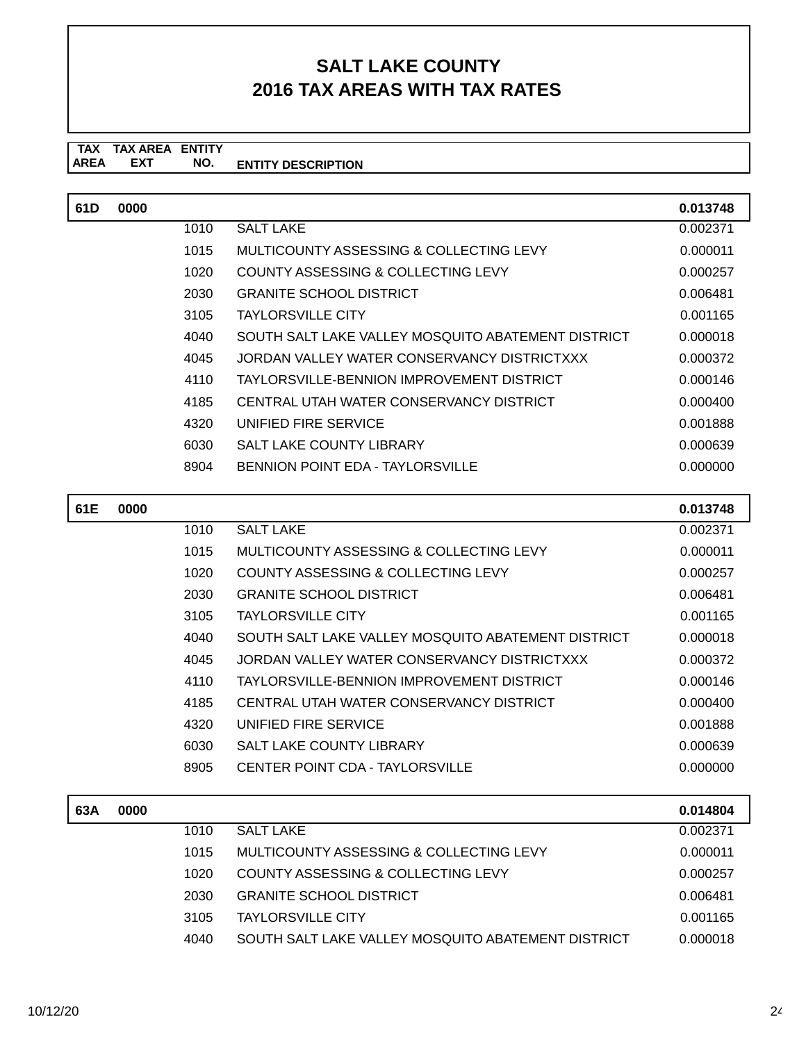# SALT LAKE COUNTY
# 2016 TAX AREAS WITH TAX RATES

| TAX AREA | TAX AREA EXT | ENTITY NO. | ENTITY DESCRIPTION | |
|---|---|---|---|---|
| **61D** | **0000** | | | **0.013748** |
| | | 1010 | SALT LAKE | 0.002371 |
| | | 1015 | MULTICOUNTY ASSESSING & COLLECTING LEVY | 0.000011 |
| | | 1020 | COUNTY ASSESSING & COLLECTING LEVY | 0.000257 |
| | | 2030 | GRANITE SCHOOL DISTRICT | 0.006481 |
| | | 3105 | TAYLORSVILLE CITY | 0.001165 |
| | | 4040 | SOUTH SALT LAKE VALLEY MOSQUITO ABATEMENT DISTRICT | 0.000018 |
| | | 4045 | JORDAN VALLEY WATER CONSERVANCY DISTRICTXXX | 0.000372 |
| | | 4110 | TAYLORSVILLE-BENNION IMPROVEMENT DISTRICT | 0.000146 |
| | | 4185 | CENTRAL UTAH WATER CONSERVANCY DISTRICT | 0.000400 |
| | | 4320 | UNIFIED FIRE SERVICE | 0.001888 |
| | | 6030 | SALT LAKE COUNTY LIBRARY | 0.000639 |
| | | 8904 | BENNION POINT EDA - TAYLORSVILLE | 0.000000 |
| **61E** | **0000** | | | **0.013748** |
| | | 1010 | SALT LAKE | 0.002371 |
| | | 1015 | MULTICOUNTY ASSESSING & COLLECTING LEVY | 0.000011 |
| | | 1020 | COUNTY ASSESSING & COLLECTING LEVY | 0.000257 |
| | | 2030 | GRANITE SCHOOL DISTRICT | 0.006481 |
| | | 3105 | TAYLORSVILLE CITY | 0.001165 |
| | | 4040 | SOUTH SALT LAKE VALLEY MOSQUITO ABATEMENT DISTRICT | 0.000018 |
| | | 4045 | JORDAN VALLEY WATER CONSERVANCY DISTRICTXXX | 0.000372 |
| | | 4110 | TAYLORSVILLE-BENNION IMPROVEMENT DISTRICT | 0.000146 |
| | | 4185 | CENTRAL UTAH WATER CONSERVANCY DISTRICT | 0.000400 |
| | | 4320 | UNIFIED FIRE SERVICE | 0.001888 |
| | | 6030 | SALT LAKE COUNTY LIBRARY | 0.000639 |
| | | 8905 | CENTER POINT CDA - TAYLORSVILLE | 0.000000 |
| **63A** | **0000** | | | **0.014804** |
| | | 1010 | SALT LAKE | 0.002371 |
| | | 1015 | MULTICOUNTY ASSESSING & COLLECTING LEVY | 0.000011 |
| | | 1020 | COUNTY ASSESSING & COLLECTING LEVY | 0.000257 |
| | | 2030 | GRANITE SCHOOL DISTRICT | 0.006481 |
| | | 3105 | TAYLORSVILLE CITY | 0.001165 |
| | | 4040 | SOUTH SALT LAKE VALLEY MOSQUITO ABATEMENT DISTRICT | 0.000018 |

10/12/20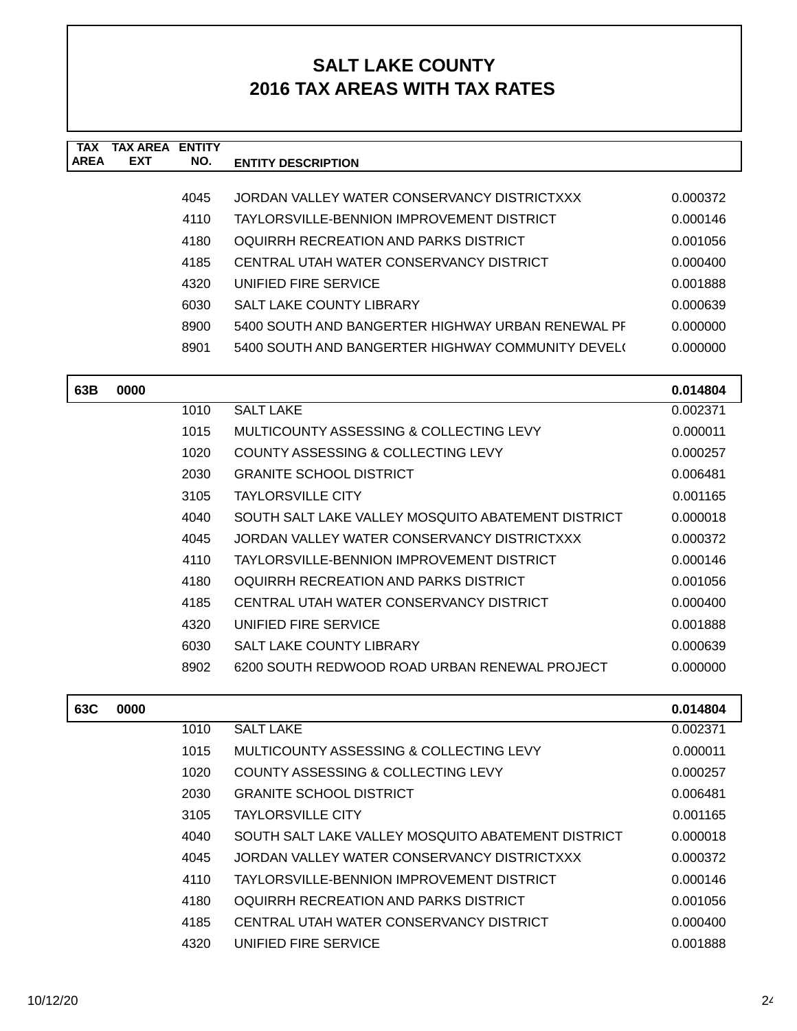# SALT LAKE COUNTY
# 2016 TAX AREAS WITH TAX RATES

| TAX AREA | TAX AREA EXT | ENTITY NO. | ENTITY DESCRIPTION | |
|---|---|---|---|---|
| | | 4045 | JORDAN VALLEY WATER CONSERVANCY DISTRICTXXX | 0.000372 |
| | | 4110 | TAYLORSVILLE-BENNION IMPROVEMENT DISTRICT | 0.000146 |
| | | 4180 | OQUIRRH RECREATION AND PARKS DISTRICT | 0.001056 |
| | | 4185 | CENTRAL UTAH WATER CONSERVANCY DISTRICT | 0.000400 |
| | | 4320 | UNIFIED FIRE SERVICE | 0.001888 |
| | | 6030 | SALT LAKE COUNTY LIBRARY | 0.000639 |
| | | 8900 | 5400 SOUTH AND BANGERTER HIGHWAY URBAN RENEWAL PI | 0.000000 |
| | | 8901 | 5400 SOUTH AND BANGERTER HIGHWAY COMMUNITY DEVEL( | 0.000000 |
| **63B** | **0000** | | | **0.014804** |
| | | 1010 | SALT LAKE | 0.002371 |
| | | 1015 | MULTICOUNTY ASSESSING & COLLECTING LEVY | 0.000011 |
| | | 1020 | COUNTY ASSESSING & COLLECTING LEVY | 0.000257 |
| | | 2030 | GRANITE SCHOOL DISTRICT | 0.006481 |
| | | 3105 | TAYLORSVILLE CITY | 0.001165 |
| | | 4040 | SOUTH SALT LAKE VALLEY MOSQUITO ABATEMENT DISTRICT | 0.000018 |
| | | 4045 | JORDAN VALLEY WATER CONSERVANCY DISTRICTXXX | 0.000372 |
| | | 4110 | TAYLORSVILLE-BENNION IMPROVEMENT DISTRICT | 0.000146 |
| | | 4180 | OQUIRRH RECREATION AND PARKS DISTRICT | 0.001056 |
| | | 4185 | CENTRAL UTAH WATER CONSERVANCY DISTRICT | 0.000400 |
| | | 4320 | UNIFIED FIRE SERVICE | 0.001888 |
| | | 6030 | SALT LAKE COUNTY LIBRARY | 0.000639 |
| | | 8902 | 6200 SOUTH REDWOOD ROAD URBAN RENEWAL PROJECT | 0.000000 |
| **63C** | **0000** | | | **0.014804** |
| | | 1010 | SALT LAKE | 0.002371 |
| | | 1015 | MULTICOUNTY ASSESSING & COLLECTING LEVY | 0.000011 |
| | | 1020 | COUNTY ASSESSING & COLLECTING LEVY | 0.000257 |
| | | 2030 | GRANITE SCHOOL DISTRICT | 0.006481 |
| | | 3105 | TAYLORSVILLE CITY | 0.001165 |
| | | 4040 | SOUTH SALT LAKE VALLEY MOSQUITO ABATEMENT DISTRICT | 0.000018 |
| | | 4045 | JORDAN VALLEY WATER CONSERVANCY DISTRICTXXX | 0.000372 |
| | | 4110 | TAYLORSVILLE-BENNION IMPROVEMENT DISTRICT | 0.000146 |
| | | 4180 | OQUIRRH RECREATION AND PARKS DISTRICT | 0.001056 |
| | | 4185 | CENTRAL UTAH WATER CONSERVANCY DISTRICT | 0.000400 |
| | | 4320 | UNIFIED FIRE SERVICE | 0.001888 |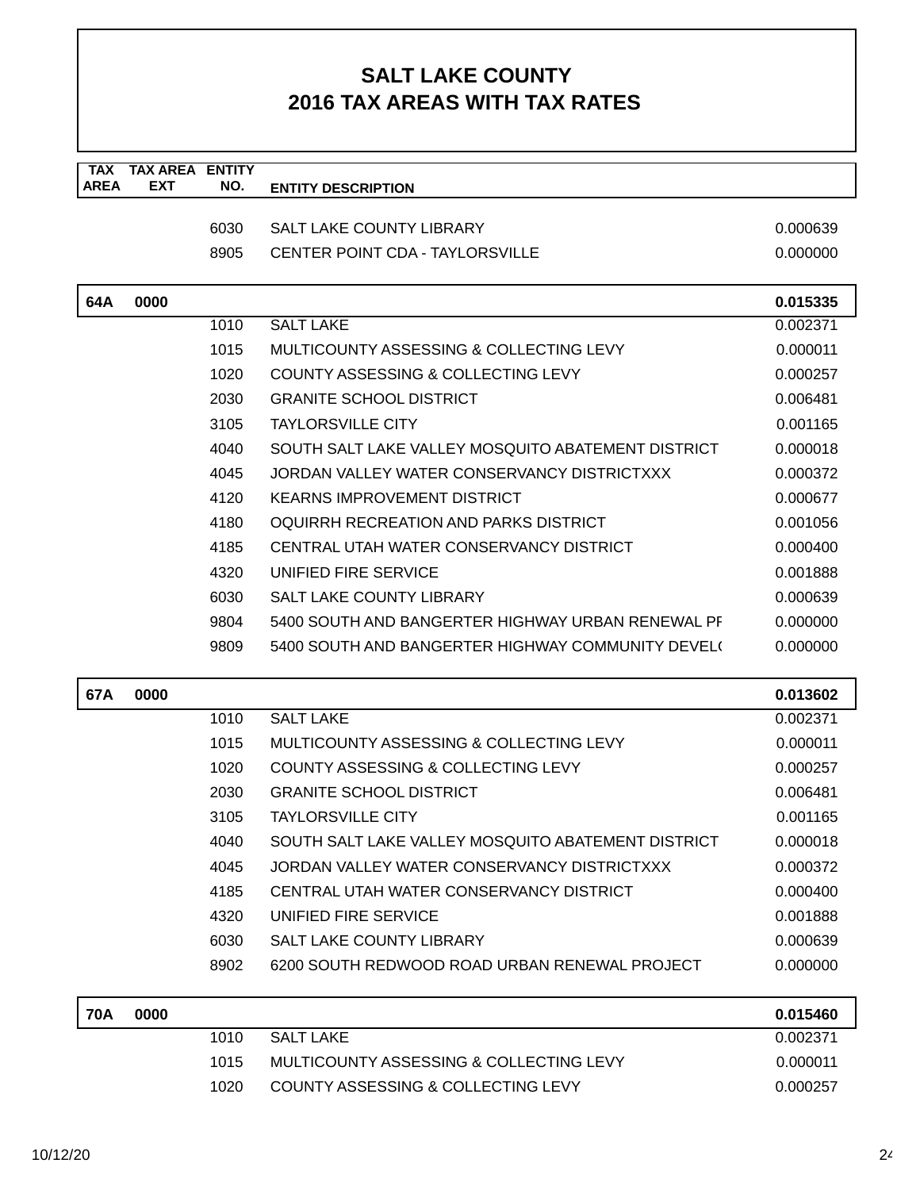# SALT LAKE COUNTY
## 2016 TAX AREAS WITH TAX RATES

| TAX AREA | TAX AREA EXT | ENTITY NO. | ENTITY DESCRIPTION | |
|---|---|---|---|---|
| | | 6030 | SALT LAKE COUNTY LIBRARY | 0.000639 |
| | | 8905 | CENTER POINT CDA - TAYLORSVILLE | 0.000000 |
| **64A** | **0000** | | | **0.015335** |
| | | 1010 | SALT LAKE | 0.002371 |
| | | 1015 | MULTICOUNTY ASSESSING & COLLECTING LEVY | 0.000011 |
| | | 1020 | COUNTY ASSESSING & COLLECTING LEVY | 0.000257 |
| | | 2030 | GRANITE SCHOOL DISTRICT | 0.006481 |
| | | 3105 | TAYLORSVILLE CITY | 0.001165 |
| | | 4040 | SOUTH SALT LAKE VALLEY MOSQUITO ABATEMENT DISTRICT | 0.000018 |
| | | 4045 | JORDAN VALLEY WATER CONSERVANCY DISTRICTXXX | 0.000372 |
| | | 4120 | KEARNS IMPROVEMENT DISTRICT | 0.000677 |
| | | 4180 | OQUIRRH RECREATION AND PARKS DISTRICT | 0.001056 |
| | | 4185 | CENTRAL UTAH WATER CONSERVANCY DISTRICT | 0.000400 |
| | | 4320 | UNIFIED FIRE SERVICE | 0.001888 |
| | | 6030 | SALT LAKE COUNTY LIBRARY | 0.000639 |
| | | 9804 | 5400 SOUTH AND BANGERTER HIGHWAY URBAN RENEWAL PI | 0.000000 |
| | | 9809 | 5400 SOUTH AND BANGERTER HIGHWAY COMMUNITY DEVEL( | 0.000000 |
| **67A** | **0000** | | | **0.013602** |
| | | 1010 | SALT LAKE | 0.002371 |
| | | 1015 | MULTICOUNTY ASSESSING & COLLECTING LEVY | 0.000011 |
| | | 1020 | COUNTY ASSESSING & COLLECTING LEVY | 0.000257 |
| | | 2030 | GRANITE SCHOOL DISTRICT | 0.006481 |
| | | 3105 | TAYLORSVILLE CITY | 0.001165 |
| | | 4040 | SOUTH SALT LAKE VALLEY MOSQUITO ABATEMENT DISTRICT | 0.000018 |
| | | 4045 | JORDAN VALLEY WATER CONSERVANCY DISTRICTXXX | 0.000372 |
| | | 4185 | CENTRAL UTAH WATER CONSERVANCY DISTRICT | 0.000400 |
| | | 4320 | UNIFIED FIRE SERVICE | 0.001888 |
| | | 6030 | SALT LAKE COUNTY LIBRARY | 0.000639 |
| | | 8902 | 6200 SOUTH REDWOOD ROAD URBAN RENEWAL PROJECT | 0.000000 |
| **70A** | **0000** | | | **0.015460** |
| | | 1010 | SALT LAKE | 0.002371 |
| | | 1015 | MULTICOUNTY ASSESSING & COLLECTING LEVY | 0.000011 |
| | | 1020 | COUNTY ASSESSING & COLLECTING LEVY | 0.000257 |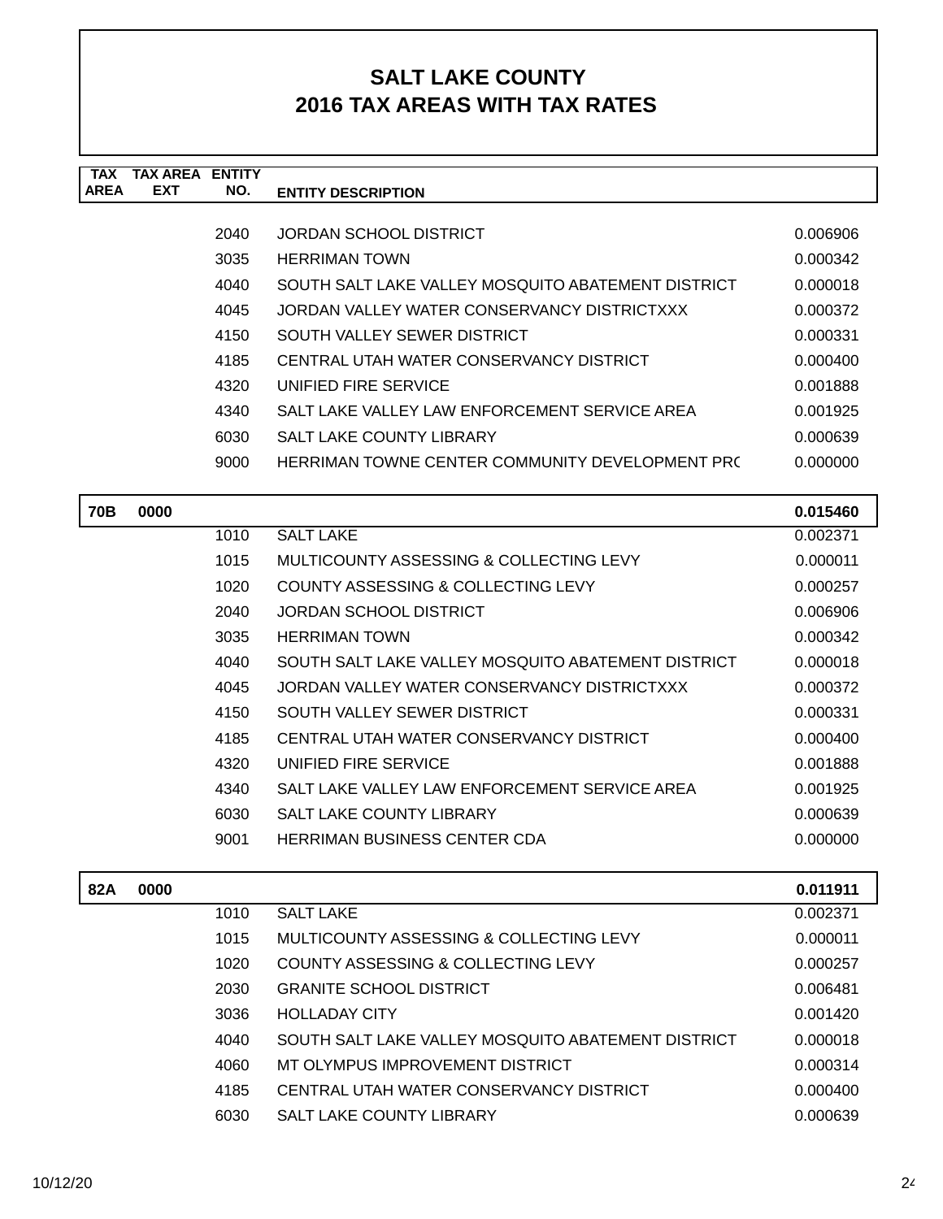# SALT LAKE COUNTY
# 2016 TAX AREAS WITH TAX RATES

| TAX AREA | TAX AREA EXT | ENTITY NO. | ENTITY DESCRIPTION | |
|---|---|---|---|---|
| | | 2040 | JORDAN SCHOOL DISTRICT | 0.006906 |
| | | 3035 | HERRIMAN TOWN | 0.000342 |
| | | 4040 | SOUTH SALT LAKE VALLEY MOSQUITO ABATEMENT DISTRICT | 0.000018 |
| | | 4045 | JORDAN VALLEY WATER CONSERVANCY DISTRICTXXX | 0.000372 |
| | | 4150 | SOUTH VALLEY SEWER DISTRICT | 0.000331 |
| | | 4185 | CENTRAL UTAH WATER CONSERVANCY DISTRICT | 0.000400 |
| | | 4320 | UNIFIED FIRE SERVICE | 0.001888 |
| | | 4340 | SALT LAKE VALLEY LAW ENFORCEMENT SERVICE AREA | 0.001925 |
| | | 6030 | SALT LAKE COUNTY LIBRARY | 0.000639 |
| | | 9000 | HERRIMAN TOWNE CENTER COMMUNITY DEVELOPMENT PRC | 0.000000 |
| **70B** | **0000** | | | **0.015460** |
| | | 1010 | SALT LAKE | 0.002371 |
| | | 1015 | MULTICOUNTY ASSESSING & COLLECTING LEVY | 0.000011 |
| | | 1020 | COUNTY ASSESSING & COLLECTING LEVY | 0.000257 |
| | | 2040 | JORDAN SCHOOL DISTRICT | 0.006906 |
| | | 3035 | HERRIMAN TOWN | 0.000342 |
| | | 4040 | SOUTH SALT LAKE VALLEY MOSQUITO ABATEMENT DISTRICT | 0.000018 |
| | | 4045 | JORDAN VALLEY WATER CONSERVANCY DISTRICTXXX | 0.000372 |
| | | 4150 | SOUTH VALLEY SEWER DISTRICT | 0.000331 |
| | | 4185 | CENTRAL UTAH WATER CONSERVANCY DISTRICT | 0.000400 |
| | | 4320 | UNIFIED FIRE SERVICE | 0.001888 |
| | | 4340 | SALT LAKE VALLEY LAW ENFORCEMENT SERVICE AREA | 0.001925 |
| | | 6030 | SALT LAKE COUNTY LIBRARY | 0.000639 |
| | | 9001 | HERRIMAN BUSINESS CENTER CDA | 0.000000 |
| **82A** | **0000** | | | **0.011911** |
| | | 1010 | SALT LAKE | 0.002371 |
| | | 1015 | MULTICOUNTY ASSESSING & COLLECTING LEVY | 0.000011 |
| | | 1020 | COUNTY ASSESSING & COLLECTING LEVY | 0.000257 |
| | | 2030 | GRANITE SCHOOL DISTRICT | 0.006481 |
| | | 3036 | HOLLADAY CITY | 0.001420 |
| | | 4040 | SOUTH SALT LAKE VALLEY MOSQUITO ABATEMENT DISTRICT | 0.000018 |
| | | 4060 | MT OLYMPUS IMPROVEMENT DISTRICT | 0.000314 |
| | | 4185 | CENTRAL UTAH WATER CONSERVANCY DISTRICT | 0.000400 |
| | | 6030 | SALT LAKE COUNTY LIBRARY | 0.000639 |

10/12/20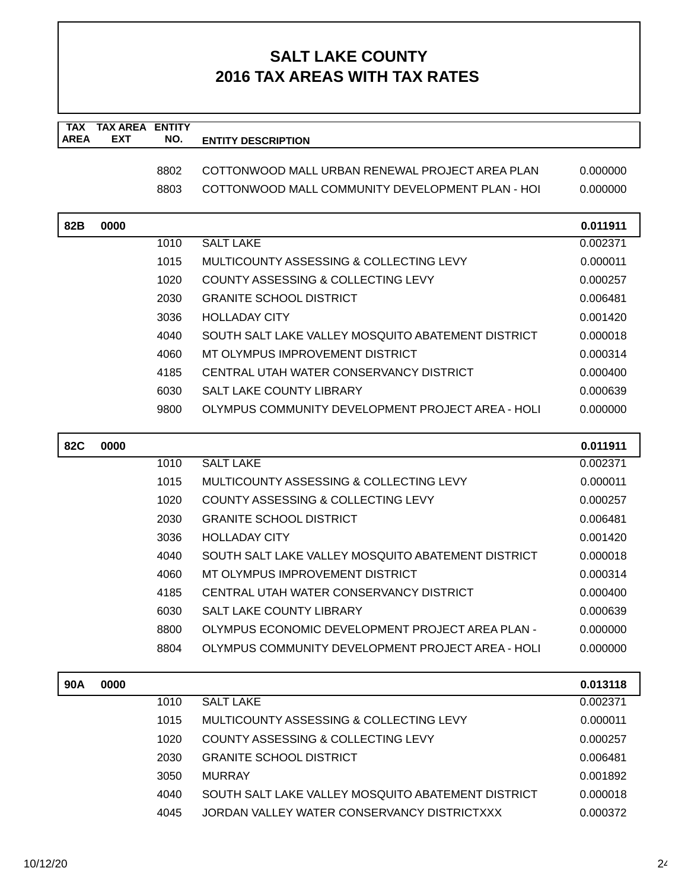# SALT LAKE COUNTY
# 2016 TAX AREAS WITH TAX RATES

| TAX AREA | TAX AREA EXT | ENTITY NO. | ENTITY DESCRIPTION | |
|---|---|---|---|---|
| | | 8802 | COTTONWOOD MALL URBAN RENEWAL PROJECT AREA PLAN | 0.000000 |
| | | 8803 | COTTONWOOD MALL COMMUNITY DEVELOPMENT PLAN - HOI | 0.000000 |
| **82B** | **0000** | | | **0.011911** |
| | | 1010 | SALT LAKE | 0.002371 |
| | | 1015 | MULTICOUNTY ASSESSING & COLLECTING LEVY | 0.000011 |
| | | 1020 | COUNTY ASSESSING & COLLECTING LEVY | 0.000257 |
| | | 2030 | GRANITE SCHOOL DISTRICT | 0.006481 |
| | | 3036 | HOLLADAY CITY | 0.001420 |
| | | 4040 | SOUTH SALT LAKE VALLEY MOSQUITO ABATEMENT DISTRICT | 0.000018 |
| | | 4060 | MT OLYMPUS IMPROVEMENT DISTRICT | 0.000314 |
| | | 4185 | CENTRAL UTAH WATER CONSERVANCY DISTRICT | 0.000400 |
| | | 6030 | SALT LAKE COUNTY LIBRARY | 0.000639 |
| | | 9800 | OLYMPUS COMMUNITY DEVELOPMENT PROJECT AREA - HOLI | 0.000000 |
| **82C** | **0000** | | | **0.011911** |
| | | 1010 | SALT LAKE | 0.002371 |
| | | 1015 | MULTICOUNTY ASSESSING & COLLECTING LEVY | 0.000011 |
| | | 1020 | COUNTY ASSESSING & COLLECTING LEVY | 0.000257 |
| | | 2030 | GRANITE SCHOOL DISTRICT | 0.006481 |
| | | 3036 | HOLLADAY CITY | 0.001420 |
| | | 4040 | SOUTH SALT LAKE VALLEY MOSQUITO ABATEMENT DISTRICT | 0.000018 |
| | | 4060 | MT OLYMPUS IMPROVEMENT DISTRICT | 0.000314 |
| | | 4185 | CENTRAL UTAH WATER CONSERVANCY DISTRICT | 0.000400 |
| | | 6030 | SALT LAKE COUNTY LIBRARY | 0.000639 |
| | | 8800 | OLYMPUS ECONOMIC DEVELOPMENT PROJECT AREA PLAN - | 0.000000 |
| | | 8804 | OLYMPUS COMMUNITY DEVELOPMENT PROJECT AREA - HOLI | 0.000000 |
| **90A** | **0000** | | | **0.013118** |
| | | 1010 | SALT LAKE | 0.002371 |
| | | 1015 | MULTICOUNTY ASSESSING & COLLECTING LEVY | 0.000011 |
| | | 1020 | COUNTY ASSESSING & COLLECTING LEVY | 0.000257 |
| | | 2030 | GRANITE SCHOOL DISTRICT | 0.006481 |
| | | 3050 | MURRAY | 0.001892 |
| | | 4040 | SOUTH SALT LAKE VALLEY MOSQUITO ABATEMENT DISTRICT | 0.000018 |
| | | 4045 | JORDAN VALLEY WATER CONSERVANCY DISTRICTXXX | 0.000372 |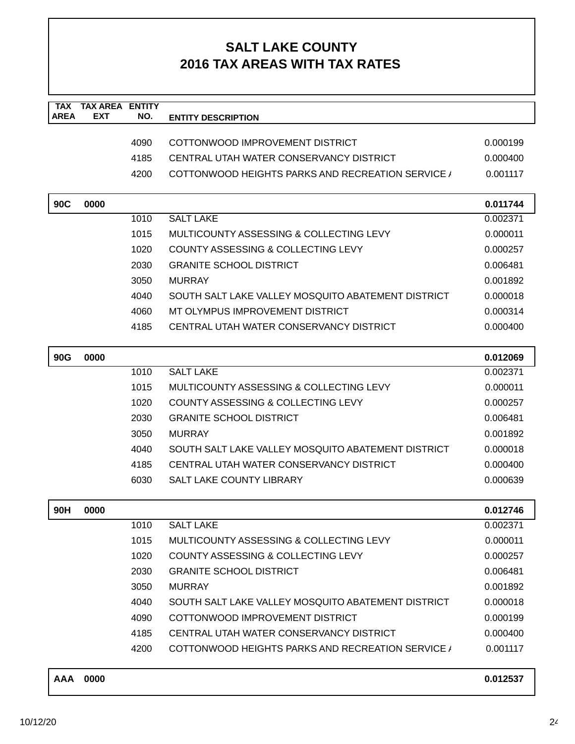# SALT LAKE COUNTY
# 2016 TAX AREAS WITH TAX RATES

| TAX AREA | TAX AREA EXT | ENTITY NO. | ENTITY DESCRIPTION | |
|---|---|---|---|---|
| | | 4090 | COTTONWOOD IMPROVEMENT DISTRICT | 0.000199 |
| | | 4185 | CENTRAL UTAH WATER CONSERVANCY DISTRICT | 0.000400 |
| | | 4200 | COTTONWOOD HEIGHTS PARKS AND RECREATION SERVICE A | 0.001117 |
| **90C** | **0000** | | | **0.011744** |
| | | 1010 | SALT LAKE | 0.002371 |
| | | 1015 | MULTICOUNTY ASSESSING & COLLECTING LEVY | 0.000011 |
| | | 1020 | COUNTY ASSESSING & COLLECTING LEVY | 0.000257 |
| | | 2030 | GRANITE SCHOOL DISTRICT | 0.006481 |
| | | 3050 | MURRAY | 0.001892 |
| | | 4040 | SOUTH SALT LAKE VALLEY MOSQUITO ABATEMENT DISTRICT | 0.000018 |
| | | 4060 | MT OLYMPUS IMPROVEMENT DISTRICT | 0.000314 |
| | | 4185 | CENTRAL UTAH WATER CONSERVANCY DISTRICT | 0.000400 |
| **90G** | **0000** | | | **0.012069** |
| | | 1010 | SALT LAKE | 0.002371 |
| | | 1015 | MULTICOUNTY ASSESSING & COLLECTING LEVY | 0.000011 |
| | | 1020 | COUNTY ASSESSING & COLLECTING LEVY | 0.000257 |
| | | 2030 | GRANITE SCHOOL DISTRICT | 0.006481 |
| | | 3050 | MURRAY | 0.001892 |
| | | 4040 | SOUTH SALT LAKE VALLEY MOSQUITO ABATEMENT DISTRICT | 0.000018 |
| | | 4185 | CENTRAL UTAH WATER CONSERVANCY DISTRICT | 0.000400 |
| | | 6030 | SALT LAKE COUNTY LIBRARY | 0.000639 |
| **90H** | **0000** | | | **0.012746** |
| | | 1010 | SALT LAKE | 0.002371 |
| | | 1015 | MULTICOUNTY ASSESSING & COLLECTING LEVY | 0.000011 |
| | | 1020 | COUNTY ASSESSING & COLLECTING LEVY | 0.000257 |
| | | 2030 | GRANITE SCHOOL DISTRICT | 0.006481 |
| | | 3050 | MURRAY | 0.001892 |
| | | 4040 | SOUTH SALT LAKE VALLEY MOSQUITO ABATEMENT DISTRICT | 0.000018 |
| | | 4090 | COTTONWOOD IMPROVEMENT DISTRICT | 0.000199 |
| | | 4185 | CENTRAL UTAH WATER CONSERVANCY DISTRICT | 0.000400 |
| | | 4200 | COTTONWOOD HEIGHTS PARKS AND RECREATION SERVICE A | 0.001117 |
| **AAA** | **0000** | | | **0.012537** |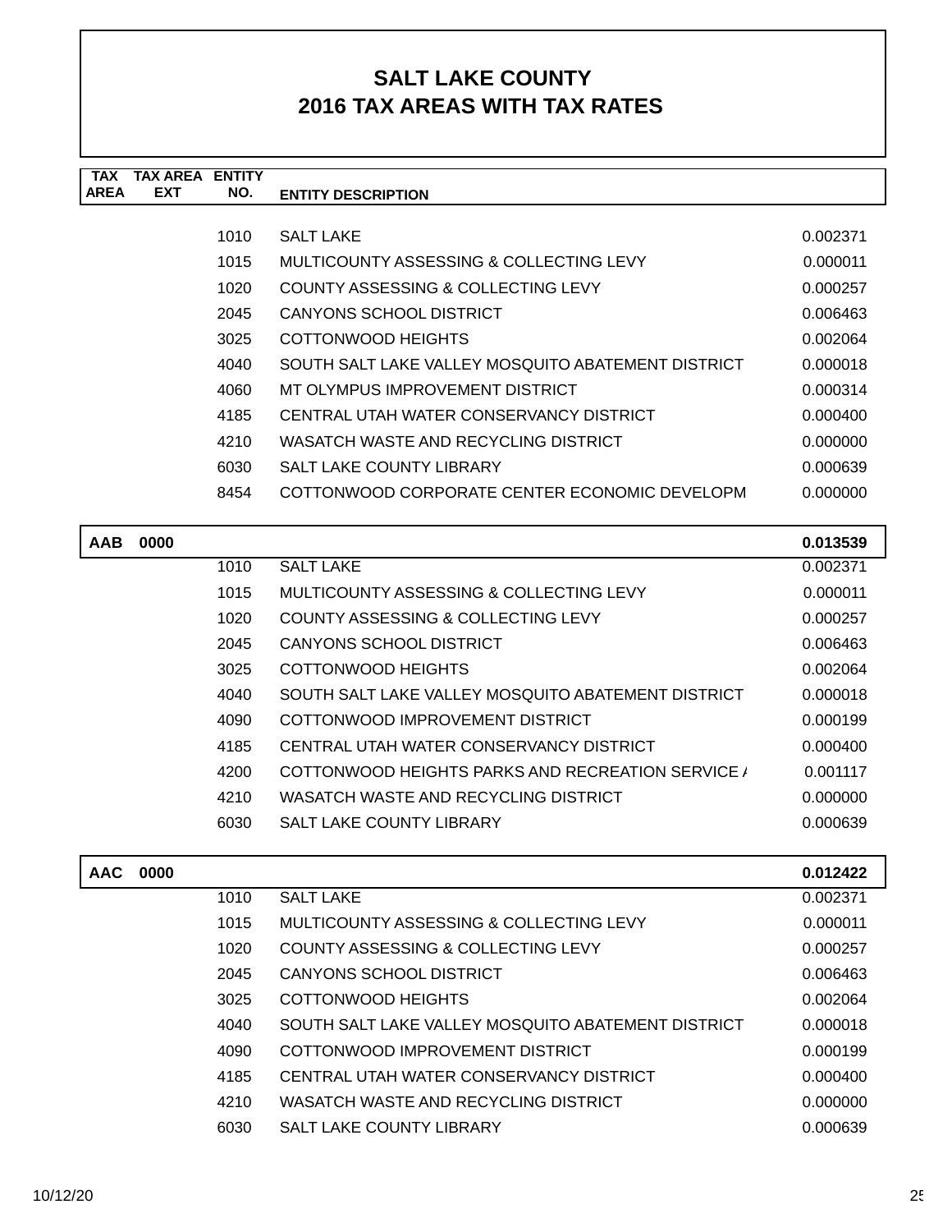# SALT LAKE COUNTY
# 2016 TAX AREAS WITH TAX RATES

| TAX AREA | TAX AREA EXT | ENTITY NO. | ENTITY DESCRIPTION | |
|---|---|---|---|---|
| | | 1010 | SALT LAKE | 0.002371 |
| | | 1015 | MULTICOUNTY ASSESSING & COLLECTING LEVY | 0.000011 |
| | | 1020 | COUNTY ASSESSING & COLLECTING LEVY | 0.000257 |
| | | 2045 | CANYONS SCHOOL DISTRICT | 0.006463 |
| | | 3025 | COTTONWOOD HEIGHTS | 0.002064 |
| | | 4040 | SOUTH SALT LAKE VALLEY MOSQUITO ABATEMENT DISTRICT | 0.000018 |
| | | 4060 | MT OLYMPUS IMPROVEMENT DISTRICT | 0.000314 |
| | | 4185 | CENTRAL UTAH WATER CONSERVANCY DISTRICT | 0.000400 |
| | | 4210 | WASATCH WASTE AND RECYCLING DISTRICT | 0.000000 |
| | | 6030 | SALT LAKE COUNTY LIBRARY | 0.000639 |
| | | 8454 | COTTONWOOD CORPORATE CENTER ECONOMIC DEVELOPM | 0.000000 |
| **AAB** | **0000** | | | **0.013539** |
| | | 1010 | SALT LAKE | 0.002371 |
| | | 1015 | MULTICOUNTY ASSESSING & COLLECTING LEVY | 0.000011 |
| | | 1020 | COUNTY ASSESSING & COLLECTING LEVY | 0.000257 |
| | | 2045 | CANYONS SCHOOL DISTRICT | 0.006463 |
| | | 3025 | COTTONWOOD HEIGHTS | 0.002064 |
| | | 4040 | SOUTH SALT LAKE VALLEY MOSQUITO ABATEMENT DISTRICT | 0.000018 |
| | | 4090 | COTTONWOOD IMPROVEMENT DISTRICT | 0.000199 |
| | | 4185 | CENTRAL UTAH WATER CONSERVANCY DISTRICT | 0.000400 |
| | | 4200 | COTTONWOOD HEIGHTS PARKS AND RECREATION SERVICE / | 0.001117 |
| | | 4210 | WASATCH WASTE AND RECYCLING DISTRICT | 0.000000 |
| | | 6030 | SALT LAKE COUNTY LIBRARY | 0.000639 |
| **AAC** | **0000** | | | **0.012422** |
| | | 1010 | SALT LAKE | 0.002371 |
| | | 1015 | MULTICOUNTY ASSESSING & COLLECTING LEVY | 0.000011 |
| | | 1020 | COUNTY ASSESSING & COLLECTING LEVY | 0.000257 |
| | | 2045 | CANYONS SCHOOL DISTRICT | 0.006463 |
| | | 3025 | COTTONWOOD HEIGHTS | 0.002064 |
| | | 4040 | SOUTH SALT LAKE VALLEY MOSQUITO ABATEMENT DISTRICT | 0.000018 |
| | | 4090 | COTTONWOOD IMPROVEMENT DISTRICT | 0.000199 |
| | | 4185 | CENTRAL UTAH WATER CONSERVANCY DISTRICT | 0.000400 |
| | | 4210 | WASATCH WASTE AND RECYCLING DISTRICT | 0.000000 |
| | | 6030 | SALT LAKE COUNTY LIBRARY | 0.000639 |

10/12/20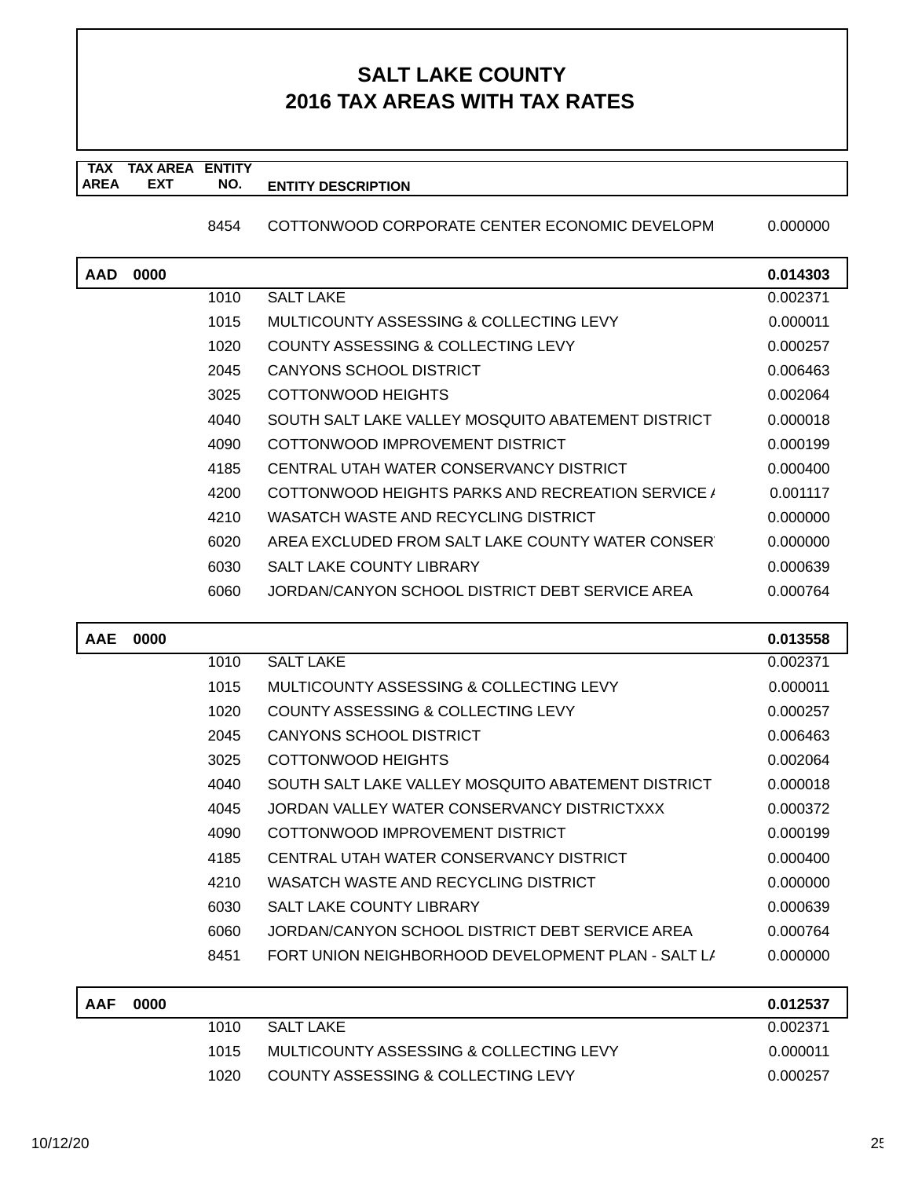# SALT LAKE COUNTY
# 2016 TAX AREAS WITH TAX RATES

| TAX AREA | TAX AREA EXT | ENTITY NO. | ENTITY DESCRIPTION | |
|---|---|---|---|---|
| | | 8454 | COTTONWOOD CORPORATE CENTER ECONOMIC DEVELOPM | 0.000000 |
| **AAD** | **0000** | | | **0.014303** |
| | | 1010 | SALT LAKE | 0.002371 |
| | | 1015 | MULTICOUNTY ASSESSING & COLLECTING LEVY | 0.000011 |
| | | 1020 | COUNTY ASSESSING & COLLECTING LEVY | 0.000257 |
| | | 2045 | CANYONS SCHOOL DISTRICT | 0.006463 |
| | | 3025 | COTTONWOOD HEIGHTS | 0.002064 |
| | | 4040 | SOUTH SALT LAKE VALLEY MOSQUITO ABATEMENT DISTRICT | 0.000018 |
| | | 4090 | COTTONWOOD IMPROVEMENT DISTRICT | 0.000199 |
| | | 4185 | CENTRAL UTAH WATER CONSERVANCY DISTRICT | 0.000400 |
| | | 4200 | COTTONWOOD HEIGHTS PARKS AND RECREATION SERVICE A | 0.001117 |
| | | 4210 | WASATCH WASTE AND RECYCLING DISTRICT | 0.000000 |
| | | 6020 | AREA EXCLUDED FROM SALT LAKE COUNTY WATER CONSER | 0.000000 |
| | | 6030 | SALT LAKE COUNTY LIBRARY | 0.000639 |
| | | 6060 | JORDAN/CANYON SCHOOL DISTRICT DEBT SERVICE AREA | 0.000764 |
| **AAE** | **0000** | | | **0.013558** |
| | | 1010 | SALT LAKE | 0.002371 |
| | | 1015 | MULTICOUNTY ASSESSING & COLLECTING LEVY | 0.000011 |
| | | 1020 | COUNTY ASSESSING & COLLECTING LEVY | 0.000257 |
| | | 2045 | CANYONS SCHOOL DISTRICT | 0.006463 |
| | | 3025 | COTTONWOOD HEIGHTS | 0.002064 |
| | | 4040 | SOUTH SALT LAKE VALLEY MOSQUITO ABATEMENT DISTRICT | 0.000018 |
| | | 4045 | JORDAN VALLEY WATER CONSERVANCY DISTRICTXXX | 0.000372 |
| | | 4090 | COTTONWOOD IMPROVEMENT DISTRICT | 0.000199 |
| | | 4185 | CENTRAL UTAH WATER CONSERVANCY DISTRICT | 0.000400 |
| | | 4210 | WASATCH WASTE AND RECYCLING DISTRICT | 0.000000 |
| | | 6030 | SALT LAKE COUNTY LIBRARY | 0.000639 |
| | | 6060 | JORDAN/CANYON SCHOOL DISTRICT DEBT SERVICE AREA | 0.000764 |
| | | 8451 | FORT UNION NEIGHBORHOOD DEVELOPMENT PLAN - SALT LA | 0.000000 |
| **AAF** | **0000** | | | **0.012537** |
| | | 1010 | SALT LAKE | 0.002371 |
| | | 1015 | MULTICOUNTY ASSESSING & COLLECTING LEVY | 0.000011 |
| | | 1020 | COUNTY ASSESSING & COLLECTING LEVY | 0.000257 |

10/12/20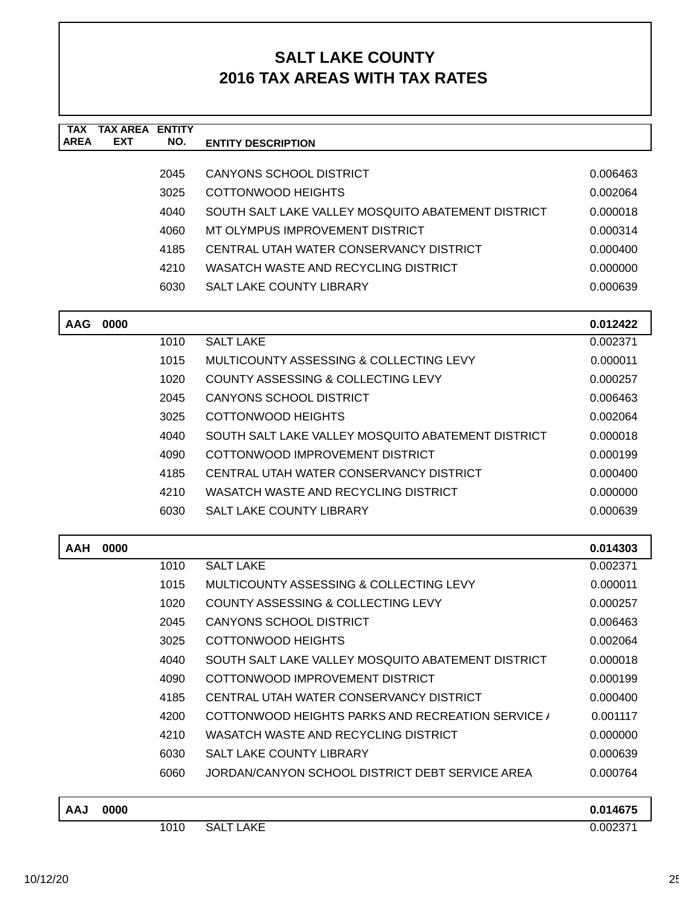# SALT LAKE COUNTY
# 2016 TAX AREAS WITH TAX RATES

| TAX AREA | TAX AREA EXT | ENTITY NO. | ENTITY DESCRIPTION | |
|---|---|---|---|---|
| | | 2045 | CANYONS SCHOOL DISTRICT | 0.006463 |
| | | 3025 | COTTONWOOD HEIGHTS | 0.002064 |
| | | 4040 | SOUTH SALT LAKE VALLEY MOSQUITO ABATEMENT DISTRICT | 0.000018 |
| | | 4060 | MT OLYMPUS IMPROVEMENT DISTRICT | 0.000314 |
| | | 4185 | CENTRAL UTAH WATER CONSERVANCY DISTRICT | 0.000400 |
| | | 4210 | WASATCH WASTE AND RECYCLING DISTRICT | 0.000000 |
| | | 6030 | SALT LAKE COUNTY LIBRARY | 0.000639 |
| **AAG** | **0000** | | | **0.012422** |
| | | 1010 | SALT LAKE | 0.002371 |
| | | 1015 | MULTICOUNTY ASSESSING & COLLECTING LEVY | 0.000011 |
| | | 1020 | COUNTY ASSESSING & COLLECTING LEVY | 0.000257 |
| | | 2045 | CANYONS SCHOOL DISTRICT | 0.006463 |
| | | 3025 | COTTONWOOD HEIGHTS | 0.002064 |
| | | 4040 | SOUTH SALT LAKE VALLEY MOSQUITO ABATEMENT DISTRICT | 0.000018 |
| | | 4090 | COTTONWOOD IMPROVEMENT DISTRICT | 0.000199 |
| | | 4185 | CENTRAL UTAH WATER CONSERVANCY DISTRICT | 0.000400 |
| | | 4210 | WASATCH WASTE AND RECYCLING DISTRICT | 0.000000 |
| | | 6030 | SALT LAKE COUNTY LIBRARY | 0.000639 |
| **AAH** | **0000** | | | **0.014303** |
| | | 1010 | SALT LAKE | 0.002371 |
| | | 1015 | MULTICOUNTY ASSESSING & COLLECTING LEVY | 0.000011 |
| | | 1020 | COUNTY ASSESSING & COLLECTING LEVY | 0.000257 |
| | | 2045 | CANYONS SCHOOL DISTRICT | 0.006463 |
| | | 3025 | COTTONWOOD HEIGHTS | 0.002064 |
| | | 4040 | SOUTH SALT LAKE VALLEY MOSQUITO ABATEMENT DISTRICT | 0.000018 |
| | | 4090 | COTTONWOOD IMPROVEMENT DISTRICT | 0.000199 |
| | | 4185 | CENTRAL UTAH WATER CONSERVANCY DISTRICT | 0.000400 |
| | | 4200 | COTTONWOOD HEIGHTS PARKS AND RECREATION SERVICE / | 0.001117 |
| | | 4210 | WASATCH WASTE AND RECYCLING DISTRICT | 0.000000 |
| | | 6030 | SALT LAKE COUNTY LIBRARY | 0.000639 |
| | | 6060 | JORDAN/CANYON SCHOOL DISTRICT DEBT SERVICE AREA | 0.000764 |
| **AAJ** | **0000** | | | **0.014675** |
| | | 1010 | SALT LAKE | 0.002371 |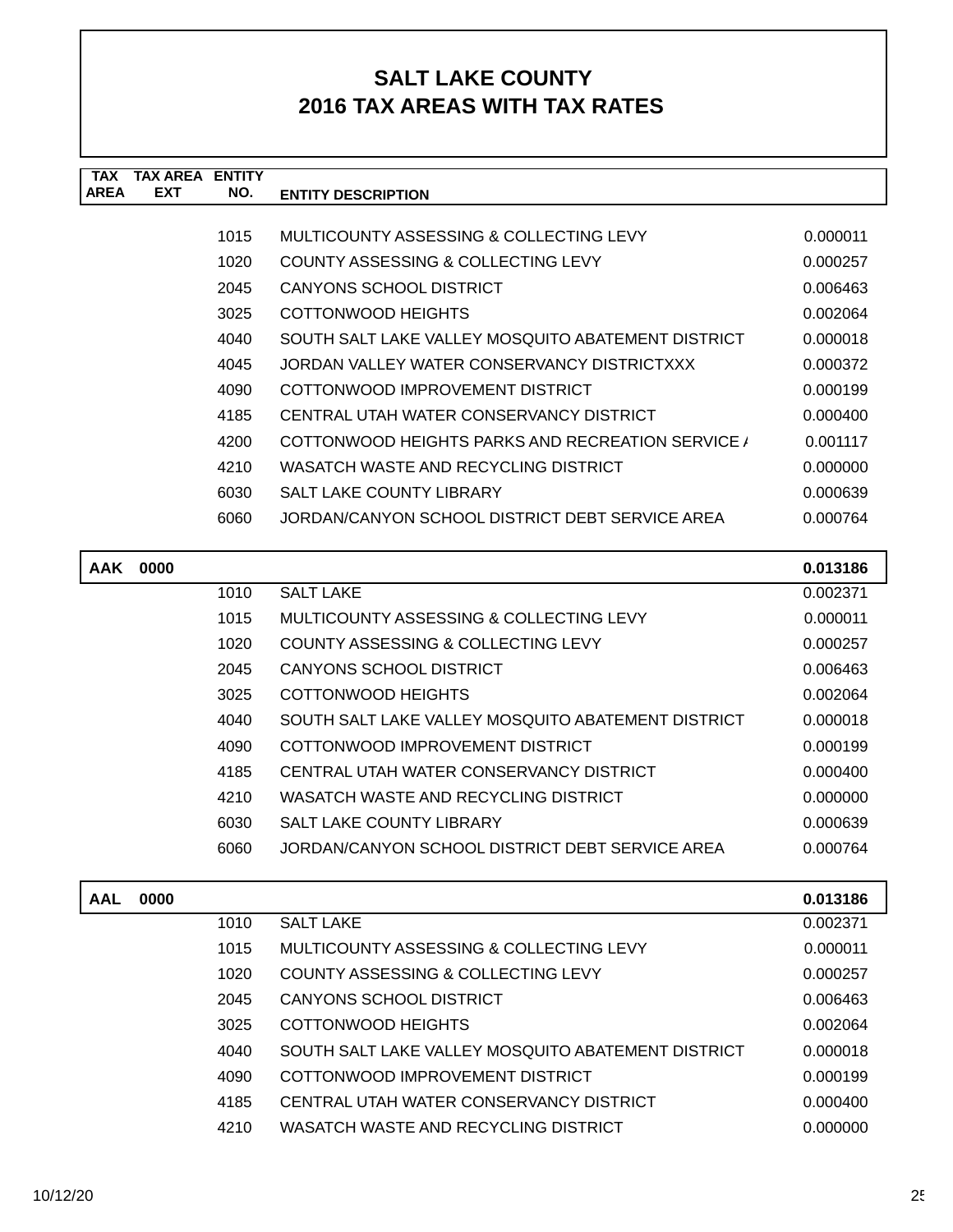# SALT LAKE COUNTY
# 2016 TAX AREAS WITH TAX RATES

| TAX AREA | TAX AREA EXT | ENTITY NO. | ENTITY DESCRIPTION | |
|---|---|---|---|---|
| | | 1015 | MULTICOUNTY ASSESSING & COLLECTING LEVY | 0.000011 |
| | | 1020 | COUNTY ASSESSING & COLLECTING LEVY | 0.000257 |
| | | 2045 | CANYONS SCHOOL DISTRICT | 0.006463 |
| | | 3025 | COTTONWOOD HEIGHTS | 0.002064 |
| | | 4040 | SOUTH SALT LAKE VALLEY MOSQUITO ABATEMENT DISTRICT | 0.000018 |
| | | 4045 | JORDAN VALLEY WATER CONSERVANCY DISTRICTXXX | 0.000372 |
| | | 4090 | COTTONWOOD IMPROVEMENT DISTRICT | 0.000199 |
| | | 4185 | CENTRAL UTAH WATER CONSERVANCY DISTRICT | 0.000400 |
| | | 4200 | COTTONWOOD HEIGHTS PARKS AND RECREATION SERVICE A | 0.001117 |
| | | 4210 | WASATCH WASTE AND RECYCLING DISTRICT | 0.000000 |
| | | 6030 | SALT LAKE COUNTY LIBRARY | 0.000639 |
| | | 6060 | JORDAN/CANYON SCHOOL DISTRICT DEBT SERVICE AREA | 0.000764 |
| **AAK** | **0000** | | | **0.013186** |
| | | 1010 | SALT LAKE | 0.002371 |
| | | 1015 | MULTICOUNTY ASSESSING & COLLECTING LEVY | 0.000011 |
| | | 1020 | COUNTY ASSESSING & COLLECTING LEVY | 0.000257 |
| | | 2045 | CANYONS SCHOOL DISTRICT | 0.006463 |
| | | 3025 | COTTONWOOD HEIGHTS | 0.002064 |
| | | 4040 | SOUTH SALT LAKE VALLEY MOSQUITO ABATEMENT DISTRICT | 0.000018 |
| | | 4090 | COTTONWOOD IMPROVEMENT DISTRICT | 0.000199 |
| | | 4185 | CENTRAL UTAH WATER CONSERVANCY DISTRICT | 0.000400 |
| | | 4210 | WASATCH WASTE AND RECYCLING DISTRICT | 0.000000 |
| | | 6030 | SALT LAKE COUNTY LIBRARY | 0.000639 |
| | | 6060 | JORDAN/CANYON SCHOOL DISTRICT DEBT SERVICE AREA | 0.000764 |
| **AAL** | **0000** | | | **0.013186** |
| | | 1010 | SALT LAKE | 0.002371 |
| | | 1015 | MULTICOUNTY ASSESSING & COLLECTING LEVY | 0.000011 |
| | | 1020 | COUNTY ASSESSING & COLLECTING LEVY | 0.000257 |
| | | 2045 | CANYONS SCHOOL DISTRICT | 0.006463 |
| | | 3025 | COTTONWOOD HEIGHTS | 0.002064 |
| | | 4040 | SOUTH SALT LAKE VALLEY MOSQUITO ABATEMENT DISTRICT | 0.000018 |
| | | 4090 | COTTONWOOD IMPROVEMENT DISTRICT | 0.000199 |
| | | 4185 | CENTRAL UTAH WATER CONSERVANCY DISTRICT | 0.000400 |
| | | 4210 | WASATCH WASTE AND RECYCLING DISTRICT | 0.000000 |

10/12/20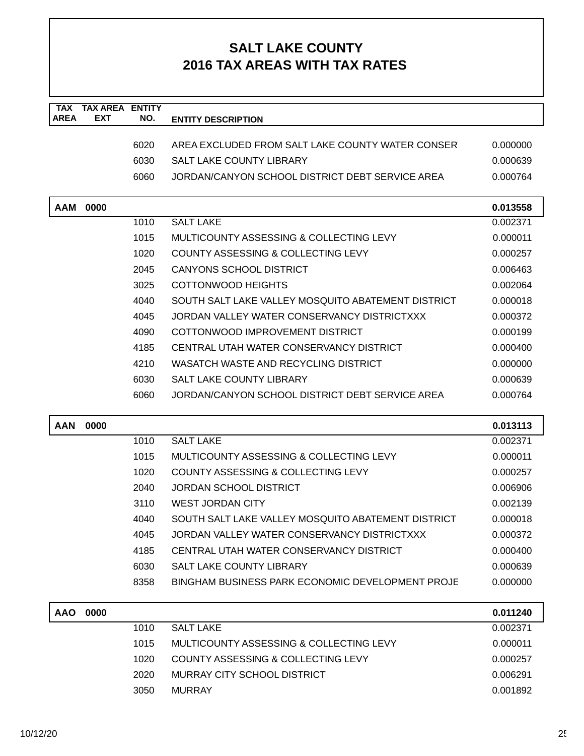# SALT LAKE COUNTY
# 2016 TAX AREAS WITH TAX RATES

| TAX AREA | TAX AREA EXT | ENTITY NO. | ENTITY DESCRIPTION | |
|---|---|---|---|---|
| | | 6020 | AREA EXCLUDED FROM SALT LAKE COUNTY WATER CONSER' | 0.000000 |
| | | 6030 | SALT LAKE COUNTY LIBRARY | 0.000639 |
| | | 6060 | JORDAN/CANYON SCHOOL DISTRICT DEBT SERVICE AREA | 0.000764 |
| **AAM** | **0000** | | | **0.013558** |
| | | 1010 | SALT LAKE | 0.002371 |
| | | 1015 | MULTICOUNTY ASSESSING & COLLECTING LEVY | 0.000011 |
| | | 1020 | COUNTY ASSESSING & COLLECTING LEVY | 0.000257 |
| | | 2045 | CANYONS SCHOOL DISTRICT | 0.006463 |
| | | 3025 | COTTONWOOD HEIGHTS | 0.002064 |
| | | 4040 | SOUTH SALT LAKE VALLEY MOSQUITO ABATEMENT DISTRICT | 0.000018 |
| | | 4045 | JORDAN VALLEY WATER CONSERVANCY DISTRICTXXX | 0.000372 |
| | | 4090 | COTTONWOOD IMPROVEMENT DISTRICT | 0.000199 |
| | | 4185 | CENTRAL UTAH WATER CONSERVANCY DISTRICT | 0.000400 |
| | | 4210 | WASATCH WASTE AND RECYCLING DISTRICT | 0.000000 |
| | | 6030 | SALT LAKE COUNTY LIBRARY | 0.000639 |
| | | 6060 | JORDAN/CANYON SCHOOL DISTRICT DEBT SERVICE AREA | 0.000764 |
| **AAN** | **0000** | | | **0.013113** |
| | | 1010 | SALT LAKE | 0.002371 |
| | | 1015 | MULTICOUNTY ASSESSING & COLLECTING LEVY | 0.000011 |
| | | 1020 | COUNTY ASSESSING & COLLECTING LEVY | 0.000257 |
| | | 2040 | JORDAN SCHOOL DISTRICT | 0.006906 |
| | | 3110 | WEST JORDAN CITY | 0.002139 |
| | | 4040 | SOUTH SALT LAKE VALLEY MOSQUITO ABATEMENT DISTRICT | 0.000018 |
| | | 4045 | JORDAN VALLEY WATER CONSERVANCY DISTRICTXXX | 0.000372 |
| | | 4185 | CENTRAL UTAH WATER CONSERVANCY DISTRICT | 0.000400 |
| | | 6030 | SALT LAKE COUNTY LIBRARY | 0.000639 |
| | | 8358 | BINGHAM BUSINESS PARK ECONOMIC DEVELOPMENT PROJE | 0.000000 |
| **AAO** | **0000** | | | **0.011240** |
| | | 1010 | SALT LAKE | 0.002371 |
| | | 1015 | MULTICOUNTY ASSESSING & COLLECTING LEVY | 0.000011 |
| | | 1020 | COUNTY ASSESSING & COLLECTING LEVY | 0.000257 |
| | | 2020 | MURRAY CITY SCHOOL DISTRICT | 0.006291 |
| | | 3050 | MURRAY | 0.001892 |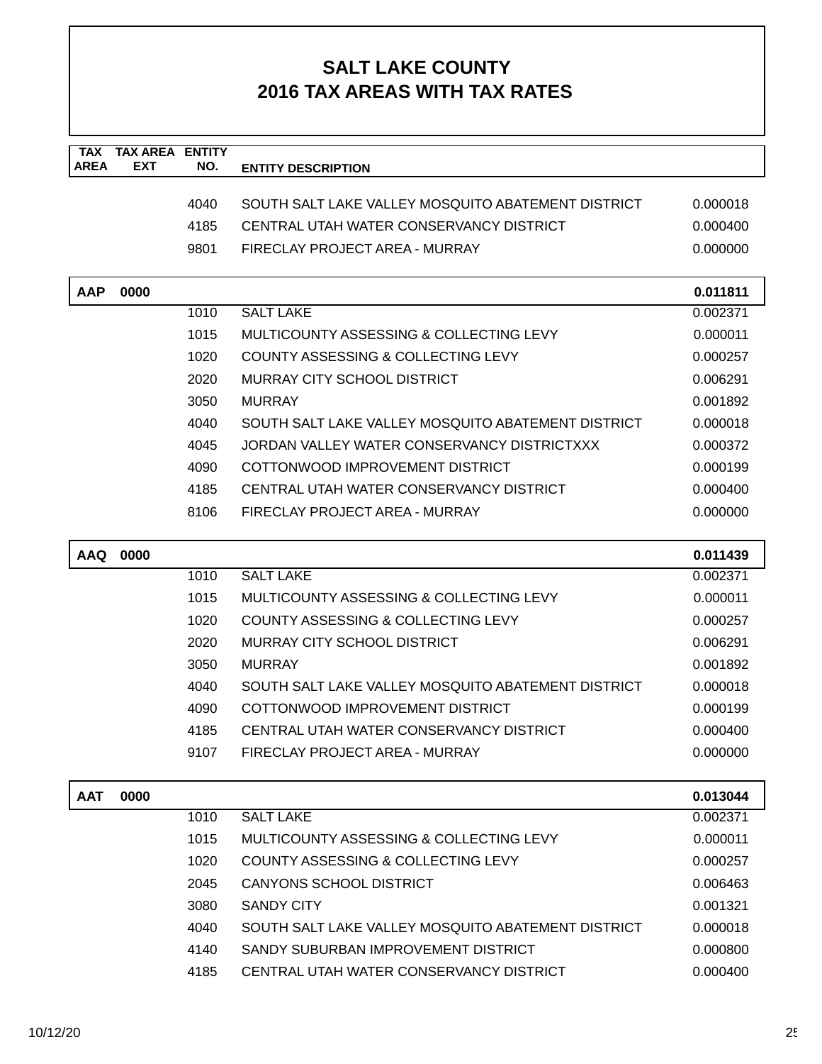# SALT LAKE COUNTY
# 2016 TAX AREAS WITH TAX RATES

| TAX AREA | TAX AREA EXT | ENTITY NO. | ENTITY DESCRIPTION | |
|---|---|---|---|---|
| | | 4040 | SOUTH SALT LAKE VALLEY MOSQUITO ABATEMENT DISTRICT | 0.000018 |
| | | 4185 | CENTRAL UTAH WATER CONSERVANCY DISTRICT | 0.000400 |
| | | 9801 | FIRECLAY PROJECT AREA - MURRAY | 0.000000 |
| **AAP** | **0000** | | | **0.011811** |
| | | 1010 | SALT LAKE | 0.002371 |
| | | 1015 | MULTICOUNTY ASSESSING & COLLECTING LEVY | 0.000011 |
| | | 1020 | COUNTY ASSESSING & COLLECTING LEVY | 0.000257 |
| | | 2020 | MURRAY CITY SCHOOL DISTRICT | 0.006291 |
| | | 3050 | MURRAY | 0.001892 |
| | | 4040 | SOUTH SALT LAKE VALLEY MOSQUITO ABATEMENT DISTRICT | 0.000018 |
| | | 4045 | JORDAN VALLEY WATER CONSERVANCY DISTRICTXXX | 0.000372 |
| | | 4090 | COTTONWOOD IMPROVEMENT DISTRICT | 0.000199 |
| | | 4185 | CENTRAL UTAH WATER CONSERVANCY DISTRICT | 0.000400 |
| | | 8106 | FIRECLAY PROJECT AREA - MURRAY | 0.000000 |
| **AAQ** | **0000** | | | **0.011439** |
| | | 1010 | SALT LAKE | 0.002371 |
| | | 1015 | MULTICOUNTY ASSESSING & COLLECTING LEVY | 0.000011 |
| | | 1020 | COUNTY ASSESSING & COLLECTING LEVY | 0.000257 |
| | | 2020 | MURRAY CITY SCHOOL DISTRICT | 0.006291 |
| | | 3050 | MURRAY | 0.001892 |
| | | 4040 | SOUTH SALT LAKE VALLEY MOSQUITO ABATEMENT DISTRICT | 0.000018 |
| | | 4090 | COTTONWOOD IMPROVEMENT DISTRICT | 0.000199 |
| | | 4185 | CENTRAL UTAH WATER CONSERVANCY DISTRICT | 0.000400 |
| | | 9107 | FIRECLAY PROJECT AREA - MURRAY | 0.000000 |
| **AAT** | **0000** | | | **0.013044** |
| | | 1010 | SALT LAKE | 0.002371 |
| | | 1015 | MULTICOUNTY ASSESSING & COLLECTING LEVY | 0.000011 |
| | | 1020 | COUNTY ASSESSING & COLLECTING LEVY | 0.000257 |
| | | 2045 | CANYONS SCHOOL DISTRICT | 0.006463 |
| | | 3080 | SANDY CITY | 0.001321 |
| | | 4040 | SOUTH SALT LAKE VALLEY MOSQUITO ABATEMENT DISTRICT | 0.000018 |
| | | 4140 | SANDY SUBURBAN IMPROVEMENT DISTRICT | 0.000800 |
| | | 4185 | CENTRAL UTAH WATER CONSERVANCY DISTRICT | 0.000400 |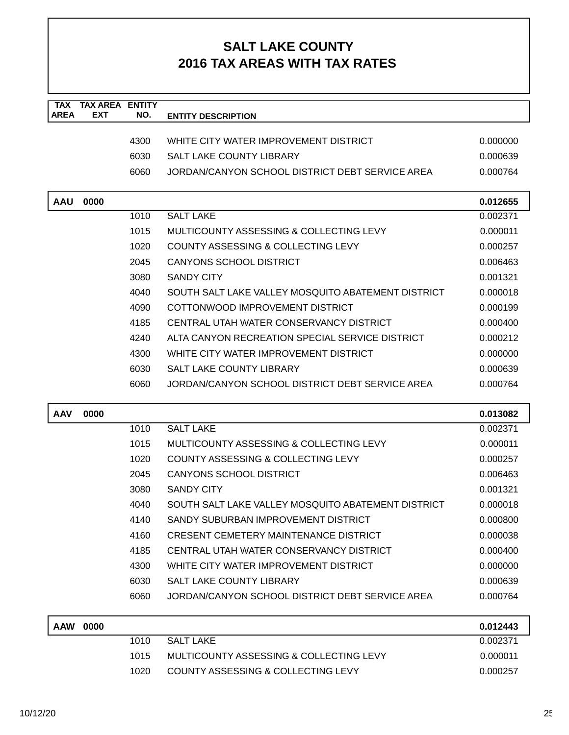# SALT LAKE COUNTY
# 2016 TAX AREAS WITH TAX RATES

| TAX AREA | TAX AREA EXT | ENTITY NO. | ENTITY DESCRIPTION | |
|---|---|---|---|---|
| | | 4300 | WHITE CITY WATER IMPROVEMENT DISTRICT | 0.000000 |
| | | 6030 | SALT LAKE COUNTY LIBRARY | 0.000639 |
| | | 6060 | JORDAN/CANYON SCHOOL DISTRICT DEBT SERVICE AREA | 0.000764 |
| **AAU** | **0000** | | | **0.012655** |
| | | 1010 | SALT LAKE | 0.002371 |
| | | 1015 | MULTICOUNTY ASSESSING & COLLECTING LEVY | 0.000011 |
| | | 1020 | COUNTY ASSESSING & COLLECTING LEVY | 0.000257 |
| | | 2045 | CANYONS SCHOOL DISTRICT | 0.006463 |
| | | 3080 | SANDY CITY | 0.001321 |
| | | 4040 | SOUTH SALT LAKE VALLEY MOSQUITO ABATEMENT DISTRICT | 0.000018 |
| | | 4090 | COTTONWOOD IMPROVEMENT DISTRICT | 0.000199 |
| | | 4185 | CENTRAL UTAH WATER CONSERVANCY DISTRICT | 0.000400 |
| | | 4240 | ALTA CANYON RECREATION SPECIAL SERVICE DISTRICT | 0.000212 |
| | | 4300 | WHITE CITY WATER IMPROVEMENT DISTRICT | 0.000000 |
| | | 6030 | SALT LAKE COUNTY LIBRARY | 0.000639 |
| | | 6060 | JORDAN/CANYON SCHOOL DISTRICT DEBT SERVICE AREA | 0.000764 |
| **AAV** | **0000** | | | **0.013082** |
| | | 1010 | SALT LAKE | 0.002371 |
| | | 1015 | MULTICOUNTY ASSESSING & COLLECTING LEVY | 0.000011 |
| | | 1020 | COUNTY ASSESSING & COLLECTING LEVY | 0.000257 |
| | | 2045 | CANYONS SCHOOL DISTRICT | 0.006463 |
| | | 3080 | SANDY CITY | 0.001321 |
| | | 4040 | SOUTH SALT LAKE VALLEY MOSQUITO ABATEMENT DISTRICT | 0.000018 |
| | | 4140 | SANDY SUBURBAN IMPROVEMENT DISTRICT | 0.000800 |
| | | 4160 | CRESENT CEMETERY MAINTENANCE DISTRICT | 0.000038 |
| | | 4185 | CENTRAL UTAH WATER CONSERVANCY DISTRICT | 0.000400 |
| | | 4300 | WHITE CITY WATER IMPROVEMENT DISTRICT | 0.000000 |
| | | 6030 | SALT LAKE COUNTY LIBRARY | 0.000639 |
| | | 6060 | JORDAN/CANYON SCHOOL DISTRICT DEBT SERVICE AREA | 0.000764 |
| **AAW** | **0000** | | | **0.012443** |
| | | 1010 | SALT LAKE | 0.002371 |
| | | 1015 | MULTICOUNTY ASSESSING & COLLECTING LEVY | 0.000011 |
| | | 1020 | COUNTY ASSESSING & COLLECTING LEVY | 0.000257 |

10/12/20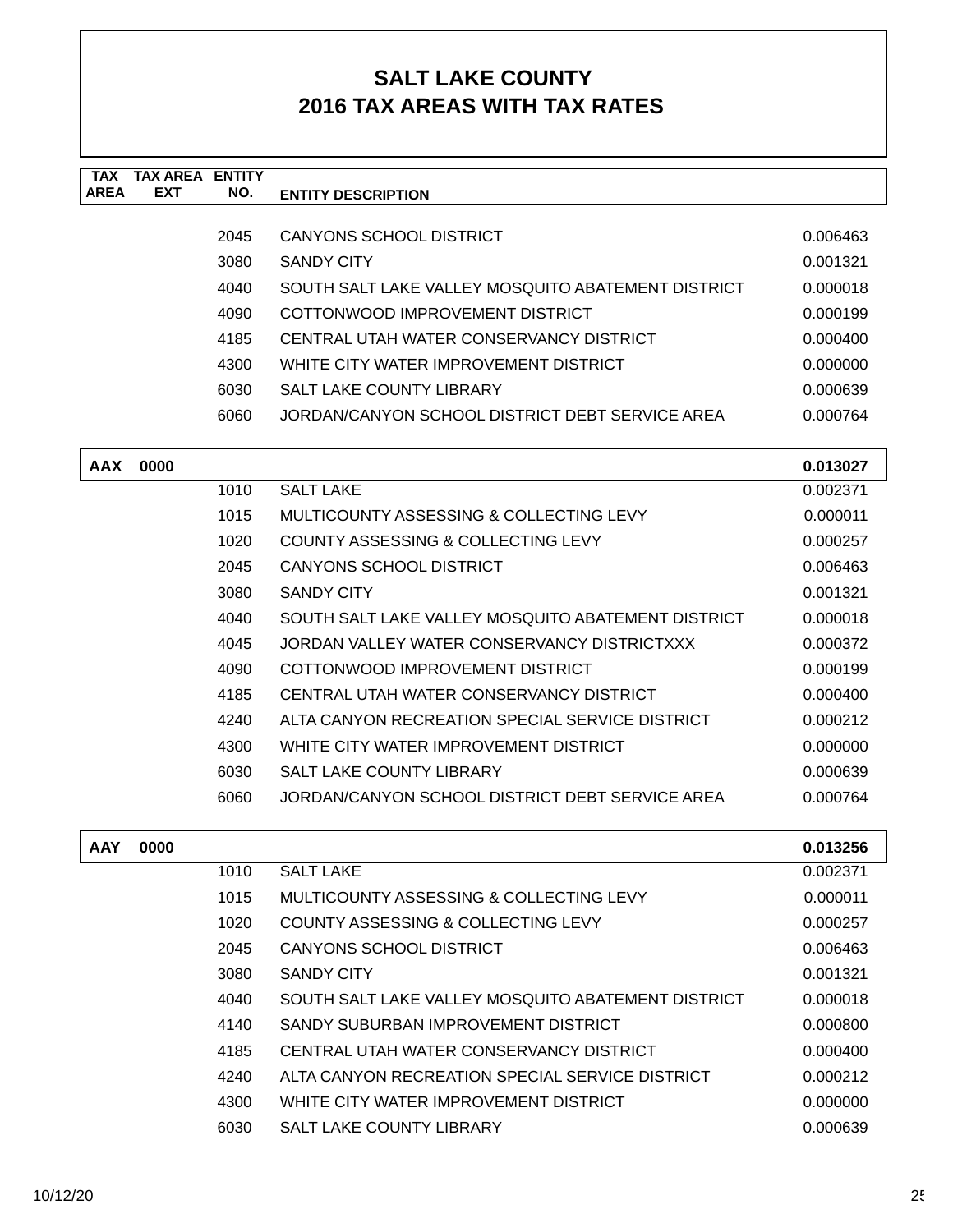# SALT LAKE COUNTY
# 2016 TAX AREAS WITH TAX RATES

| TAX AREA | TAX AREA EXT | ENTITY NO. | ENTITY DESCRIPTION | |
|---|---|---|---|---|
| | | 2045 | CANYONS SCHOOL DISTRICT | 0.006463 |
| | | 3080 | SANDY CITY | 0.001321 |
| | | 4040 | SOUTH SALT LAKE VALLEY MOSQUITO ABATEMENT DISTRICT | 0.000018 |
| | | 4090 | COTTONWOOD IMPROVEMENT DISTRICT | 0.000199 |
| | | 4185 | CENTRAL UTAH WATER CONSERVANCY DISTRICT | 0.000400 |
| | | 4300 | WHITE CITY WATER IMPROVEMENT DISTRICT | 0.000000 |
| | | 6030 | SALT LAKE COUNTY LIBRARY | 0.000639 |
| | | 6060 | JORDAN/CANYON SCHOOL DISTRICT DEBT SERVICE AREA | 0.000764 |
| **AAX** | **0000** | | | **0.013027** |
| | | 1010 | SALT LAKE | 0.002371 |
| | | 1015 | MULTICOUNTY ASSESSING & COLLECTING LEVY | 0.000011 |
| | | 1020 | COUNTY ASSESSING & COLLECTING LEVY | 0.000257 |
| | | 2045 | CANYONS SCHOOL DISTRICT | 0.006463 |
| | | 3080 | SANDY CITY | 0.001321 |
| | | 4040 | SOUTH SALT LAKE VALLEY MOSQUITO ABATEMENT DISTRICT | 0.000018 |
| | | 4045 | JORDAN VALLEY WATER CONSERVANCY DISTRICTXXX | 0.000372 |
| | | 4090 | COTTONWOOD IMPROVEMENT DISTRICT | 0.000199 |
| | | 4185 | CENTRAL UTAH WATER CONSERVANCY DISTRICT | 0.000400 |
| | | 4240 | ALTA CANYON RECREATION SPECIAL SERVICE DISTRICT | 0.000212 |
| | | 4300 | WHITE CITY WATER IMPROVEMENT DISTRICT | 0.000000 |
| | | 6030 | SALT LAKE COUNTY LIBRARY | 0.000639 |
| | | 6060 | JORDAN/CANYON SCHOOL DISTRICT DEBT SERVICE AREA | 0.000764 |
| **AAY** | **0000** | | | **0.013256** |
| | | 1010 | SALT LAKE | 0.002371 |
| | | 1015 | MULTICOUNTY ASSESSING & COLLECTING LEVY | 0.000011 |
| | | 1020 | COUNTY ASSESSING & COLLECTING LEVY | 0.000257 |
| | | 2045 | CANYONS SCHOOL DISTRICT | 0.006463 |
| | | 3080 | SANDY CITY | 0.001321 |
| | | 4040 | SOUTH SALT LAKE VALLEY MOSQUITO ABATEMENT DISTRICT | 0.000018 |
| | | 4140 | SANDY SUBURBAN IMPROVEMENT DISTRICT | 0.000800 |
| | | 4185 | CENTRAL UTAH WATER CONSERVANCY DISTRICT | 0.000400 |
| | | 4240 | ALTA CANYON RECREATION SPECIAL SERVICE DISTRICT | 0.000212 |
| | | 4300 | WHITE CITY WATER IMPROVEMENT DISTRICT | 0.000000 |
| | | 6030 | SALT LAKE COUNTY LIBRARY | 0.000639 |

10/12/20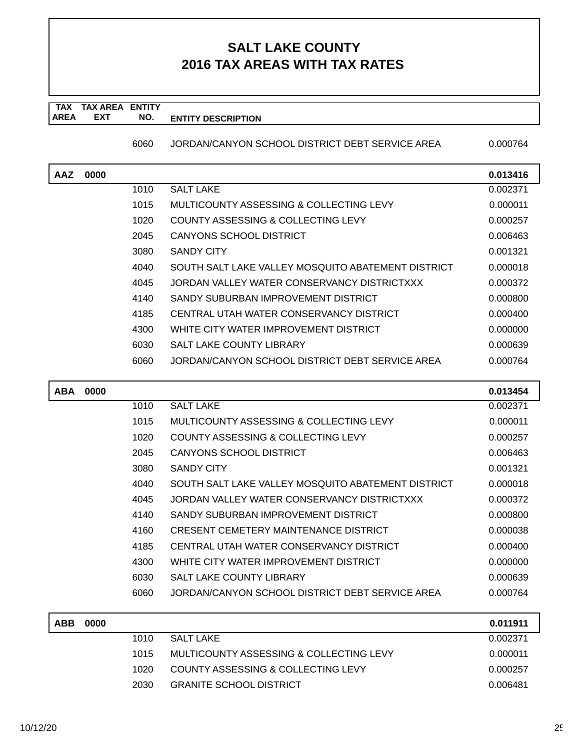# SALT LAKE COUNTY
# 2016 TAX AREAS WITH TAX RATES

| TAX AREA | TAX AREA EXT | ENTITY NO. | ENTITY DESCRIPTION | |
|---|---|---|---|---|
| | | 6060 | JORDAN/CANYON SCHOOL DISTRICT DEBT SERVICE AREA | 0.000764 |
| **AAZ** | **0000** | | | **0.013416** |
| | | 1010 | SALT LAKE | 0.002371 |
| | | 1015 | MULTICOUNTY ASSESSING & COLLECTING LEVY | 0.000011 |
| | | 1020 | COUNTY ASSESSING & COLLECTING LEVY | 0.000257 |
| | | 2045 | CANYONS SCHOOL DISTRICT | 0.006463 |
| | | 3080 | SANDY CITY | 0.001321 |
| | | 4040 | SOUTH SALT LAKE VALLEY MOSQUITO ABATEMENT DISTRICT | 0.000018 |
| | | 4045 | JORDAN VALLEY WATER CONSERVANCY DISTRICTXXX | 0.000372 |
| | | 4140 | SANDY SUBURBAN IMPROVEMENT DISTRICT | 0.000800 |
| | | 4185 | CENTRAL UTAH WATER CONSERVANCY DISTRICT | 0.000400 |
| | | 4300 | WHITE CITY WATER IMPROVEMENT DISTRICT | 0.000000 |
| | | 6030 | SALT LAKE COUNTY LIBRARY | 0.000639 |
| | | 6060 | JORDAN/CANYON SCHOOL DISTRICT DEBT SERVICE AREA | 0.000764 |
| **ABA** | **0000** | | | **0.013454** |
| | | 1010 | SALT LAKE | 0.002371 |
| | | 1015 | MULTICOUNTY ASSESSING & COLLECTING LEVY | 0.000011 |
| | | 1020 | COUNTY ASSESSING & COLLECTING LEVY | 0.000257 |
| | | 2045 | CANYONS SCHOOL DISTRICT | 0.006463 |
| | | 3080 | SANDY CITY | 0.001321 |
| | | 4040 | SOUTH SALT LAKE VALLEY MOSQUITO ABATEMENT DISTRICT | 0.000018 |
| | | 4045 | JORDAN VALLEY WATER CONSERVANCY DISTRICTXXX | 0.000372 |
| | | 4140 | SANDY SUBURBAN IMPROVEMENT DISTRICT | 0.000800 |
| | | 4160 | CRESENT CEMETERY MAINTENANCE DISTRICT | 0.000038 |
| | | 4185 | CENTRAL UTAH WATER CONSERVANCY DISTRICT | 0.000400 |
| | | 4300 | WHITE CITY WATER IMPROVEMENT DISTRICT | 0.000000 |
| | | 6030 | SALT LAKE COUNTY LIBRARY | 0.000639 |
| | | 6060 | JORDAN/CANYON SCHOOL DISTRICT DEBT SERVICE AREA | 0.000764 |
| **ABB** | **0000** | | | **0.011911** |
| | | 1010 | SALT LAKE | 0.002371 |
| | | 1015 | MULTICOUNTY ASSESSING & COLLECTING LEVY | 0.000011 |
| | | 1020 | COUNTY ASSESSING & COLLECTING LEVY | 0.000257 |
| | | 2030 | GRANITE SCHOOL DISTRICT | 0.006481 |

10/12/20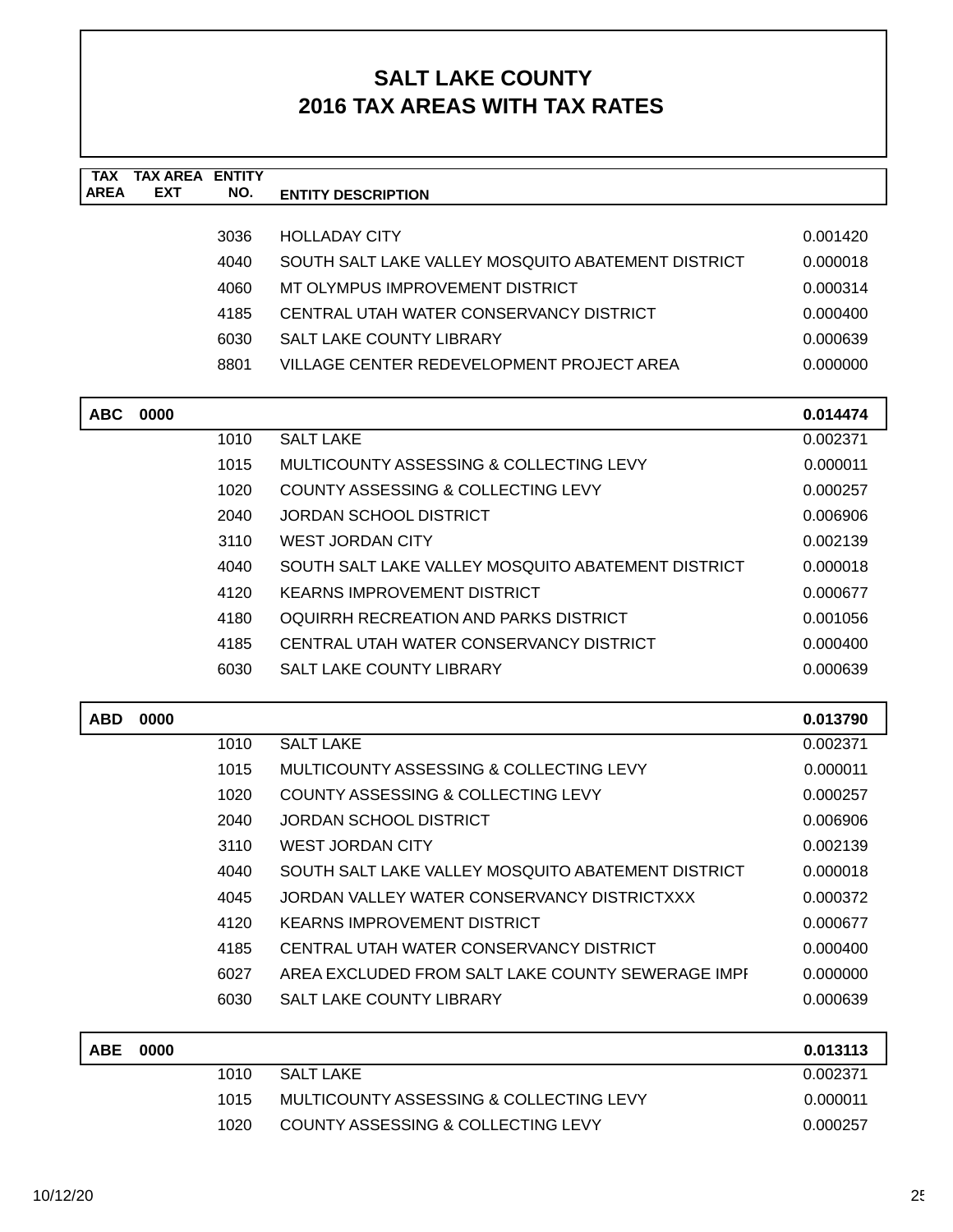# SALT LAKE COUNTY
# 2016 TAX AREAS WITH TAX RATES

| TAX AREA | TAX AREA EXT | ENTITY NO. | ENTITY DESCRIPTION | |
|---|---|---|---|---|
| | | 3036 | HOLLADAY CITY | 0.001420 |
| | | 4040 | SOUTH SALT LAKE VALLEY MOSQUITO ABATEMENT DISTRICT | 0.000018 |
| | | 4060 | MT OLYMPUS IMPROVEMENT DISTRICT | 0.000314 |
| | | 4185 | CENTRAL UTAH WATER CONSERVANCY DISTRICT | 0.000400 |
| | | 6030 | SALT LAKE COUNTY LIBRARY | 0.000639 |
| | | 8801 | VILLAGE CENTER REDEVELOPMENT PROJECT AREA | 0.000000 |
| **ABC** | **0000** | | | **0.014474** |
| | | 1010 | SALT LAKE | 0.002371 |
| | | 1015 | MULTICOUNTY ASSESSING & COLLECTING LEVY | 0.000011 |
| | | 1020 | COUNTY ASSESSING & COLLECTING LEVY | 0.000257 |
| | | 2040 | JORDAN SCHOOL DISTRICT | 0.006906 |
| | | 3110 | WEST JORDAN CITY | 0.002139 |
| | | 4040 | SOUTH SALT LAKE VALLEY MOSQUITO ABATEMENT DISTRICT | 0.000018 |
| | | 4120 | KEARNS IMPROVEMENT DISTRICT | 0.000677 |
| | | 4180 | OQUIRRH RECREATION AND PARKS DISTRICT | 0.001056 |
| | | 4185 | CENTRAL UTAH WATER CONSERVANCY DISTRICT | 0.000400 |
| | | 6030 | SALT LAKE COUNTY LIBRARY | 0.000639 |
| **ABD** | **0000** | | | **0.013790** |
| | | 1010 | SALT LAKE | 0.002371 |
| | | 1015 | MULTICOUNTY ASSESSING & COLLECTING LEVY | 0.000011 |
| | | 1020 | COUNTY ASSESSING & COLLECTING LEVY | 0.000257 |
| | | 2040 | JORDAN SCHOOL DISTRICT | 0.006906 |
| | | 3110 | WEST JORDAN CITY | 0.002139 |
| | | 4040 | SOUTH SALT LAKE VALLEY MOSQUITO ABATEMENT DISTRICT | 0.000018 |
| | | 4045 | JORDAN VALLEY WATER CONSERVANCY DISTRICTXXX | 0.000372 |
| | | 4120 | KEARNS IMPROVEMENT DISTRICT | 0.000677 |
| | | 4185 | CENTRAL UTAH WATER CONSERVANCY DISTRICT | 0.000400 |
| | | 6027 | AREA EXCLUDED FROM SALT LAKE COUNTY SEWERAGE IMPI | 0.000000 |
| | | 6030 | SALT LAKE COUNTY LIBRARY | 0.000639 |
| **ABE** | **0000** | | | **0.013113** |
| | | 1010 | SALT LAKE | 0.002371 |
| | | 1015 | MULTICOUNTY ASSESSING & COLLECTING LEVY | 0.000011 |
| | | 1020 | COUNTY ASSESSING & COLLECTING LEVY | 0.000257 |

10/12/20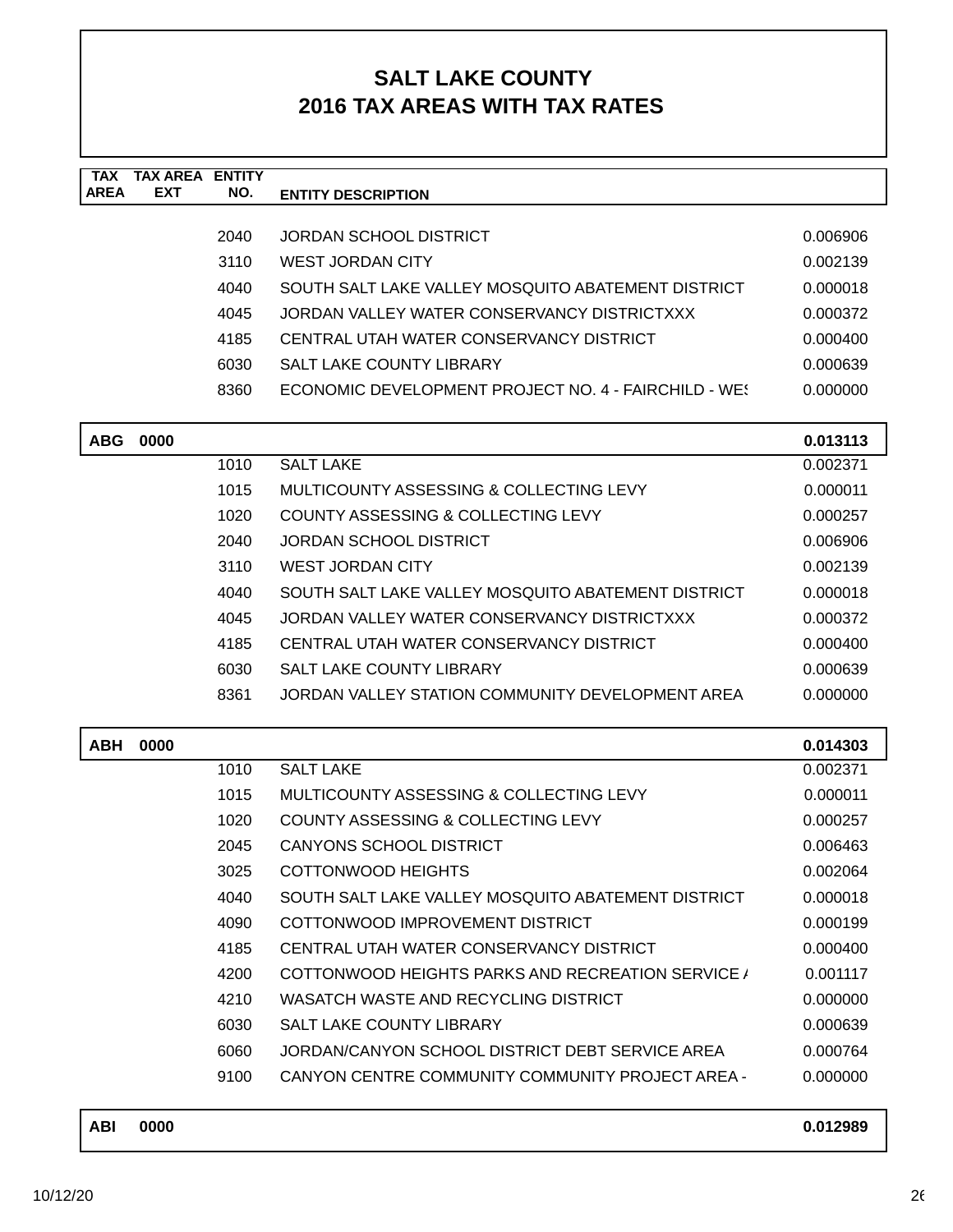# SALT LAKE COUNTY
# 2016 TAX AREAS WITH TAX RATES

| TAX AREA | TAX AREA EXT | ENTITY NO. | ENTITY DESCRIPTION | |
|---|---|---|---|---|
| | | 2040 | JORDAN SCHOOL DISTRICT | 0.006906 |
| | | 3110 | WEST JORDAN CITY | 0.002139 |
| | | 4040 | SOUTH SALT LAKE VALLEY MOSQUITO ABATEMENT DISTRICT | 0.000018 |
| | | 4045 | JORDAN VALLEY WATER CONSERVANCY DISTRICTXXX | 0.000372 |
| | | 4185 | CENTRAL UTAH WATER CONSERVANCY DISTRICT | 0.000400 |
| | | 6030 | SALT LAKE COUNTY LIBRARY | 0.000639 |
| | | 8360 | ECONOMIC DEVELOPMENT PROJECT NO. 4 - FAIRCHILD - WES | 0.000000 |
| **ABG** | **0000** | | | **0.013113** |
| | | 1010 | SALT LAKE | 0.002371 |
| | | 1015 | MULTICOUNTY ASSESSING & COLLECTING LEVY | 0.000011 |
| | | 1020 | COUNTY ASSESSING & COLLECTING LEVY | 0.000257 |
| | | 2040 | JORDAN SCHOOL DISTRICT | 0.006906 |
| | | 3110 | WEST JORDAN CITY | 0.002139 |
| | | 4040 | SOUTH SALT LAKE VALLEY MOSQUITO ABATEMENT DISTRICT | 0.000018 |
| | | 4045 | JORDAN VALLEY WATER CONSERVANCY DISTRICTXXX | 0.000372 |
| | | 4185 | CENTRAL UTAH WATER CONSERVANCY DISTRICT | 0.000400 |
| | | 6030 | SALT LAKE COUNTY LIBRARY | 0.000639 |
| | | 8361 | JORDAN VALLEY STATION COMMUNITY DEVELOPMENT AREA | 0.000000 |
| **ABH** | **0000** | | | **0.014303** |
| | | 1010 | SALT LAKE | 0.002371 |
| | | 1015 | MULTICOUNTY ASSESSING & COLLECTING LEVY | 0.000011 |
| | | 1020 | COUNTY ASSESSING & COLLECTING LEVY | 0.000257 |
| | | 2045 | CANYONS SCHOOL DISTRICT | 0.006463 |
| | | 3025 | COTTONWOOD HEIGHTS | 0.002064 |
| | | 4040 | SOUTH SALT LAKE VALLEY MOSQUITO ABATEMENT DISTRICT | 0.000018 |
| | | 4090 | COTTONWOOD IMPROVEMENT DISTRICT | 0.000199 |
| | | 4185 | CENTRAL UTAH WATER CONSERVANCY DISTRICT | 0.000400 |
| | | 4200 | COTTONWOOD HEIGHTS PARKS AND RECREATION SERVICE A | 0.001117 |
| | | 4210 | WASATCH WASTE AND RECYCLING DISTRICT | 0.000000 |
| | | 6030 | SALT LAKE COUNTY LIBRARY | 0.000639 |
| | | 6060 | JORDAN/CANYON SCHOOL DISTRICT DEBT SERVICE AREA | 0.000764 |
| | | 9100 | CANYON CENTRE COMMUNITY COMMUNITY PROJECT AREA - | 0.000000 |
| **ABI** | **0000** | | | **0.012989** |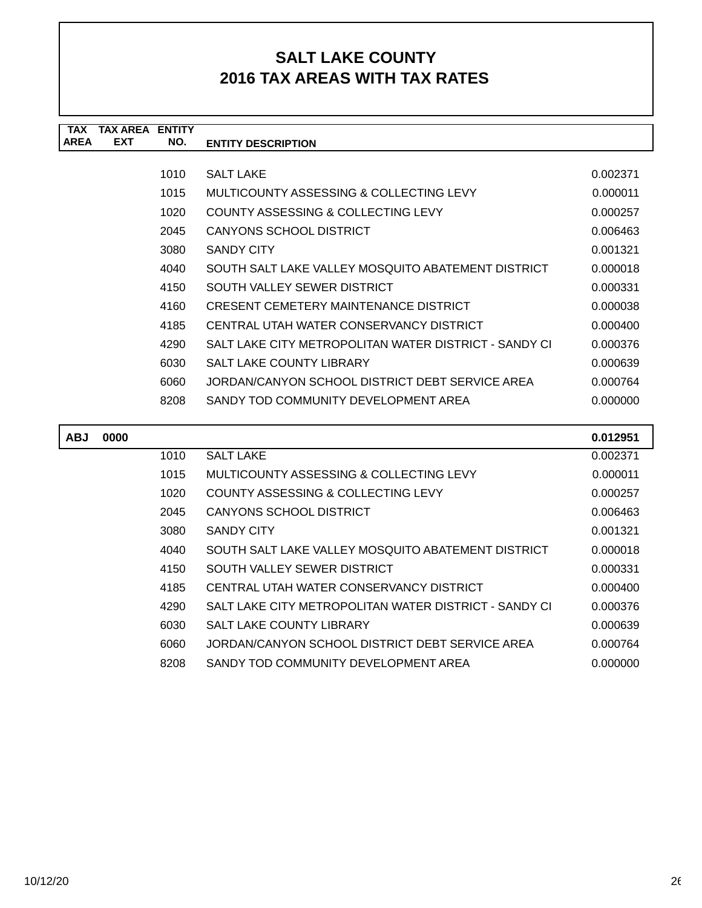# SALT LAKE COUNTY
# 2016 TAX AREAS WITH TAX RATES

| TAX AREA | TAX AREA EXT | ENTITY NO. | ENTITY DESCRIPTION | |
|---|---|---|---|---|
| | | 1010 | SALT LAKE | 0.002371 |
| | | 1015 | MULTICOUNTY ASSESSING & COLLECTING LEVY | 0.000011 |
| | | 1020 | COUNTY ASSESSING & COLLECTING LEVY | 0.000257 |
| | | 2045 | CANYONS SCHOOL DISTRICT | 0.006463 |
| | | 3080 | SANDY CITY | 0.001321 |
| | | 4040 | SOUTH SALT LAKE VALLEY MOSQUITO ABATEMENT DISTRICT | 0.000018 |
| | | 4150 | SOUTH VALLEY SEWER DISTRICT | 0.000331 |
| | | 4160 | CRESENT CEMETERY MAINTENANCE DISTRICT | 0.000038 |
| | | 4185 | CENTRAL UTAH WATER CONSERVANCY DISTRICT | 0.000400 |
| | | 4290 | SALT LAKE CITY METROPOLITAN WATER DISTRICT - SANDY CI | 0.000376 |
| | | 6030 | SALT LAKE COUNTY LIBRARY | 0.000639 |
| | | 6060 | JORDAN/CANYON SCHOOL DISTRICT DEBT SERVICE AREA | 0.000764 |
| | | 8208 | SANDY TOD COMMUNITY DEVELOPMENT AREA | 0.000000 |
| **ABJ** | **0000** | | | **0.012951** |
| | | 1010 | SALT LAKE | 0.002371 |
| | | 1015 | MULTICOUNTY ASSESSING & COLLECTING LEVY | 0.000011 |
| | | 1020 | COUNTY ASSESSING & COLLECTING LEVY | 0.000257 |
| | | 2045 | CANYONS SCHOOL DISTRICT | 0.006463 |
| | | 3080 | SANDY CITY | 0.001321 |
| | | 4040 | SOUTH SALT LAKE VALLEY MOSQUITO ABATEMENT DISTRICT | 0.000018 |
| | | 4150 | SOUTH VALLEY SEWER DISTRICT | 0.000331 |
| | | 4185 | CENTRAL UTAH WATER CONSERVANCY DISTRICT | 0.000400 |
| | | 4290 | SALT LAKE CITY METROPOLITAN WATER DISTRICT - SANDY CI | 0.000376 |
| | | 6030 | SALT LAKE COUNTY LIBRARY | 0.000639 |
| | | 6060 | JORDAN/CANYON SCHOOL DISTRICT DEBT SERVICE AREA | 0.000764 |
| | | 8208 | SANDY TOD COMMUNITY DEVELOPMENT AREA | 0.000000 |

10/12/20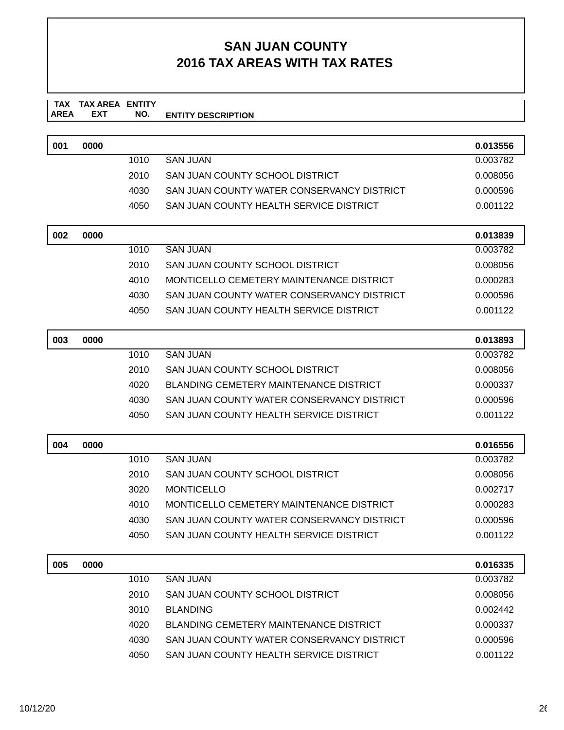# SAN JUAN COUNTY
# 2016 TAX AREAS WITH TAX RATES

| TAX AREA | TAX AREA EXT | ENTITY NO. | ENTITY DESCRIPTION | |
|---|---|---|---|---|
| **001** | **0000** | | | **0.013556** |
| | | 1010 | SAN JUAN | 0.003782 |
| | | 2010 | SAN JUAN COUNTY SCHOOL DISTRICT | 0.008056 |
| | | 4030 | SAN JUAN COUNTY WATER CONSERVANCY DISTRICT | 0.000596 |
| | | 4050 | SAN JUAN COUNTY HEALTH SERVICE DISTRICT | 0.001122 |
| **002** | **0000** | | | **0.013839** |
| | | 1010 | SAN JUAN | 0.003782 |
| | | 2010 | SAN JUAN COUNTY SCHOOL DISTRICT | 0.008056 |
| | | 4010 | MONTICELLO CEMETERY MAINTENANCE DISTRICT | 0.000283 |
| | | 4030 | SAN JUAN COUNTY WATER CONSERVANCY DISTRICT | 0.000596 |
| | | 4050 | SAN JUAN COUNTY HEALTH SERVICE DISTRICT | 0.001122 |
| **003** | **0000** | | | **0.013893** |
| | | 1010 | SAN JUAN | 0.003782 |
| | | 2010 | SAN JUAN COUNTY SCHOOL DISTRICT | 0.008056 |
| | | 4020 | BLANDING CEMETERY MAINTENANCE DISTRICT | 0.000337 |
| | | 4030 | SAN JUAN COUNTY WATER CONSERVANCY DISTRICT | 0.000596 |
| | | 4050 | SAN JUAN COUNTY HEALTH SERVICE DISTRICT | 0.001122 |
| **004** | **0000** | | | **0.016556** |
| | | 1010 | SAN JUAN | 0.003782 |
| | | 2010 | SAN JUAN COUNTY SCHOOL DISTRICT | 0.008056 |
| | | 3020 | MONTICELLO | 0.002717 |
| | | 4010 | MONTICELLO CEMETERY MAINTENANCE DISTRICT | 0.000283 |
| | | 4030 | SAN JUAN COUNTY WATER CONSERVANCY DISTRICT | 0.000596 |
| | | 4050 | SAN JUAN COUNTY HEALTH SERVICE DISTRICT | 0.001122 |
| **005** | **0000** | | | **0.016335** |
| | | 1010 | SAN JUAN | 0.003782 |
| | | 2010 | SAN JUAN COUNTY SCHOOL DISTRICT | 0.008056 |
| | | 3010 | BLANDING | 0.002442 |
| | | 4020 | BLANDING CEMETERY MAINTENANCE DISTRICT | 0.000337 |
| | | 4030 | SAN JUAN COUNTY WATER CONSERVANCY DISTRICT | 0.000596 |
| | | 4050 | SAN JUAN COUNTY HEALTH SERVICE DISTRICT | 0.001122 |

10/12/20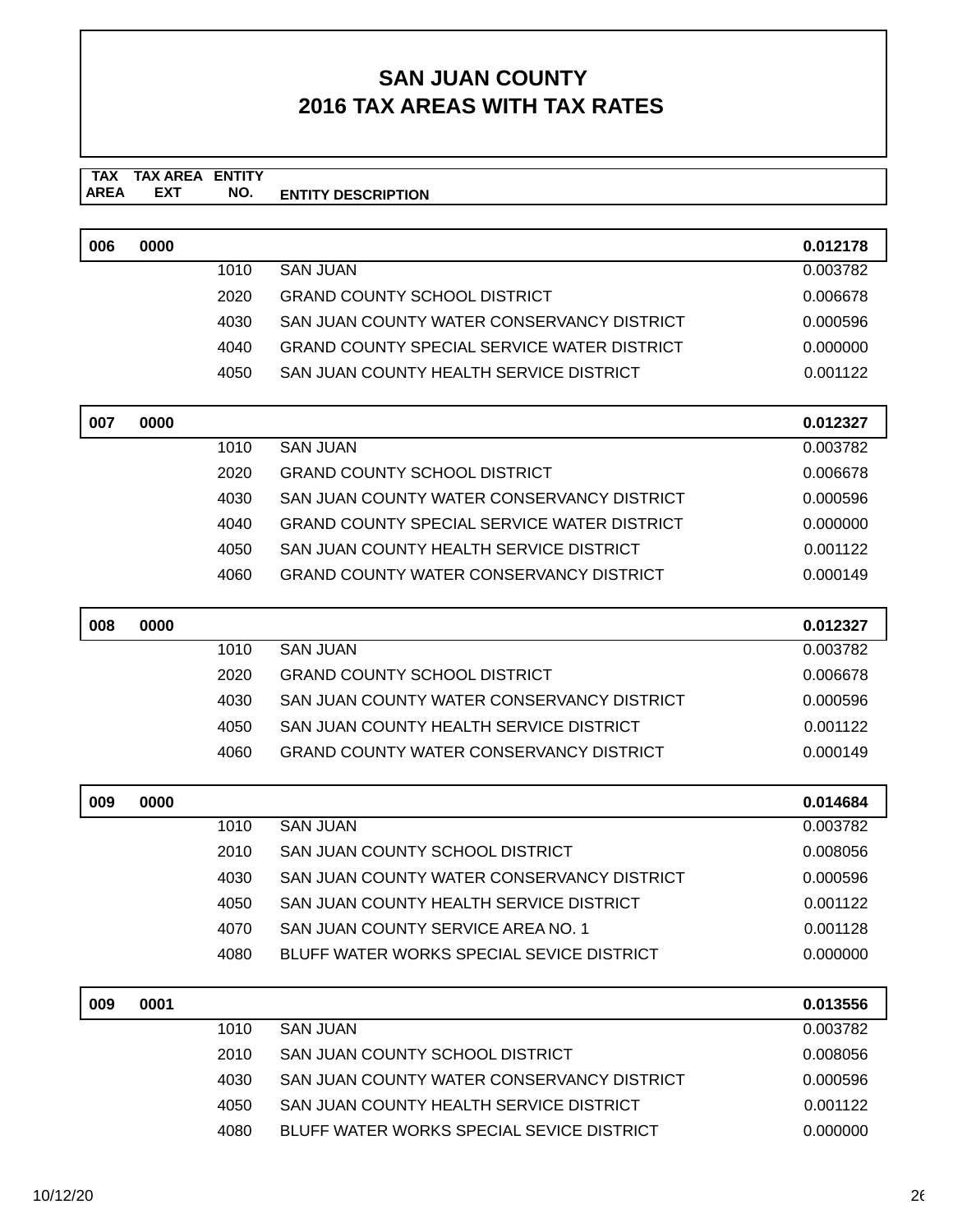# SAN JUAN COUNTY
# 2016 TAX AREAS WITH TAX RATES

| TAX AREA | TAX AREA EXT | ENTITY NO. | ENTITY DESCRIPTION | |
|---|---|---|---|---|
| **006** | **0000** | | | **0.012178** |
| | | 1010 | SAN JUAN | 0.003782 |
| | | 2020 | GRAND COUNTY SCHOOL DISTRICT | 0.006678 |
| | | 4030 | SAN JUAN COUNTY WATER CONSERVANCY DISTRICT | 0.000596 |
| | | 4040 | GRAND COUNTY SPECIAL SERVICE WATER DISTRICT | 0.000000 |
| | | 4050 | SAN JUAN COUNTY HEALTH SERVICE DISTRICT | 0.001122 |
| **007** | **0000** | | | **0.012327** |
| | | 1010 | SAN JUAN | 0.003782 |
| | | 2020 | GRAND COUNTY SCHOOL DISTRICT | 0.006678 |
| | | 4030 | SAN JUAN COUNTY WATER CONSERVANCY DISTRICT | 0.000596 |
| | | 4040 | GRAND COUNTY SPECIAL SERVICE WATER DISTRICT | 0.000000 |
| | | 4050 | SAN JUAN COUNTY HEALTH SERVICE DISTRICT | 0.001122 |
| | | 4060 | GRAND COUNTY WATER CONSERVANCY DISTRICT | 0.000149 |
| **008** | **0000** | | | **0.012327** |
| | | 1010 | SAN JUAN | 0.003782 |
| | | 2020 | GRAND COUNTY SCHOOL DISTRICT | 0.006678 |
| | | 4030 | SAN JUAN COUNTY WATER CONSERVANCY DISTRICT | 0.000596 |
| | | 4050 | SAN JUAN COUNTY HEALTH SERVICE DISTRICT | 0.001122 |
| | | 4060 | GRAND COUNTY WATER CONSERVANCY DISTRICT | 0.000149 |
| **009** | **0000** | | | **0.014684** |
| | | 1010 | SAN JUAN | 0.003782 |
| | | 2010 | SAN JUAN COUNTY SCHOOL DISTRICT | 0.008056 |
| | | 4030 | SAN JUAN COUNTY WATER CONSERVANCY DISTRICT | 0.000596 |
| | | 4050 | SAN JUAN COUNTY HEALTH SERVICE DISTRICT | 0.001122 |
| | | 4070 | SAN JUAN COUNTY SERVICE AREA NO. 1 | 0.001128 |
| | | 4080 | BLUFF WATER WORKS SPECIAL SEVICE DISTRICT | 0.000000 |
| **009** | **0001** | | | **0.013556** |
| | | 1010 | SAN JUAN | 0.003782 |
| | | 2010 | SAN JUAN COUNTY SCHOOL DISTRICT | 0.008056 |
| | | 4030 | SAN JUAN COUNTY WATER CONSERVANCY DISTRICT | 0.000596 |
| | | 4050 | SAN JUAN COUNTY HEALTH SERVICE DISTRICT | 0.001122 |
| | | 4080 | BLUFF WATER WORKS SPECIAL SEVICE DISTRICT | 0.000000 |

10/12/20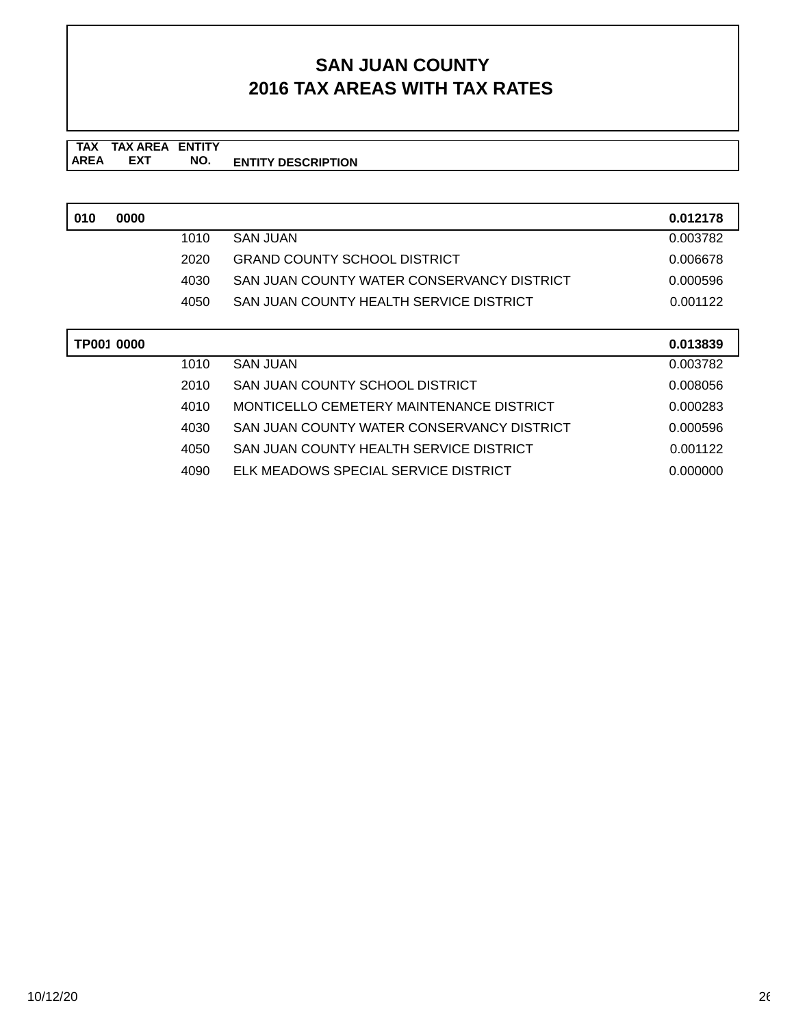# SAN JUAN COUNTY
# 2016 TAX AREAS WITH TAX RATES

| TAX AREA | TAX AREA EXT | ENTITY NO. | ENTITY DESCRIPTION | |
|---|---|---|---|---|
| **010** | **0000** | | | **0.012178** |
| | | 1010 | SAN JUAN | 0.003782 |
| | | 2020 | GRAND COUNTY SCHOOL DISTRICT | 0.006678 |
| | | 4030 | SAN JUAN COUNTY WATER CONSERVANCY DISTRICT | 0.000596 |
| | | 4050 | SAN JUAN COUNTY HEALTH SERVICE DISTRICT | 0.001122 |
| **TP001** | **0000** | | | **0.013839** |
| | | 1010 | SAN JUAN | 0.003782 |
| | | 2010 | SAN JUAN COUNTY SCHOOL DISTRICT | 0.008056 |
| | | 4010 | MONTICELLO CEMETERY MAINTENANCE DISTRICT | 0.000283 |
| | | 4030 | SAN JUAN COUNTY WATER CONSERVANCY DISTRICT | 0.000596 |
| | | 4050 | SAN JUAN COUNTY HEALTH SERVICE DISTRICT | 0.001122 |
| | | 4090 | ELK MEADOWS SPECIAL SERVICE DISTRICT | 0.000000 |

10/12/20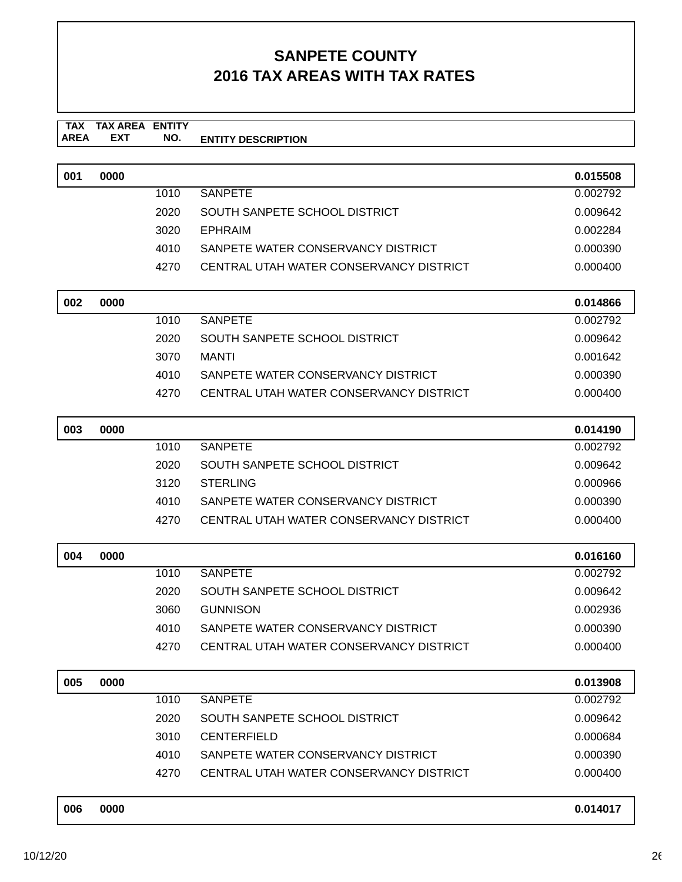# SANPETE COUNTY
# 2016 TAX AREAS WITH TAX RATES

| TAX AREA | TAX AREA EXT | ENTITY NO. | ENTITY DESCRIPTION | |
|---|---|---|---|---|
| **001** | **0000** | | | **0.015508** |
| | | 1010 | SANPETE | 0.002792 |
| | | 2020 | SOUTH SANPETE SCHOOL DISTRICT | 0.009642 |
| | | 3020 | EPHRAIM | 0.002284 |
| | | 4010 | SANPETE WATER CONSERVANCY DISTRICT | 0.000390 |
| | | 4270 | CENTRAL UTAH WATER CONSERVANCY DISTRICT | 0.000400 |
| **002** | **0000** | | | **0.014866** |
| | | 1010 | SANPETE | 0.002792 |
| | | 2020 | SOUTH SANPETE SCHOOL DISTRICT | 0.009642 |
| | | 3070 | MANTI | 0.001642 |
| | | 4010 | SANPETE WATER CONSERVANCY DISTRICT | 0.000390 |
| | | 4270 | CENTRAL UTAH WATER CONSERVANCY DISTRICT | 0.000400 |
| **003** | **0000** | | | **0.014190** |
| | | 1010 | SANPETE | 0.002792 |
| | | 2020 | SOUTH SANPETE SCHOOL DISTRICT | 0.009642 |
| | | 3120 | STERLING | 0.000966 |
| | | 4010 | SANPETE WATER CONSERVANCY DISTRICT | 0.000390 |
| | | 4270 | CENTRAL UTAH WATER CONSERVANCY DISTRICT | 0.000400 |
| **004** | **0000** | | | **0.016160** |
| | | 1010 | SANPETE | 0.002792 |
| | | 2020 | SOUTH SANPETE SCHOOL DISTRICT | 0.009642 |
| | | 3060 | GUNNISON | 0.002936 |
| | | 4010 | SANPETE WATER CONSERVANCY DISTRICT | 0.000390 |
| | | 4270 | CENTRAL UTAH WATER CONSERVANCY DISTRICT | 0.000400 |
| **005** | **0000** | | | **0.013908** |
| | | 1010 | SANPETE | 0.002792 |
| | | 2020 | SOUTH SANPETE SCHOOL DISTRICT | 0.009642 |
| | | 3010 | CENTERFIELD | 0.000684 |
| | | 4010 | SANPETE WATER CONSERVANCY DISTRICT | 0.000390 |
| | | 4270 | CENTRAL UTAH WATER CONSERVANCY DISTRICT | 0.000400 |
| **006** | **0000** | | | **0.014017** |

10/12/20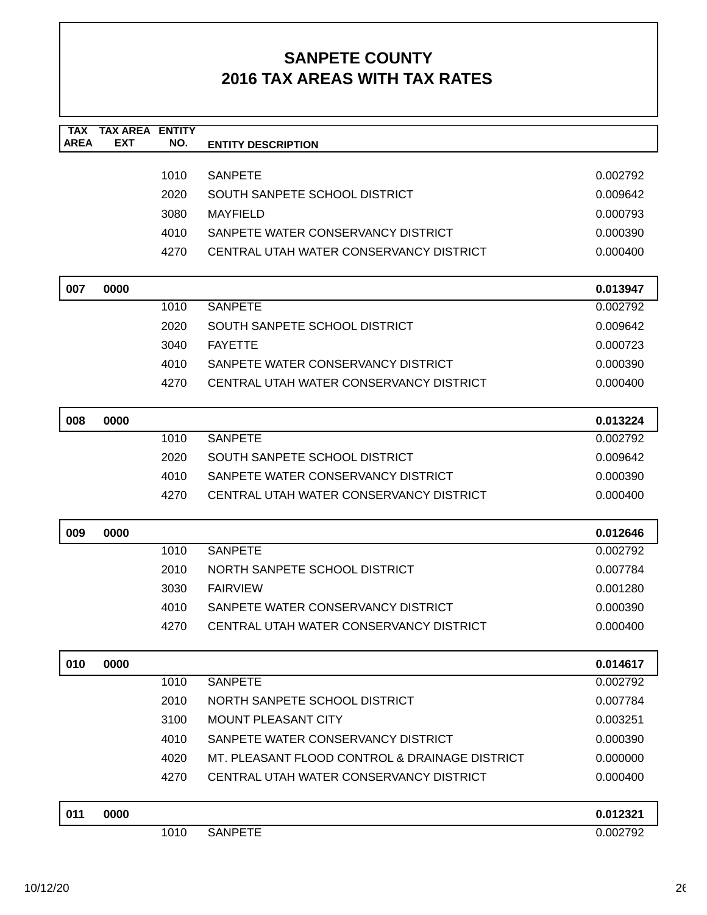# SANPETE COUNTY
# 2016 TAX AREAS WITH TAX RATES

| TAX AREA | TAX AREA EXT | ENTITY NO. | ENTITY DESCRIPTION | |
|---|---|---|---|---|
| | | 1010 | SANPETE | 0.002792 |
| | | 2020 | SOUTH SANPETE SCHOOL DISTRICT | 0.009642 |
| | | 3080 | MAYFIELD | 0.000793 |
| | | 4010 | SANPETE WATER CONSERVANCY DISTRICT | 0.000390 |
| | | 4270 | CENTRAL UTAH WATER CONSERVANCY DISTRICT | 0.000400 |
| **007** | **0000** | | | **0.013947** |
| | | 1010 | SANPETE | 0.002792 |
| | | 2020 | SOUTH SANPETE SCHOOL DISTRICT | 0.009642 |
| | | 3040 | FAYETTE | 0.000723 |
| | | 4010 | SANPETE WATER CONSERVANCY DISTRICT | 0.000390 |
| | | 4270 | CENTRAL UTAH WATER CONSERVANCY DISTRICT | 0.000400 |
| **008** | **0000** | | | **0.013224** |
| | | 1010 | SANPETE | 0.002792 |
| | | 2020 | SOUTH SANPETE SCHOOL DISTRICT | 0.009642 |
| | | 4010 | SANPETE WATER CONSERVANCY DISTRICT | 0.000390 |
| | | 4270 | CENTRAL UTAH WATER CONSERVANCY DISTRICT | 0.000400 |
| **009** | **0000** | | | **0.012646** |
| | | 1010 | SANPETE | 0.002792 |
| | | 2010 | NORTH SANPETE SCHOOL DISTRICT | 0.007784 |
| | | 3030 | FAIRVIEW | 0.001280 |
| | | 4010 | SANPETE WATER CONSERVANCY DISTRICT | 0.000390 |
| | | 4270 | CENTRAL UTAH WATER CONSERVANCY DISTRICT | 0.000400 |
| **010** | **0000** | | | **0.014617** |
| | | 1010 | SANPETE | 0.002792 |
| | | 2010 | NORTH SANPETE SCHOOL DISTRICT | 0.007784 |
| | | 3100 | MOUNT PLEASANT CITY | 0.003251 |
| | | 4010 | SANPETE WATER CONSERVANCY DISTRICT | 0.000390 |
| | | 4020 | MT. PLEASANT FLOOD CONTROL & DRAINAGE DISTRICT | 0.000000 |
| | | 4270 | CENTRAL UTAH WATER CONSERVANCY DISTRICT | 0.000400 |
| **011** | **0000** | | | **0.012321** |
| | | 1010 | SANPETE | 0.002792 |

10/12/20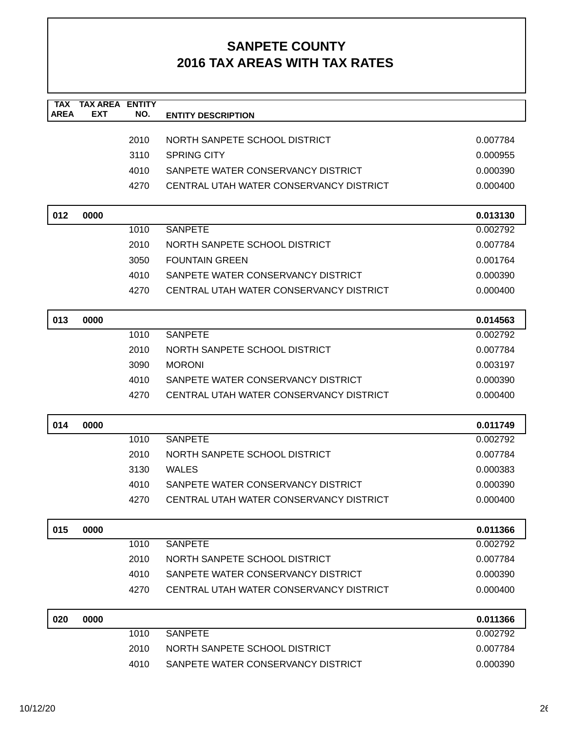# SANPETE COUNTY
## 2016 TAX AREAS WITH TAX RATES

| TAX AREA | TAX AREA EXT | ENTITY NO. | ENTITY DESCRIPTION | |
|---|---|---|---|---|
| | | 2010 | NORTH SANPETE SCHOOL DISTRICT | 0.007784 |
| | | 3110 | SPRING CITY | 0.000955 |
| | | 4010 | SANPETE WATER CONSERVANCY DISTRICT | 0.000390 |
| | | 4270 | CENTRAL UTAH WATER CONSERVANCY DISTRICT | 0.000400 |
| **012** | **0000** | | | **0.013130** |
| | | 1010 | SANPETE | 0.002792 |
| | | 2010 | NORTH SANPETE SCHOOL DISTRICT | 0.007784 |
| | | 3050 | FOUNTAIN GREEN | 0.001764 |
| | | 4010 | SANPETE WATER CONSERVANCY DISTRICT | 0.000390 |
| | | 4270 | CENTRAL UTAH WATER CONSERVANCY DISTRICT | 0.000400 |
| **013** | **0000** | | | **0.014563** |
| | | 1010 | SANPETE | 0.002792 |
| | | 2010 | NORTH SANPETE SCHOOL DISTRICT | 0.007784 |
| | | 3090 | MORONI | 0.003197 |
| | | 4010 | SANPETE WATER CONSERVANCY DISTRICT | 0.000390 |
| | | 4270 | CENTRAL UTAH WATER CONSERVANCY DISTRICT | 0.000400 |
| **014** | **0000** | | | **0.011749** |
| | | 1010 | SANPETE | 0.002792 |
| | | 2010 | NORTH SANPETE SCHOOL DISTRICT | 0.007784 |
| | | 3130 | WALES | 0.000383 |
| | | 4010 | SANPETE WATER CONSERVANCY DISTRICT | 0.000390 |
| | | 4270 | CENTRAL UTAH WATER CONSERVANCY DISTRICT | 0.000400 |
| **015** | **0000** | | | **0.011366** |
| | | 1010 | SANPETE | 0.002792 |
| | | 2010 | NORTH SANPETE SCHOOL DISTRICT | 0.007784 |
| | | 4010 | SANPETE WATER CONSERVANCY DISTRICT | 0.000390 |
| | | 4270 | CENTRAL UTAH WATER CONSERVANCY DISTRICT | 0.000400 |
| **020** | **0000** | | | **0.011366** |
| | | 1010 | SANPETE | 0.002792 |
| | | 2010 | NORTH SANPETE SCHOOL DISTRICT | 0.007784 |
| | | 4010 | SANPETE WATER CONSERVANCY DISTRICT | 0.000390 |

10/12/20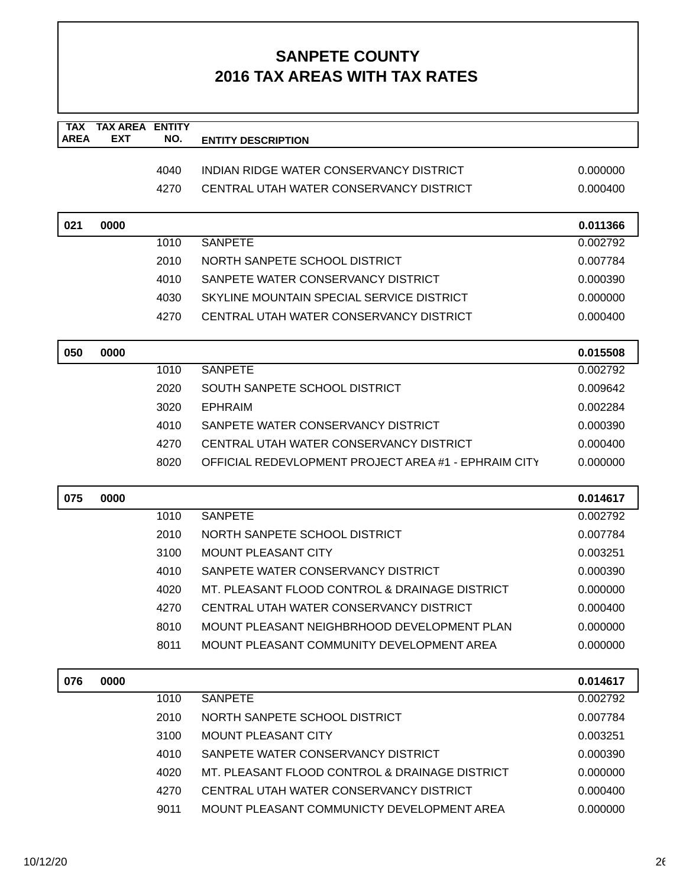# SANPETE COUNTY
# 2016 TAX AREAS WITH TAX RATES

| TAX AREA | TAX AREA EXT | ENTITY NO. | ENTITY DESCRIPTION | |
|---|---|---|---|---|
| | | 4040 | INDIAN RIDGE WATER CONSERVANCY DISTRICT | 0.000000 |
| | | 4270 | CENTRAL UTAH WATER CONSERVANCY DISTRICT | 0.000400 |
| **021** | **0000** | | | **0.011366** |
| | | 1010 | SANPETE | 0.002792 |
| | | 2010 | NORTH SANPETE SCHOOL DISTRICT | 0.007784 |
| | | 4010 | SANPETE WATER CONSERVANCY DISTRICT | 0.000390 |
| | | 4030 | SKYLINE MOUNTAIN SPECIAL SERVICE DISTRICT | 0.000000 |
| | | 4270 | CENTRAL UTAH WATER CONSERVANCY DISTRICT | 0.000400 |
| **050** | **0000** | | | **0.015508** |
| | | 1010 | SANPETE | 0.002792 |
| | | 2020 | SOUTH SANPETE SCHOOL DISTRICT | 0.009642 |
| | | 3020 | EPHRAIM | 0.002284 |
| | | 4010 | SANPETE WATER CONSERVANCY DISTRICT | 0.000390 |
| | | 4270 | CENTRAL UTAH WATER CONSERVANCY DISTRICT | 0.000400 |
| | | 8020 | OFFICIAL REDEVLOPMENT PROJECT AREA #1 - EPHRAIM CITY | 0.000000 |
| **075** | **0000** | | | **0.014617** |
| | | 1010 | SANPETE | 0.002792 |
| | | 2010 | NORTH SANPETE SCHOOL DISTRICT | 0.007784 |
| | | 3100 | MOUNT PLEASANT CITY | 0.003251 |
| | | 4010 | SANPETE WATER CONSERVANCY DISTRICT | 0.000390 |
| | | 4020 | MT. PLEASANT FLOOD CONTROL & DRAINAGE DISTRICT | 0.000000 |
| | | 4270 | CENTRAL UTAH WATER CONSERVANCY DISTRICT | 0.000400 |
| | | 8010 | MOUNT PLEASANT NEIGHBRHOOD DEVELOPMENT PLAN | 0.000000 |
| | | 8011 | MOUNT PLEASANT COMMUNITY DEVELOPMENT AREA | 0.000000 |
| **076** | **0000** | | | **0.014617** |
| | | 1010 | SANPETE | 0.002792 |
| | | 2010 | NORTH SANPETE SCHOOL DISTRICT | 0.007784 |
| | | 3100 | MOUNT PLEASANT CITY | 0.003251 |
| | | 4010 | SANPETE WATER CONSERVANCY DISTRICT | 0.000390 |
| | | 4020 | MT. PLEASANT FLOOD CONTROL & DRAINAGE DISTRICT | 0.000000 |
| | | 4270 | CENTRAL UTAH WATER CONSERVANCY DISTRICT | 0.000400 |
| | | 9011 | MOUNT PLEASANT COMMUNICTY DEVELOPMENT AREA | 0.000000 |

10/12/20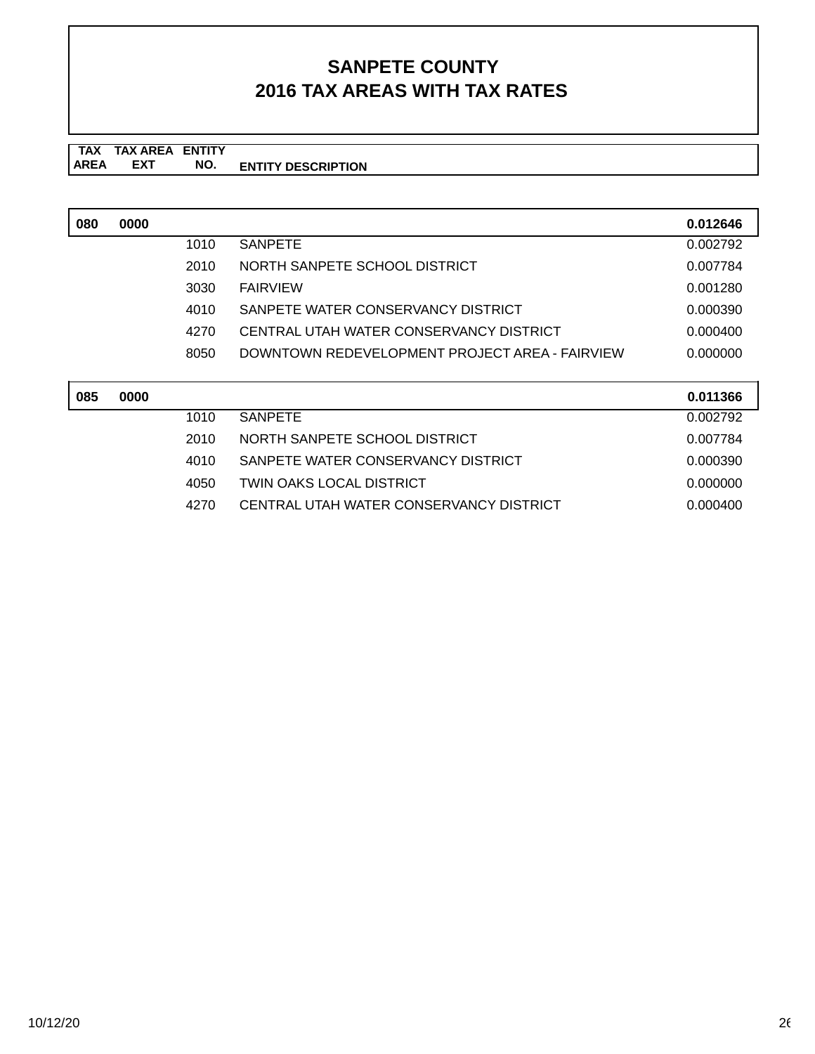# SANPETE COUNTY
# 2016 TAX AREAS WITH TAX RATES

| TAX AREA | TAX AREA EXT | ENTITY NO. | ENTITY DESCRIPTION | |
|---|---|---|---|---|
| **080** | **0000** | | | **0.012646** |
| | | 1010 | SANPETE | 0.002792 |
| | | 2010 | NORTH SANPETE SCHOOL DISTRICT | 0.007784 |
| | | 3030 | FAIRVIEW | 0.001280 |
| | | 4010 | SANPETE WATER CONSERVANCY DISTRICT | 0.000390 |
| | | 4270 | CENTRAL UTAH WATER CONSERVANCY DISTRICT | 0.000400 |
| | | 8050 | DOWNTOWN REDEVELOPMENT PROJECT AREA - FAIRVIEW | 0.000000 |
| **085** | **0000** | | | **0.011366** |
| | | 1010 | SANPETE | 0.002792 |
| | | 2010 | NORTH SANPETE SCHOOL DISTRICT | 0.007784 |
| | | 4010 | SANPETE WATER CONSERVANCY DISTRICT | 0.000390 |
| | | 4050 | TWIN OAKS LOCAL DISTRICT | 0.000000 |
| | | 4270 | CENTRAL UTAH WATER CONSERVANCY DISTRICT | 0.000400 |

10/12/20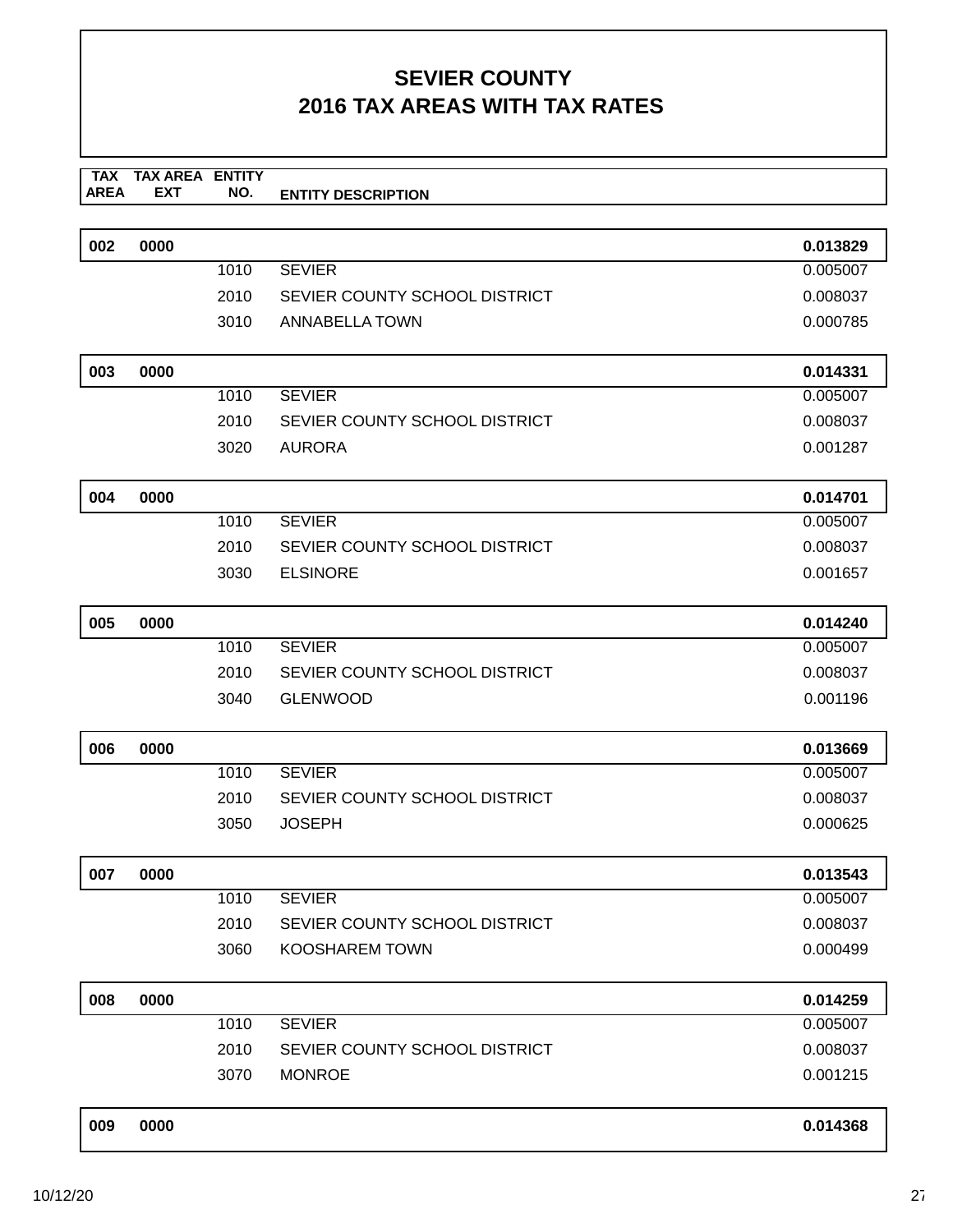# SEVIER COUNTY
## 2016 TAX AREAS WITH TAX RATES

| TAX AREA | TAX AREA EXT | ENTITY NO. | ENTITY DESCRIPTION | |
|---|---|---|---|---|
| **002** | **0000** | | | **0.013829** |
| | | 1010 | SEVIER | 0.005007 |
| | | 2010 | SEVIER COUNTY SCHOOL DISTRICT | 0.008037 |
| | | 3010 | ANNABELLA TOWN | 0.000785 |
| **003** | **0000** | | | **0.014331** |
| | | 1010 | SEVIER | 0.005007 |
| | | 2010 | SEVIER COUNTY SCHOOL DISTRICT | 0.008037 |
| | | 3020 | AURORA | 0.001287 |
| **004** | **0000** | | | **0.014701** |
| | | 1010 | SEVIER | 0.005007 |
| | | 2010 | SEVIER COUNTY SCHOOL DISTRICT | 0.008037 |
| | | 3030 | ELSINORE | 0.001657 |
| **005** | **0000** | | | **0.014240** |
| | | 1010 | SEVIER | 0.005007 |
| | | 2010 | SEVIER COUNTY SCHOOL DISTRICT | 0.008037 |
| | | 3040 | GLENWOOD | 0.001196 |
| **006** | **0000** | | | **0.013669** |
| | | 1010 | SEVIER | 0.005007 |
| | | 2010 | SEVIER COUNTY SCHOOL DISTRICT | 0.008037 |
| | | 3050 | JOSEPH | 0.000625 |
| **007** | **0000** | | | **0.013543** |
| | | 1010 | SEVIER | 0.005007 |
| | | 2010 | SEVIER COUNTY SCHOOL DISTRICT | 0.008037 |
| | | 3060 | KOOSHAREM TOWN | 0.000499 |
| **008** | **0000** | | | **0.014259** |
| | | 1010 | SEVIER | 0.005007 |
| | | 2010 | SEVIER COUNTY SCHOOL DISTRICT | 0.008037 |
| | | 3070 | MONROE | 0.001215 |
| **009** | **0000** | | | **0.014368** |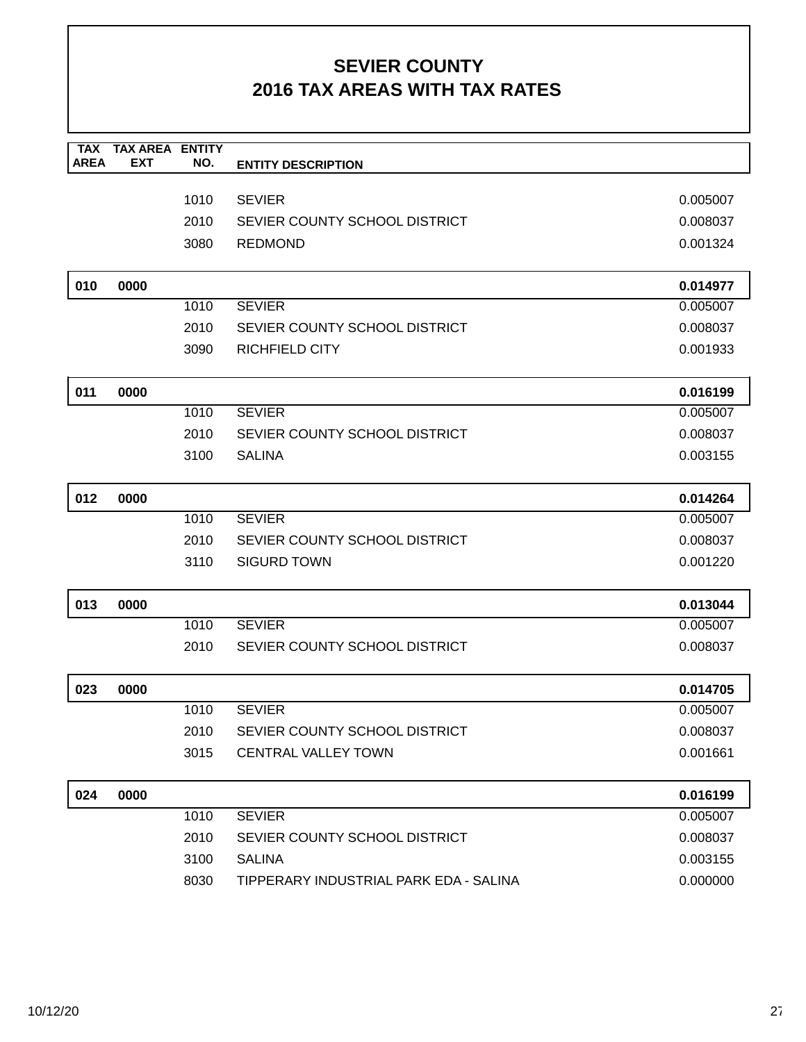# SEVIER COUNTY
# 2016 TAX AREAS WITH TAX RATES

| TAX AREA | TAX AREA EXT | ENTITY NO. | ENTITY DESCRIPTION | |
|---|---|---|---|---|
| | | 1010 | SEVIER | 0.005007 |
| | | 2010 | SEVIER COUNTY SCHOOL DISTRICT | 0.008037 |
| | | 3080 | REDMOND | 0.001324 |
| **010** | **0000** | | | **0.014977** |
| | | 1010 | SEVIER | 0.005007 |
| | | 2010 | SEVIER COUNTY SCHOOL DISTRICT | 0.008037 |
| | | 3090 | RICHFIELD CITY | 0.001933 |
| **011** | **0000** | | | **0.016199** |
| | | 1010 | SEVIER | 0.005007 |
| | | 2010 | SEVIER COUNTY SCHOOL DISTRICT | 0.008037 |
| | | 3100 | SALINA | 0.003155 |
| **012** | **0000** | | | **0.014264** |
| | | 1010 | SEVIER | 0.005007 |
| | | 2010 | SEVIER COUNTY SCHOOL DISTRICT | 0.008037 |
| | | 3110 | SIGURD TOWN | 0.001220 |
| **013** | **0000** | | | **0.013044** |
| | | 1010 | SEVIER | 0.005007 |
| | | 2010 | SEVIER COUNTY SCHOOL DISTRICT | 0.008037 |
| **023** | **0000** | | | **0.014705** |
| | | 1010 | SEVIER | 0.005007 |
| | | 2010 | SEVIER COUNTY SCHOOL DISTRICT | 0.008037 |
| | | 3015 | CENTRAL VALLEY TOWN | 0.001661 |
| **024** | **0000** | | | **0.016199** |
| | | 1010 | SEVIER | 0.005007 |
| | | 2010 | SEVIER COUNTY SCHOOL DISTRICT | 0.008037 |
| | | 3100 | SALINA | 0.003155 |
| | | 8030 | TIPPERARY INDUSTRIAL PARK EDA - SALINA | 0.000000 |

10/12/20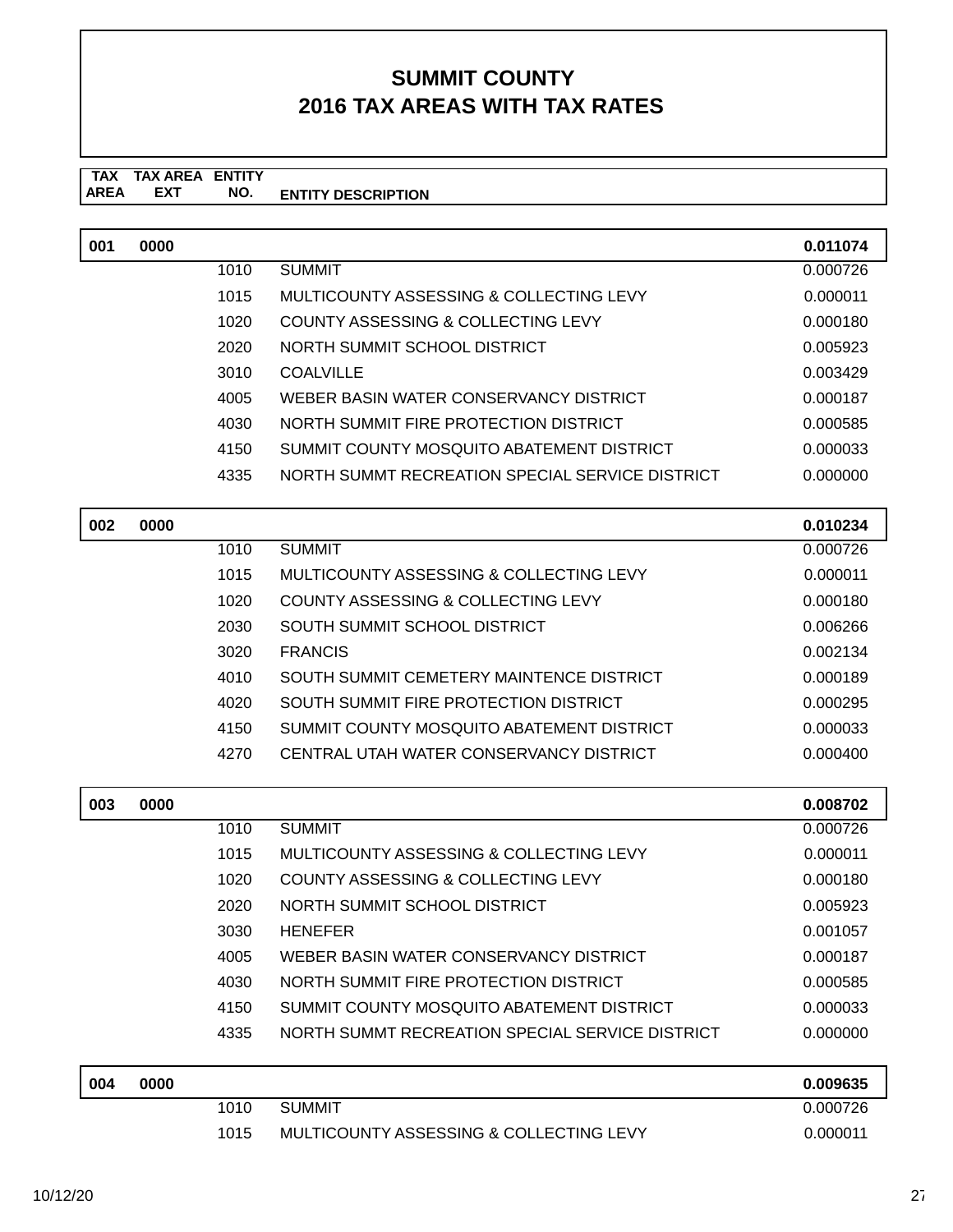# SUMMIT COUNTY
# 2016 TAX AREAS WITH TAX RATES

| TAX AREA | TAX AREA EXT | ENTITY NO. | ENTITY DESCRIPTION | |
|---|---|---|---|---|
| **001** | **0000** | | | **0.011074** |
| | | 1010 | SUMMIT | 0.000726 |
| | | 1015 | MULTICOUNTY ASSESSING & COLLECTING LEVY | 0.000011 |
| | | 1020 | COUNTY ASSESSING & COLLECTING LEVY | 0.000180 |
| | | 2020 | NORTH SUMMIT SCHOOL DISTRICT | 0.005923 |
| | | 3010 | COALVILLE | 0.003429 |
| | | 4005 | WEBER BASIN WATER CONSERVANCY DISTRICT | 0.000187 |
| | | 4030 | NORTH SUMMIT FIRE PROTECTION DISTRICT | 0.000585 |
| | | 4150 | SUMMIT COUNTY MOSQUITO ABATEMENT DISTRICT | 0.000033 |
| | | 4335 | NORTH SUMMT RECREATION SPECIAL SERVICE DISTRICT | 0.000000 |
| **002** | **0000** | | | **0.010234** |
| | | 1010 | SUMMIT | 0.000726 |
| | | 1015 | MULTICOUNTY ASSESSING & COLLECTING LEVY | 0.000011 |
| | | 1020 | COUNTY ASSESSING & COLLECTING LEVY | 0.000180 |
| | | 2030 | SOUTH SUMMIT SCHOOL DISTRICT | 0.006266 |
| | | 3020 | FRANCIS | 0.002134 |
| | | 4010 | SOUTH SUMMIT CEMETERY MAINTENCE DISTRICT | 0.000189 |
| | | 4020 | SOUTH SUMMIT FIRE PROTECTION DISTRICT | 0.000295 |
| | | 4150 | SUMMIT COUNTY MOSQUITO ABATEMENT DISTRICT | 0.000033 |
| | | 4270 | CENTRAL UTAH WATER CONSERVANCY DISTRICT | 0.000400 |
| **003** | **0000** | | | **0.008702** |
| | | 1010 | SUMMIT | 0.000726 |
| | | 1015 | MULTICOUNTY ASSESSING & COLLECTING LEVY | 0.000011 |
| | | 1020 | COUNTY ASSESSING & COLLECTING LEVY | 0.000180 |
| | | 2020 | NORTH SUMMIT SCHOOL DISTRICT | 0.005923 |
| | | 3030 | HENEFER | 0.001057 |
| | | 4005 | WEBER BASIN WATER CONSERVANCY DISTRICT | 0.000187 |
| | | 4030 | NORTH SUMMIT FIRE PROTECTION DISTRICT | 0.000585 |
| | | 4150 | SUMMIT COUNTY MOSQUITO ABATEMENT DISTRICT | 0.000033 |
| | | 4335 | NORTH SUMMT RECREATION SPECIAL SERVICE DISTRICT | 0.000000 |
| **004** | **0000** | | | **0.009635** |
| | | 1010 | SUMMIT | 0.000726 |
| | | 1015 | MULTICOUNTY ASSESSING & COLLECTING LEVY | 0.000011 |

10/12/20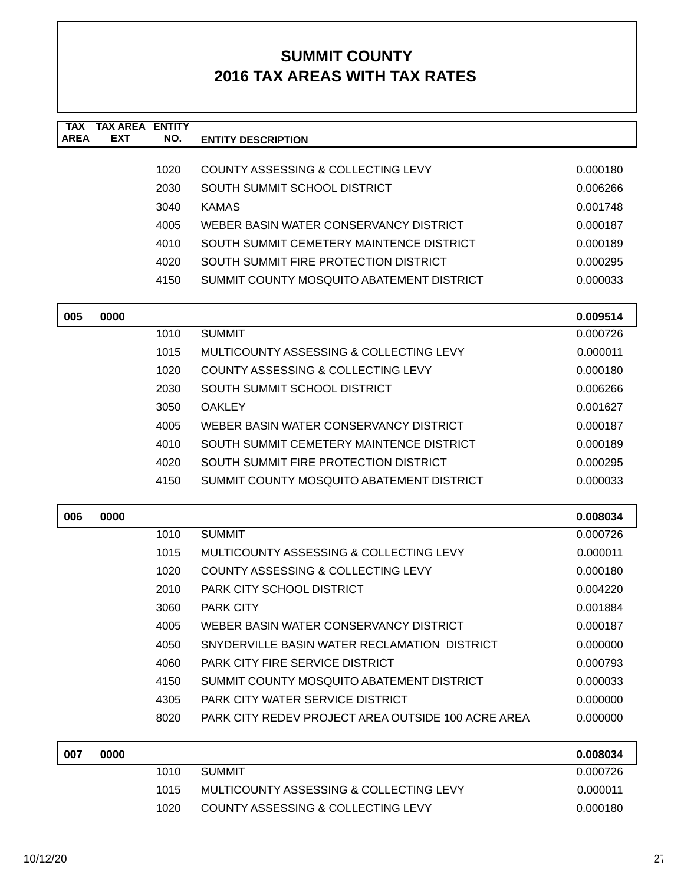# SUMMIT COUNTY
# 2016 TAX AREAS WITH TAX RATES

| TAX AREA | TAX AREA EXT | ENTITY NO. | ENTITY DESCRIPTION | |
|---|---|---|---|---|
| | | 1020 | COUNTY ASSESSING & COLLECTING LEVY | 0.000180 |
| | | 2030 | SOUTH SUMMIT SCHOOL DISTRICT | 0.006266 |
| | | 3040 | KAMAS | 0.001748 |
| | | 4005 | WEBER BASIN WATER CONSERVANCY DISTRICT | 0.000187 |
| | | 4010 | SOUTH SUMMIT CEMETERY MAINTENCE DISTRICT | 0.000189 |
| | | 4020 | SOUTH SUMMIT FIRE PROTECTION DISTRICT | 0.000295 |
| | | 4150 | SUMMIT COUNTY MOSQUITO ABATEMENT DISTRICT | 0.000033 |
| **005** | **0000** | | | **0.009514** |
| | | 1010 | SUMMIT | 0.000726 |
| | | 1015 | MULTICOUNTY ASSESSING & COLLECTING LEVY | 0.000011 |
| | | 1020 | COUNTY ASSESSING & COLLECTING LEVY | 0.000180 |
| | | 2030 | SOUTH SUMMIT SCHOOL DISTRICT | 0.006266 |
| | | 3050 | OAKLEY | 0.001627 |
| | | 4005 | WEBER BASIN WATER CONSERVANCY DISTRICT | 0.000187 |
| | | 4010 | SOUTH SUMMIT CEMETERY MAINTENCE DISTRICT | 0.000189 |
| | | 4020 | SOUTH SUMMIT FIRE PROTECTION DISTRICT | 0.000295 |
| | | 4150 | SUMMIT COUNTY MOSQUITO ABATEMENT DISTRICT | 0.000033 |
| **006** | **0000** | | | **0.008034** |
| | | 1010 | SUMMIT | 0.000726 |
| | | 1015 | MULTICOUNTY ASSESSING & COLLECTING LEVY | 0.000011 |
| | | 1020 | COUNTY ASSESSING & COLLECTING LEVY | 0.000180 |
| | | 2010 | PARK CITY SCHOOL DISTRICT | 0.004220 |
| | | 3060 | PARK CITY | 0.001884 |
| | | 4005 | WEBER BASIN WATER CONSERVANCY DISTRICT | 0.000187 |
| | | 4050 | SNYDERVILLE BASIN WATER RECLAMATION DISTRICT | 0.000000 |
| | | 4060 | PARK CITY FIRE SERVICE DISTRICT | 0.000793 |
| | | 4150 | SUMMIT COUNTY MOSQUITO ABATEMENT DISTRICT | 0.000033 |
| | | 4305 | PARK CITY WATER SERVICE DISTRICT | 0.000000 |
| | | 8020 | PARK CITY REDEV PROJECT AREA OUTSIDE 100 ACRE AREA | 0.000000 |
| **007** | **0000** | | | **0.008034** |
| | | 1010 | SUMMIT | 0.000726 |
| | | 1015 | MULTICOUNTY ASSESSING & COLLECTING LEVY | 0.000011 |
| | | 1020 | COUNTY ASSESSING & COLLECTING LEVY | 0.000180 |

10/12/20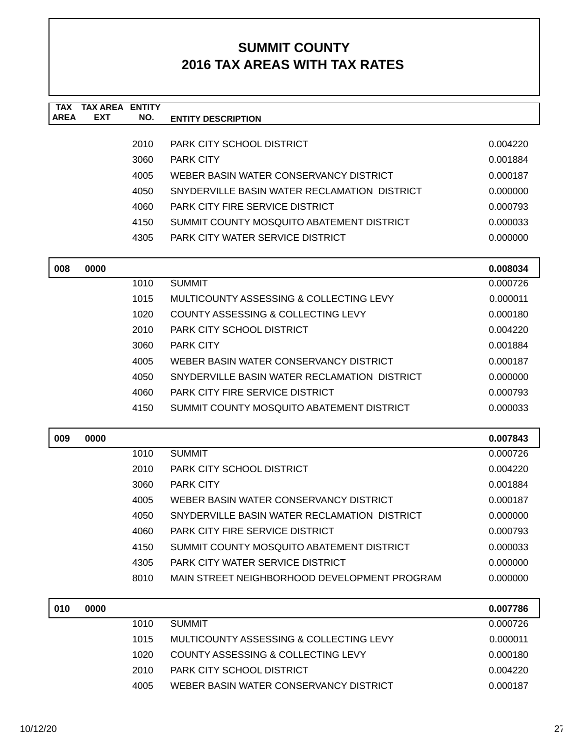# SUMMIT COUNTY
## 2016 TAX AREAS WITH TAX RATES

| TAX AREA | TAX AREA EXT | ENTITY NO. | ENTITY DESCRIPTION | |
|---|---|---|---|---|
| | | 2010 | PARK CITY SCHOOL DISTRICT | 0.004220 |
| | | 3060 | PARK CITY | 0.001884 |
| | | 4005 | WEBER BASIN WATER CONSERVANCY DISTRICT | 0.000187 |
| | | 4050 | SNYDERVILLE BASIN WATER RECLAMATION DISTRICT | 0.000000 |
| | | 4060 | PARK CITY FIRE SERVICE DISTRICT | 0.000793 |
| | | 4150 | SUMMIT COUNTY MOSQUITO ABATEMENT DISTRICT | 0.000033 |
| | | 4305 | PARK CITY WATER SERVICE DISTRICT | 0.000000 |
| **008** | **0000** | | | **0.008034** |
| | | 1010 | SUMMIT | 0.000726 |
| | | 1015 | MULTICOUNTY ASSESSING & COLLECTING LEVY | 0.000011 |
| | | 1020 | COUNTY ASSESSING & COLLECTING LEVY | 0.000180 |
| | | 2010 | PARK CITY SCHOOL DISTRICT | 0.004220 |
| | | 3060 | PARK CITY | 0.001884 |
| | | 4005 | WEBER BASIN WATER CONSERVANCY DISTRICT | 0.000187 |
| | | 4050 | SNYDERVILLE BASIN WATER RECLAMATION DISTRICT | 0.000000 |
| | | 4060 | PARK CITY FIRE SERVICE DISTRICT | 0.000793 |
| | | 4150 | SUMMIT COUNTY MOSQUITO ABATEMENT DISTRICT | 0.000033 |
| **009** | **0000** | | | **0.007843** |
| | | 1010 | SUMMIT | 0.000726 |
| | | 2010 | PARK CITY SCHOOL DISTRICT | 0.004220 |
| | | 3060 | PARK CITY | 0.001884 |
| | | 4005 | WEBER BASIN WATER CONSERVANCY DISTRICT | 0.000187 |
| | | 4050 | SNYDERVILLE BASIN WATER RECLAMATION DISTRICT | 0.000000 |
| | | 4060 | PARK CITY FIRE SERVICE DISTRICT | 0.000793 |
| | | 4150 | SUMMIT COUNTY MOSQUITO ABATEMENT DISTRICT | 0.000033 |
| | | 4305 | PARK CITY WATER SERVICE DISTRICT | 0.000000 |
| | | 8010 | MAIN STREET NEIGHBORHOOD DEVELOPMENT PROGRAM | 0.000000 |
| **010** | **0000** | | | **0.007786** |
| | | 1010 | SUMMIT | 0.000726 |
| | | 1015 | MULTICOUNTY ASSESSING & COLLECTING LEVY | 0.000011 |
| | | 1020 | COUNTY ASSESSING & COLLECTING LEVY | 0.000180 |
| | | 2010 | PARK CITY SCHOOL DISTRICT | 0.004220 |
| | | 4005 | WEBER BASIN WATER CONSERVANCY DISTRICT | 0.000187 |

10/12/20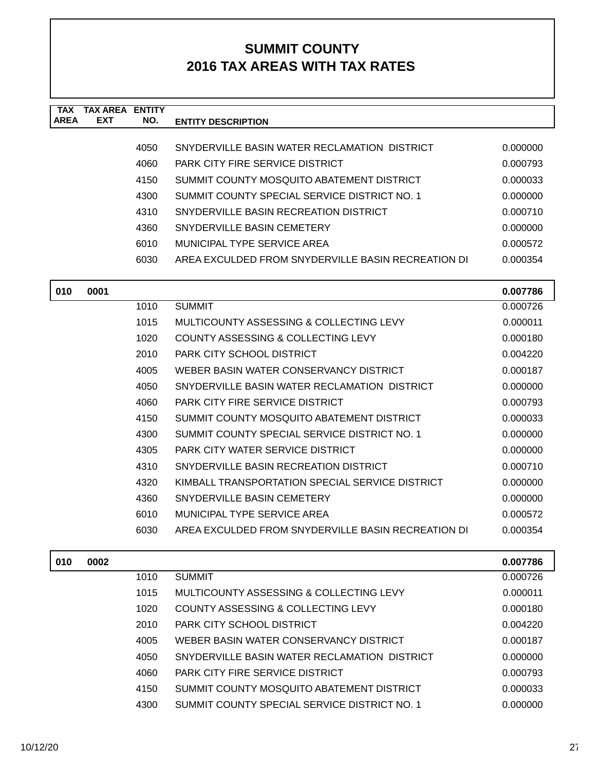# SUMMIT COUNTY
## 2016 TAX AREAS WITH TAX RATES

| TAX AREA | TAX AREA EXT | ENTITY NO. | ENTITY DESCRIPTION | |
|---|---|---|---|---|
| | | 4050 | SNYDERVILLE BASIN WATER RECLAMATION DISTRICT | 0.000000 |
| | | 4060 | PARK CITY FIRE SERVICE DISTRICT | 0.000793 |
| | | 4150 | SUMMIT COUNTY MOSQUITO ABATEMENT DISTRICT | 0.000033 |
| | | 4300 | SUMMIT COUNTY SPECIAL SERVICE DISTRICT NO. 1 | 0.000000 |
| | | 4310 | SNYDERVILLE BASIN RECREATION DISTRICT | 0.000710 |
| | | 4360 | SNYDERVILLE BASIN CEMETERY | 0.000000 |
| | | 6010 | MUNICIPAL TYPE SERVICE AREA | 0.000572 |
| | | 6030 | AREA EXCULDED FROM SNYDERVILLE BASIN RECREATION DI | 0.000354 |
| **010** | **0001** | | | **0.007786** |
| | | 1010 | SUMMIT | 0.000726 |
| | | 1015 | MULTICOUNTY ASSESSING & COLLECTING LEVY | 0.000011 |
| | | 1020 | COUNTY ASSESSING & COLLECTING LEVY | 0.000180 |
| | | 2010 | PARK CITY SCHOOL DISTRICT | 0.004220 |
| | | 4005 | WEBER BASIN WATER CONSERVANCY DISTRICT | 0.000187 |
| | | 4050 | SNYDERVILLE BASIN WATER RECLAMATION DISTRICT | 0.000000 |
| | | 4060 | PARK CITY FIRE SERVICE DISTRICT | 0.000793 |
| | | 4150 | SUMMIT COUNTY MOSQUITO ABATEMENT DISTRICT | 0.000033 |
| | | 4300 | SUMMIT COUNTY SPECIAL SERVICE DISTRICT NO. 1 | 0.000000 |
| | | 4305 | PARK CITY WATER SERVICE DISTRICT | 0.000000 |
| | | 4310 | SNYDERVILLE BASIN RECREATION DISTRICT | 0.000710 |
| | | 4320 | KIMBALL TRANSPORTATION SPECIAL SERVICE DISTRICT | 0.000000 |
| | | 4360 | SNYDERVILLE BASIN CEMETERY | 0.000000 |
| | | 6010 | MUNICIPAL TYPE SERVICE AREA | 0.000572 |
| | | 6030 | AREA EXCULDED FROM SNYDERVILLE BASIN RECREATION DI | 0.000354 |
| **010** | **0002** | | | **0.007786** |
| | | 1010 | SUMMIT | 0.000726 |
| | | 1015 | MULTICOUNTY ASSESSING & COLLECTING LEVY | 0.000011 |
| | | 1020 | COUNTY ASSESSING & COLLECTING LEVY | 0.000180 |
| | | 2010 | PARK CITY SCHOOL DISTRICT | 0.004220 |
| | | 4005 | WEBER BASIN WATER CONSERVANCY DISTRICT | 0.000187 |
| | | 4050 | SNYDERVILLE BASIN WATER RECLAMATION DISTRICT | 0.000000 |
| | | 4060 | PARK CITY FIRE SERVICE DISTRICT | 0.000793 |
| | | 4150 | SUMMIT COUNTY MOSQUITO ABATEMENT DISTRICT | 0.000033 |
| | | 4300 | SUMMIT COUNTY SPECIAL SERVICE DISTRICT NO. 1 | 0.000000 |

10/12/20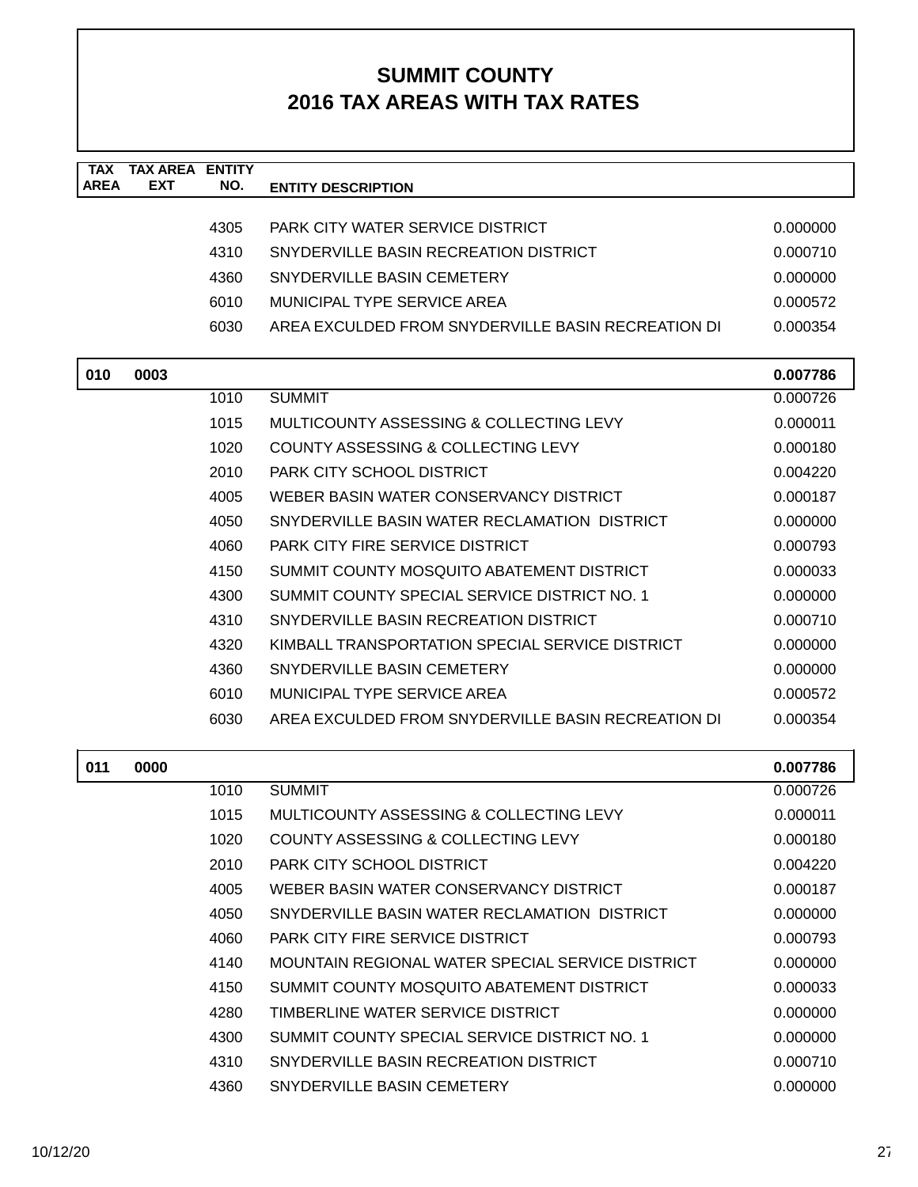# SUMMIT COUNTY
## 2016 TAX AREAS WITH TAX RATES

| TAX AREA | TAX AREA EXT | ENTITY NO. | ENTITY DESCRIPTION | |
|---|---|---|---|---|
| | | 4305 | PARK CITY WATER SERVICE DISTRICT | 0.000000 |
| | | 4310 | SNYDERVILLE BASIN RECREATION DISTRICT | 0.000710 |
| | | 4360 | SNYDERVILLE BASIN CEMETERY | 0.000000 |
| | | 6010 | MUNICIPAL TYPE SERVICE AREA | 0.000572 |
| | | 6030 | AREA EXCULDED FROM SNYDERVILLE BASIN RECREATION DI | 0.000354 |
| **010** | **0003** | | | **0.007786** |
| | | 1010 | SUMMIT | 0.000726 |
| | | 1015 | MULTICOUNTY ASSESSING & COLLECTING LEVY | 0.000011 |
| | | 1020 | COUNTY ASSESSING & COLLECTING LEVY | 0.000180 |
| | | 2010 | PARK CITY SCHOOL DISTRICT | 0.004220 |
| | | 4005 | WEBER BASIN WATER CONSERVANCY DISTRICT | 0.000187 |
| | | 4050 | SNYDERVILLE BASIN WATER RECLAMATION DISTRICT | 0.000000 |
| | | 4060 | PARK CITY FIRE SERVICE DISTRICT | 0.000793 |
| | | 4150 | SUMMIT COUNTY MOSQUITO ABATEMENT DISTRICT | 0.000033 |
| | | 4300 | SUMMIT COUNTY SPECIAL SERVICE DISTRICT NO. 1 | 0.000000 |
| | | 4310 | SNYDERVILLE BASIN RECREATION DISTRICT | 0.000710 |
| | | 4320 | KIMBALL TRANSPORTATION SPECIAL SERVICE DISTRICT | 0.000000 |
| | | 4360 | SNYDERVILLE BASIN CEMETERY | 0.000000 |
| | | 6010 | MUNICIPAL TYPE SERVICE AREA | 0.000572 |
| | | 6030 | AREA EXCULDED FROM SNYDERVILLE BASIN RECREATION DI | 0.000354 |
| **011** | **0000** | | | **0.007786** |
| | | 1010 | SUMMIT | 0.000726 |
| | | 1015 | MULTICOUNTY ASSESSING & COLLECTING LEVY | 0.000011 |
| | | 1020 | COUNTY ASSESSING & COLLECTING LEVY | 0.000180 |
| | | 2010 | PARK CITY SCHOOL DISTRICT | 0.004220 |
| | | 4005 | WEBER BASIN WATER CONSERVANCY DISTRICT | 0.000187 |
| | | 4050 | SNYDERVILLE BASIN WATER RECLAMATION DISTRICT | 0.000000 |
| | | 4060 | PARK CITY FIRE SERVICE DISTRICT | 0.000793 |
| | | 4140 | MOUNTAIN REGIONAL WATER SPECIAL SERVICE DISTRICT | 0.000000 |
| | | 4150 | SUMMIT COUNTY MOSQUITO ABATEMENT DISTRICT | 0.000033 |
| | | 4280 | TIMBERLINE WATER SERVICE DISTRICT | 0.000000 |
| | | 4300 | SUMMIT COUNTY SPECIAL SERVICE DISTRICT NO. 1 | 0.000000 |
| | | 4310 | SNYDERVILLE BASIN RECREATION DISTRICT | 0.000710 |
| | | 4360 | SNYDERVILLE BASIN CEMETERY | 0.000000 |

10/12/20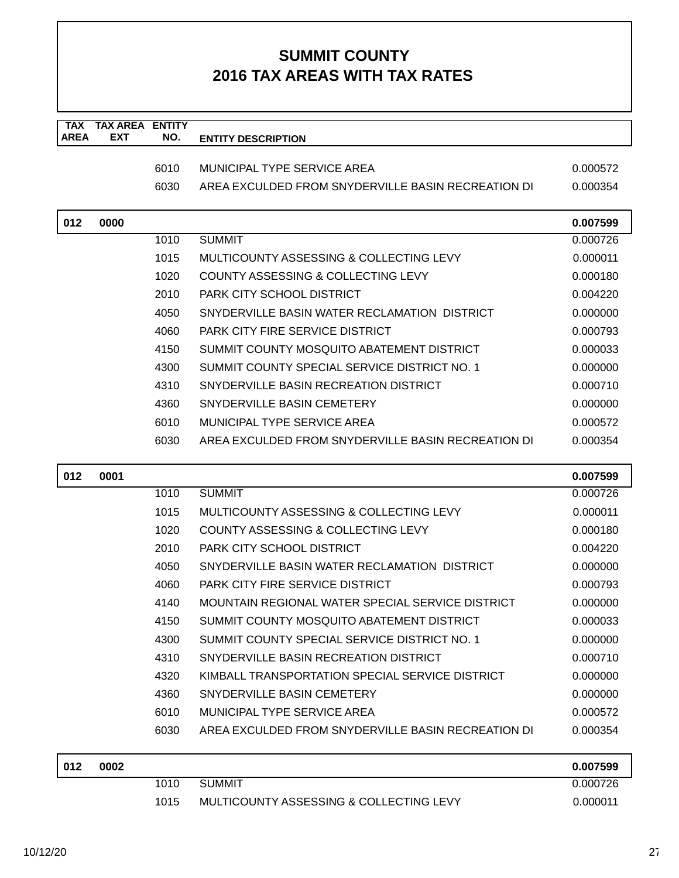# SUMMIT COUNTY
## 2016 TAX AREAS WITH TAX RATES

| TAX AREA | TAX AREA EXT | ENTITY NO. | ENTITY DESCRIPTION | |
|---|---|---|---|---|
| | | 6010 | MUNICIPAL TYPE SERVICE AREA | 0.000572 |
| | | 6030 | AREA EXCULDED FROM SNYDERVILLE BASIN RECREATION DI | 0.000354 |
| **012** | **0000** | | | **0.007599** |
| | | 1010 | SUMMIT | 0.000726 |
| | | 1015 | MULTICOUNTY ASSESSING & COLLECTING LEVY | 0.000011 |
| | | 1020 | COUNTY ASSESSING & COLLECTING LEVY | 0.000180 |
| | | 2010 | PARK CITY SCHOOL DISTRICT | 0.004220 |
| | | 4050 | SNYDERVILLE BASIN WATER RECLAMATION DISTRICT | 0.000000 |
| | | 4060 | PARK CITY FIRE SERVICE DISTRICT | 0.000793 |
| | | 4150 | SUMMIT COUNTY MOSQUITO ABATEMENT DISTRICT | 0.000033 |
| | | 4300 | SUMMIT COUNTY SPECIAL SERVICE DISTRICT NO. 1 | 0.000000 |
| | | 4310 | SNYDERVILLE BASIN RECREATION DISTRICT | 0.000710 |
| | | 4360 | SNYDERVILLE BASIN CEMETERY | 0.000000 |
| | | 6010 | MUNICIPAL TYPE SERVICE AREA | 0.000572 |
| | | 6030 | AREA EXCULDED FROM SNYDERVILLE BASIN RECREATION DI | 0.000354 |
| **012** | **0001** | | | **0.007599** |
| | | 1010 | SUMMIT | 0.000726 |
| | | 1015 | MULTICOUNTY ASSESSING & COLLECTING LEVY | 0.000011 |
| | | 1020 | COUNTY ASSESSING & COLLECTING LEVY | 0.000180 |
| | | 2010 | PARK CITY SCHOOL DISTRICT | 0.004220 |
| | | 4050 | SNYDERVILLE BASIN WATER RECLAMATION DISTRICT | 0.000000 |
| | | 4060 | PARK CITY FIRE SERVICE DISTRICT | 0.000793 |
| | | 4140 | MOUNTAIN REGIONAL WATER SPECIAL SERVICE DISTRICT | 0.000000 |
| | | 4150 | SUMMIT COUNTY MOSQUITO ABATEMENT DISTRICT | 0.000033 |
| | | 4300 | SUMMIT COUNTY SPECIAL SERVICE DISTRICT NO. 1 | 0.000000 |
| | | 4310 | SNYDERVILLE BASIN RECREATION DISTRICT | 0.000710 |
| | | 4320 | KIMBALL TRANSPORTATION SPECIAL SERVICE DISTRICT | 0.000000 |
| | | 4360 | SNYDERVILLE BASIN CEMETERY | 0.000000 |
| | | 6010 | MUNICIPAL TYPE SERVICE AREA | 0.000572 |
| | | 6030 | AREA EXCULDED FROM SNYDERVILLE BASIN RECREATION DI | 0.000354 |
| **012** | **0002** | | | **0.007599** |
| | | 1010 | SUMMIT | 0.000726 |
| | | 1015 | MULTICOUNTY ASSESSING & COLLECTING LEVY | 0.000011 |

10/12/20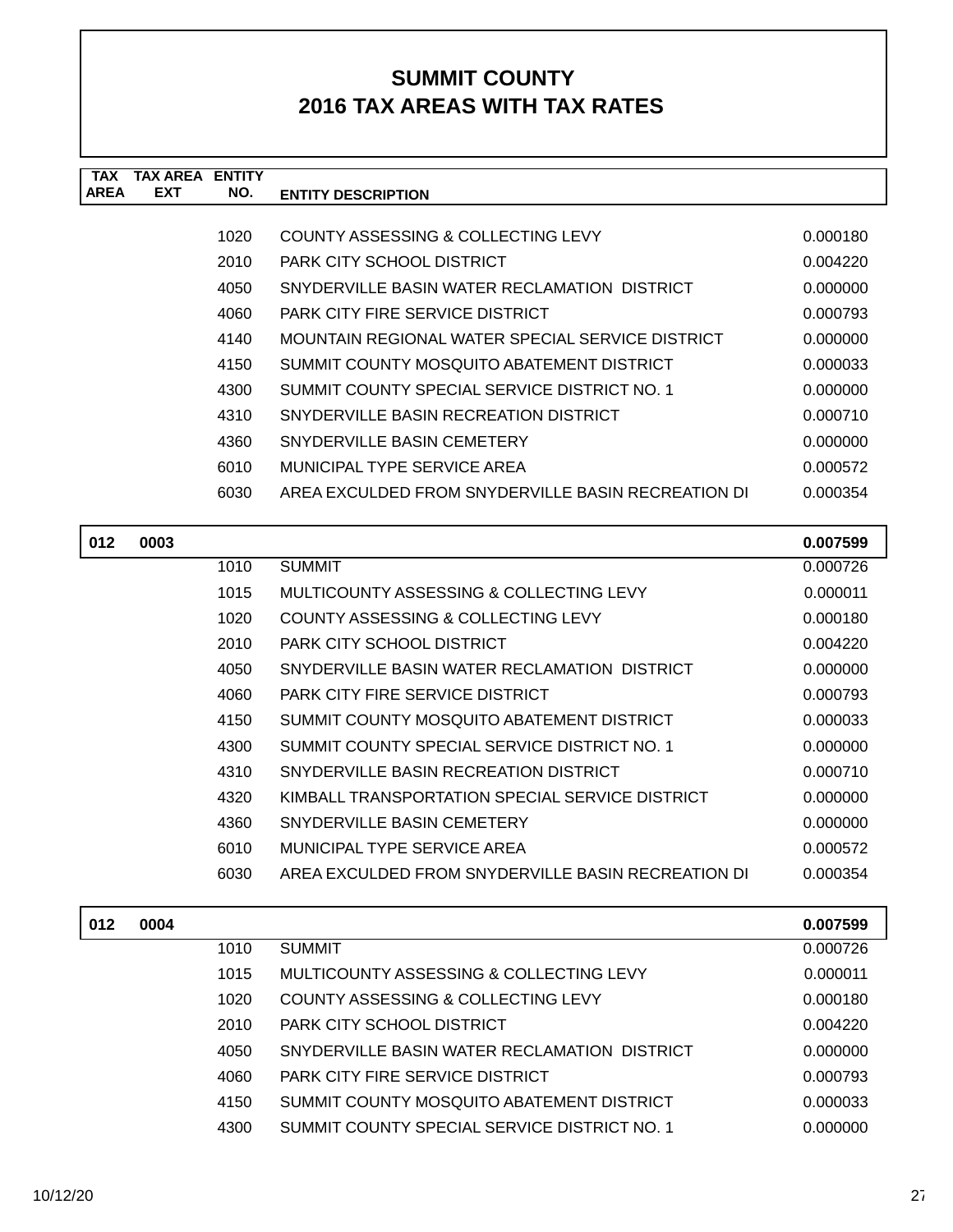# SUMMIT COUNTY
## 2016 TAX AREAS WITH TAX RATES

| TAX AREA | TAX AREA EXT | ENTITY NO. | ENTITY DESCRIPTION | |
|---|---|---|---|---|
| | | 1020 | COUNTY ASSESSING & COLLECTING LEVY | 0.000180 |
| | | 2010 | PARK CITY SCHOOL DISTRICT | 0.004220 |
| | | 4050 | SNYDERVILLE BASIN WATER RECLAMATION DISTRICT | 0.000000 |
| | | 4060 | PARK CITY FIRE SERVICE DISTRICT | 0.000793 |
| | | 4140 | MOUNTAIN REGIONAL WATER SPECIAL SERVICE DISTRICT | 0.000000 |
| | | 4150 | SUMMIT COUNTY MOSQUITO ABATEMENT DISTRICT | 0.000033 |
| | | 4300 | SUMMIT COUNTY SPECIAL SERVICE DISTRICT NO. 1 | 0.000000 |
| | | 4310 | SNYDERVILLE BASIN RECREATION DISTRICT | 0.000710 |
| | | 4360 | SNYDERVILLE BASIN CEMETERY | 0.000000 |
| | | 6010 | MUNICIPAL TYPE SERVICE AREA | 0.000572 |
| | | 6030 | AREA EXCULDED FROM SNYDERVILLE BASIN RECREATION DI | 0.000354 |
| **012** | **0003** | | | **0.007599** |
| | | 1010 | SUMMIT | 0.000726 |
| | | 1015 | MULTICOUNTY ASSESSING & COLLECTING LEVY | 0.000011 |
| | | 1020 | COUNTY ASSESSING & COLLECTING LEVY | 0.000180 |
| | | 2010 | PARK CITY SCHOOL DISTRICT | 0.004220 |
| | | 4050 | SNYDERVILLE BASIN WATER RECLAMATION DISTRICT | 0.000000 |
| | | 4060 | PARK CITY FIRE SERVICE DISTRICT | 0.000793 |
| | | 4150 | SUMMIT COUNTY MOSQUITO ABATEMENT DISTRICT | 0.000033 |
| | | 4300 | SUMMIT COUNTY SPECIAL SERVICE DISTRICT NO. 1 | 0.000000 |
| | | 4310 | SNYDERVILLE BASIN RECREATION DISTRICT | 0.000710 |
| | | 4320 | KIMBALL TRANSPORTATION SPECIAL SERVICE DISTRICT | 0.000000 |
| | | 4360 | SNYDERVILLE BASIN CEMETERY | 0.000000 |
| | | 6010 | MUNICIPAL TYPE SERVICE AREA | 0.000572 |
| | | 6030 | AREA EXCULDED FROM SNYDERVILLE BASIN RECREATION DI | 0.000354 |
| **012** | **0004** | | | **0.007599** |
| | | 1010 | SUMMIT | 0.000726 |
| | | 1015 | MULTICOUNTY ASSESSING & COLLECTING LEVY | 0.000011 |
| | | 1020 | COUNTY ASSESSING & COLLECTING LEVY | 0.000180 |
| | | 2010 | PARK CITY SCHOOL DISTRICT | 0.004220 |
| | | 4050 | SNYDERVILLE BASIN WATER RECLAMATION DISTRICT | 0.000000 |
| | | 4060 | PARK CITY FIRE SERVICE DISTRICT | 0.000793 |
| | | 4150 | SUMMIT COUNTY MOSQUITO ABATEMENT DISTRICT | 0.000033 |
| | | 4300 | SUMMIT COUNTY SPECIAL SERVICE DISTRICT NO. 1 | 0.000000 |

10/12/20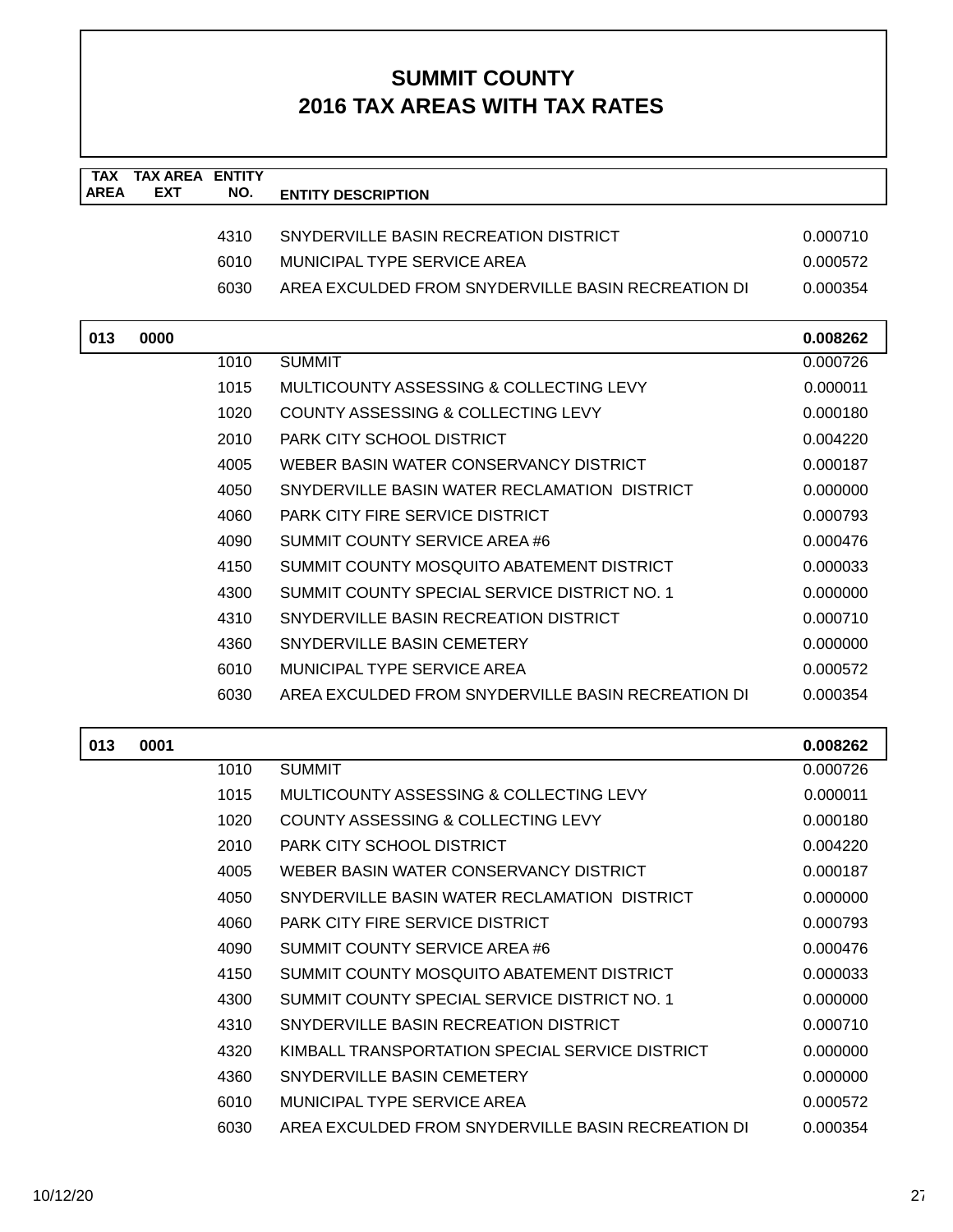# SUMMIT COUNTY
## 2016 TAX AREAS WITH TAX RATES

| TAX AREA | TAX AREA EXT | ENTITY NO. | ENTITY DESCRIPTION | |
|---|---|---|---|---|
| | | 4310 | SNYDERVILLE BASIN RECREATION DISTRICT | 0.000710 |
| | | 6010 | MUNICIPAL TYPE SERVICE AREA | 0.000572 |
| | | 6030 | AREA EXCULDED FROM SNYDERVILLE BASIN RECREATION DI | 0.000354 |
| **013** | **0000** | | | **0.008262** |
| | | 1010 | SUMMIT | 0.000726 |
| | | 1015 | MULTICOUNTY ASSESSING & COLLECTING LEVY | 0.000011 |
| | | 1020 | COUNTY ASSESSING & COLLECTING LEVY | 0.000180 |
| | | 2010 | PARK CITY SCHOOL DISTRICT | 0.004220 |
| | | 4005 | WEBER BASIN WATER CONSERVANCY DISTRICT | 0.000187 |
| | | 4050 | SNYDERVILLE BASIN WATER RECLAMATION DISTRICT | 0.000000 |
| | | 4060 | PARK CITY FIRE SERVICE DISTRICT | 0.000793 |
| | | 4090 | SUMMIT COUNTY SERVICE AREA #6 | 0.000476 |
| | | 4150 | SUMMIT COUNTY MOSQUITO ABATEMENT DISTRICT | 0.000033 |
| | | 4300 | SUMMIT COUNTY SPECIAL SERVICE DISTRICT NO. 1 | 0.000000 |
| | | 4310 | SNYDERVILLE BASIN RECREATION DISTRICT | 0.000710 |
| | | 4360 | SNYDERVILLE BASIN CEMETERY | 0.000000 |
| | | 6010 | MUNICIPAL TYPE SERVICE AREA | 0.000572 |
| | | 6030 | AREA EXCULDED FROM SNYDERVILLE BASIN RECREATION DI | 0.000354 |
| **013** | **0001** | | | **0.008262** |
| | | 1010 | SUMMIT | 0.000726 |
| | | 1015 | MULTICOUNTY ASSESSING & COLLECTING LEVY | 0.000011 |
| | | 1020 | COUNTY ASSESSING & COLLECTING LEVY | 0.000180 |
| | | 2010 | PARK CITY SCHOOL DISTRICT | 0.004220 |
| | | 4005 | WEBER BASIN WATER CONSERVANCY DISTRICT | 0.000187 |
| | | 4050 | SNYDERVILLE BASIN WATER RECLAMATION DISTRICT | 0.000000 |
| | | 4060 | PARK CITY FIRE SERVICE DISTRICT | 0.000793 |
| | | 4090 | SUMMIT COUNTY SERVICE AREA #6 | 0.000476 |
| | | 4150 | SUMMIT COUNTY MOSQUITO ABATEMENT DISTRICT | 0.000033 |
| | | 4300 | SUMMIT COUNTY SPECIAL SERVICE DISTRICT NO. 1 | 0.000000 |
| | | 4310 | SNYDERVILLE BASIN RECREATION DISTRICT | 0.000710 |
| | | 4320 | KIMBALL TRANSPORTATION SPECIAL SERVICE DISTRICT | 0.000000 |
| | | 4360 | SNYDERVILLE BASIN CEMETERY | 0.000000 |
| | | 6010 | MUNICIPAL TYPE SERVICE AREA | 0.000572 |
| | | 6030 | AREA EXCULDED FROM SNYDERVILLE BASIN RECREATION DI | 0.000354 |

10/12/20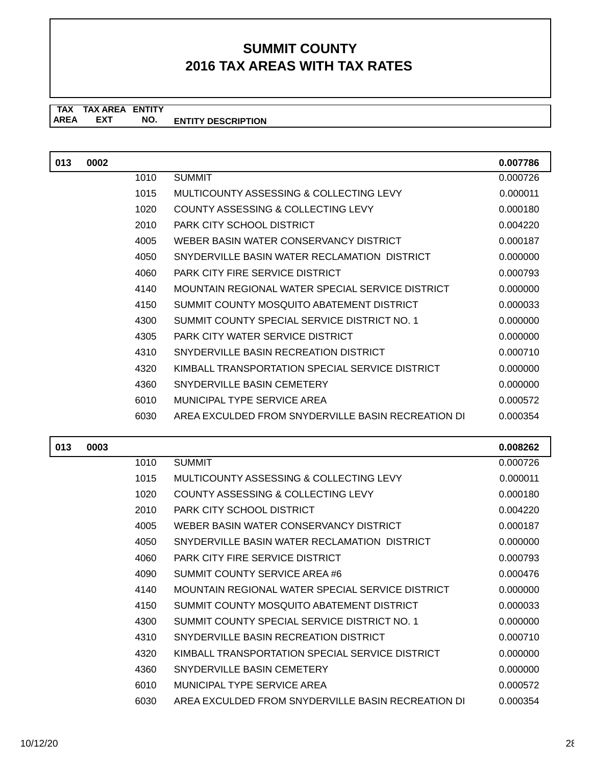# SUMMIT COUNTY
## 2016 TAX AREAS WITH TAX RATES

| TAX AREA | TAX AREA EXT | ENTITY NO. | ENTITY DESCRIPTION | |
|---|---|---|---|---|
| **013** | **0002** | | | **0.007786** |
| | | 1010 | SUMMIT | 0.000726 |
| | | 1015 | MULTICOUNTY ASSESSING & COLLECTING LEVY | 0.000011 |
| | | 1020 | COUNTY ASSESSING & COLLECTING LEVY | 0.000180 |
| | | 2010 | PARK CITY SCHOOL DISTRICT | 0.004220 |
| | | 4005 | WEBER BASIN WATER CONSERVANCY DISTRICT | 0.000187 |
| | | 4050 | SNYDERVILLE BASIN WATER RECLAMATION DISTRICT | 0.000000 |
| | | 4060 | PARK CITY FIRE SERVICE DISTRICT | 0.000793 |
| | | 4140 | MOUNTAIN REGIONAL WATER SPECIAL SERVICE DISTRICT | 0.000000 |
| | | 4150 | SUMMIT COUNTY MOSQUITO ABATEMENT DISTRICT | 0.000033 |
| | | 4300 | SUMMIT COUNTY SPECIAL SERVICE DISTRICT NO. 1 | 0.000000 |
| | | 4305 | PARK CITY WATER SERVICE DISTRICT | 0.000000 |
| | | 4310 | SNYDERVILLE BASIN RECREATION DISTRICT | 0.000710 |
| | | 4320 | KIMBALL TRANSPORTATION SPECIAL SERVICE DISTRICT | 0.000000 |
| | | 4360 | SNYDERVILLE BASIN CEMETERY | 0.000000 |
| | | 6010 | MUNICIPAL TYPE SERVICE AREA | 0.000572 |
| | | 6030 | AREA EXCULDED FROM SNYDERVILLE BASIN RECREATION DI | 0.000354 |
| **013** | **0003** | | | **0.008262** |
| | | 1010 | SUMMIT | 0.000726 |
| | | 1015 | MULTICOUNTY ASSESSING & COLLECTING LEVY | 0.000011 |
| | | 1020 | COUNTY ASSESSING & COLLECTING LEVY | 0.000180 |
| | | 2010 | PARK CITY SCHOOL DISTRICT | 0.004220 |
| | | 4005 | WEBER BASIN WATER CONSERVANCY DISTRICT | 0.000187 |
| | | 4050 | SNYDERVILLE BASIN WATER RECLAMATION DISTRICT | 0.000000 |
| | | 4060 | PARK CITY FIRE SERVICE DISTRICT | 0.000793 |
| | | 4090 | SUMMIT COUNTY SERVICE AREA #6 | 0.000476 |
| | | 4140 | MOUNTAIN REGIONAL WATER SPECIAL SERVICE DISTRICT | 0.000000 |
| | | 4150 | SUMMIT COUNTY MOSQUITO ABATEMENT DISTRICT | 0.000033 |
| | | 4300 | SUMMIT COUNTY SPECIAL SERVICE DISTRICT NO. 1 | 0.000000 |
| | | 4310 | SNYDERVILLE BASIN RECREATION DISTRICT | 0.000710 |
| | | 4320 | KIMBALL TRANSPORTATION SPECIAL SERVICE DISTRICT | 0.000000 |
| | | 4360 | SNYDERVILLE BASIN CEMETERY | 0.000000 |
| | | 6010 | MUNICIPAL TYPE SERVICE AREA | 0.000572 |
| | | 6030 | AREA EXCULDED FROM SNYDERVILLE BASIN RECREATION DI | 0.000354 |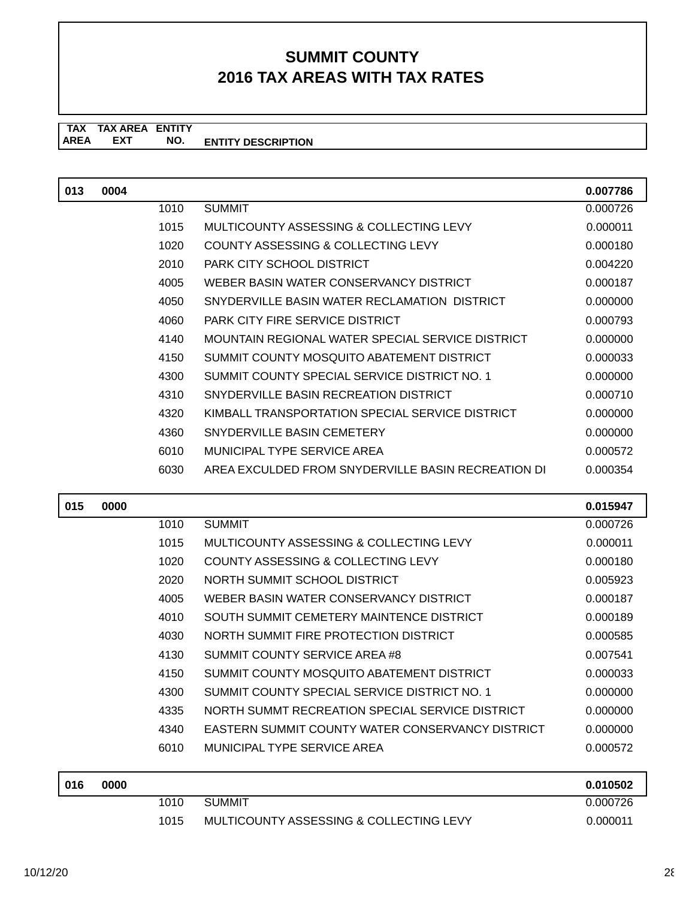# SUMMIT COUNTY
# 2016 TAX AREAS WITH TAX RATES

| TAX AREA | TAX AREA EXT | ENTITY NO. | ENTITY DESCRIPTION | |
|---|---|---|---|---|
| **013** | **0004** | | | **0.007786** |
| | | 1010 | SUMMIT | 0.000726 |
| | | 1015 | MULTICOUNTY ASSESSING & COLLECTING LEVY | 0.000011 |
| | | 1020 | COUNTY ASSESSING & COLLECTING LEVY | 0.000180 |
| | | 2010 | PARK CITY SCHOOL DISTRICT | 0.004220 |
| | | 4005 | WEBER BASIN WATER CONSERVANCY DISTRICT | 0.000187 |
| | | 4050 | SNYDERVILLE BASIN WATER RECLAMATION DISTRICT | 0.000000 |
| | | 4060 | PARK CITY FIRE SERVICE DISTRICT | 0.000793 |
| | | 4140 | MOUNTAIN REGIONAL WATER SPECIAL SERVICE DISTRICT | 0.000000 |
| | | 4150 | SUMMIT COUNTY MOSQUITO ABATEMENT DISTRICT | 0.000033 |
| | | 4300 | SUMMIT COUNTY SPECIAL SERVICE DISTRICT NO. 1 | 0.000000 |
| | | 4310 | SNYDERVILLE BASIN RECREATION DISTRICT | 0.000710 |
| | | 4320 | KIMBALL TRANSPORTATION SPECIAL SERVICE DISTRICT | 0.000000 |
| | | 4360 | SNYDERVILLE BASIN CEMETERY | 0.000000 |
| | | 6010 | MUNICIPAL TYPE SERVICE AREA | 0.000572 |
| | | 6030 | AREA EXCULDED FROM SNYDERVILLE BASIN RECREATION DI | 0.000354 |
| **015** | **0000** | | | **0.015947** |
| | | 1010 | SUMMIT | 0.000726 |
| | | 1015 | MULTICOUNTY ASSESSING & COLLECTING LEVY | 0.000011 |
| | | 1020 | COUNTY ASSESSING & COLLECTING LEVY | 0.000180 |
| | | 2020 | NORTH SUMMIT SCHOOL DISTRICT | 0.005923 |
| | | 4005 | WEBER BASIN WATER CONSERVANCY DISTRICT | 0.000187 |
| | | 4010 | SOUTH SUMMIT CEMETERY MAINTENCE DISTRICT | 0.000189 |
| | | 4030 | NORTH SUMMIT FIRE PROTECTION DISTRICT | 0.000585 |
| | | 4130 | SUMMIT COUNTY SERVICE AREA #8 | 0.007541 |
| | | 4150 | SUMMIT COUNTY MOSQUITO ABATEMENT DISTRICT | 0.000033 |
| | | 4300 | SUMMIT COUNTY SPECIAL SERVICE DISTRICT NO. 1 | 0.000000 |
| | | 4335 | NORTH SUMMT RECREATION SPECIAL SERVICE DISTRICT | 0.000000 |
| | | 4340 | EASTERN SUMMIT COUNTY WATER CONSERVANCY DISTRICT | 0.000000 |
| | | 6010 | MUNICIPAL TYPE SERVICE AREA | 0.000572 |
| **016** | **0000** | | | **0.010502** |
| | | 1010 | SUMMIT | 0.000726 |
| | | 1015 | MULTICOUNTY ASSESSING & COLLECTING LEVY | 0.000011 |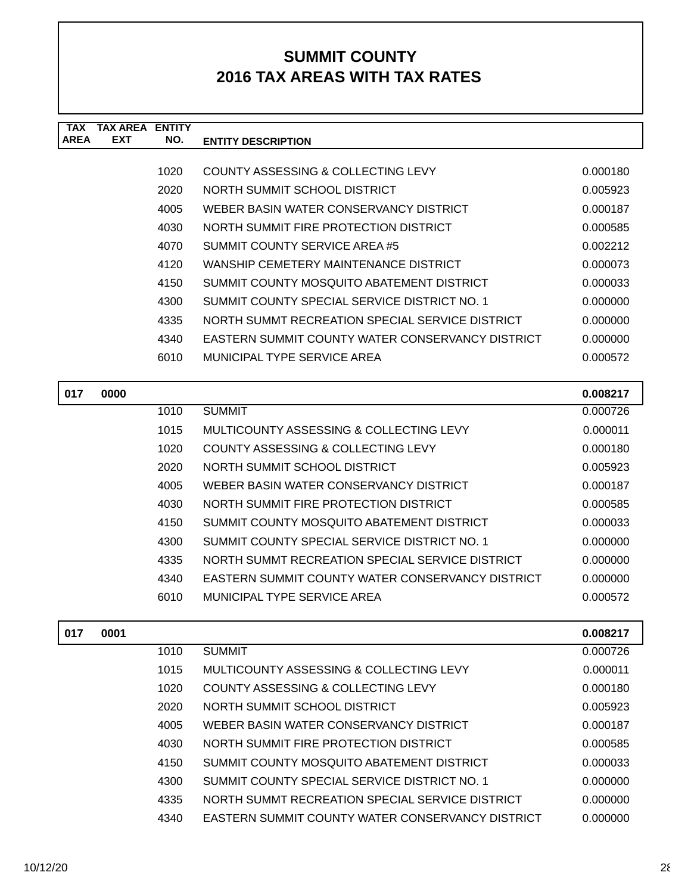# SUMMIT COUNTY
# 2016 TAX AREAS WITH TAX RATES

| TAX AREA | TAX AREA EXT | ENTITY NO. | ENTITY DESCRIPTION | |
|---|---|---|---|---|
| | | 1020 | COUNTY ASSESSING & COLLECTING LEVY | 0.000180 |
| | | 2020 | NORTH SUMMIT SCHOOL DISTRICT | 0.005923 |
| | | 4005 | WEBER BASIN WATER CONSERVANCY DISTRICT | 0.000187 |
| | | 4030 | NORTH SUMMIT FIRE PROTECTION DISTRICT | 0.000585 |
| | | 4070 | SUMMIT COUNTY SERVICE AREA #5 | 0.002212 |
| | | 4120 | WANSHIP CEMETERY MAINTENANCE DISTRICT | 0.000073 |
| | | 4150 | SUMMIT COUNTY MOSQUITO ABATEMENT DISTRICT | 0.000033 |
| | | 4300 | SUMMIT COUNTY SPECIAL SERVICE DISTRICT NO. 1 | 0.000000 |
| | | 4335 | NORTH SUMMT RECREATION SPECIAL SERVICE DISTRICT | 0.000000 |
| | | 4340 | EASTERN SUMMIT COUNTY WATER CONSERVANCY DISTRICT | 0.000000 |
| | | 6010 | MUNICIPAL TYPE SERVICE AREA | 0.000572 |
| **017** | **0000** | | | **0.008217** |
| | | 1010 | SUMMIT | 0.000726 |
| | | 1015 | MULTICOUNTY ASSESSING & COLLECTING LEVY | 0.000011 |
| | | 1020 | COUNTY ASSESSING & COLLECTING LEVY | 0.000180 |
| | | 2020 | NORTH SUMMIT SCHOOL DISTRICT | 0.005923 |
| | | 4005 | WEBER BASIN WATER CONSERVANCY DISTRICT | 0.000187 |
| | | 4030 | NORTH SUMMIT FIRE PROTECTION DISTRICT | 0.000585 |
| | | 4150 | SUMMIT COUNTY MOSQUITO ABATEMENT DISTRICT | 0.000033 |
| | | 4300 | SUMMIT COUNTY SPECIAL SERVICE DISTRICT NO. 1 | 0.000000 |
| | | 4335 | NORTH SUMMT RECREATION SPECIAL SERVICE DISTRICT | 0.000000 |
| | | 4340 | EASTERN SUMMIT COUNTY WATER CONSERVANCY DISTRICT | 0.000000 |
| | | 6010 | MUNICIPAL TYPE SERVICE AREA | 0.000572 |
| **017** | **0001** | | | **0.008217** |
| | | 1010 | SUMMIT | 0.000726 |
| | | 1015 | MULTICOUNTY ASSESSING & COLLECTING LEVY | 0.000011 |
| | | 1020 | COUNTY ASSESSING & COLLECTING LEVY | 0.000180 |
| | | 2020 | NORTH SUMMIT SCHOOL DISTRICT | 0.005923 |
| | | 4005 | WEBER BASIN WATER CONSERVANCY DISTRICT | 0.000187 |
| | | 4030 | NORTH SUMMIT FIRE PROTECTION DISTRICT | 0.000585 |
| | | 4150 | SUMMIT COUNTY MOSQUITO ABATEMENT DISTRICT | 0.000033 |
| | | 4300 | SUMMIT COUNTY SPECIAL SERVICE DISTRICT NO. 1 | 0.000000 |
| | | 4335 | NORTH SUMMT RECREATION SPECIAL SERVICE DISTRICT | 0.000000 |
| | | 4340 | EASTERN SUMMIT COUNTY WATER CONSERVANCY DISTRICT | 0.000000 |

10/12/20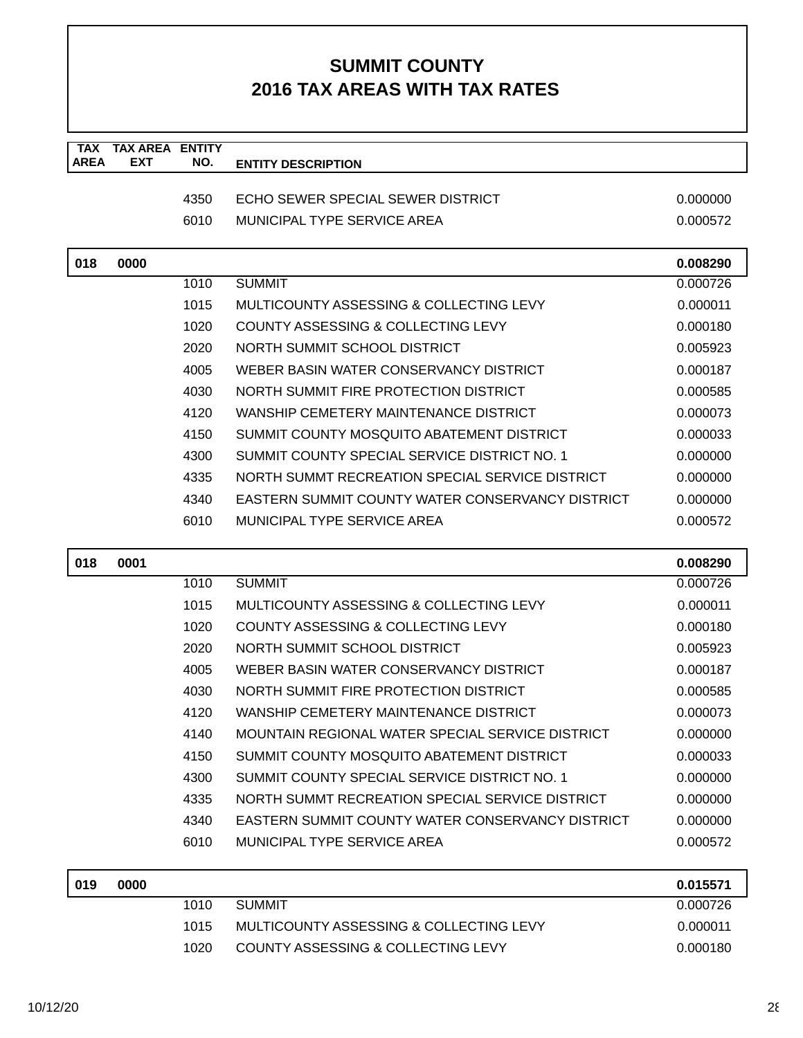# SUMMIT COUNTY
## 2016 TAX AREAS WITH TAX RATES

| TAX AREA | TAX AREA EXT | ENTITY NO. | ENTITY DESCRIPTION | |
|---|---|---|---|---|
| | | 4350 | ECHO SEWER SPECIAL SEWER DISTRICT | 0.000000 |
| | | 6010 | MUNICIPAL TYPE SERVICE AREA | 0.000572 |
| **018** | **0000** | | | **0.008290** |
| | | 1010 | SUMMIT | 0.000726 |
| | | 1015 | MULTICOUNTY ASSESSING & COLLECTING LEVY | 0.000011 |
| | | 1020 | COUNTY ASSESSING & COLLECTING LEVY | 0.000180 |
| | | 2020 | NORTH SUMMIT SCHOOL DISTRICT | 0.005923 |
| | | 4005 | WEBER BASIN WATER CONSERVANCY DISTRICT | 0.000187 |
| | | 4030 | NORTH SUMMIT FIRE PROTECTION DISTRICT | 0.000585 |
| | | 4120 | WANSHIP CEMETERY MAINTENANCE DISTRICT | 0.000073 |
| | | 4150 | SUMMIT COUNTY MOSQUITO ABATEMENT DISTRICT | 0.000033 |
| | | 4300 | SUMMIT COUNTY SPECIAL SERVICE DISTRICT NO. 1 | 0.000000 |
| | | 4335 | NORTH SUMMT RECREATION SPECIAL SERVICE DISTRICT | 0.000000 |
| | | 4340 | EASTERN SUMMIT COUNTY WATER CONSERVANCY DISTRICT | 0.000000 |
| | | 6010 | MUNICIPAL TYPE SERVICE AREA | 0.000572 |
| **018** | **0001** | | | **0.008290** |
| | | 1010 | SUMMIT | 0.000726 |
| | | 1015 | MULTICOUNTY ASSESSING & COLLECTING LEVY | 0.000011 |
| | | 1020 | COUNTY ASSESSING & COLLECTING LEVY | 0.000180 |
| | | 2020 | NORTH SUMMIT SCHOOL DISTRICT | 0.005923 |
| | | 4005 | WEBER BASIN WATER CONSERVANCY DISTRICT | 0.000187 |
| | | 4030 | NORTH SUMMIT FIRE PROTECTION DISTRICT | 0.000585 |
| | | 4120 | WANSHIP CEMETERY MAINTENANCE DISTRICT | 0.000073 |
| | | 4140 | MOUNTAIN REGIONAL WATER SPECIAL SERVICE DISTRICT | 0.000000 |
| | | 4150 | SUMMIT COUNTY MOSQUITO ABATEMENT DISTRICT | 0.000033 |
| | | 4300 | SUMMIT COUNTY SPECIAL SERVICE DISTRICT NO. 1 | 0.000000 |
| | | 4335 | NORTH SUMMT RECREATION SPECIAL SERVICE DISTRICT | 0.000000 |
| | | 4340 | EASTERN SUMMIT COUNTY WATER CONSERVANCY DISTRICT | 0.000000 |
| | | 6010 | MUNICIPAL TYPE SERVICE AREA | 0.000572 |
| **019** | **0000** | | | **0.015571** |
| | | 1010 | SUMMIT | 0.000726 |
| | | 1015 | MULTICOUNTY ASSESSING & COLLECTING LEVY | 0.000011 |
| | | 1020 | COUNTY ASSESSING & COLLECTING LEVY | 0.000180 |

10/12/20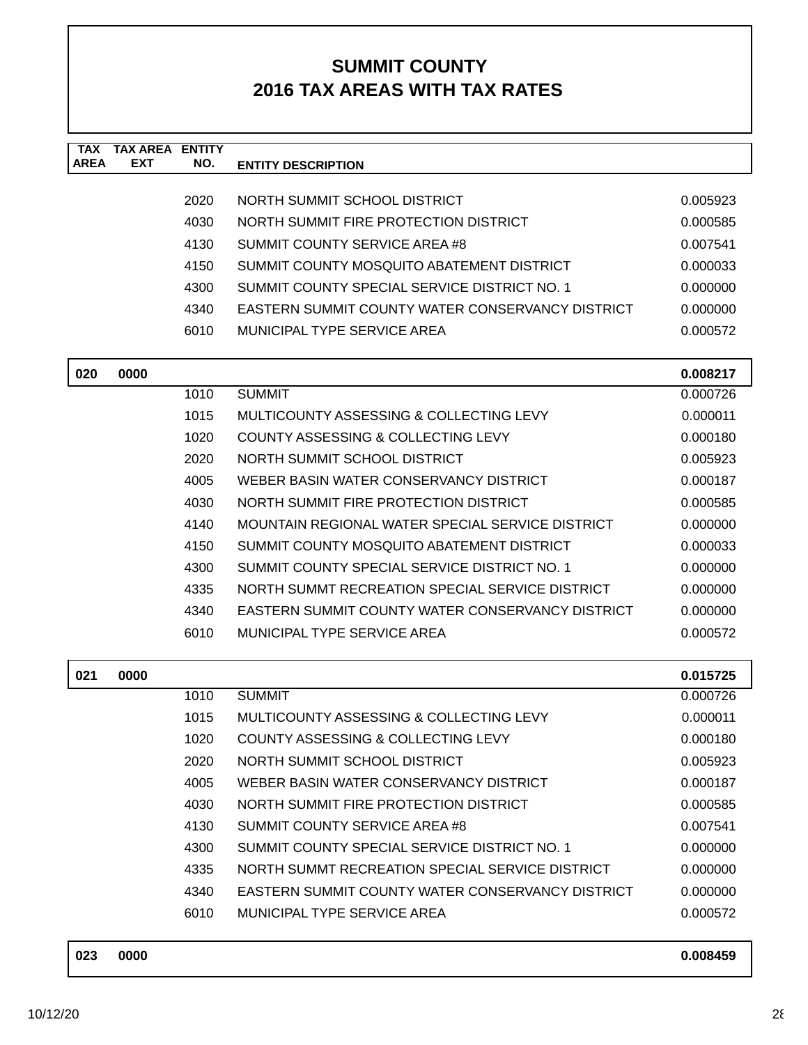# SUMMIT COUNTY
## 2016 TAX AREAS WITH TAX RATES

| TAX AREA | TAX AREA EXT | ENTITY NO. | ENTITY DESCRIPTION | |
|---|---|---|---|---|
| | | 2020 | NORTH SUMMIT SCHOOL DISTRICT | 0.005923 |
| | | 4030 | NORTH SUMMIT FIRE PROTECTION DISTRICT | 0.000585 |
| | | 4130 | SUMMIT COUNTY SERVICE AREA #8 | 0.007541 |
| | | 4150 | SUMMIT COUNTY MOSQUITO ABATEMENT DISTRICT | 0.000033 |
| | | 4300 | SUMMIT COUNTY SPECIAL SERVICE DISTRICT NO. 1 | 0.000000 |
| | | 4340 | EASTERN SUMMIT COUNTY WATER CONSERVANCY DISTRICT | 0.000000 |
| | | 6010 | MUNICIPAL TYPE SERVICE AREA | 0.000572 |
| **020** | **0000** | | | **0.008217** |
| | | 1010 | SUMMIT | 0.000726 |
| | | 1015 | MULTICOUNTY ASSESSING & COLLECTING LEVY | 0.000011 |
| | | 1020 | COUNTY ASSESSING & COLLECTING LEVY | 0.000180 |
| | | 2020 | NORTH SUMMIT SCHOOL DISTRICT | 0.005923 |
| | | 4005 | WEBER BASIN WATER CONSERVANCY DISTRICT | 0.000187 |
| | | 4030 | NORTH SUMMIT FIRE PROTECTION DISTRICT | 0.000585 |
| | | 4140 | MOUNTAIN REGIONAL WATER SPECIAL SERVICE DISTRICT | 0.000000 |
| | | 4150 | SUMMIT COUNTY MOSQUITO ABATEMENT DISTRICT | 0.000033 |
| | | 4300 | SUMMIT COUNTY SPECIAL SERVICE DISTRICT NO. 1 | 0.000000 |
| | | 4335 | NORTH SUMMT RECREATION SPECIAL SERVICE DISTRICT | 0.000000 |
| | | 4340 | EASTERN SUMMIT COUNTY WATER CONSERVANCY DISTRICT | 0.000000 |
| | | 6010 | MUNICIPAL TYPE SERVICE AREA | 0.000572 |
| **021** | **0000** | | | **0.015725** |
| | | 1010 | SUMMIT | 0.000726 |
| | | 1015 | MULTICOUNTY ASSESSING & COLLECTING LEVY | 0.000011 |
| | | 1020 | COUNTY ASSESSING & COLLECTING LEVY | 0.000180 |
| | | 2020 | NORTH SUMMIT SCHOOL DISTRICT | 0.005923 |
| | | 4005 | WEBER BASIN WATER CONSERVANCY DISTRICT | 0.000187 |
| | | 4030 | NORTH SUMMIT FIRE PROTECTION DISTRICT | 0.000585 |
| | | 4130 | SUMMIT COUNTY SERVICE AREA #8 | 0.007541 |
| | | 4300 | SUMMIT COUNTY SPECIAL SERVICE DISTRICT NO. 1 | 0.000000 |
| | | 4335 | NORTH SUMMT RECREATION SPECIAL SERVICE DISTRICT | 0.000000 |
| | | 4340 | EASTERN SUMMIT COUNTY WATER CONSERVANCY DISTRICT | 0.000000 |
| | | 6010 | MUNICIPAL TYPE SERVICE AREA | 0.000572 |
| **023** | **0000** | | | **0.008459** |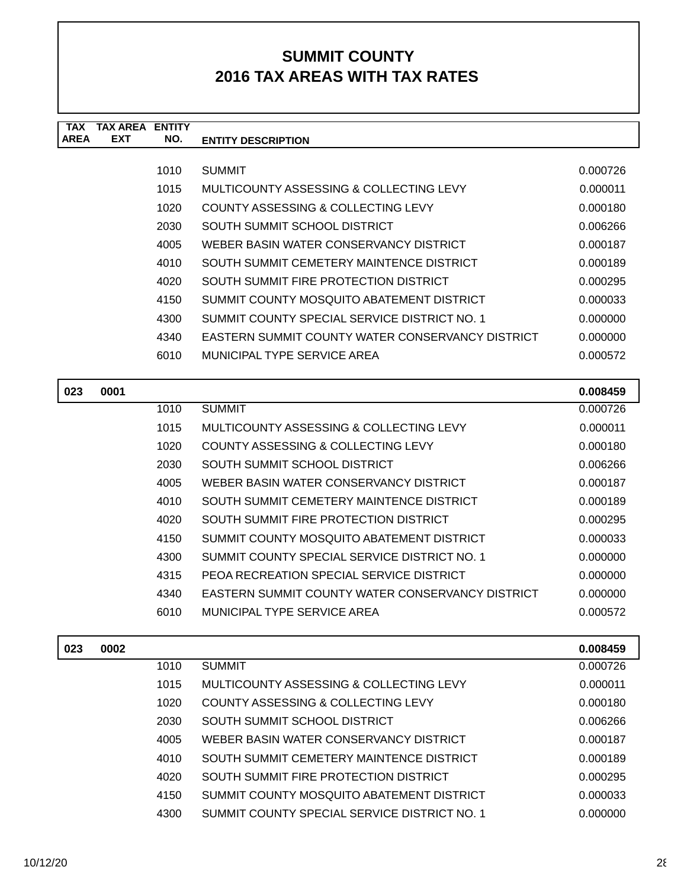# SUMMIT COUNTY
## 2016 TAX AREAS WITH TAX RATES

| TAX AREA | TAX AREA EXT | ENTITY NO. | ENTITY DESCRIPTION | |
|---|---|---|---|---|
| | | 1010 | SUMMIT | 0.000726 |
| | | 1015 | MULTICOUNTY ASSESSING & COLLECTING LEVY | 0.000011 |
| | | 1020 | COUNTY ASSESSING & COLLECTING LEVY | 0.000180 |
| | | 2030 | SOUTH SUMMIT SCHOOL DISTRICT | 0.006266 |
| | | 4005 | WEBER BASIN WATER CONSERVANCY DISTRICT | 0.000187 |
| | | 4010 | SOUTH SUMMIT CEMETERY MAINTENCE DISTRICT | 0.000189 |
| | | 4020 | SOUTH SUMMIT FIRE PROTECTION DISTRICT | 0.000295 |
| | | 4150 | SUMMIT COUNTY MOSQUITO ABATEMENT DISTRICT | 0.000033 |
| | | 4300 | SUMMIT COUNTY SPECIAL SERVICE DISTRICT NO. 1 | 0.000000 |
| | | 4340 | EASTERN SUMMIT COUNTY WATER CONSERVANCY DISTRICT | 0.000000 |
| | | 6010 | MUNICIPAL TYPE SERVICE AREA | 0.000572 |
| **023** | **0001** | | | **0.008459** |
| | | 1010 | SUMMIT | 0.000726 |
| | | 1015 | MULTICOUNTY ASSESSING & COLLECTING LEVY | 0.000011 |
| | | 1020 | COUNTY ASSESSING & COLLECTING LEVY | 0.000180 |
| | | 2030 | SOUTH SUMMIT SCHOOL DISTRICT | 0.006266 |
| | | 4005 | WEBER BASIN WATER CONSERVANCY DISTRICT | 0.000187 |
| | | 4010 | SOUTH SUMMIT CEMETERY MAINTENCE DISTRICT | 0.000189 |
| | | 4020 | SOUTH SUMMIT FIRE PROTECTION DISTRICT | 0.000295 |
| | | 4150 | SUMMIT COUNTY MOSQUITO ABATEMENT DISTRICT | 0.000033 |
| | | 4300 | SUMMIT COUNTY SPECIAL SERVICE DISTRICT NO. 1 | 0.000000 |
| | | 4315 | PEOA RECREATION SPECIAL SERVICE DISTRICT | 0.000000 |
| | | 4340 | EASTERN SUMMIT COUNTY WATER CONSERVANCY DISTRICT | 0.000000 |
| | | 6010 | MUNICIPAL TYPE SERVICE AREA | 0.000572 |
| **023** | **0002** | | | **0.008459** |
| | | 1010 | SUMMIT | 0.000726 |
| | | 1015 | MULTICOUNTY ASSESSING & COLLECTING LEVY | 0.000011 |
| | | 1020 | COUNTY ASSESSING & COLLECTING LEVY | 0.000180 |
| | | 2030 | SOUTH SUMMIT SCHOOL DISTRICT | 0.006266 |
| | | 4005 | WEBER BASIN WATER CONSERVANCY DISTRICT | 0.000187 |
| | | 4010 | SOUTH SUMMIT CEMETERY MAINTENCE DISTRICT | 0.000189 |
| | | 4020 | SOUTH SUMMIT FIRE PROTECTION DISTRICT | 0.000295 |
| | | 4150 | SUMMIT COUNTY MOSQUITO ABATEMENT DISTRICT | 0.000033 |
| | | 4300 | SUMMIT COUNTY SPECIAL SERVICE DISTRICT NO. 1 | 0.000000 |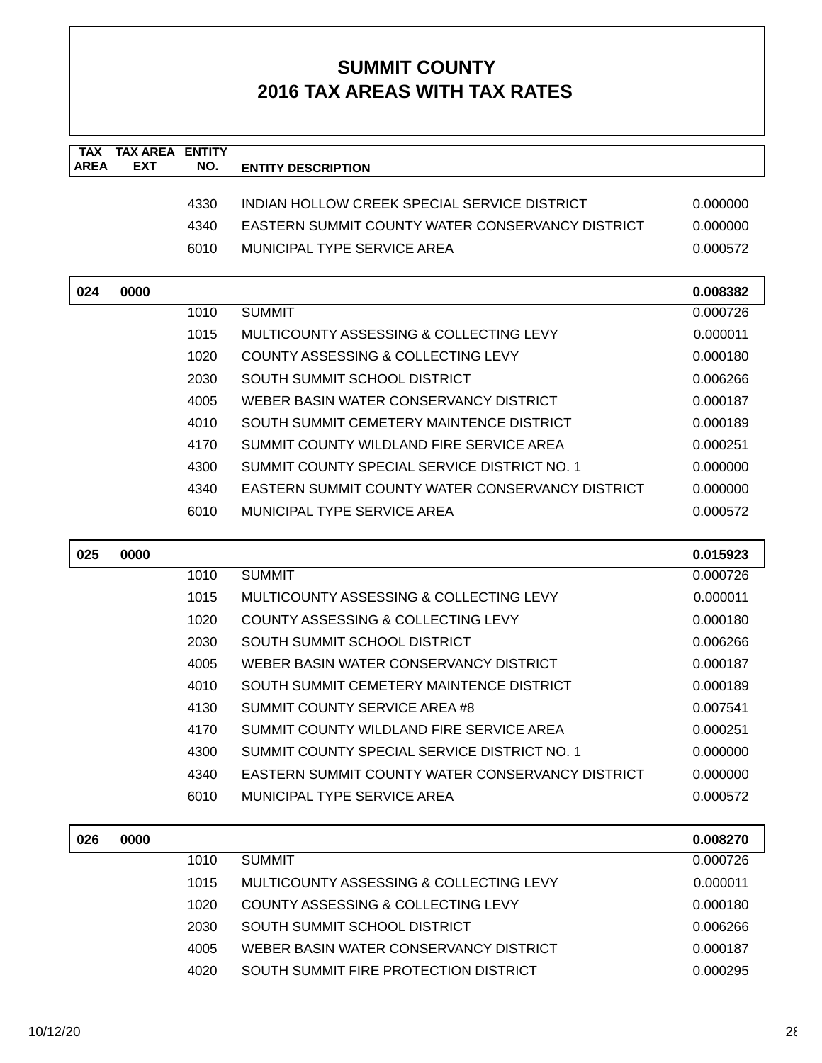# SUMMIT COUNTY
# 2016 TAX AREAS WITH TAX RATES

| TAX AREA | TAX AREA EXT | ENTITY NO. | ENTITY DESCRIPTION | |
|---|---|---|---|---|
| | | 4330 | INDIAN HOLLOW CREEK SPECIAL SERVICE DISTRICT | 0.000000 |
| | | 4340 | EASTERN SUMMIT COUNTY WATER CONSERVANCY DISTRICT | 0.000000 |
| | | 6010 | MUNICIPAL TYPE SERVICE AREA | 0.000572 |
| **024** | **0000** | | | **0.008382** |
| | | 1010 | SUMMIT | 0.000726 |
| | | 1015 | MULTICOUNTY ASSESSING & COLLECTING LEVY | 0.000011 |
| | | 1020 | COUNTY ASSESSING & COLLECTING LEVY | 0.000180 |
| | | 2030 | SOUTH SUMMIT SCHOOL DISTRICT | 0.006266 |
| | | 4005 | WEBER BASIN WATER CONSERVANCY DISTRICT | 0.000187 |
| | | 4010 | SOUTH SUMMIT CEMETERY MAINTENCE DISTRICT | 0.000189 |
| | | 4170 | SUMMIT COUNTY WILDLAND FIRE SERVICE AREA | 0.000251 |
| | | 4300 | SUMMIT COUNTY SPECIAL SERVICE DISTRICT NO. 1 | 0.000000 |
| | | 4340 | EASTERN SUMMIT COUNTY WATER CONSERVANCY DISTRICT | 0.000000 |
| | | 6010 | MUNICIPAL TYPE SERVICE AREA | 0.000572 |
| **025** | **0000** | | | **0.015923** |
| | | 1010 | SUMMIT | 0.000726 |
| | | 1015 | MULTICOUNTY ASSESSING & COLLECTING LEVY | 0.000011 |
| | | 1020 | COUNTY ASSESSING & COLLECTING LEVY | 0.000180 |
| | | 2030 | SOUTH SUMMIT SCHOOL DISTRICT | 0.006266 |
| | | 4005 | WEBER BASIN WATER CONSERVANCY DISTRICT | 0.000187 |
| | | 4010 | SOUTH SUMMIT CEMETERY MAINTENCE DISTRICT | 0.000189 |
| | | 4130 | SUMMIT COUNTY SERVICE AREA #8 | 0.007541 |
| | | 4170 | SUMMIT COUNTY WILDLAND FIRE SERVICE AREA | 0.000251 |
| | | 4300 | SUMMIT COUNTY SPECIAL SERVICE DISTRICT NO. 1 | 0.000000 |
| | | 4340 | EASTERN SUMMIT COUNTY WATER CONSERVANCY DISTRICT | 0.000000 |
| | | 6010 | MUNICIPAL TYPE SERVICE AREA | 0.000572 |
| **026** | **0000** | | | **0.008270** |
| | | 1010 | SUMMIT | 0.000726 |
| | | 1015 | MULTICOUNTY ASSESSING & COLLECTING LEVY | 0.000011 |
| | | 1020 | COUNTY ASSESSING & COLLECTING LEVY | 0.000180 |
| | | 2030 | SOUTH SUMMIT SCHOOL DISTRICT | 0.006266 |
| | | 4005 | WEBER BASIN WATER CONSERVANCY DISTRICT | 0.000187 |
| | | 4020 | SOUTH SUMMIT FIRE PROTECTION DISTRICT | 0.000295 |

10/12/20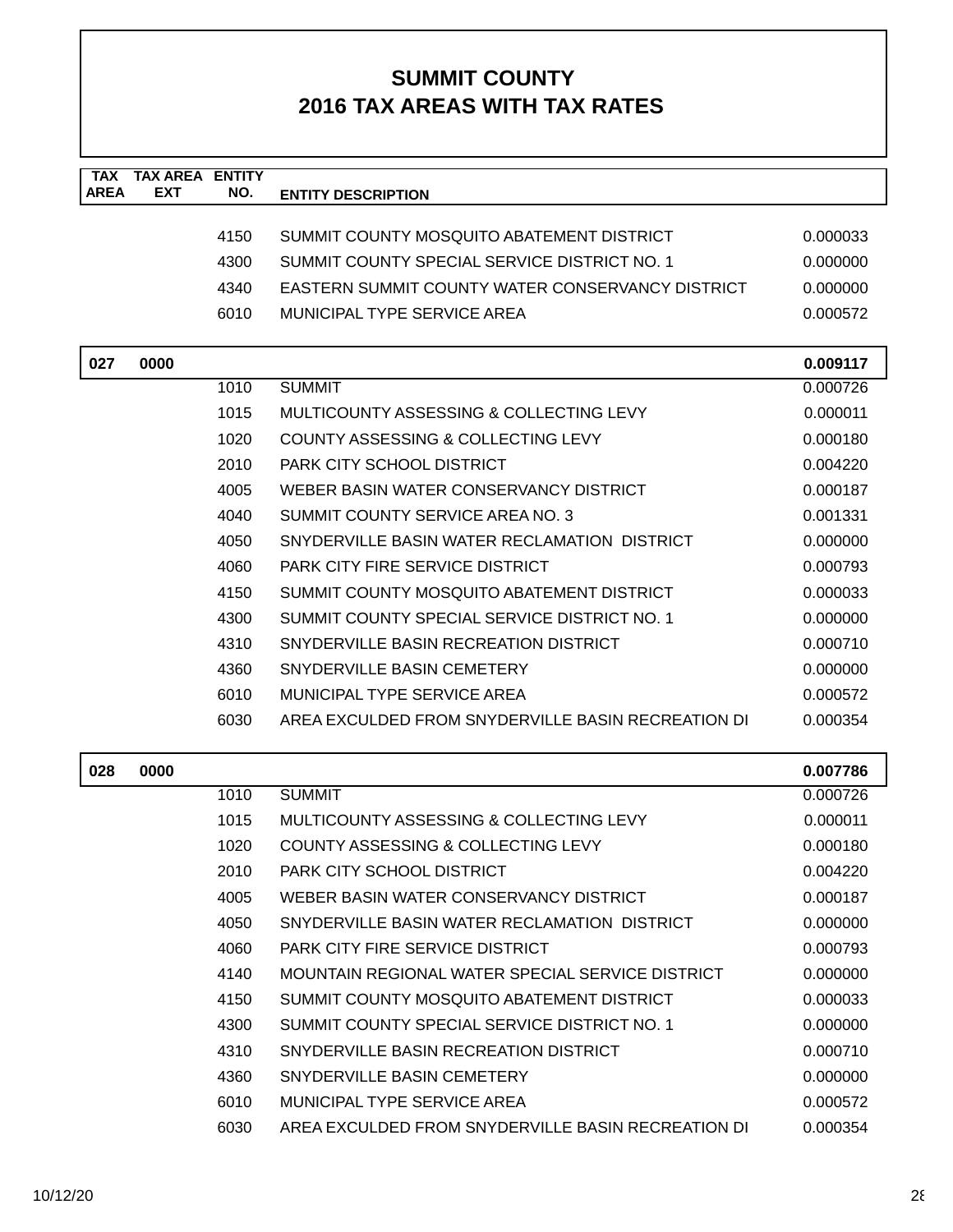# SUMMIT COUNTY
# 2016 TAX AREAS WITH TAX RATES

| TAX AREA | TAX AREA EXT | ENTITY NO. | ENTITY DESCRIPTION | |
|---|---|---|---|---|
| | | 4150 | SUMMIT COUNTY MOSQUITO ABATEMENT DISTRICT | 0.000033 |
| | | 4300 | SUMMIT COUNTY SPECIAL SERVICE DISTRICT NO. 1 | 0.000000 |
| | | 4340 | EASTERN SUMMIT COUNTY WATER CONSERVANCY DISTRICT | 0.000000 |
| | | 6010 | MUNICIPAL TYPE SERVICE AREA | 0.000572 |
| **027** | **0000** | | | **0.009117** |
| | | 1010 | SUMMIT | 0.000726 |
| | | 1015 | MULTICOUNTY ASSESSING & COLLECTING LEVY | 0.000011 |
| | | 1020 | COUNTY ASSESSING & COLLECTING LEVY | 0.000180 |
| | | 2010 | PARK CITY SCHOOL DISTRICT | 0.004220 |
| | | 4005 | WEBER BASIN WATER CONSERVANCY DISTRICT | 0.000187 |
| | | 4040 | SUMMIT COUNTY SERVICE AREA NO. 3 | 0.001331 |
| | | 4050 | SNYDERVILLE BASIN WATER RECLAMATION DISTRICT | 0.000000 |
| | | 4060 | PARK CITY FIRE SERVICE DISTRICT | 0.000793 |
| | | 4150 | SUMMIT COUNTY MOSQUITO ABATEMENT DISTRICT | 0.000033 |
| | | 4300 | SUMMIT COUNTY SPECIAL SERVICE DISTRICT NO. 1 | 0.000000 |
| | | 4310 | SNYDERVILLE BASIN RECREATION DISTRICT | 0.000710 |
| | | 4360 | SNYDERVILLE BASIN CEMETERY | 0.000000 |
| | | 6010 | MUNICIPAL TYPE SERVICE AREA | 0.000572 |
| | | 6030 | AREA EXCULDED FROM SNYDERVILLE BASIN RECREATION DI | 0.000354 |
| **028** | **0000** | | | **0.007786** |
| | | 1010 | SUMMIT | 0.000726 |
| | | 1015 | MULTICOUNTY ASSESSING & COLLECTING LEVY | 0.000011 |
| | | 1020 | COUNTY ASSESSING & COLLECTING LEVY | 0.000180 |
| | | 2010 | PARK CITY SCHOOL DISTRICT | 0.004220 |
| | | 4005 | WEBER BASIN WATER CONSERVANCY DISTRICT | 0.000187 |
| | | 4050 | SNYDERVILLE BASIN WATER RECLAMATION DISTRICT | 0.000000 |
| | | 4060 | PARK CITY FIRE SERVICE DISTRICT | 0.000793 |
| | | 4140 | MOUNTAIN REGIONAL WATER SPECIAL SERVICE DISTRICT | 0.000000 |
| | | 4150 | SUMMIT COUNTY MOSQUITO ABATEMENT DISTRICT | 0.000033 |
| | | 4300 | SUMMIT COUNTY SPECIAL SERVICE DISTRICT NO. 1 | 0.000000 |
| | | 4310 | SNYDERVILLE BASIN RECREATION DISTRICT | 0.000710 |
| | | 4360 | SNYDERVILLE BASIN CEMETERY | 0.000000 |
| | | 6010 | MUNICIPAL TYPE SERVICE AREA | 0.000572 |
| | | 6030 | AREA EXCULDED FROM SNYDERVILLE BASIN RECREATION DI | 0.000354 |

10/12/20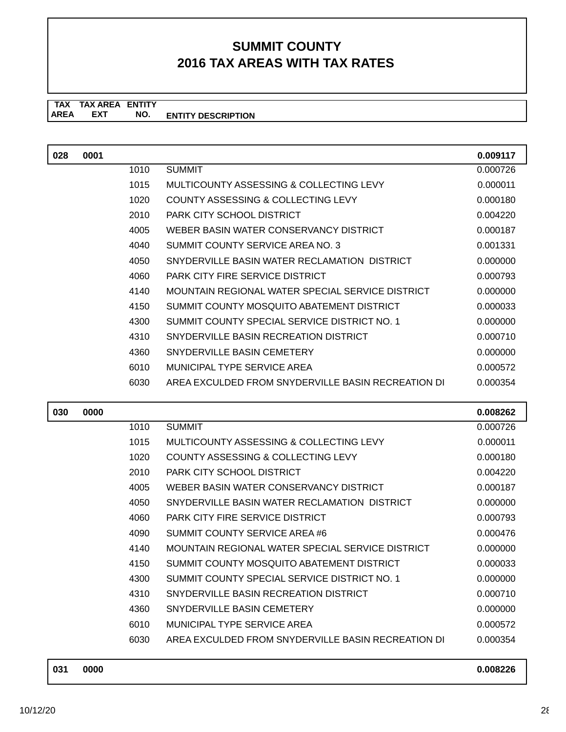# SUMMIT COUNTY
# 2016 TAX AREAS WITH TAX RATES

| TAX AREA | TAX AREA EXT | ENTITY NO. | ENTITY DESCRIPTION | |
|---|---|---|---|---|
| **028** | **0001** | | | **0.009117** |
| | | 1010 | SUMMIT | 0.000726 |
| | | 1015 | MULTICOUNTY ASSESSING & COLLECTING LEVY | 0.000011 |
| | | 1020 | COUNTY ASSESSING & COLLECTING LEVY | 0.000180 |
| | | 2010 | PARK CITY SCHOOL DISTRICT | 0.004220 |
| | | 4005 | WEBER BASIN WATER CONSERVANCY DISTRICT | 0.000187 |
| | | 4040 | SUMMIT COUNTY SERVICE AREA NO. 3 | 0.001331 |
| | | 4050 | SNYDERVILLE BASIN WATER RECLAMATION DISTRICT | 0.000000 |
| | | 4060 | PARK CITY FIRE SERVICE DISTRICT | 0.000793 |
| | | 4140 | MOUNTAIN REGIONAL WATER SPECIAL SERVICE DISTRICT | 0.000000 |
| | | 4150 | SUMMIT COUNTY MOSQUITO ABATEMENT DISTRICT | 0.000033 |
| | | 4300 | SUMMIT COUNTY SPECIAL SERVICE DISTRICT NO. 1 | 0.000000 |
| | | 4310 | SNYDERVILLE BASIN RECREATION DISTRICT | 0.000710 |
| | | 4360 | SNYDERVILLE BASIN CEMETERY | 0.000000 |
| | | 6010 | MUNICIPAL TYPE SERVICE AREA | 0.000572 |
| | | 6030 | AREA EXCULDED FROM SNYDERVILLE BASIN RECREATION DI | 0.000354 |
| **030** | **0000** | | | **0.008262** |
| | | 1010 | SUMMIT | 0.000726 |
| | | 1015 | MULTICOUNTY ASSESSING & COLLECTING LEVY | 0.000011 |
| | | 1020 | COUNTY ASSESSING & COLLECTING LEVY | 0.000180 |
| | | 2010 | PARK CITY SCHOOL DISTRICT | 0.004220 |
| | | 4005 | WEBER BASIN WATER CONSERVANCY DISTRICT | 0.000187 |
| | | 4050 | SNYDERVILLE BASIN WATER RECLAMATION DISTRICT | 0.000000 |
| | | 4060 | PARK CITY FIRE SERVICE DISTRICT | 0.000793 |
| | | 4090 | SUMMIT COUNTY SERVICE AREA #6 | 0.000476 |
| | | 4140 | MOUNTAIN REGIONAL WATER SPECIAL SERVICE DISTRICT | 0.000000 |
| | | 4150 | SUMMIT COUNTY MOSQUITO ABATEMENT DISTRICT | 0.000033 |
| | | 4300 | SUMMIT COUNTY SPECIAL SERVICE DISTRICT NO. 1 | 0.000000 |
| | | 4310 | SNYDERVILLE BASIN RECREATION DISTRICT | 0.000710 |
| | | 4360 | SNYDERVILLE BASIN CEMETERY | 0.000000 |
| | | 6010 | MUNICIPAL TYPE SERVICE AREA | 0.000572 |
| | | 6030 | AREA EXCULDED FROM SNYDERVILLE BASIN RECREATION DI | 0.000354 |
| **031** | **0000** | | | **0.008226** |

10/12/20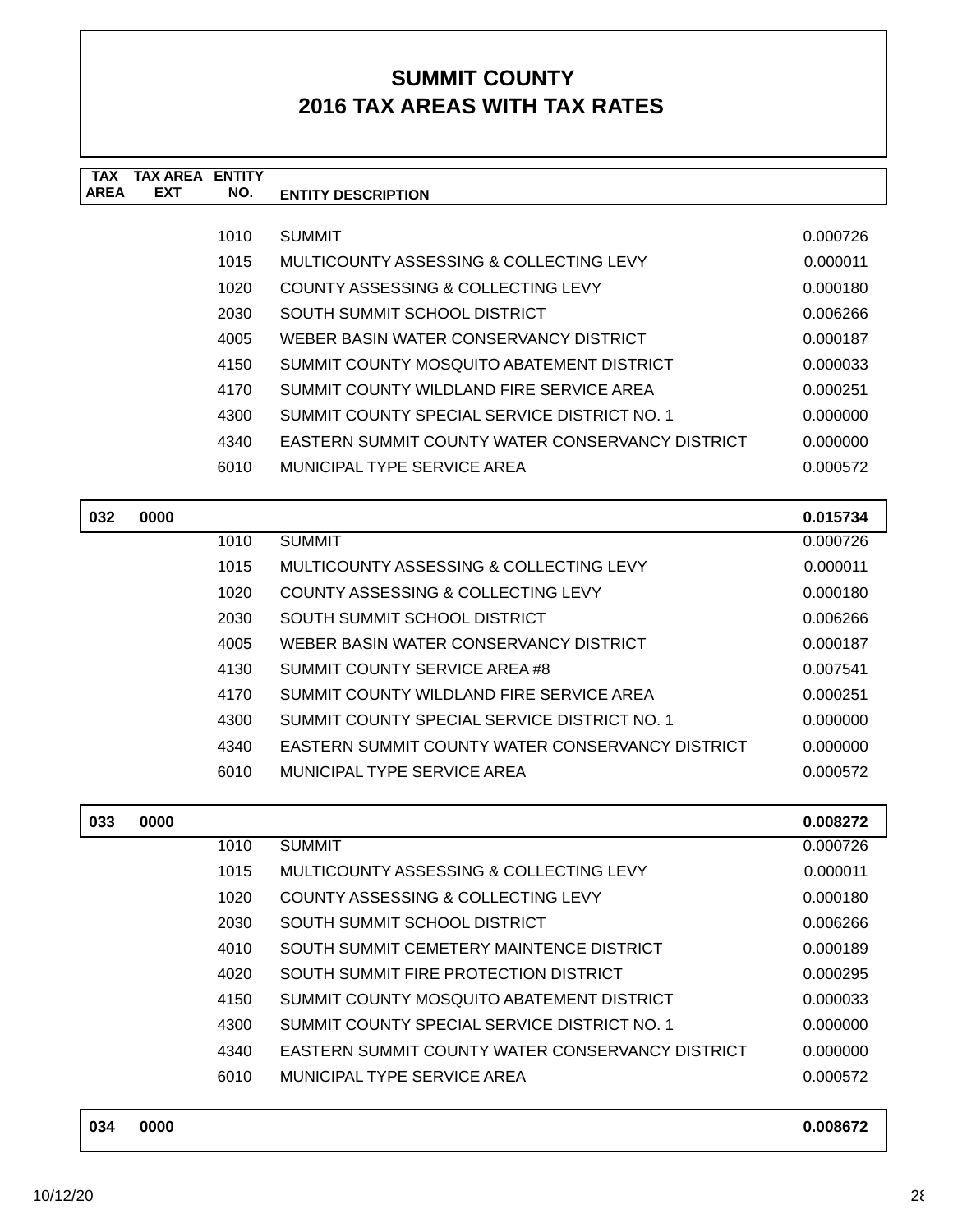# SUMMIT COUNTY
# 2016 TAX AREAS WITH TAX RATES

| TAX AREA | TAX AREA EXT | ENTITY NO. | ENTITY DESCRIPTION | |
|---|---|---|---|---|
| | | 1010 | SUMMIT | 0.000726 |
| | | 1015 | MULTICOUNTY ASSESSING & COLLECTING LEVY | 0.000011 |
| | | 1020 | COUNTY ASSESSING & COLLECTING LEVY | 0.000180 |
| | | 2030 | SOUTH SUMMIT SCHOOL DISTRICT | 0.006266 |
| | | 4005 | WEBER BASIN WATER CONSERVANCY DISTRICT | 0.000187 |
| | | 4150 | SUMMIT COUNTY MOSQUITO ABATEMENT DISTRICT | 0.000033 |
| | | 4170 | SUMMIT COUNTY WILDLAND FIRE SERVICE AREA | 0.000251 |
| | | 4300 | SUMMIT COUNTY SPECIAL SERVICE DISTRICT NO. 1 | 0.000000 |
| | | 4340 | EASTERN SUMMIT COUNTY WATER CONSERVANCY DISTRICT | 0.000000 |
| | | 6010 | MUNICIPAL TYPE SERVICE AREA | 0.000572 |
| **032** | **0000** | | | **0.015734** |
| | | 1010 | SUMMIT | 0.000726 |
| | | 1015 | MULTICOUNTY ASSESSING & COLLECTING LEVY | 0.000011 |
| | | 1020 | COUNTY ASSESSING & COLLECTING LEVY | 0.000180 |
| | | 2030 | SOUTH SUMMIT SCHOOL DISTRICT | 0.006266 |
| | | 4005 | WEBER BASIN WATER CONSERVANCY DISTRICT | 0.000187 |
| | | 4130 | SUMMIT COUNTY SERVICE AREA #8 | 0.007541 |
| | | 4170 | SUMMIT COUNTY WILDLAND FIRE SERVICE AREA | 0.000251 |
| | | 4300 | SUMMIT COUNTY SPECIAL SERVICE DISTRICT NO. 1 | 0.000000 |
| | | 4340 | EASTERN SUMMIT COUNTY WATER CONSERVANCY DISTRICT | 0.000000 |
| | | 6010 | MUNICIPAL TYPE SERVICE AREA | 0.000572 |
| **033** | **0000** | | | **0.008272** |
| | | 1010 | SUMMIT | 0.000726 |
| | | 1015 | MULTICOUNTY ASSESSING & COLLECTING LEVY | 0.000011 |
| | | 1020 | COUNTY ASSESSING & COLLECTING LEVY | 0.000180 |
| | | 2030 | SOUTH SUMMIT SCHOOL DISTRICT | 0.006266 |
| | | 4010 | SOUTH SUMMIT CEMETERY MAINTENCE DISTRICT | 0.000189 |
| | | 4020 | SOUTH SUMMIT FIRE PROTECTION DISTRICT | 0.000295 |
| | | 4150 | SUMMIT COUNTY MOSQUITO ABATEMENT DISTRICT | 0.000033 |
| | | 4300 | SUMMIT COUNTY SPECIAL SERVICE DISTRICT NO. 1 | 0.000000 |
| | | 4340 | EASTERN SUMMIT COUNTY WATER CONSERVANCY DISTRICT | 0.000000 |
| | | 6010 | MUNICIPAL TYPE SERVICE AREA | 0.000572 |
| **034** | **0000** | | | **0.008672** |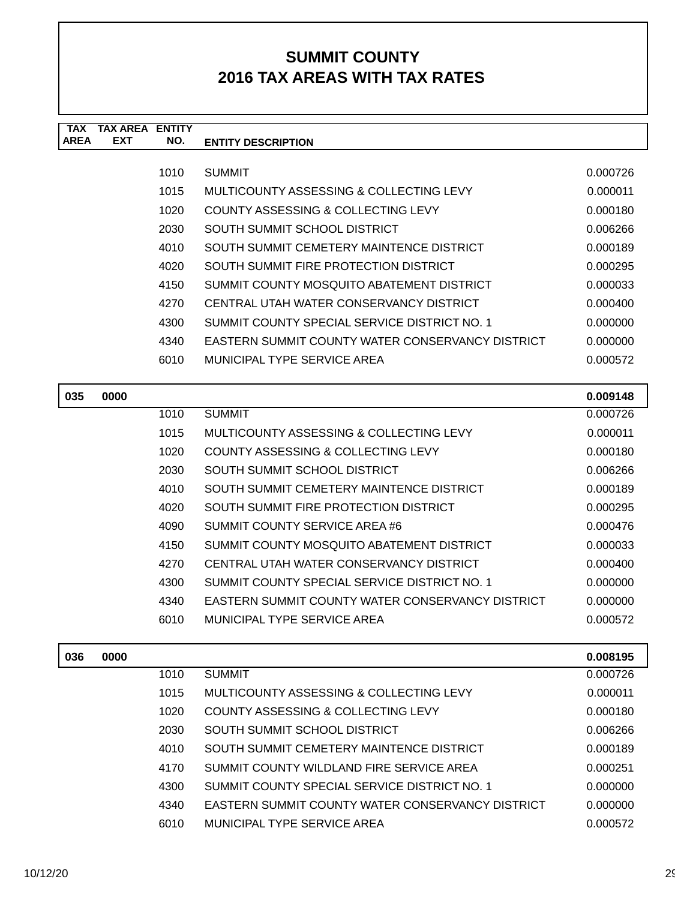# SUMMIT COUNTY
# 2016 TAX AREAS WITH TAX RATES

| TAX AREA | TAX AREA EXT | ENTITY NO. | ENTITY DESCRIPTION | |
|---|---|---|---|---|
| | | 1010 | SUMMIT | 0.000726 |
| | | 1015 | MULTICOUNTY ASSESSING & COLLECTING LEVY | 0.000011 |
| | | 1020 | COUNTY ASSESSING & COLLECTING LEVY | 0.000180 |
| | | 2030 | SOUTH SUMMIT SCHOOL DISTRICT | 0.006266 |
| | | 4010 | SOUTH SUMMIT CEMETERY MAINTENCE DISTRICT | 0.000189 |
| | | 4020 | SOUTH SUMMIT FIRE PROTECTION DISTRICT | 0.000295 |
| | | 4150 | SUMMIT COUNTY MOSQUITO ABATEMENT DISTRICT | 0.000033 |
| | | 4270 | CENTRAL UTAH WATER CONSERVANCY DISTRICT | 0.000400 |
| | | 4300 | SUMMIT COUNTY SPECIAL SERVICE DISTRICT NO. 1 | 0.000000 |
| | | 4340 | EASTERN SUMMIT COUNTY WATER CONSERVANCY DISTRICT | 0.000000 |
| | | 6010 | MUNICIPAL TYPE SERVICE AREA | 0.000572 |
| **035** | **0000** | | | **0.009148** |
| | | 1010 | SUMMIT | 0.000726 |
| | | 1015 | MULTICOUNTY ASSESSING & COLLECTING LEVY | 0.000011 |
| | | 1020 | COUNTY ASSESSING & COLLECTING LEVY | 0.000180 |
| | | 2030 | SOUTH SUMMIT SCHOOL DISTRICT | 0.006266 |
| | | 4010 | SOUTH SUMMIT CEMETERY MAINTENCE DISTRICT | 0.000189 |
| | | 4020 | SOUTH SUMMIT FIRE PROTECTION DISTRICT | 0.000295 |
| | | 4090 | SUMMIT COUNTY SERVICE AREA #6 | 0.000476 |
| | | 4150 | SUMMIT COUNTY MOSQUITO ABATEMENT DISTRICT | 0.000033 |
| | | 4270 | CENTRAL UTAH WATER CONSERVANCY DISTRICT | 0.000400 |
| | | 4300 | SUMMIT COUNTY SPECIAL SERVICE DISTRICT NO. 1 | 0.000000 |
| | | 4340 | EASTERN SUMMIT COUNTY WATER CONSERVANCY DISTRICT | 0.000000 |
| | | 6010 | MUNICIPAL TYPE SERVICE AREA | 0.000572 |
| **036** | **0000** | | | **0.008195** |
| | | 1010 | SUMMIT | 0.000726 |
| | | 1015 | MULTICOUNTY ASSESSING & COLLECTING LEVY | 0.000011 |
| | | 1020 | COUNTY ASSESSING & COLLECTING LEVY | 0.000180 |
| | | 2030 | SOUTH SUMMIT SCHOOL DISTRICT | 0.006266 |
| | | 4010 | SOUTH SUMMIT CEMETERY MAINTENCE DISTRICT | 0.000189 |
| | | 4170 | SUMMIT COUNTY WILDLAND FIRE SERVICE AREA | 0.000251 |
| | | 4300 | SUMMIT COUNTY SPECIAL SERVICE DISTRICT NO. 1 | 0.000000 |
| | | 4340 | EASTERN SUMMIT COUNTY WATER CONSERVANCY DISTRICT | 0.000000 |
| | | 6010 | MUNICIPAL TYPE SERVICE AREA | 0.000572 |

10/12/20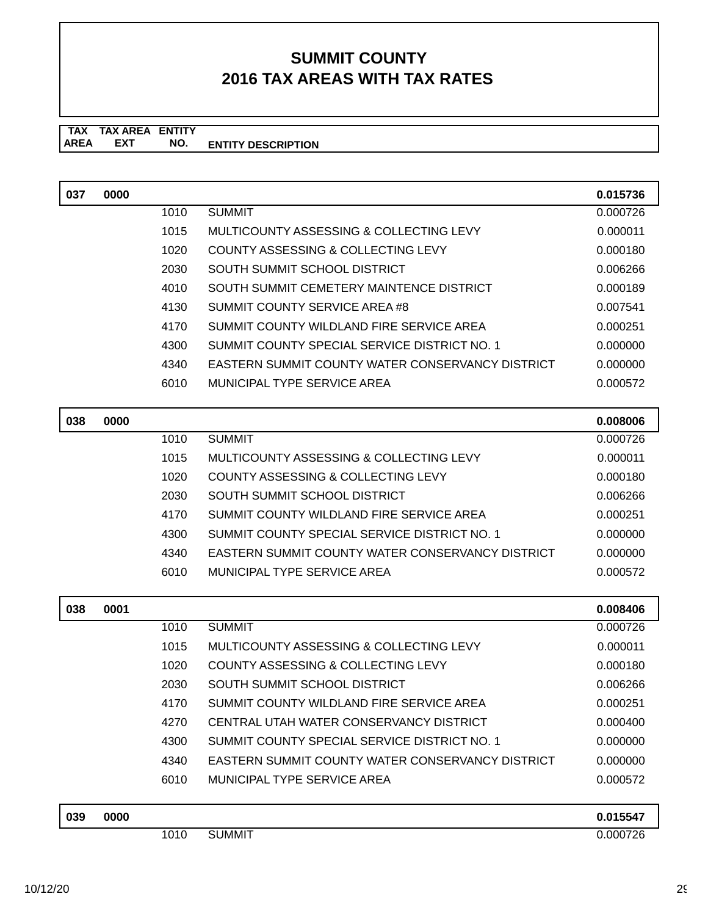# SUMMIT COUNTY
# 2016 TAX AREAS WITH TAX RATES

| TAX AREA | TAX AREA EXT | ENTITY NO. | ENTITY DESCRIPTION | |
|---|---|---|---|---|
| **037** | **0000** | | | **0.015736** |
| | | 1010 | SUMMIT | 0.000726 |
| | | 1015 | MULTICOUNTY ASSESSING & COLLECTING LEVY | 0.000011 |
| | | 1020 | COUNTY ASSESSING & COLLECTING LEVY | 0.000180 |
| | | 2030 | SOUTH SUMMIT SCHOOL DISTRICT | 0.006266 |
| | | 4010 | SOUTH SUMMIT CEMETERY MAINTENCE DISTRICT | 0.000189 |
| | | 4130 | SUMMIT COUNTY SERVICE AREA #8 | 0.007541 |
| | | 4170 | SUMMIT COUNTY WILDLAND FIRE SERVICE AREA | 0.000251 |
| | | 4300 | SUMMIT COUNTY SPECIAL SERVICE DISTRICT NO. 1 | 0.000000 |
| | | 4340 | EASTERN SUMMIT COUNTY WATER CONSERVANCY DISTRICT | 0.000000 |
| | | 6010 | MUNICIPAL TYPE SERVICE AREA | 0.000572 |
| **038** | **0000** | | | **0.008006** |
| | | 1010 | SUMMIT | 0.000726 |
| | | 1015 | MULTICOUNTY ASSESSING & COLLECTING LEVY | 0.000011 |
| | | 1020 | COUNTY ASSESSING & COLLECTING LEVY | 0.000180 |
| | | 2030 | SOUTH SUMMIT SCHOOL DISTRICT | 0.006266 |
| | | 4170 | SUMMIT COUNTY WILDLAND FIRE SERVICE AREA | 0.000251 |
| | | 4300 | SUMMIT COUNTY SPECIAL SERVICE DISTRICT NO. 1 | 0.000000 |
| | | 4340 | EASTERN SUMMIT COUNTY WATER CONSERVANCY DISTRICT | 0.000000 |
| | | 6010 | MUNICIPAL TYPE SERVICE AREA | 0.000572 |
| **038** | **0001** | | | **0.008406** |
| | | 1010 | SUMMIT | 0.000726 |
| | | 1015 | MULTICOUNTY ASSESSING & COLLECTING LEVY | 0.000011 |
| | | 1020 | COUNTY ASSESSING & COLLECTING LEVY | 0.000180 |
| | | 2030 | SOUTH SUMMIT SCHOOL DISTRICT | 0.006266 |
| | | 4170 | SUMMIT COUNTY WILDLAND FIRE SERVICE AREA | 0.000251 |
| | | 4270 | CENTRAL UTAH WATER CONSERVANCY DISTRICT | 0.000400 |
| | | 4300 | SUMMIT COUNTY SPECIAL SERVICE DISTRICT NO. 1 | 0.000000 |
| | | 4340 | EASTERN SUMMIT COUNTY WATER CONSERVANCY DISTRICT | 0.000000 |
| | | 6010 | MUNICIPAL TYPE SERVICE AREA | 0.000572 |
| **039** | **0000** | | | **0.015547** |
| | | 1010 | SUMMIT | 0.000726 |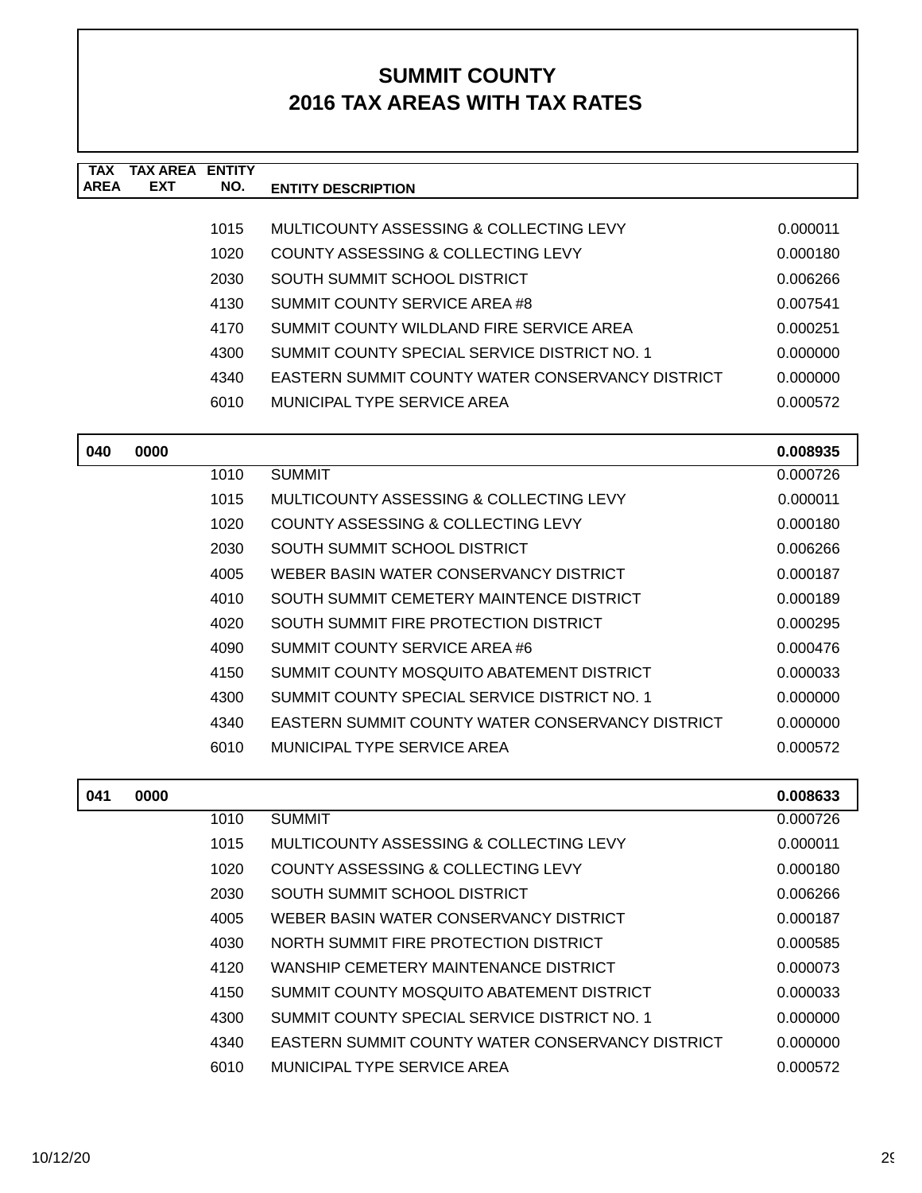# SUMMIT COUNTY
# 2016 TAX AREAS WITH TAX RATES

| TAX AREA | TAX AREA EXT | ENTITY NO. | ENTITY DESCRIPTION | |
|---|---|---|---|---|
| | | 1015 | MULTICOUNTY ASSESSING & COLLECTING LEVY | 0.000011 |
| | | 1020 | COUNTY ASSESSING & COLLECTING LEVY | 0.000180 |
| | | 2030 | SOUTH SUMMIT SCHOOL DISTRICT | 0.006266 |
| | | 4130 | SUMMIT COUNTY SERVICE AREA #8 | 0.007541 |
| | | 4170 | SUMMIT COUNTY WILDLAND FIRE SERVICE AREA | 0.000251 |
| | | 4300 | SUMMIT COUNTY SPECIAL SERVICE DISTRICT NO. 1 | 0.000000 |
| | | 4340 | EASTERN SUMMIT COUNTY WATER CONSERVANCY DISTRICT | 0.000000 |
| | | 6010 | MUNICIPAL TYPE SERVICE AREA | 0.000572 |
| **040** | **0000** | | | **0.008935** |
| | | 1010 | SUMMIT | 0.000726 |
| | | 1015 | MULTICOUNTY ASSESSING & COLLECTING LEVY | 0.000011 |
| | | 1020 | COUNTY ASSESSING & COLLECTING LEVY | 0.000180 |
| | | 2030 | SOUTH SUMMIT SCHOOL DISTRICT | 0.006266 |
| | | 4005 | WEBER BASIN WATER CONSERVANCY DISTRICT | 0.000187 |
| | | 4010 | SOUTH SUMMIT CEMETERY MAINTENCE DISTRICT | 0.000189 |
| | | 4020 | SOUTH SUMMIT FIRE PROTECTION DISTRICT | 0.000295 |
| | | 4090 | SUMMIT COUNTY SERVICE AREA #6 | 0.000476 |
| | | 4150 | SUMMIT COUNTY MOSQUITO ABATEMENT DISTRICT | 0.000033 |
| | | 4300 | SUMMIT COUNTY SPECIAL SERVICE DISTRICT NO. 1 | 0.000000 |
| | | 4340 | EASTERN SUMMIT COUNTY WATER CONSERVANCY DISTRICT | 0.000000 |
| | | 6010 | MUNICIPAL TYPE SERVICE AREA | 0.000572 |
| **041** | **0000** | | | **0.008633** |
| | | 1010 | SUMMIT | 0.000726 |
| | | 1015 | MULTICOUNTY ASSESSING & COLLECTING LEVY | 0.000011 |
| | | 1020 | COUNTY ASSESSING & COLLECTING LEVY | 0.000180 |
| | | 2030 | SOUTH SUMMIT SCHOOL DISTRICT | 0.006266 |
| | | 4005 | WEBER BASIN WATER CONSERVANCY DISTRICT | 0.000187 |
| | | 4030 | NORTH SUMMIT FIRE PROTECTION DISTRICT | 0.000585 |
| | | 4120 | WANSHIP CEMETERY MAINTENANCE DISTRICT | 0.000073 |
| | | 4150 | SUMMIT COUNTY MOSQUITO ABATEMENT DISTRICT | 0.000033 |
| | | 4300 | SUMMIT COUNTY SPECIAL SERVICE DISTRICT NO. 1 | 0.000000 |
| | | 4340 | EASTERN SUMMIT COUNTY WATER CONSERVANCY DISTRICT | 0.000000 |
| | | 6010 | MUNICIPAL TYPE SERVICE AREA | 0.000572 |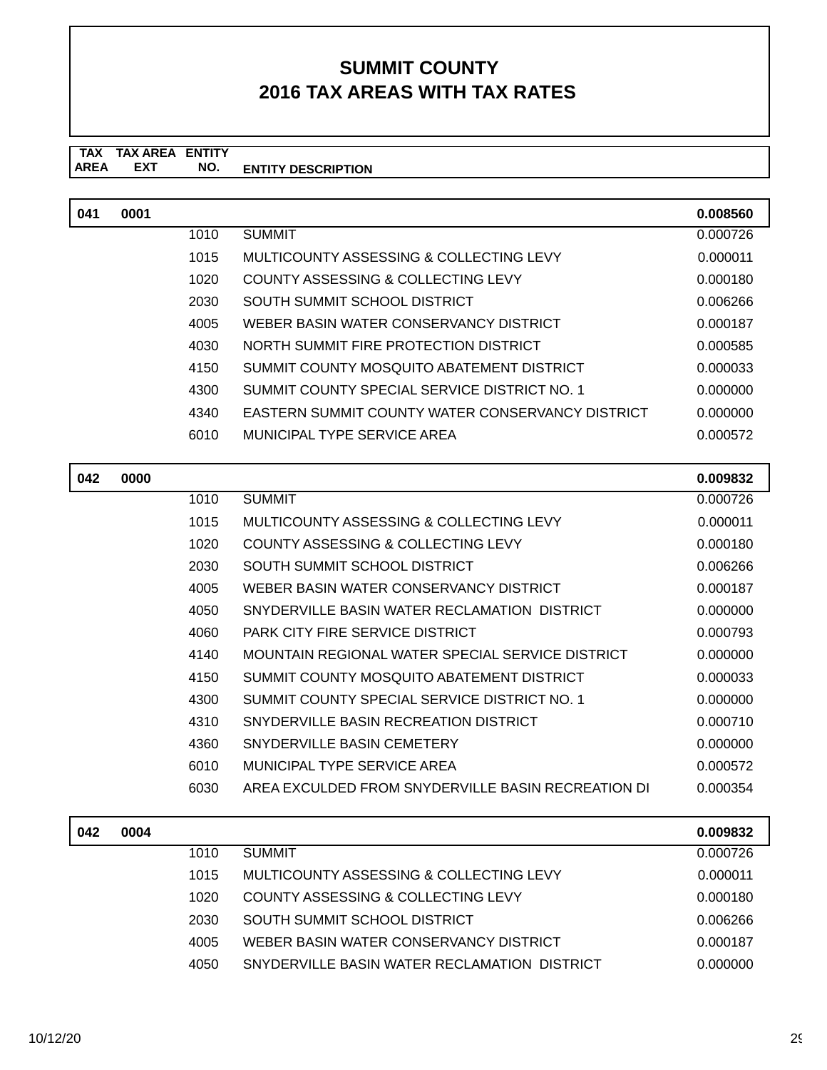# SUMMIT COUNTY
# 2016 TAX AREAS WITH TAX RATES

| TAX AREA | TAX AREA EXT | ENTITY NO. | ENTITY DESCRIPTION | |
|---|---|---|---|---|
| **041** | **0001** | | | **0.008560** |
| | | 1010 | SUMMIT | 0.000726 |
| | | 1015 | MULTICOUNTY ASSESSING & COLLECTING LEVY | 0.000011 |
| | | 1020 | COUNTY ASSESSING & COLLECTING LEVY | 0.000180 |
| | | 2030 | SOUTH SUMMIT SCHOOL DISTRICT | 0.006266 |
| | | 4005 | WEBER BASIN WATER CONSERVANCY DISTRICT | 0.000187 |
| | | 4030 | NORTH SUMMIT FIRE PROTECTION DISTRICT | 0.000585 |
| | | 4150 | SUMMIT COUNTY MOSQUITO ABATEMENT DISTRICT | 0.000033 |
| | | 4300 | SUMMIT COUNTY SPECIAL SERVICE DISTRICT NO. 1 | 0.000000 |
| | | 4340 | EASTERN SUMMIT COUNTY WATER CONSERVANCY DISTRICT | 0.000000 |
| | | 6010 | MUNICIPAL TYPE SERVICE AREA | 0.000572 |
| **042** | **0000** | | | **0.009832** |
| | | 1010 | SUMMIT | 0.000726 |
| | | 1015 | MULTICOUNTY ASSESSING & COLLECTING LEVY | 0.000011 |
| | | 1020 | COUNTY ASSESSING & COLLECTING LEVY | 0.000180 |
| | | 2030 | SOUTH SUMMIT SCHOOL DISTRICT | 0.006266 |
| | | 4005 | WEBER BASIN WATER CONSERVANCY DISTRICT | 0.000187 |
| | | 4050 | SNYDERVILLE BASIN WATER RECLAMATION DISTRICT | 0.000000 |
| | | 4060 | PARK CITY FIRE SERVICE DISTRICT | 0.000793 |
| | | 4140 | MOUNTAIN REGIONAL WATER SPECIAL SERVICE DISTRICT | 0.000000 |
| | | 4150 | SUMMIT COUNTY MOSQUITO ABATEMENT DISTRICT | 0.000033 |
| | | 4300 | SUMMIT COUNTY SPECIAL SERVICE DISTRICT NO. 1 | 0.000000 |
| | | 4310 | SNYDERVILLE BASIN RECREATION DISTRICT | 0.000710 |
| | | 4360 | SNYDERVILLE BASIN CEMETERY | 0.000000 |
| | | 6010 | MUNICIPAL TYPE SERVICE AREA | 0.000572 |
| | | 6030 | AREA EXCULDED FROM SNYDERVILLE BASIN RECREATION DI | 0.000354 |
| **042** | **0004** | | | **0.009832** |
| | | 1010 | SUMMIT | 0.000726 |
| | | 1015 | MULTICOUNTY ASSESSING & COLLECTING LEVY | 0.000011 |
| | | 1020 | COUNTY ASSESSING & COLLECTING LEVY | 0.000180 |
| | | 2030 | SOUTH SUMMIT SCHOOL DISTRICT | 0.006266 |
| | | 4005 | WEBER BASIN WATER CONSERVANCY DISTRICT | 0.000187 |
| | | 4050 | SNYDERVILLE BASIN WATER RECLAMATION DISTRICT | 0.000000 |

10/12/20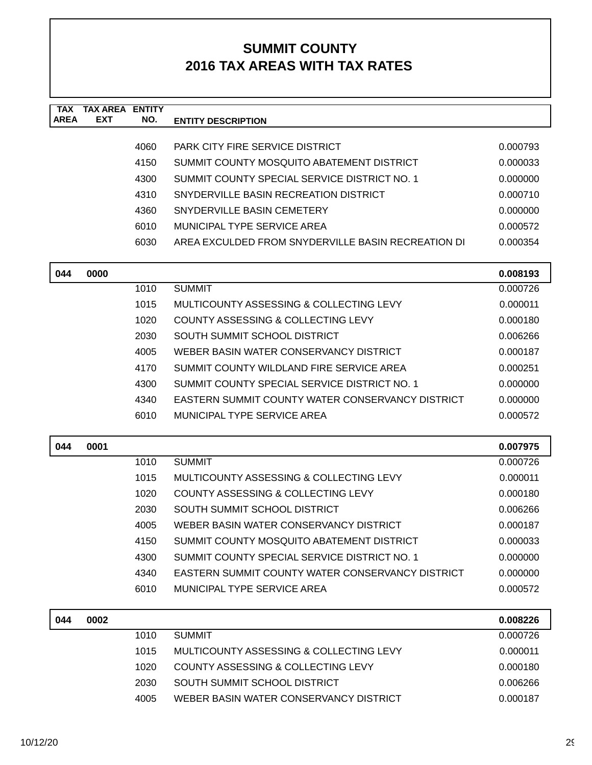# SUMMIT COUNTY
# 2016 TAX AREAS WITH TAX RATES

| TAX AREA | TAX AREA EXT | ENTITY NO. | ENTITY DESCRIPTION | |
|---|---|---|---|---|
| | | 4060 | PARK CITY FIRE SERVICE DISTRICT | 0.000793 |
| | | 4150 | SUMMIT COUNTY MOSQUITO ABATEMENT DISTRICT | 0.000033 |
| | | 4300 | SUMMIT COUNTY SPECIAL SERVICE DISTRICT NO. 1 | 0.000000 |
| | | 4310 | SNYDERVILLE BASIN RECREATION DISTRICT | 0.000710 |
| | | 4360 | SNYDERVILLE BASIN CEMETERY | 0.000000 |
| | | 6010 | MUNICIPAL TYPE SERVICE AREA | 0.000572 |
| | | 6030 | AREA EXCULDED FROM SNYDERVILLE BASIN RECREATION DI | 0.000354 |
| **044** | **0000** | | | **0.008193** |
| | | 1010 | SUMMIT | 0.000726 |
| | | 1015 | MULTICOUNTY ASSESSING & COLLECTING LEVY | 0.000011 |
| | | 1020 | COUNTY ASSESSING & COLLECTING LEVY | 0.000180 |
| | | 2030 | SOUTH SUMMIT SCHOOL DISTRICT | 0.006266 |
| | | 4005 | WEBER BASIN WATER CONSERVANCY DISTRICT | 0.000187 |
| | | 4170 | SUMMIT COUNTY WILDLAND FIRE SERVICE AREA | 0.000251 |
| | | 4300 | SUMMIT COUNTY SPECIAL SERVICE DISTRICT NO. 1 | 0.000000 |
| | | 4340 | EASTERN SUMMIT COUNTY WATER CONSERVANCY DISTRICT | 0.000000 |
| | | 6010 | MUNICIPAL TYPE SERVICE AREA | 0.000572 |
| **044** | **0001** | | | **0.007975** |
| | | 1010 | SUMMIT | 0.000726 |
| | | 1015 | MULTICOUNTY ASSESSING & COLLECTING LEVY | 0.000011 |
| | | 1020 | COUNTY ASSESSING & COLLECTING LEVY | 0.000180 |
| | | 2030 | SOUTH SUMMIT SCHOOL DISTRICT | 0.006266 |
| | | 4005 | WEBER BASIN WATER CONSERVANCY DISTRICT | 0.000187 |
| | | 4150 | SUMMIT COUNTY MOSQUITO ABATEMENT DISTRICT | 0.000033 |
| | | 4300 | SUMMIT COUNTY SPECIAL SERVICE DISTRICT NO. 1 | 0.000000 |
| | | 4340 | EASTERN SUMMIT COUNTY WATER CONSERVANCY DISTRICT | 0.000000 |
| | | 6010 | MUNICIPAL TYPE SERVICE AREA | 0.000572 |
| **044** | **0002** | | | **0.008226** |
| | | 1010 | SUMMIT | 0.000726 |
| | | 1015 | MULTICOUNTY ASSESSING & COLLECTING LEVY | 0.000011 |
| | | 1020 | COUNTY ASSESSING & COLLECTING LEVY | 0.000180 |
| | | 2030 | SOUTH SUMMIT SCHOOL DISTRICT | 0.006266 |
| | | 4005 | WEBER BASIN WATER CONSERVANCY DISTRICT | 0.000187 |

10/12/20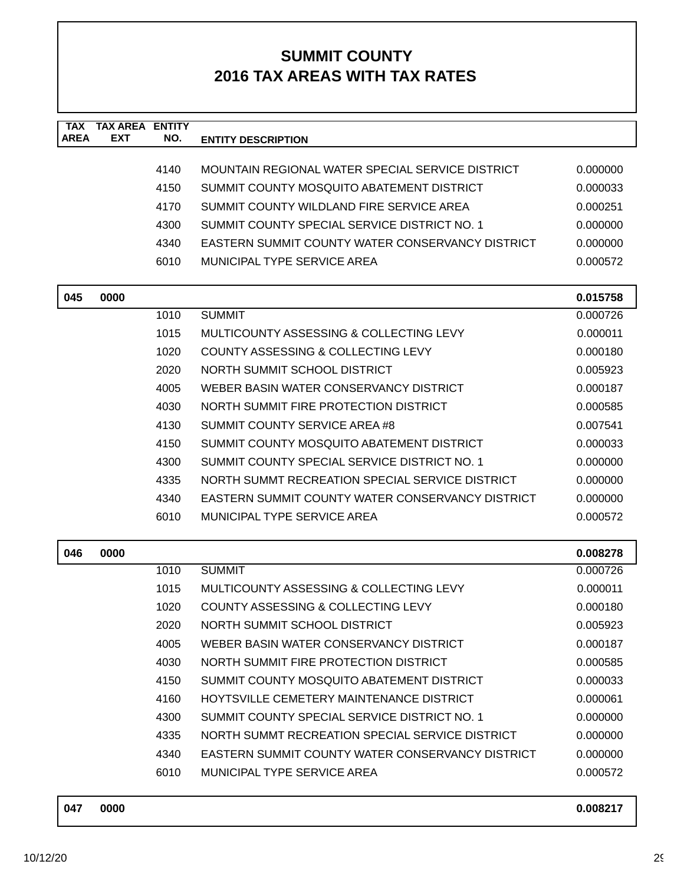# SUMMIT COUNTY
# 2016 TAX AREAS WITH TAX RATES

| TAX AREA | TAX AREA EXT | ENTITY NO. | ENTITY DESCRIPTION | |
|---|---|---|---|---|
| | | 4140 | MOUNTAIN REGIONAL WATER SPECIAL SERVICE DISTRICT | 0.000000 |
| | | 4150 | SUMMIT COUNTY MOSQUITO ABATEMENT DISTRICT | 0.000033 |
| | | 4170 | SUMMIT COUNTY WILDLAND FIRE SERVICE AREA | 0.000251 |
| | | 4300 | SUMMIT COUNTY SPECIAL SERVICE DISTRICT NO. 1 | 0.000000 |
| | | 4340 | EASTERN SUMMIT COUNTY WATER CONSERVANCY DISTRICT | 0.000000 |
| | | 6010 | MUNICIPAL TYPE SERVICE AREA | 0.000572 |
| **045** | **0000** | | | **0.015758** |
| | | 1010 | SUMMIT | 0.000726 |
| | | 1015 | MULTICOUNTY ASSESSING & COLLECTING LEVY | 0.000011 |
| | | 1020 | COUNTY ASSESSING & COLLECTING LEVY | 0.000180 |
| | | 2020 | NORTH SUMMIT SCHOOL DISTRICT | 0.005923 |
| | | 4005 | WEBER BASIN WATER CONSERVANCY DISTRICT | 0.000187 |
| | | 4030 | NORTH SUMMIT FIRE PROTECTION DISTRICT | 0.000585 |
| | | 4130 | SUMMIT COUNTY SERVICE AREA #8 | 0.007541 |
| | | 4150 | SUMMIT COUNTY MOSQUITO ABATEMENT DISTRICT | 0.000033 |
| | | 4300 | SUMMIT COUNTY SPECIAL SERVICE DISTRICT NO. 1 | 0.000000 |
| | | 4335 | NORTH SUMMT RECREATION SPECIAL SERVICE DISTRICT | 0.000000 |
| | | 4340 | EASTERN SUMMIT COUNTY WATER CONSERVANCY DISTRICT | 0.000000 |
| | | 6010 | MUNICIPAL TYPE SERVICE AREA | 0.000572 |
| **046** | **0000** | | | **0.008278** |
| | | 1010 | SUMMIT | 0.000726 |
| | | 1015 | MULTICOUNTY ASSESSING & COLLECTING LEVY | 0.000011 |
| | | 1020 | COUNTY ASSESSING & COLLECTING LEVY | 0.000180 |
| | | 2020 | NORTH SUMMIT SCHOOL DISTRICT | 0.005923 |
| | | 4005 | WEBER BASIN WATER CONSERVANCY DISTRICT | 0.000187 |
| | | 4030 | NORTH SUMMIT FIRE PROTECTION DISTRICT | 0.000585 |
| | | 4150 | SUMMIT COUNTY MOSQUITO ABATEMENT DISTRICT | 0.000033 |
| | | 4160 | HOYTSVILLE CEMETERY MAINTENANCE DISTRICT | 0.000061 |
| | | 4300 | SUMMIT COUNTY SPECIAL SERVICE DISTRICT NO. 1 | 0.000000 |
| | | 4335 | NORTH SUMMT RECREATION SPECIAL SERVICE DISTRICT | 0.000000 |
| | | 4340 | EASTERN SUMMIT COUNTY WATER CONSERVANCY DISTRICT | 0.000000 |
| | | 6010 | MUNICIPAL TYPE SERVICE AREA | 0.000572 |
| **047** | **0000** | | | **0.008217** |

10/12/20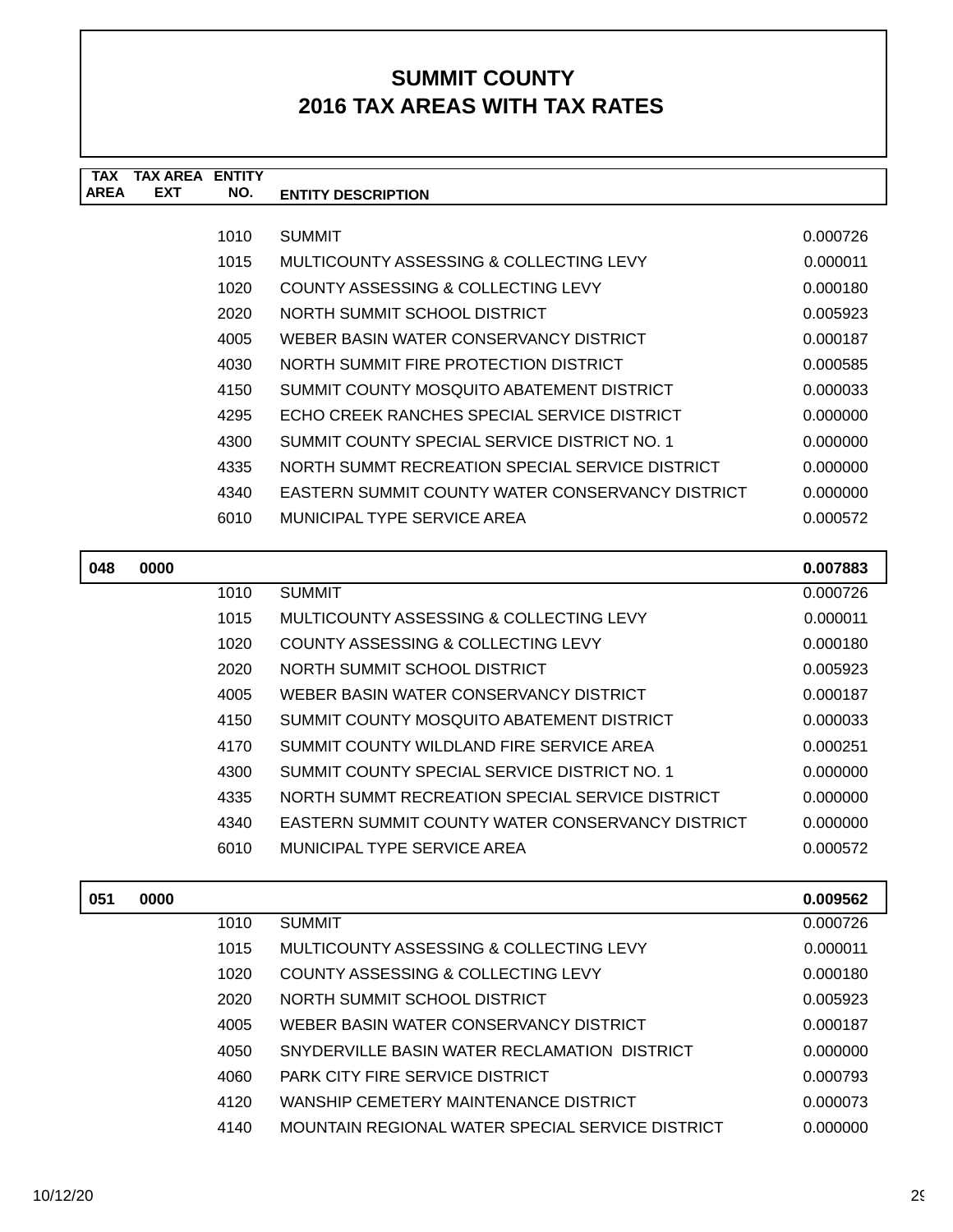# SUMMIT COUNTY
# 2016 TAX AREAS WITH TAX RATES

| TAX AREA | TAX AREA EXT | ENTITY NO. | ENTITY DESCRIPTION | |
|---|---|---|---|---|
| | | 1010 | SUMMIT | 0.000726 |
| | | 1015 | MULTICOUNTY ASSESSING & COLLECTING LEVY | 0.000011 |
| | | 1020 | COUNTY ASSESSING & COLLECTING LEVY | 0.000180 |
| | | 2020 | NORTH SUMMIT SCHOOL DISTRICT | 0.005923 |
| | | 4005 | WEBER BASIN WATER CONSERVANCY DISTRICT | 0.000187 |
| | | 4030 | NORTH SUMMIT FIRE PROTECTION DISTRICT | 0.000585 |
| | | 4150 | SUMMIT COUNTY MOSQUITO ABATEMENT DISTRICT | 0.000033 |
| | | 4295 | ECHO CREEK RANCHES SPECIAL SERVICE DISTRICT | 0.000000 |
| | | 4300 | SUMMIT COUNTY SPECIAL SERVICE DISTRICT NO. 1 | 0.000000 |
| | | 4335 | NORTH SUMMT RECREATION SPECIAL SERVICE DISTRICT | 0.000000 |
| | | 4340 | EASTERN SUMMIT COUNTY WATER CONSERVANCY DISTRICT | 0.000000 |
| | | 6010 | MUNICIPAL TYPE SERVICE AREA | 0.000572 |
| **048** | **0000** | | | **0.007883** |
| | | 1010 | SUMMIT | 0.000726 |
| | | 1015 | MULTICOUNTY ASSESSING & COLLECTING LEVY | 0.000011 |
| | | 1020 | COUNTY ASSESSING & COLLECTING LEVY | 0.000180 |
| | | 2020 | NORTH SUMMIT SCHOOL DISTRICT | 0.005923 |
| | | 4005 | WEBER BASIN WATER CONSERVANCY DISTRICT | 0.000187 |
| | | 4150 | SUMMIT COUNTY MOSQUITO ABATEMENT DISTRICT | 0.000033 |
| | | 4170 | SUMMIT COUNTY WILDLAND FIRE SERVICE AREA | 0.000251 |
| | | 4300 | SUMMIT COUNTY SPECIAL SERVICE DISTRICT NO. 1 | 0.000000 |
| | | 4335 | NORTH SUMMT RECREATION SPECIAL SERVICE DISTRICT | 0.000000 |
| | | 4340 | EASTERN SUMMIT COUNTY WATER CONSERVANCY DISTRICT | 0.000000 |
| | | 6010 | MUNICIPAL TYPE SERVICE AREA | 0.000572 |
| **051** | **0000** | | | **0.009562** |
| | | 1010 | SUMMIT | 0.000726 |
| | | 1015 | MULTICOUNTY ASSESSING & COLLECTING LEVY | 0.000011 |
| | | 1020 | COUNTY ASSESSING & COLLECTING LEVY | 0.000180 |
| | | 2020 | NORTH SUMMIT SCHOOL DISTRICT | 0.005923 |
| | | 4005 | WEBER BASIN WATER CONSERVANCY DISTRICT | 0.000187 |
| | | 4050 | SNYDERVILLE BASIN WATER RECLAMATION DISTRICT | 0.000000 |
| | | 4060 | PARK CITY FIRE SERVICE DISTRICT | 0.000793 |
| | | 4120 | WANSHIP CEMETERY MAINTENANCE DISTRICT | 0.000073 |
| | | 4140 | MOUNTAIN REGIONAL WATER SPECIAL SERVICE DISTRICT | 0.000000 |

10/12/20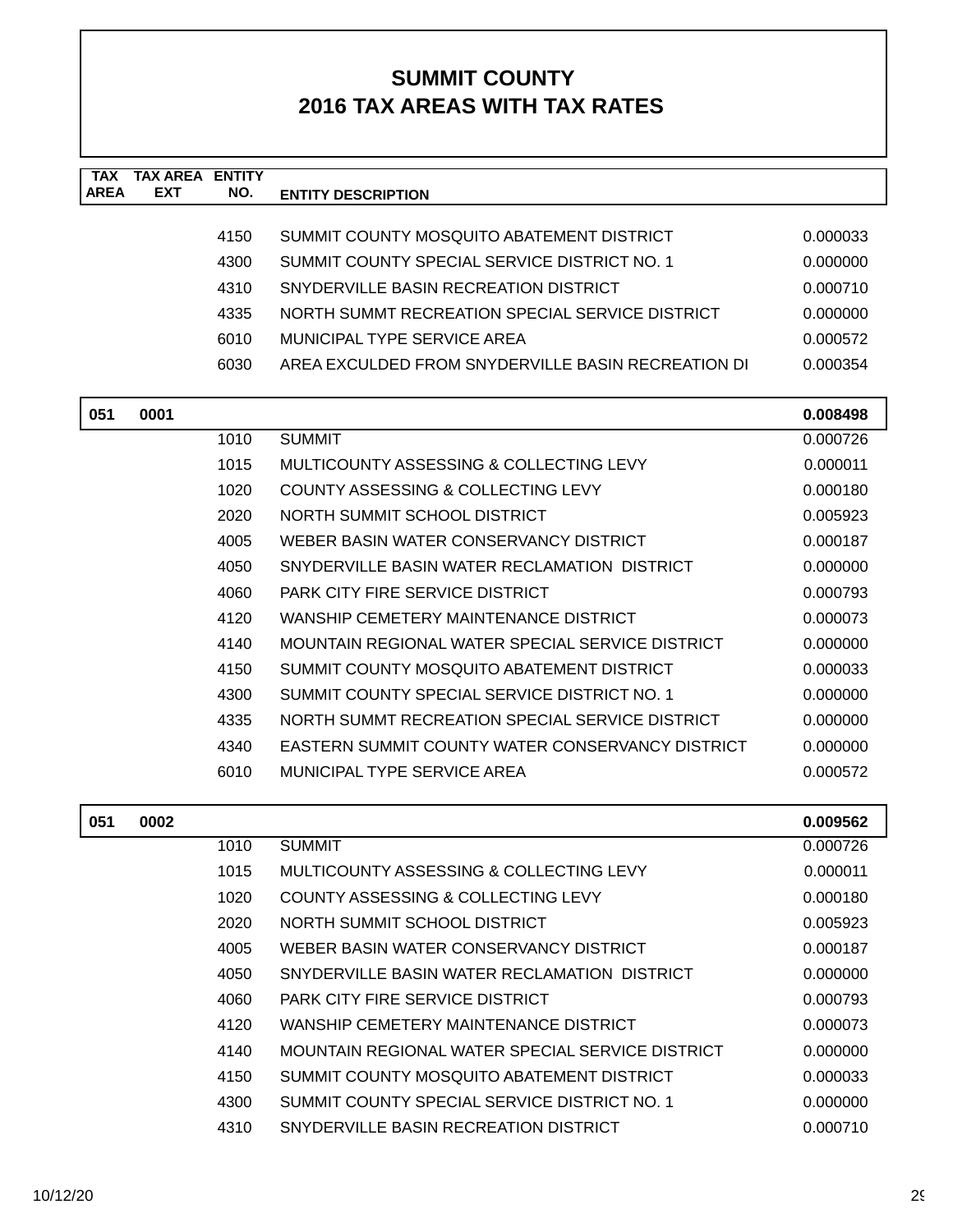# SUMMIT COUNTY
# 2016 TAX AREAS WITH TAX RATES

| TAX AREA | TAX AREA EXT | ENTITY NO. | ENTITY DESCRIPTION | |
|---|---|---|---|---|
| | | 4150 | SUMMIT COUNTY MOSQUITO ABATEMENT DISTRICT | 0.000033 |
| | | 4300 | SUMMIT COUNTY SPECIAL SERVICE DISTRICT NO. 1 | 0.000000 |
| | | 4310 | SNYDERVILLE BASIN RECREATION DISTRICT | 0.000710 |
| | | 4335 | NORTH SUMMT RECREATION SPECIAL SERVICE DISTRICT | 0.000000 |
| | | 6010 | MUNICIPAL TYPE SERVICE AREA | 0.000572 |
| | | 6030 | AREA EXCULDED FROM SNYDERVILLE BASIN RECREATION DI | 0.000354 |
| **051** | **0001** | | | **0.008498** |
| | | 1010 | SUMMIT | 0.000726 |
| | | 1015 | MULTICOUNTY ASSESSING & COLLECTING LEVY | 0.000011 |
| | | 1020 | COUNTY ASSESSING & COLLECTING LEVY | 0.000180 |
| | | 2020 | NORTH SUMMIT SCHOOL DISTRICT | 0.005923 |
| | | 4005 | WEBER BASIN WATER CONSERVANCY DISTRICT | 0.000187 |
| | | 4050 | SNYDERVILLE BASIN WATER RECLAMATION DISTRICT | 0.000000 |
| | | 4060 | PARK CITY FIRE SERVICE DISTRICT | 0.000793 |
| | | 4120 | WANSHIP CEMETERY MAINTENANCE DISTRICT | 0.000073 |
| | | 4140 | MOUNTAIN REGIONAL WATER SPECIAL SERVICE DISTRICT | 0.000000 |
| | | 4150 | SUMMIT COUNTY MOSQUITO ABATEMENT DISTRICT | 0.000033 |
| | | 4300 | SUMMIT COUNTY SPECIAL SERVICE DISTRICT NO. 1 | 0.000000 |
| | | 4335 | NORTH SUMMT RECREATION SPECIAL SERVICE DISTRICT | 0.000000 |
| | | 4340 | EASTERN SUMMIT COUNTY WATER CONSERVANCY DISTRICT | 0.000000 |
| | | 6010 | MUNICIPAL TYPE SERVICE AREA | 0.000572 |
| **051** | **0002** | | | **0.009562** |
| | | 1010 | SUMMIT | 0.000726 |
| | | 1015 | MULTICOUNTY ASSESSING & COLLECTING LEVY | 0.000011 |
| | | 1020 | COUNTY ASSESSING & COLLECTING LEVY | 0.000180 |
| | | 2020 | NORTH SUMMIT SCHOOL DISTRICT | 0.005923 |
| | | 4005 | WEBER BASIN WATER CONSERVANCY DISTRICT | 0.000187 |
| | | 4050 | SNYDERVILLE BASIN WATER RECLAMATION DISTRICT | 0.000000 |
| | | 4060 | PARK CITY FIRE SERVICE DISTRICT | 0.000793 |
| | | 4120 | WANSHIP CEMETERY MAINTENANCE DISTRICT | 0.000073 |
| | | 4140 | MOUNTAIN REGIONAL WATER SPECIAL SERVICE DISTRICT | 0.000000 |
| | | 4150 | SUMMIT COUNTY MOSQUITO ABATEMENT DISTRICT | 0.000033 |
| | | 4300 | SUMMIT COUNTY SPECIAL SERVICE DISTRICT NO. 1 | 0.000000 |
| | | 4310 | SNYDERVILLE BASIN RECREATION DISTRICT | 0.000710 |

10/12/20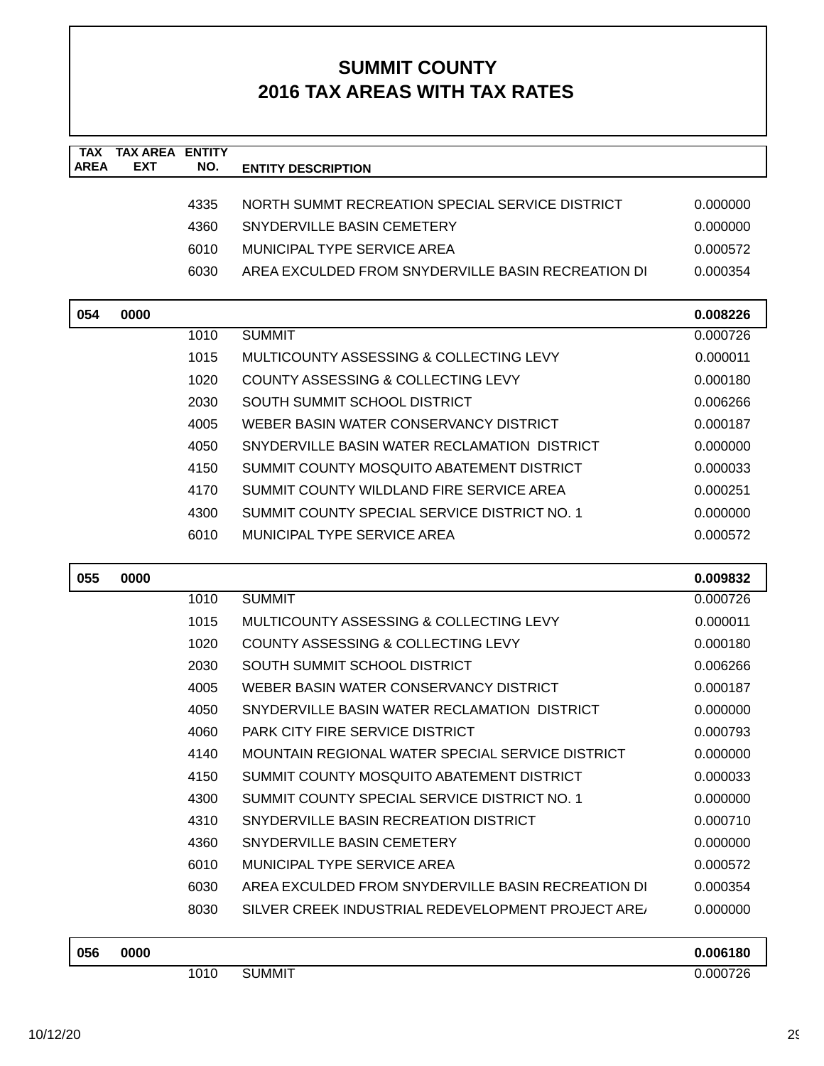# SUMMIT COUNTY
## 2016 TAX AREAS WITH TAX RATES

| TAX AREA | TAX AREA EXT | ENTITY NO. | ENTITY DESCRIPTION | |
|---|---|---|---|---|
| | | 4335 | NORTH SUMMT RECREATION SPECIAL SERVICE DISTRICT | 0.000000 |
| | | 4360 | SNYDERVILLE BASIN CEMETERY | 0.000000 |
| | | 6010 | MUNICIPAL TYPE SERVICE AREA | 0.000572 |
| | | 6030 | AREA EXCULDED FROM SNYDERVILLE BASIN RECREATION DI | 0.000354 |
| **054** | **0000** | | | **0.008226** |
| | | 1010 | SUMMIT | 0.000726 |
| | | 1015 | MULTICOUNTY ASSESSING & COLLECTING LEVY | 0.000011 |
| | | 1020 | COUNTY ASSESSING & COLLECTING LEVY | 0.000180 |
| | | 2030 | SOUTH SUMMIT SCHOOL DISTRICT | 0.006266 |
| | | 4005 | WEBER BASIN WATER CONSERVANCY DISTRICT | 0.000187 |
| | | 4050 | SNYDERVILLE BASIN WATER RECLAMATION DISTRICT | 0.000000 |
| | | 4150 | SUMMIT COUNTY MOSQUITO ABATEMENT DISTRICT | 0.000033 |
| | | 4170 | SUMMIT COUNTY WILDLAND FIRE SERVICE AREA | 0.000251 |
| | | 4300 | SUMMIT COUNTY SPECIAL SERVICE DISTRICT NO. 1 | 0.000000 |
| | | 6010 | MUNICIPAL TYPE SERVICE AREA | 0.000572 |
| **055** | **0000** | | | **0.009832** |
| | | 1010 | SUMMIT | 0.000726 |
| | | 1015 | MULTICOUNTY ASSESSING & COLLECTING LEVY | 0.000011 |
| | | 1020 | COUNTY ASSESSING & COLLECTING LEVY | 0.000180 |
| | | 2030 | SOUTH SUMMIT SCHOOL DISTRICT | 0.006266 |
| | | 4005 | WEBER BASIN WATER CONSERVANCY DISTRICT | 0.000187 |
| | | 4050 | SNYDERVILLE BASIN WATER RECLAMATION DISTRICT | 0.000000 |
| | | 4060 | PARK CITY FIRE SERVICE DISTRICT | 0.000793 |
| | | 4140 | MOUNTAIN REGIONAL WATER SPECIAL SERVICE DISTRICT | 0.000000 |
| | | 4150 | SUMMIT COUNTY MOSQUITO ABATEMENT DISTRICT | 0.000033 |
| | | 4300 | SUMMIT COUNTY SPECIAL SERVICE DISTRICT NO. 1 | 0.000000 |
| | | 4310 | SNYDERVILLE BASIN RECREATION DISTRICT | 0.000710 |
| | | 4360 | SNYDERVILLE BASIN CEMETERY | 0.000000 |
| | | 6010 | MUNICIPAL TYPE SERVICE AREA | 0.000572 |
| | | 6030 | AREA EXCULDED FROM SNYDERVILLE BASIN RECREATION DI | 0.000354 |
| | | 8030 | SILVER CREEK INDUSTRIAL REDEVELOPMENT PROJECT ARE/ | 0.000000 |
| **056** | **0000** | | | **0.006180** |
| | | 1010 | SUMMIT | 0.000726 |

10/12/20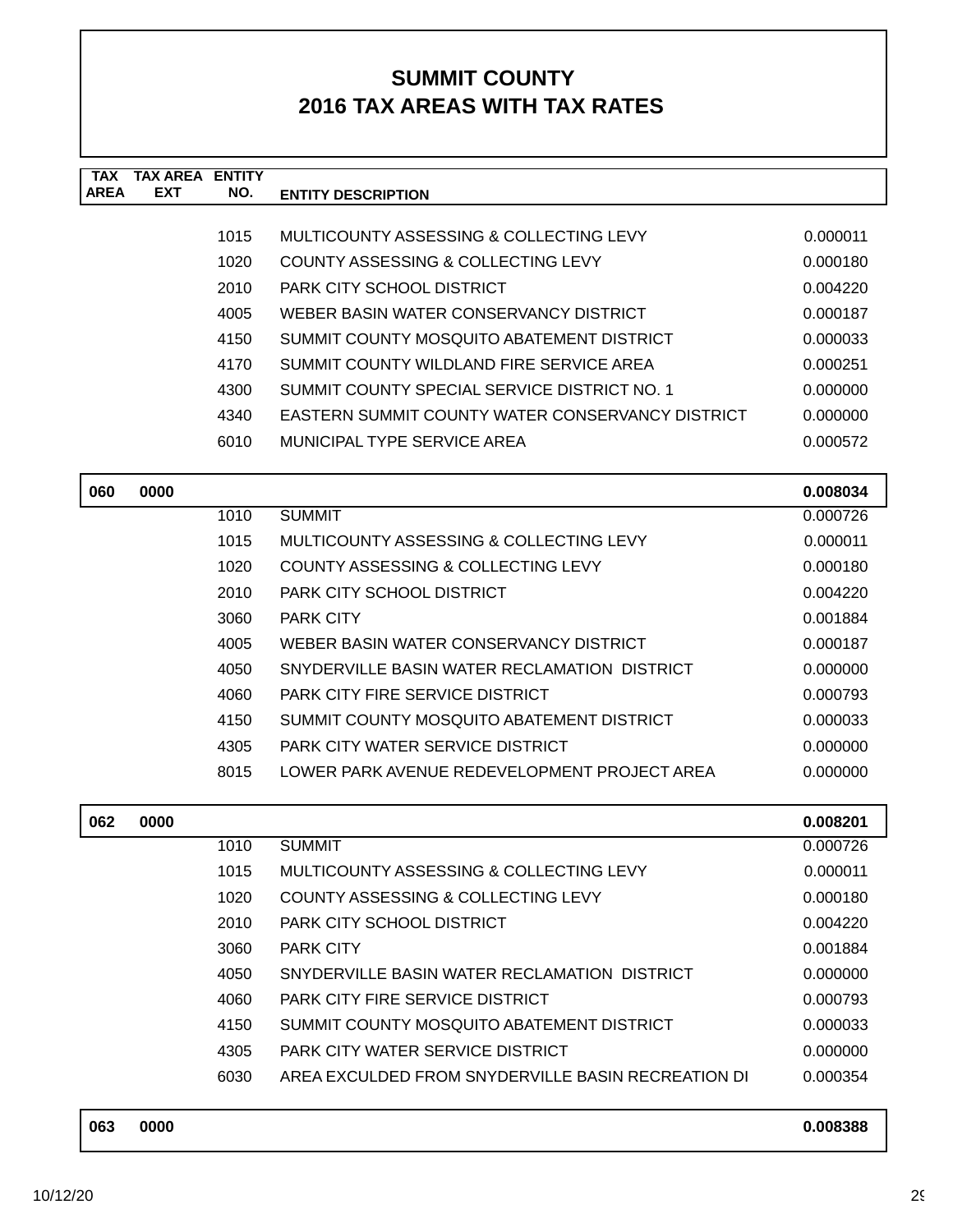# SUMMIT COUNTY
# 2016 TAX AREAS WITH TAX RATES

| TAX AREA | TAX AREA EXT | ENTITY NO. | ENTITY DESCRIPTION | |
|---|---|---|---|---|
| | | 1015 | MULTICOUNTY ASSESSING & COLLECTING LEVY | 0.000011 |
| | | 1020 | COUNTY ASSESSING & COLLECTING LEVY | 0.000180 |
| | | 2010 | PARK CITY SCHOOL DISTRICT | 0.004220 |
| | | 4005 | WEBER BASIN WATER CONSERVANCY DISTRICT | 0.000187 |
| | | 4150 | SUMMIT COUNTY MOSQUITO ABATEMENT DISTRICT | 0.000033 |
| | | 4170 | SUMMIT COUNTY WILDLAND FIRE SERVICE AREA | 0.000251 |
| | | 4300 | SUMMIT COUNTY SPECIAL SERVICE DISTRICT NO. 1 | 0.000000 |
| | | 4340 | EASTERN SUMMIT COUNTY WATER CONSERVANCY DISTRICT | 0.000000 |
| | | 6010 | MUNICIPAL TYPE SERVICE AREA | 0.000572 |
| **060** | **0000** | | | **0.008034** |
| | | 1010 | SUMMIT | 0.000726 |
| | | 1015 | MULTICOUNTY ASSESSING & COLLECTING LEVY | 0.000011 |
| | | 1020 | COUNTY ASSESSING & COLLECTING LEVY | 0.000180 |
| | | 2010 | PARK CITY SCHOOL DISTRICT | 0.004220 |
| | | 3060 | PARK CITY | 0.001884 |
| | | 4005 | WEBER BASIN WATER CONSERVANCY DISTRICT | 0.000187 |
| | | 4050 | SNYDERVILLE BASIN WATER RECLAMATION DISTRICT | 0.000000 |
| | | 4060 | PARK CITY FIRE SERVICE DISTRICT | 0.000793 |
| | | 4150 | SUMMIT COUNTY MOSQUITO ABATEMENT DISTRICT | 0.000033 |
| | | 4305 | PARK CITY WATER SERVICE DISTRICT | 0.000000 |
| | | 8015 | LOWER PARK AVENUE REDEVELOPMENT PROJECT AREA | 0.000000 |
| **062** | **0000** | | | **0.008201** |
| | | 1010 | SUMMIT | 0.000726 |
| | | 1015 | MULTICOUNTY ASSESSING & COLLECTING LEVY | 0.000011 |
| | | 1020 | COUNTY ASSESSING & COLLECTING LEVY | 0.000180 |
| | | 2010 | PARK CITY SCHOOL DISTRICT | 0.004220 |
| | | 3060 | PARK CITY | 0.001884 |
| | | 4050 | SNYDERVILLE BASIN WATER RECLAMATION DISTRICT | 0.000000 |
| | | 4060 | PARK CITY FIRE SERVICE DISTRICT | 0.000793 |
| | | 4150 | SUMMIT COUNTY MOSQUITO ABATEMENT DISTRICT | 0.000033 |
| | | 4305 | PARK CITY WATER SERVICE DISTRICT | 0.000000 |
| | | 6030 | AREA EXCULDED FROM SNYDERVILLE BASIN RECREATION DI | 0.000354 |
| **063** | **0000** | | | **0.008388** |

10/12/20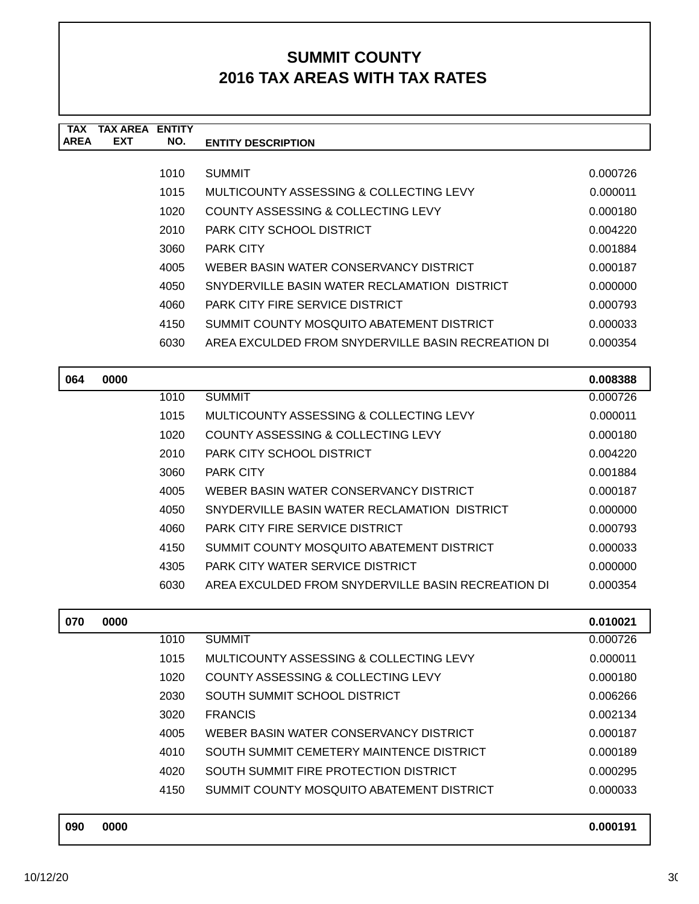# SUMMIT COUNTY
# 2016 TAX AREAS WITH TAX RATES

| TAX AREA | TAX AREA EXT | ENTITY NO. | ENTITY DESCRIPTION | |
|---|---|---|---|---|
| | | 1010 | SUMMIT | 0.000726 |
| | | 1015 | MULTICOUNTY ASSESSING & COLLECTING LEVY | 0.000011 |
| | | 1020 | COUNTY ASSESSING & COLLECTING LEVY | 0.000180 |
| | | 2010 | PARK CITY SCHOOL DISTRICT | 0.004220 |
| | | 3060 | PARK CITY | 0.001884 |
| | | 4005 | WEBER BASIN WATER CONSERVANCY DISTRICT | 0.000187 |
| | | 4050 | SNYDERVILLE BASIN WATER RECLAMATION DISTRICT | 0.000000 |
| | | 4060 | PARK CITY FIRE SERVICE DISTRICT | 0.000793 |
| | | 4150 | SUMMIT COUNTY MOSQUITO ABATEMENT DISTRICT | 0.000033 |
| | | 6030 | AREA EXCULDED FROM SNYDERVILLE BASIN RECREATION DI | 0.000354 |
| **064** | **0000** | | | **0.008388** |
| | | 1010 | SUMMIT | 0.000726 |
| | | 1015 | MULTICOUNTY ASSESSING & COLLECTING LEVY | 0.000011 |
| | | 1020 | COUNTY ASSESSING & COLLECTING LEVY | 0.000180 |
| | | 2010 | PARK CITY SCHOOL DISTRICT | 0.004220 |
| | | 3060 | PARK CITY | 0.001884 |
| | | 4005 | WEBER BASIN WATER CONSERVANCY DISTRICT | 0.000187 |
| | | 4050 | SNYDERVILLE BASIN WATER RECLAMATION DISTRICT | 0.000000 |
| | | 4060 | PARK CITY FIRE SERVICE DISTRICT | 0.000793 |
| | | 4150 | SUMMIT COUNTY MOSQUITO ABATEMENT DISTRICT | 0.000033 |
| | | 4305 | PARK CITY WATER SERVICE DISTRICT | 0.000000 |
| | | 6030 | AREA EXCULDED FROM SNYDERVILLE BASIN RECREATION DI | 0.000354 |
| **070** | **0000** | | | **0.010021** |
| | | 1010 | SUMMIT | 0.000726 |
| | | 1015 | MULTICOUNTY ASSESSING & COLLECTING LEVY | 0.000011 |
| | | 1020 | COUNTY ASSESSING & COLLECTING LEVY | 0.000180 |
| | | 2030 | SOUTH SUMMIT SCHOOL DISTRICT | 0.006266 |
| | | 3020 | FRANCIS | 0.002134 |
| | | 4005 | WEBER BASIN WATER CONSERVANCY DISTRICT | 0.000187 |
| | | 4010 | SOUTH SUMMIT CEMETERY MAINTENCE DISTRICT | 0.000189 |
| | | 4020 | SOUTH SUMMIT FIRE PROTECTION DISTRICT | 0.000295 |
| | | 4150 | SUMMIT COUNTY MOSQUITO ABATEMENT DISTRICT | 0.000033 |
| **090** | **0000** | | | **0.000191** |

10/12/20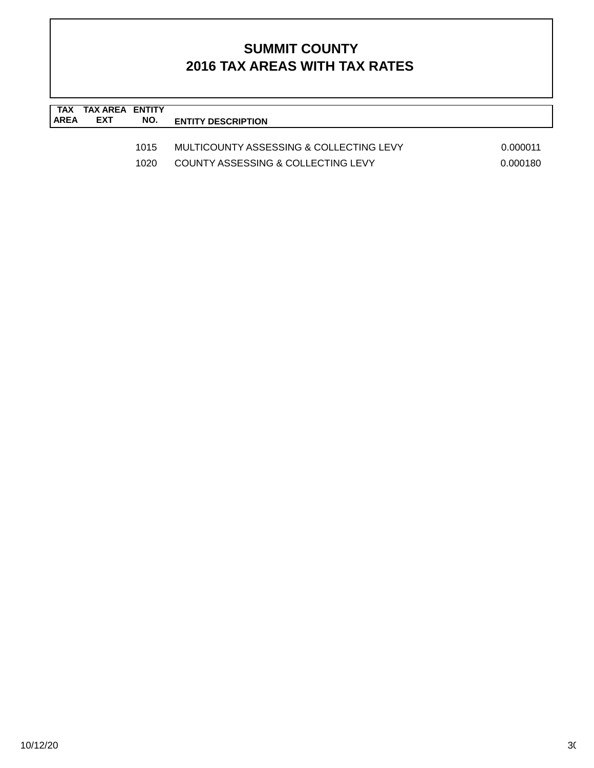# SUMMIT COUNTY
## 2016 TAX AREAS WITH TAX RATES

| TAX AREA | TAX AREA EXT | ENTITY NO. | ENTITY DESCRIPTION | |
|---|---|---|---|---|
| | | 1015 | MULTICOUNTY ASSESSING & COLLECTING LEVY | 0.000011 |
| | | 1020 | COUNTY ASSESSING & COLLECTING LEVY | 0.000180 |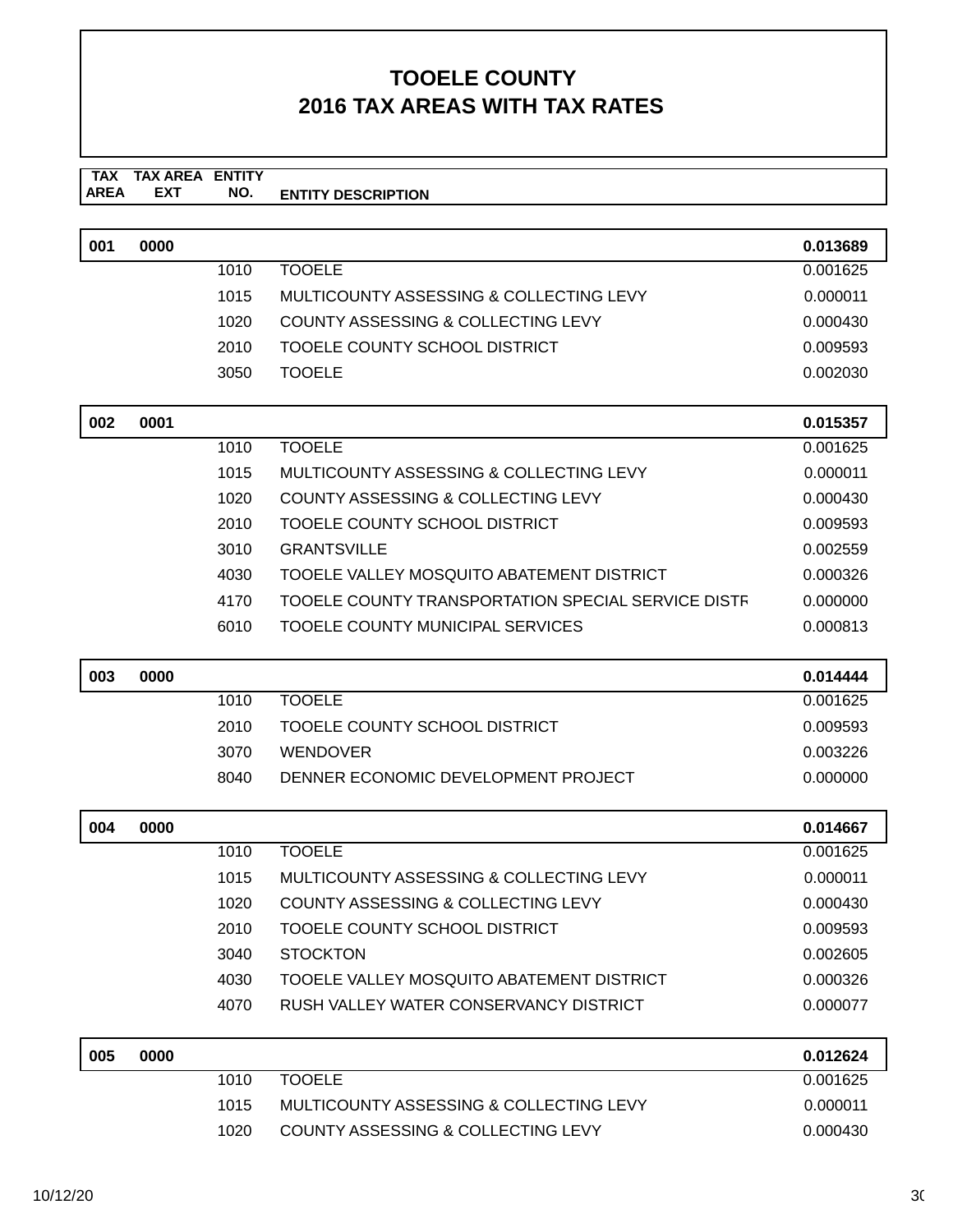# TOOELE COUNTY
# 2016 TAX AREAS WITH TAX RATES

| TAX AREA | TAX AREA EXT | ENTITY NO. | ENTITY DESCRIPTION | |
|---|---|---|---|---|
| **001** | **0000** | | | **0.013689** |
| | | 1010 | TOOELE | 0.001625 |
| | | 1015 | MULTICOUNTY ASSESSING & COLLECTING LEVY | 0.000011 |
| | | 1020 | COUNTY ASSESSING & COLLECTING LEVY | 0.000430 |
| | | 2010 | TOOELE COUNTY SCHOOL DISTRICT | 0.009593 |
| | | 3050 | TOOELE | 0.002030 |
| **002** | **0001** | | | **0.015357** |
| | | 1010 | TOOELE | 0.001625 |
| | | 1015 | MULTICOUNTY ASSESSING & COLLECTING LEVY | 0.000011 |
| | | 1020 | COUNTY ASSESSING & COLLECTING LEVY | 0.000430 |
| | | 2010 | TOOELE COUNTY SCHOOL DISTRICT | 0.009593 |
| | | 3010 | GRANTSVILLE | 0.002559 |
| | | 4030 | TOOELE VALLEY MOSQUITO ABATEMENT DISTRICT | 0.000326 |
| | | 4170 | TOOELE COUNTY TRANSPORTATION SPECIAL SERVICE DISTR | 0.000000 |
| | | 6010 | TOOELE COUNTY MUNICIPAL SERVICES | 0.000813 |
| **003** | **0000** | | | **0.014444** |
| | | 1010 | TOOELE | 0.001625 |
| | | 2010 | TOOELE COUNTY SCHOOL DISTRICT | 0.009593 |
| | | 3070 | WENDOVER | 0.003226 |
| | | 8040 | DENNER ECONOMIC DEVELOPMENT PROJECT | 0.000000 |
| **004** | **0000** | | | **0.014667** |
| | | 1010 | TOOELE | 0.001625 |
| | | 1015 | MULTICOUNTY ASSESSING & COLLECTING LEVY | 0.000011 |
| | | 1020 | COUNTY ASSESSING & COLLECTING LEVY | 0.000430 |
| | | 2010 | TOOELE COUNTY SCHOOL DISTRICT | 0.009593 |
| | | 3040 | STOCKTON | 0.002605 |
| | | 4030 | TOOELE VALLEY MOSQUITO ABATEMENT DISTRICT | 0.000326 |
| | | 4070 | RUSH VALLEY WATER CONSERVANCY DISTRICT | 0.000077 |
| **005** | **0000** | | | **0.012624** |
| | | 1010 | TOOELE | 0.001625 |
| | | 1015 | MULTICOUNTY ASSESSING & COLLECTING LEVY | 0.000011 |
| | | 1020 | COUNTY ASSESSING & COLLECTING LEVY | 0.000430 |

10/12/20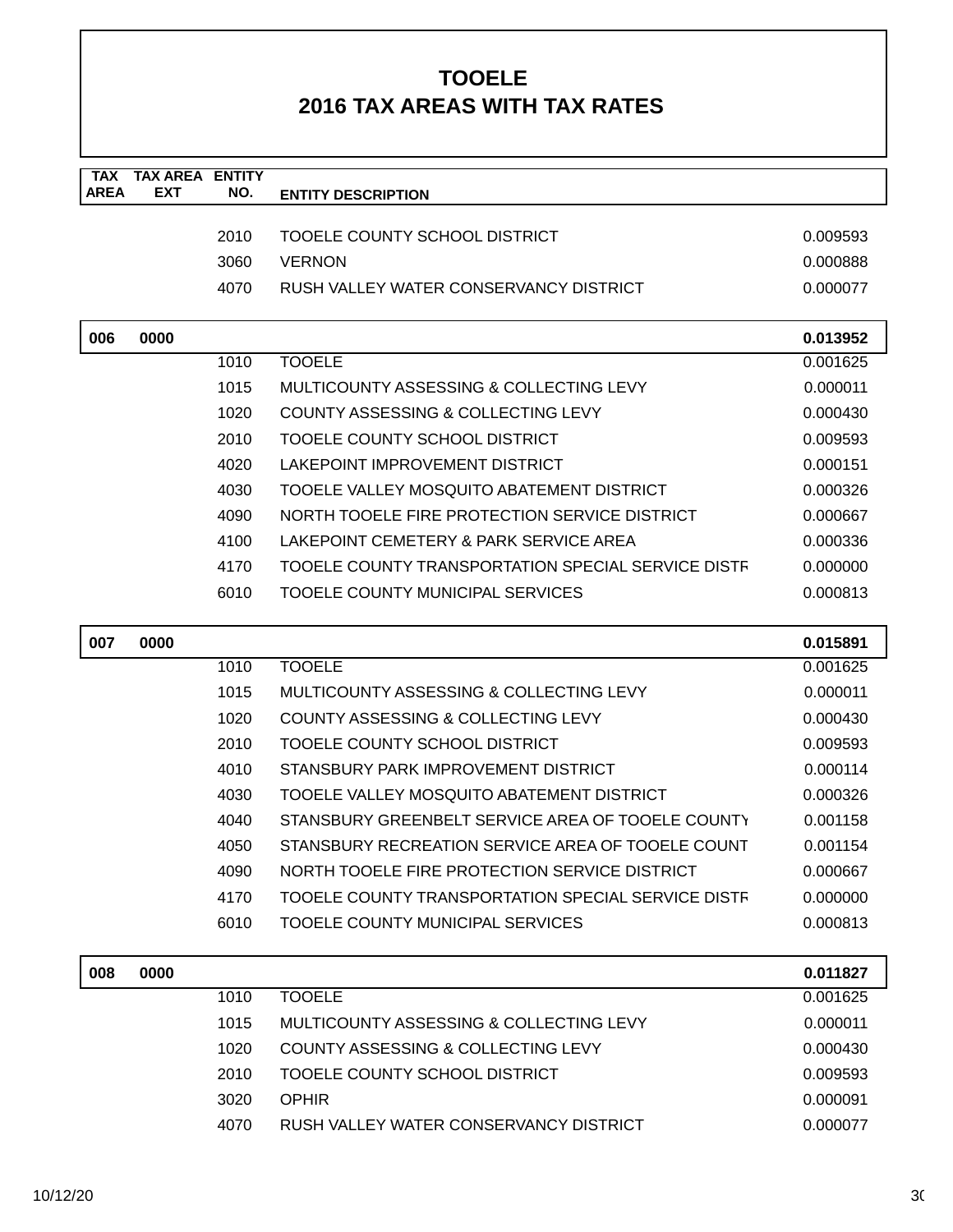# TOOELE
## 2016 TAX AREAS WITH TAX RATES

| TAX AREA | TAX AREA EXT | ENTITY NO. | ENTITY DESCRIPTION | |
|---|---|---|---|---|
| | | 2010 | TOOELE COUNTY SCHOOL DISTRICT | 0.009593 |
| | | 3060 | VERNON | 0.000888 |
| | | 4070 | RUSH VALLEY WATER CONSERVANCY DISTRICT | 0.000077 |
| **006** | **0000** | | | **0.013952** |
| | | 1010 | TOOELE | 0.001625 |
| | | 1015 | MULTICOUNTY ASSESSING & COLLECTING LEVY | 0.000011 |
| | | 1020 | COUNTY ASSESSING & COLLECTING LEVY | 0.000430 |
| | | 2010 | TOOELE COUNTY SCHOOL DISTRICT | 0.009593 |
| | | 4020 | LAKEPOINT IMPROVEMENT DISTRICT | 0.000151 |
| | | 4030 | TOOELE VALLEY MOSQUITO ABATEMENT DISTRICT | 0.000326 |
| | | 4090 | NORTH TOOELE FIRE PROTECTION SERVICE DISTRICT | 0.000667 |
| | | 4100 | LAKEPOINT CEMETERY & PARK SERVICE AREA | 0.000336 |
| | | 4170 | TOOELE COUNTY TRANSPORTATION SPECIAL SERVICE DISTR | 0.000000 |
| | | 6010 | TOOELE COUNTY MUNICIPAL SERVICES | 0.000813 |
| **007** | **0000** | | | **0.015891** |
| | | 1010 | TOOELE | 0.001625 |
| | | 1015 | MULTICOUNTY ASSESSING & COLLECTING LEVY | 0.000011 |
| | | 1020 | COUNTY ASSESSING & COLLECTING LEVY | 0.000430 |
| | | 2010 | TOOELE COUNTY SCHOOL DISTRICT | 0.009593 |
| | | 4010 | STANSBURY PARK IMPROVEMENT DISTRICT | 0.000114 |
| | | 4030 | TOOELE VALLEY MOSQUITO ABATEMENT DISTRICT | 0.000326 |
| | | 4040 | STANSBURY GREENBELT SERVICE AREA OF TOOELE COUNTY | 0.001158 |
| | | 4050 | STANSBURY RECREATION SERVICE AREA OF TOOELE COUNT | 0.001154 |
| | | 4090 | NORTH TOOELE FIRE PROTECTION SERVICE DISTRICT | 0.000667 |
| | | 4170 | TOOELE COUNTY TRANSPORTATION SPECIAL SERVICE DISTR | 0.000000 |
| | | 6010 | TOOELE COUNTY MUNICIPAL SERVICES | 0.000813 |
| **008** | **0000** | | | **0.011827** |
| | | 1010 | TOOELE | 0.001625 |
| | | 1015 | MULTICOUNTY ASSESSING & COLLECTING LEVY | 0.000011 |
| | | 1020 | COUNTY ASSESSING & COLLECTING LEVY | 0.000430 |
| | | 2010 | TOOELE COUNTY SCHOOL DISTRICT | 0.009593 |
| | | 3020 | OPHIR | 0.000091 |
| | | 4070 | RUSH VALLEY WATER CONSERVANCY DISTRICT | 0.000077 |

10/12/20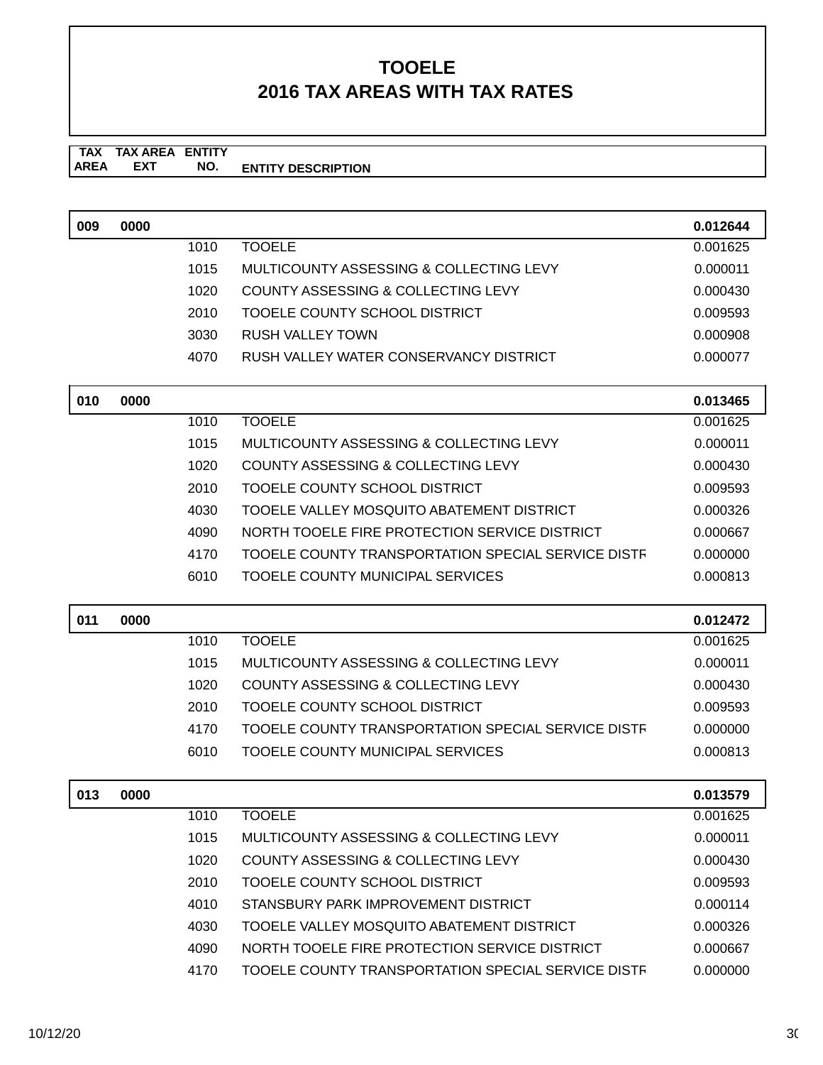# TOOELE
## 2016 TAX AREAS WITH TAX RATES

| TAX AREA | TAX AREA EXT | ENTITY NO. | ENTITY DESCRIPTION | |
|---|---|---|---|---|
| **009** | **0000** | | | **0.012644** |
| | | 1010 | TOOELE | 0.001625 |
| | | 1015 | MULTICOUNTY ASSESSING & COLLECTING LEVY | 0.000011 |
| | | 1020 | COUNTY ASSESSING & COLLECTING LEVY | 0.000430 |
| | | 2010 | TOOELE COUNTY SCHOOL DISTRICT | 0.009593 |
| | | 3030 | RUSH VALLEY TOWN | 0.000908 |
| | | 4070 | RUSH VALLEY WATER CONSERVANCY DISTRICT | 0.000077 |
| **010** | **0000** | | | **0.013465** |
| | | 1010 | TOOELE | 0.001625 |
| | | 1015 | MULTICOUNTY ASSESSING & COLLECTING LEVY | 0.000011 |
| | | 1020 | COUNTY ASSESSING & COLLECTING LEVY | 0.000430 |
| | | 2010 | TOOELE COUNTY SCHOOL DISTRICT | 0.009593 |
| | | 4030 | TOOELE VALLEY MOSQUITO ABATEMENT DISTRICT | 0.000326 |
| | | 4090 | NORTH TOOELE FIRE PROTECTION SERVICE DISTRICT | 0.000667 |
| | | 4170 | TOOELE COUNTY TRANSPORTATION SPECIAL SERVICE DISTR | 0.000000 |
| | | 6010 | TOOELE COUNTY MUNICIPAL SERVICES | 0.000813 |
| **011** | **0000** | | | **0.012472** |
| | | 1010 | TOOELE | 0.001625 |
| | | 1015 | MULTICOUNTY ASSESSING & COLLECTING LEVY | 0.000011 |
| | | 1020 | COUNTY ASSESSING & COLLECTING LEVY | 0.000430 |
| | | 2010 | TOOELE COUNTY SCHOOL DISTRICT | 0.009593 |
| | | 4170 | TOOELE COUNTY TRANSPORTATION SPECIAL SERVICE DISTR | 0.000000 |
| | | 6010 | TOOELE COUNTY MUNICIPAL SERVICES | 0.000813 |
| **013** | **0000** | | | **0.013579** |
| | | 1010 | TOOELE | 0.001625 |
| | | 1015 | MULTICOUNTY ASSESSING & COLLECTING LEVY | 0.000011 |
| | | 1020 | COUNTY ASSESSING & COLLECTING LEVY | 0.000430 |
| | | 2010 | TOOELE COUNTY SCHOOL DISTRICT | 0.009593 |
| | | 4010 | STANSBURY PARK IMPROVEMENT DISTRICT | 0.000114 |
| | | 4030 | TOOELE VALLEY MOSQUITO ABATEMENT DISTRICT | 0.000326 |
| | | 4090 | NORTH TOOELE FIRE PROTECTION SERVICE DISTRICT | 0.000667 |
| | | 4170 | TOOELE COUNTY TRANSPORTATION SPECIAL SERVICE DISTR | 0.000000 |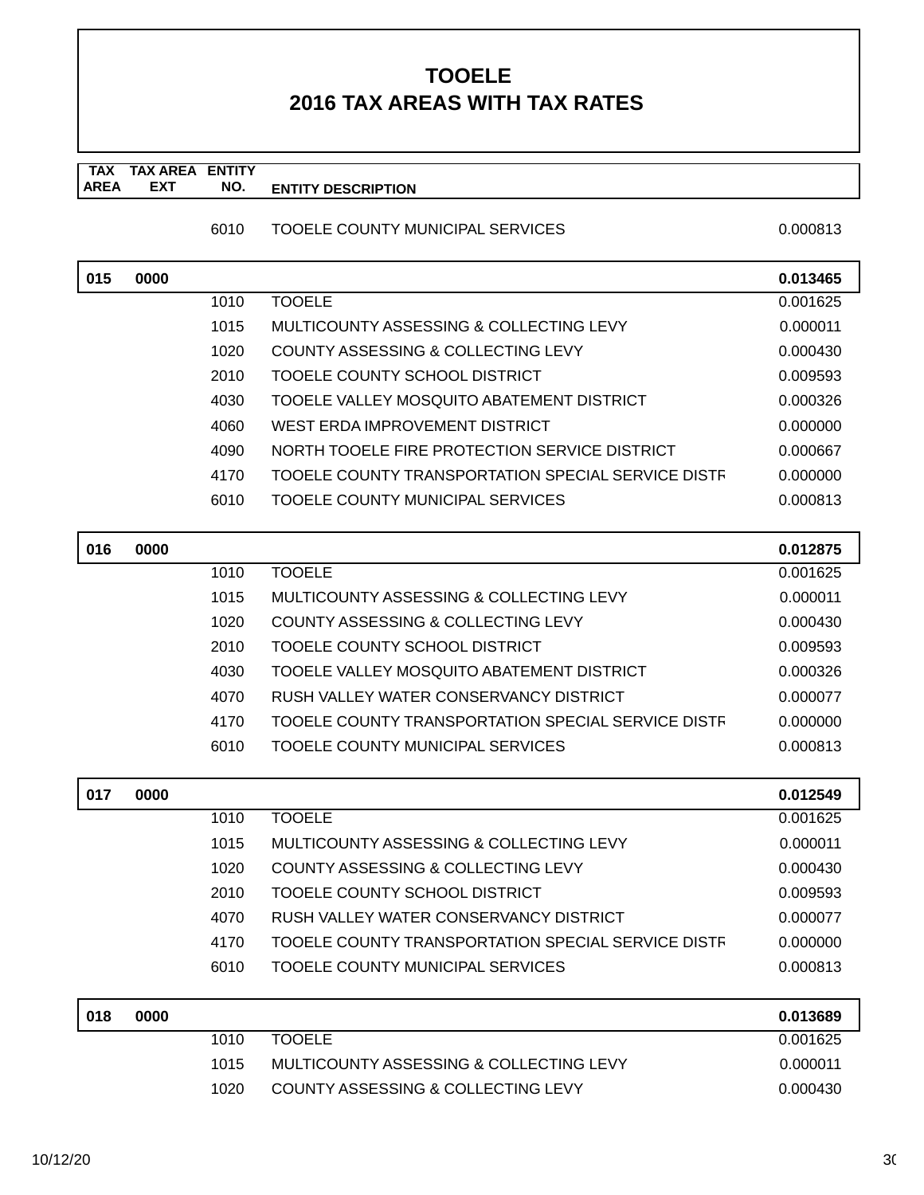# TOOELE
## 2016 TAX AREAS WITH TAX RATES

| TAX AREA | TAX AREA EXT | ENTITY NO. | ENTITY DESCRIPTION | |
|---|---|---|---|---|
| | | 6010 | TOOELE COUNTY MUNICIPAL SERVICES | 0.000813 |
| **015** | **0000** | | | **0.013465** |
| | | 1010 | TOOELE | 0.001625 |
| | | 1015 | MULTICOUNTY ASSESSING & COLLECTING LEVY | 0.000011 |
| | | 1020 | COUNTY ASSESSING & COLLECTING LEVY | 0.000430 |
| | | 2010 | TOOELE COUNTY SCHOOL DISTRICT | 0.009593 |
| | | 4030 | TOOELE VALLEY MOSQUITO ABATEMENT DISTRICT | 0.000326 |
| | | 4060 | WEST ERDA IMPROVEMENT DISTRICT | 0.000000 |
| | | 4090 | NORTH TOOELE FIRE PROTECTION SERVICE DISTRICT | 0.000667 |
| | | 4170 | TOOELE COUNTY TRANSPORTATION SPECIAL SERVICE DISTR | 0.000000 |
| | | 6010 | TOOELE COUNTY MUNICIPAL SERVICES | 0.000813 |
| **016** | **0000** | | | **0.012875** |
| | | 1010 | TOOELE | 0.001625 |
| | | 1015 | MULTICOUNTY ASSESSING & COLLECTING LEVY | 0.000011 |
| | | 1020 | COUNTY ASSESSING & COLLECTING LEVY | 0.000430 |
| | | 2010 | TOOELE COUNTY SCHOOL DISTRICT | 0.009593 |
| | | 4030 | TOOELE VALLEY MOSQUITO ABATEMENT DISTRICT | 0.000326 |
| | | 4070 | RUSH VALLEY WATER CONSERVANCY DISTRICT | 0.000077 |
| | | 4170 | TOOELE COUNTY TRANSPORTATION SPECIAL SERVICE DISTR | 0.000000 |
| | | 6010 | TOOELE COUNTY MUNICIPAL SERVICES | 0.000813 |
| **017** | **0000** | | | **0.012549** |
| | | 1010 | TOOELE | 0.001625 |
| | | 1015 | MULTICOUNTY ASSESSING & COLLECTING LEVY | 0.000011 |
| | | 1020 | COUNTY ASSESSING & COLLECTING LEVY | 0.000430 |
| | | 2010 | TOOELE COUNTY SCHOOL DISTRICT | 0.009593 |
| | | 4070 | RUSH VALLEY WATER CONSERVANCY DISTRICT | 0.000077 |
| | | 4170 | TOOELE COUNTY TRANSPORTATION SPECIAL SERVICE DISTR | 0.000000 |
| | | 6010 | TOOELE COUNTY MUNICIPAL SERVICES | 0.000813 |
| **018** | **0000** | | | **0.013689** |
| | | 1010 | TOOELE | 0.001625 |
| | | 1015 | MULTICOUNTY ASSESSING & COLLECTING LEVY | 0.000011 |
| | | 1020 | COUNTY ASSESSING & COLLECTING LEVY | 0.000430 |

10/12/20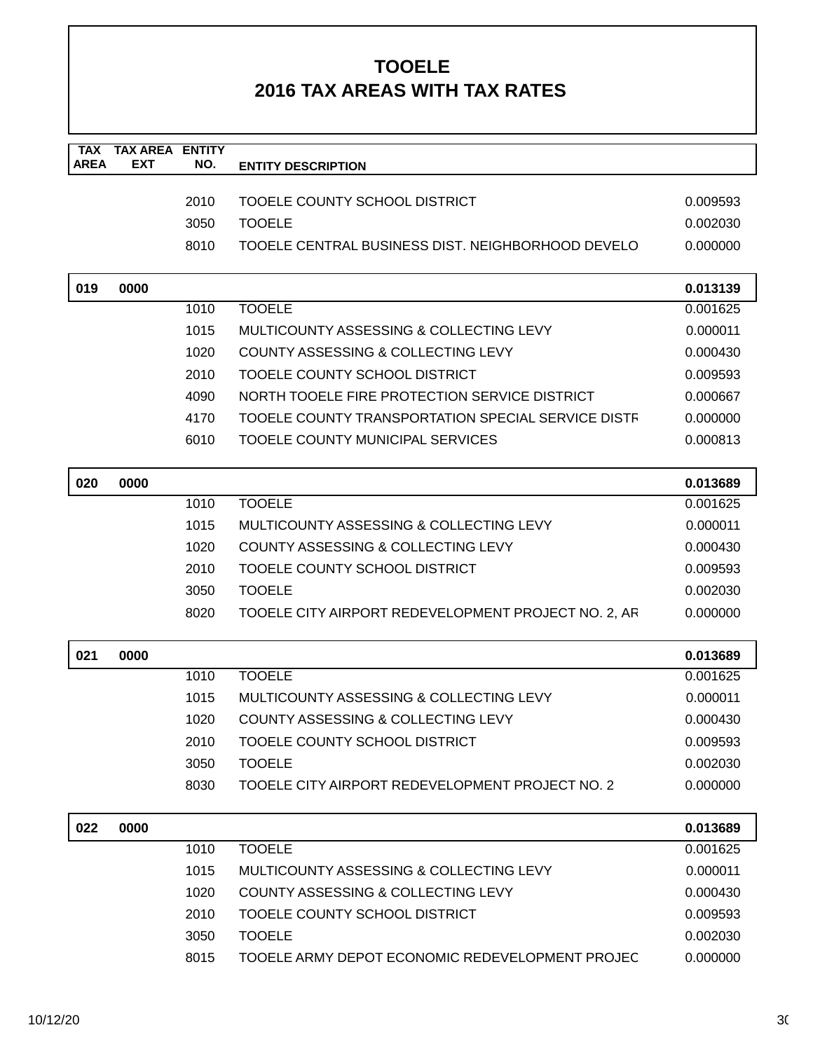# TOOELE
## 2016 TAX AREAS WITH TAX RATES

| TAX AREA | TAX AREA EXT | ENTITY NO. | ENTITY DESCRIPTION | |
|---|---|---|---|---|
| | | 2010 | TOOELE COUNTY SCHOOL DISTRICT | 0.009593 |
| | | 3050 | TOOELE | 0.002030 |
| | | 8010 | TOOELE CENTRAL BUSINESS DIST. NEIGHBORHOOD DEVELO | 0.000000 |
| **019** | **0000** | | | **0.013139** |
| | | 1010 | TOOELE | 0.001625 |
| | | 1015 | MULTICOUNTY ASSESSING & COLLECTING LEVY | 0.000011 |
| | | 1020 | COUNTY ASSESSING & COLLECTING LEVY | 0.000430 |
| | | 2010 | TOOELE COUNTY SCHOOL DISTRICT | 0.009593 |
| | | 4090 | NORTH TOOELE FIRE PROTECTION SERVICE DISTRICT | 0.000667 |
| | | 4170 | TOOELE COUNTY TRANSPORTATION SPECIAL SERVICE DISTF | 0.000000 |
| | | 6010 | TOOELE COUNTY MUNICIPAL SERVICES | 0.000813 |
| **020** | **0000** | | | **0.013689** |
| | | 1010 | TOOELE | 0.001625 |
| | | 1015 | MULTICOUNTY ASSESSING & COLLECTING LEVY | 0.000011 |
| | | 1020 | COUNTY ASSESSING & COLLECTING LEVY | 0.000430 |
| | | 2010 | TOOELE COUNTY SCHOOL DISTRICT | 0.009593 |
| | | 3050 | TOOELE | 0.002030 |
| | | 8020 | TOOELE CITY AIRPORT REDEVELOPMENT PROJECT NO. 2, AR | 0.000000 |
| **021** | **0000** | | | **0.013689** |
| | | 1010 | TOOELE | 0.001625 |
| | | 1015 | MULTICOUNTY ASSESSING & COLLECTING LEVY | 0.000011 |
| | | 1020 | COUNTY ASSESSING & COLLECTING LEVY | 0.000430 |
| | | 2010 | TOOELE COUNTY SCHOOL DISTRICT | 0.009593 |
| | | 3050 | TOOELE | 0.002030 |
| | | 8030 | TOOELE CITY AIRPORT REDEVELOPMENT PROJECT NO. 2 | 0.000000 |
| **022** | **0000** | | | **0.013689** |
| | | 1010 | TOOELE | 0.001625 |
| | | 1015 | MULTICOUNTY ASSESSING & COLLECTING LEVY | 0.000011 |
| | | 1020 | COUNTY ASSESSING & COLLECTING LEVY | 0.000430 |
| | | 2010 | TOOELE COUNTY SCHOOL DISTRICT | 0.009593 |
| | | 3050 | TOOELE | 0.002030 |
| | | 8015 | TOOELE ARMY DEPOT ECONOMIC REDEVELOPMENT PROJEC | 0.000000 |

10/12/20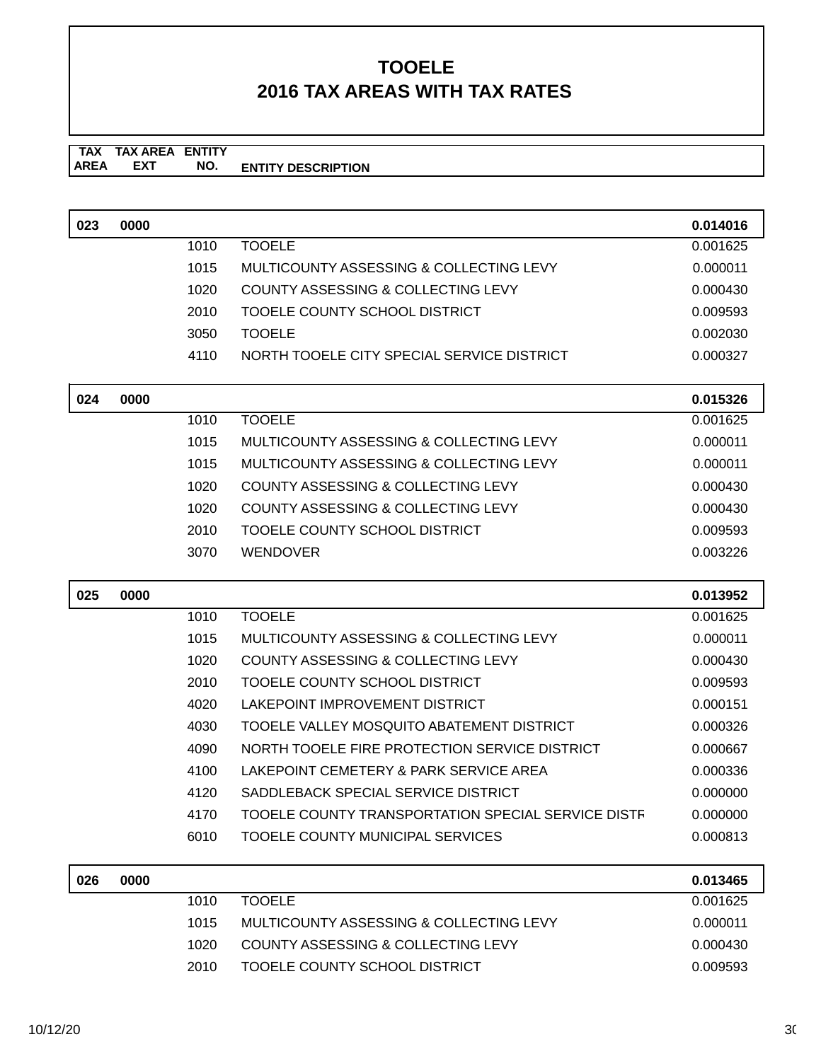# TOOELE
## 2016 TAX AREAS WITH TAX RATES

| TAX AREA | TAX AREA EXT | ENTITY NO. | ENTITY DESCRIPTION | |
|---|---|---|---|---|
| **023** | **0000** | | | **0.014016** |
| | | 1010 | TOOELE | 0.001625 |
| | | 1015 | MULTICOUNTY ASSESSING & COLLECTING LEVY | 0.000011 |
| | | 1020 | COUNTY ASSESSING & COLLECTING LEVY | 0.000430 |
| | | 2010 | TOOELE COUNTY SCHOOL DISTRICT | 0.009593 |
| | | 3050 | TOOELE | 0.002030 |
| | | 4110 | NORTH TOOELE CITY SPECIAL SERVICE DISTRICT | 0.000327 |
| **024** | **0000** | | | **0.015326** |
| | | 1010 | TOOELE | 0.001625 |
| | | 1015 | MULTICOUNTY ASSESSING & COLLECTING LEVY | 0.000011 |
| | | 1015 | MULTICOUNTY ASSESSING & COLLECTING LEVY | 0.000011 |
| | | 1020 | COUNTY ASSESSING & COLLECTING LEVY | 0.000430 |
| | | 1020 | COUNTY ASSESSING & COLLECTING LEVY | 0.000430 |
| | | 2010 | TOOELE COUNTY SCHOOL DISTRICT | 0.009593 |
| | | 3070 | WENDOVER | 0.003226 |
| **025** | **0000** | | | **0.013952** |
| | | 1010 | TOOELE | 0.001625 |
| | | 1015 | MULTICOUNTY ASSESSING & COLLECTING LEVY | 0.000011 |
| | | 1020 | COUNTY ASSESSING & COLLECTING LEVY | 0.000430 |
| | | 2010 | TOOELE COUNTY SCHOOL DISTRICT | 0.009593 |
| | | 4020 | LAKEPOINT IMPROVEMENT DISTRICT | 0.000151 |
| | | 4030 | TOOELE VALLEY MOSQUITO ABATEMENT DISTRICT | 0.000326 |
| | | 4090 | NORTH TOOELE FIRE PROTECTION SERVICE DISTRICT | 0.000667 |
| | | 4100 | LAKEPOINT CEMETERY & PARK SERVICE AREA | 0.000336 |
| | | 4120 | SADDLEBACK SPECIAL SERVICE DISTRICT | 0.000000 |
| | | 4170 | TOOELE COUNTY TRANSPORTATION SPECIAL SERVICE DISTR | 0.000000 |
| | | 6010 | TOOELE COUNTY MUNICIPAL SERVICES | 0.000813 |
| **026** | **0000** | | | **0.013465** |
| | | 1010 | TOOELE | 0.001625 |
| | | 1015 | MULTICOUNTY ASSESSING & COLLECTING LEVY | 0.000011 |
| | | 1020 | COUNTY ASSESSING & COLLECTING LEVY | 0.000430 |
| | | 2010 | TOOELE COUNTY SCHOOL DISTRICT | 0.009593 |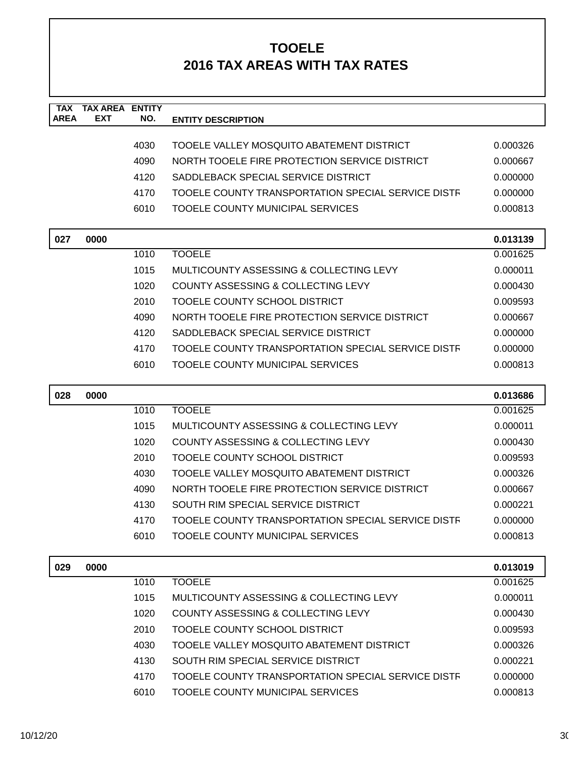# TOOELE
## 2016 TAX AREAS WITH TAX RATES

| TAX AREA | TAX AREA EXT | ENTITY NO. | ENTITY DESCRIPTION | |
|---|---|---|---|---|
| | | 4030 | TOOELE VALLEY MOSQUITO ABATEMENT DISTRICT | 0.000326 |
| | | 4090 | NORTH TOOELE FIRE PROTECTION SERVICE DISTRICT | 0.000667 |
| | | 4120 | SADDLEBACK SPECIAL SERVICE DISTRICT | 0.000000 |
| | | 4170 | TOOELE COUNTY TRANSPORTATION SPECIAL SERVICE DISTR | 0.000000 |
| | | 6010 | TOOELE COUNTY MUNICIPAL SERVICES | 0.000813 |
| **027** | **0000** | | | **0.013139** |
| | | 1010 | TOOELE | 0.001625 |
| | | 1015 | MULTICOUNTY ASSESSING & COLLECTING LEVY | 0.000011 |
| | | 1020 | COUNTY ASSESSING & COLLECTING LEVY | 0.000430 |
| | | 2010 | TOOELE COUNTY SCHOOL DISTRICT | 0.009593 |
| | | 4090 | NORTH TOOELE FIRE PROTECTION SERVICE DISTRICT | 0.000667 |
| | | 4120 | SADDLEBACK SPECIAL SERVICE DISTRICT | 0.000000 |
| | | 4170 | TOOELE COUNTY TRANSPORTATION SPECIAL SERVICE DISTR | 0.000000 |
| | | 6010 | TOOELE COUNTY MUNICIPAL SERVICES | 0.000813 |
| **028** | **0000** | | | **0.013686** |
| | | 1010 | TOOELE | 0.001625 |
| | | 1015 | MULTICOUNTY ASSESSING & COLLECTING LEVY | 0.000011 |
| | | 1020 | COUNTY ASSESSING & COLLECTING LEVY | 0.000430 |
| | | 2010 | TOOELE COUNTY SCHOOL DISTRICT | 0.009593 |
| | | 4030 | TOOELE VALLEY MOSQUITO ABATEMENT DISTRICT | 0.000326 |
| | | 4090 | NORTH TOOELE FIRE PROTECTION SERVICE DISTRICT | 0.000667 |
| | | 4130 | SOUTH RIM SPECIAL SERVICE DISTRICT | 0.000221 |
| | | 4170 | TOOELE COUNTY TRANSPORTATION SPECIAL SERVICE DISTR | 0.000000 |
| | | 6010 | TOOELE COUNTY MUNICIPAL SERVICES | 0.000813 |
| **029** | **0000** | | | **0.013019** |
| | | 1010 | TOOELE | 0.001625 |
| | | 1015 | MULTICOUNTY ASSESSING & COLLECTING LEVY | 0.000011 |
| | | 1020 | COUNTY ASSESSING & COLLECTING LEVY | 0.000430 |
| | | 2010 | TOOELE COUNTY SCHOOL DISTRICT | 0.009593 |
| | | 4030 | TOOELE VALLEY MOSQUITO ABATEMENT DISTRICT | 0.000326 |
| | | 4130 | SOUTH RIM SPECIAL SERVICE DISTRICT | 0.000221 |
| | | 4170 | TOOELE COUNTY TRANSPORTATION SPECIAL SERVICE DISTR | 0.000000 |
| | | 6010 | TOOELE COUNTY MUNICIPAL SERVICES | 0.000813 |

10/12/20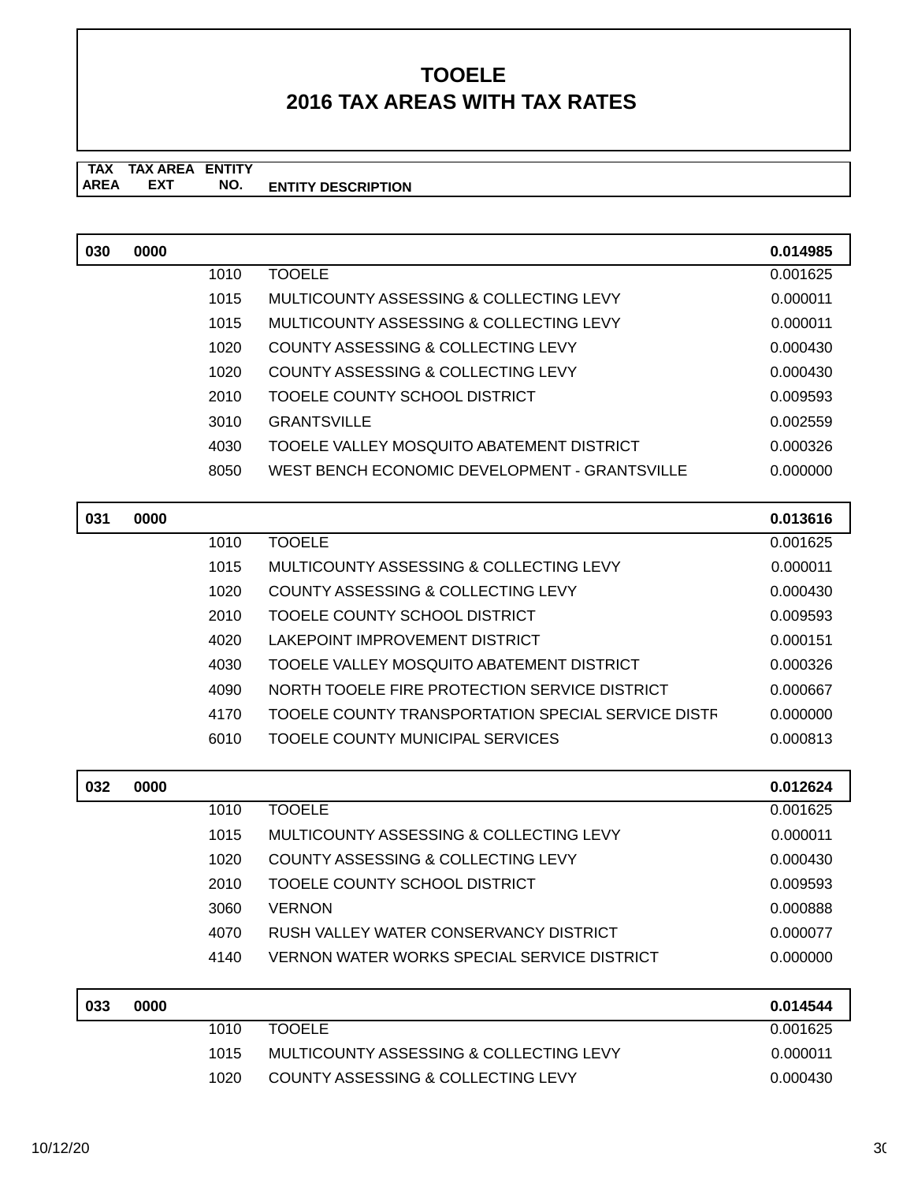# TOOELE
## 2016 TAX AREAS WITH TAX RATES

| TAX AREA | TAX AREA EXT | ENTITY NO. | ENTITY DESCRIPTION | |
|---|---|---|---|---|
| **030** | **0000** | | | **0.014985** |
| | | 1010 | TOOELE | 0.001625 |
| | | 1015 | MULTICOUNTY ASSESSING & COLLECTING LEVY | 0.000011 |
| | | 1015 | MULTICOUNTY ASSESSING & COLLECTING LEVY | 0.000011 |
| | | 1020 | COUNTY ASSESSING & COLLECTING LEVY | 0.000430 |
| | | 1020 | COUNTY ASSESSING & COLLECTING LEVY | 0.000430 |
| | | 2010 | TOOELE COUNTY SCHOOL DISTRICT | 0.009593 |
| | | 3010 | GRANTSVILLE | 0.002559 |
| | | 4030 | TOOELE VALLEY MOSQUITO ABATEMENT DISTRICT | 0.000326 |
| | | 8050 | WEST BENCH ECONOMIC DEVELOPMENT - GRANTSVILLE | 0.000000 |
| **031** | **0000** | | | **0.013616** |
| | | 1010 | TOOELE | 0.001625 |
| | | 1015 | MULTICOUNTY ASSESSING & COLLECTING LEVY | 0.000011 |
| | | 1020 | COUNTY ASSESSING & COLLECTING LEVY | 0.000430 |
| | | 2010 | TOOELE COUNTY SCHOOL DISTRICT | 0.009593 |
| | | 4020 | LAKEPOINT IMPROVEMENT DISTRICT | 0.000151 |
| | | 4030 | TOOELE VALLEY MOSQUITO ABATEMENT DISTRICT | 0.000326 |
| | | 4090 | NORTH TOOELE FIRE PROTECTION SERVICE DISTRICT | 0.000667 |
| | | 4170 | TOOELE COUNTY TRANSPORTATION SPECIAL SERVICE DISTR | 0.000000 |
| | | 6010 | TOOELE COUNTY MUNICIPAL SERVICES | 0.000813 |
| **032** | **0000** | | | **0.012624** |
| | | 1010 | TOOELE | 0.001625 |
| | | 1015 | MULTICOUNTY ASSESSING & COLLECTING LEVY | 0.000011 |
| | | 1020 | COUNTY ASSESSING & COLLECTING LEVY | 0.000430 |
| | | 2010 | TOOELE COUNTY SCHOOL DISTRICT | 0.009593 |
| | | 3060 | VERNON | 0.000888 |
| | | 4070 | RUSH VALLEY WATER CONSERVANCY DISTRICT | 0.000077 |
| | | 4140 | VERNON WATER WORKS SPECIAL SERVICE DISTRICT | 0.000000 |
| **033** | **0000** | | | **0.014544** |
| | | 1010 | TOOELE | 0.001625 |
| | | 1015 | MULTICOUNTY ASSESSING & COLLECTING LEVY | 0.000011 |
| | | 1020 | COUNTY ASSESSING & COLLECTING LEVY | 0.000430 |

10/12/20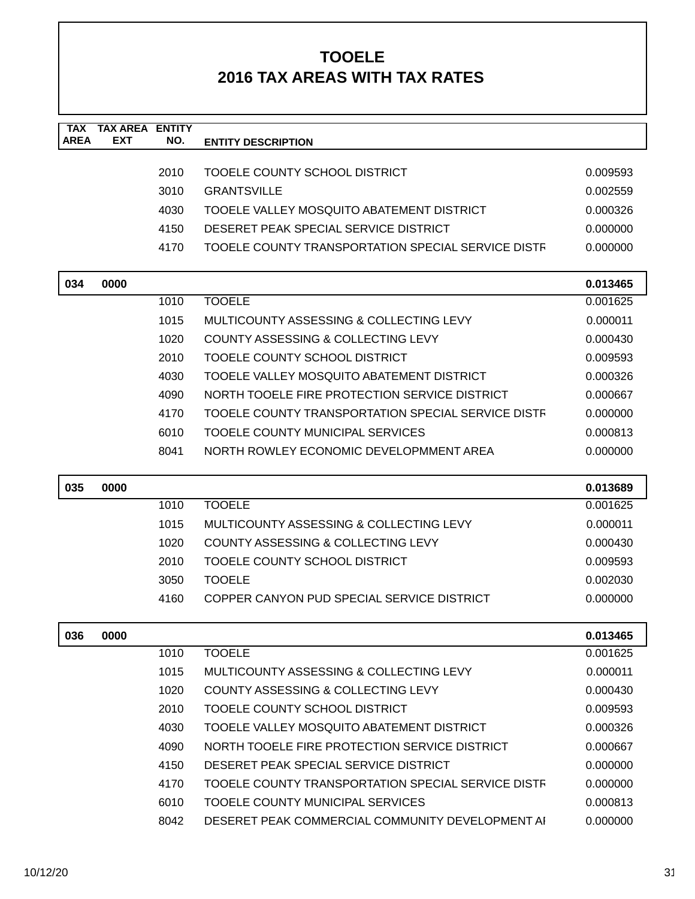# TOOELE
## 2016 TAX AREAS WITH TAX RATES

| TAX AREA | TAX AREA EXT | ENTITY NO. | ENTITY DESCRIPTION | |
|---|---|---|---|---|
| | | 2010 | TOOELE COUNTY SCHOOL DISTRICT | 0.009593 |
| | | 3010 | GRANTSVILLE | 0.002559 |
| | | 4030 | TOOELE VALLEY MOSQUITO ABATEMENT DISTRICT | 0.000326 |
| | | 4150 | DESERET PEAK SPECIAL SERVICE DISTRICT | 0.000000 |
| | | 4170 | TOOELE COUNTY TRANSPORTATION SPECIAL SERVICE DISTR | 0.000000 |
| **034** | **0000** | | | **0.013465** |
| | | 1010 | TOOELE | 0.001625 |
| | | 1015 | MULTICOUNTY ASSESSING & COLLECTING LEVY | 0.000011 |
| | | 1020 | COUNTY ASSESSING & COLLECTING LEVY | 0.000430 |
| | | 2010 | TOOELE COUNTY SCHOOL DISTRICT | 0.009593 |
| | | 4030 | TOOELE VALLEY MOSQUITO ABATEMENT DISTRICT | 0.000326 |
| | | 4090 | NORTH TOOELE FIRE PROTECTION SERVICE DISTRICT | 0.000667 |
| | | 4170 | TOOELE COUNTY TRANSPORTATION SPECIAL SERVICE DISTR | 0.000000 |
| | | 6010 | TOOELE COUNTY MUNICIPAL SERVICES | 0.000813 |
| | | 8041 | NORTH ROWLEY ECONOMIC DEVELOPMMENT AREA | 0.000000 |
| **035** | **0000** | | | **0.013689** |
| | | 1010 | TOOELE | 0.001625 |
| | | 1015 | MULTICOUNTY ASSESSING & COLLECTING LEVY | 0.000011 |
| | | 1020 | COUNTY ASSESSING & COLLECTING LEVY | 0.000430 |
| | | 2010 | TOOELE COUNTY SCHOOL DISTRICT | 0.009593 |
| | | 3050 | TOOELE | 0.002030 |
| | | 4160 | COPPER CANYON PUD SPECIAL SERVICE DISTRICT | 0.000000 |
| **036** | **0000** | | | **0.013465** |
| | | 1010 | TOOELE | 0.001625 |
| | | 1015 | MULTICOUNTY ASSESSING & COLLECTING LEVY | 0.000011 |
| | | 1020 | COUNTY ASSESSING & COLLECTING LEVY | 0.000430 |
| | | 2010 | TOOELE COUNTY SCHOOL DISTRICT | 0.009593 |
| | | 4030 | TOOELE VALLEY MOSQUITO ABATEMENT DISTRICT | 0.000326 |
| | | 4090 | NORTH TOOELE FIRE PROTECTION SERVICE DISTRICT | 0.000667 |
| | | 4150 | DESERET PEAK SPECIAL SERVICE DISTRICT | 0.000000 |
| | | 4170 | TOOELE COUNTY TRANSPORTATION SPECIAL SERVICE DISTR | 0.000000 |
| | | 6010 | TOOELE COUNTY MUNICIPAL SERVICES | 0.000813 |
| | | 8042 | DESERET PEAK COMMERCIAL COMMUNITY DEVELOPMENT AI | 0.000000 |

10/12/20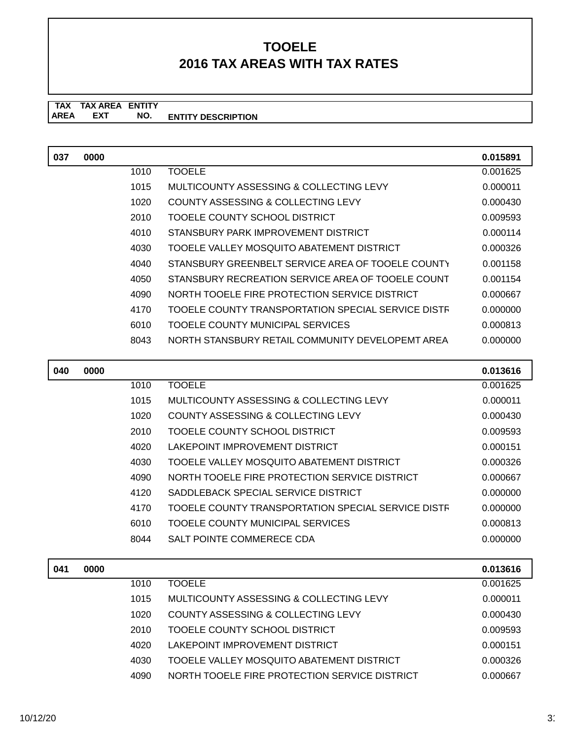# TOODELE

# TOOELE
## 2016 TAX AREAS WITH TAX RATES

| TAX AREA | TAX AREA EXT | ENTITY NO. | ENTITY DESCRIPTION | |
|---|---|---|---|---|
| **037** | **0000** | | | **0.015891** |
| | | 1010 | TOOELE | 0.001625 |
| | | 1015 | MULTICOUNTY ASSESSING & COLLECTING LEVY | 0.000011 |
| | | 1020 | COUNTY ASSESSING & COLLECTING LEVY | 0.000430 |
| | | 2010 | TOOELE COUNTY SCHOOL DISTRICT | 0.009593 |
| | | 4010 | STANSBURY PARK IMPROVEMENT DISTRICT | 0.000114 |
| | | 4030 | TOOELE VALLEY MOSQUITO ABATEMENT DISTRICT | 0.000326 |
| | | 4040 | STANSBURY GREENBELT SERVICE AREA OF TOOELE COUNTY | 0.001158 |
| | | 4050 | STANSBURY RECREATION SERVICE AREA OF TOOELE COUNT | 0.001154 |
| | | 4090 | NORTH TOOELE FIRE PROTECTION SERVICE DISTRICT | 0.000667 |
| | | 4170 | TOOELE COUNTY TRANSPORTATION SPECIAL SERVICE DISTR | 0.000000 |
| | | 6010 | TOOELE COUNTY MUNICIPAL SERVICES | 0.000813 |
| | | 8043 | NORTH STANSBURY RETAIL COMMUNITY DEVELOPEMT AREA | 0.000000 |
| **040** | **0000** | | | **0.013616** |
| | | 1010 | TOOELE | 0.001625 |
| | | 1015 | MULTICOUNTY ASSESSING & COLLECTING LEVY | 0.000011 |
| | | 1020 | COUNTY ASSESSING & COLLECTING LEVY | 0.000430 |
| | | 2010 | TOOELE COUNTY SCHOOL DISTRICT | 0.009593 |
| | | 4020 | LAKEPOINT IMPROVEMENT DISTRICT | 0.000151 |
| | | 4030 | TOOELE VALLEY MOSQUITO ABATEMENT DISTRICT | 0.000326 |
| | | 4090 | NORTH TOOELE FIRE PROTECTION SERVICE DISTRICT | 0.000667 |
| | | 4120 | SADDLEBACK SPECIAL SERVICE DISTRICT | 0.000000 |
| | | 4170 | TOOELE COUNTY TRANSPORTATION SPECIAL SERVICE DISTR | 0.000000 |
| | | 6010 | TOOELE COUNTY MUNICIPAL SERVICES | 0.000813 |
| | | 8044 | SALT POINTE COMMERECE CDA | 0.000000 |
| **041** | **0000** | | | **0.013616** |
| | | 1010 | TOOELE | 0.001625 |
| | | 1015 | MULTICOUNTY ASSESSING & COLLECTING LEVY | 0.000011 |
| | | 1020 | COUNTY ASSESSING & COLLECTING LEVY | 0.000430 |
| | | 2010 | TOOELE COUNTY SCHOOL DISTRICT | 0.009593 |
| | | 4020 | LAKEPOINT IMPROVEMENT DISTRICT | 0.000151 |
| | | 4030 | TOOELE VALLEY MOSQUITO ABATEMENT DISTRICT | 0.000326 |
| | | 4090 | NORTH TOOELE FIRE PROTECTION SERVICE DISTRICT | 0.000667 |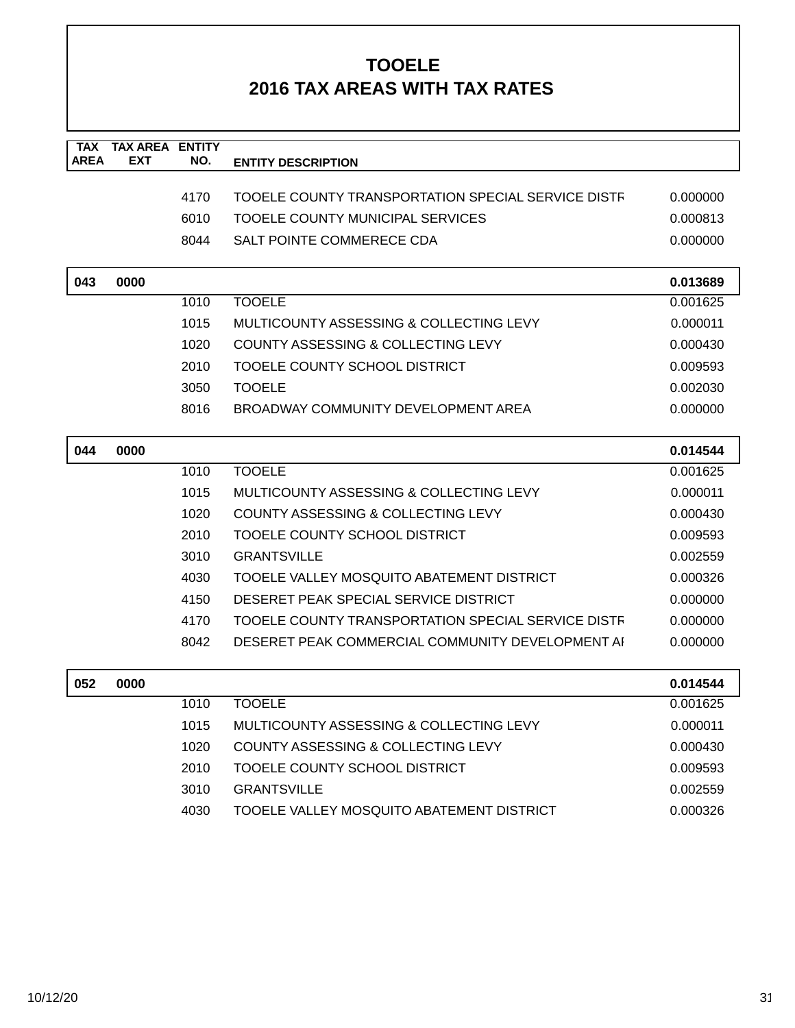# TOOELE
## 2016 TAX AREAS WITH TAX RATES

| TAX AREA | TAX AREA EXT | ENTITY NO. | ENTITY DESCRIPTION | |
|---|---|---|---|---|
| | | 4170 | TOOELE COUNTY TRANSPORTATION SPECIAL SERVICE DISTF | 0.000000 |
| | | 6010 | TOOELE COUNTY MUNICIPAL SERVICES | 0.000813 |
| | | 8044 | SALT POINTE COMMERECE CDA | 0.000000 |
| **043** | **0000** | | | **0.013689** |
| | | 1010 | TOOELE | 0.001625 |
| | | 1015 | MULTICOUNTY ASSESSING & COLLECTING LEVY | 0.000011 |
| | | 1020 | COUNTY ASSESSING & COLLECTING LEVY | 0.000430 |
| | | 2010 | TOOELE COUNTY SCHOOL DISTRICT | 0.009593 |
| | | 3050 | TOOELE | 0.002030 |
| | | 8016 | BROADWAY COMMUNITY DEVELOPMENT AREA | 0.000000 |
| **044** | **0000** | | | **0.014544** |
| | | 1010 | TOOELE | 0.001625 |
| | | 1015 | MULTICOUNTY ASSESSING & COLLECTING LEVY | 0.000011 |
| | | 1020 | COUNTY ASSESSING & COLLECTING LEVY | 0.000430 |
| | | 2010 | TOOELE COUNTY SCHOOL DISTRICT | 0.009593 |
| | | 3010 | GRANTSVILLE | 0.002559 |
| | | 4030 | TOOELE VALLEY MOSQUITO ABATEMENT DISTRICT | 0.000326 |
| | | 4150 | DESERET PEAK SPECIAL SERVICE DISTRICT | 0.000000 |
| | | 4170 | TOOELE COUNTY TRANSPORTATION SPECIAL SERVICE DISTF | 0.000000 |
| | | 8042 | DESERET PEAK COMMERCIAL COMMUNITY DEVELOPMENT AI | 0.000000 |
| **052** | **0000** | | | **0.014544** |
| | | 1010 | TOOELE | 0.001625 |
| | | 1015 | MULTICOUNTY ASSESSING & COLLECTING LEVY | 0.000011 |
| | | 1020 | COUNTY ASSESSING & COLLECTING LEVY | 0.000430 |
| | | 2010 | TOOELE COUNTY SCHOOL DISTRICT | 0.009593 |
| | | 3010 | GRANTSVILLE | 0.002559 |
| | | 4030 | TOOELE VALLEY MOSQUITO ABATEMENT DISTRICT | 0.000326 |

10/12/20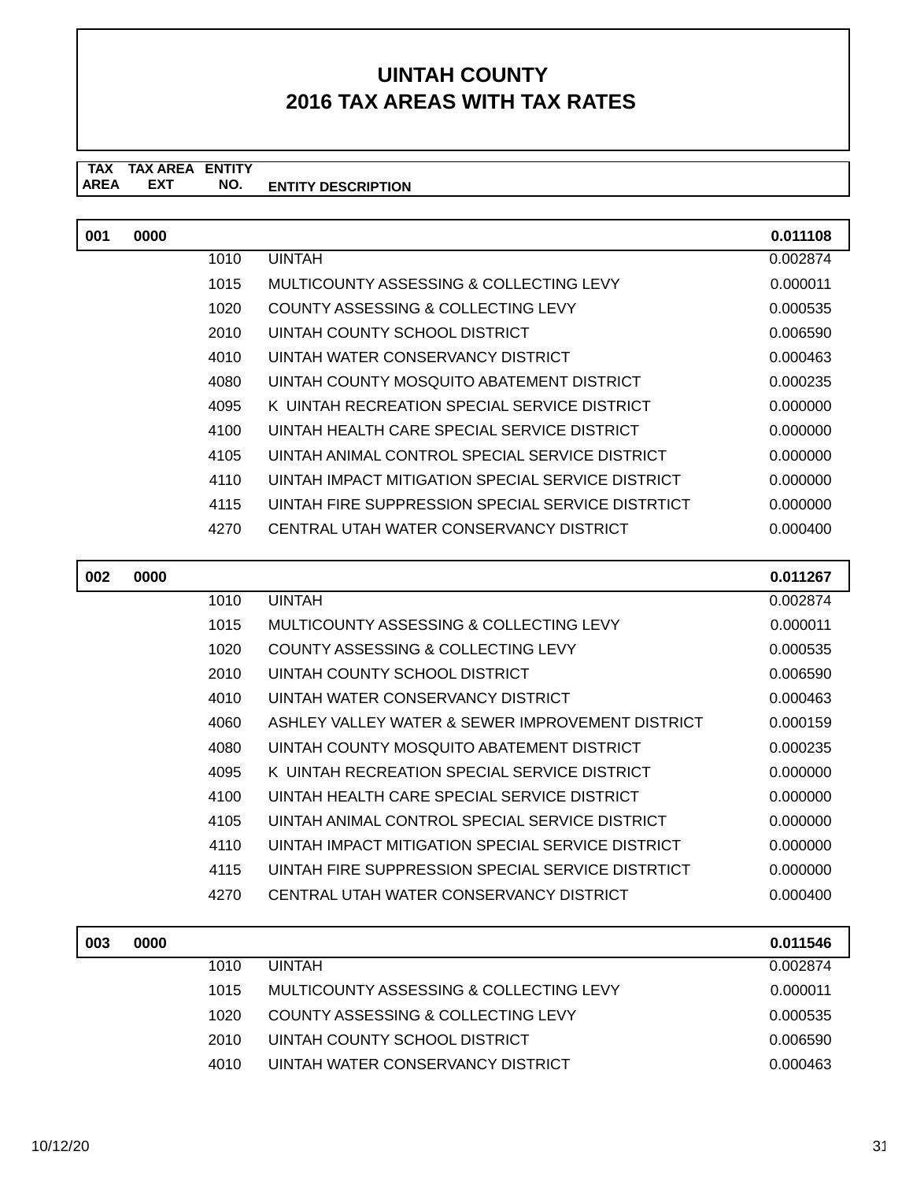# UINTAH COUNTY
## 2016 TAX AREAS WITH TAX RATES

| TAX AREA | TAX AREA EXT | ENTITY NO. | ENTITY DESCRIPTION | |
|---|---|---|---|---|
| **001** | **0000** | | | **0.011108** |
| | | 1010 | UINTAH | 0.002874 |
| | | 1015 | MULTICOUNTY ASSESSING & COLLECTING LEVY | 0.000011 |
| | | 1020 | COUNTY ASSESSING & COLLECTING LEVY | 0.000535 |
| | | 2010 | UINTAH COUNTY SCHOOL DISTRICT | 0.006590 |
| | | 4010 | UINTAH WATER CONSERVANCY DISTRICT | 0.000463 |
| | | 4080 | UINTAH COUNTY MOSQUITO ABATEMENT DISTRICT | 0.000235 |
| | | 4095 | K UINTAH RECREATION SPECIAL SERVICE DISTRICT | 0.000000 |
| | | 4100 | UINTAH HEALTH CARE SPECIAL SERVICE DISTRICT | 0.000000 |
| | | 4105 | UINTAH ANIMAL CONTROL SPECIAL SERVICE DISTRICT | 0.000000 |
| | | 4110 | UINTAH IMPACT MITIGATION SPECIAL SERVICE DISTRICT | 0.000000 |
| | | 4115 | UINTAH FIRE SUPPRESSION SPECIAL SERVICE DISTRTICT | 0.000000 |
| | | 4270 | CENTRAL UTAH WATER CONSERVANCY DISTRICT | 0.000400 |
| **002** | **0000** | | | **0.011267** |
| | | 1010 | UINTAH | 0.002874 |
| | | 1015 | MULTICOUNTY ASSESSING & COLLECTING LEVY | 0.000011 |
| | | 1020 | COUNTY ASSESSING & COLLECTING LEVY | 0.000535 |
| | | 2010 | UINTAH COUNTY SCHOOL DISTRICT | 0.006590 |
| | | 4010 | UINTAH WATER CONSERVANCY DISTRICT | 0.000463 |
| | | 4060 | ASHLEY VALLEY WATER & SEWER IMPROVEMENT DISTRICT | 0.000159 |
| | | 4080 | UINTAH COUNTY MOSQUITO ABATEMENT DISTRICT | 0.000235 |
| | | 4095 | K UINTAH RECREATION SPECIAL SERVICE DISTRICT | 0.000000 |
| | | 4100 | UINTAH HEALTH CARE SPECIAL SERVICE DISTRICT | 0.000000 |
| | | 4105 | UINTAH ANIMAL CONTROL SPECIAL SERVICE DISTRICT | 0.000000 |
| | | 4110 | UINTAH IMPACT MITIGATION SPECIAL SERVICE DISTRICT | 0.000000 |
| | | 4115 | UINTAH FIRE SUPPRESSION SPECIAL SERVICE DISTRTICT | 0.000000 |
| | | 4270 | CENTRAL UTAH WATER CONSERVANCY DISTRICT | 0.000400 |
| **003** | **0000** | | | **0.011546** |
| | | 1010 | UINTAH | 0.002874 |
| | | 1015 | MULTICOUNTY ASSESSING & COLLECTING LEVY | 0.000011 |
| | | 1020 | COUNTY ASSESSING & COLLECTING LEVY | 0.000535 |
| | | 2010 | UINTAH COUNTY SCHOOL DISTRICT | 0.006590 |
| | | 4010 | UINTAH WATER CONSERVANCY DISTRICT | 0.000463 |

10/12/20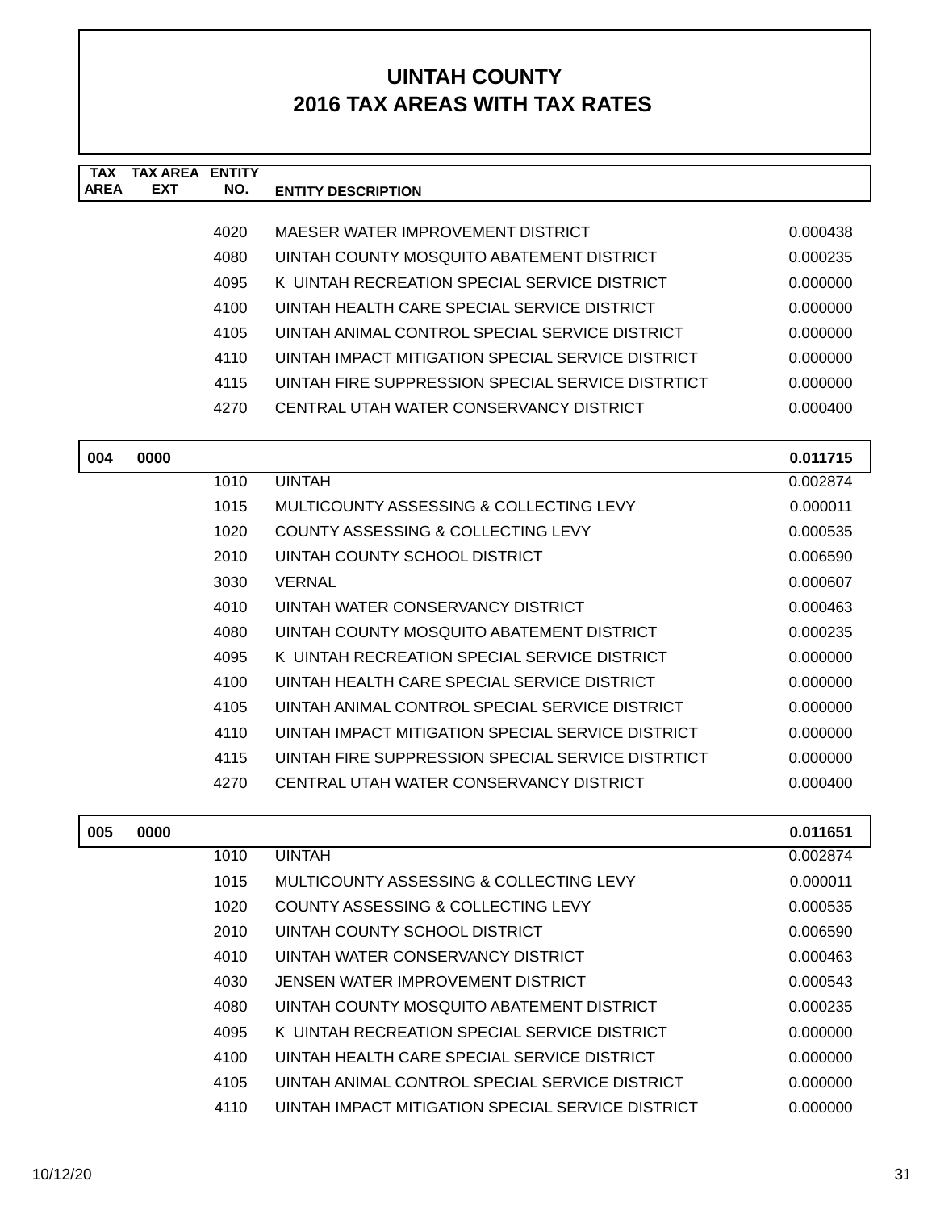# UINTAH COUNTY
# 2016 TAX AREAS WITH TAX RATES

| TAX AREA | TAX AREA EXT | ENTITY NO. | ENTITY DESCRIPTION | |
|---|---|---|---|---|
| | | 4020 | MAESER WATER IMPROVEMENT DISTRICT | 0.000438 |
| | | 4080 | UINTAH COUNTY MOSQUITO ABATEMENT DISTRICT | 0.000235 |
| | | 4095 | K UINTAH RECREATION SPECIAL SERVICE DISTRICT | 0.000000 |
| | | 4100 | UINTAH HEALTH CARE SPECIAL SERVICE DISTRICT | 0.000000 |
| | | 4105 | UINTAH ANIMAL CONTROL SPECIAL SERVICE DISTRICT | 0.000000 |
| | | 4110 | UINTAH IMPACT MITIGATION SPECIAL SERVICE DISTRICT | 0.000000 |
| | | 4115 | UINTAH FIRE SUPPRESSION SPECIAL SERVICE DISTRTICT | 0.000000 |
| | | 4270 | CENTRAL UTAH WATER CONSERVANCY DISTRICT | 0.000400 |
| **004** | **0000** | | | **0.011715** |
| | | 1010 | UINTAH | 0.002874 |
| | | 1015 | MULTICOUNTY ASSESSING & COLLECTING LEVY | 0.000011 |
| | | 1020 | COUNTY ASSESSING & COLLECTING LEVY | 0.000535 |
| | | 2010 | UINTAH COUNTY SCHOOL DISTRICT | 0.006590 |
| | | 3030 | VERNAL | 0.000607 |
| | | 4010 | UINTAH WATER CONSERVANCY DISTRICT | 0.000463 |
| | | 4080 | UINTAH COUNTY MOSQUITO ABATEMENT DISTRICT | 0.000235 |
| | | 4095 | K UINTAH RECREATION SPECIAL SERVICE DISTRICT | 0.000000 |
| | | 4100 | UINTAH HEALTH CARE SPECIAL SERVICE DISTRICT | 0.000000 |
| | | 4105 | UINTAH ANIMAL CONTROL SPECIAL SERVICE DISTRICT | 0.000000 |
| | | 4110 | UINTAH IMPACT MITIGATION SPECIAL SERVICE DISTRICT | 0.000000 |
| | | 4115 | UINTAH FIRE SUPPRESSION SPECIAL SERVICE DISTRTICT | 0.000000 |
| | | 4270 | CENTRAL UTAH WATER CONSERVANCY DISTRICT | 0.000400 |
| **005** | **0000** | | | **0.011651** |
| | | 1010 | UINTAH | 0.002874 |
| | | 1015 | MULTICOUNTY ASSESSING & COLLECTING LEVY | 0.000011 |
| | | 1020 | COUNTY ASSESSING & COLLECTING LEVY | 0.000535 |
| | | 2010 | UINTAH COUNTY SCHOOL DISTRICT | 0.006590 |
| | | 4010 | UINTAH WATER CONSERVANCY DISTRICT | 0.000463 |
| | | 4030 | JENSEN WATER IMPROVEMENT DISTRICT | 0.000543 |
| | | 4080 | UINTAH COUNTY MOSQUITO ABATEMENT DISTRICT | 0.000235 |
| | | 4095 | K UINTAH RECREATION SPECIAL SERVICE DISTRICT | 0.000000 |
| | | 4100 | UINTAH HEALTH CARE SPECIAL SERVICE DISTRICT | 0.000000 |
| | | 4105 | UINTAH ANIMAL CONTROL SPECIAL SERVICE DISTRICT | 0.000000 |
| | | 4110 | UINTAH IMPACT MITIGATION SPECIAL SERVICE DISTRICT | 0.000000 |

10/12/20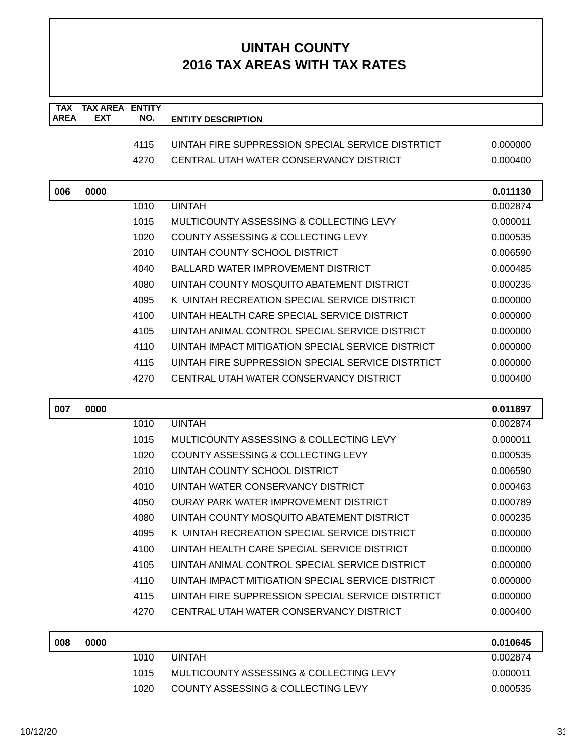# UINTAH COUNTY
## 2016 TAX AREAS WITH TAX RATES

| TAX AREA | TAX AREA EXT | ENTITY NO. | ENTITY DESCRIPTION | |
|---|---|---|---|---|
| | | 4115 | UINTAH FIRE SUPPRESSION SPECIAL SERVICE DISTRTICT | 0.000000 |
| | | 4270 | CENTRAL UTAH WATER CONSERVANCY DISTRICT | 0.000400 |
| **006** | **0000** | | | **0.011130** |
| | | 1010 | UINTAH | 0.002874 |
| | | 1015 | MULTICOUNTY ASSESSING & COLLECTING LEVY | 0.000011 |
| | | 1020 | COUNTY ASSESSING & COLLECTING LEVY | 0.000535 |
| | | 2010 | UINTAH COUNTY SCHOOL DISTRICT | 0.006590 |
| | | 4040 | BALLARD WATER IMPROVEMENT DISTRICT | 0.000485 |
| | | 4080 | UINTAH COUNTY MOSQUITO ABATEMENT DISTRICT | 0.000235 |
| | | 4095 | K UINTAH RECREATION SPECIAL SERVICE DISTRICT | 0.000000 |
| | | 4100 | UINTAH HEALTH CARE SPECIAL SERVICE DISTRICT | 0.000000 |
| | | 4105 | UINTAH ANIMAL CONTROL SPECIAL SERVICE DISTRICT | 0.000000 |
| | | 4110 | UINTAH IMPACT MITIGATION SPECIAL SERVICE DISTRICT | 0.000000 |
| | | 4115 | UINTAH FIRE SUPPRESSION SPECIAL SERVICE DISTRTICT | 0.000000 |
| | | 4270 | CENTRAL UTAH WATER CONSERVANCY DISTRICT | 0.000400 |
| **007** | **0000** | | | **0.011897** |
| | | 1010 | UINTAH | 0.002874 |
| | | 1015 | MULTICOUNTY ASSESSING & COLLECTING LEVY | 0.000011 |
| | | 1020 | COUNTY ASSESSING & COLLECTING LEVY | 0.000535 |
| | | 2010 | UINTAH COUNTY SCHOOL DISTRICT | 0.006590 |
| | | 4010 | UINTAH WATER CONSERVANCY DISTRICT | 0.000463 |
| | | 4050 | OURAY PARK WATER IMPROVEMENT DISTRICT | 0.000789 |
| | | 4080 | UINTAH COUNTY MOSQUITO ABATEMENT DISTRICT | 0.000235 |
| | | 4095 | K UINTAH RECREATION SPECIAL SERVICE DISTRICT | 0.000000 |
| | | 4100 | UINTAH HEALTH CARE SPECIAL SERVICE DISTRICT | 0.000000 |
| | | 4105 | UINTAH ANIMAL CONTROL SPECIAL SERVICE DISTRICT | 0.000000 |
| | | 4110 | UINTAH IMPACT MITIGATION SPECIAL SERVICE DISTRICT | 0.000000 |
| | | 4115 | UINTAH FIRE SUPPRESSION SPECIAL SERVICE DISTRTICT | 0.000000 |
| | | 4270 | CENTRAL UTAH WATER CONSERVANCY DISTRICT | 0.000400 |
| **008** | **0000** | | | **0.010645** |
| | | 1010 | UINTAH | 0.002874 |
| | | 1015 | MULTICOUNTY ASSESSING & COLLECTING LEVY | 0.000011 |
| | | 1020 | COUNTY ASSESSING & COLLECTING LEVY | 0.000535 |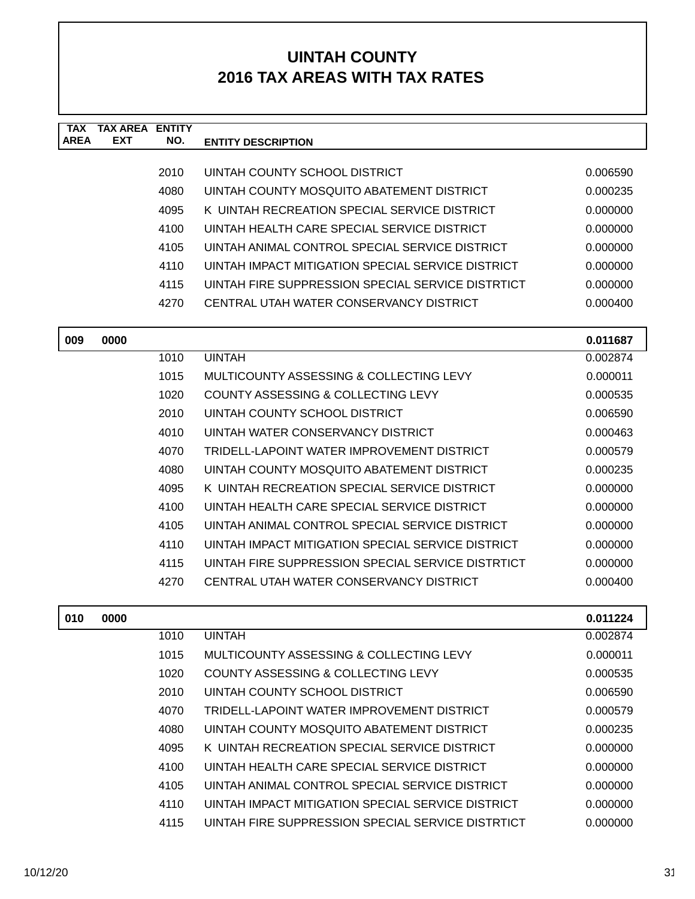# UINTAH COUNTY
# 2016 TAX AREAS WITH TAX RATES

| TAX AREA | TAX AREA EXT | ENTITY NO. | ENTITY DESCRIPTION | |
|---|---|---|---|---|
| | | 2010 | UINTAH COUNTY SCHOOL DISTRICT | 0.006590 |
| | | 4080 | UINTAH COUNTY MOSQUITO ABATEMENT DISTRICT | 0.000235 |
| | | 4095 | K UINTAH RECREATION SPECIAL SERVICE DISTRICT | 0.000000 |
| | | 4100 | UINTAH HEALTH CARE SPECIAL SERVICE DISTRICT | 0.000000 |
| | | 4105 | UINTAH ANIMAL CONTROL SPECIAL SERVICE DISTRICT | 0.000000 |
| | | 4110 | UINTAH IMPACT MITIGATION SPECIAL SERVICE DISTRICT | 0.000000 |
| | | 4115 | UINTAH FIRE SUPPRESSION SPECIAL SERVICE DISTRTICT | 0.000000 |
| | | 4270 | CENTRAL UTAH WATER CONSERVANCY DISTRICT | 0.000400 |
| **009** | **0000** | | | **0.011687** |
| | | 1010 | UINTAH | 0.002874 |
| | | 1015 | MULTICOUNTY ASSESSING & COLLECTING LEVY | 0.000011 |
| | | 1020 | COUNTY ASSESSING & COLLECTING LEVY | 0.000535 |
| | | 2010 | UINTAH COUNTY SCHOOL DISTRICT | 0.006590 |
| | | 4010 | UINTAH WATER CONSERVANCY DISTRICT | 0.000463 |
| | | 4070 | TRIDELL-LAPOINT WATER IMPROVEMENT DISTRICT | 0.000579 |
| | | 4080 | UINTAH COUNTY MOSQUITO ABATEMENT DISTRICT | 0.000235 |
| | | 4095 | K UINTAH RECREATION SPECIAL SERVICE DISTRICT | 0.000000 |
| | | 4100 | UINTAH HEALTH CARE SPECIAL SERVICE DISTRICT | 0.000000 |
| | | 4105 | UINTAH ANIMAL CONTROL SPECIAL SERVICE DISTRICT | 0.000000 |
| | | 4110 | UINTAH IMPACT MITIGATION SPECIAL SERVICE DISTRICT | 0.000000 |
| | | 4115 | UINTAH FIRE SUPPRESSION SPECIAL SERVICE DISTRTICT | 0.000000 |
| | | 4270 | CENTRAL UTAH WATER CONSERVANCY DISTRICT | 0.000400 |
| **010** | **0000** | | | **0.011224** |
| | | 1010 | UINTAH | 0.002874 |
| | | 1015 | MULTICOUNTY ASSESSING & COLLECTING LEVY | 0.000011 |
| | | 1020 | COUNTY ASSESSING & COLLECTING LEVY | 0.000535 |
| | | 2010 | UINTAH COUNTY SCHOOL DISTRICT | 0.006590 |
| | | 4070 | TRIDELL-LAPOINT WATER IMPROVEMENT DISTRICT | 0.000579 |
| | | 4080 | UINTAH COUNTY MOSQUITO ABATEMENT DISTRICT | 0.000235 |
| | | 4095 | K UINTAH RECREATION SPECIAL SERVICE DISTRICT | 0.000000 |
| | | 4100 | UINTAH HEALTH CARE SPECIAL SERVICE DISTRICT | 0.000000 |
| | | 4105 | UINTAH ANIMAL CONTROL SPECIAL SERVICE DISTRICT | 0.000000 |
| | | 4110 | UINTAH IMPACT MITIGATION SPECIAL SERVICE DISTRICT | 0.000000 |
| | | 4115 | UINTAH FIRE SUPPRESSION SPECIAL SERVICE DISTRTICT | 0.000000 |

10/12/20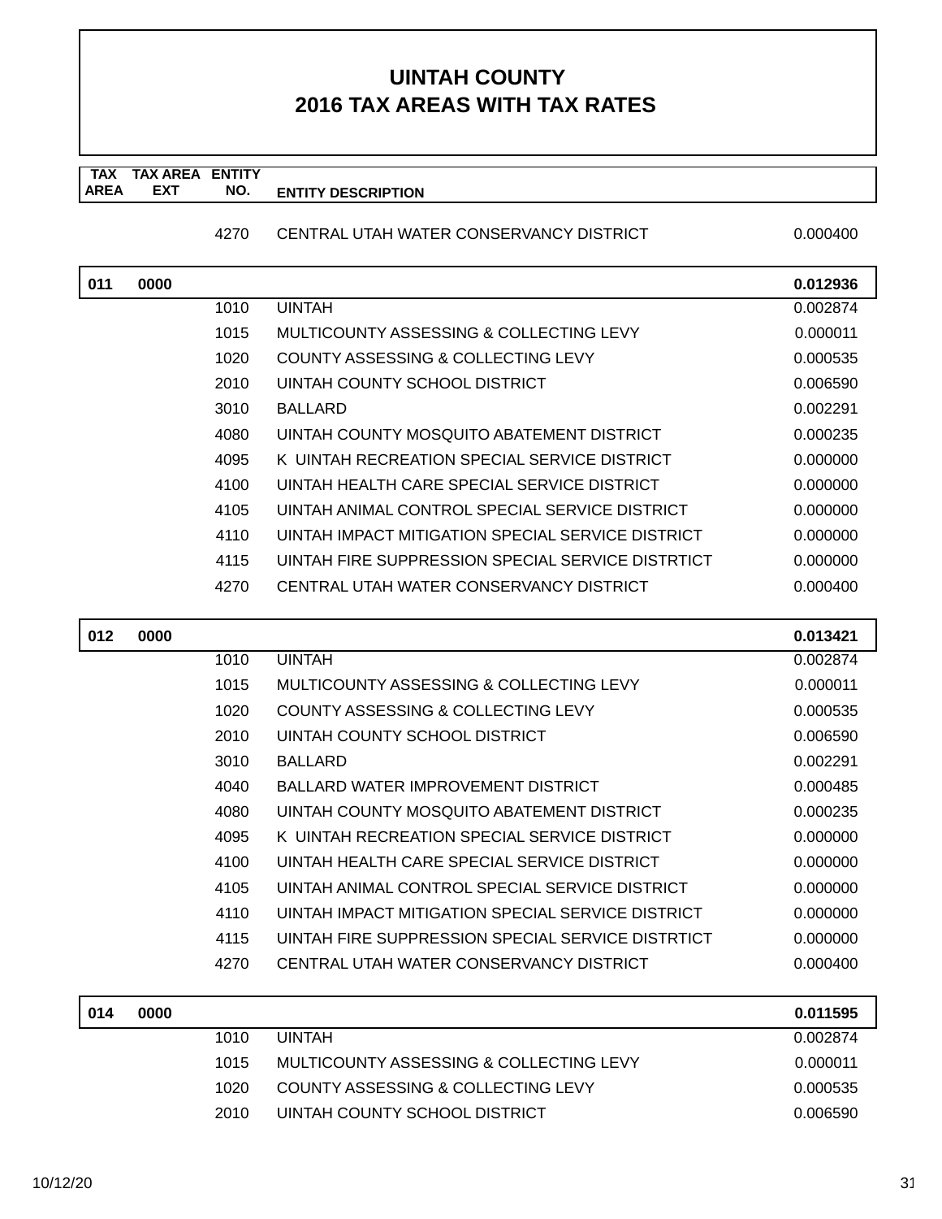# UINTAH COUNTY
# 2016 TAX AREAS WITH TAX RATES

| TAX AREA | TAX AREA EXT | ENTITY NO. | ENTITY DESCRIPTION | |
|---|---|---|---|---|
| | | 4270 | CENTRAL UTAH WATER CONSERVANCY DISTRICT | 0.000400 |
| **011** | **0000** | | | **0.012936** |
| | | 1010 | UINTAH | 0.002874 |
| | | 1015 | MULTICOUNTY ASSESSING & COLLECTING LEVY | 0.000011 |
| | | 1020 | COUNTY ASSESSING & COLLECTING LEVY | 0.000535 |
| | | 2010 | UINTAH COUNTY SCHOOL DISTRICT | 0.006590 |
| | | 3010 | BALLARD | 0.002291 |
| | | 4080 | UINTAH COUNTY MOSQUITO ABATEMENT DISTRICT | 0.000235 |
| | | 4095 | K UINTAH RECREATION SPECIAL SERVICE DISTRICT | 0.000000 |
| | | 4100 | UINTAH HEALTH CARE SPECIAL SERVICE DISTRICT | 0.000000 |
| | | 4105 | UINTAH ANIMAL CONTROL SPECIAL SERVICE DISTRICT | 0.000000 |
| | | 4110 | UINTAH IMPACT MITIGATION SPECIAL SERVICE DISTRICT | 0.000000 |
| | | 4115 | UINTAH FIRE SUPPRESSION SPECIAL SERVICE DISTRTICT | 0.000000 |
| | | 4270 | CENTRAL UTAH WATER CONSERVANCY DISTRICT | 0.000400 |
| **012** | **0000** | | | **0.013421** |
| | | 1010 | UINTAH | 0.002874 |
| | | 1015 | MULTICOUNTY ASSESSING & COLLECTING LEVY | 0.000011 |
| | | 1020 | COUNTY ASSESSING & COLLECTING LEVY | 0.000535 |
| | | 2010 | UINTAH COUNTY SCHOOL DISTRICT | 0.006590 |
| | | 3010 | BALLARD | 0.002291 |
| | | 4040 | BALLARD WATER IMPROVEMENT DISTRICT | 0.000485 |
| | | 4080 | UINTAH COUNTY MOSQUITO ABATEMENT DISTRICT | 0.000235 |
| | | 4095 | K UINTAH RECREATION SPECIAL SERVICE DISTRICT | 0.000000 |
| | | 4100 | UINTAH HEALTH CARE SPECIAL SERVICE DISTRICT | 0.000000 |
| | | 4105 | UINTAH ANIMAL CONTROL SPECIAL SERVICE DISTRICT | 0.000000 |
| | | 4110 | UINTAH IMPACT MITIGATION SPECIAL SERVICE DISTRICT | 0.000000 |
| | | 4115 | UINTAH FIRE SUPPRESSION SPECIAL SERVICE DISTRTICT | 0.000000 |
| | | 4270 | CENTRAL UTAH WATER CONSERVANCY DISTRICT | 0.000400 |
| **014** | **0000** | | | **0.011595** |
| | | 1010 | UINTAH | 0.002874 |
| | | 1015 | MULTICOUNTY ASSESSING & COLLECTING LEVY | 0.000011 |
| | | 1020 | COUNTY ASSESSING & COLLECTING LEVY | 0.000535 |
| | | 2010 | UINTAH COUNTY SCHOOL DISTRICT | 0.006590 |

10/12/20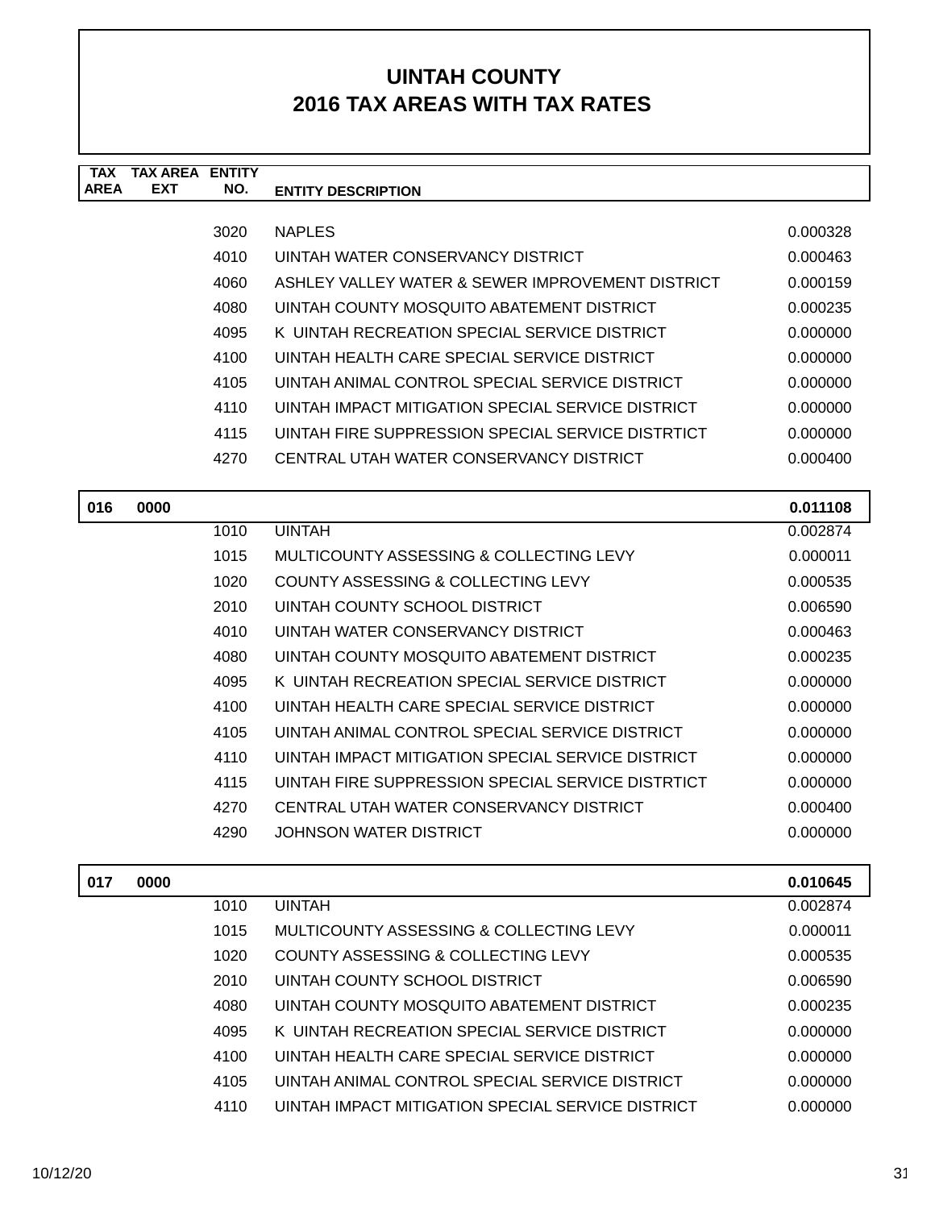# UINTAH COUNTY
# 2016 TAX AREAS WITH TAX RATES

| TAX AREA | TAX AREA EXT | ENTITY NO. | ENTITY DESCRIPTION | |
|---|---|---|---|---|
| | | 3020 | NAPLES | 0.000328 |
| | | 4010 | UINTAH WATER CONSERVANCY DISTRICT | 0.000463 |
| | | 4060 | ASHLEY VALLEY WATER & SEWER IMPROVEMENT DISTRICT | 0.000159 |
| | | 4080 | UINTAH COUNTY MOSQUITO ABATEMENT DISTRICT | 0.000235 |
| | | 4095 | K UINTAH RECREATION SPECIAL SERVICE DISTRICT | 0.000000 |
| | | 4100 | UINTAH HEALTH CARE SPECIAL SERVICE DISTRICT | 0.000000 |
| | | 4105 | UINTAH ANIMAL CONTROL SPECIAL SERVICE DISTRICT | 0.000000 |
| | | 4110 | UINTAH IMPACT MITIGATION SPECIAL SERVICE DISTRICT | 0.000000 |
| | | 4115 | UINTAH FIRE SUPPRESSION SPECIAL SERVICE DISTRTICT | 0.000000 |
| | | 4270 | CENTRAL UTAH WATER CONSERVANCY DISTRICT | 0.000400 |
| **016** | **0000** | | | **0.011108** |
| | | 1010 | UINTAH | 0.002874 |
| | | 1015 | MULTICOUNTY ASSESSING & COLLECTING LEVY | 0.000011 |
| | | 1020 | COUNTY ASSESSING & COLLECTING LEVY | 0.000535 |
| | | 2010 | UINTAH COUNTY SCHOOL DISTRICT | 0.006590 |
| | | 4010 | UINTAH WATER CONSERVANCY DISTRICT | 0.000463 |
| | | 4080 | UINTAH COUNTY MOSQUITO ABATEMENT DISTRICT | 0.000235 |
| | | 4095 | K UINTAH RECREATION SPECIAL SERVICE DISTRICT | 0.000000 |
| | | 4100 | UINTAH HEALTH CARE SPECIAL SERVICE DISTRICT | 0.000000 |
| | | 4105 | UINTAH ANIMAL CONTROL SPECIAL SERVICE DISTRICT | 0.000000 |
| | | 4110 | UINTAH IMPACT MITIGATION SPECIAL SERVICE DISTRICT | 0.000000 |
| | | 4115 | UINTAH FIRE SUPPRESSION SPECIAL SERVICE DISTRTICT | 0.000000 |
| | | 4270 | CENTRAL UTAH WATER CONSERVANCY DISTRICT | 0.000400 |
| | | 4290 | JOHNSON WATER DISTRICT | 0.000000 |
| **017** | **0000** | | | **0.010645** |
| | | 1010 | UINTAH | 0.002874 |
| | | 1015 | MULTICOUNTY ASSESSING & COLLECTING LEVY | 0.000011 |
| | | 1020 | COUNTY ASSESSING & COLLECTING LEVY | 0.000535 |
| | | 2010 | UINTAH COUNTY SCHOOL DISTRICT | 0.006590 |
| | | 4080 | UINTAH COUNTY MOSQUITO ABATEMENT DISTRICT | 0.000235 |
| | | 4095 | K UINTAH RECREATION SPECIAL SERVICE DISTRICT | 0.000000 |
| | | 4100 | UINTAH HEALTH CARE SPECIAL SERVICE DISTRICT | 0.000000 |
| | | 4105 | UINTAH ANIMAL CONTROL SPECIAL SERVICE DISTRICT | 0.000000 |
| | | 4110 | UINTAH IMPACT MITIGATION SPECIAL SERVICE DISTRICT | 0.000000 |

10/12/20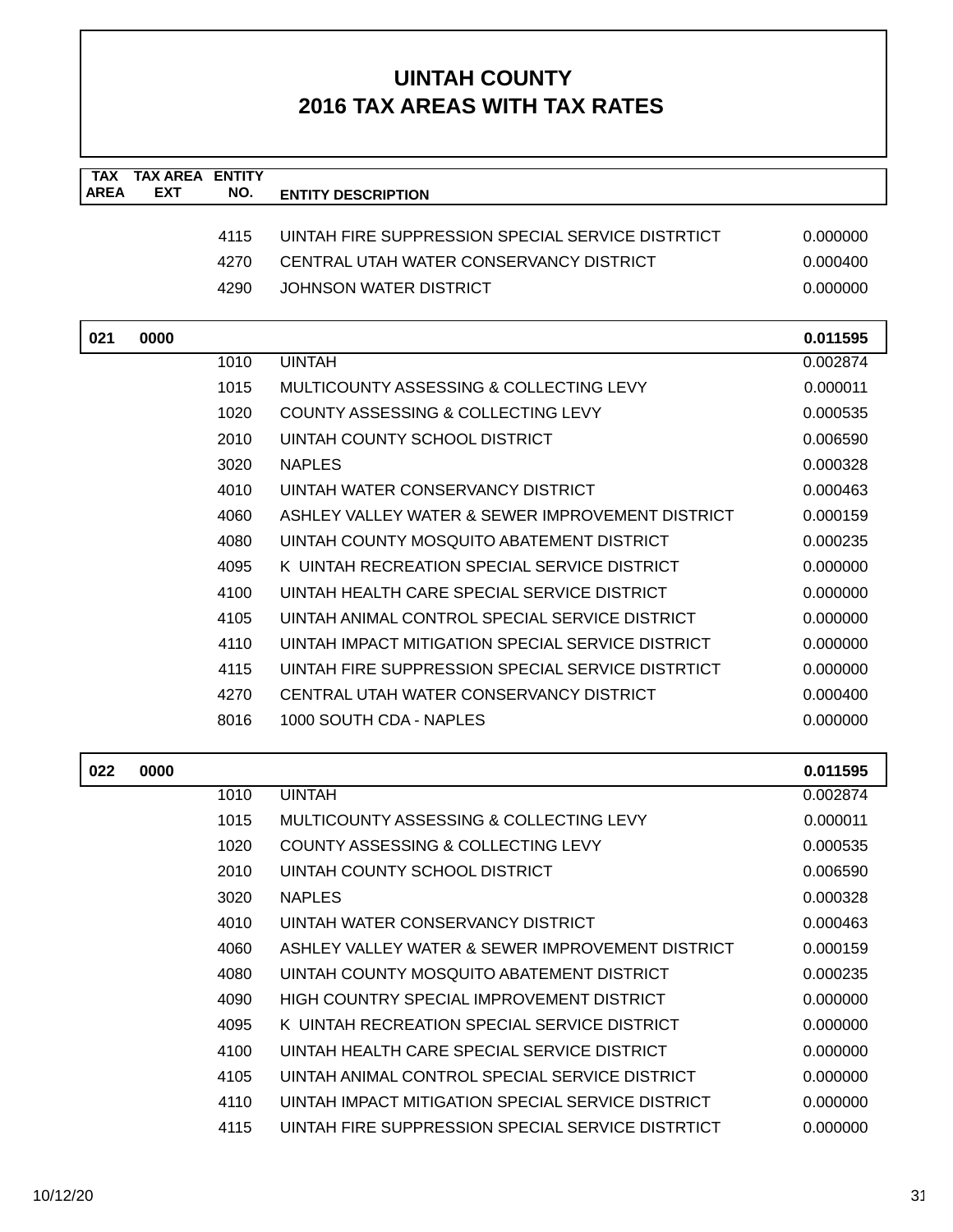# UINTAH COUNTY
# 2016 TAX AREAS WITH TAX RATES

| TAX AREA | TAX AREA EXT | ENTITY NO. | ENTITY DESCRIPTION | |
|---|---|---|---|---|
| | | 4115 | UINTAH FIRE SUPPRESSION SPECIAL SERVICE DISTRTICT | 0.000000 |
| | | 4270 | CENTRAL UTAH WATER CONSERVANCY DISTRICT | 0.000400 |
| | | 4290 | JOHNSON WATER DISTRICT | 0.000000 |
| **021** | **0000** | | | **0.011595** |
| | | 1010 | UINTAH | 0.002874 |
| | | 1015 | MULTICOUNTY ASSESSING & COLLECTING LEVY | 0.000011 |
| | | 1020 | COUNTY ASSESSING & COLLECTING LEVY | 0.000535 |
| | | 2010 | UINTAH COUNTY SCHOOL DISTRICT | 0.006590 |
| | | 3020 | NAPLES | 0.000328 |
| | | 4010 | UINTAH WATER CONSERVANCY DISTRICT | 0.000463 |
| | | 4060 | ASHLEY VALLEY WATER & SEWER IMPROVEMENT DISTRICT | 0.000159 |
| | | 4080 | UINTAH COUNTY MOSQUITO ABATEMENT DISTRICT | 0.000235 |
| | | 4095 | K UINTAH RECREATION SPECIAL SERVICE DISTRICT | 0.000000 |
| | | 4100 | UINTAH HEALTH CARE SPECIAL SERVICE DISTRICT | 0.000000 |
| | | 4105 | UINTAH ANIMAL CONTROL SPECIAL SERVICE DISTRICT | 0.000000 |
| | | 4110 | UINTAH IMPACT MITIGATION SPECIAL SERVICE DISTRICT | 0.000000 |
| | | 4115 | UINTAH FIRE SUPPRESSION SPECIAL SERVICE DISTRTICT | 0.000000 |
| | | 4270 | CENTRAL UTAH WATER CONSERVANCY DISTRICT | 0.000400 |
| | | 8016 | 1000 SOUTH CDA - NAPLES | 0.000000 |
| **022** | **0000** | | | **0.011595** |
| | | 1010 | UINTAH | 0.002874 |
| | | 1015 | MULTICOUNTY ASSESSING & COLLECTING LEVY | 0.000011 |
| | | 1020 | COUNTY ASSESSING & COLLECTING LEVY | 0.000535 |
| | | 2010 | UINTAH COUNTY SCHOOL DISTRICT | 0.006590 |
| | | 3020 | NAPLES | 0.000328 |
| | | 4010 | UINTAH WATER CONSERVANCY DISTRICT | 0.000463 |
| | | 4060 | ASHLEY VALLEY WATER & SEWER IMPROVEMENT DISTRICT | 0.000159 |
| | | 4080 | UINTAH COUNTY MOSQUITO ABATEMENT DISTRICT | 0.000235 |
| | | 4090 | HIGH COUNTRY SPECIAL IMPROVEMENT DISTRICT | 0.000000 |
| | | 4095 | K UINTAH RECREATION SPECIAL SERVICE DISTRICT | 0.000000 |
| | | 4100 | UINTAH HEALTH CARE SPECIAL SERVICE DISTRICT | 0.000000 |
| | | 4105 | UINTAH ANIMAL CONTROL SPECIAL SERVICE DISTRICT | 0.000000 |
| | | 4110 | UINTAH IMPACT MITIGATION SPECIAL SERVICE DISTRICT | 0.000000 |
| | | 4115 | UINTAH FIRE SUPPRESSION SPECIAL SERVICE DISTRTICT | 0.000000 |

10/12/20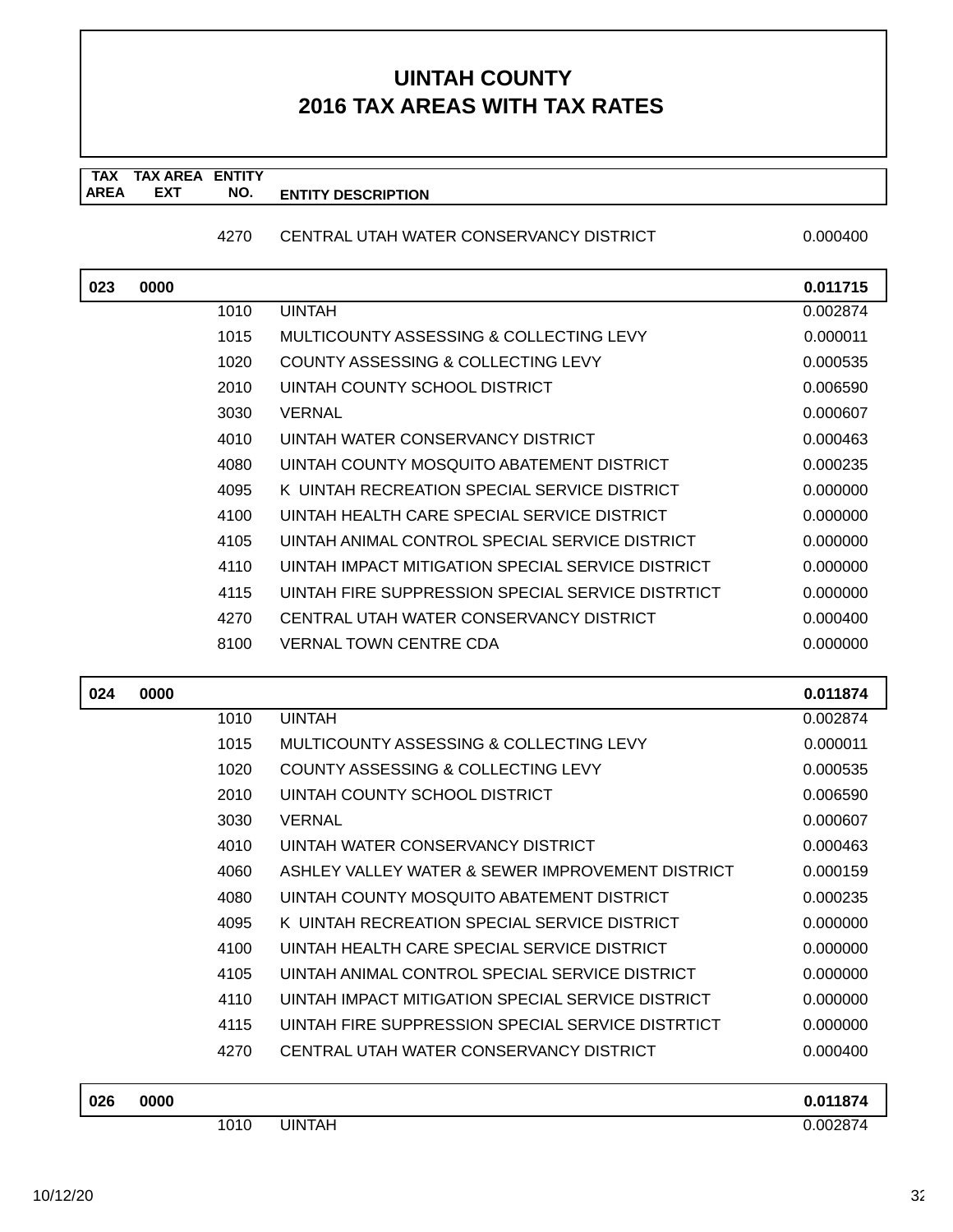# UINTAH COUNTY
# 2016 TAX AREAS WITH TAX RATES

| TAX AREA | TAX AREA EXT | ENTITY NO. | ENTITY DESCRIPTION | |
|---|---|---|---|---|
| | | 4270 | CENTRAL UTAH WATER CONSERVANCY DISTRICT | 0.000400 |
| **023** | **0000** | | | **0.011715** |
| | | 1010 | UINTAH | 0.002874 |
| | | 1015 | MULTICOUNTY ASSESSING & COLLECTING LEVY | 0.000011 |
| | | 1020 | COUNTY ASSESSING & COLLECTING LEVY | 0.000535 |
| | | 2010 | UINTAH COUNTY SCHOOL DISTRICT | 0.006590 |
| | | 3030 | VERNAL | 0.000607 |
| | | 4010 | UINTAH WATER CONSERVANCY DISTRICT | 0.000463 |
| | | 4080 | UINTAH COUNTY MOSQUITO ABATEMENT DISTRICT | 0.000235 |
| | | 4095 | K UINTAH RECREATION SPECIAL SERVICE DISTRICT | 0.000000 |
| | | 4100 | UINTAH HEALTH CARE SPECIAL SERVICE DISTRICT | 0.000000 |
| | | 4105 | UINTAH ANIMAL CONTROL SPECIAL SERVICE DISTRICT | 0.000000 |
| | | 4110 | UINTAH IMPACT MITIGATION SPECIAL SERVICE DISTRICT | 0.000000 |
| | | 4115 | UINTAH FIRE SUPPRESSION SPECIAL SERVICE DISTRTICT | 0.000000 |
| | | 4270 | CENTRAL UTAH WATER CONSERVANCY DISTRICT | 0.000400 |
| | | 8100 | VERNAL TOWN CENTRE CDA | 0.000000 |
| **024** | **0000** | | | **0.011874** |
| | | 1010 | UINTAH | 0.002874 |
| | | 1015 | MULTICOUNTY ASSESSING & COLLECTING LEVY | 0.000011 |
| | | 1020 | COUNTY ASSESSING & COLLECTING LEVY | 0.000535 |
| | | 2010 | UINTAH COUNTY SCHOOL DISTRICT | 0.006590 |
| | | 3030 | VERNAL | 0.000607 |
| | | 4010 | UINTAH WATER CONSERVANCY DISTRICT | 0.000463 |
| | | 4060 | ASHLEY VALLEY WATER & SEWER IMPROVEMENT DISTRICT | 0.000159 |
| | | 4080 | UINTAH COUNTY MOSQUITO ABATEMENT DISTRICT | 0.000235 |
| | | 4095 | K UINTAH RECREATION SPECIAL SERVICE DISTRICT | 0.000000 |
| | | 4100 | UINTAH HEALTH CARE SPECIAL SERVICE DISTRICT | 0.000000 |
| | | 4105 | UINTAH ANIMAL CONTROL SPECIAL SERVICE DISTRICT | 0.000000 |
| | | 4110 | UINTAH IMPACT MITIGATION SPECIAL SERVICE DISTRICT | 0.000000 |
| | | 4115 | UINTAH FIRE SUPPRESSION SPECIAL SERVICE DISTRTICT | 0.000000 |
| | | 4270 | CENTRAL UTAH WATER CONSERVANCY DISTRICT | 0.000400 |
| **026** | **0000** | | | **0.011874** |
| | | 1010 | UINTAH | 0.002874 |

10/12/20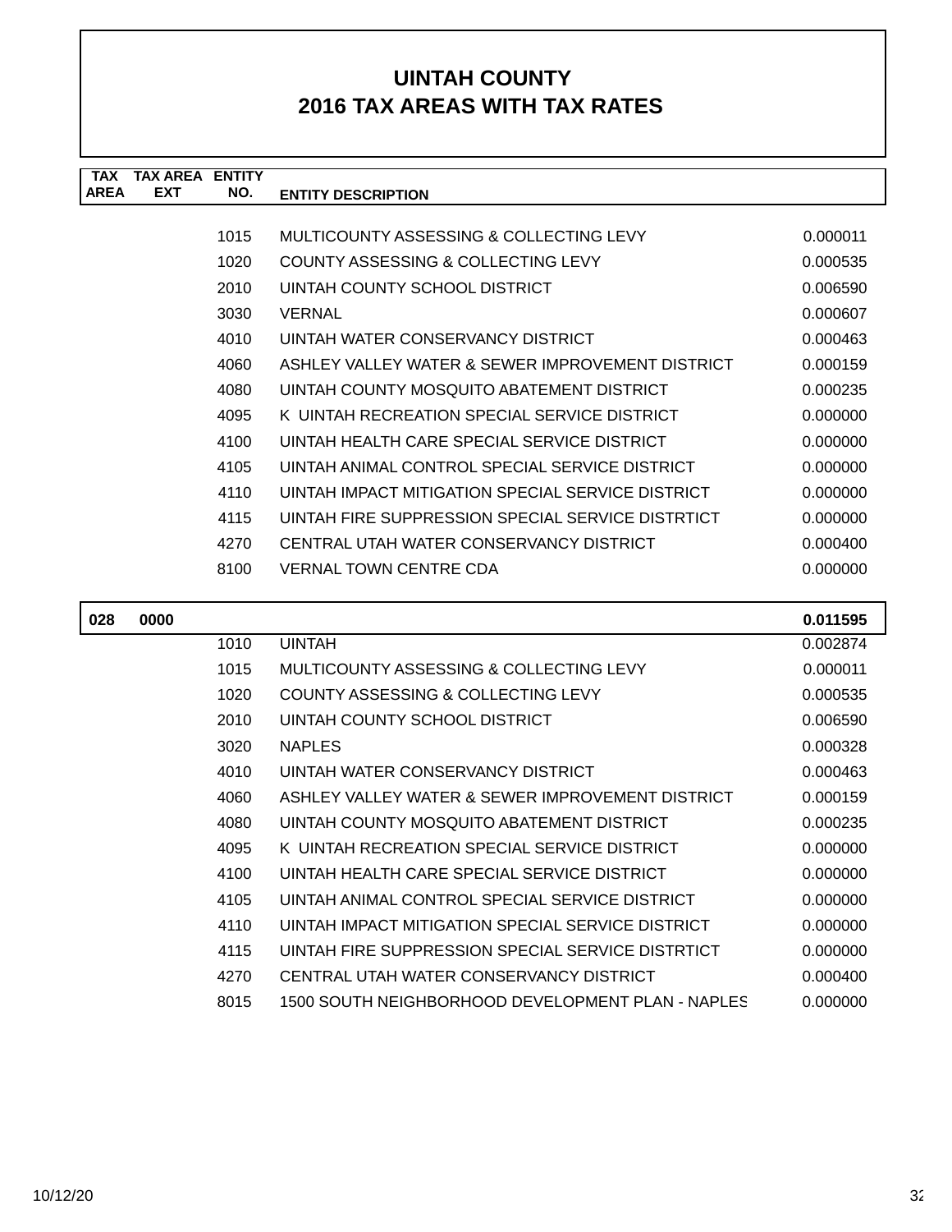# UINTAH COUNTY
# 2016 TAX AREAS WITH TAX RATES

| TAX AREA | TAX AREA EXT | ENTITY NO. | ENTITY DESCRIPTION | |
|---|---|---|---|---|
| | | 1015 | MULTICOUNTY ASSESSING & COLLECTING LEVY | 0.000011 |
| | | 1020 | COUNTY ASSESSING & COLLECTING LEVY | 0.000535 |
| | | 2010 | UINTAH COUNTY SCHOOL DISTRICT | 0.006590 |
| | | 3030 | VERNAL | 0.000607 |
| | | 4010 | UINTAH WATER CONSERVANCY DISTRICT | 0.000463 |
| | | 4060 | ASHLEY VALLEY WATER & SEWER IMPROVEMENT DISTRICT | 0.000159 |
| | | 4080 | UINTAH COUNTY MOSQUITO ABATEMENT DISTRICT | 0.000235 |
| | | 4095 | K UINTAH RECREATION SPECIAL SERVICE DISTRICT | 0.000000 |
| | | 4100 | UINTAH HEALTH CARE SPECIAL SERVICE DISTRICT | 0.000000 |
| | | 4105 | UINTAH ANIMAL CONTROL SPECIAL SERVICE DISTRICT | 0.000000 |
| | | 4110 | UINTAH IMPACT MITIGATION SPECIAL SERVICE DISTRICT | 0.000000 |
| | | 4115 | UINTAH FIRE SUPPRESSION SPECIAL SERVICE DISTRTICT | 0.000000 |
| | | 4270 | CENTRAL UTAH WATER CONSERVANCY DISTRICT | 0.000400 |
| | | 8100 | VERNAL TOWN CENTRE CDA | 0.000000 |
| **028** | **0000** | | | **0.011595** |
| | | 1010 | UINTAH | 0.002874 |
| | | 1015 | MULTICOUNTY ASSESSING & COLLECTING LEVY | 0.000011 |
| | | 1020 | COUNTY ASSESSING & COLLECTING LEVY | 0.000535 |
| | | 2010 | UINTAH COUNTY SCHOOL DISTRICT | 0.006590 |
| | | 3020 | NAPLES | 0.000328 |
| | | 4010 | UINTAH WATER CONSERVANCY DISTRICT | 0.000463 |
| | | 4060 | ASHLEY VALLEY WATER & SEWER IMPROVEMENT DISTRICT | 0.000159 |
| | | 4080 | UINTAH COUNTY MOSQUITO ABATEMENT DISTRICT | 0.000235 |
| | | 4095 | K UINTAH RECREATION SPECIAL SERVICE DISTRICT | 0.000000 |
| | | 4100 | UINTAH HEALTH CARE SPECIAL SERVICE DISTRICT | 0.000000 |
| | | 4105 | UINTAH ANIMAL CONTROL SPECIAL SERVICE DISTRICT | 0.000000 |
| | | 4110 | UINTAH IMPACT MITIGATION SPECIAL SERVICE DISTRICT | 0.000000 |
| | | 4115 | UINTAH FIRE SUPPRESSION SPECIAL SERVICE DISTRTICT | 0.000000 |
| | | 4270 | CENTRAL UTAH WATER CONSERVANCY DISTRICT | 0.000400 |
| | | 8015 | 1500 SOUTH NEIGHBORHOOD DEVELOPMENT PLAN - NAPLES | 0.000000 |

10/12/20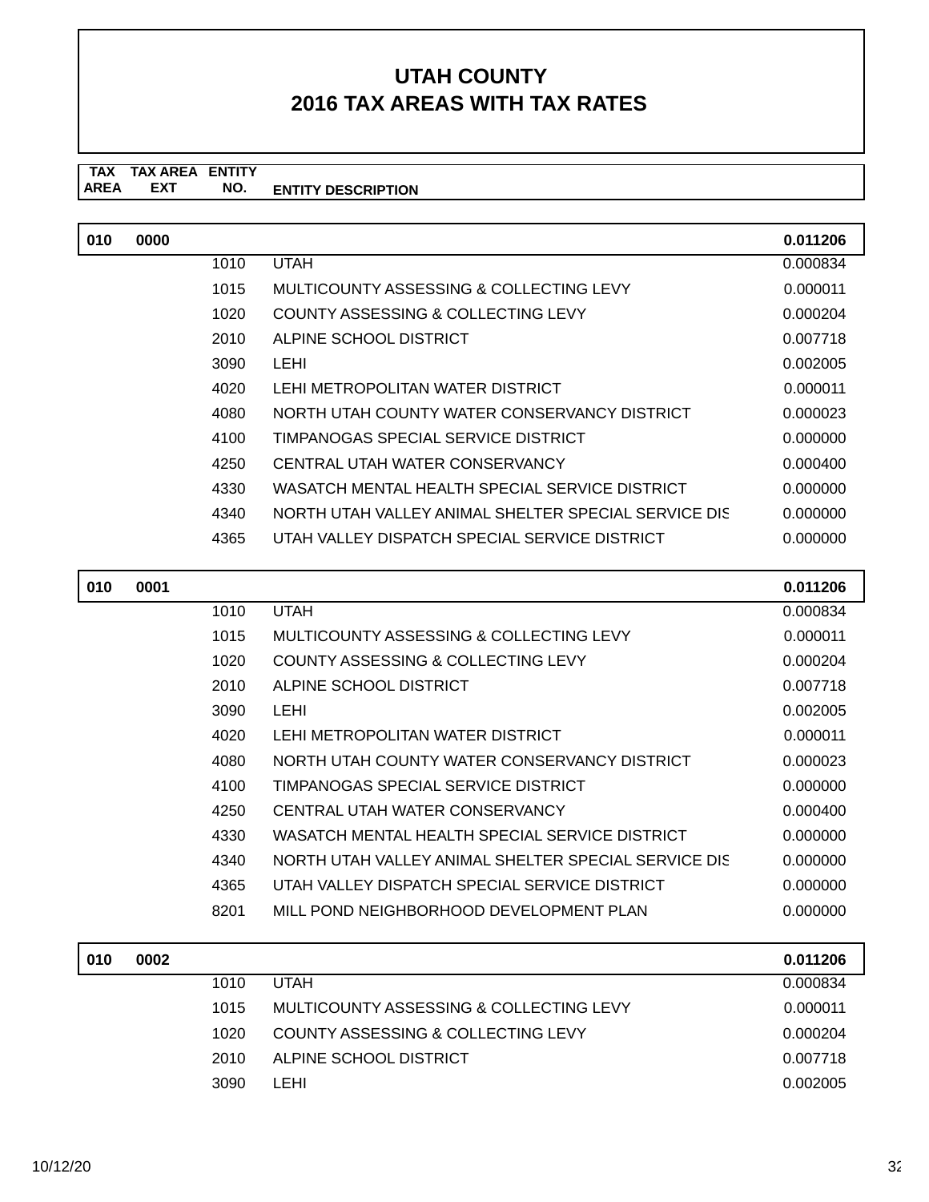# UTAH COUNTY
# 2016 TAX AREAS WITH TAX RATES

| TAX AREA | TAX AREA EXT | ENTITY NO. | ENTITY DESCRIPTION | |
|---|---|---|---|---|
| **010** | **0000** | | | **0.011206** |
| | | 1010 | UTAH | 0.000834 |
| | | 1015 | MULTICOUNTY ASSESSING & COLLECTING LEVY | 0.000011 |
| | | 1020 | COUNTY ASSESSING & COLLECTING LEVY | 0.000204 |
| | | 2010 | ALPINE SCHOOL DISTRICT | 0.007718 |
| | | 3090 | LEHI | 0.002005 |
| | | 4020 | LEHI METROPOLITAN WATER DISTRICT | 0.000011 |
| | | 4080 | NORTH UTAH COUNTY WATER CONSERVANCY DISTRICT | 0.000023 |
| | | 4100 | TIMPANOGAS SPECIAL SERVICE DISTRICT | 0.000000 |
| | | 4250 | CENTRAL UTAH WATER CONSERVANCY | 0.000400 |
| | | 4330 | WASATCH MENTAL HEALTH SPECIAL SERVICE DISTRICT | 0.000000 |
| | | 4340 | NORTH UTAH VALLEY ANIMAL SHELTER SPECIAL SERVICE DIS | 0.000000 |
| | | 4365 | UTAH VALLEY DISPATCH SPECIAL SERVICE DISTRICT | 0.000000 |
| **010** | **0001** | | | **0.011206** |
| | | 1010 | UTAH | 0.000834 |
| | | 1015 | MULTICOUNTY ASSESSING & COLLECTING LEVY | 0.000011 |
| | | 1020 | COUNTY ASSESSING & COLLECTING LEVY | 0.000204 |
| | | 2010 | ALPINE SCHOOL DISTRICT | 0.007718 |
| | | 3090 | LEHI | 0.002005 |
| | | 4020 | LEHI METROPOLITAN WATER DISTRICT | 0.000011 |
| | | 4080 | NORTH UTAH COUNTY WATER CONSERVANCY DISTRICT | 0.000023 |
| | | 4100 | TIMPANOGAS SPECIAL SERVICE DISTRICT | 0.000000 |
| | | 4250 | CENTRAL UTAH WATER CONSERVANCY | 0.000400 |
| | | 4330 | WASATCH MENTAL HEALTH SPECIAL SERVICE DISTRICT | 0.000000 |
| | | 4340 | NORTH UTAH VALLEY ANIMAL SHELTER SPECIAL SERVICE DIS | 0.000000 |
| | | 4365 | UTAH VALLEY DISPATCH SPECIAL SERVICE DISTRICT | 0.000000 |
| | | 8201 | MILL POND NEIGHBORHOOD DEVELOPMENT PLAN | 0.000000 |
| **010** | **0002** | | | **0.011206** |
| | | 1010 | UTAH | 0.000834 |
| | | 1015 | MULTICOUNTY ASSESSING & COLLECTING LEVY | 0.000011 |
| | | 1020 | COUNTY ASSESSING & COLLECTING LEVY | 0.000204 |
| | | 2010 | ALPINE SCHOOL DISTRICT | 0.007718 |
| | | 3090 | LEHI | 0.002005 |

10/12/20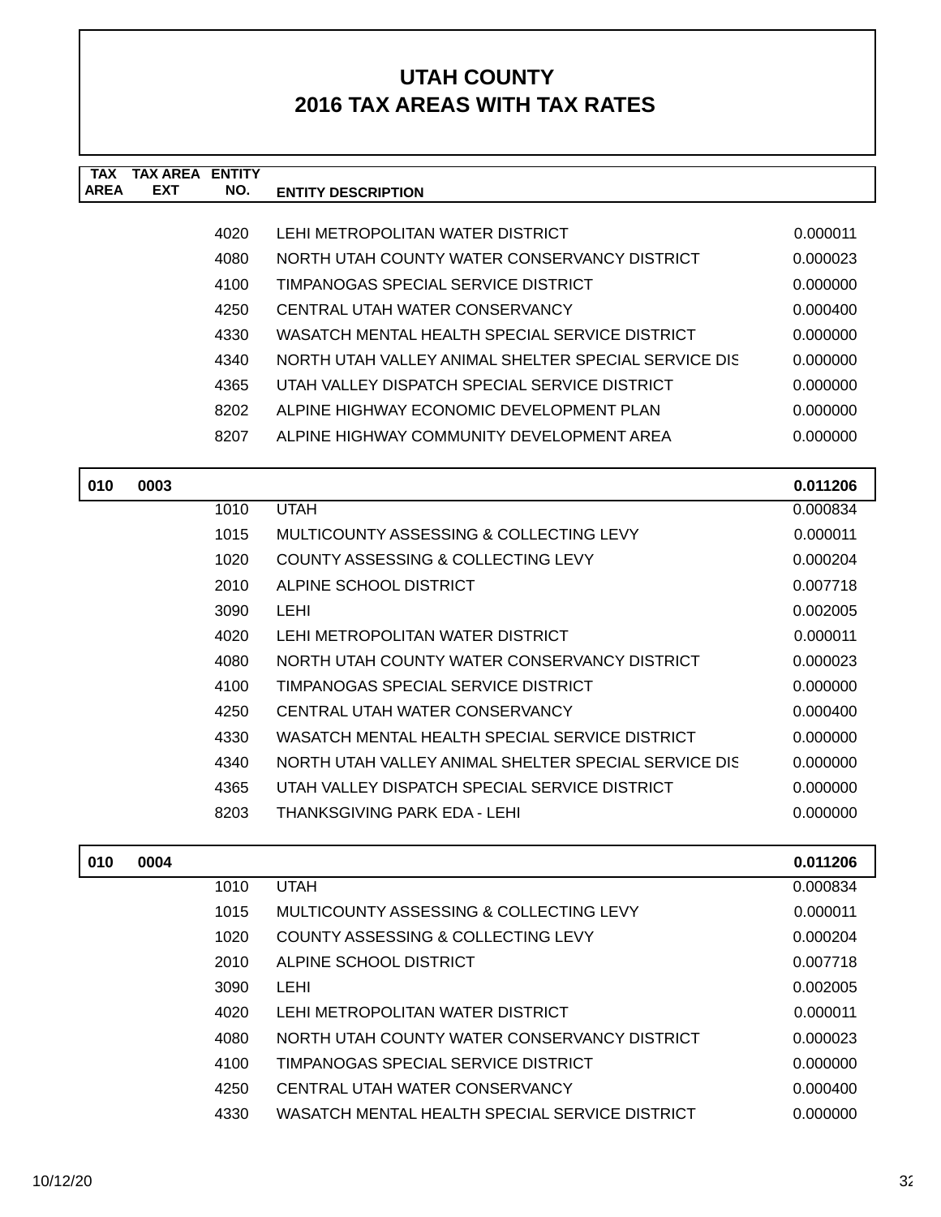# UTAH COUNTY
# 2016 TAX AREAS WITH TAX RATES

| TAX AREA | TAX AREA EXT | ENTITY NO. | ENTITY DESCRIPTION | |
|---|---|---|---|---|
| | | 4020 | LEHI METROPOLITAN WATER DISTRICT | 0.000011 |
| | | 4080 | NORTH UTAH COUNTY WATER CONSERVANCY DISTRICT | 0.000023 |
| | | 4100 | TIMPANOGAS SPECIAL SERVICE DISTRICT | 0.000000 |
| | | 4250 | CENTRAL UTAH WATER CONSERVANCY | 0.000400 |
| | | 4330 | WASATCH MENTAL HEALTH SPECIAL SERVICE DISTRICT | 0.000000 |
| | | 4340 | NORTH UTAH VALLEY ANIMAL SHELTER SPECIAL SERVICE DIS | 0.000000 |
| | | 4365 | UTAH VALLEY DISPATCH SPECIAL SERVICE DISTRICT | 0.000000 |
| | | 8202 | ALPINE HIGHWAY ECONOMIC DEVELOPMENT PLAN | 0.000000 |
| | | 8207 | ALPINE HIGHWAY COMMUNITY DEVELOPMENT AREA | 0.000000 |
| **010** | **0003** | | | **0.011206** |
| | | 1010 | UTAH | 0.000834 |
| | | 1015 | MULTICOUNTY ASSESSING & COLLECTING LEVY | 0.000011 |
| | | 1020 | COUNTY ASSESSING & COLLECTING LEVY | 0.000204 |
| | | 2010 | ALPINE SCHOOL DISTRICT | 0.007718 |
| | | 3090 | LEHI | 0.002005 |
| | | 4020 | LEHI METROPOLITAN WATER DISTRICT | 0.000011 |
| | | 4080 | NORTH UTAH COUNTY WATER CONSERVANCY DISTRICT | 0.000023 |
| | | 4100 | TIMPANOGAS SPECIAL SERVICE DISTRICT | 0.000000 |
| | | 4250 | CENTRAL UTAH WATER CONSERVANCY | 0.000400 |
| | | 4330 | WASATCH MENTAL HEALTH SPECIAL SERVICE DISTRICT | 0.000000 |
| | | 4340 | NORTH UTAH VALLEY ANIMAL SHELTER SPECIAL SERVICE DIS | 0.000000 |
| | | 4365 | UTAH VALLEY DISPATCH SPECIAL SERVICE DISTRICT | 0.000000 |
| | | 8203 | THANKSGIVING PARK EDA - LEHI | 0.000000 |
| **010** | **0004** | | | **0.011206** |
| | | 1010 | UTAH | 0.000834 |
| | | 1015 | MULTICOUNTY ASSESSING & COLLECTING LEVY | 0.000011 |
| | | 1020 | COUNTY ASSESSING & COLLECTING LEVY | 0.000204 |
| | | 2010 | ALPINE SCHOOL DISTRICT | 0.007718 |
| | | 3090 | LEHI | 0.002005 |
| | | 4020 | LEHI METROPOLITAN WATER DISTRICT | 0.000011 |
| | | 4080 | NORTH UTAH COUNTY WATER CONSERVANCY DISTRICT | 0.000023 |
| | | 4100 | TIMPANOGAS SPECIAL SERVICE DISTRICT | 0.000000 |
| | | 4250 | CENTRAL UTAH WATER CONSERVANCY | 0.000400 |
| | | 4330 | WASATCH MENTAL HEALTH SPECIAL SERVICE DISTRICT | 0.000000 |

10/12/20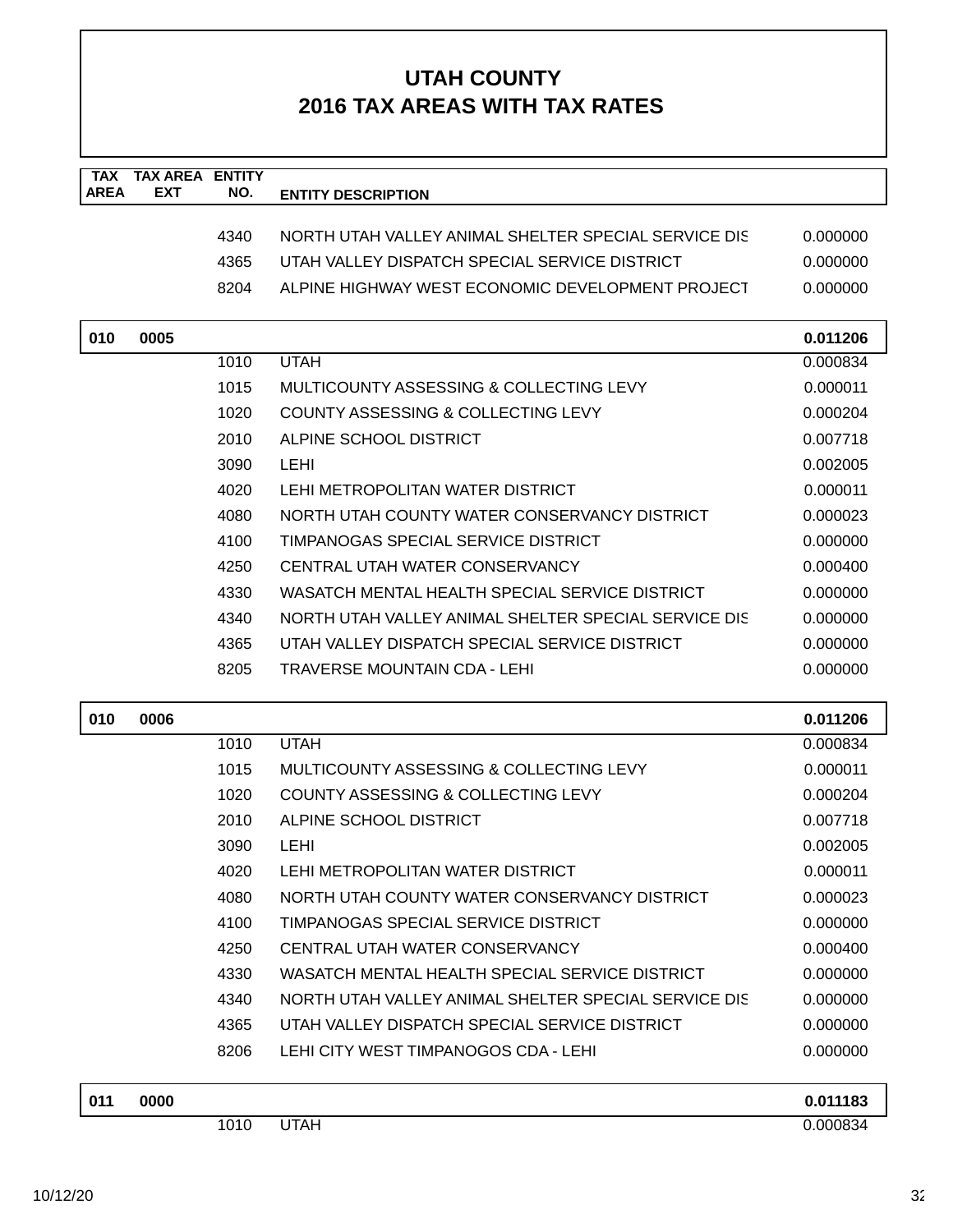# UTAH COUNTY
# 2016 TAX AREAS WITH TAX RATES

| TAX AREA | TAX AREA EXT | ENTITY NO. | ENTITY DESCRIPTION | |
|---|---|---|---|---|
| | | 4340 | NORTH UTAH VALLEY ANIMAL SHELTER SPECIAL SERVICE DIS | 0.000000 |
| | | 4365 | UTAH VALLEY DISPATCH SPECIAL SERVICE DISTRICT | 0.000000 |
| | | 8204 | ALPINE HIGHWAY WEST ECONOMIC DEVELOPMENT PROJECT | 0.000000 |
| **010** | **0005** | | | **0.011206** |
| | | 1010 | UTAH | 0.000834 |
| | | 1015 | MULTICOUNTY ASSESSING & COLLECTING LEVY | 0.000011 |
| | | 1020 | COUNTY ASSESSING & COLLECTING LEVY | 0.000204 |
| | | 2010 | ALPINE SCHOOL DISTRICT | 0.007718 |
| | | 3090 | LEHI | 0.002005 |
| | | 4020 | LEHI METROPOLITAN WATER DISTRICT | 0.000011 |
| | | 4080 | NORTH UTAH COUNTY WATER CONSERVANCY DISTRICT | 0.000023 |
| | | 4100 | TIMPANOGAS SPECIAL SERVICE DISTRICT | 0.000000 |
| | | 4250 | CENTRAL UTAH WATER CONSERVANCY | 0.000400 |
| | | 4330 | WASATCH MENTAL HEALTH SPECIAL SERVICE DISTRICT | 0.000000 |
| | | 4340 | NORTH UTAH VALLEY ANIMAL SHELTER SPECIAL SERVICE DIS | 0.000000 |
| | | 4365 | UTAH VALLEY DISPATCH SPECIAL SERVICE DISTRICT | 0.000000 |
| | | 8205 | TRAVERSE MOUNTAIN CDA - LEHI | 0.000000 |
| **010** | **0006** | | | **0.011206** |
| | | 1010 | UTAH | 0.000834 |
| | | 1015 | MULTICOUNTY ASSESSING & COLLECTING LEVY | 0.000011 |
| | | 1020 | COUNTY ASSESSING & COLLECTING LEVY | 0.000204 |
| | | 2010 | ALPINE SCHOOL DISTRICT | 0.007718 |
| | | 3090 | LEHI | 0.002005 |
| | | 4020 | LEHI METROPOLITAN WATER DISTRICT | 0.000011 |
| | | 4080 | NORTH UTAH COUNTY WATER CONSERVANCY DISTRICT | 0.000023 |
| | | 4100 | TIMPANOGAS SPECIAL SERVICE DISTRICT | 0.000000 |
| | | 4250 | CENTRAL UTAH WATER CONSERVANCY | 0.000400 |
| | | 4330 | WASATCH MENTAL HEALTH SPECIAL SERVICE DISTRICT | 0.000000 |
| | | 4340 | NORTH UTAH VALLEY ANIMAL SHELTER SPECIAL SERVICE DIS | 0.000000 |
| | | 4365 | UTAH VALLEY DISPATCH SPECIAL SERVICE DISTRICT | 0.000000 |
| | | 8206 | LEHI CITY WEST TIMPANOGOS CDA - LEHI | 0.000000 |
| **011** | **0000** | | | **0.011183** |
| | | 1010 | UTAH | 0.000834 |

10/12/20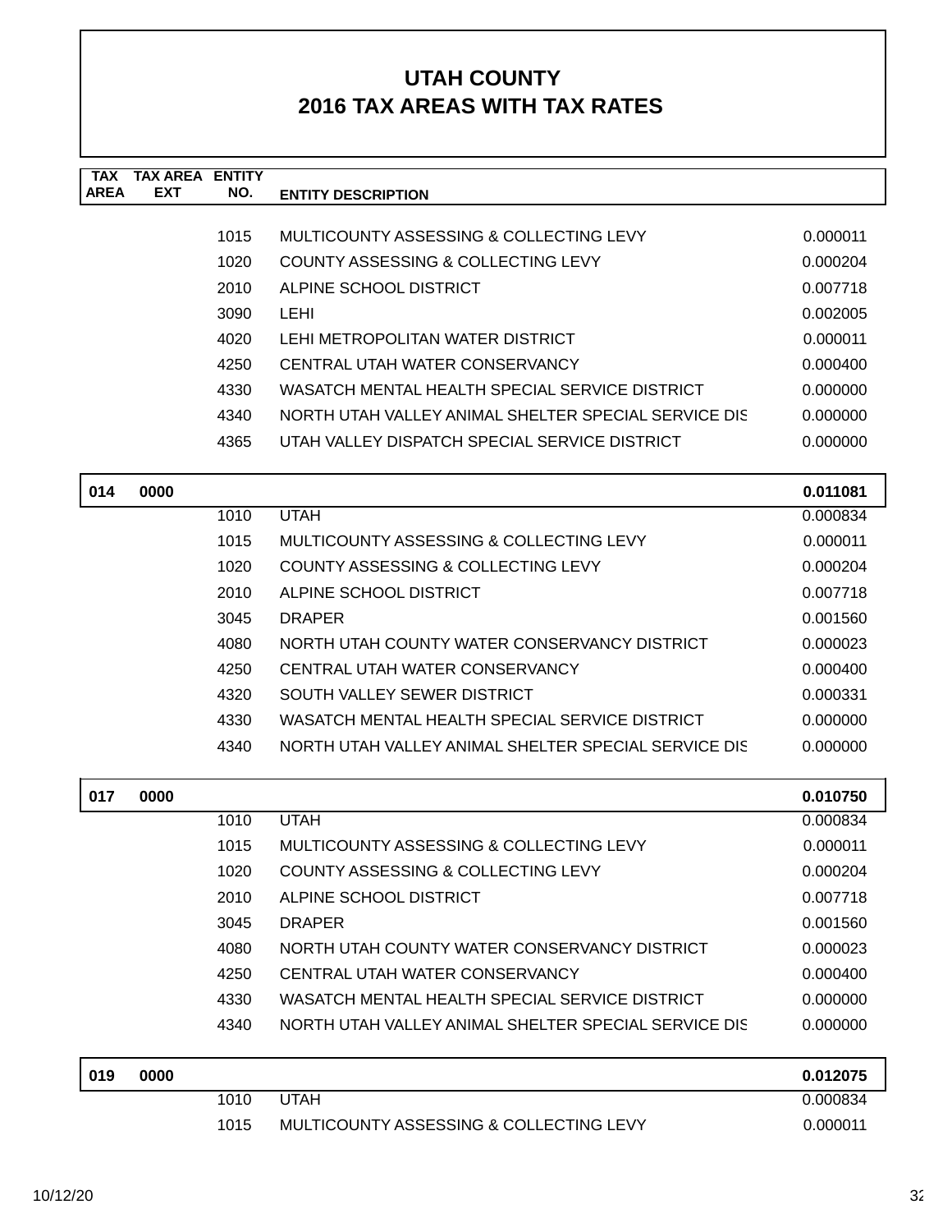# UTAH COUNTY
## 2016 TAX AREAS WITH TAX RATES

| TAX AREA | TAX AREA EXT | ENTITY NO. | ENTITY DESCRIPTION | |
|---|---|---|---|---|
| | | 1015 | MULTICOUNTY ASSESSING & COLLECTING LEVY | 0.000011 |
| | | 1020 | COUNTY ASSESSING & COLLECTING LEVY | 0.000204 |
| | | 2010 | ALPINE SCHOOL DISTRICT | 0.007718 |
| | | 3090 | LEHI | 0.002005 |
| | | 4020 | LEHI METROPOLITAN WATER DISTRICT | 0.000011 |
| | | 4250 | CENTRAL UTAH WATER CONSERVANCY | 0.000400 |
| | | 4330 | WASATCH MENTAL HEALTH SPECIAL SERVICE DISTRICT | 0.000000 |
| | | 4340 | NORTH UTAH VALLEY ANIMAL SHELTER SPECIAL SERVICE DIS | 0.000000 |
| | | 4365 | UTAH VALLEY DISPATCH SPECIAL SERVICE DISTRICT | 0.000000 |
| **014** | **0000** | | | **0.011081** |
| | | 1010 | UTAH | 0.000834 |
| | | 1015 | MULTICOUNTY ASSESSING & COLLECTING LEVY | 0.000011 |
| | | 1020 | COUNTY ASSESSING & COLLECTING LEVY | 0.000204 |
| | | 2010 | ALPINE SCHOOL DISTRICT | 0.007718 |
| | | 3045 | DRAPER | 0.001560 |
| | | 4080 | NORTH UTAH COUNTY WATER CONSERVANCY DISTRICT | 0.000023 |
| | | 4250 | CENTRAL UTAH WATER CONSERVANCY | 0.000400 |
| | | 4320 | SOUTH VALLEY SEWER DISTRICT | 0.000331 |
| | | 4330 | WASATCH MENTAL HEALTH SPECIAL SERVICE DISTRICT | 0.000000 |
| | | 4340 | NORTH UTAH VALLEY ANIMAL SHELTER SPECIAL SERVICE DIS | 0.000000 |
| **017** | **0000** | | | **0.010750** |
| | | 1010 | UTAH | 0.000834 |
| | | 1015 | MULTICOUNTY ASSESSING & COLLECTING LEVY | 0.000011 |
| | | 1020 | COUNTY ASSESSING & COLLECTING LEVY | 0.000204 |
| | | 2010 | ALPINE SCHOOL DISTRICT | 0.007718 |
| | | 3045 | DRAPER | 0.001560 |
| | | 4080 | NORTH UTAH COUNTY WATER CONSERVANCY DISTRICT | 0.000023 |
| | | 4250 | CENTRAL UTAH WATER CONSERVANCY | 0.000400 |
| | | 4330 | WASATCH MENTAL HEALTH SPECIAL SERVICE DISTRICT | 0.000000 |
| | | 4340 | NORTH UTAH VALLEY ANIMAL SHELTER SPECIAL SERVICE DIS | 0.000000 |
| **019** | **0000** | | | **0.012075** |
| | | 1010 | UTAH | 0.000834 |
| | | 1015 | MULTICOUNTY ASSESSING & COLLECTING LEVY | 0.000011 |

10/12/20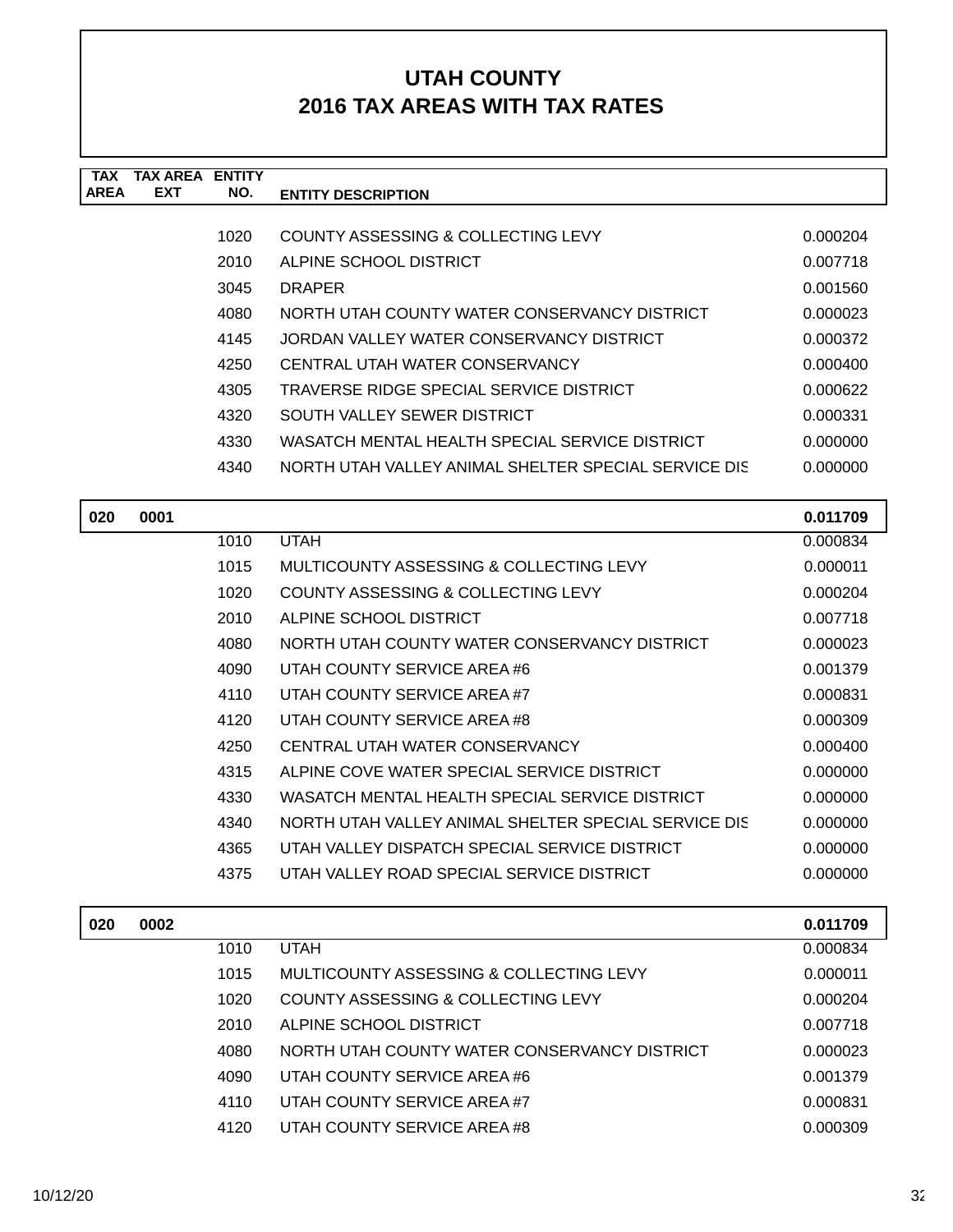# UTAH COUNTY
# 2016 TAX AREAS WITH TAX RATES

| TAX AREA | TAX AREA EXT | ENTITY NO. | ENTITY DESCRIPTION | |
|---|---|---|---|---|
| | | 1020 | COUNTY ASSESSING & COLLECTING LEVY | 0.000204 |
| | | 2010 | ALPINE SCHOOL DISTRICT | 0.007718 |
| | | 3045 | DRAPER | 0.001560 |
| | | 4080 | NORTH UTAH COUNTY WATER CONSERVANCY DISTRICT | 0.000023 |
| | | 4145 | JORDAN VALLEY WATER CONSERVANCY DISTRICT | 0.000372 |
| | | 4250 | CENTRAL UTAH WATER CONSERVANCY | 0.000400 |
| | | 4305 | TRAVERSE RIDGE SPECIAL SERVICE DISTRICT | 0.000622 |
| | | 4320 | SOUTH VALLEY SEWER DISTRICT | 0.000331 |
| | | 4330 | WASATCH MENTAL HEALTH SPECIAL SERVICE DISTRICT | 0.000000 |
| | | 4340 | NORTH UTAH VALLEY ANIMAL SHELTER SPECIAL SERVICE DIS | 0.000000 |
| **020** | **0001** | | | **0.011709** |
| | | 1010 | UTAH | 0.000834 |
| | | 1015 | MULTICOUNTY ASSESSING & COLLECTING LEVY | 0.000011 |
| | | 1020 | COUNTY ASSESSING & COLLECTING LEVY | 0.000204 |
| | | 2010 | ALPINE SCHOOL DISTRICT | 0.007718 |
| | | 4080 | NORTH UTAH COUNTY WATER CONSERVANCY DISTRICT | 0.000023 |
| | | 4090 | UTAH COUNTY SERVICE AREA #6 | 0.001379 |
| | | 4110 | UTAH COUNTY SERVICE AREA #7 | 0.000831 |
| | | 4120 | UTAH COUNTY SERVICE AREA #8 | 0.000309 |
| | | 4250 | CENTRAL UTAH WATER CONSERVANCY | 0.000400 |
| | | 4315 | ALPINE COVE WATER SPECIAL SERVICE DISTRICT | 0.000000 |
| | | 4330 | WASATCH MENTAL HEALTH SPECIAL SERVICE DISTRICT | 0.000000 |
| | | 4340 | NORTH UTAH VALLEY ANIMAL SHELTER SPECIAL SERVICE DIS | 0.000000 |
| | | 4365 | UTAH VALLEY DISPATCH SPECIAL SERVICE DISTRICT | 0.000000 |
| | | 4375 | UTAH VALLEY ROAD SPECIAL SERVICE DISTRICT | 0.000000 |
| **020** | **0002** | | | **0.011709** |
| | | 1010 | UTAH | 0.000834 |
| | | 1015 | MULTICOUNTY ASSESSING & COLLECTING LEVY | 0.000011 |
| | | 1020 | COUNTY ASSESSING & COLLECTING LEVY | 0.000204 |
| | | 2010 | ALPINE SCHOOL DISTRICT | 0.007718 |
| | | 4080 | NORTH UTAH COUNTY WATER CONSERVANCY DISTRICT | 0.000023 |
| | | 4090 | UTAH COUNTY SERVICE AREA #6 | 0.001379 |
| | | 4110 | UTAH COUNTY SERVICE AREA #7 | 0.000831 |
| | | 4120 | UTAH COUNTY SERVICE AREA #8 | 0.000309 |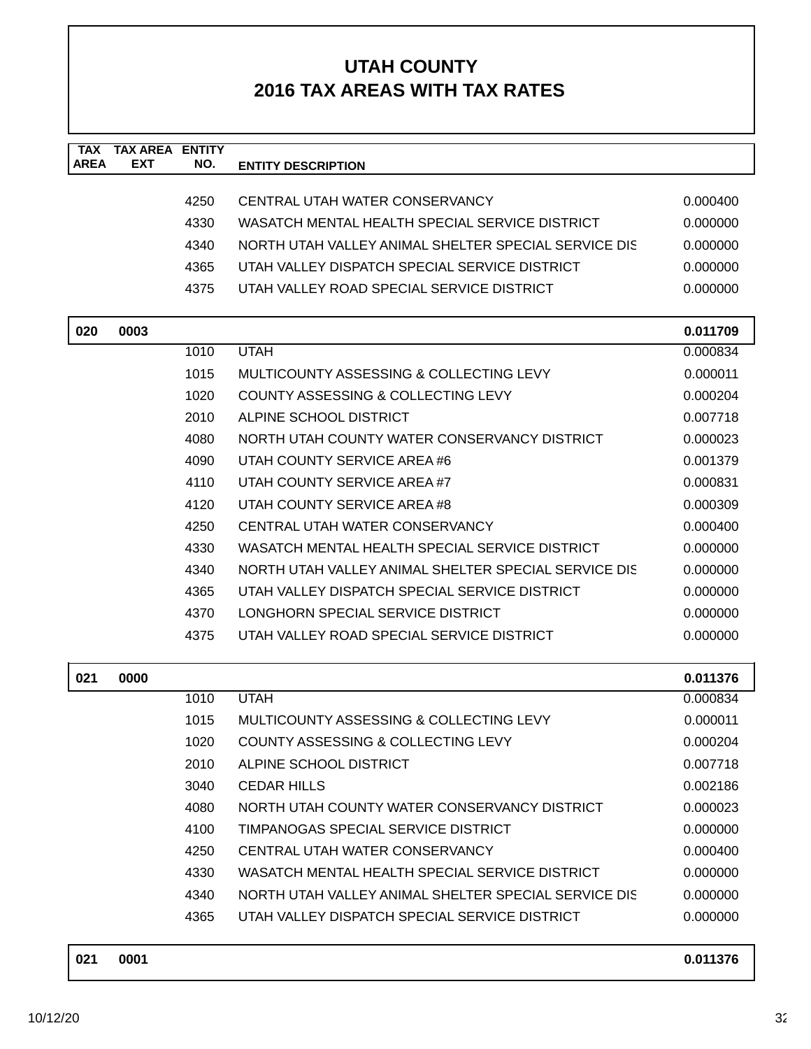# UTAH COUNTY
## 2016 TAX AREAS WITH TAX RATES

| TAX AREA | TAX AREA EXT | ENTITY NO. | ENTITY DESCRIPTION | |
|---|---|---|---|---|
| | | 4250 | CENTRAL UTAH WATER CONSERVANCY | 0.000400 |
| | | 4330 | WASATCH MENTAL HEALTH SPECIAL SERVICE DISTRICT | 0.000000 |
| | | 4340 | NORTH UTAH VALLEY ANIMAL SHELTER SPECIAL SERVICE DIS | 0.000000 |
| | | 4365 | UTAH VALLEY DISPATCH SPECIAL SERVICE DISTRICT | 0.000000 |
| | | 4375 | UTAH VALLEY ROAD SPECIAL SERVICE DISTRICT | 0.000000 |
| **020** | **0003** | | | **0.011709** |
| | | 1010 | UTAH | 0.000834 |
| | | 1015 | MULTICOUNTY ASSESSING & COLLECTING LEVY | 0.000011 |
| | | 1020 | COUNTY ASSESSING & COLLECTING LEVY | 0.000204 |
| | | 2010 | ALPINE SCHOOL DISTRICT | 0.007718 |
| | | 4080 | NORTH UTAH COUNTY WATER CONSERVANCY DISTRICT | 0.000023 |
| | | 4090 | UTAH COUNTY SERVICE AREA #6 | 0.001379 |
| | | 4110 | UTAH COUNTY SERVICE AREA #7 | 0.000831 |
| | | 4120 | UTAH COUNTY SERVICE AREA #8 | 0.000309 |
| | | 4250 | CENTRAL UTAH WATER CONSERVANCY | 0.000400 |
| | | 4330 | WASATCH MENTAL HEALTH SPECIAL SERVICE DISTRICT | 0.000000 |
| | | 4340 | NORTH UTAH VALLEY ANIMAL SHELTER SPECIAL SERVICE DIS | 0.000000 |
| | | 4365 | UTAH VALLEY DISPATCH SPECIAL SERVICE DISTRICT | 0.000000 |
| | | 4370 | LONGHORN SPECIAL SERVICE DISTRICT | 0.000000 |
| | | 4375 | UTAH VALLEY ROAD SPECIAL SERVICE DISTRICT | 0.000000 |
| **021** | **0000** | | | **0.011376** |
| | | 1010 | UTAH | 0.000834 |
| | | 1015 | MULTICOUNTY ASSESSING & COLLECTING LEVY | 0.000011 |
| | | 1020 | COUNTY ASSESSING & COLLECTING LEVY | 0.000204 |
| | | 2010 | ALPINE SCHOOL DISTRICT | 0.007718 |
| | | 3040 | CEDAR HILLS | 0.002186 |
| | | 4080 | NORTH UTAH COUNTY WATER CONSERVANCY DISTRICT | 0.000023 |
| | | 4100 | TIMPANOGAS SPECIAL SERVICE DISTRICT | 0.000000 |
| | | 4250 | CENTRAL UTAH WATER CONSERVANCY | 0.000400 |
| | | 4330 | WASATCH MENTAL HEALTH SPECIAL SERVICE DISTRICT | 0.000000 |
| | | 4340 | NORTH UTAH VALLEY ANIMAL SHELTER SPECIAL SERVICE DIS | 0.000000 |
| | | 4365 | UTAH VALLEY DISPATCH SPECIAL SERVICE DISTRICT | 0.000000 |
| **021** | **0001** | | | **0.011376** |

10/12/20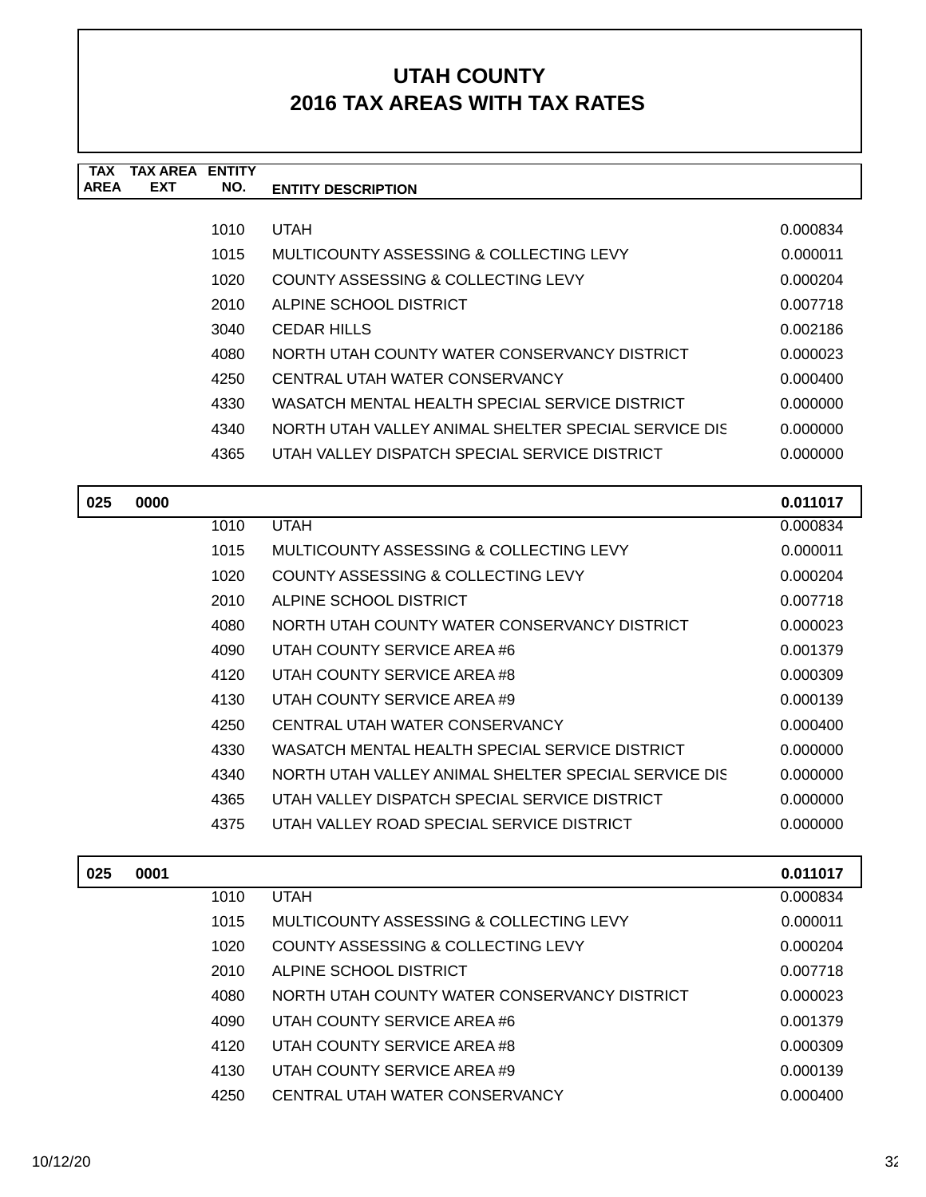# UTAH COUNTY
# 2016 TAX AREAS WITH TAX RATES

| TAX AREA | TAX AREA EXT | ENTITY NO. | ENTITY DESCRIPTION | |
|---|---|---|---|---|
| | | 1010 | UTAH | 0.000834 |
| | | 1015 | MULTICOUNTY ASSESSING & COLLECTING LEVY | 0.000011 |
| | | 1020 | COUNTY ASSESSING & COLLECTING LEVY | 0.000204 |
| | | 2010 | ALPINE SCHOOL DISTRICT | 0.007718 |
| | | 3040 | CEDAR HILLS | 0.002186 |
| | | 4080 | NORTH UTAH COUNTY WATER CONSERVANCY DISTRICT | 0.000023 |
| | | 4250 | CENTRAL UTAH WATER CONSERVANCY | 0.000400 |
| | | 4330 | WASATCH MENTAL HEALTH SPECIAL SERVICE DISTRICT | 0.000000 |
| | | 4340 | NORTH UTAH VALLEY ANIMAL SHELTER SPECIAL SERVICE DIS | 0.000000 |
| | | 4365 | UTAH VALLEY DISPATCH SPECIAL SERVICE DISTRICT | 0.000000 |
| **025** | **0000** | | | **0.011017** |
| | | 1010 | UTAH | 0.000834 |
| | | 1015 | MULTICOUNTY ASSESSING & COLLECTING LEVY | 0.000011 |
| | | 1020 | COUNTY ASSESSING & COLLECTING LEVY | 0.000204 |
| | | 2010 | ALPINE SCHOOL DISTRICT | 0.007718 |
| | | 4080 | NORTH UTAH COUNTY WATER CONSERVANCY DISTRICT | 0.000023 |
| | | 4090 | UTAH COUNTY SERVICE AREA #6 | 0.001379 |
| | | 4120 | UTAH COUNTY SERVICE AREA #8 | 0.000309 |
| | | 4130 | UTAH COUNTY SERVICE AREA #9 | 0.000139 |
| | | 4250 | CENTRAL UTAH WATER CONSERVANCY | 0.000400 |
| | | 4330 | WASATCH MENTAL HEALTH SPECIAL SERVICE DISTRICT | 0.000000 |
| | | 4340 | NORTH UTAH VALLEY ANIMAL SHELTER SPECIAL SERVICE DIS | 0.000000 |
| | | 4365 | UTAH VALLEY DISPATCH SPECIAL SERVICE DISTRICT | 0.000000 |
| | | 4375 | UTAH VALLEY ROAD SPECIAL SERVICE DISTRICT | 0.000000 |
| **025** | **0001** | | | **0.011017** |
| | | 1010 | UTAH | 0.000834 |
| | | 1015 | MULTICOUNTY ASSESSING & COLLECTING LEVY | 0.000011 |
| | | 1020 | COUNTY ASSESSING & COLLECTING LEVY | 0.000204 |
| | | 2010 | ALPINE SCHOOL DISTRICT | 0.007718 |
| | | 4080 | NORTH UTAH COUNTY WATER CONSERVANCY DISTRICT | 0.000023 |
| | | 4090 | UTAH COUNTY SERVICE AREA #6 | 0.001379 |
| | | 4120 | UTAH COUNTY SERVICE AREA #8 | 0.000309 |
| | | 4130 | UTAH COUNTY SERVICE AREA #9 | 0.000139 |
| | | 4250 | CENTRAL UTAH WATER CONSERVANCY | 0.000400 |

10/12/20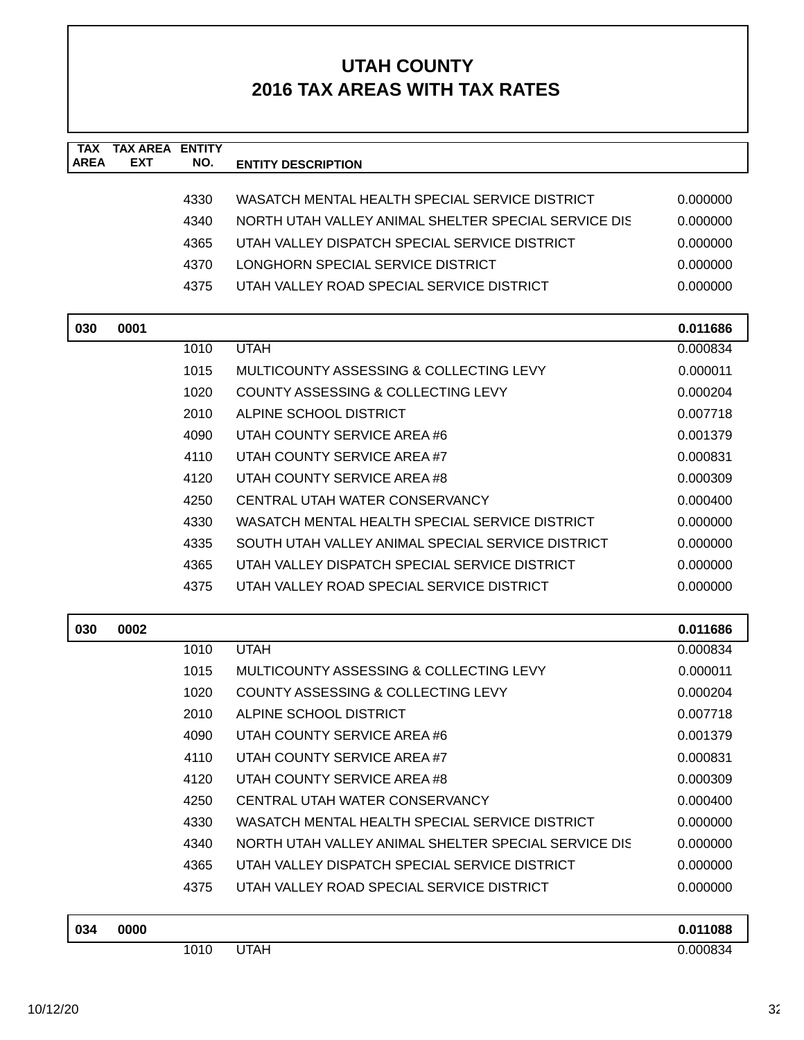# UTAH COUNTY
## 2016 TAX AREAS WITH TAX RATES

| TAX AREA | TAX AREA EXT | ENTITY NO. | ENTITY DESCRIPTION | |
|---|---|---|---|---|
| | | 4330 | WASATCH MENTAL HEALTH SPECIAL SERVICE DISTRICT | 0.000000 |
| | | 4340 | NORTH UTAH VALLEY ANIMAL SHELTER SPECIAL SERVICE DIS | 0.000000 |
| | | 4365 | UTAH VALLEY DISPATCH SPECIAL SERVICE DISTRICT | 0.000000 |
| | | 4370 | LONGHORN SPECIAL SERVICE DISTRICT | 0.000000 |
| | | 4375 | UTAH VALLEY ROAD SPECIAL SERVICE DISTRICT | 0.000000 |
| **030** | **0001** | | | **0.011686** |
| | | 1010 | UTAH | 0.000834 |
| | | 1015 | MULTICOUNTY ASSESSING & COLLECTING LEVY | 0.000011 |
| | | 1020 | COUNTY ASSESSING & COLLECTING LEVY | 0.000204 |
| | | 2010 | ALPINE SCHOOL DISTRICT | 0.007718 |
| | | 4090 | UTAH COUNTY SERVICE AREA #6 | 0.001379 |
| | | 4110 | UTAH COUNTY SERVICE AREA #7 | 0.000831 |
| | | 4120 | UTAH COUNTY SERVICE AREA #8 | 0.000309 |
| | | 4250 | CENTRAL UTAH WATER CONSERVANCY | 0.000400 |
| | | 4330 | WASATCH MENTAL HEALTH SPECIAL SERVICE DISTRICT | 0.000000 |
| | | 4335 | SOUTH UTAH VALLEY ANIMAL SPECIAL SERVICE DISTRICT | 0.000000 |
| | | 4365 | UTAH VALLEY DISPATCH SPECIAL SERVICE DISTRICT | 0.000000 |
| | | 4375 | UTAH VALLEY ROAD SPECIAL SERVICE DISTRICT | 0.000000 |
| **030** | **0002** | | | **0.011686** |
| | | 1010 | UTAH | 0.000834 |
| | | 1015 | MULTICOUNTY ASSESSING & COLLECTING LEVY | 0.000011 |
| | | 1020 | COUNTY ASSESSING & COLLECTING LEVY | 0.000204 |
| | | 2010 | ALPINE SCHOOL DISTRICT | 0.007718 |
| | | 4090 | UTAH COUNTY SERVICE AREA #6 | 0.001379 |
| | | 4110 | UTAH COUNTY SERVICE AREA #7 | 0.000831 |
| | | 4120 | UTAH COUNTY SERVICE AREA #8 | 0.000309 |
| | | 4250 | CENTRAL UTAH WATER CONSERVANCY | 0.000400 |
| | | 4330 | WASATCH MENTAL HEALTH SPECIAL SERVICE DISTRICT | 0.000000 |
| | | 4340 | NORTH UTAH VALLEY ANIMAL SHELTER SPECIAL SERVICE DIS | 0.000000 |
| | | 4365 | UTAH VALLEY DISPATCH SPECIAL SERVICE DISTRICT | 0.000000 |
| | | 4375 | UTAH VALLEY ROAD SPECIAL SERVICE DISTRICT | 0.000000 |
| **034** | **0000** | | | **0.011088** |
| | | 1010 | UTAH | 0.000834 |

10/12/20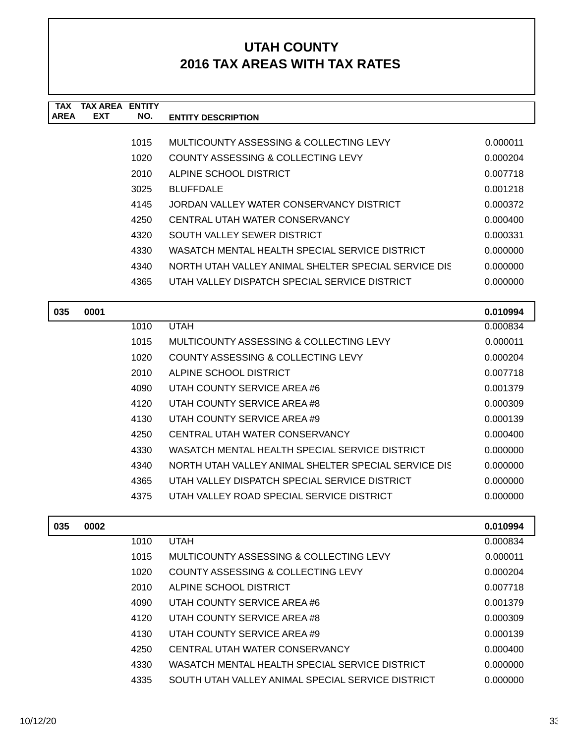# UTAH COUNTY
## 2016 TAX AREAS WITH TAX RATES

| TAX AREA | TAX AREA EXT | ENTITY NO. | ENTITY DESCRIPTION | |
|---|---|---|---|---|
| | | 1015 | MULTICOUNTY ASSESSING & COLLECTING LEVY | 0.000011 |
| | | 1020 | COUNTY ASSESSING & COLLECTING LEVY | 0.000204 |
| | | 2010 | ALPINE SCHOOL DISTRICT | 0.007718 |
| | | 3025 | BLUFFDALE | 0.001218 |
| | | 4145 | JORDAN VALLEY WATER CONSERVANCY DISTRICT | 0.000372 |
| | | 4250 | CENTRAL UTAH WATER CONSERVANCY | 0.000400 |
| | | 4320 | SOUTH VALLEY SEWER DISTRICT | 0.000331 |
| | | 4330 | WASATCH MENTAL HEALTH SPECIAL SERVICE DISTRICT | 0.000000 |
| | | 4340 | NORTH UTAH VALLEY ANIMAL SHELTER SPECIAL SERVICE DIS | 0.000000 |
| | | 4365 | UTAH VALLEY DISPATCH SPECIAL SERVICE DISTRICT | 0.000000 |
| **035** | **0001** | | | **0.010994** |
| | | 1010 | UTAH | 0.000834 |
| | | 1015 | MULTICOUNTY ASSESSING & COLLECTING LEVY | 0.000011 |
| | | 1020 | COUNTY ASSESSING & COLLECTING LEVY | 0.000204 |
| | | 2010 | ALPINE SCHOOL DISTRICT | 0.007718 |
| | | 4090 | UTAH COUNTY SERVICE AREA #6 | 0.001379 |
| | | 4120 | UTAH COUNTY SERVICE AREA #8 | 0.000309 |
| | | 4130 | UTAH COUNTY SERVICE AREA #9 | 0.000139 |
| | | 4250 | CENTRAL UTAH WATER CONSERVANCY | 0.000400 |
| | | 4330 | WASATCH MENTAL HEALTH SPECIAL SERVICE DISTRICT | 0.000000 |
| | | 4340 | NORTH UTAH VALLEY ANIMAL SHELTER SPECIAL SERVICE DIS | 0.000000 |
| | | 4365 | UTAH VALLEY DISPATCH SPECIAL SERVICE DISTRICT | 0.000000 |
| | | 4375 | UTAH VALLEY ROAD SPECIAL SERVICE DISTRICT | 0.000000 |
| **035** | **0002** | | | **0.010994** |
| | | 1010 | UTAH | 0.000834 |
| | | 1015 | MULTICOUNTY ASSESSING & COLLECTING LEVY | 0.000011 |
| | | 1020 | COUNTY ASSESSING & COLLECTING LEVY | 0.000204 |
| | | 2010 | ALPINE SCHOOL DISTRICT | 0.007718 |
| | | 4090 | UTAH COUNTY SERVICE AREA #6 | 0.001379 |
| | | 4120 | UTAH COUNTY SERVICE AREA #8 | 0.000309 |
| | | 4130 | UTAH COUNTY SERVICE AREA #9 | 0.000139 |
| | | 4250 | CENTRAL UTAH WATER CONSERVANCY | 0.000400 |
| | | 4330 | WASATCH MENTAL HEALTH SPECIAL SERVICE DISTRICT | 0.000000 |
| | | 4335 | SOUTH UTAH VALLEY ANIMAL SPECIAL SERVICE DISTRICT | 0.000000 |

10/12/20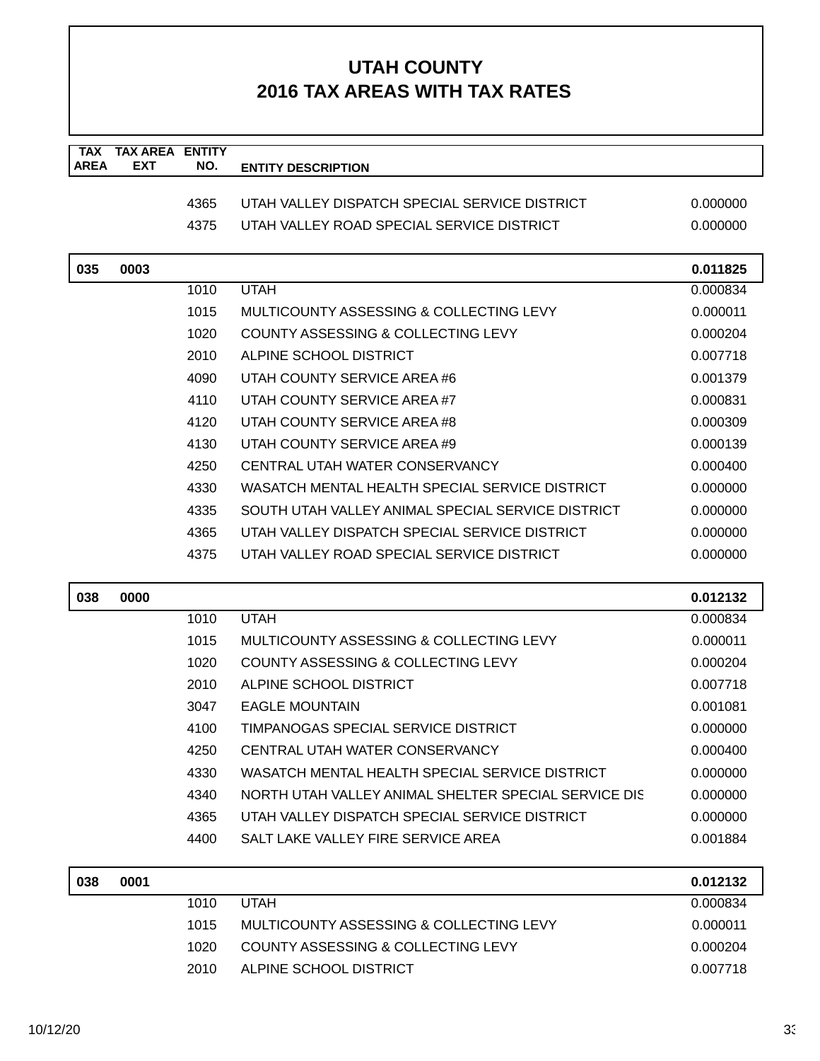# UTAH COUNTY
## 2016 TAX AREAS WITH TAX RATES

| TAX AREA | TAX AREA EXT | ENTITY NO. | ENTITY DESCRIPTION | |
|---|---|---|---|---|
| | | 4365 | UTAH VALLEY DISPATCH SPECIAL SERVICE DISTRICT | 0.000000 |
| | | 4375 | UTAH VALLEY ROAD SPECIAL SERVICE DISTRICT | 0.000000 |
| **035** | **0003** | | | **0.011825** |
| | | 1010 | UTAH | 0.000834 |
| | | 1015 | MULTICOUNTY ASSESSING & COLLECTING LEVY | 0.000011 |
| | | 1020 | COUNTY ASSESSING & COLLECTING LEVY | 0.000204 |
| | | 2010 | ALPINE SCHOOL DISTRICT | 0.007718 |
| | | 4090 | UTAH COUNTY SERVICE AREA #6 | 0.001379 |
| | | 4110 | UTAH COUNTY SERVICE AREA #7 | 0.000831 |
| | | 4120 | UTAH COUNTY SERVICE AREA #8 | 0.000309 |
| | | 4130 | UTAH COUNTY SERVICE AREA #9 | 0.000139 |
| | | 4250 | CENTRAL UTAH WATER CONSERVANCY | 0.000400 |
| | | 4330 | WASATCH MENTAL HEALTH SPECIAL SERVICE DISTRICT | 0.000000 |
| | | 4335 | SOUTH UTAH VALLEY ANIMAL SPECIAL SERVICE DISTRICT | 0.000000 |
| | | 4365 | UTAH VALLEY DISPATCH SPECIAL SERVICE DISTRICT | 0.000000 |
| | | 4375 | UTAH VALLEY ROAD SPECIAL SERVICE DISTRICT | 0.000000 |
| **038** | **0000** | | | **0.012132** |
| | | 1010 | UTAH | 0.000834 |
| | | 1015 | MULTICOUNTY ASSESSING & COLLECTING LEVY | 0.000011 |
| | | 1020 | COUNTY ASSESSING & COLLECTING LEVY | 0.000204 |
| | | 2010 | ALPINE SCHOOL DISTRICT | 0.007718 |
| | | 3047 | EAGLE MOUNTAIN | 0.001081 |
| | | 4100 | TIMPANOGAS SPECIAL SERVICE DISTRICT | 0.000000 |
| | | 4250 | CENTRAL UTAH WATER CONSERVANCY | 0.000400 |
| | | 4330 | WASATCH MENTAL HEALTH SPECIAL SERVICE DISTRICT | 0.000000 |
| | | 4340 | NORTH UTAH VALLEY ANIMAL SHELTER SPECIAL SERVICE DIS | 0.000000 |
| | | 4365 | UTAH VALLEY DISPATCH SPECIAL SERVICE DISTRICT | 0.000000 |
| | | 4400 | SALT LAKE VALLEY FIRE SERVICE AREA | 0.001884 |
| **038** | **0001** | | | **0.012132** |
| | | 1010 | UTAH | 0.000834 |
| | | 1015 | MULTICOUNTY ASSESSING & COLLECTING LEVY | 0.000011 |
| | | 1020 | COUNTY ASSESSING & COLLECTING LEVY | 0.000204 |
| | | 2010 | ALPINE SCHOOL DISTRICT | 0.007718 |

10/12/20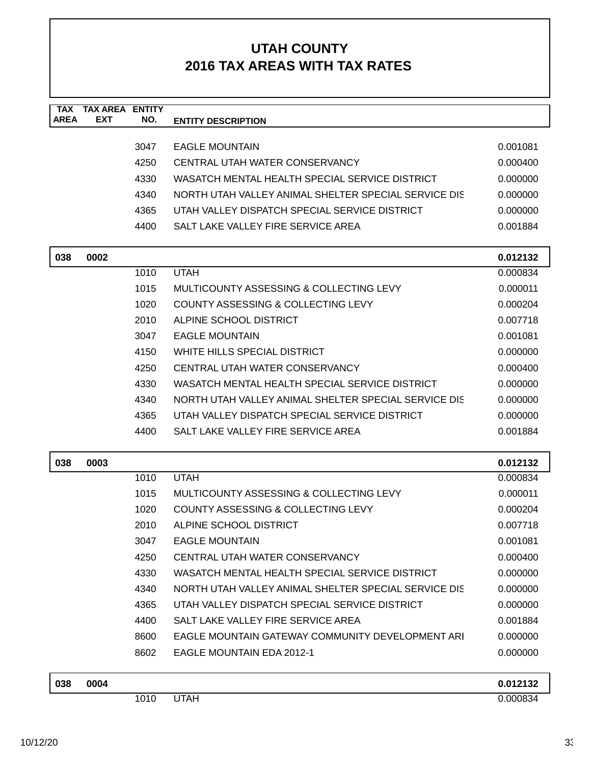# UTAH COUNTY
## 2016 TAX AREAS WITH TAX RATES

| TAX AREA | TAX AREA EXT | ENTITY NO. | ENTITY DESCRIPTION | |
|---|---|---|---|---|
| | | 3047 | EAGLE MOUNTAIN | 0.001081 |
| | | 4250 | CENTRAL UTAH WATER CONSERVANCY | 0.000400 |
| | | 4330 | WASATCH MENTAL HEALTH SPECIAL SERVICE DISTRICT | 0.000000 |
| | | 4340 | NORTH UTAH VALLEY ANIMAL SHELTER SPECIAL SERVICE DIS | 0.000000 |
| | | 4365 | UTAH VALLEY DISPATCH SPECIAL SERVICE DISTRICT | 0.000000 |
| | | 4400 | SALT LAKE VALLEY FIRE SERVICE AREA | 0.001884 |
| **038** | **0002** | | | **0.012132** |
| | | 1010 | UTAH | 0.000834 |
| | | 1015 | MULTICOUNTY ASSESSING & COLLECTING LEVY | 0.000011 |
| | | 1020 | COUNTY ASSESSING & COLLECTING LEVY | 0.000204 |
| | | 2010 | ALPINE SCHOOL DISTRICT | 0.007718 |
| | | 3047 | EAGLE MOUNTAIN | 0.001081 |
| | | 4150 | WHITE HILLS SPECIAL DISTRICT | 0.000000 |
| | | 4250 | CENTRAL UTAH WATER CONSERVANCY | 0.000400 |
| | | 4330 | WASATCH MENTAL HEALTH SPECIAL SERVICE DISTRICT | 0.000000 |
| | | 4340 | NORTH UTAH VALLEY ANIMAL SHELTER SPECIAL SERVICE DIS | 0.000000 |
| | | 4365 | UTAH VALLEY DISPATCH SPECIAL SERVICE DISTRICT | 0.000000 |
| | | 4400 | SALT LAKE VALLEY FIRE SERVICE AREA | 0.001884 |
| **038** | **0003** | | | **0.012132** |
| | | 1010 | UTAH | 0.000834 |
| | | 1015 | MULTICOUNTY ASSESSING & COLLECTING LEVY | 0.000011 |
| | | 1020 | COUNTY ASSESSING & COLLECTING LEVY | 0.000204 |
| | | 2010 | ALPINE SCHOOL DISTRICT | 0.007718 |
| | | 3047 | EAGLE MOUNTAIN | 0.001081 |
| | | 4250 | CENTRAL UTAH WATER CONSERVANCY | 0.000400 |
| | | 4330 | WASATCH MENTAL HEALTH SPECIAL SERVICE DISTRICT | 0.000000 |
| | | 4340 | NORTH UTAH VALLEY ANIMAL SHELTER SPECIAL SERVICE DIS | 0.000000 |
| | | 4365 | UTAH VALLEY DISPATCH SPECIAL SERVICE DISTRICT | 0.000000 |
| | | 4400 | SALT LAKE VALLEY FIRE SERVICE AREA | 0.001884 |
| | | 8600 | EAGLE MOUNTAIN GATEWAY COMMUNITY DEVELOPMENT ARI | 0.000000 |
| | | 8602 | EAGLE MOUNTAIN EDA 2012-1 | 0.000000 |
| **038** | **0004** | | | **0.012132** |
| | | 1010 | UTAH | 0.000834 |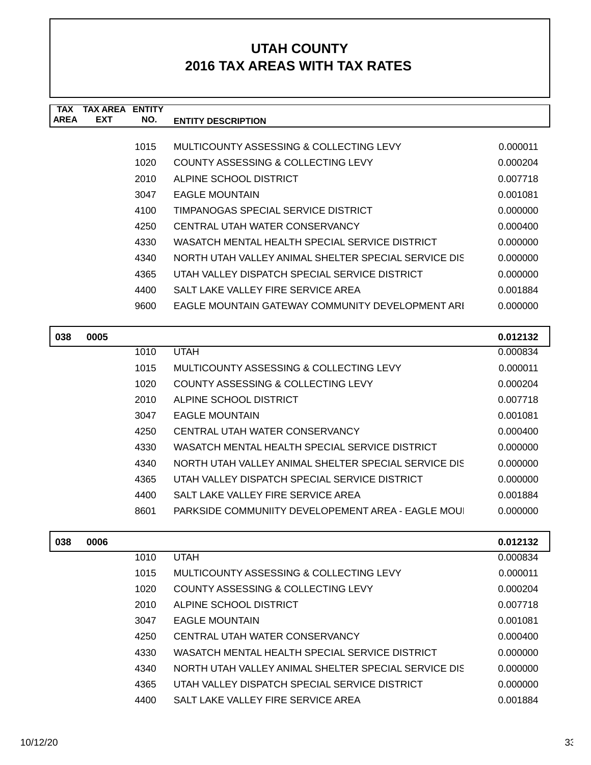# UTAH COUNTY
## 2016 TAX AREAS WITH TAX RATES

| TAX AREA | TAX AREA EXT | ENTITY NO. | ENTITY DESCRIPTION | |
|---|---|---|---|---|
| | | 1015 | MULTICOUNTY ASSESSING & COLLECTING LEVY | 0.000011 |
| | | 1020 | COUNTY ASSESSING & COLLECTING LEVY | 0.000204 |
| | | 2010 | ALPINE SCHOOL DISTRICT | 0.007718 |
| | | 3047 | EAGLE MOUNTAIN | 0.001081 |
| | | 4100 | TIMPANOGAS SPECIAL SERVICE DISTRICT | 0.000000 |
| | | 4250 | CENTRAL UTAH WATER CONSERVANCY | 0.000400 |
| | | 4330 | WASATCH MENTAL HEALTH SPECIAL SERVICE DISTRICT | 0.000000 |
| | | 4340 | NORTH UTAH VALLEY ANIMAL SHELTER SPECIAL SERVICE DIS | 0.000000 |
| | | 4365 | UTAH VALLEY DISPATCH SPECIAL SERVICE DISTRICT | 0.000000 |
| | | 4400 | SALT LAKE VALLEY FIRE SERVICE AREA | 0.001884 |
| | | 9600 | EAGLE MOUNTAIN GATEWAY COMMUNITY DEVELOPMENT ARI | 0.000000 |
| **038** | **0005** | | | **0.012132** |
| | | 1010 | UTAH | 0.000834 |
| | | 1015 | MULTICOUNTY ASSESSING & COLLECTING LEVY | 0.000011 |
| | | 1020 | COUNTY ASSESSING & COLLECTING LEVY | 0.000204 |
| | | 2010 | ALPINE SCHOOL DISTRICT | 0.007718 |
| | | 3047 | EAGLE MOUNTAIN | 0.001081 |
| | | 4250 | CENTRAL UTAH WATER CONSERVANCY | 0.000400 |
| | | 4330 | WASATCH MENTAL HEALTH SPECIAL SERVICE DISTRICT | 0.000000 |
| | | 4340 | NORTH UTAH VALLEY ANIMAL SHELTER SPECIAL SERVICE DIS | 0.000000 |
| | | 4365 | UTAH VALLEY DISPATCH SPECIAL SERVICE DISTRICT | 0.000000 |
| | | 4400 | SALT LAKE VALLEY FIRE SERVICE AREA | 0.001884 |
| | | 8601 | PARKSIDE COMMUNIITY DEVELOPEMENT AREA - EAGLE MOUI | 0.000000 |
| **038** | **0006** | | | **0.012132** |
| | | 1010 | UTAH | 0.000834 |
| | | 1015 | MULTICOUNTY ASSESSING & COLLECTING LEVY | 0.000011 |
| | | 1020 | COUNTY ASSESSING & COLLECTING LEVY | 0.000204 |
| | | 2010 | ALPINE SCHOOL DISTRICT | 0.007718 |
| | | 3047 | EAGLE MOUNTAIN | 0.001081 |
| | | 4250 | CENTRAL UTAH WATER CONSERVANCY | 0.000400 |
| | | 4330 | WASATCH MENTAL HEALTH SPECIAL SERVICE DISTRICT | 0.000000 |
| | | 4340 | NORTH UTAH VALLEY ANIMAL SHELTER SPECIAL SERVICE DIS | 0.000000 |
| | | 4365 | UTAH VALLEY DISPATCH SPECIAL SERVICE DISTRICT | 0.000000 |
| | | 4400 | SALT LAKE VALLEY FIRE SERVICE AREA | 0.001884 |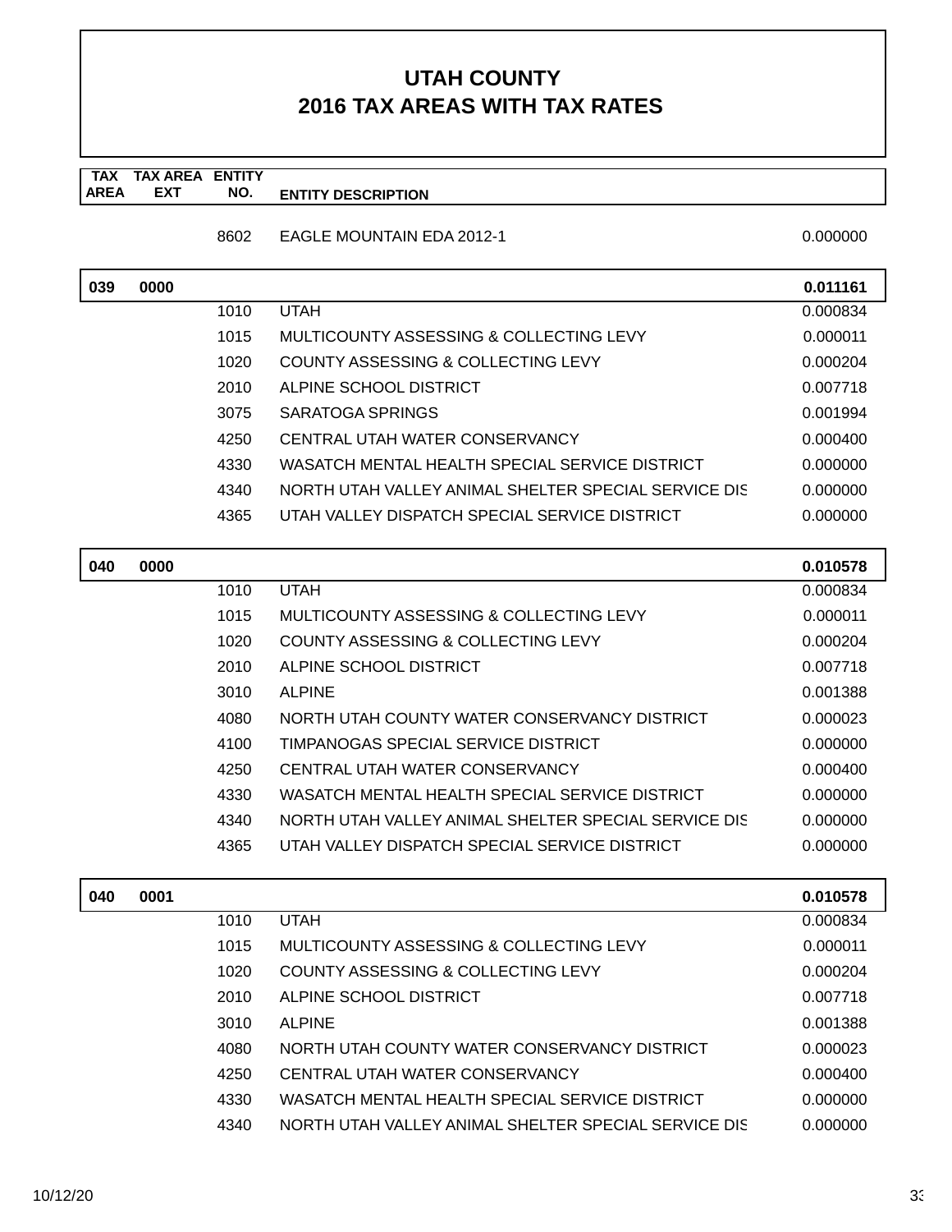# UTAH COUNTY
## 2016 TAX AREAS WITH TAX RATES

| TAX AREA | TAX AREA EXT | ENTITY NO. | ENTITY DESCRIPTION | |
|---|---|---|---|---|
| | | 8602 | EAGLE MOUNTAIN EDA 2012-1 | 0.000000 |
| **039** | **0000** | | | **0.011161** |
| | | 1010 | UTAH | 0.000834 |
| | | 1015 | MULTICOUNTY ASSESSING & COLLECTING LEVY | 0.000011 |
| | | 1020 | COUNTY ASSESSING & COLLECTING LEVY | 0.000204 |
| | | 2010 | ALPINE SCHOOL DISTRICT | 0.007718 |
| | | 3075 | SARATOGA SPRINGS | 0.001994 |
| | | 4250 | CENTRAL UTAH WATER CONSERVANCY | 0.000400 |
| | | 4330 | WASATCH MENTAL HEALTH SPECIAL SERVICE DISTRICT | 0.000000 |
| | | 4340 | NORTH UTAH VALLEY ANIMAL SHELTER SPECIAL SERVICE DIS | 0.000000 |
| | | 4365 | UTAH VALLEY DISPATCH SPECIAL SERVICE DISTRICT | 0.000000 |
| **040** | **0000** | | | **0.010578** |
| | | 1010 | UTAH | 0.000834 |
| | | 1015 | MULTICOUNTY ASSESSING & COLLECTING LEVY | 0.000011 |
| | | 1020 | COUNTY ASSESSING & COLLECTING LEVY | 0.000204 |
| | | 2010 | ALPINE SCHOOL DISTRICT | 0.007718 |
| | | 3010 | ALPINE | 0.001388 |
| | | 4080 | NORTH UTAH COUNTY WATER CONSERVANCY DISTRICT | 0.000023 |
| | | 4100 | TIMPANOGAS SPECIAL SERVICE DISTRICT | 0.000000 |
| | | 4250 | CENTRAL UTAH WATER CONSERVANCY | 0.000400 |
| | | 4330 | WASATCH MENTAL HEALTH SPECIAL SERVICE DISTRICT | 0.000000 |
| | | 4340 | NORTH UTAH VALLEY ANIMAL SHELTER SPECIAL SERVICE DIS | 0.000000 |
| | | 4365 | UTAH VALLEY DISPATCH SPECIAL SERVICE DISTRICT | 0.000000 |
| **040** | **0001** | | | **0.010578** |
| | | 1010 | UTAH | 0.000834 |
| | | 1015 | MULTICOUNTY ASSESSING & COLLECTING LEVY | 0.000011 |
| | | 1020 | COUNTY ASSESSING & COLLECTING LEVY | 0.000204 |
| | | 2010 | ALPINE SCHOOL DISTRICT | 0.007718 |
| | | 3010 | ALPINE | 0.001388 |
| | | 4080 | NORTH UTAH COUNTY WATER CONSERVANCY DISTRICT | 0.000023 |
| | | 4250 | CENTRAL UTAH WATER CONSERVANCY | 0.000400 |
| | | 4330 | WASATCH MENTAL HEALTH SPECIAL SERVICE DISTRICT | 0.000000 |
| | | 4340 | NORTH UTAH VALLEY ANIMAL SHELTER SPECIAL SERVICE DIS | 0.000000 |

10/12/20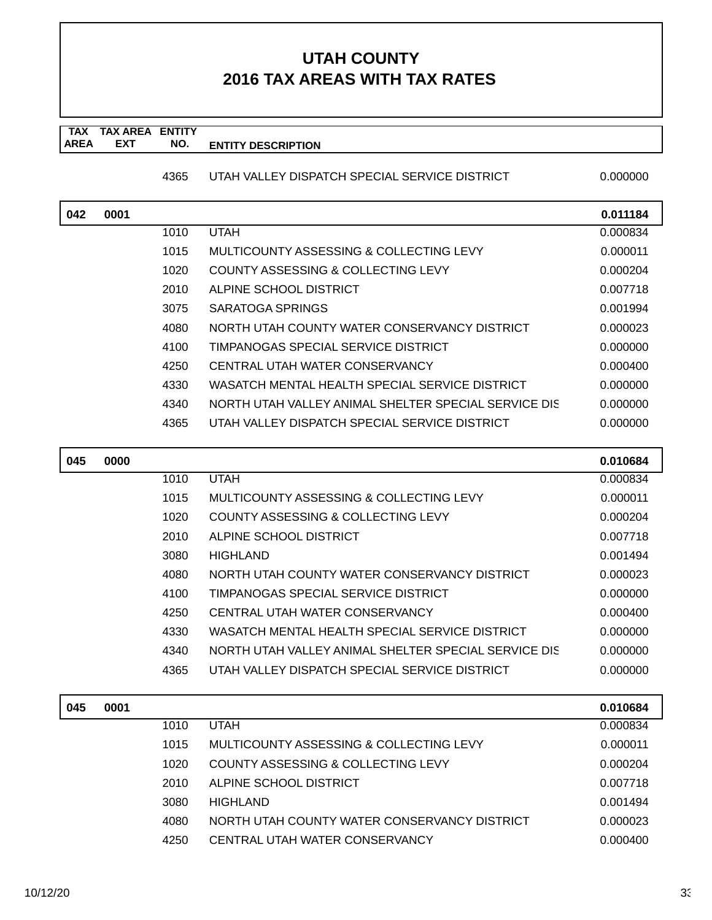# UTAH COUNTY
# 2016 TAX AREAS WITH TAX RATES

| TAX AREA | TAX AREA EXT | ENTITY NO. | ENTITY DESCRIPTION | |
|---|---|---|---|---|
| | | 4365 | UTAH VALLEY DISPATCH SPECIAL SERVICE DISTRICT | 0.000000 |
| **042** | **0001** | | | **0.011184** |
| | | 1010 | UTAH | 0.000834 |
| | | 1015 | MULTICOUNTY ASSESSING & COLLECTING LEVY | 0.000011 |
| | | 1020 | COUNTY ASSESSING & COLLECTING LEVY | 0.000204 |
| | | 2010 | ALPINE SCHOOL DISTRICT | 0.007718 |
| | | 3075 | SARATOGA SPRINGS | 0.001994 |
| | | 4080 | NORTH UTAH COUNTY WATER CONSERVANCY DISTRICT | 0.000023 |
| | | 4100 | TIMPANOGAS SPECIAL SERVICE DISTRICT | 0.000000 |
| | | 4250 | CENTRAL UTAH WATER CONSERVANCY | 0.000400 |
| | | 4330 | WASATCH MENTAL HEALTH SPECIAL SERVICE DISTRICT | 0.000000 |
| | | 4340 | NORTH UTAH VALLEY ANIMAL SHELTER SPECIAL SERVICE DIS | 0.000000 |
| | | 4365 | UTAH VALLEY DISPATCH SPECIAL SERVICE DISTRICT | 0.000000 |
| **045** | **0000** | | | **0.010684** |
| | | 1010 | UTAH | 0.000834 |
| | | 1015 | MULTICOUNTY ASSESSING & COLLECTING LEVY | 0.000011 |
| | | 1020 | COUNTY ASSESSING & COLLECTING LEVY | 0.000204 |
| | | 2010 | ALPINE SCHOOL DISTRICT | 0.007718 |
| | | 3080 | HIGHLAND | 0.001494 |
| | | 4080 | NORTH UTAH COUNTY WATER CONSERVANCY DISTRICT | 0.000023 |
| | | 4100 | TIMPANOGAS SPECIAL SERVICE DISTRICT | 0.000000 |
| | | 4250 | CENTRAL UTAH WATER CONSERVANCY | 0.000400 |
| | | 4330 | WASATCH MENTAL HEALTH SPECIAL SERVICE DISTRICT | 0.000000 |
| | | 4340 | NORTH UTAH VALLEY ANIMAL SHELTER SPECIAL SERVICE DIS | 0.000000 |
| | | 4365 | UTAH VALLEY DISPATCH SPECIAL SERVICE DISTRICT | 0.000000 |
| **045** | **0001** | | | **0.010684** |
| | | 1010 | UTAH | 0.000834 |
| | | 1015 | MULTICOUNTY ASSESSING & COLLECTING LEVY | 0.000011 |
| | | 1020 | COUNTY ASSESSING & COLLECTING LEVY | 0.000204 |
| | | 2010 | ALPINE SCHOOL DISTRICT | 0.007718 |
| | | 3080 | HIGHLAND | 0.001494 |
| | | 4080 | NORTH UTAH COUNTY WATER CONSERVANCY DISTRICT | 0.000023 |
| | | 4250 | CENTRAL UTAH WATER CONSERVANCY | 0.000400 |

10/12/20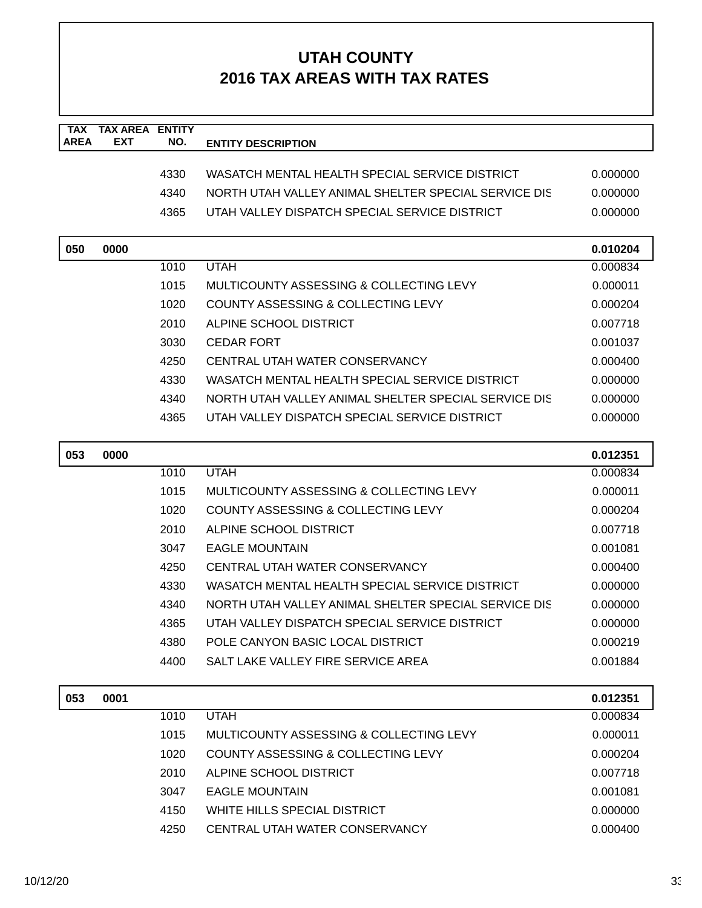# UTAH COUNTY
## 2016 TAX AREAS WITH TAX RATES

| TAX AREA | TAX AREA EXT | ENTITY NO. | ENTITY DESCRIPTION | |
|---|---|---|---|---|
| | | 4330 | WASATCH MENTAL HEALTH SPECIAL SERVICE DISTRICT | 0.000000 |
| | | 4340 | NORTH UTAH VALLEY ANIMAL SHELTER SPECIAL SERVICE DIS | 0.000000 |
| | | 4365 | UTAH VALLEY DISPATCH SPECIAL SERVICE DISTRICT | 0.000000 |
| **050** | **0000** | | | **0.010204** |
| | | 1010 | UTAH | 0.000834 |
| | | 1015 | MULTICOUNTY ASSESSING & COLLECTING LEVY | 0.000011 |
| | | 1020 | COUNTY ASSESSING & COLLECTING LEVY | 0.000204 |
| | | 2010 | ALPINE SCHOOL DISTRICT | 0.007718 |
| | | 3030 | CEDAR FORT | 0.001037 |
| | | 4250 | CENTRAL UTAH WATER CONSERVANCY | 0.000400 |
| | | 4330 | WASATCH MENTAL HEALTH SPECIAL SERVICE DISTRICT | 0.000000 |
| | | 4340 | NORTH UTAH VALLEY ANIMAL SHELTER SPECIAL SERVICE DIS | 0.000000 |
| | | 4365 | UTAH VALLEY DISPATCH SPECIAL SERVICE DISTRICT | 0.000000 |
| **053** | **0000** | | | **0.012351** |
| | | 1010 | UTAH | 0.000834 |
| | | 1015 | MULTICOUNTY ASSESSING & COLLECTING LEVY | 0.000011 |
| | | 1020 | COUNTY ASSESSING & COLLECTING LEVY | 0.000204 |
| | | 2010 | ALPINE SCHOOL DISTRICT | 0.007718 |
| | | 3047 | EAGLE MOUNTAIN | 0.001081 |
| | | 4250 | CENTRAL UTAH WATER CONSERVANCY | 0.000400 |
| | | 4330 | WASATCH MENTAL HEALTH SPECIAL SERVICE DISTRICT | 0.000000 |
| | | 4340 | NORTH UTAH VALLEY ANIMAL SHELTER SPECIAL SERVICE DIS | 0.000000 |
| | | 4365 | UTAH VALLEY DISPATCH SPECIAL SERVICE DISTRICT | 0.000000 |
| | | 4380 | POLE CANYON BASIC LOCAL DISTRICT | 0.000219 |
| | | 4400 | SALT LAKE VALLEY FIRE SERVICE AREA | 0.001884 |
| **053** | **0001** | | | **0.012351** |
| | | 1010 | UTAH | 0.000834 |
| | | 1015 | MULTICOUNTY ASSESSING & COLLECTING LEVY | 0.000011 |
| | | 1020 | COUNTY ASSESSING & COLLECTING LEVY | 0.000204 |
| | | 2010 | ALPINE SCHOOL DISTRICT | 0.007718 |
| | | 3047 | EAGLE MOUNTAIN | 0.001081 |
| | | 4150 | WHITE HILLS SPECIAL DISTRICT | 0.000000 |
| | | 4250 | CENTRAL UTAH WATER CONSERVANCY | 0.000400 |

10/12/20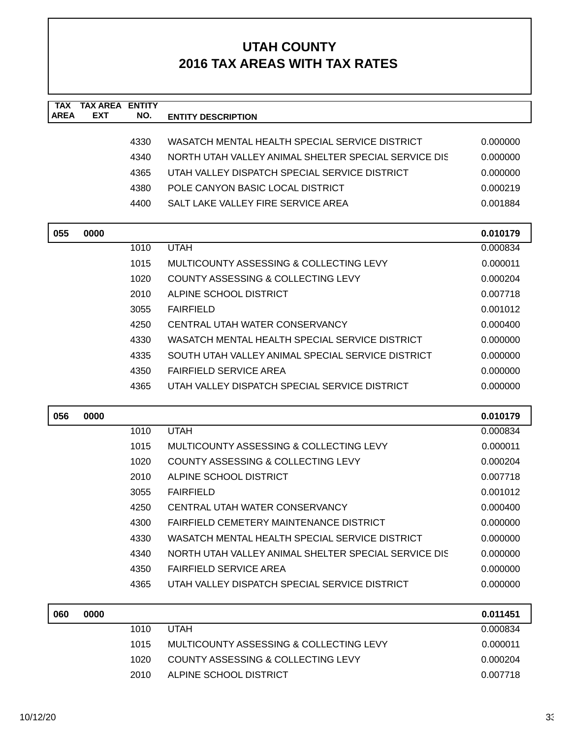# UTAH COUNTY
# 2016 TAX AREAS WITH TAX RATES

| TAX AREA | TAX AREA EXT | ENTITY NO. | ENTITY DESCRIPTION | |
|---|---|---|---|---|
| | | 4330 | WASATCH MENTAL HEALTH SPECIAL SERVICE DISTRICT | 0.000000 |
| | | 4340 | NORTH UTAH VALLEY ANIMAL SHELTER SPECIAL SERVICE DIS | 0.000000 |
| | | 4365 | UTAH VALLEY DISPATCH SPECIAL SERVICE DISTRICT | 0.000000 |
| | | 4380 | POLE CANYON BASIC LOCAL DISTRICT | 0.000219 |
| | | 4400 | SALT LAKE VALLEY FIRE SERVICE AREA | 0.001884 |
| **055** | **0000** | | | **0.010179** |
| | | 1010 | UTAH | 0.000834 |
| | | 1015 | MULTICOUNTY ASSESSING & COLLECTING LEVY | 0.000011 |
| | | 1020 | COUNTY ASSESSING & COLLECTING LEVY | 0.000204 |
| | | 2010 | ALPINE SCHOOL DISTRICT | 0.007718 |
| | | 3055 | FAIRFIELD | 0.001012 |
| | | 4250 | CENTRAL UTAH WATER CONSERVANCY | 0.000400 |
| | | 4330 | WASATCH MENTAL HEALTH SPECIAL SERVICE DISTRICT | 0.000000 |
| | | 4335 | SOUTH UTAH VALLEY ANIMAL SPECIAL SERVICE DISTRICT | 0.000000 |
| | | 4350 | FAIRFIELD SERVICE AREA | 0.000000 |
| | | 4365 | UTAH VALLEY DISPATCH SPECIAL SERVICE DISTRICT | 0.000000 |
| **056** | **0000** | | | **0.010179** |
| | | 1010 | UTAH | 0.000834 |
| | | 1015 | MULTICOUNTY ASSESSING & COLLECTING LEVY | 0.000011 |
| | | 1020 | COUNTY ASSESSING & COLLECTING LEVY | 0.000204 |
| | | 2010 | ALPINE SCHOOL DISTRICT | 0.007718 |
| | | 3055 | FAIRFIELD | 0.001012 |
| | | 4250 | CENTRAL UTAH WATER CONSERVANCY | 0.000400 |
| | | 4300 | FAIRFIELD CEMETERY MAINTENANCE DISTRICT | 0.000000 |
| | | 4330 | WASATCH MENTAL HEALTH SPECIAL SERVICE DISTRICT | 0.000000 |
| | | 4340 | NORTH UTAH VALLEY ANIMAL SHELTER SPECIAL SERVICE DIS | 0.000000 |
| | | 4350 | FAIRFIELD SERVICE AREA | 0.000000 |
| | | 4365 | UTAH VALLEY DISPATCH SPECIAL SERVICE DISTRICT | 0.000000 |
| **060** | **0000** | | | **0.011451** |
| | | 1010 | UTAH | 0.000834 |
| | | 1015 | MULTICOUNTY ASSESSING & COLLECTING LEVY | 0.000011 |
| | | 1020 | COUNTY ASSESSING & COLLECTING LEVY | 0.000204 |
| | | 2010 | ALPINE SCHOOL DISTRICT | 0.007718 |

10/12/20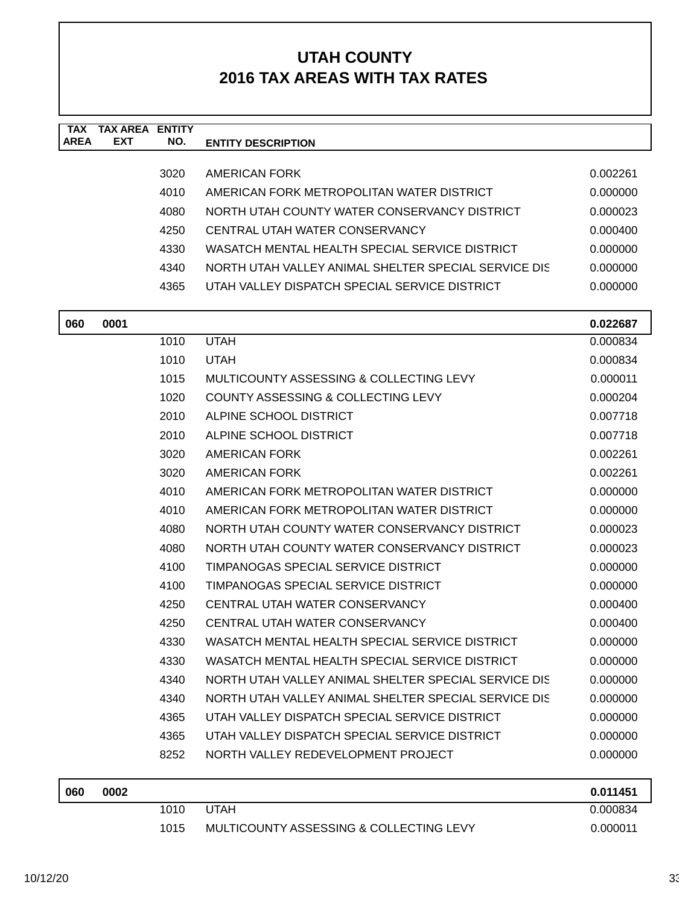# UTAH COUNTY
# 2016 TAX AREAS WITH TAX RATES

| TAX AREA | TAX AREA EXT | ENTITY NO. | ENTITY DESCRIPTION | |
|---|---|---|---|---|
| | | 3020 | AMERICAN FORK | 0.002261 |
| | | 4010 | AMERICAN FORK METROPOLITAN WATER DISTRICT | 0.000000 |
| | | 4080 | NORTH UTAH COUNTY WATER CONSERVANCY DISTRICT | 0.000023 |
| | | 4250 | CENTRAL UTAH WATER CONSERVANCY | 0.000400 |
| | | 4330 | WASATCH MENTAL HEALTH SPECIAL SERVICE DISTRICT | 0.000000 |
| | | 4340 | NORTH UTAH VALLEY ANIMAL SHELTER SPECIAL SERVICE DIS | 0.000000 |
| | | 4365 | UTAH VALLEY DISPATCH SPECIAL SERVICE DISTRICT | 0.000000 |
| **060** | **0001** | | | **0.022687** |
| | | 1010 | UTAH | 0.000834 |
| | | 1010 | UTAH | 0.000834 |
| | | 1015 | MULTICOUNTY ASSESSING & COLLECTING LEVY | 0.000011 |
| | | 1020 | COUNTY ASSESSING & COLLECTING LEVY | 0.000204 |
| | | 2010 | ALPINE SCHOOL DISTRICT | 0.007718 |
| | | 2010 | ALPINE SCHOOL DISTRICT | 0.007718 |
| | | 3020 | AMERICAN FORK | 0.002261 |
| | | 3020 | AMERICAN FORK | 0.002261 |
| | | 4010 | AMERICAN FORK METROPOLITAN WATER DISTRICT | 0.000000 |
| | | 4010 | AMERICAN FORK METROPOLITAN WATER DISTRICT | 0.000000 |
| | | 4080 | NORTH UTAH COUNTY WATER CONSERVANCY DISTRICT | 0.000023 |
| | | 4080 | NORTH UTAH COUNTY WATER CONSERVANCY DISTRICT | 0.000023 |
| | | 4100 | TIMPANOGAS SPECIAL SERVICE DISTRICT | 0.000000 |
| | | 4100 | TIMPANOGAS SPECIAL SERVICE DISTRICT | 0.000000 |
| | | 4250 | CENTRAL UTAH WATER CONSERVANCY | 0.000400 |
| | | 4250 | CENTRAL UTAH WATER CONSERVANCY | 0.000400 |
| | | 4330 | WASATCH MENTAL HEALTH SPECIAL SERVICE DISTRICT | 0.000000 |
| | | 4330 | WASATCH MENTAL HEALTH SPECIAL SERVICE DISTRICT | 0.000000 |
| | | 4340 | NORTH UTAH VALLEY ANIMAL SHELTER SPECIAL SERVICE DIS | 0.000000 |
| | | 4340 | NORTH UTAH VALLEY ANIMAL SHELTER SPECIAL SERVICE DIS | 0.000000 |
| | | 4365 | UTAH VALLEY DISPATCH SPECIAL SERVICE DISTRICT | 0.000000 |
| | | 4365 | UTAH VALLEY DISPATCH SPECIAL SERVICE DISTRICT | 0.000000 |
| | | 8252 | NORTH VALLEY REDEVELOPMENT PROJECT | 0.000000 |
| **060** | **0002** | | | **0.011451** |
| | | 1010 | UTAH | 0.000834 |
| | | 1015 | MULTICOUNTY ASSESSING & COLLECTING LEVY | 0.000011 |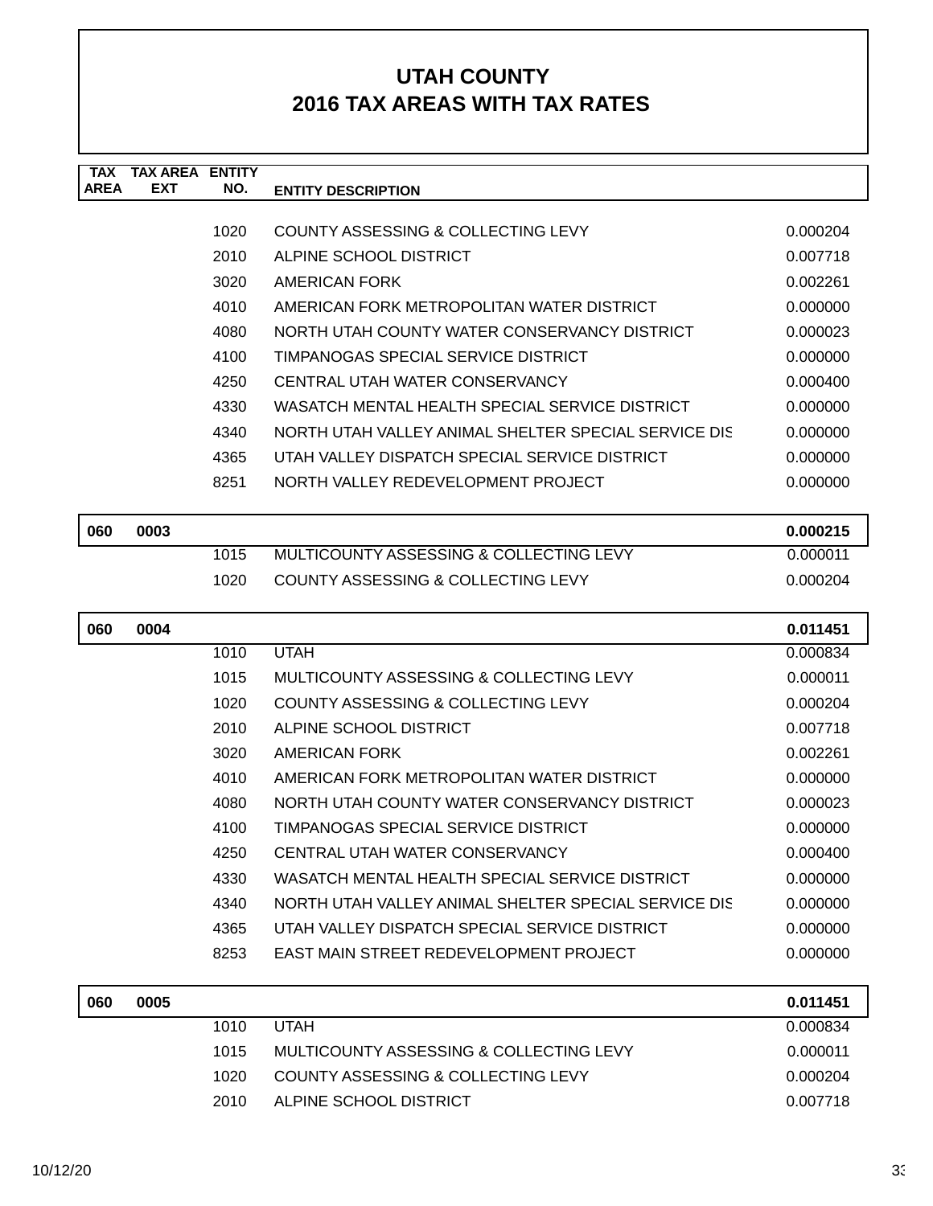# UTAH COUNTY
## 2016 TAX AREAS WITH TAX RATES

| TAX AREA | TAX AREA EXT | ENTITY NO. | ENTITY DESCRIPTION | |
|---|---|---|---|---|
| | | 1020 | COUNTY ASSESSING & COLLECTING LEVY | 0.000204 |
| | | 2010 | ALPINE SCHOOL DISTRICT | 0.007718 |
| | | 3020 | AMERICAN FORK | 0.002261 |
| | | 4010 | AMERICAN FORK METROPOLITAN WATER DISTRICT | 0.000000 |
| | | 4080 | NORTH UTAH COUNTY WATER CONSERVANCY DISTRICT | 0.000023 |
| | | 4100 | TIMPANOGAS SPECIAL SERVICE DISTRICT | 0.000000 |
| | | 4250 | CENTRAL UTAH WATER CONSERVANCY | 0.000400 |
| | | 4330 | WASATCH MENTAL HEALTH SPECIAL SERVICE DISTRICT | 0.000000 |
| | | 4340 | NORTH UTAH VALLEY ANIMAL SHELTER SPECIAL SERVICE DIS | 0.000000 |
| | | 4365 | UTAH VALLEY DISPATCH SPECIAL SERVICE DISTRICT | 0.000000 |
| | | 8251 | NORTH VALLEY REDEVELOPMENT PROJECT | 0.000000 |
| **060** | **0003** | | | **0.000215** |
| | | 1015 | MULTICOUNTY ASSESSING & COLLECTING LEVY | 0.000011 |
| | | 1020 | COUNTY ASSESSING & COLLECTING LEVY | 0.000204 |
| **060** | **0004** | | | **0.011451** |
| | | 1010 | UTAH | 0.000834 |
| | | 1015 | MULTICOUNTY ASSESSING & COLLECTING LEVY | 0.000011 |
| | | 1020 | COUNTY ASSESSING & COLLECTING LEVY | 0.000204 |
| | | 2010 | ALPINE SCHOOL DISTRICT | 0.007718 |
| | | 3020 | AMERICAN FORK | 0.002261 |
| | | 4010 | AMERICAN FORK METROPOLITAN WATER DISTRICT | 0.000000 |
| | | 4080 | NORTH UTAH COUNTY WATER CONSERVANCY DISTRICT | 0.000023 |
| | | 4100 | TIMPANOGAS SPECIAL SERVICE DISTRICT | 0.000000 |
| | | 4250 | CENTRAL UTAH WATER CONSERVANCY | 0.000400 |
| | | 4330 | WASATCH MENTAL HEALTH SPECIAL SERVICE DISTRICT | 0.000000 |
| | | 4340 | NORTH UTAH VALLEY ANIMAL SHELTER SPECIAL SERVICE DIS | 0.000000 |
| | | 4365 | UTAH VALLEY DISPATCH SPECIAL SERVICE DISTRICT | 0.000000 |
| | | 8253 | EAST MAIN STREET REDEVELOPMENT PROJECT | 0.000000 |
| **060** | **0005** | | | **0.011451** |
| | | 1010 | UTAH | 0.000834 |
| | | 1015 | MULTICOUNTY ASSESSING & COLLECTING LEVY | 0.000011 |
| | | 1020 | COUNTY ASSESSING & COLLECTING LEVY | 0.000204 |
| | | 2010 | ALPINE SCHOOL DISTRICT | 0.007718 |

10/12/20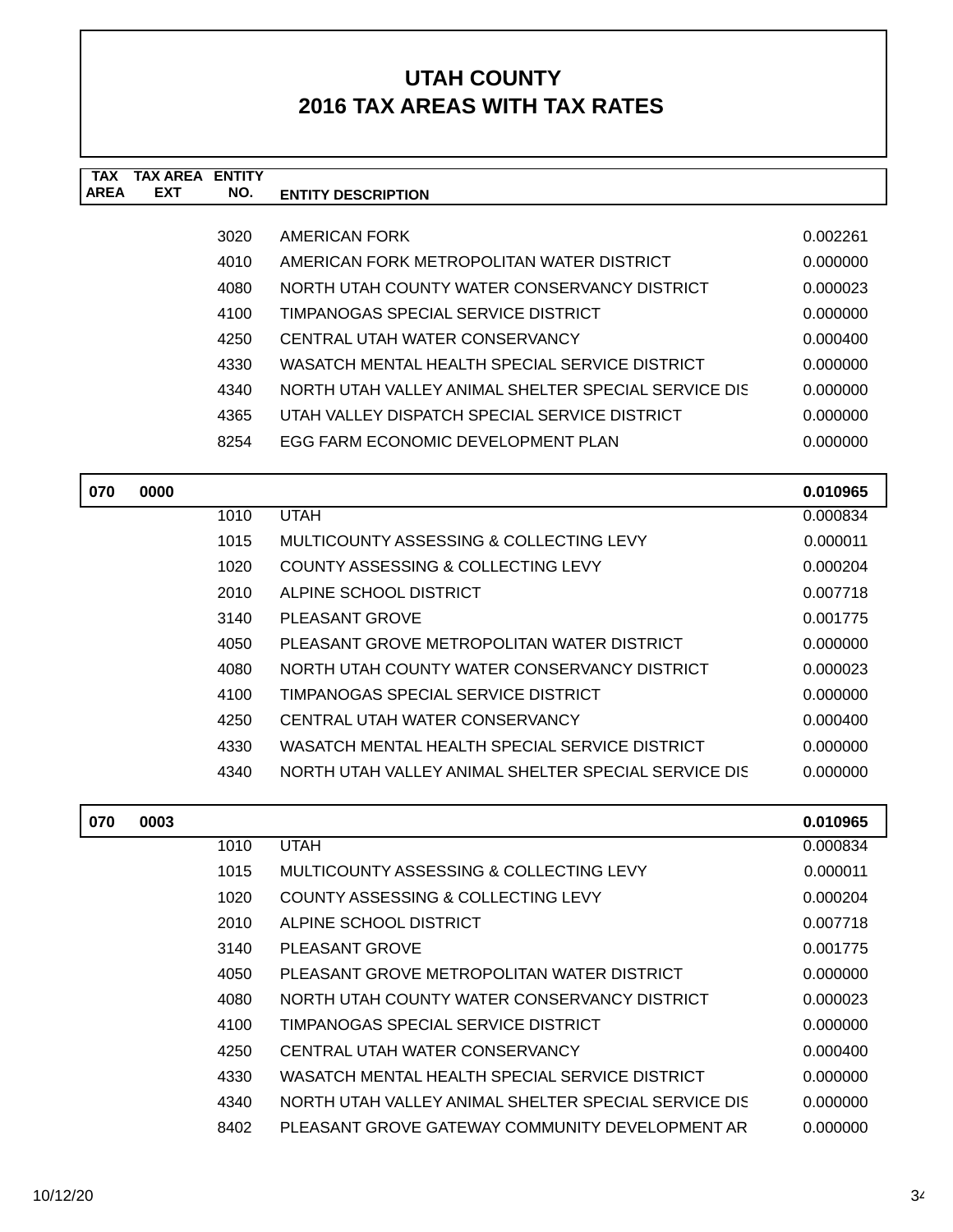# UTAH COUNTY
## 2016 TAX AREAS WITH TAX RATES

| TAX AREA | TAX AREA EXT | ENTITY NO. | ENTITY DESCRIPTION | |
|---|---|---|---|---|
| | | 3020 | AMERICAN FORK | 0.002261 |
| | | 4010 | AMERICAN FORK METROPOLITAN WATER DISTRICT | 0.000000 |
| | | 4080 | NORTH UTAH COUNTY WATER CONSERVANCY DISTRICT | 0.000023 |
| | | 4100 | TIMPANOGAS SPECIAL SERVICE DISTRICT | 0.000000 |
| | | 4250 | CENTRAL UTAH WATER CONSERVANCY | 0.000400 |
| | | 4330 | WASATCH MENTAL HEALTH SPECIAL SERVICE DISTRICT | 0.000000 |
| | | 4340 | NORTH UTAH VALLEY ANIMAL SHELTER SPECIAL SERVICE DIS | 0.000000 |
| | | 4365 | UTAH VALLEY DISPATCH SPECIAL SERVICE DISTRICT | 0.000000 |
| | | 8254 | EGG FARM ECONOMIC DEVELOPMENT PLAN | 0.000000 |
| **070** | **0000** | | | **0.010965** |
| | | 1010 | UTAH | 0.000834 |
| | | 1015 | MULTICOUNTY ASSESSING & COLLECTING LEVY | 0.000011 |
| | | 1020 | COUNTY ASSESSING & COLLECTING LEVY | 0.000204 |
| | | 2010 | ALPINE SCHOOL DISTRICT | 0.007718 |
| | | 3140 | PLEASANT GROVE | 0.001775 |
| | | 4050 | PLEASANT GROVE METROPOLITAN WATER DISTRICT | 0.000000 |
| | | 4080 | NORTH UTAH COUNTY WATER CONSERVANCY DISTRICT | 0.000023 |
| | | 4100 | TIMPANOGAS SPECIAL SERVICE DISTRICT | 0.000000 |
| | | 4250 | CENTRAL UTAH WATER CONSERVANCY | 0.000400 |
| | | 4330 | WASATCH MENTAL HEALTH SPECIAL SERVICE DISTRICT | 0.000000 |
| | | 4340 | NORTH UTAH VALLEY ANIMAL SHELTER SPECIAL SERVICE DIS | 0.000000 |
| **070** | **0003** | | | **0.010965** |
| | | 1010 | UTAH | 0.000834 |
| | | 1015 | MULTICOUNTY ASSESSING & COLLECTING LEVY | 0.000011 |
| | | 1020 | COUNTY ASSESSING & COLLECTING LEVY | 0.000204 |
| | | 2010 | ALPINE SCHOOL DISTRICT | 0.007718 |
| | | 3140 | PLEASANT GROVE | 0.001775 |
| | | 4050 | PLEASANT GROVE METROPOLITAN WATER DISTRICT | 0.000000 |
| | | 4080 | NORTH UTAH COUNTY WATER CONSERVANCY DISTRICT | 0.000023 |
| | | 4100 | TIMPANOGAS SPECIAL SERVICE DISTRICT | 0.000000 |
| | | 4250 | CENTRAL UTAH WATER CONSERVANCY | 0.000400 |
| | | 4330 | WASATCH MENTAL HEALTH SPECIAL SERVICE DISTRICT | 0.000000 |
| | | 4340 | NORTH UTAH VALLEY ANIMAL SHELTER SPECIAL SERVICE DIS | 0.000000 |
| | | 8402 | PLEASANT GROVE GATEWAY COMMUNITY DEVELOPMENT AR | 0.000000 |

10/12/20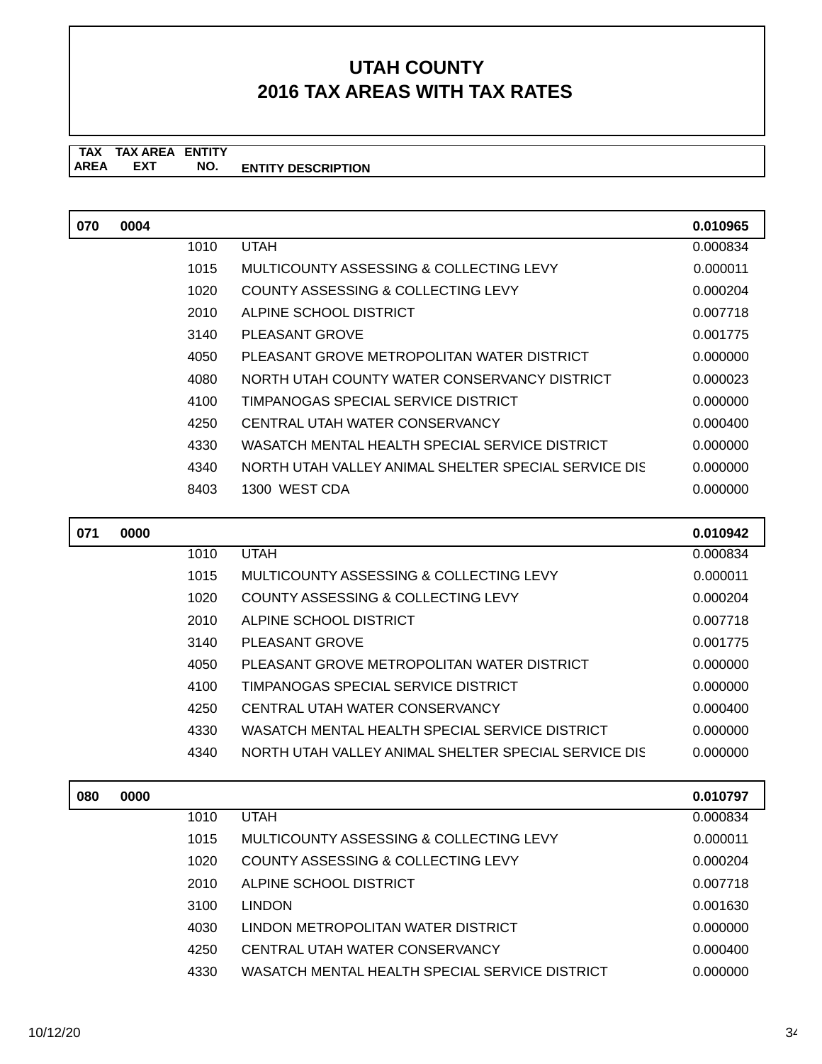# UTAH COUNTY
# 2016 TAX AREAS WITH TAX RATES

| TAX AREA | TAX AREA EXT | ENTITY NO. | ENTITY DESCRIPTION | |
|---|---|---|---|---|
| **070** | **0004** | | | **0.010965** |
| | | 1010 | UTAH | 0.000834 |
| | | 1015 | MULTICOUNTY ASSESSING & COLLECTING LEVY | 0.000011 |
| | | 1020 | COUNTY ASSESSING & COLLECTING LEVY | 0.000204 |
| | | 2010 | ALPINE SCHOOL DISTRICT | 0.007718 |
| | | 3140 | PLEASANT GROVE | 0.001775 |
| | | 4050 | PLEASANT GROVE METROPOLITAN WATER DISTRICT | 0.000000 |
| | | 4080 | NORTH UTAH COUNTY WATER CONSERVANCY DISTRICT | 0.000023 |
| | | 4100 | TIMPANOGAS SPECIAL SERVICE DISTRICT | 0.000000 |
| | | 4250 | CENTRAL UTAH WATER CONSERVANCY | 0.000400 |
| | | 4330 | WASATCH MENTAL HEALTH SPECIAL SERVICE DISTRICT | 0.000000 |
| | | 4340 | NORTH UTAH VALLEY ANIMAL SHELTER SPECIAL SERVICE DIS | 0.000000 |
| | | 8403 | 1300 WEST CDA | 0.000000 |
| **071** | **0000** | | | **0.010942** |
| | | 1010 | UTAH | 0.000834 |
| | | 1015 | MULTICOUNTY ASSESSING & COLLECTING LEVY | 0.000011 |
| | | 1020 | COUNTY ASSESSING & COLLECTING LEVY | 0.000204 |
| | | 2010 | ALPINE SCHOOL DISTRICT | 0.007718 |
| | | 3140 | PLEASANT GROVE | 0.001775 |
| | | 4050 | PLEASANT GROVE METROPOLITAN WATER DISTRICT | 0.000000 |
| | | 4100 | TIMPANOGAS SPECIAL SERVICE DISTRICT | 0.000000 |
| | | 4250 | CENTRAL UTAH WATER CONSERVANCY | 0.000400 |
| | | 4330 | WASATCH MENTAL HEALTH SPECIAL SERVICE DISTRICT | 0.000000 |
| | | 4340 | NORTH UTAH VALLEY ANIMAL SHELTER SPECIAL SERVICE DIS | 0.000000 |
| **080** | **0000** | | | **0.010797** |
| | | 1010 | UTAH | 0.000834 |
| | | 1015 | MULTICOUNTY ASSESSING & COLLECTING LEVY | 0.000011 |
| | | 1020 | COUNTY ASSESSING & COLLECTING LEVY | 0.000204 |
| | | 2010 | ALPINE SCHOOL DISTRICT | 0.007718 |
| | | 3100 | LINDON | 0.001630 |
| | | 4030 | LINDON METROPOLITAN WATER DISTRICT | 0.000000 |
| | | 4250 | CENTRAL UTAH WATER CONSERVANCY | 0.000400 |
| | | 4330 | WASATCH MENTAL HEALTH SPECIAL SERVICE DISTRICT | 0.000000 |

10/12/20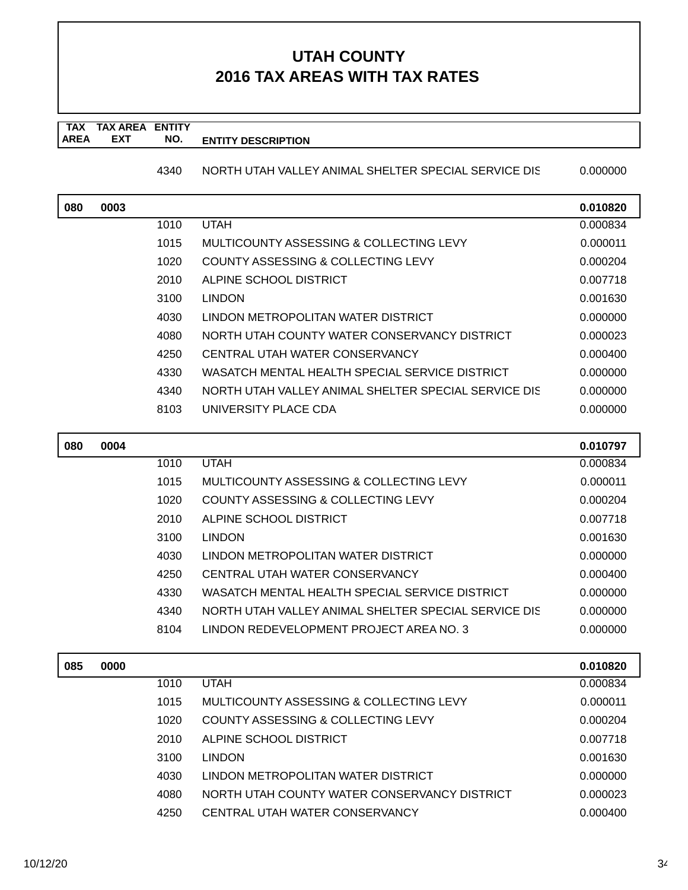# UTAH COUNTY
# 2016 TAX AREAS WITH TAX RATES

| TAX AREA | TAX AREA EXT | ENTITY NO. | ENTITY DESCRIPTION | |
|---|---|---|---|---|
| | | 4340 | NORTH UTAH VALLEY ANIMAL SHELTER SPECIAL SERVICE DIS | 0.000000 |
| **080** | **0003** | | | **0.010820** |
| | | 1010 | UTAH | 0.000834 |
| | | 1015 | MULTICOUNTY ASSESSING & COLLECTING LEVY | 0.000011 |
| | | 1020 | COUNTY ASSESSING & COLLECTING LEVY | 0.000204 |
| | | 2010 | ALPINE SCHOOL DISTRICT | 0.007718 |
| | | 3100 | LINDON | 0.001630 |
| | | 4030 | LINDON METROPOLITAN WATER DISTRICT | 0.000000 |
| | | 4080 | NORTH UTAH COUNTY WATER CONSERVANCY DISTRICT | 0.000023 |
| | | 4250 | CENTRAL UTAH WATER CONSERVANCY | 0.000400 |
| | | 4330 | WASATCH MENTAL HEALTH SPECIAL SERVICE DISTRICT | 0.000000 |
| | | 4340 | NORTH UTAH VALLEY ANIMAL SHELTER SPECIAL SERVICE DIS | 0.000000 |
| | | 8103 | UNIVERSITY PLACE CDA | 0.000000 |
| **080** | **0004** | | | **0.010797** |
| | | 1010 | UTAH | 0.000834 |
| | | 1015 | MULTICOUNTY ASSESSING & COLLECTING LEVY | 0.000011 |
| | | 1020 | COUNTY ASSESSING & COLLECTING LEVY | 0.000204 |
| | | 2010 | ALPINE SCHOOL DISTRICT | 0.007718 |
| | | 3100 | LINDON | 0.001630 |
| | | 4030 | LINDON METROPOLITAN WATER DISTRICT | 0.000000 |
| | | 4250 | CENTRAL UTAH WATER CONSERVANCY | 0.000400 |
| | | 4330 | WASATCH MENTAL HEALTH SPECIAL SERVICE DISTRICT | 0.000000 |
| | | 4340 | NORTH UTAH VALLEY ANIMAL SHELTER SPECIAL SERVICE DIS | 0.000000 |
| | | 8104 | LINDON REDEVELOPMENT PROJECT AREA NO. 3 | 0.000000 |
| **085** | **0000** | | | **0.010820** |
| | | 1010 | UTAH | 0.000834 |
| | | 1015 | MULTICOUNTY ASSESSING & COLLECTING LEVY | 0.000011 |
| | | 1020 | COUNTY ASSESSING & COLLECTING LEVY | 0.000204 |
| | | 2010 | ALPINE SCHOOL DISTRICT | 0.007718 |
| | | 3100 | LINDON | 0.001630 |
| | | 4030 | LINDON METROPOLITAN WATER DISTRICT | 0.000000 |
| | | 4080 | NORTH UTAH COUNTY WATER CONSERVANCY DISTRICT | 0.000023 |
| | | 4250 | CENTRAL UTAH WATER CONSERVANCY | 0.000400 |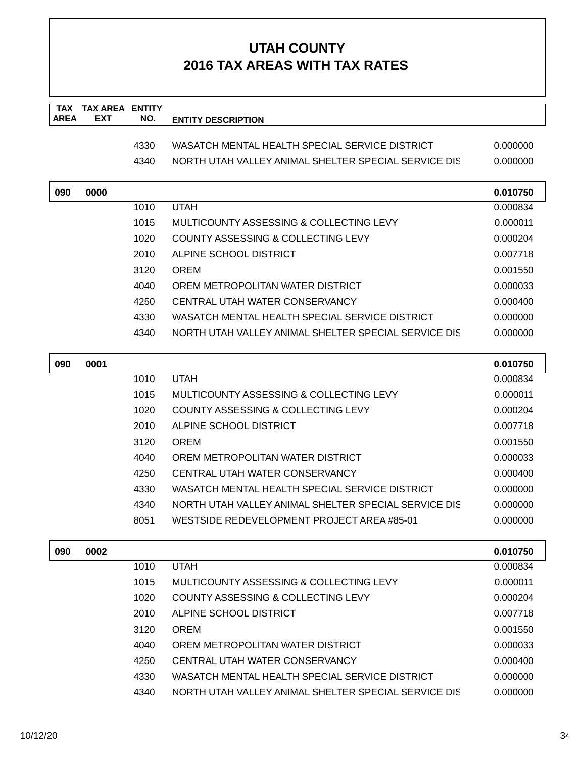# UTAH COUNTY
# 2016 TAX AREAS WITH TAX RATES

| TAX AREA | TAX AREA EXT | ENTITY NO. | ENTITY DESCRIPTION | |
|---|---|---|---|---|
| | | 4330 | WASATCH MENTAL HEALTH SPECIAL SERVICE DISTRICT | 0.000000 |
| | | 4340 | NORTH UTAH VALLEY ANIMAL SHELTER SPECIAL SERVICE DIS | 0.000000 |
| **090** | **0000** | | | **0.010750** |
| | | 1010 | UTAH | 0.000834 |
| | | 1015 | MULTICOUNTY ASSESSING & COLLECTING LEVY | 0.000011 |
| | | 1020 | COUNTY ASSESSING & COLLECTING LEVY | 0.000204 |
| | | 2010 | ALPINE SCHOOL DISTRICT | 0.007718 |
| | | 3120 | OREM | 0.001550 |
| | | 4040 | OREM METROPOLITAN WATER DISTRICT | 0.000033 |
| | | 4250 | CENTRAL UTAH WATER CONSERVANCY | 0.000400 |
| | | 4330 | WASATCH MENTAL HEALTH SPECIAL SERVICE DISTRICT | 0.000000 |
| | | 4340 | NORTH UTAH VALLEY ANIMAL SHELTER SPECIAL SERVICE DIS | 0.000000 |
| **090** | **0001** | | | **0.010750** |
| | | 1010 | UTAH | 0.000834 |
| | | 1015 | MULTICOUNTY ASSESSING & COLLECTING LEVY | 0.000011 |
| | | 1020 | COUNTY ASSESSING & COLLECTING LEVY | 0.000204 |
| | | 2010 | ALPINE SCHOOL DISTRICT | 0.007718 |
| | | 3120 | OREM | 0.001550 |
| | | 4040 | OREM METROPOLITAN WATER DISTRICT | 0.000033 |
| | | 4250 | CENTRAL UTAH WATER CONSERVANCY | 0.000400 |
| | | 4330 | WASATCH MENTAL HEALTH SPECIAL SERVICE DISTRICT | 0.000000 |
| | | 4340 | NORTH UTAH VALLEY ANIMAL SHELTER SPECIAL SERVICE DIS | 0.000000 |
| | | 8051 | WESTSIDE REDEVELOPMENT PROJECT AREA #85-01 | 0.000000 |
| **090** | **0002** | | | **0.010750** |
| | | 1010 | UTAH | 0.000834 |
| | | 1015 | MULTICOUNTY ASSESSING & COLLECTING LEVY | 0.000011 |
| | | 1020 | COUNTY ASSESSING & COLLECTING LEVY | 0.000204 |
| | | 2010 | ALPINE SCHOOL DISTRICT | 0.007718 |
| | | 3120 | OREM | 0.001550 |
| | | 4040 | OREM METROPOLITAN WATER DISTRICT | 0.000033 |
| | | 4250 | CENTRAL UTAH WATER CONSERVANCY | 0.000400 |
| | | 4330 | WASATCH MENTAL HEALTH SPECIAL SERVICE DISTRICT | 0.000000 |
| | | 4340 | NORTH UTAH VALLEY ANIMAL SHELTER SPECIAL SERVICE DIS | 0.000000 |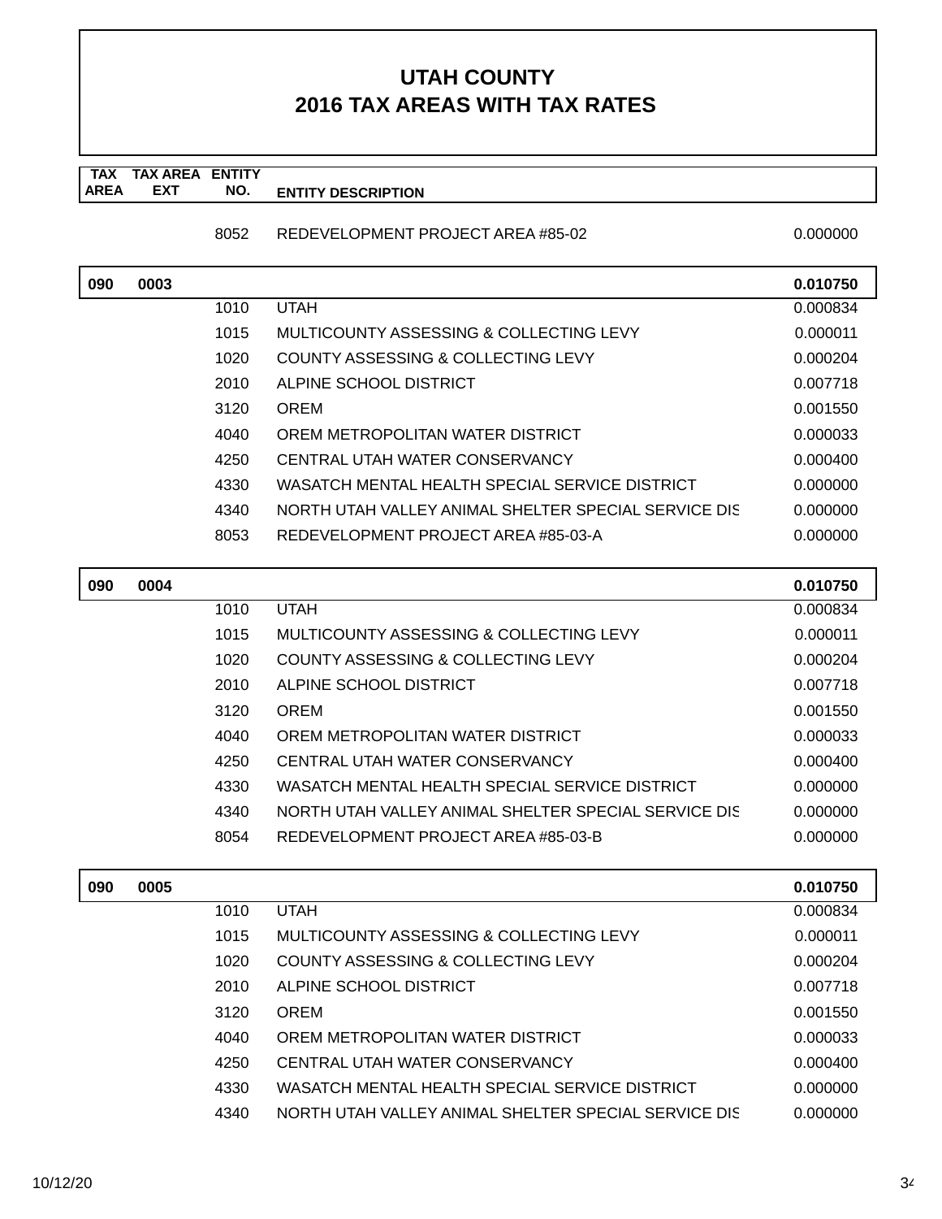# UTAH COUNTY
## 2016 TAX AREAS WITH TAX RATES

| TAX AREA | TAX AREA EXT | ENTITY NO. | ENTITY DESCRIPTION | |
|---|---|---|---|---|
| | | 8052 | REDEVELOPMENT PROJECT AREA #85-02 | 0.000000 |
| **090** | **0003** | | | **0.010750** |
| | | 1010 | UTAH | 0.000834 |
| | | 1015 | MULTICOUNTY ASSESSING & COLLECTING LEVY | 0.000011 |
| | | 1020 | COUNTY ASSESSING & COLLECTING LEVY | 0.000204 |
| | | 2010 | ALPINE SCHOOL DISTRICT | 0.007718 |
| | | 3120 | OREM | 0.001550 |
| | | 4040 | OREM METROPOLITAN WATER DISTRICT | 0.000033 |
| | | 4250 | CENTRAL UTAH WATER CONSERVANCY | 0.000400 |
| | | 4330 | WASATCH MENTAL HEALTH SPECIAL SERVICE DISTRICT | 0.000000 |
| | | 4340 | NORTH UTAH VALLEY ANIMAL SHELTER SPECIAL SERVICE DIS | 0.000000 |
| | | 8053 | REDEVELOPMENT PROJECT AREA #85-03-A | 0.000000 |
| **090** | **0004** | | | **0.010750** |
| | | 1010 | UTAH | 0.000834 |
| | | 1015 | MULTICOUNTY ASSESSING & COLLECTING LEVY | 0.000011 |
| | | 1020 | COUNTY ASSESSING & COLLECTING LEVY | 0.000204 |
| | | 2010 | ALPINE SCHOOL DISTRICT | 0.007718 |
| | | 3120 | OREM | 0.001550 |
| | | 4040 | OREM METROPOLITAN WATER DISTRICT | 0.000033 |
| | | 4250 | CENTRAL UTAH WATER CONSERVANCY | 0.000400 |
| | | 4330 | WASATCH MENTAL HEALTH SPECIAL SERVICE DISTRICT | 0.000000 |
| | | 4340 | NORTH UTAH VALLEY ANIMAL SHELTER SPECIAL SERVICE DIS | 0.000000 |
| | | 8054 | REDEVELOPMENT PROJECT AREA #85-03-B | 0.000000 |
| **090** | **0005** | | | **0.010750** |
| | | 1010 | UTAH | 0.000834 |
| | | 1015 | MULTICOUNTY ASSESSING & COLLECTING LEVY | 0.000011 |
| | | 1020 | COUNTY ASSESSING & COLLECTING LEVY | 0.000204 |
| | | 2010 | ALPINE SCHOOL DISTRICT | 0.007718 |
| | | 3120 | OREM | 0.001550 |
| | | 4040 | OREM METROPOLITAN WATER DISTRICT | 0.000033 |
| | | 4250 | CENTRAL UTAH WATER CONSERVANCY | 0.000400 |
| | | 4330 | WASATCH MENTAL HEALTH SPECIAL SERVICE DISTRICT | 0.000000 |
| | | 4340 | NORTH UTAH VALLEY ANIMAL SHELTER SPECIAL SERVICE DIS | 0.000000 |

10/12/20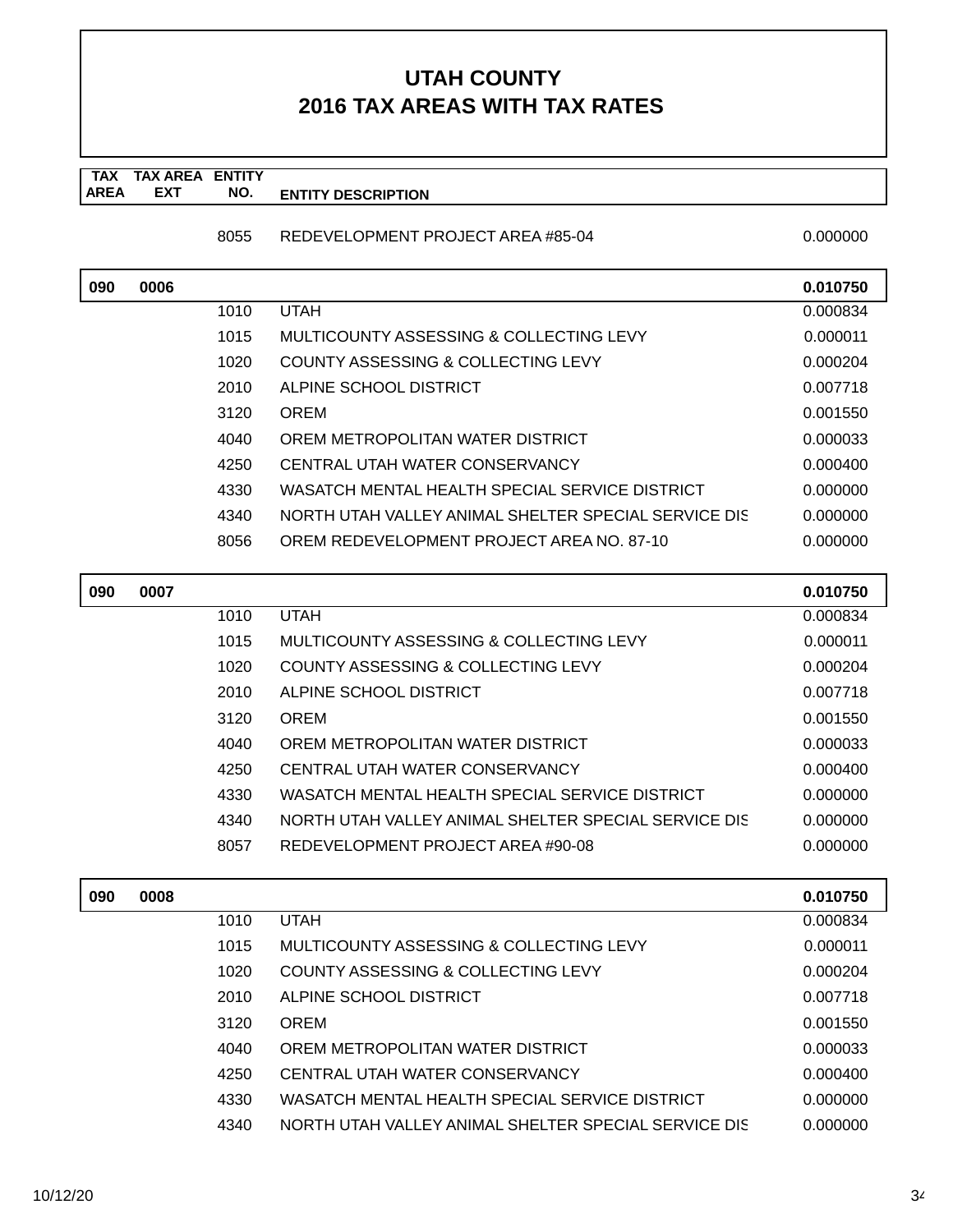# UTAH COUNTY
## 2016 TAX AREAS WITH TAX RATES

| TAX AREA | TAX AREA EXT | ENTITY NO. | ENTITY DESCRIPTION | |
|---|---|---|---|---|
| | | 8055 | REDEVELOPMENT PROJECT AREA #85-04 | 0.000000 |
| **090** | **0006** | | | **0.010750** |
| | | 1010 | UTAH | 0.000834 |
| | | 1015 | MULTICOUNTY ASSESSING & COLLECTING LEVY | 0.000011 |
| | | 1020 | COUNTY ASSESSING & COLLECTING LEVY | 0.000204 |
| | | 2010 | ALPINE SCHOOL DISTRICT | 0.007718 |
| | | 3120 | OREM | 0.001550 |
| | | 4040 | OREM METROPOLITAN WATER DISTRICT | 0.000033 |
| | | 4250 | CENTRAL UTAH WATER CONSERVANCY | 0.000400 |
| | | 4330 | WASATCH MENTAL HEALTH SPECIAL SERVICE DISTRICT | 0.000000 |
| | | 4340 | NORTH UTAH VALLEY ANIMAL SHELTER SPECIAL SERVICE DIS | 0.000000 |
| | | 8056 | OREM REDEVELOPMENT PROJECT AREA NO. 87-10 | 0.000000 |
| **090** | **0007** | | | **0.010750** |
| | | 1010 | UTAH | 0.000834 |
| | | 1015 | MULTICOUNTY ASSESSING & COLLECTING LEVY | 0.000011 |
| | | 1020 | COUNTY ASSESSING & COLLECTING LEVY | 0.000204 |
| | | 2010 | ALPINE SCHOOL DISTRICT | 0.007718 |
| | | 3120 | OREM | 0.001550 |
| | | 4040 | OREM METROPOLITAN WATER DISTRICT | 0.000033 |
| | | 4250 | CENTRAL UTAH WATER CONSERVANCY | 0.000400 |
| | | 4330 | WASATCH MENTAL HEALTH SPECIAL SERVICE DISTRICT | 0.000000 |
| | | 4340 | NORTH UTAH VALLEY ANIMAL SHELTER SPECIAL SERVICE DIS | 0.000000 |
| | | 8057 | REDEVELOPMENT PROJECT AREA #90-08 | 0.000000 |
| **090** | **0008** | | | **0.010750** |
| | | 1010 | UTAH | 0.000834 |
| | | 1015 | MULTICOUNTY ASSESSING & COLLECTING LEVY | 0.000011 |
| | | 1020 | COUNTY ASSESSING & COLLECTING LEVY | 0.000204 |
| | | 2010 | ALPINE SCHOOL DISTRICT | 0.007718 |
| | | 3120 | OREM | 0.001550 |
| | | 4040 | OREM METROPOLITAN WATER DISTRICT | 0.000033 |
| | | 4250 | CENTRAL UTAH WATER CONSERVANCY | 0.000400 |
| | | 4330 | WASATCH MENTAL HEALTH SPECIAL SERVICE DISTRICT | 0.000000 |
| | | 4340 | NORTH UTAH VALLEY ANIMAL SHELTER SPECIAL SERVICE DIS | 0.000000 |

10/12/20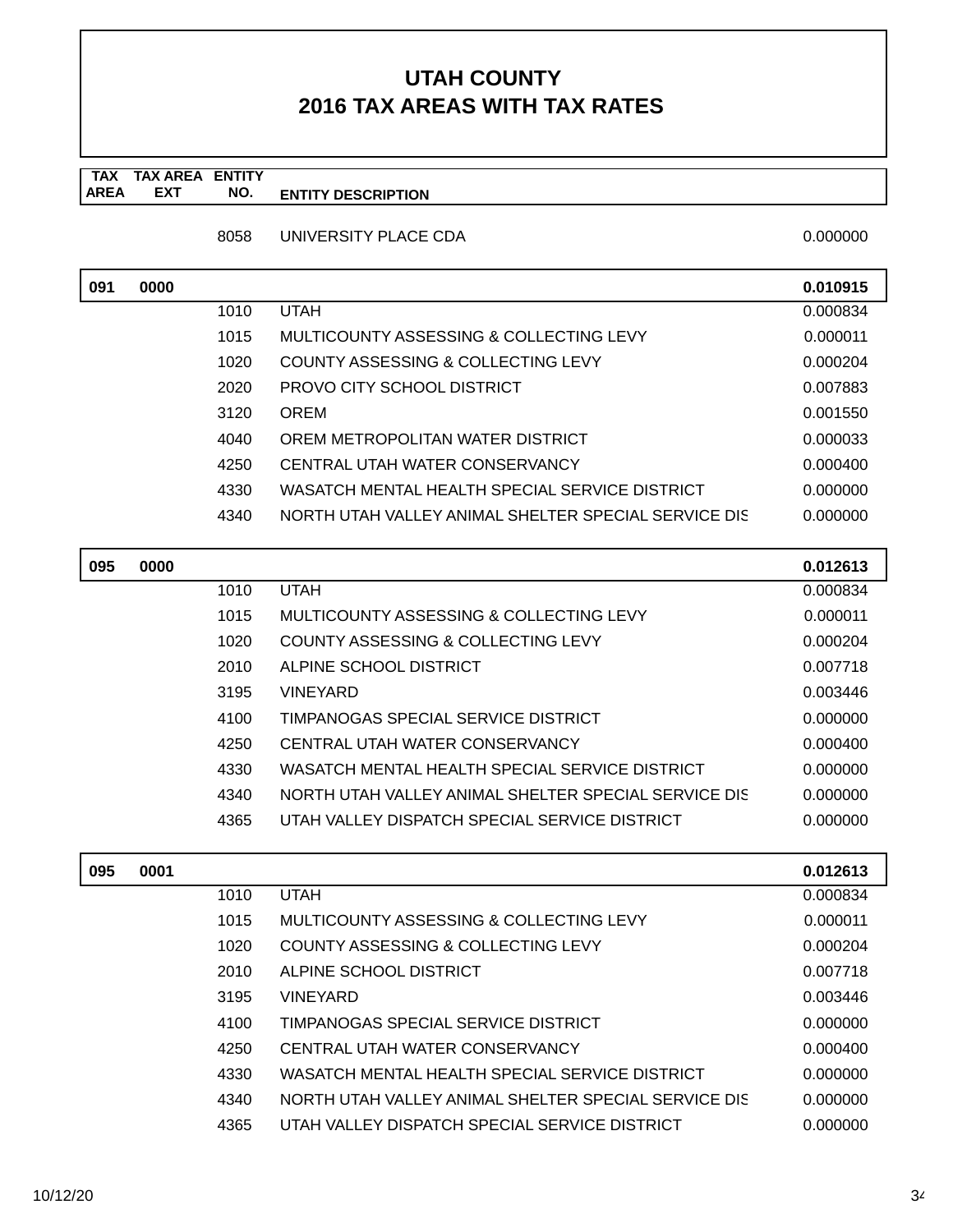# UTAH COUNTY
# 2016 TAX AREAS WITH TAX RATES

| TAX AREA | TAX AREA EXT | ENTITY NO. | ENTITY DESCRIPTION | |
|---|---|---|---|---|
| | | 8058 | UNIVERSITY PLACE CDA | 0.000000 |
| **091** | **0000** | | | **0.010915** |
| | | 1010 | UTAH | 0.000834 |
| | | 1015 | MULTICOUNTY ASSESSING & COLLECTING LEVY | 0.000011 |
| | | 1020 | COUNTY ASSESSING & COLLECTING LEVY | 0.000204 |
| | | 2020 | PROVO CITY SCHOOL DISTRICT | 0.007883 |
| | | 3120 | OREM | 0.001550 |
| | | 4040 | OREM METROPOLITAN WATER DISTRICT | 0.000033 |
| | | 4250 | CENTRAL UTAH WATER CONSERVANCY | 0.000400 |
| | | 4330 | WASATCH MENTAL HEALTH SPECIAL SERVICE DISTRICT | 0.000000 |
| | | 4340 | NORTH UTAH VALLEY ANIMAL SHELTER SPECIAL SERVICE DIS | 0.000000 |
| **095** | **0000** | | | **0.012613** |
| | | 1010 | UTAH | 0.000834 |
| | | 1015 | MULTICOUNTY ASSESSING & COLLECTING LEVY | 0.000011 |
| | | 1020 | COUNTY ASSESSING & COLLECTING LEVY | 0.000204 |
| | | 2010 | ALPINE SCHOOL DISTRICT | 0.007718 |
| | | 3195 | VINEYARD | 0.003446 |
| | | 4100 | TIMPANOGAS SPECIAL SERVICE DISTRICT | 0.000000 |
| | | 4250 | CENTRAL UTAH WATER CONSERVANCY | 0.000400 |
| | | 4330 | WASATCH MENTAL HEALTH SPECIAL SERVICE DISTRICT | 0.000000 |
| | | 4340 | NORTH UTAH VALLEY ANIMAL SHELTER SPECIAL SERVICE DIS | 0.000000 |
| | | 4365 | UTAH VALLEY DISPATCH SPECIAL SERVICE DISTRICT | 0.000000 |
| **095** | **0001** | | | **0.012613** |
| | | 1010 | UTAH | 0.000834 |
| | | 1015 | MULTICOUNTY ASSESSING & COLLECTING LEVY | 0.000011 |
| | | 1020 | COUNTY ASSESSING & COLLECTING LEVY | 0.000204 |
| | | 2010 | ALPINE SCHOOL DISTRICT | 0.007718 |
| | | 3195 | VINEYARD | 0.003446 |
| | | 4100 | TIMPANOGAS SPECIAL SERVICE DISTRICT | 0.000000 |
| | | 4250 | CENTRAL UTAH WATER CONSERVANCY | 0.000400 |
| | | 4330 | WASATCH MENTAL HEALTH SPECIAL SERVICE DISTRICT | 0.000000 |
| | | 4340 | NORTH UTAH VALLEY ANIMAL SHELTER SPECIAL SERVICE DIS | 0.000000 |
| | | 4365 | UTAH VALLEY DISPATCH SPECIAL SERVICE DISTRICT | 0.000000 |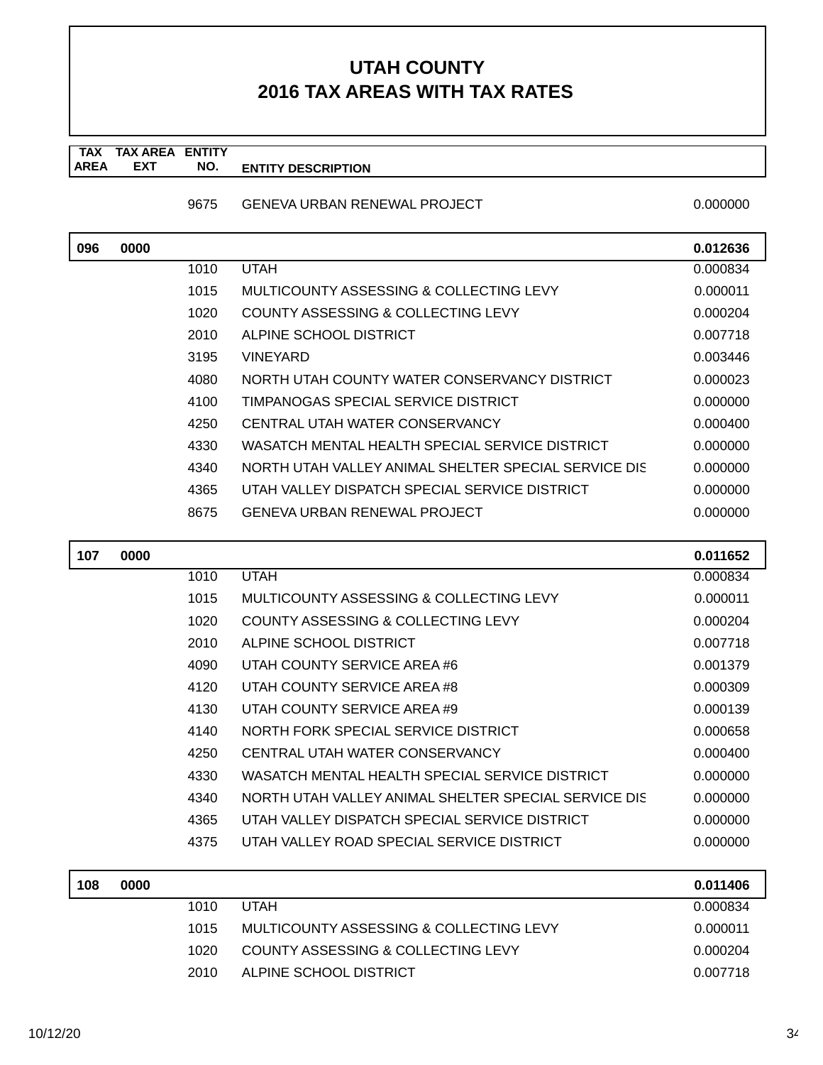# UTAH COUNTY
# 2016 TAX AREAS WITH TAX RATES

| TAX AREA | TAX AREA EXT | ENTITY NO. | ENTITY DESCRIPTION | |
|---|---|---|---|---|
| | | 9675 | GENEVA URBAN RENEWAL PROJECT | 0.000000 |
| **096** | **0000** | | | **0.012636** |
| | | 1010 | UTAH | 0.000834 |
| | | 1015 | MULTICOUNTY ASSESSING & COLLECTING LEVY | 0.000011 |
| | | 1020 | COUNTY ASSESSING & COLLECTING LEVY | 0.000204 |
| | | 2010 | ALPINE SCHOOL DISTRICT | 0.007718 |
| | | 3195 | VINEYARD | 0.003446 |
| | | 4080 | NORTH UTAH COUNTY WATER CONSERVANCY DISTRICT | 0.000023 |
| | | 4100 | TIMPANOGAS SPECIAL SERVICE DISTRICT | 0.000000 |
| | | 4250 | CENTRAL UTAH WATER CONSERVANCY | 0.000400 |
| | | 4330 | WASATCH MENTAL HEALTH SPECIAL SERVICE DISTRICT | 0.000000 |
| | | 4340 | NORTH UTAH VALLEY ANIMAL SHELTER SPECIAL SERVICE DIS | 0.000000 |
| | | 4365 | UTAH VALLEY DISPATCH SPECIAL SERVICE DISTRICT | 0.000000 |
| | | 8675 | GENEVA URBAN RENEWAL PROJECT | 0.000000 |
| **107** | **0000** | | | **0.011652** |
| | | 1010 | UTAH | 0.000834 |
| | | 1015 | MULTICOUNTY ASSESSING & COLLECTING LEVY | 0.000011 |
| | | 1020 | COUNTY ASSESSING & COLLECTING LEVY | 0.000204 |
| | | 2010 | ALPINE SCHOOL DISTRICT | 0.007718 |
| | | 4090 | UTAH COUNTY SERVICE AREA #6 | 0.001379 |
| | | 4120 | UTAH COUNTY SERVICE AREA #8 | 0.000309 |
| | | 4130 | UTAH COUNTY SERVICE AREA #9 | 0.000139 |
| | | 4140 | NORTH FORK SPECIAL SERVICE DISTRICT | 0.000658 |
| | | 4250 | CENTRAL UTAH WATER CONSERVANCY | 0.000400 |
| | | 4330 | WASATCH MENTAL HEALTH SPECIAL SERVICE DISTRICT | 0.000000 |
| | | 4340 | NORTH UTAH VALLEY ANIMAL SHELTER SPECIAL SERVICE DIS | 0.000000 |
| | | 4365 | UTAH VALLEY DISPATCH SPECIAL SERVICE DISTRICT | 0.000000 |
| | | 4375 | UTAH VALLEY ROAD SPECIAL SERVICE DISTRICT | 0.000000 |
| **108** | **0000** | | | **0.011406** |
| | | 1010 | UTAH | 0.000834 |
| | | 1015 | MULTICOUNTY ASSESSING & COLLECTING LEVY | 0.000011 |
| | | 1020 | COUNTY ASSESSING & COLLECTING LEVY | 0.000204 |
| | | 2010 | ALPINE SCHOOL DISTRICT | 0.007718 |

10/12/20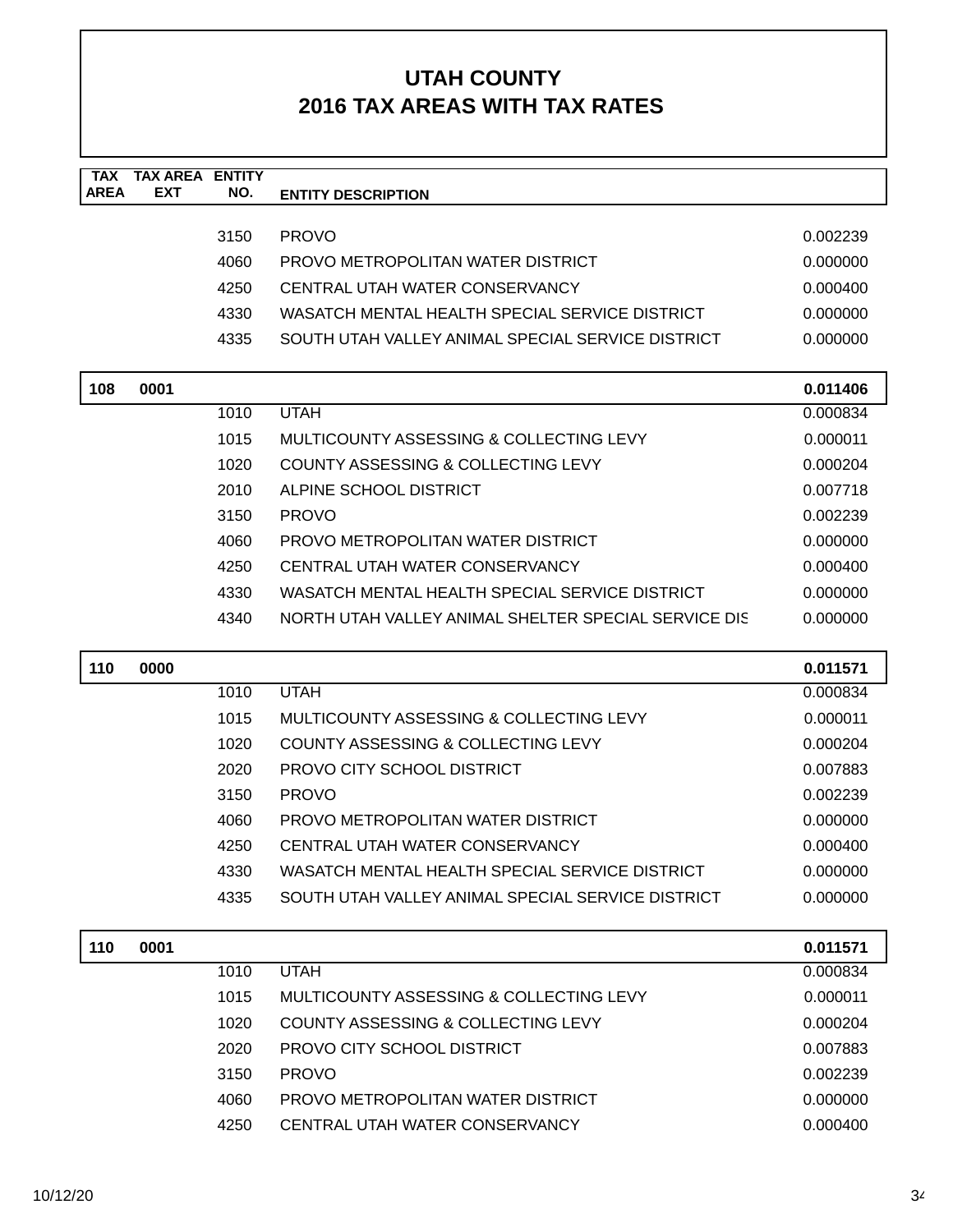# UTAH COUNTY
# 2016 TAX AREAS WITH TAX RATES

| TAX AREA | TAX AREA EXT | ENTITY NO. | ENTITY DESCRIPTION | |
|---|---|---|---|---|
| | | 3150 | PROVO | 0.002239 |
| | | 4060 | PROVO METROPOLITAN WATER DISTRICT | 0.000000 |
| | | 4250 | CENTRAL UTAH WATER CONSERVANCY | 0.000400 |
| | | 4330 | WASATCH MENTAL HEALTH SPECIAL SERVICE DISTRICT | 0.000000 |
| | | 4335 | SOUTH UTAH VALLEY ANIMAL SPECIAL SERVICE DISTRICT | 0.000000 |
| **108** | **0001** | | | **0.011406** |
| | | 1010 | UTAH | 0.000834 |
| | | 1015 | MULTICOUNTY ASSESSING & COLLECTING LEVY | 0.000011 |
| | | 1020 | COUNTY ASSESSING & COLLECTING LEVY | 0.000204 |
| | | 2010 | ALPINE SCHOOL DISTRICT | 0.007718 |
| | | 3150 | PROVO | 0.002239 |
| | | 4060 | PROVO METROPOLITAN WATER DISTRICT | 0.000000 |
| | | 4250 | CENTRAL UTAH WATER CONSERVANCY | 0.000400 |
| | | 4330 | WASATCH MENTAL HEALTH SPECIAL SERVICE DISTRICT | 0.000000 |
| | | 4340 | NORTH UTAH VALLEY ANIMAL SHELTER SPECIAL SERVICE DIS | 0.000000 |
| **110** | **0000** | | | **0.011571** |
| | | 1010 | UTAH | 0.000834 |
| | | 1015 | MULTICOUNTY ASSESSING & COLLECTING LEVY | 0.000011 |
| | | 1020 | COUNTY ASSESSING & COLLECTING LEVY | 0.000204 |
| | | 2020 | PROVO CITY SCHOOL DISTRICT | 0.007883 |
| | | 3150 | PROVO | 0.002239 |
| | | 4060 | PROVO METROPOLITAN WATER DISTRICT | 0.000000 |
| | | 4250 | CENTRAL UTAH WATER CONSERVANCY | 0.000400 |
| | | 4330 | WASATCH MENTAL HEALTH SPECIAL SERVICE DISTRICT | 0.000000 |
| | | 4335 | SOUTH UTAH VALLEY ANIMAL SPECIAL SERVICE DISTRICT | 0.000000 |
| **110** | **0001** | | | **0.011571** |
| | | 1010 | UTAH | 0.000834 |
| | | 1015 | MULTICOUNTY ASSESSING & COLLECTING LEVY | 0.000011 |
| | | 1020 | COUNTY ASSESSING & COLLECTING LEVY | 0.000204 |
| | | 2020 | PROVO CITY SCHOOL DISTRICT | 0.007883 |
| | | 3150 | PROVO | 0.002239 |
| | | 4060 | PROVO METROPOLITAN WATER DISTRICT | 0.000000 |
| | | 4250 | CENTRAL UTAH WATER CONSERVANCY | 0.000400 |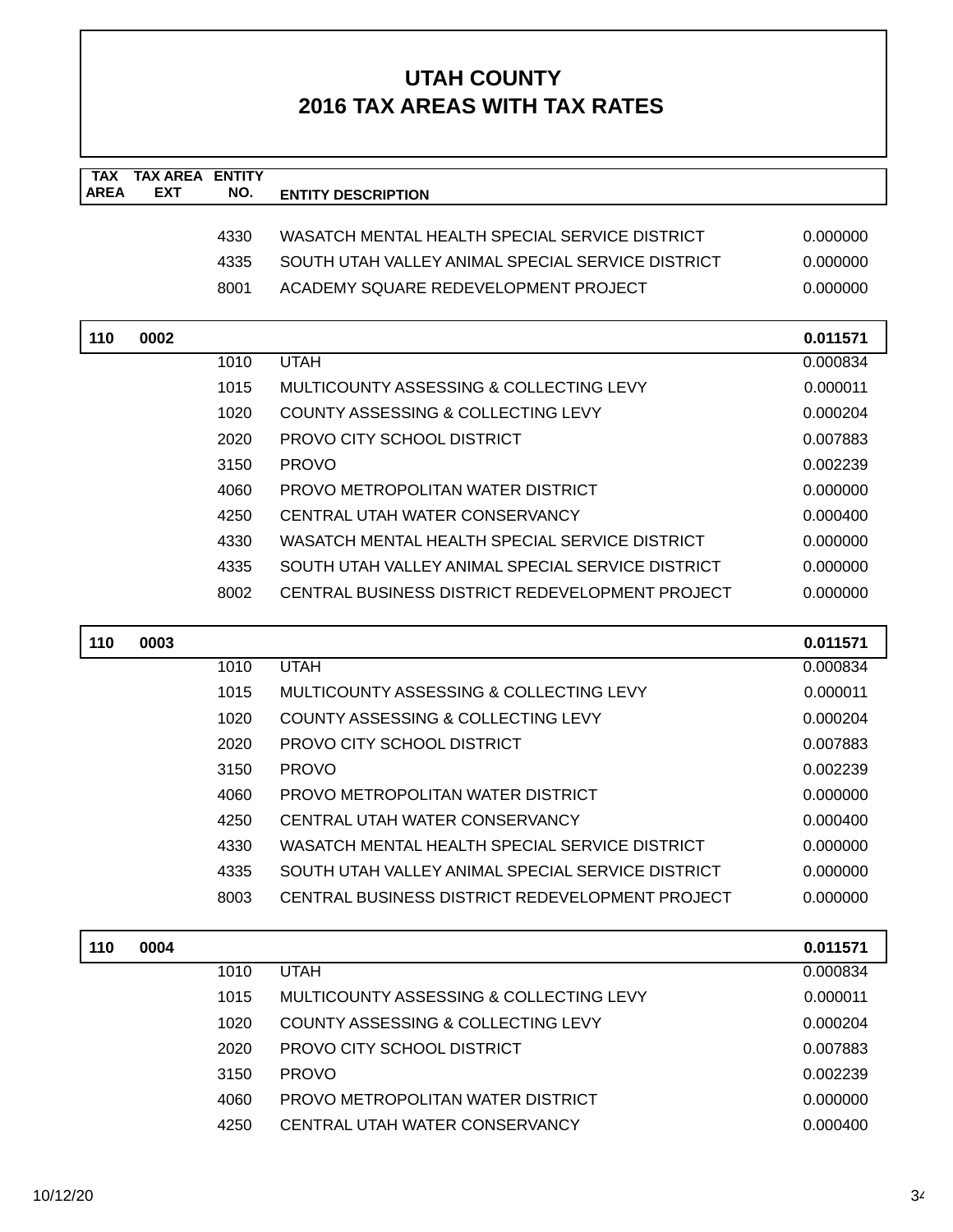# UTAH COUNTY
# 2016 TAX AREAS WITH TAX RATES

| TAX AREA | TAX AREA EXT | ENTITY NO. | ENTITY DESCRIPTION | |
|---|---|---|---|---|
| | | 4330 | WASATCH MENTAL HEALTH SPECIAL SERVICE DISTRICT | 0.000000 |
| | | 4335 | SOUTH UTAH VALLEY ANIMAL SPECIAL SERVICE DISTRICT | 0.000000 |
| | | 8001 | ACADEMY SQUARE REDEVELOPMENT PROJECT | 0.000000 |
| **110** | **0002** | | | **0.011571** |
| | | 1010 | UTAH | 0.000834 |
| | | 1015 | MULTICOUNTY ASSESSING & COLLECTING LEVY | 0.000011 |
| | | 1020 | COUNTY ASSESSING & COLLECTING LEVY | 0.000204 |
| | | 2020 | PROVO CITY SCHOOL DISTRICT | 0.007883 |
| | | 3150 | PROVO | 0.002239 |
| | | 4060 | PROVO METROPOLITAN WATER DISTRICT | 0.000000 |
| | | 4250 | CENTRAL UTAH WATER CONSERVANCY | 0.000400 |
| | | 4330 | WASATCH MENTAL HEALTH SPECIAL SERVICE DISTRICT | 0.000000 |
| | | 4335 | SOUTH UTAH VALLEY ANIMAL SPECIAL SERVICE DISTRICT | 0.000000 |
| | | 8002 | CENTRAL BUSINESS DISTRICT REDEVELOPMENT PROJECT | 0.000000 |
| **110** | **0003** | | | **0.011571** |
| | | 1010 | UTAH | 0.000834 |
| | | 1015 | MULTICOUNTY ASSESSING & COLLECTING LEVY | 0.000011 |
| | | 1020 | COUNTY ASSESSING & COLLECTING LEVY | 0.000204 |
| | | 2020 | PROVO CITY SCHOOL DISTRICT | 0.007883 |
| | | 3150 | PROVO | 0.002239 |
| | | 4060 | PROVO METROPOLITAN WATER DISTRICT | 0.000000 |
| | | 4250 | CENTRAL UTAH WATER CONSERVANCY | 0.000400 |
| | | 4330 | WASATCH MENTAL HEALTH SPECIAL SERVICE DISTRICT | 0.000000 |
| | | 4335 | SOUTH UTAH VALLEY ANIMAL SPECIAL SERVICE DISTRICT | 0.000000 |
| | | 8003 | CENTRAL BUSINESS DISTRICT REDEVELOPMENT PROJECT | 0.000000 |
| **110** | **0004** | | | **0.011571** |
| | | 1010 | UTAH | 0.000834 |
| | | 1015 | MULTICOUNTY ASSESSING & COLLECTING LEVY | 0.000011 |
| | | 1020 | COUNTY ASSESSING & COLLECTING LEVY | 0.000204 |
| | | 2020 | PROVO CITY SCHOOL DISTRICT | 0.007883 |
| | | 3150 | PROVO | 0.002239 |
| | | 4060 | PROVO METROPOLITAN WATER DISTRICT | 0.000000 |
| | | 4250 | CENTRAL UTAH WATER CONSERVANCY | 0.000400 |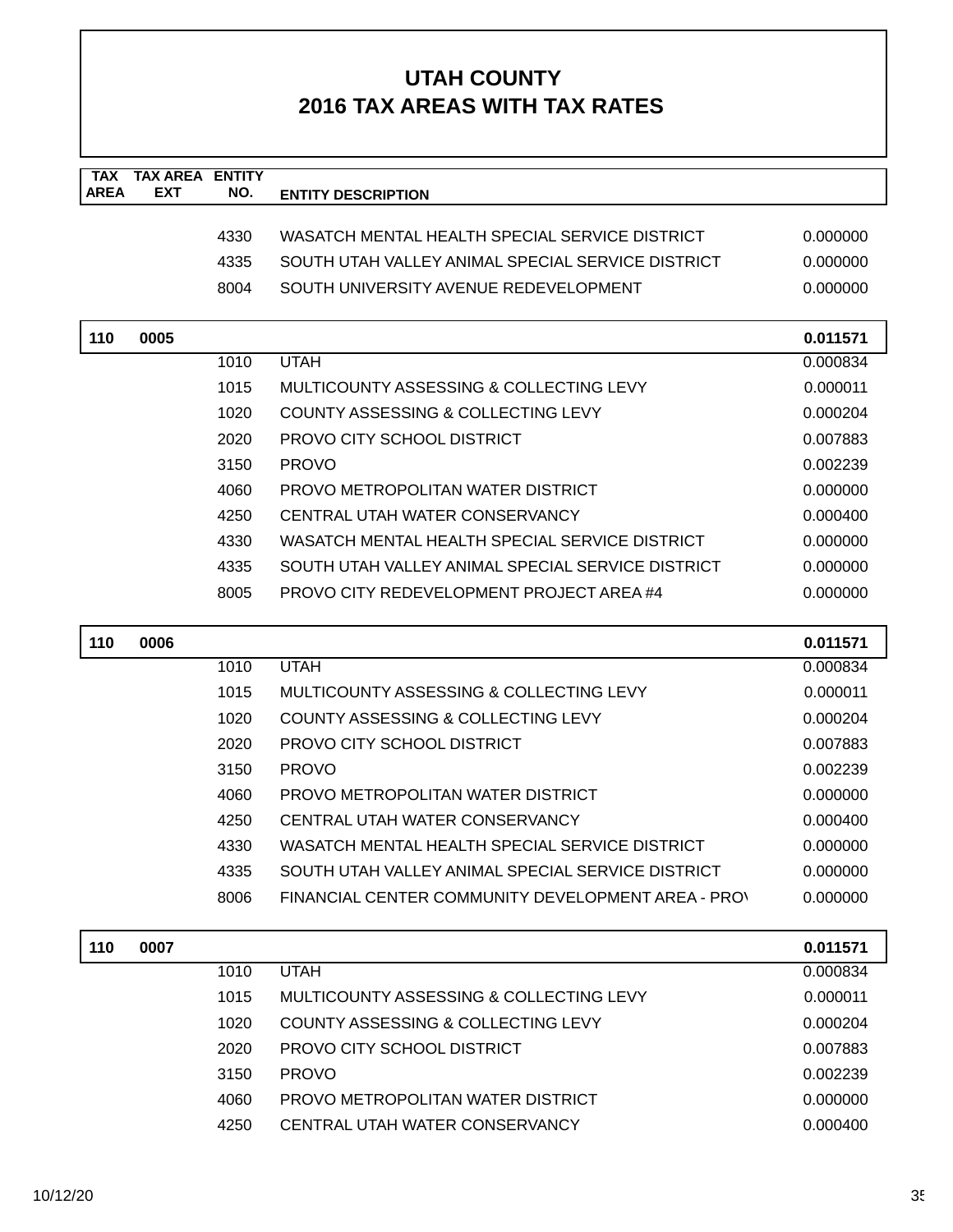# UTAH COUNTY
## 2016 TAX AREAS WITH TAX RATES

| TAX AREA | TAX AREA EXT | ENTITY NO. | ENTITY DESCRIPTION | |
|---|---|---|---|---|
| | | 4330 | WASATCH MENTAL HEALTH SPECIAL SERVICE DISTRICT | 0.000000 |
| | | 4335 | SOUTH UTAH VALLEY ANIMAL SPECIAL SERVICE DISTRICT | 0.000000 |
| | | 8004 | SOUTH UNIVERSITY AVENUE REDEVELOPMENT | 0.000000 |
| **110** | **0005** | | | **0.011571** |
| | | 1010 | UTAH | 0.000834 |
| | | 1015 | MULTICOUNTY ASSESSING & COLLECTING LEVY | 0.000011 |
| | | 1020 | COUNTY ASSESSING & COLLECTING LEVY | 0.000204 |
| | | 2020 | PROVO CITY SCHOOL DISTRICT | 0.007883 |
| | | 3150 | PROVO | 0.002239 |
| | | 4060 | PROVO METROPOLITAN WATER DISTRICT | 0.000000 |
| | | 4250 | CENTRAL UTAH WATER CONSERVANCY | 0.000400 |
| | | 4330 | WASATCH MENTAL HEALTH SPECIAL SERVICE DISTRICT | 0.000000 |
| | | 4335 | SOUTH UTAH VALLEY ANIMAL SPECIAL SERVICE DISTRICT | 0.000000 |
| | | 8005 | PROVO CITY REDEVELOPMENT PROJECT AREA #4 | 0.000000 |
| **110** | **0006** | | | **0.011571** |
| | | 1010 | UTAH | 0.000834 |
| | | 1015 | MULTICOUNTY ASSESSING & COLLECTING LEVY | 0.000011 |
| | | 1020 | COUNTY ASSESSING & COLLECTING LEVY | 0.000204 |
| | | 2020 | PROVO CITY SCHOOL DISTRICT | 0.007883 |
| | | 3150 | PROVO | 0.002239 |
| | | 4060 | PROVO METROPOLITAN WATER DISTRICT | 0.000000 |
| | | 4250 | CENTRAL UTAH WATER CONSERVANCY | 0.000400 |
| | | 4330 | WASATCH MENTAL HEALTH SPECIAL SERVICE DISTRICT | 0.000000 |
| | | 4335 | SOUTH UTAH VALLEY ANIMAL SPECIAL SERVICE DISTRICT | 0.000000 |
| | | 8006 | FINANCIAL CENTER COMMUNITY DEVELOPMENT AREA - PROV | 0.000000 |
| **110** | **0007** | | | **0.011571** |
| | | 1010 | UTAH | 0.000834 |
| | | 1015 | MULTICOUNTY ASSESSING & COLLECTING LEVY | 0.000011 |
| | | 1020 | COUNTY ASSESSING & COLLECTING LEVY | 0.000204 |
| | | 2020 | PROVO CITY SCHOOL DISTRICT | 0.007883 |
| | | 3150 | PROVO | 0.002239 |
| | | 4060 | PROVO METROPOLITAN WATER DISTRICT | 0.000000 |
| | | 4250 | CENTRAL UTAH WATER CONSERVANCY | 0.000400 |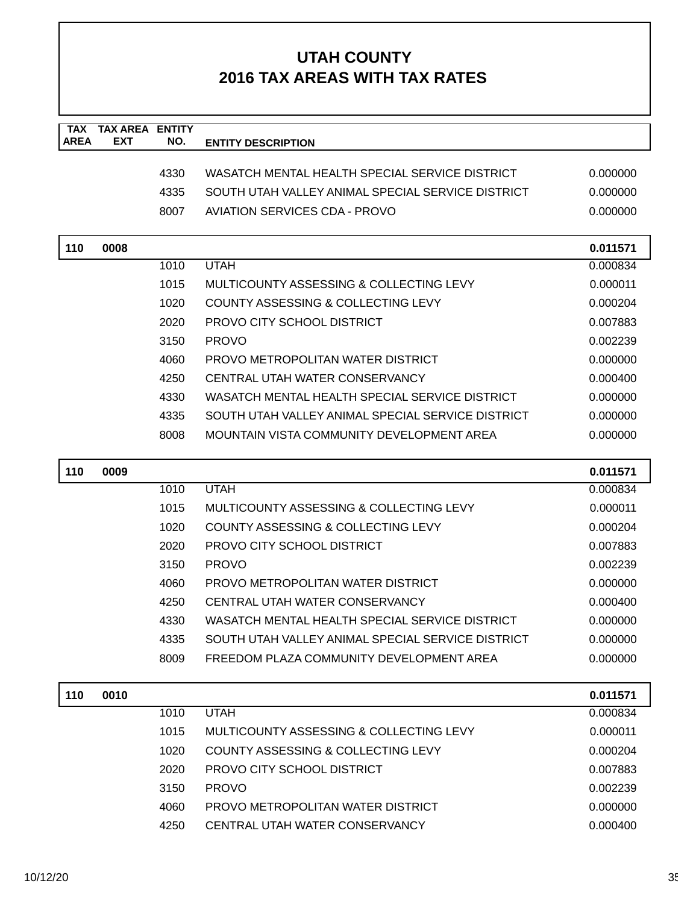# UTAH COUNTY
## 2016 TAX AREAS WITH TAX RATES

| TAX AREA | TAX AREA EXT | ENTITY NO. | ENTITY DESCRIPTION | |
|---|---|---|---|---|
| | | 4330 | WASATCH MENTAL HEALTH SPECIAL SERVICE DISTRICT | 0.000000 |
| | | 4335 | SOUTH UTAH VALLEY ANIMAL SPECIAL SERVICE DISTRICT | 0.000000 |
| | | 8007 | AVIATION SERVICES CDA - PROVO | 0.000000 |
| **110** | **0008** | | | **0.011571** |
| | | 1010 | UTAH | 0.000834 |
| | | 1015 | MULTICOUNTY ASSESSING & COLLECTING LEVY | 0.000011 |
| | | 1020 | COUNTY ASSESSING & COLLECTING LEVY | 0.000204 |
| | | 2020 | PROVO CITY SCHOOL DISTRICT | 0.007883 |
| | | 3150 | PROVO | 0.002239 |
| | | 4060 | PROVO METROPOLITAN WATER DISTRICT | 0.000000 |
| | | 4250 | CENTRAL UTAH WATER CONSERVANCY | 0.000400 |
| | | 4330 | WASATCH MENTAL HEALTH SPECIAL SERVICE DISTRICT | 0.000000 |
| | | 4335 | SOUTH UTAH VALLEY ANIMAL SPECIAL SERVICE DISTRICT | 0.000000 |
| | | 8008 | MOUNTAIN VISTA COMMUNITY DEVELOPMENT AREA | 0.000000 |
| **110** | **0009** | | | **0.011571** |
| | | 1010 | UTAH | 0.000834 |
| | | 1015 | MULTICOUNTY ASSESSING & COLLECTING LEVY | 0.000011 |
| | | 1020 | COUNTY ASSESSING & COLLECTING LEVY | 0.000204 |
| | | 2020 | PROVO CITY SCHOOL DISTRICT | 0.007883 |
| | | 3150 | PROVO | 0.002239 |
| | | 4060 | PROVO METROPOLITAN WATER DISTRICT | 0.000000 |
| | | 4250 | CENTRAL UTAH WATER CONSERVANCY | 0.000400 |
| | | 4330 | WASATCH MENTAL HEALTH SPECIAL SERVICE DISTRICT | 0.000000 |
| | | 4335 | SOUTH UTAH VALLEY ANIMAL SPECIAL SERVICE DISTRICT | 0.000000 |
| | | 8009 | FREEDOM PLAZA COMMUNITY DEVELOPMENT AREA | 0.000000 |
| **110** | **0010** | | | **0.011571** |
| | | 1010 | UTAH | 0.000834 |
| | | 1015 | MULTICOUNTY ASSESSING & COLLECTING LEVY | 0.000011 |
| | | 1020 | COUNTY ASSESSING & COLLECTING LEVY | 0.000204 |
| | | 2020 | PROVO CITY SCHOOL DISTRICT | 0.007883 |
| | | 3150 | PROVO | 0.002239 |
| | | 4060 | PROVO METROPOLITAN WATER DISTRICT | 0.000000 |
| | | 4250 | CENTRAL UTAH WATER CONSERVANCY | 0.000400 |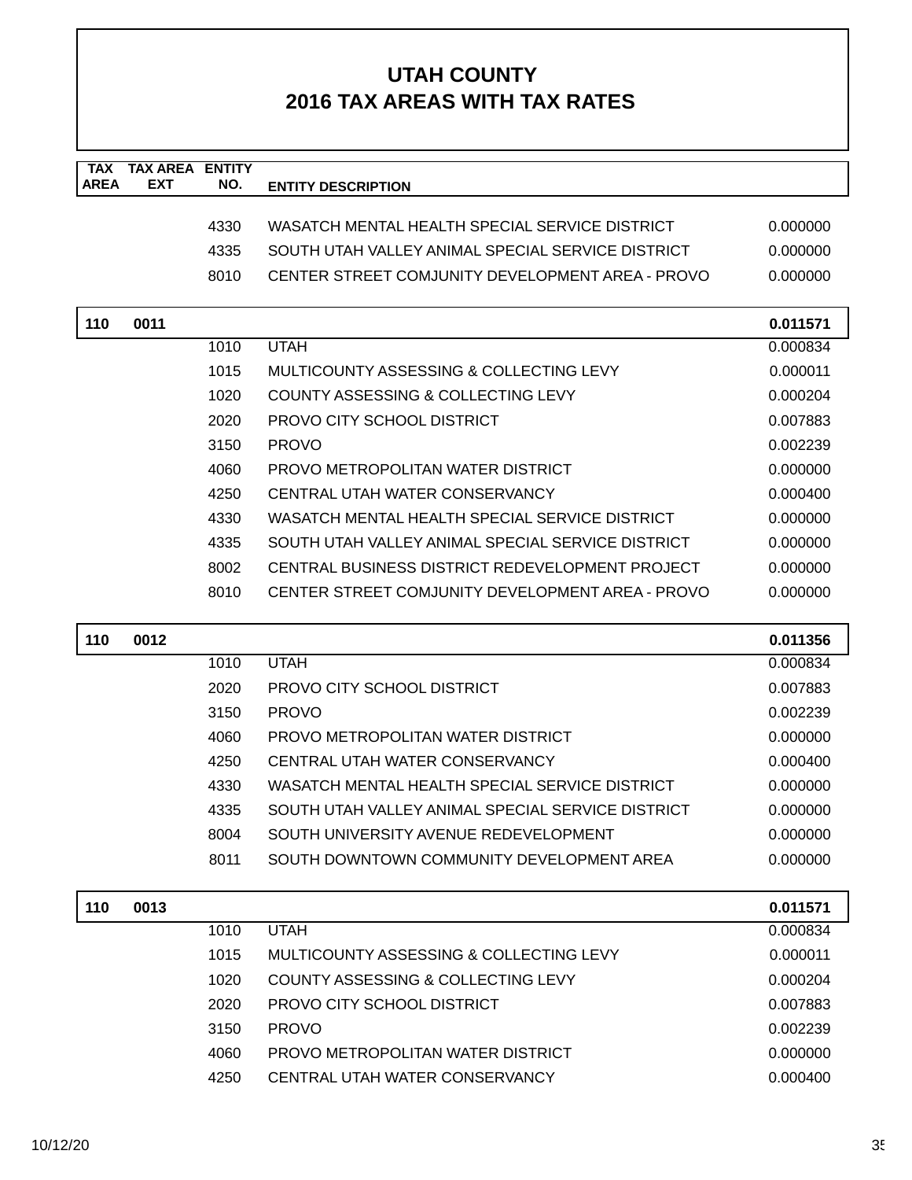# UTAH COUNTY
# 2016 TAX AREAS WITH TAX RATES

| TAX AREA | TAX AREA EXT | ENTITY NO. | ENTITY DESCRIPTION | |
|---|---|---|---|---|
| | | 4330 | WASATCH MENTAL HEALTH SPECIAL SERVICE DISTRICT | 0.000000 |
| | | 4335 | SOUTH UTAH VALLEY ANIMAL SPECIAL SERVICE DISTRICT | 0.000000 |
| | | 8010 | CENTER STREET COMJUNITY DEVELOPMENT AREA - PROVO | 0.000000 |
| **110** | **0011** | | | **0.011571** |
| | | 1010 | UTAH | 0.000834 |
| | | 1015 | MULTICOUNTY ASSESSING & COLLECTING LEVY | 0.000011 |
| | | 1020 | COUNTY ASSESSING & COLLECTING LEVY | 0.000204 |
| | | 2020 | PROVO CITY SCHOOL DISTRICT | 0.007883 |
| | | 3150 | PROVO | 0.002239 |
| | | 4060 | PROVO METROPOLITAN WATER DISTRICT | 0.000000 |
| | | 4250 | CENTRAL UTAH WATER CONSERVANCY | 0.000400 |
| | | 4330 | WASATCH MENTAL HEALTH SPECIAL SERVICE DISTRICT | 0.000000 |
| | | 4335 | SOUTH UTAH VALLEY ANIMAL SPECIAL SERVICE DISTRICT | 0.000000 |
| | | 8002 | CENTRAL BUSINESS DISTRICT REDEVELOPMENT PROJECT | 0.000000 |
| | | 8010 | CENTER STREET COMJUNITY DEVELOPMENT AREA - PROVO | 0.000000 |
| **110** | **0012** | | | **0.011356** |
| | | 1010 | UTAH | 0.000834 |
| | | 2020 | PROVO CITY SCHOOL DISTRICT | 0.007883 |
| | | 3150 | PROVO | 0.002239 |
| | | 4060 | PROVO METROPOLITAN WATER DISTRICT | 0.000000 |
| | | 4250 | CENTRAL UTAH WATER CONSERVANCY | 0.000400 |
| | | 4330 | WASATCH MENTAL HEALTH SPECIAL SERVICE DISTRICT | 0.000000 |
| | | 4335 | SOUTH UTAH VALLEY ANIMAL SPECIAL SERVICE DISTRICT | 0.000000 |
| | | 8004 | SOUTH UNIVERSITY AVENUE REDEVELOPMENT | 0.000000 |
| | | 8011 | SOUTH DOWNTOWN COMMUNITY DEVELOPMENT AREA | 0.000000 |
| **110** | **0013** | | | **0.011571** |
| | | 1010 | UTAH | 0.000834 |
| | | 1015 | MULTICOUNTY ASSESSING & COLLECTING LEVY | 0.000011 |
| | | 1020 | COUNTY ASSESSING & COLLECTING LEVY | 0.000204 |
| | | 2020 | PROVO CITY SCHOOL DISTRICT | 0.007883 |
| | | 3150 | PROVO | 0.002239 |
| | | 4060 | PROVO METROPOLITAN WATER DISTRICT | 0.000000 |
| | | 4250 | CENTRAL UTAH WATER CONSERVANCY | 0.000400 |

10/12/20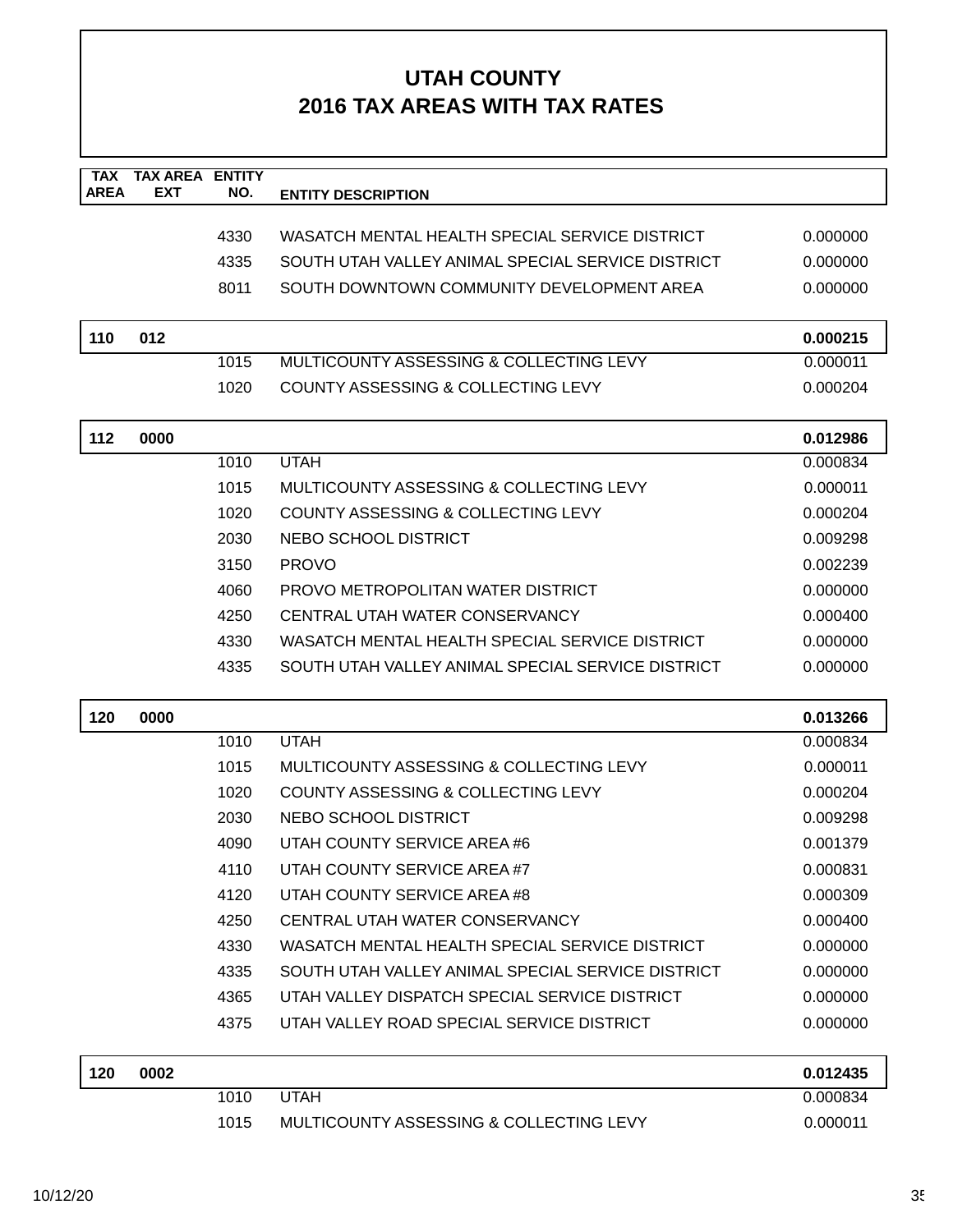# UTAH COUNTY
## 2016 TAX AREAS WITH TAX RATES

| TAX AREA | TAX AREA EXT | ENTITY NO. | ENTITY DESCRIPTION | |
|---|---|---|---|---|
| | | 4330 | WASATCH MENTAL HEALTH SPECIAL SERVICE DISTRICT | 0.000000 |
| | | 4335 | SOUTH UTAH VALLEY ANIMAL SPECIAL SERVICE DISTRICT | 0.000000 |
| | | 8011 | SOUTH DOWNTOWN COMMUNITY DEVELOPMENT AREA | 0.000000 |
| **110** | **012** | | | **0.000215** |
| | | 1015 | MULTICOUNTY ASSESSING & COLLECTING LEVY | 0.000011 |
| | | 1020 | COUNTY ASSESSING & COLLECTING LEVY | 0.000204 |
| **112** | **0000** | | | **0.012986** |
| | | 1010 | UTAH | 0.000834 |
| | | 1015 | MULTICOUNTY ASSESSING & COLLECTING LEVY | 0.000011 |
| | | 1020 | COUNTY ASSESSING & COLLECTING LEVY | 0.000204 |
| | | 2030 | NEBO SCHOOL DISTRICT | 0.009298 |
| | | 3150 | PROVO | 0.002239 |
| | | 4060 | PROVO METROPOLITAN WATER DISTRICT | 0.000000 |
| | | 4250 | CENTRAL UTAH WATER CONSERVANCY | 0.000400 |
| | | 4330 | WASATCH MENTAL HEALTH SPECIAL SERVICE DISTRICT | 0.000000 |
| | | 4335 | SOUTH UTAH VALLEY ANIMAL SPECIAL SERVICE DISTRICT | 0.000000 |
| **120** | **0000** | | | **0.013266** |
| | | 1010 | UTAH | 0.000834 |
| | | 1015 | MULTICOUNTY ASSESSING & COLLECTING LEVY | 0.000011 |
| | | 1020 | COUNTY ASSESSING & COLLECTING LEVY | 0.000204 |
| | | 2030 | NEBO SCHOOL DISTRICT | 0.009298 |
| | | 4090 | UTAH COUNTY SERVICE AREA #6 | 0.001379 |
| | | 4110 | UTAH COUNTY SERVICE AREA #7 | 0.000831 |
| | | 4120 | UTAH COUNTY SERVICE AREA #8 | 0.000309 |
| | | 4250 | CENTRAL UTAH WATER CONSERVANCY | 0.000400 |
| | | 4330 | WASATCH MENTAL HEALTH SPECIAL SERVICE DISTRICT | 0.000000 |
| | | 4335 | SOUTH UTAH VALLEY ANIMAL SPECIAL SERVICE DISTRICT | 0.000000 |
| | | 4365 | UTAH VALLEY DISPATCH SPECIAL SERVICE DISTRICT | 0.000000 |
| | | 4375 | UTAH VALLEY ROAD SPECIAL SERVICE DISTRICT | 0.000000 |
| **120** | **0002** | | | **0.012435** |
| | | 1010 | UTAH | 0.000834 |
| | | 1015 | MULTICOUNTY ASSESSING & COLLECTING LEVY | 0.000011 |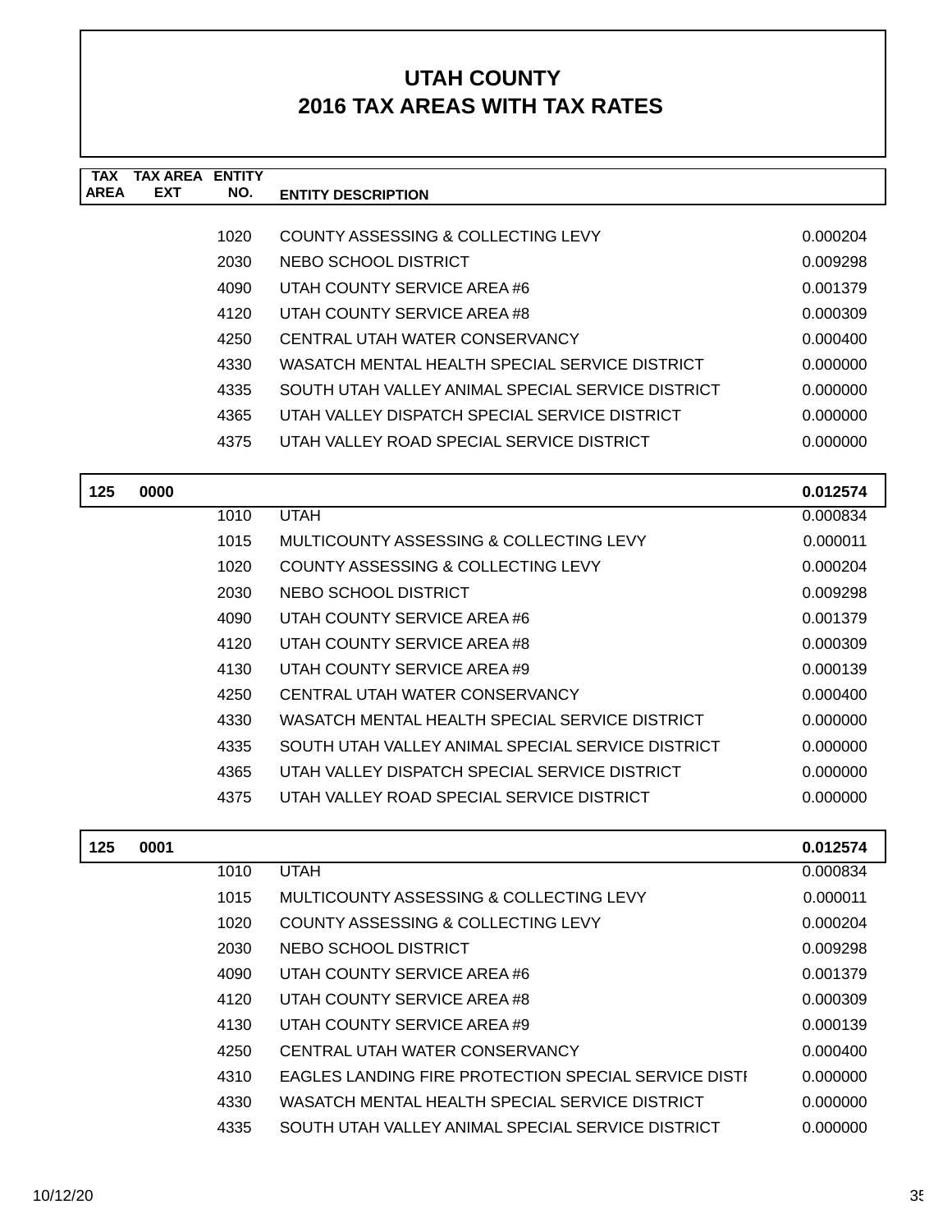# UTAH COUNTY
# 2016 TAX AREAS WITH TAX RATES

| TAX AREA | TAX AREA EXT | ENTITY NO. | ENTITY DESCRIPTION | |
|---|---|---|---|---|
| | | 1020 | COUNTY ASSESSING & COLLECTING LEVY | 0.000204 |
| | | 2030 | NEBO SCHOOL DISTRICT | 0.009298 |
| | | 4090 | UTAH COUNTY SERVICE AREA #6 | 0.001379 |
| | | 4120 | UTAH COUNTY SERVICE AREA #8 | 0.000309 |
| | | 4250 | CENTRAL UTAH WATER CONSERVANCY | 0.000400 |
| | | 4330 | WASATCH MENTAL HEALTH SPECIAL SERVICE DISTRICT | 0.000000 |
| | | 4335 | SOUTH UTAH VALLEY ANIMAL SPECIAL SERVICE DISTRICT | 0.000000 |
| | | 4365 | UTAH VALLEY DISPATCH SPECIAL SERVICE DISTRICT | 0.000000 |
| | | 4375 | UTAH VALLEY ROAD SPECIAL SERVICE DISTRICT | 0.000000 |
| **125** | **0000** | | | **0.012574** |
| | | 1010 | UTAH | 0.000834 |
| | | 1015 | MULTICOUNTY ASSESSING & COLLECTING LEVY | 0.000011 |
| | | 1020 | COUNTY ASSESSING & COLLECTING LEVY | 0.000204 |
| | | 2030 | NEBO SCHOOL DISTRICT | 0.009298 |
| | | 4090 | UTAH COUNTY SERVICE AREA #6 | 0.001379 |
| | | 4120 | UTAH COUNTY SERVICE AREA #8 | 0.000309 |
| | | 4130 | UTAH COUNTY SERVICE AREA #9 | 0.000139 |
| | | 4250 | CENTRAL UTAH WATER CONSERVANCY | 0.000400 |
| | | 4330 | WASATCH MENTAL HEALTH SPECIAL SERVICE DISTRICT | 0.000000 |
| | | 4335 | SOUTH UTAH VALLEY ANIMAL SPECIAL SERVICE DISTRICT | 0.000000 |
| | | 4365 | UTAH VALLEY DISPATCH SPECIAL SERVICE DISTRICT | 0.000000 |
| | | 4375 | UTAH VALLEY ROAD SPECIAL SERVICE DISTRICT | 0.000000 |
| **125** | **0001** | | | **0.012574** |
| | | 1010 | UTAH | 0.000834 |
| | | 1015 | MULTICOUNTY ASSESSING & COLLECTING LEVY | 0.000011 |
| | | 1020 | COUNTY ASSESSING & COLLECTING LEVY | 0.000204 |
| | | 2030 | NEBO SCHOOL DISTRICT | 0.009298 |
| | | 4090 | UTAH COUNTY SERVICE AREA #6 | 0.001379 |
| | | 4120 | UTAH COUNTY SERVICE AREA #8 | 0.000309 |
| | | 4130 | UTAH COUNTY SERVICE AREA #9 | 0.000139 |
| | | 4250 | CENTRAL UTAH WATER CONSERVANCY | 0.000400 |
| | | 4310 | EAGLES LANDING FIRE PROTECTION SPECIAL SERVICE DISTI | 0.000000 |
| | | 4330 | WASATCH MENTAL HEALTH SPECIAL SERVICE DISTRICT | 0.000000 |
| | | 4335 | SOUTH UTAH VALLEY ANIMAL SPECIAL SERVICE DISTRICT | 0.000000 |

10/12/20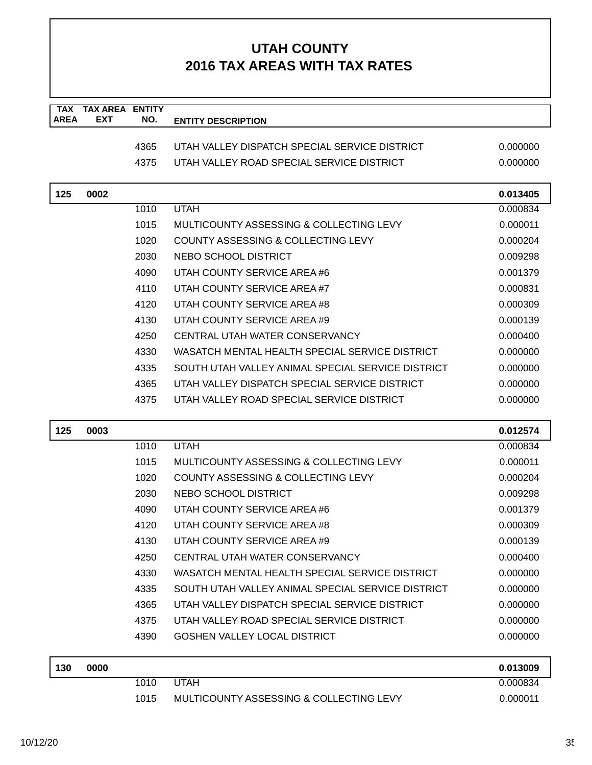# UTAH COUNTY
## 2016 TAX AREAS WITH TAX RATES

| TAX AREA | TAX AREA EXT | ENTITY NO. | ENTITY DESCRIPTION | |
|---|---|---|---|---|
| | | 4365 | UTAH VALLEY DISPATCH SPECIAL SERVICE DISTRICT | 0.000000 |
| | | 4375 | UTAH VALLEY ROAD SPECIAL SERVICE DISTRICT | 0.000000 |
| **125** | **0002** | | | **0.013405** |
| | | 1010 | UTAH | 0.000834 |
| | | 1015 | MULTICOUNTY ASSESSING & COLLECTING LEVY | 0.000011 |
| | | 1020 | COUNTY ASSESSING & COLLECTING LEVY | 0.000204 |
| | | 2030 | NEBO SCHOOL DISTRICT | 0.009298 |
| | | 4090 | UTAH COUNTY SERVICE AREA #6 | 0.001379 |
| | | 4110 | UTAH COUNTY SERVICE AREA #7 | 0.000831 |
| | | 4120 | UTAH COUNTY SERVICE AREA #8 | 0.000309 |
| | | 4130 | UTAH COUNTY SERVICE AREA #9 | 0.000139 |
| | | 4250 | CENTRAL UTAH WATER CONSERVANCY | 0.000400 |
| | | 4330 | WASATCH MENTAL HEALTH SPECIAL SERVICE DISTRICT | 0.000000 |
| | | 4335 | SOUTH UTAH VALLEY ANIMAL SPECIAL SERVICE DISTRICT | 0.000000 |
| | | 4365 | UTAH VALLEY DISPATCH SPECIAL SERVICE DISTRICT | 0.000000 |
| | | 4375 | UTAH VALLEY ROAD SPECIAL SERVICE DISTRICT | 0.000000 |
| **125** | **0003** | | | **0.012574** |
| | | 1010 | UTAH | 0.000834 |
| | | 1015 | MULTICOUNTY ASSESSING & COLLECTING LEVY | 0.000011 |
| | | 1020 | COUNTY ASSESSING & COLLECTING LEVY | 0.000204 |
| | | 2030 | NEBO SCHOOL DISTRICT | 0.009298 |
| | | 4090 | UTAH COUNTY SERVICE AREA #6 | 0.001379 |
| | | 4120 | UTAH COUNTY SERVICE AREA #8 | 0.000309 |
| | | 4130 | UTAH COUNTY SERVICE AREA #9 | 0.000139 |
| | | 4250 | CENTRAL UTAH WATER CONSERVANCY | 0.000400 |
| | | 4330 | WASATCH MENTAL HEALTH SPECIAL SERVICE DISTRICT | 0.000000 |
| | | 4335 | SOUTH UTAH VALLEY ANIMAL SPECIAL SERVICE DISTRICT | 0.000000 |
| | | 4365 | UTAH VALLEY DISPATCH SPECIAL SERVICE DISTRICT | 0.000000 |
| | | 4375 | UTAH VALLEY ROAD SPECIAL SERVICE DISTRICT | 0.000000 |
| | | 4390 | GOSHEN VALLEY LOCAL DISTRICT | 0.000000 |
| **130** | **0000** | | | **0.013009** |
| | | 1010 | UTAH | 0.000834 |
| | | 1015 | MULTICOUNTY ASSESSING & COLLECTING LEVY | 0.000011 |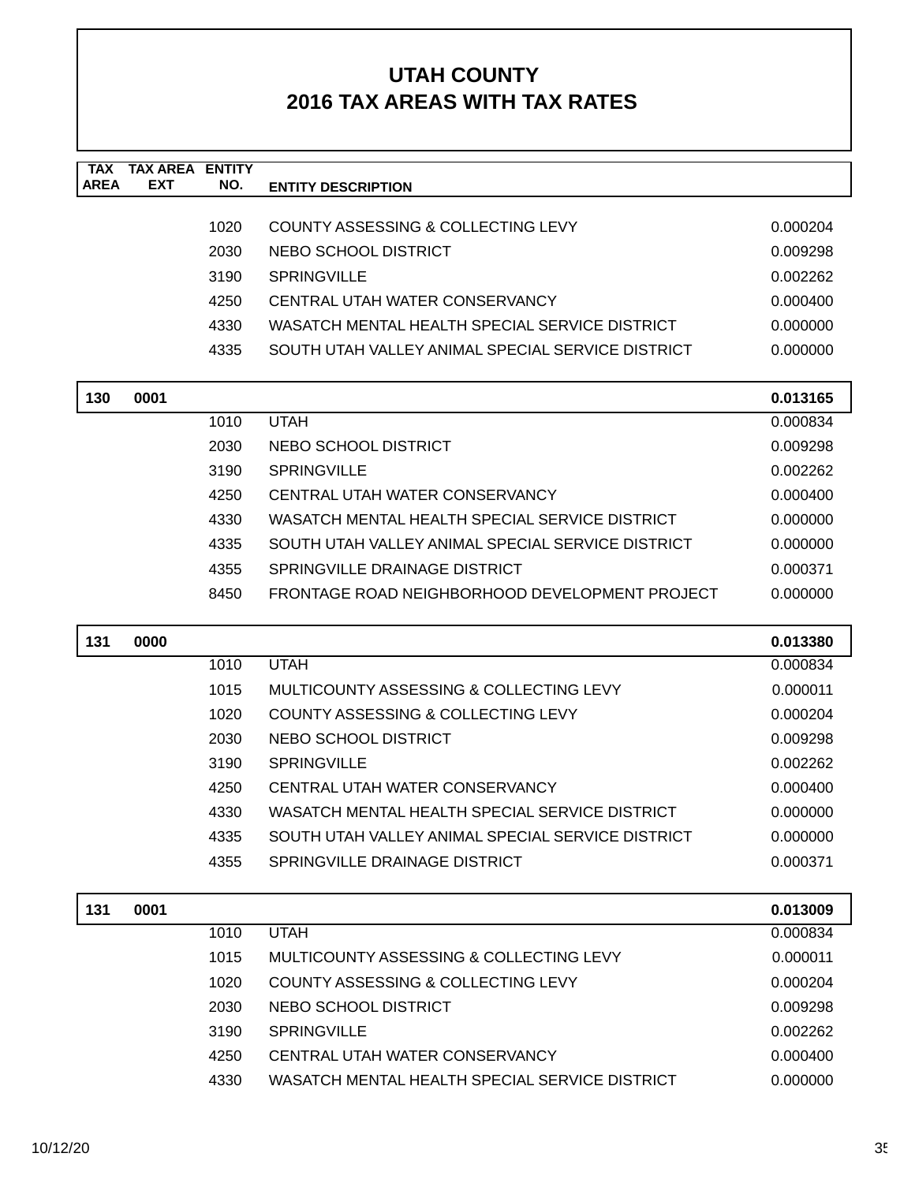# UTAH COUNTY
# 2016 TAX AREAS WITH TAX RATES

| TAX AREA | TAX AREA EXT | ENTITY NO. | ENTITY DESCRIPTION | |
|---|---|---|---|---|
| | | 1020 | COUNTY ASSESSING & COLLECTING LEVY | 0.000204 |
| | | 2030 | NEBO SCHOOL DISTRICT | 0.009298 |
| | | 3190 | SPRINGVILLE | 0.002262 |
| | | 4250 | CENTRAL UTAH WATER CONSERVANCY | 0.000400 |
| | | 4330 | WASATCH MENTAL HEALTH SPECIAL SERVICE DISTRICT | 0.000000 |
| | | 4335 | SOUTH UTAH VALLEY ANIMAL SPECIAL SERVICE DISTRICT | 0.000000 |
| **130** | **0001** | | | **0.013165** |
| | | 1010 | UTAH | 0.000834 |
| | | 2030 | NEBO SCHOOL DISTRICT | 0.009298 |
| | | 3190 | SPRINGVILLE | 0.002262 |
| | | 4250 | CENTRAL UTAH WATER CONSERVANCY | 0.000400 |
| | | 4330 | WASATCH MENTAL HEALTH SPECIAL SERVICE DISTRICT | 0.000000 |
| | | 4335 | SOUTH UTAH VALLEY ANIMAL SPECIAL SERVICE DISTRICT | 0.000000 |
| | | 4355 | SPRINGVILLE DRAINAGE DISTRICT | 0.000371 |
| | | 8450 | FRONTAGE ROAD NEIGHBORHOOD DEVELOPMENT PROJECT | 0.000000 |
| **131** | **0000** | | | **0.013380** |
| | | 1010 | UTAH | 0.000834 |
| | | 1015 | MULTICOUNTY ASSESSING & COLLECTING LEVY | 0.000011 |
| | | 1020 | COUNTY ASSESSING & COLLECTING LEVY | 0.000204 |
| | | 2030 | NEBO SCHOOL DISTRICT | 0.009298 |
| | | 3190 | SPRINGVILLE | 0.002262 |
| | | 4250 | CENTRAL UTAH WATER CONSERVANCY | 0.000400 |
| | | 4330 | WASATCH MENTAL HEALTH SPECIAL SERVICE DISTRICT | 0.000000 |
| | | 4335 | SOUTH UTAH VALLEY ANIMAL SPECIAL SERVICE DISTRICT | 0.000000 |
| | | 4355 | SPRINGVILLE DRAINAGE DISTRICT | 0.000371 |
| **131** | **0001** | | | **0.013009** |
| | | 1010 | UTAH | 0.000834 |
| | | 1015 | MULTICOUNTY ASSESSING & COLLECTING LEVY | 0.000011 |
| | | 1020 | COUNTY ASSESSING & COLLECTING LEVY | 0.000204 |
| | | 2030 | NEBO SCHOOL DISTRICT | 0.009298 |
| | | 3190 | SPRINGVILLE | 0.002262 |
| | | 4250 | CENTRAL UTAH WATER CONSERVANCY | 0.000400 |
| | | 4330 | WASATCH MENTAL HEALTH SPECIAL SERVICE DISTRICT | 0.000000 |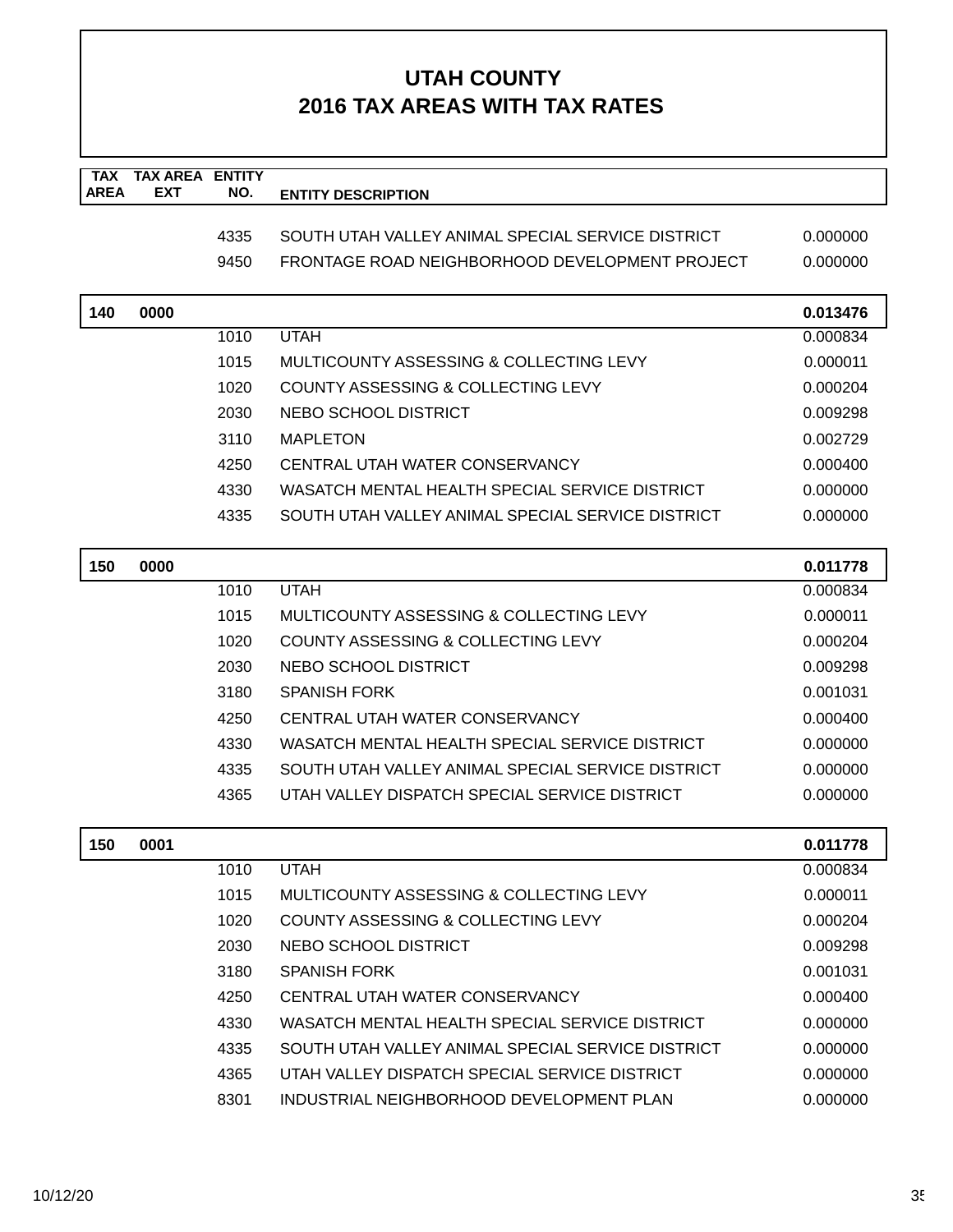# UTAH COUNTY
## 2016 TAX AREAS WITH TAX RATES

| TAX AREA | TAX AREA EXT | ENTITY NO. | ENTITY DESCRIPTION | |
|---|---|---|---|---|
| | | 4335 | SOUTH UTAH VALLEY ANIMAL SPECIAL SERVICE DISTRICT | 0.000000 |
| | | 9450 | FRONTAGE ROAD NEIGHBORHOOD DEVELOPMENT PROJECT | 0.000000 |
| **140** | **0000** | | | **0.013476** |
| | | 1010 | UTAH | 0.000834 |
| | | 1015 | MULTICOUNTY ASSESSING & COLLECTING LEVY | 0.000011 |
| | | 1020 | COUNTY ASSESSING & COLLECTING LEVY | 0.000204 |
| | | 2030 | NEBO SCHOOL DISTRICT | 0.009298 |
| | | 3110 | MAPLETON | 0.002729 |
| | | 4250 | CENTRAL UTAH WATER CONSERVANCY | 0.000400 |
| | | 4330 | WASATCH MENTAL HEALTH SPECIAL SERVICE DISTRICT | 0.000000 |
| | | 4335 | SOUTH UTAH VALLEY ANIMAL SPECIAL SERVICE DISTRICT | 0.000000 |
| **150** | **0000** | | | **0.011778** |
| | | 1010 | UTAH | 0.000834 |
| | | 1015 | MULTICOUNTY ASSESSING & COLLECTING LEVY | 0.000011 |
| | | 1020 | COUNTY ASSESSING & COLLECTING LEVY | 0.000204 |
| | | 2030 | NEBO SCHOOL DISTRICT | 0.009298 |
| | | 3180 | SPANISH FORK | 0.001031 |
| | | 4250 | CENTRAL UTAH WATER CONSERVANCY | 0.000400 |
| | | 4330 | WASATCH MENTAL HEALTH SPECIAL SERVICE DISTRICT | 0.000000 |
| | | 4335 | SOUTH UTAH VALLEY ANIMAL SPECIAL SERVICE DISTRICT | 0.000000 |
| | | 4365 | UTAH VALLEY DISPATCH SPECIAL SERVICE DISTRICT | 0.000000 |
| **150** | **0001** | | | **0.011778** |
| | | 1010 | UTAH | 0.000834 |
| | | 1015 | MULTICOUNTY ASSESSING & COLLECTING LEVY | 0.000011 |
| | | 1020 | COUNTY ASSESSING & COLLECTING LEVY | 0.000204 |
| | | 2030 | NEBO SCHOOL DISTRICT | 0.009298 |
| | | 3180 | SPANISH FORK | 0.001031 |
| | | 4250 | CENTRAL UTAH WATER CONSERVANCY | 0.000400 |
| | | 4330 | WASATCH MENTAL HEALTH SPECIAL SERVICE DISTRICT | 0.000000 |
| | | 4335 | SOUTH UTAH VALLEY ANIMAL SPECIAL SERVICE DISTRICT | 0.000000 |
| | | 4365 | UTAH VALLEY DISPATCH SPECIAL SERVICE DISTRICT | 0.000000 |
| | | 8301 | INDUSTRIAL NEIGHBORHOOD DEVELOPMENT PLAN | 0.000000 |

10/12/20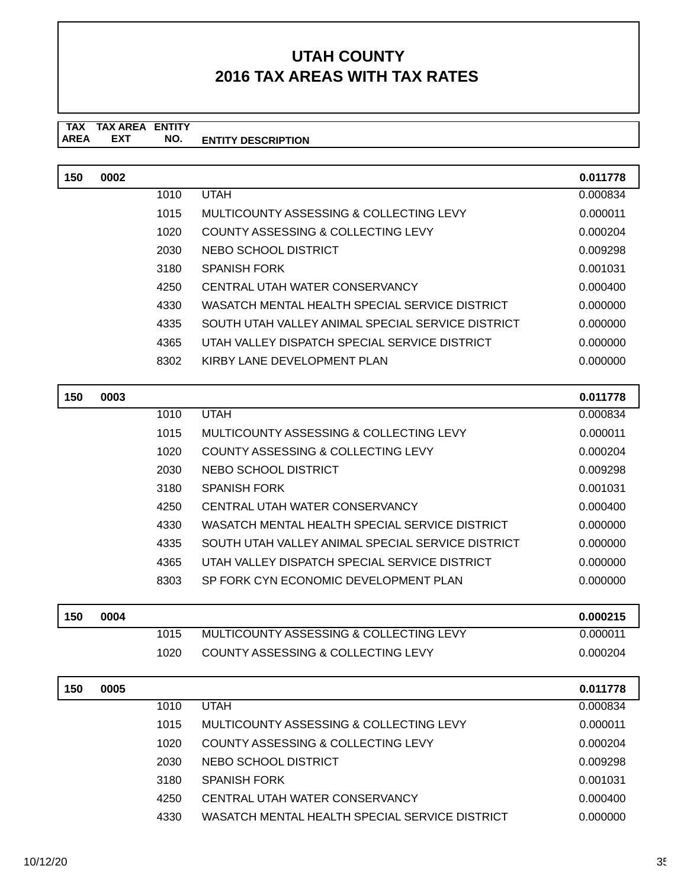# UTAH COUNTY
# 2016 TAX AREAS WITH TAX RATES

| TAX AREA | TAX AREA EXT | ENTITY NO. | ENTITY DESCRIPTION | |
|---|---|---|---|---|
| **150** | **0002** | | | **0.011778** |
| | | 1010 | UTAH | 0.000834 |
| | | 1015 | MULTICOUNTY ASSESSING & COLLECTING LEVY | 0.000011 |
| | | 1020 | COUNTY ASSESSING & COLLECTING LEVY | 0.000204 |
| | | 2030 | NEBO SCHOOL DISTRICT | 0.009298 |
| | | 3180 | SPANISH FORK | 0.001031 |
| | | 4250 | CENTRAL UTAH WATER CONSERVANCY | 0.000400 |
| | | 4330 | WASATCH MENTAL HEALTH SPECIAL SERVICE DISTRICT | 0.000000 |
| | | 4335 | SOUTH UTAH VALLEY ANIMAL SPECIAL SERVICE DISTRICT | 0.000000 |
| | | 4365 | UTAH VALLEY DISPATCH SPECIAL SERVICE DISTRICT | 0.000000 |
| | | 8302 | KIRBY LANE DEVELOPMENT PLAN | 0.000000 |
| **150** | **0003** | | | **0.011778** |
| | | 1010 | UTAH | 0.000834 |
| | | 1015 | MULTICOUNTY ASSESSING & COLLECTING LEVY | 0.000011 |
| | | 1020 | COUNTY ASSESSING & COLLECTING LEVY | 0.000204 |
| | | 2030 | NEBO SCHOOL DISTRICT | 0.009298 |
| | | 3180 | SPANISH FORK | 0.001031 |
| | | 4250 | CENTRAL UTAH WATER CONSERVANCY | 0.000400 |
| | | 4330 | WASATCH MENTAL HEALTH SPECIAL SERVICE DISTRICT | 0.000000 |
| | | 4335 | SOUTH UTAH VALLEY ANIMAL SPECIAL SERVICE DISTRICT | 0.000000 |
| | | 4365 | UTAH VALLEY DISPATCH SPECIAL SERVICE DISTRICT | 0.000000 |
| | | 8303 | SP FORK CYN ECONOMIC DEVELOPMENT PLAN | 0.000000 |
| **150** | **0004** | | | **0.000215** |
| | | 1015 | MULTICOUNTY ASSESSING & COLLECTING LEVY | 0.000011 |
| | | 1020 | COUNTY ASSESSING & COLLECTING LEVY | 0.000204 |
| **150** | **0005** | | | **0.011778** |
| | | 1010 | UTAH | 0.000834 |
| | | 1015 | MULTICOUNTY ASSESSING & COLLECTING LEVY | 0.000011 |
| | | 1020 | COUNTY ASSESSING & COLLECTING LEVY | 0.000204 |
| | | 2030 | NEBO SCHOOL DISTRICT | 0.009298 |
| | | 3180 | SPANISH FORK | 0.001031 |
| | | 4250 | CENTRAL UTAH WATER CONSERVANCY | 0.000400 |
| | | 4330 | WASATCH MENTAL HEALTH SPECIAL SERVICE DISTRICT | 0.000000 |

10/12/20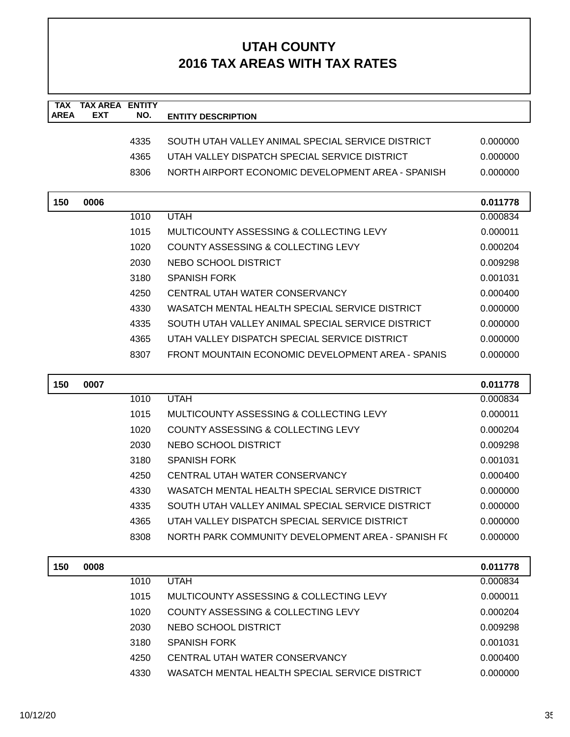# UTAH COUNTY
## 2016 TAX AREAS WITH TAX RATES

| TAX AREA | TAX AREA EXT | ENTITY NO. | ENTITY DESCRIPTION | |
|---|---|---|---|---|
| | | 4335 | SOUTH UTAH VALLEY ANIMAL SPECIAL SERVICE DISTRICT | 0.000000 |
| | | 4365 | UTAH VALLEY DISPATCH SPECIAL SERVICE DISTRICT | 0.000000 |
| | | 8306 | NORTH AIRPORT ECONOMIC DEVELOPMENT AREA - SPANISH | 0.000000 |
| **150** | **0006** | | | **0.011778** |
| | | 1010 | UTAH | 0.000834 |
| | | 1015 | MULTICOUNTY ASSESSING & COLLECTING LEVY | 0.000011 |
| | | 1020 | COUNTY ASSESSING & COLLECTING LEVY | 0.000204 |
| | | 2030 | NEBO SCHOOL DISTRICT | 0.009298 |
| | | 3180 | SPANISH FORK | 0.001031 |
| | | 4250 | CENTRAL UTAH WATER CONSERVANCY | 0.000400 |
| | | 4330 | WASATCH MENTAL HEALTH SPECIAL SERVICE DISTRICT | 0.000000 |
| | | 4335 | SOUTH UTAH VALLEY ANIMAL SPECIAL SERVICE DISTRICT | 0.000000 |
| | | 4365 | UTAH VALLEY DISPATCH SPECIAL SERVICE DISTRICT | 0.000000 |
| | | 8307 | FRONT MOUNTAIN ECONOMIC DEVELOPMENT AREA - SPANIS | 0.000000 |
| **150** | **0007** | | | **0.011778** |
| | | 1010 | UTAH | 0.000834 |
| | | 1015 | MULTICOUNTY ASSESSING & COLLECTING LEVY | 0.000011 |
| | | 1020 | COUNTY ASSESSING & COLLECTING LEVY | 0.000204 |
| | | 2030 | NEBO SCHOOL DISTRICT | 0.009298 |
| | | 3180 | SPANISH FORK | 0.001031 |
| | | 4250 | CENTRAL UTAH WATER CONSERVANCY | 0.000400 |
| | | 4330 | WASATCH MENTAL HEALTH SPECIAL SERVICE DISTRICT | 0.000000 |
| | | 4335 | SOUTH UTAH VALLEY ANIMAL SPECIAL SERVICE DISTRICT | 0.000000 |
| | | 4365 | UTAH VALLEY DISPATCH SPECIAL SERVICE DISTRICT | 0.000000 |
| | | 8308 | NORTH PARK COMMUNITY DEVELOPMENT AREA - SPANISH F( | 0.000000 |
| **150** | **0008** | | | **0.011778** |
| | | 1010 | UTAH | 0.000834 |
| | | 1015 | MULTICOUNTY ASSESSING & COLLECTING LEVY | 0.000011 |
| | | 1020 | COUNTY ASSESSING & COLLECTING LEVY | 0.000204 |
| | | 2030 | NEBO SCHOOL DISTRICT | 0.009298 |
| | | 3180 | SPANISH FORK | 0.001031 |
| | | 4250 | CENTRAL UTAH WATER CONSERVANCY | 0.000400 |
| | | 4330 | WASATCH MENTAL HEALTH SPECIAL SERVICE DISTRICT | 0.000000 |

10/12/20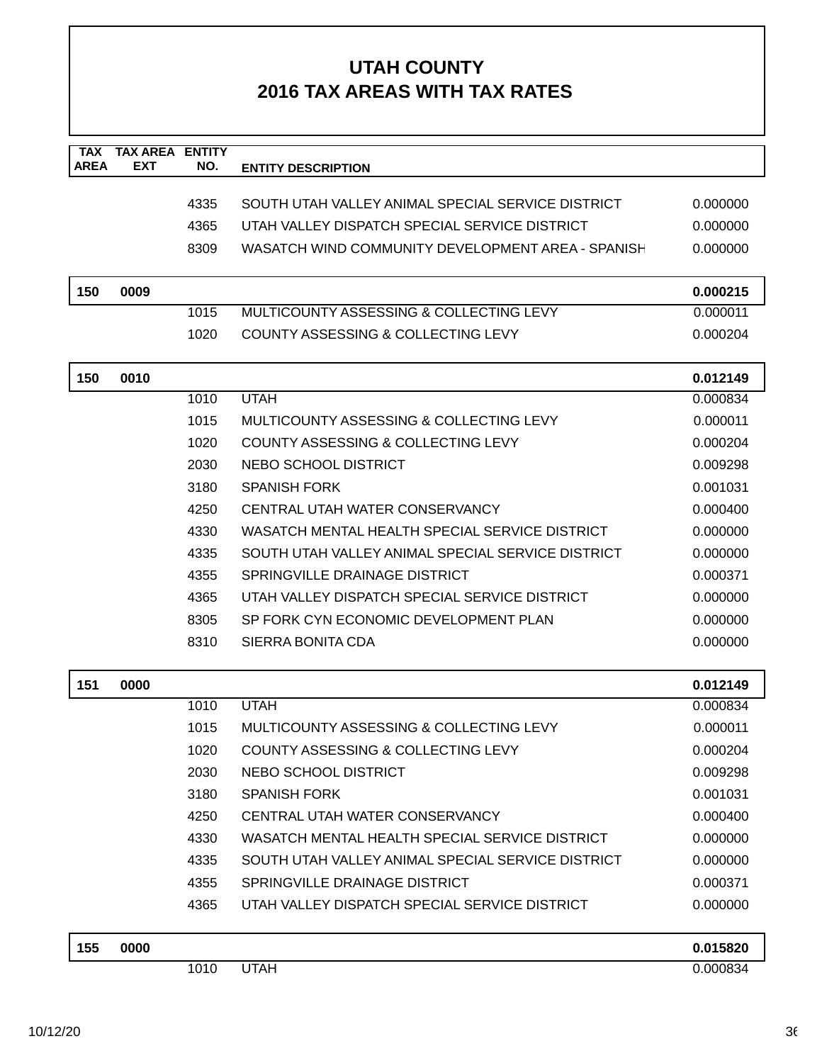# UTAH COUNTY
## 2016 TAX AREAS WITH TAX RATES

| TAX AREA | TAX AREA EXT | ENTITY NO. | ENTITY DESCRIPTION | |
|---|---|---|---|---|
| | | 4335 | SOUTH UTAH VALLEY ANIMAL SPECIAL SERVICE DISTRICT | 0.000000 |
| | | 4365 | UTAH VALLEY DISPATCH SPECIAL SERVICE DISTRICT | 0.000000 |
| | | 8309 | WASATCH WIND COMMUNITY DEVELOPMENT AREA - SPANISH | 0.000000 |
| **150** | **0009** | | | **0.000215** |
| | | 1015 | MULTICOUNTY ASSESSING & COLLECTING LEVY | 0.000011 |
| | | 1020 | COUNTY ASSESSING & COLLECTING LEVY | 0.000204 |
| **150** | **0010** | | | **0.012149** |
| | | 1010 | UTAH | 0.000834 |
| | | 1015 | MULTICOUNTY ASSESSING & COLLECTING LEVY | 0.000011 |
| | | 1020 | COUNTY ASSESSING & COLLECTING LEVY | 0.000204 |
| | | 2030 | NEBO SCHOOL DISTRICT | 0.009298 |
| | | 3180 | SPANISH FORK | 0.001031 |
| | | 4250 | CENTRAL UTAH WATER CONSERVANCY | 0.000400 |
| | | 4330 | WASATCH MENTAL HEALTH SPECIAL SERVICE DISTRICT | 0.000000 |
| | | 4335 | SOUTH UTAH VALLEY ANIMAL SPECIAL SERVICE DISTRICT | 0.000000 |
| | | 4355 | SPRINGVILLE DRAINAGE DISTRICT | 0.000371 |
| | | 4365 | UTAH VALLEY DISPATCH SPECIAL SERVICE DISTRICT | 0.000000 |
| | | 8305 | SP FORK CYN ECONOMIC DEVELOPMENT PLAN | 0.000000 |
| | | 8310 | SIERRA BONITA CDA | 0.000000 |
| **151** | **0000** | | | **0.012149** |
| | | 1010 | UTAH | 0.000834 |
| | | 1015 | MULTICOUNTY ASSESSING & COLLECTING LEVY | 0.000011 |
| | | 1020 | COUNTY ASSESSING & COLLECTING LEVY | 0.000204 |
| | | 2030 | NEBO SCHOOL DISTRICT | 0.009298 |
| | | 3180 | SPANISH FORK | 0.001031 |
| | | 4250 | CENTRAL UTAH WATER CONSERVANCY | 0.000400 |
| | | 4330 | WASATCH MENTAL HEALTH SPECIAL SERVICE DISTRICT | 0.000000 |
| | | 4335 | SOUTH UTAH VALLEY ANIMAL SPECIAL SERVICE DISTRICT | 0.000000 |
| | | 4355 | SPRINGVILLE DRAINAGE DISTRICT | 0.000371 |
| | | 4365 | UTAH VALLEY DISPATCH SPECIAL SERVICE DISTRICT | 0.000000 |
| **155** | **0000** | | | **0.015820** |
| | | 1010 | UTAH | 0.000834 |

10/12/20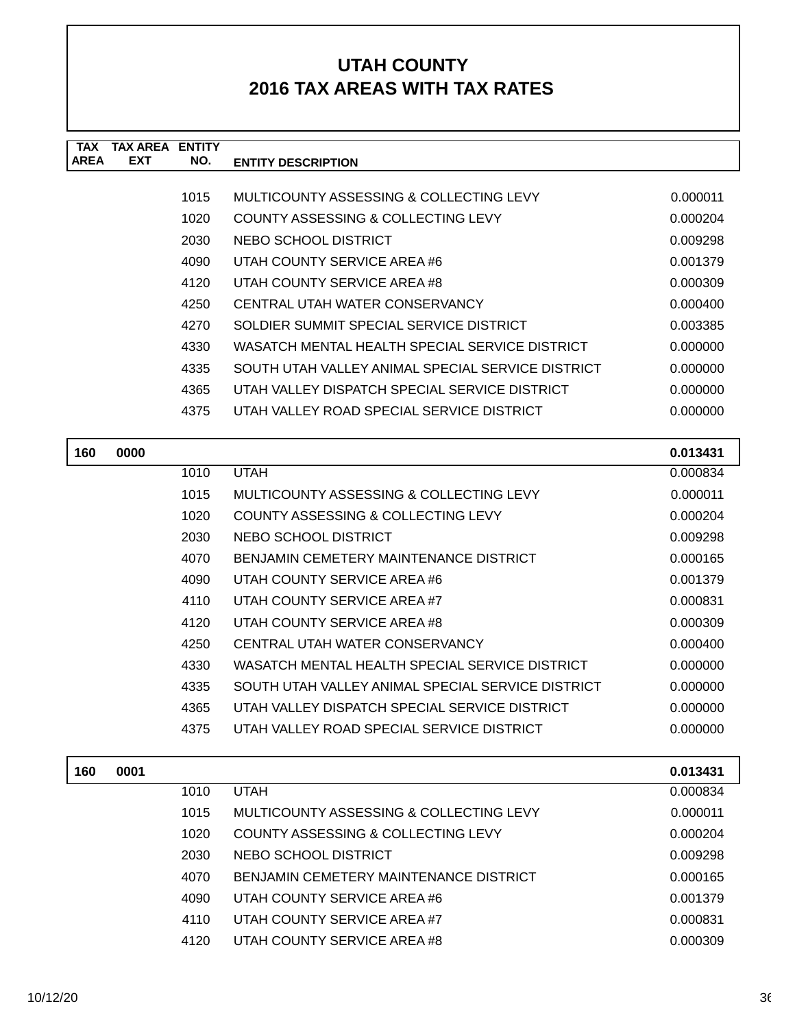# UTAH COUNTY
## 2016 TAX AREAS WITH TAX RATES

| TAX AREA | TAX AREA EXT | ENTITY NO. | ENTITY DESCRIPTION | |
|---|---|---|---|---|
| | | 1015 | MULTICOUNTY ASSESSING & COLLECTING LEVY | 0.000011 |
| | | 1020 | COUNTY ASSESSING & COLLECTING LEVY | 0.000204 |
| | | 2030 | NEBO SCHOOL DISTRICT | 0.009298 |
| | | 4090 | UTAH COUNTY SERVICE AREA #6 | 0.001379 |
| | | 4120 | UTAH COUNTY SERVICE AREA #8 | 0.000309 |
| | | 4250 | CENTRAL UTAH WATER CONSERVANCY | 0.000400 |
| | | 4270 | SOLDIER SUMMIT SPECIAL SERVICE DISTRICT | 0.003385 |
| | | 4330 | WASATCH MENTAL HEALTH SPECIAL SERVICE DISTRICT | 0.000000 |
| | | 4335 | SOUTH UTAH VALLEY ANIMAL SPECIAL SERVICE DISTRICT | 0.000000 |
| | | 4365 | UTAH VALLEY DISPATCH SPECIAL SERVICE DISTRICT | 0.000000 |
| | | 4375 | UTAH VALLEY ROAD SPECIAL SERVICE DISTRICT | 0.000000 |
| **160** | **0000** | | | **0.013431** |
| | | 1010 | UTAH | 0.000834 |
| | | 1015 | MULTICOUNTY ASSESSING & COLLECTING LEVY | 0.000011 |
| | | 1020 | COUNTY ASSESSING & COLLECTING LEVY | 0.000204 |
| | | 2030 | NEBO SCHOOL DISTRICT | 0.009298 |
| | | 4070 | BENJAMIN CEMETERY MAINTENANCE DISTRICT | 0.000165 |
| | | 4090 | UTAH COUNTY SERVICE AREA #6 | 0.001379 |
| | | 4110 | UTAH COUNTY SERVICE AREA #7 | 0.000831 |
| | | 4120 | UTAH COUNTY SERVICE AREA #8 | 0.000309 |
| | | 4250 | CENTRAL UTAH WATER CONSERVANCY | 0.000400 |
| | | 4330 | WASATCH MENTAL HEALTH SPECIAL SERVICE DISTRICT | 0.000000 |
| | | 4335 | SOUTH UTAH VALLEY ANIMAL SPECIAL SERVICE DISTRICT | 0.000000 |
| | | 4365 | UTAH VALLEY DISPATCH SPECIAL SERVICE DISTRICT | 0.000000 |
| | | 4375 | UTAH VALLEY ROAD SPECIAL SERVICE DISTRICT | 0.000000 |
| **160** | **0001** | | | **0.013431** |
| | | 1010 | UTAH | 0.000834 |
| | | 1015 | MULTICOUNTY ASSESSING & COLLECTING LEVY | 0.000011 |
| | | 1020 | COUNTY ASSESSING & COLLECTING LEVY | 0.000204 |
| | | 2030 | NEBO SCHOOL DISTRICT | 0.009298 |
| | | 4070 | BENJAMIN CEMETERY MAINTENANCE DISTRICT | 0.000165 |
| | | 4090 | UTAH COUNTY SERVICE AREA #6 | 0.001379 |
| | | 4110 | UTAH COUNTY SERVICE AREA #7 | 0.000831 |
| | | 4120 | UTAH COUNTY SERVICE AREA #8 | 0.000309 |

10/12/20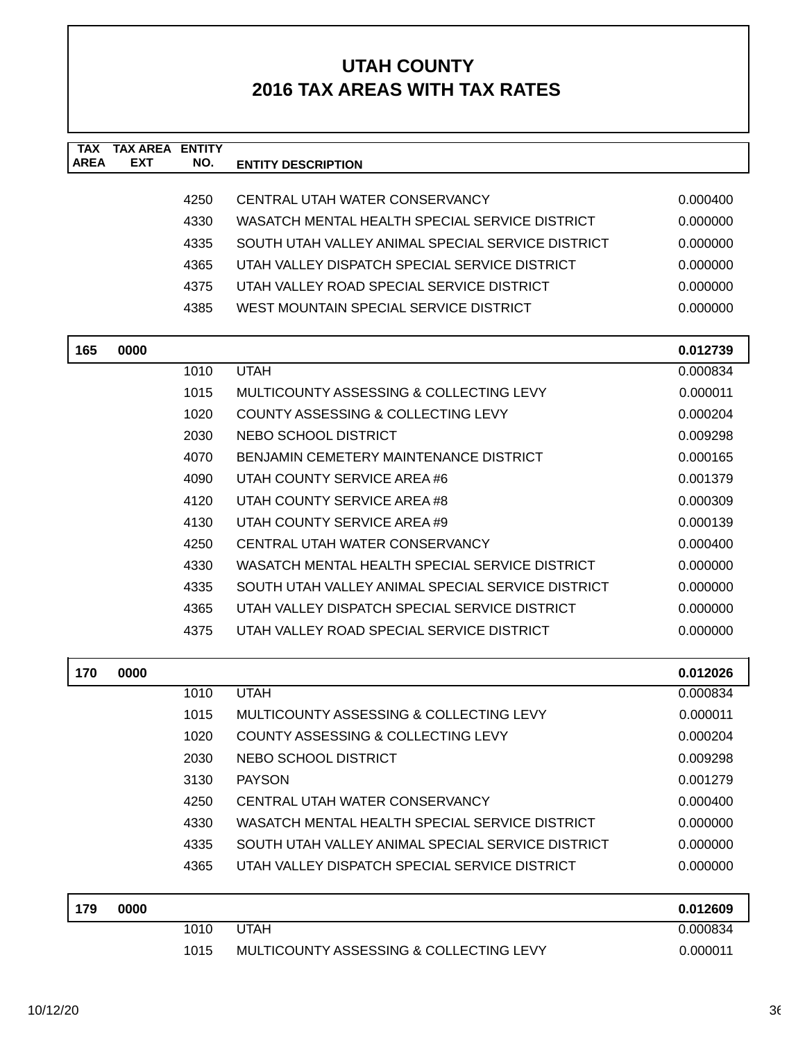# UTAH COUNTY
## 2016 TAX AREAS WITH TAX RATES

| TAX AREA | TAX AREA EXT | ENTITY NO. | ENTITY DESCRIPTION | |
|---|---|---|---|---|
| | | 4250 | CENTRAL UTAH WATER CONSERVANCY | 0.000400 |
| | | 4330 | WASATCH MENTAL HEALTH SPECIAL SERVICE DISTRICT | 0.000000 |
| | | 4335 | SOUTH UTAH VALLEY ANIMAL SPECIAL SERVICE DISTRICT | 0.000000 |
| | | 4365 | UTAH VALLEY DISPATCH SPECIAL SERVICE DISTRICT | 0.000000 |
| | | 4375 | UTAH VALLEY ROAD SPECIAL SERVICE DISTRICT | 0.000000 |
| | | 4385 | WEST MOUNTAIN SPECIAL SERVICE DISTRICT | 0.000000 |
| **165** | **0000** | | | **0.012739** |
| | | 1010 | UTAH | 0.000834 |
| | | 1015 | MULTICOUNTY ASSESSING & COLLECTING LEVY | 0.000011 |
| | | 1020 | COUNTY ASSESSING & COLLECTING LEVY | 0.000204 |
| | | 2030 | NEBO SCHOOL DISTRICT | 0.009298 |
| | | 4070 | BENJAMIN CEMETERY MAINTENANCE DISTRICT | 0.000165 |
| | | 4090 | UTAH COUNTY SERVICE AREA #6 | 0.001379 |
| | | 4120 | UTAH COUNTY SERVICE AREA #8 | 0.000309 |
| | | 4130 | UTAH COUNTY SERVICE AREA #9 | 0.000139 |
| | | 4250 | CENTRAL UTAH WATER CONSERVANCY | 0.000400 |
| | | 4330 | WASATCH MENTAL HEALTH SPECIAL SERVICE DISTRICT | 0.000000 |
| | | 4335 | SOUTH UTAH VALLEY ANIMAL SPECIAL SERVICE DISTRICT | 0.000000 |
| | | 4365 | UTAH VALLEY DISPATCH SPECIAL SERVICE DISTRICT | 0.000000 |
| | | 4375 | UTAH VALLEY ROAD SPECIAL SERVICE DISTRICT | 0.000000 |
| **170** | **0000** | | | **0.012026** |
| | | 1010 | UTAH | 0.000834 |
| | | 1015 | MULTICOUNTY ASSESSING & COLLECTING LEVY | 0.000011 |
| | | 1020 | COUNTY ASSESSING & COLLECTING LEVY | 0.000204 |
| | | 2030 | NEBO SCHOOL DISTRICT | 0.009298 |
| | | 3130 | PAYSON | 0.001279 |
| | | 4250 | CENTRAL UTAH WATER CONSERVANCY | 0.000400 |
| | | 4330 | WASATCH MENTAL HEALTH SPECIAL SERVICE DISTRICT | 0.000000 |
| | | 4335 | SOUTH UTAH VALLEY ANIMAL SPECIAL SERVICE DISTRICT | 0.000000 |
| | | 4365 | UTAH VALLEY DISPATCH SPECIAL SERVICE DISTRICT | 0.000000 |
| **179** | **0000** | | | **0.012609** |
| | | 1010 | UTAH | 0.000834 |
| | | 1015 | MULTICOUNTY ASSESSING & COLLECTING LEVY | 0.000011 |

10/12/20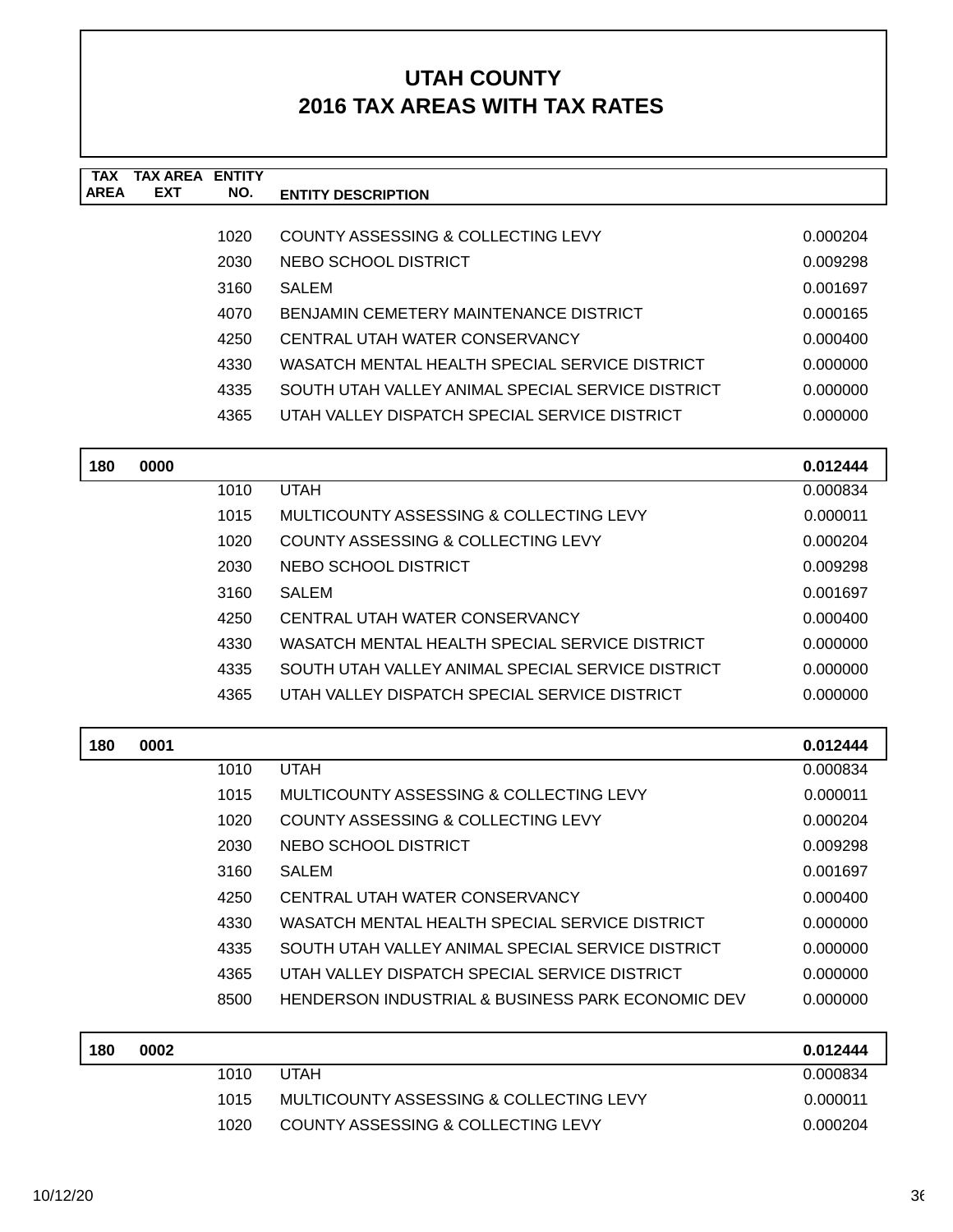# UTAH COUNTY
## 2016 TAX AREAS WITH TAX RATES

| TAX AREA | TAX AREA EXT | ENTITY NO. | ENTITY DESCRIPTION | |
|---|---|---|---|---|
| | | 1020 | COUNTY ASSESSING & COLLECTING LEVY | 0.000204 |
| | | 2030 | NEBO SCHOOL DISTRICT | 0.009298 |
| | | 3160 | SALEM | 0.001697 |
| | | 4070 | BENJAMIN CEMETERY MAINTENANCE DISTRICT | 0.000165 |
| | | 4250 | CENTRAL UTAH WATER CONSERVANCY | 0.000400 |
| | | 4330 | WASATCH MENTAL HEALTH SPECIAL SERVICE DISTRICT | 0.000000 |
| | | 4335 | SOUTH UTAH VALLEY ANIMAL SPECIAL SERVICE DISTRICT | 0.000000 |
| | | 4365 | UTAH VALLEY DISPATCH SPECIAL SERVICE DISTRICT | 0.000000 |
| **180** | **0000** | | | **0.012444** |
| | | 1010 | UTAH | 0.000834 |
| | | 1015 | MULTICOUNTY ASSESSING & COLLECTING LEVY | 0.000011 |
| | | 1020 | COUNTY ASSESSING & COLLECTING LEVY | 0.000204 |
| | | 2030 | NEBO SCHOOL DISTRICT | 0.009298 |
| | | 3160 | SALEM | 0.001697 |
| | | 4250 | CENTRAL UTAH WATER CONSERVANCY | 0.000400 |
| | | 4330 | WASATCH MENTAL HEALTH SPECIAL SERVICE DISTRICT | 0.000000 |
| | | 4335 | SOUTH UTAH VALLEY ANIMAL SPECIAL SERVICE DISTRICT | 0.000000 |
| | | 4365 | UTAH VALLEY DISPATCH SPECIAL SERVICE DISTRICT | 0.000000 |
| **180** | **0001** | | | **0.012444** |
| | | 1010 | UTAH | 0.000834 |
| | | 1015 | MULTICOUNTY ASSESSING & COLLECTING LEVY | 0.000011 |
| | | 1020 | COUNTY ASSESSING & COLLECTING LEVY | 0.000204 |
| | | 2030 | NEBO SCHOOL DISTRICT | 0.009298 |
| | | 3160 | SALEM | 0.001697 |
| | | 4250 | CENTRAL UTAH WATER CONSERVANCY | 0.000400 |
| | | 4330 | WASATCH MENTAL HEALTH SPECIAL SERVICE DISTRICT | 0.000000 |
| | | 4335 | SOUTH UTAH VALLEY ANIMAL SPECIAL SERVICE DISTRICT | 0.000000 |
| | | 4365 | UTAH VALLEY DISPATCH SPECIAL SERVICE DISTRICT | 0.000000 |
| | | 8500 | HENDERSON INDUSTRIAL & BUSINESS PARK ECONOMIC DEV | 0.000000 |
| **180** | **0002** | | | **0.012444** |
| | | 1010 | UTAH | 0.000834 |
| | | 1015 | MULTICOUNTY ASSESSING & COLLECTING LEVY | 0.000011 |
| | | 1020 | COUNTY ASSESSING & COLLECTING LEVY | 0.000204 |

10/12/20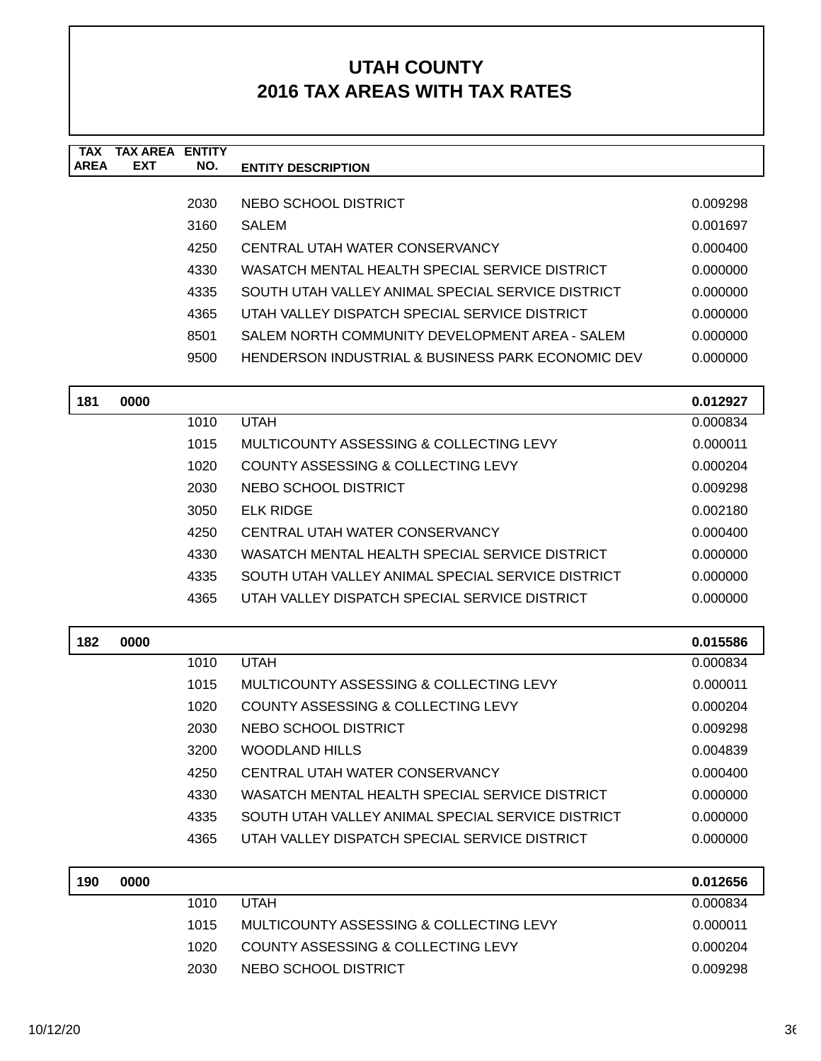# UTAH COUNTY
## 2016 TAX AREAS WITH TAX RATES

| TAX AREA | TAX AREA EXT | ENTITY NO. | ENTITY DESCRIPTION | |
|---|---|---|---|---|
| | | 2030 | NEBO SCHOOL DISTRICT | 0.009298 |
| | | 3160 | SALEM | 0.001697 |
| | | 4250 | CENTRAL UTAH WATER CONSERVANCY | 0.000400 |
| | | 4330 | WASATCH MENTAL HEALTH SPECIAL SERVICE DISTRICT | 0.000000 |
| | | 4335 | SOUTH UTAH VALLEY ANIMAL SPECIAL SERVICE DISTRICT | 0.000000 |
| | | 4365 | UTAH VALLEY DISPATCH SPECIAL SERVICE DISTRICT | 0.000000 |
| | | 8501 | SALEM NORTH COMMUNITY DEVELOPMENT AREA - SALEM | 0.000000 |
| | | 9500 | HENDERSON INDUSTRIAL & BUSINESS PARK ECONOMIC DEV | 0.000000 |
| **181** | **0000** | | | **0.012927** |
| | | 1010 | UTAH | 0.000834 |
| | | 1015 | MULTICOUNTY ASSESSING & COLLECTING LEVY | 0.000011 |
| | | 1020 | COUNTY ASSESSING & COLLECTING LEVY | 0.000204 |
| | | 2030 | NEBO SCHOOL DISTRICT | 0.009298 |
| | | 3050 | ELK RIDGE | 0.002180 |
| | | 4250 | CENTRAL UTAH WATER CONSERVANCY | 0.000400 |
| | | 4330 | WASATCH MENTAL HEALTH SPECIAL SERVICE DISTRICT | 0.000000 |
| | | 4335 | SOUTH UTAH VALLEY ANIMAL SPECIAL SERVICE DISTRICT | 0.000000 |
| | | 4365 | UTAH VALLEY DISPATCH SPECIAL SERVICE DISTRICT | 0.000000 |
| **182** | **0000** | | | **0.015586** |
| | | 1010 | UTAH | 0.000834 |
| | | 1015 | MULTICOUNTY ASSESSING & COLLECTING LEVY | 0.000011 |
| | | 1020 | COUNTY ASSESSING & COLLECTING LEVY | 0.000204 |
| | | 2030 | NEBO SCHOOL DISTRICT | 0.009298 |
| | | 3200 | WOODLAND HILLS | 0.004839 |
| | | 4250 | CENTRAL UTAH WATER CONSERVANCY | 0.000400 |
| | | 4330 | WASATCH MENTAL HEALTH SPECIAL SERVICE DISTRICT | 0.000000 |
| | | 4335 | SOUTH UTAH VALLEY ANIMAL SPECIAL SERVICE DISTRICT | 0.000000 |
| | | 4365 | UTAH VALLEY DISPATCH SPECIAL SERVICE DISTRICT | 0.000000 |
| **190** | **0000** | | | **0.012656** |
| | | 1010 | UTAH | 0.000834 |
| | | 1015 | MULTICOUNTY ASSESSING & COLLECTING LEVY | 0.000011 |
| | | 1020 | COUNTY ASSESSING & COLLECTING LEVY | 0.000204 |
| | | 2030 | NEBO SCHOOL DISTRICT | 0.009298 |

10/12/20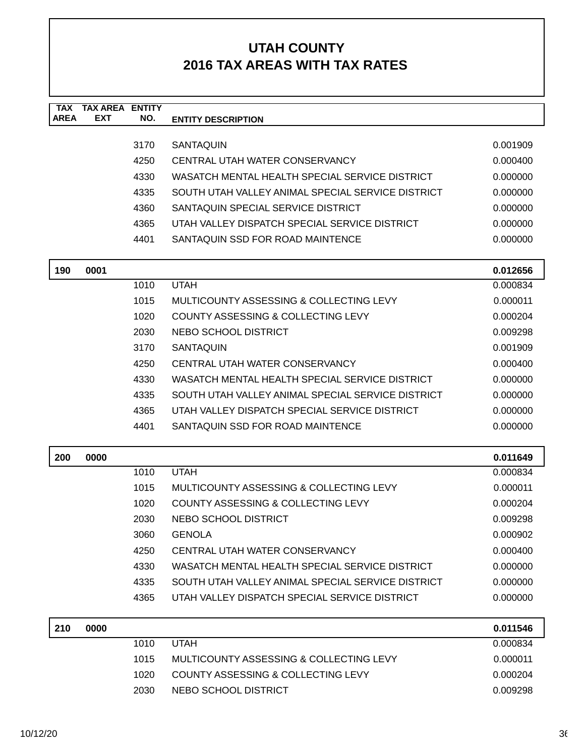# UTAH COUNTY
# 2016 TAX AREAS WITH TAX RATES

| TAX AREA | TAX AREA EXT | ENTITY NO. | ENTITY DESCRIPTION | |
|---|---|---|---|---|
| | | 3170 | SANTAQUIN | 0.001909 |
| | | 4250 | CENTRAL UTAH WATER CONSERVANCY | 0.000400 |
| | | 4330 | WASATCH MENTAL HEALTH SPECIAL SERVICE DISTRICT | 0.000000 |
| | | 4335 | SOUTH UTAH VALLEY ANIMAL SPECIAL SERVICE DISTRICT | 0.000000 |
| | | 4360 | SANTAQUIN SPECIAL SERVICE DISTRICT | 0.000000 |
| | | 4365 | UTAH VALLEY DISPATCH SPECIAL SERVICE DISTRICT | 0.000000 |
| | | 4401 | SANTAQUIN SSD FOR ROAD MAINTENCE | 0.000000 |
| **190** | **0001** | | | **0.012656** |
| | | 1010 | UTAH | 0.000834 |
| | | 1015 | MULTICOUNTY ASSESSING & COLLECTING LEVY | 0.000011 |
| | | 1020 | COUNTY ASSESSING & COLLECTING LEVY | 0.000204 |
| | | 2030 | NEBO SCHOOL DISTRICT | 0.009298 |
| | | 3170 | SANTAQUIN | 0.001909 |
| | | 4250 | CENTRAL UTAH WATER CONSERVANCY | 0.000400 |
| | | 4330 | WASATCH MENTAL HEALTH SPECIAL SERVICE DISTRICT | 0.000000 |
| | | 4335 | SOUTH UTAH VALLEY ANIMAL SPECIAL SERVICE DISTRICT | 0.000000 |
| | | 4365 | UTAH VALLEY DISPATCH SPECIAL SERVICE DISTRICT | 0.000000 |
| | | 4401 | SANTAQUIN SSD FOR ROAD MAINTENCE | 0.000000 |
| **200** | **0000** | | | **0.011649** |
| | | 1010 | UTAH | 0.000834 |
| | | 1015 | MULTICOUNTY ASSESSING & COLLECTING LEVY | 0.000011 |
| | | 1020 | COUNTY ASSESSING & COLLECTING LEVY | 0.000204 |
| | | 2030 | NEBO SCHOOL DISTRICT | 0.009298 |
| | | 3060 | GENOLA | 0.000902 |
| | | 4250 | CENTRAL UTAH WATER CONSERVANCY | 0.000400 |
| | | 4330 | WASATCH MENTAL HEALTH SPECIAL SERVICE DISTRICT | 0.000000 |
| | | 4335 | SOUTH UTAH VALLEY ANIMAL SPECIAL SERVICE DISTRICT | 0.000000 |
| | | 4365 | UTAH VALLEY DISPATCH SPECIAL SERVICE DISTRICT | 0.000000 |
| **210** | **0000** | | | **0.011546** |
| | | 1010 | UTAH | 0.000834 |
| | | 1015 | MULTICOUNTY ASSESSING & COLLECTING LEVY | 0.000011 |
| | | 1020 | COUNTY ASSESSING & COLLECTING LEVY | 0.000204 |
| | | 2030 | NEBO SCHOOL DISTRICT | 0.009298 |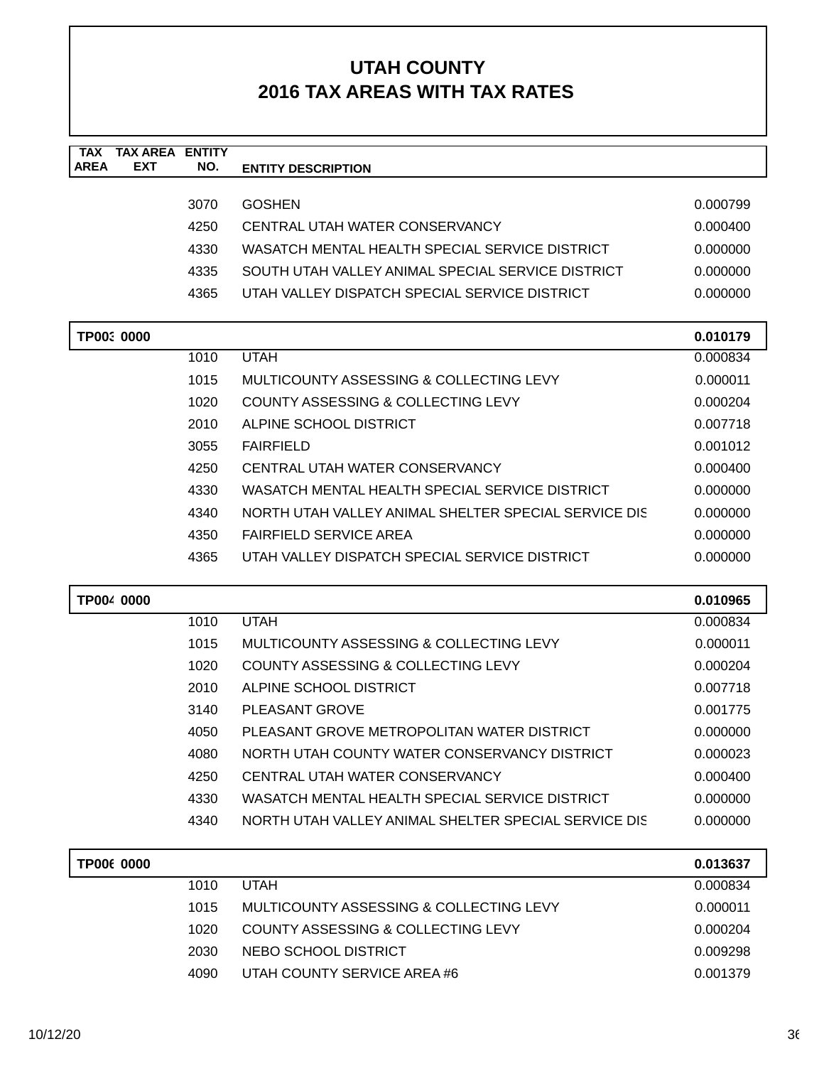# UTAH COUNTY
## 2016 TAX AREAS WITH TAX RATES

| TAX AREA | TAX AREA EXT | ENTITY NO. | ENTITY DESCRIPTION | |
|---|---|---|---|---|
| | | 3070 | GOSHEN | 0.000799 |
| | | 4250 | CENTRAL UTAH WATER CONSERVANCY | 0.000400 |
| | | 4330 | WASATCH MENTAL HEALTH SPECIAL SERVICE DISTRICT | 0.000000 |
| | | 4335 | SOUTH UTAH VALLEY ANIMAL SPECIAL SERVICE DISTRICT | 0.000000 |
| | | 4365 | UTAH VALLEY DISPATCH SPECIAL SERVICE DISTRICT | 0.000000 |
| **TP003** | **0000** | | | **0.010179** |
| | | 1010 | UTAH | 0.000834 |
| | | 1015 | MULTICOUNTY ASSESSING & COLLECTING LEVY | 0.000011 |
| | | 1020 | COUNTY ASSESSING & COLLECTING LEVY | 0.000204 |
| | | 2010 | ALPINE SCHOOL DISTRICT | 0.007718 |
| | | 3055 | FAIRFIELD | 0.001012 |
| | | 4250 | CENTRAL UTAH WATER CONSERVANCY | 0.000400 |
| | | 4330 | WASATCH MENTAL HEALTH SPECIAL SERVICE DISTRICT | 0.000000 |
| | | 4340 | NORTH UTAH VALLEY ANIMAL SHELTER SPECIAL SERVICE DIS | 0.000000 |
| | | 4350 | FAIRFIELD SERVICE AREA | 0.000000 |
| | | 4365 | UTAH VALLEY DISPATCH SPECIAL SERVICE DISTRICT | 0.000000 |
| **TP004** | **0000** | | | **0.010965** |
| | | 1010 | UTAH | 0.000834 |
| | | 1015 | MULTICOUNTY ASSESSING & COLLECTING LEVY | 0.000011 |
| | | 1020 | COUNTY ASSESSING & COLLECTING LEVY | 0.000204 |
| | | 2010 | ALPINE SCHOOL DISTRICT | 0.007718 |
| | | 3140 | PLEASANT GROVE | 0.001775 |
| | | 4050 | PLEASANT GROVE METROPOLITAN WATER DISTRICT | 0.000000 |
| | | 4080 | NORTH UTAH COUNTY WATER CONSERVANCY DISTRICT | 0.000023 |
| | | 4250 | CENTRAL UTAH WATER CONSERVANCY | 0.000400 |
| | | 4330 | WASATCH MENTAL HEALTH SPECIAL SERVICE DISTRICT | 0.000000 |
| | | 4340 | NORTH UTAH VALLEY ANIMAL SHELTER SPECIAL SERVICE DIS | 0.000000 |
| **TP006** | **0000** | | | **0.013637** |
| | | 1010 | UTAH | 0.000834 |
| | | 1015 | MULTICOUNTY ASSESSING & COLLECTING LEVY | 0.000011 |
| | | 1020 | COUNTY ASSESSING & COLLECTING LEVY | 0.000204 |
| | | 2030 | NEBO SCHOOL DISTRICT | 0.009298 |
| | | 4090 | UTAH COUNTY SERVICE AREA #6 | 0.001379 |

10/12/20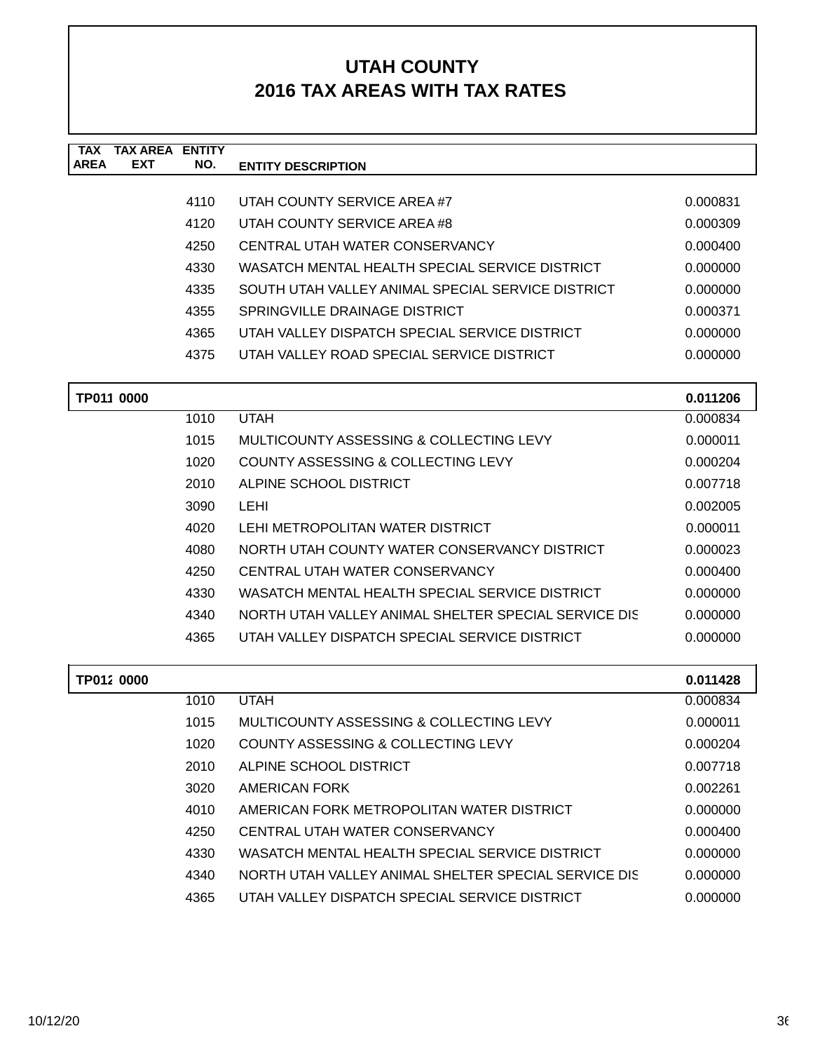# UTAH COUNTY
## 2016 TAX AREAS WITH TAX RATES

| TAX AREA | TAX AREA EXT | ENTITY NO. | ENTITY DESCRIPTION | |
|---|---|---|---|---|
| | | 4110 | UTAH COUNTY SERVICE AREA #7 | 0.000831 |
| | | 4120 | UTAH COUNTY SERVICE AREA #8 | 0.000309 |
| | | 4250 | CENTRAL UTAH WATER CONSERVANCY | 0.000400 |
| | | 4330 | WASATCH MENTAL HEALTH SPECIAL SERVICE DISTRICT | 0.000000 |
| | | 4335 | SOUTH UTAH VALLEY ANIMAL SPECIAL SERVICE DISTRICT | 0.000000 |
| | | 4355 | SPRINGVILLE DRAINAGE DISTRICT | 0.000371 |
| | | 4365 | UTAH VALLEY DISPATCH SPECIAL SERVICE DISTRICT | 0.000000 |
| | | 4375 | UTAH VALLEY ROAD SPECIAL SERVICE DISTRICT | 0.000000 |
| **TP011** | **0000** | | | **0.011206** |
| | | 1010 | UTAH | 0.000834 |
| | | 1015 | MULTICOUNTY ASSESSING & COLLECTING LEVY | 0.000011 |
| | | 1020 | COUNTY ASSESSING & COLLECTING LEVY | 0.000204 |
| | | 2010 | ALPINE SCHOOL DISTRICT | 0.007718 |
| | | 3090 | LEHI | 0.002005 |
| | | 4020 | LEHI METROPOLITAN WATER DISTRICT | 0.000011 |
| | | 4080 | NORTH UTAH COUNTY WATER CONSERVANCY DISTRICT | 0.000023 |
| | | 4250 | CENTRAL UTAH WATER CONSERVANCY | 0.000400 |
| | | 4330 | WASATCH MENTAL HEALTH SPECIAL SERVICE DISTRICT | 0.000000 |
| | | 4340 | NORTH UTAH VALLEY ANIMAL SHELTER SPECIAL SERVICE DIS | 0.000000 |
| | | 4365 | UTAH VALLEY DISPATCH SPECIAL SERVICE DISTRICT | 0.000000 |
| **TP012** | **0000** | | | **0.011428** |
| | | 1010 | UTAH | 0.000834 |
| | | 1015 | MULTICOUNTY ASSESSING & COLLECTING LEVY | 0.000011 |
| | | 1020 | COUNTY ASSESSING & COLLECTING LEVY | 0.000204 |
| | | 2010 | ALPINE SCHOOL DISTRICT | 0.007718 |
| | | 3020 | AMERICAN FORK | 0.002261 |
| | | 4010 | AMERICAN FORK METROPOLITAN WATER DISTRICT | 0.000000 |
| | | 4250 | CENTRAL UTAH WATER CONSERVANCY | 0.000400 |
| | | 4330 | WASATCH MENTAL HEALTH SPECIAL SERVICE DISTRICT | 0.000000 |
| | | 4340 | NORTH UTAH VALLEY ANIMAL SHELTER SPECIAL SERVICE DIS | 0.000000 |
| | | 4365 | UTAH VALLEY DISPATCH SPECIAL SERVICE DISTRICT | 0.000000 |

10/12/20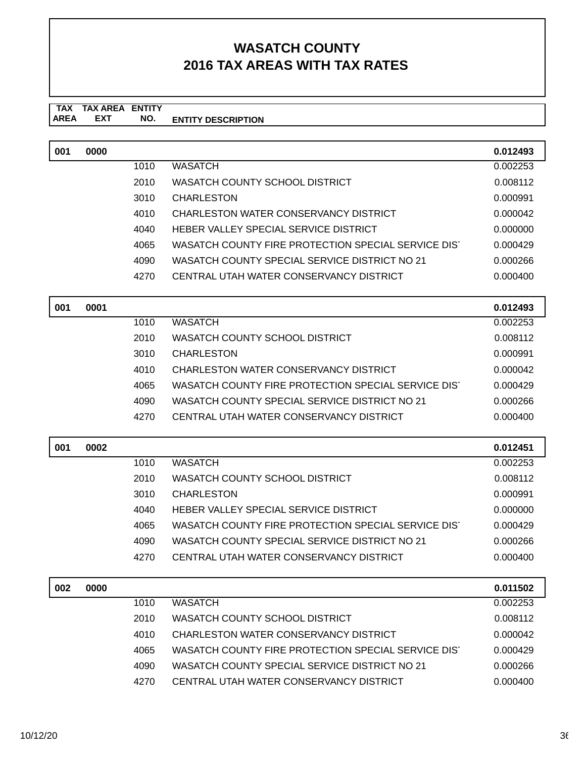# WASATCH COUNTY
## 2016 TAX AREAS WITH TAX RATES

| TAX AREA | TAX AREA EXT | ENTITY NO. | ENTITY DESCRIPTION | |
|---|---|---|---|---|
| **001** | **0000** | | | **0.012493** |
| | | 1010 | WASATCH | 0.002253 |
| | | 2010 | WASATCH COUNTY SCHOOL DISTRICT | 0.008112 |
| | | 3010 | CHARLESTON | 0.000991 |
| | | 4010 | CHARLESTON WATER CONSERVANCY DISTRICT | 0.000042 |
| | | 4040 | HEBER VALLEY SPECIAL SERVICE DISTRICT | 0.000000 |
| | | 4065 | WASATCH COUNTY FIRE PROTECTION SPECIAL SERVICE DIST | 0.000429 |
| | | 4090 | WASATCH COUNTY SPECIAL SERVICE DISTRICT NO 21 | 0.000266 |
| | | 4270 | CENTRAL UTAH WATER CONSERVANCY DISTRICT | 0.000400 |
| **001** | **0001** | | | **0.012493** |
| | | 1010 | WASATCH | 0.002253 |
| | | 2010 | WASATCH COUNTY SCHOOL DISTRICT | 0.008112 |
| | | 3010 | CHARLESTON | 0.000991 |
| | | 4010 | CHARLESTON WATER CONSERVANCY DISTRICT | 0.000042 |
| | | 4065 | WASATCH COUNTY FIRE PROTECTION SPECIAL SERVICE DIST | 0.000429 |
| | | 4090 | WASATCH COUNTY SPECIAL SERVICE DISTRICT NO 21 | 0.000266 |
| | | 4270 | CENTRAL UTAH WATER CONSERVANCY DISTRICT | 0.000400 |
| **001** | **0002** | | | **0.012451** |
| | | 1010 | WASATCH | 0.002253 |
| | | 2010 | WASATCH COUNTY SCHOOL DISTRICT | 0.008112 |
| | | 3010 | CHARLESTON | 0.000991 |
| | | 4040 | HEBER VALLEY SPECIAL SERVICE DISTRICT | 0.000000 |
| | | 4065 | WASATCH COUNTY FIRE PROTECTION SPECIAL SERVICE DIST | 0.000429 |
| | | 4090 | WASATCH COUNTY SPECIAL SERVICE DISTRICT NO 21 | 0.000266 |
| | | 4270 | CENTRAL UTAH WATER CONSERVANCY DISTRICT | 0.000400 |
| **002** | **0000** | | | **0.011502** |
| | | 1010 | WASATCH | 0.002253 |
| | | 2010 | WASATCH COUNTY SCHOOL DISTRICT | 0.008112 |
| | | 4010 | CHARLESTON WATER CONSERVANCY DISTRICT | 0.000042 |
| | | 4065 | WASATCH COUNTY FIRE PROTECTION SPECIAL SERVICE DIST | 0.000429 |
| | | 4090 | WASATCH COUNTY SPECIAL SERVICE DISTRICT NO 21 | 0.000266 |
| | | 4270 | CENTRAL UTAH WATER CONSERVANCY DISTRICT | 0.000400 |

10/12/20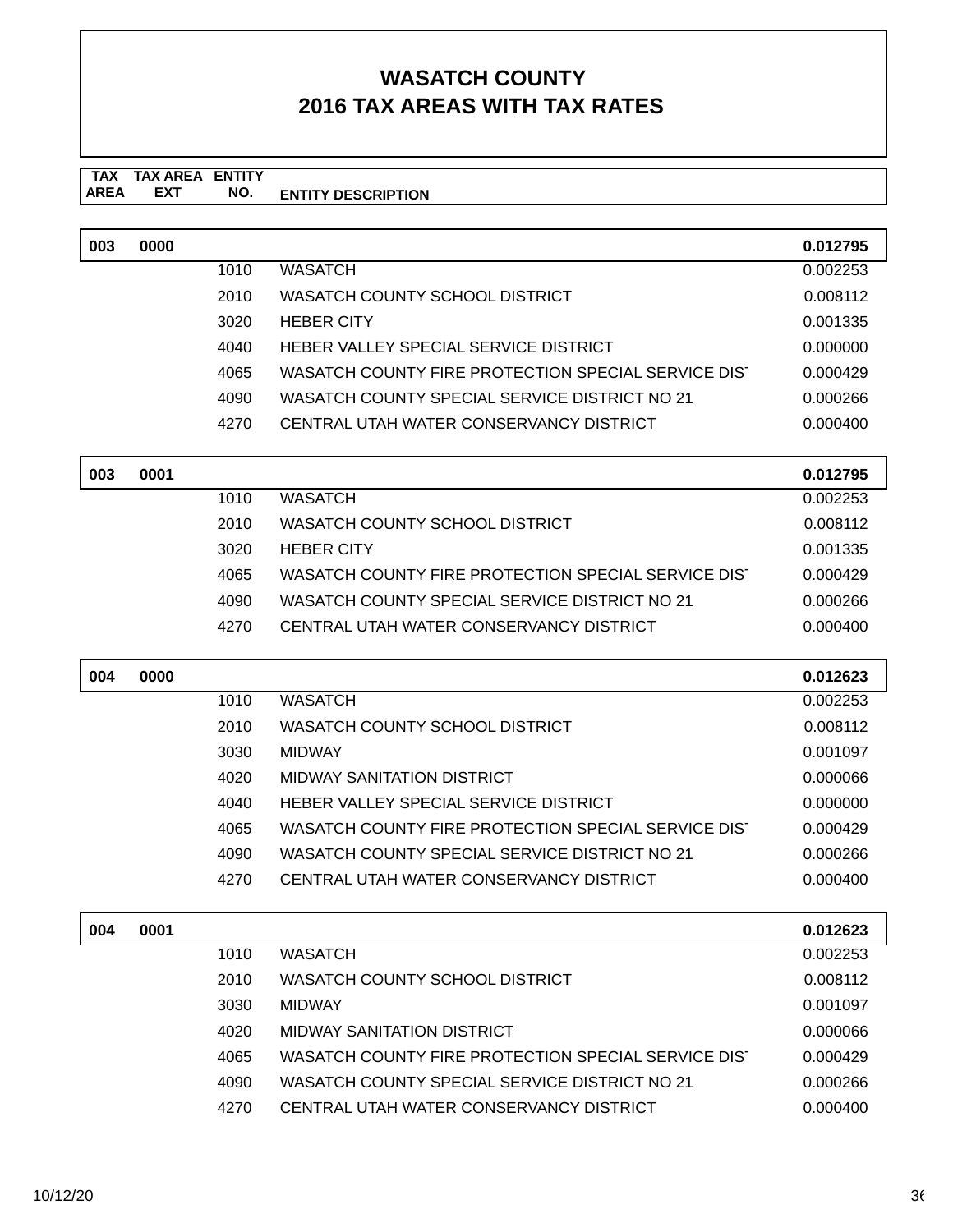# WASATCH COUNTY
# 2016 TAX AREAS WITH TAX RATES

| TAX AREA | TAX AREA EXT | ENTITY NO. | ENTITY DESCRIPTION | |
|---|---|---|---|---|
| **003** | **0000** | | | **0.012795** |
| | | 1010 | WASATCH | 0.002253 |
| | | 2010 | WASATCH COUNTY SCHOOL DISTRICT | 0.008112 |
| | | 3020 | HEBER CITY | 0.001335 |
| | | 4040 | HEBER VALLEY SPECIAL SERVICE DISTRICT | 0.000000 |
| | | 4065 | WASATCH COUNTY FIRE PROTECTION SPECIAL SERVICE DIST | 0.000429 |
| | | 4090 | WASATCH COUNTY SPECIAL SERVICE DISTRICT NO 21 | 0.000266 |
| | | 4270 | CENTRAL UTAH WATER CONSERVANCY DISTRICT | 0.000400 |
| **003** | **0001** | | | **0.012795** |
| | | 1010 | WASATCH | 0.002253 |
| | | 2010 | WASATCH COUNTY SCHOOL DISTRICT | 0.008112 |
| | | 3020 | HEBER CITY | 0.001335 |
| | | 4065 | WASATCH COUNTY FIRE PROTECTION SPECIAL SERVICE DIST | 0.000429 |
| | | 4090 | WASATCH COUNTY SPECIAL SERVICE DISTRICT NO 21 | 0.000266 |
| | | 4270 | CENTRAL UTAH WATER CONSERVANCY DISTRICT | 0.000400 |
| **004** | **0000** | | | **0.012623** |
| | | 1010 | WASATCH | 0.002253 |
| | | 2010 | WASATCH COUNTY SCHOOL DISTRICT | 0.008112 |
| | | 3030 | MIDWAY | 0.001097 |
| | | 4020 | MIDWAY SANITATION DISTRICT | 0.000066 |
| | | 4040 | HEBER VALLEY SPECIAL SERVICE DISTRICT | 0.000000 |
| | | 4065 | WASATCH COUNTY FIRE PROTECTION SPECIAL SERVICE DIST | 0.000429 |
| | | 4090 | WASATCH COUNTY SPECIAL SERVICE DISTRICT NO 21 | 0.000266 |
| | | 4270 | CENTRAL UTAH WATER CONSERVANCY DISTRICT | 0.000400 |
| **004** | **0001** | | | **0.012623** |
| | | 1010 | WASATCH | 0.002253 |
| | | 2010 | WASATCH COUNTY SCHOOL DISTRICT | 0.008112 |
| | | 3030 | MIDWAY | 0.001097 |
| | | 4020 | MIDWAY SANITATION DISTRICT | 0.000066 |
| | | 4065 | WASATCH COUNTY FIRE PROTECTION SPECIAL SERVICE DIST | 0.000429 |
| | | 4090 | WASATCH COUNTY SPECIAL SERVICE DISTRICT NO 21 | 0.000266 |
| | | 4270 | CENTRAL UTAH WATER CONSERVANCY DISTRICT | 0.000400 |

10/12/20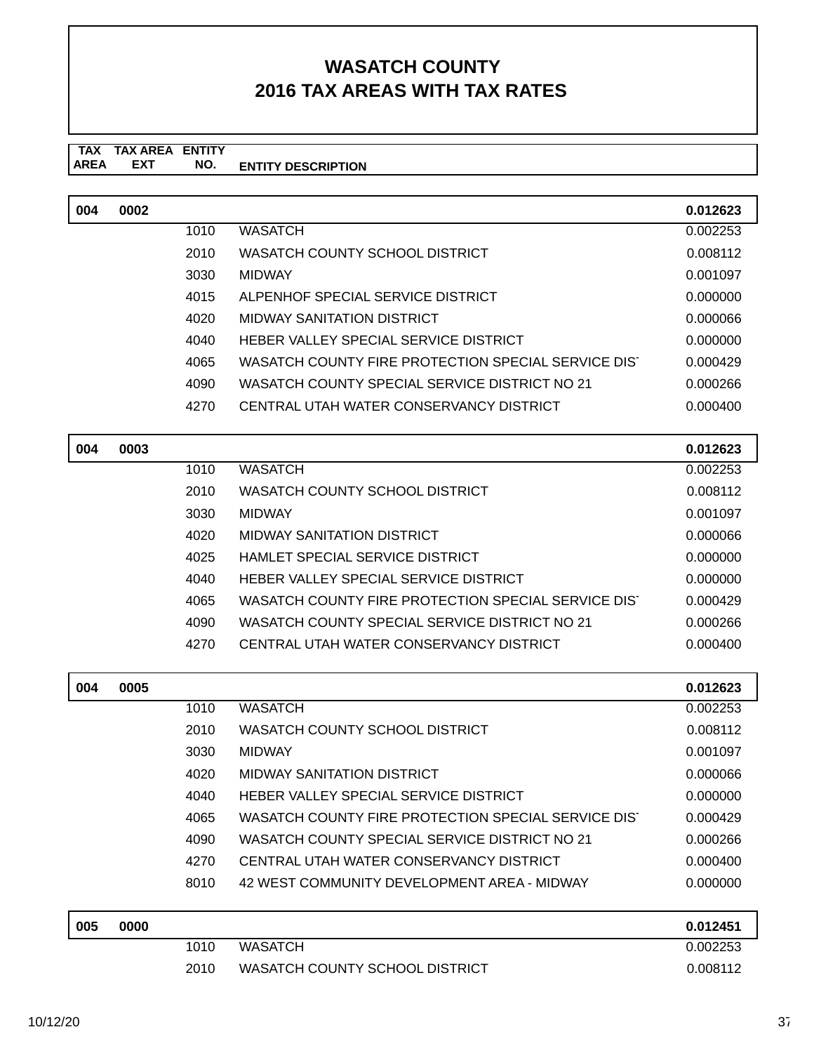# WASATCH COUNTY
# 2016 TAX AREAS WITH TAX RATES

| TAX AREA | TAX AREA EXT | ENTITY NO. | ENTITY DESCRIPTION | |
|---|---|---|---|---|
| **004** | **0002** | | | **0.012623** |
| | | 1010 | WASATCH | 0.002253 |
| | | 2010 | WASATCH COUNTY SCHOOL DISTRICT | 0.008112 |
| | | 3030 | MIDWAY | 0.001097 |
| | | 4015 | ALPENHOF SPECIAL SERVICE DISTRICT | 0.000000 |
| | | 4020 | MIDWAY SANITATION DISTRICT | 0.000066 |
| | | 4040 | HEBER VALLEY SPECIAL SERVICE DISTRICT | 0.000000 |
| | | 4065 | WASATCH COUNTY FIRE PROTECTION SPECIAL SERVICE DIST | 0.000429 |
| | | 4090 | WASATCH COUNTY SPECIAL SERVICE DISTRICT NO 21 | 0.000266 |
| | | 4270 | CENTRAL UTAH WATER CONSERVANCY DISTRICT | 0.000400 |
| **004** | **0003** | | | **0.012623** |
| | | 1010 | WASATCH | 0.002253 |
| | | 2010 | WASATCH COUNTY SCHOOL DISTRICT | 0.008112 |
| | | 3030 | MIDWAY | 0.001097 |
| | | 4020 | MIDWAY SANITATION DISTRICT | 0.000066 |
| | | 4025 | HAMLET SPECIAL SERVICE DISTRICT | 0.000000 |
| | | 4040 | HEBER VALLEY SPECIAL SERVICE DISTRICT | 0.000000 |
| | | 4065 | WASATCH COUNTY FIRE PROTECTION SPECIAL SERVICE DIST | 0.000429 |
| | | 4090 | WASATCH COUNTY SPECIAL SERVICE DISTRICT NO 21 | 0.000266 |
| | | 4270 | CENTRAL UTAH WATER CONSERVANCY DISTRICT | 0.000400 |
| **004** | **0005** | | | **0.012623** |
| | | 1010 | WASATCH | 0.002253 |
| | | 2010 | WASATCH COUNTY SCHOOL DISTRICT | 0.008112 |
| | | 3030 | MIDWAY | 0.001097 |
| | | 4020 | MIDWAY SANITATION DISTRICT | 0.000066 |
| | | 4040 | HEBER VALLEY SPECIAL SERVICE DISTRICT | 0.000000 |
| | | 4065 | WASATCH COUNTY FIRE PROTECTION SPECIAL SERVICE DIST | 0.000429 |
| | | 4090 | WASATCH COUNTY SPECIAL SERVICE DISTRICT NO 21 | 0.000266 |
| | | 4270 | CENTRAL UTAH WATER CONSERVANCY DISTRICT | 0.000400 |
| | | 8010 | 42 WEST COMMUNITY DEVELOPMENT AREA - MIDWAY | 0.000000 |
| **005** | **0000** | | | **0.012451** |
| | | 1010 | WASATCH | 0.002253 |
| | | 2010 | WASATCH COUNTY SCHOOL DISTRICT | 0.008112 |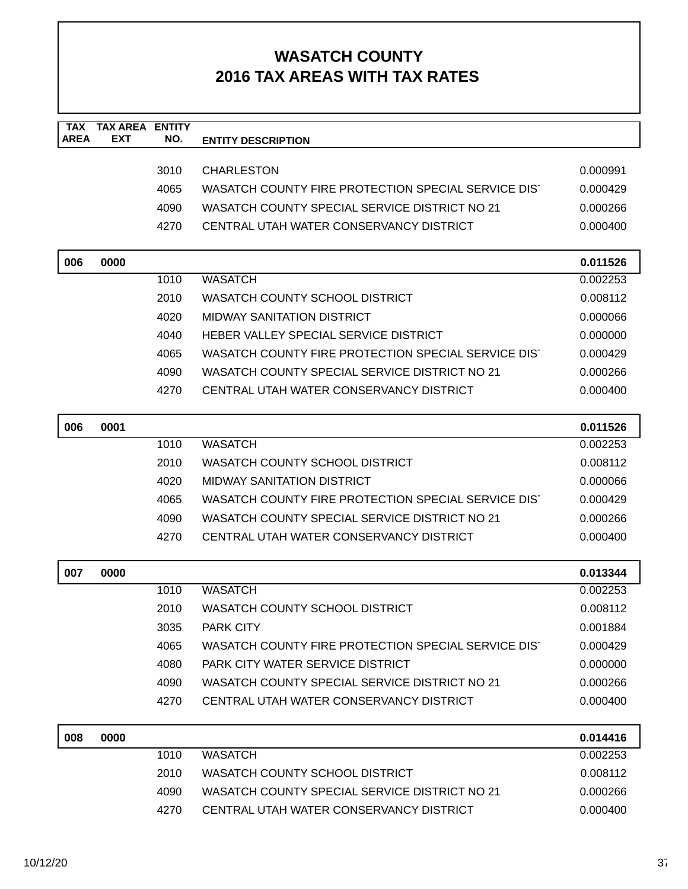# WASATCH COUNTY
# 2016 TAX AREAS WITH TAX RATES

| TAX AREA | TAX AREA EXT | ENTITY NO. | ENTITY DESCRIPTION | |
|---|---|---|---|---|
| | | 3010 | CHARLESTON | 0.000991 |
| | | 4065 | WASATCH COUNTY FIRE PROTECTION SPECIAL SERVICE DIST | 0.000429 |
| | | 4090 | WASATCH COUNTY SPECIAL SERVICE DISTRICT NO 21 | 0.000266 |
| | | 4270 | CENTRAL UTAH WATER CONSERVANCY DISTRICT | 0.000400 |
| **006** | **0000** | | | **0.011526** |
| | | 1010 | WASATCH | 0.002253 |
| | | 2010 | WASATCH COUNTY SCHOOL DISTRICT | 0.008112 |
| | | 4020 | MIDWAY SANITATION DISTRICT | 0.000066 |
| | | 4040 | HEBER VALLEY SPECIAL SERVICE DISTRICT | 0.000000 |
| | | 4065 | WASATCH COUNTY FIRE PROTECTION SPECIAL SERVICE DIST | 0.000429 |
| | | 4090 | WASATCH COUNTY SPECIAL SERVICE DISTRICT NO 21 | 0.000266 |
| | | 4270 | CENTRAL UTAH WATER CONSERVANCY DISTRICT | 0.000400 |
| **006** | **0001** | | | **0.011526** |
| | | 1010 | WASATCH | 0.002253 |
| | | 2010 | WASATCH COUNTY SCHOOL DISTRICT | 0.008112 |
| | | 4020 | MIDWAY SANITATION DISTRICT | 0.000066 |
| | | 4065 | WASATCH COUNTY FIRE PROTECTION SPECIAL SERVICE DIST | 0.000429 |
| | | 4090 | WASATCH COUNTY SPECIAL SERVICE DISTRICT NO 21 | 0.000266 |
| | | 4270 | CENTRAL UTAH WATER CONSERVANCY DISTRICT | 0.000400 |
| **007** | **0000** | | | **0.013344** |
| | | 1010 | WASATCH | 0.002253 |
| | | 2010 | WASATCH COUNTY SCHOOL DISTRICT | 0.008112 |
| | | 3035 | PARK CITY | 0.001884 |
| | | 4065 | WASATCH COUNTY FIRE PROTECTION SPECIAL SERVICE DIST | 0.000429 |
| | | 4080 | PARK CITY WATER SERVICE DISTRICT | 0.000000 |
| | | 4090 | WASATCH COUNTY SPECIAL SERVICE DISTRICT NO 21 | 0.000266 |
| | | 4270 | CENTRAL UTAH WATER CONSERVANCY DISTRICT | 0.000400 |
| **008** | **0000** | | | **0.014416** |
| | | 1010 | WASATCH | 0.002253 |
| | | 2010 | WASATCH COUNTY SCHOOL DISTRICT | 0.008112 |
| | | 4090 | WASATCH COUNTY SPECIAL SERVICE DISTRICT NO 21 | 0.000266 |
| | | 4270 | CENTRAL UTAH WATER CONSERVANCY DISTRICT | 0.000400 |

10/12/20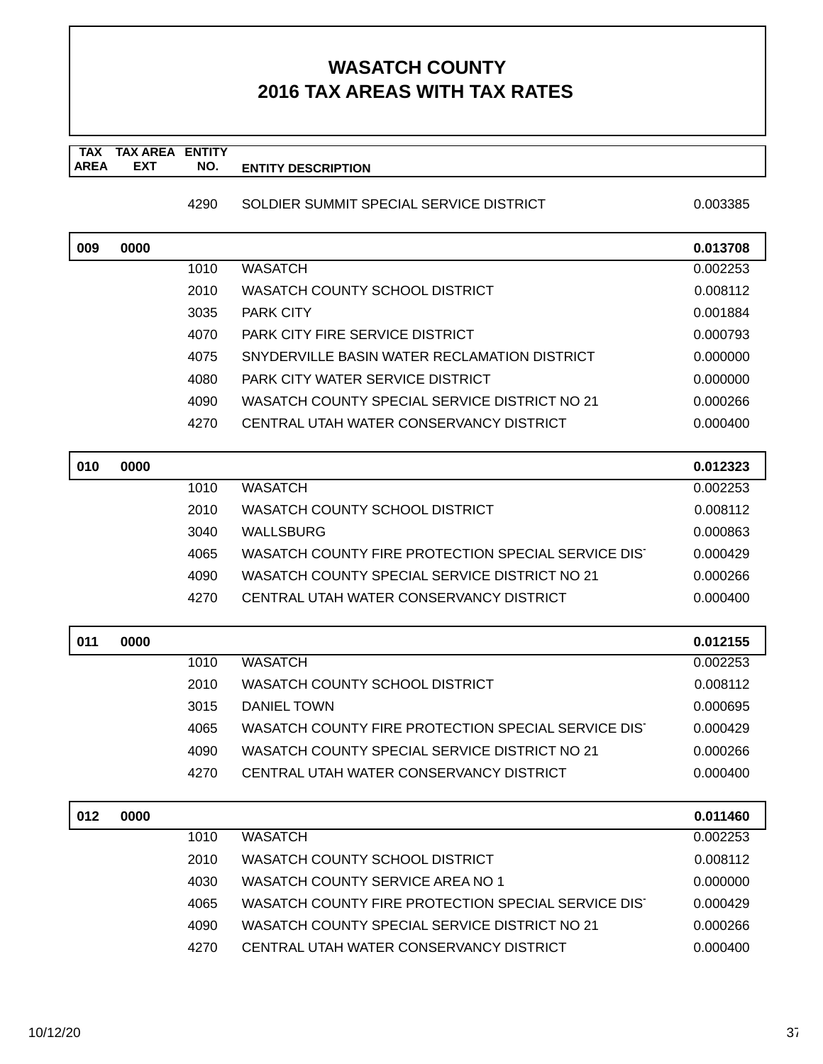# WASATCH COUNTY
# 2016 TAX AREAS WITH TAX RATES

| TAX AREA | TAX AREA EXT | ENTITY NO. | ENTITY DESCRIPTION | |
|---|---|---|---|---|
| | | 4290 | SOLDIER SUMMIT SPECIAL SERVICE DISTRICT | 0.003385 |
| **009** | **0000** | | | **0.013708** |
| | | 1010 | WASATCH | 0.002253 |
| | | 2010 | WASATCH COUNTY SCHOOL DISTRICT | 0.008112 |
| | | 3035 | PARK CITY | 0.001884 |
| | | 4070 | PARK CITY FIRE SERVICE DISTRICT | 0.000793 |
| | | 4075 | SNYDERVILLE BASIN WATER RECLAMATION DISTRICT | 0.000000 |
| | | 4080 | PARK CITY WATER SERVICE DISTRICT | 0.000000 |
| | | 4090 | WASATCH COUNTY SPECIAL SERVICE DISTRICT NO 21 | 0.000266 |
| | | 4270 | CENTRAL UTAH WATER CONSERVANCY DISTRICT | 0.000400 |
| **010** | **0000** | | | **0.012323** |
| | | 1010 | WASATCH | 0.002253 |
| | | 2010 | WASATCH COUNTY SCHOOL DISTRICT | 0.008112 |
| | | 3040 | WALLSBURG | 0.000863 |
| | | 4065 | WASATCH COUNTY FIRE PROTECTION SPECIAL SERVICE DIST | 0.000429 |
| | | 4090 | WASATCH COUNTY SPECIAL SERVICE DISTRICT NO 21 | 0.000266 |
| | | 4270 | CENTRAL UTAH WATER CONSERVANCY DISTRICT | 0.000400 |
| **011** | **0000** | | | **0.012155** |
| | | 1010 | WASATCH | 0.002253 |
| | | 2010 | WASATCH COUNTY SCHOOL DISTRICT | 0.008112 |
| | | 3015 | DANIEL TOWN | 0.000695 |
| | | 4065 | WASATCH COUNTY FIRE PROTECTION SPECIAL SERVICE DIST | 0.000429 |
| | | 4090 | WASATCH COUNTY SPECIAL SERVICE DISTRICT NO 21 | 0.000266 |
| | | 4270 | CENTRAL UTAH WATER CONSERVANCY DISTRICT | 0.000400 |
| **012** | **0000** | | | **0.011460** |
| | | 1010 | WASATCH | 0.002253 |
| | | 2010 | WASATCH COUNTY SCHOOL DISTRICT | 0.008112 |
| | | 4030 | WASATCH COUNTY SERVICE AREA NO 1 | 0.000000 |
| | | 4065 | WASATCH COUNTY FIRE PROTECTION SPECIAL SERVICE DIST | 0.000429 |
| | | 4090 | WASATCH COUNTY SPECIAL SERVICE DISTRICT NO 21 | 0.000266 |
| | | 4270 | CENTRAL UTAH WATER CONSERVANCY DISTRICT | 0.000400 |

10/12/20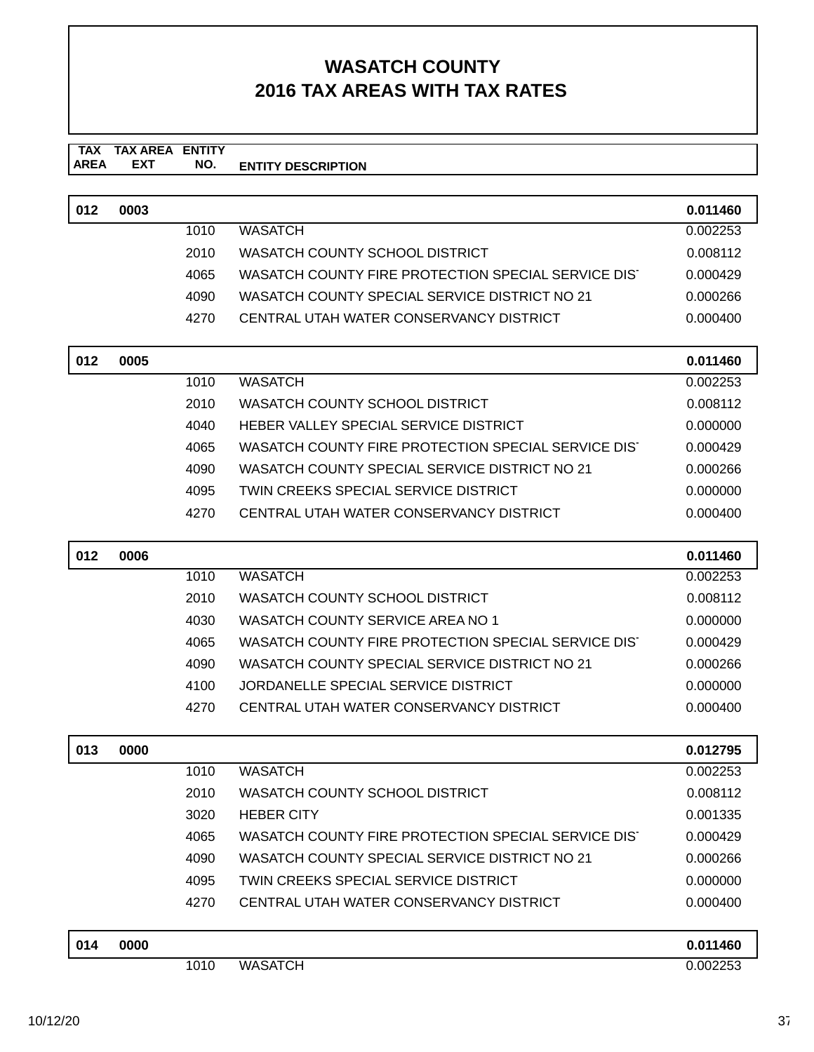# WASATCH COUNTY
## 2016 TAX AREAS WITH TAX RATES

| TAX AREA | TAX AREA EXT | ENTITY NO. | ENTITY DESCRIPTION | |
|---|---|---|---|---|
| **012** | **0003** | | | **0.011460** |
| | | 1010 | WASATCH | 0.002253 |
| | | 2010 | WASATCH COUNTY SCHOOL DISTRICT | 0.008112 |
| | | 4065 | WASATCH COUNTY FIRE PROTECTION SPECIAL SERVICE DIST | 0.000429 |
| | | 4090 | WASATCH COUNTY SPECIAL SERVICE DISTRICT NO 21 | 0.000266 |
| | | 4270 | CENTRAL UTAH WATER CONSERVANCY DISTRICT | 0.000400 |
| **012** | **0005** | | | **0.011460** |
| | | 1010 | WASATCH | 0.002253 |
| | | 2010 | WASATCH COUNTY SCHOOL DISTRICT | 0.008112 |
| | | 4040 | HEBER VALLEY SPECIAL SERVICE DISTRICT | 0.000000 |
| | | 4065 | WASATCH COUNTY FIRE PROTECTION SPECIAL SERVICE DIST | 0.000429 |
| | | 4090 | WASATCH COUNTY SPECIAL SERVICE DISTRICT NO 21 | 0.000266 |
| | | 4095 | TWIN CREEKS SPECIAL SERVICE DISTRICT | 0.000000 |
| | | 4270 | CENTRAL UTAH WATER CONSERVANCY DISTRICT | 0.000400 |
| **012** | **0006** | | | **0.011460** |
| | | 1010 | WASATCH | 0.002253 |
| | | 2010 | WASATCH COUNTY SCHOOL DISTRICT | 0.008112 |
| | | 4030 | WASATCH COUNTY SERVICE AREA NO 1 | 0.000000 |
| | | 4065 | WASATCH COUNTY FIRE PROTECTION SPECIAL SERVICE DIST | 0.000429 |
| | | 4090 | WASATCH COUNTY SPECIAL SERVICE DISTRICT NO 21 | 0.000266 |
| | | 4100 | JORDANELLE SPECIAL SERVICE DISTRICT | 0.000000 |
| | | 4270 | CENTRAL UTAH WATER CONSERVANCY DISTRICT | 0.000400 |
| **013** | **0000** | | | **0.012795** |
| | | 1010 | WASATCH | 0.002253 |
| | | 2010 | WASATCH COUNTY SCHOOL DISTRICT | 0.008112 |
| | | 3020 | HEBER CITY | 0.001335 |
| | | 4065 | WASATCH COUNTY FIRE PROTECTION SPECIAL SERVICE DIST | 0.000429 |
| | | 4090 | WASATCH COUNTY SPECIAL SERVICE DISTRICT NO 21 | 0.000266 |
| | | 4095 | TWIN CREEKS SPECIAL SERVICE DISTRICT | 0.000000 |
| | | 4270 | CENTRAL UTAH WATER CONSERVANCY DISTRICT | 0.000400 |
| **014** | **0000** | | | **0.011460** |
| | | 1010 | WASATCH | 0.002253 |

10/12/20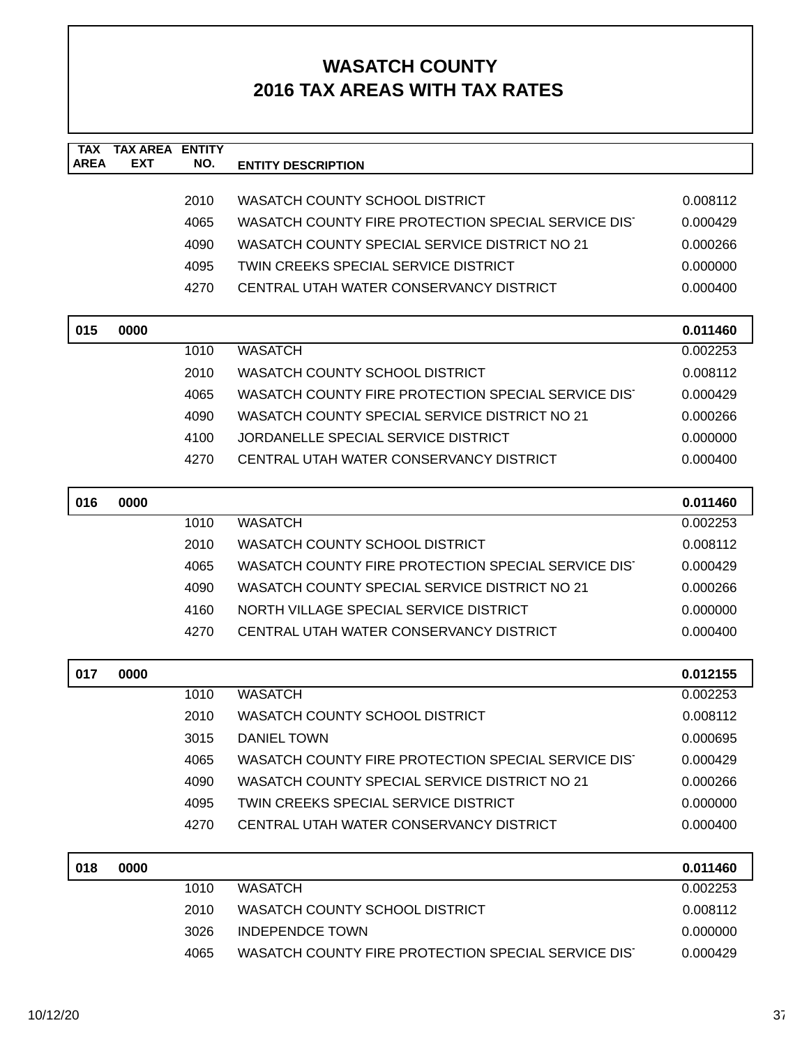# WASATCH COUNTY
# 2016 TAX AREAS WITH TAX RATES

| TAX AREA | TAX AREA EXT | ENTITY NO. | ENTITY DESCRIPTION | |
|---|---|---|---|---|
| | | 2010 | WASATCH COUNTY SCHOOL DISTRICT | 0.008112 |
| | | 4065 | WASATCH COUNTY FIRE PROTECTION SPECIAL SERVICE DIST | 0.000429 |
| | | 4090 | WASATCH COUNTY SPECIAL SERVICE DISTRICT NO 21 | 0.000266 |
| | | 4095 | TWIN CREEKS SPECIAL SERVICE DISTRICT | 0.000000 |
| | | 4270 | CENTRAL UTAH WATER CONSERVANCY DISTRICT | 0.000400 |
| **015** | **0000** | | | **0.011460** |
| | | 1010 | WASATCH | 0.002253 |
| | | 2010 | WASATCH COUNTY SCHOOL DISTRICT | 0.008112 |
| | | 4065 | WASATCH COUNTY FIRE PROTECTION SPECIAL SERVICE DIST | 0.000429 |
| | | 4090 | WASATCH COUNTY SPECIAL SERVICE DISTRICT NO 21 | 0.000266 |
| | | 4100 | JORDANELLE SPECIAL SERVICE DISTRICT | 0.000000 |
| | | 4270 | CENTRAL UTAH WATER CONSERVANCY DISTRICT | 0.000400 |
| **016** | **0000** | | | **0.011460** |
| | | 1010 | WASATCH | 0.002253 |
| | | 2010 | WASATCH COUNTY SCHOOL DISTRICT | 0.008112 |
| | | 4065 | WASATCH COUNTY FIRE PROTECTION SPECIAL SERVICE DIST | 0.000429 |
| | | 4090 | WASATCH COUNTY SPECIAL SERVICE DISTRICT NO 21 | 0.000266 |
| | | 4160 | NORTH VILLAGE SPECIAL SERVICE DISTRICT | 0.000000 |
| | | 4270 | CENTRAL UTAH WATER CONSERVANCY DISTRICT | 0.000400 |
| **017** | **0000** | | | **0.012155** |
| | | 1010 | WASATCH | 0.002253 |
| | | 2010 | WASATCH COUNTY SCHOOL DISTRICT | 0.008112 |
| | | 3015 | DANIEL TOWN | 0.000695 |
| | | 4065 | WASATCH COUNTY FIRE PROTECTION SPECIAL SERVICE DIST | 0.000429 |
| | | 4090 | WASATCH COUNTY SPECIAL SERVICE DISTRICT NO 21 | 0.000266 |
| | | 4095 | TWIN CREEKS SPECIAL SERVICE DISTRICT | 0.000000 |
| | | 4270 | CENTRAL UTAH WATER CONSERVANCY DISTRICT | 0.000400 |
| **018** | **0000** | | | **0.011460** |
| | | 1010 | WASATCH | 0.002253 |
| | | 2010 | WASATCH COUNTY SCHOOL DISTRICT | 0.008112 |
| | | 3026 | INDEPENDCE TOWN | 0.000000 |
| | | 4065 | WASATCH COUNTY FIRE PROTECTION SPECIAL SERVICE DIST | 0.000429 |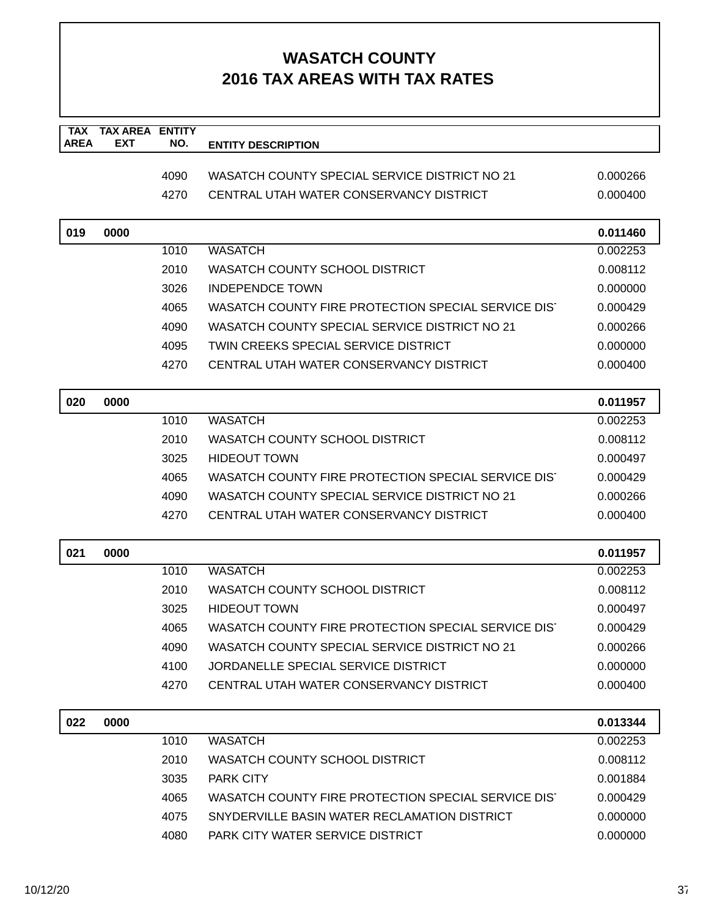# WASATCH COUNTY
## 2016 TAX AREAS WITH TAX RATES

| TAX AREA | TAX AREA EXT | ENTITY NO. | ENTITY DESCRIPTION | |
|---|---|---|---|---|
| | | 4090 | WASATCH COUNTY SPECIAL SERVICE DISTRICT NO 21 | 0.000266 |
| | | 4270 | CENTRAL UTAH WATER CONSERVANCY DISTRICT | 0.000400 |
| **019** | **0000** | | | **0.011460** |
| | | 1010 | WASATCH | 0.002253 |
| | | 2010 | WASATCH COUNTY SCHOOL DISTRICT | 0.008112 |
| | | 3026 | INDEPENDCE TOWN | 0.000000 |
| | | 4065 | WASATCH COUNTY FIRE PROTECTION SPECIAL SERVICE DIST | 0.000429 |
| | | 4090 | WASATCH COUNTY SPECIAL SERVICE DISTRICT NO 21 | 0.000266 |
| | | 4095 | TWIN CREEKS SPECIAL SERVICE DISTRICT | 0.000000 |
| | | 4270 | CENTRAL UTAH WATER CONSERVANCY DISTRICT | 0.000400 |
| **020** | **0000** | | | **0.011957** |
| | | 1010 | WASATCH | 0.002253 |
| | | 2010 | WASATCH COUNTY SCHOOL DISTRICT | 0.008112 |
| | | 3025 | HIDEOUT TOWN | 0.000497 |
| | | 4065 | WASATCH COUNTY FIRE PROTECTION SPECIAL SERVICE DIST | 0.000429 |
| | | 4090 | WASATCH COUNTY SPECIAL SERVICE DISTRICT NO 21 | 0.000266 |
| | | 4270 | CENTRAL UTAH WATER CONSERVANCY DISTRICT | 0.000400 |
| **021** | **0000** | | | **0.011957** |
| | | 1010 | WASATCH | 0.002253 |
| | | 2010 | WASATCH COUNTY SCHOOL DISTRICT | 0.008112 |
| | | 3025 | HIDEOUT TOWN | 0.000497 |
| | | 4065 | WASATCH COUNTY FIRE PROTECTION SPECIAL SERVICE DIST | 0.000429 |
| | | 4090 | WASATCH COUNTY SPECIAL SERVICE DISTRICT NO 21 | 0.000266 |
| | | 4100 | JORDANELLE SPECIAL SERVICE DISTRICT | 0.000000 |
| | | 4270 | CENTRAL UTAH WATER CONSERVANCY DISTRICT | 0.000400 |
| **022** | **0000** | | | **0.013344** |
| | | 1010 | WASATCH | 0.002253 |
| | | 2010 | WASATCH COUNTY SCHOOL DISTRICT | 0.008112 |
| | | 3035 | PARK CITY | 0.001884 |
| | | 4065 | WASATCH COUNTY FIRE PROTECTION SPECIAL SERVICE DIST | 0.000429 |
| | | 4075 | SNYDERVILLE BASIN WATER RECLAMATION DISTRICT | 0.000000 |
| | | 4080 | PARK CITY WATER SERVICE DISTRICT | 0.000000 |

10/12/20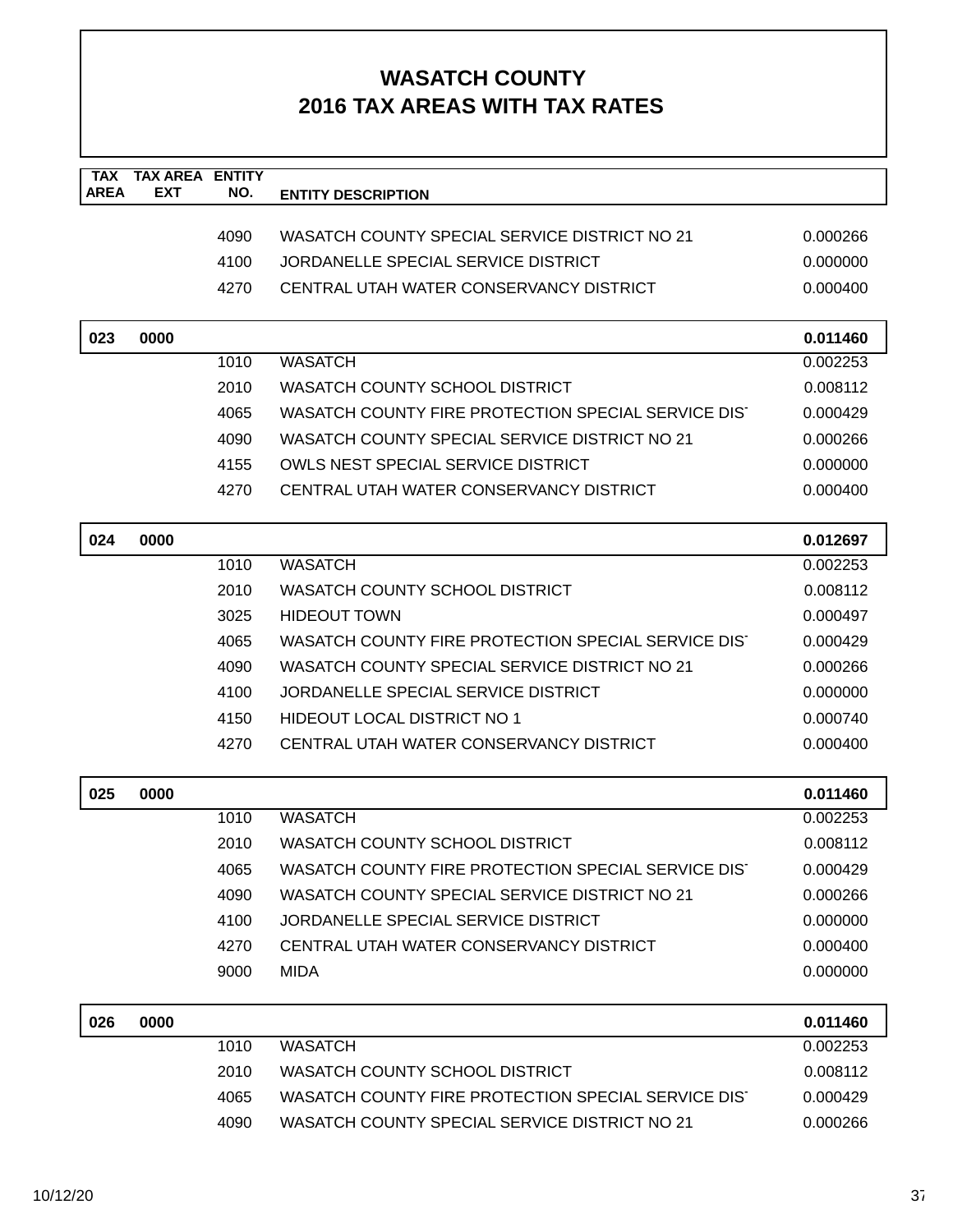# WASATCH COUNTY
# 2016 TAX AREAS WITH TAX RATES

| TAX AREA | TAX AREA EXT | ENTITY NO. | ENTITY DESCRIPTION | |
|---|---|---|---|---|
| | | 4090 | WASATCH COUNTY SPECIAL SERVICE DISTRICT NO 21 | 0.000266 |
| | | 4100 | JORDANELLE SPECIAL SERVICE DISTRICT | 0.000000 |
| | | 4270 | CENTRAL UTAH WATER CONSERVANCY DISTRICT | 0.000400 |
| **023** | **0000** | | | **0.011460** |
| | | 1010 | WASATCH | 0.002253 |
| | | 2010 | WASATCH COUNTY SCHOOL DISTRICT | 0.008112 |
| | | 4065 | WASATCH COUNTY FIRE PROTECTION SPECIAL SERVICE DIST | 0.000429 |
| | | 4090 | WASATCH COUNTY SPECIAL SERVICE DISTRICT NO 21 | 0.000266 |
| | | 4155 | OWLS NEST SPECIAL SERVICE DISTRICT | 0.000000 |
| | | 4270 | CENTRAL UTAH WATER CONSERVANCY DISTRICT | 0.000400 |
| **024** | **0000** | | | **0.012697** |
| | | 1010 | WASATCH | 0.002253 |
| | | 2010 | WASATCH COUNTY SCHOOL DISTRICT | 0.008112 |
| | | 3025 | HIDEOUT TOWN | 0.000497 |
| | | 4065 | WASATCH COUNTY FIRE PROTECTION SPECIAL SERVICE DIST | 0.000429 |
| | | 4090 | WASATCH COUNTY SPECIAL SERVICE DISTRICT NO 21 | 0.000266 |
| | | 4100 | JORDANELLE SPECIAL SERVICE DISTRICT | 0.000000 |
| | | 4150 | HIDEOUT LOCAL DISTRICT NO 1 | 0.000740 |
| | | 4270 | CENTRAL UTAH WATER CONSERVANCY DISTRICT | 0.000400 |
| **025** | **0000** | | | **0.011460** |
| | | 1010 | WASATCH | 0.002253 |
| | | 2010 | WASATCH COUNTY SCHOOL DISTRICT | 0.008112 |
| | | 4065 | WASATCH COUNTY FIRE PROTECTION SPECIAL SERVICE DIST | 0.000429 |
| | | 4090 | WASATCH COUNTY SPECIAL SERVICE DISTRICT NO 21 | 0.000266 |
| | | 4100 | JORDANELLE SPECIAL SERVICE DISTRICT | 0.000000 |
| | | 4270 | CENTRAL UTAH WATER CONSERVANCY DISTRICT | 0.000400 |
| | | 9000 | MIDA | 0.000000 |
| **026** | **0000** | | | **0.011460** |
| | | 1010 | WASATCH | 0.002253 |
| | | 2010 | WASATCH COUNTY SCHOOL DISTRICT | 0.008112 |
| | | 4065 | WASATCH COUNTY FIRE PROTECTION SPECIAL SERVICE DIST | 0.000429 |
| | | 4090 | WASATCH COUNTY SPECIAL SERVICE DISTRICT NO 21 | 0.000266 |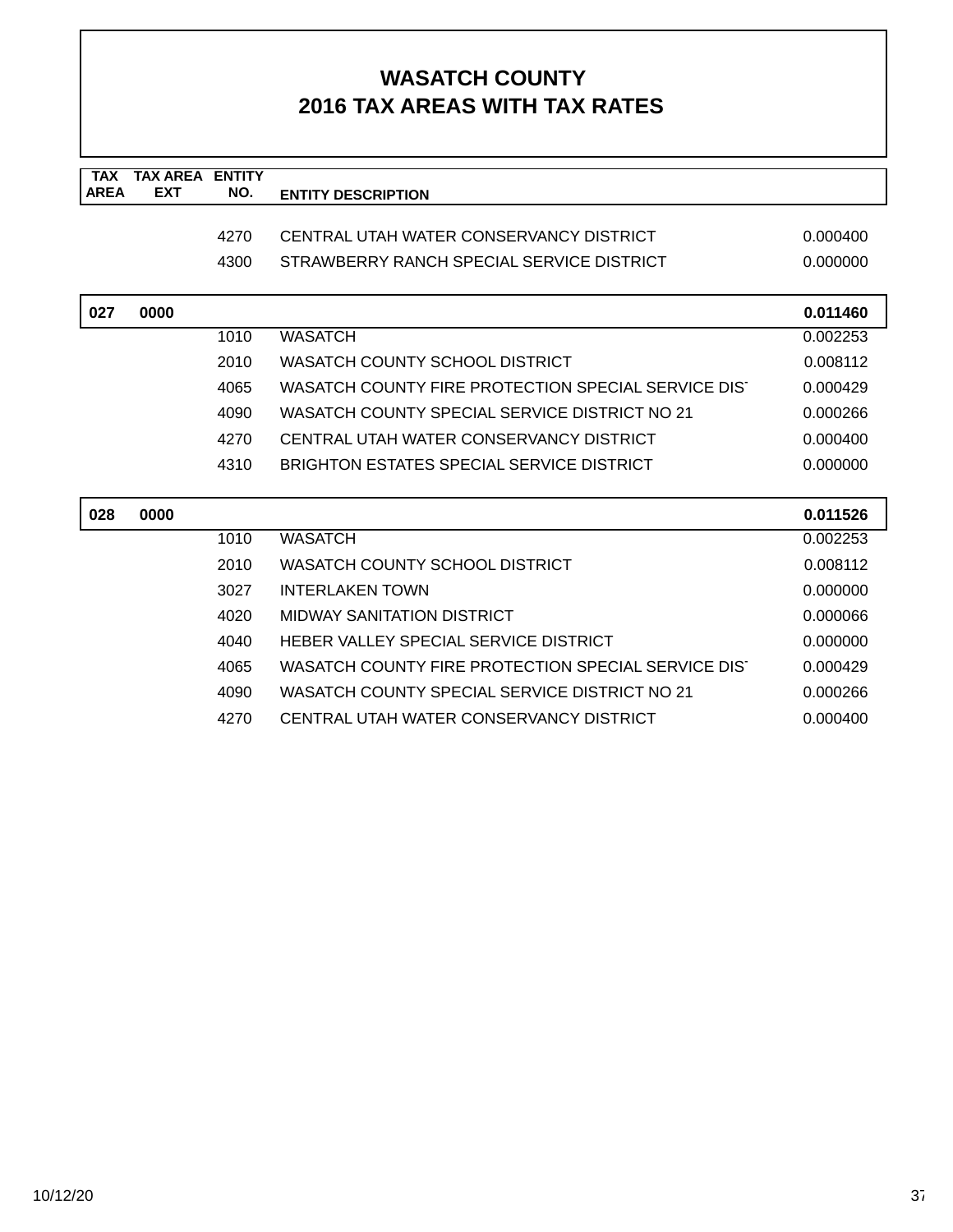# WASATCH COUNTY
# 2016 TAX AREAS WITH TAX RATES

| TAX AREA | TAX AREA EXT | ENTITY NO. | ENTITY DESCRIPTION | |
|---|---|---|---|---|
| | | 4270 | CENTRAL UTAH WATER CONSERVANCY DISTRICT | 0.000400 |
| | | 4300 | STRAWBERRY RANCH SPECIAL SERVICE DISTRICT | 0.000000 |
| **027** | **0000** | | | **0.011460** |
| | | 1010 | WASATCH | 0.002253 |
| | | 2010 | WASATCH COUNTY SCHOOL DISTRICT | 0.008112 |
| | | 4065 | WASATCH COUNTY FIRE PROTECTION SPECIAL SERVICE DIST | 0.000429 |
| | | 4090 | WASATCH COUNTY SPECIAL SERVICE DISTRICT NO 21 | 0.000266 |
| | | 4270 | CENTRAL UTAH WATER CONSERVANCY DISTRICT | 0.000400 |
| | | 4310 | BRIGHTON ESTATES SPECIAL SERVICE DISTRICT | 0.000000 |
| **028** | **0000** | | | **0.011526** |
| | | 1010 | WASATCH | 0.002253 |
| | | 2010 | WASATCH COUNTY SCHOOL DISTRICT | 0.008112 |
| | | 3027 | INTERLAKEN TOWN | 0.000000 |
| | | 4020 | MIDWAY SANITATION DISTRICT | 0.000066 |
| | | 4040 | HEBER VALLEY SPECIAL SERVICE DISTRICT | 0.000000 |
| | | 4065 | WASATCH COUNTY FIRE PROTECTION SPECIAL SERVICE DIST | 0.000429 |
| | | 4090 | WASATCH COUNTY SPECIAL SERVICE DISTRICT NO 21 | 0.000266 |
| | | 4270 | CENTRAL UTAH WATER CONSERVANCY DISTRICT | 0.000400 |

10/12/20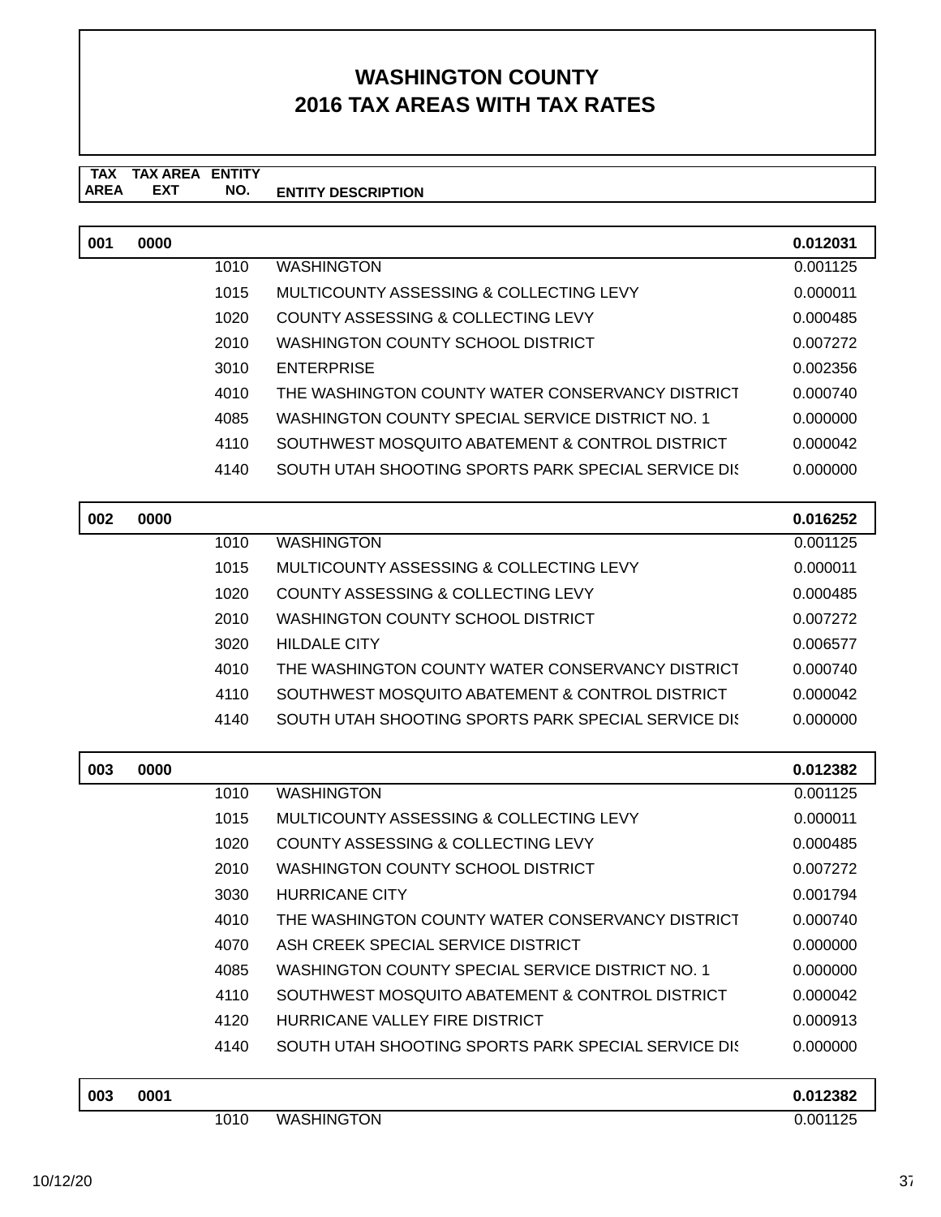# WASHINGTON COUNTY
# 2016 TAX AREAS WITH TAX RATES

| TAX AREA | TAX AREA EXT | ENTITY NO. | ENTITY DESCRIPTION | |
|---|---|---|---|---|
| **001** | **0000** | | | **0.012031** |
| | | 1010 | WASHINGTON | 0.001125 |
| | | 1015 | MULTICOUNTY ASSESSING & COLLECTING LEVY | 0.000011 |
| | | 1020 | COUNTY ASSESSING & COLLECTING LEVY | 0.000485 |
| | | 2010 | WASHINGTON COUNTY SCHOOL DISTRICT | 0.007272 |
| | | 3010 | ENTERPRISE | 0.002356 |
| | | 4010 | THE WASHINGTON COUNTY WATER CONSERVANCY DISTRICT | 0.000740 |
| | | 4085 | WASHINGTON COUNTY SPECIAL SERVICE DISTRICT NO. 1 | 0.000000 |
| | | 4110 | SOUTHWEST MOSQUITO ABATEMENT & CONTROL DISTRICT | 0.000042 |
| | | 4140 | SOUTH UTAH SHOOTING SPORTS PARK SPECIAL SERVICE DIS | 0.000000 |
| **002** | **0000** | | | **0.016252** |
| | | 1010 | WASHINGTON | 0.001125 |
| | | 1015 | MULTICOUNTY ASSESSING & COLLECTING LEVY | 0.000011 |
| | | 1020 | COUNTY ASSESSING & COLLECTING LEVY | 0.000485 |
| | | 2010 | WASHINGTON COUNTY SCHOOL DISTRICT | 0.007272 |
| | | 3020 | HILDALE CITY | 0.006577 |
| | | 4010 | THE WASHINGTON COUNTY WATER CONSERVANCY DISTRICT | 0.000740 |
| | | 4110 | SOUTHWEST MOSQUITO ABATEMENT & CONTROL DISTRICT | 0.000042 |
| | | 4140 | SOUTH UTAH SHOOTING SPORTS PARK SPECIAL SERVICE DIS | 0.000000 |
| **003** | **0000** | | | **0.012382** |
| | | 1010 | WASHINGTON | 0.001125 |
| | | 1015 | MULTICOUNTY ASSESSING & COLLECTING LEVY | 0.000011 |
| | | 1020 | COUNTY ASSESSING & COLLECTING LEVY | 0.000485 |
| | | 2010 | WASHINGTON COUNTY SCHOOL DISTRICT | 0.007272 |
| | | 3030 | HURRICANE CITY | 0.001794 |
| | | 4010 | THE WASHINGTON COUNTY WATER CONSERVANCY DISTRICT | 0.000740 |
| | | 4070 | ASH CREEK SPECIAL SERVICE DISTRICT | 0.000000 |
| | | 4085 | WASHINGTON COUNTY SPECIAL SERVICE DISTRICT NO. 1 | 0.000000 |
| | | 4110 | SOUTHWEST MOSQUITO ABATEMENT & CONTROL DISTRICT | 0.000042 |
| | | 4120 | HURRICANE VALLEY FIRE DISTRICT | 0.000913 |
| | | 4140 | SOUTH UTAH SHOOTING SPORTS PARK SPECIAL SERVICE DIS | 0.000000 |
| **003** | **0001** | | | **0.012382** |
| | | 1010 | WASHINGTON | 0.001125 |

10/12/20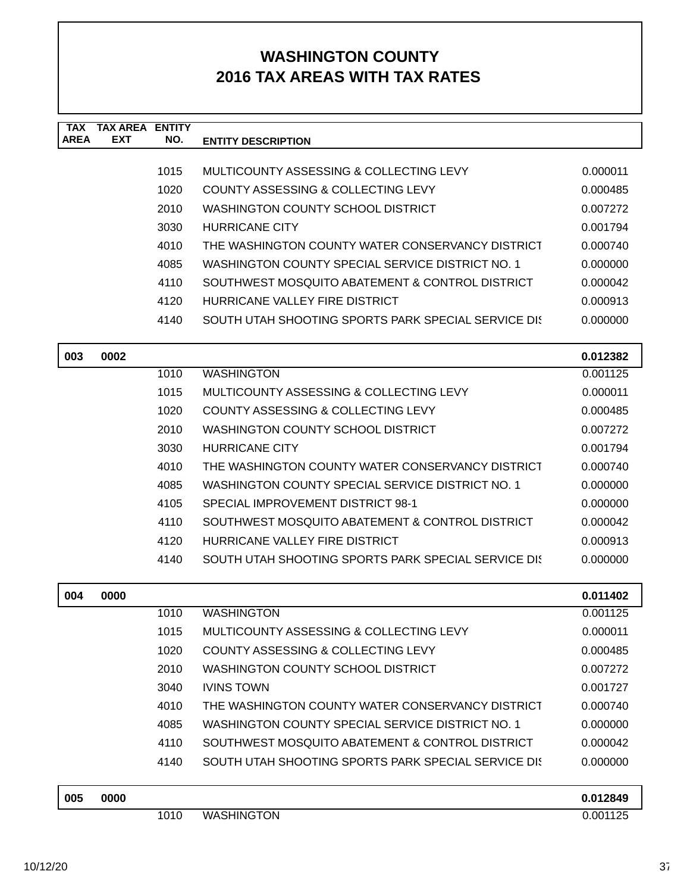# WASHINGTON COUNTY
# 2016 TAX AREAS WITH TAX RATES

| TAX AREA | TAX AREA EXT | ENTITY NO. | ENTITY DESCRIPTION | |
|---|---|---|---|---|
| | | 1015 | MULTICOUNTY ASSESSING & COLLECTING LEVY | 0.000011 |
| | | 1020 | COUNTY ASSESSING & COLLECTING LEVY | 0.000485 |
| | | 2010 | WASHINGTON COUNTY SCHOOL DISTRICT | 0.007272 |
| | | 3030 | HURRICANE CITY | 0.001794 |
| | | 4010 | THE WASHINGTON COUNTY WATER CONSERVANCY DISTRICT | 0.000740 |
| | | 4085 | WASHINGTON COUNTY SPECIAL SERVICE DISTRICT NO. 1 | 0.000000 |
| | | 4110 | SOUTHWEST MOSQUITO ABATEMENT & CONTROL DISTRICT | 0.000042 |
| | | 4120 | HURRICANE VALLEY FIRE DISTRICT | 0.000913 |
| | | 4140 | SOUTH UTAH SHOOTING SPORTS PARK SPECIAL SERVICE DIS | 0.000000 |
| **003** | **0002** | | | **0.012382** |
| | | 1010 | WASHINGTON | 0.001125 |
| | | 1015 | MULTICOUNTY ASSESSING & COLLECTING LEVY | 0.000011 |
| | | 1020 | COUNTY ASSESSING & COLLECTING LEVY | 0.000485 |
| | | 2010 | WASHINGTON COUNTY SCHOOL DISTRICT | 0.007272 |
| | | 3030 | HURRICANE CITY | 0.001794 |
| | | 4010 | THE WASHINGTON COUNTY WATER CONSERVANCY DISTRICT | 0.000740 |
| | | 4085 | WASHINGTON COUNTY SPECIAL SERVICE DISTRICT NO. 1 | 0.000000 |
| | | 4105 | SPECIAL IMPROVEMENT DISTRICT 98-1 | 0.000000 |
| | | 4110 | SOUTHWEST MOSQUITO ABATEMENT & CONTROL DISTRICT | 0.000042 |
| | | 4120 | HURRICANE VALLEY FIRE DISTRICT | 0.000913 |
| | | 4140 | SOUTH UTAH SHOOTING SPORTS PARK SPECIAL SERVICE DIS | 0.000000 |
| **004** | **0000** | | | **0.011402** |
| | | 1010 | WASHINGTON | 0.001125 |
| | | 1015 | MULTICOUNTY ASSESSING & COLLECTING LEVY | 0.000011 |
| | | 1020 | COUNTY ASSESSING & COLLECTING LEVY | 0.000485 |
| | | 2010 | WASHINGTON COUNTY SCHOOL DISTRICT | 0.007272 |
| | | 3040 | IVINS TOWN | 0.001727 |
| | | 4010 | THE WASHINGTON COUNTY WATER CONSERVANCY DISTRICT | 0.000740 |
| | | 4085 | WASHINGTON COUNTY SPECIAL SERVICE DISTRICT NO. 1 | 0.000000 |
| | | 4110 | SOUTHWEST MOSQUITO ABATEMENT & CONTROL DISTRICT | 0.000042 |
| | | 4140 | SOUTH UTAH SHOOTING SPORTS PARK SPECIAL SERVICE DIS | 0.000000 |
| **005** | **0000** | | | **0.012849** |
| | | 1010 | WASHINGTON | 0.001125 |

10/12/20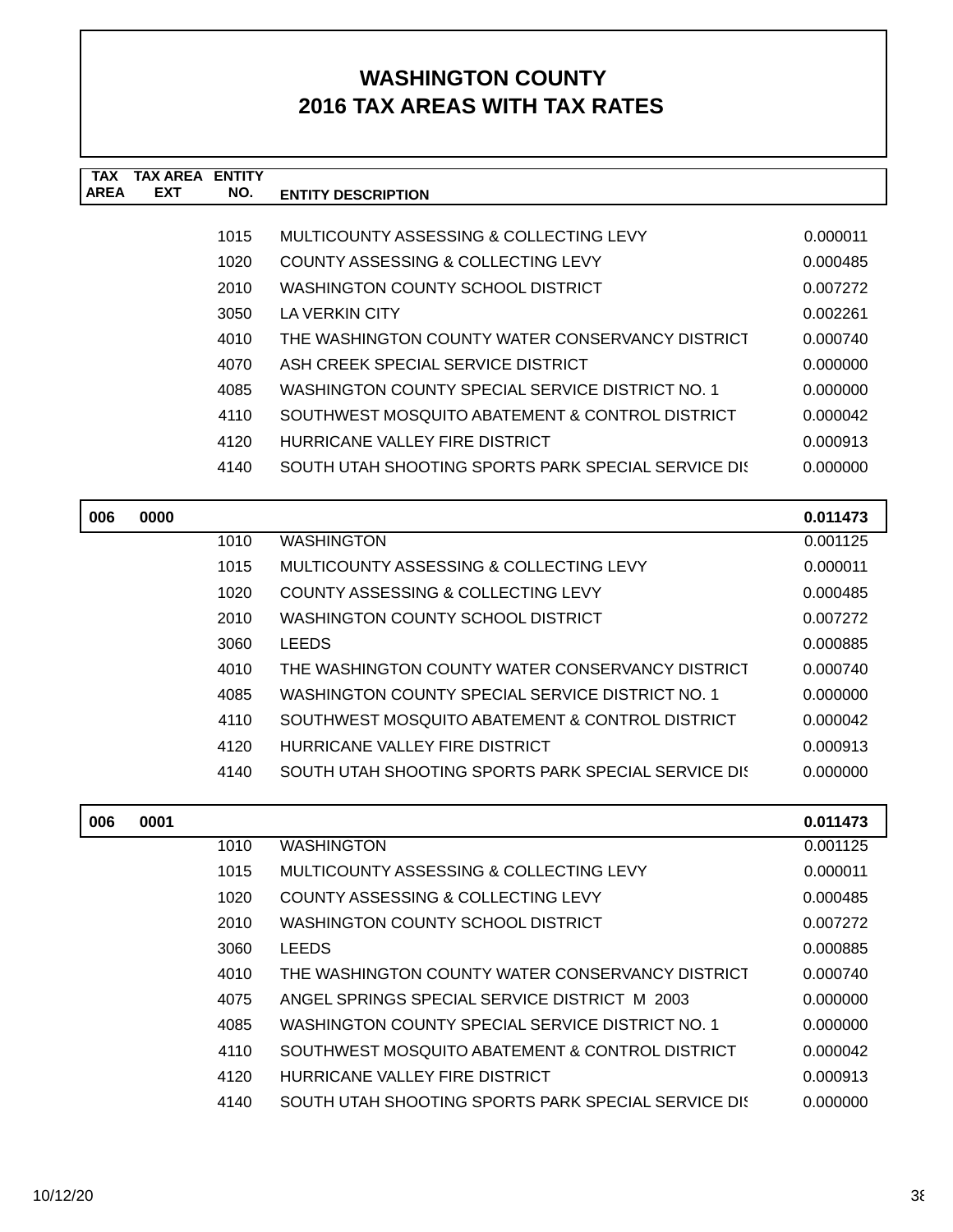# WASHINGTON COUNTY
# 2016 TAX AREAS WITH TAX RATES

| TAX AREA | TAX AREA EXT | ENTITY NO. | ENTITY DESCRIPTION | |
|---|---|---|---|---|
| | | 1015 | MULTICOUNTY ASSESSING & COLLECTING LEVY | 0.000011 |
| | | 1020 | COUNTY ASSESSING & COLLECTING LEVY | 0.000485 |
| | | 2010 | WASHINGTON COUNTY SCHOOL DISTRICT | 0.007272 |
| | | 3050 | LA VERKIN CITY | 0.002261 |
| | | 4010 | THE WASHINGTON COUNTY WATER CONSERVANCY DISTRICT | 0.000740 |
| | | 4070 | ASH CREEK SPECIAL SERVICE DISTRICT | 0.000000 |
| | | 4085 | WASHINGTON COUNTY SPECIAL SERVICE DISTRICT NO. 1 | 0.000000 |
| | | 4110 | SOUTHWEST MOSQUITO ABATEMENT & CONTROL DISTRICT | 0.000042 |
| | | 4120 | HURRICANE VALLEY FIRE DISTRICT | 0.000913 |
| | | 4140 | SOUTH UTAH SHOOTING SPORTS PARK SPECIAL SERVICE DIS | 0.000000 |
| **006** | **0000** | | | **0.011473** |
| | | 1010 | WASHINGTON | 0.001125 |
| | | 1015 | MULTICOUNTY ASSESSING & COLLECTING LEVY | 0.000011 |
| | | 1020 | COUNTY ASSESSING & COLLECTING LEVY | 0.000485 |
| | | 2010 | WASHINGTON COUNTY SCHOOL DISTRICT | 0.007272 |
| | | 3060 | LEEDS | 0.000885 |
| | | 4010 | THE WASHINGTON COUNTY WATER CONSERVANCY DISTRICT | 0.000740 |
| | | 4085 | WASHINGTON COUNTY SPECIAL SERVICE DISTRICT NO. 1 | 0.000000 |
| | | 4110 | SOUTHWEST MOSQUITO ABATEMENT & CONTROL DISTRICT | 0.000042 |
| | | 4120 | HURRICANE VALLEY FIRE DISTRICT | 0.000913 |
| | | 4140 | SOUTH UTAH SHOOTING SPORTS PARK SPECIAL SERVICE DIS | 0.000000 |
| **006** | **0001** | | | **0.011473** |
| | | 1010 | WASHINGTON | 0.001125 |
| | | 1015 | MULTICOUNTY ASSESSING & COLLECTING LEVY | 0.000011 |
| | | 1020 | COUNTY ASSESSING & COLLECTING LEVY | 0.000485 |
| | | 2010 | WASHINGTON COUNTY SCHOOL DISTRICT | 0.007272 |
| | | 3060 | LEEDS | 0.000885 |
| | | 4010 | THE WASHINGTON COUNTY WATER CONSERVANCY DISTRICT | 0.000740 |
| | | 4075 | ANGEL SPRINGS SPECIAL SERVICE DISTRICT M 2003 | 0.000000 |
| | | 4085 | WASHINGTON COUNTY SPECIAL SERVICE DISTRICT NO. 1 | 0.000000 |
| | | 4110 | SOUTHWEST MOSQUITO ABATEMENT & CONTROL DISTRICT | 0.000042 |
| | | 4120 | HURRICANE VALLEY FIRE DISTRICT | 0.000913 |
| | | 4140 | SOUTH UTAH SHOOTING SPORTS PARK SPECIAL SERVICE DIS | 0.000000 |

10/12/20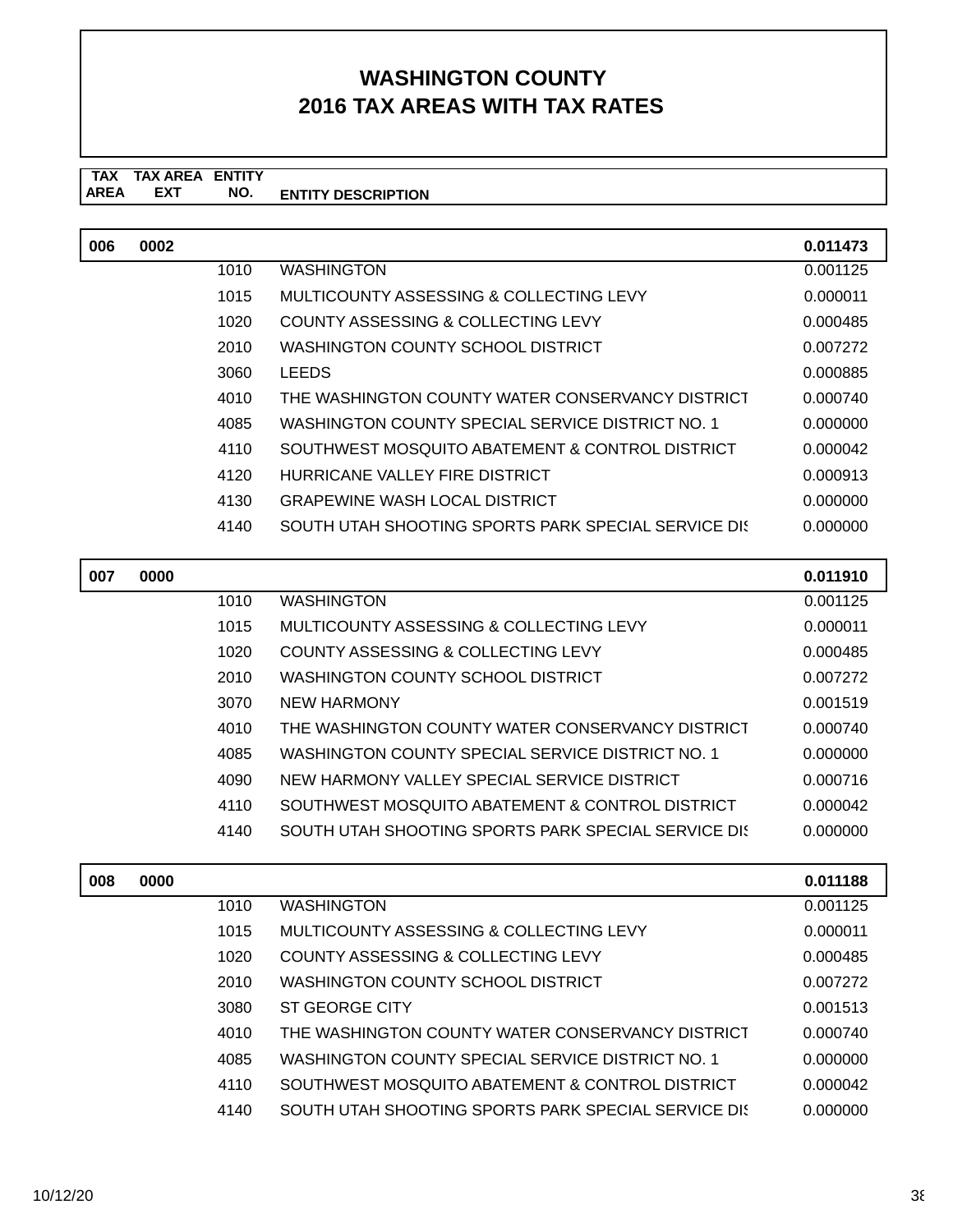# WASHINGTON COUNTY
# 2016 TAX AREAS WITH TAX RATES

| TAX AREA | TAX AREA EXT | ENTITY NO. | ENTITY DESCRIPTION | |
|---|---|---|---|---|
| **006** | **0002** | | | **0.011473** |
| | | 1010 | WASHINGTON | 0.001125 |
| | | 1015 | MULTICOUNTY ASSESSING & COLLECTING LEVY | 0.000011 |
| | | 1020 | COUNTY ASSESSING & COLLECTING LEVY | 0.000485 |
| | | 2010 | WASHINGTON COUNTY SCHOOL DISTRICT | 0.007272 |
| | | 3060 | LEEDS | 0.000885 |
| | | 4010 | THE WASHINGTON COUNTY WATER CONSERVANCY DISTRICT | 0.000740 |
| | | 4085 | WASHINGTON COUNTY SPECIAL SERVICE DISTRICT NO. 1 | 0.000000 |
| | | 4110 | SOUTHWEST MOSQUITO ABATEMENT & CONTROL DISTRICT | 0.000042 |
| | | 4120 | HURRICANE VALLEY FIRE DISTRICT | 0.000913 |
| | | 4130 | GRAPEWINE WASH LOCAL DISTRICT | 0.000000 |
| | | 4140 | SOUTH UTAH SHOOTING SPORTS PARK SPECIAL SERVICE DIS | 0.000000 |
| **007** | **0000** | | | **0.011910** |
| | | 1010 | WASHINGTON | 0.001125 |
| | | 1015 | MULTICOUNTY ASSESSING & COLLECTING LEVY | 0.000011 |
| | | 1020 | COUNTY ASSESSING & COLLECTING LEVY | 0.000485 |
| | | 2010 | WASHINGTON COUNTY SCHOOL DISTRICT | 0.007272 |
| | | 3070 | NEW HARMONY | 0.001519 |
| | | 4010 | THE WASHINGTON COUNTY WATER CONSERVANCY DISTRICT | 0.000740 |
| | | 4085 | WASHINGTON COUNTY SPECIAL SERVICE DISTRICT NO. 1 | 0.000000 |
| | | 4090 | NEW HARMONY VALLEY SPECIAL SERVICE DISTRICT | 0.000716 |
| | | 4110 | SOUTHWEST MOSQUITO ABATEMENT & CONTROL DISTRICT | 0.000042 |
| | | 4140 | SOUTH UTAH SHOOTING SPORTS PARK SPECIAL SERVICE DIS | 0.000000 |
| **008** | **0000** | | | **0.011188** |
| | | 1010 | WASHINGTON | 0.001125 |
| | | 1015 | MULTICOUNTY ASSESSING & COLLECTING LEVY | 0.000011 |
| | | 1020 | COUNTY ASSESSING & COLLECTING LEVY | 0.000485 |
| | | 2010 | WASHINGTON COUNTY SCHOOL DISTRICT | 0.007272 |
| | | 3080 | ST GEORGE CITY | 0.001513 |
| | | 4010 | THE WASHINGTON COUNTY WATER CONSERVANCY DISTRICT | 0.000740 |
| | | 4085 | WASHINGTON COUNTY SPECIAL SERVICE DISTRICT NO. 1 | 0.000000 |
| | | 4110 | SOUTHWEST MOSQUITO ABATEMENT & CONTROL DISTRICT | 0.000042 |
| | | 4140 | SOUTH UTAH SHOOTING SPORTS PARK SPECIAL SERVICE DIS | 0.000000 |

10/12/20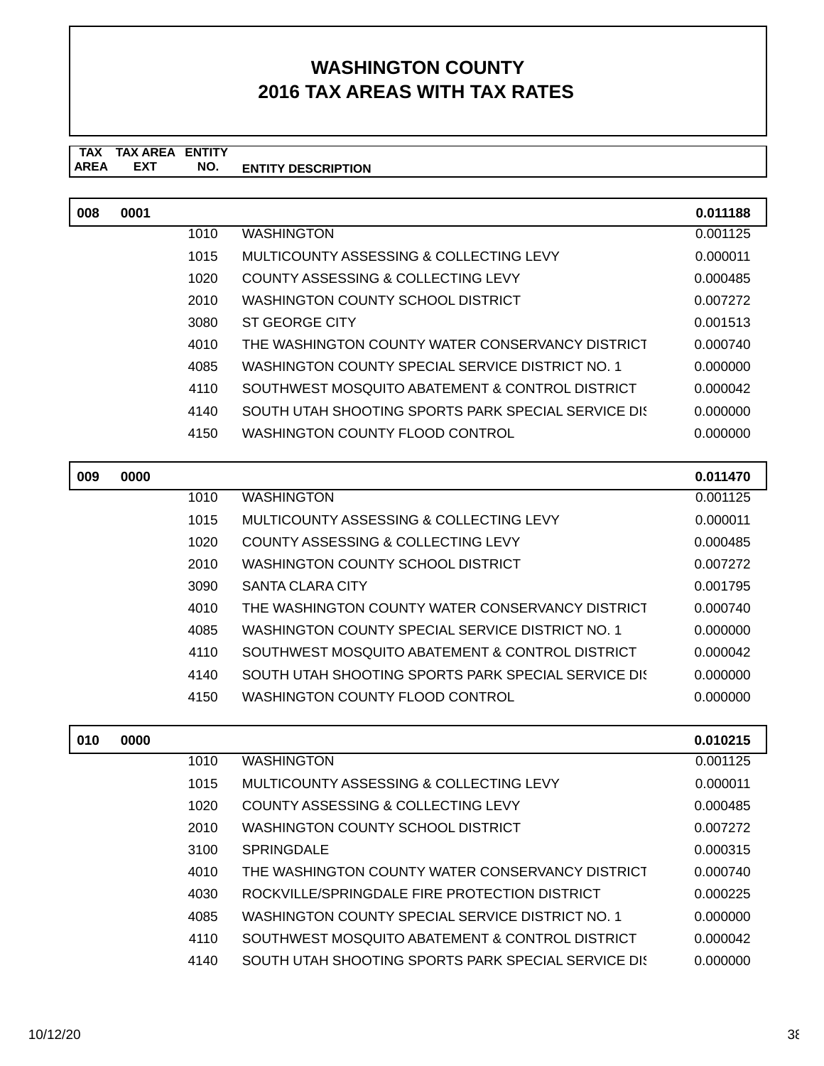# WASHINGTON COUNTY
# 2016 TAX AREAS WITH TAX RATES

| TAX AREA | TAX AREA EXT | ENTITY NO. | ENTITY DESCRIPTION | |
|---|---|---|---|---|
| **008** | **0001** | | | **0.011188** |
| | | 1010 | WASHINGTON | 0.001125 |
| | | 1015 | MULTICOUNTY ASSESSING & COLLECTING LEVY | 0.000011 |
| | | 1020 | COUNTY ASSESSING & COLLECTING LEVY | 0.000485 |
| | | 2010 | WASHINGTON COUNTY SCHOOL DISTRICT | 0.007272 |
| | | 3080 | ST GEORGE CITY | 0.001513 |
| | | 4010 | THE WASHINGTON COUNTY WATER CONSERVANCY DISTRICT | 0.000740 |
| | | 4085 | WASHINGTON COUNTY SPECIAL SERVICE DISTRICT NO. 1 | 0.000000 |
| | | 4110 | SOUTHWEST MOSQUITO ABATEMENT & CONTROL DISTRICT | 0.000042 |
| | | 4140 | SOUTH UTAH SHOOTING SPORTS PARK SPECIAL SERVICE DIS | 0.000000 |
| | | 4150 | WASHINGTON COUNTY FLOOD CONTROL | 0.000000 |
| **009** | **0000** | | | **0.011470** |
| | | 1010 | WASHINGTON | 0.001125 |
| | | 1015 | MULTICOUNTY ASSESSING & COLLECTING LEVY | 0.000011 |
| | | 1020 | COUNTY ASSESSING & COLLECTING LEVY | 0.000485 |
| | | 2010 | WASHINGTON COUNTY SCHOOL DISTRICT | 0.007272 |
| | | 3090 | SANTA CLARA CITY | 0.001795 |
| | | 4010 | THE WASHINGTON COUNTY WATER CONSERVANCY DISTRICT | 0.000740 |
| | | 4085 | WASHINGTON COUNTY SPECIAL SERVICE DISTRICT NO. 1 | 0.000000 |
| | | 4110 | SOUTHWEST MOSQUITO ABATEMENT & CONTROL DISTRICT | 0.000042 |
| | | 4140 | SOUTH UTAH SHOOTING SPORTS PARK SPECIAL SERVICE DIS | 0.000000 |
| | | 4150 | WASHINGTON COUNTY FLOOD CONTROL | 0.000000 |
| **010** | **0000** | | | **0.010215** |
| | | 1010 | WASHINGTON | 0.001125 |
| | | 1015 | MULTICOUNTY ASSESSING & COLLECTING LEVY | 0.000011 |
| | | 1020 | COUNTY ASSESSING & COLLECTING LEVY | 0.000485 |
| | | 2010 | WASHINGTON COUNTY SCHOOL DISTRICT | 0.007272 |
| | | 3100 | SPRINGDALE | 0.000315 |
| | | 4010 | THE WASHINGTON COUNTY WATER CONSERVANCY DISTRICT | 0.000740 |
| | | 4030 | ROCKVILLE/SPRINGDALE FIRE PROTECTION DISTRICT | 0.000225 |
| | | 4085 | WASHINGTON COUNTY SPECIAL SERVICE DISTRICT NO. 1 | 0.000000 |
| | | 4110 | SOUTHWEST MOSQUITO ABATEMENT & CONTROL DISTRICT | 0.000042 |
| | | 4140 | SOUTH UTAH SHOOTING SPORTS PARK SPECIAL SERVICE DIS | 0.000000 |

10/12/20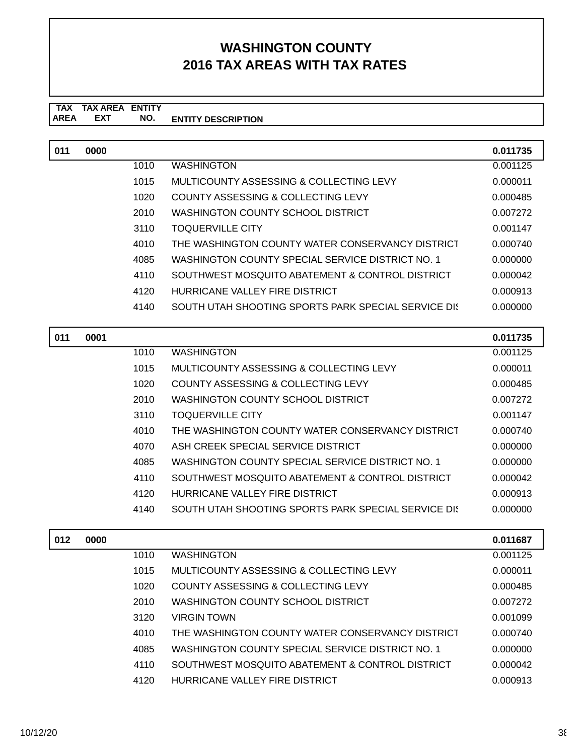# WASHINGTON COUNTY
# 2016 TAX AREAS WITH TAX RATES

| TAX AREA | TAX AREA EXT | ENTITY NO. | ENTITY DESCRIPTION | |
|---|---|---|---|---|
| **011** | **0000** | | | **0.011735** |
| | | 1010 | WASHINGTON | 0.001125 |
| | | 1015 | MULTICOUNTY ASSESSING & COLLECTING LEVY | 0.000011 |
| | | 1020 | COUNTY ASSESSING & COLLECTING LEVY | 0.000485 |
| | | 2010 | WASHINGTON COUNTY SCHOOL DISTRICT | 0.007272 |
| | | 3110 | TOQUERVILLE CITY | 0.001147 |
| | | 4010 | THE WASHINGTON COUNTY WATER CONSERVANCY DISTRICT | 0.000740 |
| | | 4085 | WASHINGTON COUNTY SPECIAL SERVICE DISTRICT NO. 1 | 0.000000 |
| | | 4110 | SOUTHWEST MOSQUITO ABATEMENT & CONTROL DISTRICT | 0.000042 |
| | | 4120 | HURRICANE VALLEY FIRE DISTRICT | 0.000913 |
| | | 4140 | SOUTH UTAH SHOOTING SPORTS PARK SPECIAL SERVICE DIS | 0.000000 |
| **011** | **0001** | | | **0.011735** |
| | | 1010 | WASHINGTON | 0.001125 |
| | | 1015 | MULTICOUNTY ASSESSING & COLLECTING LEVY | 0.000011 |
| | | 1020 | COUNTY ASSESSING & COLLECTING LEVY | 0.000485 |
| | | 2010 | WASHINGTON COUNTY SCHOOL DISTRICT | 0.007272 |
| | | 3110 | TOQUERVILLE CITY | 0.001147 |
| | | 4010 | THE WASHINGTON COUNTY WATER CONSERVANCY DISTRICT | 0.000740 |
| | | 4070 | ASH CREEK SPECIAL SERVICE DISTRICT | 0.000000 |
| | | 4085 | WASHINGTON COUNTY SPECIAL SERVICE DISTRICT NO. 1 | 0.000000 |
| | | 4110 | SOUTHWEST MOSQUITO ABATEMENT & CONTROL DISTRICT | 0.000042 |
| | | 4120 | HURRICANE VALLEY FIRE DISTRICT | 0.000913 |
| | | 4140 | SOUTH UTAH SHOOTING SPORTS PARK SPECIAL SERVICE DIS | 0.000000 |
| **012** | **0000** | | | **0.011687** |
| | | 1010 | WASHINGTON | 0.001125 |
| | | 1015 | MULTICOUNTY ASSESSING & COLLECTING LEVY | 0.000011 |
| | | 1020 | COUNTY ASSESSING & COLLECTING LEVY | 0.000485 |
| | | 2010 | WASHINGTON COUNTY SCHOOL DISTRICT | 0.007272 |
| | | 3120 | VIRGIN TOWN | 0.001099 |
| | | 4010 | THE WASHINGTON COUNTY WATER CONSERVANCY DISTRICT | 0.000740 |
| | | 4085 | WASHINGTON COUNTY SPECIAL SERVICE DISTRICT NO. 1 | 0.000000 |
| | | 4110 | SOUTHWEST MOSQUITO ABATEMENT & CONTROL DISTRICT | 0.000042 |
| | | 4120 | HURRICANE VALLEY FIRE DISTRICT | 0.000913 |

10/12/20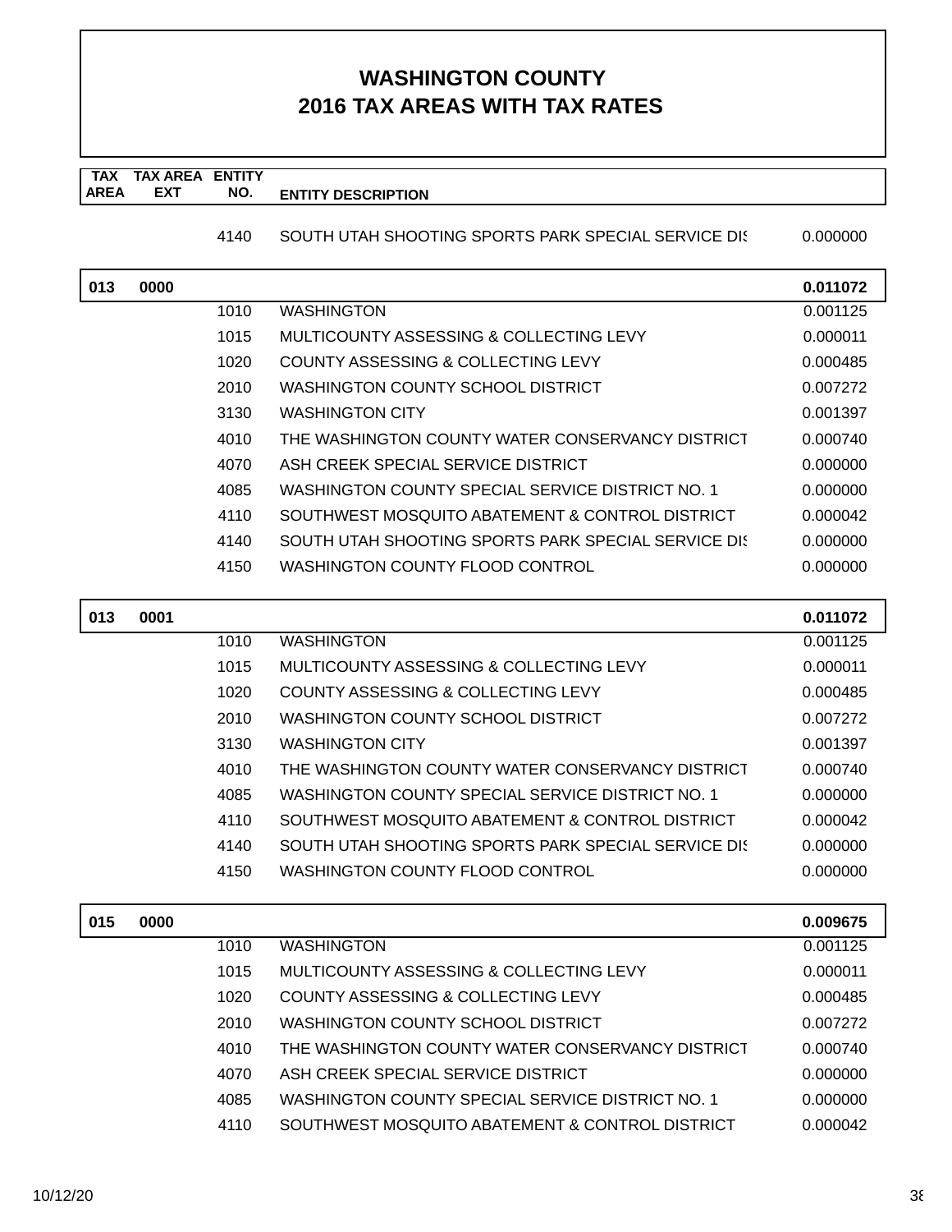# WASHINGTON COUNTY
# 2016 TAX AREAS WITH TAX RATES

| TAX AREA | TAX AREA EXT | ENTITY NO. | ENTITY DESCRIPTION | |
|---|---|---|---|---|
| | | 4140 | SOUTH UTAH SHOOTING SPORTS PARK SPECIAL SERVICE DIS | 0.000000 |
| **013** | **0000** | | | **0.011072** |
| | | 1010 | WASHINGTON | 0.001125 |
| | | 1015 | MULTICOUNTY ASSESSING & COLLECTING LEVY | 0.000011 |
| | | 1020 | COUNTY ASSESSING & COLLECTING LEVY | 0.000485 |
| | | 2010 | WASHINGTON COUNTY SCHOOL DISTRICT | 0.007272 |
| | | 3130 | WASHINGTON CITY | 0.001397 |
| | | 4010 | THE WASHINGTON COUNTY WATER CONSERVANCY DISTRICT | 0.000740 |
| | | 4070 | ASH CREEK SPECIAL SERVICE DISTRICT | 0.000000 |
| | | 4085 | WASHINGTON COUNTY SPECIAL SERVICE DISTRICT NO. 1 | 0.000000 |
| | | 4110 | SOUTHWEST MOSQUITO ABATEMENT & CONTROL DISTRICT | 0.000042 |
| | | 4140 | SOUTH UTAH SHOOTING SPORTS PARK SPECIAL SERVICE DIS | 0.000000 |
| | | 4150 | WASHINGTON COUNTY FLOOD CONTROL | 0.000000 |
| **013** | **0001** | | | **0.011072** |
| | | 1010 | WASHINGTON | 0.001125 |
| | | 1015 | MULTICOUNTY ASSESSING & COLLECTING LEVY | 0.000011 |
| | | 1020 | COUNTY ASSESSING & COLLECTING LEVY | 0.000485 |
| | | 2010 | WASHINGTON COUNTY SCHOOL DISTRICT | 0.007272 |
| | | 3130 | WASHINGTON CITY | 0.001397 |
| | | 4010 | THE WASHINGTON COUNTY WATER CONSERVANCY DISTRICT | 0.000740 |
| | | 4085 | WASHINGTON COUNTY SPECIAL SERVICE DISTRICT NO. 1 | 0.000000 |
| | | 4110 | SOUTHWEST MOSQUITO ABATEMENT & CONTROL DISTRICT | 0.000042 |
| | | 4140 | SOUTH UTAH SHOOTING SPORTS PARK SPECIAL SERVICE DIS | 0.000000 |
| | | 4150 | WASHINGTON COUNTY FLOOD CONTROL | 0.000000 |
| **015** | **0000** | | | **0.009675** |
| | | 1010 | WASHINGTON | 0.001125 |
| | | 1015 | MULTICOUNTY ASSESSING & COLLECTING LEVY | 0.000011 |
| | | 1020 | COUNTY ASSESSING & COLLECTING LEVY | 0.000485 |
| | | 2010 | WASHINGTON COUNTY SCHOOL DISTRICT | 0.007272 |
| | | 4010 | THE WASHINGTON COUNTY WATER CONSERVANCY DISTRICT | 0.000740 |
| | | 4070 | ASH CREEK SPECIAL SERVICE DISTRICT | 0.000000 |
| | | 4085 | WASHINGTON COUNTY SPECIAL SERVICE DISTRICT NO. 1 | 0.000000 |
| | | 4110 | SOUTHWEST MOSQUITO ABATEMENT & CONTROL DISTRICT | 0.000042 |

10/12/20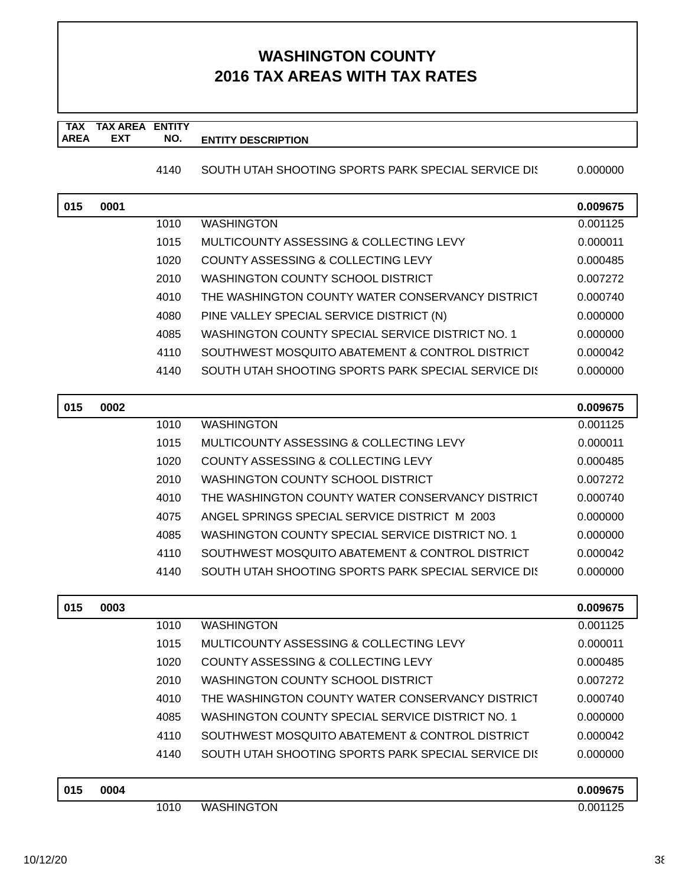# WASHINGTON COUNTY
# 2016 TAX AREAS WITH TAX RATES

| TAX AREA | TAX AREA EXT | ENTITY NO. | ENTITY DESCRIPTION | |
|---|---|---|---|---|
| | | 4140 | SOUTH UTAH SHOOTING SPORTS PARK SPECIAL SERVICE DIS | 0.000000 |
| **015** | **0001** | | | **0.009675** |
| | | 1010 | WASHINGTON | 0.001125 |
| | | 1015 | MULTICOUNTY ASSESSING & COLLECTING LEVY | 0.000011 |
| | | 1020 | COUNTY ASSESSING & COLLECTING LEVY | 0.000485 |
| | | 2010 | WASHINGTON COUNTY SCHOOL DISTRICT | 0.007272 |
| | | 4010 | THE WASHINGTON COUNTY WATER CONSERVANCY DISTRICT | 0.000740 |
| | | 4080 | PINE VALLEY SPECIAL SERVICE DISTRICT (N) | 0.000000 |
| | | 4085 | WASHINGTON COUNTY SPECIAL SERVICE DISTRICT NO. 1 | 0.000000 |
| | | 4110 | SOUTHWEST MOSQUITO ABATEMENT & CONTROL DISTRICT | 0.000042 |
| | | 4140 | SOUTH UTAH SHOOTING SPORTS PARK SPECIAL SERVICE DIS | 0.000000 |
| **015** | **0002** | | | **0.009675** |
| | | 1010 | WASHINGTON | 0.001125 |
| | | 1015 | MULTICOUNTY ASSESSING & COLLECTING LEVY | 0.000011 |
| | | 1020 | COUNTY ASSESSING & COLLECTING LEVY | 0.000485 |
| | | 2010 | WASHINGTON COUNTY SCHOOL DISTRICT | 0.007272 |
| | | 4010 | THE WASHINGTON COUNTY WATER CONSERVANCY DISTRICT | 0.000740 |
| | | 4075 | ANGEL SPRINGS SPECIAL SERVICE DISTRICT M 2003 | 0.000000 |
| | | 4085 | WASHINGTON COUNTY SPECIAL SERVICE DISTRICT NO. 1 | 0.000000 |
| | | 4110 | SOUTHWEST MOSQUITO ABATEMENT & CONTROL DISTRICT | 0.000042 |
| | | 4140 | SOUTH UTAH SHOOTING SPORTS PARK SPECIAL SERVICE DIS | 0.000000 |
| **015** | **0003** | | | **0.009675** |
| | | 1010 | WASHINGTON | 0.001125 |
| | | 1015 | MULTICOUNTY ASSESSING & COLLECTING LEVY | 0.000011 |
| | | 1020 | COUNTY ASSESSING & COLLECTING LEVY | 0.000485 |
| | | 2010 | WASHINGTON COUNTY SCHOOL DISTRICT | 0.007272 |
| | | 4010 | THE WASHINGTON COUNTY WATER CONSERVANCY DISTRICT | 0.000740 |
| | | 4085 | WASHINGTON COUNTY SPECIAL SERVICE DISTRICT NO. 1 | 0.000000 |
| | | 4110 | SOUTHWEST MOSQUITO ABATEMENT & CONTROL DISTRICT | 0.000042 |
| | | 4140 | SOUTH UTAH SHOOTING SPORTS PARK SPECIAL SERVICE DIS | 0.000000 |
| **015** | **0004** | | | **0.009675** |
| | | 1010 | WASHINGTON | 0.001125 |

10/12/20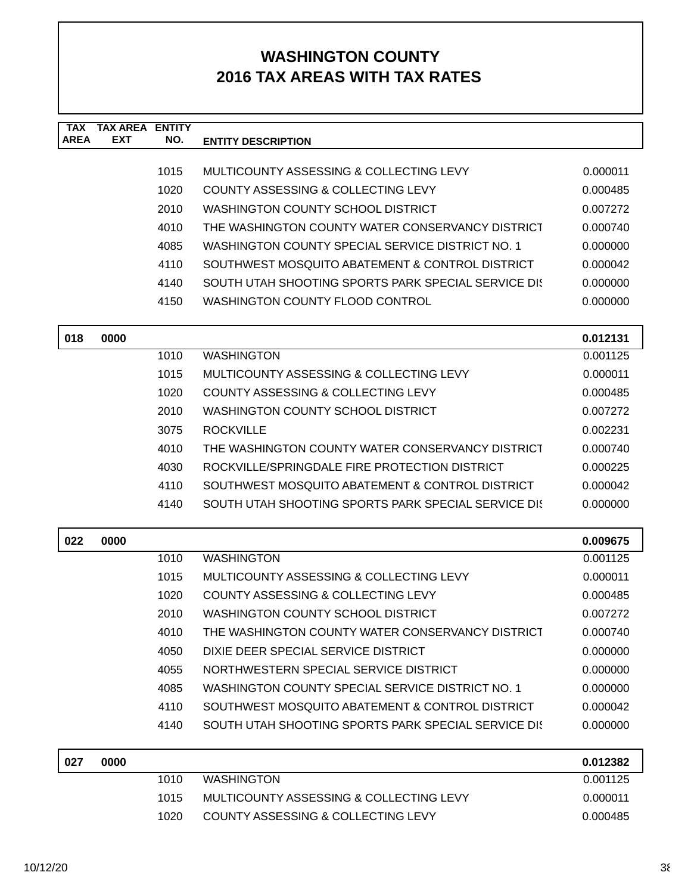# WASHINGTON COUNTY
# 2016 TAX AREAS WITH TAX RATES

| TAX AREA | TAX AREA EXT | ENTITY NO. | ENTITY DESCRIPTION | |
|---|---|---|---|---|
| | | 1015 | MULTICOUNTY ASSESSING & COLLECTING LEVY | 0.000011 |
| | | 1020 | COUNTY ASSESSING & COLLECTING LEVY | 0.000485 |
| | | 2010 | WASHINGTON COUNTY SCHOOL DISTRICT | 0.007272 |
| | | 4010 | THE WASHINGTON COUNTY WATER CONSERVANCY DISTRICT | 0.000740 |
| | | 4085 | WASHINGTON COUNTY SPECIAL SERVICE DISTRICT NO. 1 | 0.000000 |
| | | 4110 | SOUTHWEST MOSQUITO ABATEMENT & CONTROL DISTRICT | 0.000042 |
| | | 4140 | SOUTH UTAH SHOOTING SPORTS PARK SPECIAL SERVICE DIS | 0.000000 |
| | | 4150 | WASHINGTON COUNTY FLOOD CONTROL | 0.000000 |
| **018** | **0000** | | | **0.012131** |
| | | 1010 | WASHINGTON | 0.001125 |
| | | 1015 | MULTICOUNTY ASSESSING & COLLECTING LEVY | 0.000011 |
| | | 1020 | COUNTY ASSESSING & COLLECTING LEVY | 0.000485 |
| | | 2010 | WASHINGTON COUNTY SCHOOL DISTRICT | 0.007272 |
| | | 3075 | ROCKVILLE | 0.002231 |
| | | 4010 | THE WASHINGTON COUNTY WATER CONSERVANCY DISTRICT | 0.000740 |
| | | 4030 | ROCKVILLE/SPRINGDALE FIRE PROTECTION DISTRICT | 0.000225 |
| | | 4110 | SOUTHWEST MOSQUITO ABATEMENT & CONTROL DISTRICT | 0.000042 |
| | | 4140 | SOUTH UTAH SHOOTING SPORTS PARK SPECIAL SERVICE DIS | 0.000000 |
| **022** | **0000** | | | **0.009675** |
| | | 1010 | WASHINGTON | 0.001125 |
| | | 1015 | MULTICOUNTY ASSESSING & COLLECTING LEVY | 0.000011 |
| | | 1020 | COUNTY ASSESSING & COLLECTING LEVY | 0.000485 |
| | | 2010 | WASHINGTON COUNTY SCHOOL DISTRICT | 0.007272 |
| | | 4010 | THE WASHINGTON COUNTY WATER CONSERVANCY DISTRICT | 0.000740 |
| | | 4050 | DIXIE DEER SPECIAL SERVICE DISTRICT | 0.000000 |
| | | 4055 | NORTHWESTERN SPECIAL SERVICE DISTRICT | 0.000000 |
| | | 4085 | WASHINGTON COUNTY SPECIAL SERVICE DISTRICT NO. 1 | 0.000000 |
| | | 4110 | SOUTHWEST MOSQUITO ABATEMENT & CONTROL DISTRICT | 0.000042 |
| | | 4140 | SOUTH UTAH SHOOTING SPORTS PARK SPECIAL SERVICE DIS | 0.000000 |
| **027** | **0000** | | | **0.012382** |
| | | 1010 | WASHINGTON | 0.001125 |
| | | 1015 | MULTICOUNTY ASSESSING & COLLECTING LEVY | 0.000011 |
| | | 1020 | COUNTY ASSESSING & COLLECTING LEVY | 0.000485 |

10/12/20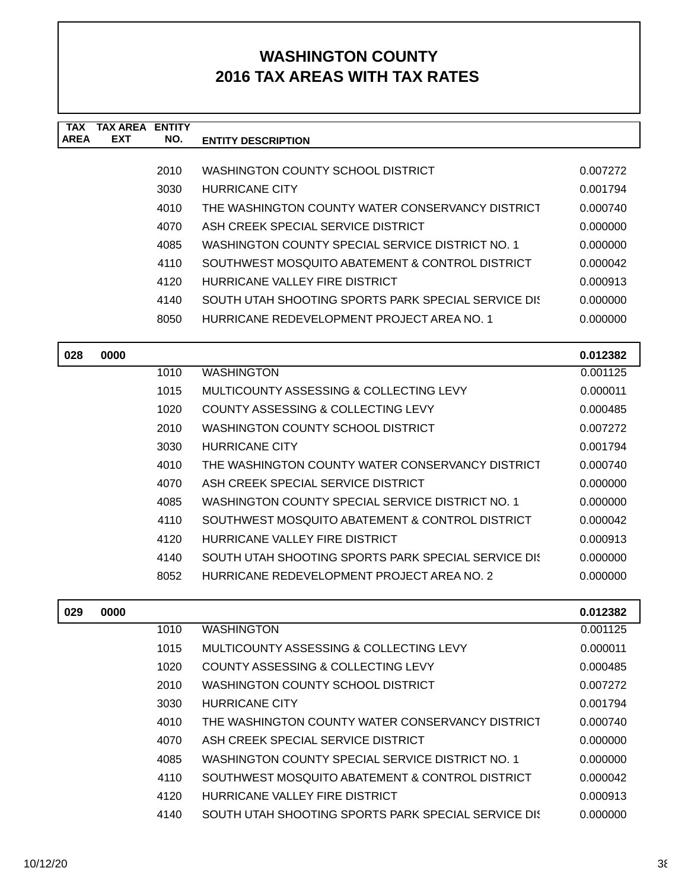# WASHINGTON COUNTY
# 2016 TAX AREAS WITH TAX RATES

| TAX AREA | TAX AREA EXT | ENTITY NO. | ENTITY DESCRIPTION | |
|---|---|---|---|---|
| | | 2010 | WASHINGTON COUNTY SCHOOL DISTRICT | 0.007272 |
| | | 3030 | HURRICANE CITY | 0.001794 |
| | | 4010 | THE WASHINGTON COUNTY WATER CONSERVANCY DISTRICT | 0.000740 |
| | | 4070 | ASH CREEK SPECIAL SERVICE DISTRICT | 0.000000 |
| | | 4085 | WASHINGTON COUNTY SPECIAL SERVICE DISTRICT NO. 1 | 0.000000 |
| | | 4110 | SOUTHWEST MOSQUITO ABATEMENT & CONTROL DISTRICT | 0.000042 |
| | | 4120 | HURRICANE VALLEY FIRE DISTRICT | 0.000913 |
| | | 4140 | SOUTH UTAH SHOOTING SPORTS PARK SPECIAL SERVICE DIS | 0.000000 |
| | | 8050 | HURRICANE REDEVELOPMENT PROJECT AREA NO. 1 | 0.000000 |
| **028** | **0000** | | | **0.012382** |
| | | 1010 | WASHINGTON | 0.001125 |
| | | 1015 | MULTICOUNTY ASSESSING & COLLECTING LEVY | 0.000011 |
| | | 1020 | COUNTY ASSESSING & COLLECTING LEVY | 0.000485 |
| | | 2010 | WASHINGTON COUNTY SCHOOL DISTRICT | 0.007272 |
| | | 3030 | HURRICANE CITY | 0.001794 |
| | | 4010 | THE WASHINGTON COUNTY WATER CONSERVANCY DISTRICT | 0.000740 |
| | | 4070 | ASH CREEK SPECIAL SERVICE DISTRICT | 0.000000 |
| | | 4085 | WASHINGTON COUNTY SPECIAL SERVICE DISTRICT NO. 1 | 0.000000 |
| | | 4110 | SOUTHWEST MOSQUITO ABATEMENT & CONTROL DISTRICT | 0.000042 |
| | | 4120 | HURRICANE VALLEY FIRE DISTRICT | 0.000913 |
| | | 4140 | SOUTH UTAH SHOOTING SPORTS PARK SPECIAL SERVICE DIS | 0.000000 |
| | | 8052 | HURRICANE REDEVELOPMENT PROJECT AREA NO. 2 | 0.000000 |
| **029** | **0000** | | | **0.012382** |
| | | 1010 | WASHINGTON | 0.001125 |
| | | 1015 | MULTICOUNTY ASSESSING & COLLECTING LEVY | 0.000011 |
| | | 1020 | COUNTY ASSESSING & COLLECTING LEVY | 0.000485 |
| | | 2010 | WASHINGTON COUNTY SCHOOL DISTRICT | 0.007272 |
| | | 3030 | HURRICANE CITY | 0.001794 |
| | | 4010 | THE WASHINGTON COUNTY WATER CONSERVANCY DISTRICT | 0.000740 |
| | | 4070 | ASH CREEK SPECIAL SERVICE DISTRICT | 0.000000 |
| | | 4085 | WASHINGTON COUNTY SPECIAL SERVICE DISTRICT NO. 1 | 0.000000 |
| | | 4110 | SOUTHWEST MOSQUITO ABATEMENT & CONTROL DISTRICT | 0.000042 |
| | | 4120 | HURRICANE VALLEY FIRE DISTRICT | 0.000913 |
| | | 4140 | SOUTH UTAH SHOOTING SPORTS PARK SPECIAL SERVICE DIS | 0.000000 |

10/12/20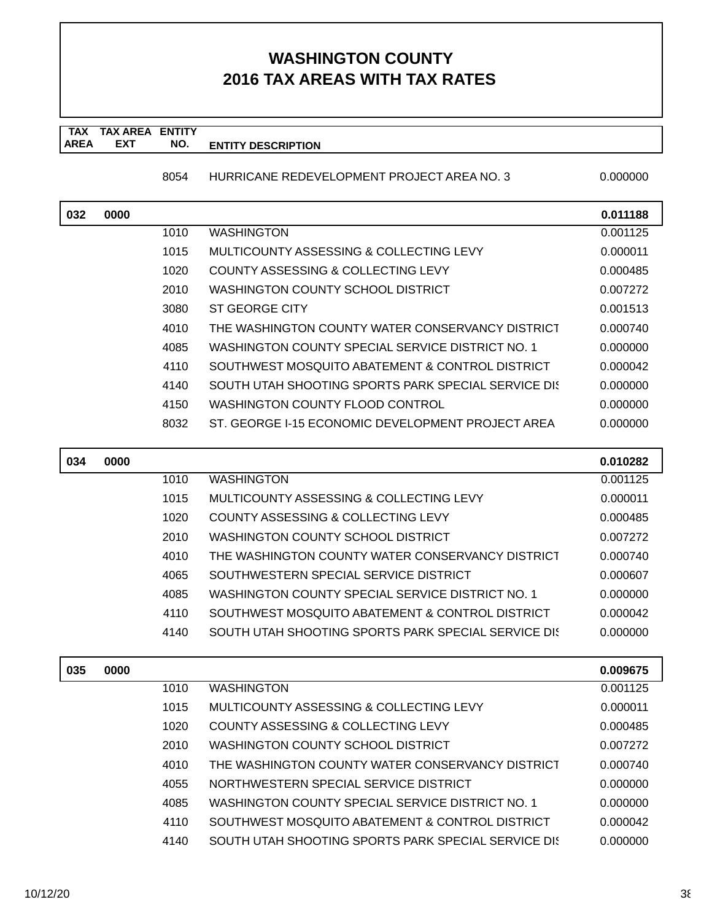# WASHINGTON COUNTY
# 2016 TAX AREAS WITH TAX RATES

| TAX AREA | TAX AREA EXT | ENTITY NO. | ENTITY DESCRIPTION | |
|---|---|---|---|---|
| | | 8054 | HURRICANE REDEVELOPMENT PROJECT AREA NO. 3 | 0.000000 |
| **032** | **0000** | | | **0.011188** |
| | | 1010 | WASHINGTON | 0.001125 |
| | | 1015 | MULTICOUNTY ASSESSING & COLLECTING LEVY | 0.000011 |
| | | 1020 | COUNTY ASSESSING & COLLECTING LEVY | 0.000485 |
| | | 2010 | WASHINGTON COUNTY SCHOOL DISTRICT | 0.007272 |
| | | 3080 | ST GEORGE CITY | 0.001513 |
| | | 4010 | THE WASHINGTON COUNTY WATER CONSERVANCY DISTRICT | 0.000740 |
| | | 4085 | WASHINGTON COUNTY SPECIAL SERVICE DISTRICT NO. 1 | 0.000000 |
| | | 4110 | SOUTHWEST MOSQUITO ABATEMENT & CONTROL DISTRICT | 0.000042 |
| | | 4140 | SOUTH UTAH SHOOTING SPORTS PARK SPECIAL SERVICE DIS | 0.000000 |
| | | 4150 | WASHINGTON COUNTY FLOOD CONTROL | 0.000000 |
| | | 8032 | ST. GEORGE I-15 ECONOMIC DEVELOPMENT PROJECT AREA | 0.000000 |
| **034** | **0000** | | | **0.010282** |
| | | 1010 | WASHINGTON | 0.001125 |
| | | 1015 | MULTICOUNTY ASSESSING & COLLECTING LEVY | 0.000011 |
| | | 1020 | COUNTY ASSESSING & COLLECTING LEVY | 0.000485 |
| | | 2010 | WASHINGTON COUNTY SCHOOL DISTRICT | 0.007272 |
| | | 4010 | THE WASHINGTON COUNTY WATER CONSERVANCY DISTRICT | 0.000740 |
| | | 4065 | SOUTHWESTERN SPECIAL SERVICE DISTRICT | 0.000607 |
| | | 4085 | WASHINGTON COUNTY SPECIAL SERVICE DISTRICT NO. 1 | 0.000000 |
| | | 4110 | SOUTHWEST MOSQUITO ABATEMENT & CONTROL DISTRICT | 0.000042 |
| | | 4140 | SOUTH UTAH SHOOTING SPORTS PARK SPECIAL SERVICE DIS | 0.000000 |
| **035** | **0000** | | | **0.009675** |
| | | 1010 | WASHINGTON | 0.001125 |
| | | 1015 | MULTICOUNTY ASSESSING & COLLECTING LEVY | 0.000011 |
| | | 1020 | COUNTY ASSESSING & COLLECTING LEVY | 0.000485 |
| | | 2010 | WASHINGTON COUNTY SCHOOL DISTRICT | 0.007272 |
| | | 4010 | THE WASHINGTON COUNTY WATER CONSERVANCY DISTRICT | 0.000740 |
| | | 4055 | NORTHWESTERN SPECIAL SERVICE DISTRICT | 0.000000 |
| | | 4085 | WASHINGTON COUNTY SPECIAL SERVICE DISTRICT NO. 1 | 0.000000 |
| | | 4110 | SOUTHWEST MOSQUITO ABATEMENT & CONTROL DISTRICT | 0.000042 |
| | | 4140 | SOUTH UTAH SHOOTING SPORTS PARK SPECIAL SERVICE DIS | 0.000000 |

10/12/20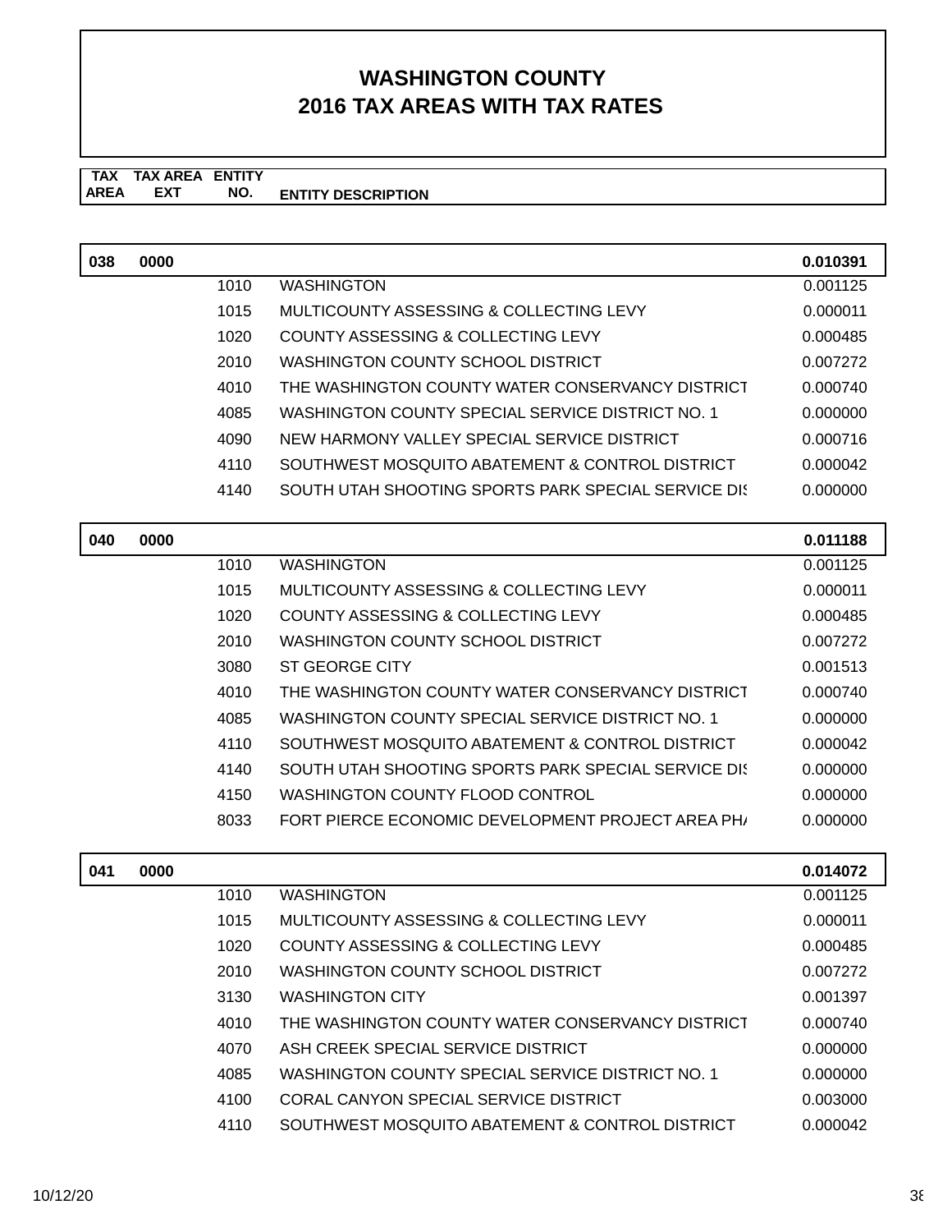# WASHINGTON COUNTY
# 2016 TAX AREAS WITH TAX RATES

| TAX AREA | TAX AREA EXT | ENTITY NO. | ENTITY DESCRIPTION | |
|---|---|---|---|---|
| **038** | **0000** | | | **0.010391** |
| | | 1010 | WASHINGTON | 0.001125 |
| | | 1015 | MULTICOUNTY ASSESSING & COLLECTING LEVY | 0.000011 |
| | | 1020 | COUNTY ASSESSING & COLLECTING LEVY | 0.000485 |
| | | 2010 | WASHINGTON COUNTY SCHOOL DISTRICT | 0.007272 |
| | | 4010 | THE WASHINGTON COUNTY WATER CONSERVANCY DISTRICT | 0.000740 |
| | | 4085 | WASHINGTON COUNTY SPECIAL SERVICE DISTRICT NO. 1 | 0.000000 |
| | | 4090 | NEW HARMONY VALLEY SPECIAL SERVICE DISTRICT | 0.000716 |
| | | 4110 | SOUTHWEST MOSQUITO ABATEMENT & CONTROL DISTRICT | 0.000042 |
| | | 4140 | SOUTH UTAH SHOOTING SPORTS PARK SPECIAL SERVICE DIS | 0.000000 |
| **040** | **0000** | | | **0.011188** |
| | | 1010 | WASHINGTON | 0.001125 |
| | | 1015 | MULTICOUNTY ASSESSING & COLLECTING LEVY | 0.000011 |
| | | 1020 | COUNTY ASSESSING & COLLECTING LEVY | 0.000485 |
| | | 2010 | WASHINGTON COUNTY SCHOOL DISTRICT | 0.007272 |
| | | 3080 | ST GEORGE CITY | 0.001513 |
| | | 4010 | THE WASHINGTON COUNTY WATER CONSERVANCY DISTRICT | 0.000740 |
| | | 4085 | WASHINGTON COUNTY SPECIAL SERVICE DISTRICT NO. 1 | 0.000000 |
| | | 4110 | SOUTHWEST MOSQUITO ABATEMENT & CONTROL DISTRICT | 0.000042 |
| | | 4140 | SOUTH UTAH SHOOTING SPORTS PARK SPECIAL SERVICE DIS | 0.000000 |
| | | 4150 | WASHINGTON COUNTY FLOOD CONTROL | 0.000000 |
| | | 8033 | FORT PIERCE ECONOMIC DEVELOPMENT PROJECT AREA PHA | 0.000000 |
| **041** | **0000** | | | **0.014072** |
| | | 1010 | WASHINGTON | 0.001125 |
| | | 1015 | MULTICOUNTY ASSESSING & COLLECTING LEVY | 0.000011 |
| | | 1020 | COUNTY ASSESSING & COLLECTING LEVY | 0.000485 |
| | | 2010 | WASHINGTON COUNTY SCHOOL DISTRICT | 0.007272 |
| | | 3130 | WASHINGTON CITY | 0.001397 |
| | | 4010 | THE WASHINGTON COUNTY WATER CONSERVANCY DISTRICT | 0.000740 |
| | | 4070 | ASH CREEK SPECIAL SERVICE DISTRICT | 0.000000 |
| | | 4085 | WASHINGTON COUNTY SPECIAL SERVICE DISTRICT NO. 1 | 0.000000 |
| | | 4100 | CORAL CANYON SPECIAL SERVICE DISTRICT | 0.003000 |
| | | 4110 | SOUTHWEST MOSQUITO ABATEMENT & CONTROL DISTRICT | 0.000042 |

10/12/20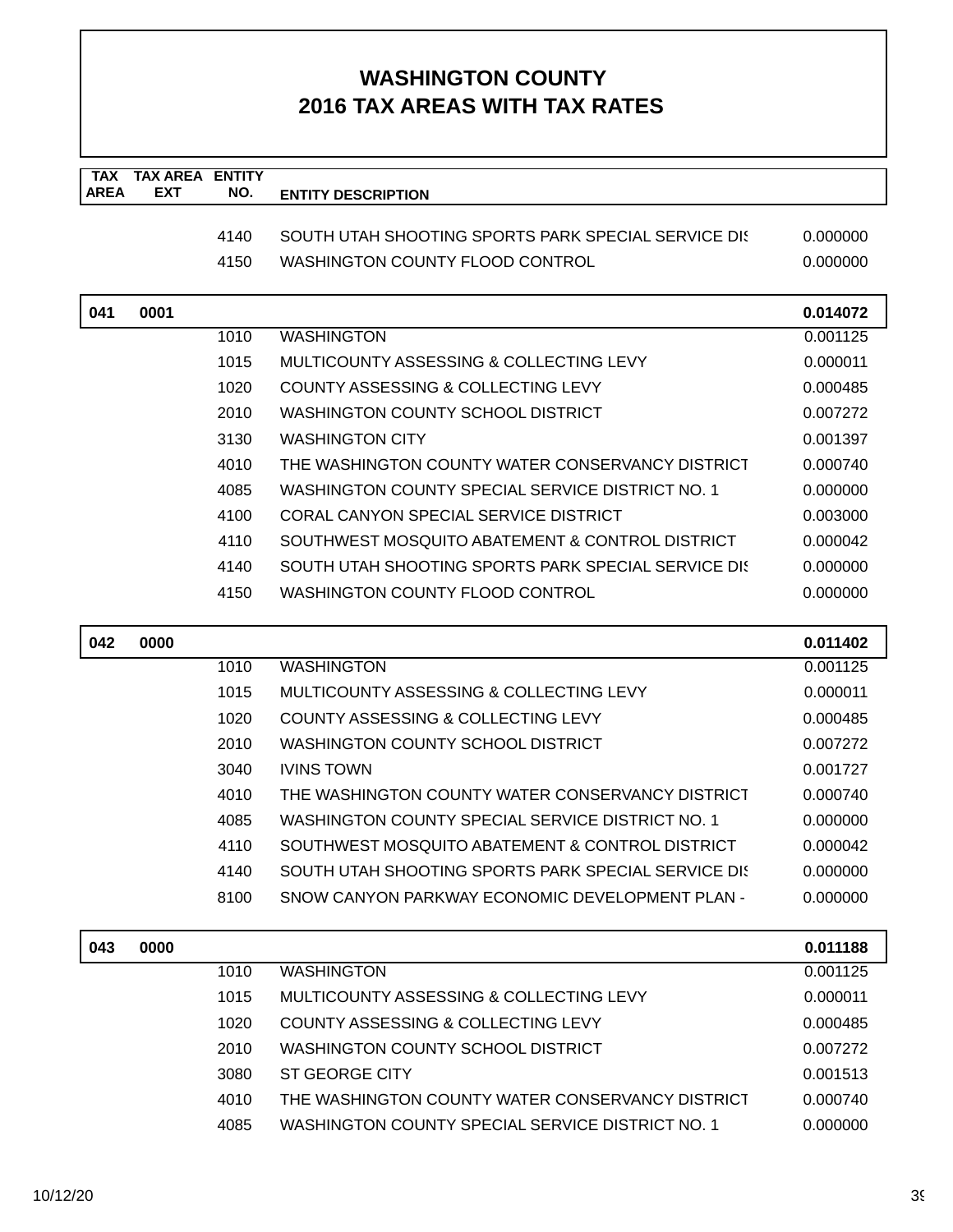# WASHINGTON COUNTY
# 2016 TAX AREAS WITH TAX RATES

| TAX AREA | TAX AREA EXT | ENTITY NO. | ENTITY DESCRIPTION | |
|---|---|---|---|---|
| | | 4140 | SOUTH UTAH SHOOTING SPORTS PARK SPECIAL SERVICE DIS | 0.000000 |
| | | 4150 | WASHINGTON COUNTY FLOOD CONTROL | 0.000000 |
| **041** | **0001** | | | **0.014072** |
| | | 1010 | WASHINGTON | 0.001125 |
| | | 1015 | MULTICOUNTY ASSESSING & COLLECTING LEVY | 0.000011 |
| | | 1020 | COUNTY ASSESSING & COLLECTING LEVY | 0.000485 |
| | | 2010 | WASHINGTON COUNTY SCHOOL DISTRICT | 0.007272 |
| | | 3130 | WASHINGTON CITY | 0.001397 |
| | | 4010 | THE WASHINGTON COUNTY WATER CONSERVANCY DISTRICT | 0.000740 |
| | | 4085 | WASHINGTON COUNTY SPECIAL SERVICE DISTRICT NO. 1 | 0.000000 |
| | | 4100 | CORAL CANYON SPECIAL SERVICE DISTRICT | 0.003000 |
| | | 4110 | SOUTHWEST MOSQUITO ABATEMENT & CONTROL DISTRICT | 0.000042 |
| | | 4140 | SOUTH UTAH SHOOTING SPORTS PARK SPECIAL SERVICE DIS | 0.000000 |
| | | 4150 | WASHINGTON COUNTY FLOOD CONTROL | 0.000000 |
| **042** | **0000** | | | **0.011402** |
| | | 1010 | WASHINGTON | 0.001125 |
| | | 1015 | MULTICOUNTY ASSESSING & COLLECTING LEVY | 0.000011 |
| | | 1020 | COUNTY ASSESSING & COLLECTING LEVY | 0.000485 |
| | | 2010 | WASHINGTON COUNTY SCHOOL DISTRICT | 0.007272 |
| | | 3040 | IVINS TOWN | 0.001727 |
| | | 4010 | THE WASHINGTON COUNTY WATER CONSERVANCY DISTRICT | 0.000740 |
| | | 4085 | WASHINGTON COUNTY SPECIAL SERVICE DISTRICT NO. 1 | 0.000000 |
| | | 4110 | SOUTHWEST MOSQUITO ABATEMENT & CONTROL DISTRICT | 0.000042 |
| | | 4140 | SOUTH UTAH SHOOTING SPORTS PARK SPECIAL SERVICE DIS | 0.000000 |
| | | 8100 | SNOW CANYON PARKWAY ECONOMIC DEVELOPMENT PLAN - | 0.000000 |
| **043** | **0000** | | | **0.011188** |
| | | 1010 | WASHINGTON | 0.001125 |
| | | 1015 | MULTICOUNTY ASSESSING & COLLECTING LEVY | 0.000011 |
| | | 1020 | COUNTY ASSESSING & COLLECTING LEVY | 0.000485 |
| | | 2010 | WASHINGTON COUNTY SCHOOL DISTRICT | 0.007272 |
| | | 3080 | ST GEORGE CITY | 0.001513 |
| | | 4010 | THE WASHINGTON COUNTY WATER CONSERVANCY DISTRICT | 0.000740 |
| | | 4085 | WASHINGTON COUNTY SPECIAL SERVICE DISTRICT NO. 1 | 0.000000 |

10/12/20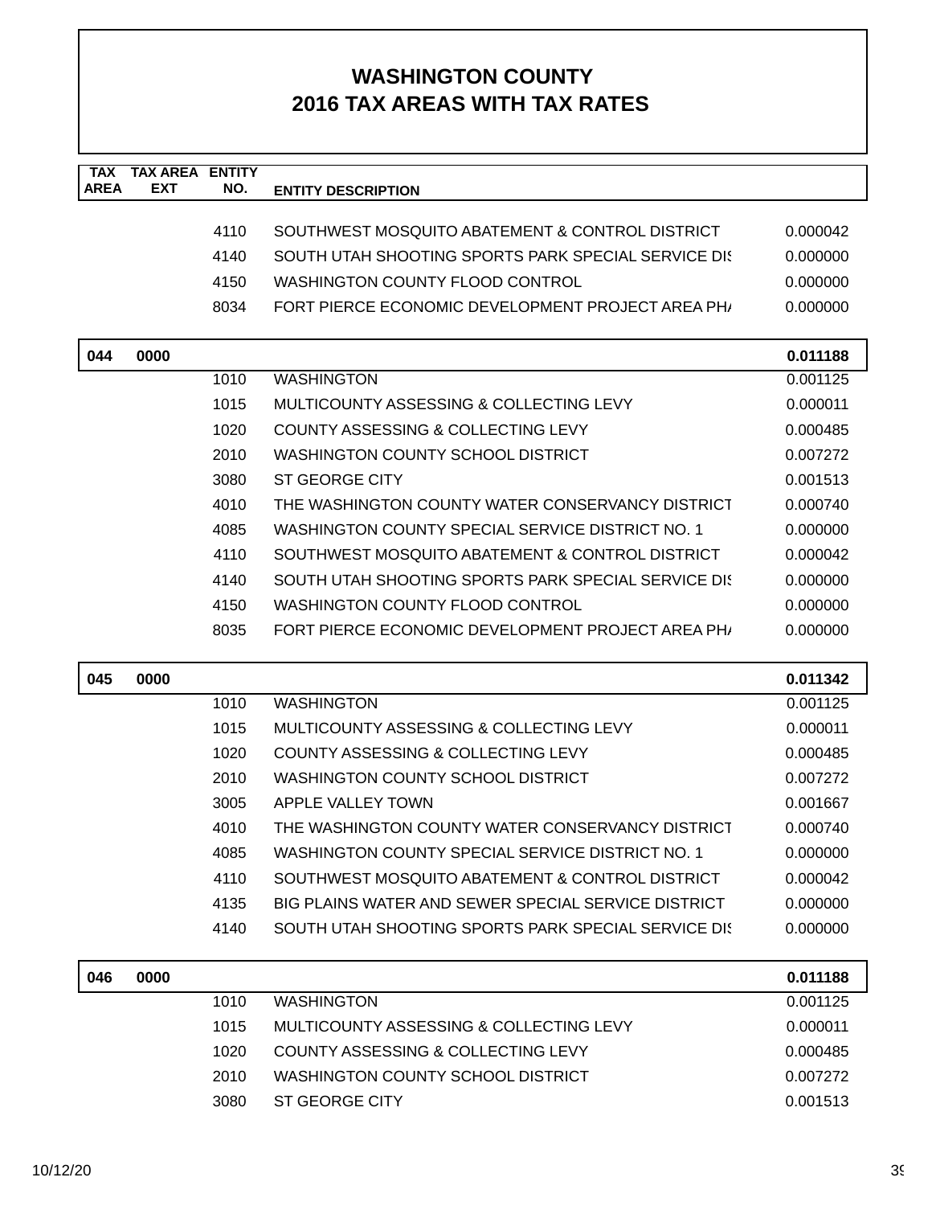# WASHINGTON COUNTY
# 2016 TAX AREAS WITH TAX RATES

| TAX AREA | TAX AREA EXT | ENTITY NO. | ENTITY DESCRIPTION | |
|---|---|---|---|---|
| | | 4110 | SOUTHWEST MOSQUITO ABATEMENT & CONTROL DISTRICT | 0.000042 |
| | | 4140 | SOUTH UTAH SHOOTING SPORTS PARK SPECIAL SERVICE DIS | 0.000000 |
| | | 4150 | WASHINGTON COUNTY FLOOD CONTROL | 0.000000 |
| | | 8034 | FORT PIERCE ECONOMIC DEVELOPMENT PROJECT AREA PHA | 0.000000 |
| **044** | **0000** | | | **0.011188** |
| | | 1010 | WASHINGTON | 0.001125 |
| | | 1015 | MULTICOUNTY ASSESSING & COLLECTING LEVY | 0.000011 |
| | | 1020 | COUNTY ASSESSING & COLLECTING LEVY | 0.000485 |
| | | 2010 | WASHINGTON COUNTY SCHOOL DISTRICT | 0.007272 |
| | | 3080 | ST GEORGE CITY | 0.001513 |
| | | 4010 | THE WASHINGTON COUNTY WATER CONSERVANCY DISTRICT | 0.000740 |
| | | 4085 | WASHINGTON COUNTY SPECIAL SERVICE DISTRICT NO. 1 | 0.000000 |
| | | 4110 | SOUTHWEST MOSQUITO ABATEMENT & CONTROL DISTRICT | 0.000042 |
| | | 4140 | SOUTH UTAH SHOOTING SPORTS PARK SPECIAL SERVICE DIS | 0.000000 |
| | | 4150 | WASHINGTON COUNTY FLOOD CONTROL | 0.000000 |
| | | 8035 | FORT PIERCE ECONOMIC DEVELOPMENT PROJECT AREA PHA | 0.000000 |
| **045** | **0000** | | | **0.011342** |
| | | 1010 | WASHINGTON | 0.001125 |
| | | 1015 | MULTICOUNTY ASSESSING & COLLECTING LEVY | 0.000011 |
| | | 1020 | COUNTY ASSESSING & COLLECTING LEVY | 0.000485 |
| | | 2010 | WASHINGTON COUNTY SCHOOL DISTRICT | 0.007272 |
| | | 3005 | APPLE VALLEY TOWN | 0.001667 |
| | | 4010 | THE WASHINGTON COUNTY WATER CONSERVANCY DISTRICT | 0.000740 |
| | | 4085 | WASHINGTON COUNTY SPECIAL SERVICE DISTRICT NO. 1 | 0.000000 |
| | | 4110 | SOUTHWEST MOSQUITO ABATEMENT & CONTROL DISTRICT | 0.000042 |
| | | 4135 | BIG PLAINS WATER AND SEWER SPECIAL SERVICE DISTRICT | 0.000000 |
| | | 4140 | SOUTH UTAH SHOOTING SPORTS PARK SPECIAL SERVICE DIS | 0.000000 |
| **046** | **0000** | | | **0.011188** |
| | | 1010 | WASHINGTON | 0.001125 |
| | | 1015 | MULTICOUNTY ASSESSING & COLLECTING LEVY | 0.000011 |
| | | 1020 | COUNTY ASSESSING & COLLECTING LEVY | 0.000485 |
| | | 2010 | WASHINGTON COUNTY SCHOOL DISTRICT | 0.007272 |
| | | 3080 | ST GEORGE CITY | 0.001513 |

10/12/20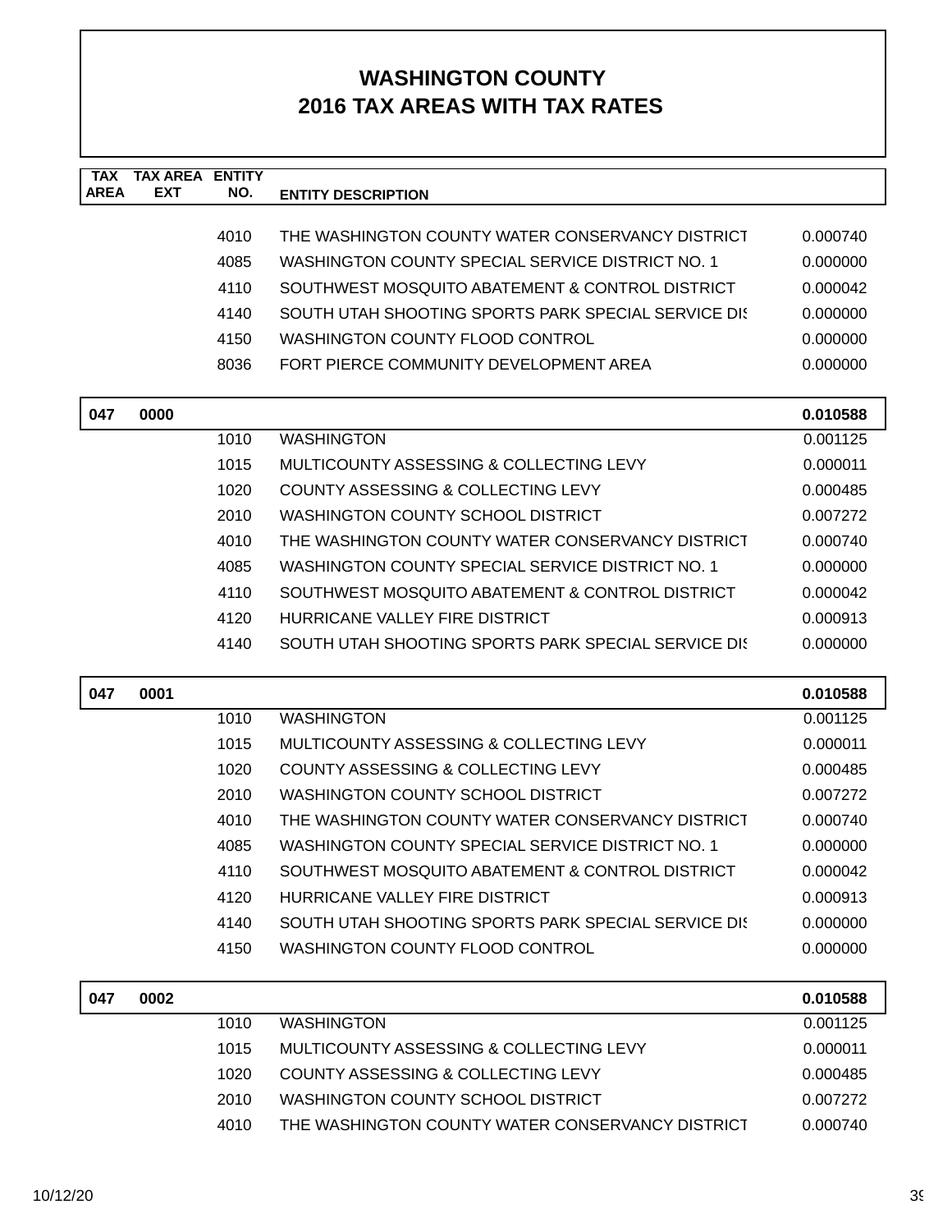# WASHINGTON COUNTY
# 2016 TAX AREAS WITH TAX RATES

| TAX AREA | TAX AREA EXT | ENTITY NO. | ENTITY DESCRIPTION | |
|---|---|---|---|---|
| | | 4010 | THE WASHINGTON COUNTY WATER CONSERVANCY DISTRICT | 0.000740 |
| | | 4085 | WASHINGTON COUNTY SPECIAL SERVICE DISTRICT NO. 1 | 0.000000 |
| | | 4110 | SOUTHWEST MOSQUITO ABATEMENT & CONTROL DISTRICT | 0.000042 |
| | | 4140 | SOUTH UTAH SHOOTING SPORTS PARK SPECIAL SERVICE DIS | 0.000000 |
| | | 4150 | WASHINGTON COUNTY FLOOD CONTROL | 0.000000 |
| | | 8036 | FORT PIERCE COMMUNITY DEVELOPMENT AREA | 0.000000 |
| **047** | **0000** | | | **0.010588** |
| | | 1010 | WASHINGTON | 0.001125 |
| | | 1015 | MULTICOUNTY ASSESSING & COLLECTING LEVY | 0.000011 |
| | | 1020 | COUNTY ASSESSING & COLLECTING LEVY | 0.000485 |
| | | 2010 | WASHINGTON COUNTY SCHOOL DISTRICT | 0.007272 |
| | | 4010 | THE WASHINGTON COUNTY WATER CONSERVANCY DISTRICT | 0.000740 |
| | | 4085 | WASHINGTON COUNTY SPECIAL SERVICE DISTRICT NO. 1 | 0.000000 |
| | | 4110 | SOUTHWEST MOSQUITO ABATEMENT & CONTROL DISTRICT | 0.000042 |
| | | 4120 | HURRICANE VALLEY FIRE DISTRICT | 0.000913 |
| | | 4140 | SOUTH UTAH SHOOTING SPORTS PARK SPECIAL SERVICE DIS | 0.000000 |
| **047** | **0001** | | | **0.010588** |
| | | 1010 | WASHINGTON | 0.001125 |
| | | 1015 | MULTICOUNTY ASSESSING & COLLECTING LEVY | 0.000011 |
| | | 1020 | COUNTY ASSESSING & COLLECTING LEVY | 0.000485 |
| | | 2010 | WASHINGTON COUNTY SCHOOL DISTRICT | 0.007272 |
| | | 4010 | THE WASHINGTON COUNTY WATER CONSERVANCY DISTRICT | 0.000740 |
| | | 4085 | WASHINGTON COUNTY SPECIAL SERVICE DISTRICT NO. 1 | 0.000000 |
| | | 4110 | SOUTHWEST MOSQUITO ABATEMENT & CONTROL DISTRICT | 0.000042 |
| | | 4120 | HURRICANE VALLEY FIRE DISTRICT | 0.000913 |
| | | 4140 | SOUTH UTAH SHOOTING SPORTS PARK SPECIAL SERVICE DIS | 0.000000 |
| | | 4150 | WASHINGTON COUNTY FLOOD CONTROL | 0.000000 |
| **047** | **0002** | | | **0.010588** |
| | | 1010 | WASHINGTON | 0.001125 |
| | | 1015 | MULTICOUNTY ASSESSING & COLLECTING LEVY | 0.000011 |
| | | 1020 | COUNTY ASSESSING & COLLECTING LEVY | 0.000485 |
| | | 2010 | WASHINGTON COUNTY SCHOOL DISTRICT | 0.007272 |
| | | 4010 | THE WASHINGTON COUNTY WATER CONSERVANCY DISTRICT | 0.000740 |

10/12/20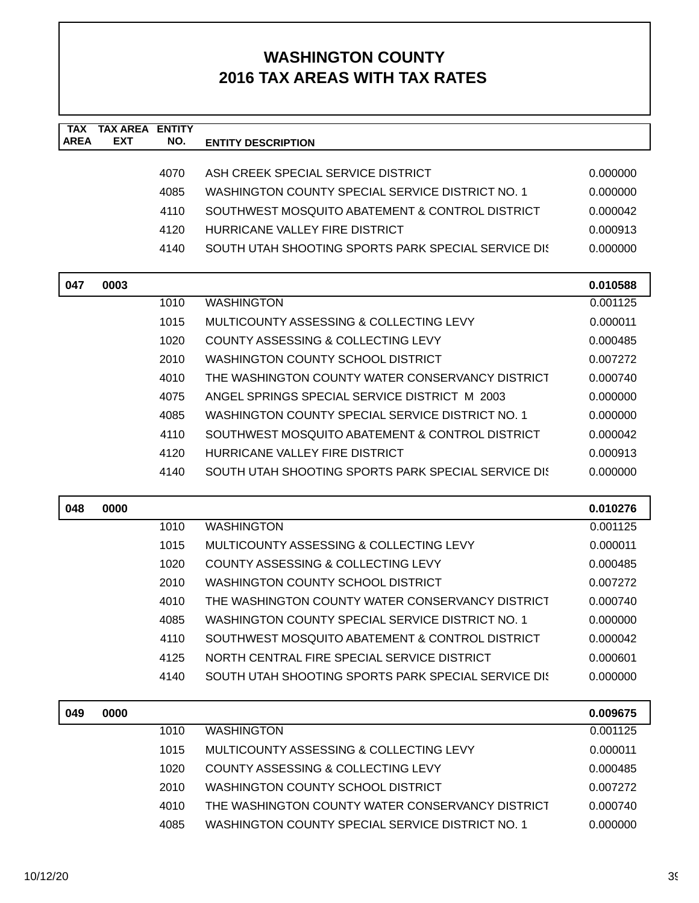# WASHINGTON COUNTY
# 2016 TAX AREAS WITH TAX RATES

| TAX AREA | TAX AREA EXT | ENTITY NO. | ENTITY DESCRIPTION | |
|---|---|---|---|---|
| | | 4070 | ASH CREEK SPECIAL SERVICE DISTRICT | 0.000000 |
| | | 4085 | WASHINGTON COUNTY SPECIAL SERVICE DISTRICT NO. 1 | 0.000000 |
| | | 4110 | SOUTHWEST MOSQUITO ABATEMENT & CONTROL DISTRICT | 0.000042 |
| | | 4120 | HURRICANE VALLEY FIRE DISTRICT | 0.000913 |
| | | 4140 | SOUTH UTAH SHOOTING SPORTS PARK SPECIAL SERVICE DIS | 0.000000 |
| **047** | **0003** | | | **0.010588** |
| | | 1010 | WASHINGTON | 0.001125 |
| | | 1015 | MULTICOUNTY ASSESSING & COLLECTING LEVY | 0.000011 |
| | | 1020 | COUNTY ASSESSING & COLLECTING LEVY | 0.000485 |
| | | 2010 | WASHINGTON COUNTY SCHOOL DISTRICT | 0.007272 |
| | | 4010 | THE WASHINGTON COUNTY WATER CONSERVANCY DISTRICT | 0.000740 |
| | | 4075 | ANGEL SPRINGS SPECIAL SERVICE DISTRICT M 2003 | 0.000000 |
| | | 4085 | WASHINGTON COUNTY SPECIAL SERVICE DISTRICT NO. 1 | 0.000000 |
| | | 4110 | SOUTHWEST MOSQUITO ABATEMENT & CONTROL DISTRICT | 0.000042 |
| | | 4120 | HURRICANE VALLEY FIRE DISTRICT | 0.000913 |
| | | 4140 | SOUTH UTAH SHOOTING SPORTS PARK SPECIAL SERVICE DIS | 0.000000 |
| **048** | **0000** | | | **0.010276** |
| | | 1010 | WASHINGTON | 0.001125 |
| | | 1015 | MULTICOUNTY ASSESSING & COLLECTING LEVY | 0.000011 |
| | | 1020 | COUNTY ASSESSING & COLLECTING LEVY | 0.000485 |
| | | 2010 | WASHINGTON COUNTY SCHOOL DISTRICT | 0.007272 |
| | | 4010 | THE WASHINGTON COUNTY WATER CONSERVANCY DISTRICT | 0.000740 |
| | | 4085 | WASHINGTON COUNTY SPECIAL SERVICE DISTRICT NO. 1 | 0.000000 |
| | | 4110 | SOUTHWEST MOSQUITO ABATEMENT & CONTROL DISTRICT | 0.000042 |
| | | 4125 | NORTH CENTRAL FIRE SPECIAL SERVICE DISTRICT | 0.000601 |
| | | 4140 | SOUTH UTAH SHOOTING SPORTS PARK SPECIAL SERVICE DIS | 0.000000 |
| **049** | **0000** | | | **0.009675** |
| | | 1010 | WASHINGTON | 0.001125 |
| | | 1015 | MULTICOUNTY ASSESSING & COLLECTING LEVY | 0.000011 |
| | | 1020 | COUNTY ASSESSING & COLLECTING LEVY | 0.000485 |
| | | 2010 | WASHINGTON COUNTY SCHOOL DISTRICT | 0.007272 |
| | | 4010 | THE WASHINGTON COUNTY WATER CONSERVANCY DISTRICT | 0.000740 |
| | | 4085 | WASHINGTON COUNTY SPECIAL SERVICE DISTRICT NO. 1 | 0.000000 |

10/12/20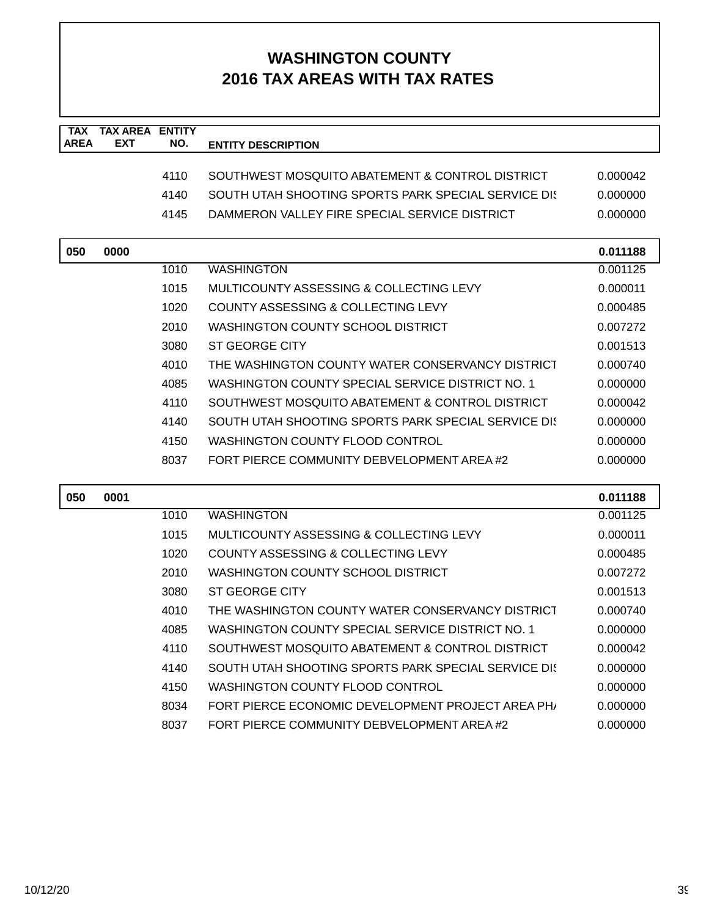# WASHINGTON COUNTY
# 2016 TAX AREAS WITH TAX RATES

| TAX AREA | TAX AREA EXT | ENTITY NO. | ENTITY DESCRIPTION | |
|---|---|---|---|---|
| | | 4110 | SOUTHWEST MOSQUITO ABATEMENT & CONTROL DISTRICT | 0.000042 |
| | | 4140 | SOUTH UTAH SHOOTING SPORTS PARK SPECIAL SERVICE DIS | 0.000000 |
| | | 4145 | DAMMERON VALLEY FIRE SPECIAL SERVICE DISTRICT | 0.000000 |
| **050** | **0000** | | | **0.011188** |
| | | 1010 | WASHINGTON | 0.001125 |
| | | 1015 | MULTICOUNTY ASSESSING & COLLECTING LEVY | 0.000011 |
| | | 1020 | COUNTY ASSESSING & COLLECTING LEVY | 0.000485 |
| | | 2010 | WASHINGTON COUNTY SCHOOL DISTRICT | 0.007272 |
| | | 3080 | ST GEORGE CITY | 0.001513 |
| | | 4010 | THE WASHINGTON COUNTY WATER CONSERVANCY DISTRICT | 0.000740 |
| | | 4085 | WASHINGTON COUNTY SPECIAL SERVICE DISTRICT NO. 1 | 0.000000 |
| | | 4110 | SOUTHWEST MOSQUITO ABATEMENT & CONTROL DISTRICT | 0.000042 |
| | | 4140 | SOUTH UTAH SHOOTING SPORTS PARK SPECIAL SERVICE DIS | 0.000000 |
| | | 4150 | WASHINGTON COUNTY FLOOD CONTROL | 0.000000 |
| | | 8037 | FORT PIERCE COMMUNITY DEBVELOPMENT AREA #2 | 0.000000 |
| **050** | **0001** | | | **0.011188** |
| | | 1010 | WASHINGTON | 0.001125 |
| | | 1015 | MULTICOUNTY ASSESSING & COLLECTING LEVY | 0.000011 |
| | | 1020 | COUNTY ASSESSING & COLLECTING LEVY | 0.000485 |
| | | 2010 | WASHINGTON COUNTY SCHOOL DISTRICT | 0.007272 |
| | | 3080 | ST GEORGE CITY | 0.001513 |
| | | 4010 | THE WASHINGTON COUNTY WATER CONSERVANCY DISTRICT | 0.000740 |
| | | 4085 | WASHINGTON COUNTY SPECIAL SERVICE DISTRICT NO. 1 | 0.000000 |
| | | 4110 | SOUTHWEST MOSQUITO ABATEMENT & CONTROL DISTRICT | 0.000042 |
| | | 4140 | SOUTH UTAH SHOOTING SPORTS PARK SPECIAL SERVICE DIS | 0.000000 |
| | | 4150 | WASHINGTON COUNTY FLOOD CONTROL | 0.000000 |
| | | 8034 | FORT PIERCE ECONOMIC DEVELOPMENT PROJECT AREA PHA | 0.000000 |
| | | 8037 | FORT PIERCE COMMUNITY DEBVELOPMENT AREA #2 | 0.000000 |

10/12/20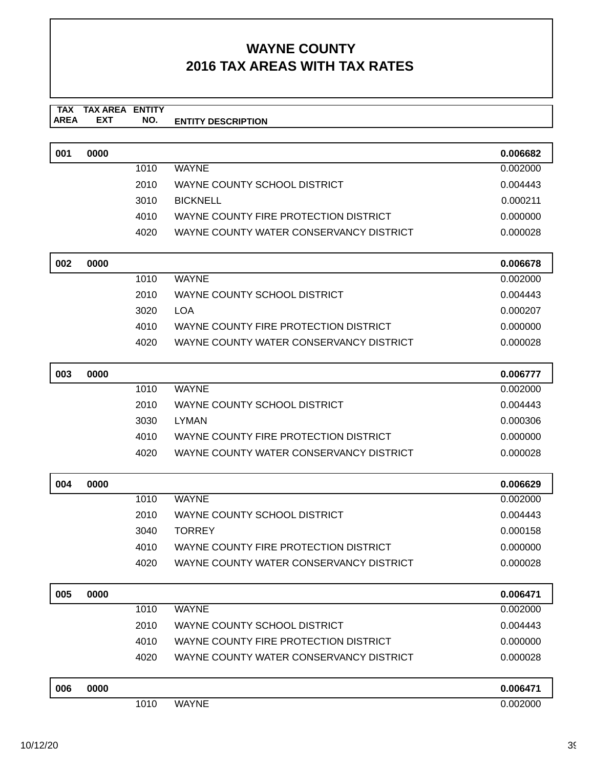# WAYNE COUNTY
# 2016 TAX AREAS WITH TAX RATES

| TAX AREA | TAX AREA EXT | ENTITY NO. | ENTITY DESCRIPTION | |
|---|---|---|---|---|
| **001** | **0000** | | | **0.006682** |
| | | 1010 | WAYNE | 0.002000 |
| | | 2010 | WAYNE COUNTY SCHOOL DISTRICT | 0.004443 |
| | | 3010 | BICKNELL | 0.000211 |
| | | 4010 | WAYNE COUNTY FIRE PROTECTION DISTRICT | 0.000000 |
| | | 4020 | WAYNE COUNTY WATER CONSERVANCY DISTRICT | 0.000028 |
| **002** | **0000** | | | **0.006678** |
| | | 1010 | WAYNE | 0.002000 |
| | | 2010 | WAYNE COUNTY SCHOOL DISTRICT | 0.004443 |
| | | 3020 | LOA | 0.000207 |
| | | 4010 | WAYNE COUNTY FIRE PROTECTION DISTRICT | 0.000000 |
| | | 4020 | WAYNE COUNTY WATER CONSERVANCY DISTRICT | 0.000028 |
| **003** | **0000** | | | **0.006777** |
| | | 1010 | WAYNE | 0.002000 |
| | | 2010 | WAYNE COUNTY SCHOOL DISTRICT | 0.004443 |
| | | 3030 | LYMAN | 0.000306 |
| | | 4010 | WAYNE COUNTY FIRE PROTECTION DISTRICT | 0.000000 |
| | | 4020 | WAYNE COUNTY WATER CONSERVANCY DISTRICT | 0.000028 |
| **004** | **0000** | | | **0.006629** |
| | | 1010 | WAYNE | 0.002000 |
| | | 2010 | WAYNE COUNTY SCHOOL DISTRICT | 0.004443 |
| | | 3040 | TORREY | 0.000158 |
| | | 4010 | WAYNE COUNTY FIRE PROTECTION DISTRICT | 0.000000 |
| | | 4020 | WAYNE COUNTY WATER CONSERVANCY DISTRICT | 0.000028 |
| **005** | **0000** | | | **0.006471** |
| | | 1010 | WAYNE | 0.002000 |
| | | 2010 | WAYNE COUNTY SCHOOL DISTRICT | 0.004443 |
| | | 4010 | WAYNE COUNTY FIRE PROTECTION DISTRICT | 0.000000 |
| | | 4020 | WAYNE COUNTY WATER CONSERVANCY DISTRICT | 0.000028 |
| **006** | **0000** | | | **0.006471** |
| | | 1010 | WAYNE | 0.002000 |

10/12/20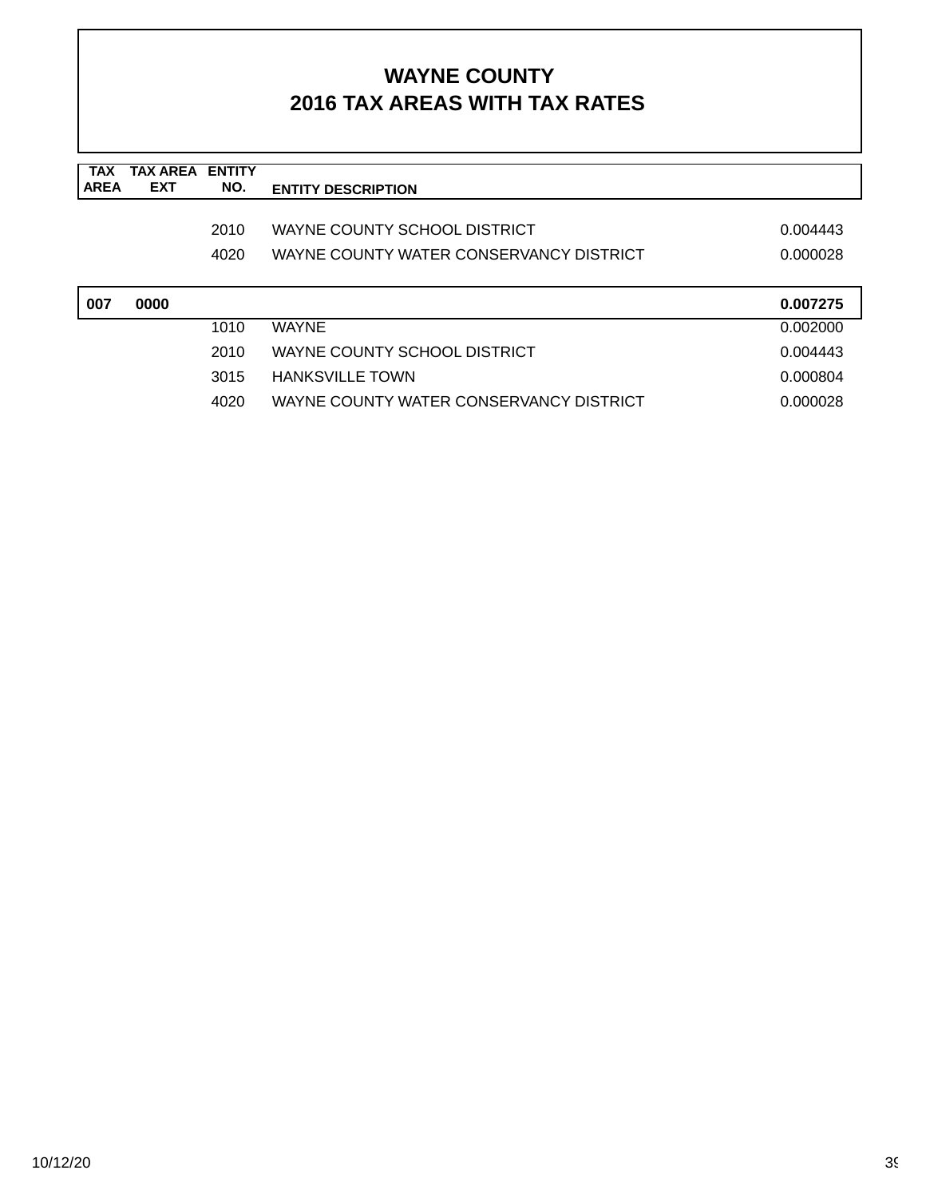# WAYNE COUNTY
# 2016 TAX AREAS WITH TAX RATES

| TAX AREA | TAX AREA EXT | ENTITY NO. | ENTITY DESCRIPTION | |
|---|---|---|---|---|
| | | 2010 | WAYNE COUNTY SCHOOL DISTRICT | 0.004443 |
| | | 4020 | WAYNE COUNTY WATER CONSERVANCY DISTRICT | 0.000028 |
| **007** | **0000** | | | **0.007275** |
| | | 1010 | WAYNE | 0.002000 |
| | | 2010 | WAYNE COUNTY SCHOOL DISTRICT | 0.004443 |
| | | 3015 | HANKSVILLE TOWN | 0.000804 |
| | | 4020 | WAYNE COUNTY WATER CONSERVANCY DISTRICT | 0.000028 |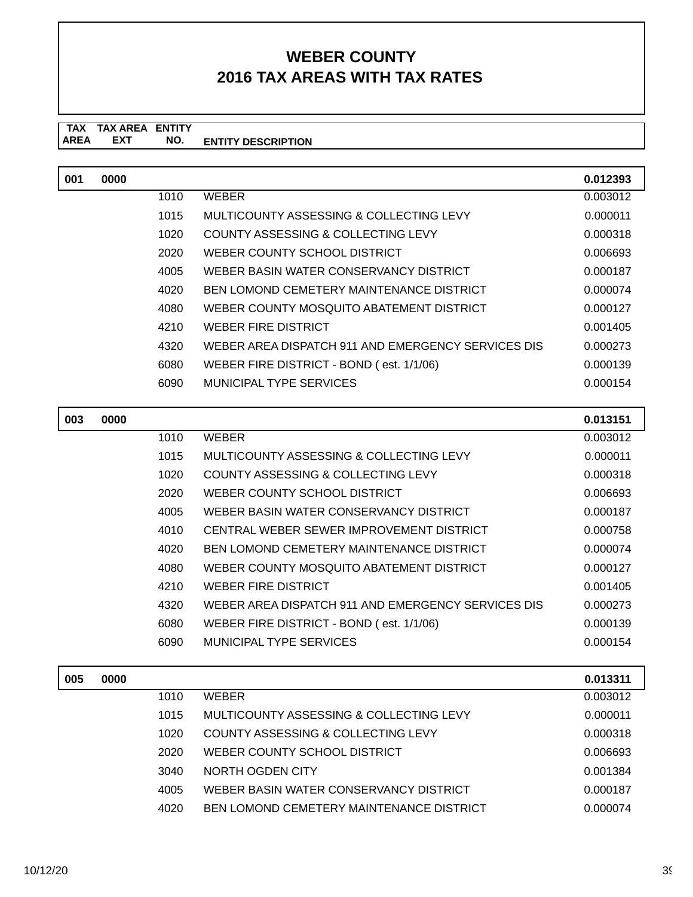# WEBER COUNTY
# 2016 TAX AREAS WITH TAX RATES

| TAX AREA | TAX AREA EXT | ENTITY NO. | ENTITY DESCRIPTION | |
|---|---|---|---|---|
| **001** | **0000** | | | **0.012393** |
| | | 1010 | WEBER | 0.003012 |
| | | 1015 | MULTICOUNTY ASSESSING & COLLECTING LEVY | 0.000011 |
| | | 1020 | COUNTY ASSESSING & COLLECTING LEVY | 0.000318 |
| | | 2020 | WEBER COUNTY SCHOOL DISTRICT | 0.006693 |
| | | 4005 | WEBER BASIN WATER CONSERVANCY DISTRICT | 0.000187 |
| | | 4020 | BEN LOMOND CEMETERY MAINTENANCE DISTRICT | 0.000074 |
| | | 4080 | WEBER COUNTY MOSQUITO ABATEMENT DISTRICT | 0.000127 |
| | | 4210 | WEBER FIRE DISTRICT | 0.001405 |
| | | 4320 | WEBER AREA DISPATCH 911 AND EMERGENCY SERVICES DIS | 0.000273 |
| | | 6080 | WEBER FIRE DISTRICT - BOND ( est. 1/1/06) | 0.000139 |
| | | 6090 | MUNICIPAL TYPE SERVICES | 0.000154 |
| **003** | **0000** | | | **0.013151** |
| | | 1010 | WEBER | 0.003012 |
| | | 1015 | MULTICOUNTY ASSESSING & COLLECTING LEVY | 0.000011 |
| | | 1020 | COUNTY ASSESSING & COLLECTING LEVY | 0.000318 |
| | | 2020 | WEBER COUNTY SCHOOL DISTRICT | 0.006693 |
| | | 4005 | WEBER BASIN WATER CONSERVANCY DISTRICT | 0.000187 |
| | | 4010 | CENTRAL WEBER SEWER IMPROVEMENT DISTRICT | 0.000758 |
| | | 4020 | BEN LOMOND CEMETERY MAINTENANCE DISTRICT | 0.000074 |
| | | 4080 | WEBER COUNTY MOSQUITO ABATEMENT DISTRICT | 0.000127 |
| | | 4210 | WEBER FIRE DISTRICT | 0.001405 |
| | | 4320 | WEBER AREA DISPATCH 911 AND EMERGENCY SERVICES DIS | 0.000273 |
| | | 6080 | WEBER FIRE DISTRICT - BOND ( est. 1/1/06) | 0.000139 |
| | | 6090 | MUNICIPAL TYPE SERVICES | 0.000154 |
| **005** | **0000** | | | **0.013311** |
| | | 1010 | WEBER | 0.003012 |
| | | 1015 | MULTICOUNTY ASSESSING & COLLECTING LEVY | 0.000011 |
| | | 1020 | COUNTY ASSESSING & COLLECTING LEVY | 0.000318 |
| | | 2020 | WEBER COUNTY SCHOOL DISTRICT | 0.006693 |
| | | 3040 | NORTH OGDEN CITY | 0.001384 |
| | | 4005 | WEBER BASIN WATER CONSERVANCY DISTRICT | 0.000187 |
| | | 4020 | BEN LOMOND CEMETERY MAINTENANCE DISTRICT | 0.000074 |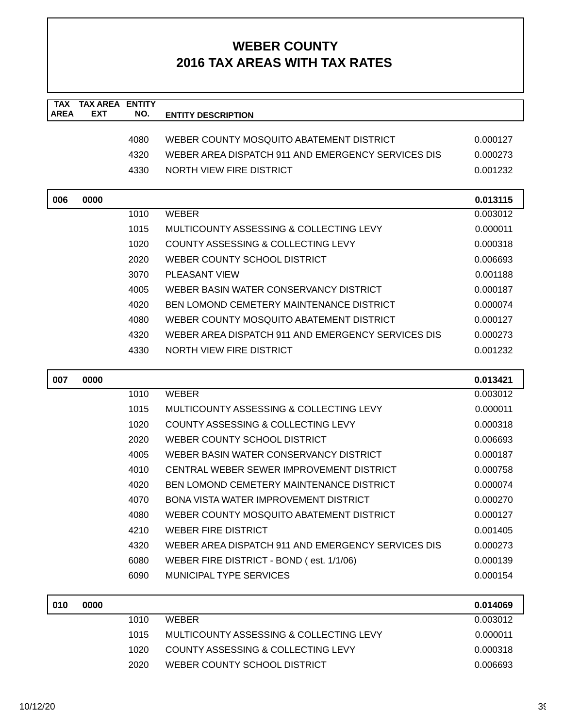# WEBER COUNTY
# 2016 TAX AREAS WITH TAX RATES

| TAX AREA | TAX AREA EXT | ENTITY NO. | ENTITY DESCRIPTION | |
|---|---|---|---|---|
| | | 4080 | WEBER COUNTY MOSQUITO ABATEMENT DISTRICT | 0.000127 |
| | | 4320 | WEBER AREA DISPATCH 911 AND EMERGENCY SERVICES DIS | 0.000273 |
| | | 4330 | NORTH VIEW FIRE DISTRICT | 0.001232 |
| **006** | **0000** | | | **0.013115** |
| | | 1010 | WEBER | 0.003012 |
| | | 1015 | MULTICOUNTY ASSESSING & COLLECTING LEVY | 0.000011 |
| | | 1020 | COUNTY ASSESSING & COLLECTING LEVY | 0.000318 |
| | | 2020 | WEBER COUNTY SCHOOL DISTRICT | 0.006693 |
| | | 3070 | PLEASANT VIEW | 0.001188 |
| | | 4005 | WEBER BASIN WATER CONSERVANCY DISTRICT | 0.000187 |
| | | 4020 | BEN LOMOND CEMETERY MAINTENANCE DISTRICT | 0.000074 |
| | | 4080 | WEBER COUNTY MOSQUITO ABATEMENT DISTRICT | 0.000127 |
| | | 4320 | WEBER AREA DISPATCH 911 AND EMERGENCY SERVICES DIS | 0.000273 |
| | | 4330 | NORTH VIEW FIRE DISTRICT | 0.001232 |
| **007** | **0000** | | | **0.013421** |
| | | 1010 | WEBER | 0.003012 |
| | | 1015 | MULTICOUNTY ASSESSING & COLLECTING LEVY | 0.000011 |
| | | 1020 | COUNTY ASSESSING & COLLECTING LEVY | 0.000318 |
| | | 2020 | WEBER COUNTY SCHOOL DISTRICT | 0.006693 |
| | | 4005 | WEBER BASIN WATER CONSERVANCY DISTRICT | 0.000187 |
| | | 4010 | CENTRAL WEBER SEWER IMPROVEMENT DISTRICT | 0.000758 |
| | | 4020 | BEN LOMOND CEMETERY MAINTENANCE DISTRICT | 0.000074 |
| | | 4070 | BONA VISTA WATER IMPROVEMENT DISTRICT | 0.000270 |
| | | 4080 | WEBER COUNTY MOSQUITO ABATEMENT DISTRICT | 0.000127 |
| | | 4210 | WEBER FIRE DISTRICT | 0.001405 |
| | | 4320 | WEBER AREA DISPATCH 911 AND EMERGENCY SERVICES DIS | 0.000273 |
| | | 6080 | WEBER FIRE DISTRICT - BOND ( est. 1/1/06) | 0.000139 |
| | | 6090 | MUNICIPAL TYPE SERVICES | 0.000154 |
| **010** | **0000** | | | **0.014069** |
| | | 1010 | WEBER | 0.003012 |
| | | 1015 | MULTICOUNTY ASSESSING & COLLECTING LEVY | 0.000011 |
| | | 1020 | COUNTY ASSESSING & COLLECTING LEVY | 0.000318 |
| | | 2020 | WEBER COUNTY SCHOOL DISTRICT | 0.006693 |

10/12/20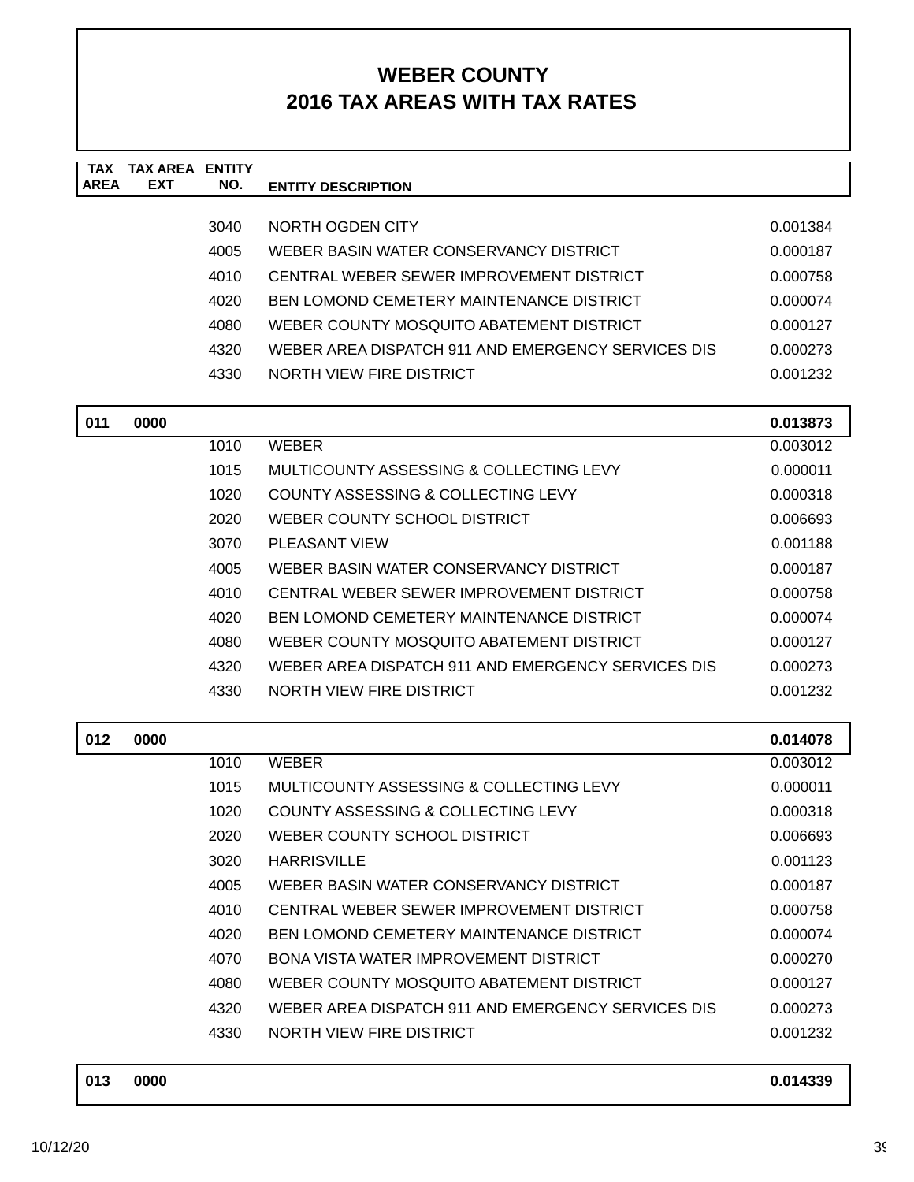# WEBER COUNTY
# 2016 TAX AREAS WITH TAX RATES

| TAX AREA | TAX AREA EXT | ENTITY NO. | ENTITY DESCRIPTION | |
|---|---|---|---|---|
| | | 3040 | NORTH OGDEN CITY | 0.001384 |
| | | 4005 | WEBER BASIN WATER CONSERVANCY DISTRICT | 0.000187 |
| | | 4010 | CENTRAL WEBER SEWER IMPROVEMENT DISTRICT | 0.000758 |
| | | 4020 | BEN LOMOND CEMETERY MAINTENANCE DISTRICT | 0.000074 |
| | | 4080 | WEBER COUNTY MOSQUITO ABATEMENT DISTRICT | 0.000127 |
| | | 4320 | WEBER AREA DISPATCH 911 AND EMERGENCY SERVICES DIS | 0.000273 |
| | | 4330 | NORTH VIEW FIRE DISTRICT | 0.001232 |
| **011** | **0000** | | | **0.013873** |
| | | 1010 | WEBER | 0.003012 |
| | | 1015 | MULTICOUNTY ASSESSING & COLLECTING LEVY | 0.000011 |
| | | 1020 | COUNTY ASSESSING & COLLECTING LEVY | 0.000318 |
| | | 2020 | WEBER COUNTY SCHOOL DISTRICT | 0.006693 |
| | | 3070 | PLEASANT VIEW | 0.001188 |
| | | 4005 | WEBER BASIN WATER CONSERVANCY DISTRICT | 0.000187 |
| | | 4010 | CENTRAL WEBER SEWER IMPROVEMENT DISTRICT | 0.000758 |
| | | 4020 | BEN LOMOND CEMETERY MAINTENANCE DISTRICT | 0.000074 |
| | | 4080 | WEBER COUNTY MOSQUITO ABATEMENT DISTRICT | 0.000127 |
| | | 4320 | WEBER AREA DISPATCH 911 AND EMERGENCY SERVICES DIS | 0.000273 |
| | | 4330 | NORTH VIEW FIRE DISTRICT | 0.001232 |
| **012** | **0000** | | | **0.014078** |
| | | 1010 | WEBER | 0.003012 |
| | | 1015 | MULTICOUNTY ASSESSING & COLLECTING LEVY | 0.000011 |
| | | 1020 | COUNTY ASSESSING & COLLECTING LEVY | 0.000318 |
| | | 2020 | WEBER COUNTY SCHOOL DISTRICT | 0.006693 |
| | | 3020 | HARRISVILLE | 0.001123 |
| | | 4005 | WEBER BASIN WATER CONSERVANCY DISTRICT | 0.000187 |
| | | 4010 | CENTRAL WEBER SEWER IMPROVEMENT DISTRICT | 0.000758 |
| | | 4020 | BEN LOMOND CEMETERY MAINTENANCE DISTRICT | 0.000074 |
| | | 4070 | BONA VISTA WATER IMPROVEMENT DISTRICT | 0.000270 |
| | | 4080 | WEBER COUNTY MOSQUITO ABATEMENT DISTRICT | 0.000127 |
| | | 4320 | WEBER AREA DISPATCH 911 AND EMERGENCY SERVICES DIS | 0.000273 |
| | | 4330 | NORTH VIEW FIRE DISTRICT | 0.001232 |
| **013** | **0000** | | | **0.014339** |

10/12/20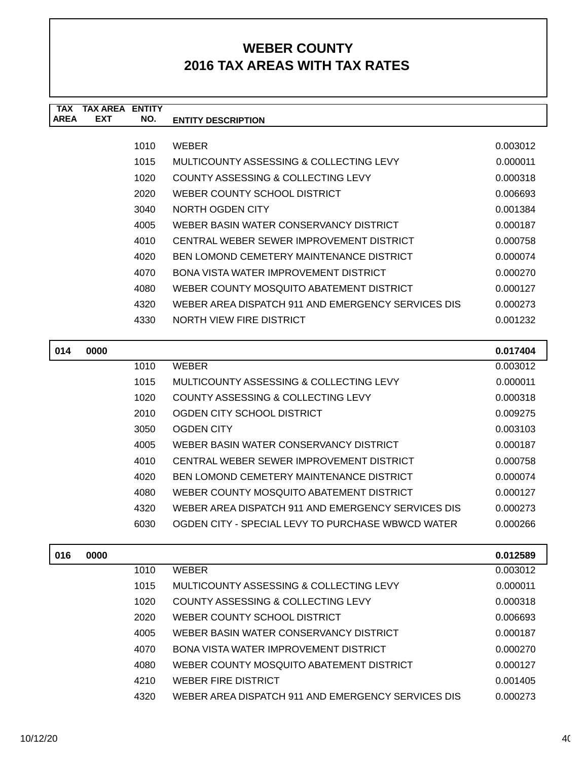# WEBER COUNTY
# 2016 TAX AREAS WITH TAX RATES

| TAX AREA | TAX AREA EXT | ENTITY NO. | ENTITY DESCRIPTION | |
|---|---|---|---|---|
| | | 1010 | WEBER | 0.003012 |
| | | 1015 | MULTICOUNTY ASSESSING & COLLECTING LEVY | 0.000011 |
| | | 1020 | COUNTY ASSESSING & COLLECTING LEVY | 0.000318 |
| | | 2020 | WEBER COUNTY SCHOOL DISTRICT | 0.006693 |
| | | 3040 | NORTH OGDEN CITY | 0.001384 |
| | | 4005 | WEBER BASIN WATER CONSERVANCY DISTRICT | 0.000187 |
| | | 4010 | CENTRAL WEBER SEWER IMPROVEMENT DISTRICT | 0.000758 |
| | | 4020 | BEN LOMOND CEMETERY MAINTENANCE DISTRICT | 0.000074 |
| | | 4070 | BONA VISTA WATER IMPROVEMENT DISTRICT | 0.000270 |
| | | 4080 | WEBER COUNTY MOSQUITO ABATEMENT DISTRICT | 0.000127 |
| | | 4320 | WEBER AREA DISPATCH 911 AND EMERGENCY SERVICES DIS | 0.000273 |
| | | 4330 | NORTH VIEW FIRE DISTRICT | 0.001232 |
| **014** | **0000** | | | **0.017404** |
| | | 1010 | WEBER | 0.003012 |
| | | 1015 | MULTICOUNTY ASSESSING & COLLECTING LEVY | 0.000011 |
| | | 1020 | COUNTY ASSESSING & COLLECTING LEVY | 0.000318 |
| | | 2010 | OGDEN CITY SCHOOL DISTRICT | 0.009275 |
| | | 3050 | OGDEN CITY | 0.003103 |
| | | 4005 | WEBER BASIN WATER CONSERVANCY DISTRICT | 0.000187 |
| | | 4010 | CENTRAL WEBER SEWER IMPROVEMENT DISTRICT | 0.000758 |
| | | 4020 | BEN LOMOND CEMETERY MAINTENANCE DISTRICT | 0.000074 |
| | | 4080 | WEBER COUNTY MOSQUITO ABATEMENT DISTRICT | 0.000127 |
| | | 4320 | WEBER AREA DISPATCH 911 AND EMERGENCY SERVICES DIS | 0.000273 |
| | | 6030 | OGDEN CITY - SPECIAL LEVY TO PURCHASE WBWCD WATER | 0.000266 |
| **016** | **0000** | | | **0.012589** |
| | | 1010 | WEBER | 0.003012 |
| | | 1015 | MULTICOUNTY ASSESSING & COLLECTING LEVY | 0.000011 |
| | | 1020 | COUNTY ASSESSING & COLLECTING LEVY | 0.000318 |
| | | 2020 | WEBER COUNTY SCHOOL DISTRICT | 0.006693 |
| | | 4005 | WEBER BASIN WATER CONSERVANCY DISTRICT | 0.000187 |
| | | 4070 | BONA VISTA WATER IMPROVEMENT DISTRICT | 0.000270 |
| | | 4080 | WEBER COUNTY MOSQUITO ABATEMENT DISTRICT | 0.000127 |
| | | 4210 | WEBER FIRE DISTRICT | 0.001405 |
| | | 4320 | WEBER AREA DISPATCH 911 AND EMERGENCY SERVICES DIS | 0.000273 |

10/12/20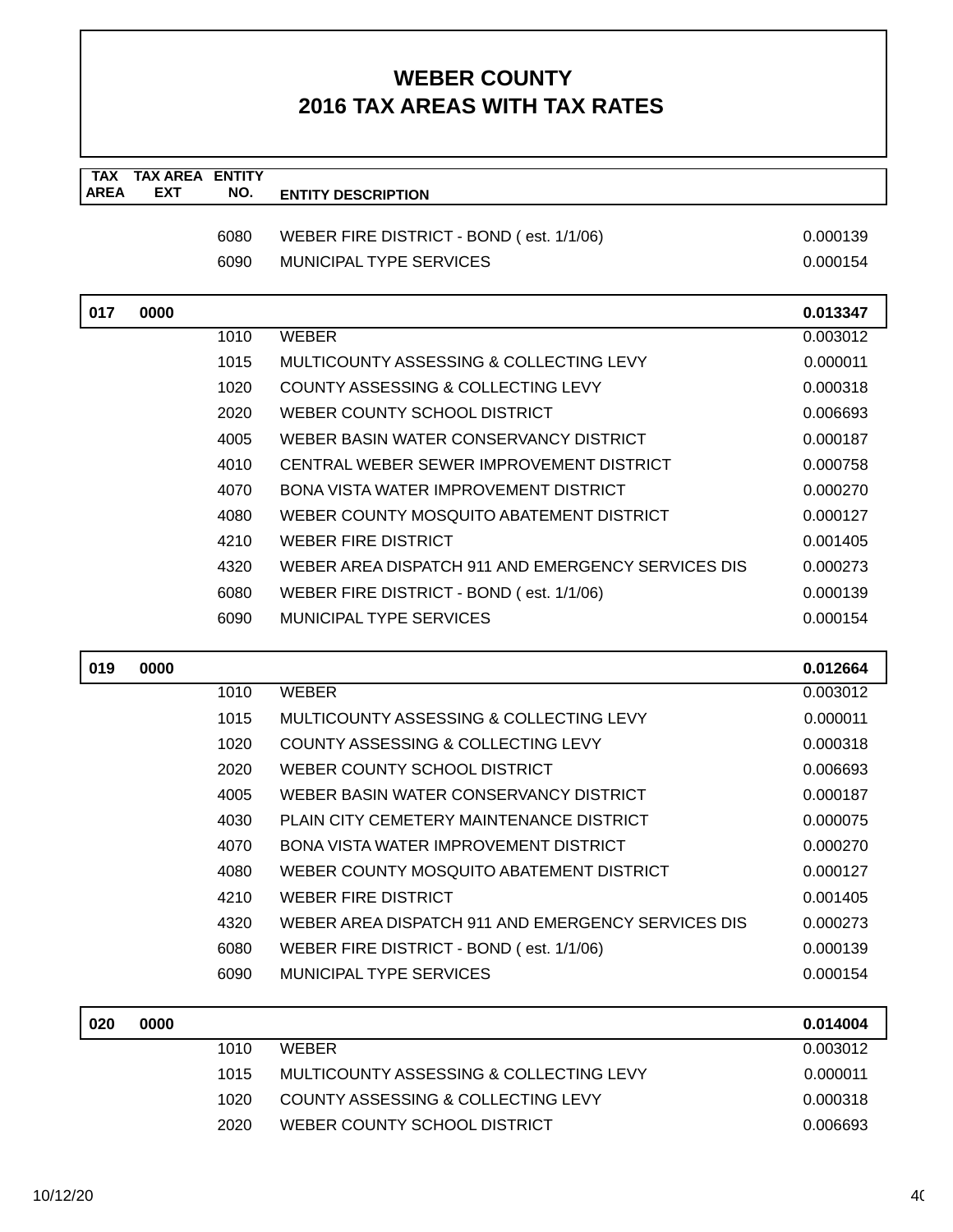# WEBER COUNTY
# 2016 TAX AREAS WITH TAX RATES

| TAX AREA | TAX AREA EXT | ENTITY NO. | ENTITY DESCRIPTION | |
|---|---|---|---|---|
| | | 6080 | WEBER FIRE DISTRICT - BOND ( est. 1/1/06) | 0.000139 |
| | | 6090 | MUNICIPAL TYPE SERVICES | 0.000154 |
| **017** | **0000** | | | **0.013347** |
| | | 1010 | WEBER | 0.003012 |
| | | 1015 | MULTICOUNTY ASSESSING & COLLECTING LEVY | 0.000011 |
| | | 1020 | COUNTY ASSESSING & COLLECTING LEVY | 0.000318 |
| | | 2020 | WEBER COUNTY SCHOOL DISTRICT | 0.006693 |
| | | 4005 | WEBER BASIN WATER CONSERVANCY DISTRICT | 0.000187 |
| | | 4010 | CENTRAL WEBER SEWER IMPROVEMENT DISTRICT | 0.000758 |
| | | 4070 | BONA VISTA WATER IMPROVEMENT DISTRICT | 0.000270 |
| | | 4080 | WEBER COUNTY MOSQUITO ABATEMENT DISTRICT | 0.000127 |
| | | 4210 | WEBER FIRE DISTRICT | 0.001405 |
| | | 4320 | WEBER AREA DISPATCH 911 AND EMERGENCY SERVICES DIS | 0.000273 |
| | | 6080 | WEBER FIRE DISTRICT - BOND ( est. 1/1/06) | 0.000139 |
| | | 6090 | MUNICIPAL TYPE SERVICES | 0.000154 |
| **019** | **0000** | | | **0.012664** |
| | | 1010 | WEBER | 0.003012 |
| | | 1015 | MULTICOUNTY ASSESSING & COLLECTING LEVY | 0.000011 |
| | | 1020 | COUNTY ASSESSING & COLLECTING LEVY | 0.000318 |
| | | 2020 | WEBER COUNTY SCHOOL DISTRICT | 0.006693 |
| | | 4005 | WEBER BASIN WATER CONSERVANCY DISTRICT | 0.000187 |
| | | 4030 | PLAIN CITY CEMETERY MAINTENANCE DISTRICT | 0.000075 |
| | | 4070 | BONA VISTA WATER IMPROVEMENT DISTRICT | 0.000270 |
| | | 4080 | WEBER COUNTY MOSQUITO ABATEMENT DISTRICT | 0.000127 |
| | | 4210 | WEBER FIRE DISTRICT | 0.001405 |
| | | 4320 | WEBER AREA DISPATCH 911 AND EMERGENCY SERVICES DIS | 0.000273 |
| | | 6080 | WEBER FIRE DISTRICT - BOND ( est. 1/1/06) | 0.000139 |
| | | 6090 | MUNICIPAL TYPE SERVICES | 0.000154 |
| **020** | **0000** | | | **0.014004** |
| | | 1010 | WEBER | 0.003012 |
| | | 1015 | MULTICOUNTY ASSESSING & COLLECTING LEVY | 0.000011 |
| | | 1020 | COUNTY ASSESSING & COLLECTING LEVY | 0.000318 |
| | | 2020 | WEBER COUNTY SCHOOL DISTRICT | 0.006693 |

10/12/20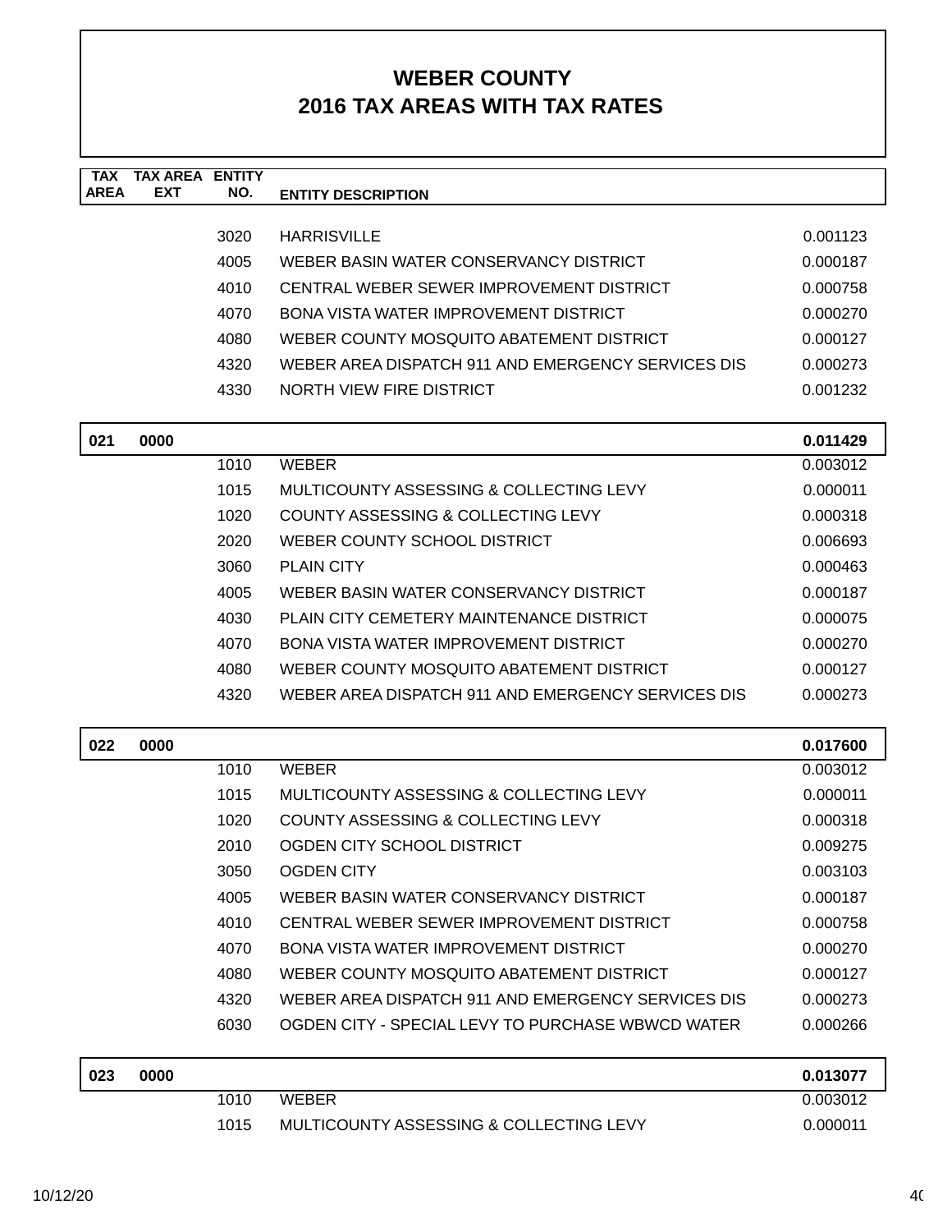# WEBER COUNTY
# 2016 TAX AREAS WITH TAX RATES

| TAX AREA | TAX AREA EXT | ENTITY NO. | ENTITY DESCRIPTION | |
|---|---|---|---|---|
| | | 3020 | HARRISVILLE | 0.001123 |
| | | 4005 | WEBER BASIN WATER CONSERVANCY DISTRICT | 0.000187 |
| | | 4010 | CENTRAL WEBER SEWER IMPROVEMENT DISTRICT | 0.000758 |
| | | 4070 | BONA VISTA WATER IMPROVEMENT DISTRICT | 0.000270 |
| | | 4080 | WEBER COUNTY MOSQUITO ABATEMENT DISTRICT | 0.000127 |
| | | 4320 | WEBER AREA DISPATCH 911 AND EMERGENCY SERVICES DIS | 0.000273 |
| | | 4330 | NORTH VIEW FIRE DISTRICT | 0.001232 |
| **021** | **0000** | | | **0.011429** |
| | | 1010 | WEBER | 0.003012 |
| | | 1015 | MULTICOUNTY ASSESSING & COLLECTING LEVY | 0.000011 |
| | | 1020 | COUNTY ASSESSING & COLLECTING LEVY | 0.000318 |
| | | 2020 | WEBER COUNTY SCHOOL DISTRICT | 0.006693 |
| | | 3060 | PLAIN CITY | 0.000463 |
| | | 4005 | WEBER BASIN WATER CONSERVANCY DISTRICT | 0.000187 |
| | | 4030 | PLAIN CITY CEMETERY MAINTENANCE DISTRICT | 0.000075 |
| | | 4070 | BONA VISTA WATER IMPROVEMENT DISTRICT | 0.000270 |
| | | 4080 | WEBER COUNTY MOSQUITO ABATEMENT DISTRICT | 0.000127 |
| | | 4320 | WEBER AREA DISPATCH 911 AND EMERGENCY SERVICES DIS | 0.000273 |
| **022** | **0000** | | | **0.017600** |
| | | 1010 | WEBER | 0.003012 |
| | | 1015 | MULTICOUNTY ASSESSING & COLLECTING LEVY | 0.000011 |
| | | 1020 | COUNTY ASSESSING & COLLECTING LEVY | 0.000318 |
| | | 2010 | OGDEN CITY SCHOOL DISTRICT | 0.009275 |
| | | 3050 | OGDEN CITY | 0.003103 |
| | | 4005 | WEBER BASIN WATER CONSERVANCY DISTRICT | 0.000187 |
| | | 4010 | CENTRAL WEBER SEWER IMPROVEMENT DISTRICT | 0.000758 |
| | | 4070 | BONA VISTA WATER IMPROVEMENT DISTRICT | 0.000270 |
| | | 4080 | WEBER COUNTY MOSQUITO ABATEMENT DISTRICT | 0.000127 |
| | | 4320 | WEBER AREA DISPATCH 911 AND EMERGENCY SERVICES DIS | 0.000273 |
| | | 6030 | OGDEN CITY - SPECIAL LEVY TO PURCHASE WBWCD WATER | 0.000266 |
| **023** | **0000** | | | **0.013077** |
| | | 1010 | WEBER | 0.003012 |
| | | 1015 | MULTICOUNTY ASSESSING & COLLECTING LEVY | 0.000011 |

10/12/20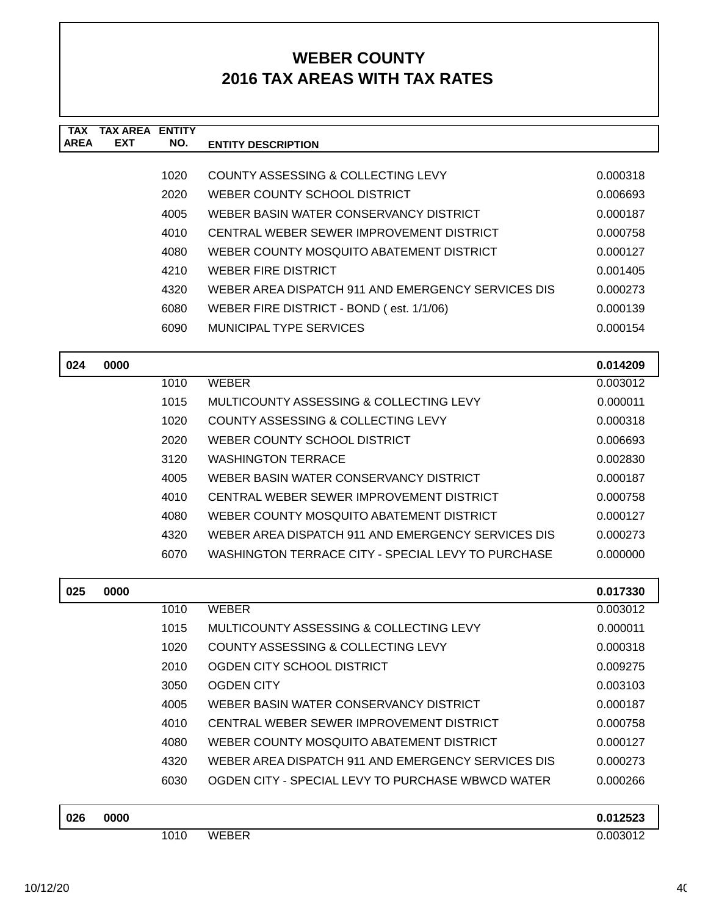# WEBER COUNTY
# 2016 TAX AREAS WITH TAX RATES

| TAX AREA | TAX AREA EXT | ENTITY NO. | ENTITY DESCRIPTION | |
|---|---|---|---|---|
| | | 1020 | COUNTY ASSESSING & COLLECTING LEVY | 0.000318 |
| | | 2020 | WEBER COUNTY SCHOOL DISTRICT | 0.006693 |
| | | 4005 | WEBER BASIN WATER CONSERVANCY DISTRICT | 0.000187 |
| | | 4010 | CENTRAL WEBER SEWER IMPROVEMENT DISTRICT | 0.000758 |
| | | 4080 | WEBER COUNTY MOSQUITO ABATEMENT DISTRICT | 0.000127 |
| | | 4210 | WEBER FIRE DISTRICT | 0.001405 |
| | | 4320 | WEBER AREA DISPATCH 911 AND EMERGENCY SERVICES DIS | 0.000273 |
| | | 6080 | WEBER FIRE DISTRICT - BOND ( est. 1/1/06) | 0.000139 |
| | | 6090 | MUNICIPAL TYPE SERVICES | 0.000154 |
| **024** | **0000** | | | **0.014209** |
| | | 1010 | WEBER | 0.003012 |
| | | 1015 | MULTICOUNTY ASSESSING & COLLECTING LEVY | 0.000011 |
| | | 1020 | COUNTY ASSESSING & COLLECTING LEVY | 0.000318 |
| | | 2020 | WEBER COUNTY SCHOOL DISTRICT | 0.006693 |
| | | 3120 | WASHINGTON TERRACE | 0.002830 |
| | | 4005 | WEBER BASIN WATER CONSERVANCY DISTRICT | 0.000187 |
| | | 4010 | CENTRAL WEBER SEWER IMPROVEMENT DISTRICT | 0.000758 |
| | | 4080 | WEBER COUNTY MOSQUITO ABATEMENT DISTRICT | 0.000127 |
| | | 4320 | WEBER AREA DISPATCH 911 AND EMERGENCY SERVICES DIS | 0.000273 |
| | | 6070 | WASHINGTON TERRACE CITY - SPECIAL LEVY TO PURCHASE | 0.000000 |
| **025** | **0000** | | | **0.017330** |
| | | 1010 | WEBER | 0.003012 |
| | | 1015 | MULTICOUNTY ASSESSING & COLLECTING LEVY | 0.000011 |
| | | 1020 | COUNTY ASSESSING & COLLECTING LEVY | 0.000318 |
| | | 2010 | OGDEN CITY SCHOOL DISTRICT | 0.009275 |
| | | 3050 | OGDEN CITY | 0.003103 |
| | | 4005 | WEBER BASIN WATER CONSERVANCY DISTRICT | 0.000187 |
| | | 4010 | CENTRAL WEBER SEWER IMPROVEMENT DISTRICT | 0.000758 |
| | | 4080 | WEBER COUNTY MOSQUITO ABATEMENT DISTRICT | 0.000127 |
| | | 4320 | WEBER AREA DISPATCH 911 AND EMERGENCY SERVICES DIS | 0.000273 |
| | | 6030 | OGDEN CITY - SPECIAL LEVY TO PURCHASE WBWCD WATER | 0.000266 |
| **026** | **0000** | | | **0.012523** |
| | | 1010 | WEBER | 0.003012 |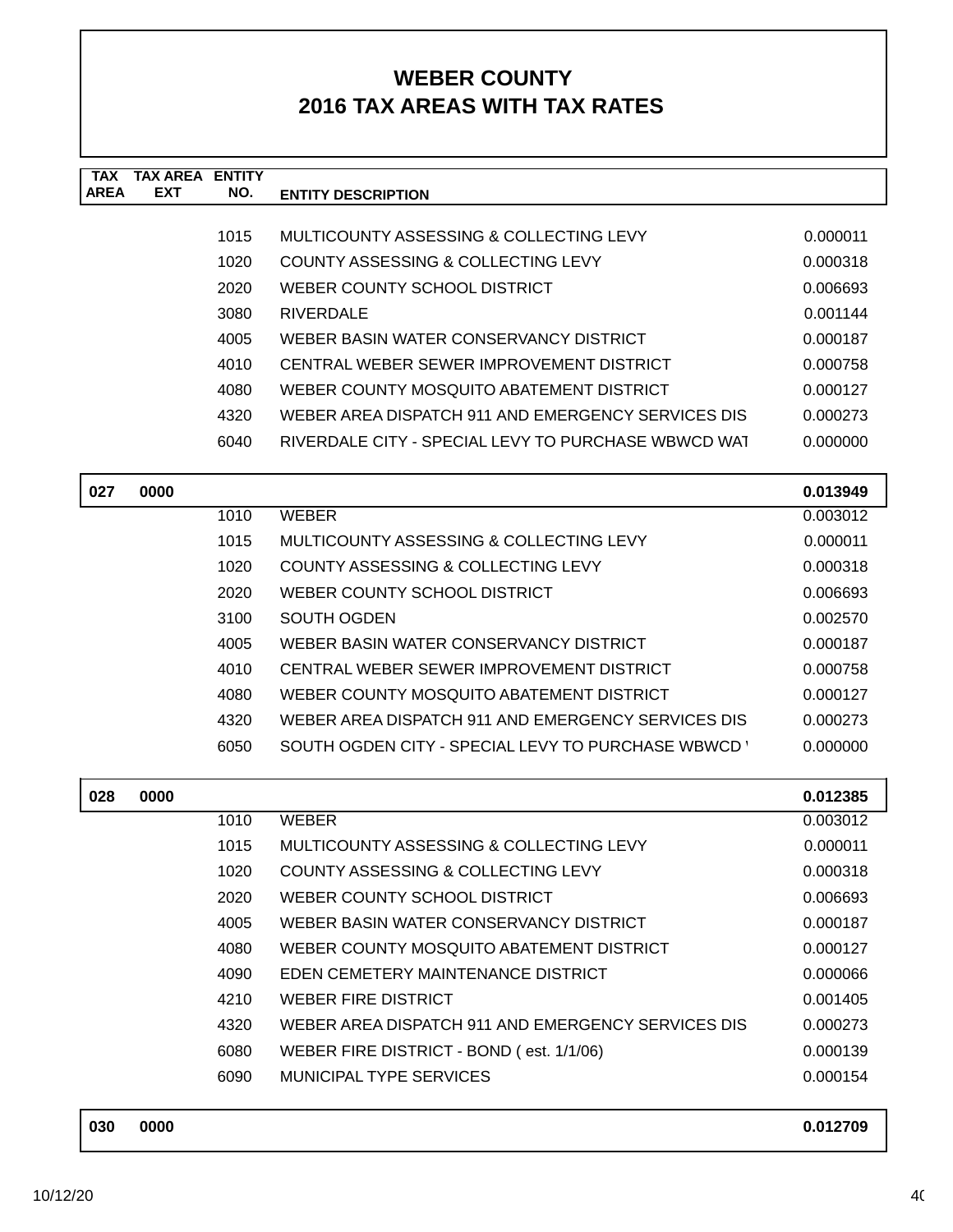# WEBER COUNTY
# 2016 TAX AREAS WITH TAX RATES

| TAX AREA | TAX AREA EXT | ENTITY NO. | ENTITY DESCRIPTION | |
|---|---|---|---|---|
| | | 1015 | MULTICOUNTY ASSESSING & COLLECTING LEVY | 0.000011 |
| | | 1020 | COUNTY ASSESSING & COLLECTING LEVY | 0.000318 |
| | | 2020 | WEBER COUNTY SCHOOL DISTRICT | 0.006693 |
| | | 3080 | RIVERDALE | 0.001144 |
| | | 4005 | WEBER BASIN WATER CONSERVANCY DISTRICT | 0.000187 |
| | | 4010 | CENTRAL WEBER SEWER IMPROVEMENT DISTRICT | 0.000758 |
| | | 4080 | WEBER COUNTY MOSQUITO ABATEMENT DISTRICT | 0.000127 |
| | | 4320 | WEBER AREA DISPATCH 911 AND EMERGENCY SERVICES DIS | 0.000273 |
| | | 6040 | RIVERDALE CITY - SPECIAL LEVY TO PURCHASE WBWCD WAT | 0.000000 |
| **027** | **0000** | | | **0.013949** |
| | | 1010 | WEBER | 0.003012 |
| | | 1015 | MULTICOUNTY ASSESSING & COLLECTING LEVY | 0.000011 |
| | | 1020 | COUNTY ASSESSING & COLLECTING LEVY | 0.000318 |
| | | 2020 | WEBER COUNTY SCHOOL DISTRICT | 0.006693 |
| | | 3100 | SOUTH OGDEN | 0.002570 |
| | | 4005 | WEBER BASIN WATER CONSERVANCY DISTRICT | 0.000187 |
| | | 4010 | CENTRAL WEBER SEWER IMPROVEMENT DISTRICT | 0.000758 |
| | | 4080 | WEBER COUNTY MOSQUITO ABATEMENT DISTRICT | 0.000127 |
| | | 4320 | WEBER AREA DISPATCH 911 AND EMERGENCY SERVICES DIS | 0.000273 |
| | | 6050 | SOUTH OGDEN CITY - SPECIAL LEVY TO PURCHASE WBWCD ' | 0.000000 |
| **028** | **0000** | | | **0.012385** |
| | | 1010 | WEBER | 0.003012 |
| | | 1015 | MULTICOUNTY ASSESSING & COLLECTING LEVY | 0.000011 |
| | | 1020 | COUNTY ASSESSING & COLLECTING LEVY | 0.000318 |
| | | 2020 | WEBER COUNTY SCHOOL DISTRICT | 0.006693 |
| | | 4005 | WEBER BASIN WATER CONSERVANCY DISTRICT | 0.000187 |
| | | 4080 | WEBER COUNTY MOSQUITO ABATEMENT DISTRICT | 0.000127 |
| | | 4090 | EDEN CEMETERY MAINTENANCE DISTRICT | 0.000066 |
| | | 4210 | WEBER FIRE DISTRICT | 0.001405 |
| | | 4320 | WEBER AREA DISPATCH 911 AND EMERGENCY SERVICES DIS | 0.000273 |
| | | 6080 | WEBER FIRE DISTRICT - BOND ( est. 1/1/06) | 0.000139 |
| | | 6090 | MUNICIPAL TYPE SERVICES | 0.000154 |
| **030** | **0000** | | | **0.012709** |

10/12/20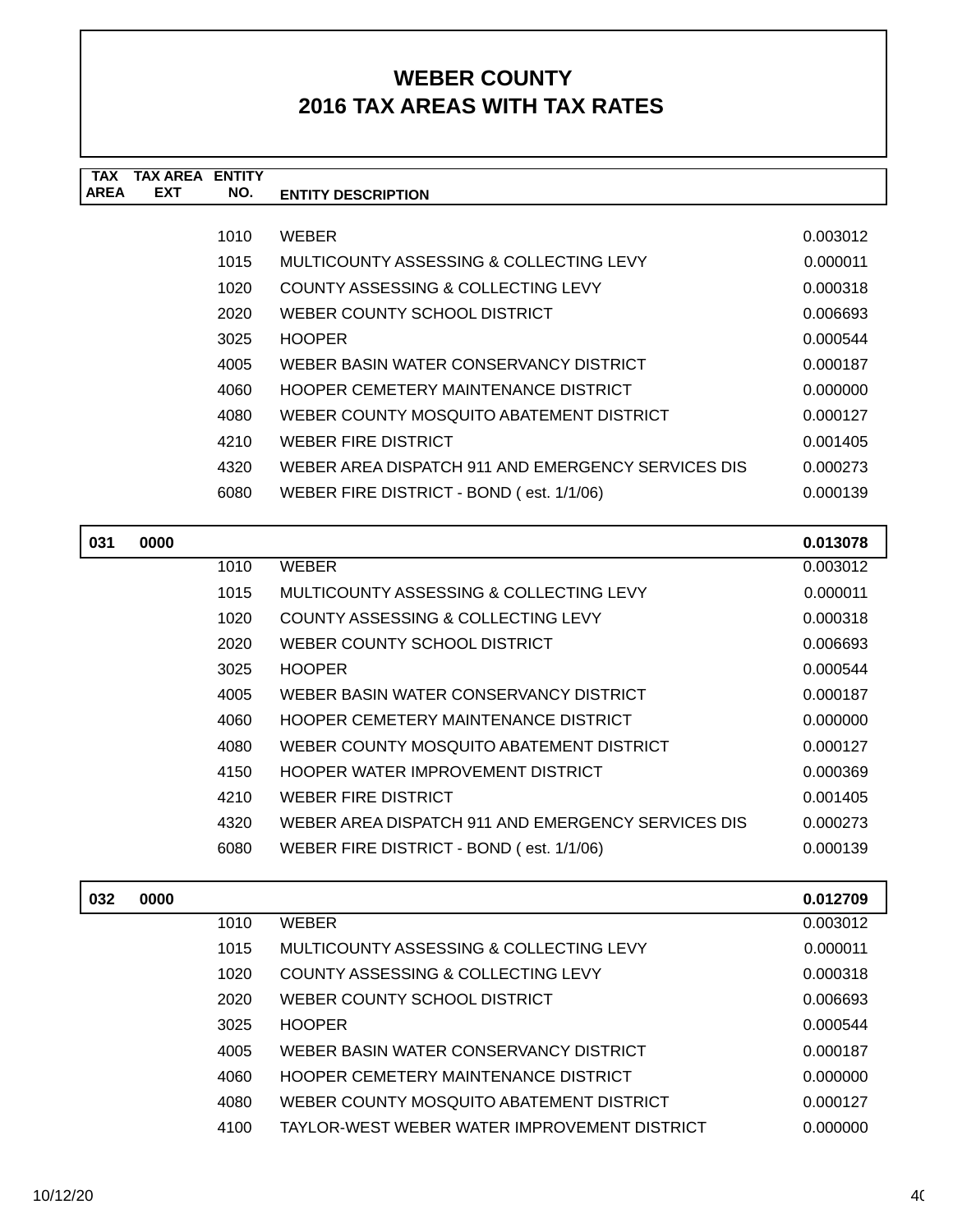# WEBER COUNTY
# 2016 TAX AREAS WITH TAX RATES

| TAX AREA | TAX AREA EXT | ENTITY NO. | ENTITY DESCRIPTION | |
|---|---|---|---|---|
| | | 1010 | WEBER | 0.003012 |
| | | 1015 | MULTICOUNTY ASSESSING & COLLECTING LEVY | 0.000011 |
| | | 1020 | COUNTY ASSESSING & COLLECTING LEVY | 0.000318 |
| | | 2020 | WEBER COUNTY SCHOOL DISTRICT | 0.006693 |
| | | 3025 | HOOPER | 0.000544 |
| | | 4005 | WEBER BASIN WATER CONSERVANCY DISTRICT | 0.000187 |
| | | 4060 | HOOPER CEMETERY MAINTENANCE DISTRICT | 0.000000 |
| | | 4080 | WEBER COUNTY MOSQUITO ABATEMENT DISTRICT | 0.000127 |
| | | 4210 | WEBER FIRE DISTRICT | 0.001405 |
| | | 4320 | WEBER AREA DISPATCH 911 AND EMERGENCY SERVICES DIS | 0.000273 |
| | | 6080 | WEBER FIRE DISTRICT - BOND ( est. 1/1/06) | 0.000139 |
| **031** | **0000** | | | **0.013078** |
| | | 1010 | WEBER | 0.003012 |
| | | 1015 | MULTICOUNTY ASSESSING & COLLECTING LEVY | 0.000011 |
| | | 1020 | COUNTY ASSESSING & COLLECTING LEVY | 0.000318 |
| | | 2020 | WEBER COUNTY SCHOOL DISTRICT | 0.006693 |
| | | 3025 | HOOPER | 0.000544 |
| | | 4005 | WEBER BASIN WATER CONSERVANCY DISTRICT | 0.000187 |
| | | 4060 | HOOPER CEMETERY MAINTENANCE DISTRICT | 0.000000 |
| | | 4080 | WEBER COUNTY MOSQUITO ABATEMENT DISTRICT | 0.000127 |
| | | 4150 | HOOPER WATER IMPROVEMENT DISTRICT | 0.000369 |
| | | 4210 | WEBER FIRE DISTRICT | 0.001405 |
| | | 4320 | WEBER AREA DISPATCH 911 AND EMERGENCY SERVICES DIS | 0.000273 |
| | | 6080 | WEBER FIRE DISTRICT - BOND ( est. 1/1/06) | 0.000139 |
| **032** | **0000** | | | **0.012709** |
| | | 1010 | WEBER | 0.003012 |
| | | 1015 | MULTICOUNTY ASSESSING & COLLECTING LEVY | 0.000011 |
| | | 1020 | COUNTY ASSESSING & COLLECTING LEVY | 0.000318 |
| | | 2020 | WEBER COUNTY SCHOOL DISTRICT | 0.006693 |
| | | 3025 | HOOPER | 0.000544 |
| | | 4005 | WEBER BASIN WATER CONSERVANCY DISTRICT | 0.000187 |
| | | 4060 | HOOPER CEMETERY MAINTENANCE DISTRICT | 0.000000 |
| | | 4080 | WEBER COUNTY MOSQUITO ABATEMENT DISTRICT | 0.000127 |
| | | 4100 | TAYLOR-WEST WEBER WATER IMPROVEMENT DISTRICT | 0.000000 |

10/12/20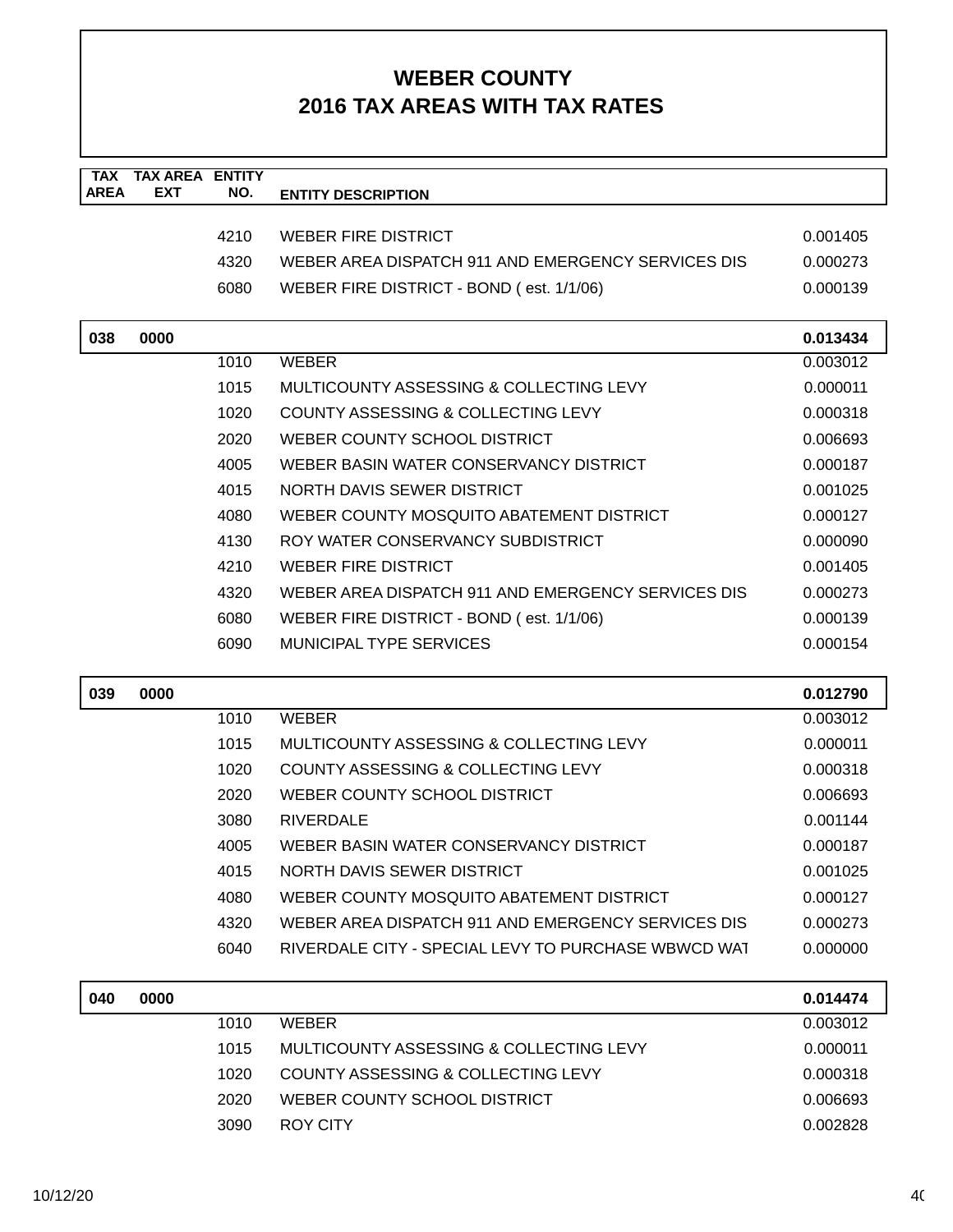# WEBER COUNTY
# 2016 TAX AREAS WITH TAX RATES

| TAX AREA | TAX AREA EXT | ENTITY NO. | ENTITY DESCRIPTION | |
|---|---|---|---|---|
| | | 4210 | WEBER FIRE DISTRICT | 0.001405 |
| | | 4320 | WEBER AREA DISPATCH 911 AND EMERGENCY SERVICES DIS | 0.000273 |
| | | 6080 | WEBER FIRE DISTRICT - BOND ( est. 1/1/06) | 0.000139 |
| **038** | **0000** | | | **0.013434** |
| | | 1010 | WEBER | 0.003012 |
| | | 1015 | MULTICOUNTY ASSESSING & COLLECTING LEVY | 0.000011 |
| | | 1020 | COUNTY ASSESSING & COLLECTING LEVY | 0.000318 |
| | | 2020 | WEBER COUNTY SCHOOL DISTRICT | 0.006693 |
| | | 4005 | WEBER BASIN WATER CONSERVANCY DISTRICT | 0.000187 |
| | | 4015 | NORTH DAVIS SEWER DISTRICT | 0.001025 |
| | | 4080 | WEBER COUNTY MOSQUITO ABATEMENT DISTRICT | 0.000127 |
| | | 4130 | ROY WATER CONSERVANCY SUBDISTRICT | 0.000090 |
| | | 4210 | WEBER FIRE DISTRICT | 0.001405 |
| | | 4320 | WEBER AREA DISPATCH 911 AND EMERGENCY SERVICES DIS | 0.000273 |
| | | 6080 | WEBER FIRE DISTRICT - BOND ( est. 1/1/06) | 0.000139 |
| | | 6090 | MUNICIPAL TYPE SERVICES | 0.000154 |
| **039** | **0000** | | | **0.012790** |
| | | 1010 | WEBER | 0.003012 |
| | | 1015 | MULTICOUNTY ASSESSING & COLLECTING LEVY | 0.000011 |
| | | 1020 | COUNTY ASSESSING & COLLECTING LEVY | 0.000318 |
| | | 2020 | WEBER COUNTY SCHOOL DISTRICT | 0.006693 |
| | | 3080 | RIVERDALE | 0.001144 |
| | | 4005 | WEBER BASIN WATER CONSERVANCY DISTRICT | 0.000187 |
| | | 4015 | NORTH DAVIS SEWER DISTRICT | 0.001025 |
| | | 4080 | WEBER COUNTY MOSQUITO ABATEMENT DISTRICT | 0.000127 |
| | | 4320 | WEBER AREA DISPATCH 911 AND EMERGENCY SERVICES DIS | 0.000273 |
| | | 6040 | RIVERDALE CITY - SPECIAL LEVY TO PURCHASE WBWCD WAT | 0.000000 |
| **040** | **0000** | | | **0.014474** |
| | | 1010 | WEBER | 0.003012 |
| | | 1015 | MULTICOUNTY ASSESSING & COLLECTING LEVY | 0.000011 |
| | | 1020 | COUNTY ASSESSING & COLLECTING LEVY | 0.000318 |
| | | 2020 | WEBER COUNTY SCHOOL DISTRICT | 0.006693 |
| | | 3090 | ROY CITY | 0.002828 |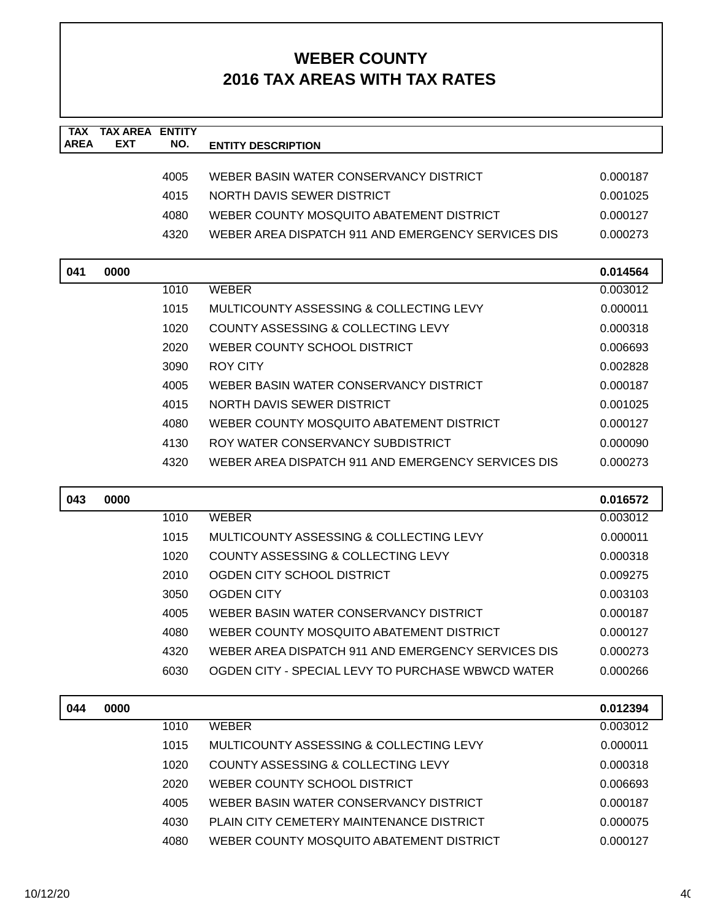# WEBER COUNTY
# 2016 TAX AREAS WITH TAX RATES

| TAX AREA | TAX AREA EXT | ENTITY NO. | ENTITY DESCRIPTION | |
|---|---|---|---|---|
| | | 4005 | WEBER BASIN WATER CONSERVANCY DISTRICT | 0.000187 |
| | | 4015 | NORTH DAVIS SEWER DISTRICT | 0.001025 |
| | | 4080 | WEBER COUNTY MOSQUITO ABATEMENT DISTRICT | 0.000127 |
| | | 4320 | WEBER AREA DISPATCH 911 AND EMERGENCY SERVICES DIS | 0.000273 |
| **041** | **0000** | | | **0.014564** |
| | | 1010 | WEBER | 0.003012 |
| | | 1015 | MULTICOUNTY ASSESSING & COLLECTING LEVY | 0.000011 |
| | | 1020 | COUNTY ASSESSING & COLLECTING LEVY | 0.000318 |
| | | 2020 | WEBER COUNTY SCHOOL DISTRICT | 0.006693 |
| | | 3090 | ROY CITY | 0.002828 |
| | | 4005 | WEBER BASIN WATER CONSERVANCY DISTRICT | 0.000187 |
| | | 4015 | NORTH DAVIS SEWER DISTRICT | 0.001025 |
| | | 4080 | WEBER COUNTY MOSQUITO ABATEMENT DISTRICT | 0.000127 |
| | | 4130 | ROY WATER CONSERVANCY SUBDISTRICT | 0.000090 |
| | | 4320 | WEBER AREA DISPATCH 911 AND EMERGENCY SERVICES DIS | 0.000273 |
| **043** | **0000** | | | **0.016572** |
| | | 1010 | WEBER | 0.003012 |
| | | 1015 | MULTICOUNTY ASSESSING & COLLECTING LEVY | 0.000011 |
| | | 1020 | COUNTY ASSESSING & COLLECTING LEVY | 0.000318 |
| | | 2010 | OGDEN CITY SCHOOL DISTRICT | 0.009275 |
| | | 3050 | OGDEN CITY | 0.003103 |
| | | 4005 | WEBER BASIN WATER CONSERVANCY DISTRICT | 0.000187 |
| | | 4080 | WEBER COUNTY MOSQUITO ABATEMENT DISTRICT | 0.000127 |
| | | 4320 | WEBER AREA DISPATCH 911 AND EMERGENCY SERVICES DIS | 0.000273 |
| | | 6030 | OGDEN CITY - SPECIAL LEVY TO PURCHASE WBWCD WATER | 0.000266 |
| **044** | **0000** | | | **0.012394** |
| | | 1010 | WEBER | 0.003012 |
| | | 1015 | MULTICOUNTY ASSESSING & COLLECTING LEVY | 0.000011 |
| | | 1020 | COUNTY ASSESSING & COLLECTING LEVY | 0.000318 |
| | | 2020 | WEBER COUNTY SCHOOL DISTRICT | 0.006693 |
| | | 4005 | WEBER BASIN WATER CONSERVANCY DISTRICT | 0.000187 |
| | | 4030 | PLAIN CITY CEMETERY MAINTENANCE DISTRICT | 0.000075 |
| | | 4080 | WEBER COUNTY MOSQUITO ABATEMENT DISTRICT | 0.000127 |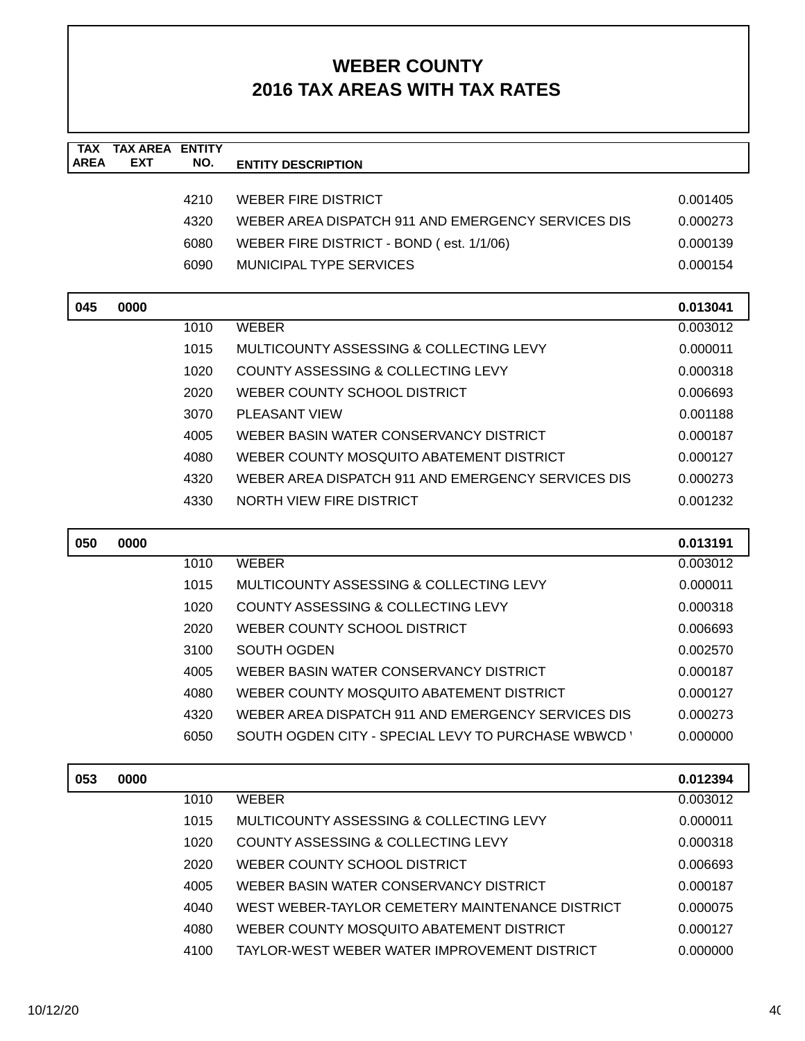# WEBER COUNTY
# 2016 TAX AREAS WITH TAX RATES

| TAX AREA | TAX AREA EXT | ENTITY NO. | ENTITY DESCRIPTION | |
|---|---|---|---|---|
| | | 4210 | WEBER FIRE DISTRICT | 0.001405 |
| | | 4320 | WEBER AREA DISPATCH 911 AND EMERGENCY SERVICES DIS | 0.000273 |
| | | 6080 | WEBER FIRE DISTRICT - BOND ( est. 1/1/06) | 0.000139 |
| | | 6090 | MUNICIPAL TYPE SERVICES | 0.000154 |
| **045** | **0000** | | | **0.013041** |
| | | 1010 | WEBER | 0.003012 |
| | | 1015 | MULTICOUNTY ASSESSING & COLLECTING LEVY | 0.000011 |
| | | 1020 | COUNTY ASSESSING & COLLECTING LEVY | 0.000318 |
| | | 2020 | WEBER COUNTY SCHOOL DISTRICT | 0.006693 |
| | | 3070 | PLEASANT VIEW | 0.001188 |
| | | 4005 | WEBER BASIN WATER CONSERVANCY DISTRICT | 0.000187 |
| | | 4080 | WEBER COUNTY MOSQUITO ABATEMENT DISTRICT | 0.000127 |
| | | 4320 | WEBER AREA DISPATCH 911 AND EMERGENCY SERVICES DIS | 0.000273 |
| | | 4330 | NORTH VIEW FIRE DISTRICT | 0.001232 |
| **050** | **0000** | | | **0.013191** |
| | | 1010 | WEBER | 0.003012 |
| | | 1015 | MULTICOUNTY ASSESSING & COLLECTING LEVY | 0.000011 |
| | | 1020 | COUNTY ASSESSING & COLLECTING LEVY | 0.000318 |
| | | 2020 | WEBER COUNTY SCHOOL DISTRICT | 0.006693 |
| | | 3100 | SOUTH OGDEN | 0.002570 |
| | | 4005 | WEBER BASIN WATER CONSERVANCY DISTRICT | 0.000187 |
| | | 4080 | WEBER COUNTY MOSQUITO ABATEMENT DISTRICT | 0.000127 |
| | | 4320 | WEBER AREA DISPATCH 911 AND EMERGENCY SERVICES DIS | 0.000273 |
| | | 6050 | SOUTH OGDEN CITY - SPECIAL LEVY TO PURCHASE WBWCD ' | 0.000000 |
| **053** | **0000** | | | **0.012394** |
| | | 1010 | WEBER | 0.003012 |
| | | 1015 | MULTICOUNTY ASSESSING & COLLECTING LEVY | 0.000011 |
| | | 1020 | COUNTY ASSESSING & COLLECTING LEVY | 0.000318 |
| | | 2020 | WEBER COUNTY SCHOOL DISTRICT | 0.006693 |
| | | 4005 | WEBER BASIN WATER CONSERVANCY DISTRICT | 0.000187 |
| | | 4040 | WEST WEBER-TAYLOR CEMETERY MAINTENANCE DISTRICT | 0.000075 |
| | | 4080 | WEBER COUNTY MOSQUITO ABATEMENT DISTRICT | 0.000127 |
| | | 4100 | TAYLOR-WEST WEBER WATER IMPROVEMENT DISTRICT | 0.000000 |

10/12/20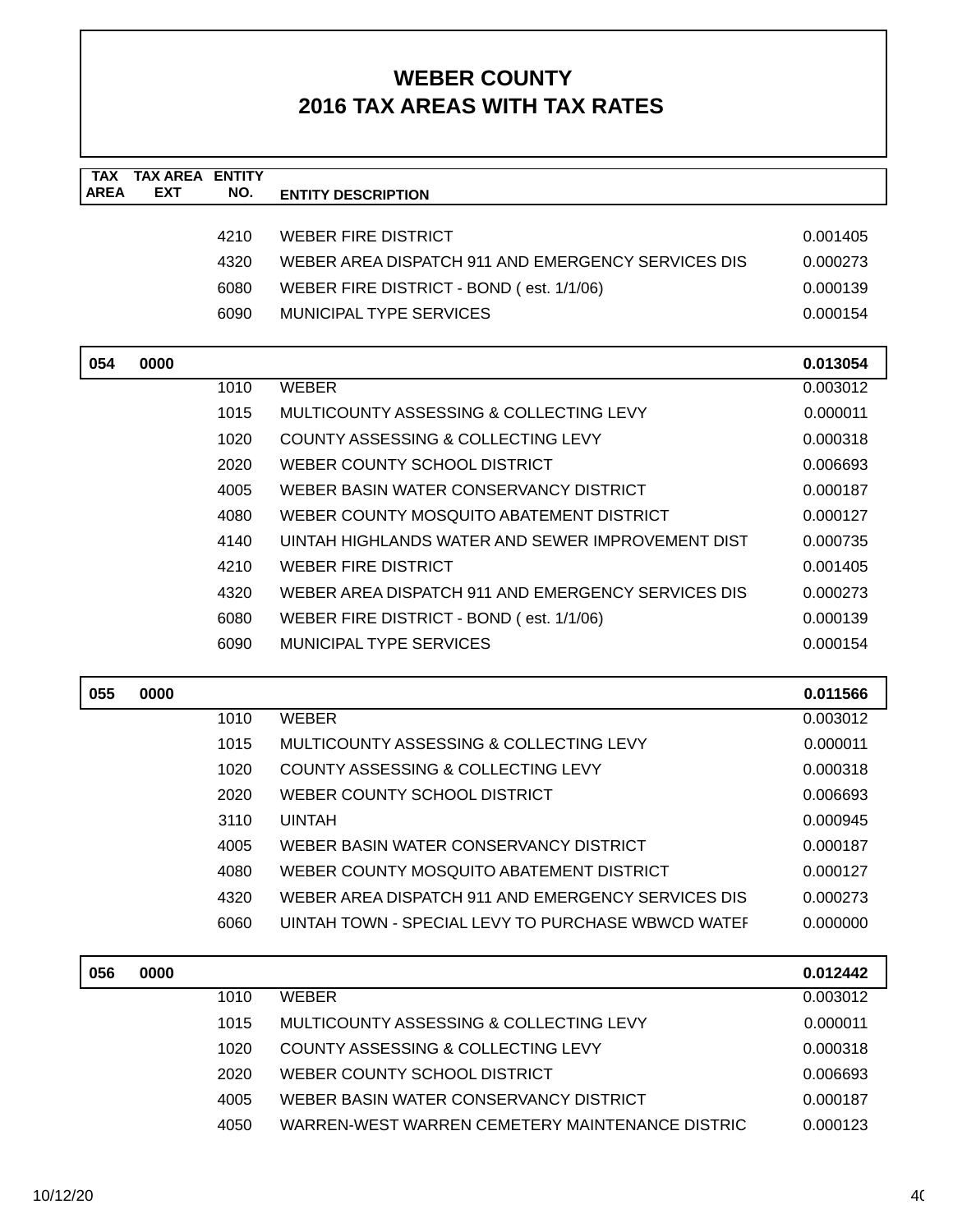# WEBER COUNTY
# 2016 TAX AREAS WITH TAX RATES

| TAX AREA | TAX AREA EXT | ENTITY NO. | ENTITY DESCRIPTION | |
|---|---|---|---|---|
| | | 4210 | WEBER FIRE DISTRICT | 0.001405 |
| | | 4320 | WEBER AREA DISPATCH 911 AND EMERGENCY SERVICES DIS | 0.000273 |
| | | 6080 | WEBER FIRE DISTRICT - BOND ( est. 1/1/06) | 0.000139 |
| | | 6090 | MUNICIPAL TYPE SERVICES | 0.000154 |
| **054** | **0000** | | | **0.013054** |
| | | 1010 | WEBER | 0.003012 |
| | | 1015 | MULTICOUNTY ASSESSING & COLLECTING LEVY | 0.000011 |
| | | 1020 | COUNTY ASSESSING & COLLECTING LEVY | 0.000318 |
| | | 2020 | WEBER COUNTY SCHOOL DISTRICT | 0.006693 |
| | | 4005 | WEBER BASIN WATER CONSERVANCY DISTRICT | 0.000187 |
| | | 4080 | WEBER COUNTY MOSQUITO ABATEMENT DISTRICT | 0.000127 |
| | | 4140 | UINTAH HIGHLANDS WATER AND SEWER IMPROVEMENT DIST | 0.000735 |
| | | 4210 | WEBER FIRE DISTRICT | 0.001405 |
| | | 4320 | WEBER AREA DISPATCH 911 AND EMERGENCY SERVICES DIS | 0.000273 |
| | | 6080 | WEBER FIRE DISTRICT - BOND ( est. 1/1/06) | 0.000139 |
| | | 6090 | MUNICIPAL TYPE SERVICES | 0.000154 |
| **055** | **0000** | | | **0.011566** |
| | | 1010 | WEBER | 0.003012 |
| | | 1015 | MULTICOUNTY ASSESSING & COLLECTING LEVY | 0.000011 |
| | | 1020 | COUNTY ASSESSING & COLLECTING LEVY | 0.000318 |
| | | 2020 | WEBER COUNTY SCHOOL DISTRICT | 0.006693 |
| | | 3110 | UINTAH | 0.000945 |
| | | 4005 | WEBER BASIN WATER CONSERVANCY DISTRICT | 0.000187 |
| | | 4080 | WEBER COUNTY MOSQUITO ABATEMENT DISTRICT | 0.000127 |
| | | 4320 | WEBER AREA DISPATCH 911 AND EMERGENCY SERVICES DIS | 0.000273 |
| | | 6060 | UINTAH TOWN - SPECIAL LEVY TO PURCHASE WBWCD WATEF | 0.000000 |
| **056** | **0000** | | | **0.012442** |
| | | 1010 | WEBER | 0.003012 |
| | | 1015 | MULTICOUNTY ASSESSING & COLLECTING LEVY | 0.000011 |
| | | 1020 | COUNTY ASSESSING & COLLECTING LEVY | 0.000318 |
| | | 2020 | WEBER COUNTY SCHOOL DISTRICT | 0.006693 |
| | | 4005 | WEBER BASIN WATER CONSERVANCY DISTRICT | 0.000187 |
| | | 4050 | WARREN-WEST WARREN CEMETERY MAINTENANCE DISTRIC | 0.000123 |

10/12/20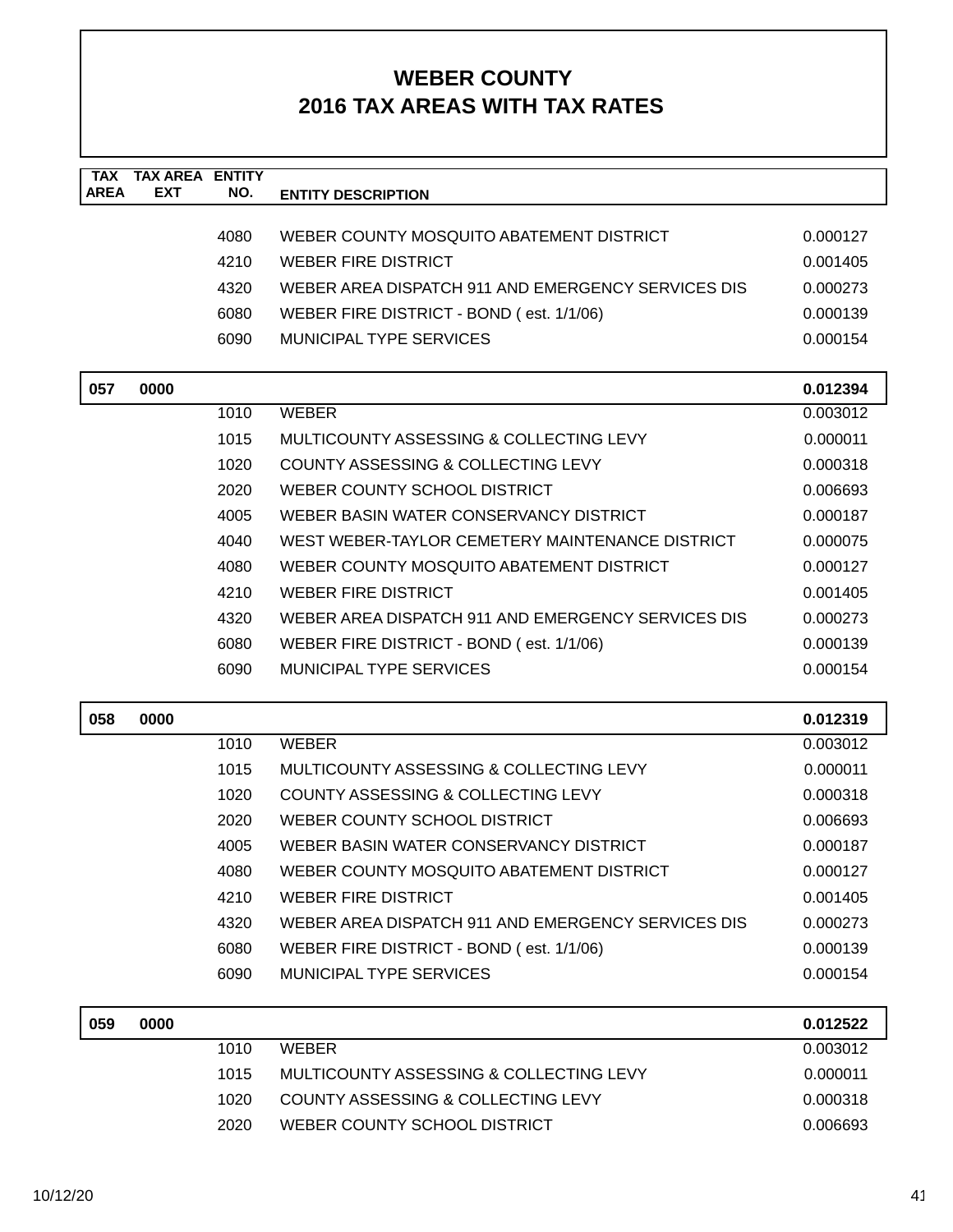# WEBER COUNTY
# 2016 TAX AREAS WITH TAX RATES

| TAX AREA | TAX AREA EXT | ENTITY NO. | ENTITY DESCRIPTION | |
|---|---|---|---|---|
| | | 4080 | WEBER COUNTY MOSQUITO ABATEMENT DISTRICT | 0.000127 |
| | | 4210 | WEBER FIRE DISTRICT | 0.001405 |
| | | 4320 | WEBER AREA DISPATCH 911 AND EMERGENCY SERVICES DIS | 0.000273 |
| | | 6080 | WEBER FIRE DISTRICT - BOND ( est. 1/1/06) | 0.000139 |
| | | 6090 | MUNICIPAL TYPE SERVICES | 0.000154 |
| **057** | **0000** | | | **0.012394** |
| | | 1010 | WEBER | 0.003012 |
| | | 1015 | MULTICOUNTY ASSESSING & COLLECTING LEVY | 0.000011 |
| | | 1020 | COUNTY ASSESSING & COLLECTING LEVY | 0.000318 |
| | | 2020 | WEBER COUNTY SCHOOL DISTRICT | 0.006693 |
| | | 4005 | WEBER BASIN WATER CONSERVANCY DISTRICT | 0.000187 |
| | | 4040 | WEST WEBER-TAYLOR CEMETERY MAINTENANCE DISTRICT | 0.000075 |
| | | 4080 | WEBER COUNTY MOSQUITO ABATEMENT DISTRICT | 0.000127 |
| | | 4210 | WEBER FIRE DISTRICT | 0.001405 |
| | | 4320 | WEBER AREA DISPATCH 911 AND EMERGENCY SERVICES DIS | 0.000273 |
| | | 6080 | WEBER FIRE DISTRICT - BOND ( est. 1/1/06) | 0.000139 |
| | | 6090 | MUNICIPAL TYPE SERVICES | 0.000154 |
| **058** | **0000** | | | **0.012319** |
| | | 1010 | WEBER | 0.003012 |
| | | 1015 | MULTICOUNTY ASSESSING & COLLECTING LEVY | 0.000011 |
| | | 1020 | COUNTY ASSESSING & COLLECTING LEVY | 0.000318 |
| | | 2020 | WEBER COUNTY SCHOOL DISTRICT | 0.006693 |
| | | 4005 | WEBER BASIN WATER CONSERVANCY DISTRICT | 0.000187 |
| | | 4080 | WEBER COUNTY MOSQUITO ABATEMENT DISTRICT | 0.000127 |
| | | 4210 | WEBER FIRE DISTRICT | 0.001405 |
| | | 4320 | WEBER AREA DISPATCH 911 AND EMERGENCY SERVICES DIS | 0.000273 |
| | | 6080 | WEBER FIRE DISTRICT - BOND ( est. 1/1/06) | 0.000139 |
| | | 6090 | MUNICIPAL TYPE SERVICES | 0.000154 |
| **059** | **0000** | | | **0.012522** |
| | | 1010 | WEBER | 0.003012 |
| | | 1015 | MULTICOUNTY ASSESSING & COLLECTING LEVY | 0.000011 |
| | | 1020 | COUNTY ASSESSING & COLLECTING LEVY | 0.000318 |
| | | 2020 | WEBER COUNTY SCHOOL DISTRICT | 0.006693 |

10/12/20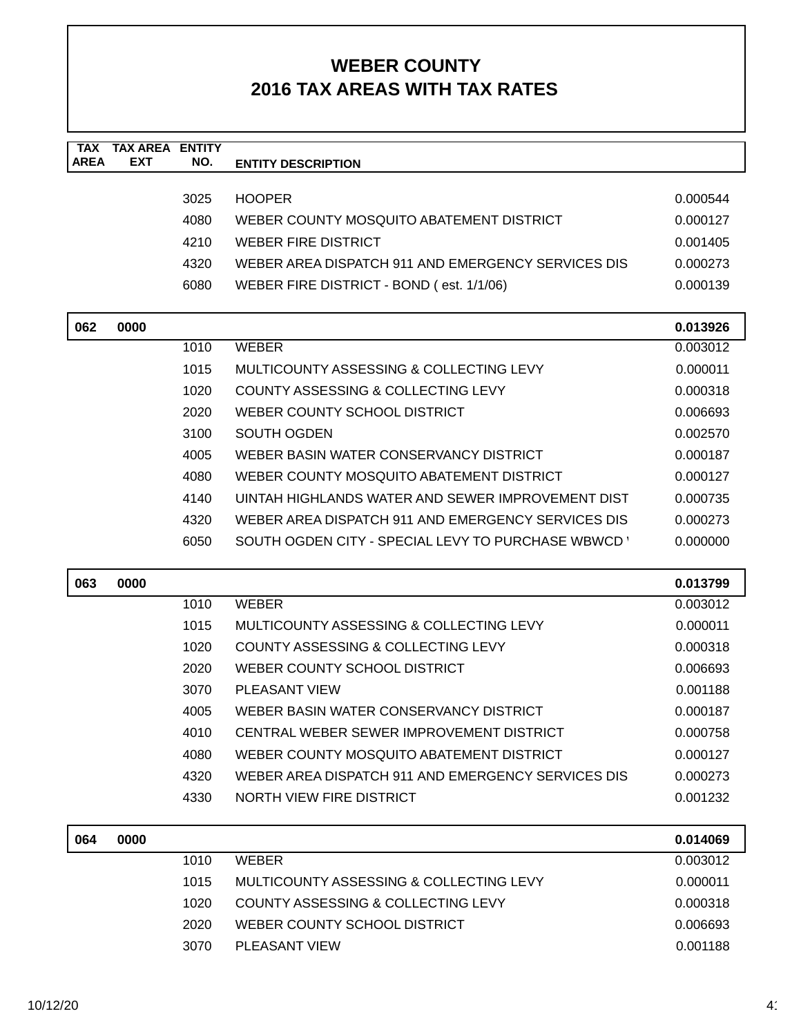# WEBER COUNTY
# 2016 TAX AREAS WITH TAX RATES

| TAX AREA | TAX AREA EXT | ENTITY NO. | ENTITY DESCRIPTION | |
|---|---|---|---|---|
| | | 3025 | HOOPER | 0.000544 |
| | | 4080 | WEBER COUNTY MOSQUITO ABATEMENT DISTRICT | 0.000127 |
| | | 4210 | WEBER FIRE DISTRICT | 0.001405 |
| | | 4320 | WEBER AREA DISPATCH 911 AND EMERGENCY SERVICES DIS | 0.000273 |
| | | 6080 | WEBER FIRE DISTRICT - BOND ( est. 1/1/06) | 0.000139 |
| **062** | **0000** | | | **0.013926** |
| | | 1010 | WEBER | 0.003012 |
| | | 1015 | MULTICOUNTY ASSESSING & COLLECTING LEVY | 0.000011 |
| | | 1020 | COUNTY ASSESSING & COLLECTING LEVY | 0.000318 |
| | | 2020 | WEBER COUNTY SCHOOL DISTRICT | 0.006693 |
| | | 3100 | SOUTH OGDEN | 0.002570 |
| | | 4005 | WEBER BASIN WATER CONSERVANCY DISTRICT | 0.000187 |
| | | 4080 | WEBER COUNTY MOSQUITO ABATEMENT DISTRICT | 0.000127 |
| | | 4140 | UINTAH HIGHLANDS WATER AND SEWER IMPROVEMENT DIST | 0.000735 |
| | | 4320 | WEBER AREA DISPATCH 911 AND EMERGENCY SERVICES DIS | 0.000273 |
| | | 6050 | SOUTH OGDEN CITY - SPECIAL LEVY TO PURCHASE WBWCD ' | 0.000000 |
| **063** | **0000** | | | **0.013799** |
| | | 1010 | WEBER | 0.003012 |
| | | 1015 | MULTICOUNTY ASSESSING & COLLECTING LEVY | 0.000011 |
| | | 1020 | COUNTY ASSESSING & COLLECTING LEVY | 0.000318 |
| | | 2020 | WEBER COUNTY SCHOOL DISTRICT | 0.006693 |
| | | 3070 | PLEASANT VIEW | 0.001188 |
| | | 4005 | WEBER BASIN WATER CONSERVANCY DISTRICT | 0.000187 |
| | | 4010 | CENTRAL WEBER SEWER IMPROVEMENT DISTRICT | 0.000758 |
| | | 4080 | WEBER COUNTY MOSQUITO ABATEMENT DISTRICT | 0.000127 |
| | | 4320 | WEBER AREA DISPATCH 911 AND EMERGENCY SERVICES DIS | 0.000273 |
| | | 4330 | NORTH VIEW FIRE DISTRICT | 0.001232 |
| **064** | **0000** | | | **0.014069** |
| | | 1010 | WEBER | 0.003012 |
| | | 1015 | MULTICOUNTY ASSESSING & COLLECTING LEVY | 0.000011 |
| | | 1020 | COUNTY ASSESSING & COLLECTING LEVY | 0.000318 |
| | | 2020 | WEBER COUNTY SCHOOL DISTRICT | 0.006693 |
| | | 3070 | PLEASANT VIEW | 0.001188 |

10/12/20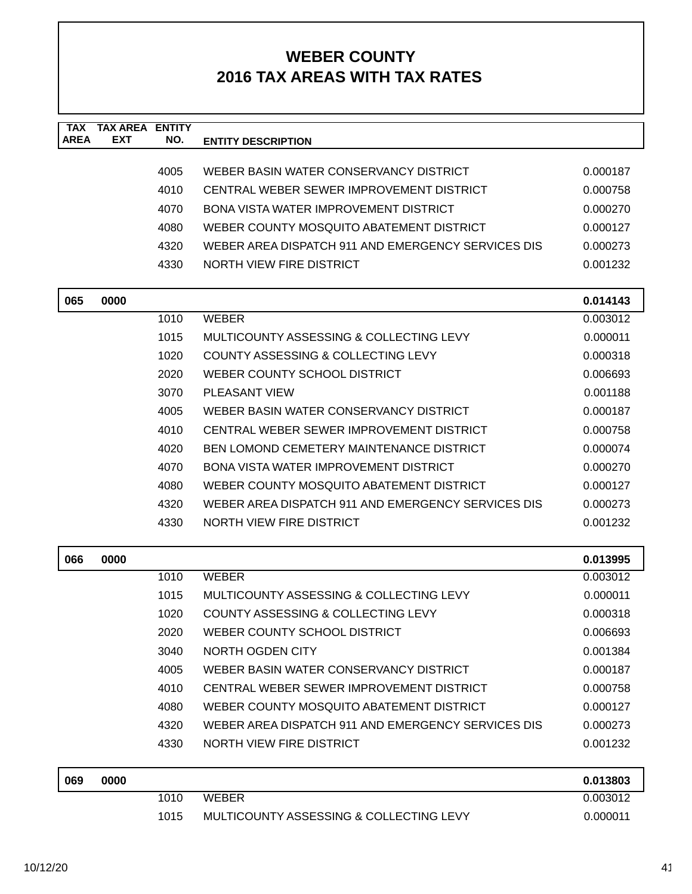# WEBER COUNTY
## 2016 TAX AREAS WITH TAX RATES

| TAX AREA | TAX AREA EXT | ENTITY NO. | ENTITY DESCRIPTION | |
|---|---|---|---|---|
| | | 4005 | WEBER BASIN WATER CONSERVANCY DISTRICT | 0.000187 |
| | | 4010 | CENTRAL WEBER SEWER IMPROVEMENT DISTRICT | 0.000758 |
| | | 4070 | BONA VISTA WATER IMPROVEMENT DISTRICT | 0.000270 |
| | | 4080 | WEBER COUNTY MOSQUITO ABATEMENT DISTRICT | 0.000127 |
| | | 4320 | WEBER AREA DISPATCH 911 AND EMERGENCY SERVICES DIS | 0.000273 |
| | | 4330 | NORTH VIEW FIRE DISTRICT | 0.001232 |
| **065** | **0000** | | | **0.014143** |
| | | 1010 | WEBER | 0.003012 |
| | | 1015 | MULTICOUNTY ASSESSING & COLLECTING LEVY | 0.000011 |
| | | 1020 | COUNTY ASSESSING & COLLECTING LEVY | 0.000318 |
| | | 2020 | WEBER COUNTY SCHOOL DISTRICT | 0.006693 |
| | | 3070 | PLEASANT VIEW | 0.001188 |
| | | 4005 | WEBER BASIN WATER CONSERVANCY DISTRICT | 0.000187 |
| | | 4010 | CENTRAL WEBER SEWER IMPROVEMENT DISTRICT | 0.000758 |
| | | 4020 | BEN LOMOND CEMETERY MAINTENANCE DISTRICT | 0.000074 |
| | | 4070 | BONA VISTA WATER IMPROVEMENT DISTRICT | 0.000270 |
| | | 4080 | WEBER COUNTY MOSQUITO ABATEMENT DISTRICT | 0.000127 |
| | | 4320 | WEBER AREA DISPATCH 911 AND EMERGENCY SERVICES DIS | 0.000273 |
| | | 4330 | NORTH VIEW FIRE DISTRICT | 0.001232 |
| **066** | **0000** | | | **0.013995** |
| | | 1010 | WEBER | 0.003012 |
| | | 1015 | MULTICOUNTY ASSESSING & COLLECTING LEVY | 0.000011 |
| | | 1020 | COUNTY ASSESSING & COLLECTING LEVY | 0.000318 |
| | | 2020 | WEBER COUNTY SCHOOL DISTRICT | 0.006693 |
| | | 3040 | NORTH OGDEN CITY | 0.001384 |
| | | 4005 | WEBER BASIN WATER CONSERVANCY DISTRICT | 0.000187 |
| | | 4010 | CENTRAL WEBER SEWER IMPROVEMENT DISTRICT | 0.000758 |
| | | 4080 | WEBER COUNTY MOSQUITO ABATEMENT DISTRICT | 0.000127 |
| | | 4320 | WEBER AREA DISPATCH 911 AND EMERGENCY SERVICES DIS | 0.000273 |
| | | 4330 | NORTH VIEW FIRE DISTRICT | 0.001232 |
| **069** | **0000** | | | **0.013803** |
| | | 1010 | WEBER | 0.003012 |
| | | 1015 | MULTICOUNTY ASSESSING & COLLECTING LEVY | 0.000011 |

10/12/20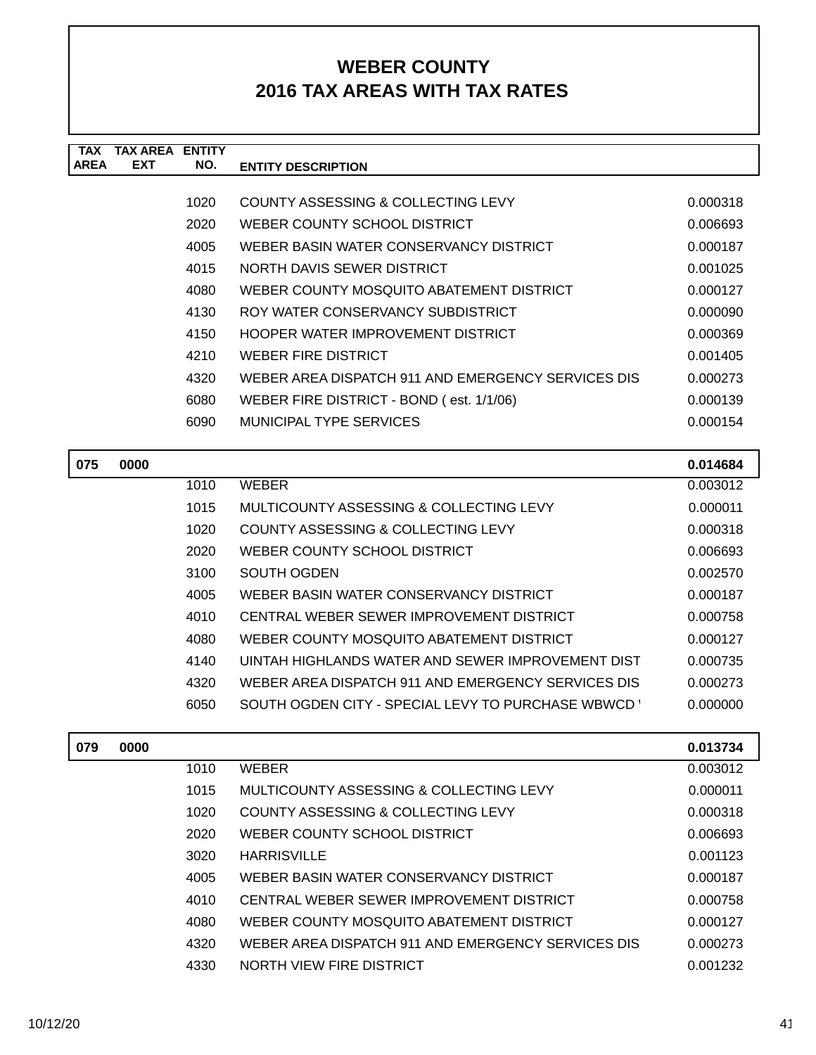# WEBER COUNTY
# 2016 TAX AREAS WITH TAX RATES

| TAX AREA | TAX AREA EXT | ENTITY NO. | ENTITY DESCRIPTION | |
|---|---|---|---|---|
| | | 1020 | COUNTY ASSESSING & COLLECTING LEVY | 0.000318 |
| | | 2020 | WEBER COUNTY SCHOOL DISTRICT | 0.006693 |
| | | 4005 | WEBER BASIN WATER CONSERVANCY DISTRICT | 0.000187 |
| | | 4015 | NORTH DAVIS SEWER DISTRICT | 0.001025 |
| | | 4080 | WEBER COUNTY MOSQUITO ABATEMENT DISTRICT | 0.000127 |
| | | 4130 | ROY WATER CONSERVANCY SUBDISTRICT | 0.000090 |
| | | 4150 | HOOPER WATER IMPROVEMENT DISTRICT | 0.000369 |
| | | 4210 | WEBER FIRE DISTRICT | 0.001405 |
| | | 4320 | WEBER AREA DISPATCH 911 AND EMERGENCY SERVICES DIS | 0.000273 |
| | | 6080 | WEBER FIRE DISTRICT - BOND ( est. 1/1/06) | 0.000139 |
| | | 6090 | MUNICIPAL TYPE SERVICES | 0.000154 |
| **075** | **0000** | | | **0.014684** |
| | | 1010 | WEBER | 0.003012 |
| | | 1015 | MULTICOUNTY ASSESSING & COLLECTING LEVY | 0.000011 |
| | | 1020 | COUNTY ASSESSING & COLLECTING LEVY | 0.000318 |
| | | 2020 | WEBER COUNTY SCHOOL DISTRICT | 0.006693 |
| | | 3100 | SOUTH OGDEN | 0.002570 |
| | | 4005 | WEBER BASIN WATER CONSERVANCY DISTRICT | 0.000187 |
| | | 4010 | CENTRAL WEBER SEWER IMPROVEMENT DISTRICT | 0.000758 |
| | | 4080 | WEBER COUNTY MOSQUITO ABATEMENT DISTRICT | 0.000127 |
| | | 4140 | UINTAH HIGHLANDS WATER AND SEWER IMPROVEMENT DIST | 0.000735 |
| | | 4320 | WEBER AREA DISPATCH 911 AND EMERGENCY SERVICES DIS | 0.000273 |
| | | 6050 | SOUTH OGDEN CITY - SPECIAL LEVY TO PURCHASE WBWCD ' | 0.000000 |
| **079** | **0000** | | | **0.013734** |
| | | 1010 | WEBER | 0.003012 |
| | | 1015 | MULTICOUNTY ASSESSING & COLLECTING LEVY | 0.000011 |
| | | 1020 | COUNTY ASSESSING & COLLECTING LEVY | 0.000318 |
| | | 2020 | WEBER COUNTY SCHOOL DISTRICT | 0.006693 |
| | | 3020 | HARRISVILLE | 0.001123 |
| | | 4005 | WEBER BASIN WATER CONSERVANCY DISTRICT | 0.000187 |
| | | 4010 | CENTRAL WEBER SEWER IMPROVEMENT DISTRICT | 0.000758 |
| | | 4080 | WEBER COUNTY MOSQUITO ABATEMENT DISTRICT | 0.000127 |
| | | 4320 | WEBER AREA DISPATCH 911 AND EMERGENCY SERVICES DIS | 0.000273 |
| | | 4330 | NORTH VIEW FIRE DISTRICT | 0.001232 |

10/12/20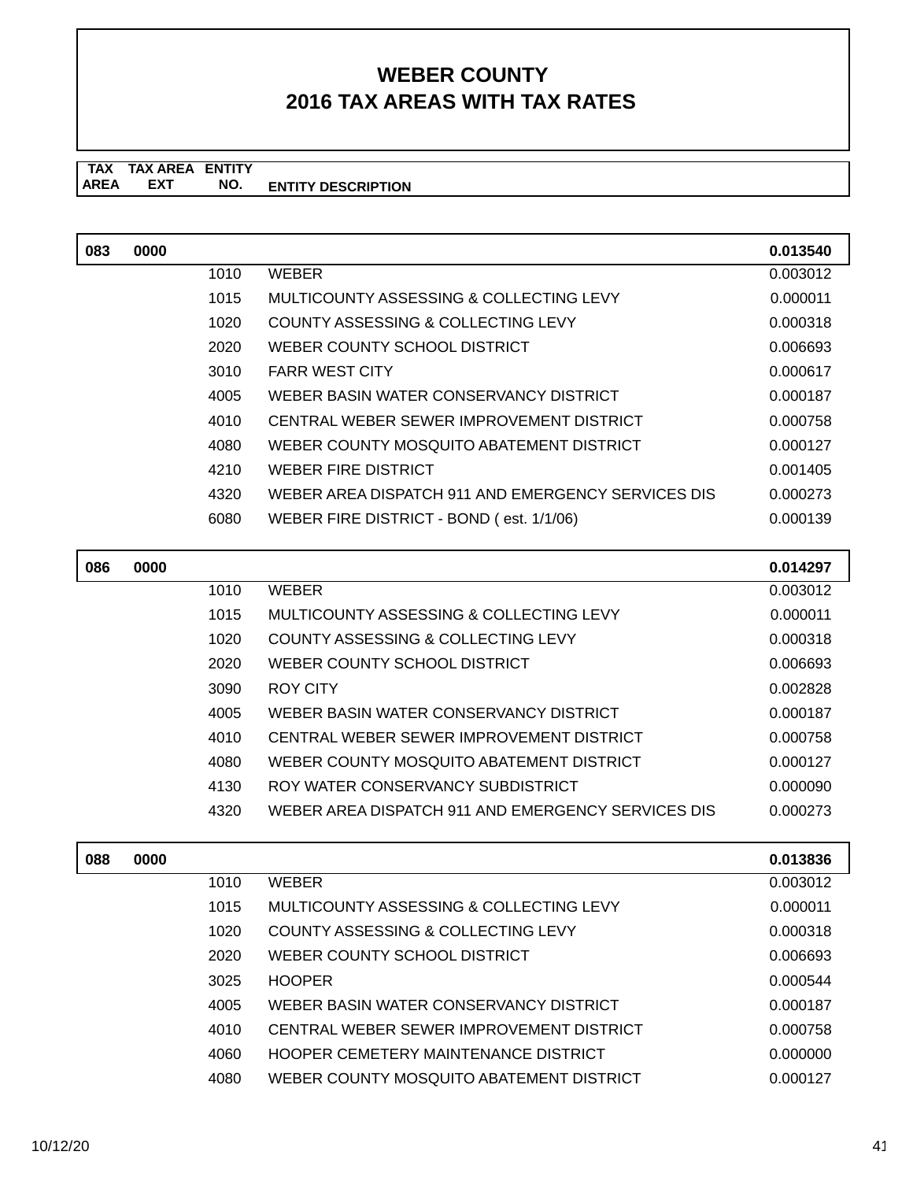# WEBER COUNTY
# 2016 TAX AREAS WITH TAX RATES

| TAX AREA | TAX AREA EXT | ENTITY NO. | ENTITY DESCRIPTION | |
|---|---|---|---|---|
| **083** | **0000** | | | **0.013540** |
| | | 1010 | WEBER | 0.003012 |
| | | 1015 | MULTICOUNTY ASSESSING & COLLECTING LEVY | 0.000011 |
| | | 1020 | COUNTY ASSESSING & COLLECTING LEVY | 0.000318 |
| | | 2020 | WEBER COUNTY SCHOOL DISTRICT | 0.006693 |
| | | 3010 | FARR WEST CITY | 0.000617 |
| | | 4005 | WEBER BASIN WATER CONSERVANCY DISTRICT | 0.000187 |
| | | 4010 | CENTRAL WEBER SEWER IMPROVEMENT DISTRICT | 0.000758 |
| | | 4080 | WEBER COUNTY MOSQUITO ABATEMENT DISTRICT | 0.000127 |
| | | 4210 | WEBER FIRE DISTRICT | 0.001405 |
| | | 4320 | WEBER AREA DISPATCH 911 AND EMERGENCY SERVICES DIS | 0.000273 |
| | | 6080 | WEBER FIRE DISTRICT - BOND ( est. 1/1/06) | 0.000139 |
| **086** | **0000** | | | **0.014297** |
| | | 1010 | WEBER | 0.003012 |
| | | 1015 | MULTICOUNTY ASSESSING & COLLECTING LEVY | 0.000011 |
| | | 1020 | COUNTY ASSESSING & COLLECTING LEVY | 0.000318 |
| | | 2020 | WEBER COUNTY SCHOOL DISTRICT | 0.006693 |
| | | 3090 | ROY CITY | 0.002828 |
| | | 4005 | WEBER BASIN WATER CONSERVANCY DISTRICT | 0.000187 |
| | | 4010 | CENTRAL WEBER SEWER IMPROVEMENT DISTRICT | 0.000758 |
| | | 4080 | WEBER COUNTY MOSQUITO ABATEMENT DISTRICT | 0.000127 |
| | | 4130 | ROY WATER CONSERVANCY SUBDISTRICT | 0.000090 |
| | | 4320 | WEBER AREA DISPATCH 911 AND EMERGENCY SERVICES DIS | 0.000273 |
| **088** | **0000** | | | **0.013836** |
| | | 1010 | WEBER | 0.003012 |
| | | 1015 | MULTICOUNTY ASSESSING & COLLECTING LEVY | 0.000011 |
| | | 1020 | COUNTY ASSESSING & COLLECTING LEVY | 0.000318 |
| | | 2020 | WEBER COUNTY SCHOOL DISTRICT | 0.006693 |
| | | 3025 | HOOPER | 0.000544 |
| | | 4005 | WEBER BASIN WATER CONSERVANCY DISTRICT | 0.000187 |
| | | 4010 | CENTRAL WEBER SEWER IMPROVEMENT DISTRICT | 0.000758 |
| | | 4060 | HOOPER CEMETERY MAINTENANCE DISTRICT | 0.000000 |
| | | 4080 | WEBER COUNTY MOSQUITO ABATEMENT DISTRICT | 0.000127 |

10/12/20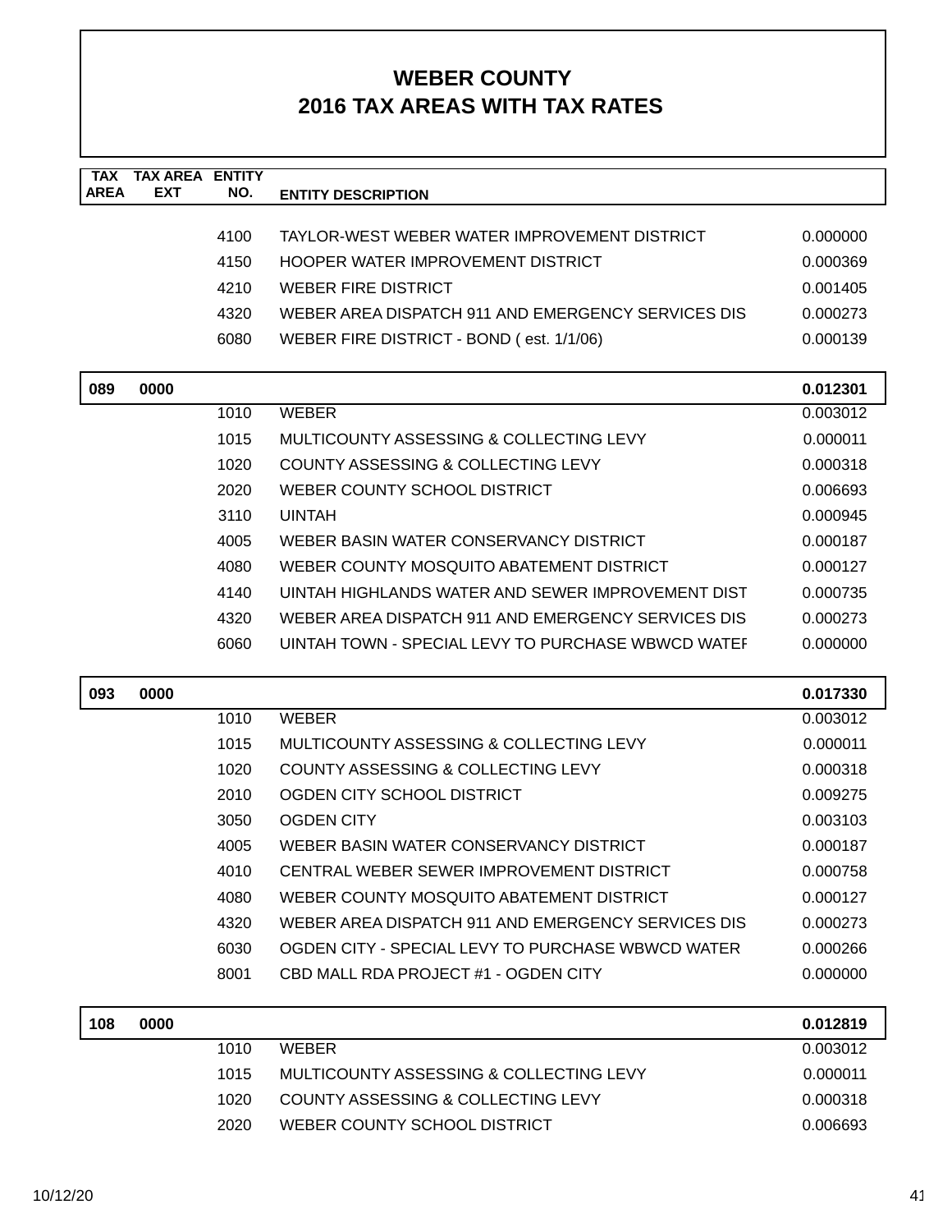# WEBER COUNTY
# 2016 TAX AREAS WITH TAX RATES

| TAX AREA | TAX AREA EXT | ENTITY NO. | ENTITY DESCRIPTION | |
|---|---|---|---|---|
| | | 4100 | TAYLOR-WEST WEBER WATER IMPROVEMENT DISTRICT | 0.000000 |
| | | 4150 | HOOPER WATER IMPROVEMENT DISTRICT | 0.000369 |
| | | 4210 | WEBER FIRE DISTRICT | 0.001405 |
| | | 4320 | WEBER AREA DISPATCH 911 AND EMERGENCY SERVICES DIS | 0.000273 |
| | | 6080 | WEBER FIRE DISTRICT - BOND ( est. 1/1/06) | 0.000139 |
| **089** | **0000** | | | **0.012301** |
| | | 1010 | WEBER | 0.003012 |
| | | 1015 | MULTICOUNTY ASSESSING & COLLECTING LEVY | 0.000011 |
| | | 1020 | COUNTY ASSESSING & COLLECTING LEVY | 0.000318 |
| | | 2020 | WEBER COUNTY SCHOOL DISTRICT | 0.006693 |
| | | 3110 | UINTAH | 0.000945 |
| | | 4005 | WEBER BASIN WATER CONSERVANCY DISTRICT | 0.000187 |
| | | 4080 | WEBER COUNTY MOSQUITO ABATEMENT DISTRICT | 0.000127 |
| | | 4140 | UINTAH HIGHLANDS WATER AND SEWER IMPROVEMENT DIST | 0.000735 |
| | | 4320 | WEBER AREA DISPATCH 911 AND EMERGENCY SERVICES DIS | 0.000273 |
| | | 6060 | UINTAH TOWN - SPECIAL LEVY TO PURCHASE WBWCD WATEI | 0.000000 |
| **093** | **0000** | | | **0.017330** |
| | | 1010 | WEBER | 0.003012 |
| | | 1015 | MULTICOUNTY ASSESSING & COLLECTING LEVY | 0.000011 |
| | | 1020 | COUNTY ASSESSING & COLLECTING LEVY | 0.000318 |
| | | 2010 | OGDEN CITY SCHOOL DISTRICT | 0.009275 |
| | | 3050 | OGDEN CITY | 0.003103 |
| | | 4005 | WEBER BASIN WATER CONSERVANCY DISTRICT | 0.000187 |
| | | 4010 | CENTRAL WEBER SEWER IMPROVEMENT DISTRICT | 0.000758 |
| | | 4080 | WEBER COUNTY MOSQUITO ABATEMENT DISTRICT | 0.000127 |
| | | 4320 | WEBER AREA DISPATCH 911 AND EMERGENCY SERVICES DIS | 0.000273 |
| | | 6030 | OGDEN CITY - SPECIAL LEVY TO PURCHASE WBWCD WATER | 0.000266 |
| | | 8001 | CBD MALL RDA PROJECT #1 - OGDEN CITY | 0.000000 |
| **108** | **0000** | | | **0.012819** |
| | | 1010 | WEBER | 0.003012 |
| | | 1015 | MULTICOUNTY ASSESSING & COLLECTING LEVY | 0.000011 |
| | | 1020 | COUNTY ASSESSING & COLLECTING LEVY | 0.000318 |
| | | 2020 | WEBER COUNTY SCHOOL DISTRICT | 0.006693 |

10/12/20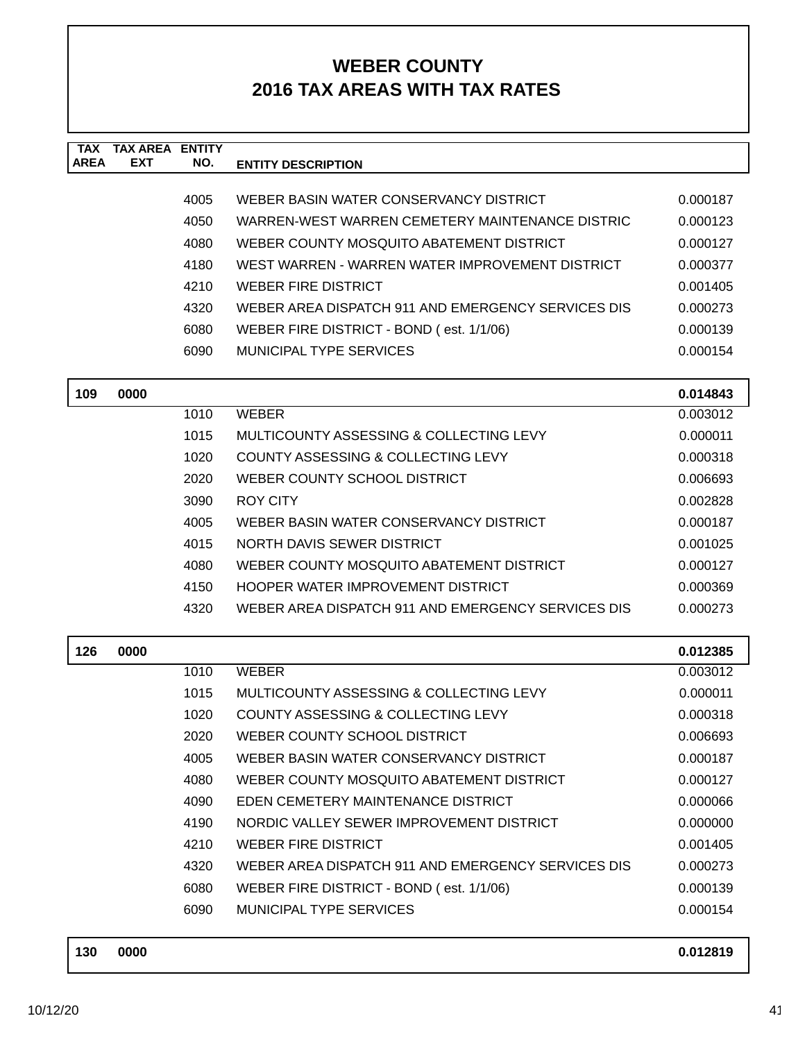# WEBER COUNTY
# 2016 TAX AREAS WITH TAX RATES

| TAX AREA | TAX AREA EXT | ENTITY NO. | ENTITY DESCRIPTION | |
|---|---|---|---|---|
| | | 4005 | WEBER BASIN WATER CONSERVANCY DISTRICT | 0.000187 |
| | | 4050 | WARREN-WEST WARREN CEMETERY MAINTENANCE DISTRIC | 0.000123 |
| | | 4080 | WEBER COUNTY MOSQUITO ABATEMENT DISTRICT | 0.000127 |
| | | 4180 | WEST WARREN - WARREN WATER IMPROVEMENT DISTRICT | 0.000377 |
| | | 4210 | WEBER FIRE DISTRICT | 0.001405 |
| | | 4320 | WEBER AREA DISPATCH 911 AND EMERGENCY SERVICES DIS | 0.000273 |
| | | 6080 | WEBER FIRE DISTRICT - BOND ( est. 1/1/06) | 0.000139 |
| | | 6090 | MUNICIPAL TYPE SERVICES | 0.000154 |
| **109** | **0000** | | | **0.014843** |
| | | 1010 | WEBER | 0.003012 |
| | | 1015 | MULTICOUNTY ASSESSING & COLLECTING LEVY | 0.000011 |
| | | 1020 | COUNTY ASSESSING & COLLECTING LEVY | 0.000318 |
| | | 2020 | WEBER COUNTY SCHOOL DISTRICT | 0.006693 |
| | | 3090 | ROY CITY | 0.002828 |
| | | 4005 | WEBER BASIN WATER CONSERVANCY DISTRICT | 0.000187 |
| | | 4015 | NORTH DAVIS SEWER DISTRICT | 0.001025 |
| | | 4080 | WEBER COUNTY MOSQUITO ABATEMENT DISTRICT | 0.000127 |
| | | 4150 | HOOPER WATER IMPROVEMENT DISTRICT | 0.000369 |
| | | 4320 | WEBER AREA DISPATCH 911 AND EMERGENCY SERVICES DIS | 0.000273 |
| **126** | **0000** | | | **0.012385** |
| | | 1010 | WEBER | 0.003012 |
| | | 1015 | MULTICOUNTY ASSESSING & COLLECTING LEVY | 0.000011 |
| | | 1020 | COUNTY ASSESSING & COLLECTING LEVY | 0.000318 |
| | | 2020 | WEBER COUNTY SCHOOL DISTRICT | 0.006693 |
| | | 4005 | WEBER BASIN WATER CONSERVANCY DISTRICT | 0.000187 |
| | | 4080 | WEBER COUNTY MOSQUITO ABATEMENT DISTRICT | 0.000127 |
| | | 4090 | EDEN CEMETERY MAINTENANCE DISTRICT | 0.000066 |
| | | 4190 | NORDIC VALLEY SEWER IMPROVEMENT DISTRICT | 0.000000 |
| | | 4210 | WEBER FIRE DISTRICT | 0.001405 |
| | | 4320 | WEBER AREA DISPATCH 911 AND EMERGENCY SERVICES DIS | 0.000273 |
| | | 6080 | WEBER FIRE DISTRICT - BOND ( est. 1/1/06) | 0.000139 |
| | | 6090 | MUNICIPAL TYPE SERVICES | 0.000154 |
| **130** | **0000** | | | **0.012819** |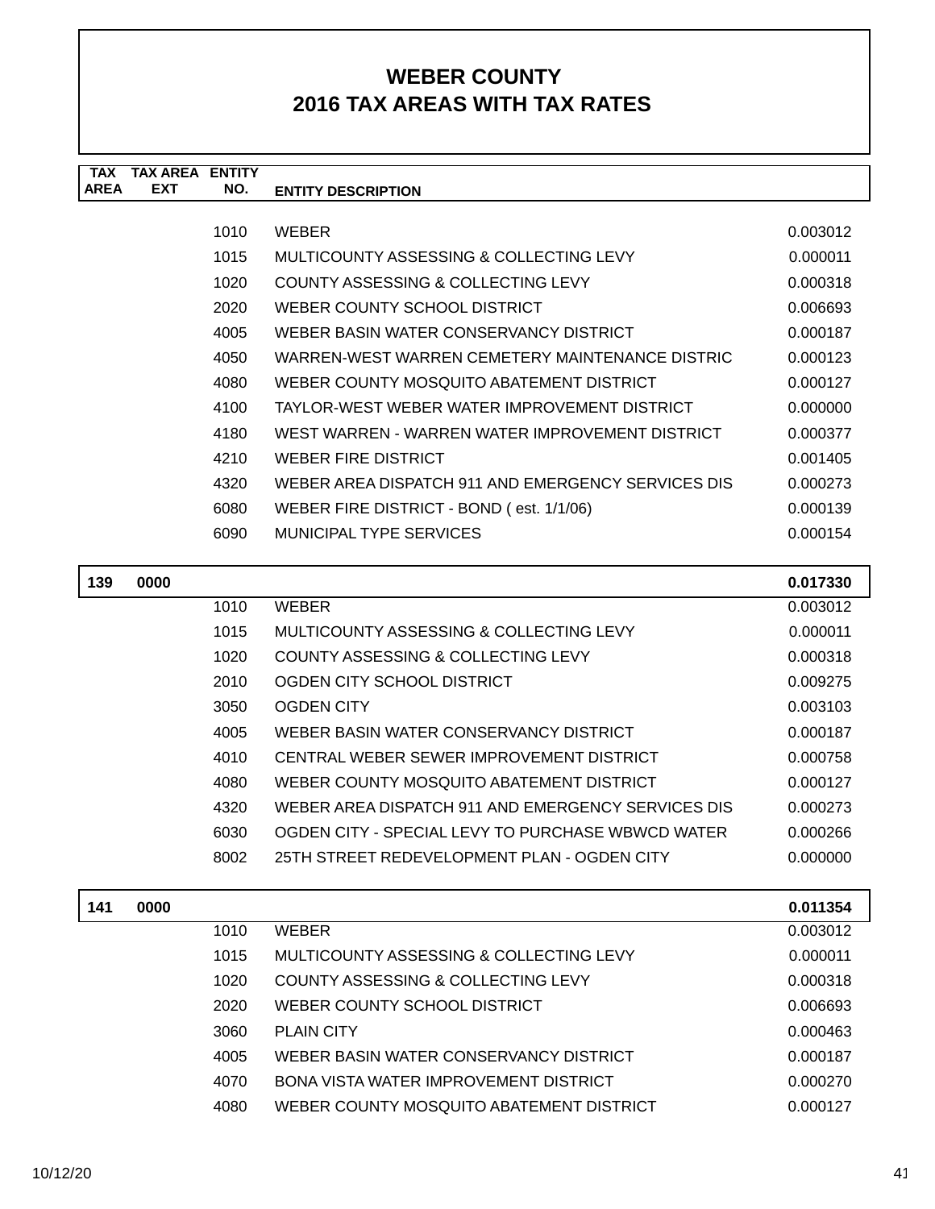# WEBER COUNTY
# 2016 TAX AREAS WITH TAX RATES

| TAX AREA | TAX AREA EXT | ENTITY NO. | ENTITY DESCRIPTION | |
|---|---|---|---|---|
| | | 1010 | WEBER | 0.003012 |
| | | 1015 | MULTICOUNTY ASSESSING & COLLECTING LEVY | 0.000011 |
| | | 1020 | COUNTY ASSESSING & COLLECTING LEVY | 0.000318 |
| | | 2020 | WEBER COUNTY SCHOOL DISTRICT | 0.006693 |
| | | 4005 | WEBER BASIN WATER CONSERVANCY DISTRICT | 0.000187 |
| | | 4050 | WARREN-WEST WARREN CEMETERY MAINTENANCE DISTRIC | 0.000123 |
| | | 4080 | WEBER COUNTY MOSQUITO ABATEMENT DISTRICT | 0.000127 |
| | | 4100 | TAYLOR-WEST WEBER WATER IMPROVEMENT DISTRICT | 0.000000 |
| | | 4180 | WEST WARREN - WARREN WATER IMPROVEMENT DISTRICT | 0.000377 |
| | | 4210 | WEBER FIRE DISTRICT | 0.001405 |
| | | 4320 | WEBER AREA DISPATCH 911 AND EMERGENCY SERVICES DIS | 0.000273 |
| | | 6080 | WEBER FIRE DISTRICT - BOND ( est. 1/1/06) | 0.000139 |
| | | 6090 | MUNICIPAL TYPE SERVICES | 0.000154 |
| **139** | **0000** | | | **0.017330** |
| | | 1010 | WEBER | 0.003012 |
| | | 1015 | MULTICOUNTY ASSESSING & COLLECTING LEVY | 0.000011 |
| | | 1020 | COUNTY ASSESSING & COLLECTING LEVY | 0.000318 |
| | | 2010 | OGDEN CITY SCHOOL DISTRICT | 0.009275 |
| | | 3050 | OGDEN CITY | 0.003103 |
| | | 4005 | WEBER BASIN WATER CONSERVANCY DISTRICT | 0.000187 |
| | | 4010 | CENTRAL WEBER SEWER IMPROVEMENT DISTRICT | 0.000758 |
| | | 4080 | WEBER COUNTY MOSQUITO ABATEMENT DISTRICT | 0.000127 |
| | | 4320 | WEBER AREA DISPATCH 911 AND EMERGENCY SERVICES DIS | 0.000273 |
| | | 6030 | OGDEN CITY - SPECIAL LEVY TO PURCHASE WBWCD WATER | 0.000266 |
| | | 8002 | 25TH STREET REDEVELOPMENT PLAN - OGDEN CITY | 0.000000 |
| **141** | **0000** | | | **0.011354** |
| | | 1010 | WEBER | 0.003012 |
| | | 1015 | MULTICOUNTY ASSESSING & COLLECTING LEVY | 0.000011 |
| | | 1020 | COUNTY ASSESSING & COLLECTING LEVY | 0.000318 |
| | | 2020 | WEBER COUNTY SCHOOL DISTRICT | 0.006693 |
| | | 3060 | PLAIN CITY | 0.000463 |
| | | 4005 | WEBER BASIN WATER CONSERVANCY DISTRICT | 0.000187 |
| | | 4070 | BONA VISTA WATER IMPROVEMENT DISTRICT | 0.000270 |
| | | 4080 | WEBER COUNTY MOSQUITO ABATEMENT DISTRICT | 0.000127 |

10/12/20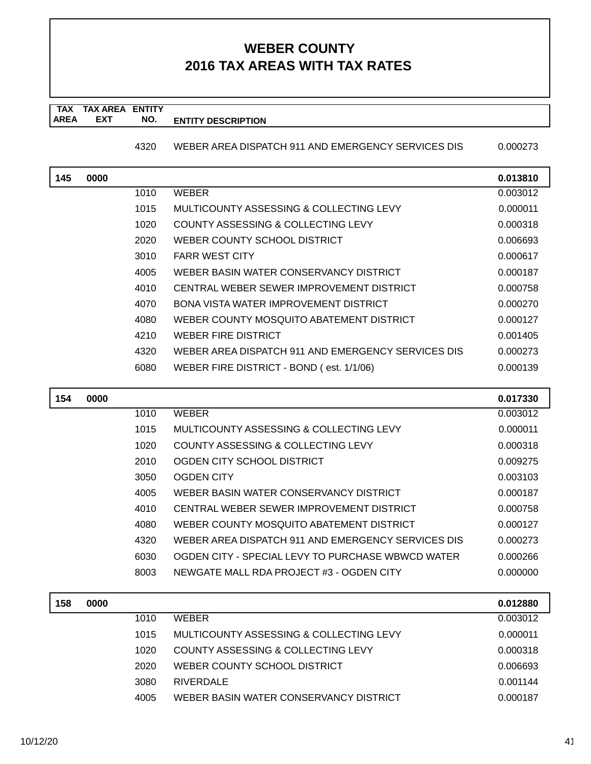# WEBER COUNTY
# 2016 TAX AREAS WITH TAX RATES

| TAX AREA | TAX AREA EXT | ENTITY NO. | ENTITY DESCRIPTION | |
|---|---|---|---|---|
| | | 4320 | WEBER AREA DISPATCH 911 AND EMERGENCY SERVICES DIS | 0.000273 |
| **145** | **0000** | | | **0.013810** |
| | | 1010 | WEBER | 0.003012 |
| | | 1015 | MULTICOUNTY ASSESSING & COLLECTING LEVY | 0.000011 |
| | | 1020 | COUNTY ASSESSING & COLLECTING LEVY | 0.000318 |
| | | 2020 | WEBER COUNTY SCHOOL DISTRICT | 0.006693 |
| | | 3010 | FARR WEST CITY | 0.000617 |
| | | 4005 | WEBER BASIN WATER CONSERVANCY DISTRICT | 0.000187 |
| | | 4010 | CENTRAL WEBER SEWER IMPROVEMENT DISTRICT | 0.000758 |
| | | 4070 | BONA VISTA WATER IMPROVEMENT DISTRICT | 0.000270 |
| | | 4080 | WEBER COUNTY MOSQUITO ABATEMENT DISTRICT | 0.000127 |
| | | 4210 | WEBER FIRE DISTRICT | 0.001405 |
| | | 4320 | WEBER AREA DISPATCH 911 AND EMERGENCY SERVICES DIS | 0.000273 |
| | | 6080 | WEBER FIRE DISTRICT - BOND ( est. 1/1/06) | 0.000139 |
| **154** | **0000** | | | **0.017330** |
| | | 1010 | WEBER | 0.003012 |
| | | 1015 | MULTICOUNTY ASSESSING & COLLECTING LEVY | 0.000011 |
| | | 1020 | COUNTY ASSESSING & COLLECTING LEVY | 0.000318 |
| | | 2010 | OGDEN CITY SCHOOL DISTRICT | 0.009275 |
| | | 3050 | OGDEN CITY | 0.003103 |
| | | 4005 | WEBER BASIN WATER CONSERVANCY DISTRICT | 0.000187 |
| | | 4010 | CENTRAL WEBER SEWER IMPROVEMENT DISTRICT | 0.000758 |
| | | 4080 | WEBER COUNTY MOSQUITO ABATEMENT DISTRICT | 0.000127 |
| | | 4320 | WEBER AREA DISPATCH 911 AND EMERGENCY SERVICES DIS | 0.000273 |
| | | 6030 | OGDEN CITY - SPECIAL LEVY TO PURCHASE WBWCD WATER | 0.000266 |
| | | 8003 | NEWGATE MALL RDA PROJECT #3 - OGDEN CITY | 0.000000 |
| **158** | **0000** | | | **0.012880** |
| | | 1010 | WEBER | 0.003012 |
| | | 1015 | MULTICOUNTY ASSESSING & COLLECTING LEVY | 0.000011 |
| | | 1020 | COUNTY ASSESSING & COLLECTING LEVY | 0.000318 |
| | | 2020 | WEBER COUNTY SCHOOL DISTRICT | 0.006693 |
| | | 3080 | RIVERDALE | 0.001144 |
| | | 4005 | WEBER BASIN WATER CONSERVANCY DISTRICT | 0.000187 |

10/12/20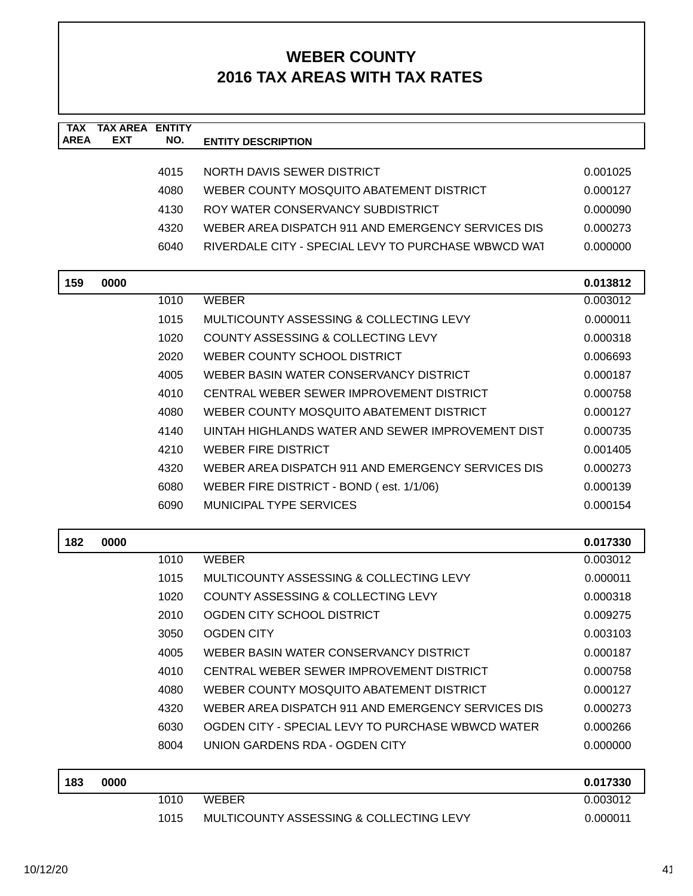# WEBER COUNTY
# 2016 TAX AREAS WITH TAX RATES

| TAX AREA | TAX AREA EXT | ENTITY NO. | ENTITY DESCRIPTION | |
|---|---|---|---|---|
| | | 4015 | NORTH DAVIS SEWER DISTRICT | 0.001025 |
| | | 4080 | WEBER COUNTY MOSQUITO ABATEMENT DISTRICT | 0.000127 |
| | | 4130 | ROY WATER CONSERVANCY SUBDISTRICT | 0.000090 |
| | | 4320 | WEBER AREA DISPATCH 911 AND EMERGENCY SERVICES DIS | 0.000273 |
| | | 6040 | RIVERDALE CITY - SPECIAL LEVY TO PURCHASE WBWCD WAT | 0.000000 |
| **159** | **0000** | | | **0.013812** |
| | | 1010 | WEBER | 0.003012 |
| | | 1015 | MULTICOUNTY ASSESSING & COLLECTING LEVY | 0.000011 |
| | | 1020 | COUNTY ASSESSING & COLLECTING LEVY | 0.000318 |
| | | 2020 | WEBER COUNTY SCHOOL DISTRICT | 0.006693 |
| | | 4005 | WEBER BASIN WATER CONSERVANCY DISTRICT | 0.000187 |
| | | 4010 | CENTRAL WEBER SEWER IMPROVEMENT DISTRICT | 0.000758 |
| | | 4080 | WEBER COUNTY MOSQUITO ABATEMENT DISTRICT | 0.000127 |
| | | 4140 | UINTAH HIGHLANDS WATER AND SEWER IMPROVEMENT DIST | 0.000735 |
| | | 4210 | WEBER FIRE DISTRICT | 0.001405 |
| | | 4320 | WEBER AREA DISPATCH 911 AND EMERGENCY SERVICES DIS | 0.000273 |
| | | 6080 | WEBER FIRE DISTRICT - BOND ( est. 1/1/06) | 0.000139 |
| | | 6090 | MUNICIPAL TYPE SERVICES | 0.000154 |
| **182** | **0000** | | | **0.017330** |
| | | 1010 | WEBER | 0.003012 |
| | | 1015 | MULTICOUNTY ASSESSING & COLLECTING LEVY | 0.000011 |
| | | 1020 | COUNTY ASSESSING & COLLECTING LEVY | 0.000318 |
| | | 2010 | OGDEN CITY SCHOOL DISTRICT | 0.009275 |
| | | 3050 | OGDEN CITY | 0.003103 |
| | | 4005 | WEBER BASIN WATER CONSERVANCY DISTRICT | 0.000187 |
| | | 4010 | CENTRAL WEBER SEWER IMPROVEMENT DISTRICT | 0.000758 |
| | | 4080 | WEBER COUNTY MOSQUITO ABATEMENT DISTRICT | 0.000127 |
| | | 4320 | WEBER AREA DISPATCH 911 AND EMERGENCY SERVICES DIS | 0.000273 |
| | | 6030 | OGDEN CITY - SPECIAL LEVY TO PURCHASE WBWCD WATER | 0.000266 |
| | | 8004 | UNION GARDENS RDA - OGDEN CITY | 0.000000 |
| **183** | **0000** | | | **0.017330** |
| | | 1010 | WEBER | 0.003012 |
| | | 1015 | MULTICOUNTY ASSESSING & COLLECTING LEVY | 0.000011 |

10/12/20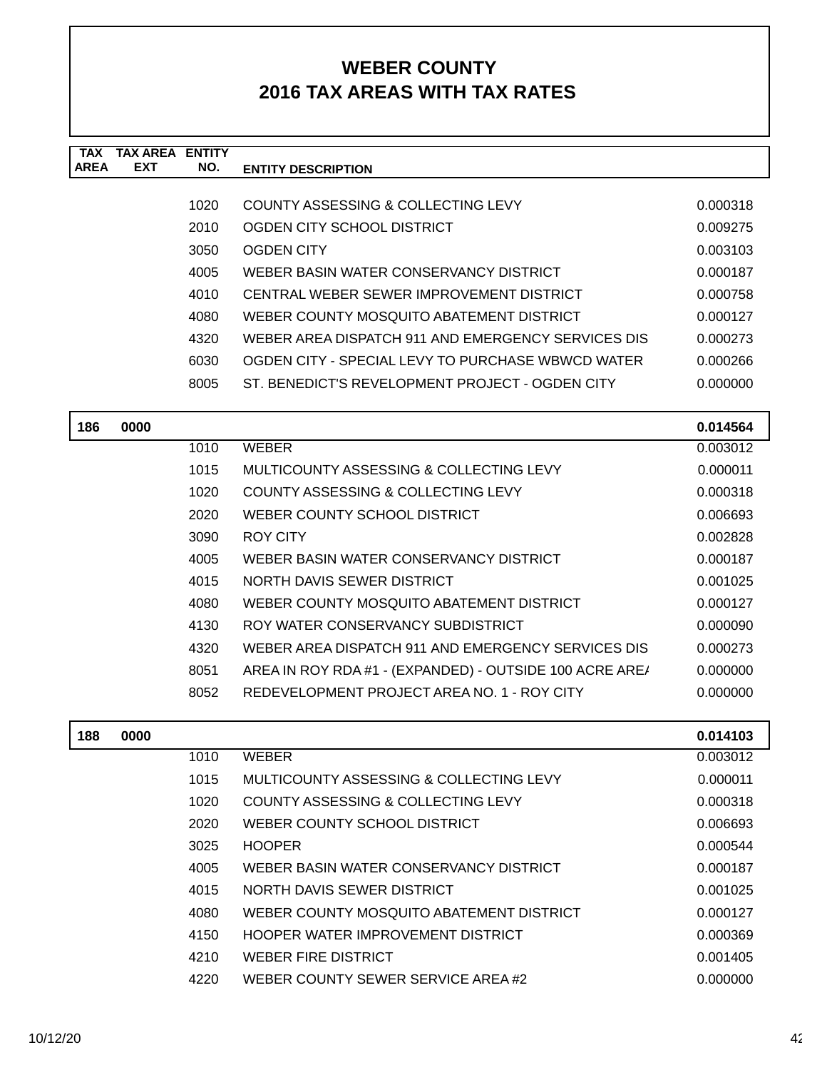# WEBER COUNTY
# 2016 TAX AREAS WITH TAX RATES

| TAX AREA | TAX AREA EXT | ENTITY NO. | ENTITY DESCRIPTION | |
|---|---|---|---|---|
| | | 1020 | COUNTY ASSESSING & COLLECTING LEVY | 0.000318 |
| | | 2010 | OGDEN CITY SCHOOL DISTRICT | 0.009275 |
| | | 3050 | OGDEN CITY | 0.003103 |
| | | 4005 | WEBER BASIN WATER CONSERVANCY DISTRICT | 0.000187 |
| | | 4010 | CENTRAL WEBER SEWER IMPROVEMENT DISTRICT | 0.000758 |
| | | 4080 | WEBER COUNTY MOSQUITO ABATEMENT DISTRICT | 0.000127 |
| | | 4320 | WEBER AREA DISPATCH 911 AND EMERGENCY SERVICES DIS | 0.000273 |
| | | 6030 | OGDEN CITY - SPECIAL LEVY TO PURCHASE WBWCD WATER | 0.000266 |
| | | 8005 | ST. BENEDICT'S REVELOPMENT PROJECT - OGDEN CITY | 0.000000 |
| **186** | **0000** | | | **0.014564** |
| | | 1010 | WEBER | 0.003012 |
| | | 1015 | MULTICOUNTY ASSESSING & COLLECTING LEVY | 0.000011 |
| | | 1020 | COUNTY ASSESSING & COLLECTING LEVY | 0.000318 |
| | | 2020 | WEBER COUNTY SCHOOL DISTRICT | 0.006693 |
| | | 3090 | ROY CITY | 0.002828 |
| | | 4005 | WEBER BASIN WATER CONSERVANCY DISTRICT | 0.000187 |
| | | 4015 | NORTH DAVIS SEWER DISTRICT | 0.001025 |
| | | 4080 | WEBER COUNTY MOSQUITO ABATEMENT DISTRICT | 0.000127 |
| | | 4130 | ROY WATER CONSERVANCY SUBDISTRICT | 0.000090 |
| | | 4320 | WEBER AREA DISPATCH 911 AND EMERGENCY SERVICES DIS | 0.000273 |
| | | 8051 | AREA IN ROY RDA #1 - (EXPANDED) - OUTSIDE 100 ACRE ARE/ | 0.000000 |
| | | 8052 | REDEVELOPMENT PROJECT AREA NO. 1 - ROY CITY | 0.000000 |
| **188** | **0000** | | | **0.014103** |
| | | 1010 | WEBER | 0.003012 |
| | | 1015 | MULTICOUNTY ASSESSING & COLLECTING LEVY | 0.000011 |
| | | 1020 | COUNTY ASSESSING & COLLECTING LEVY | 0.000318 |
| | | 2020 | WEBER COUNTY SCHOOL DISTRICT | 0.006693 |
| | | 3025 | HOOPER | 0.000544 |
| | | 4005 | WEBER BASIN WATER CONSERVANCY DISTRICT | 0.000187 |
| | | 4015 | NORTH DAVIS SEWER DISTRICT | 0.001025 |
| | | 4080 | WEBER COUNTY MOSQUITO ABATEMENT DISTRICT | 0.000127 |
| | | 4150 | HOOPER WATER IMPROVEMENT DISTRICT | 0.000369 |
| | | 4210 | WEBER FIRE DISTRICT | 0.001405 |
| | | 4220 | WEBER COUNTY SEWER SERVICE AREA #2 | 0.000000 |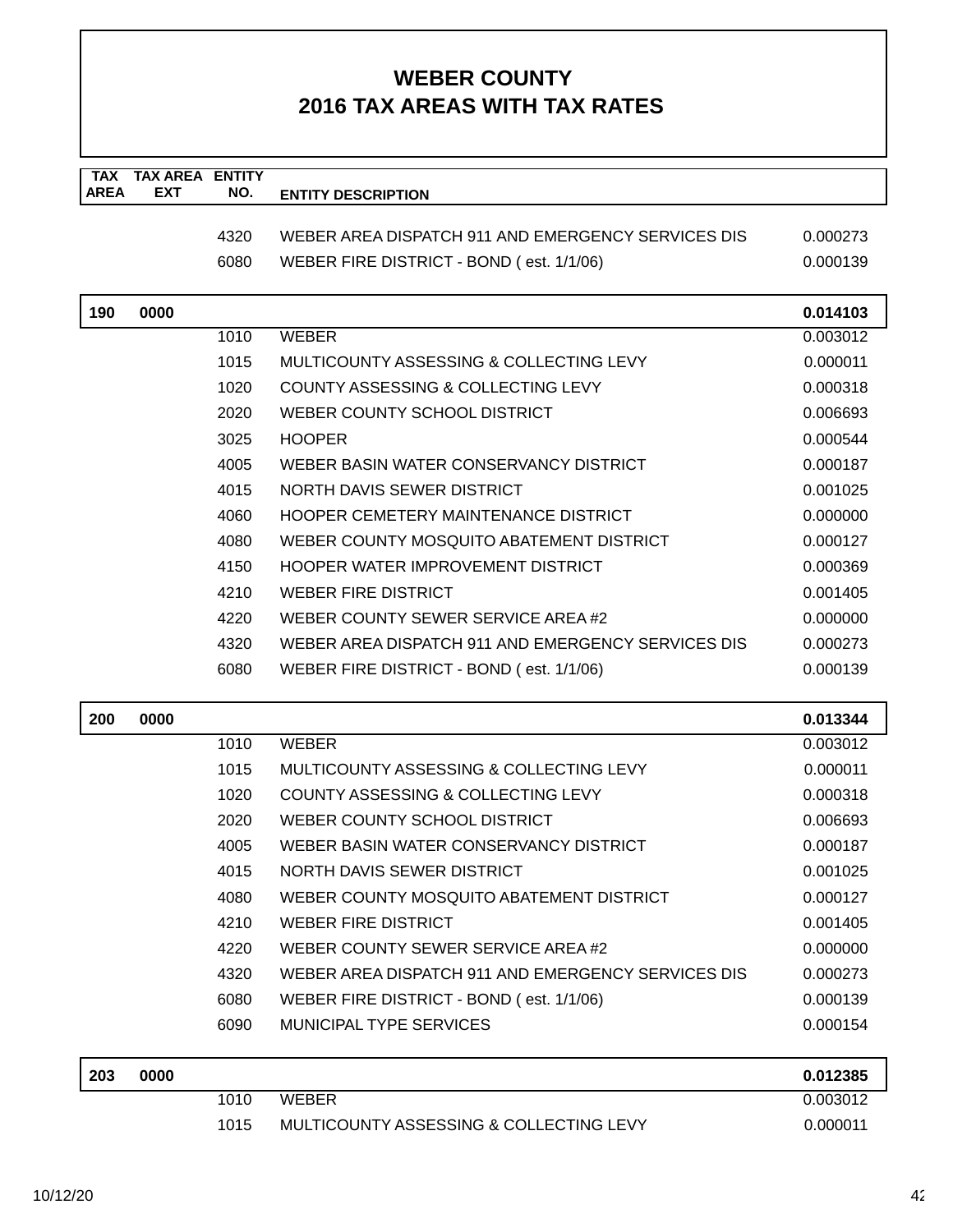# WEBER COUNTY
## 2016 TAX AREAS WITH TAX RATES

| TAX AREA | TAX AREA EXT | ENTITY NO. | ENTITY DESCRIPTION | |
|---|---|---|---|---|
| | | 4320 | WEBER AREA DISPATCH 911 AND EMERGENCY SERVICES DIS | 0.000273 |
| | | 6080 | WEBER FIRE DISTRICT - BOND ( est. 1/1/06) | 0.000139 |
| **190** | **0000** | | | **0.014103** |
| | | 1010 | WEBER | 0.003012 |
| | | 1015 | MULTICOUNTY ASSESSING & COLLECTING LEVY | 0.000011 |
| | | 1020 | COUNTY ASSESSING & COLLECTING LEVY | 0.000318 |
| | | 2020 | WEBER COUNTY SCHOOL DISTRICT | 0.006693 |
| | | 3025 | HOOPER | 0.000544 |
| | | 4005 | WEBER BASIN WATER CONSERVANCY DISTRICT | 0.000187 |
| | | 4015 | NORTH DAVIS SEWER DISTRICT | 0.001025 |
| | | 4060 | HOOPER CEMETERY MAINTENANCE DISTRICT | 0.000000 |
| | | 4080 | WEBER COUNTY MOSQUITO ABATEMENT DISTRICT | 0.000127 |
| | | 4150 | HOOPER WATER IMPROVEMENT DISTRICT | 0.000369 |
| | | 4210 | WEBER FIRE DISTRICT | 0.001405 |
| | | 4220 | WEBER COUNTY SEWER SERVICE AREA #2 | 0.000000 |
| | | 4320 | WEBER AREA DISPATCH 911 AND EMERGENCY SERVICES DIS | 0.000273 |
| | | 6080 | WEBER FIRE DISTRICT - BOND ( est. 1/1/06) | 0.000139 |
| **200** | **0000** | | | **0.013344** |
| | | 1010 | WEBER | 0.003012 |
| | | 1015 | MULTICOUNTY ASSESSING & COLLECTING LEVY | 0.000011 |
| | | 1020 | COUNTY ASSESSING & COLLECTING LEVY | 0.000318 |
| | | 2020 | WEBER COUNTY SCHOOL DISTRICT | 0.006693 |
| | | 4005 | WEBER BASIN WATER CONSERVANCY DISTRICT | 0.000187 |
| | | 4015 | NORTH DAVIS SEWER DISTRICT | 0.001025 |
| | | 4080 | WEBER COUNTY MOSQUITO ABATEMENT DISTRICT | 0.000127 |
| | | 4210 | WEBER FIRE DISTRICT | 0.001405 |
| | | 4220 | WEBER COUNTY SEWER SERVICE AREA #2 | 0.000000 |
| | | 4320 | WEBER AREA DISPATCH 911 AND EMERGENCY SERVICES DIS | 0.000273 |
| | | 6080 | WEBER FIRE DISTRICT - BOND ( est. 1/1/06) | 0.000139 |
| | | 6090 | MUNICIPAL TYPE SERVICES | 0.000154 |
| **203** | **0000** | | | **0.012385** |
| | | 1010 | WEBER | 0.003012 |
| | | 1015 | MULTICOUNTY ASSESSING & COLLECTING LEVY | 0.000011 |

10/12/20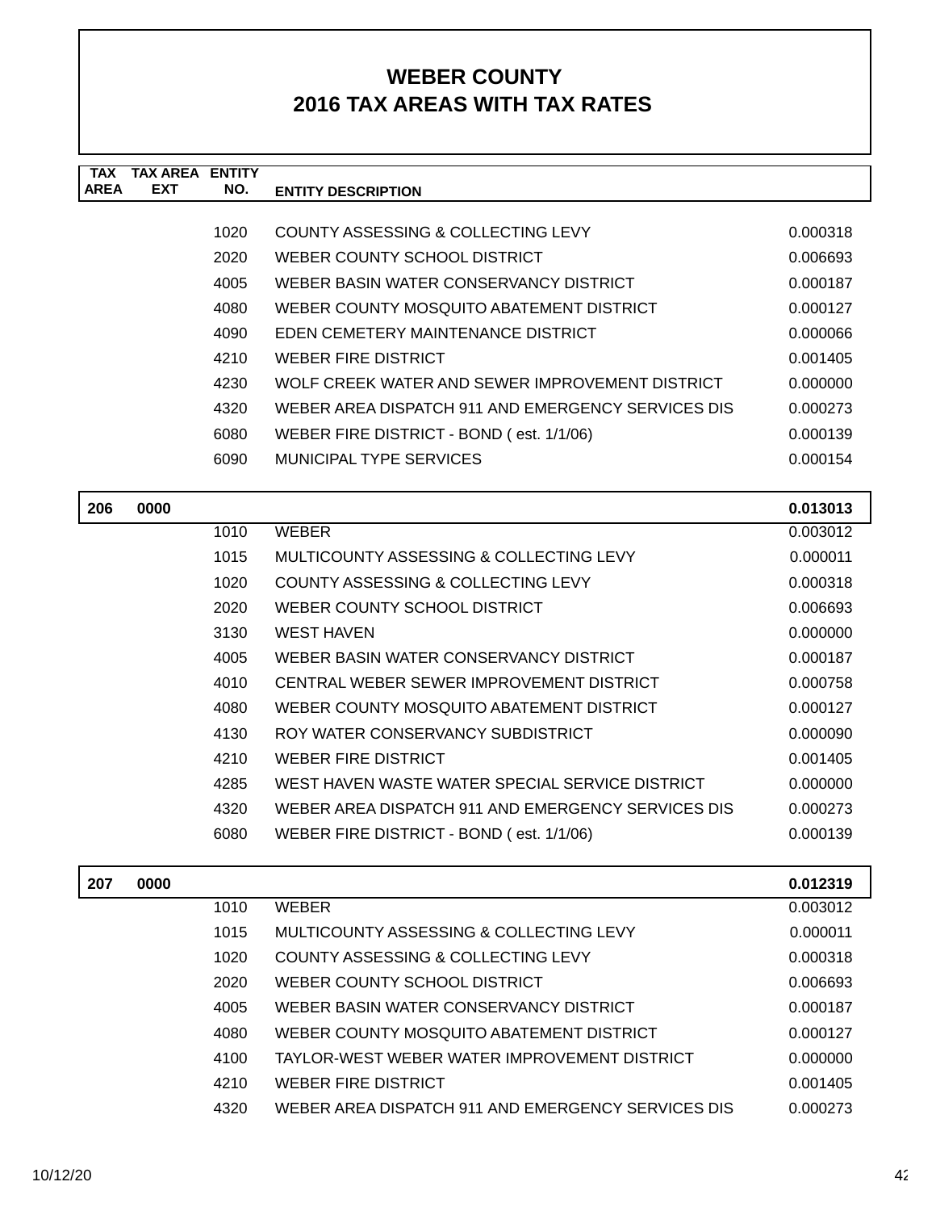# WEBER COUNTY
## 2016 TAX AREAS WITH TAX RATES

| TAX AREA | TAX AREA EXT | ENTITY NO. | ENTITY DESCRIPTION | |
|---|---|---|---|---|
| | | 1020 | COUNTY ASSESSING & COLLECTING LEVY | 0.000318 |
| | | 2020 | WEBER COUNTY SCHOOL DISTRICT | 0.006693 |
| | | 4005 | WEBER BASIN WATER CONSERVANCY DISTRICT | 0.000187 |
| | | 4080 | WEBER COUNTY MOSQUITO ABATEMENT DISTRICT | 0.000127 |
| | | 4090 | EDEN CEMETERY MAINTENANCE DISTRICT | 0.000066 |
| | | 4210 | WEBER FIRE DISTRICT | 0.001405 |
| | | 4230 | WOLF CREEK WATER AND SEWER IMPROVEMENT DISTRICT | 0.000000 |
| | | 4320 | WEBER AREA DISPATCH 911 AND EMERGENCY SERVICES DIS | 0.000273 |
| | | 6080 | WEBER FIRE DISTRICT - BOND ( est. 1/1/06) | 0.000139 |
| | | 6090 | MUNICIPAL TYPE SERVICES | 0.000154 |
| **206** | **0000** | | | **0.013013** |
| | | 1010 | WEBER | 0.003012 |
| | | 1015 | MULTICOUNTY ASSESSING & COLLECTING LEVY | 0.000011 |
| | | 1020 | COUNTY ASSESSING & COLLECTING LEVY | 0.000318 |
| | | 2020 | WEBER COUNTY SCHOOL DISTRICT | 0.006693 |
| | | 3130 | WEST HAVEN | 0.000000 |
| | | 4005 | WEBER BASIN WATER CONSERVANCY DISTRICT | 0.000187 |
| | | 4010 | CENTRAL WEBER SEWER IMPROVEMENT DISTRICT | 0.000758 |
| | | 4080 | WEBER COUNTY MOSQUITO ABATEMENT DISTRICT | 0.000127 |
| | | 4130 | ROY WATER CONSERVANCY SUBDISTRICT | 0.000090 |
| | | 4210 | WEBER FIRE DISTRICT | 0.001405 |
| | | 4285 | WEST HAVEN WASTE WATER SPECIAL SERVICE DISTRICT | 0.000000 |
| | | 4320 | WEBER AREA DISPATCH 911 AND EMERGENCY SERVICES DIS | 0.000273 |
| | | 6080 | WEBER FIRE DISTRICT - BOND ( est. 1/1/06) | 0.000139 |
| **207** | **0000** | | | **0.012319** |
| | | 1010 | WEBER | 0.003012 |
| | | 1015 | MULTICOUNTY ASSESSING & COLLECTING LEVY | 0.000011 |
| | | 1020 | COUNTY ASSESSING & COLLECTING LEVY | 0.000318 |
| | | 2020 | WEBER COUNTY SCHOOL DISTRICT | 0.006693 |
| | | 4005 | WEBER BASIN WATER CONSERVANCY DISTRICT | 0.000187 |
| | | 4080 | WEBER COUNTY MOSQUITO ABATEMENT DISTRICT | 0.000127 |
| | | 4100 | TAYLOR-WEST WEBER WATER IMPROVEMENT DISTRICT | 0.000000 |
| | | 4210 | WEBER FIRE DISTRICT | 0.001405 |
| | | 4320 | WEBER AREA DISPATCH 911 AND EMERGENCY SERVICES DIS | 0.000273 |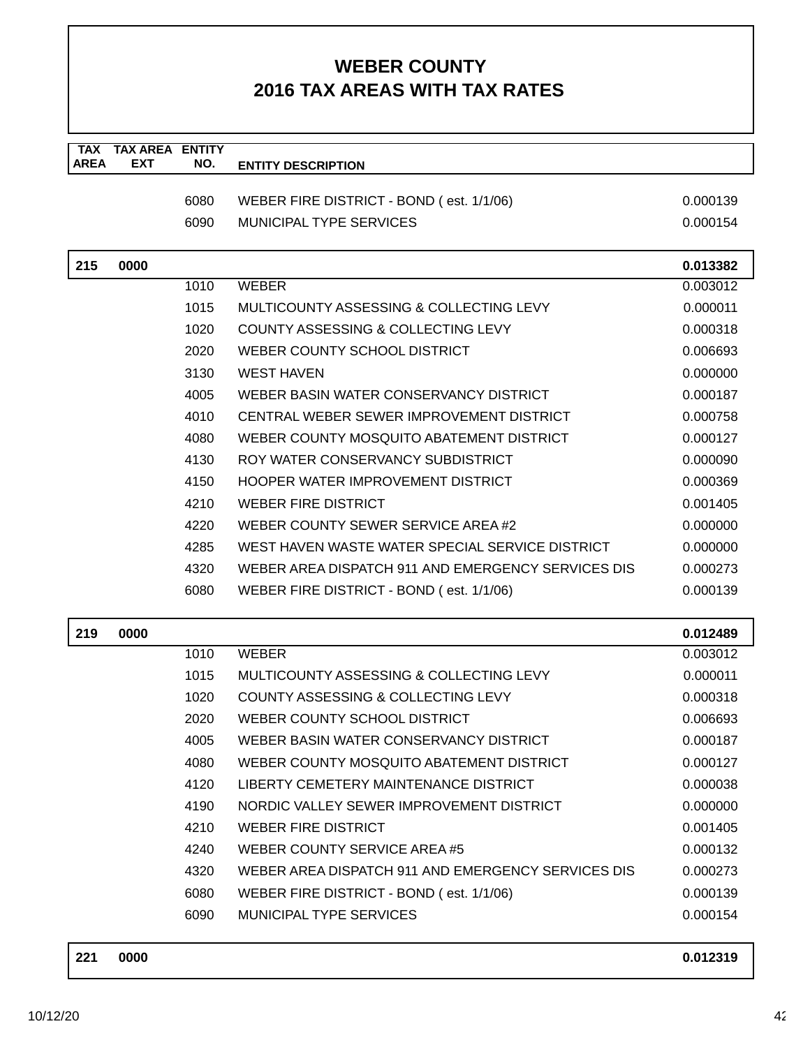# WEBER COUNTY
# 2016 TAX AREAS WITH TAX RATES

| TAX AREA | TAX AREA EXT | ENTITY NO. | ENTITY DESCRIPTION | |
|---|---|---|---|---|
| | | 6080 | WEBER FIRE DISTRICT - BOND ( est. 1/1/06) | 0.000139 |
| | | 6090 | MUNICIPAL TYPE SERVICES | 0.000154 |
| **215** | **0000** | | | **0.013382** |
| | | 1010 | WEBER | 0.003012 |
| | | 1015 | MULTICOUNTY ASSESSING & COLLECTING LEVY | 0.000011 |
| | | 1020 | COUNTY ASSESSING & COLLECTING LEVY | 0.000318 |
| | | 2020 | WEBER COUNTY SCHOOL DISTRICT | 0.006693 |
| | | 3130 | WEST HAVEN | 0.000000 |
| | | 4005 | WEBER BASIN WATER CONSERVANCY DISTRICT | 0.000187 |
| | | 4010 | CENTRAL WEBER SEWER IMPROVEMENT DISTRICT | 0.000758 |
| | | 4080 | WEBER COUNTY MOSQUITO ABATEMENT DISTRICT | 0.000127 |
| | | 4130 | ROY WATER CONSERVANCY SUBDISTRICT | 0.000090 |
| | | 4150 | HOOPER WATER IMPROVEMENT DISTRICT | 0.000369 |
| | | 4210 | WEBER FIRE DISTRICT | 0.001405 |
| | | 4220 | WEBER COUNTY SEWER SERVICE AREA #2 | 0.000000 |
| | | 4285 | WEST HAVEN WASTE WATER SPECIAL SERVICE DISTRICT | 0.000000 |
| | | 4320 | WEBER AREA DISPATCH 911 AND EMERGENCY SERVICES DIS | 0.000273 |
| | | 6080 | WEBER FIRE DISTRICT - BOND ( est. 1/1/06) | 0.000139 |
| **219** | **0000** | | | **0.012489** |
| | | 1010 | WEBER | 0.003012 |
| | | 1015 | MULTICOUNTY ASSESSING & COLLECTING LEVY | 0.000011 |
| | | 1020 | COUNTY ASSESSING & COLLECTING LEVY | 0.000318 |
| | | 2020 | WEBER COUNTY SCHOOL DISTRICT | 0.006693 |
| | | 4005 | WEBER BASIN WATER CONSERVANCY DISTRICT | 0.000187 |
| | | 4080 | WEBER COUNTY MOSQUITO ABATEMENT DISTRICT | 0.000127 |
| | | 4120 | LIBERTY CEMETERY MAINTENANCE DISTRICT | 0.000038 |
| | | 4190 | NORDIC VALLEY SEWER IMPROVEMENT DISTRICT | 0.000000 |
| | | 4210 | WEBER FIRE DISTRICT | 0.001405 |
| | | 4240 | WEBER COUNTY SERVICE AREA #5 | 0.000132 |
| | | 4320 | WEBER AREA DISPATCH 911 AND EMERGENCY SERVICES DIS | 0.000273 |
| | | 6080 | WEBER FIRE DISTRICT - BOND ( est. 1/1/06) | 0.000139 |
| | | 6090 | MUNICIPAL TYPE SERVICES | 0.000154 |
| **221** | **0000** | | | **0.012319** |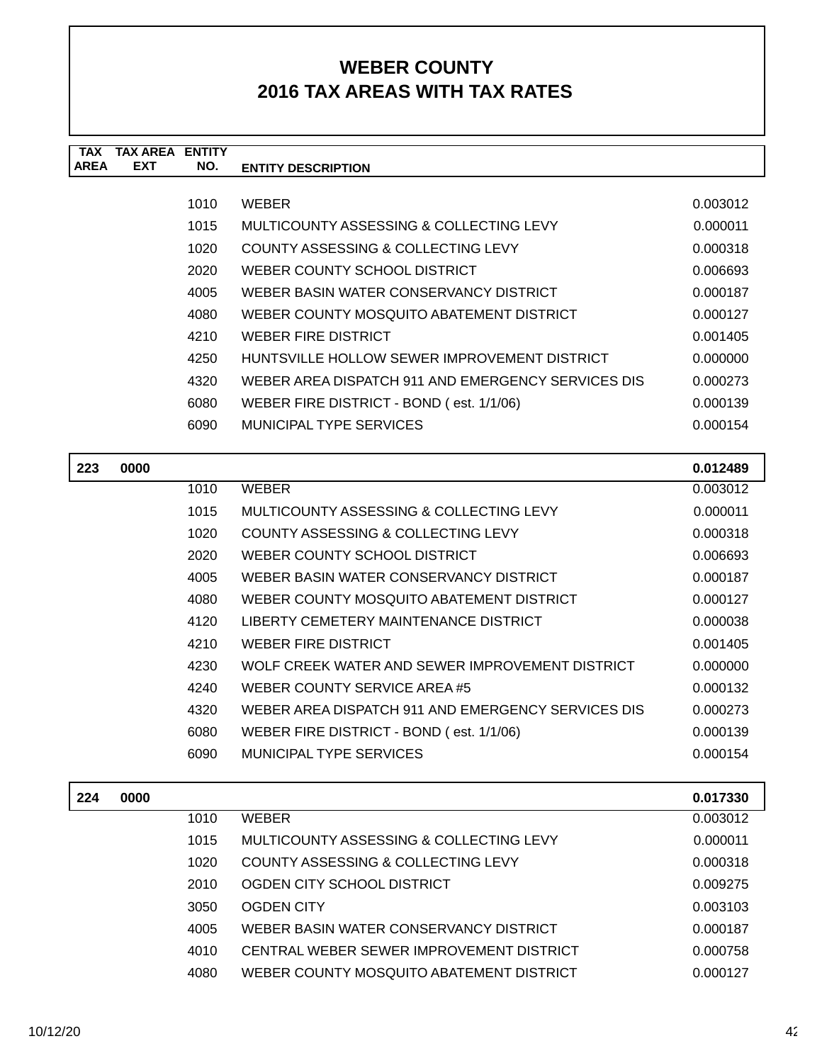# WEBER COUNTY
# 2016 TAX AREAS WITH TAX RATES

| TAX AREA | TAX AREA EXT | ENTITY NO. | ENTITY DESCRIPTION | |
|---|---|---|---|---|
| | | 1010 | WEBER | 0.003012 |
| | | 1015 | MULTICOUNTY ASSESSING & COLLECTING LEVY | 0.000011 |
| | | 1020 | COUNTY ASSESSING & COLLECTING LEVY | 0.000318 |
| | | 2020 | WEBER COUNTY SCHOOL DISTRICT | 0.006693 |
| | | 4005 | WEBER BASIN WATER CONSERVANCY DISTRICT | 0.000187 |
| | | 4080 | WEBER COUNTY MOSQUITO ABATEMENT DISTRICT | 0.000127 |
| | | 4210 | WEBER FIRE DISTRICT | 0.001405 |
| | | 4250 | HUNTSVILLE HOLLOW SEWER IMPROVEMENT DISTRICT | 0.000000 |
| | | 4320 | WEBER AREA DISPATCH 911 AND EMERGENCY SERVICES DIS | 0.000273 |
| | | 6080 | WEBER FIRE DISTRICT - BOND ( est. 1/1/06) | 0.000139 |
| | | 6090 | MUNICIPAL TYPE SERVICES | 0.000154 |
| **223** | **0000** | | | **0.012489** |
| | | 1010 | WEBER | 0.003012 |
| | | 1015 | MULTICOUNTY ASSESSING & COLLECTING LEVY | 0.000011 |
| | | 1020 | COUNTY ASSESSING & COLLECTING LEVY | 0.000318 |
| | | 2020 | WEBER COUNTY SCHOOL DISTRICT | 0.006693 |
| | | 4005 | WEBER BASIN WATER CONSERVANCY DISTRICT | 0.000187 |
| | | 4080 | WEBER COUNTY MOSQUITO ABATEMENT DISTRICT | 0.000127 |
| | | 4120 | LIBERTY CEMETERY MAINTENANCE DISTRICT | 0.000038 |
| | | 4210 | WEBER FIRE DISTRICT | 0.001405 |
| | | 4230 | WOLF CREEK WATER AND SEWER IMPROVEMENT DISTRICT | 0.000000 |
| | | 4240 | WEBER COUNTY SERVICE AREA #5 | 0.000132 |
| | | 4320 | WEBER AREA DISPATCH 911 AND EMERGENCY SERVICES DIS | 0.000273 |
| | | 6080 | WEBER FIRE DISTRICT - BOND ( est. 1/1/06) | 0.000139 |
| | | 6090 | MUNICIPAL TYPE SERVICES | 0.000154 |
| **224** | **0000** | | | **0.017330** |
| | | 1010 | WEBER | 0.003012 |
| | | 1015 | MULTICOUNTY ASSESSING & COLLECTING LEVY | 0.000011 |
| | | 1020 | COUNTY ASSESSING & COLLECTING LEVY | 0.000318 |
| | | 2010 | OGDEN CITY SCHOOL DISTRICT | 0.009275 |
| | | 3050 | OGDEN CITY | 0.003103 |
| | | 4005 | WEBER BASIN WATER CONSERVANCY DISTRICT | 0.000187 |
| | | 4010 | CENTRAL WEBER SEWER IMPROVEMENT DISTRICT | 0.000758 |
| | | 4080 | WEBER COUNTY MOSQUITO ABATEMENT DISTRICT | 0.000127 |

10/12/20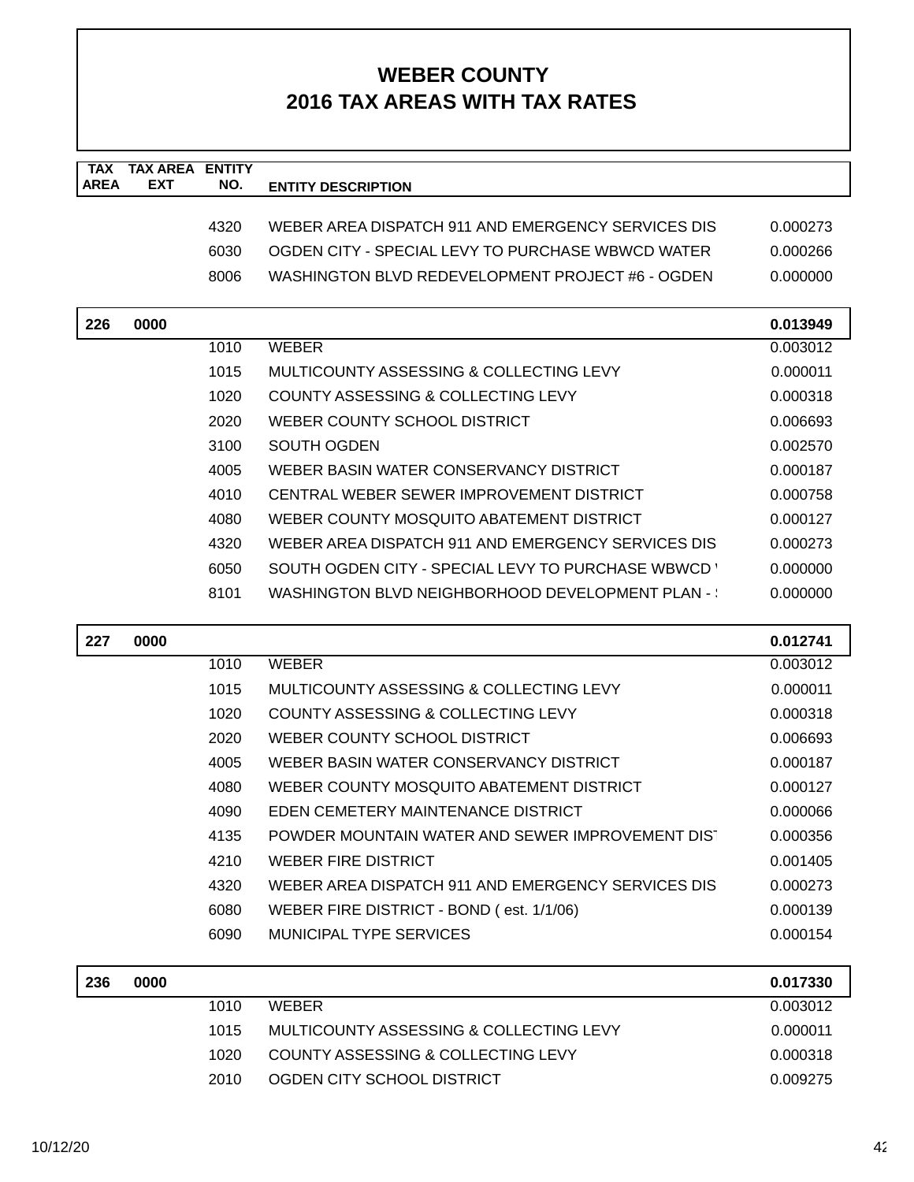# WEBER COUNTY
# 2016 TAX AREAS WITH TAX RATES

| TAX AREA | TAX AREA EXT | ENTITY NO. | ENTITY DESCRIPTION | |
|---|---|---|---|---|
| | | 4320 | WEBER AREA DISPATCH 911 AND EMERGENCY SERVICES DIS | 0.000273 |
| | | 6030 | OGDEN CITY - SPECIAL LEVY TO PURCHASE WBWCD WATER | 0.000266 |
| | | 8006 | WASHINGTON BLVD REDEVELOPMENT PROJECT #6 - OGDEN | 0.000000 |
| **226** | **0000** | | | **0.013949** |
| | | 1010 | WEBER | 0.003012 |
| | | 1015 | MULTICOUNTY ASSESSING & COLLECTING LEVY | 0.000011 |
| | | 1020 | COUNTY ASSESSING & COLLECTING LEVY | 0.000318 |
| | | 2020 | WEBER COUNTY SCHOOL DISTRICT | 0.006693 |
| | | 3100 | SOUTH OGDEN | 0.002570 |
| | | 4005 | WEBER BASIN WATER CONSERVANCY DISTRICT | 0.000187 |
| | | 4010 | CENTRAL WEBER SEWER IMPROVEMENT DISTRICT | 0.000758 |
| | | 4080 | WEBER COUNTY MOSQUITO ABATEMENT DISTRICT | 0.000127 |
| | | 4320 | WEBER AREA DISPATCH 911 AND EMERGENCY SERVICES DIS | 0.000273 |
| | | 6050 | SOUTH OGDEN CITY - SPECIAL LEVY TO PURCHASE WBWCD | 0.000000 |
| | | 8101 | WASHINGTON BLVD NEIGHBORHOOD DEVELOPMENT PLAN - | 0.000000 |
| **227** | **0000** | | | **0.012741** |
| | | 1010 | WEBER | 0.003012 |
| | | 1015 | MULTICOUNTY ASSESSING & COLLECTING LEVY | 0.000011 |
| | | 1020 | COUNTY ASSESSING & COLLECTING LEVY | 0.000318 |
| | | 2020 | WEBER COUNTY SCHOOL DISTRICT | 0.006693 |
| | | 4005 | WEBER BASIN WATER CONSERVANCY DISTRICT | 0.000187 |
| | | 4080 | WEBER COUNTY MOSQUITO ABATEMENT DISTRICT | 0.000127 |
| | | 4090 | EDEN CEMETERY MAINTENANCE DISTRICT | 0.000066 |
| | | 4135 | POWDER MOUNTAIN WATER AND SEWER IMPROVEMENT DIST | 0.000356 |
| | | 4210 | WEBER FIRE DISTRICT | 0.001405 |
| | | 4320 | WEBER AREA DISPATCH 911 AND EMERGENCY SERVICES DIS | 0.000273 |
| | | 6080 | WEBER FIRE DISTRICT - BOND ( est. 1/1/06) | 0.000139 |
| | | 6090 | MUNICIPAL TYPE SERVICES | 0.000154 |
| **236** | **0000** | | | **0.017330** |
| | | 1010 | WEBER | 0.003012 |
| | | 1015 | MULTICOUNTY ASSESSING & COLLECTING LEVY | 0.000011 |
| | | 1020 | COUNTY ASSESSING & COLLECTING LEVY | 0.000318 |
| | | 2010 | OGDEN CITY SCHOOL DISTRICT | 0.009275 |

10/12/20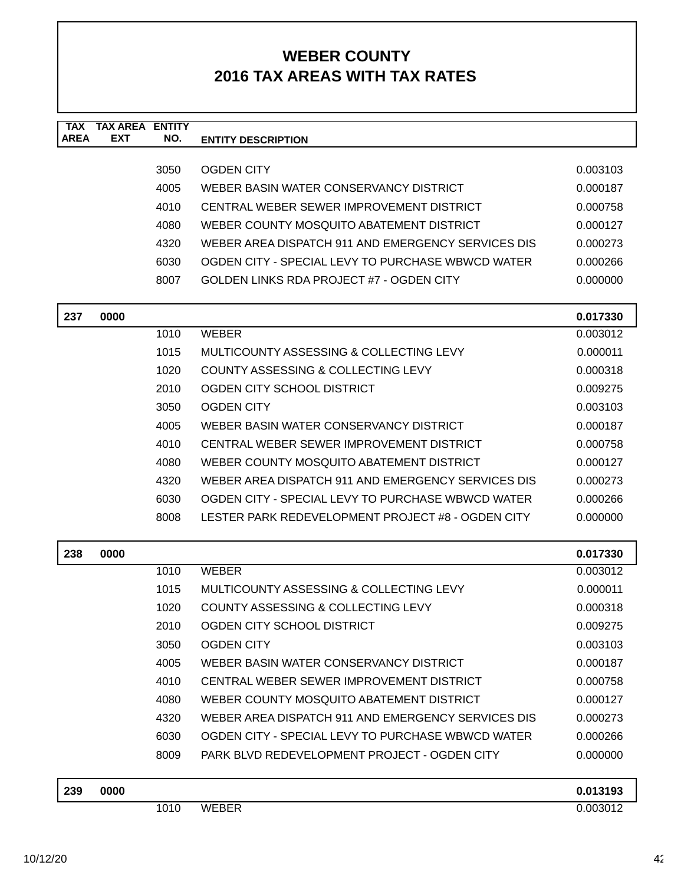# WEBER COUNTY
# 2016 TAX AREAS WITH TAX RATES

| TAX AREA | TAX AREA EXT | ENTITY NO. | ENTITY DESCRIPTION | |
|---|---|---|---|---|
| | | 3050 | OGDEN CITY | 0.003103 |
| | | 4005 | WEBER BASIN WATER CONSERVANCY DISTRICT | 0.000187 |
| | | 4010 | CENTRAL WEBER SEWER IMPROVEMENT DISTRICT | 0.000758 |
| | | 4080 | WEBER COUNTY MOSQUITO ABATEMENT DISTRICT | 0.000127 |
| | | 4320 | WEBER AREA DISPATCH 911 AND EMERGENCY SERVICES DIS | 0.000273 |
| | | 6030 | OGDEN CITY - SPECIAL LEVY TO PURCHASE WBWCD WATER | 0.000266 |
| | | 8007 | GOLDEN LINKS RDA PROJECT #7 - OGDEN CITY | 0.000000 |
| **237** | **0000** | | | **0.017330** |
| | | 1010 | WEBER | 0.003012 |
| | | 1015 | MULTICOUNTY ASSESSING & COLLECTING LEVY | 0.000011 |
| | | 1020 | COUNTY ASSESSING & COLLECTING LEVY | 0.000318 |
| | | 2010 | OGDEN CITY SCHOOL DISTRICT | 0.009275 |
| | | 3050 | OGDEN CITY | 0.003103 |
| | | 4005 | WEBER BASIN WATER CONSERVANCY DISTRICT | 0.000187 |
| | | 4010 | CENTRAL WEBER SEWER IMPROVEMENT DISTRICT | 0.000758 |
| | | 4080 | WEBER COUNTY MOSQUITO ABATEMENT DISTRICT | 0.000127 |
| | | 4320 | WEBER AREA DISPATCH 911 AND EMERGENCY SERVICES DIS | 0.000273 |
| | | 6030 | OGDEN CITY - SPECIAL LEVY TO PURCHASE WBWCD WATER | 0.000266 |
| | | 8008 | LESTER PARK REDEVELOPMENT PROJECT #8 - OGDEN CITY | 0.000000 |
| **238** | **0000** | | | **0.017330** |
| | | 1010 | WEBER | 0.003012 |
| | | 1015 | MULTICOUNTY ASSESSING & COLLECTING LEVY | 0.000011 |
| | | 1020 | COUNTY ASSESSING & COLLECTING LEVY | 0.000318 |
| | | 2010 | OGDEN CITY SCHOOL DISTRICT | 0.009275 |
| | | 3050 | OGDEN CITY | 0.003103 |
| | | 4005 | WEBER BASIN WATER CONSERVANCY DISTRICT | 0.000187 |
| | | 4010 | CENTRAL WEBER SEWER IMPROVEMENT DISTRICT | 0.000758 |
| | | 4080 | WEBER COUNTY MOSQUITO ABATEMENT DISTRICT | 0.000127 |
| | | 4320 | WEBER AREA DISPATCH 911 AND EMERGENCY SERVICES DIS | 0.000273 |
| | | 6030 | OGDEN CITY - SPECIAL LEVY TO PURCHASE WBWCD WATER | 0.000266 |
| | | 8009 | PARK BLVD REDEVELOPMENT PROJECT - OGDEN CITY | 0.000000 |
| **239** | **0000** | | | **0.013193** |
| | | 1010 | WEBER | 0.003012 |

10/12/20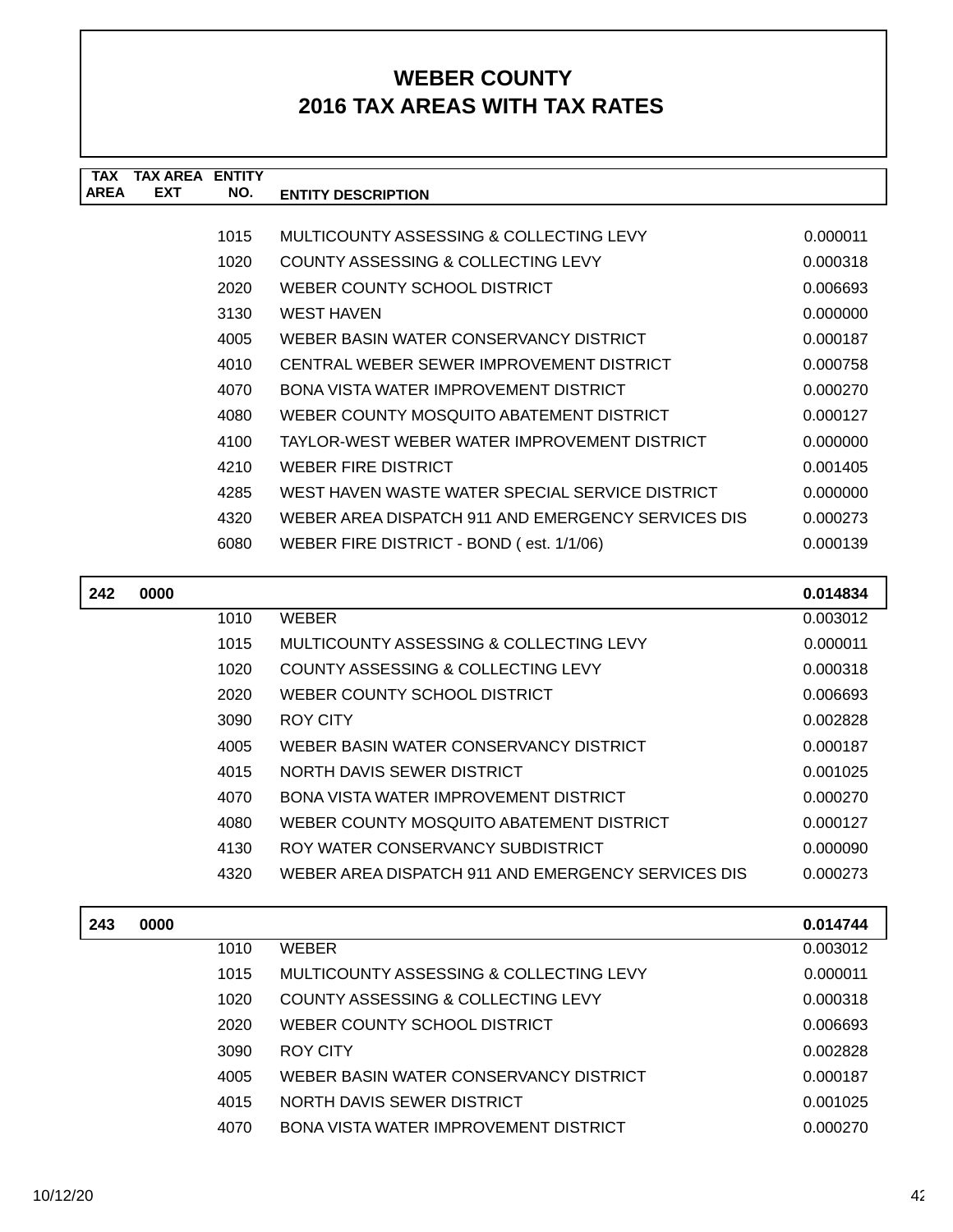# WEBER COUNTY
# 2016 TAX AREAS WITH TAX RATES

| TAX AREA | TAX AREA EXT | ENTITY NO. | ENTITY DESCRIPTION | |
|---|---|---|---|---|
| | | 1015 | MULTICOUNTY ASSESSING & COLLECTING LEVY | 0.000011 |
| | | 1020 | COUNTY ASSESSING & COLLECTING LEVY | 0.000318 |
| | | 2020 | WEBER COUNTY SCHOOL DISTRICT | 0.006693 |
| | | 3130 | WEST HAVEN | 0.000000 |
| | | 4005 | WEBER BASIN WATER CONSERVANCY DISTRICT | 0.000187 |
| | | 4010 | CENTRAL WEBER SEWER IMPROVEMENT DISTRICT | 0.000758 |
| | | 4070 | BONA VISTA WATER IMPROVEMENT DISTRICT | 0.000270 |
| | | 4080 | WEBER COUNTY MOSQUITO ABATEMENT DISTRICT | 0.000127 |
| | | 4100 | TAYLOR-WEST WEBER WATER IMPROVEMENT DISTRICT | 0.000000 |
| | | 4210 | WEBER FIRE DISTRICT | 0.001405 |
| | | 4285 | WEST HAVEN WASTE WATER SPECIAL SERVICE DISTRICT | 0.000000 |
| | | 4320 | WEBER AREA DISPATCH 911 AND EMERGENCY SERVICES DIS | 0.000273 |
| | | 6080 | WEBER FIRE DISTRICT - BOND ( est. 1/1/06) | 0.000139 |
| **242** | **0000** | | | **0.014834** |
| | | 1010 | WEBER | 0.003012 |
| | | 1015 | MULTICOUNTY ASSESSING & COLLECTING LEVY | 0.000011 |
| | | 1020 | COUNTY ASSESSING & COLLECTING LEVY | 0.000318 |
| | | 2020 | WEBER COUNTY SCHOOL DISTRICT | 0.006693 |
| | | 3090 | ROY CITY | 0.002828 |
| | | 4005 | WEBER BASIN WATER CONSERVANCY DISTRICT | 0.000187 |
| | | 4015 | NORTH DAVIS SEWER DISTRICT | 0.001025 |
| | | 4070 | BONA VISTA WATER IMPROVEMENT DISTRICT | 0.000270 |
| | | 4080 | WEBER COUNTY MOSQUITO ABATEMENT DISTRICT | 0.000127 |
| | | 4130 | ROY WATER CONSERVANCY SUBDISTRICT | 0.000090 |
| | | 4320 | WEBER AREA DISPATCH 911 AND EMERGENCY SERVICES DIS | 0.000273 |
| **243** | **0000** | | | **0.014744** |
| | | 1010 | WEBER | 0.003012 |
| | | 1015 | MULTICOUNTY ASSESSING & COLLECTING LEVY | 0.000011 |
| | | 1020 | COUNTY ASSESSING & COLLECTING LEVY | 0.000318 |
| | | 2020 | WEBER COUNTY SCHOOL DISTRICT | 0.006693 |
| | | 3090 | ROY CITY | 0.002828 |
| | | 4005 | WEBER BASIN WATER CONSERVANCY DISTRICT | 0.000187 |
| | | 4015 | NORTH DAVIS SEWER DISTRICT | 0.001025 |
| | | 4070 | BONA VISTA WATER IMPROVEMENT DISTRICT | 0.000270 |

10/12/20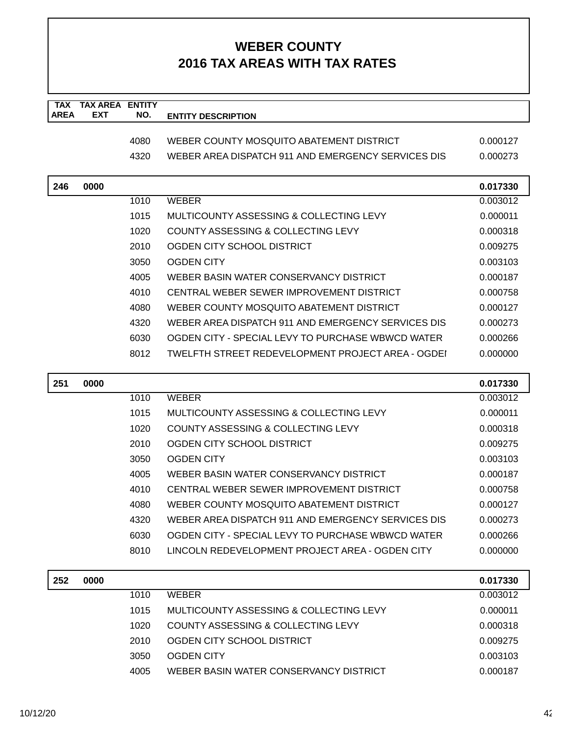# WEBER COUNTY
# 2016 TAX AREAS WITH TAX RATES

| TAX AREA | TAX AREA EXT | ENTITY NO. | ENTITY DESCRIPTION | |
|---|---|---|---|---|
| | | 4080 | WEBER COUNTY MOSQUITO ABATEMENT DISTRICT | 0.000127 |
| | | 4320 | WEBER AREA DISPATCH 911 AND EMERGENCY SERVICES DIS | 0.000273 |
| **246** | **0000** | | | **0.017330** |
| | | 1010 | WEBER | 0.003012 |
| | | 1015 | MULTICOUNTY ASSESSING & COLLECTING LEVY | 0.000011 |
| | | 1020 | COUNTY ASSESSING & COLLECTING LEVY | 0.000318 |
| | | 2010 | OGDEN CITY SCHOOL DISTRICT | 0.009275 |
| | | 3050 | OGDEN CITY | 0.003103 |
| | | 4005 | WEBER BASIN WATER CONSERVANCY DISTRICT | 0.000187 |
| | | 4010 | CENTRAL WEBER SEWER IMPROVEMENT DISTRICT | 0.000758 |
| | | 4080 | WEBER COUNTY MOSQUITO ABATEMENT DISTRICT | 0.000127 |
| | | 4320 | WEBER AREA DISPATCH 911 AND EMERGENCY SERVICES DIS | 0.000273 |
| | | 6030 | OGDEN CITY - SPECIAL LEVY TO PURCHASE WBWCD WATER | 0.000266 |
| | | 8012 | TWELFTH STREET REDEVELOPMENT PROJECT AREA - OGDEI | 0.000000 |
| **251** | **0000** | | | **0.017330** |
| | | 1010 | WEBER | 0.003012 |
| | | 1015 | MULTICOUNTY ASSESSING & COLLECTING LEVY | 0.000011 |
| | | 1020 | COUNTY ASSESSING & COLLECTING LEVY | 0.000318 |
| | | 2010 | OGDEN CITY SCHOOL DISTRICT | 0.009275 |
| | | 3050 | OGDEN CITY | 0.003103 |
| | | 4005 | WEBER BASIN WATER CONSERVANCY DISTRICT | 0.000187 |
| | | 4010 | CENTRAL WEBER SEWER IMPROVEMENT DISTRICT | 0.000758 |
| | | 4080 | WEBER COUNTY MOSQUITO ABATEMENT DISTRICT | 0.000127 |
| | | 4320 | WEBER AREA DISPATCH 911 AND EMERGENCY SERVICES DIS | 0.000273 |
| | | 6030 | OGDEN CITY - SPECIAL LEVY TO PURCHASE WBWCD WATER | 0.000266 |
| | | 8010 | LINCOLN REDEVELOPMENT PROJECT AREA - OGDEN CITY | 0.000000 |
| **252** | **0000** | | | **0.017330** |
| | | 1010 | WEBER | 0.003012 |
| | | 1015 | MULTICOUNTY ASSESSING & COLLECTING LEVY | 0.000011 |
| | | 1020 | COUNTY ASSESSING & COLLECTING LEVY | 0.000318 |
| | | 2010 | OGDEN CITY SCHOOL DISTRICT | 0.009275 |
| | | 3050 | OGDEN CITY | 0.003103 |
| | | 4005 | WEBER BASIN WATER CONSERVANCY DISTRICT | 0.000187 |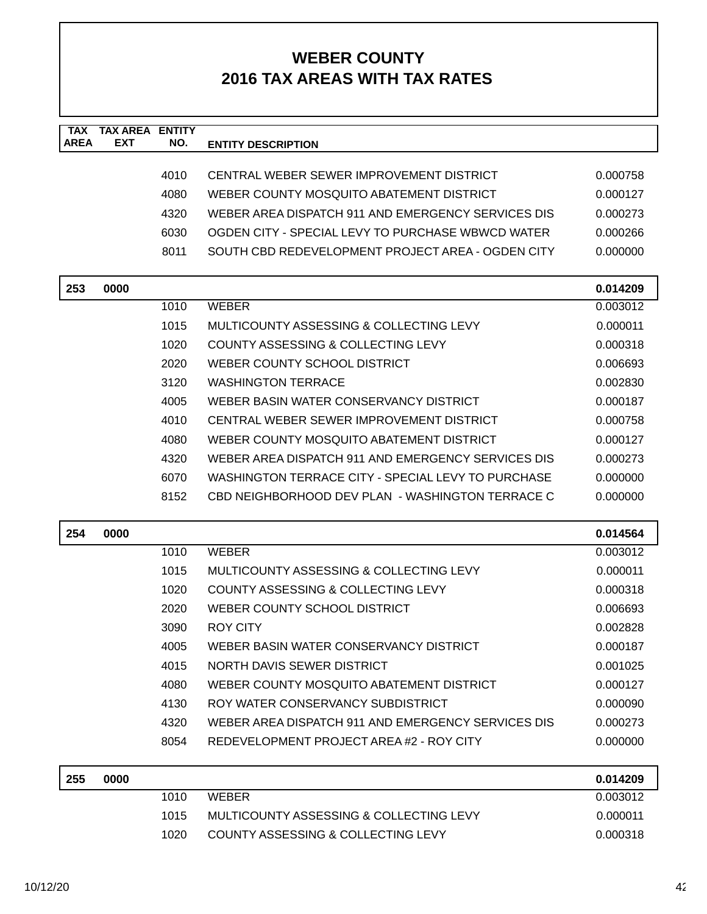# WEBER COUNTY
# 2016 TAX AREAS WITH TAX RATES

| TAX AREA | TAX AREA EXT | ENTITY NO. | ENTITY DESCRIPTION | |
|---|---|---|---|---|
| | | 4010 | CENTRAL WEBER SEWER IMPROVEMENT DISTRICT | 0.000758 |
| | | 4080 | WEBER COUNTY MOSQUITO ABATEMENT DISTRICT | 0.000127 |
| | | 4320 | WEBER AREA DISPATCH 911 AND EMERGENCY SERVICES DIS | 0.000273 |
| | | 6030 | OGDEN CITY - SPECIAL LEVY TO PURCHASE WBWCD WATER | 0.000266 |
| | | 8011 | SOUTH CBD REDEVELOPMENT PROJECT AREA - OGDEN CITY | 0.000000 |
| **253** | **0000** | | | **0.014209** |
| | | 1010 | WEBER | 0.003012 |
| | | 1015 | MULTICOUNTY ASSESSING & COLLECTING LEVY | 0.000011 |
| | | 1020 | COUNTY ASSESSING & COLLECTING LEVY | 0.000318 |
| | | 2020 | WEBER COUNTY SCHOOL DISTRICT | 0.006693 |
| | | 3120 | WASHINGTON TERRACE | 0.002830 |
| | | 4005 | WEBER BASIN WATER CONSERVANCY DISTRICT | 0.000187 |
| | | 4010 | CENTRAL WEBER SEWER IMPROVEMENT DISTRICT | 0.000758 |
| | | 4080 | WEBER COUNTY MOSQUITO ABATEMENT DISTRICT | 0.000127 |
| | | 4320 | WEBER AREA DISPATCH 911 AND EMERGENCY SERVICES DIS | 0.000273 |
| | | 6070 | WASHINGTON TERRACE CITY - SPECIAL LEVY TO PURCHASE | 0.000000 |
| | | 8152 | CBD NEIGHBORHOOD DEV PLAN - WASHINGTON TERRACE C | 0.000000 |
| **254** | **0000** | | | **0.014564** |
| | | 1010 | WEBER | 0.003012 |
| | | 1015 | MULTICOUNTY ASSESSING & COLLECTING LEVY | 0.000011 |
| | | 1020 | COUNTY ASSESSING & COLLECTING LEVY | 0.000318 |
| | | 2020 | WEBER COUNTY SCHOOL DISTRICT | 0.006693 |
| | | 3090 | ROY CITY | 0.002828 |
| | | 4005 | WEBER BASIN WATER CONSERVANCY DISTRICT | 0.000187 |
| | | 4015 | NORTH DAVIS SEWER DISTRICT | 0.001025 |
| | | 4080 | WEBER COUNTY MOSQUITO ABATEMENT DISTRICT | 0.000127 |
| | | 4130 | ROY WATER CONSERVANCY SUBDISTRICT | 0.000090 |
| | | 4320 | WEBER AREA DISPATCH 911 AND EMERGENCY SERVICES DIS | 0.000273 |
| | | 8054 | REDEVELOPMENT PROJECT AREA #2 - ROY CITY | 0.000000 |
| **255** | **0000** | | | **0.014209** |
| | | 1010 | WEBER | 0.003012 |
| | | 1015 | MULTICOUNTY ASSESSING & COLLECTING LEVY | 0.000011 |
| | | 1020 | COUNTY ASSESSING & COLLECTING LEVY | 0.000318 |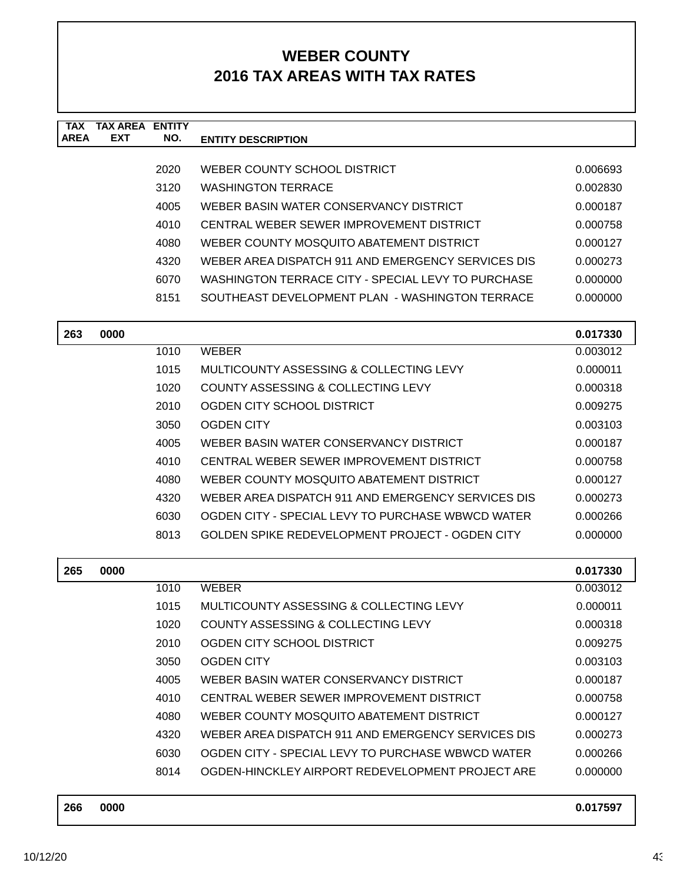# WEBER COUNTY
# 2016 TAX AREAS WITH TAX RATES

| TAX AREA | TAX AREA EXT | ENTITY NO. | ENTITY DESCRIPTION | |
|---|---|---|---|---|
| | | 2020 | WEBER COUNTY SCHOOL DISTRICT | 0.006693 |
| | | 3120 | WASHINGTON TERRACE | 0.002830 |
| | | 4005 | WEBER BASIN WATER CONSERVANCY DISTRICT | 0.000187 |
| | | 4010 | CENTRAL WEBER SEWER IMPROVEMENT DISTRICT | 0.000758 |
| | | 4080 | WEBER COUNTY MOSQUITO ABATEMENT DISTRICT | 0.000127 |
| | | 4320 | WEBER AREA DISPATCH 911 AND EMERGENCY SERVICES DIS | 0.000273 |
| | | 6070 | WASHINGTON TERRACE CITY - SPECIAL LEVY TO PURCHASE | 0.000000 |
| | | 8151 | SOUTHEAST DEVELOPMENT PLAN - WASHINGTON TERRACE | 0.000000 |
| **263** | **0000** | | | **0.017330** |
| | | 1010 | WEBER | 0.003012 |
| | | 1015 | MULTICOUNTY ASSESSING & COLLECTING LEVY | 0.000011 |
| | | 1020 | COUNTY ASSESSING & COLLECTING LEVY | 0.000318 |
| | | 2010 | OGDEN CITY SCHOOL DISTRICT | 0.009275 |
| | | 3050 | OGDEN CITY | 0.003103 |
| | | 4005 | WEBER BASIN WATER CONSERVANCY DISTRICT | 0.000187 |
| | | 4010 | CENTRAL WEBER SEWER IMPROVEMENT DISTRICT | 0.000758 |
| | | 4080 | WEBER COUNTY MOSQUITO ABATEMENT DISTRICT | 0.000127 |
| | | 4320 | WEBER AREA DISPATCH 911 AND EMERGENCY SERVICES DIS | 0.000273 |
| | | 6030 | OGDEN CITY - SPECIAL LEVY TO PURCHASE WBWCD WATER | 0.000266 |
| | | 8013 | GOLDEN SPIKE REDEVELOPMENT PROJECT - OGDEN CITY | 0.000000 |
| **265** | **0000** | | | **0.017330** |
| | | 1010 | WEBER | 0.003012 |
| | | 1015 | MULTICOUNTY ASSESSING & COLLECTING LEVY | 0.000011 |
| | | 1020 | COUNTY ASSESSING & COLLECTING LEVY | 0.000318 |
| | | 2010 | OGDEN CITY SCHOOL DISTRICT | 0.009275 |
| | | 3050 | OGDEN CITY | 0.003103 |
| | | 4005 | WEBER BASIN WATER CONSERVANCY DISTRICT | 0.000187 |
| | | 4010 | CENTRAL WEBER SEWER IMPROVEMENT DISTRICT | 0.000758 |
| | | 4080 | WEBER COUNTY MOSQUITO ABATEMENT DISTRICT | 0.000127 |
| | | 4320 | WEBER AREA DISPATCH 911 AND EMERGENCY SERVICES DIS | 0.000273 |
| | | 6030 | OGDEN CITY - SPECIAL LEVY TO PURCHASE WBWCD WATER | 0.000266 |
| | | 8014 | OGDEN-HINCKLEY AIRPORT REDEVELOPMENT PROJECT ARE | 0.000000 |
| **266** | **0000** | | | **0.017597** |

10/12/20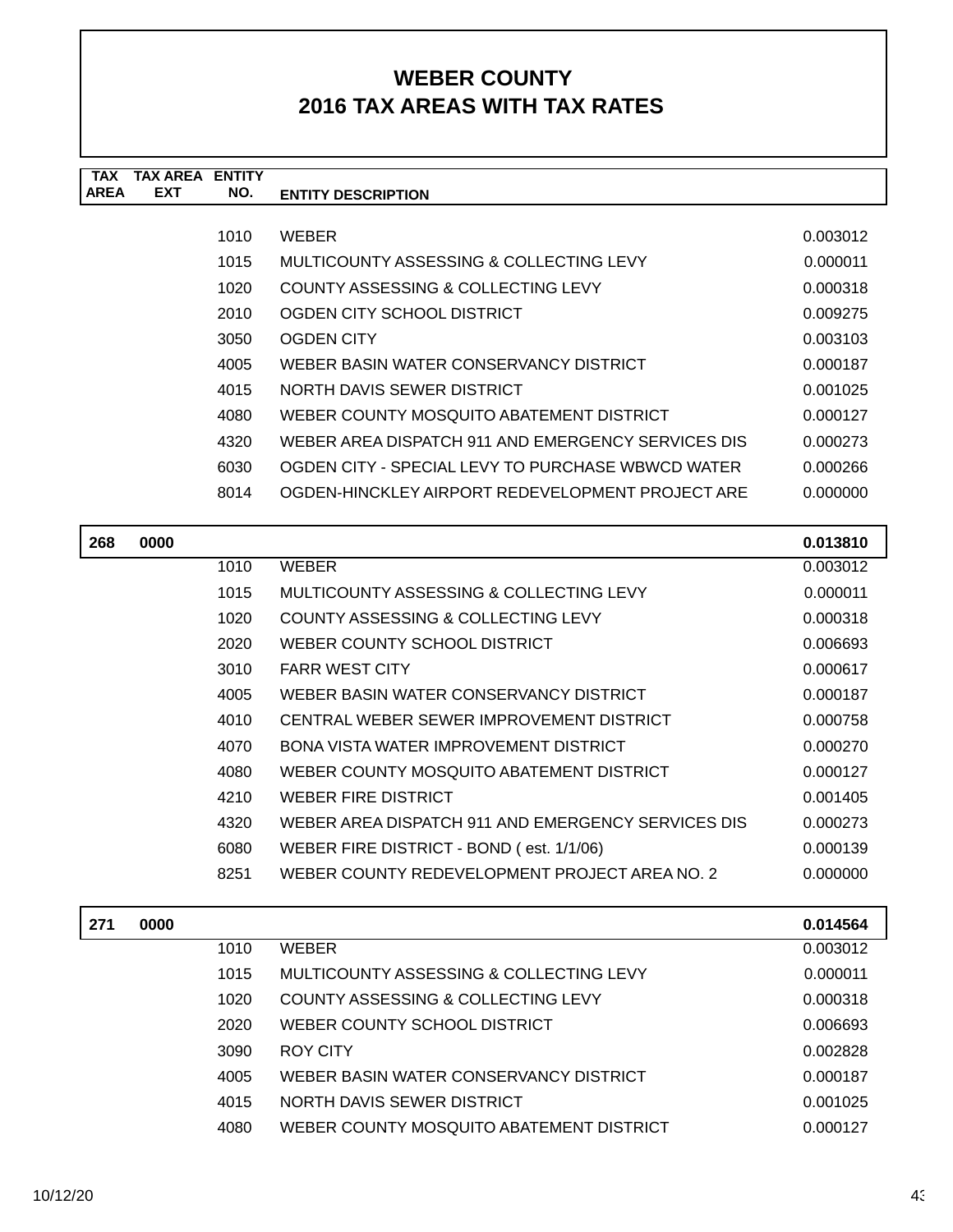# WEBER COUNTY
## 2016 TAX AREAS WITH TAX RATES

| TAX AREA | TAX AREA EXT | ENTITY NO. | ENTITY DESCRIPTION | |
|---|---|---|---|---|
| | | 1010 | WEBER | 0.003012 |
| | | 1015 | MULTICOUNTY ASSESSING & COLLECTING LEVY | 0.000011 |
| | | 1020 | COUNTY ASSESSING & COLLECTING LEVY | 0.000318 |
| | | 2010 | OGDEN CITY SCHOOL DISTRICT | 0.009275 |
| | | 3050 | OGDEN CITY | 0.003103 |
| | | 4005 | WEBER BASIN WATER CONSERVANCY DISTRICT | 0.000187 |
| | | 4015 | NORTH DAVIS SEWER DISTRICT | 0.001025 |
| | | 4080 | WEBER COUNTY MOSQUITO ABATEMENT DISTRICT | 0.000127 |
| | | 4320 | WEBER AREA DISPATCH 911 AND EMERGENCY SERVICES DIS | 0.000273 |
| | | 6030 | OGDEN CITY - SPECIAL LEVY TO PURCHASE WBWCD WATER | 0.000266 |
| | | 8014 | OGDEN-HINCKLEY AIRPORT REDEVELOPMENT PROJECT ARE | 0.000000 |
| **268** | **0000** | | | **0.013810** |
| | | 1010 | WEBER | 0.003012 |
| | | 1015 | MULTICOUNTY ASSESSING & COLLECTING LEVY | 0.000011 |
| | | 1020 | COUNTY ASSESSING & COLLECTING LEVY | 0.000318 |
| | | 2020 | WEBER COUNTY SCHOOL DISTRICT | 0.006693 |
| | | 3010 | FARR WEST CITY | 0.000617 |
| | | 4005 | WEBER BASIN WATER CONSERVANCY DISTRICT | 0.000187 |
| | | 4010 | CENTRAL WEBER SEWER IMPROVEMENT DISTRICT | 0.000758 |
| | | 4070 | BONA VISTA WATER IMPROVEMENT DISTRICT | 0.000270 |
| | | 4080 | WEBER COUNTY MOSQUITO ABATEMENT DISTRICT | 0.000127 |
| | | 4210 | WEBER FIRE DISTRICT | 0.001405 |
| | | 4320 | WEBER AREA DISPATCH 911 AND EMERGENCY SERVICES DIS | 0.000273 |
| | | 6080 | WEBER FIRE DISTRICT - BOND ( est. 1/1/06) | 0.000139 |
| | | 8251 | WEBER COUNTY REDEVELOPMENT PROJECT AREA NO. 2 | 0.000000 |
| **271** | **0000** | | | **0.014564** |
| | | 1010 | WEBER | 0.003012 |
| | | 1015 | MULTICOUNTY ASSESSING & COLLECTING LEVY | 0.000011 |
| | | 1020 | COUNTY ASSESSING & COLLECTING LEVY | 0.000318 |
| | | 2020 | WEBER COUNTY SCHOOL DISTRICT | 0.006693 |
| | | 3090 | ROY CITY | 0.002828 |
| | | 4005 | WEBER BASIN WATER CONSERVANCY DISTRICT | 0.000187 |
| | | 4015 | NORTH DAVIS SEWER DISTRICT | 0.001025 |
| | | 4080 | WEBER COUNTY MOSQUITO ABATEMENT DISTRICT | 0.000127 |

10/12/20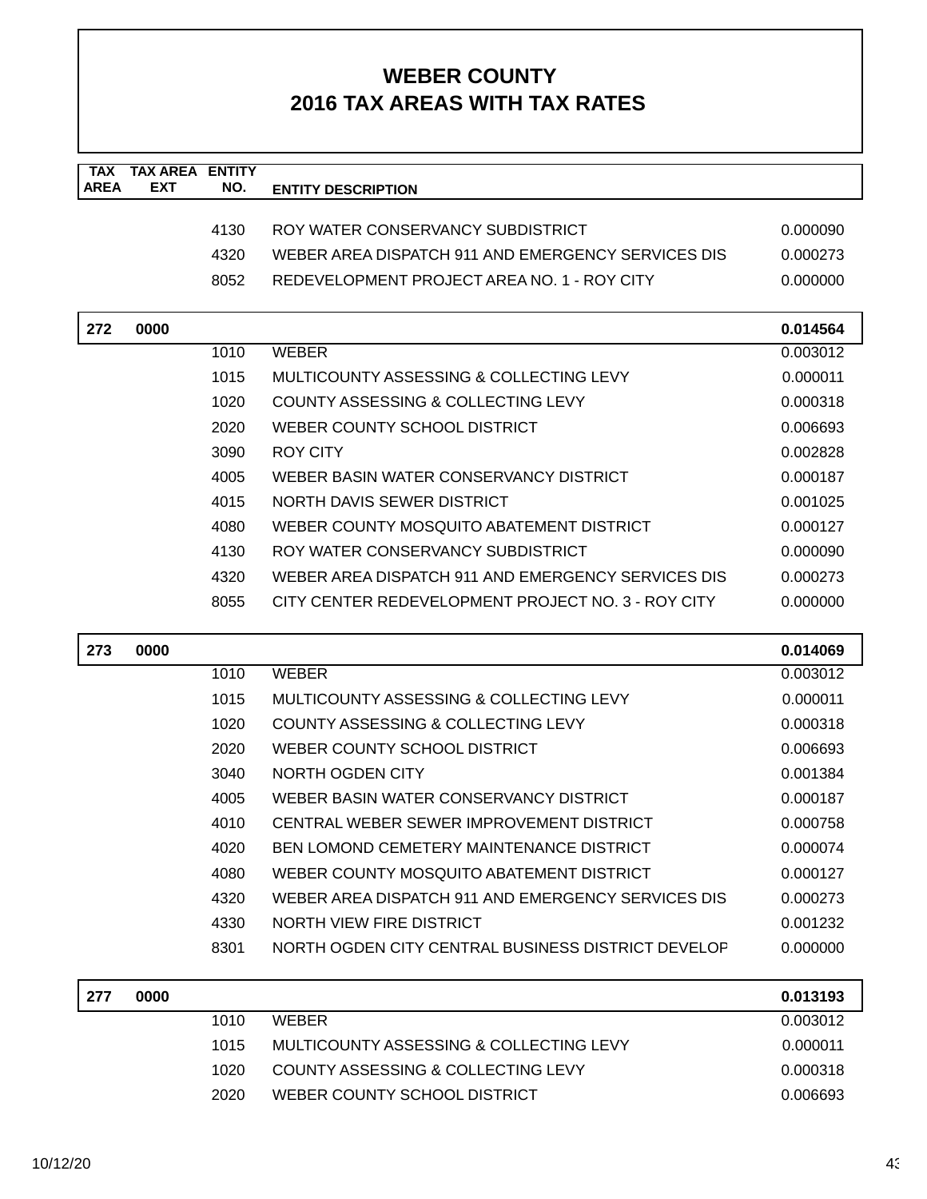# WEBER COUNTY
# 2016 TAX AREAS WITH TAX RATES

| TAX AREA | TAX AREA EXT | ENTITY NO. | ENTITY DESCRIPTION | |
|---|---|---|---|---|
| | | 4130 | ROY WATER CONSERVANCY SUBDISTRICT | 0.000090 |
| | | 4320 | WEBER AREA DISPATCH 911 AND EMERGENCY SERVICES DIS | 0.000273 |
| | | 8052 | REDEVELOPMENT PROJECT AREA NO. 1 - ROY CITY | 0.000000 |
| **272** | **0000** | | | **0.014564** |
| | | 1010 | WEBER | 0.003012 |
| | | 1015 | MULTICOUNTY ASSESSING & COLLECTING LEVY | 0.000011 |
| | | 1020 | COUNTY ASSESSING & COLLECTING LEVY | 0.000318 |
| | | 2020 | WEBER COUNTY SCHOOL DISTRICT | 0.006693 |
| | | 3090 | ROY CITY | 0.002828 |
| | | 4005 | WEBER BASIN WATER CONSERVANCY DISTRICT | 0.000187 |
| | | 4015 | NORTH DAVIS SEWER DISTRICT | 0.001025 |
| | | 4080 | WEBER COUNTY MOSQUITO ABATEMENT DISTRICT | 0.000127 |
| | | 4130 | ROY WATER CONSERVANCY SUBDISTRICT | 0.000090 |
| | | 4320 | WEBER AREA DISPATCH 911 AND EMERGENCY SERVICES DIS | 0.000273 |
| | | 8055 | CITY CENTER REDEVELOPMENT PROJECT NO. 3 - ROY CITY | 0.000000 |
| **273** | **0000** | | | **0.014069** |
| | | 1010 | WEBER | 0.003012 |
| | | 1015 | MULTICOUNTY ASSESSING & COLLECTING LEVY | 0.000011 |
| | | 1020 | COUNTY ASSESSING & COLLECTING LEVY | 0.000318 |
| | | 2020 | WEBER COUNTY SCHOOL DISTRICT | 0.006693 |
| | | 3040 | NORTH OGDEN CITY | 0.001384 |
| | | 4005 | WEBER BASIN WATER CONSERVANCY DISTRICT | 0.000187 |
| | | 4010 | CENTRAL WEBER SEWER IMPROVEMENT DISTRICT | 0.000758 |
| | | 4020 | BEN LOMOND CEMETERY MAINTENANCE DISTRICT | 0.000074 |
| | | 4080 | WEBER COUNTY MOSQUITO ABATEMENT DISTRICT | 0.000127 |
| | | 4320 | WEBER AREA DISPATCH 911 AND EMERGENCY SERVICES DIS | 0.000273 |
| | | 4330 | NORTH VIEW FIRE DISTRICT | 0.001232 |
| | | 8301 | NORTH OGDEN CITY CENTRAL BUSINESS DISTRICT DEVELOP | 0.000000 |
| **277** | **0000** | | | **0.013193** |
| | | 1010 | WEBER | 0.003012 |
| | | 1015 | MULTICOUNTY ASSESSING & COLLECTING LEVY | 0.000011 |
| | | 1020 | COUNTY ASSESSING & COLLECTING LEVY | 0.000318 |
| | | 2020 | WEBER COUNTY SCHOOL DISTRICT | 0.006693 |

10/12/20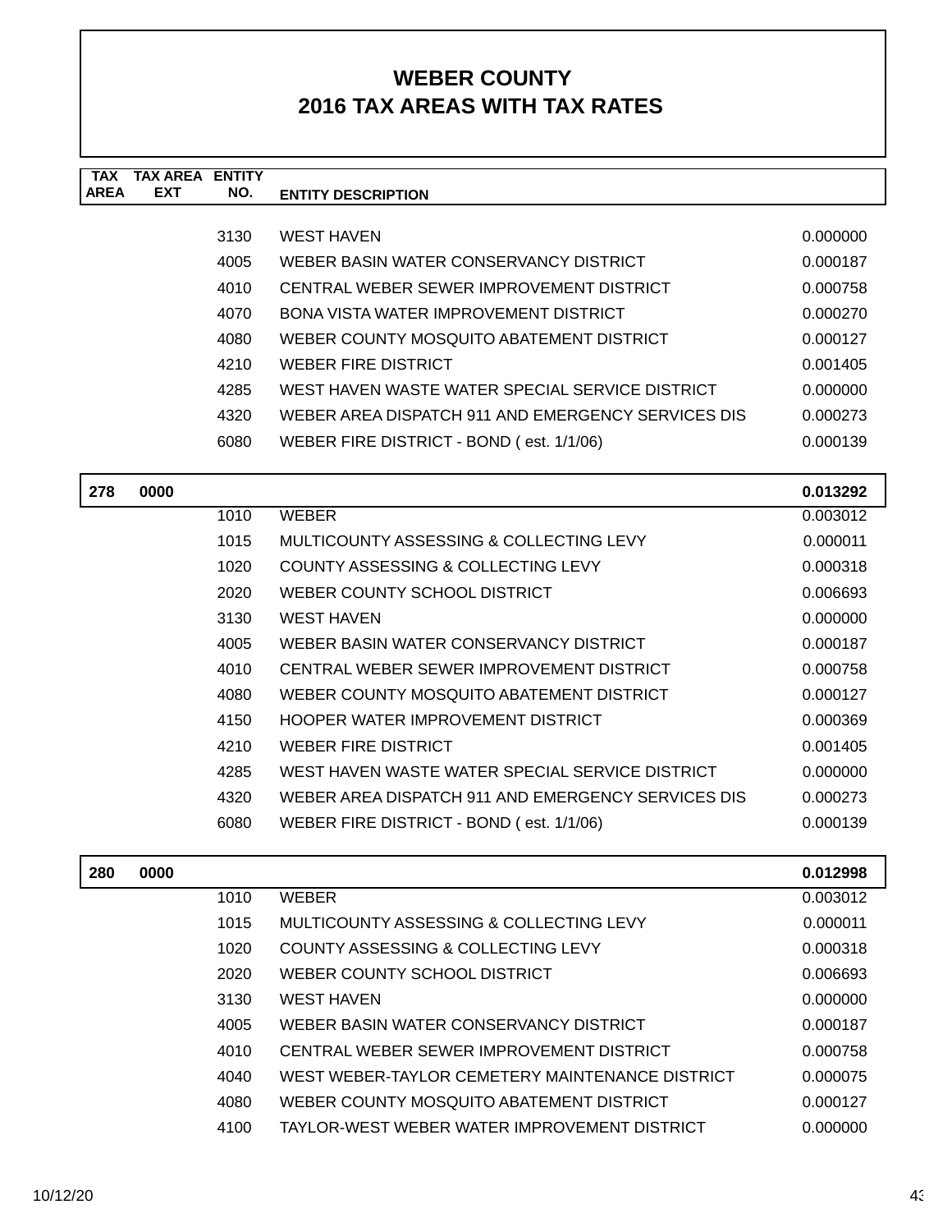# WEBER COUNTY
# 2016 TAX AREAS WITH TAX RATES

| TAX AREA | TAX AREA EXT | ENTITY NO. | ENTITY DESCRIPTION | |
|---|---|---|---|---|
| | | 3130 | WEST HAVEN | 0.000000 |
| | | 4005 | WEBER BASIN WATER CONSERVANCY DISTRICT | 0.000187 |
| | | 4010 | CENTRAL WEBER SEWER IMPROVEMENT DISTRICT | 0.000758 |
| | | 4070 | BONA VISTA WATER IMPROVEMENT DISTRICT | 0.000270 |
| | | 4080 | WEBER COUNTY MOSQUITO ABATEMENT DISTRICT | 0.000127 |
| | | 4210 | WEBER FIRE DISTRICT | 0.001405 |
| | | 4285 | WEST HAVEN WASTE WATER SPECIAL SERVICE DISTRICT | 0.000000 |
| | | 4320 | WEBER AREA DISPATCH 911 AND EMERGENCY SERVICES DIS | 0.000273 |
| | | 6080 | WEBER FIRE DISTRICT - BOND ( est. 1/1/06) | 0.000139 |
| **278** | **0000** | | | **0.013292** |
| | | 1010 | WEBER | 0.003012 |
| | | 1015 | MULTICOUNTY ASSESSING & COLLECTING LEVY | 0.000011 |
| | | 1020 | COUNTY ASSESSING & COLLECTING LEVY | 0.000318 |
| | | 2020 | WEBER COUNTY SCHOOL DISTRICT | 0.006693 |
| | | 3130 | WEST HAVEN | 0.000000 |
| | | 4005 | WEBER BASIN WATER CONSERVANCY DISTRICT | 0.000187 |
| | | 4010 | CENTRAL WEBER SEWER IMPROVEMENT DISTRICT | 0.000758 |
| | | 4080 | WEBER COUNTY MOSQUITO ABATEMENT DISTRICT | 0.000127 |
| | | 4150 | HOOPER WATER IMPROVEMENT DISTRICT | 0.000369 |
| | | 4210 | WEBER FIRE DISTRICT | 0.001405 |
| | | 4285 | WEST HAVEN WASTE WATER SPECIAL SERVICE DISTRICT | 0.000000 |
| | | 4320 | WEBER AREA DISPATCH 911 AND EMERGENCY SERVICES DIS | 0.000273 |
| | | 6080 | WEBER FIRE DISTRICT - BOND ( est. 1/1/06) | 0.000139 |
| **280** | **0000** | | | **0.012998** |
| | | 1010 | WEBER | 0.003012 |
| | | 1015 | MULTICOUNTY ASSESSING & COLLECTING LEVY | 0.000011 |
| | | 1020 | COUNTY ASSESSING & COLLECTING LEVY | 0.000318 |
| | | 2020 | WEBER COUNTY SCHOOL DISTRICT | 0.006693 |
| | | 3130 | WEST HAVEN | 0.000000 |
| | | 4005 | WEBER BASIN WATER CONSERVANCY DISTRICT | 0.000187 |
| | | 4010 | CENTRAL WEBER SEWER IMPROVEMENT DISTRICT | 0.000758 |
| | | 4040 | WEST WEBER-TAYLOR CEMETERY MAINTENANCE DISTRICT | 0.000075 |
| | | 4080 | WEBER COUNTY MOSQUITO ABATEMENT DISTRICT | 0.000127 |
| | | 4100 | TAYLOR-WEST WEBER WATER IMPROVEMENT DISTRICT | 0.000000 |

10/12/20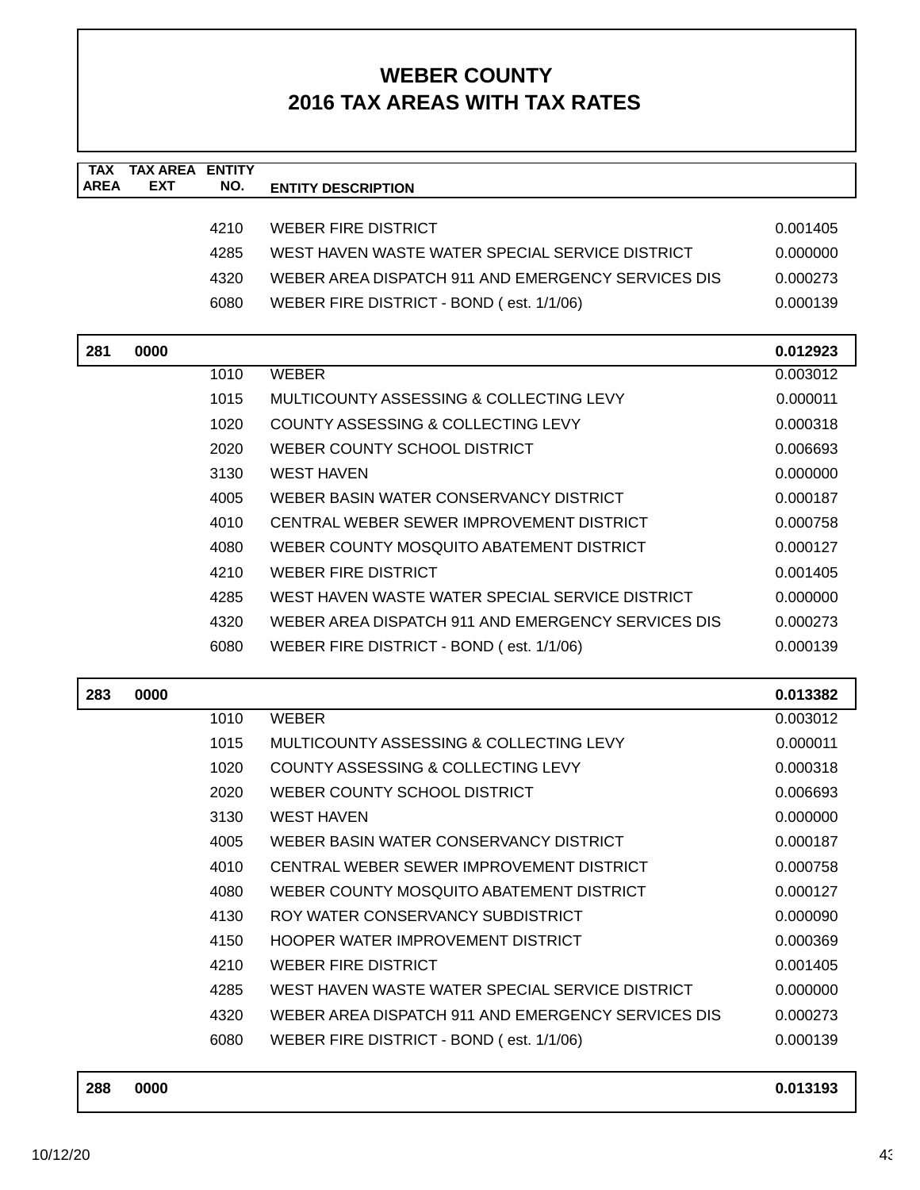# WEBER COUNTY
# 2016 TAX AREAS WITH TAX RATES

| TAX AREA | TAX AREA EXT | ENTITY NO. | ENTITY DESCRIPTION | |
|---|---|---|---|---|
| | | 4210 | WEBER FIRE DISTRICT | 0.001405 |
| | | 4285 | WEST HAVEN WASTE WATER SPECIAL SERVICE DISTRICT | 0.000000 |
| | | 4320 | WEBER AREA DISPATCH 911 AND EMERGENCY SERVICES DIS | 0.000273 |
| | | 6080 | WEBER FIRE DISTRICT - BOND ( est. 1/1/06) | 0.000139 |
| **281** | **0000** | | | **0.012923** |
| | | 1010 | WEBER | 0.003012 |
| | | 1015 | MULTICOUNTY ASSESSING & COLLECTING LEVY | 0.000011 |
| | | 1020 | COUNTY ASSESSING & COLLECTING LEVY | 0.000318 |
| | | 2020 | WEBER COUNTY SCHOOL DISTRICT | 0.006693 |
| | | 3130 | WEST HAVEN | 0.000000 |
| | | 4005 | WEBER BASIN WATER CONSERVANCY DISTRICT | 0.000187 |
| | | 4010 | CENTRAL WEBER SEWER IMPROVEMENT DISTRICT | 0.000758 |
| | | 4080 | WEBER COUNTY MOSQUITO ABATEMENT DISTRICT | 0.000127 |
| | | 4210 | WEBER FIRE DISTRICT | 0.001405 |
| | | 4285 | WEST HAVEN WASTE WATER SPECIAL SERVICE DISTRICT | 0.000000 |
| | | 4320 | WEBER AREA DISPATCH 911 AND EMERGENCY SERVICES DIS | 0.000273 |
| | | 6080 | WEBER FIRE DISTRICT - BOND ( est. 1/1/06) | 0.000139 |
| **283** | **0000** | | | **0.013382** |
| | | 1010 | WEBER | 0.003012 |
| | | 1015 | MULTICOUNTY ASSESSING & COLLECTING LEVY | 0.000011 |
| | | 1020 | COUNTY ASSESSING & COLLECTING LEVY | 0.000318 |
| | | 2020 | WEBER COUNTY SCHOOL DISTRICT | 0.006693 |
| | | 3130 | WEST HAVEN | 0.000000 |
| | | 4005 | WEBER BASIN WATER CONSERVANCY DISTRICT | 0.000187 |
| | | 4010 | CENTRAL WEBER SEWER IMPROVEMENT DISTRICT | 0.000758 |
| | | 4080 | WEBER COUNTY MOSQUITO ABATEMENT DISTRICT | 0.000127 |
| | | 4130 | ROY WATER CONSERVANCY SUBDISTRICT | 0.000090 |
| | | 4150 | HOOPER WATER IMPROVEMENT DISTRICT | 0.000369 |
| | | 4210 | WEBER FIRE DISTRICT | 0.001405 |
| | | 4285 | WEST HAVEN WASTE WATER SPECIAL SERVICE DISTRICT | 0.000000 |
| | | 4320 | WEBER AREA DISPATCH 911 AND EMERGENCY SERVICES DIS | 0.000273 |
| | | 6080 | WEBER FIRE DISTRICT - BOND ( est. 1/1/06) | 0.000139 |
| **288** | **0000** | | | **0.013193** |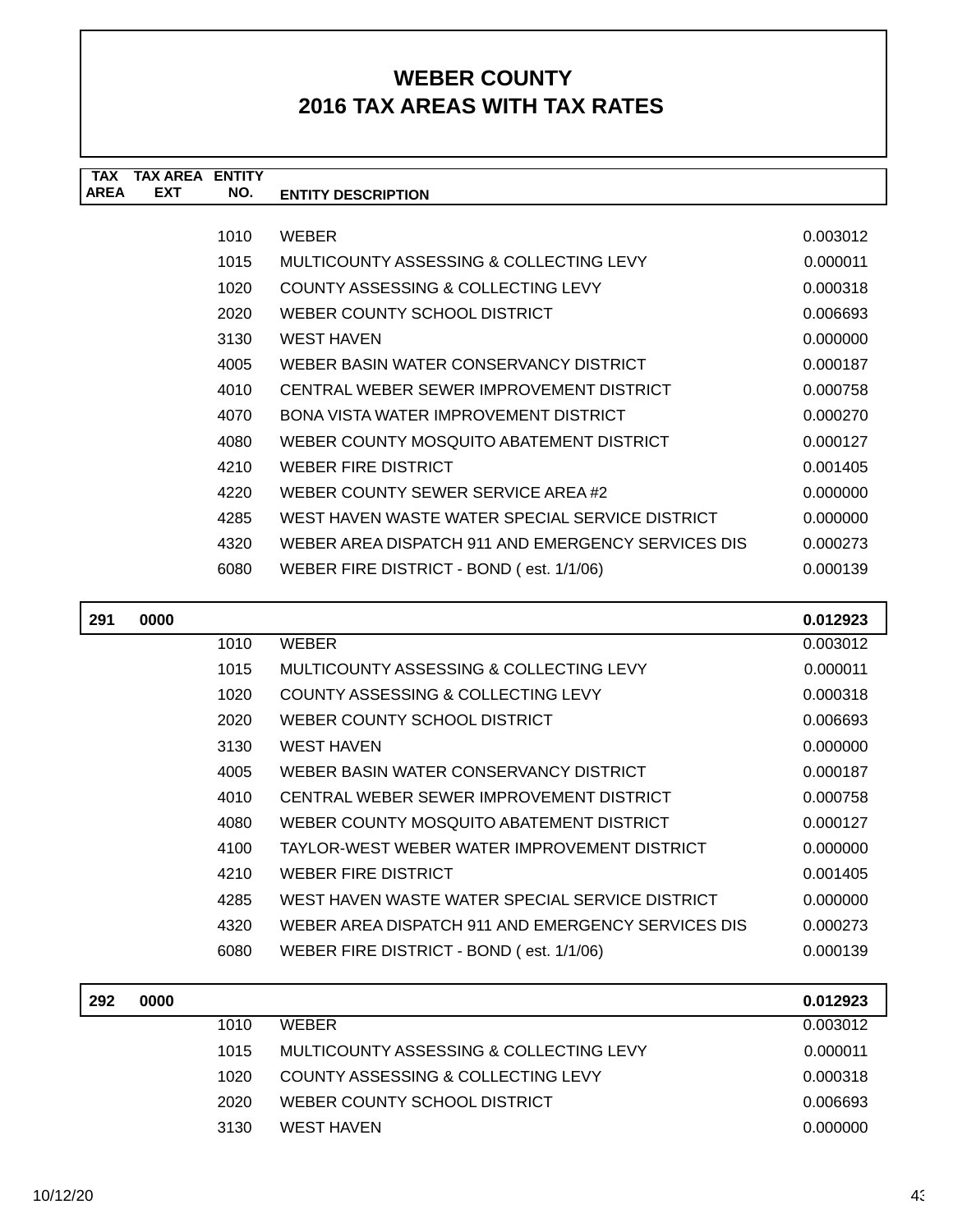# WEBER COUNTY
# 2016 TAX AREAS WITH TAX RATES

| TAX AREA | TAX AREA EXT | ENTITY NO. | ENTITY DESCRIPTION | |
|---|---|---|---|---|
| | | 1010 | WEBER | 0.003012 |
| | | 1015 | MULTICOUNTY ASSESSING & COLLECTING LEVY | 0.000011 |
| | | 1020 | COUNTY ASSESSING & COLLECTING LEVY | 0.000318 |
| | | 2020 | WEBER COUNTY SCHOOL DISTRICT | 0.006693 |
| | | 3130 | WEST HAVEN | 0.000000 |
| | | 4005 | WEBER BASIN WATER CONSERVANCY DISTRICT | 0.000187 |
| | | 4010 | CENTRAL WEBER SEWER IMPROVEMENT DISTRICT | 0.000758 |
| | | 4070 | BONA VISTA WATER IMPROVEMENT DISTRICT | 0.000270 |
| | | 4080 | WEBER COUNTY MOSQUITO ABATEMENT DISTRICT | 0.000127 |
| | | 4210 | WEBER FIRE DISTRICT | 0.001405 |
| | | 4220 | WEBER COUNTY SEWER SERVICE AREA #2 | 0.000000 |
| | | 4285 | WEST HAVEN WASTE WATER SPECIAL SERVICE DISTRICT | 0.000000 |
| | | 4320 | WEBER AREA DISPATCH 911 AND EMERGENCY SERVICES DIS | 0.000273 |
| | | 6080 | WEBER FIRE DISTRICT - BOND ( est. 1/1/06) | 0.000139 |
| **291** | **0000** | | | **0.012923** |
| | | 1010 | WEBER | 0.003012 |
| | | 1015 | MULTICOUNTY ASSESSING & COLLECTING LEVY | 0.000011 |
| | | 1020 | COUNTY ASSESSING & COLLECTING LEVY | 0.000318 |
| | | 2020 | WEBER COUNTY SCHOOL DISTRICT | 0.006693 |
| | | 3130 | WEST HAVEN | 0.000000 |
| | | 4005 | WEBER BASIN WATER CONSERVANCY DISTRICT | 0.000187 |
| | | 4010 | CENTRAL WEBER SEWER IMPROVEMENT DISTRICT | 0.000758 |
| | | 4080 | WEBER COUNTY MOSQUITO ABATEMENT DISTRICT | 0.000127 |
| | | 4100 | TAYLOR-WEST WEBER WATER IMPROVEMENT DISTRICT | 0.000000 |
| | | 4210 | WEBER FIRE DISTRICT | 0.001405 |
| | | 4285 | WEST HAVEN WASTE WATER SPECIAL SERVICE DISTRICT | 0.000000 |
| | | 4320 | WEBER AREA DISPATCH 911 AND EMERGENCY SERVICES DIS | 0.000273 |
| | | 6080 | WEBER FIRE DISTRICT - BOND ( est. 1/1/06) | 0.000139 |
| **292** | **0000** | | | **0.012923** |
| | | 1010 | WEBER | 0.003012 |
| | | 1015 | MULTICOUNTY ASSESSING & COLLECTING LEVY | 0.000011 |
| | | 1020 | COUNTY ASSESSING & COLLECTING LEVY | 0.000318 |
| | | 2020 | WEBER COUNTY SCHOOL DISTRICT | 0.006693 |
| | | 3130 | WEST HAVEN | 0.000000 |

10/12/20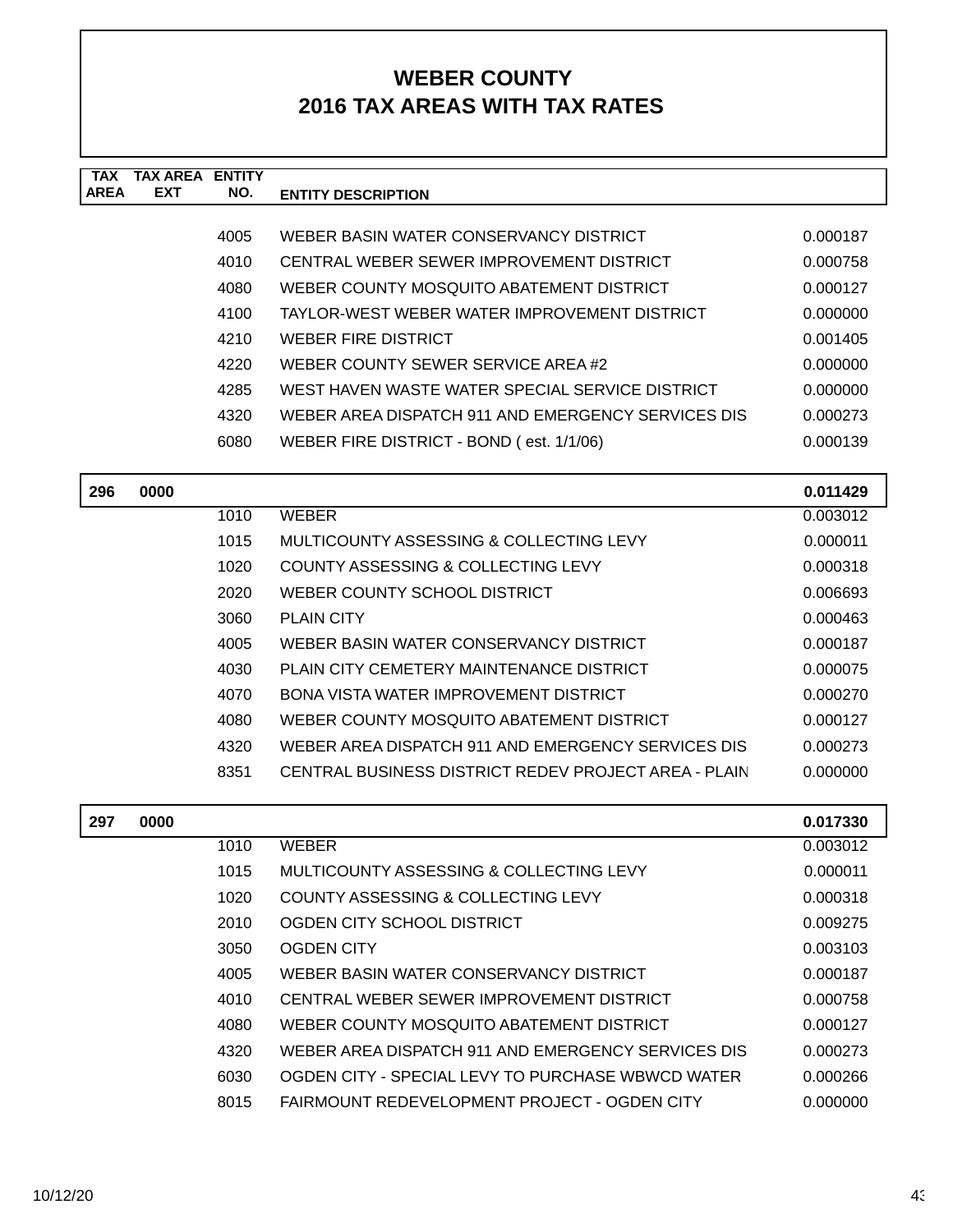# WEBER COUNTY
# 2016 TAX AREAS WITH TAX RATES

| TAX AREA | TAX AREA EXT | ENTITY NO. | ENTITY DESCRIPTION | |
|---|---|---|---|---|
| | | 4005 | WEBER BASIN WATER CONSERVANCY DISTRICT | 0.000187 |
| | | 4010 | CENTRAL WEBER SEWER IMPROVEMENT DISTRICT | 0.000758 |
| | | 4080 | WEBER COUNTY MOSQUITO ABATEMENT DISTRICT | 0.000127 |
| | | 4100 | TAYLOR-WEST WEBER WATER IMPROVEMENT DISTRICT | 0.000000 |
| | | 4210 | WEBER FIRE DISTRICT | 0.001405 |
| | | 4220 | WEBER COUNTY SEWER SERVICE AREA #2 | 0.000000 |
| | | 4285 | WEST HAVEN WASTE WATER SPECIAL SERVICE DISTRICT | 0.000000 |
| | | 4320 | WEBER AREA DISPATCH 911 AND EMERGENCY SERVICES DIS | 0.000273 |
| | | 6080 | WEBER FIRE DISTRICT - BOND ( est. 1/1/06) | 0.000139 |
| **296** | **0000** | | | **0.011429** |
| | | 1010 | WEBER | 0.003012 |
| | | 1015 | MULTICOUNTY ASSESSING & COLLECTING LEVY | 0.000011 |
| | | 1020 | COUNTY ASSESSING & COLLECTING LEVY | 0.000318 |
| | | 2020 | WEBER COUNTY SCHOOL DISTRICT | 0.006693 |
| | | 3060 | PLAIN CITY | 0.000463 |
| | | 4005 | WEBER BASIN WATER CONSERVANCY DISTRICT | 0.000187 |
| | | 4030 | PLAIN CITY CEMETERY MAINTENANCE DISTRICT | 0.000075 |
| | | 4070 | BONA VISTA WATER IMPROVEMENT DISTRICT | 0.000270 |
| | | 4080 | WEBER COUNTY MOSQUITO ABATEMENT DISTRICT | 0.000127 |
| | | 4320 | WEBER AREA DISPATCH 911 AND EMERGENCY SERVICES DIS | 0.000273 |
| | | 8351 | CENTRAL BUSINESS DISTRICT REDEV PROJECT AREA - PLAIN | 0.000000 |
| **297** | **0000** | | | **0.017330** |
| | | 1010 | WEBER | 0.003012 |
| | | 1015 | MULTICOUNTY ASSESSING & COLLECTING LEVY | 0.000011 |
| | | 1020 | COUNTY ASSESSING & COLLECTING LEVY | 0.000318 |
| | | 2010 | OGDEN CITY SCHOOL DISTRICT | 0.009275 |
| | | 3050 | OGDEN CITY | 0.003103 |
| | | 4005 | WEBER BASIN WATER CONSERVANCY DISTRICT | 0.000187 |
| | | 4010 | CENTRAL WEBER SEWER IMPROVEMENT DISTRICT | 0.000758 |
| | | 4080 | WEBER COUNTY MOSQUITO ABATEMENT DISTRICT | 0.000127 |
| | | 4320 | WEBER AREA DISPATCH 911 AND EMERGENCY SERVICES DIS | 0.000273 |
| | | 6030 | OGDEN CITY - SPECIAL LEVY TO PURCHASE WBWCD WATER | 0.000266 |
| | | 8015 | FAIRMOUNT REDEVELOPMENT PROJECT - OGDEN CITY | 0.000000 |

10/12/20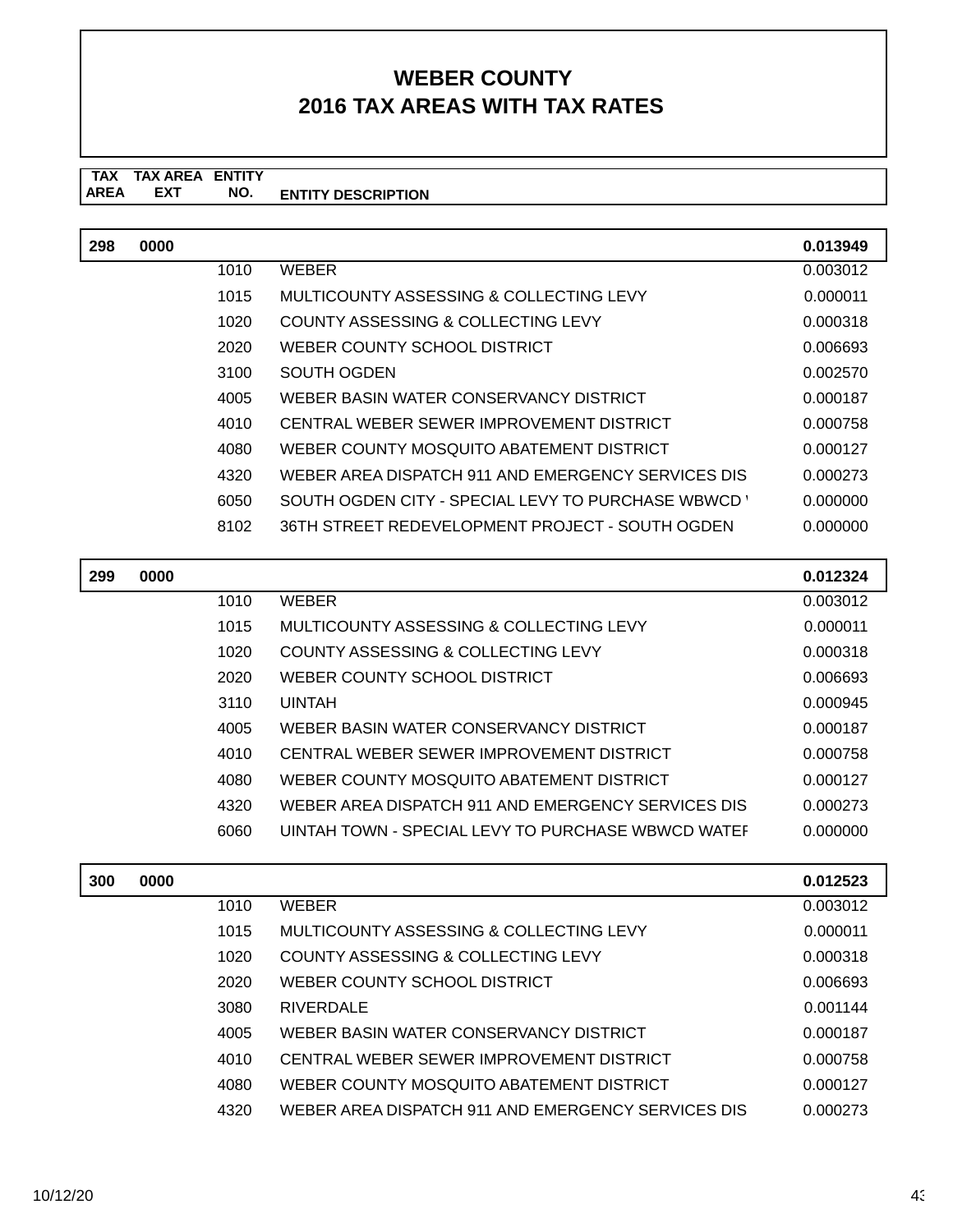# WEBER COUNTY
# 2016 TAX AREAS WITH TAX RATES

| TAX AREA | TAX AREA EXT | ENTITY NO. | ENTITY DESCRIPTION | |
|---|---|---|---|---|
| **298** | **0000** | | | **0.013949** |
| | | 1010 | WEBER | 0.003012 |
| | | 1015 | MULTICOUNTY ASSESSING & COLLECTING LEVY | 0.000011 |
| | | 1020 | COUNTY ASSESSING & COLLECTING LEVY | 0.000318 |
| | | 2020 | WEBER COUNTY SCHOOL DISTRICT | 0.006693 |
| | | 3100 | SOUTH OGDEN | 0.002570 |
| | | 4005 | WEBER BASIN WATER CONSERVANCY DISTRICT | 0.000187 |
| | | 4010 | CENTRAL WEBER SEWER IMPROVEMENT DISTRICT | 0.000758 |
| | | 4080 | WEBER COUNTY MOSQUITO ABATEMENT DISTRICT | 0.000127 |
| | | 4320 | WEBER AREA DISPATCH 911 AND EMERGENCY SERVICES DIS | 0.000273 |
| | | 6050 | SOUTH OGDEN CITY - SPECIAL LEVY TO PURCHASE WBWCD ' | 0.000000 |
| | | 8102 | 36TH STREET REDEVELOPMENT PROJECT - SOUTH OGDEN | 0.000000 |
| **299** | **0000** | | | **0.012324** |
| | | 1010 | WEBER | 0.003012 |
| | | 1015 | MULTICOUNTY ASSESSING & COLLECTING LEVY | 0.000011 |
| | | 1020 | COUNTY ASSESSING & COLLECTING LEVY | 0.000318 |
| | | 2020 | WEBER COUNTY SCHOOL DISTRICT | 0.006693 |
| | | 3110 | UINTAH | 0.000945 |
| | | 4005 | WEBER BASIN WATER CONSERVANCY DISTRICT | 0.000187 |
| | | 4010 | CENTRAL WEBER SEWER IMPROVEMENT DISTRICT | 0.000758 |
| | | 4080 | WEBER COUNTY MOSQUITO ABATEMENT DISTRICT | 0.000127 |
| | | 4320 | WEBER AREA DISPATCH 911 AND EMERGENCY SERVICES DIS | 0.000273 |
| | | 6060 | UINTAH TOWN - SPECIAL LEVY TO PURCHASE WBWCD WATEF | 0.000000 |
| **300** | **0000** | | | **0.012523** |
| | | 1010 | WEBER | 0.003012 |
| | | 1015 | MULTICOUNTY ASSESSING & COLLECTING LEVY | 0.000011 |
| | | 1020 | COUNTY ASSESSING & COLLECTING LEVY | 0.000318 |
| | | 2020 | WEBER COUNTY SCHOOL DISTRICT | 0.006693 |
| | | 3080 | RIVERDALE | 0.001144 |
| | | 4005 | WEBER BASIN WATER CONSERVANCY DISTRICT | 0.000187 |
| | | 4010 | CENTRAL WEBER SEWER IMPROVEMENT DISTRICT | 0.000758 |
| | | 4080 | WEBER COUNTY MOSQUITO ABATEMENT DISTRICT | 0.000127 |
| | | 4320 | WEBER AREA DISPATCH 911 AND EMERGENCY SERVICES DIS | 0.000273 |

10/12/20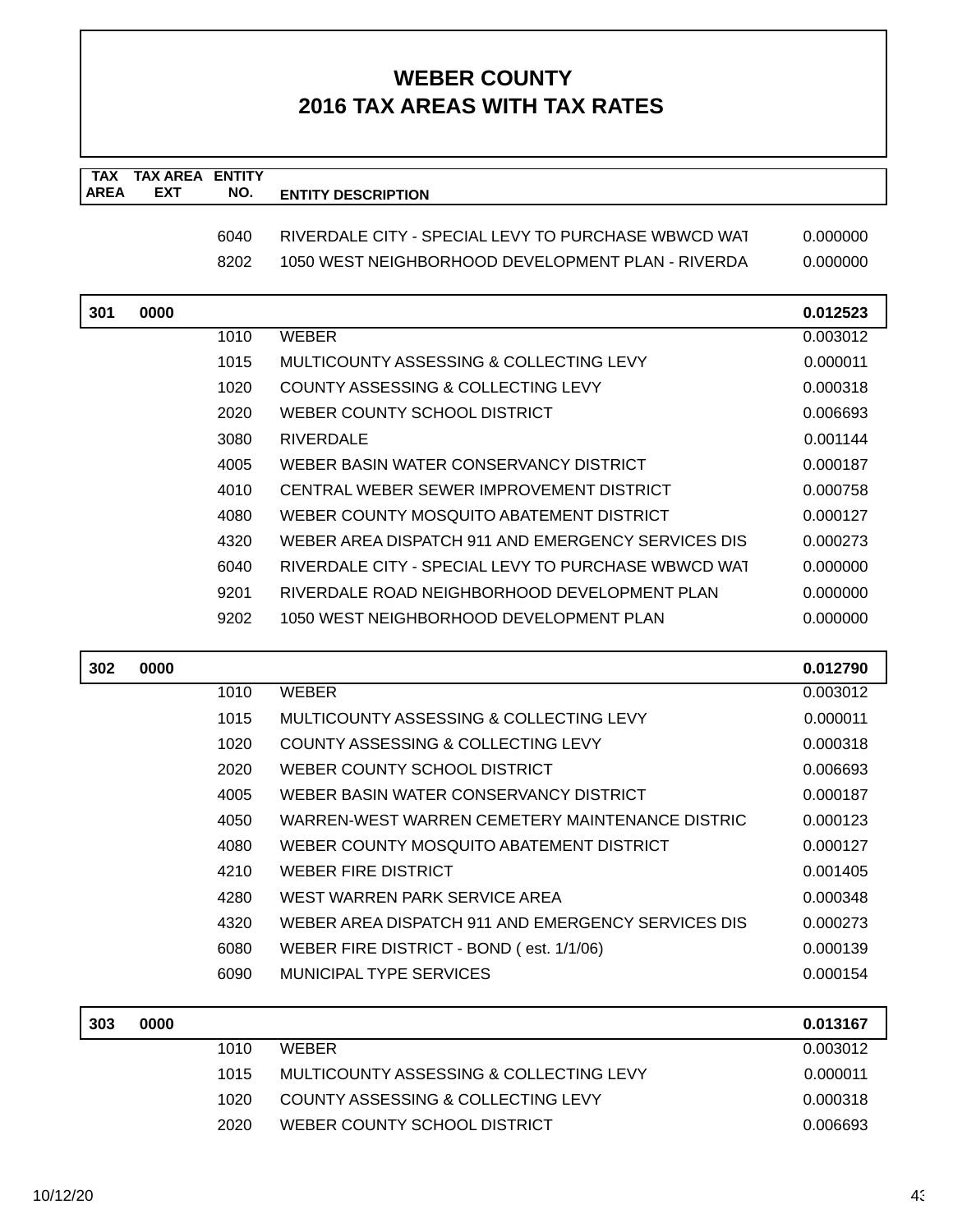# WEBER COUNTY
# 2016 TAX AREAS WITH TAX RATES

| TAX AREA | TAX AREA EXT | ENTITY NO. | ENTITY DESCRIPTION | |
|---|---|---|---|---|
| | | 6040 | RIVERDALE CITY - SPECIAL LEVY TO PURCHASE WBWCD WAT | 0.000000 |
| | | 8202 | 1050 WEST NEIGHBORHOOD DEVELOPMENT PLAN - RIVERDA | 0.000000 |
| **301** | **0000** | | | **0.012523** |
| | | 1010 | WEBER | 0.003012 |
| | | 1015 | MULTICOUNTY ASSESSING & COLLECTING LEVY | 0.000011 |
| | | 1020 | COUNTY ASSESSING & COLLECTING LEVY | 0.000318 |
| | | 2020 | WEBER COUNTY SCHOOL DISTRICT | 0.006693 |
| | | 3080 | RIVERDALE | 0.001144 |
| | | 4005 | WEBER BASIN WATER CONSERVANCY DISTRICT | 0.000187 |
| | | 4010 | CENTRAL WEBER SEWER IMPROVEMENT DISTRICT | 0.000758 |
| | | 4080 | WEBER COUNTY MOSQUITO ABATEMENT DISTRICT | 0.000127 |
| | | 4320 | WEBER AREA DISPATCH 911 AND EMERGENCY SERVICES DIS | 0.000273 |
| | | 6040 | RIVERDALE CITY - SPECIAL LEVY TO PURCHASE WBWCD WAT | 0.000000 |
| | | 9201 | RIVERDALE ROAD NEIGHBORHOOD DEVELOPMENT PLAN | 0.000000 |
| | | 9202 | 1050 WEST NEIGHBORHOOD DEVELOPMENT PLAN | 0.000000 |
| **302** | **0000** | | | **0.012790** |
| | | 1010 | WEBER | 0.003012 |
| | | 1015 | MULTICOUNTY ASSESSING & COLLECTING LEVY | 0.000011 |
| | | 1020 | COUNTY ASSESSING & COLLECTING LEVY | 0.000318 |
| | | 2020 | WEBER COUNTY SCHOOL DISTRICT | 0.006693 |
| | | 4005 | WEBER BASIN WATER CONSERVANCY DISTRICT | 0.000187 |
| | | 4050 | WARREN-WEST WARREN CEMETERY MAINTENANCE DISTRIC | 0.000123 |
| | | 4080 | WEBER COUNTY MOSQUITO ABATEMENT DISTRICT | 0.000127 |
| | | 4210 | WEBER FIRE DISTRICT | 0.001405 |
| | | 4280 | WEST WARREN PARK SERVICE AREA | 0.000348 |
| | | 4320 | WEBER AREA DISPATCH 911 AND EMERGENCY SERVICES DIS | 0.000273 |
| | | 6080 | WEBER FIRE DISTRICT - BOND ( est. 1/1/06) | 0.000139 |
| | | 6090 | MUNICIPAL TYPE SERVICES | 0.000154 |
| **303** | **0000** | | | **0.013167** |
| | | 1010 | WEBER | 0.003012 |
| | | 1015 | MULTICOUNTY ASSESSING & COLLECTING LEVY | 0.000011 |
| | | 1020 | COUNTY ASSESSING & COLLECTING LEVY | 0.000318 |
| | | 2020 | WEBER COUNTY SCHOOL DISTRICT | 0.006693 |

10/12/20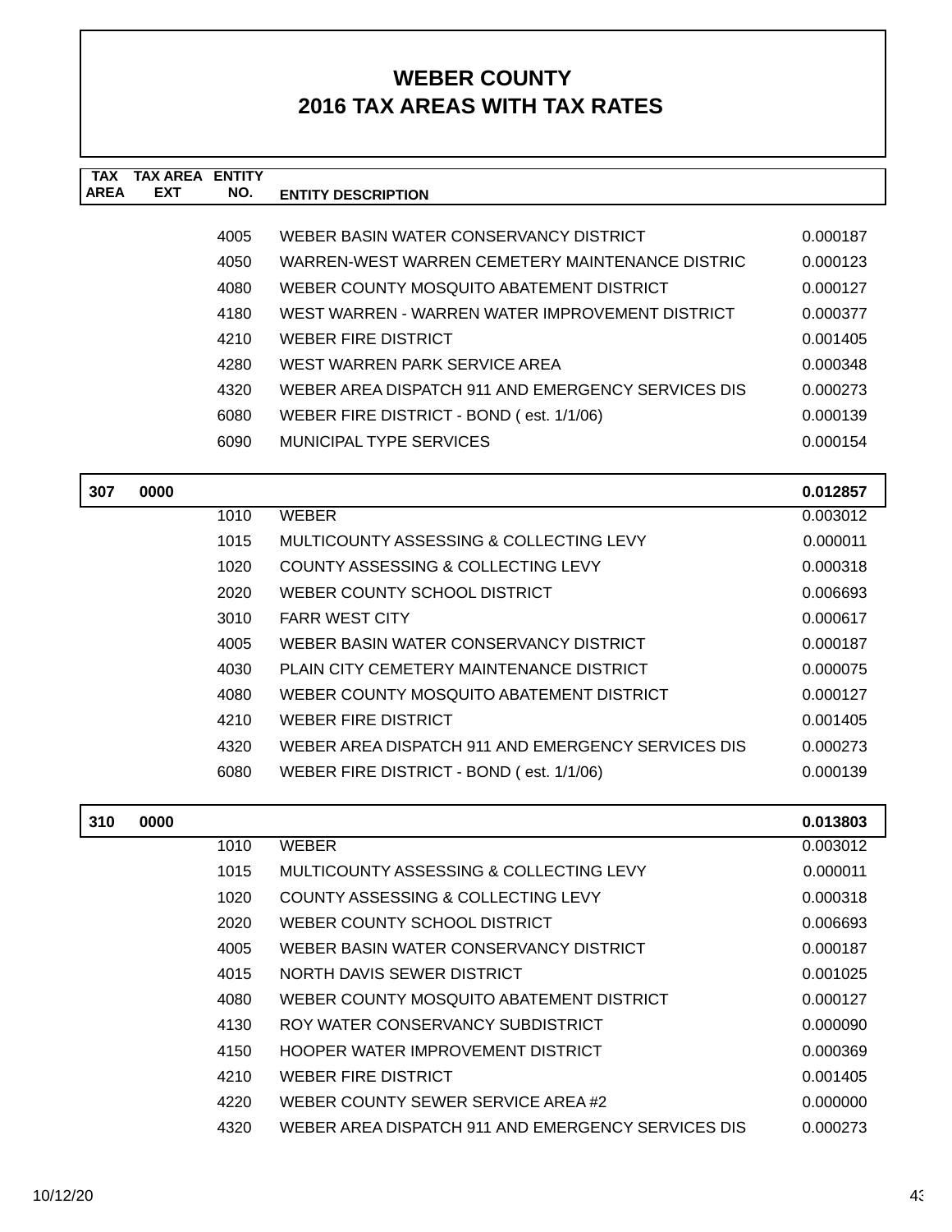# WEBER COUNTY
# 2016 TAX AREAS WITH TAX RATES

| TAX AREA | TAX AREA EXT | ENTITY NO. | ENTITY DESCRIPTION | |
|---|---|---|---|---|
| | | 4005 | WEBER BASIN WATER CONSERVANCY DISTRICT | 0.000187 |
| | | 4050 | WARREN-WEST WARREN CEMETERY MAINTENANCE DISTRIC | 0.000123 |
| | | 4080 | WEBER COUNTY MOSQUITO ABATEMENT DISTRICT | 0.000127 |
| | | 4180 | WEST WARREN - WARREN WATER IMPROVEMENT DISTRICT | 0.000377 |
| | | 4210 | WEBER FIRE DISTRICT | 0.001405 |
| | | 4280 | WEST WARREN PARK SERVICE AREA | 0.000348 |
| | | 4320 | WEBER AREA DISPATCH 911 AND EMERGENCY SERVICES DIS | 0.000273 |
| | | 6080 | WEBER FIRE DISTRICT - BOND ( est. 1/1/06) | 0.000139 |
| | | 6090 | MUNICIPAL TYPE SERVICES | 0.000154 |
| **307** | **0000** | | | **0.012857** |
| | | 1010 | WEBER | 0.003012 |
| | | 1015 | MULTICOUNTY ASSESSING & COLLECTING LEVY | 0.000011 |
| | | 1020 | COUNTY ASSESSING & COLLECTING LEVY | 0.000318 |
| | | 2020 | WEBER COUNTY SCHOOL DISTRICT | 0.006693 |
| | | 3010 | FARR WEST CITY | 0.000617 |
| | | 4005 | WEBER BASIN WATER CONSERVANCY DISTRICT | 0.000187 |
| | | 4030 | PLAIN CITY CEMETERY MAINTENANCE DISTRICT | 0.000075 |
| | | 4080 | WEBER COUNTY MOSQUITO ABATEMENT DISTRICT | 0.000127 |
| | | 4210 | WEBER FIRE DISTRICT | 0.001405 |
| | | 4320 | WEBER AREA DISPATCH 911 AND EMERGENCY SERVICES DIS | 0.000273 |
| | | 6080 | WEBER FIRE DISTRICT - BOND ( est. 1/1/06) | 0.000139 |
| **310** | **0000** | | | **0.013803** |
| | | 1010 | WEBER | 0.003012 |
| | | 1015 | MULTICOUNTY ASSESSING & COLLECTING LEVY | 0.000011 |
| | | 1020 | COUNTY ASSESSING & COLLECTING LEVY | 0.000318 |
| | | 2020 | WEBER COUNTY SCHOOL DISTRICT | 0.006693 |
| | | 4005 | WEBER BASIN WATER CONSERVANCY DISTRICT | 0.000187 |
| | | 4015 | NORTH DAVIS SEWER DISTRICT | 0.001025 |
| | | 4080 | WEBER COUNTY MOSQUITO ABATEMENT DISTRICT | 0.000127 |
| | | 4130 | ROY WATER CONSERVANCY SUBDISTRICT | 0.000090 |
| | | 4150 | HOOPER WATER IMPROVEMENT DISTRICT | 0.000369 |
| | | 4210 | WEBER FIRE DISTRICT | 0.001405 |
| | | 4220 | WEBER COUNTY SEWER SERVICE AREA #2 | 0.000000 |
| | | 4320 | WEBER AREA DISPATCH 911 AND EMERGENCY SERVICES DIS | 0.000273 |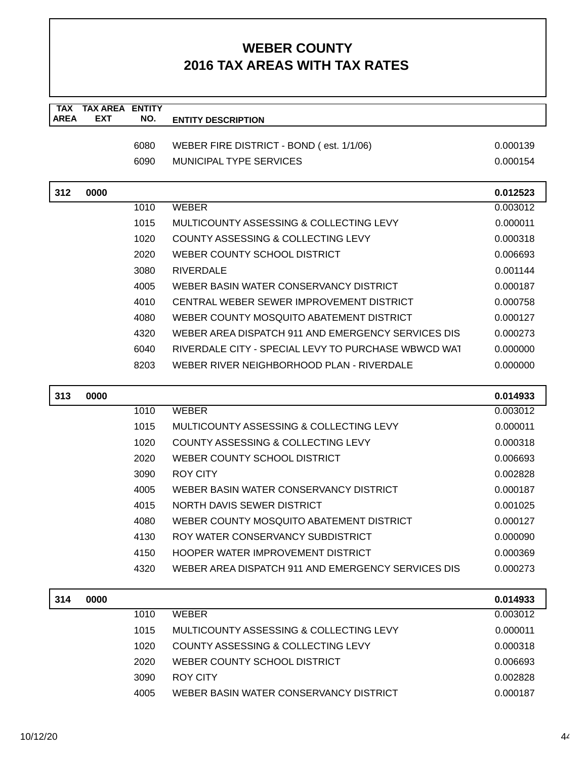# WEBER COUNTY
# 2016 TAX AREAS WITH TAX RATES

| TAX AREA | TAX AREA EXT | ENTITY NO. | ENTITY DESCRIPTION | |
|---|---|---|---|---|
| | | 6080 | WEBER FIRE DISTRICT - BOND ( est. 1/1/06) | 0.000139 |
| | | 6090 | MUNICIPAL TYPE SERVICES | 0.000154 |
| **312** | **0000** | | | **0.012523** |
| | | 1010 | WEBER | 0.003012 |
| | | 1015 | MULTICOUNTY ASSESSING & COLLECTING LEVY | 0.000011 |
| | | 1020 | COUNTY ASSESSING & COLLECTING LEVY | 0.000318 |
| | | 2020 | WEBER COUNTY SCHOOL DISTRICT | 0.006693 |
| | | 3080 | RIVERDALE | 0.001144 |
| | | 4005 | WEBER BASIN WATER CONSERVANCY DISTRICT | 0.000187 |
| | | 4010 | CENTRAL WEBER SEWER IMPROVEMENT DISTRICT | 0.000758 |
| | | 4080 | WEBER COUNTY MOSQUITO ABATEMENT DISTRICT | 0.000127 |
| | | 4320 | WEBER AREA DISPATCH 911 AND EMERGENCY SERVICES DIS | 0.000273 |
| | | 6040 | RIVERDALE CITY - SPECIAL LEVY TO PURCHASE WBWCD WAT | 0.000000 |
| | | 8203 | WEBER RIVER NEIGHBORHOOD PLAN - RIVERDALE | 0.000000 |
| **313** | **0000** | | | **0.014933** |
| | | 1010 | WEBER | 0.003012 |
| | | 1015 | MULTICOUNTY ASSESSING & COLLECTING LEVY | 0.000011 |
| | | 1020 | COUNTY ASSESSING & COLLECTING LEVY | 0.000318 |
| | | 2020 | WEBER COUNTY SCHOOL DISTRICT | 0.006693 |
| | | 3090 | ROY CITY | 0.002828 |
| | | 4005 | WEBER BASIN WATER CONSERVANCY DISTRICT | 0.000187 |
| | | 4015 | NORTH DAVIS SEWER DISTRICT | 0.001025 |
| | | 4080 | WEBER COUNTY MOSQUITO ABATEMENT DISTRICT | 0.000127 |
| | | 4130 | ROY WATER CONSERVANCY SUBDISTRICT | 0.000090 |
| | | 4150 | HOOPER WATER IMPROVEMENT DISTRICT | 0.000369 |
| | | 4320 | WEBER AREA DISPATCH 911 AND EMERGENCY SERVICES DIS | 0.000273 |
| **314** | **0000** | | | **0.014933** |
| | | 1010 | WEBER | 0.003012 |
| | | 1015 | MULTICOUNTY ASSESSING & COLLECTING LEVY | 0.000011 |
| | | 1020 | COUNTY ASSESSING & COLLECTING LEVY | 0.000318 |
| | | 2020 | WEBER COUNTY SCHOOL DISTRICT | 0.006693 |
| | | 3090 | ROY CITY | 0.002828 |
| | | 4005 | WEBER BASIN WATER CONSERVANCY DISTRICT | 0.000187 |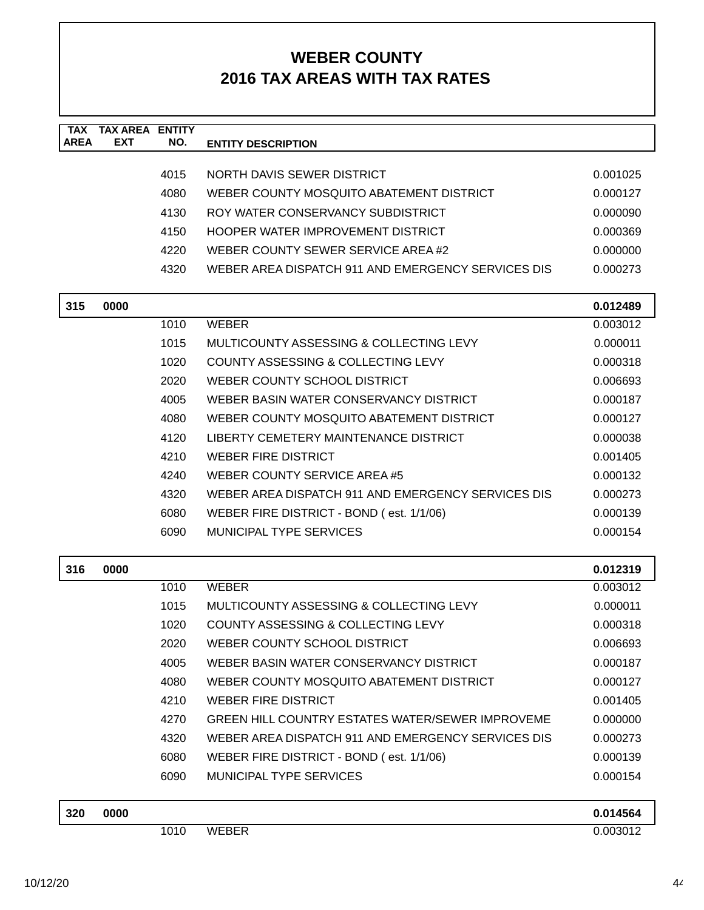# WEBER COUNTY
## 2016 TAX AREAS WITH TAX RATES

| TAX AREA | TAX AREA EXT | ENTITY NO. | ENTITY DESCRIPTION | |
|---|---|---|---|---|
| | | 4015 | NORTH DAVIS SEWER DISTRICT | 0.001025 |
| | | 4080 | WEBER COUNTY MOSQUITO ABATEMENT DISTRICT | 0.000127 |
| | | 4130 | ROY WATER CONSERVANCY SUBDISTRICT | 0.000090 |
| | | 4150 | HOOPER WATER IMPROVEMENT DISTRICT | 0.000369 |
| | | 4220 | WEBER COUNTY SEWER SERVICE AREA #2 | 0.000000 |
| | | 4320 | WEBER AREA DISPATCH 911 AND EMERGENCY SERVICES DIS | 0.000273 |
| **315** | **0000** | | | **0.012489** |
| | | 1010 | WEBER | 0.003012 |
| | | 1015 | MULTICOUNTY ASSESSING & COLLECTING LEVY | 0.000011 |
| | | 1020 | COUNTY ASSESSING & COLLECTING LEVY | 0.000318 |
| | | 2020 | WEBER COUNTY SCHOOL DISTRICT | 0.006693 |
| | | 4005 | WEBER BASIN WATER CONSERVANCY DISTRICT | 0.000187 |
| | | 4080 | WEBER COUNTY MOSQUITO ABATEMENT DISTRICT | 0.000127 |
| | | 4120 | LIBERTY CEMETERY MAINTENANCE DISTRICT | 0.000038 |
| | | 4210 | WEBER FIRE DISTRICT | 0.001405 |
| | | 4240 | WEBER COUNTY SERVICE AREA #5 | 0.000132 |
| | | 4320 | WEBER AREA DISPATCH 911 AND EMERGENCY SERVICES DIS | 0.000273 |
| | | 6080 | WEBER FIRE DISTRICT - BOND ( est. 1/1/06) | 0.000139 |
| | | 6090 | MUNICIPAL TYPE SERVICES | 0.000154 |
| **316** | **0000** | | | **0.012319** |
| | | 1010 | WEBER | 0.003012 |
| | | 1015 | MULTICOUNTY ASSESSING & COLLECTING LEVY | 0.000011 |
| | | 1020 | COUNTY ASSESSING & COLLECTING LEVY | 0.000318 |
| | | 2020 | WEBER COUNTY SCHOOL DISTRICT | 0.006693 |
| | | 4005 | WEBER BASIN WATER CONSERVANCY DISTRICT | 0.000187 |
| | | 4080 | WEBER COUNTY MOSQUITO ABATEMENT DISTRICT | 0.000127 |
| | | 4210 | WEBER FIRE DISTRICT | 0.001405 |
| | | 4270 | GREEN HILL COUNTRY ESTATES WATER/SEWER IMPROVEME | 0.000000 |
| | | 4320 | WEBER AREA DISPATCH 911 AND EMERGENCY SERVICES DIS | 0.000273 |
| | | 6080 | WEBER FIRE DISTRICT - BOND ( est. 1/1/06) | 0.000139 |
| | | 6090 | MUNICIPAL TYPE SERVICES | 0.000154 |
| **320** | **0000** | | | **0.014564** |
| | | 1010 | WEBER | 0.003012 |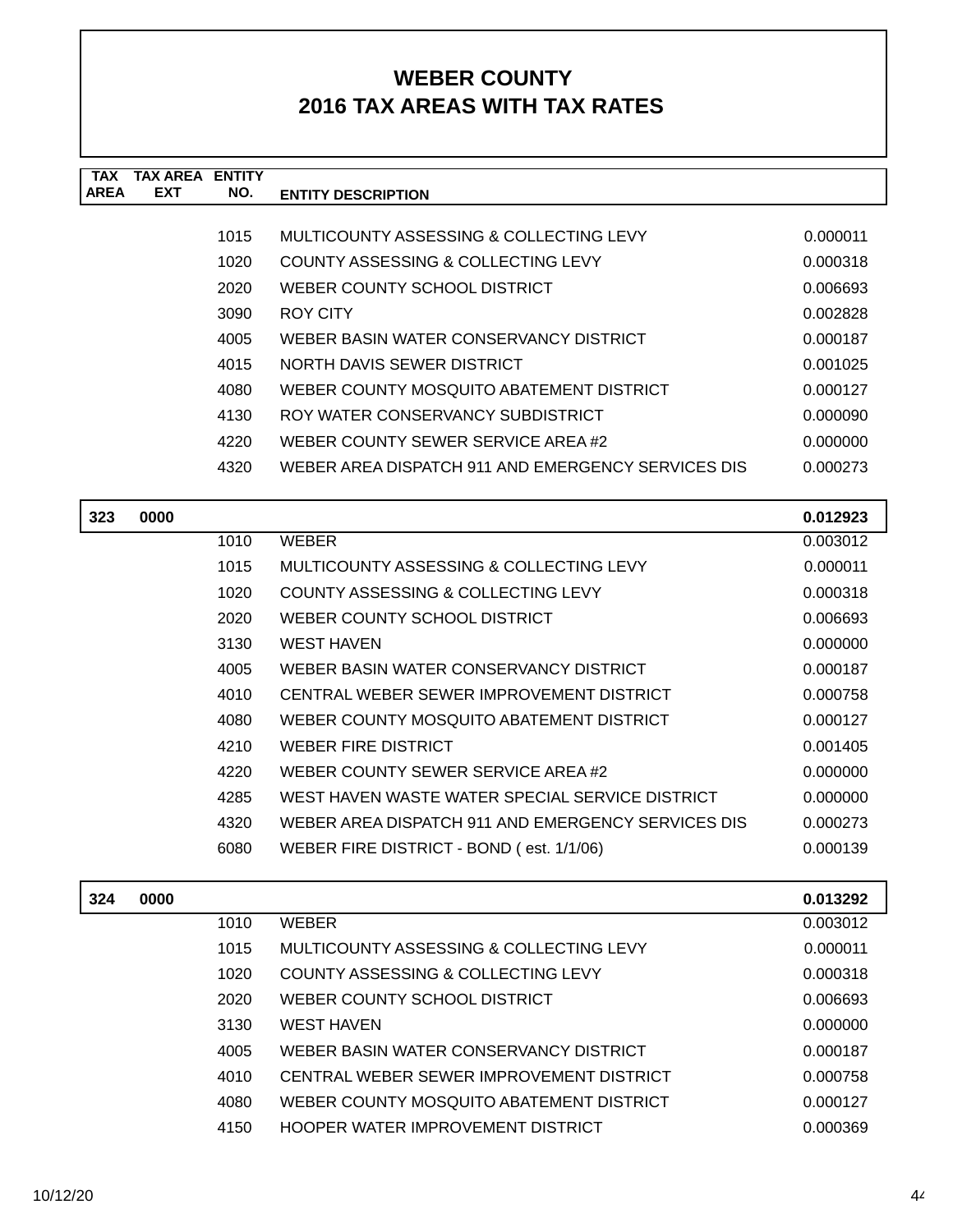# WEBER COUNTY
# 2016 TAX AREAS WITH TAX RATES

| TAX AREA | TAX AREA EXT | ENTITY NO. | ENTITY DESCRIPTION | |
|---|---|---|---|---|
| | | 1015 | MULTICOUNTY ASSESSING & COLLECTING LEVY | 0.000011 |
| | | 1020 | COUNTY ASSESSING & COLLECTING LEVY | 0.000318 |
| | | 2020 | WEBER COUNTY SCHOOL DISTRICT | 0.006693 |
| | | 3090 | ROY CITY | 0.002828 |
| | | 4005 | WEBER BASIN WATER CONSERVANCY DISTRICT | 0.000187 |
| | | 4015 | NORTH DAVIS SEWER DISTRICT | 0.001025 |
| | | 4080 | WEBER COUNTY MOSQUITO ABATEMENT DISTRICT | 0.000127 |
| | | 4130 | ROY WATER CONSERVANCY SUBDISTRICT | 0.000090 |
| | | 4220 | WEBER COUNTY SEWER SERVICE AREA #2 | 0.000000 |
| | | 4320 | WEBER AREA DISPATCH 911 AND EMERGENCY SERVICES DIS | 0.000273 |
| **323** | **0000** | | | **0.012923** |
| | | 1010 | WEBER | 0.003012 |
| | | 1015 | MULTICOUNTY ASSESSING & COLLECTING LEVY | 0.000011 |
| | | 1020 | COUNTY ASSESSING & COLLECTING LEVY | 0.000318 |
| | | 2020 | WEBER COUNTY SCHOOL DISTRICT | 0.006693 |
| | | 3130 | WEST HAVEN | 0.000000 |
| | | 4005 | WEBER BASIN WATER CONSERVANCY DISTRICT | 0.000187 |
| | | 4010 | CENTRAL WEBER SEWER IMPROVEMENT DISTRICT | 0.000758 |
| | | 4080 | WEBER COUNTY MOSQUITO ABATEMENT DISTRICT | 0.000127 |
| | | 4210 | WEBER FIRE DISTRICT | 0.001405 |
| | | 4220 | WEBER COUNTY SEWER SERVICE AREA #2 | 0.000000 |
| | | 4285 | WEST HAVEN WASTE WATER SPECIAL SERVICE DISTRICT | 0.000000 |
| | | 4320 | WEBER AREA DISPATCH 911 AND EMERGENCY SERVICES DIS | 0.000273 |
| | | 6080 | WEBER FIRE DISTRICT - BOND ( est. 1/1/06) | 0.000139 |
| **324** | **0000** | | | **0.013292** |
| | | 1010 | WEBER | 0.003012 |
| | | 1015 | MULTICOUNTY ASSESSING & COLLECTING LEVY | 0.000011 |
| | | 1020 | COUNTY ASSESSING & COLLECTING LEVY | 0.000318 |
| | | 2020 | WEBER COUNTY SCHOOL DISTRICT | 0.006693 |
| | | 3130 | WEST HAVEN | 0.000000 |
| | | 4005 | WEBER BASIN WATER CONSERVANCY DISTRICT | 0.000187 |
| | | 4010 | CENTRAL WEBER SEWER IMPROVEMENT DISTRICT | 0.000758 |
| | | 4080 | WEBER COUNTY MOSQUITO ABATEMENT DISTRICT | 0.000127 |
| | | 4150 | HOOPER WATER IMPROVEMENT DISTRICT | 0.000369 |

10/12/20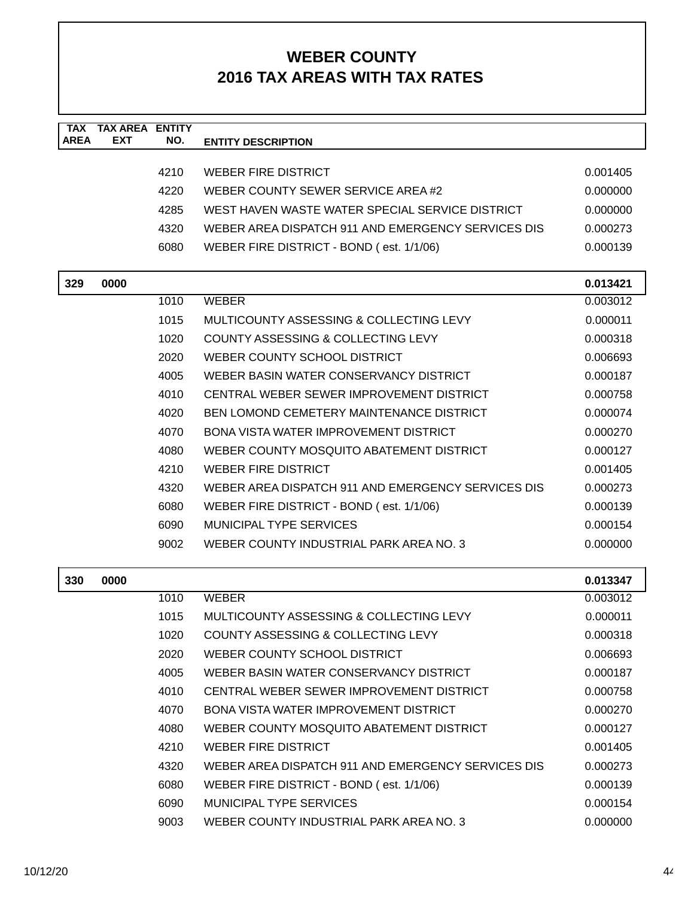# WEBER COUNTY
# 2016 TAX AREAS WITH TAX RATES

| TAX AREA | TAX AREA EXT | ENTITY NO. | ENTITY DESCRIPTION | |
|---|---|---|---|---|
| | | 4210 | WEBER FIRE DISTRICT | 0.001405 |
| | | 4220 | WEBER COUNTY SEWER SERVICE AREA #2 | 0.000000 |
| | | 4285 | WEST HAVEN WASTE WATER SPECIAL SERVICE DISTRICT | 0.000000 |
| | | 4320 | WEBER AREA DISPATCH 911 AND EMERGENCY SERVICES DIS | 0.000273 |
| | | 6080 | WEBER FIRE DISTRICT - BOND ( est. 1/1/06) | 0.000139 |
| **329** | **0000** | | | **0.013421** |
| | | 1010 | WEBER | 0.003012 |
| | | 1015 | MULTICOUNTY ASSESSING & COLLECTING LEVY | 0.000011 |
| | | 1020 | COUNTY ASSESSING & COLLECTING LEVY | 0.000318 |
| | | 2020 | WEBER COUNTY SCHOOL DISTRICT | 0.006693 |
| | | 4005 | WEBER BASIN WATER CONSERVANCY DISTRICT | 0.000187 |
| | | 4010 | CENTRAL WEBER SEWER IMPROVEMENT DISTRICT | 0.000758 |
| | | 4020 | BEN LOMOND CEMETERY MAINTENANCE DISTRICT | 0.000074 |
| | | 4070 | BONA VISTA WATER IMPROVEMENT DISTRICT | 0.000270 |
| | | 4080 | WEBER COUNTY MOSQUITO ABATEMENT DISTRICT | 0.000127 |
| | | 4210 | WEBER FIRE DISTRICT | 0.001405 |
| | | 4320 | WEBER AREA DISPATCH 911 AND EMERGENCY SERVICES DIS | 0.000273 |
| | | 6080 | WEBER FIRE DISTRICT - BOND ( est. 1/1/06) | 0.000139 |
| | | 6090 | MUNICIPAL TYPE SERVICES | 0.000154 |
| | | 9002 | WEBER COUNTY INDUSTRIAL PARK AREA NO. 3 | 0.000000 |
| **330** | **0000** | | | **0.013347** |
| | | 1010 | WEBER | 0.003012 |
| | | 1015 | MULTICOUNTY ASSESSING & COLLECTING LEVY | 0.000011 |
| | | 1020 | COUNTY ASSESSING & COLLECTING LEVY | 0.000318 |
| | | 2020 | WEBER COUNTY SCHOOL DISTRICT | 0.006693 |
| | | 4005 | WEBER BASIN WATER CONSERVANCY DISTRICT | 0.000187 |
| | | 4010 | CENTRAL WEBER SEWER IMPROVEMENT DISTRICT | 0.000758 |
| | | 4070 | BONA VISTA WATER IMPROVEMENT DISTRICT | 0.000270 |
| | | 4080 | WEBER COUNTY MOSQUITO ABATEMENT DISTRICT | 0.000127 |
| | | 4210 | WEBER FIRE DISTRICT | 0.001405 |
| | | 4320 | WEBER AREA DISPATCH 911 AND EMERGENCY SERVICES DIS | 0.000273 |
| | | 6080 | WEBER FIRE DISTRICT - BOND ( est. 1/1/06) | 0.000139 |
| | | 6090 | MUNICIPAL TYPE SERVICES | 0.000154 |
| | | 9003 | WEBER COUNTY INDUSTRIAL PARK AREA NO. 3 | 0.000000 |

10/12/20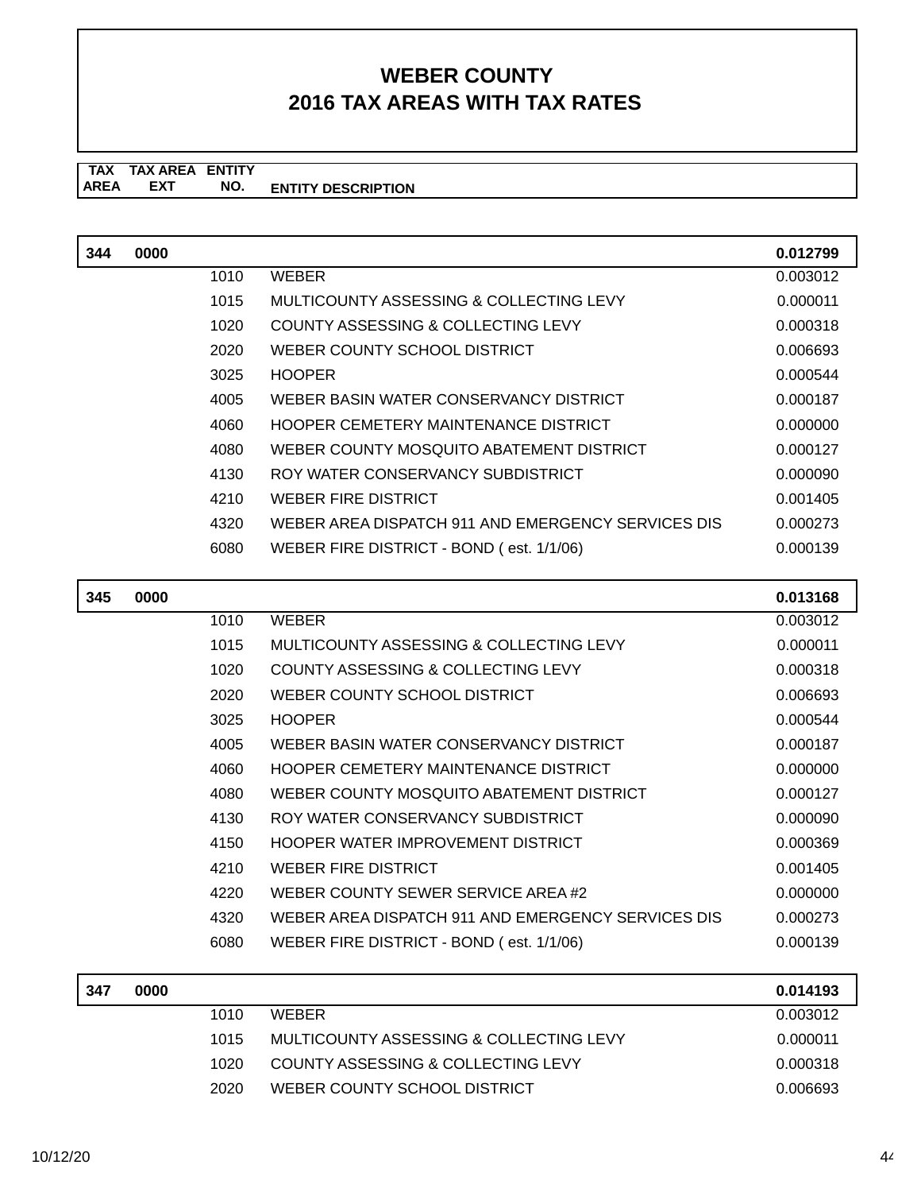# WEBER COUNTY
# 2016 TAX AREAS WITH TAX RATES

| TAX AREA | TAX AREA EXT | ENTITY NO. | ENTITY DESCRIPTION | |
|---|---|---|---|---|
| **344** | **0000** | | | **0.012799** |
| | | 1010 | WEBER | 0.003012 |
| | | 1015 | MULTICOUNTY ASSESSING & COLLECTING LEVY | 0.000011 |
| | | 1020 | COUNTY ASSESSING & COLLECTING LEVY | 0.000318 |
| | | 2020 | WEBER COUNTY SCHOOL DISTRICT | 0.006693 |
| | | 3025 | HOOPER | 0.000544 |
| | | 4005 | WEBER BASIN WATER CONSERVANCY DISTRICT | 0.000187 |
| | | 4060 | HOOPER CEMETERY MAINTENANCE DISTRICT | 0.000000 |
| | | 4080 | WEBER COUNTY MOSQUITO ABATEMENT DISTRICT | 0.000127 |
| | | 4130 | ROY WATER CONSERVANCY SUBDISTRICT | 0.000090 |
| | | 4210 | WEBER FIRE DISTRICT | 0.001405 |
| | | 4320 | WEBER AREA DISPATCH 911 AND EMERGENCY SERVICES DIS | 0.000273 |
| | | 6080 | WEBER FIRE DISTRICT - BOND ( est. 1/1/06) | 0.000139 |
| **345** | **0000** | | | **0.013168** |
| | | 1010 | WEBER | 0.003012 |
| | | 1015 | MULTICOUNTY ASSESSING & COLLECTING LEVY | 0.000011 |
| | | 1020 | COUNTY ASSESSING & COLLECTING LEVY | 0.000318 |
| | | 2020 | WEBER COUNTY SCHOOL DISTRICT | 0.006693 |
| | | 3025 | HOOPER | 0.000544 |
| | | 4005 | WEBER BASIN WATER CONSERVANCY DISTRICT | 0.000187 |
| | | 4060 | HOOPER CEMETERY MAINTENANCE DISTRICT | 0.000000 |
| | | 4080 | WEBER COUNTY MOSQUITO ABATEMENT DISTRICT | 0.000127 |
| | | 4130 | ROY WATER CONSERVANCY SUBDISTRICT | 0.000090 |
| | | 4150 | HOOPER WATER IMPROVEMENT DISTRICT | 0.000369 |
| | | 4210 | WEBER FIRE DISTRICT | 0.001405 |
| | | 4220 | WEBER COUNTY SEWER SERVICE AREA #2 | 0.000000 |
| | | 4320 | WEBER AREA DISPATCH 911 AND EMERGENCY SERVICES DIS | 0.000273 |
| | | 6080 | WEBER FIRE DISTRICT - BOND ( est. 1/1/06) | 0.000139 |
| **347** | **0000** | | | **0.014193** |
| | | 1010 | WEBER | 0.003012 |
| | | 1015 | MULTICOUNTY ASSESSING & COLLECTING LEVY | 0.000011 |
| | | 1020 | COUNTY ASSESSING & COLLECTING LEVY | 0.000318 |
| | | 2020 | WEBER COUNTY SCHOOL DISTRICT | 0.006693 |

10/12/20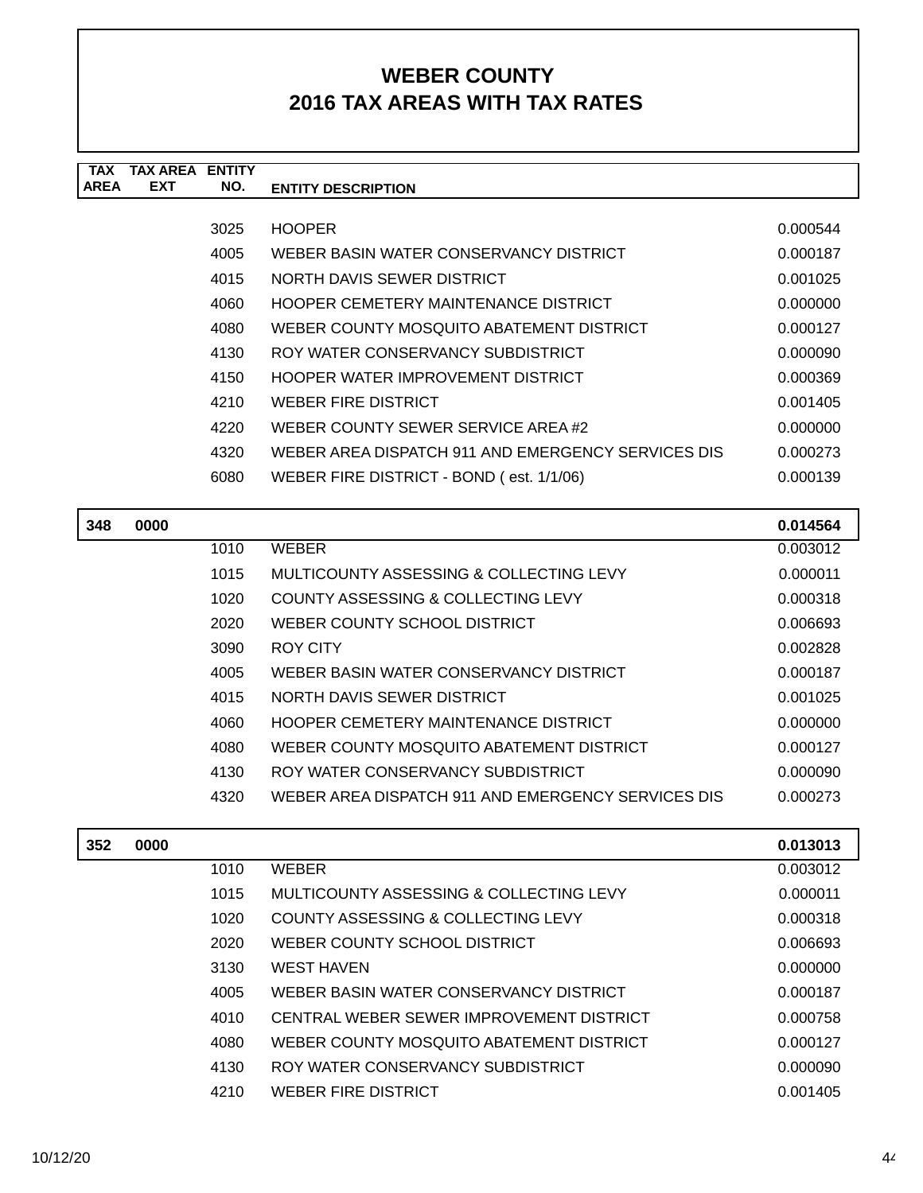# WEBER COUNTY
## 2016 TAX AREAS WITH TAX RATES

| TAX AREA | TAX AREA EXT | ENTITY NO. | ENTITY DESCRIPTION | |
|---|---|---|---|---|
| | | 3025 | HOOPER | 0.000544 |
| | | 4005 | WEBER BASIN WATER CONSERVANCY DISTRICT | 0.000187 |
| | | 4015 | NORTH DAVIS SEWER DISTRICT | 0.001025 |
| | | 4060 | HOOPER CEMETERY MAINTENANCE DISTRICT | 0.000000 |
| | | 4080 | WEBER COUNTY MOSQUITO ABATEMENT DISTRICT | 0.000127 |
| | | 4130 | ROY WATER CONSERVANCY SUBDISTRICT | 0.000090 |
| | | 4150 | HOOPER WATER IMPROVEMENT DISTRICT | 0.000369 |
| | | 4210 | WEBER FIRE DISTRICT | 0.001405 |
| | | 4220 | WEBER COUNTY SEWER SERVICE AREA #2 | 0.000000 |
| | | 4320 | WEBER AREA DISPATCH 911 AND EMERGENCY SERVICES DIS | 0.000273 |
| | | 6080 | WEBER FIRE DISTRICT - BOND ( est. 1/1/06) | 0.000139 |
| **348** | **0000** | | | **0.014564** |
| | | 1010 | WEBER | 0.003012 |
| | | 1015 | MULTICOUNTY ASSESSING & COLLECTING LEVY | 0.000011 |
| | | 1020 | COUNTY ASSESSING & COLLECTING LEVY | 0.000318 |
| | | 2020 | WEBER COUNTY SCHOOL DISTRICT | 0.006693 |
| | | 3090 | ROY CITY | 0.002828 |
| | | 4005 | WEBER BASIN WATER CONSERVANCY DISTRICT | 0.000187 |
| | | 4015 | NORTH DAVIS SEWER DISTRICT | 0.001025 |
| | | 4060 | HOOPER CEMETERY MAINTENANCE DISTRICT | 0.000000 |
| | | 4080 | WEBER COUNTY MOSQUITO ABATEMENT DISTRICT | 0.000127 |
| | | 4130 | ROY WATER CONSERVANCY SUBDISTRICT | 0.000090 |
| | | 4320 | WEBER AREA DISPATCH 911 AND EMERGENCY SERVICES DIS | 0.000273 |
| **352** | **0000** | | | **0.013013** |
| | | 1010 | WEBER | 0.003012 |
| | | 1015 | MULTICOUNTY ASSESSING & COLLECTING LEVY | 0.000011 |
| | | 1020 | COUNTY ASSESSING & COLLECTING LEVY | 0.000318 |
| | | 2020 | WEBER COUNTY SCHOOL DISTRICT | 0.006693 |
| | | 3130 | WEST HAVEN | 0.000000 |
| | | 4005 | WEBER BASIN WATER CONSERVANCY DISTRICT | 0.000187 |
| | | 4010 | CENTRAL WEBER SEWER IMPROVEMENT DISTRICT | 0.000758 |
| | | 4080 | WEBER COUNTY MOSQUITO ABATEMENT DISTRICT | 0.000127 |
| | | 4130 | ROY WATER CONSERVANCY SUBDISTRICT | 0.000090 |
| | | 4210 | WEBER FIRE DISTRICT | 0.001405 |

10/12/20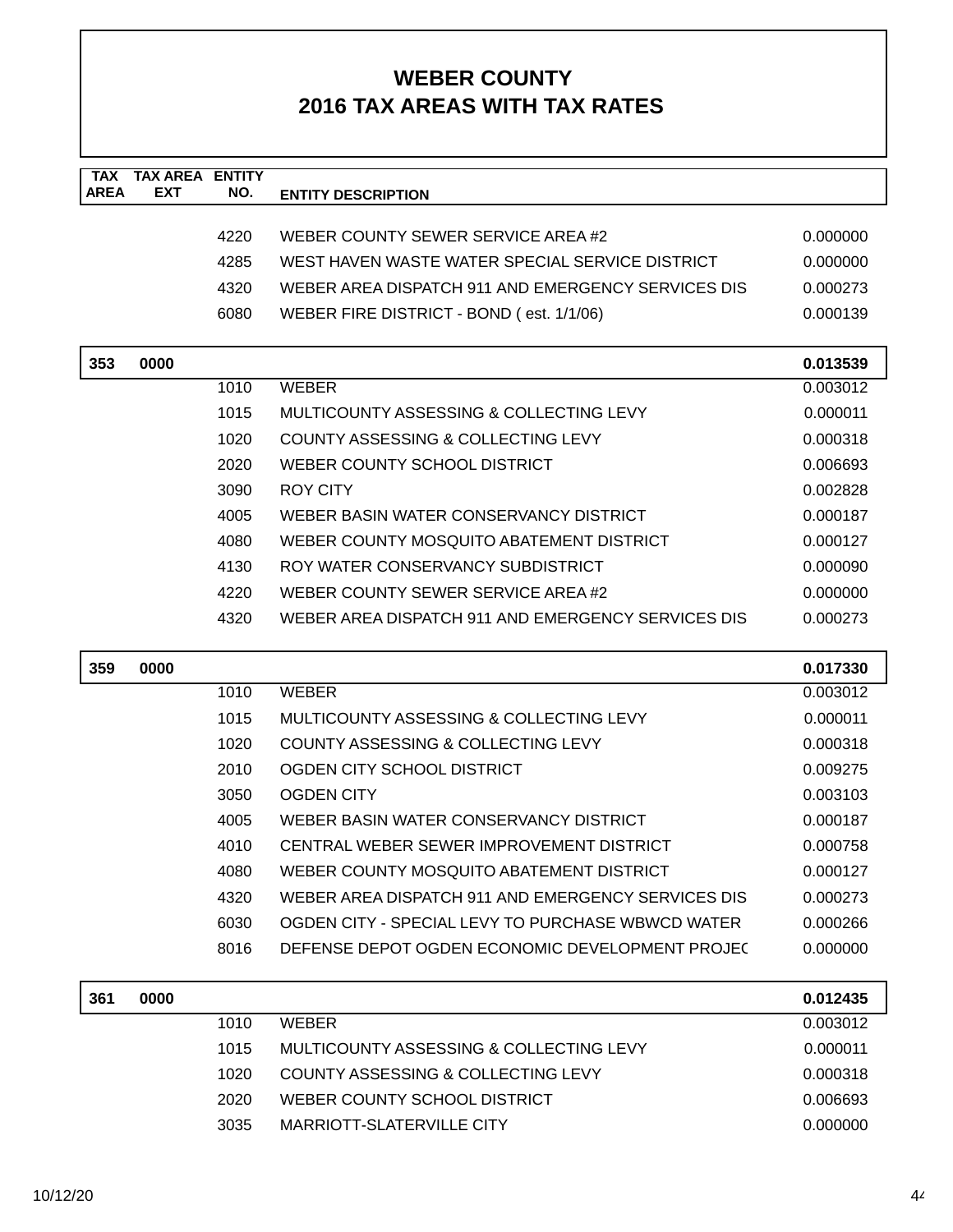# WEBER COUNTY
# 2016 TAX AREAS WITH TAX RATES

| TAX AREA | TAX AREA EXT | ENTITY NO. | ENTITY DESCRIPTION | |
|---|---|---|---|---|
| | | 4220 | WEBER COUNTY SEWER SERVICE AREA #2 | 0.000000 |
| | | 4285 | WEST HAVEN WASTE WATER SPECIAL SERVICE DISTRICT | 0.000000 |
| | | 4320 | WEBER AREA DISPATCH 911 AND EMERGENCY SERVICES DIS | 0.000273 |
| | | 6080 | WEBER FIRE DISTRICT - BOND ( est. 1/1/06) | 0.000139 |
| **353** | **0000** | | | **0.013539** |
| | | 1010 | WEBER | 0.003012 |
| | | 1015 | MULTICOUNTY ASSESSING & COLLECTING LEVY | 0.000011 |
| | | 1020 | COUNTY ASSESSING & COLLECTING LEVY | 0.000318 |
| | | 2020 | WEBER COUNTY SCHOOL DISTRICT | 0.006693 |
| | | 3090 | ROY CITY | 0.002828 |
| | | 4005 | WEBER BASIN WATER CONSERVANCY DISTRICT | 0.000187 |
| | | 4080 | WEBER COUNTY MOSQUITO ABATEMENT DISTRICT | 0.000127 |
| | | 4130 | ROY WATER CONSERVANCY SUBDISTRICT | 0.000090 |
| | | 4220 | WEBER COUNTY SEWER SERVICE AREA #2 | 0.000000 |
| | | 4320 | WEBER AREA DISPATCH 911 AND EMERGENCY SERVICES DIS | 0.000273 |
| **359** | **0000** | | | **0.017330** |
| | | 1010 | WEBER | 0.003012 |
| | | 1015 | MULTICOUNTY ASSESSING & COLLECTING LEVY | 0.000011 |
| | | 1020 | COUNTY ASSESSING & COLLECTING LEVY | 0.000318 |
| | | 2010 | OGDEN CITY SCHOOL DISTRICT | 0.009275 |
| | | 3050 | OGDEN CITY | 0.003103 |
| | | 4005 | WEBER BASIN WATER CONSERVANCY DISTRICT | 0.000187 |
| | | 4010 | CENTRAL WEBER SEWER IMPROVEMENT DISTRICT | 0.000758 |
| | | 4080 | WEBER COUNTY MOSQUITO ABATEMENT DISTRICT | 0.000127 |
| | | 4320 | WEBER AREA DISPATCH 911 AND EMERGENCY SERVICES DIS | 0.000273 |
| | | 6030 | OGDEN CITY - SPECIAL LEVY TO PURCHASE WBWCD WATER | 0.000266 |
| | | 8016 | DEFENSE DEPOT OGDEN ECONOMIC DEVELOPMENT PROJEC | 0.000000 |
| **361** | **0000** | | | **0.012435** |
| | | 1010 | WEBER | 0.003012 |
| | | 1015 | MULTICOUNTY ASSESSING & COLLECTING LEVY | 0.000011 |
| | | 1020 | COUNTY ASSESSING & COLLECTING LEVY | 0.000318 |
| | | 2020 | WEBER COUNTY SCHOOL DISTRICT | 0.006693 |
| | | 3035 | MARRIOTT-SLATERVILLE CITY | 0.000000 |

10/12/20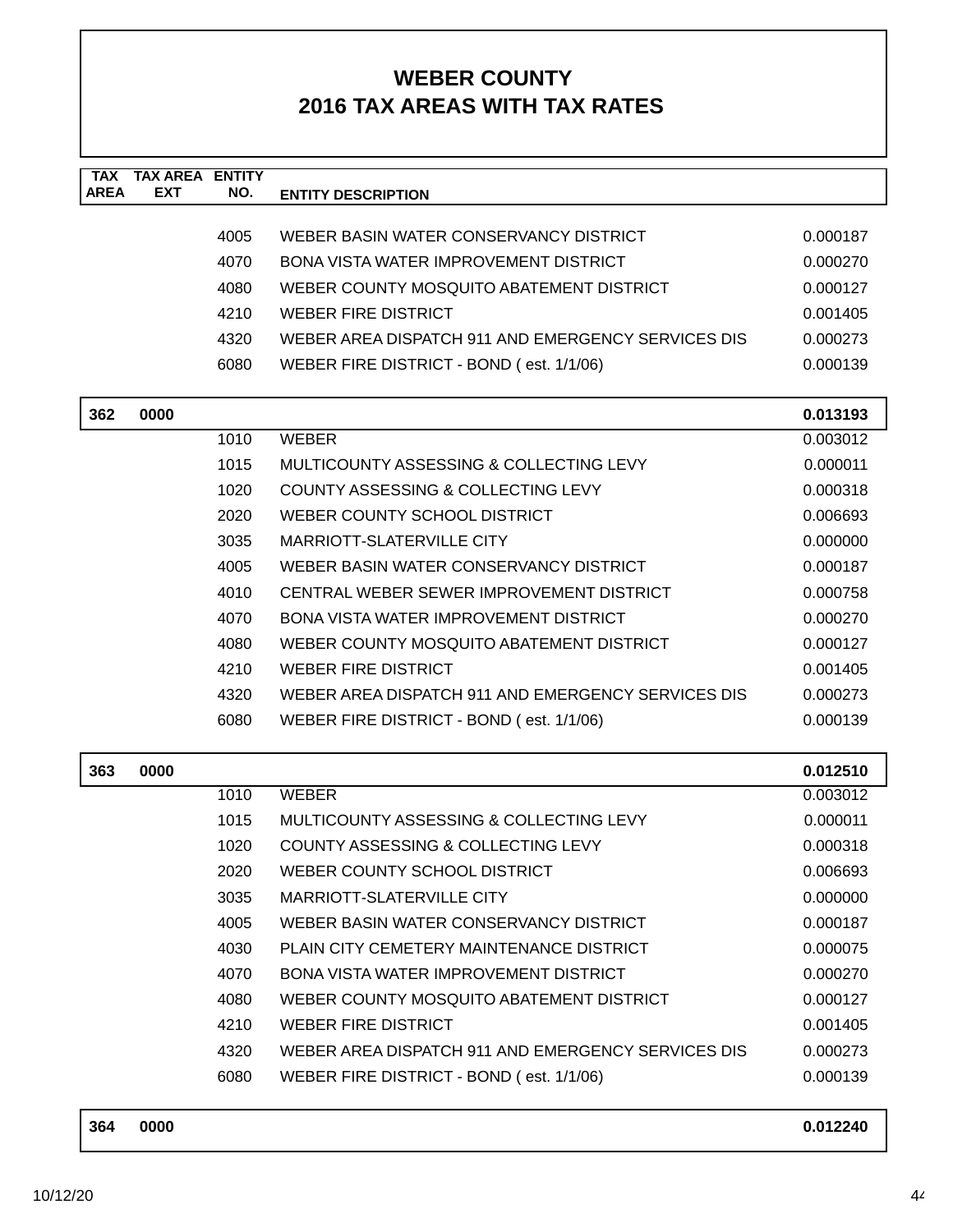# WEBER COUNTY
# 2016 TAX AREAS WITH TAX RATES

| TAX AREA | TAX AREA EXT | ENTITY NO. | ENTITY DESCRIPTION | |
|---|---|---|---|---|
| | | 4005 | WEBER BASIN WATER CONSERVANCY DISTRICT | 0.000187 |
| | | 4070 | BONA VISTA WATER IMPROVEMENT DISTRICT | 0.000270 |
| | | 4080 | WEBER COUNTY MOSQUITO ABATEMENT DISTRICT | 0.000127 |
| | | 4210 | WEBER FIRE DISTRICT | 0.001405 |
| | | 4320 | WEBER AREA DISPATCH 911 AND EMERGENCY SERVICES DIS | 0.000273 |
| | | 6080 | WEBER FIRE DISTRICT - BOND ( est. 1/1/06) | 0.000139 |
| **362** | **0000** | | | **0.013193** |
| | | 1010 | WEBER | 0.003012 |
| | | 1015 | MULTICOUNTY ASSESSING & COLLECTING LEVY | 0.000011 |
| | | 1020 | COUNTY ASSESSING & COLLECTING LEVY | 0.000318 |
| | | 2020 | WEBER COUNTY SCHOOL DISTRICT | 0.006693 |
| | | 3035 | MARRIOTT-SLATERVILLE CITY | 0.000000 |
| | | 4005 | WEBER BASIN WATER CONSERVANCY DISTRICT | 0.000187 |
| | | 4010 | CENTRAL WEBER SEWER IMPROVEMENT DISTRICT | 0.000758 |
| | | 4070 | BONA VISTA WATER IMPROVEMENT DISTRICT | 0.000270 |
| | | 4080 | WEBER COUNTY MOSQUITO ABATEMENT DISTRICT | 0.000127 |
| | | 4210 | WEBER FIRE DISTRICT | 0.001405 |
| | | 4320 | WEBER AREA DISPATCH 911 AND EMERGENCY SERVICES DIS | 0.000273 |
| | | 6080 | WEBER FIRE DISTRICT - BOND ( est. 1/1/06) | 0.000139 |
| **363** | **0000** | | | **0.012510** |
| | | 1010 | WEBER | 0.003012 |
| | | 1015 | MULTICOUNTY ASSESSING & COLLECTING LEVY | 0.000011 |
| | | 1020 | COUNTY ASSESSING & COLLECTING LEVY | 0.000318 |
| | | 2020 | WEBER COUNTY SCHOOL DISTRICT | 0.006693 |
| | | 3035 | MARRIOTT-SLATERVILLE CITY | 0.000000 |
| | | 4005 | WEBER BASIN WATER CONSERVANCY DISTRICT | 0.000187 |
| | | 4030 | PLAIN CITY CEMETERY MAINTENANCE DISTRICT | 0.000075 |
| | | 4070 | BONA VISTA WATER IMPROVEMENT DISTRICT | 0.000270 |
| | | 4080 | WEBER COUNTY MOSQUITO ABATEMENT DISTRICT | 0.000127 |
| | | 4210 | WEBER FIRE DISTRICT | 0.001405 |
| | | 4320 | WEBER AREA DISPATCH 911 AND EMERGENCY SERVICES DIS | 0.000273 |
| | | 6080 | WEBER FIRE DISTRICT - BOND ( est. 1/1/06) | 0.000139 |
| **364** | **0000** | | | **0.012240** |

10/12/20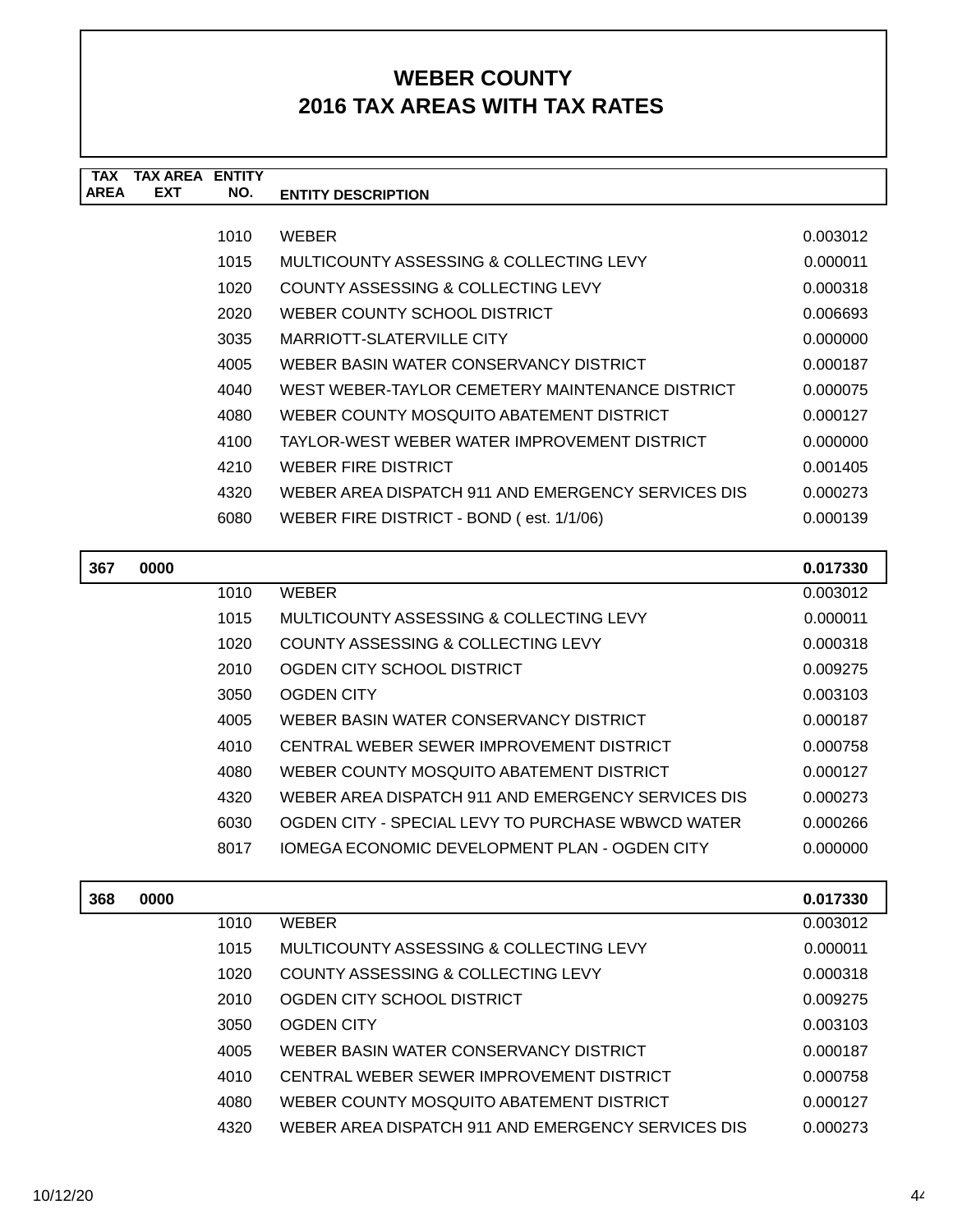# WEBER COUNTY
# 2016 TAX AREAS WITH TAX RATES

| TAX AREA | TAX AREA EXT | ENTITY NO. | ENTITY DESCRIPTION | |
|---|---|---|---|---|
| | | 1010 | WEBER | 0.003012 |
| | | 1015 | MULTICOUNTY ASSESSING & COLLECTING LEVY | 0.000011 |
| | | 1020 | COUNTY ASSESSING & COLLECTING LEVY | 0.000318 |
| | | 2020 | WEBER COUNTY SCHOOL DISTRICT | 0.006693 |
| | | 3035 | MARRIOTT-SLATERVILLE CITY | 0.000000 |
| | | 4005 | WEBER BASIN WATER CONSERVANCY DISTRICT | 0.000187 |
| | | 4040 | WEST WEBER-TAYLOR CEMETERY MAINTENANCE DISTRICT | 0.000075 |
| | | 4080 | WEBER COUNTY MOSQUITO ABATEMENT DISTRICT | 0.000127 |
| | | 4100 | TAYLOR-WEST WEBER WATER IMPROVEMENT DISTRICT | 0.000000 |
| | | 4210 | WEBER FIRE DISTRICT | 0.001405 |
| | | 4320 | WEBER AREA DISPATCH 911 AND EMERGENCY SERVICES DIS | 0.000273 |
| | | 6080 | WEBER FIRE DISTRICT - BOND ( est. 1/1/06) | 0.000139 |
| **367** | **0000** | | | **0.017330** |
| | | 1010 | WEBER | 0.003012 |
| | | 1015 | MULTICOUNTY ASSESSING & COLLECTING LEVY | 0.000011 |
| | | 1020 | COUNTY ASSESSING & COLLECTING LEVY | 0.000318 |
| | | 2010 | OGDEN CITY SCHOOL DISTRICT | 0.009275 |
| | | 3050 | OGDEN CITY | 0.003103 |
| | | 4005 | WEBER BASIN WATER CONSERVANCY DISTRICT | 0.000187 |
| | | 4010 | CENTRAL WEBER SEWER IMPROVEMENT DISTRICT | 0.000758 |
| | | 4080 | WEBER COUNTY MOSQUITO ABATEMENT DISTRICT | 0.000127 |
| | | 4320 | WEBER AREA DISPATCH 911 AND EMERGENCY SERVICES DIS | 0.000273 |
| | | 6030 | OGDEN CITY - SPECIAL LEVY TO PURCHASE WBWCD WATER | 0.000266 |
| | | 8017 | IOMEGA ECONOMIC DEVELOPMENT PLAN - OGDEN CITY | 0.000000 |
| **368** | **0000** | | | **0.017330** |
| | | 1010 | WEBER | 0.003012 |
| | | 1015 | MULTICOUNTY ASSESSING & COLLECTING LEVY | 0.000011 |
| | | 1020 | COUNTY ASSESSING & COLLECTING LEVY | 0.000318 |
| | | 2010 | OGDEN CITY SCHOOL DISTRICT | 0.009275 |
| | | 3050 | OGDEN CITY | 0.003103 |
| | | 4005 | WEBER BASIN WATER CONSERVANCY DISTRICT | 0.000187 |
| | | 4010 | CENTRAL WEBER SEWER IMPROVEMENT DISTRICT | 0.000758 |
| | | 4080 | WEBER COUNTY MOSQUITO ABATEMENT DISTRICT | 0.000127 |
| | | 4320 | WEBER AREA DISPATCH 911 AND EMERGENCY SERVICES DIS | 0.000273 |

10/12/20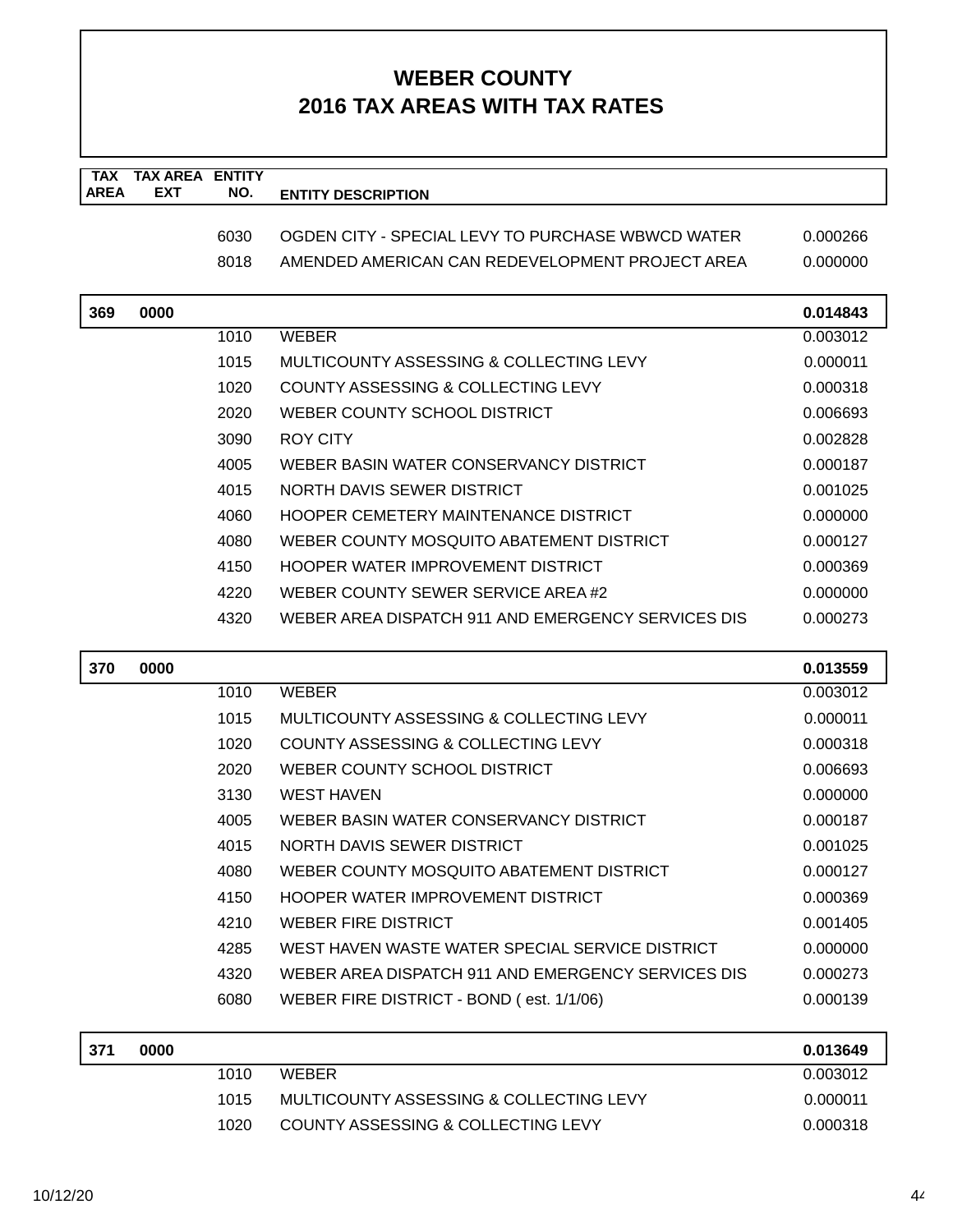# WEBER COUNTY
# 2016 TAX AREAS WITH TAX RATES

| TAX AREA | TAX AREA EXT | ENTITY NO. | ENTITY DESCRIPTION | |
|---|---|---|---|---|
| | | 6030 | OGDEN CITY - SPECIAL LEVY TO PURCHASE WBWCD WATER | 0.000266 |
| | | 8018 | AMENDED AMERICAN CAN REDEVELOPMENT PROJECT AREA | 0.000000 |
| **369** | **0000** | | | **0.014843** |
| | | 1010 | WEBER | 0.003012 |
| | | 1015 | MULTICOUNTY ASSESSING & COLLECTING LEVY | 0.000011 |
| | | 1020 | COUNTY ASSESSING & COLLECTING LEVY | 0.000318 |
| | | 2020 | WEBER COUNTY SCHOOL DISTRICT | 0.006693 |
| | | 3090 | ROY CITY | 0.002828 |
| | | 4005 | WEBER BASIN WATER CONSERVANCY DISTRICT | 0.000187 |
| | | 4015 | NORTH DAVIS SEWER DISTRICT | 0.001025 |
| | | 4060 | HOOPER CEMETERY MAINTENANCE DISTRICT | 0.000000 |
| | | 4080 | WEBER COUNTY MOSQUITO ABATEMENT DISTRICT | 0.000127 |
| | | 4150 | HOOPER WATER IMPROVEMENT DISTRICT | 0.000369 |
| | | 4220 | WEBER COUNTY SEWER SERVICE AREA #2 | 0.000000 |
| | | 4320 | WEBER AREA DISPATCH 911 AND EMERGENCY SERVICES DIS | 0.000273 |
| **370** | **0000** | | | **0.013559** |
| | | 1010 | WEBER | 0.003012 |
| | | 1015 | MULTICOUNTY ASSESSING & COLLECTING LEVY | 0.000011 |
| | | 1020 | COUNTY ASSESSING & COLLECTING LEVY | 0.000318 |
| | | 2020 | WEBER COUNTY SCHOOL DISTRICT | 0.006693 |
| | | 3130 | WEST HAVEN | 0.000000 |
| | | 4005 | WEBER BASIN WATER CONSERVANCY DISTRICT | 0.000187 |
| | | 4015 | NORTH DAVIS SEWER DISTRICT | 0.001025 |
| | | 4080 | WEBER COUNTY MOSQUITO ABATEMENT DISTRICT | 0.000127 |
| | | 4150 | HOOPER WATER IMPROVEMENT DISTRICT | 0.000369 |
| | | 4210 | WEBER FIRE DISTRICT | 0.001405 |
| | | 4285 | WEST HAVEN WASTE WATER SPECIAL SERVICE DISTRICT | 0.000000 |
| | | 4320 | WEBER AREA DISPATCH 911 AND EMERGENCY SERVICES DIS | 0.000273 |
| | | 6080 | WEBER FIRE DISTRICT - BOND ( est. 1/1/06) | 0.000139 |
| **371** | **0000** | | | **0.013649** |
| | | 1010 | WEBER | 0.003012 |
| | | 1015 | MULTICOUNTY ASSESSING & COLLECTING LEVY | 0.000011 |
| | | 1020 | COUNTY ASSESSING & COLLECTING LEVY | 0.000318 |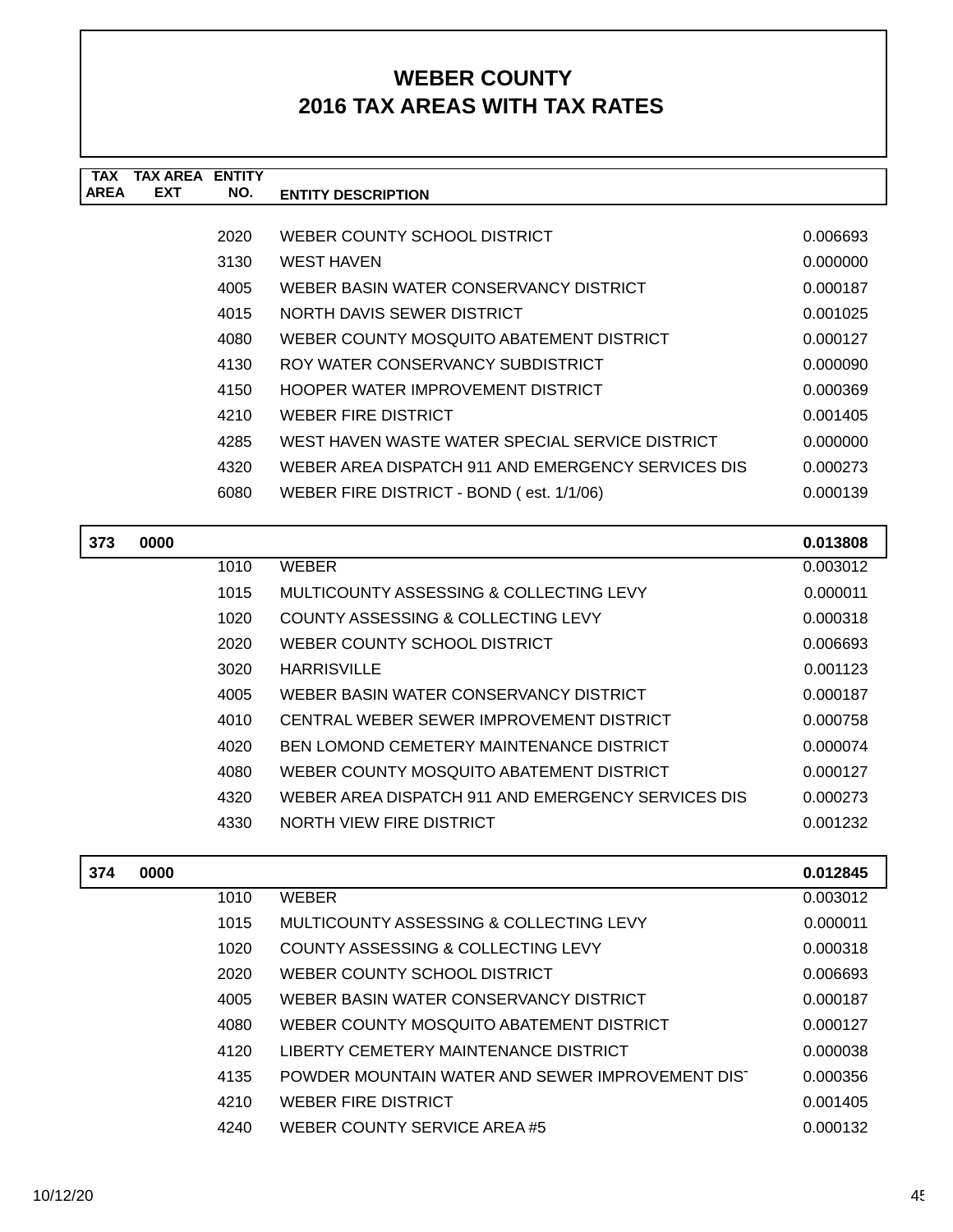# WEBER COUNTY
# 2016 TAX AREAS WITH TAX RATES

| TAX AREA | TAX AREA EXT | ENTITY NO. | ENTITY DESCRIPTION | |
|---|---|---|---|---|
| | | 2020 | WEBER COUNTY SCHOOL DISTRICT | 0.006693 |
| | | 3130 | WEST HAVEN | 0.000000 |
| | | 4005 | WEBER BASIN WATER CONSERVANCY DISTRICT | 0.000187 |
| | | 4015 | NORTH DAVIS SEWER DISTRICT | 0.001025 |
| | | 4080 | WEBER COUNTY MOSQUITO ABATEMENT DISTRICT | 0.000127 |
| | | 4130 | ROY WATER CONSERVANCY SUBDISTRICT | 0.000090 |
| | | 4150 | HOOPER WATER IMPROVEMENT DISTRICT | 0.000369 |
| | | 4210 | WEBER FIRE DISTRICT | 0.001405 |
| | | 4285 | WEST HAVEN WASTE WATER SPECIAL SERVICE DISTRICT | 0.000000 |
| | | 4320 | WEBER AREA DISPATCH 911 AND EMERGENCY SERVICES DIS | 0.000273 |
| | | 6080 | WEBER FIRE DISTRICT - BOND ( est. 1/1/06) | 0.000139 |
| **373** | **0000** | | | **0.013808** |
| | | 1010 | WEBER | 0.003012 |
| | | 1015 | MULTICOUNTY ASSESSING & COLLECTING LEVY | 0.000011 |
| | | 1020 | COUNTY ASSESSING & COLLECTING LEVY | 0.000318 |
| | | 2020 | WEBER COUNTY SCHOOL DISTRICT | 0.006693 |
| | | 3020 | HARRISVILLE | 0.001123 |
| | | 4005 | WEBER BASIN WATER CONSERVANCY DISTRICT | 0.000187 |
| | | 4010 | CENTRAL WEBER SEWER IMPROVEMENT DISTRICT | 0.000758 |
| | | 4020 | BEN LOMOND CEMETERY MAINTENANCE DISTRICT | 0.000074 |
| | | 4080 | WEBER COUNTY MOSQUITO ABATEMENT DISTRICT | 0.000127 |
| | | 4320 | WEBER AREA DISPATCH 911 AND EMERGENCY SERVICES DIS | 0.000273 |
| | | 4330 | NORTH VIEW FIRE DISTRICT | 0.001232 |
| **374** | **0000** | | | **0.012845** |
| | | 1010 | WEBER | 0.003012 |
| | | 1015 | MULTICOUNTY ASSESSING & COLLECTING LEVY | 0.000011 |
| | | 1020 | COUNTY ASSESSING & COLLECTING LEVY | 0.000318 |
| | | 2020 | WEBER COUNTY SCHOOL DISTRICT | 0.006693 |
| | | 4005 | WEBER BASIN WATER CONSERVANCY DISTRICT | 0.000187 |
| | | 4080 | WEBER COUNTY MOSQUITO ABATEMENT DISTRICT | 0.000127 |
| | | 4120 | LIBERTY CEMETERY MAINTENANCE DISTRICT | 0.000038 |
| | | 4135 | POWDER MOUNTAIN WATER AND SEWER IMPROVEMENT DIST | 0.000356 |
| | | 4210 | WEBER FIRE DISTRICT | 0.001405 |
| | | 4240 | WEBER COUNTY SERVICE AREA #5 | 0.000132 |

10/12/20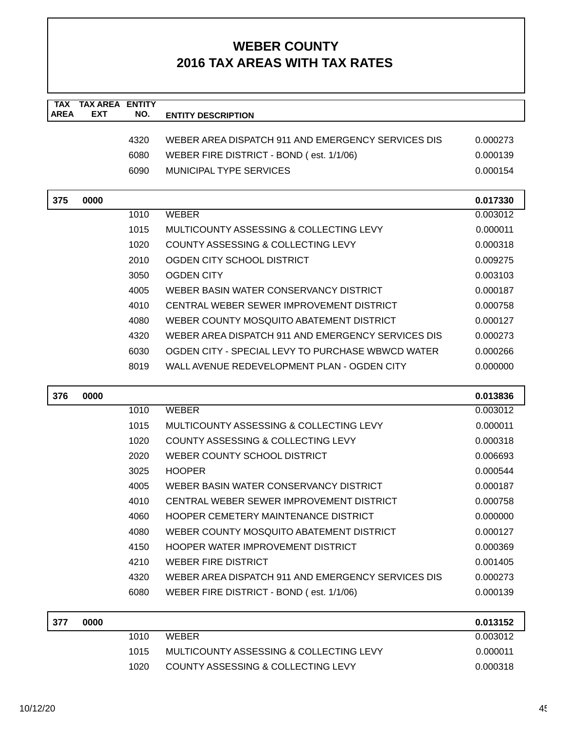# WEBER COUNTY
# 2016 TAX AREAS WITH TAX RATES

| TAX AREA | TAX AREA EXT | ENTITY NO. | ENTITY DESCRIPTION | |
|---|---|---|---|---|
| | | 4320 | WEBER AREA DISPATCH 911 AND EMERGENCY SERVICES DIS | 0.000273 |
| | | 6080 | WEBER FIRE DISTRICT - BOND ( est. 1/1/06) | 0.000139 |
| | | 6090 | MUNICIPAL TYPE SERVICES | 0.000154 |
| **375** | **0000** | | | **0.017330** |
| | | 1010 | WEBER | 0.003012 |
| | | 1015 | MULTICOUNTY ASSESSING & COLLECTING LEVY | 0.000011 |
| | | 1020 | COUNTY ASSESSING & COLLECTING LEVY | 0.000318 |
| | | 2010 | OGDEN CITY SCHOOL DISTRICT | 0.009275 |
| | | 3050 | OGDEN CITY | 0.003103 |
| | | 4005 | WEBER BASIN WATER CONSERVANCY DISTRICT | 0.000187 |
| | | 4010 | CENTRAL WEBER SEWER IMPROVEMENT DISTRICT | 0.000758 |
| | | 4080 | WEBER COUNTY MOSQUITO ABATEMENT DISTRICT | 0.000127 |
| | | 4320 | WEBER AREA DISPATCH 911 AND EMERGENCY SERVICES DIS | 0.000273 |
| | | 6030 | OGDEN CITY - SPECIAL LEVY TO PURCHASE WBWCD WATER | 0.000266 |
| | | 8019 | WALL AVENUE REDEVELOPMENT PLAN - OGDEN CITY | 0.000000 |
| **376** | **0000** | | | **0.013836** |
| | | 1010 | WEBER | 0.003012 |
| | | 1015 | MULTICOUNTY ASSESSING & COLLECTING LEVY | 0.000011 |
| | | 1020 | COUNTY ASSESSING & COLLECTING LEVY | 0.000318 |
| | | 2020 | WEBER COUNTY SCHOOL DISTRICT | 0.006693 |
| | | 3025 | HOOPER | 0.000544 |
| | | 4005 | WEBER BASIN WATER CONSERVANCY DISTRICT | 0.000187 |
| | | 4010 | CENTRAL WEBER SEWER IMPROVEMENT DISTRICT | 0.000758 |
| | | 4060 | HOOPER CEMETERY MAINTENANCE DISTRICT | 0.000000 |
| | | 4080 | WEBER COUNTY MOSQUITO ABATEMENT DISTRICT | 0.000127 |
| | | 4150 | HOOPER WATER IMPROVEMENT DISTRICT | 0.000369 |
| | | 4210 | WEBER FIRE DISTRICT | 0.001405 |
| | | 4320 | WEBER AREA DISPATCH 911 AND EMERGENCY SERVICES DIS | 0.000273 |
| | | 6080 | WEBER FIRE DISTRICT - BOND ( est. 1/1/06) | 0.000139 |
| **377** | **0000** | | | **0.013152** |
| | | 1010 | WEBER | 0.003012 |
| | | 1015 | MULTICOUNTY ASSESSING & COLLECTING LEVY | 0.000011 |
| | | 1020 | COUNTY ASSESSING & COLLECTING LEVY | 0.000318 |

10/12/20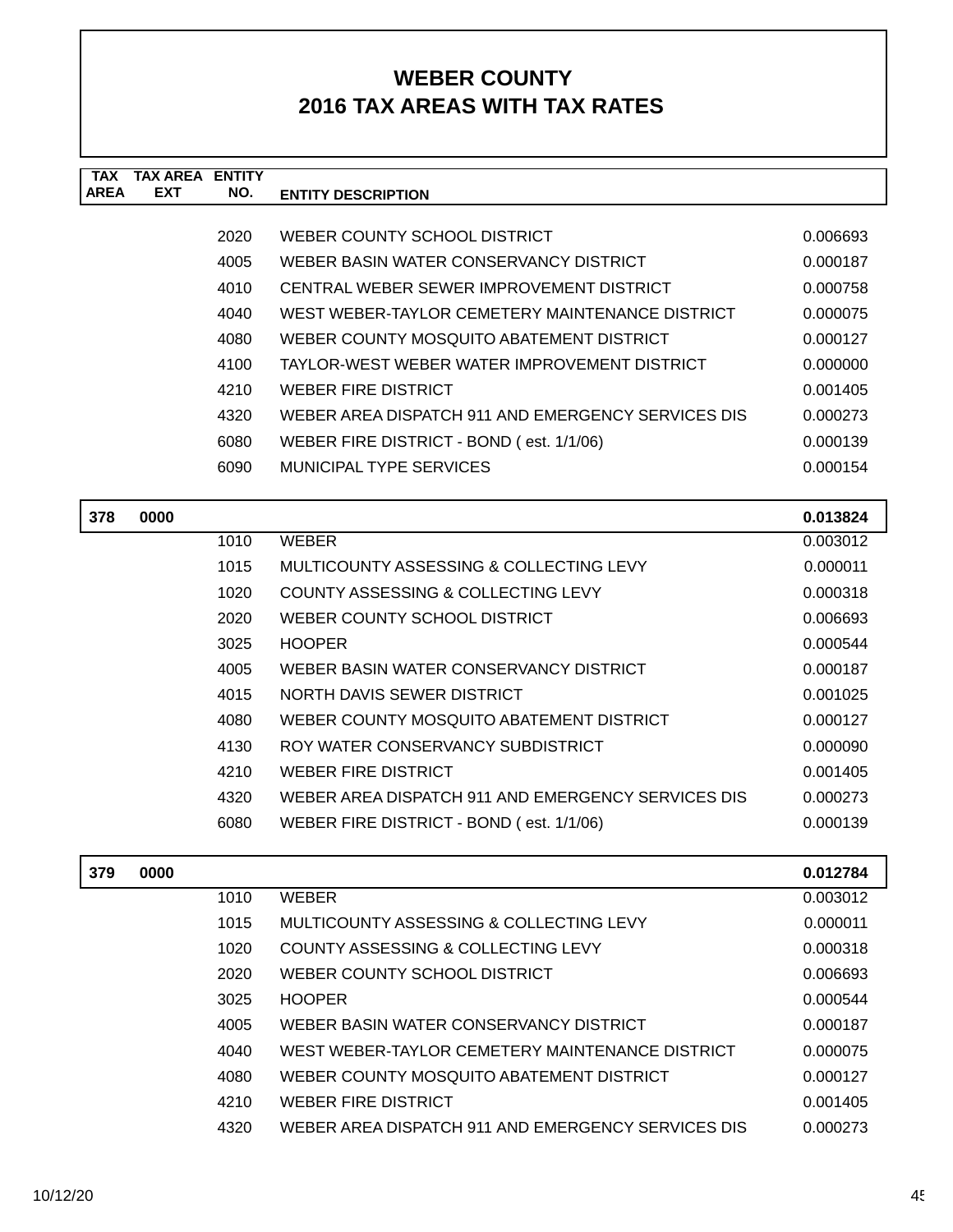# WEBER COUNTY
# 2016 TAX AREAS WITH TAX RATES

| TAX AREA | TAX AREA EXT | ENTITY NO. | ENTITY DESCRIPTION | |
|---|---|---|---|---|
| | | 2020 | WEBER COUNTY SCHOOL DISTRICT | 0.006693 |
| | | 4005 | WEBER BASIN WATER CONSERVANCY DISTRICT | 0.000187 |
| | | 4010 | CENTRAL WEBER SEWER IMPROVEMENT DISTRICT | 0.000758 |
| | | 4040 | WEST WEBER-TAYLOR CEMETERY MAINTENANCE DISTRICT | 0.000075 |
| | | 4080 | WEBER COUNTY MOSQUITO ABATEMENT DISTRICT | 0.000127 |
| | | 4100 | TAYLOR-WEST WEBER WATER IMPROVEMENT DISTRICT | 0.000000 |
| | | 4210 | WEBER FIRE DISTRICT | 0.001405 |
| | | 4320 | WEBER AREA DISPATCH 911 AND EMERGENCY SERVICES DIS | 0.000273 |
| | | 6080 | WEBER FIRE DISTRICT - BOND ( est. 1/1/06) | 0.000139 |
| | | 6090 | MUNICIPAL TYPE SERVICES | 0.000154 |
| **378** | **0000** | | | **0.013824** |
| | | 1010 | WEBER | 0.003012 |
| | | 1015 | MULTICOUNTY ASSESSING & COLLECTING LEVY | 0.000011 |
| | | 1020 | COUNTY ASSESSING & COLLECTING LEVY | 0.000318 |
| | | 2020 | WEBER COUNTY SCHOOL DISTRICT | 0.006693 |
| | | 3025 | HOOPER | 0.000544 |
| | | 4005 | WEBER BASIN WATER CONSERVANCY DISTRICT | 0.000187 |
| | | 4015 | NORTH DAVIS SEWER DISTRICT | 0.001025 |
| | | 4080 | WEBER COUNTY MOSQUITO ABATEMENT DISTRICT | 0.000127 |
| | | 4130 | ROY WATER CONSERVANCY SUBDISTRICT | 0.000090 |
| | | 4210 | WEBER FIRE DISTRICT | 0.001405 |
| | | 4320 | WEBER AREA DISPATCH 911 AND EMERGENCY SERVICES DIS | 0.000273 |
| | | 6080 | WEBER FIRE DISTRICT - BOND ( est. 1/1/06) | 0.000139 |
| **379** | **0000** | | | **0.012784** |
| | | 1010 | WEBER | 0.003012 |
| | | 1015 | MULTICOUNTY ASSESSING & COLLECTING LEVY | 0.000011 |
| | | 1020 | COUNTY ASSESSING & COLLECTING LEVY | 0.000318 |
| | | 2020 | WEBER COUNTY SCHOOL DISTRICT | 0.006693 |
| | | 3025 | HOOPER | 0.000544 |
| | | 4005 | WEBER BASIN WATER CONSERVANCY DISTRICT | 0.000187 |
| | | 4040 | WEST WEBER-TAYLOR CEMETERY MAINTENANCE DISTRICT | 0.000075 |
| | | 4080 | WEBER COUNTY MOSQUITO ABATEMENT DISTRICT | 0.000127 |
| | | 4210 | WEBER FIRE DISTRICT | 0.001405 |
| | | 4320 | WEBER AREA DISPATCH 911 AND EMERGENCY SERVICES DIS | 0.000273 |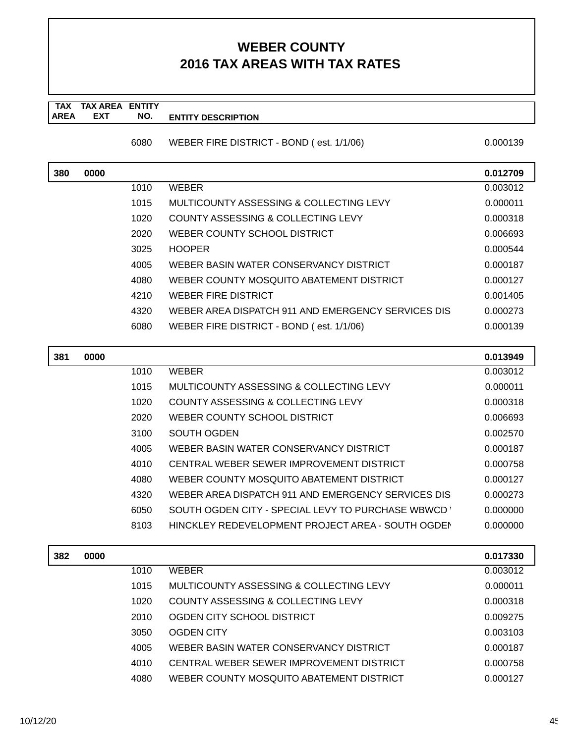# WEBER COUNTY
# 2016 TAX AREAS WITH TAX RATES

| TAX AREA | TAX AREA EXT | ENTITY NO. | ENTITY DESCRIPTION | |
|---|---|---|---|---|
| | | 6080 | WEBER FIRE DISTRICT - BOND ( est. 1/1/06) | 0.000139 |
| **380** | **0000** | | | **0.012709** |
| | | 1010 | WEBER | 0.003012 |
| | | 1015 | MULTICOUNTY ASSESSING & COLLECTING LEVY | 0.000011 |
| | | 1020 | COUNTY ASSESSING & COLLECTING LEVY | 0.000318 |
| | | 2020 | WEBER COUNTY SCHOOL DISTRICT | 0.006693 |
| | | 3025 | HOOPER | 0.000544 |
| | | 4005 | WEBER BASIN WATER CONSERVANCY DISTRICT | 0.000187 |
| | | 4080 | WEBER COUNTY MOSQUITO ABATEMENT DISTRICT | 0.000127 |
| | | 4210 | WEBER FIRE DISTRICT | 0.001405 |
| | | 4320 | WEBER AREA DISPATCH 911 AND EMERGENCY SERVICES DIS | 0.000273 |
| | | 6080 | WEBER FIRE DISTRICT - BOND ( est. 1/1/06) | 0.000139 |
| **381** | **0000** | | | **0.013949** |
| | | 1010 | WEBER | 0.003012 |
| | | 1015 | MULTICOUNTY ASSESSING & COLLECTING LEVY | 0.000011 |
| | | 1020 | COUNTY ASSESSING & COLLECTING LEVY | 0.000318 |
| | | 2020 | WEBER COUNTY SCHOOL DISTRICT | 0.006693 |
| | | 3100 | SOUTH OGDEN | 0.002570 |
| | | 4005 | WEBER BASIN WATER CONSERVANCY DISTRICT | 0.000187 |
| | | 4010 | CENTRAL WEBER SEWER IMPROVEMENT DISTRICT | 0.000758 |
| | | 4080 | WEBER COUNTY MOSQUITO ABATEMENT DISTRICT | 0.000127 |
| | | 4320 | WEBER AREA DISPATCH 911 AND EMERGENCY SERVICES DIS | 0.000273 |
| | | 6050 | SOUTH OGDEN CITY - SPECIAL LEVY TO PURCHASE WBWCD ' | 0.000000 |
| | | 8103 | HINCKLEY REDEVELOPMENT PROJECT AREA - SOUTH OGDEN | 0.000000 |
| **382** | **0000** | | | **0.017330** |
| | | 1010 | WEBER | 0.003012 |
| | | 1015 | MULTICOUNTY ASSESSING & COLLECTING LEVY | 0.000011 |
| | | 1020 | COUNTY ASSESSING & COLLECTING LEVY | 0.000318 |
| | | 2010 | OGDEN CITY SCHOOL DISTRICT | 0.009275 |
| | | 3050 | OGDEN CITY | 0.003103 |
| | | 4005 | WEBER BASIN WATER CONSERVANCY DISTRICT | 0.000187 |
| | | 4010 | CENTRAL WEBER SEWER IMPROVEMENT DISTRICT | 0.000758 |
| | | 4080 | WEBER COUNTY MOSQUITO ABATEMENT DISTRICT | 0.000127 |

10/12/20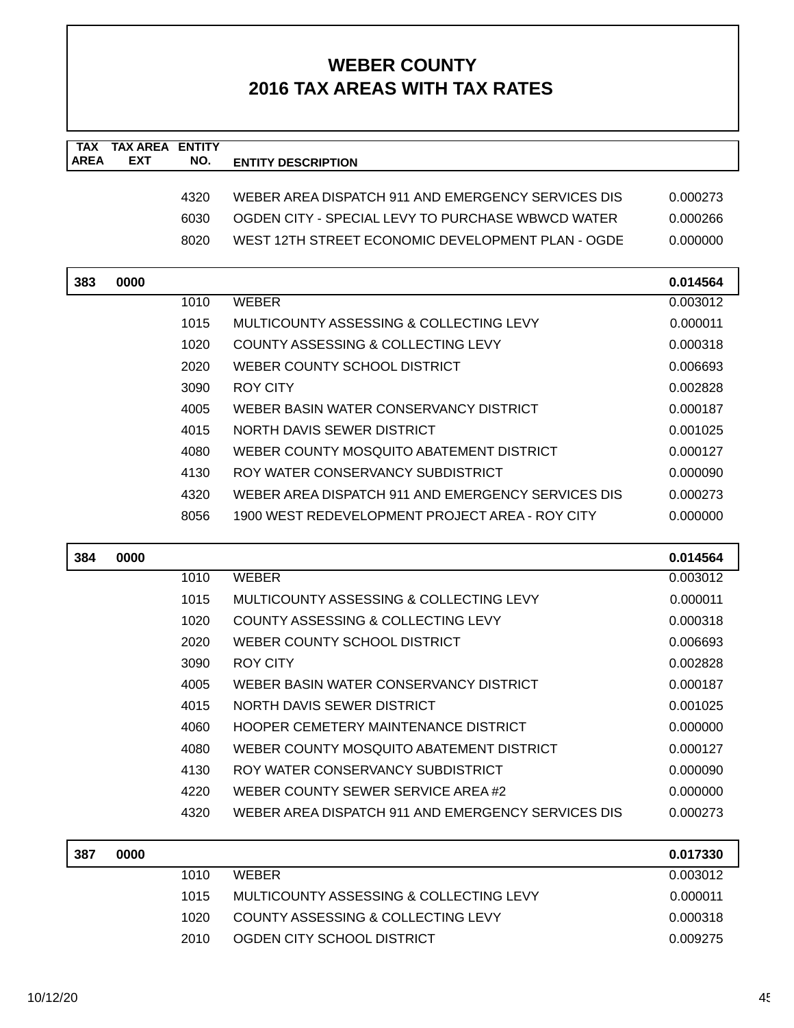# WEBER COUNTY
# 2016 TAX AREAS WITH TAX RATES

| TAX AREA | TAX AREA EXT | ENTITY NO. | ENTITY DESCRIPTION | |
|---|---|---|---|---|
| | | 4320 | WEBER AREA DISPATCH 911 AND EMERGENCY SERVICES DIS | 0.000273 |
| | | 6030 | OGDEN CITY - SPECIAL LEVY TO PURCHASE WBWCD WATER | 0.000266 |
| | | 8020 | WEST 12TH STREET ECONOMIC DEVELOPMENT PLAN - OGDE | 0.000000 |
| **383** | **0000** | | | **0.014564** |
| | | 1010 | WEBER | 0.003012 |
| | | 1015 | MULTICOUNTY ASSESSING & COLLECTING LEVY | 0.000011 |
| | | 1020 | COUNTY ASSESSING & COLLECTING LEVY | 0.000318 |
| | | 2020 | WEBER COUNTY SCHOOL DISTRICT | 0.006693 |
| | | 3090 | ROY CITY | 0.002828 |
| | | 4005 | WEBER BASIN WATER CONSERVANCY DISTRICT | 0.000187 |
| | | 4015 | NORTH DAVIS SEWER DISTRICT | 0.001025 |
| | | 4080 | WEBER COUNTY MOSQUITO ABATEMENT DISTRICT | 0.000127 |
| | | 4130 | ROY WATER CONSERVANCY SUBDISTRICT | 0.000090 |
| | | 4320 | WEBER AREA DISPATCH 911 AND EMERGENCY SERVICES DIS | 0.000273 |
| | | 8056 | 1900 WEST REDEVELOPMENT PROJECT AREA - ROY CITY | 0.000000 |
| **384** | **0000** | | | **0.014564** |
| | | 1010 | WEBER | 0.003012 |
| | | 1015 | MULTICOUNTY ASSESSING & COLLECTING LEVY | 0.000011 |
| | | 1020 | COUNTY ASSESSING & COLLECTING LEVY | 0.000318 |
| | | 2020 | WEBER COUNTY SCHOOL DISTRICT | 0.006693 |
| | | 3090 | ROY CITY | 0.002828 |
| | | 4005 | WEBER BASIN WATER CONSERVANCY DISTRICT | 0.000187 |
| | | 4015 | NORTH DAVIS SEWER DISTRICT | 0.001025 |
| | | 4060 | HOOPER CEMETERY MAINTENANCE DISTRICT | 0.000000 |
| | | 4080 | WEBER COUNTY MOSQUITO ABATEMENT DISTRICT | 0.000127 |
| | | 4130 | ROY WATER CONSERVANCY SUBDISTRICT | 0.000090 |
| | | 4220 | WEBER COUNTY SEWER SERVICE AREA #2 | 0.000000 |
| | | 4320 | WEBER AREA DISPATCH 911 AND EMERGENCY SERVICES DIS | 0.000273 |
| **387** | **0000** | | | **0.017330** |
| | | 1010 | WEBER | 0.003012 |
| | | 1015 | MULTICOUNTY ASSESSING & COLLECTING LEVY | 0.000011 |
| | | 1020 | COUNTY ASSESSING & COLLECTING LEVY | 0.000318 |
| | | 2010 | OGDEN CITY SCHOOL DISTRICT | 0.009275 |

10/12/20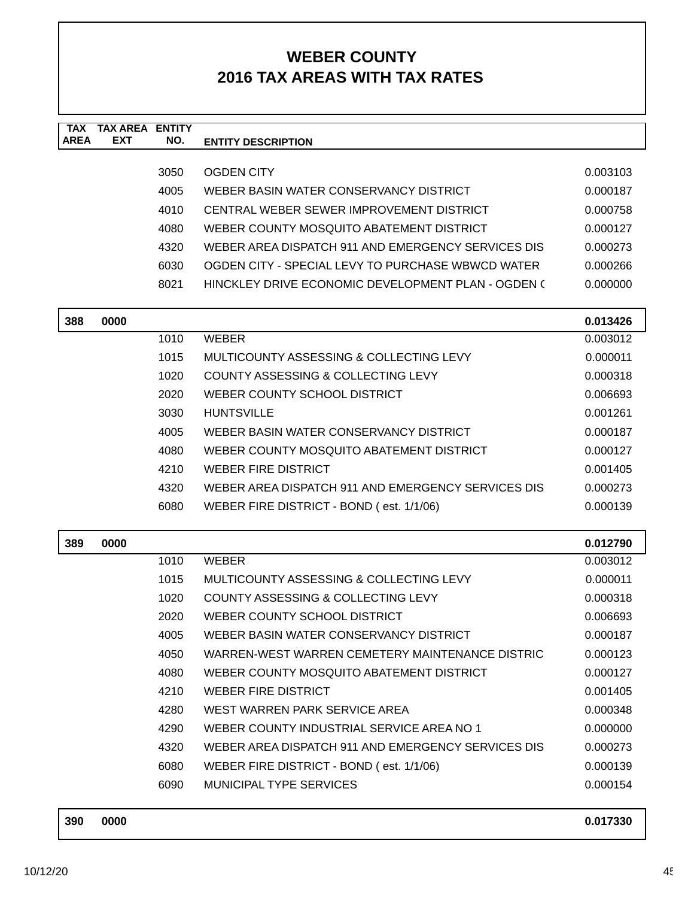# WEBER COUNTY
# 2016 TAX AREAS WITH TAX RATES

| TAX AREA | TAX AREA EXT | ENTITY NO. | ENTITY DESCRIPTION | |
|---|---|---|---|---|
| | | 3050 | OGDEN CITY | 0.003103 |
| | | 4005 | WEBER BASIN WATER CONSERVANCY DISTRICT | 0.000187 |
| | | 4010 | CENTRAL WEBER SEWER IMPROVEMENT DISTRICT | 0.000758 |
| | | 4080 | WEBER COUNTY MOSQUITO ABATEMENT DISTRICT | 0.000127 |
| | | 4320 | WEBER AREA DISPATCH 911 AND EMERGENCY SERVICES DIS | 0.000273 |
| | | 6030 | OGDEN CITY - SPECIAL LEVY TO PURCHASE WBWCD WATER | 0.000266 |
| | | 8021 | HINCKLEY DRIVE ECONOMIC DEVELOPMENT PLAN - OGDEN C | 0.000000 |
| **388** | **0000** | | | **0.013426** |
| | | 1010 | WEBER | 0.003012 |
| | | 1015 | MULTICOUNTY ASSESSING & COLLECTING LEVY | 0.000011 |
| | | 1020 | COUNTY ASSESSING & COLLECTING LEVY | 0.000318 |
| | | 2020 | WEBER COUNTY SCHOOL DISTRICT | 0.006693 |
| | | 3030 | HUNTSVILLE | 0.001261 |
| | | 4005 | WEBER BASIN WATER CONSERVANCY DISTRICT | 0.000187 |
| | | 4080 | WEBER COUNTY MOSQUITO ABATEMENT DISTRICT | 0.000127 |
| | | 4210 | WEBER FIRE DISTRICT | 0.001405 |
| | | 4320 | WEBER AREA DISPATCH 911 AND EMERGENCY SERVICES DIS | 0.000273 |
| | | 6080 | WEBER FIRE DISTRICT - BOND ( est. 1/1/06) | 0.000139 |
| **389** | **0000** | | | **0.012790** |
| | | 1010 | WEBER | 0.003012 |
| | | 1015 | MULTICOUNTY ASSESSING & COLLECTING LEVY | 0.000011 |
| | | 1020 | COUNTY ASSESSING & COLLECTING LEVY | 0.000318 |
| | | 2020 | WEBER COUNTY SCHOOL DISTRICT | 0.006693 |
| | | 4005 | WEBER BASIN WATER CONSERVANCY DISTRICT | 0.000187 |
| | | 4050 | WARREN-WEST WARREN CEMETERY MAINTENANCE DISTRIC | 0.000123 |
| | | 4080 | WEBER COUNTY MOSQUITO ABATEMENT DISTRICT | 0.000127 |
| | | 4210 | WEBER FIRE DISTRICT | 0.001405 |
| | | 4280 | WEST WARREN PARK SERVICE AREA | 0.000348 |
| | | 4290 | WEBER COUNTY INDUSTRIAL SERVICE AREA NO 1 | 0.000000 |
| | | 4320 | WEBER AREA DISPATCH 911 AND EMERGENCY SERVICES DIS | 0.000273 |
| | | 6080 | WEBER FIRE DISTRICT - BOND ( est. 1/1/06) | 0.000139 |
| | | 6090 | MUNICIPAL TYPE SERVICES | 0.000154 |
| **390** | **0000** | | | **0.017330** |

10/12/20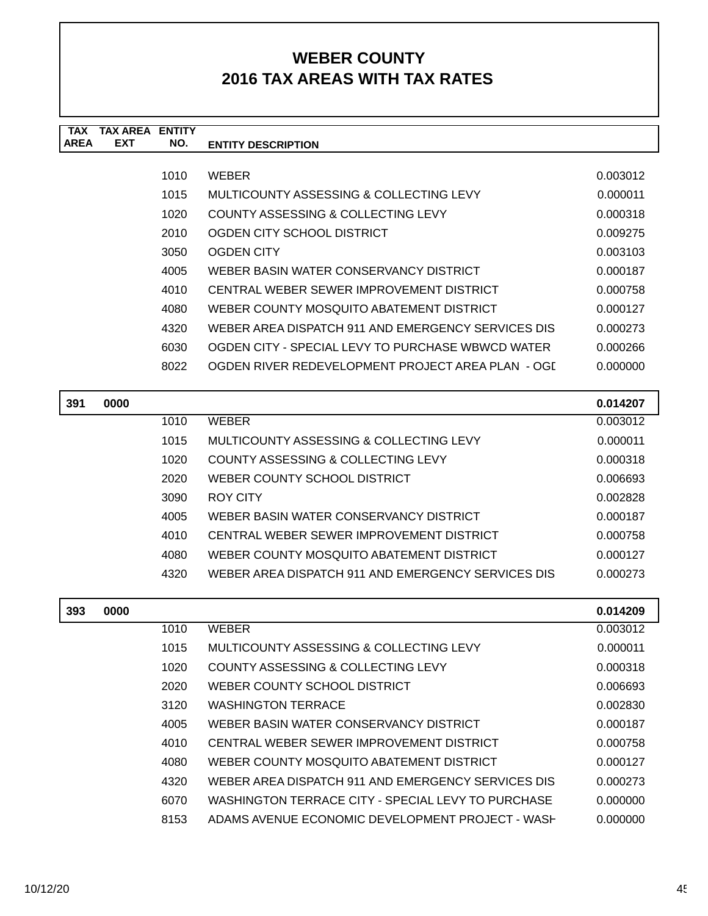# WEBER COUNTY
## 2016 TAX AREAS WITH TAX RATES

| TAX AREA | TAX AREA EXT | ENTITY NO. | ENTITY DESCRIPTION | |
|---|---|---|---|---|
| | | 1010 | WEBER | 0.003012 |
| | | 1015 | MULTICOUNTY ASSESSING & COLLECTING LEVY | 0.000011 |
| | | 1020 | COUNTY ASSESSING & COLLECTING LEVY | 0.000318 |
| | | 2010 | OGDEN CITY SCHOOL DISTRICT | 0.009275 |
| | | 3050 | OGDEN CITY | 0.003103 |
| | | 4005 | WEBER BASIN WATER CONSERVANCY DISTRICT | 0.000187 |
| | | 4010 | CENTRAL WEBER SEWER IMPROVEMENT DISTRICT | 0.000758 |
| | | 4080 | WEBER COUNTY MOSQUITO ABATEMENT DISTRICT | 0.000127 |
| | | 4320 | WEBER AREA DISPATCH 911 AND EMERGENCY SERVICES DIS | 0.000273 |
| | | 6030 | OGDEN CITY - SPECIAL LEVY TO PURCHASE WBWCD WATER | 0.000266 |
| | | 8022 | OGDEN RIVER REDEVELOPMENT PROJECT AREA PLAN - OGD | 0.000000 |
| **391** | **0000** | | | **0.014207** |
| | | 1010 | WEBER | 0.003012 |
| | | 1015 | MULTICOUNTY ASSESSING & COLLECTING LEVY | 0.000011 |
| | | 1020 | COUNTY ASSESSING & COLLECTING LEVY | 0.000318 |
| | | 2020 | WEBER COUNTY SCHOOL DISTRICT | 0.006693 |
| | | 3090 | ROY CITY | 0.002828 |
| | | 4005 | WEBER BASIN WATER CONSERVANCY DISTRICT | 0.000187 |
| | | 4010 | CENTRAL WEBER SEWER IMPROVEMENT DISTRICT | 0.000758 |
| | | 4080 | WEBER COUNTY MOSQUITO ABATEMENT DISTRICT | 0.000127 |
| | | 4320 | WEBER AREA DISPATCH 911 AND EMERGENCY SERVICES DIS | 0.000273 |
| **393** | **0000** | | | **0.014209** |
| | | 1010 | WEBER | 0.003012 |
| | | 1015 | MULTICOUNTY ASSESSING & COLLECTING LEVY | 0.000011 |
| | | 1020 | COUNTY ASSESSING & COLLECTING LEVY | 0.000318 |
| | | 2020 | WEBER COUNTY SCHOOL DISTRICT | 0.006693 |
| | | 3120 | WASHINGTON TERRACE | 0.002830 |
| | | 4005 | WEBER BASIN WATER CONSERVANCY DISTRICT | 0.000187 |
| | | 4010 | CENTRAL WEBER SEWER IMPROVEMENT DISTRICT | 0.000758 |
| | | 4080 | WEBER COUNTY MOSQUITO ABATEMENT DISTRICT | 0.000127 |
| | | 4320 | WEBER AREA DISPATCH 911 AND EMERGENCY SERVICES DIS | 0.000273 |
| | | 6070 | WASHINGTON TERRACE CITY - SPECIAL LEVY TO PURCHASE | 0.000000 |
| | | 8153 | ADAMS AVENUE ECONOMIC DEVELOPMENT PROJECT - WASH | 0.000000 |

10/12/20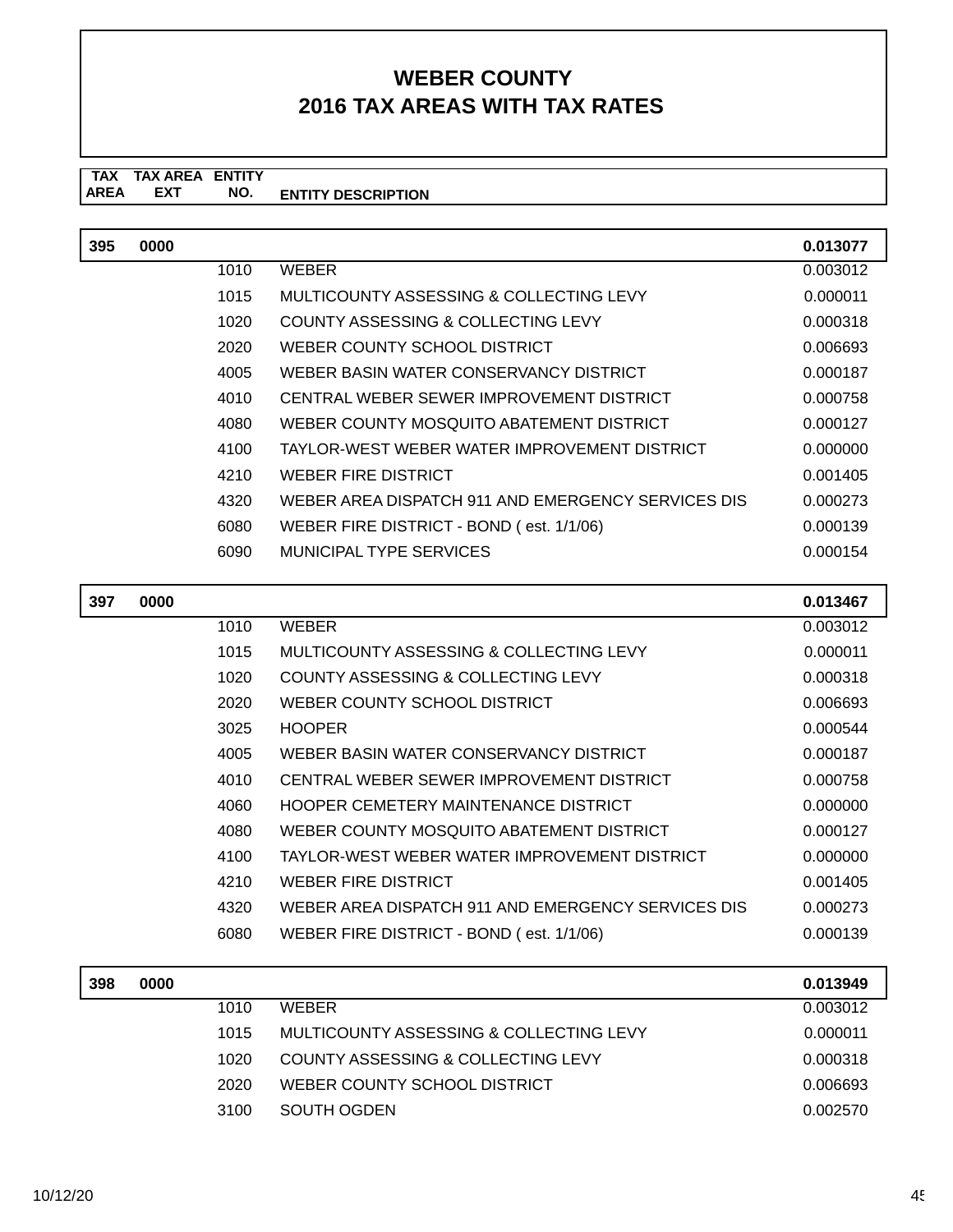# WEBER COUNTY
# 2016 TAX AREAS WITH TAX RATES

| TAX AREA | TAX AREA EXT | ENTITY NO. | ENTITY DESCRIPTION | |
|---|---|---|---|---|
| **395** | **0000** | | | **0.013077** |
| | | 1010 | WEBER | 0.003012 |
| | | 1015 | MULTICOUNTY ASSESSING & COLLECTING LEVY | 0.000011 |
| | | 1020 | COUNTY ASSESSING & COLLECTING LEVY | 0.000318 |
| | | 2020 | WEBER COUNTY SCHOOL DISTRICT | 0.006693 |
| | | 4005 | WEBER BASIN WATER CONSERVANCY DISTRICT | 0.000187 |
| | | 4010 | CENTRAL WEBER SEWER IMPROVEMENT DISTRICT | 0.000758 |
| | | 4080 | WEBER COUNTY MOSQUITO ABATEMENT DISTRICT | 0.000127 |
| | | 4100 | TAYLOR-WEST WEBER WATER IMPROVEMENT DISTRICT | 0.000000 |
| | | 4210 | WEBER FIRE DISTRICT | 0.001405 |
| | | 4320 | WEBER AREA DISPATCH 911 AND EMERGENCY SERVICES DIS | 0.000273 |
| | | 6080 | WEBER FIRE DISTRICT - BOND ( est. 1/1/06) | 0.000139 |
| | | 6090 | MUNICIPAL TYPE SERVICES | 0.000154 |
| **397** | **0000** | | | **0.013467** |
| | | 1010 | WEBER | 0.003012 |
| | | 1015 | MULTICOUNTY ASSESSING & COLLECTING LEVY | 0.000011 |
| | | 1020 | COUNTY ASSESSING & COLLECTING LEVY | 0.000318 |
| | | 2020 | WEBER COUNTY SCHOOL DISTRICT | 0.006693 |
| | | 3025 | HOOPER | 0.000544 |
| | | 4005 | WEBER BASIN WATER CONSERVANCY DISTRICT | 0.000187 |
| | | 4010 | CENTRAL WEBER SEWER IMPROVEMENT DISTRICT | 0.000758 |
| | | 4060 | HOOPER CEMETERY MAINTENANCE DISTRICT | 0.000000 |
| | | 4080 | WEBER COUNTY MOSQUITO ABATEMENT DISTRICT | 0.000127 |
| | | 4100 | TAYLOR-WEST WEBER WATER IMPROVEMENT DISTRICT | 0.000000 |
| | | 4210 | WEBER FIRE DISTRICT | 0.001405 |
| | | 4320 | WEBER AREA DISPATCH 911 AND EMERGENCY SERVICES DIS | 0.000273 |
| | | 6080 | WEBER FIRE DISTRICT - BOND ( est. 1/1/06) | 0.000139 |
| **398** | **0000** | | | **0.013949** |
| | | 1010 | WEBER | 0.003012 |
| | | 1015 | MULTICOUNTY ASSESSING & COLLECTING LEVY | 0.000011 |
| | | 1020 | COUNTY ASSESSING & COLLECTING LEVY | 0.000318 |
| | | 2020 | WEBER COUNTY SCHOOL DISTRICT | 0.006693 |
| | | 3100 | SOUTH OGDEN | 0.002570 |

10/12/20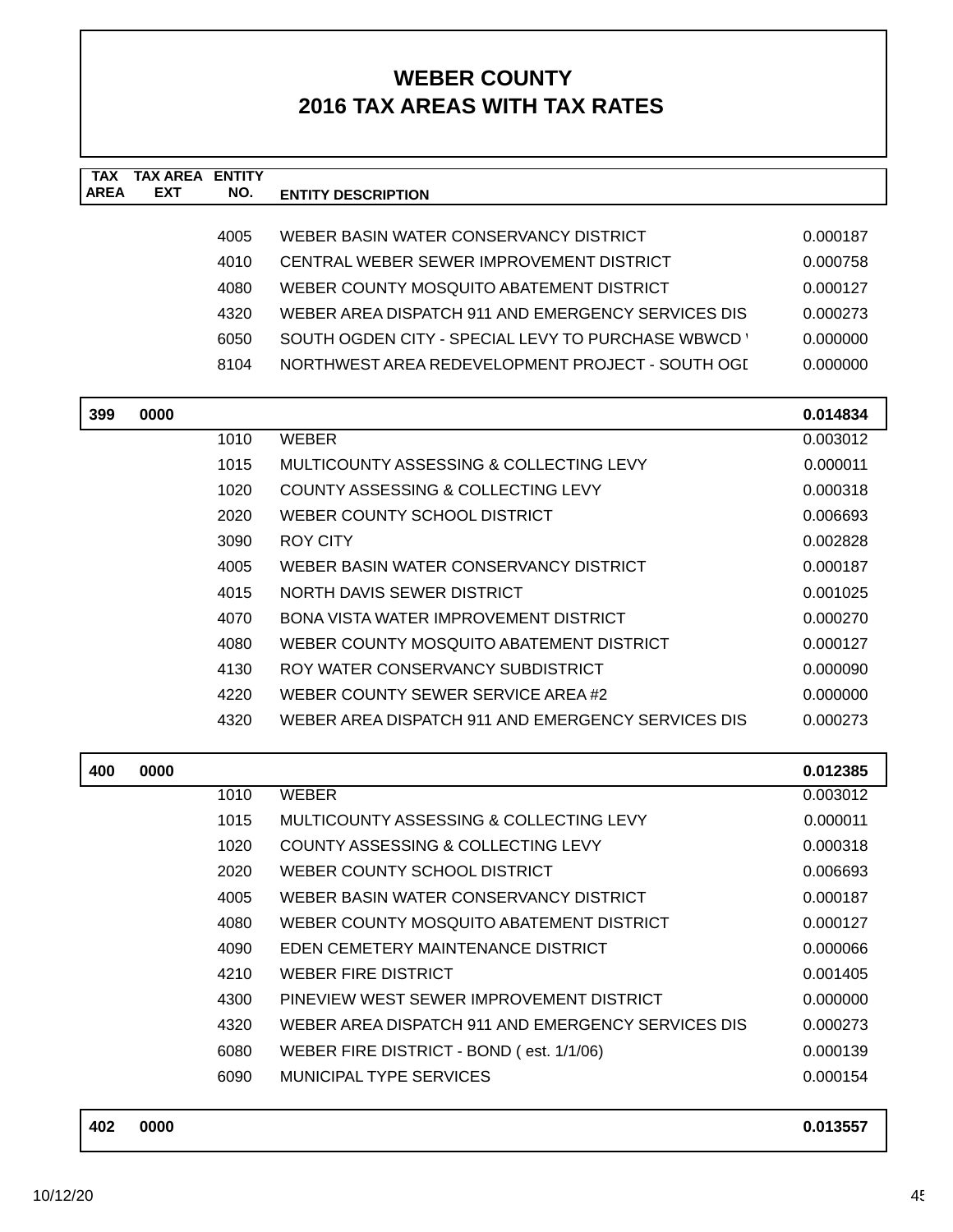# WEBER COUNTY
# 2016 TAX AREAS WITH TAX RATES

| TAX AREA | TAX AREA EXT | ENTITY NO. | ENTITY DESCRIPTION | |
|---|---|---|---|---|
| | | 4005 | WEBER BASIN WATER CONSERVANCY DISTRICT | 0.000187 |
| | | 4010 | CENTRAL WEBER SEWER IMPROVEMENT DISTRICT | 0.000758 |
| | | 4080 | WEBER COUNTY MOSQUITO ABATEMENT DISTRICT | 0.000127 |
| | | 4320 | WEBER AREA DISPATCH 911 AND EMERGENCY SERVICES DIS | 0.000273 |
| | | 6050 | SOUTH OGDEN CITY - SPECIAL LEVY TO PURCHASE WBWCD ' | 0.000000 |
| | | 8104 | NORTHWEST AREA REDEVELOPMENT PROJECT - SOUTH OGI | 0.000000 |
| **399** | **0000** | | | **0.014834** |
| | | 1010 | WEBER | 0.003012 |
| | | 1015 | MULTICOUNTY ASSESSING & COLLECTING LEVY | 0.000011 |
| | | 1020 | COUNTY ASSESSING & COLLECTING LEVY | 0.000318 |
| | | 2020 | WEBER COUNTY SCHOOL DISTRICT | 0.006693 |
| | | 3090 | ROY CITY | 0.002828 |
| | | 4005 | WEBER BASIN WATER CONSERVANCY DISTRICT | 0.000187 |
| | | 4015 | NORTH DAVIS SEWER DISTRICT | 0.001025 |
| | | 4070 | BONA VISTA WATER IMPROVEMENT DISTRICT | 0.000270 |
| | | 4080 | WEBER COUNTY MOSQUITO ABATEMENT DISTRICT | 0.000127 |
| | | 4130 | ROY WATER CONSERVANCY SUBDISTRICT | 0.000090 |
| | | 4220 | WEBER COUNTY SEWER SERVICE AREA #2 | 0.000000 |
| | | 4320 | WEBER AREA DISPATCH 911 AND EMERGENCY SERVICES DIS | 0.000273 |
| **400** | **0000** | | | **0.012385** |
| | | 1010 | WEBER | 0.003012 |
| | | 1015 | MULTICOUNTY ASSESSING & COLLECTING LEVY | 0.000011 |
| | | 1020 | COUNTY ASSESSING & COLLECTING LEVY | 0.000318 |
| | | 2020 | WEBER COUNTY SCHOOL DISTRICT | 0.006693 |
| | | 4005 | WEBER BASIN WATER CONSERVANCY DISTRICT | 0.000187 |
| | | 4080 | WEBER COUNTY MOSQUITO ABATEMENT DISTRICT | 0.000127 |
| | | 4090 | EDEN CEMETERY MAINTENANCE DISTRICT | 0.000066 |
| | | 4210 | WEBER FIRE DISTRICT | 0.001405 |
| | | 4300 | PINEVIEW WEST SEWER IMPROVEMENT DISTRICT | 0.000000 |
| | | 4320 | WEBER AREA DISPATCH 911 AND EMERGENCY SERVICES DIS | 0.000273 |
| | | 6080 | WEBER FIRE DISTRICT - BOND ( est. 1/1/06) | 0.000139 |
| | | 6090 | MUNICIPAL TYPE SERVICES | 0.000154 |
| **402** | **0000** | | | **0.013557** |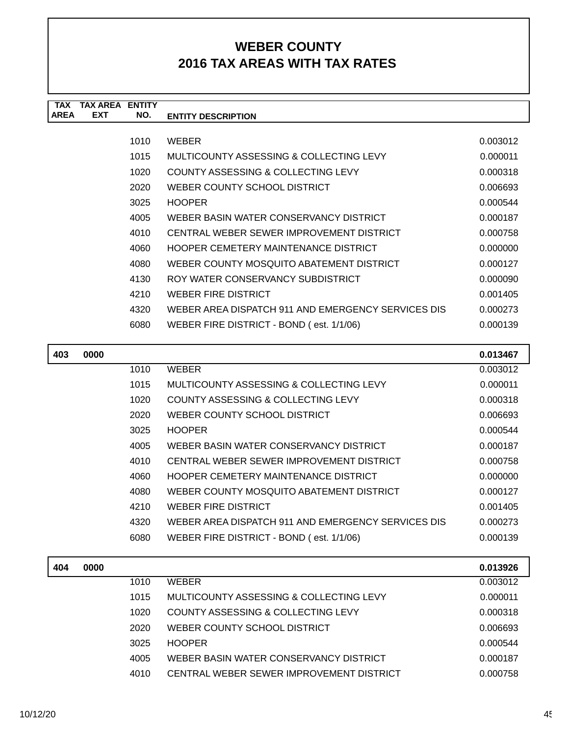# WEBER COUNTY
# 2016 TAX AREAS WITH TAX RATES

| TAX AREA | TAX AREA EXT | ENTITY NO. | ENTITY DESCRIPTION | |
|---|---|---|---|---|
| | | 1010 | WEBER | 0.003012 |
| | | 1015 | MULTICOUNTY ASSESSING & COLLECTING LEVY | 0.000011 |
| | | 1020 | COUNTY ASSESSING & COLLECTING LEVY | 0.000318 |
| | | 2020 | WEBER COUNTY SCHOOL DISTRICT | 0.006693 |
| | | 3025 | HOOPER | 0.000544 |
| | | 4005 | WEBER BASIN WATER CONSERVANCY DISTRICT | 0.000187 |
| | | 4010 | CENTRAL WEBER SEWER IMPROVEMENT DISTRICT | 0.000758 |
| | | 4060 | HOOPER CEMETERY MAINTENANCE DISTRICT | 0.000000 |
| | | 4080 | WEBER COUNTY MOSQUITO ABATEMENT DISTRICT | 0.000127 |
| | | 4130 | ROY WATER CONSERVANCY SUBDISTRICT | 0.000090 |
| | | 4210 | WEBER FIRE DISTRICT | 0.001405 |
| | | 4320 | WEBER AREA DISPATCH 911 AND EMERGENCY SERVICES DIS | 0.000273 |
| | | 6080 | WEBER FIRE DISTRICT - BOND ( est. 1/1/06) | 0.000139 |
| **403** | **0000** | | | **0.013467** |
| | | 1010 | WEBER | 0.003012 |
| | | 1015 | MULTICOUNTY ASSESSING & COLLECTING LEVY | 0.000011 |
| | | 1020 | COUNTY ASSESSING & COLLECTING LEVY | 0.000318 |
| | | 2020 | WEBER COUNTY SCHOOL DISTRICT | 0.006693 |
| | | 3025 | HOOPER | 0.000544 |
| | | 4005 | WEBER BASIN WATER CONSERVANCY DISTRICT | 0.000187 |
| | | 4010 | CENTRAL WEBER SEWER IMPROVEMENT DISTRICT | 0.000758 |
| | | 4060 | HOOPER CEMETERY MAINTENANCE DISTRICT | 0.000000 |
| | | 4080 | WEBER COUNTY MOSQUITO ABATEMENT DISTRICT | 0.000127 |
| | | 4210 | WEBER FIRE DISTRICT | 0.001405 |
| | | 4320 | WEBER AREA DISPATCH 911 AND EMERGENCY SERVICES DIS | 0.000273 |
| | | 6080 | WEBER FIRE DISTRICT - BOND ( est. 1/1/06) | 0.000139 |
| **404** | **0000** | | | **0.013926** |
| | | 1010 | WEBER | 0.003012 |
| | | 1015 | MULTICOUNTY ASSESSING & COLLECTING LEVY | 0.000011 |
| | | 1020 | COUNTY ASSESSING & COLLECTING LEVY | 0.000318 |
| | | 2020 | WEBER COUNTY SCHOOL DISTRICT | 0.006693 |
| | | 3025 | HOOPER | 0.000544 |
| | | 4005 | WEBER BASIN WATER CONSERVANCY DISTRICT | 0.000187 |
| | | 4010 | CENTRAL WEBER SEWER IMPROVEMENT DISTRICT | 0.000758 |

10/12/20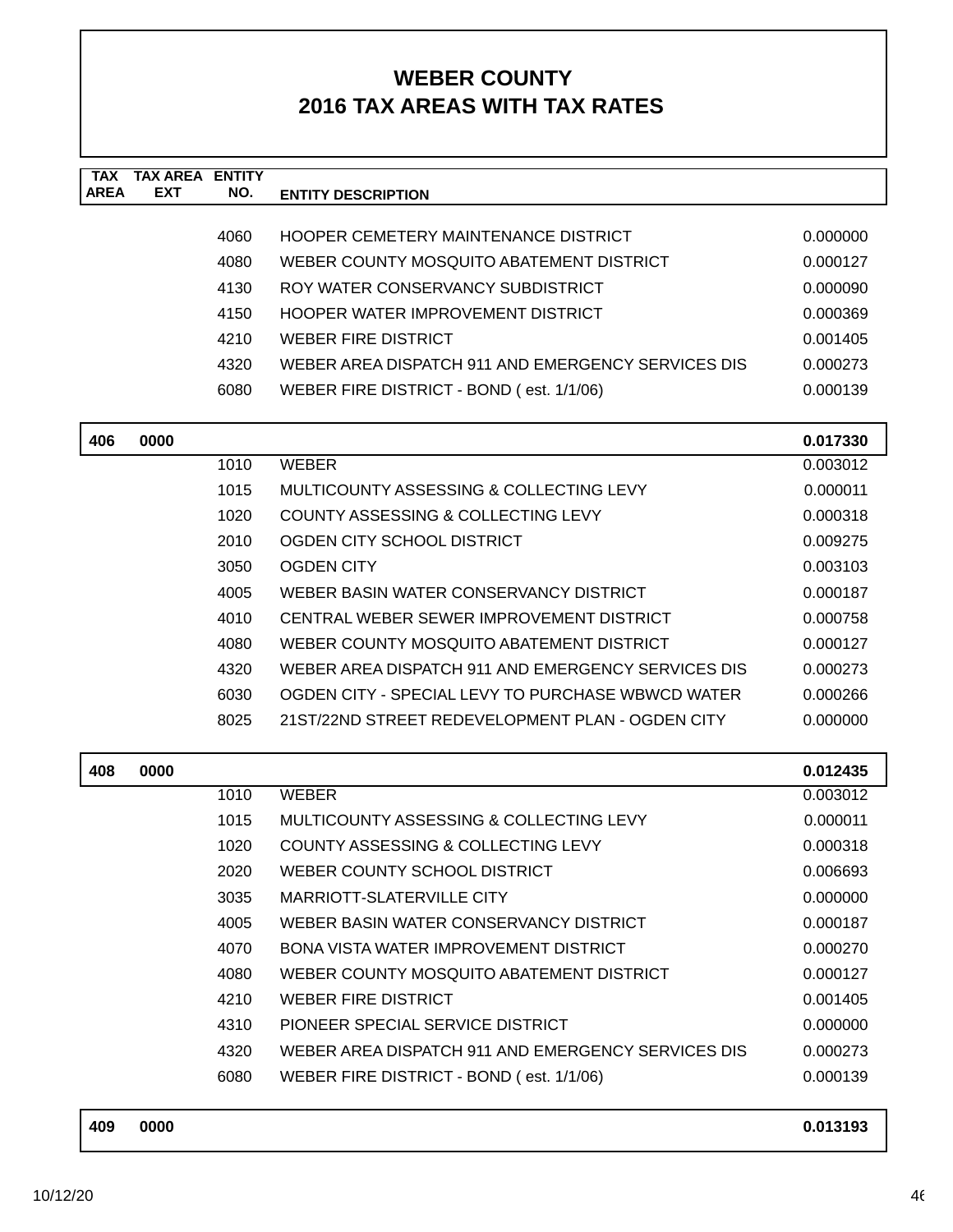# WEBER COUNTY
## 2016 TAX AREAS WITH TAX RATES

| TAX AREA | TAX AREA EXT | ENTITY NO. | ENTITY DESCRIPTION | |
|---|---|---|---|---|
| | | 4060 | HOOPER CEMETERY MAINTENANCE DISTRICT | 0.000000 |
| | | 4080 | WEBER COUNTY MOSQUITO ABATEMENT DISTRICT | 0.000127 |
| | | 4130 | ROY WATER CONSERVANCY SUBDISTRICT | 0.000090 |
| | | 4150 | HOOPER WATER IMPROVEMENT DISTRICT | 0.000369 |
| | | 4210 | WEBER FIRE DISTRICT | 0.001405 |
| | | 4320 | WEBER AREA DISPATCH 911 AND EMERGENCY SERVICES DIS | 0.000273 |
| | | 6080 | WEBER FIRE DISTRICT - BOND ( est. 1/1/06) | 0.000139 |
| **406** | **0000** | | | **0.017330** |
| | | 1010 | WEBER | 0.003012 |
| | | 1015 | MULTICOUNTY ASSESSING & COLLECTING LEVY | 0.000011 |
| | | 1020 | COUNTY ASSESSING & COLLECTING LEVY | 0.000318 |
| | | 2010 | OGDEN CITY SCHOOL DISTRICT | 0.009275 |
| | | 3050 | OGDEN CITY | 0.003103 |
| | | 4005 | WEBER BASIN WATER CONSERVANCY DISTRICT | 0.000187 |
| | | 4010 | CENTRAL WEBER SEWER IMPROVEMENT DISTRICT | 0.000758 |
| | | 4080 | WEBER COUNTY MOSQUITO ABATEMENT DISTRICT | 0.000127 |
| | | 4320 | WEBER AREA DISPATCH 911 AND EMERGENCY SERVICES DIS | 0.000273 |
| | | 6030 | OGDEN CITY - SPECIAL LEVY TO PURCHASE WBWCD WATER | 0.000266 |
| | | 8025 | 21ST/22ND STREET REDEVELOPMENT PLAN - OGDEN CITY | 0.000000 |
| **408** | **0000** | | | **0.012435** |
| | | 1010 | WEBER | 0.003012 |
| | | 1015 | MULTICOUNTY ASSESSING & COLLECTING LEVY | 0.000011 |
| | | 1020 | COUNTY ASSESSING & COLLECTING LEVY | 0.000318 |
| | | 2020 | WEBER COUNTY SCHOOL DISTRICT | 0.006693 |
| | | 3035 | MARRIOTT-SLATERVILLE CITY | 0.000000 |
| | | 4005 | WEBER BASIN WATER CONSERVANCY DISTRICT | 0.000187 |
| | | 4070 | BONA VISTA WATER IMPROVEMENT DISTRICT | 0.000270 |
| | | 4080 | WEBER COUNTY MOSQUITO ABATEMENT DISTRICT | 0.000127 |
| | | 4210 | WEBER FIRE DISTRICT | 0.001405 |
| | | 4310 | PIONEER SPECIAL SERVICE DISTRICT | 0.000000 |
| | | 4320 | WEBER AREA DISPATCH 911 AND EMERGENCY SERVICES DIS | 0.000273 |
| | | 6080 | WEBER FIRE DISTRICT - BOND ( est. 1/1/06) | 0.000139 |
| **409** | **0000** | | | **0.013193** |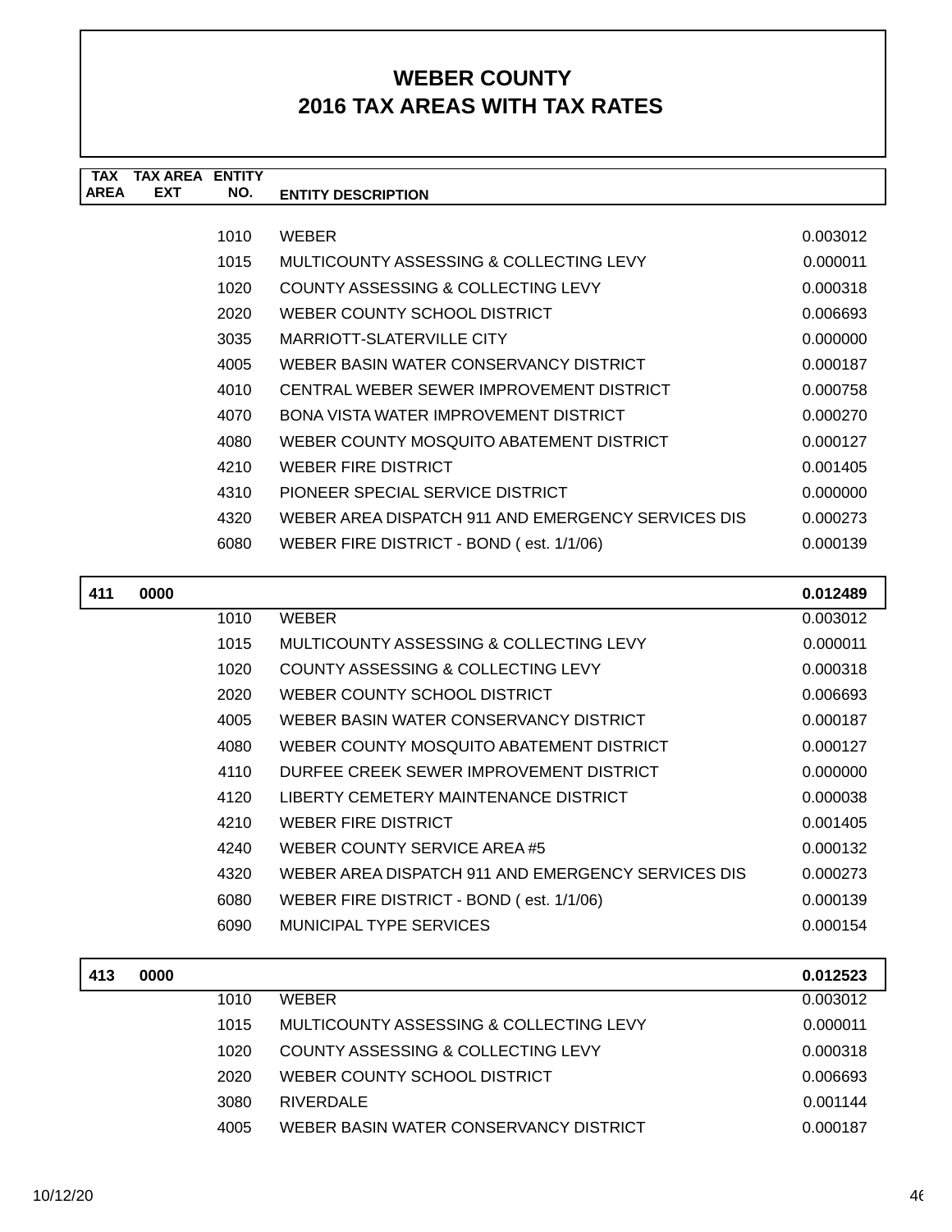# WEBER COUNTY
# 2016 TAX AREAS WITH TAX RATES

| TAX AREA | TAX AREA EXT | ENTITY NO. | ENTITY DESCRIPTION | |
|---|---|---|---|---|
| | | 1010 | WEBER | 0.003012 |
| | | 1015 | MULTICOUNTY ASSESSING & COLLECTING LEVY | 0.000011 |
| | | 1020 | COUNTY ASSESSING & COLLECTING LEVY | 0.000318 |
| | | 2020 | WEBER COUNTY SCHOOL DISTRICT | 0.006693 |
| | | 3035 | MARRIOTT-SLATERVILLE CITY | 0.000000 |
| | | 4005 | WEBER BASIN WATER CONSERVANCY DISTRICT | 0.000187 |
| | | 4010 | CENTRAL WEBER SEWER IMPROVEMENT DISTRICT | 0.000758 |
| | | 4070 | BONA VISTA WATER IMPROVEMENT DISTRICT | 0.000270 |
| | | 4080 | WEBER COUNTY MOSQUITO ABATEMENT DISTRICT | 0.000127 |
| | | 4210 | WEBER FIRE DISTRICT | 0.001405 |
| | | 4310 | PIONEER SPECIAL SERVICE DISTRICT | 0.000000 |
| | | 4320 | WEBER AREA DISPATCH 911 AND EMERGENCY SERVICES DIS | 0.000273 |
| | | 6080 | WEBER FIRE DISTRICT - BOND ( est. 1/1/06) | 0.000139 |
| **411** | **0000** | | | **0.012489** |
| | | 1010 | WEBER | 0.003012 |
| | | 1015 | MULTICOUNTY ASSESSING & COLLECTING LEVY | 0.000011 |
| | | 1020 | COUNTY ASSESSING & COLLECTING LEVY | 0.000318 |
| | | 2020 | WEBER COUNTY SCHOOL DISTRICT | 0.006693 |
| | | 4005 | WEBER BASIN WATER CONSERVANCY DISTRICT | 0.000187 |
| | | 4080 | WEBER COUNTY MOSQUITO ABATEMENT DISTRICT | 0.000127 |
| | | 4110 | DURFEE CREEK SEWER IMPROVEMENT DISTRICT | 0.000000 |
| | | 4120 | LIBERTY CEMETERY MAINTENANCE DISTRICT | 0.000038 |
| | | 4210 | WEBER FIRE DISTRICT | 0.001405 |
| | | 4240 | WEBER COUNTY SERVICE AREA #5 | 0.000132 |
| | | 4320 | WEBER AREA DISPATCH 911 AND EMERGENCY SERVICES DIS | 0.000273 |
| | | 6080 | WEBER FIRE DISTRICT - BOND ( est. 1/1/06) | 0.000139 |
| | | 6090 | MUNICIPAL TYPE SERVICES | 0.000154 |
| **413** | **0000** | | | **0.012523** |
| | | 1010 | WEBER | 0.003012 |
| | | 1015 | MULTICOUNTY ASSESSING & COLLECTING LEVY | 0.000011 |
| | | 1020 | COUNTY ASSESSING & COLLECTING LEVY | 0.000318 |
| | | 2020 | WEBER COUNTY SCHOOL DISTRICT | 0.006693 |
| | | 3080 | RIVERDALE | 0.001144 |
| | | 4005 | WEBER BASIN WATER CONSERVANCY DISTRICT | 0.000187 |

10/12/20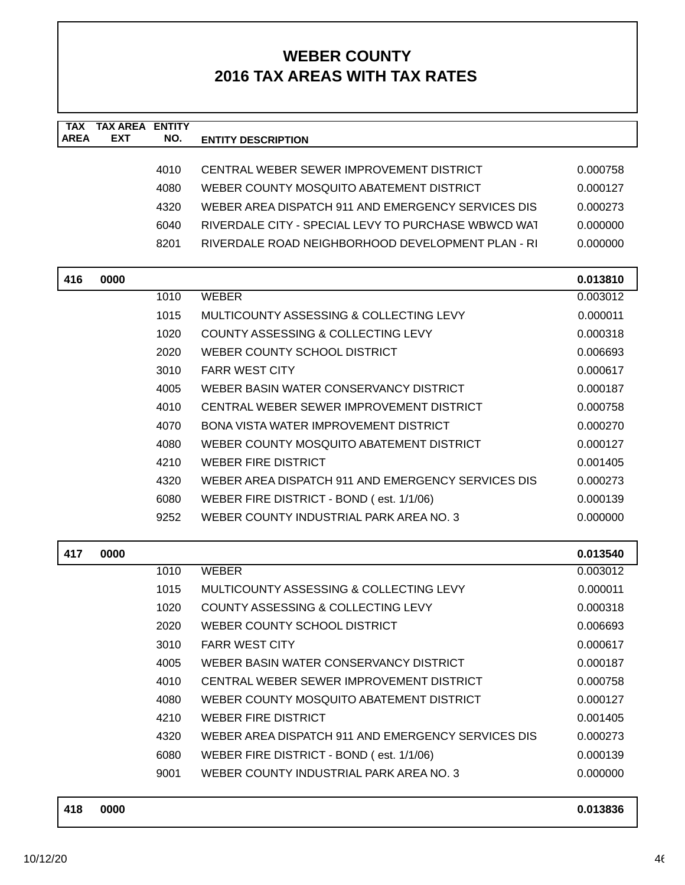# WEBER COUNTY
# 2016 TAX AREAS WITH TAX RATES

| TAX AREA | TAX AREA EXT | ENTITY NO. | ENTITY DESCRIPTION | |
|---|---|---|---|---|
| | | 4010 | CENTRAL WEBER SEWER IMPROVEMENT DISTRICT | 0.000758 |
| | | 4080 | WEBER COUNTY MOSQUITO ABATEMENT DISTRICT | 0.000127 |
| | | 4320 | WEBER AREA DISPATCH 911 AND EMERGENCY SERVICES DIS | 0.000273 |
| | | 6040 | RIVERDALE CITY - SPECIAL LEVY TO PURCHASE WBWCD WAT | 0.000000 |
| | | 8201 | RIVERDALE ROAD NEIGHBORHOOD DEVELOPMENT PLAN - RI | 0.000000 |
| **416** | **0000** | | | **0.013810** |
| | | 1010 | WEBER | 0.003012 |
| | | 1015 | MULTICOUNTY ASSESSING & COLLECTING LEVY | 0.000011 |
| | | 1020 | COUNTY ASSESSING & COLLECTING LEVY | 0.000318 |
| | | 2020 | WEBER COUNTY SCHOOL DISTRICT | 0.006693 |
| | | 3010 | FARR WEST CITY | 0.000617 |
| | | 4005 | WEBER BASIN WATER CONSERVANCY DISTRICT | 0.000187 |
| | | 4010 | CENTRAL WEBER SEWER IMPROVEMENT DISTRICT | 0.000758 |
| | | 4070 | BONA VISTA WATER IMPROVEMENT DISTRICT | 0.000270 |
| | | 4080 | WEBER COUNTY MOSQUITO ABATEMENT DISTRICT | 0.000127 |
| | | 4210 | WEBER FIRE DISTRICT | 0.001405 |
| | | 4320 | WEBER AREA DISPATCH 911 AND EMERGENCY SERVICES DIS | 0.000273 |
| | | 6080 | WEBER FIRE DISTRICT - BOND ( est. 1/1/06) | 0.000139 |
| | | 9252 | WEBER COUNTY INDUSTRIAL PARK AREA NO. 3 | 0.000000 |
| **417** | **0000** | | | **0.013540** |
| | | 1010 | WEBER | 0.003012 |
| | | 1015 | MULTICOUNTY ASSESSING & COLLECTING LEVY | 0.000011 |
| | | 1020 | COUNTY ASSESSING & COLLECTING LEVY | 0.000318 |
| | | 2020 | WEBER COUNTY SCHOOL DISTRICT | 0.006693 |
| | | 3010 | FARR WEST CITY | 0.000617 |
| | | 4005 | WEBER BASIN WATER CONSERVANCY DISTRICT | 0.000187 |
| | | 4010 | CENTRAL WEBER SEWER IMPROVEMENT DISTRICT | 0.000758 |
| | | 4080 | WEBER COUNTY MOSQUITO ABATEMENT DISTRICT | 0.000127 |
| | | 4210 | WEBER FIRE DISTRICT | 0.001405 |
| | | 4320 | WEBER AREA DISPATCH 911 AND EMERGENCY SERVICES DIS | 0.000273 |
| | | 6080 | WEBER FIRE DISTRICT - BOND ( est. 1/1/06) | 0.000139 |
| | | 9001 | WEBER COUNTY INDUSTRIAL PARK AREA NO. 3 | 0.000000 |
| **418** | **0000** | | | **0.013836** |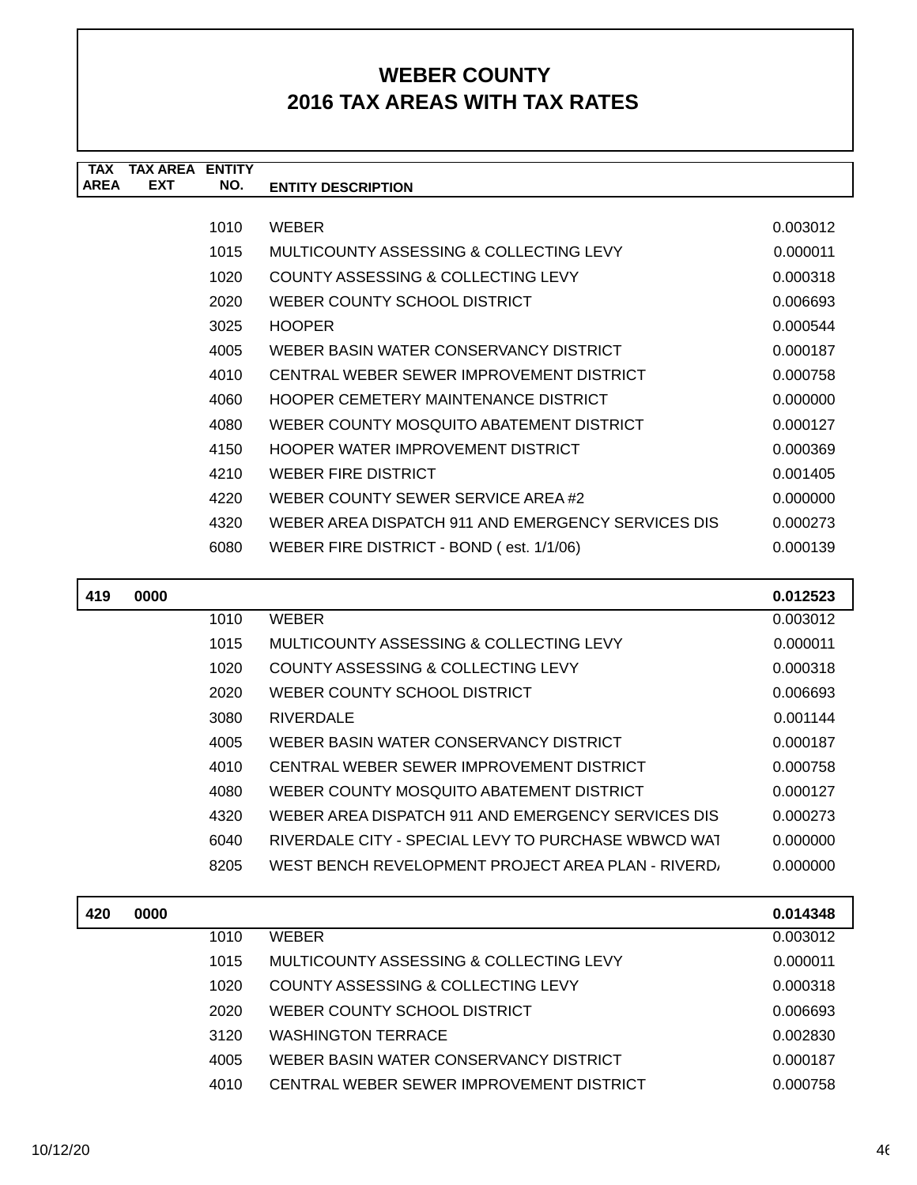# WEBER COUNTY
# 2016 TAX AREAS WITH TAX RATES

| TAX AREA | TAX AREA EXT | ENTITY NO. | ENTITY DESCRIPTION | |
|---|---|---|---|---|
| | | 1010 | WEBER | 0.003012 |
| | | 1015 | MULTICOUNTY ASSESSING & COLLECTING LEVY | 0.000011 |
| | | 1020 | COUNTY ASSESSING & COLLECTING LEVY | 0.000318 |
| | | 2020 | WEBER COUNTY SCHOOL DISTRICT | 0.006693 |
| | | 3025 | HOOPER | 0.000544 |
| | | 4005 | WEBER BASIN WATER CONSERVANCY DISTRICT | 0.000187 |
| | | 4010 | CENTRAL WEBER SEWER IMPROVEMENT DISTRICT | 0.000758 |
| | | 4060 | HOOPER CEMETERY MAINTENANCE DISTRICT | 0.000000 |
| | | 4080 | WEBER COUNTY MOSQUITO ABATEMENT DISTRICT | 0.000127 |
| | | 4150 | HOOPER WATER IMPROVEMENT DISTRICT | 0.000369 |
| | | 4210 | WEBER FIRE DISTRICT | 0.001405 |
| | | 4220 | WEBER COUNTY SEWER SERVICE AREA #2 | 0.000000 |
| | | 4320 | WEBER AREA DISPATCH 911 AND EMERGENCY SERVICES DIS | 0.000273 |
| | | 6080 | WEBER FIRE DISTRICT - BOND ( est. 1/1/06) | 0.000139 |
| **419** | **0000** | | | **0.012523** |
| | | 1010 | WEBER | 0.003012 |
| | | 1015 | MULTICOUNTY ASSESSING & COLLECTING LEVY | 0.000011 |
| | | 1020 | COUNTY ASSESSING & COLLECTING LEVY | 0.000318 |
| | | 2020 | WEBER COUNTY SCHOOL DISTRICT | 0.006693 |
| | | 3080 | RIVERDALE | 0.001144 |
| | | 4005 | WEBER BASIN WATER CONSERVANCY DISTRICT | 0.000187 |
| | | 4010 | CENTRAL WEBER SEWER IMPROVEMENT DISTRICT | 0.000758 |
| | | 4080 | WEBER COUNTY MOSQUITO ABATEMENT DISTRICT | 0.000127 |
| | | 4320 | WEBER AREA DISPATCH 911 AND EMERGENCY SERVICES DIS | 0.000273 |
| | | 6040 | RIVERDALE CITY - SPECIAL LEVY TO PURCHASE WBWCD WAT | 0.000000 |
| | | 8205 | WEST BENCH REVELOPMENT PROJECT AREA PLAN - RIVERDA | 0.000000 |
| **420** | **0000** | | | **0.014348** |
| | | 1010 | WEBER | 0.003012 |
| | | 1015 | MULTICOUNTY ASSESSING & COLLECTING LEVY | 0.000011 |
| | | 1020 | COUNTY ASSESSING & COLLECTING LEVY | 0.000318 |
| | | 2020 | WEBER COUNTY SCHOOL DISTRICT | 0.006693 |
| | | 3120 | WASHINGTON TERRACE | 0.002830 |
| | | 4005 | WEBER BASIN WATER CONSERVANCY DISTRICT | 0.000187 |
| | | 4010 | CENTRAL WEBER SEWER IMPROVEMENT DISTRICT | 0.000758 |

10/12/20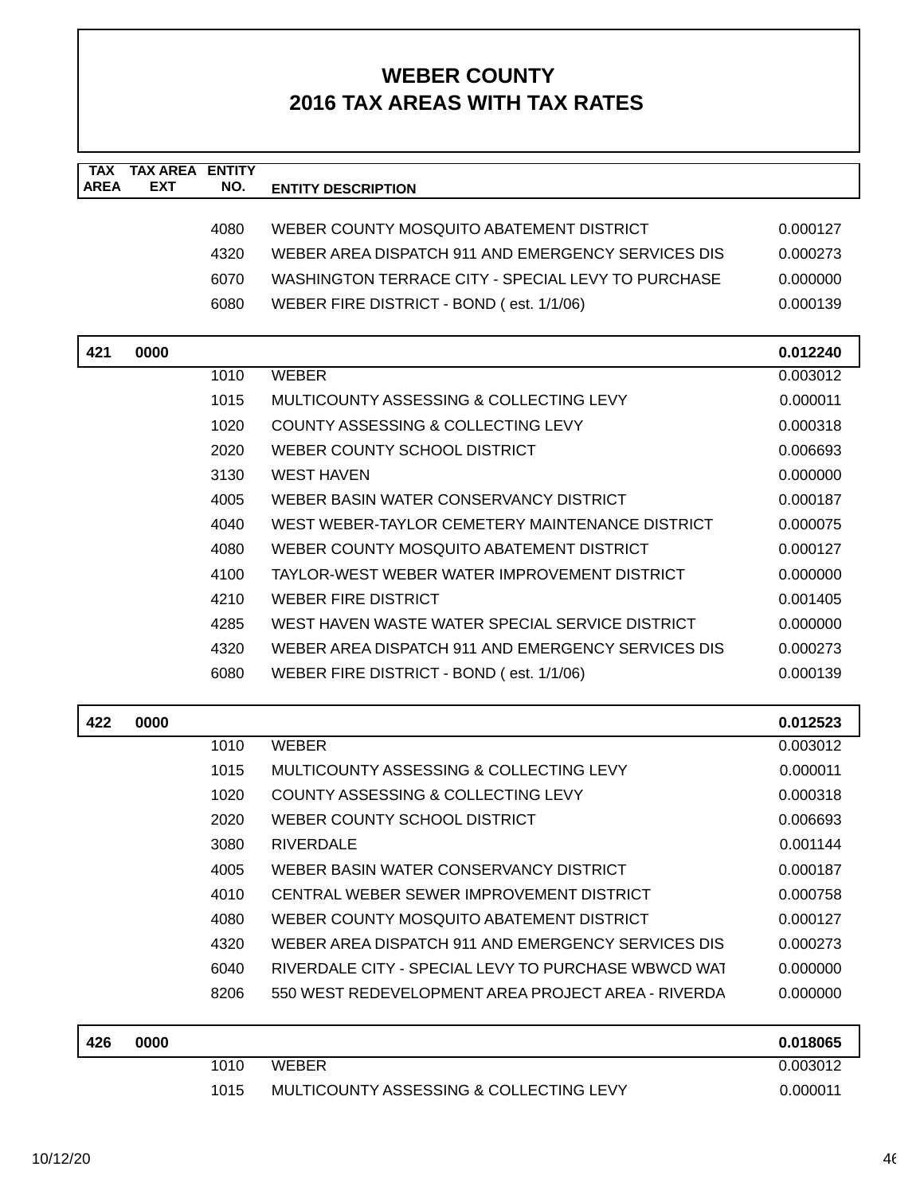# WEBER COUNTY
# 2016 TAX AREAS WITH TAX RATES

| TAX AREA | TAX AREA EXT | ENTITY NO. | ENTITY DESCRIPTION | |
|---|---|---|---|---|
| | | 4080 | WEBER COUNTY MOSQUITO ABATEMENT DISTRICT | 0.000127 |
| | | 4320 | WEBER AREA DISPATCH 911 AND EMERGENCY SERVICES DIS | 0.000273 |
| | | 6070 | WASHINGTON TERRACE CITY - SPECIAL LEVY TO PURCHASE | 0.000000 |
| | | 6080 | WEBER FIRE DISTRICT - BOND ( est. 1/1/06) | 0.000139 |
| **421** | **0000** | | | **0.012240** |
| | | 1010 | WEBER | 0.003012 |
| | | 1015 | MULTICOUNTY ASSESSING & COLLECTING LEVY | 0.000011 |
| | | 1020 | COUNTY ASSESSING & COLLECTING LEVY | 0.000318 |
| | | 2020 | WEBER COUNTY SCHOOL DISTRICT | 0.006693 |
| | | 3130 | WEST HAVEN | 0.000000 |
| | | 4005 | WEBER BASIN WATER CONSERVANCY DISTRICT | 0.000187 |
| | | 4040 | WEST WEBER-TAYLOR CEMETERY MAINTENANCE DISTRICT | 0.000075 |
| | | 4080 | WEBER COUNTY MOSQUITO ABATEMENT DISTRICT | 0.000127 |
| | | 4100 | TAYLOR-WEST WEBER WATER IMPROVEMENT DISTRICT | 0.000000 |
| | | 4210 | WEBER FIRE DISTRICT | 0.001405 |
| | | 4285 | WEST HAVEN WASTE WATER SPECIAL SERVICE DISTRICT | 0.000000 |
| | | 4320 | WEBER AREA DISPATCH 911 AND EMERGENCY SERVICES DIS | 0.000273 |
| | | 6080 | WEBER FIRE DISTRICT - BOND ( est. 1/1/06) | 0.000139 |
| **422** | **0000** | | | **0.012523** |
| | | 1010 | WEBER | 0.003012 |
| | | 1015 | MULTICOUNTY ASSESSING & COLLECTING LEVY | 0.000011 |
| | | 1020 | COUNTY ASSESSING & COLLECTING LEVY | 0.000318 |
| | | 2020 | WEBER COUNTY SCHOOL DISTRICT | 0.006693 |
| | | 3080 | RIVERDALE | 0.001144 |
| | | 4005 | WEBER BASIN WATER CONSERVANCY DISTRICT | 0.000187 |
| | | 4010 | CENTRAL WEBER SEWER IMPROVEMENT DISTRICT | 0.000758 |
| | | 4080 | WEBER COUNTY MOSQUITO ABATEMENT DISTRICT | 0.000127 |
| | | 4320 | WEBER AREA DISPATCH 911 AND EMERGENCY SERVICES DIS | 0.000273 |
| | | 6040 | RIVERDALE CITY - SPECIAL LEVY TO PURCHASE WBWCD WAT | 0.000000 |
| | | 8206 | 550 WEST REDEVELOPMENT AREA PROJECT AREA - RIVERDA | 0.000000 |
| **426** | **0000** | | | **0.018065** |
| | | 1010 | WEBER | 0.003012 |
| | | 1015 | MULTICOUNTY ASSESSING & COLLECTING LEVY | 0.000011 |

10/12/20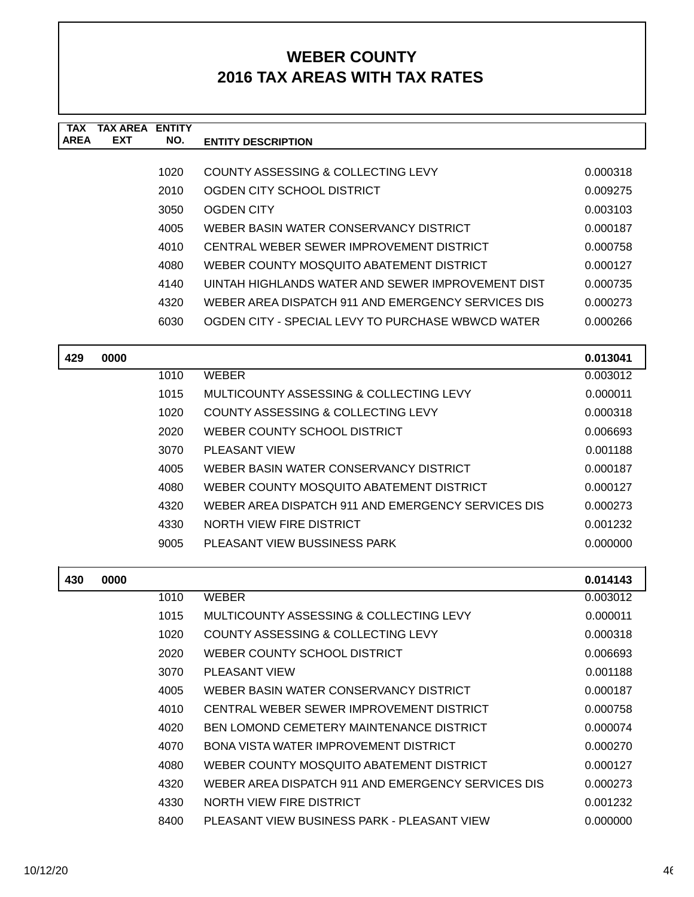# WEBER COUNTY
# 2016 TAX AREAS WITH TAX RATES

| TAX AREA | TAX AREA EXT | ENTITY NO. | ENTITY DESCRIPTION | |
|---|---|---|---|---|
| | | 1020 | COUNTY ASSESSING & COLLECTING LEVY | 0.000318 |
| | | 2010 | OGDEN CITY SCHOOL DISTRICT | 0.009275 |
| | | 3050 | OGDEN CITY | 0.003103 |
| | | 4005 | WEBER BASIN WATER CONSERVANCY DISTRICT | 0.000187 |
| | | 4010 | CENTRAL WEBER SEWER IMPROVEMENT DISTRICT | 0.000758 |
| | | 4080 | WEBER COUNTY MOSQUITO ABATEMENT DISTRICT | 0.000127 |
| | | 4140 | UINTAH HIGHLANDS WATER AND SEWER IMPROVEMENT DIST | 0.000735 |
| | | 4320 | WEBER AREA DISPATCH 911 AND EMERGENCY SERVICES DIS | 0.000273 |
| | | 6030 | OGDEN CITY - SPECIAL LEVY TO PURCHASE WBWCD WATER | 0.000266 |
| **429** | **0000** | | | **0.013041** |
| | | 1010 | WEBER | 0.003012 |
| | | 1015 | MULTICOUNTY ASSESSING & COLLECTING LEVY | 0.000011 |
| | | 1020 | COUNTY ASSESSING & COLLECTING LEVY | 0.000318 |
| | | 2020 | WEBER COUNTY SCHOOL DISTRICT | 0.006693 |
| | | 3070 | PLEASANT VIEW | 0.001188 |
| | | 4005 | WEBER BASIN WATER CONSERVANCY DISTRICT | 0.000187 |
| | | 4080 | WEBER COUNTY MOSQUITO ABATEMENT DISTRICT | 0.000127 |
| | | 4320 | WEBER AREA DISPATCH 911 AND EMERGENCY SERVICES DIS | 0.000273 |
| | | 4330 | NORTH VIEW FIRE DISTRICT | 0.001232 |
| | | 9005 | PLEASANT VIEW BUSSINESS PARK | 0.000000 |
| **430** | **0000** | | | **0.014143** |
| | | 1010 | WEBER | 0.003012 |
| | | 1015 | MULTICOUNTY ASSESSING & COLLECTING LEVY | 0.000011 |
| | | 1020 | COUNTY ASSESSING & COLLECTING LEVY | 0.000318 |
| | | 2020 | WEBER COUNTY SCHOOL DISTRICT | 0.006693 |
| | | 3070 | PLEASANT VIEW | 0.001188 |
| | | 4005 | WEBER BASIN WATER CONSERVANCY DISTRICT | 0.000187 |
| | | 4010 | CENTRAL WEBER SEWER IMPROVEMENT DISTRICT | 0.000758 |
| | | 4020 | BEN LOMOND CEMETERY MAINTENANCE DISTRICT | 0.000074 |
| | | 4070 | BONA VISTA WATER IMPROVEMENT DISTRICT | 0.000270 |
| | | 4080 | WEBER COUNTY MOSQUITO ABATEMENT DISTRICT | 0.000127 |
| | | 4320 | WEBER AREA DISPATCH 911 AND EMERGENCY SERVICES DIS | 0.000273 |
| | | 4330 | NORTH VIEW FIRE DISTRICT | 0.001232 |
| | | 8400 | PLEASANT VIEW BUSINESS PARK - PLEASANT VIEW | 0.000000 |

10/12/20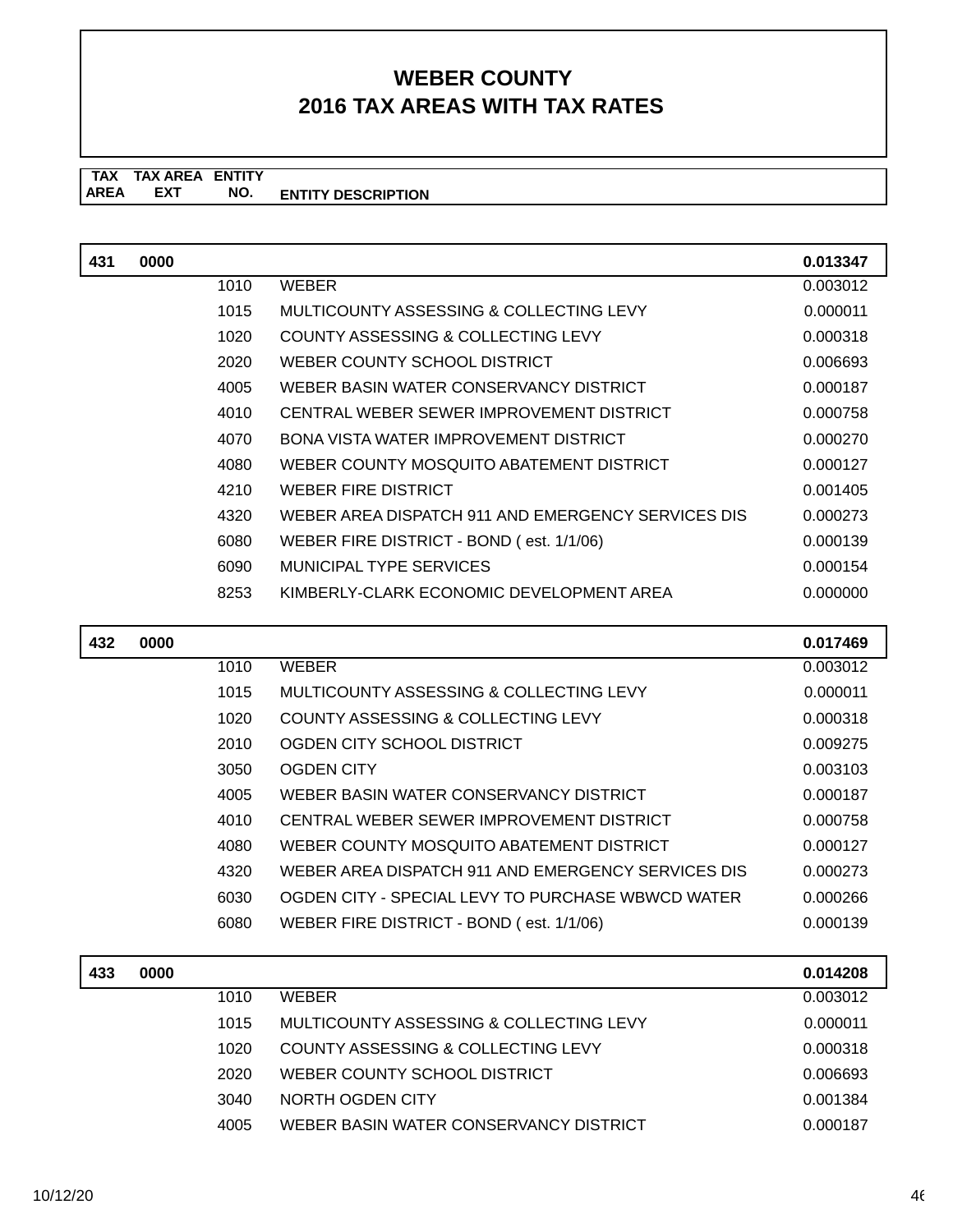# WEBER COUNTY
# 2016 TAX AREAS WITH TAX RATES

| TAX AREA | TAX AREA EXT | ENTITY NO. | ENTITY DESCRIPTION | |
|---|---|---|---|---|
| **431** | **0000** | | | **0.013347** |
| | | 1010 | WEBER | 0.003012 |
| | | 1015 | MULTICOUNTY ASSESSING & COLLECTING LEVY | 0.000011 |
| | | 1020 | COUNTY ASSESSING & COLLECTING LEVY | 0.000318 |
| | | 2020 | WEBER COUNTY SCHOOL DISTRICT | 0.006693 |
| | | 4005 | WEBER BASIN WATER CONSERVANCY DISTRICT | 0.000187 |
| | | 4010 | CENTRAL WEBER SEWER IMPROVEMENT DISTRICT | 0.000758 |
| | | 4070 | BONA VISTA WATER IMPROVEMENT DISTRICT | 0.000270 |
| | | 4080 | WEBER COUNTY MOSQUITO ABATEMENT DISTRICT | 0.000127 |
| | | 4210 | WEBER FIRE DISTRICT | 0.001405 |
| | | 4320 | WEBER AREA DISPATCH 911 AND EMERGENCY SERVICES DIS | 0.000273 |
| | | 6080 | WEBER FIRE DISTRICT - BOND ( est. 1/1/06) | 0.000139 |
| | | 6090 | MUNICIPAL TYPE SERVICES | 0.000154 |
| | | 8253 | KIMBERLY-CLARK ECONOMIC DEVELOPMENT AREA | 0.000000 |
| **432** | **0000** | | | **0.017469** |
| | | 1010 | WEBER | 0.003012 |
| | | 1015 | MULTICOUNTY ASSESSING & COLLECTING LEVY | 0.000011 |
| | | 1020 | COUNTY ASSESSING & COLLECTING LEVY | 0.000318 |
| | | 2010 | OGDEN CITY SCHOOL DISTRICT | 0.009275 |
| | | 3050 | OGDEN CITY | 0.003103 |
| | | 4005 | WEBER BASIN WATER CONSERVANCY DISTRICT | 0.000187 |
| | | 4010 | CENTRAL WEBER SEWER IMPROVEMENT DISTRICT | 0.000758 |
| | | 4080 | WEBER COUNTY MOSQUITO ABATEMENT DISTRICT | 0.000127 |
| | | 4320 | WEBER AREA DISPATCH 911 AND EMERGENCY SERVICES DIS | 0.000273 |
| | | 6030 | OGDEN CITY - SPECIAL LEVY TO PURCHASE WBWCD WATER | 0.000266 |
| | | 6080 | WEBER FIRE DISTRICT - BOND ( est. 1/1/06) | 0.000139 |
| **433** | **0000** | | | **0.014208** |
| | | 1010 | WEBER | 0.003012 |
| | | 1015 | MULTICOUNTY ASSESSING & COLLECTING LEVY | 0.000011 |
| | | 1020 | COUNTY ASSESSING & COLLECTING LEVY | 0.000318 |
| | | 2020 | WEBER COUNTY SCHOOL DISTRICT | 0.006693 |
| | | 3040 | NORTH OGDEN CITY | 0.001384 |
| | | 4005 | WEBER BASIN WATER CONSERVANCY DISTRICT | 0.000187 |

10/12/20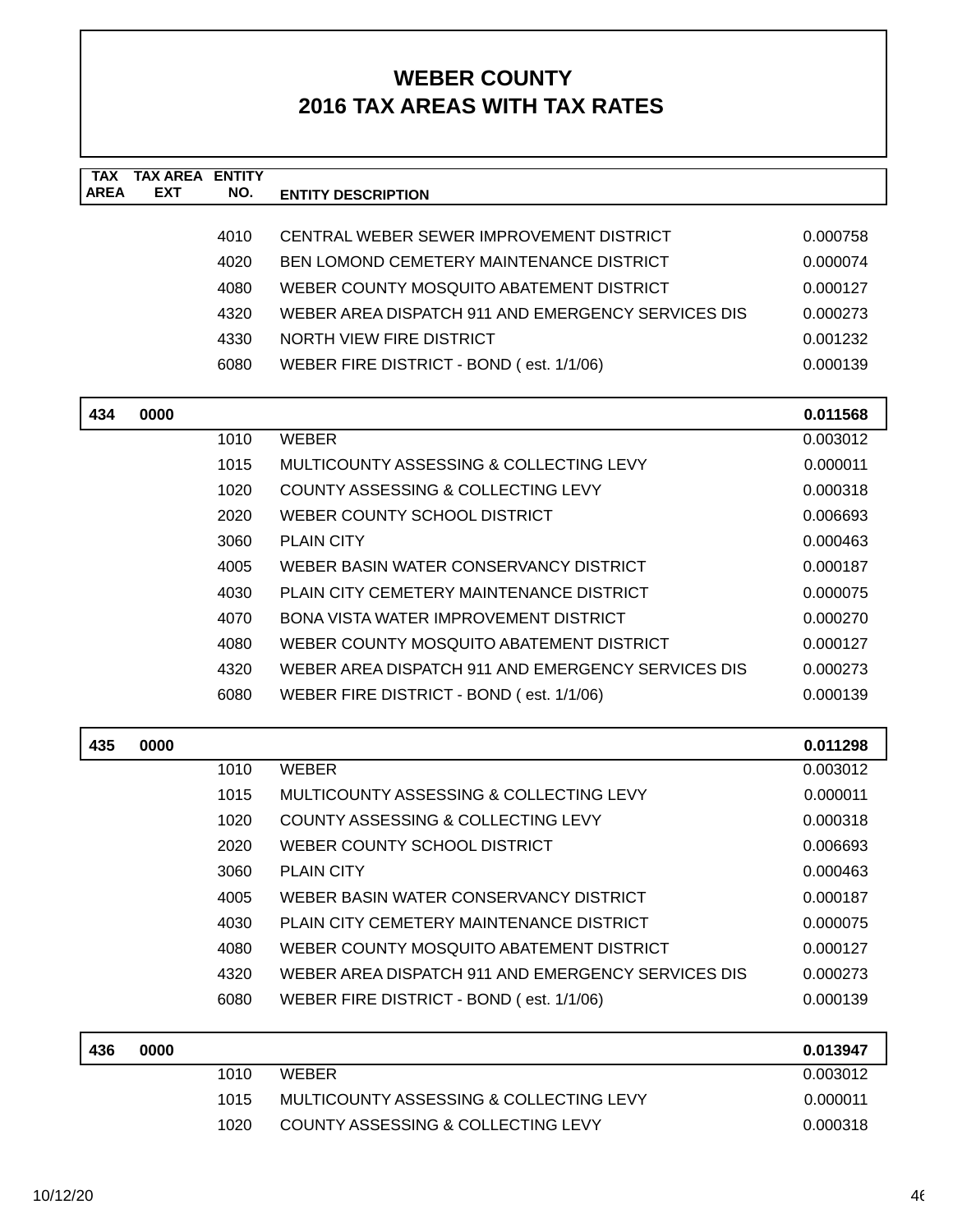# WEBER COUNTY
# 2016 TAX AREAS WITH TAX RATES

| TAX AREA | TAX AREA EXT | ENTITY NO. | ENTITY DESCRIPTION | |
|---|---|---|---|---|
| | | 4010 | CENTRAL WEBER SEWER IMPROVEMENT DISTRICT | 0.000758 |
| | | 4020 | BEN LOMOND CEMETERY MAINTENANCE DISTRICT | 0.000074 |
| | | 4080 | WEBER COUNTY MOSQUITO ABATEMENT DISTRICT | 0.000127 |
| | | 4320 | WEBER AREA DISPATCH 911 AND EMERGENCY SERVICES DIS | 0.000273 |
| | | 4330 | NORTH VIEW FIRE DISTRICT | 0.001232 |
| | | 6080 | WEBER FIRE DISTRICT - BOND ( est. 1/1/06) | 0.000139 |
| **434** | **0000** | | | **0.011568** |
| | | 1010 | WEBER | 0.003012 |
| | | 1015 | MULTICOUNTY ASSESSING & COLLECTING LEVY | 0.000011 |
| | | 1020 | COUNTY ASSESSING & COLLECTING LEVY | 0.000318 |
| | | 2020 | WEBER COUNTY SCHOOL DISTRICT | 0.006693 |
| | | 3060 | PLAIN CITY | 0.000463 |
| | | 4005 | WEBER BASIN WATER CONSERVANCY DISTRICT | 0.000187 |
| | | 4030 | PLAIN CITY CEMETERY MAINTENANCE DISTRICT | 0.000075 |
| | | 4070 | BONA VISTA WATER IMPROVEMENT DISTRICT | 0.000270 |
| | | 4080 | WEBER COUNTY MOSQUITO ABATEMENT DISTRICT | 0.000127 |
| | | 4320 | WEBER AREA DISPATCH 911 AND EMERGENCY SERVICES DIS | 0.000273 |
| | | 6080 | WEBER FIRE DISTRICT - BOND ( est. 1/1/06) | 0.000139 |
| **435** | **0000** | | | **0.011298** |
| | | 1010 | WEBER | 0.003012 |
| | | 1015 | MULTICOUNTY ASSESSING & COLLECTING LEVY | 0.000011 |
| | | 1020 | COUNTY ASSESSING & COLLECTING LEVY | 0.000318 |
| | | 2020 | WEBER COUNTY SCHOOL DISTRICT | 0.006693 |
| | | 3060 | PLAIN CITY | 0.000463 |
| | | 4005 | WEBER BASIN WATER CONSERVANCY DISTRICT | 0.000187 |
| | | 4030 | PLAIN CITY CEMETERY MAINTENANCE DISTRICT | 0.000075 |
| | | 4080 | WEBER COUNTY MOSQUITO ABATEMENT DISTRICT | 0.000127 |
| | | 4320 | WEBER AREA DISPATCH 911 AND EMERGENCY SERVICES DIS | 0.000273 |
| | | 6080 | WEBER FIRE DISTRICT - BOND ( est. 1/1/06) | 0.000139 |
| **436** | **0000** | | | **0.013947** |
| | | 1010 | WEBER | 0.003012 |
| | | 1015 | MULTICOUNTY ASSESSING & COLLECTING LEVY | 0.000011 |
| | | 1020 | COUNTY ASSESSING & COLLECTING LEVY | 0.000318 |

10/12/20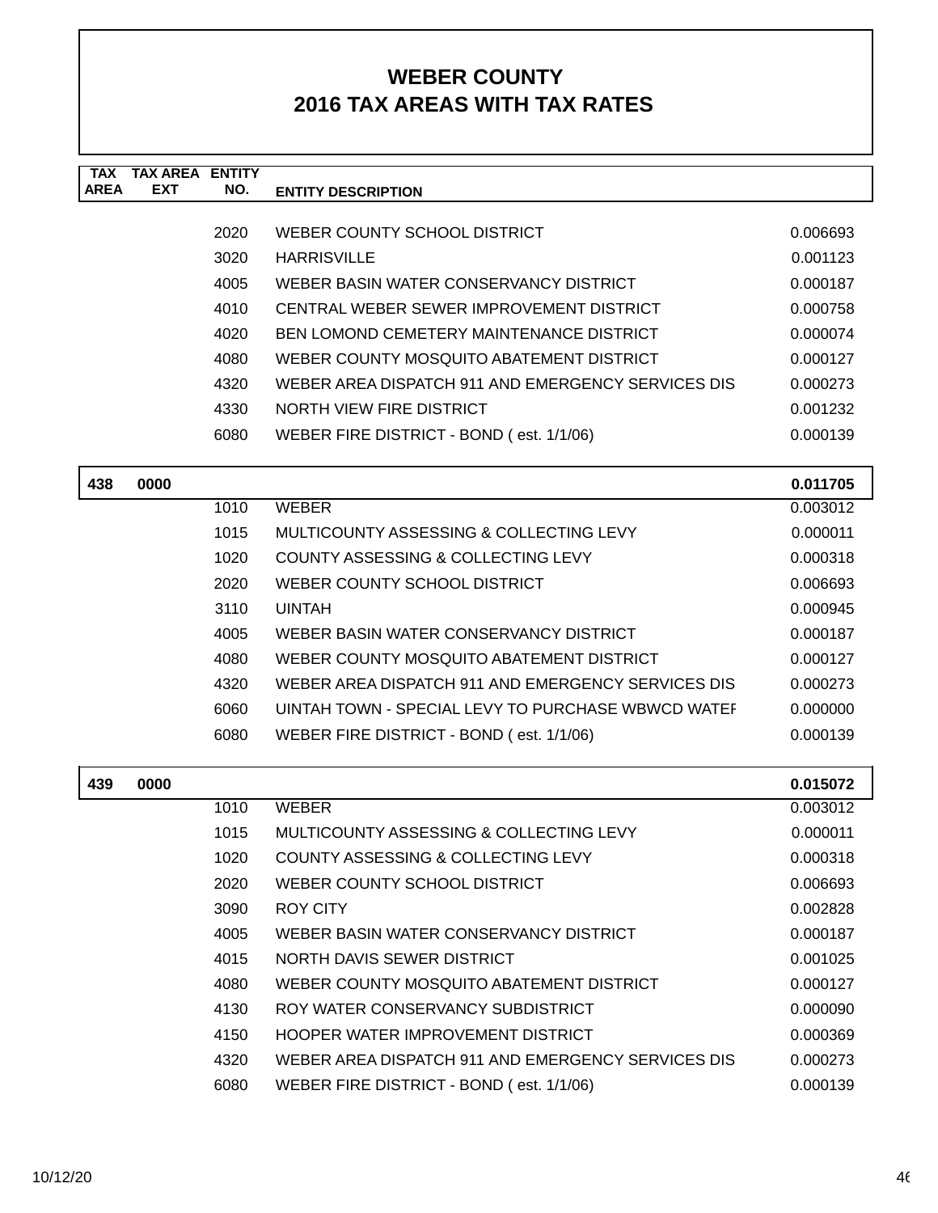# WEBER COUNTY
# 2016 TAX AREAS WITH TAX RATES

| TAX AREA | TAX AREA EXT | ENTITY NO. | ENTITY DESCRIPTION | |
|---|---|---|---|---|
| | | 2020 | WEBER COUNTY SCHOOL DISTRICT | 0.006693 |
| | | 3020 | HARRISVILLE | 0.001123 |
| | | 4005 | WEBER BASIN WATER CONSERVANCY DISTRICT | 0.000187 |
| | | 4010 | CENTRAL WEBER SEWER IMPROVEMENT DISTRICT | 0.000758 |
| | | 4020 | BEN LOMOND CEMETERY MAINTENANCE DISTRICT | 0.000074 |
| | | 4080 | WEBER COUNTY MOSQUITO ABATEMENT DISTRICT | 0.000127 |
| | | 4320 | WEBER AREA DISPATCH 911 AND EMERGENCY SERVICES DIS | 0.000273 |
| | | 4330 | NORTH VIEW FIRE DISTRICT | 0.001232 |
| | | 6080 | WEBER FIRE DISTRICT - BOND ( est. 1/1/06) | 0.000139 |
| **438** | **0000** | | | **0.011705** |
| | | 1010 | WEBER | 0.003012 |
| | | 1015 | MULTICOUNTY ASSESSING & COLLECTING LEVY | 0.000011 |
| | | 1020 | COUNTY ASSESSING & COLLECTING LEVY | 0.000318 |
| | | 2020 | WEBER COUNTY SCHOOL DISTRICT | 0.006693 |
| | | 3110 | UINTAH | 0.000945 |
| | | 4005 | WEBER BASIN WATER CONSERVANCY DISTRICT | 0.000187 |
| | | 4080 | WEBER COUNTY MOSQUITO ABATEMENT DISTRICT | 0.000127 |
| | | 4320 | WEBER AREA DISPATCH 911 AND EMERGENCY SERVICES DIS | 0.000273 |
| | | 6060 | UINTAH TOWN - SPECIAL LEVY TO PURCHASE WBWCD WATEF | 0.000000 |
| | | 6080 | WEBER FIRE DISTRICT - BOND ( est. 1/1/06) | 0.000139 |
| **439** | **0000** | | | **0.015072** |
| | | 1010 | WEBER | 0.003012 |
| | | 1015 | MULTICOUNTY ASSESSING & COLLECTING LEVY | 0.000011 |
| | | 1020 | COUNTY ASSESSING & COLLECTING LEVY | 0.000318 |
| | | 2020 | WEBER COUNTY SCHOOL DISTRICT | 0.006693 |
| | | 3090 | ROY CITY | 0.002828 |
| | | 4005 | WEBER BASIN WATER CONSERVANCY DISTRICT | 0.000187 |
| | | 4015 | NORTH DAVIS SEWER DISTRICT | 0.001025 |
| | | 4080 | WEBER COUNTY MOSQUITO ABATEMENT DISTRICT | 0.000127 |
| | | 4130 | ROY WATER CONSERVANCY SUBDISTRICT | 0.000090 |
| | | 4150 | HOOPER WATER IMPROVEMENT DISTRICT | 0.000369 |
| | | 4320 | WEBER AREA DISPATCH 911 AND EMERGENCY SERVICES DIS | 0.000273 |
| | | 6080 | WEBER FIRE DISTRICT - BOND ( est. 1/1/06) | 0.000139 |

10/12/20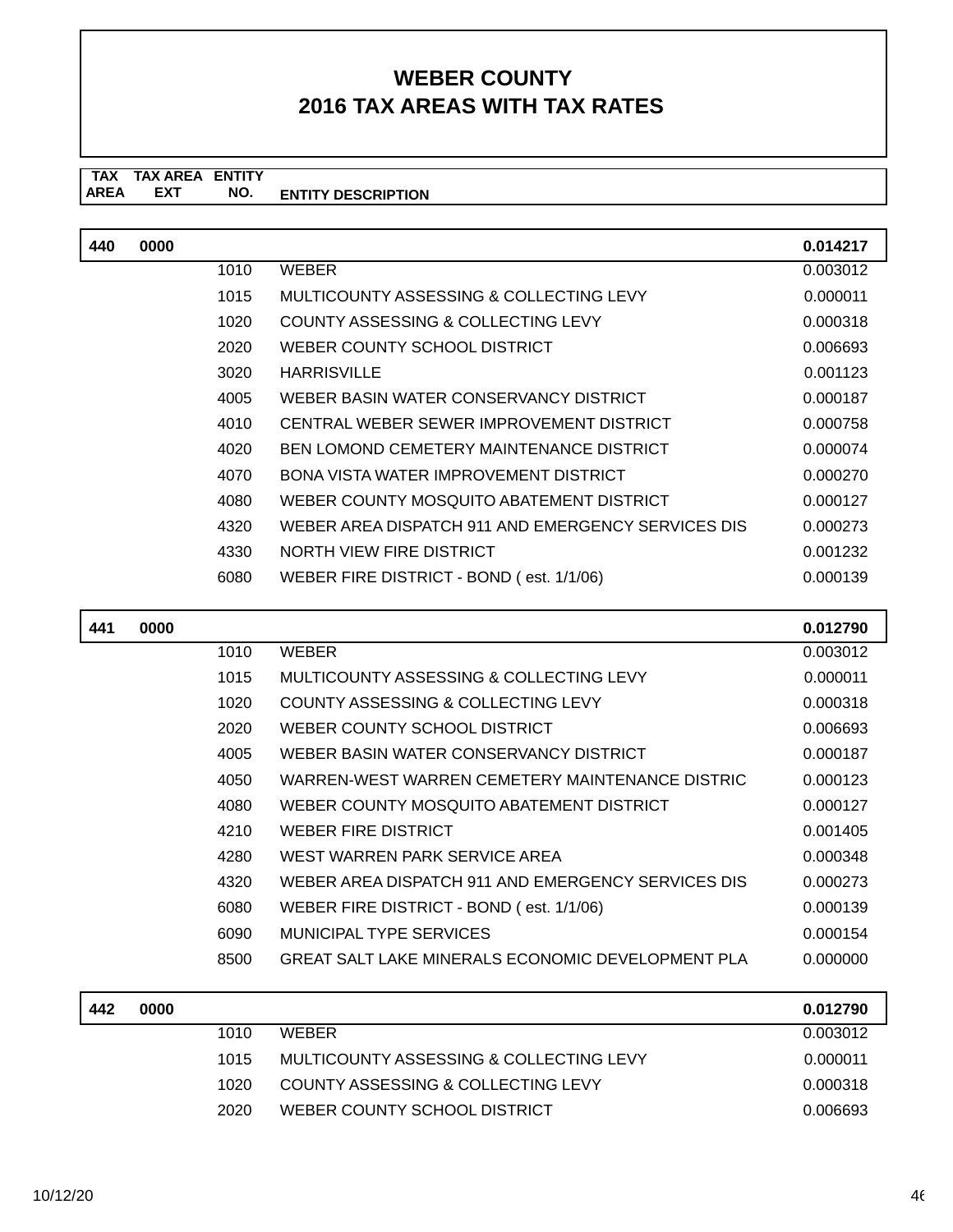# WEBER COUNTY
# 2016 TAX AREAS WITH TAX RATES

| TAX AREA | TAX AREA EXT | ENTITY NO. | ENTITY DESCRIPTION | |
|---|---|---|---|---|
| **440** | **0000** | | | **0.014217** |
| | | 1010 | WEBER | 0.003012 |
| | | 1015 | MULTICOUNTY ASSESSING & COLLECTING LEVY | 0.000011 |
| | | 1020 | COUNTY ASSESSING & COLLECTING LEVY | 0.000318 |
| | | 2020 | WEBER COUNTY SCHOOL DISTRICT | 0.006693 |
| | | 3020 | HARRISVILLE | 0.001123 |
| | | 4005 | WEBER BASIN WATER CONSERVANCY DISTRICT | 0.000187 |
| | | 4010 | CENTRAL WEBER SEWER IMPROVEMENT DISTRICT | 0.000758 |
| | | 4020 | BEN LOMOND CEMETERY MAINTENANCE DISTRICT | 0.000074 |
| | | 4070 | BONA VISTA WATER IMPROVEMENT DISTRICT | 0.000270 |
| | | 4080 | WEBER COUNTY MOSQUITO ABATEMENT DISTRICT | 0.000127 |
| | | 4320 | WEBER AREA DISPATCH 911 AND EMERGENCY SERVICES DIS | 0.000273 |
| | | 4330 | NORTH VIEW FIRE DISTRICT | 0.001232 |
| | | 6080 | WEBER FIRE DISTRICT - BOND ( est. 1/1/06) | 0.000139 |
| **441** | **0000** | | | **0.012790** |
| | | 1010 | WEBER | 0.003012 |
| | | 1015 | MULTICOUNTY ASSESSING & COLLECTING LEVY | 0.000011 |
| | | 1020 | COUNTY ASSESSING & COLLECTING LEVY | 0.000318 |
| | | 2020 | WEBER COUNTY SCHOOL DISTRICT | 0.006693 |
| | | 4005 | WEBER BASIN WATER CONSERVANCY DISTRICT | 0.000187 |
| | | 4050 | WARREN-WEST WARREN CEMETERY MAINTENANCE DISTRIC | 0.000123 |
| | | 4080 | WEBER COUNTY MOSQUITO ABATEMENT DISTRICT | 0.000127 |
| | | 4210 | WEBER FIRE DISTRICT | 0.001405 |
| | | 4280 | WEST WARREN PARK SERVICE AREA | 0.000348 |
| | | 4320 | WEBER AREA DISPATCH 911 AND EMERGENCY SERVICES DIS | 0.000273 |
| | | 6080 | WEBER FIRE DISTRICT - BOND ( est. 1/1/06) | 0.000139 |
| | | 6090 | MUNICIPAL TYPE SERVICES | 0.000154 |
| | | 8500 | GREAT SALT LAKE MINERALS ECONOMIC DEVELOPMENT PLA | 0.000000 |
| **442** | **0000** | | | **0.012790** |
| | | 1010 | WEBER | 0.003012 |
| | | 1015 | MULTICOUNTY ASSESSING & COLLECTING LEVY | 0.000011 |
| | | 1020 | COUNTY ASSESSING & COLLECTING LEVY | 0.000318 |
| | | 2020 | WEBER COUNTY SCHOOL DISTRICT | 0.006693 |

10/12/20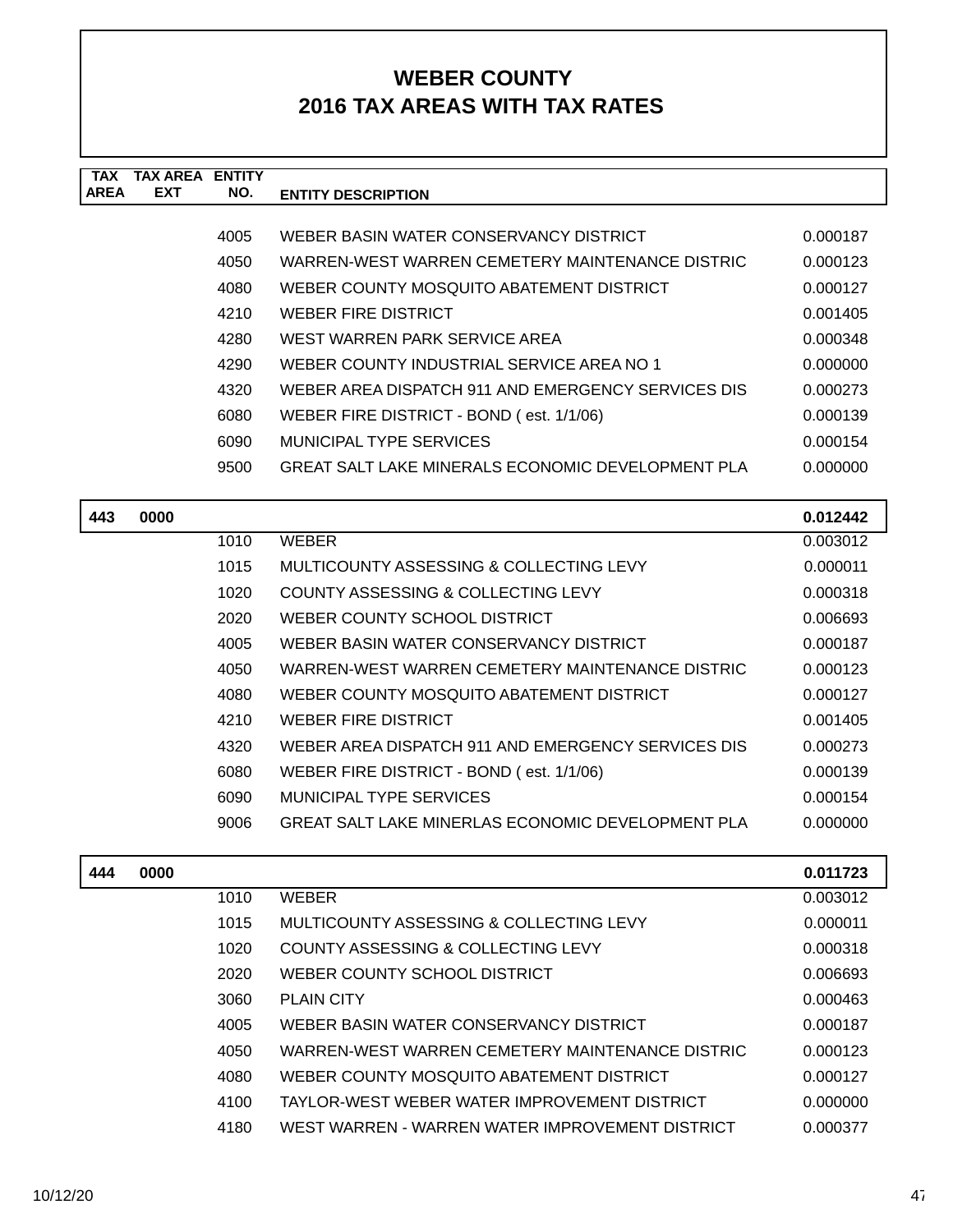# WEBER COUNTY
# 2016 TAX AREAS WITH TAX RATES

| TAX AREA | TAX AREA EXT | ENTITY NO. | ENTITY DESCRIPTION | |
|---|---|---|---|---|
| | | 4005 | WEBER BASIN WATER CONSERVANCY DISTRICT | 0.000187 |
| | | 4050 | WARREN-WEST WARREN CEMETERY MAINTENANCE DISTRIC | 0.000123 |
| | | 4080 | WEBER COUNTY MOSQUITO ABATEMENT DISTRICT | 0.000127 |
| | | 4210 | WEBER FIRE DISTRICT | 0.001405 |
| | | 4280 | WEST WARREN PARK SERVICE AREA | 0.000348 |
| | | 4290 | WEBER COUNTY INDUSTRIAL SERVICE AREA NO 1 | 0.000000 |
| | | 4320 | WEBER AREA DISPATCH 911 AND EMERGENCY SERVICES DIS | 0.000273 |
| | | 6080 | WEBER FIRE DISTRICT - BOND ( est. 1/1/06) | 0.000139 |
| | | 6090 | MUNICIPAL TYPE SERVICES | 0.000154 |
| | | 9500 | GREAT SALT LAKE MINERALS ECONOMIC DEVELOPMENT PLA | 0.000000 |
| **443** | **0000** | | | **0.012442** |
| | | 1010 | WEBER | 0.003012 |
| | | 1015 | MULTICOUNTY ASSESSING & COLLECTING LEVY | 0.000011 |
| | | 1020 | COUNTY ASSESSING & COLLECTING LEVY | 0.000318 |
| | | 2020 | WEBER COUNTY SCHOOL DISTRICT | 0.006693 |
| | | 4005 | WEBER BASIN WATER CONSERVANCY DISTRICT | 0.000187 |
| | | 4050 | WARREN-WEST WARREN CEMETERY MAINTENANCE DISTRIC | 0.000123 |
| | | 4080 | WEBER COUNTY MOSQUITO ABATEMENT DISTRICT | 0.000127 |
| | | 4210 | WEBER FIRE DISTRICT | 0.001405 |
| | | 4320 | WEBER AREA DISPATCH 911 AND EMERGENCY SERVICES DIS | 0.000273 |
| | | 6080 | WEBER FIRE DISTRICT - BOND ( est. 1/1/06) | 0.000139 |
| | | 6090 | MUNICIPAL TYPE SERVICES | 0.000154 |
| | | 9006 | GREAT SALT LAKE MINERLAS ECONOMIC DEVELOPMENT PLA | 0.000000 |
| **444** | **0000** | | | **0.011723** |
| | | 1010 | WEBER | 0.003012 |
| | | 1015 | MULTICOUNTY ASSESSING & COLLECTING LEVY | 0.000011 |
| | | 1020 | COUNTY ASSESSING & COLLECTING LEVY | 0.000318 |
| | | 2020 | WEBER COUNTY SCHOOL DISTRICT | 0.006693 |
| | | 3060 | PLAIN CITY | 0.000463 |
| | | 4005 | WEBER BASIN WATER CONSERVANCY DISTRICT | 0.000187 |
| | | 4050 | WARREN-WEST WARREN CEMETERY MAINTENANCE DISTRIC | 0.000123 |
| | | 4080 | WEBER COUNTY MOSQUITO ABATEMENT DISTRICT | 0.000127 |
| | | 4100 | TAYLOR-WEST WEBER WATER IMPROVEMENT DISTRICT | 0.000000 |
| | | 4180 | WEST WARREN - WARREN WATER IMPROVEMENT DISTRICT | 0.000377 |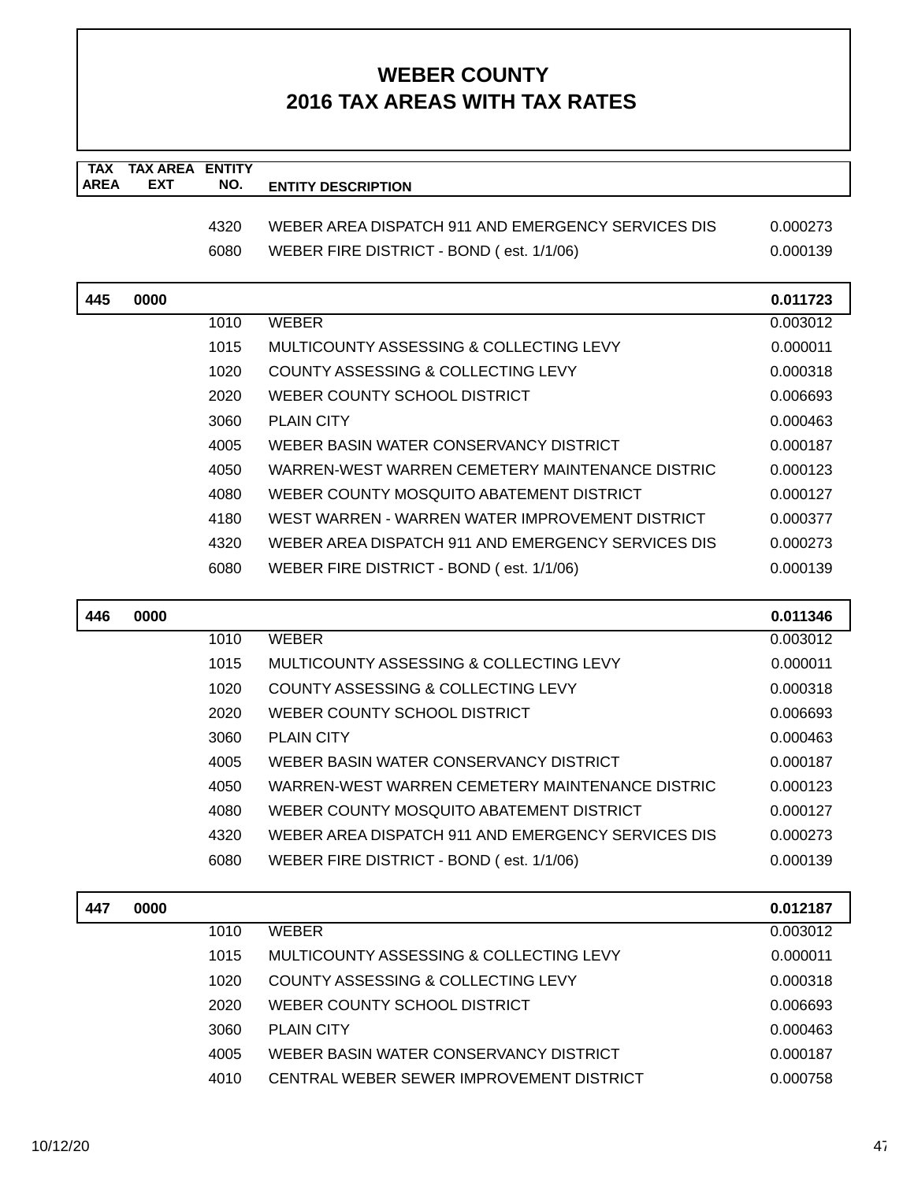# WEBER COUNTY
# 2016 TAX AREAS WITH TAX RATES

| TAX AREA | TAX AREA EXT | ENTITY NO. | ENTITY DESCRIPTION | |
|---|---|---|---|---|
| | | 4320 | WEBER AREA DISPATCH 911 AND EMERGENCY SERVICES DIS | 0.000273 |
| | | 6080 | WEBER FIRE DISTRICT - BOND ( est. 1/1/06) | 0.000139 |
| **445** | **0000** | | | **0.011723** |
| | | 1010 | WEBER | 0.003012 |
| | | 1015 | MULTICOUNTY ASSESSING & COLLECTING LEVY | 0.000011 |
| | | 1020 | COUNTY ASSESSING & COLLECTING LEVY | 0.000318 |
| | | 2020 | WEBER COUNTY SCHOOL DISTRICT | 0.006693 |
| | | 3060 | PLAIN CITY | 0.000463 |
| | | 4005 | WEBER BASIN WATER CONSERVANCY DISTRICT | 0.000187 |
| | | 4050 | WARREN-WEST WARREN CEMETERY MAINTENANCE DISTRIC | 0.000123 |
| | | 4080 | WEBER COUNTY MOSQUITO ABATEMENT DISTRICT | 0.000127 |
| | | 4180 | WEST WARREN - WARREN WATER IMPROVEMENT DISTRICT | 0.000377 |
| | | 4320 | WEBER AREA DISPATCH 911 AND EMERGENCY SERVICES DIS | 0.000273 |
| | | 6080 | WEBER FIRE DISTRICT - BOND ( est. 1/1/06) | 0.000139 |
| **446** | **0000** | | | **0.011346** |
| | | 1010 | WEBER | 0.003012 |
| | | 1015 | MULTICOUNTY ASSESSING & COLLECTING LEVY | 0.000011 |
| | | 1020 | COUNTY ASSESSING & COLLECTING LEVY | 0.000318 |
| | | 2020 | WEBER COUNTY SCHOOL DISTRICT | 0.006693 |
| | | 3060 | PLAIN CITY | 0.000463 |
| | | 4005 | WEBER BASIN WATER CONSERVANCY DISTRICT | 0.000187 |
| | | 4050 | WARREN-WEST WARREN CEMETERY MAINTENANCE DISTRIC | 0.000123 |
| | | 4080 | WEBER COUNTY MOSQUITO ABATEMENT DISTRICT | 0.000127 |
| | | 4320 | WEBER AREA DISPATCH 911 AND EMERGENCY SERVICES DIS | 0.000273 |
| | | 6080 | WEBER FIRE DISTRICT - BOND ( est. 1/1/06) | 0.000139 |
| **447** | **0000** | | | **0.012187** |
| | | 1010 | WEBER | 0.003012 |
| | | 1015 | MULTICOUNTY ASSESSING & COLLECTING LEVY | 0.000011 |
| | | 1020 | COUNTY ASSESSING & COLLECTING LEVY | 0.000318 |
| | | 2020 | WEBER COUNTY SCHOOL DISTRICT | 0.006693 |
| | | 3060 | PLAIN CITY | 0.000463 |
| | | 4005 | WEBER BASIN WATER CONSERVANCY DISTRICT | 0.000187 |
| | | 4010 | CENTRAL WEBER SEWER IMPROVEMENT DISTRICT | 0.000758 |

10/12/20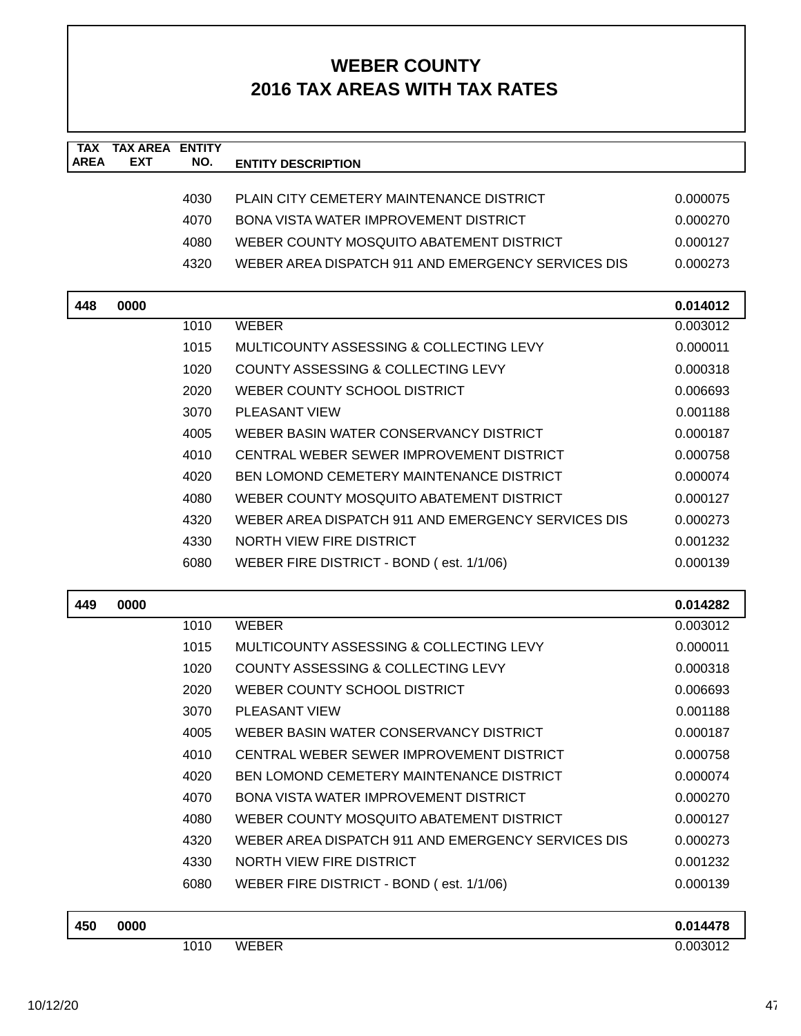# WEBER COUNTY
## 2016 TAX AREAS WITH TAX RATES

| TAX AREA | TAX AREA EXT | ENTITY NO. | ENTITY DESCRIPTION | |
|---|---|---|---|---|
| | | 4030 | PLAIN CITY CEMETERY MAINTENANCE DISTRICT | 0.000075 |
| | | 4070 | BONA VISTA WATER IMPROVEMENT DISTRICT | 0.000270 |
| | | 4080 | WEBER COUNTY MOSQUITO ABATEMENT DISTRICT | 0.000127 |
| | | 4320 | WEBER AREA DISPATCH 911 AND EMERGENCY SERVICES DIS | 0.000273 |
| **448** | **0000** | | | **0.014012** |
| | | 1010 | WEBER | 0.003012 |
| | | 1015 | MULTICOUNTY ASSESSING & COLLECTING LEVY | 0.000011 |
| | | 1020 | COUNTY ASSESSING & COLLECTING LEVY | 0.000318 |
| | | 2020 | WEBER COUNTY SCHOOL DISTRICT | 0.006693 |
| | | 3070 | PLEASANT VIEW | 0.001188 |
| | | 4005 | WEBER BASIN WATER CONSERVANCY DISTRICT | 0.000187 |
| | | 4010 | CENTRAL WEBER SEWER IMPROVEMENT DISTRICT | 0.000758 |
| | | 4020 | BEN LOMOND CEMETERY MAINTENANCE DISTRICT | 0.000074 |
| | | 4080 | WEBER COUNTY MOSQUITO ABATEMENT DISTRICT | 0.000127 |
| | | 4320 | WEBER AREA DISPATCH 911 AND EMERGENCY SERVICES DIS | 0.000273 |
| | | 4330 | NORTH VIEW FIRE DISTRICT | 0.001232 |
| | | 6080 | WEBER FIRE DISTRICT - BOND ( est. 1/1/06) | 0.000139 |
| **449** | **0000** | | | **0.014282** |
| | | 1010 | WEBER | 0.003012 |
| | | 1015 | MULTICOUNTY ASSESSING & COLLECTING LEVY | 0.000011 |
| | | 1020 | COUNTY ASSESSING & COLLECTING LEVY | 0.000318 |
| | | 2020 | WEBER COUNTY SCHOOL DISTRICT | 0.006693 |
| | | 3070 | PLEASANT VIEW | 0.001188 |
| | | 4005 | WEBER BASIN WATER CONSERVANCY DISTRICT | 0.000187 |
| | | 4010 | CENTRAL WEBER SEWER IMPROVEMENT DISTRICT | 0.000758 |
| | | 4020 | BEN LOMOND CEMETERY MAINTENANCE DISTRICT | 0.000074 |
| | | 4070 | BONA VISTA WATER IMPROVEMENT DISTRICT | 0.000270 |
| | | 4080 | WEBER COUNTY MOSQUITO ABATEMENT DISTRICT | 0.000127 |
| | | 4320 | WEBER AREA DISPATCH 911 AND EMERGENCY SERVICES DIS | 0.000273 |
| | | 4330 | NORTH VIEW FIRE DISTRICT | 0.001232 |
| | | 6080 | WEBER FIRE DISTRICT - BOND ( est. 1/1/06) | 0.000139 |
| **450** | **0000** | | | **0.014478** |
| | | 1010 | WEBER | 0.003012 |

10/12/20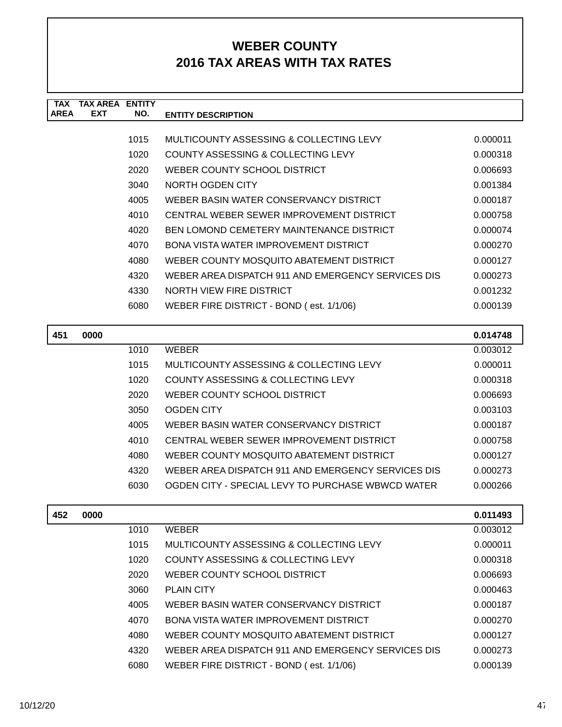# WEBER COUNTY
## 2016 TAX AREAS WITH TAX RATES

| TAX AREA | TAX AREA EXT | ENTITY NO. | ENTITY DESCRIPTION | |
|---|---|---|---|---|
| | | 1015 | MULTICOUNTY ASSESSING & COLLECTING LEVY | 0.000011 |
| | | 1020 | COUNTY ASSESSING & COLLECTING LEVY | 0.000318 |
| | | 2020 | WEBER COUNTY SCHOOL DISTRICT | 0.006693 |
| | | 3040 | NORTH OGDEN CITY | 0.001384 |
| | | 4005 | WEBER BASIN WATER CONSERVANCY DISTRICT | 0.000187 |
| | | 4010 | CENTRAL WEBER SEWER IMPROVEMENT DISTRICT | 0.000758 |
| | | 4020 | BEN LOMOND CEMETERY MAINTENANCE DISTRICT | 0.000074 |
| | | 4070 | BONA VISTA WATER IMPROVEMENT DISTRICT | 0.000270 |
| | | 4080 | WEBER COUNTY MOSQUITO ABATEMENT DISTRICT | 0.000127 |
| | | 4320 | WEBER AREA DISPATCH 911 AND EMERGENCY SERVICES DIS | 0.000273 |
| | | 4330 | NORTH VIEW FIRE DISTRICT | 0.001232 |
| | | 6080 | WEBER FIRE DISTRICT - BOND ( est. 1/1/06) | 0.000139 |
| **451** | **0000** | | | **0.014748** |
| | | 1010 | WEBER | 0.003012 |
| | | 1015 | MULTICOUNTY ASSESSING & COLLECTING LEVY | 0.000011 |
| | | 1020 | COUNTY ASSESSING & COLLECTING LEVY | 0.000318 |
| | | 2020 | WEBER COUNTY SCHOOL DISTRICT | 0.006693 |
| | | 3050 | OGDEN CITY | 0.003103 |
| | | 4005 | WEBER BASIN WATER CONSERVANCY DISTRICT | 0.000187 |
| | | 4010 | CENTRAL WEBER SEWER IMPROVEMENT DISTRICT | 0.000758 |
| | | 4080 | WEBER COUNTY MOSQUITO ABATEMENT DISTRICT | 0.000127 |
| | | 4320 | WEBER AREA DISPATCH 911 AND EMERGENCY SERVICES DIS | 0.000273 |
| | | 6030 | OGDEN CITY - SPECIAL LEVY TO PURCHASE WBWCD WATER | 0.000266 |
| **452** | **0000** | | | **0.011493** |
| | | 1010 | WEBER | 0.003012 |
| | | 1015 | MULTICOUNTY ASSESSING & COLLECTING LEVY | 0.000011 |
| | | 1020 | COUNTY ASSESSING & COLLECTING LEVY | 0.000318 |
| | | 2020 | WEBER COUNTY SCHOOL DISTRICT | 0.006693 |
| | | 3060 | PLAIN CITY | 0.000463 |
| | | 4005 | WEBER BASIN WATER CONSERVANCY DISTRICT | 0.000187 |
| | | 4070 | BONA VISTA WATER IMPROVEMENT DISTRICT | 0.000270 |
| | | 4080 | WEBER COUNTY MOSQUITO ABATEMENT DISTRICT | 0.000127 |
| | | 4320 | WEBER AREA DISPATCH 911 AND EMERGENCY SERVICES DIS | 0.000273 |
| | | 6080 | WEBER FIRE DISTRICT - BOND ( est. 1/1/06) | 0.000139 |

10/12/20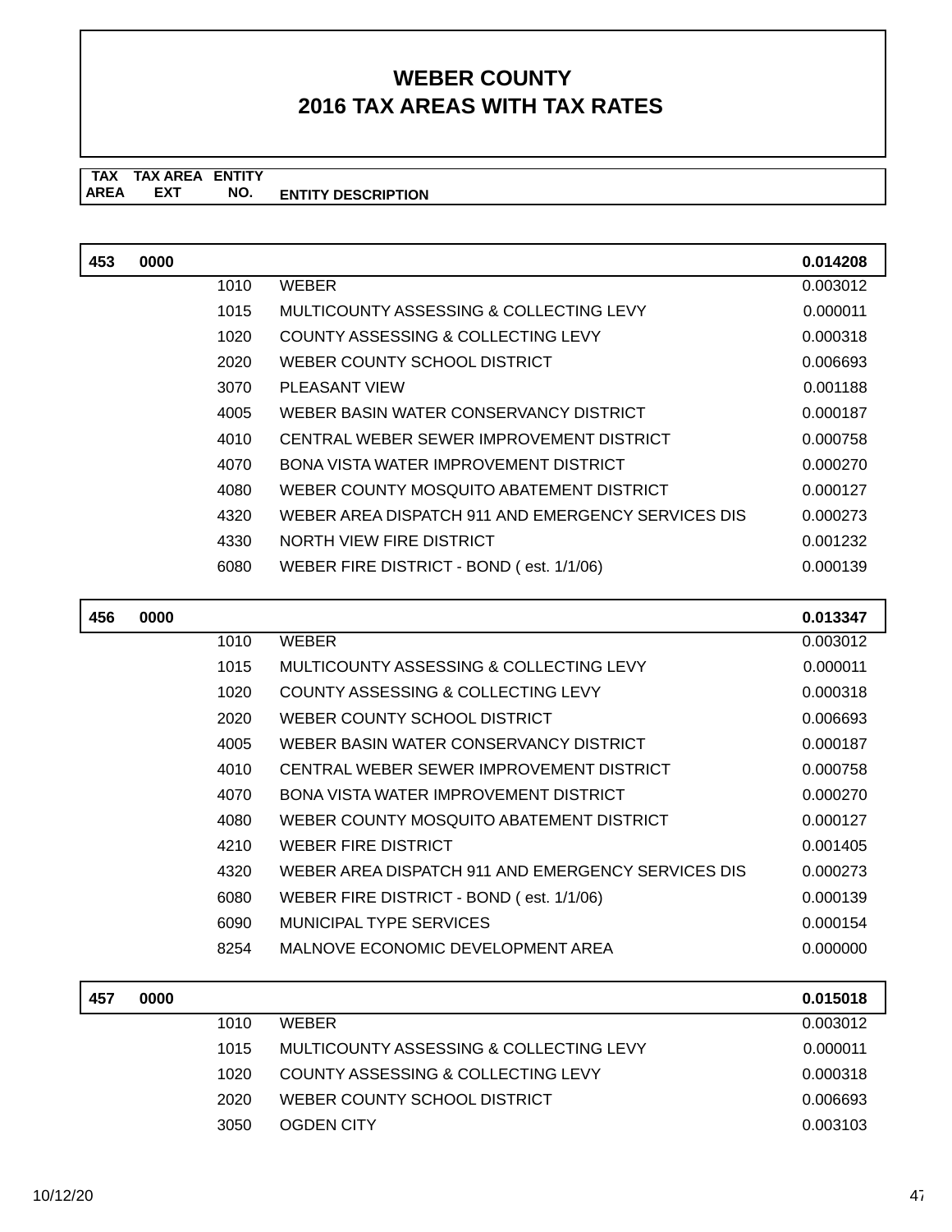# WEBER COUNTY
# 2016 TAX AREAS WITH TAX RATES

| TAX AREA | TAX AREA EXT | ENTITY NO. | ENTITY DESCRIPTION | |
|---|---|---|---|---|
| **453** | **0000** | | | **0.014208** |
| | | 1010 | WEBER | 0.003012 |
| | | 1015 | MULTICOUNTY ASSESSING & COLLECTING LEVY | 0.000011 |
| | | 1020 | COUNTY ASSESSING & COLLECTING LEVY | 0.000318 |
| | | 2020 | WEBER COUNTY SCHOOL DISTRICT | 0.006693 |
| | | 3070 | PLEASANT VIEW | 0.001188 |
| | | 4005 | WEBER BASIN WATER CONSERVANCY DISTRICT | 0.000187 |
| | | 4010 | CENTRAL WEBER SEWER IMPROVEMENT DISTRICT | 0.000758 |
| | | 4070 | BONA VISTA WATER IMPROVEMENT DISTRICT | 0.000270 |
| | | 4080 | WEBER COUNTY MOSQUITO ABATEMENT DISTRICT | 0.000127 |
| | | 4320 | WEBER AREA DISPATCH 911 AND EMERGENCY SERVICES DIS | 0.000273 |
| | | 4330 | NORTH VIEW FIRE DISTRICT | 0.001232 |
| | | 6080 | WEBER FIRE DISTRICT - BOND ( est. 1/1/06) | 0.000139 |
| **456** | **0000** | | | **0.013347** |
| | | 1010 | WEBER | 0.003012 |
| | | 1015 | MULTICOUNTY ASSESSING & COLLECTING LEVY | 0.000011 |
| | | 1020 | COUNTY ASSESSING & COLLECTING LEVY | 0.000318 |
| | | 2020 | WEBER COUNTY SCHOOL DISTRICT | 0.006693 |
| | | 4005 | WEBER BASIN WATER CONSERVANCY DISTRICT | 0.000187 |
| | | 4010 | CENTRAL WEBER SEWER IMPROVEMENT DISTRICT | 0.000758 |
| | | 4070 | BONA VISTA WATER IMPROVEMENT DISTRICT | 0.000270 |
| | | 4080 | WEBER COUNTY MOSQUITO ABATEMENT DISTRICT | 0.000127 |
| | | 4210 | WEBER FIRE DISTRICT | 0.001405 |
| | | 4320 | WEBER AREA DISPATCH 911 AND EMERGENCY SERVICES DIS | 0.000273 |
| | | 6080 | WEBER FIRE DISTRICT - BOND ( est. 1/1/06) | 0.000139 |
| | | 6090 | MUNICIPAL TYPE SERVICES | 0.000154 |
| | | 8254 | MALNOVE ECONOMIC DEVELOPMENT AREA | 0.000000 |
| **457** | **0000** | | | **0.015018** |
| | | 1010 | WEBER | 0.003012 |
| | | 1015 | MULTICOUNTY ASSESSING & COLLECTING LEVY | 0.000011 |
| | | 1020 | COUNTY ASSESSING & COLLECTING LEVY | 0.000318 |
| | | 2020 | WEBER COUNTY SCHOOL DISTRICT | 0.006693 |
| | | 3050 | OGDEN CITY | 0.003103 |

10/12/20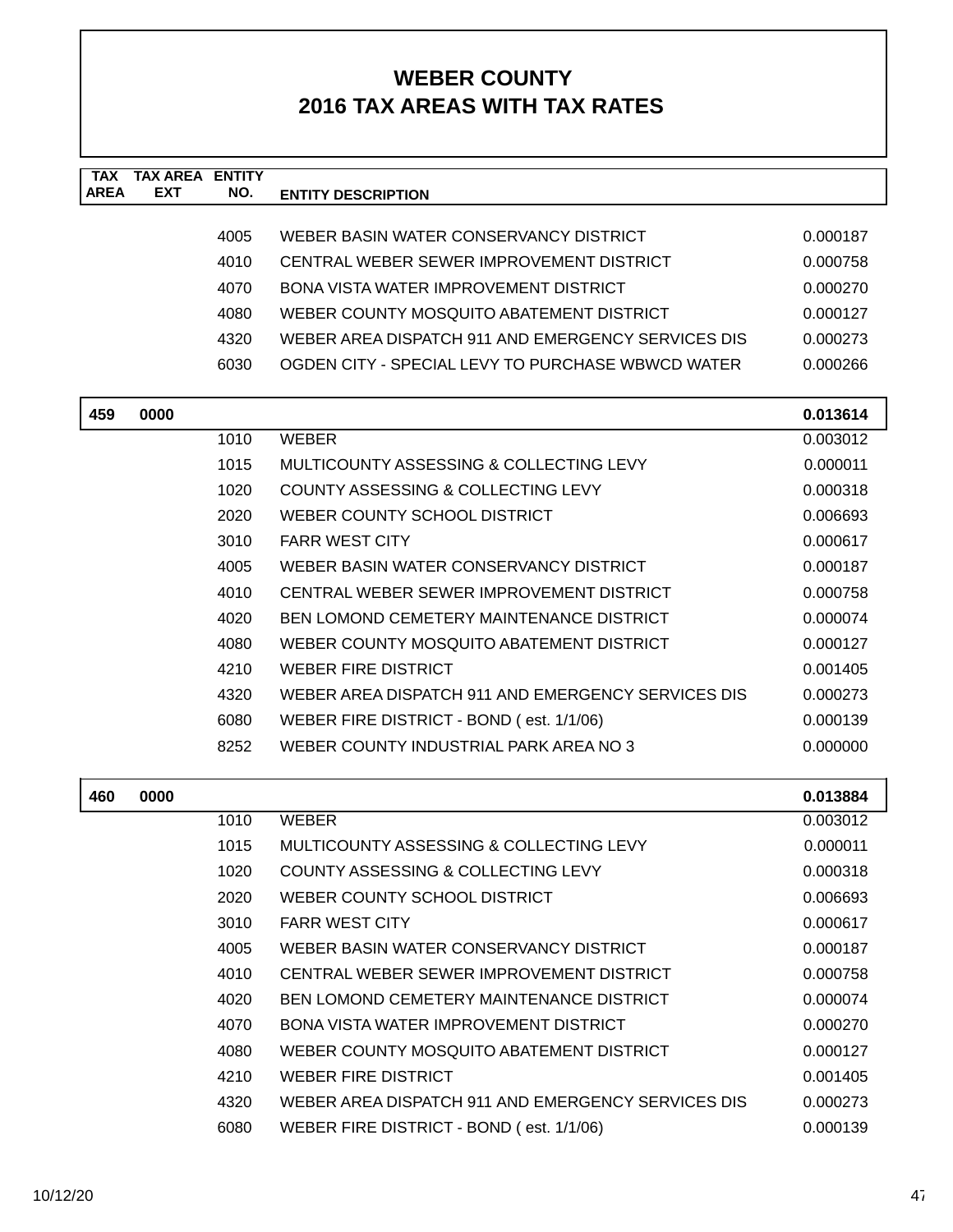# WEBER COUNTY
# 2016 TAX AREAS WITH TAX RATES

| TAX AREA | TAX AREA EXT | ENTITY NO. | ENTITY DESCRIPTION | |
|---|---|---|---|---|
| | | 4005 | WEBER BASIN WATER CONSERVANCY DISTRICT | 0.000187 |
| | | 4010 | CENTRAL WEBER SEWER IMPROVEMENT DISTRICT | 0.000758 |
| | | 4070 | BONA VISTA WATER IMPROVEMENT DISTRICT | 0.000270 |
| | | 4080 | WEBER COUNTY MOSQUITO ABATEMENT DISTRICT | 0.000127 |
| | | 4320 | WEBER AREA DISPATCH 911 AND EMERGENCY SERVICES DIS | 0.000273 |
| | | 6030 | OGDEN CITY - SPECIAL LEVY TO PURCHASE WBWCD WATER | 0.000266 |
| **459** | **0000** | | | **0.013614** |
| | | 1010 | WEBER | 0.003012 |
| | | 1015 | MULTICOUNTY ASSESSING & COLLECTING LEVY | 0.000011 |
| | | 1020 | COUNTY ASSESSING & COLLECTING LEVY | 0.000318 |
| | | 2020 | WEBER COUNTY SCHOOL DISTRICT | 0.006693 |
| | | 3010 | FARR WEST CITY | 0.000617 |
| | | 4005 | WEBER BASIN WATER CONSERVANCY DISTRICT | 0.000187 |
| | | 4010 | CENTRAL WEBER SEWER IMPROVEMENT DISTRICT | 0.000758 |
| | | 4020 | BEN LOMOND CEMETERY MAINTENANCE DISTRICT | 0.000074 |
| | | 4080 | WEBER COUNTY MOSQUITO ABATEMENT DISTRICT | 0.000127 |
| | | 4210 | WEBER FIRE DISTRICT | 0.001405 |
| | | 4320 | WEBER AREA DISPATCH 911 AND EMERGENCY SERVICES DIS | 0.000273 |
| | | 6080 | WEBER FIRE DISTRICT - BOND ( est. 1/1/06) | 0.000139 |
| | | 8252 | WEBER COUNTY INDUSTRIAL PARK AREA NO 3 | 0.000000 |
| **460** | **0000** | | | **0.013884** |
| | | 1010 | WEBER | 0.003012 |
| | | 1015 | MULTICOUNTY ASSESSING & COLLECTING LEVY | 0.000011 |
| | | 1020 | COUNTY ASSESSING & COLLECTING LEVY | 0.000318 |
| | | 2020 | WEBER COUNTY SCHOOL DISTRICT | 0.006693 |
| | | 3010 | FARR WEST CITY | 0.000617 |
| | | 4005 | WEBER BASIN WATER CONSERVANCY DISTRICT | 0.000187 |
| | | 4010 | CENTRAL WEBER SEWER IMPROVEMENT DISTRICT | 0.000758 |
| | | 4020 | BEN LOMOND CEMETERY MAINTENANCE DISTRICT | 0.000074 |
| | | 4070 | BONA VISTA WATER IMPROVEMENT DISTRICT | 0.000270 |
| | | 4080 | WEBER COUNTY MOSQUITO ABATEMENT DISTRICT | 0.000127 |
| | | 4210 | WEBER FIRE DISTRICT | 0.001405 |
| | | 4320 | WEBER AREA DISPATCH 911 AND EMERGENCY SERVICES DIS | 0.000273 |
| | | 6080 | WEBER FIRE DISTRICT - BOND ( est. 1/1/06) | 0.000139 |

10/12/20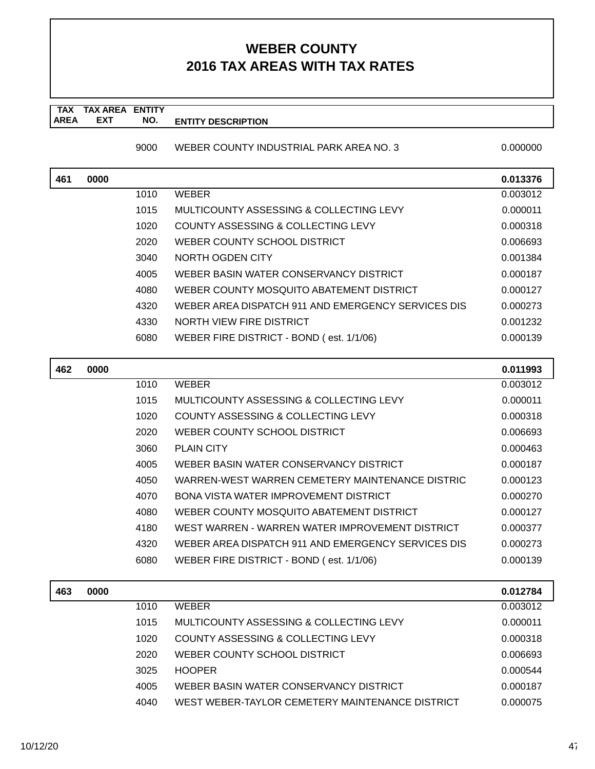# WEBER COUNTY
# 2016 TAX AREAS WITH TAX RATES

| TAX AREA | TAX AREA EXT | ENTITY NO. | ENTITY DESCRIPTION | |
|---|---|---|---|---|
| | | 9000 | WEBER COUNTY INDUSTRIAL PARK AREA NO. 3 | 0.000000 |
| **461** | **0000** | | | **0.013376** |
| | | 1010 | WEBER | 0.003012 |
| | | 1015 | MULTICOUNTY ASSESSING & COLLECTING LEVY | 0.000011 |
| | | 1020 | COUNTY ASSESSING & COLLECTING LEVY | 0.000318 |
| | | 2020 | WEBER COUNTY SCHOOL DISTRICT | 0.006693 |
| | | 3040 | NORTH OGDEN CITY | 0.001384 |
| | | 4005 | WEBER BASIN WATER CONSERVANCY DISTRICT | 0.000187 |
| | | 4080 | WEBER COUNTY MOSQUITO ABATEMENT DISTRICT | 0.000127 |
| | | 4320 | WEBER AREA DISPATCH 911 AND EMERGENCY SERVICES DIS | 0.000273 |
| | | 4330 | NORTH VIEW FIRE DISTRICT | 0.001232 |
| | | 6080 | WEBER FIRE DISTRICT - BOND ( est. 1/1/06) | 0.000139 |
| **462** | **0000** | | | **0.011993** |
| | | 1010 | WEBER | 0.003012 |
| | | 1015 | MULTICOUNTY ASSESSING & COLLECTING LEVY | 0.000011 |
| | | 1020 | COUNTY ASSESSING & COLLECTING LEVY | 0.000318 |
| | | 2020 | WEBER COUNTY SCHOOL DISTRICT | 0.006693 |
| | | 3060 | PLAIN CITY | 0.000463 |
| | | 4005 | WEBER BASIN WATER CONSERVANCY DISTRICT | 0.000187 |
| | | 4050 | WARREN-WEST WARREN CEMETERY MAINTENANCE DISTRIC | 0.000123 |
| | | 4070 | BONA VISTA WATER IMPROVEMENT DISTRICT | 0.000270 |
| | | 4080 | WEBER COUNTY MOSQUITO ABATEMENT DISTRICT | 0.000127 |
| | | 4180 | WEST WARREN - WARREN WATER IMPROVEMENT DISTRICT | 0.000377 |
| | | 4320 | WEBER AREA DISPATCH 911 AND EMERGENCY SERVICES DIS | 0.000273 |
| | | 6080 | WEBER FIRE DISTRICT - BOND ( est. 1/1/06) | 0.000139 |
| **463** | **0000** | | | **0.012784** |
| | | 1010 | WEBER | 0.003012 |
| | | 1015 | MULTICOUNTY ASSESSING & COLLECTING LEVY | 0.000011 |
| | | 1020 | COUNTY ASSESSING & COLLECTING LEVY | 0.000318 |
| | | 2020 | WEBER COUNTY SCHOOL DISTRICT | 0.006693 |
| | | 3025 | HOOPER | 0.000544 |
| | | 4005 | WEBER BASIN WATER CONSERVANCY DISTRICT | 0.000187 |
| | | 4040 | WEST WEBER-TAYLOR CEMETERY MAINTENANCE DISTRICT | 0.000075 |

10/12/20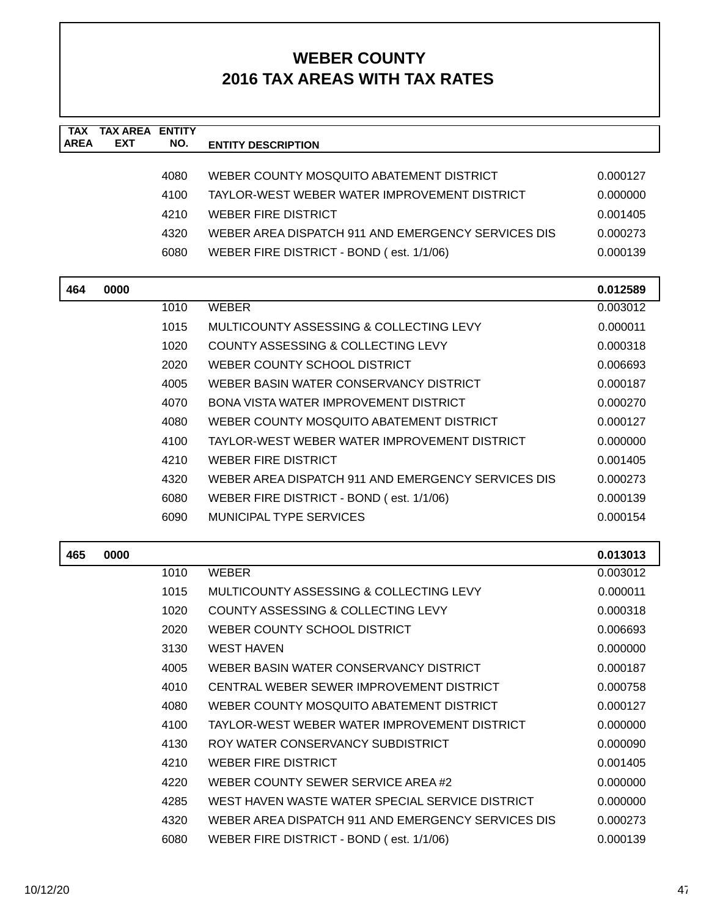# WEBER COUNTY
# 2016 TAX AREAS WITH TAX RATES

| TAX AREA | TAX AREA EXT | ENTITY NO. | ENTITY DESCRIPTION | |
|---|---|---|---|---|
| | | 4080 | WEBER COUNTY MOSQUITO ABATEMENT DISTRICT | 0.000127 |
| | | 4100 | TAYLOR-WEST WEBER WATER IMPROVEMENT DISTRICT | 0.000000 |
| | | 4210 | WEBER FIRE DISTRICT | 0.001405 |
| | | 4320 | WEBER AREA DISPATCH 911 AND EMERGENCY SERVICES DIS | 0.000273 |
| | | 6080 | WEBER FIRE DISTRICT - BOND ( est. 1/1/06) | 0.000139 |
| **464** | **0000** | | | **0.012589** |
| | | 1010 | WEBER | 0.003012 |
| | | 1015 | MULTICOUNTY ASSESSING & COLLECTING LEVY | 0.000011 |
| | | 1020 | COUNTY ASSESSING & COLLECTING LEVY | 0.000318 |
| | | 2020 | WEBER COUNTY SCHOOL DISTRICT | 0.006693 |
| | | 4005 | WEBER BASIN WATER CONSERVANCY DISTRICT | 0.000187 |
| | | 4070 | BONA VISTA WATER IMPROVEMENT DISTRICT | 0.000270 |
| | | 4080 | WEBER COUNTY MOSQUITO ABATEMENT DISTRICT | 0.000127 |
| | | 4100 | TAYLOR-WEST WEBER WATER IMPROVEMENT DISTRICT | 0.000000 |
| | | 4210 | WEBER FIRE DISTRICT | 0.001405 |
| | | 4320 | WEBER AREA DISPATCH 911 AND EMERGENCY SERVICES DIS | 0.000273 |
| | | 6080 | WEBER FIRE DISTRICT - BOND ( est. 1/1/06) | 0.000139 |
| | | 6090 | MUNICIPAL TYPE SERVICES | 0.000154 |
| **465** | **0000** | | | **0.013013** |
| | | 1010 | WEBER | 0.003012 |
| | | 1015 | MULTICOUNTY ASSESSING & COLLECTING LEVY | 0.000011 |
| | | 1020 | COUNTY ASSESSING & COLLECTING LEVY | 0.000318 |
| | | 2020 | WEBER COUNTY SCHOOL DISTRICT | 0.006693 |
| | | 3130 | WEST HAVEN | 0.000000 |
| | | 4005 | WEBER BASIN WATER CONSERVANCY DISTRICT | 0.000187 |
| | | 4010 | CENTRAL WEBER SEWER IMPROVEMENT DISTRICT | 0.000758 |
| | | 4080 | WEBER COUNTY MOSQUITO ABATEMENT DISTRICT | 0.000127 |
| | | 4100 | TAYLOR-WEST WEBER WATER IMPROVEMENT DISTRICT | 0.000000 |
| | | 4130 | ROY WATER CONSERVANCY SUBDISTRICT | 0.000090 |
| | | 4210 | WEBER FIRE DISTRICT | 0.001405 |
| | | 4220 | WEBER COUNTY SEWER SERVICE AREA #2 | 0.000000 |
| | | 4285 | WEST HAVEN WASTE WATER SPECIAL SERVICE DISTRICT | 0.000000 |
| | | 4320 | WEBER AREA DISPATCH 911 AND EMERGENCY SERVICES DIS | 0.000273 |
| | | 6080 | WEBER FIRE DISTRICT - BOND ( est. 1/1/06) | 0.000139 |

10/12/20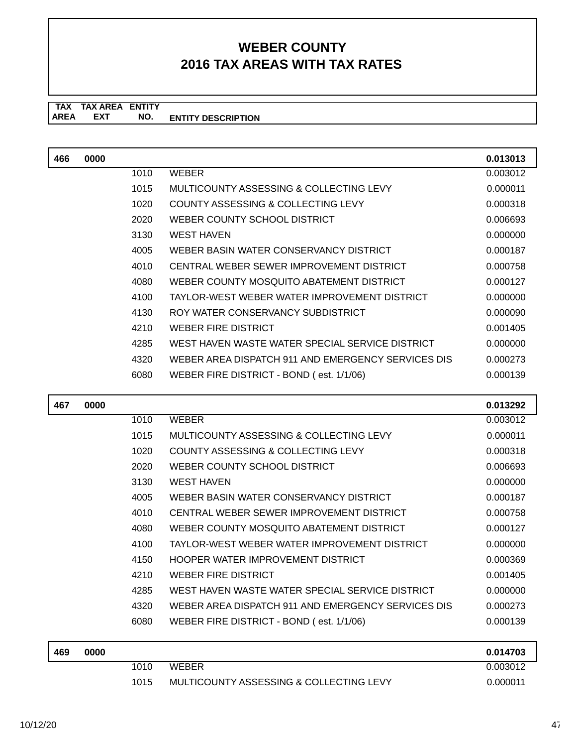# WEBER COUNTY
# 2016 TAX AREAS WITH TAX RATES

| TAX AREA | TAX AREA EXT | ENTITY NO. | ENTITY DESCRIPTION | |
|---|---|---|---|---|
| **466** | **0000** | | | **0.013013** |
| | | 1010 | WEBER | 0.003012 |
| | | 1015 | MULTICOUNTY ASSESSING & COLLECTING LEVY | 0.000011 |
| | | 1020 | COUNTY ASSESSING & COLLECTING LEVY | 0.000318 |
| | | 2020 | WEBER COUNTY SCHOOL DISTRICT | 0.006693 |
| | | 3130 | WEST HAVEN | 0.000000 |
| | | 4005 | WEBER BASIN WATER CONSERVANCY DISTRICT | 0.000187 |
| | | 4010 | CENTRAL WEBER SEWER IMPROVEMENT DISTRICT | 0.000758 |
| | | 4080 | WEBER COUNTY MOSQUITO ABATEMENT DISTRICT | 0.000127 |
| | | 4100 | TAYLOR-WEST WEBER WATER IMPROVEMENT DISTRICT | 0.000000 |
| | | 4130 | ROY WATER CONSERVANCY SUBDISTRICT | 0.000090 |
| | | 4210 | WEBER FIRE DISTRICT | 0.001405 |
| | | 4285 | WEST HAVEN WASTE WATER SPECIAL SERVICE DISTRICT | 0.000000 |
| | | 4320 | WEBER AREA DISPATCH 911 AND EMERGENCY SERVICES DIS | 0.000273 |
| | | 6080 | WEBER FIRE DISTRICT - BOND ( est. 1/1/06) | 0.000139 |
| **467** | **0000** | | | **0.013292** |
| | | 1010 | WEBER | 0.003012 |
| | | 1015 | MULTICOUNTY ASSESSING & COLLECTING LEVY | 0.000011 |
| | | 1020 | COUNTY ASSESSING & COLLECTING LEVY | 0.000318 |
| | | 2020 | WEBER COUNTY SCHOOL DISTRICT | 0.006693 |
| | | 3130 | WEST HAVEN | 0.000000 |
| | | 4005 | WEBER BASIN WATER CONSERVANCY DISTRICT | 0.000187 |
| | | 4010 | CENTRAL WEBER SEWER IMPROVEMENT DISTRICT | 0.000758 |
| | | 4080 | WEBER COUNTY MOSQUITO ABATEMENT DISTRICT | 0.000127 |
| | | 4100 | TAYLOR-WEST WEBER WATER IMPROVEMENT DISTRICT | 0.000000 |
| | | 4150 | HOOPER WATER IMPROVEMENT DISTRICT | 0.000369 |
| | | 4210 | WEBER FIRE DISTRICT | 0.001405 |
| | | 4285 | WEST HAVEN WASTE WATER SPECIAL SERVICE DISTRICT | 0.000000 |
| | | 4320 | WEBER AREA DISPATCH 911 AND EMERGENCY SERVICES DIS | 0.000273 |
| | | 6080 | WEBER FIRE DISTRICT - BOND ( est. 1/1/06) | 0.000139 |
| **469** | **0000** | | | **0.014703** |
| | | 1010 | WEBER | 0.003012 |
| | | 1015 | MULTICOUNTY ASSESSING & COLLECTING LEVY | 0.000011 |

10/12/20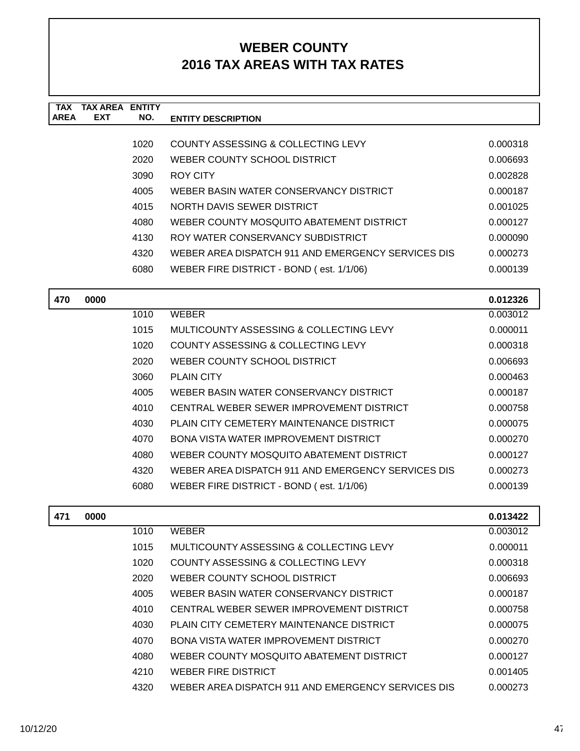# WEBER COUNTY
# 2016 TAX AREAS WITH TAX RATES

| TAX AREA | TAX AREA EXT | ENTITY NO. | ENTITY DESCRIPTION | |
|---|---|---|---|---|
| | | 1020 | COUNTY ASSESSING & COLLECTING LEVY | 0.000318 |
| | | 2020 | WEBER COUNTY SCHOOL DISTRICT | 0.006693 |
| | | 3090 | ROY CITY | 0.002828 |
| | | 4005 | WEBER BASIN WATER CONSERVANCY DISTRICT | 0.000187 |
| | | 4015 | NORTH DAVIS SEWER DISTRICT | 0.001025 |
| | | 4080 | WEBER COUNTY MOSQUITO ABATEMENT DISTRICT | 0.000127 |
| | | 4130 | ROY WATER CONSERVANCY SUBDISTRICT | 0.000090 |
| | | 4320 | WEBER AREA DISPATCH 911 AND EMERGENCY SERVICES DIS | 0.000273 |
| | | 6080 | WEBER FIRE DISTRICT - BOND ( est. 1/1/06) | 0.000139 |
| **470** | **0000** | | | **0.012326** |
| | | 1010 | WEBER | 0.003012 |
| | | 1015 | MULTICOUNTY ASSESSING & COLLECTING LEVY | 0.000011 |
| | | 1020 | COUNTY ASSESSING & COLLECTING LEVY | 0.000318 |
| | | 2020 | WEBER COUNTY SCHOOL DISTRICT | 0.006693 |
| | | 3060 | PLAIN CITY | 0.000463 |
| | | 4005 | WEBER BASIN WATER CONSERVANCY DISTRICT | 0.000187 |
| | | 4010 | CENTRAL WEBER SEWER IMPROVEMENT DISTRICT | 0.000758 |
| | | 4030 | PLAIN CITY CEMETERY MAINTENANCE DISTRICT | 0.000075 |
| | | 4070 | BONA VISTA WATER IMPROVEMENT DISTRICT | 0.000270 |
| | | 4080 | WEBER COUNTY MOSQUITO ABATEMENT DISTRICT | 0.000127 |
| | | 4320 | WEBER AREA DISPATCH 911 AND EMERGENCY SERVICES DIS | 0.000273 |
| | | 6080 | WEBER FIRE DISTRICT - BOND ( est. 1/1/06) | 0.000139 |
| **471** | **0000** | | | **0.013422** |
| | | 1010 | WEBER | 0.003012 |
| | | 1015 | MULTICOUNTY ASSESSING & COLLECTING LEVY | 0.000011 |
| | | 1020 | COUNTY ASSESSING & COLLECTING LEVY | 0.000318 |
| | | 2020 | WEBER COUNTY SCHOOL DISTRICT | 0.006693 |
| | | 4005 | WEBER BASIN WATER CONSERVANCY DISTRICT | 0.000187 |
| | | 4010 | CENTRAL WEBER SEWER IMPROVEMENT DISTRICT | 0.000758 |
| | | 4030 | PLAIN CITY CEMETERY MAINTENANCE DISTRICT | 0.000075 |
| | | 4070 | BONA VISTA WATER IMPROVEMENT DISTRICT | 0.000270 |
| | | 4080 | WEBER COUNTY MOSQUITO ABATEMENT DISTRICT | 0.000127 |
| | | 4210 | WEBER FIRE DISTRICT | 0.001405 |
| | | 4320 | WEBER AREA DISPATCH 911 AND EMERGENCY SERVICES DIS | 0.000273 |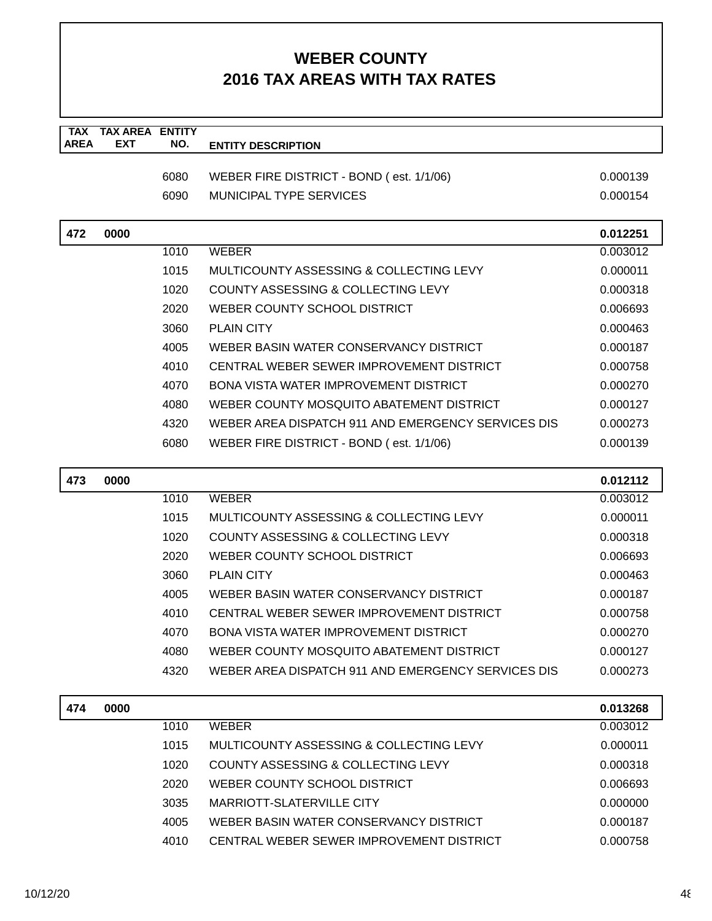# WEBER COUNTY
## 2016 TAX AREAS WITH TAX RATES

| TAX AREA | TAX AREA EXT | ENTITY NO. | ENTITY DESCRIPTION | |
|---|---|---|---|---|
| | | 6080 | WEBER FIRE DISTRICT - BOND ( est. 1/1/06) | 0.000139 |
| | | 6090 | MUNICIPAL TYPE SERVICES | 0.000154 |
| **472** | **0000** | | | **0.012251** |
| | | 1010 | WEBER | 0.003012 |
| | | 1015 | MULTICOUNTY ASSESSING & COLLECTING LEVY | 0.000011 |
| | | 1020 | COUNTY ASSESSING & COLLECTING LEVY | 0.000318 |
| | | 2020 | WEBER COUNTY SCHOOL DISTRICT | 0.006693 |
| | | 3060 | PLAIN CITY | 0.000463 |
| | | 4005 | WEBER BASIN WATER CONSERVANCY DISTRICT | 0.000187 |
| | | 4010 | CENTRAL WEBER SEWER IMPROVEMENT DISTRICT | 0.000758 |
| | | 4070 | BONA VISTA WATER IMPROVEMENT DISTRICT | 0.000270 |
| | | 4080 | WEBER COUNTY MOSQUITO ABATEMENT DISTRICT | 0.000127 |
| | | 4320 | WEBER AREA DISPATCH 911 AND EMERGENCY SERVICES DIS | 0.000273 |
| | | 6080 | WEBER FIRE DISTRICT - BOND ( est. 1/1/06) | 0.000139 |
| **473** | **0000** | | | **0.012112** |
| | | 1010 | WEBER | 0.003012 |
| | | 1015 | MULTICOUNTY ASSESSING & COLLECTING LEVY | 0.000011 |
| | | 1020 | COUNTY ASSESSING & COLLECTING LEVY | 0.000318 |
| | | 2020 | WEBER COUNTY SCHOOL DISTRICT | 0.006693 |
| | | 3060 | PLAIN CITY | 0.000463 |
| | | 4005 | WEBER BASIN WATER CONSERVANCY DISTRICT | 0.000187 |
| | | 4010 | CENTRAL WEBER SEWER IMPROVEMENT DISTRICT | 0.000758 |
| | | 4070 | BONA VISTA WATER IMPROVEMENT DISTRICT | 0.000270 |
| | | 4080 | WEBER COUNTY MOSQUITO ABATEMENT DISTRICT | 0.000127 |
| | | 4320 | WEBER AREA DISPATCH 911 AND EMERGENCY SERVICES DIS | 0.000273 |
| **474** | **0000** | | | **0.013268** |
| | | 1010 | WEBER | 0.003012 |
| | | 1015 | MULTICOUNTY ASSESSING & COLLECTING LEVY | 0.000011 |
| | | 1020 | COUNTY ASSESSING & COLLECTING LEVY | 0.000318 |
| | | 2020 | WEBER COUNTY SCHOOL DISTRICT | 0.006693 |
| | | 3035 | MARRIOTT-SLATERVILLE CITY | 0.000000 |
| | | 4005 | WEBER BASIN WATER CONSERVANCY DISTRICT | 0.000187 |
| | | 4010 | CENTRAL WEBER SEWER IMPROVEMENT DISTRICT | 0.000758 |

10/12/20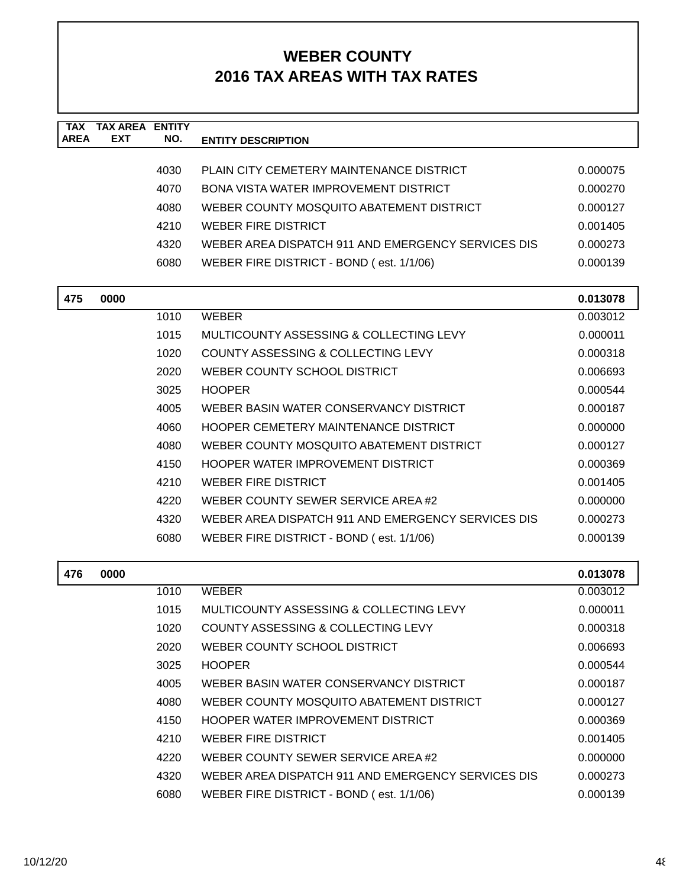# WEBER COUNTY
# 2016 TAX AREAS WITH TAX RATES

| TAX AREA | TAX AREA EXT | ENTITY NO. | ENTITY DESCRIPTION | |
|---|---|---|---|---|
| | | 4030 | PLAIN CITY CEMETERY MAINTENANCE DISTRICT | 0.000075 |
| | | 4070 | BONA VISTA WATER IMPROVEMENT DISTRICT | 0.000270 |
| | | 4080 | WEBER COUNTY MOSQUITO ABATEMENT DISTRICT | 0.000127 |
| | | 4210 | WEBER FIRE DISTRICT | 0.001405 |
| | | 4320 | WEBER AREA DISPATCH 911 AND EMERGENCY SERVICES DIS | 0.000273 |
| | | 6080 | WEBER FIRE DISTRICT - BOND ( est. 1/1/06) | 0.000139 |
| **475** | **0000** | | | **0.013078** |
| | | 1010 | WEBER | 0.003012 |
| | | 1015 | MULTICOUNTY ASSESSING & COLLECTING LEVY | 0.000011 |
| | | 1020 | COUNTY ASSESSING & COLLECTING LEVY | 0.000318 |
| | | 2020 | WEBER COUNTY SCHOOL DISTRICT | 0.006693 |
| | | 3025 | HOOPER | 0.000544 |
| | | 4005 | WEBER BASIN WATER CONSERVANCY DISTRICT | 0.000187 |
| | | 4060 | HOOPER CEMETERY MAINTENANCE DISTRICT | 0.000000 |
| | | 4080 | WEBER COUNTY MOSQUITO ABATEMENT DISTRICT | 0.000127 |
| | | 4150 | HOOPER WATER IMPROVEMENT DISTRICT | 0.000369 |
| | | 4210 | WEBER FIRE DISTRICT | 0.001405 |
| | | 4220 | WEBER COUNTY SEWER SERVICE AREA #2 | 0.000000 |
| | | 4320 | WEBER AREA DISPATCH 911 AND EMERGENCY SERVICES DIS | 0.000273 |
| | | 6080 | WEBER FIRE DISTRICT - BOND ( est. 1/1/06) | 0.000139 |
| **476** | **0000** | | | **0.013078** |
| | | 1010 | WEBER | 0.003012 |
| | | 1015 | MULTICOUNTY ASSESSING & COLLECTING LEVY | 0.000011 |
| | | 1020 | COUNTY ASSESSING & COLLECTING LEVY | 0.000318 |
| | | 2020 | WEBER COUNTY SCHOOL DISTRICT | 0.006693 |
| | | 3025 | HOOPER | 0.000544 |
| | | 4005 | WEBER BASIN WATER CONSERVANCY DISTRICT | 0.000187 |
| | | 4080 | WEBER COUNTY MOSQUITO ABATEMENT DISTRICT | 0.000127 |
| | | 4150 | HOOPER WATER IMPROVEMENT DISTRICT | 0.000369 |
| | | 4210 | WEBER FIRE DISTRICT | 0.001405 |
| | | 4220 | WEBER COUNTY SEWER SERVICE AREA #2 | 0.000000 |
| | | 4320 | WEBER AREA DISPATCH 911 AND EMERGENCY SERVICES DIS | 0.000273 |
| | | 6080 | WEBER FIRE DISTRICT - BOND ( est. 1/1/06) | 0.000139 |

10/12/20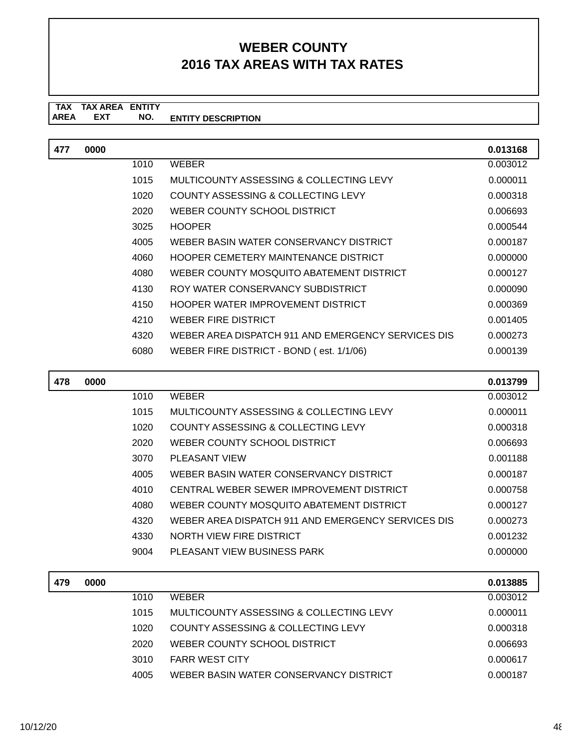# WEBER COUNTY
# 2016 TAX AREAS WITH TAX RATES

| TAX AREA | TAX AREA EXT | ENTITY NO. | ENTITY DESCRIPTION | |
|---|---|---|---|---|
| **477** | **0000** | | | **0.013168** |
| | | 1010 | WEBER | 0.003012 |
| | | 1015 | MULTICOUNTY ASSESSING & COLLECTING LEVY | 0.000011 |
| | | 1020 | COUNTY ASSESSING & COLLECTING LEVY | 0.000318 |
| | | 2020 | WEBER COUNTY SCHOOL DISTRICT | 0.006693 |
| | | 3025 | HOOPER | 0.000544 |
| | | 4005 | WEBER BASIN WATER CONSERVANCY DISTRICT | 0.000187 |
| | | 4060 | HOOPER CEMETERY MAINTENANCE DISTRICT | 0.000000 |
| | | 4080 | WEBER COUNTY MOSQUITO ABATEMENT DISTRICT | 0.000127 |
| | | 4130 | ROY WATER CONSERVANCY SUBDISTRICT | 0.000090 |
| | | 4150 | HOOPER WATER IMPROVEMENT DISTRICT | 0.000369 |
| | | 4210 | WEBER FIRE DISTRICT | 0.001405 |
| | | 4320 | WEBER AREA DISPATCH 911 AND EMERGENCY SERVICES DIS | 0.000273 |
| | | 6080 | WEBER FIRE DISTRICT - BOND ( est. 1/1/06) | 0.000139 |
| **478** | **0000** | | | **0.013799** |
| | | 1010 | WEBER | 0.003012 |
| | | 1015 | MULTICOUNTY ASSESSING & COLLECTING LEVY | 0.000011 |
| | | 1020 | COUNTY ASSESSING & COLLECTING LEVY | 0.000318 |
| | | 2020 | WEBER COUNTY SCHOOL DISTRICT | 0.006693 |
| | | 3070 | PLEASANT VIEW | 0.001188 |
| | | 4005 | WEBER BASIN WATER CONSERVANCY DISTRICT | 0.000187 |
| | | 4010 | CENTRAL WEBER SEWER IMPROVEMENT DISTRICT | 0.000758 |
| | | 4080 | WEBER COUNTY MOSQUITO ABATEMENT DISTRICT | 0.000127 |
| | | 4320 | WEBER AREA DISPATCH 911 AND EMERGENCY SERVICES DIS | 0.000273 |
| | | 4330 | NORTH VIEW FIRE DISTRICT | 0.001232 |
| | | 9004 | PLEASANT VIEW BUSINESS PARK | 0.000000 |
| **479** | **0000** | | | **0.013885** |
| | | 1010 | WEBER | 0.003012 |
| | | 1015 | MULTICOUNTY ASSESSING & COLLECTING LEVY | 0.000011 |
| | | 1020 | COUNTY ASSESSING & COLLECTING LEVY | 0.000318 |
| | | 2020 | WEBER COUNTY SCHOOL DISTRICT | 0.006693 |
| | | 3010 | FARR WEST CITY | 0.000617 |
| | | 4005 | WEBER BASIN WATER CONSERVANCY DISTRICT | 0.000187 |

10/12/20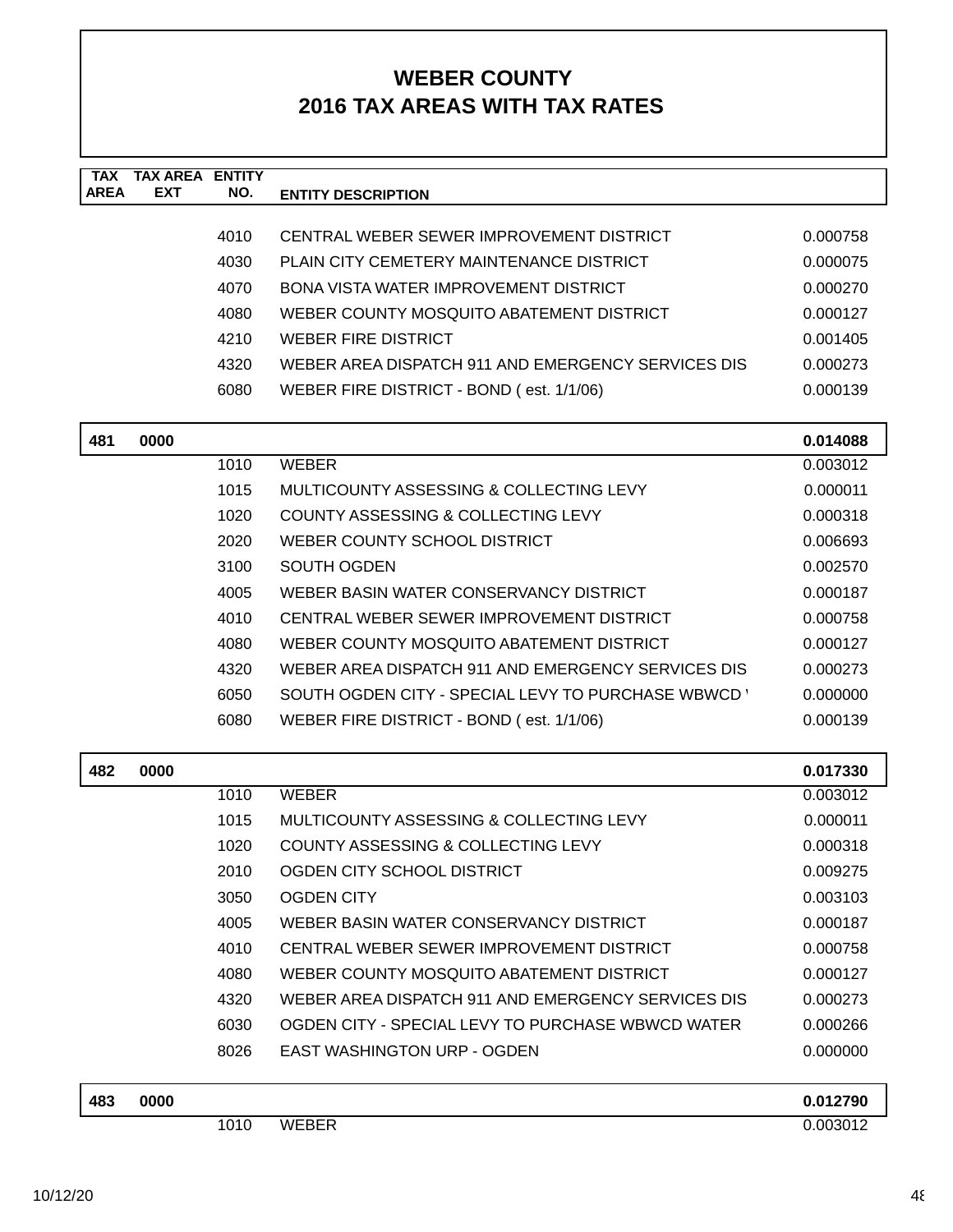# WEBER COUNTY
# 2016 TAX AREAS WITH TAX RATES

| TAX AREA | TAX AREA EXT | ENTITY NO. | ENTITY DESCRIPTION | |
|---|---|---|---|---|
| | | 4010 | CENTRAL WEBER SEWER IMPROVEMENT DISTRICT | 0.000758 |
| | | 4030 | PLAIN CITY CEMETERY MAINTENANCE DISTRICT | 0.000075 |
| | | 4070 | BONA VISTA WATER IMPROVEMENT DISTRICT | 0.000270 |
| | | 4080 | WEBER COUNTY MOSQUITO ABATEMENT DISTRICT | 0.000127 |
| | | 4210 | WEBER FIRE DISTRICT | 0.001405 |
| | | 4320 | WEBER AREA DISPATCH 911 AND EMERGENCY SERVICES DIS | 0.000273 |
| | | 6080 | WEBER FIRE DISTRICT - BOND ( est. 1/1/06) | 0.000139 |
| **481** | **0000** | | | **0.014088** |
| | | 1010 | WEBER | 0.003012 |
| | | 1015 | MULTICOUNTY ASSESSING & COLLECTING LEVY | 0.000011 |
| | | 1020 | COUNTY ASSESSING & COLLECTING LEVY | 0.000318 |
| | | 2020 | WEBER COUNTY SCHOOL DISTRICT | 0.006693 |
| | | 3100 | SOUTH OGDEN | 0.002570 |
| | | 4005 | WEBER BASIN WATER CONSERVANCY DISTRICT | 0.000187 |
| | | 4010 | CENTRAL WEBER SEWER IMPROVEMENT DISTRICT | 0.000758 |
| | | 4080 | WEBER COUNTY MOSQUITO ABATEMENT DISTRICT | 0.000127 |
| | | 4320 | WEBER AREA DISPATCH 911 AND EMERGENCY SERVICES DIS | 0.000273 |
| | | 6050 | SOUTH OGDEN CITY - SPECIAL LEVY TO PURCHASE WBWCD | 0.000000 |
| | | 6080 | WEBER FIRE DISTRICT - BOND ( est. 1/1/06) | 0.000139 |
| **482** | **0000** | | | **0.017330** |
| | | 1010 | WEBER | 0.003012 |
| | | 1015 | MULTICOUNTY ASSESSING & COLLECTING LEVY | 0.000011 |
| | | 1020 | COUNTY ASSESSING & COLLECTING LEVY | 0.000318 |
| | | 2010 | OGDEN CITY SCHOOL DISTRICT | 0.009275 |
| | | 3050 | OGDEN CITY | 0.003103 |
| | | 4005 | WEBER BASIN WATER CONSERVANCY DISTRICT | 0.000187 |
| | | 4010 | CENTRAL WEBER SEWER IMPROVEMENT DISTRICT | 0.000758 |
| | | 4080 | WEBER COUNTY MOSQUITO ABATEMENT DISTRICT | 0.000127 |
| | | 4320 | WEBER AREA DISPATCH 911 AND EMERGENCY SERVICES DIS | 0.000273 |
| | | 6030 | OGDEN CITY - SPECIAL LEVY TO PURCHASE WBWCD WATER | 0.000266 |
| | | 8026 | EAST WASHINGTON URP - OGDEN | 0.000000 |
| **483** | **0000** | | | **0.012790** |
| | | 1010 | WEBER | 0.003012 |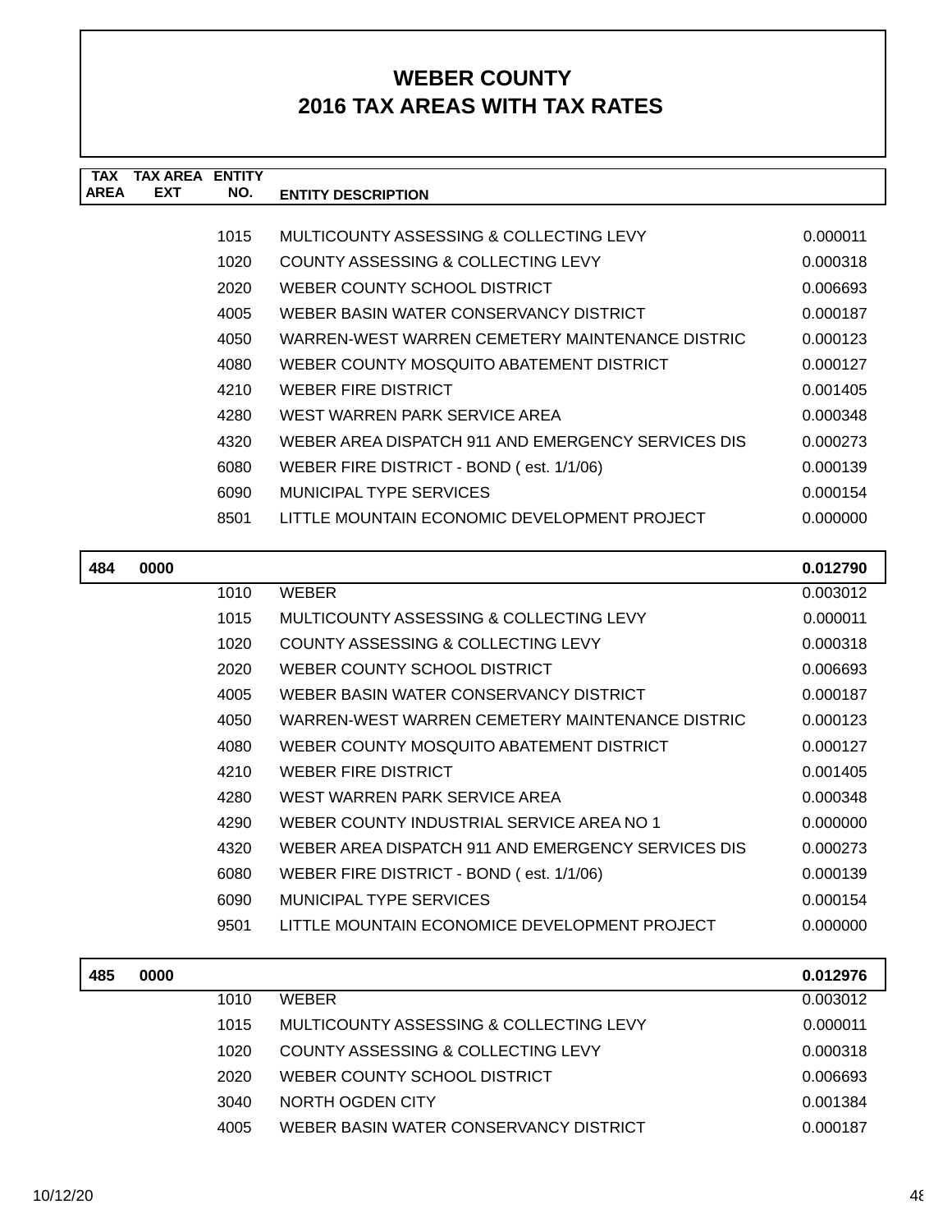# WEBER COUNTY
# 2016 TAX AREAS WITH TAX RATES

| TAX AREA | TAX AREA EXT | ENTITY NO. | ENTITY DESCRIPTION | |
|---|---|---|---|---|
| | | 1015 | MULTICOUNTY ASSESSING & COLLECTING LEVY | 0.000011 |
| | | 1020 | COUNTY ASSESSING & COLLECTING LEVY | 0.000318 |
| | | 2020 | WEBER COUNTY SCHOOL DISTRICT | 0.006693 |
| | | 4005 | WEBER BASIN WATER CONSERVANCY DISTRICT | 0.000187 |
| | | 4050 | WARREN-WEST WARREN CEMETERY MAINTENANCE DISTRIC | 0.000123 |
| | | 4080 | WEBER COUNTY MOSQUITO ABATEMENT DISTRICT | 0.000127 |
| | | 4210 | WEBER FIRE DISTRICT | 0.001405 |
| | | 4280 | WEST WARREN PARK SERVICE AREA | 0.000348 |
| | | 4320 | WEBER AREA DISPATCH 911 AND EMERGENCY SERVICES DIS | 0.000273 |
| | | 6080 | WEBER FIRE DISTRICT - BOND ( est. 1/1/06) | 0.000139 |
| | | 6090 | MUNICIPAL TYPE SERVICES | 0.000154 |
| | | 8501 | LITTLE MOUNTAIN ECONOMIC DEVELOPMENT PROJECT | 0.000000 |
| **484** | **0000** | | | **0.012790** |
| | | 1010 | WEBER | 0.003012 |
| | | 1015 | MULTICOUNTY ASSESSING & COLLECTING LEVY | 0.000011 |
| | | 1020 | COUNTY ASSESSING & COLLECTING LEVY | 0.000318 |
| | | 2020 | WEBER COUNTY SCHOOL DISTRICT | 0.006693 |
| | | 4005 | WEBER BASIN WATER CONSERVANCY DISTRICT | 0.000187 |
| | | 4050 | WARREN-WEST WARREN CEMETERY MAINTENANCE DISTRIC | 0.000123 |
| | | 4080 | WEBER COUNTY MOSQUITO ABATEMENT DISTRICT | 0.000127 |
| | | 4210 | WEBER FIRE DISTRICT | 0.001405 |
| | | 4280 | WEST WARREN PARK SERVICE AREA | 0.000348 |
| | | 4290 | WEBER COUNTY INDUSTRIAL SERVICE AREA NO 1 | 0.000000 |
| | | 4320 | WEBER AREA DISPATCH 911 AND EMERGENCY SERVICES DIS | 0.000273 |
| | | 6080 | WEBER FIRE DISTRICT - BOND ( est. 1/1/06) | 0.000139 |
| | | 6090 | MUNICIPAL TYPE SERVICES | 0.000154 |
| | | 9501 | LITTLE MOUNTAIN ECONOMICE DEVELOPMENT PROJECT | 0.000000 |
| **485** | **0000** | | | **0.012976** |
| | | 1010 | WEBER | 0.003012 |
| | | 1015 | MULTICOUNTY ASSESSING & COLLECTING LEVY | 0.000011 |
| | | 1020 | COUNTY ASSESSING & COLLECTING LEVY | 0.000318 |
| | | 2020 | WEBER COUNTY SCHOOL DISTRICT | 0.006693 |
| | | 3040 | NORTH OGDEN CITY | 0.001384 |
| | | 4005 | WEBER BASIN WATER CONSERVANCY DISTRICT | 0.000187 |

10/12/20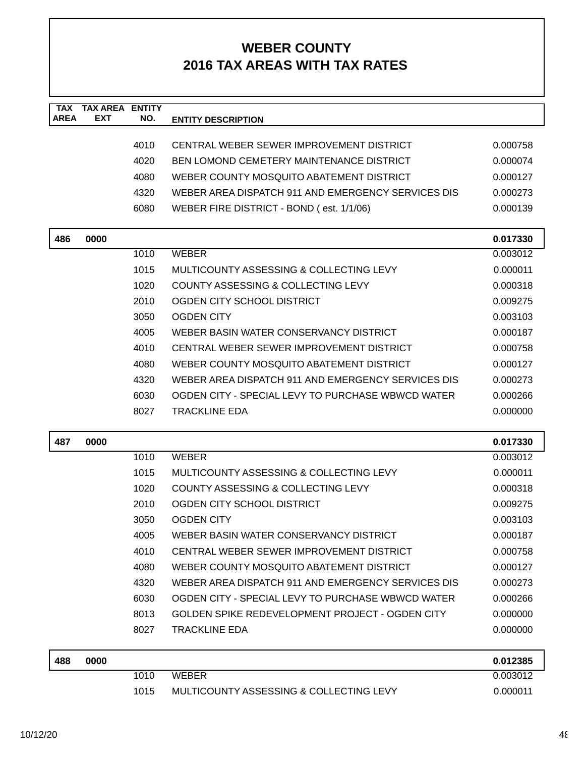# WEBER COUNTY
# 2016 TAX AREAS WITH TAX RATES

| TAX AREA | TAX AREA EXT | ENTITY NO. | ENTITY DESCRIPTION | |
|---|---|---|---|---|
| | | 4010 | CENTRAL WEBER SEWER IMPROVEMENT DISTRICT | 0.000758 |
| | | 4020 | BEN LOMOND CEMETERY MAINTENANCE DISTRICT | 0.000074 |
| | | 4080 | WEBER COUNTY MOSQUITO ABATEMENT DISTRICT | 0.000127 |
| | | 4320 | WEBER AREA DISPATCH 911 AND EMERGENCY SERVICES DIS | 0.000273 |
| | | 6080 | WEBER FIRE DISTRICT - BOND ( est. 1/1/06) | 0.000139 |
| **486** | **0000** | | | **0.017330** |
| | | 1010 | WEBER | 0.003012 |
| | | 1015 | MULTICOUNTY ASSESSING & COLLECTING LEVY | 0.000011 |
| | | 1020 | COUNTY ASSESSING & COLLECTING LEVY | 0.000318 |
| | | 2010 | OGDEN CITY SCHOOL DISTRICT | 0.009275 |
| | | 3050 | OGDEN CITY | 0.003103 |
| | | 4005 | WEBER BASIN WATER CONSERVANCY DISTRICT | 0.000187 |
| | | 4010 | CENTRAL WEBER SEWER IMPROVEMENT DISTRICT | 0.000758 |
| | | 4080 | WEBER COUNTY MOSQUITO ABATEMENT DISTRICT | 0.000127 |
| | | 4320 | WEBER AREA DISPATCH 911 AND EMERGENCY SERVICES DIS | 0.000273 |
| | | 6030 | OGDEN CITY - SPECIAL LEVY TO PURCHASE WBWCD WATER | 0.000266 |
| | | 8027 | TRACKLINE EDA | 0.000000 |
| **487** | **0000** | | | **0.017330** |
| | | 1010 | WEBER | 0.003012 |
| | | 1015 | MULTICOUNTY ASSESSING & COLLECTING LEVY | 0.000011 |
| | | 1020 | COUNTY ASSESSING & COLLECTING LEVY | 0.000318 |
| | | 2010 | OGDEN CITY SCHOOL DISTRICT | 0.009275 |
| | | 3050 | OGDEN CITY | 0.003103 |
| | | 4005 | WEBER BASIN WATER CONSERVANCY DISTRICT | 0.000187 |
| | | 4010 | CENTRAL WEBER SEWER IMPROVEMENT DISTRICT | 0.000758 |
| | | 4080 | WEBER COUNTY MOSQUITO ABATEMENT DISTRICT | 0.000127 |
| | | 4320 | WEBER AREA DISPATCH 911 AND EMERGENCY SERVICES DIS | 0.000273 |
| | | 6030 | OGDEN CITY - SPECIAL LEVY TO PURCHASE WBWCD WATER | 0.000266 |
| | | 8013 | GOLDEN SPIKE REDEVELOPMENT PROJECT - OGDEN CITY | 0.000000 |
| | | 8027 | TRACKLINE EDA | 0.000000 |
| **488** | **0000** | | | **0.012385** |
| | | 1010 | WEBER | 0.003012 |
| | | 1015 | MULTICOUNTY ASSESSING & COLLECTING LEVY | 0.000011 |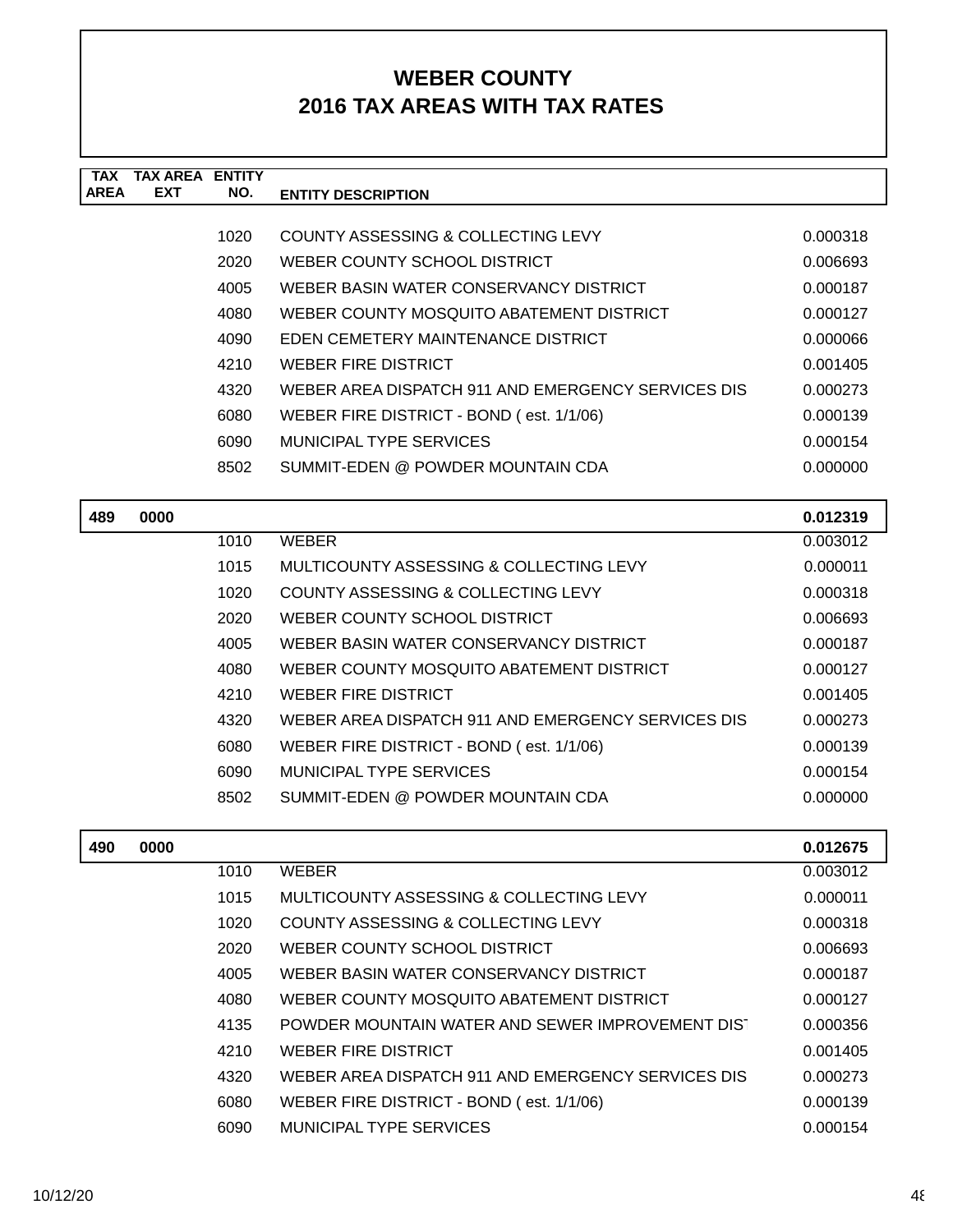# WEBER COUNTY
# 2016 TAX AREAS WITH TAX RATES

| TAX AREA | TAX AREA EXT | ENTITY NO. | ENTITY DESCRIPTION | |
|---|---|---|---|---|
| | | 1020 | COUNTY ASSESSING & COLLECTING LEVY | 0.000318 |
| | | 2020 | WEBER COUNTY SCHOOL DISTRICT | 0.006693 |
| | | 4005 | WEBER BASIN WATER CONSERVANCY DISTRICT | 0.000187 |
| | | 4080 | WEBER COUNTY MOSQUITO ABATEMENT DISTRICT | 0.000127 |
| | | 4090 | EDEN CEMETERY MAINTENANCE DISTRICT | 0.000066 |
| | | 4210 | WEBER FIRE DISTRICT | 0.001405 |
| | | 4320 | WEBER AREA DISPATCH 911 AND EMERGENCY SERVICES DIS | 0.000273 |
| | | 6080 | WEBER FIRE DISTRICT - BOND ( est. 1/1/06) | 0.000139 |
| | | 6090 | MUNICIPAL TYPE SERVICES | 0.000154 |
| | | 8502 | SUMMIT-EDEN @ POWDER MOUNTAIN CDA | 0.000000 |
| **489** | **0000** | | | **0.012319** |
| | | 1010 | WEBER | 0.003012 |
| | | 1015 | MULTICOUNTY ASSESSING & COLLECTING LEVY | 0.000011 |
| | | 1020 | COUNTY ASSESSING & COLLECTING LEVY | 0.000318 |
| | | 2020 | WEBER COUNTY SCHOOL DISTRICT | 0.006693 |
| | | 4005 | WEBER BASIN WATER CONSERVANCY DISTRICT | 0.000187 |
| | | 4080 | WEBER COUNTY MOSQUITO ABATEMENT DISTRICT | 0.000127 |
| | | 4210 | WEBER FIRE DISTRICT | 0.001405 |
| | | 4320 | WEBER AREA DISPATCH 911 AND EMERGENCY SERVICES DIS | 0.000273 |
| | | 6080 | WEBER FIRE DISTRICT - BOND ( est. 1/1/06) | 0.000139 |
| | | 6090 | MUNICIPAL TYPE SERVICES | 0.000154 |
| | | 8502 | SUMMIT-EDEN @ POWDER MOUNTAIN CDA | 0.000000 |
| **490** | **0000** | | | **0.012675** |
| | | 1010 | WEBER | 0.003012 |
| | | 1015 | MULTICOUNTY ASSESSING & COLLECTING LEVY | 0.000011 |
| | | 1020 | COUNTY ASSESSING & COLLECTING LEVY | 0.000318 |
| | | 2020 | WEBER COUNTY SCHOOL DISTRICT | 0.006693 |
| | | 4005 | WEBER BASIN WATER CONSERVANCY DISTRICT | 0.000187 |
| | | 4080 | WEBER COUNTY MOSQUITO ABATEMENT DISTRICT | 0.000127 |
| | | 4135 | POWDER MOUNTAIN WATER AND SEWER IMPROVEMENT DIST | 0.000356 |
| | | 4210 | WEBER FIRE DISTRICT | 0.001405 |
| | | 4320 | WEBER AREA DISPATCH 911 AND EMERGENCY SERVICES DIS | 0.000273 |
| | | 6080 | WEBER FIRE DISTRICT - BOND ( est. 1/1/06) | 0.000139 |
| | | 6090 | MUNICIPAL TYPE SERVICES | 0.000154 |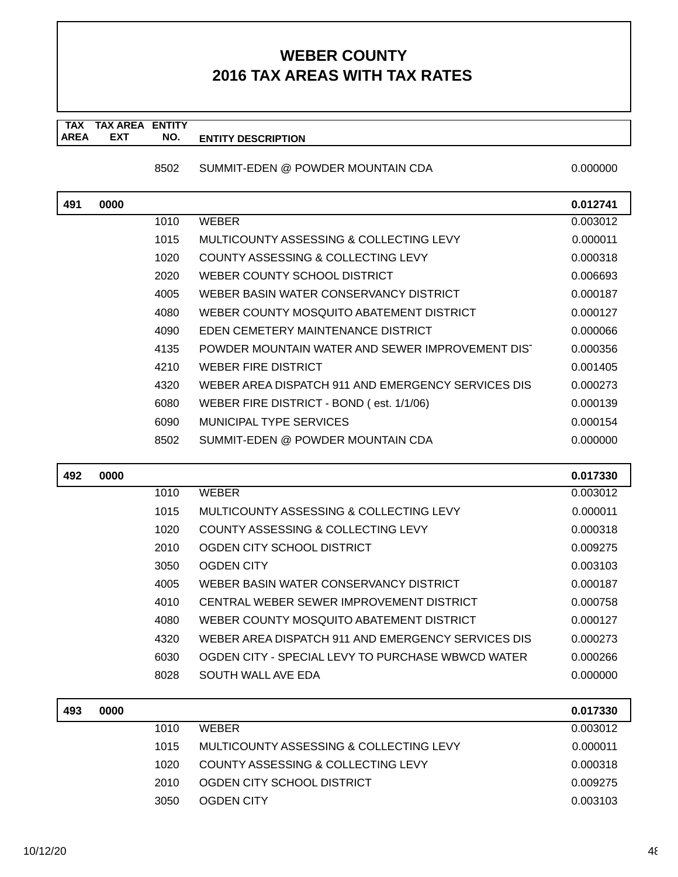# WEBER COUNTY
# 2016 TAX AREAS WITH TAX RATES

| TAX AREA | TAX AREA EXT | ENTITY NO. | ENTITY DESCRIPTION | |
|---|---|---|---|---|
| | | 8502 | SUMMIT-EDEN @ POWDER MOUNTAIN CDA | 0.000000 |
| **491** | **0000** | | | **0.012741** |
| | | 1010 | WEBER | 0.003012 |
| | | 1015 | MULTICOUNTY ASSESSING & COLLECTING LEVY | 0.000011 |
| | | 1020 | COUNTY ASSESSING & COLLECTING LEVY | 0.000318 |
| | | 2020 | WEBER COUNTY SCHOOL DISTRICT | 0.006693 |
| | | 4005 | WEBER BASIN WATER CONSERVANCY DISTRICT | 0.000187 |
| | | 4080 | WEBER COUNTY MOSQUITO ABATEMENT DISTRICT | 0.000127 |
| | | 4090 | EDEN CEMETERY MAINTENANCE DISTRICT | 0.000066 |
| | | 4135 | POWDER MOUNTAIN WATER AND SEWER IMPROVEMENT DIST | 0.000356 |
| | | 4210 | WEBER FIRE DISTRICT | 0.001405 |
| | | 4320 | WEBER AREA DISPATCH 911 AND EMERGENCY SERVICES DIS | 0.000273 |
| | | 6080 | WEBER FIRE DISTRICT - BOND ( est. 1/1/06) | 0.000139 |
| | | 6090 | MUNICIPAL TYPE SERVICES | 0.000154 |
| | | 8502 | SUMMIT-EDEN @ POWDER MOUNTAIN CDA | 0.000000 |
| **492** | **0000** | | | **0.017330** |
| | | 1010 | WEBER | 0.003012 |
| | | 1015 | MULTICOUNTY ASSESSING & COLLECTING LEVY | 0.000011 |
| | | 1020 | COUNTY ASSESSING & COLLECTING LEVY | 0.000318 |
| | | 2010 | OGDEN CITY SCHOOL DISTRICT | 0.009275 |
| | | 3050 | OGDEN CITY | 0.003103 |
| | | 4005 | WEBER BASIN WATER CONSERVANCY DISTRICT | 0.000187 |
| | | 4010 | CENTRAL WEBER SEWER IMPROVEMENT DISTRICT | 0.000758 |
| | | 4080 | WEBER COUNTY MOSQUITO ABATEMENT DISTRICT | 0.000127 |
| | | 4320 | WEBER AREA DISPATCH 911 AND EMERGENCY SERVICES DIS | 0.000273 |
| | | 6030 | OGDEN CITY - SPECIAL LEVY TO PURCHASE WBWCD WATER | 0.000266 |
| | | 8028 | SOUTH WALL AVE EDA | 0.000000 |
| **493** | **0000** | | | **0.017330** |
| | | 1010 | WEBER | 0.003012 |
| | | 1015 | MULTICOUNTY ASSESSING & COLLECTING LEVY | 0.000011 |
| | | 1020 | COUNTY ASSESSING & COLLECTING LEVY | 0.000318 |
| | | 2010 | OGDEN CITY SCHOOL DISTRICT | 0.009275 |
| | | 3050 | OGDEN CITY | 0.003103 |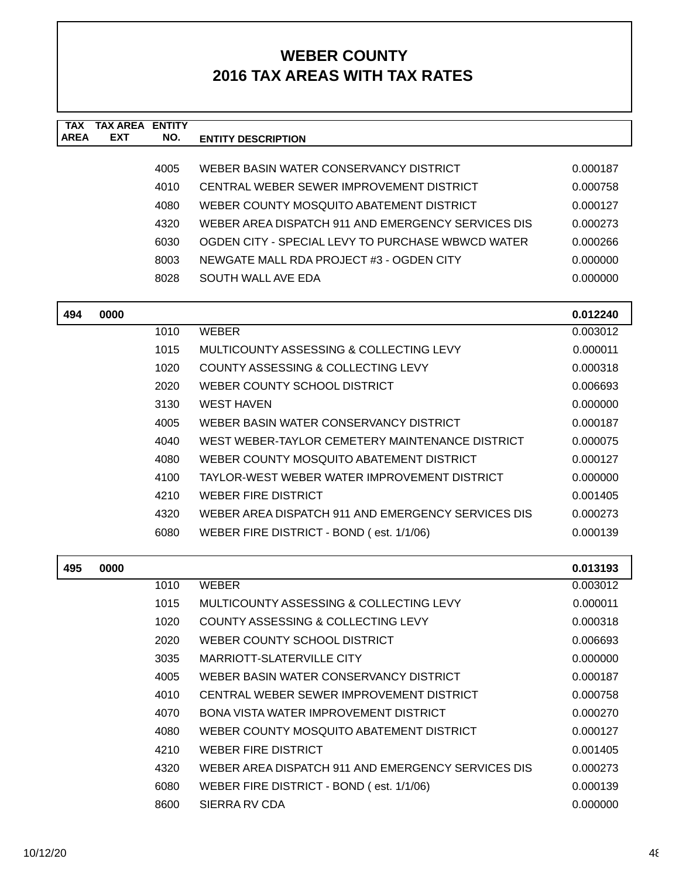# WEBER COUNTY
# 2016 TAX AREAS WITH TAX RATES

| TAX AREA | TAX AREA EXT | ENTITY NO. | ENTITY DESCRIPTION | |
|---|---|---|---|---|
| | | 4005 | WEBER BASIN WATER CONSERVANCY DISTRICT | 0.000187 |
| | | 4010 | CENTRAL WEBER SEWER IMPROVEMENT DISTRICT | 0.000758 |
| | | 4080 | WEBER COUNTY MOSQUITO ABATEMENT DISTRICT | 0.000127 |
| | | 4320 | WEBER AREA DISPATCH 911 AND EMERGENCY SERVICES DIS | 0.000273 |
| | | 6030 | OGDEN CITY - SPECIAL LEVY TO PURCHASE WBWCD WATER | 0.000266 |
| | | 8003 | NEWGATE MALL RDA PROJECT #3 - OGDEN CITY | 0.000000 |
| | | 8028 | SOUTH WALL AVE EDA | 0.000000 |
| **494** | **0000** | | | **0.012240** |
| | | 1010 | WEBER | 0.003012 |
| | | 1015 | MULTICOUNTY ASSESSING & COLLECTING LEVY | 0.000011 |
| | | 1020 | COUNTY ASSESSING & COLLECTING LEVY | 0.000318 |
| | | 2020 | WEBER COUNTY SCHOOL DISTRICT | 0.006693 |
| | | 3130 | WEST HAVEN | 0.000000 |
| | | 4005 | WEBER BASIN WATER CONSERVANCY DISTRICT | 0.000187 |
| | | 4040 | WEST WEBER-TAYLOR CEMETERY MAINTENANCE DISTRICT | 0.000075 |
| | | 4080 | WEBER COUNTY MOSQUITO ABATEMENT DISTRICT | 0.000127 |
| | | 4100 | TAYLOR-WEST WEBER WATER IMPROVEMENT DISTRICT | 0.000000 |
| | | 4210 | WEBER FIRE DISTRICT | 0.001405 |
| | | 4320 | WEBER AREA DISPATCH 911 AND EMERGENCY SERVICES DIS | 0.000273 |
| | | 6080 | WEBER FIRE DISTRICT - BOND ( est. 1/1/06) | 0.000139 |
| **495** | **0000** | | | **0.013193** |
| | | 1010 | WEBER | 0.003012 |
| | | 1015 | MULTICOUNTY ASSESSING & COLLECTING LEVY | 0.000011 |
| | | 1020 | COUNTY ASSESSING & COLLECTING LEVY | 0.000318 |
| | | 2020 | WEBER COUNTY SCHOOL DISTRICT | 0.006693 |
| | | 3035 | MARRIOTT-SLATERVILLE CITY | 0.000000 |
| | | 4005 | WEBER BASIN WATER CONSERVANCY DISTRICT | 0.000187 |
| | | 4010 | CENTRAL WEBER SEWER IMPROVEMENT DISTRICT | 0.000758 |
| | | 4070 | BONA VISTA WATER IMPROVEMENT DISTRICT | 0.000270 |
| | | 4080 | WEBER COUNTY MOSQUITO ABATEMENT DISTRICT | 0.000127 |
| | | 4210 | WEBER FIRE DISTRICT | 0.001405 |
| | | 4320 | WEBER AREA DISPATCH 911 AND EMERGENCY SERVICES DIS | 0.000273 |
| | | 6080 | WEBER FIRE DISTRICT - BOND ( est. 1/1/06) | 0.000139 |
| | | 8600 | SIERRA RV CDA | 0.000000 |

10/12/20